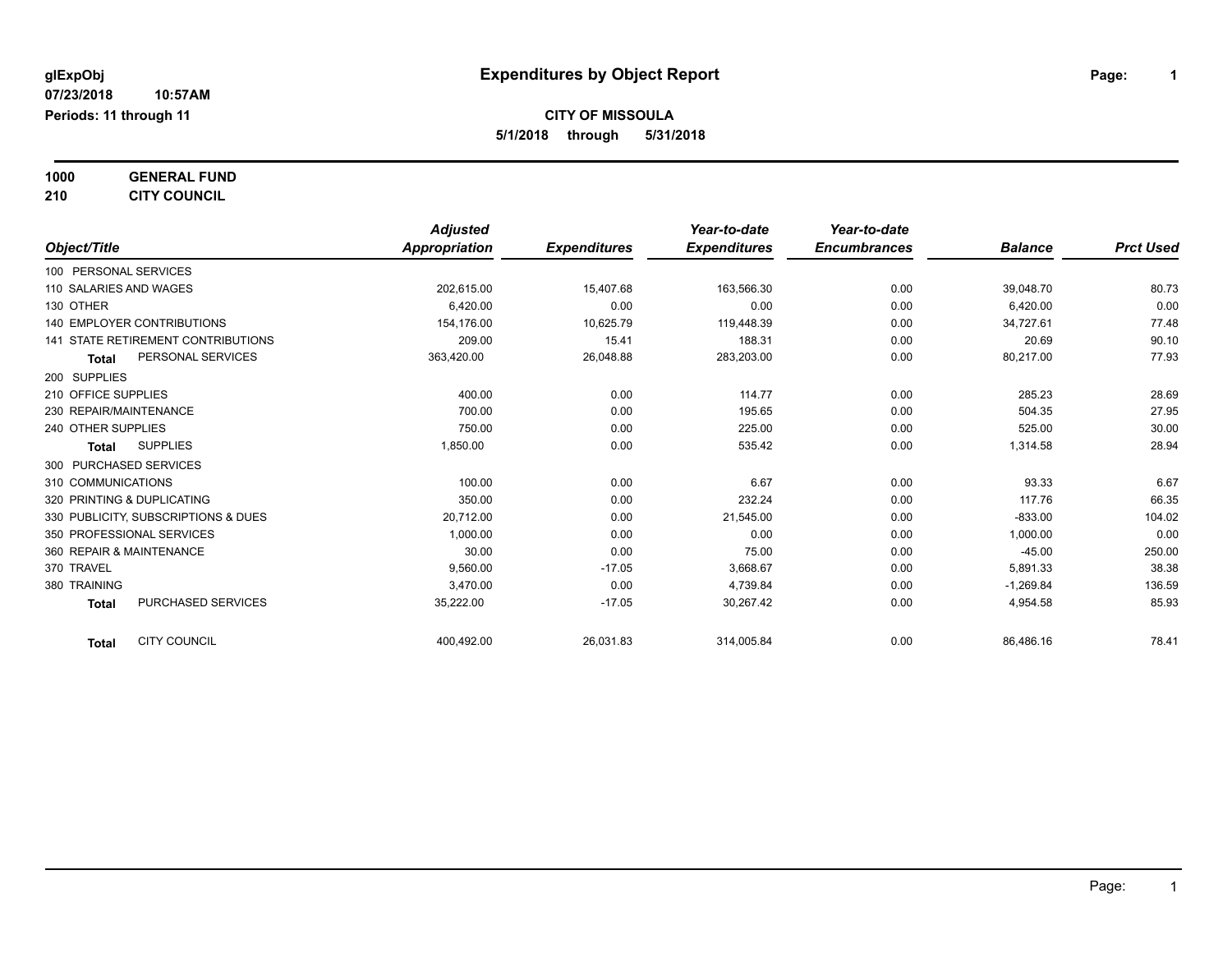glExpObj
07/23/2018 10:57AM
Periods: 11 through 11

# Expenditures by Object Report

**CITY OF MISSOULA**
**5/1/2018 through 5/31/2018**

**1000 GENERAL FUND**
**210 CITY COUNCIL**

| Object/Title | Adjusted Appropriation | Expenditures | Year-to-date Expenditures | Year-to-date Encumbrances | Balance | Prct Used |
|---|---|---|---|---|---|---|
| 100 PERSONAL SERVICES | | | | | | |
| 110 SALARIES AND WAGES | 202,615.00 | 15,407.68 | 163,566.30 | 0.00 | 39,048.70 | 80.73 |
| 130 OTHER | 6,420.00 | 0.00 | 0.00 | 0.00 | 6,420.00 | 0.00 |
| 140 EMPLOYER CONTRIBUTIONS | 154,176.00 | 10,625.79 | 119,448.39 | 0.00 | 34,727.61 | 77.48 |
| 141 STATE RETIREMENT CONTRIBUTIONS | 209.00 | 15.41 | 188.31 | 0.00 | 20.69 | 90.10 |
| **Total** PERSONAL SERVICES | 363,420.00 | 26,048.88 | 283,203.00 | 0.00 | 80,217.00 | 77.93 |
| 200 SUPPLIES | | | | | | |
| 210 OFFICE SUPPLIES | 400.00 | 0.00 | 114.77 | 0.00 | 285.23 | 28.69 |
| 230 REPAIR/MAINTENANCE | 700.00 | 0.00 | 195.65 | 0.00 | 504.35 | 27.95 |
| 240 OTHER SUPPLIES | 750.00 | 0.00 | 225.00 | 0.00 | 525.00 | 30.00 |
| **Total** SUPPLIES | 1,850.00 | 0.00 | 535.42 | 0.00 | 1,314.58 | 28.94 |
| 300 PURCHASED SERVICES | | | | | | |
| 310 COMMUNICATIONS | 100.00 | 0.00 | 6.67 | 0.00 | 93.33 | 6.67 |
| 320 PRINTING & DUPLICATING | 350.00 | 0.00 | 232.24 | 0.00 | 117.76 | 66.35 |
| 330 PUBLICITY, SUBSCRIPTIONS & DUES | 20,712.00 | 0.00 | 21,545.00 | 0.00 | -833.00 | 104.02 |
| 350 PROFESSIONAL SERVICES | 1,000.00 | 0.00 | 0.00 | 0.00 | 1,000.00 | 0.00 |
| 360 REPAIR & MAINTENANCE | 30.00 | 0.00 | 75.00 | 0.00 | -45.00 | 250.00 |
| 370 TRAVEL | 9,560.00 | -17.05 | 3,668.67 | 0.00 | 5,891.33 | 38.38 |
| 380 TRAINING | 3,470.00 | 0.00 | 4,739.84 | 0.00 | -1,269.84 | 136.59 |
| **Total** PURCHASED SERVICES | 35,222.00 | -17.05 | 30,267.42 | 0.00 | 4,954.58 | 85.93 |
| **Total** CITY COUNCIL | 400,492.00 | 26,031.83 | 314,005.84 | 0.00 | 86,486.16 | 78.41 |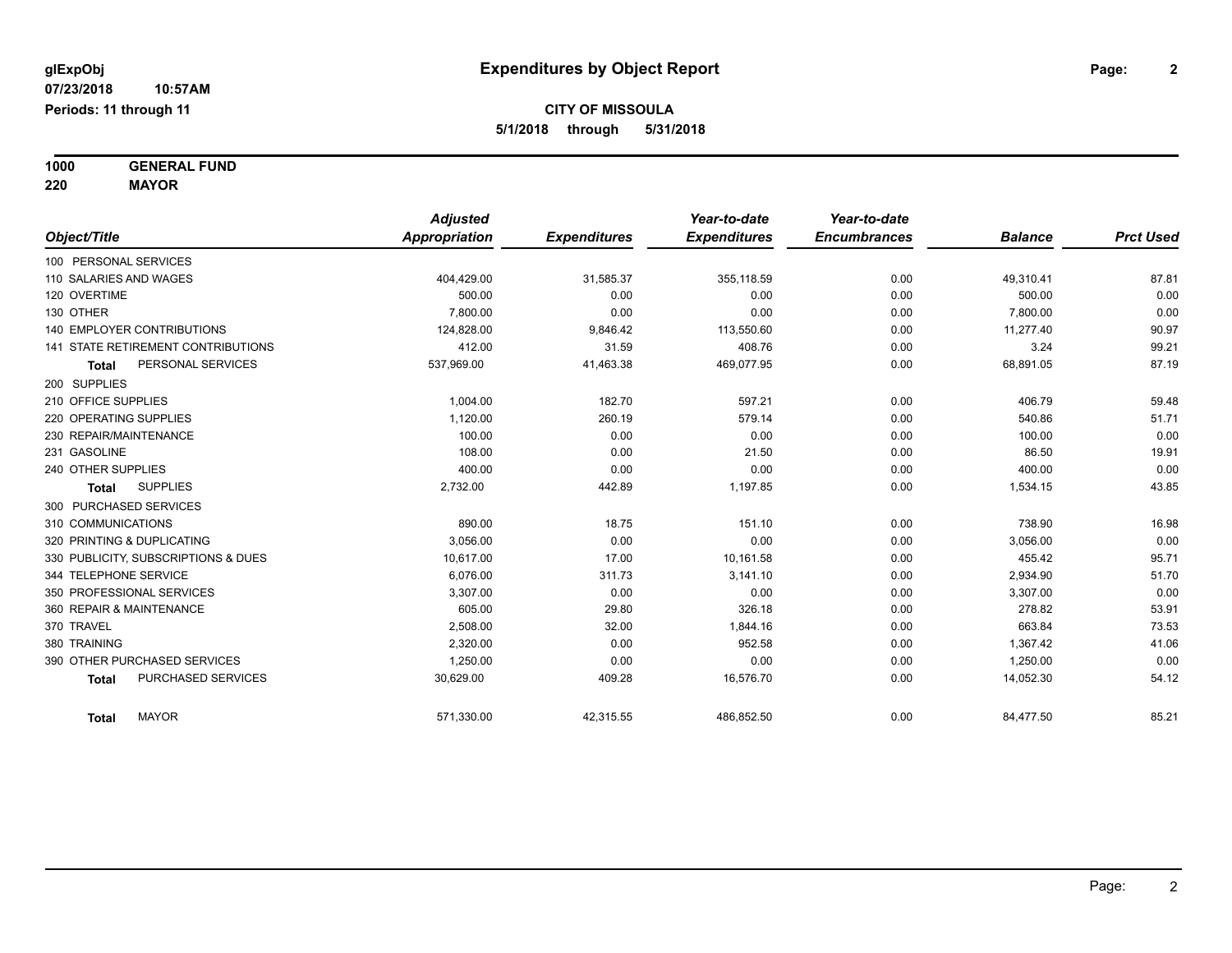# Expenditures by Object Report

glExpObj
07/23/2018 10:57AM
Periods: 11 through 11

**CITY OF MISSOULA**
**5/1/2018 through 5/31/2018**

**1000 GENERAL FUND**
**220 MAYOR**

| Object/Title | Adjusted Appropriation | Expenditures | Year-to-date Expenditures | Year-to-date Encumbrances | Balance | Prct Used |
|---|---|---|---|---|---|---|
| 100 PERSONAL SERVICES | | | | | | |
| 110 SALARIES AND WAGES | 404,429.00 | 31,585.37 | 355,118.59 | 0.00 | 49,310.41 | 87.81 |
| 120 OVERTIME | 500.00 | 0.00 | 0.00 | 0.00 | 500.00 | 0.00 |
| 130 OTHER | 7,800.00 | 0.00 | 0.00 | 0.00 | 7,800.00 | 0.00 |
| 140 EMPLOYER CONTRIBUTIONS | 124,828.00 | 9,846.42 | 113,550.60 | 0.00 | 11,277.40 | 90.97 |
| 141 STATE RETIREMENT CONTRIBUTIONS | 412.00 | 31.59 | 408.76 | 0.00 | 3.24 | 99.21 |
| **Total** PERSONAL SERVICES | 537,969.00 | 41,463.38 | 469,077.95 | 0.00 | 68,891.05 | 87.19 |
| 200 SUPPLIES | | | | | | |
| 210 OFFICE SUPPLIES | 1,004.00 | 182.70 | 597.21 | 0.00 | 406.79 | 59.48 |
| 220 OPERATING SUPPLIES | 1,120.00 | 260.19 | 579.14 | 0.00 | 540.86 | 51.71 |
| 230 REPAIR/MAINTENANCE | 100.00 | 0.00 | 0.00 | 0.00 | 100.00 | 0.00 |
| 231 GASOLINE | 108.00 | 0.00 | 21.50 | 0.00 | 86.50 | 19.91 |
| 240 OTHER SUPPLIES | 400.00 | 0.00 | 0.00 | 0.00 | 400.00 | 0.00 |
| **Total** SUPPLIES | 2,732.00 | 442.89 | 1,197.85 | 0.00 | 1,534.15 | 43.85 |
| 300 PURCHASED SERVICES | | | | | | |
| 310 COMMUNICATIONS | 890.00 | 18.75 | 151.10 | 0.00 | 738.90 | 16.98 |
| 320 PRINTING & DUPLICATING | 3,056.00 | 0.00 | 0.00 | 0.00 | 3,056.00 | 0.00 |
| 330 PUBLICITY, SUBSCRIPTIONS & DUES | 10,617.00 | 17.00 | 10,161.58 | 0.00 | 455.42 | 95.71 |
| 344 TELEPHONE SERVICE | 6,076.00 | 311.73 | 3,141.10 | 0.00 | 2,934.90 | 51.70 |
| 350 PROFESSIONAL SERVICES | 3,307.00 | 0.00 | 0.00 | 0.00 | 3,307.00 | 0.00 |
| 360 REPAIR & MAINTENANCE | 605.00 | 29.80 | 326.18 | 0.00 | 278.82 | 53.91 |
| 370 TRAVEL | 2,508.00 | 32.00 | 1,844.16 | 0.00 | 663.84 | 73.53 |
| 380 TRAINING | 2,320.00 | 0.00 | 952.58 | 0.00 | 1,367.42 | 41.06 |
| 390 OTHER PURCHASED SERVICES | 1,250.00 | 0.00 | 0.00 | 0.00 | 1,250.00 | 0.00 |
| **Total** PURCHASED SERVICES | 30,629.00 | 409.28 | 16,576.70 | 0.00 | 14,052.30 | 54.12 |
| **Total** MAYOR | 571,330.00 | 42,315.55 | 486,852.50 | 0.00 | 84,477.50 | 85.21 |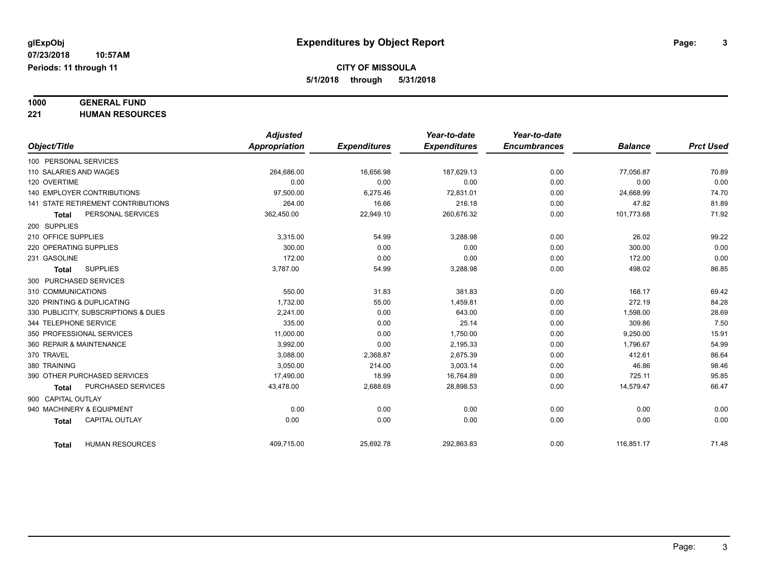**glExpObj** **Expenditures by Object Report**

07/23/2018 10:57AM

Periods: 11 through 11

**CITY OF MISSOULA**

**5/1/2018 through 5/31/2018**

**1000 GENERAL FUND**

**221 HUMAN RESOURCES**

| Object/Title | Adjusted Appropriation | Expenditures | Year-to-date Expenditures | Year-to-date Encumbrances | Balance | Prct Used |
|---|---|---|---|---|---|---|
| 100 PERSONAL SERVICES | | | | | | |
| 110 SALARIES AND WAGES | 264,686.00 | 16,656.98 | 187,629.13 | 0.00 | 77,056.87 | 70.89 |
| 120 OVERTIME | 0.00 | 0.00 | 0.00 | 0.00 | 0.00 | 0.00 |
| 140 EMPLOYER CONTRIBUTIONS | 97,500.00 | 6,275.46 | 72,831.01 | 0.00 | 24,668.99 | 74.70 |
| 141 STATE RETIREMENT CONTRIBUTIONS | 264.00 | 16.66 | 216.18 | 0.00 | 47.82 | 81.89 |
| **Total** PERSONAL SERVICES | 362,450.00 | 22,949.10 | 260,676.32 | 0.00 | 101,773.68 | 71.92 |
| 200 SUPPLIES | | | | | | |
| 210 OFFICE SUPPLIES | 3,315.00 | 54.99 | 3,288.98 | 0.00 | 26.02 | 99.22 |
| 220 OPERATING SUPPLIES | 300.00 | 0.00 | 0.00 | 0.00 | 300.00 | 0.00 |
| 231 GASOLINE | 172.00 | 0.00 | 0.00 | 0.00 | 172.00 | 0.00 |
| **Total** SUPPLIES | 3,787.00 | 54.99 | 3,288.98 | 0.00 | 498.02 | 86.85 |
| 300 PURCHASED SERVICES | | | | | | |
| 310 COMMUNICATIONS | 550.00 | 31.83 | 381.83 | 0.00 | 168.17 | 69.42 |
| 320 PRINTING & DUPLICATING | 1,732.00 | 55.00 | 1,459.81 | 0.00 | 272.19 | 84.28 |
| 330 PUBLICITY, SUBSCRIPTIONS & DUES | 2,241.00 | 0.00 | 643.00 | 0.00 | 1,598.00 | 28.69 |
| 344 TELEPHONE SERVICE | 335.00 | 0.00 | 25.14 | 0.00 | 309.86 | 7.50 |
| 350 PROFESSIONAL SERVICES | 11,000.00 | 0.00 | 1,750.00 | 0.00 | 9,250.00 | 15.91 |
| 360 REPAIR & MAINTENANCE | 3,992.00 | 0.00 | 2,195.33 | 0.00 | 1,796.67 | 54.99 |
| 370 TRAVEL | 3,088.00 | 2,368.87 | 2,675.39 | 0.00 | 412.61 | 86.64 |
| 380 TRAINING | 3,050.00 | 214.00 | 3,003.14 | 0.00 | 46.86 | 98.46 |
| 390 OTHER PURCHASED SERVICES | 17,490.00 | 18.99 | 16,764.89 | 0.00 | 725.11 | 95.85 |
| **Total** PURCHASED SERVICES | 43,478.00 | 2,688.69 | 28,898.53 | 0.00 | 14,579.47 | 66.47 |
| 900 CAPITAL OUTLAY | | | | | | |
| 940 MACHINERY & EQUIPMENT | 0.00 | 0.00 | 0.00 | 0.00 | 0.00 | 0.00 |
| **Total** CAPITAL OUTLAY | 0.00 | 0.00 | 0.00 | 0.00 | 0.00 | 0.00 |
| **Total** HUMAN RESOURCES | 409,715.00 | 25,692.78 | 292,863.83 | 0.00 | 116,851.17 | 71.48 |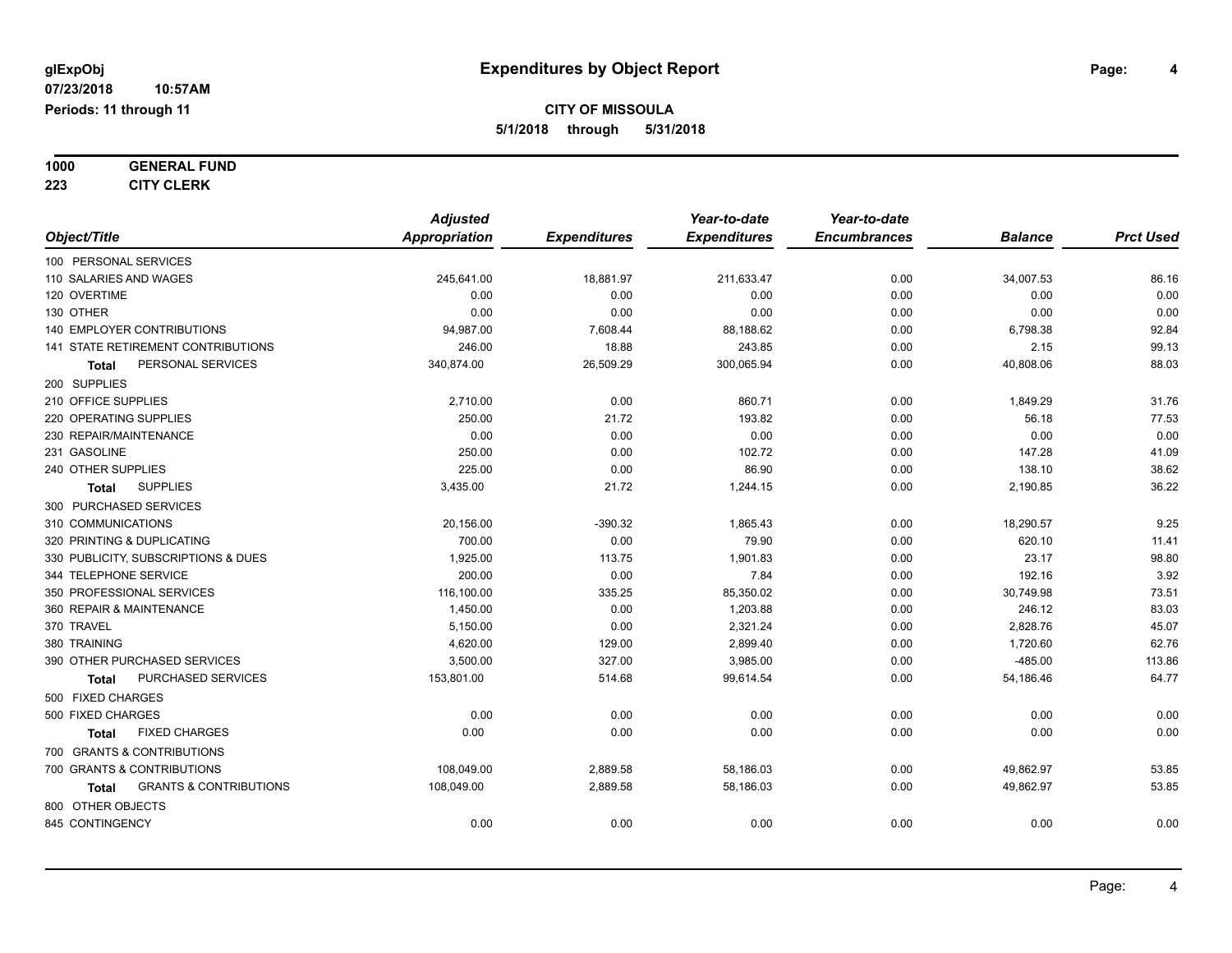# Expenditures by Object Report

glExpObj
07/23/2018 10:57AM
Periods: 11 through 11

**CITY OF MISSOULA**
**5/1/2018 through 5/31/2018**

**1000 GENERAL FUND**
**223 CITY CLERK**

| Object/Title | Adjusted Appropriation | Expenditures | Year-to-date Expenditures | Year-to-date Encumbrances | Balance | Prct Used |
|---|---|---|---|---|---|---|
| 100 PERSONAL SERVICES | | | | | | |
| 110 SALARIES AND WAGES | 245,641.00 | 18,881.97 | 211,633.47 | 0.00 | 34,007.53 | 86.16 |
| 120 OVERTIME | 0.00 | 0.00 | 0.00 | 0.00 | 0.00 | 0.00 |
| 130 OTHER | 0.00 | 0.00 | 0.00 | 0.00 | 0.00 | 0.00 |
| 140 EMPLOYER CONTRIBUTIONS | 94,987.00 | 7,608.44 | 88,188.62 | 0.00 | 6,798.38 | 92.84 |
| 141 STATE RETIREMENT CONTRIBUTIONS | 246.00 | 18.88 | 243.85 | 0.00 | 2.15 | 99.13 |
| **Total** PERSONAL SERVICES | 340,874.00 | 26,509.29 | 300,065.94 | 0.00 | 40,808.06 | 88.03 |
| 200 SUPPLIES | | | | | | |
| 210 OFFICE SUPPLIES | 2,710.00 | 0.00 | 860.71 | 0.00 | 1,849.29 | 31.76 |
| 220 OPERATING SUPPLIES | 250.00 | 21.72 | 193.82 | 0.00 | 56.18 | 77.53 |
| 230 REPAIR/MAINTENANCE | 0.00 | 0.00 | 0.00 | 0.00 | 0.00 | 0.00 |
| 231 GASOLINE | 250.00 | 0.00 | 102.72 | 0.00 | 147.28 | 41.09 |
| 240 OTHER SUPPLIES | 225.00 | 0.00 | 86.90 | 0.00 | 138.10 | 38.62 |
| **Total** SUPPLIES | 3,435.00 | 21.72 | 1,244.15 | 0.00 | 2,190.85 | 36.22 |
| 300 PURCHASED SERVICES | | | | | | |
| 310 COMMUNICATIONS | 20,156.00 | -390.32 | 1,865.43 | 0.00 | 18,290.57 | 9.25 |
| 320 PRINTING & DUPLICATING | 700.00 | 0.00 | 79.90 | 0.00 | 620.10 | 11.41 |
| 330 PUBLICITY, SUBSCRIPTIONS & DUES | 1,925.00 | 113.75 | 1,901.83 | 0.00 | 23.17 | 98.80 |
| 344 TELEPHONE SERVICE | 200.00 | 0.00 | 7.84 | 0.00 | 192.16 | 3.92 |
| 350 PROFESSIONAL SERVICES | 116,100.00 | 335.25 | 85,350.02 | 0.00 | 30,749.98 | 73.51 |
| 360 REPAIR & MAINTENANCE | 1,450.00 | 0.00 | 1,203.88 | 0.00 | 246.12 | 83.03 |
| 370 TRAVEL | 5,150.00 | 0.00 | 2,321.24 | 0.00 | 2,828.76 | 45.07 |
| 380 TRAINING | 4,620.00 | 129.00 | 2,899.40 | 0.00 | 1,720.60 | 62.76 |
| 390 OTHER PURCHASED SERVICES | 3,500.00 | 327.00 | 3,985.00 | 0.00 | -485.00 | 113.86 |
| **Total** PURCHASED SERVICES | 153,801.00 | 514.68 | 99,614.54 | 0.00 | 54,186.46 | 64.77 |
| 500 FIXED CHARGES | | | | | | |
| 500 FIXED CHARGES | 0.00 | 0.00 | 0.00 | 0.00 | 0.00 | 0.00 |
| **Total** FIXED CHARGES | 0.00 | 0.00 | 0.00 | 0.00 | 0.00 | 0.00 |
| 700 GRANTS & CONTRIBUTIONS | | | | | | |
| 700 GRANTS & CONTRIBUTIONS | 108,049.00 | 2,889.58 | 58,186.03 | 0.00 | 49,862.97 | 53.85 |
| **Total** GRANTS & CONTRIBUTIONS | 108,049.00 | 2,889.58 | 58,186.03 | 0.00 | 49,862.97 | 53.85 |
| 800 OTHER OBJECTS | | | | | | |
| 845 CONTINGENCY | 0.00 | 0.00 | 0.00 | 0.00 | 0.00 | 0.00 |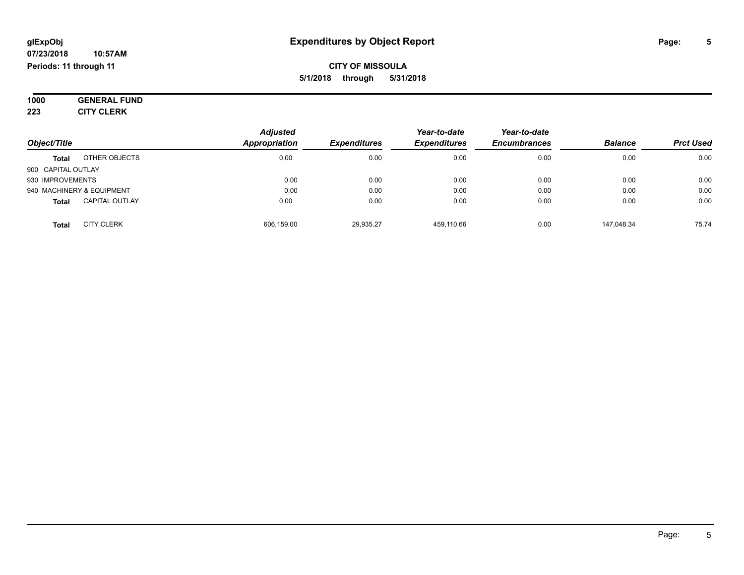# Expenditures by Object Report

glExpObj
07/23/2018 10:57AM
Periods: 11 through 11

**CITY OF MISSOULA**
**5/1/2018 through 5/31/2018**

**1000 GENERAL FUND**
**223 CITY CLERK**

| Object/Title | | Adjusted Appropriation | Expenditures | Year-to-date Expenditures | Year-to-date Encumbrances | Balance | Prct Used |
|---|---|---|---|---|---|---|---|
| **Total** | OTHER OBJECTS | 0.00 | 0.00 | 0.00 | 0.00 | 0.00 | 0.00 |
| 900 CAPITAL OUTLAY | | | | | | | |
| 930 IMPROVEMENTS | | 0.00 | 0.00 | 0.00 | 0.00 | 0.00 | 0.00 |
| 940 MACHINERY & EQUIPMENT | | 0.00 | 0.00 | 0.00 | 0.00 | 0.00 | 0.00 |
| **Total** | CAPITAL OUTLAY | 0.00 | 0.00 | 0.00 | 0.00 | 0.00 | 0.00 |
| **Total** | CITY CLERK | 606,159.00 | 29,935.27 | 459,110.66 | 0.00 | 147,048.34 | 75.74 |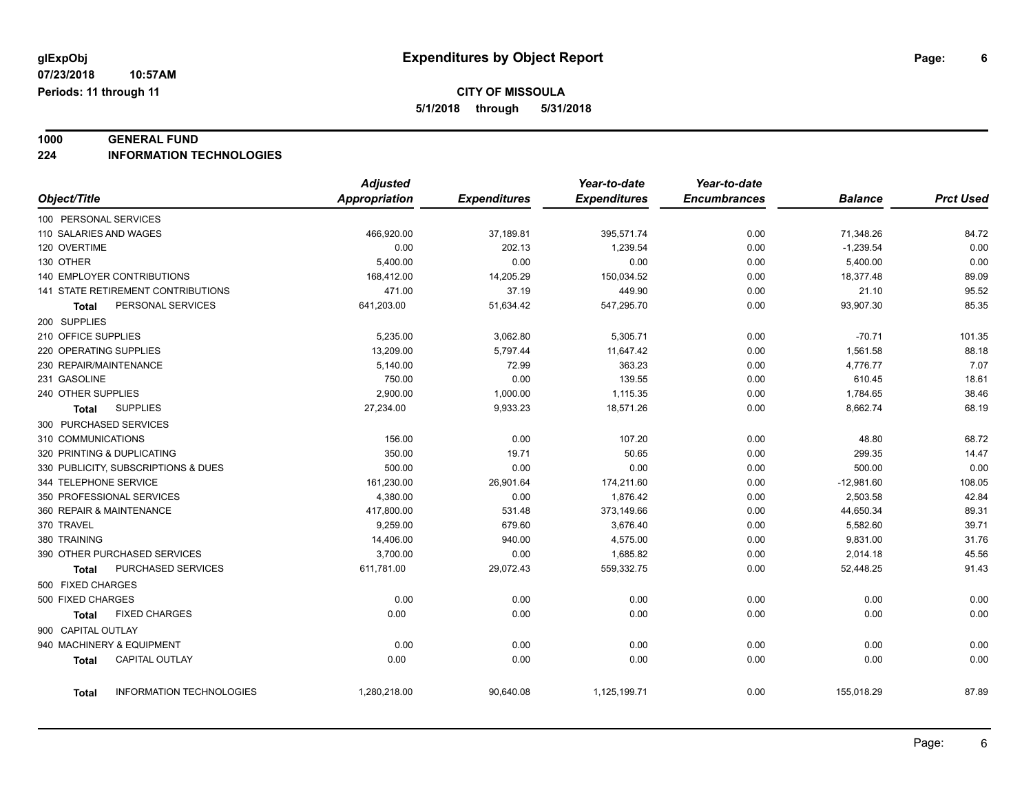# Expenditures by Object Report

glExpObj
07/23/2018 10:57AM
Periods: 11 through 11

**CITY OF MISSOULA**
**5/1/2018 through 5/31/2018**

**1000 GENERAL FUND**
**224 INFORMATION TECHNOLOGIES**

| Object/Title | Adjusted Appropriation | Expenditures | Year-to-date Expenditures | Year-to-date Encumbrances | Balance | Prct Used |
|---|---|---|---|---|---|---|
| 100 PERSONAL SERVICES | | | | | | |
| 110 SALARIES AND WAGES | 466,920.00 | 37,189.81 | 395,571.74 | 0.00 | 71,348.26 | 84.72 |
| 120 OVERTIME | 0.00 | 202.13 | 1,239.54 | 0.00 | -1,239.54 | 0.00 |
| 130 OTHER | 5,400.00 | 0.00 | 0.00 | 0.00 | 5,400.00 | 0.00 |
| 140 EMPLOYER CONTRIBUTIONS | 168,412.00 | 14,205.29 | 150,034.52 | 0.00 | 18,377.48 | 89.09 |
| 141 STATE RETIREMENT CONTRIBUTIONS | 471.00 | 37.19 | 449.90 | 0.00 | 21.10 | 95.52 |
| **Total** PERSONAL SERVICES | 641,203.00 | 51,634.42 | 547,295.70 | 0.00 | 93,907.30 | 85.35 |
| 200 SUPPLIES | | | | | | |
| 210 OFFICE SUPPLIES | 5,235.00 | 3,062.80 | 5,305.71 | 0.00 | -70.71 | 101.35 |
| 220 OPERATING SUPPLIES | 13,209.00 | 5,797.44 | 11,647.42 | 0.00 | 1,561.58 | 88.18 |
| 230 REPAIR/MAINTENANCE | 5,140.00 | 72.99 | 363.23 | 0.00 | 4,776.77 | 7.07 |
| 231 GASOLINE | 750.00 | 0.00 | 139.55 | 0.00 | 610.45 | 18.61 |
| 240 OTHER SUPPLIES | 2,900.00 | 1,000.00 | 1,115.35 | 0.00 | 1,784.65 | 38.46 |
| **Total** SUPPLIES | 27,234.00 | 9,933.23 | 18,571.26 | 0.00 | 8,662.74 | 68.19 |
| 300 PURCHASED SERVICES | | | | | | |
| 310 COMMUNICATIONS | 156.00 | 0.00 | 107.20 | 0.00 | 48.80 | 68.72 |
| 320 PRINTING & DUPLICATING | 350.00 | 19.71 | 50.65 | 0.00 | 299.35 | 14.47 |
| 330 PUBLICITY, SUBSCRIPTIONS & DUES | 500.00 | 0.00 | 0.00 | 0.00 | 500.00 | 0.00 |
| 344 TELEPHONE SERVICE | 161,230.00 | 26,901.64 | 174,211.60 | 0.00 | -12,981.60 | 108.05 |
| 350 PROFESSIONAL SERVICES | 4,380.00 | 0.00 | 1,876.42 | 0.00 | 2,503.58 | 42.84 |
| 360 REPAIR & MAINTENANCE | 417,800.00 | 531.48 | 373,149.66 | 0.00 | 44,650.34 | 89.31 |
| 370 TRAVEL | 9,259.00 | 679.60 | 3,676.40 | 0.00 | 5,582.60 | 39.71 |
| 380 TRAINING | 14,406.00 | 940.00 | 4,575.00 | 0.00 | 9,831.00 | 31.76 |
| 390 OTHER PURCHASED SERVICES | 3,700.00 | 0.00 | 1,685.82 | 0.00 | 2,014.18 | 45.56 |
| **Total** PURCHASED SERVICES | 611,781.00 | 29,072.43 | 559,332.75 | 0.00 | 52,448.25 | 91.43 |
| 500 FIXED CHARGES | | | | | | |
| 500 FIXED CHARGES | 0.00 | 0.00 | 0.00 | 0.00 | 0.00 | 0.00 |
| **Total** FIXED CHARGES | 0.00 | 0.00 | 0.00 | 0.00 | 0.00 | 0.00 |
| 900 CAPITAL OUTLAY | | | | | | |
| 940 MACHINERY & EQUIPMENT | 0.00 | 0.00 | 0.00 | 0.00 | 0.00 | 0.00 |
| **Total** CAPITAL OUTLAY | 0.00 | 0.00 | 0.00 | 0.00 | 0.00 | 0.00 |
| **Total** INFORMATION TECHNOLOGIES | 1,280,218.00 | 90,640.08 | 1,125,199.71 | 0.00 | 155,018.29 | 87.89 |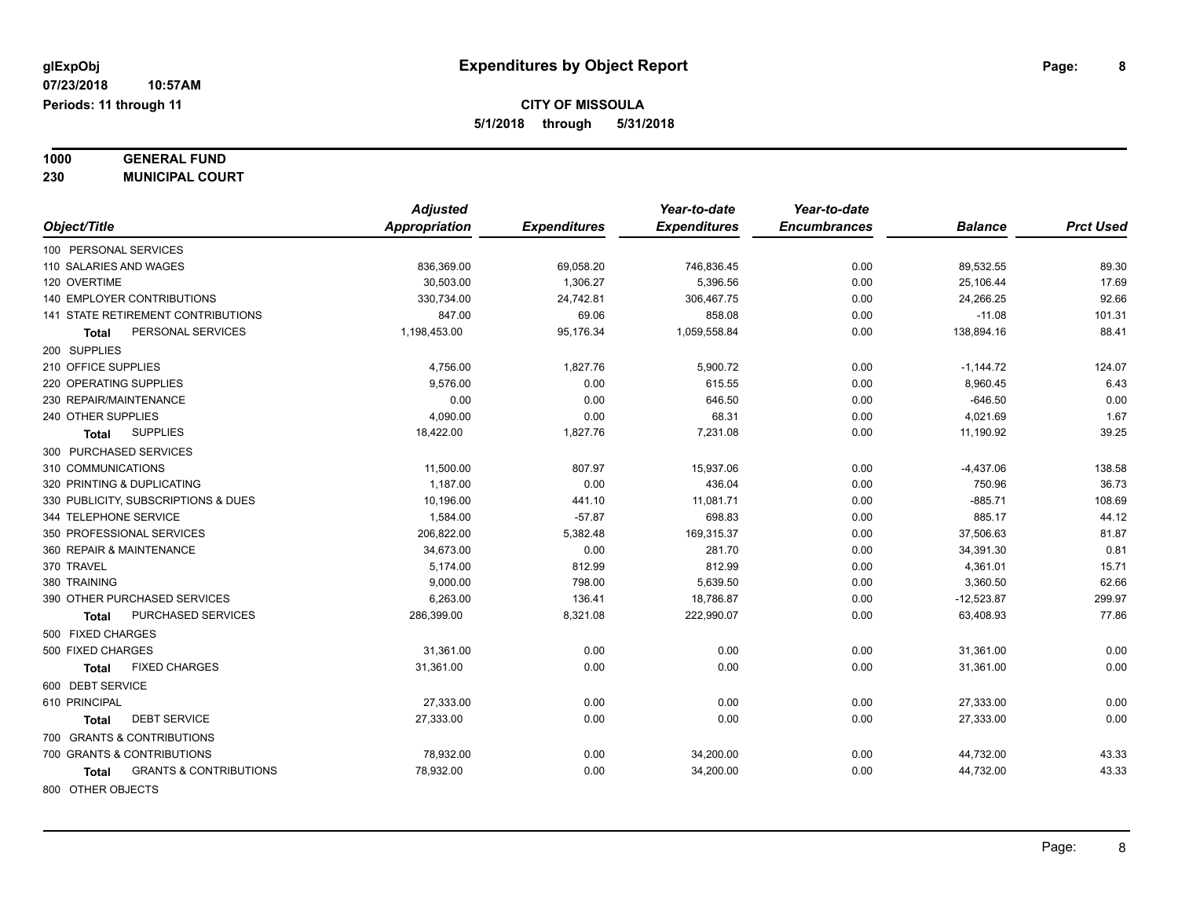**glExpObj** | **Expenditures by Object Report**

**07/23/2018 10:57AM**

**Periods: 11 through 11**

**CITY OF MISSOULA**

**5/1/2018 through 5/31/2018**

**1000 GENERAL FUND**

**230 MUNICIPAL COURT**

| Object/Title | Adjusted Appropriation | Expenditures | Year-to-date Expenditures | Year-to-date Encumbrances | Balance | Prct Used |
|---|---|---|---|---|---|---|
| 100 PERSONAL SERVICES | | | | | | |
| 110 SALARIES AND WAGES | 836,369.00 | 69,058.20 | 746,836.45 | 0.00 | 89,532.55 | 89.30 |
| 120 OVERTIME | 30,503.00 | 1,306.27 | 5,396.56 | 0.00 | 25,106.44 | 17.69 |
| 140 EMPLOYER CONTRIBUTIONS | 330,734.00 | 24,742.81 | 306,467.75 | 0.00 | 24,266.25 | 92.66 |
| 141 STATE RETIREMENT CONTRIBUTIONS | 847.00 | 69.06 | 858.08 | 0.00 | -11.08 | 101.31 |
| **Total** PERSONAL SERVICES | 1,198,453.00 | 95,176.34 | 1,059,558.84 | 0.00 | 138,894.16 | 88.41 |
| 200 SUPPLIES | | | | | | |
| 210 OFFICE SUPPLIES | 4,756.00 | 1,827.76 | 5,900.72 | 0.00 | -1,144.72 | 124.07 |
| 220 OPERATING SUPPLIES | 9,576.00 | 0.00 | 615.55 | 0.00 | 8,960.45 | 6.43 |
| 230 REPAIR/MAINTENANCE | 0.00 | 0.00 | 646.50 | 0.00 | -646.50 | 0.00 |
| 240 OTHER SUPPLIES | 4,090.00 | 0.00 | 68.31 | 0.00 | 4,021.69 | 1.67 |
| **Total** SUPPLIES | 18,422.00 | 1,827.76 | 7,231.08 | 0.00 | 11,190.92 | 39.25 |
| 300 PURCHASED SERVICES | | | | | | |
| 310 COMMUNICATIONS | 11,500.00 | 807.97 | 15,937.06 | 0.00 | -4,437.06 | 138.58 |
| 320 PRINTING & DUPLICATING | 1,187.00 | 0.00 | 436.04 | 0.00 | 750.96 | 36.73 |
| 330 PUBLICITY, SUBSCRIPTIONS & DUES | 10,196.00 | 441.10 | 11,081.71 | 0.00 | -885.71 | 108.69 |
| 344 TELEPHONE SERVICE | 1,584.00 | -57.87 | 698.83 | 0.00 | 885.17 | 44.12 |
| 350 PROFESSIONAL SERVICES | 206,822.00 | 5,382.48 | 169,315.37 | 0.00 | 37,506.63 | 81.87 |
| 360 REPAIR & MAINTENANCE | 34,673.00 | 0.00 | 281.70 | 0.00 | 34,391.30 | 0.81 |
| 370 TRAVEL | 5,174.00 | 812.99 | 812.99 | 0.00 | 4,361.01 | 15.71 |
| 380 TRAINING | 9,000.00 | 798.00 | 5,639.50 | 0.00 | 3,360.50 | 62.66 |
| 390 OTHER PURCHASED SERVICES | 6,263.00 | 136.41 | 18,786.87 | 0.00 | -12,523.87 | 299.97 |
| **Total** PURCHASED SERVICES | 286,399.00 | 8,321.08 | 222,990.07 | 0.00 | 63,408.93 | 77.86 |
| 500 FIXED CHARGES | | | | | | |
| 500 FIXED CHARGES | 31,361.00 | 0.00 | 0.00 | 0.00 | 31,361.00 | 0.00 |
| **Total** FIXED CHARGES | 31,361.00 | 0.00 | 0.00 | 0.00 | 31,361.00 | 0.00 |
| 600 DEBT SERVICE | | | | | | |
| 610 PRINCIPAL | 27,333.00 | 0.00 | 0.00 | 0.00 | 27,333.00 | 0.00 |
| **Total** DEBT SERVICE | 27,333.00 | 0.00 | 0.00 | 0.00 | 27,333.00 | 0.00 |
| 700 GRANTS & CONTRIBUTIONS | | | | | | |
| 700 GRANTS & CONTRIBUTIONS | 78,932.00 | 0.00 | 34,200.00 | 0.00 | 44,732.00 | 43.33 |
| **Total** GRANTS & CONTRIBUTIONS | 78,932.00 | 0.00 | 34,200.00 | 0.00 | 44,732.00 | 43.33 |
| 800 OTHER OBJECTS | | | | | | |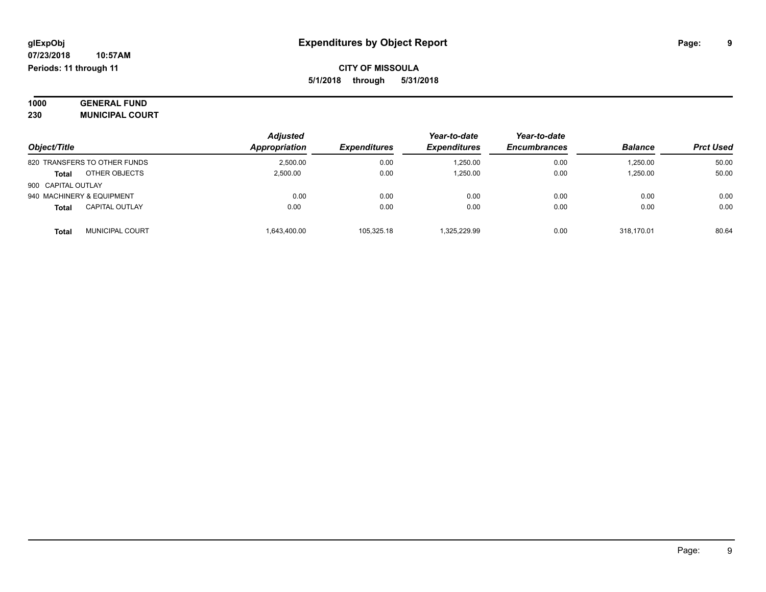# Expenditures by Object Report

glExpObj
07/23/2018 10:57AM
Periods: 11 through 11

**CITY OF MISSOULA**
**5/1/2018 through 5/31/2018**

**1000 GENERAL FUND**
**230 MUNICIPAL COURT**

| Object/Title | Adjusted Appropriation | Expenditures | Year-to-date Expenditures | Year-to-date Encumbrances | Balance | Prct Used |
|---|---|---|---|---|---|---|
| 820 TRANSFERS TO OTHER FUNDS | 2,500.00 | 0.00 | 1,250.00 | 0.00 | 1,250.00 | 50.00 |
| **Total** OTHER OBJECTS | 2,500.00 | 0.00 | 1,250.00 | 0.00 | 1,250.00 | 50.00 |
| 900 CAPITAL OUTLAY | | | | | | |
| 940 MACHINERY & EQUIPMENT | 0.00 | 0.00 | 0.00 | 0.00 | 0.00 | 0.00 |
| **Total** CAPITAL OUTLAY | 0.00 | 0.00 | 0.00 | 0.00 | 0.00 | 0.00 |
| **Total** MUNICIPAL COURT | 1,643,400.00 | 105,325.18 | 1,325,229.99 | 0.00 | 318,170.01 | 80.64 |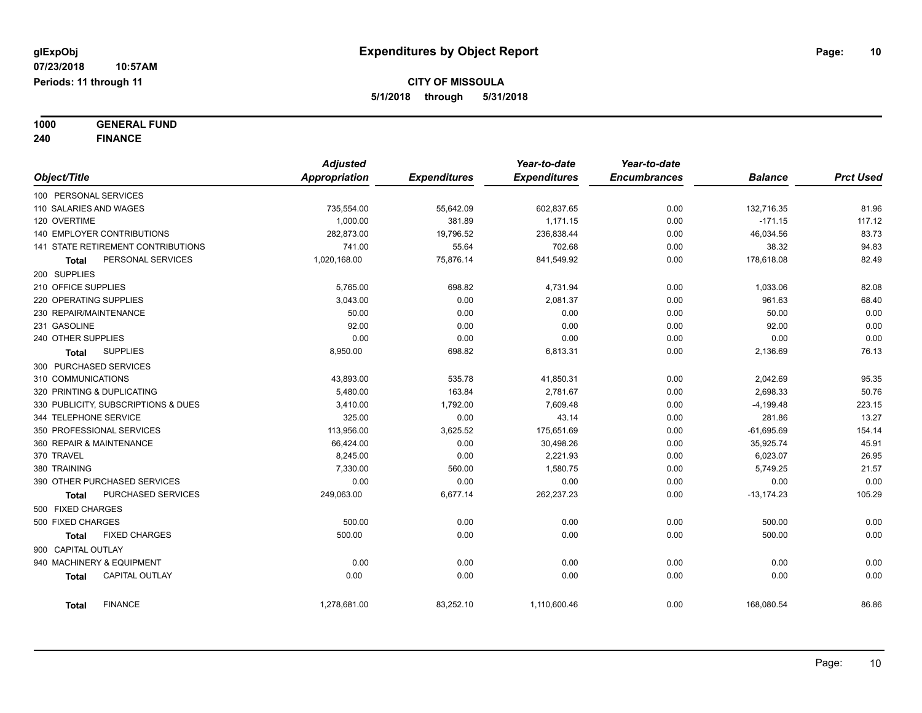**glExpObj** | **Expenditures by Object Report**

**07/23/2018 10:57AM**

**Periods: 11 through 11**

**CITY OF MISSOULA**

**5/1/2018 through 5/31/2018**

**1000 GENERAL FUND**

**240 FINANCE**

| Object/Title | Adjusted Appropriation | Expenditures | Year-to-date Expenditures | Year-to-date Encumbrances | Balance | Prct Used |
|---|---|---|---|---|---|---|
| 100 PERSONAL SERVICES | | | | | | |
| 110 SALARIES AND WAGES | 735,554.00 | 55,642.09 | 602,837.65 | 0.00 | 132,716.35 | 81.96 |
| 120 OVERTIME | 1,000.00 | 381.89 | 1,171.15 | 0.00 | -171.15 | 117.12 |
| 140 EMPLOYER CONTRIBUTIONS | 282,873.00 | 19,796.52 | 236,838.44 | 0.00 | 46,034.56 | 83.73 |
| 141 STATE RETIREMENT CONTRIBUTIONS | 741.00 | 55.64 | 702.68 | 0.00 | 38.32 | 94.83 |
| **Total** PERSONAL SERVICES | 1,020,168.00 | 75,876.14 | 841,549.92 | 0.00 | 178,618.08 | 82.49 |
| 200 SUPPLIES | | | | | | |
| 210 OFFICE SUPPLIES | 5,765.00 | 698.82 | 4,731.94 | 0.00 | 1,033.06 | 82.08 |
| 220 OPERATING SUPPLIES | 3,043.00 | 0.00 | 2,081.37 | 0.00 | 961.63 | 68.40 |
| 230 REPAIR/MAINTENANCE | 50.00 | 0.00 | 0.00 | 0.00 | 50.00 | 0.00 |
| 231 GASOLINE | 92.00 | 0.00 | 0.00 | 0.00 | 92.00 | 0.00 |
| 240 OTHER SUPPLIES | 0.00 | 0.00 | 0.00 | 0.00 | 0.00 | 0.00 |
| **Total** SUPPLIES | 8,950.00 | 698.82 | 6,813.31 | 0.00 | 2,136.69 | 76.13 |
| 300 PURCHASED SERVICES | | | | | | |
| 310 COMMUNICATIONS | 43,893.00 | 535.78 | 41,850.31 | 0.00 | 2,042.69 | 95.35 |
| 320 PRINTING & DUPLICATING | 5,480.00 | 163.84 | 2,781.67 | 0.00 | 2,698.33 | 50.76 |
| 330 PUBLICITY, SUBSCRIPTIONS & DUES | 3,410.00 | 1,792.00 | 7,609.48 | 0.00 | -4,199.48 | 223.15 |
| 344 TELEPHONE SERVICE | 325.00 | 0.00 | 43.14 | 0.00 | 281.86 | 13.27 |
| 350 PROFESSIONAL SERVICES | 113,956.00 | 3,625.52 | 175,651.69 | 0.00 | -61,695.69 | 154.14 |
| 360 REPAIR & MAINTENANCE | 66,424.00 | 0.00 | 30,498.26 | 0.00 | 35,925.74 | 45.91 |
| 370 TRAVEL | 8,245.00 | 0.00 | 2,221.93 | 0.00 | 6,023.07 | 26.95 |
| 380 TRAINING | 7,330.00 | 560.00 | 1,580.75 | 0.00 | 5,749.25 | 21.57 |
| 390 OTHER PURCHASED SERVICES | 0.00 | 0.00 | 0.00 | 0.00 | 0.00 | 0.00 |
| **Total** PURCHASED SERVICES | 249,063.00 | 6,677.14 | 262,237.23 | 0.00 | -13,174.23 | 105.29 |
| 500 FIXED CHARGES | | | | | | |
| 500 FIXED CHARGES | 500.00 | 0.00 | 0.00 | 0.00 | 500.00 | 0.00 |
| **Total** FIXED CHARGES | 500.00 | 0.00 | 0.00 | 0.00 | 500.00 | 0.00 |
| 900 CAPITAL OUTLAY | | | | | | |
| 940 MACHINERY & EQUIPMENT | 0.00 | 0.00 | 0.00 | 0.00 | 0.00 | 0.00 |
| **Total** CAPITAL OUTLAY | 0.00 | 0.00 | 0.00 | 0.00 | 0.00 | 0.00 |
| **Total** FINANCE | 1,278,681.00 | 83,252.10 | 1,110,600.46 | 0.00 | 168,080.54 | 86.86 |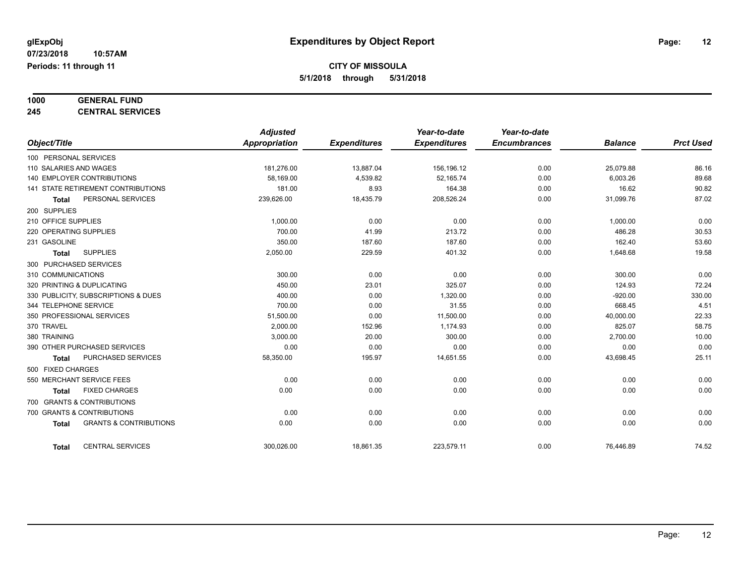**glExpObj** | **Expenditures by Object Report**

**07/23/2018 10:57AM**

**Periods: 11 through 11**

**CITY OF MISSOULA**

**5/1/2018 through 5/31/2018**

**1000 GENERAL FUND**

**245 CENTRAL SERVICES**

| Object/Title | Adjusted Appropriation | Expenditures | Year-to-date Expenditures | Year-to-date Encumbrances | Balance | Prct Used |
|---|---|---|---|---|---|---|
| 100 PERSONAL SERVICES | | | | | | |
| 110 SALARIES AND WAGES | 181,276.00 | 13,887.04 | 156,196.12 | 0.00 | 25,079.88 | 86.16 |
| 140 EMPLOYER CONTRIBUTIONS | 58,169.00 | 4,539.82 | 52,165.74 | 0.00 | 6,003.26 | 89.68 |
| 141 STATE RETIREMENT CONTRIBUTIONS | 181.00 | 8.93 | 164.38 | 0.00 | 16.62 | 90.82 |
| **Total** PERSONAL SERVICES | 239,626.00 | 18,435.79 | 208,526.24 | 0.00 | 31,099.76 | 87.02 |
| 200 SUPPLIES | | | | | | |
| 210 OFFICE SUPPLIES | 1,000.00 | 0.00 | 0.00 | 0.00 | 1,000.00 | 0.00 |
| 220 OPERATING SUPPLIES | 700.00 | 41.99 | 213.72 | 0.00 | 486.28 | 30.53 |
| 231 GASOLINE | 350.00 | 187.60 | 187.60 | 0.00 | 162.40 | 53.60 |
| **Total** SUPPLIES | 2,050.00 | 229.59 | 401.32 | 0.00 | 1,648.68 | 19.58 |
| 300 PURCHASED SERVICES | | | | | | |
| 310 COMMUNICATIONS | 300.00 | 0.00 | 0.00 | 0.00 | 300.00 | 0.00 |
| 320 PRINTING & DUPLICATING | 450.00 | 23.01 | 325.07 | 0.00 | 124.93 | 72.24 |
| 330 PUBLICITY, SUBSCRIPTIONS & DUES | 400.00 | 0.00 | 1,320.00 | 0.00 | -920.00 | 330.00 |
| 344 TELEPHONE SERVICE | 700.00 | 0.00 | 31.55 | 0.00 | 668.45 | 4.51 |
| 350 PROFESSIONAL SERVICES | 51,500.00 | 0.00 | 11,500.00 | 0.00 | 40,000.00 | 22.33 |
| 370 TRAVEL | 2,000.00 | 152.96 | 1,174.93 | 0.00 | 825.07 | 58.75 |
| 380 TRAINING | 3,000.00 | 20.00 | 300.00 | 0.00 | 2,700.00 | 10.00 |
| 390 OTHER PURCHASED SERVICES | 0.00 | 0.00 | 0.00 | 0.00 | 0.00 | 0.00 |
| **Total** PURCHASED SERVICES | 58,350.00 | 195.97 | 14,651.55 | 0.00 | 43,698.45 | 25.11 |
| 500 FIXED CHARGES | | | | | | |
| 550 MERCHANT SERVICE FEES | 0.00 | 0.00 | 0.00 | 0.00 | 0.00 | 0.00 |
| **Total** FIXED CHARGES | 0.00 | 0.00 | 0.00 | 0.00 | 0.00 | 0.00 |
| 700 GRANTS & CONTRIBUTIONS | | | | | | |
| 700 GRANTS & CONTRIBUTIONS | 0.00 | 0.00 | 0.00 | 0.00 | 0.00 | 0.00 |
| **Total** GRANTS & CONTRIBUTIONS | 0.00 | 0.00 | 0.00 | 0.00 | 0.00 | 0.00 |
| **Total** CENTRAL SERVICES | 300,026.00 | 18,861.35 | 223,579.11 | 0.00 | 76,446.89 | 74.52 |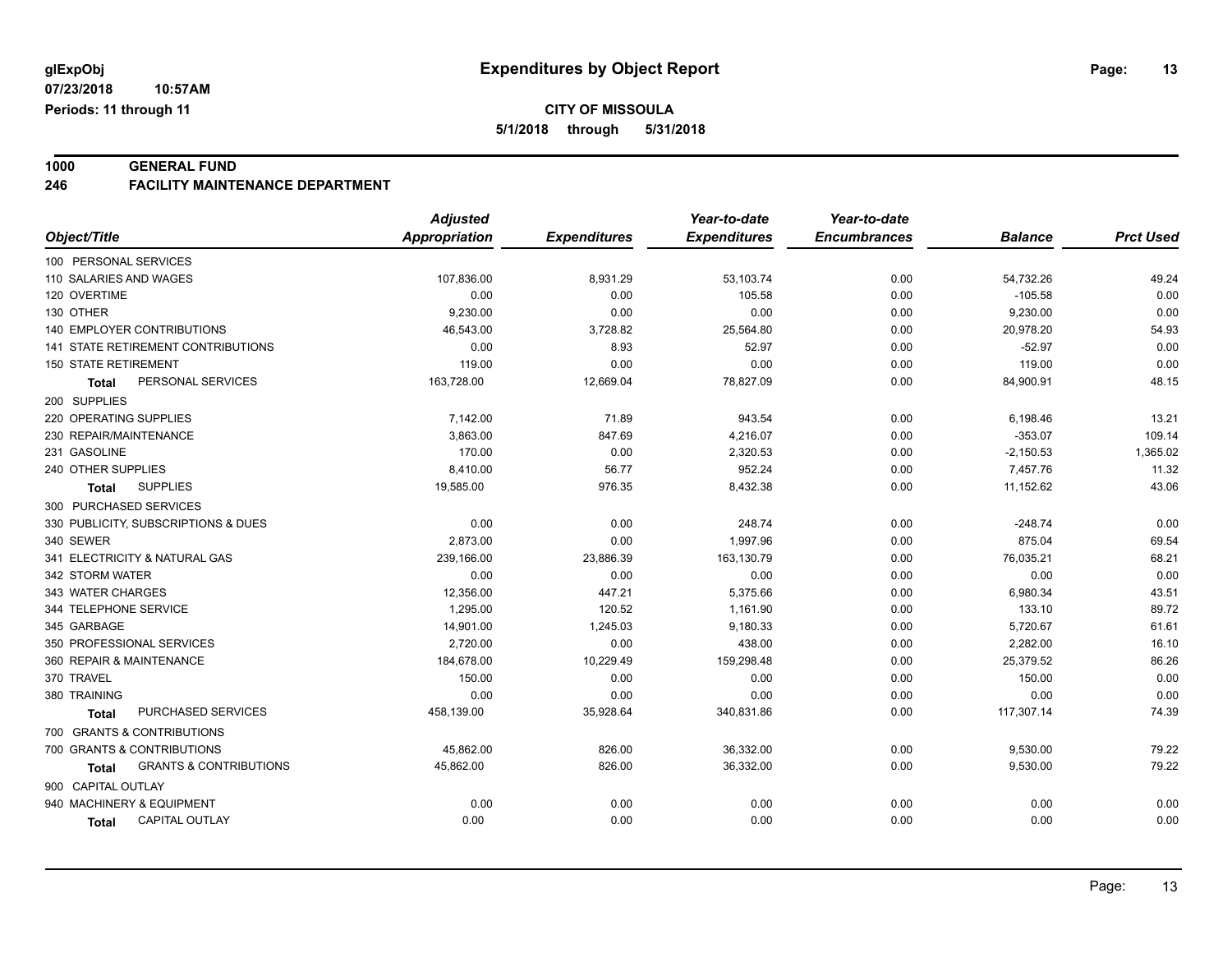# Expenditures by Object Report

glExpObj
07/23/2018 10:57AM
Periods: 11 through 11

**CITY OF MISSOULA**
**5/1/2018 through 5/31/2018**

**1000 GENERAL FUND**
**246 FACILITY MAINTENANCE DEPARTMENT**

| Object/Title | Adjusted Appropriation | Expenditures | Year-to-date Expenditures | Year-to-date Encumbrances | Balance | Prct Used |
|---|---|---|---|---|---|---|
| 100 PERSONAL SERVICES | | | | | | |
| 110 SALARIES AND WAGES | 107,836.00 | 8,931.29 | 53,103.74 | 0.00 | 54,732.26 | 49.24 |
| 120 OVERTIME | 0.00 | 0.00 | 105.58 | 0.00 | -105.58 | 0.00 |
| 130 OTHER | 9,230.00 | 0.00 | 0.00 | 0.00 | 9,230.00 | 0.00 |
| 140 EMPLOYER CONTRIBUTIONS | 46,543.00 | 3,728.82 | 25,564.80 | 0.00 | 20,978.20 | 54.93 |
| 141 STATE RETIREMENT CONTRIBUTIONS | 0.00 | 8.93 | 52.97 | 0.00 | -52.97 | 0.00 |
| 150 STATE RETIREMENT | 119.00 | 0.00 | 0.00 | 0.00 | 119.00 | 0.00 |
| **Total** PERSONAL SERVICES | 163,728.00 | 12,669.04 | 78,827.09 | 0.00 | 84,900.91 | 48.15 |
| 200 SUPPLIES | | | | | | |
| 220 OPERATING SUPPLIES | 7,142.00 | 71.89 | 943.54 | 0.00 | 6,198.46 | 13.21 |
| 230 REPAIR/MAINTENANCE | 3,863.00 | 847.69 | 4,216.07 | 0.00 | -353.07 | 109.14 |
| 231 GASOLINE | 170.00 | 0.00 | 2,320.53 | 0.00 | -2,150.53 | 1,365.02 |
| 240 OTHER SUPPLIES | 8,410.00 | 56.77 | 952.24 | 0.00 | 7,457.76 | 11.32 |
| **Total** SUPPLIES | 19,585.00 | 976.35 | 8,432.38 | 0.00 | 11,152.62 | 43.06 |
| 300 PURCHASED SERVICES | | | | | | |
| 330 PUBLICITY, SUBSCRIPTIONS & DUES | 0.00 | 0.00 | 248.74 | 0.00 | -248.74 | 0.00 |
| 340 SEWER | 2,873.00 | 0.00 | 1,997.96 | 0.00 | 875.04 | 69.54 |
| 341 ELECTRICITY & NATURAL GAS | 239,166.00 | 23,886.39 | 163,130.79 | 0.00 | 76,035.21 | 68.21 |
| 342 STORM WATER | 0.00 | 0.00 | 0.00 | 0.00 | 0.00 | 0.00 |
| 343 WATER CHARGES | 12,356.00 | 447.21 | 5,375.66 | 0.00 | 6,980.34 | 43.51 |
| 344 TELEPHONE SERVICE | 1,295.00 | 120.52 | 1,161.90 | 0.00 | 133.10 | 89.72 |
| 345 GARBAGE | 14,901.00 | 1,245.03 | 9,180.33 | 0.00 | 5,720.67 | 61.61 |
| 350 PROFESSIONAL SERVICES | 2,720.00 | 0.00 | 438.00 | 0.00 | 2,282.00 | 16.10 |
| 360 REPAIR & MAINTENANCE | 184,678.00 | 10,229.49 | 159,298.48 | 0.00 | 25,379.52 | 86.26 |
| 370 TRAVEL | 150.00 | 0.00 | 0.00 | 0.00 | 150.00 | 0.00 |
| 380 TRAINING | 0.00 | 0.00 | 0.00 | 0.00 | 0.00 | 0.00 |
| **Total** PURCHASED SERVICES | 458,139.00 | 35,928.64 | 340,831.86 | 0.00 | 117,307.14 | 74.39 |
| 700 GRANTS & CONTRIBUTIONS | | | | | | |
| 700 GRANTS & CONTRIBUTIONS | 45,862.00 | 826.00 | 36,332.00 | 0.00 | 9,530.00 | 79.22 |
| **Total** GRANTS & CONTRIBUTIONS | 45,862.00 | 826.00 | 36,332.00 | 0.00 | 9,530.00 | 79.22 |
| 900 CAPITAL OUTLAY | | | | | | |
| 940 MACHINERY & EQUIPMENT | 0.00 | 0.00 | 0.00 | 0.00 | 0.00 | 0.00 |
| **Total** CAPITAL OUTLAY | 0.00 | 0.00 | 0.00 | 0.00 | 0.00 | 0.00 |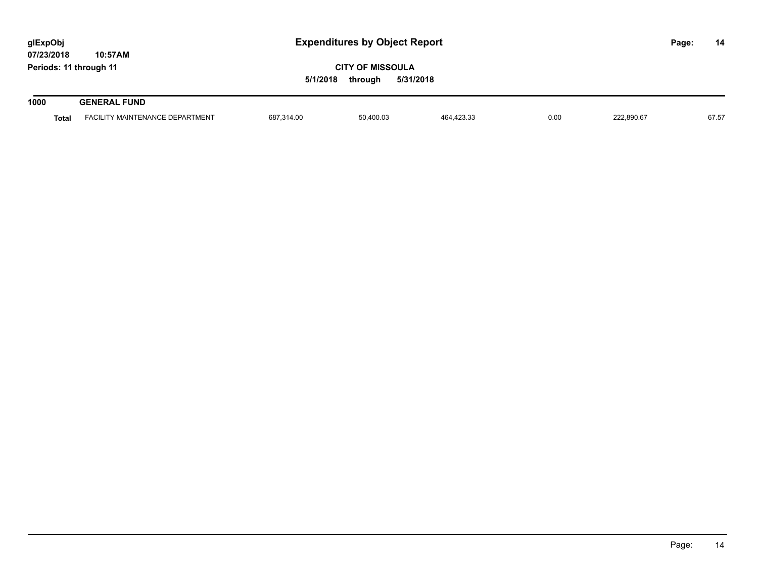# Expenditures by Object Report

glExpObj
07/23/2018 10:57AM
Periods: 11 through 11

**CITY OF MISSOULA**

**5/1/2018 through 5/31/2018**

| **1000** | **GENERAL FUND** | | | | | | |
|---|---|---|---|---|---|---|---|
| **Total** | FACILITY MAINTENANCE DEPARTMENT | 687,314.00 | 50,400.03 | 464,423.33 | 0.00 | 222,890.67 | 67.57 |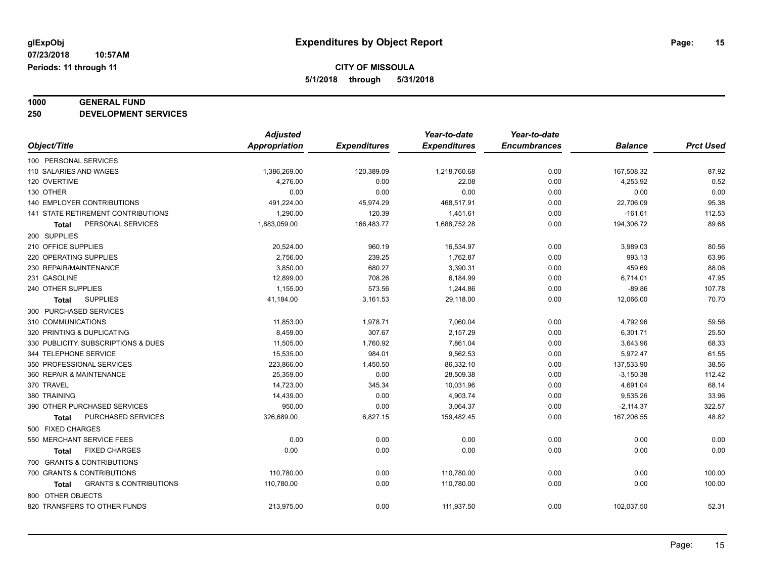glExpObj
07/23/2018 10:57AM
Periods: 11 through 11

# Expenditures by Object Report

**CITY OF MISSOULA**
**5/1/2018 through 5/31/2018**

**1000 GENERAL FUND**
**250 DEVELOPMENT SERVICES**

| Object/Title | Adjusted Appropriation | Expenditures | Year-to-date Expenditures | Year-to-date Encumbrances | Balance | Prct Used |
|---|---|---|---|---|---|---|
| 100 PERSONAL SERVICES | | | | | | |
| 110 SALARIES AND WAGES | 1,386,269.00 | 120,389.09 | 1,218,760.68 | 0.00 | 167,508.32 | 87.92 |
| 120 OVERTIME | 4,276.00 | 0.00 | 22.08 | 0.00 | 4,253.92 | 0.52 |
| 130 OTHER | 0.00 | 0.00 | 0.00 | 0.00 | 0.00 | 0.00 |
| 140 EMPLOYER CONTRIBUTIONS | 491,224.00 | 45,974.29 | 468,517.91 | 0.00 | 22,706.09 | 95.38 |
| 141 STATE RETIREMENT CONTRIBUTIONS | 1,290.00 | 120.39 | 1,451.61 | 0.00 | -161.61 | 112.53 |
| **Total** PERSONAL SERVICES | 1,883,059.00 | 166,483.77 | 1,688,752.28 | 0.00 | 194,306.72 | 89.68 |
| 200 SUPPLIES | | | | | | |
| 210 OFFICE SUPPLIES | 20,524.00 | 960.19 | 16,534.97 | 0.00 | 3,989.03 | 80.56 |
| 220 OPERATING SUPPLIES | 2,756.00 | 239.25 | 1,762.87 | 0.00 | 993.13 | 63.96 |
| 230 REPAIR/MAINTENANCE | 3,850.00 | 680.27 | 3,390.31 | 0.00 | 459.69 | 88.06 |
| 231 GASOLINE | 12,899.00 | 708.26 | 6,184.99 | 0.00 | 6,714.01 | 47.95 |
| 240 OTHER SUPPLIES | 1,155.00 | 573.56 | 1,244.86 | 0.00 | -89.86 | 107.78 |
| **Total** SUPPLIES | 41,184.00 | 3,161.53 | 29,118.00 | 0.00 | 12,066.00 | 70.70 |
| 300 PURCHASED SERVICES | | | | | | |
| 310 COMMUNICATIONS | 11,853.00 | 1,978.71 | 7,060.04 | 0.00 | 4,792.96 | 59.56 |
| 320 PRINTING & DUPLICATING | 8,459.00 | 307.67 | 2,157.29 | 0.00 | 6,301.71 | 25.50 |
| 330 PUBLICITY, SUBSCRIPTIONS & DUES | 11,505.00 | 1,760.92 | 7,861.04 | 0.00 | 3,643.96 | 68.33 |
| 344 TELEPHONE SERVICE | 15,535.00 | 984.01 | 9,562.53 | 0.00 | 5,972.47 | 61.55 |
| 350 PROFESSIONAL SERVICES | 223,866.00 | 1,450.50 | 86,332.10 | 0.00 | 137,533.90 | 38.56 |
| 360 REPAIR & MAINTENANCE | 25,359.00 | 0.00 | 28,509.38 | 0.00 | -3,150.38 | 112.42 |
| 370 TRAVEL | 14,723.00 | 345.34 | 10,031.96 | 0.00 | 4,691.04 | 68.14 |
| 380 TRAINING | 14,439.00 | 0.00 | 4,903.74 | 0.00 | 9,535.26 | 33.96 |
| 390 OTHER PURCHASED SERVICES | 950.00 | 0.00 | 3,064.37 | 0.00 | -2,114.37 | 322.57 |
| **Total** PURCHASED SERVICES | 326,689.00 | 6,827.15 | 159,482.45 | 0.00 | 167,206.55 | 48.82 |
| 500 FIXED CHARGES | | | | | | |
| 550 MERCHANT SERVICE FEES | 0.00 | 0.00 | 0.00 | 0.00 | 0.00 | 0.00 |
| **Total** FIXED CHARGES | 0.00 | 0.00 | 0.00 | 0.00 | 0.00 | 0.00 |
| 700 GRANTS & CONTRIBUTIONS | | | | | | |
| 700 GRANTS & CONTRIBUTIONS | 110,780.00 | 0.00 | 110,780.00 | 0.00 | 0.00 | 100.00 |
| **Total** GRANTS & CONTRIBUTIONS | 110,780.00 | 0.00 | 110,780.00 | 0.00 | 0.00 | 100.00 |
| 800 OTHER OBJECTS | | | | | | |
| 820 TRANSFERS TO OTHER FUNDS | 213,975.00 | 0.00 | 111,937.50 | 0.00 | 102,037.50 | 52.31 |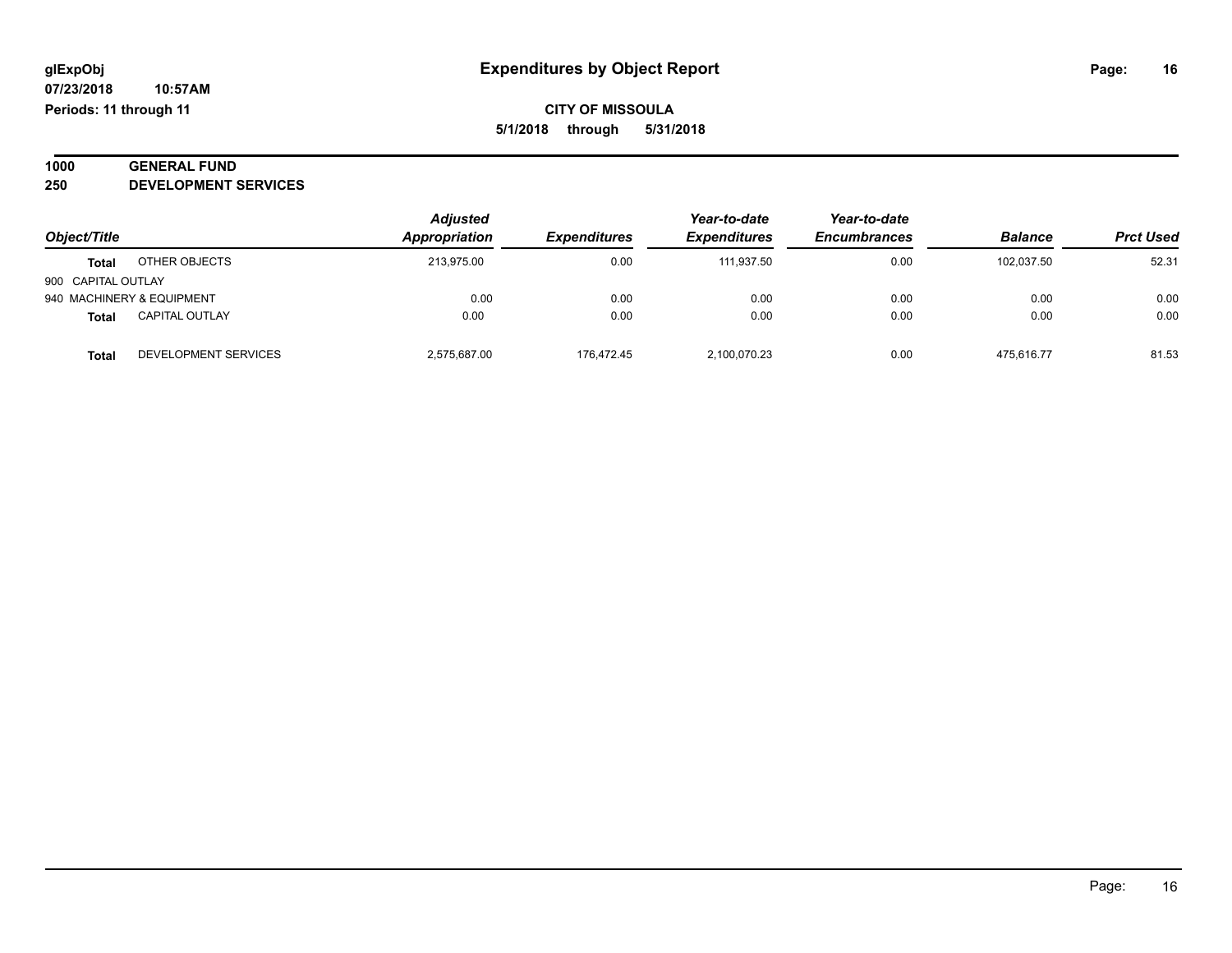**glExpObj**
**07/23/2018 10:57AM**
**Periods: 11 through 11**

# Expenditures by Object Report

**CITY OF MISSOULA**
**5/1/2018 through 5/31/2018**

**1000 GENERAL FUND**
**250 DEVELOPMENT SERVICES**

| Object/Title | | Adjusted Appropriation | Expenditures | Year-to-date Expenditures | Year-to-date Encumbrances | Balance | Prct Used |
|---|---|---|---|---|---|---|---|
| **Total** | OTHER OBJECTS | 213,975.00 | 0.00 | 111,937.50 | 0.00 | 102,037.50 | 52.31 |
| 900 CAPITAL OUTLAY | | | | | | | |
| 940 MACHINERY & EQUIPMENT | | 0.00 | 0.00 | 0.00 | 0.00 | 0.00 | 0.00 |
| **Total** | CAPITAL OUTLAY | 0.00 | 0.00 | 0.00 | 0.00 | 0.00 | 0.00 |
| **Total** | DEVELOPMENT SERVICES | 2,575,687.00 | 176,472.45 | 2,100,070.23 | 0.00 | 475,616.77 | 81.53 |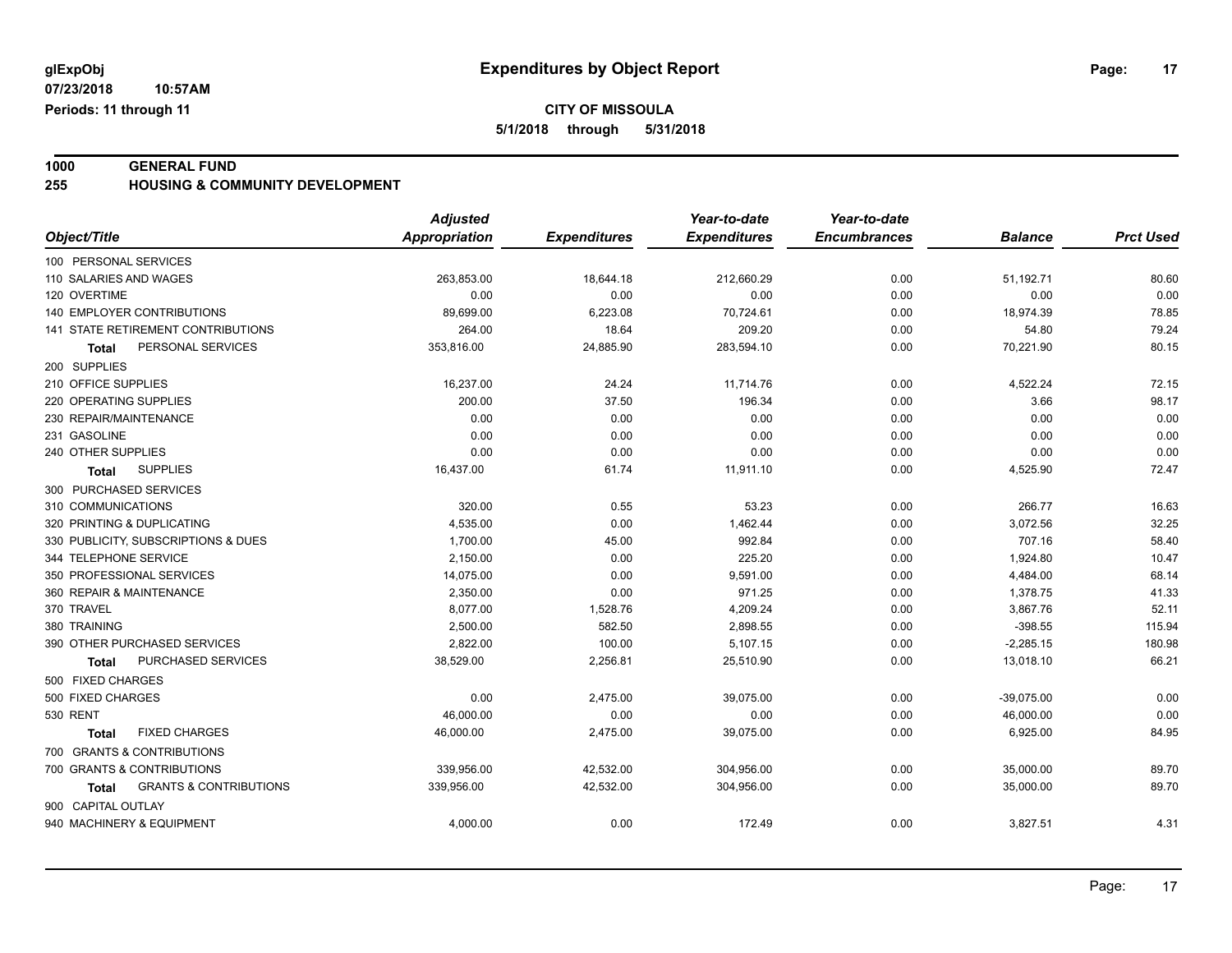**glExpObj**
**07/23/2018 10:57AM**
**Periods: 11 through 11**

# Expenditures by Object Report

**CITY OF MISSOULA**
**5/1/2018 through 5/31/2018**

**1000 GENERAL FUND**
**255 HOUSING & COMMUNITY DEVELOPMENT**

| Object/Title | Adjusted Appropriation | Expenditures | Year-to-date Expenditures | Year-to-date Encumbrances | Balance | Prct Used |
|---|---|---|---|---|---|---|
| 100 PERSONAL SERVICES | | | | | | |
| 110 SALARIES AND WAGES | 263,853.00 | 18,644.18 | 212,660.29 | 0.00 | 51,192.71 | 80.60 |
| 120 OVERTIME | 0.00 | 0.00 | 0.00 | 0.00 | 0.00 | 0.00 |
| 140 EMPLOYER CONTRIBUTIONS | 89,699.00 | 6,223.08 | 70,724.61 | 0.00 | 18,974.39 | 78.85 |
| 141 STATE RETIREMENT CONTRIBUTIONS | 264.00 | 18.64 | 209.20 | 0.00 | 54.80 | 79.24 |
| **Total** PERSONAL SERVICES | 353,816.00 | 24,885.90 | 283,594.10 | 0.00 | 70,221.90 | 80.15 |
| 200 SUPPLIES | | | | | | |
| 210 OFFICE SUPPLIES | 16,237.00 | 24.24 | 11,714.76 | 0.00 | 4,522.24 | 72.15 |
| 220 OPERATING SUPPLIES | 200.00 | 37.50 | 196.34 | 0.00 | 3.66 | 98.17 |
| 230 REPAIR/MAINTENANCE | 0.00 | 0.00 | 0.00 | 0.00 | 0.00 | 0.00 |
| 231 GASOLINE | 0.00 | 0.00 | 0.00 | 0.00 | 0.00 | 0.00 |
| 240 OTHER SUPPLIES | 0.00 | 0.00 | 0.00 | 0.00 | 0.00 | 0.00 |
| **Total** SUPPLIES | 16,437.00 | 61.74 | 11,911.10 | 0.00 | 4,525.90 | 72.47 |
| 300 PURCHASED SERVICES | | | | | | |
| 310 COMMUNICATIONS | 320.00 | 0.55 | 53.23 | 0.00 | 266.77 | 16.63 |
| 320 PRINTING & DUPLICATING | 4,535.00 | 0.00 | 1,462.44 | 0.00 | 3,072.56 | 32.25 |
| 330 PUBLICITY, SUBSCRIPTIONS & DUES | 1,700.00 | 45.00 | 992.84 | 0.00 | 707.16 | 58.40 |
| 344 TELEPHONE SERVICE | 2,150.00 | 0.00 | 225.20 | 0.00 | 1,924.80 | 10.47 |
| 350 PROFESSIONAL SERVICES | 14,075.00 | 0.00 | 9,591.00 | 0.00 | 4,484.00 | 68.14 |
| 360 REPAIR & MAINTENANCE | 2,350.00 | 0.00 | 971.25 | 0.00 | 1,378.75 | 41.33 |
| 370 TRAVEL | 8,077.00 | 1,528.76 | 4,209.24 | 0.00 | 3,867.76 | 52.11 |
| 380 TRAINING | 2,500.00 | 582.50 | 2,898.55 | 0.00 | -398.55 | 115.94 |
| 390 OTHER PURCHASED SERVICES | 2,822.00 | 100.00 | 5,107.15 | 0.00 | -2,285.15 | 180.98 |
| **Total** PURCHASED SERVICES | 38,529.00 | 2,256.81 | 25,510.90 | 0.00 | 13,018.10 | 66.21 |
| 500 FIXED CHARGES | | | | | | |
| 500 FIXED CHARGES | 0.00 | 2,475.00 | 39,075.00 | 0.00 | -39,075.00 | 0.00 |
| 530 RENT | 46,000.00 | 0.00 | 0.00 | 0.00 | 46,000.00 | 0.00 |
| **Total** FIXED CHARGES | 46,000.00 | 2,475.00 | 39,075.00 | 0.00 | 6,925.00 | 84.95 |
| 700 GRANTS & CONTRIBUTIONS | | | | | | |
| 700 GRANTS & CONTRIBUTIONS | 339,956.00 | 42,532.00 | 304,956.00 | 0.00 | 35,000.00 | 89.70 |
| **Total** GRANTS & CONTRIBUTIONS | 339,956.00 | 42,532.00 | 304,956.00 | 0.00 | 35,000.00 | 89.70 |
| 900 CAPITAL OUTLAY | | | | | | |
| 940 MACHINERY & EQUIPMENT | 4,000.00 | 0.00 | 172.49 | 0.00 | 3,827.51 | 4.31 |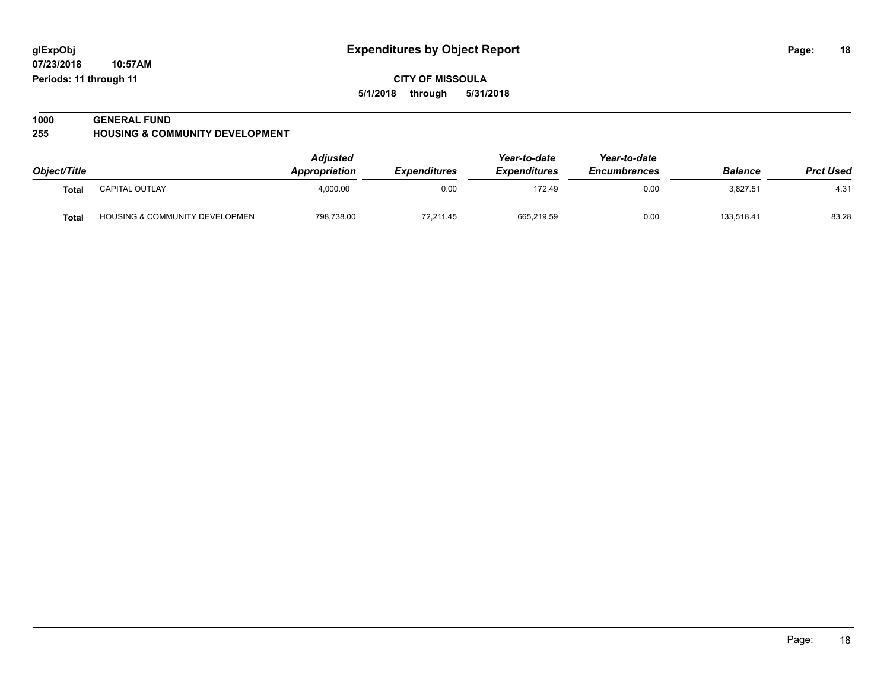**glExpObj** **Expenditures by Object Report**
**07/23/2018 10:57AM**
**Periods: 11 through 11**

**CITY OF MISSOULA**
**5/1/2018 through 5/31/2018**

**1000 GENERAL FUND**
**255 HOUSING & COMMUNITY DEVELOPMENT**

| Object/Title | | Adjusted Appropriation | Expenditures | Year-to-date Expenditures | Year-to-date Encumbrances | Balance | Prct Used |
|---|---|---|---|---|---|---|---|
| Total | CAPITAL OUTLAY | 4,000.00 | 0.00 | 172.49 | 0.00 | 3,827.51 | 4.31 |
| Total | HOUSING & COMMUNITY DEVELOPMEN | 798,738.00 | 72,211.45 | 665,219.59 | 0.00 | 133,518.41 | 83.28 |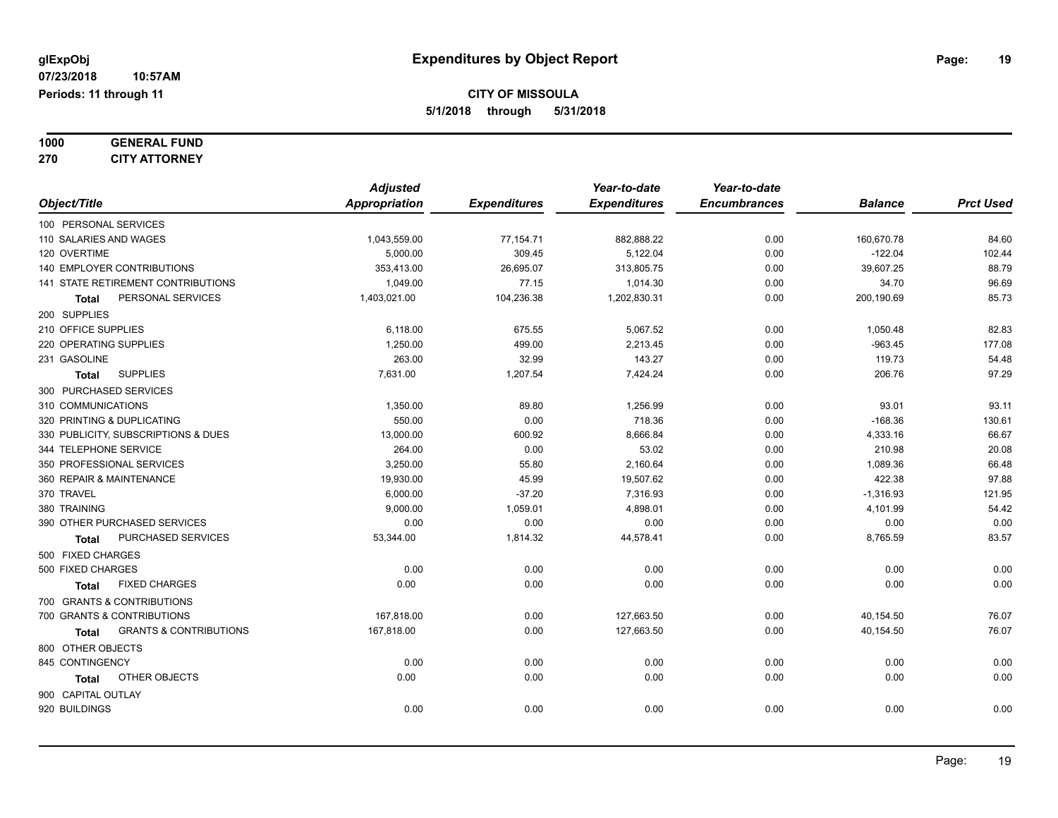**glExpObj** | **Expenditures by Object Report**

**07/23/2018 10:57AM**

**Periods: 11 through 11**

**CITY OF MISSOULA**

**5/1/2018 through 5/31/2018**

**1000 GENERAL FUND**

**270 CITY ATTORNEY**

| Object/Title | Adjusted Appropriation | Expenditures | Year-to-date Expenditures | Year-to-date Encumbrances | Balance | Prct Used |
|---|---|---|---|---|---|---|
| 100 PERSONAL SERVICES | | | | | | |
| 110 SALARIES AND WAGES | 1,043,559.00 | 77,154.71 | 882,888.22 | 0.00 | 160,670.78 | 84.60 |
| 120 OVERTIME | 5,000.00 | 309.45 | 5,122.04 | 0.00 | -122.04 | 102.44 |
| 140 EMPLOYER CONTRIBUTIONS | 353,413.00 | 26,695.07 | 313,805.75 | 0.00 | 39,607.25 | 88.79 |
| 141 STATE RETIREMENT CONTRIBUTIONS | 1,049.00 | 77.15 | 1,014.30 | 0.00 | 34.70 | 96.69 |
| **Total** PERSONAL SERVICES | 1,403,021.00 | 104,236.38 | 1,202,830.31 | 0.00 | 200,190.69 | 85.73 |
| 200 SUPPLIES | | | | | | |
| 210 OFFICE SUPPLIES | 6,118.00 | 675.55 | 5,067.52 | 0.00 | 1,050.48 | 82.83 |
| 220 OPERATING SUPPLIES | 1,250.00 | 499.00 | 2,213.45 | 0.00 | -963.45 | 177.08 |
| 231 GASOLINE | 263.00 | 32.99 | 143.27 | 0.00 | 119.73 | 54.48 |
| **Total** SUPPLIES | 7,631.00 | 1,207.54 | 7,424.24 | 0.00 | 206.76 | 97.29 |
| 300 PURCHASED SERVICES | | | | | | |
| 310 COMMUNICATIONS | 1,350.00 | 89.80 | 1,256.99 | 0.00 | 93.01 | 93.11 |
| 320 PRINTING & DUPLICATING | 550.00 | 0.00 | 718.36 | 0.00 | -168.36 | 130.61 |
| 330 PUBLICITY, SUBSCRIPTIONS & DUES | 13,000.00 | 600.92 | 8,666.84 | 0.00 | 4,333.16 | 66.67 |
| 344 TELEPHONE SERVICE | 264.00 | 0.00 | 53.02 | 0.00 | 210.98 | 20.08 |
| 350 PROFESSIONAL SERVICES | 3,250.00 | 55.80 | 2,160.64 | 0.00 | 1,089.36 | 66.48 |
| 360 REPAIR & MAINTENANCE | 19,930.00 | 45.99 | 19,507.62 | 0.00 | 422.38 | 97.88 |
| 370 TRAVEL | 6,000.00 | -37.20 | 7,316.93 | 0.00 | -1,316.93 | 121.95 |
| 380 TRAINING | 9,000.00 | 1,059.01 | 4,898.01 | 0.00 | 4,101.99 | 54.42 |
| 390 OTHER PURCHASED SERVICES | 0.00 | 0.00 | 0.00 | 0.00 | 0.00 | 0.00 |
| **Total** PURCHASED SERVICES | 53,344.00 | 1,814.32 | 44,578.41 | 0.00 | 8,765.59 | 83.57 |
| 500 FIXED CHARGES | | | | | | |
| 500 FIXED CHARGES | 0.00 | 0.00 | 0.00 | 0.00 | 0.00 | 0.00 |
| **Total** FIXED CHARGES | 0.00 | 0.00 | 0.00 | 0.00 | 0.00 | 0.00 |
| 700 GRANTS & CONTRIBUTIONS | | | | | | |
| 700 GRANTS & CONTRIBUTIONS | 167,818.00 | 0.00 | 127,663.50 | 0.00 | 40,154.50 | 76.07 |
| **Total** GRANTS & CONTRIBUTIONS | 167,818.00 | 0.00 | 127,663.50 | 0.00 | 40,154.50 | 76.07 |
| 800 OTHER OBJECTS | | | | | | |
| 845 CONTINGENCY | 0.00 | 0.00 | 0.00 | 0.00 | 0.00 | 0.00 |
| **Total** OTHER OBJECTS | 0.00 | 0.00 | 0.00 | 0.00 | 0.00 | 0.00 |
| 900 CAPITAL OUTLAY | | | | | | |
| 920 BUILDINGS | 0.00 | 0.00 | 0.00 | 0.00 | 0.00 | 0.00 |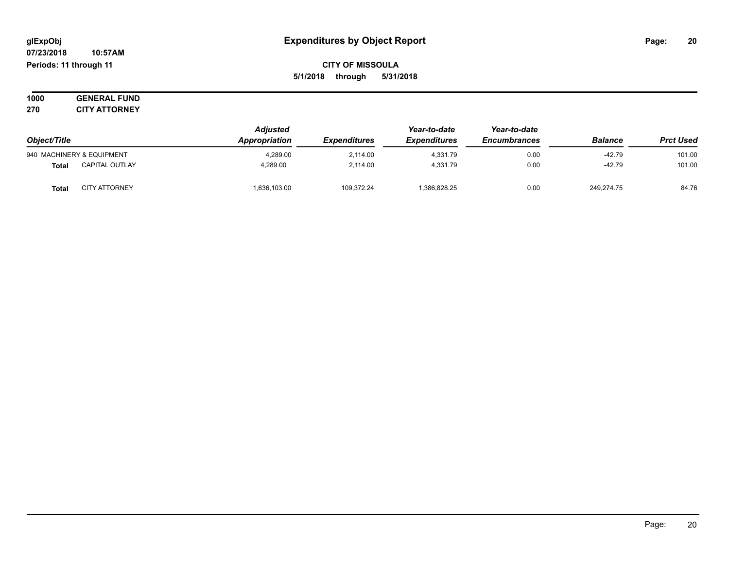# Expenditures by Object Report

glExpObj
07/23/2018 10:57AM
Periods: 11 through 11

**CITY OF MISSOULA**
**5/1/2018 through 5/31/2018**

**1000 GENERAL FUND**
**270 CITY ATTORNEY**

| Object/Title | | Adjusted Appropriation | Expenditures | Year-to-date Expenditures | Year-to-date Encumbrances | Balance | Prct Used |
|---|---|---|---|---|---|---|---|
| 940 MACHINERY & EQUIPMENT | | 4,289.00 | 2,114.00 | 4,331.79 | 0.00 | -42.79 | 101.00 |
| **Total** | CAPITAL OUTLAY | 4,289.00 | 2,114.00 | 4,331.79 | 0.00 | -42.79 | 101.00 |
| **Total** | CITY ATTORNEY | 1,636,103.00 | 109,372.24 | 1,386,828.25 | 0.00 | 249,274.75 | 84.76 |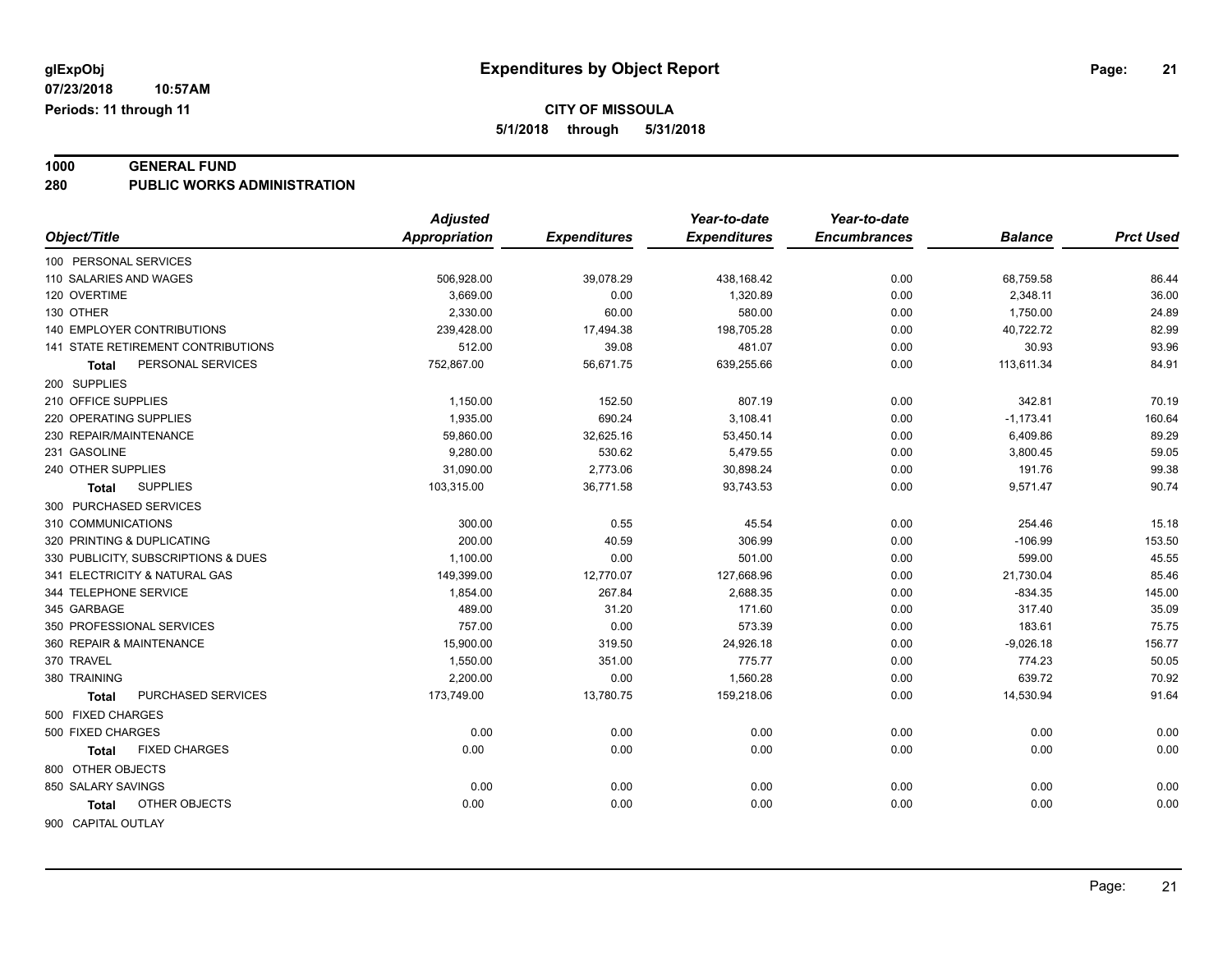**glExpObj** **Expenditures by Object Report**

**07/23/2018 10:57AM**

**Periods: 11 through 11**

**CITY OF MISSOULA**

**5/1/2018 through 5/31/2018**

**1000 GENERAL FUND**

**280 PUBLIC WORKS ADMINISTRATION**

| Object/Title | Adjusted Appropriation | Expenditures | Year-to-date Expenditures | Year-to-date Encumbrances | Balance | Prct Used |
|---|---|---|---|---|---|---|
| 100 PERSONAL SERVICES | | | | | | |
| 110 SALARIES AND WAGES | 506,928.00 | 39,078.29 | 438,168.42 | 0.00 | 68,759.58 | 86.44 |
| 120 OVERTIME | 3,669.00 | 0.00 | 1,320.89 | 0.00 | 2,348.11 | 36.00 |
| 130 OTHER | 2,330.00 | 60.00 | 580.00 | 0.00 | 1,750.00 | 24.89 |
| 140 EMPLOYER CONTRIBUTIONS | 239,428.00 | 17,494.38 | 198,705.28 | 0.00 | 40,722.72 | 82.99 |
| 141 STATE RETIREMENT CONTRIBUTIONS | 512.00 | 39.08 | 481.07 | 0.00 | 30.93 | 93.96 |
| **Total** PERSONAL SERVICES | 752,867.00 | 56,671.75 | 639,255.66 | 0.00 | 113,611.34 | 84.91 |
| 200 SUPPLIES | | | | | | |
| 210 OFFICE SUPPLIES | 1,150.00 | 152.50 | 807.19 | 0.00 | 342.81 | 70.19 |
| 220 OPERATING SUPPLIES | 1,935.00 | 690.24 | 3,108.41 | 0.00 | -1,173.41 | 160.64 |
| 230 REPAIR/MAINTENANCE | 59,860.00 | 32,625.16 | 53,450.14 | 0.00 | 6,409.86 | 89.29 |
| 231 GASOLINE | 9,280.00 | 530.62 | 5,479.55 | 0.00 | 3,800.45 | 59.05 |
| 240 OTHER SUPPLIES | 31,090.00 | 2,773.06 | 30,898.24 | 0.00 | 191.76 | 99.38 |
| **Total** SUPPLIES | 103,315.00 | 36,771.58 | 93,743.53 | 0.00 | 9,571.47 | 90.74 |
| 300 PURCHASED SERVICES | | | | | | |
| 310 COMMUNICATIONS | 300.00 | 0.55 | 45.54 | 0.00 | 254.46 | 15.18 |
| 320 PRINTING & DUPLICATING | 200.00 | 40.59 | 306.99 | 0.00 | -106.99 | 153.50 |
| 330 PUBLICITY, SUBSCRIPTIONS & DUES | 1,100.00 | 0.00 | 501.00 | 0.00 | 599.00 | 45.55 |
| 341 ELECTRICITY & NATURAL GAS | 149,399.00 | 12,770.07 | 127,668.96 | 0.00 | 21,730.04 | 85.46 |
| 344 TELEPHONE SERVICE | 1,854.00 | 267.84 | 2,688.35 | 0.00 | -834.35 | 145.00 |
| 345 GARBAGE | 489.00 | 31.20 | 171.60 | 0.00 | 317.40 | 35.09 |
| 350 PROFESSIONAL SERVICES | 757.00 | 0.00 | 573.39 | 0.00 | 183.61 | 75.75 |
| 360 REPAIR & MAINTENANCE | 15,900.00 | 319.50 | 24,926.18 | 0.00 | -9,026.18 | 156.77 |
| 370 TRAVEL | 1,550.00 | 351.00 | 775.77 | 0.00 | 774.23 | 50.05 |
| 380 TRAINING | 2,200.00 | 0.00 | 1,560.28 | 0.00 | 639.72 | 70.92 |
| **Total** PURCHASED SERVICES | 173,749.00 | 13,780.75 | 159,218.06 | 0.00 | 14,530.94 | 91.64 |
| 500 FIXED CHARGES | | | | | | |
| 500 FIXED CHARGES | 0.00 | 0.00 | 0.00 | 0.00 | 0.00 | 0.00 |
| **Total** FIXED CHARGES | 0.00 | 0.00 | 0.00 | 0.00 | 0.00 | 0.00 |
| 800 OTHER OBJECTS | | | | | | |
| 850 SALARY SAVINGS | 0.00 | 0.00 | 0.00 | 0.00 | 0.00 | 0.00 |
| **Total** OTHER OBJECTS | 0.00 | 0.00 | 0.00 | 0.00 | 0.00 | 0.00 |
| 900 CAPITAL OUTLAY | | | | | | |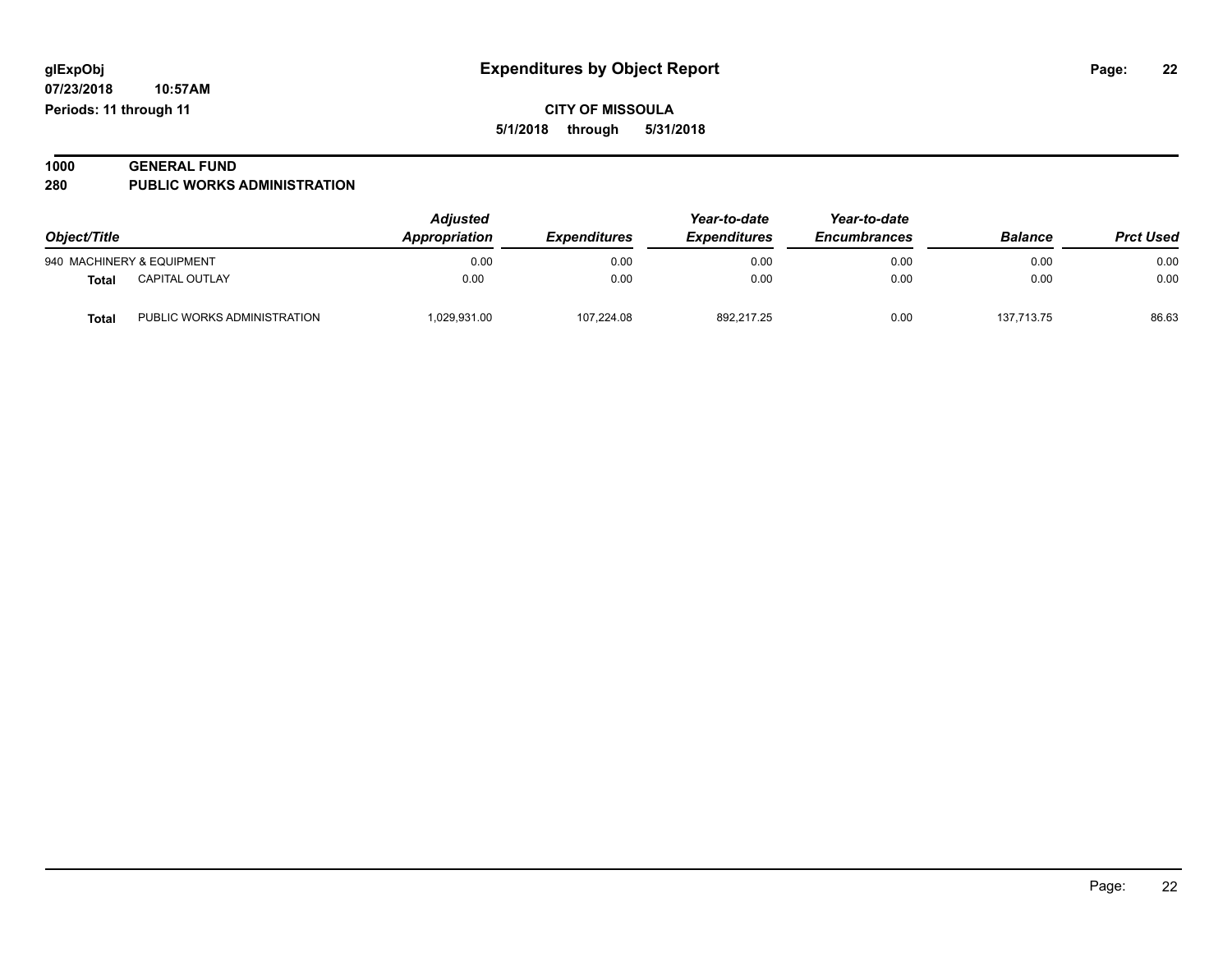**glExpObj**
**07/23/2018 10:57AM**
**Periods: 11 through 11**

# Expenditures by Object Report

**CITY OF MISSOULA**
**5/1/2018 through 5/31/2018**

## 1000 GENERAL FUND
## 280 PUBLIC WORKS ADMINISTRATION

| Object/Title | | *Adjusted Appropriation* | *Expenditures* | *Year-to-date Expenditures* | *Year-to-date Encumbrances* | *Balance* | *Prct Used* |
|---|---|---|---|---|---|---|---|
| 940 MACHINERY & EQUIPMENT | | 0.00 | 0.00 | 0.00 | 0.00 | 0.00 | 0.00 |
| **Total** | CAPITAL OUTLAY | 0.00 | 0.00 | 0.00 | 0.00 | 0.00 | 0.00 |
| **Total** | PUBLIC WORKS ADMINISTRATION | 1,029,931.00 | 107,224.08 | 892,217.25 | 0.00 | 137,713.75 | 86.63 |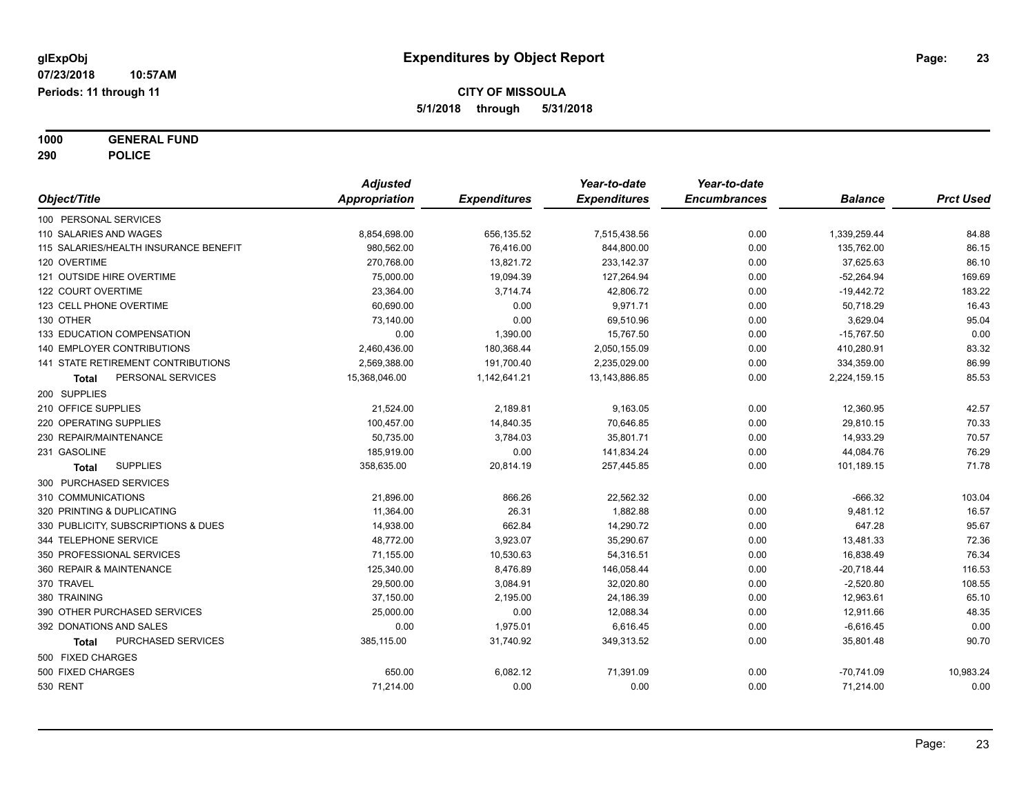# Expenditures by Object Report

glExpObj
07/23/2018 10:57AM
Periods: 11 through 11

**CITY OF MISSOULA**
**5/1/2018 through 5/31/2018**

**1000 GENERAL FUND**
**290 POLICE**

| Object/Title | Adjusted Appropriation | Expenditures | Year-to-date Expenditures | Year-to-date Encumbrances | Balance | Prct Used |
|---|---|---|---|---|---|---|
| 100 PERSONAL SERVICES | | | | | | |
| 110 SALARIES AND WAGES | 8,854,698.00 | 656,135.52 | 7,515,438.56 | 0.00 | 1,339,259.44 | 84.88 |
| 115 SALARIES/HEALTH INSURANCE BENEFIT | 980,562.00 | 76,416.00 | 844,800.00 | 0.00 | 135,762.00 | 86.15 |
| 120 OVERTIME | 270,768.00 | 13,821.72 | 233,142.37 | 0.00 | 37,625.63 | 86.10 |
| 121 OUTSIDE HIRE OVERTIME | 75,000.00 | 19,094.39 | 127,264.94 | 0.00 | -52,264.94 | 169.69 |
| 122 COURT OVERTIME | 23,364.00 | 3,714.74 | 42,806.72 | 0.00 | -19,442.72 | 183.22 |
| 123 CELL PHONE OVERTIME | 60,690.00 | 0.00 | 9,971.71 | 0.00 | 50,718.29 | 16.43 |
| 130 OTHER | 73,140.00 | 0.00 | 69,510.96 | 0.00 | 3,629.04 | 95.04 |
| 133 EDUCATION COMPENSATION | 0.00 | 1,390.00 | 15,767.50 | 0.00 | -15,767.50 | 0.00 |
| 140 EMPLOYER CONTRIBUTIONS | 2,460,436.00 | 180,368.44 | 2,050,155.09 | 0.00 | 410,280.91 | 83.32 |
| 141 STATE RETIREMENT CONTRIBUTIONS | 2,569,388.00 | 191,700.40 | 2,235,029.00 | 0.00 | 334,359.00 | 86.99 |
| **Total** PERSONAL SERVICES | 15,368,046.00 | 1,142,641.21 | 13,143,886.85 | 0.00 | 2,224,159.15 | 85.53 |
| 200 SUPPLIES | | | | | | |
| 210 OFFICE SUPPLIES | 21,524.00 | 2,189.81 | 9,163.05 | 0.00 | 12,360.95 | 42.57 |
| 220 OPERATING SUPPLIES | 100,457.00 | 14,840.35 | 70,646.85 | 0.00 | 29,810.15 | 70.33 |
| 230 REPAIR/MAINTENANCE | 50,735.00 | 3,784.03 | 35,801.71 | 0.00 | 14,933.29 | 70.57 |
| 231 GASOLINE | 185,919.00 | 0.00 | 141,834.24 | 0.00 | 44,084.76 | 76.29 |
| **Total** SUPPLIES | 358,635.00 | 20,814.19 | 257,445.85 | 0.00 | 101,189.15 | 71.78 |
| 300 PURCHASED SERVICES | | | | | | |
| 310 COMMUNICATIONS | 21,896.00 | 866.26 | 22,562.32 | 0.00 | -666.32 | 103.04 |
| 320 PRINTING & DUPLICATING | 11,364.00 | 26.31 | 1,882.88 | 0.00 | 9,481.12 | 16.57 |
| 330 PUBLICITY, SUBSCRIPTIONS & DUES | 14,938.00 | 662.84 | 14,290.72 | 0.00 | 647.28 | 95.67 |
| 344 TELEPHONE SERVICE | 48,772.00 | 3,923.07 | 35,290.67 | 0.00 | 13,481.33 | 72.36 |
| 350 PROFESSIONAL SERVICES | 71,155.00 | 10,530.63 | 54,316.51 | 0.00 | 16,838.49 | 76.34 |
| 360 REPAIR & MAINTENANCE | 125,340.00 | 8,476.89 | 146,058.44 | 0.00 | -20,718.44 | 116.53 |
| 370 TRAVEL | 29,500.00 | 3,084.91 | 32,020.80 | 0.00 | -2,520.80 | 108.55 |
| 380 TRAINING | 37,150.00 | 2,195.00 | 24,186.39 | 0.00 | 12,963.61 | 65.10 |
| 390 OTHER PURCHASED SERVICES | 25,000.00 | 0.00 | 12,088.34 | 0.00 | 12,911.66 | 48.35 |
| 392 DONATIONS AND SALES | 0.00 | 1,975.01 | 6,616.45 | 0.00 | -6,616.45 | 0.00 |
| **Total** PURCHASED SERVICES | 385,115.00 | 31,740.92 | 349,313.52 | 0.00 | 35,801.48 | 90.70 |
| 500 FIXED CHARGES | | | | | | |
| 500 FIXED CHARGES | 650.00 | 6,082.12 | 71,391.09 | 0.00 | -70,741.09 | 10,983.24 |
| 530 RENT | 71,214.00 | 0.00 | 0.00 | 0.00 | 71,214.00 | 0.00 |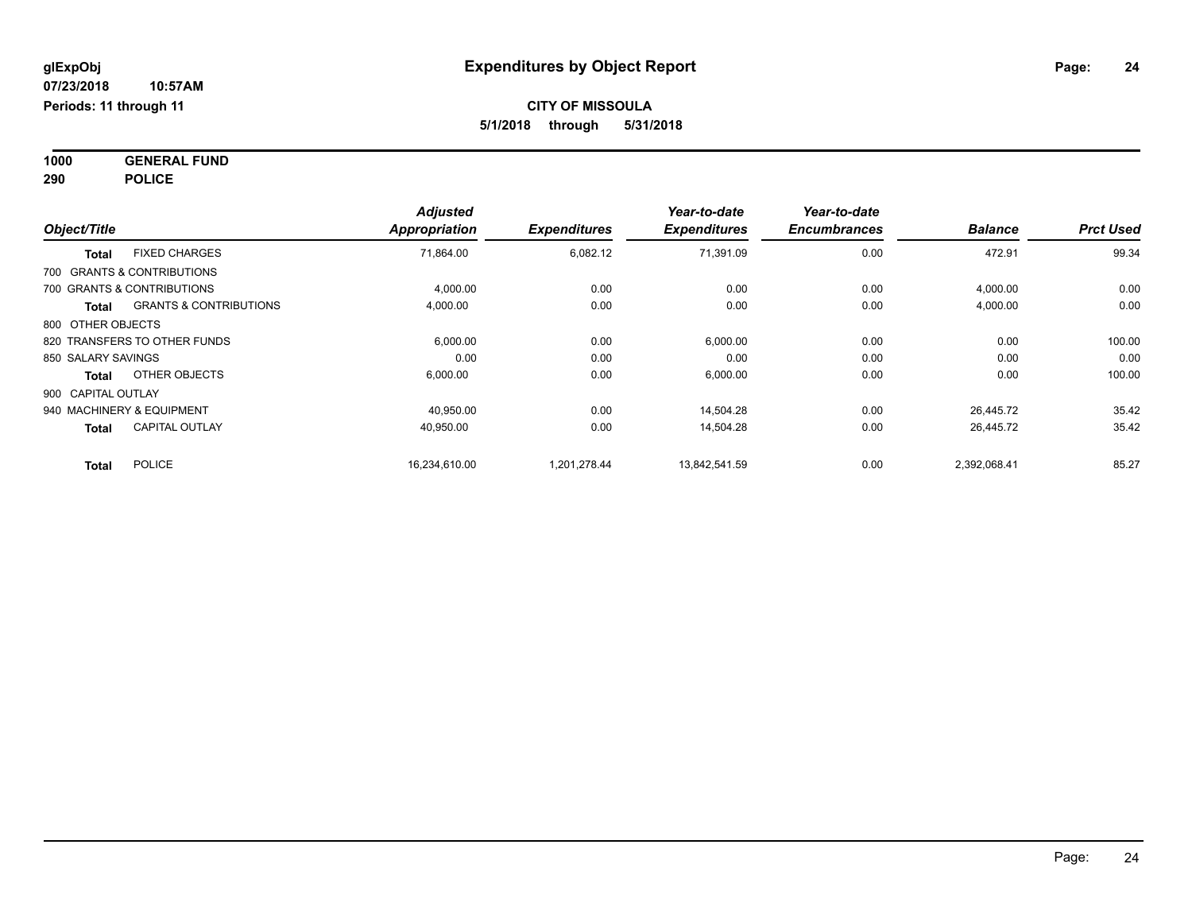# Expenditures by Object Report

glExpObj
07/23/2018 10:57AM
Periods: 11 through 11

**CITY OF MISSOULA**
**5/1/2018 through 5/31/2018**

**1000 GENERAL FUND**
**290 POLICE**

| Object/Title | | Adjusted Appropriation | Expenditures | Year-to-date Expenditures | Year-to-date Encumbrances | Balance | Prct Used |
|---|---|---|---|---|---|---|---|
| **Total** | FIXED CHARGES | 71,864.00 | 6,082.12 | 71,391.09 | 0.00 | 472.91 | 99.34 |
| 700 GRANTS & CONTRIBUTIONS | | | | | | | |
| 700 GRANTS & CONTRIBUTIONS | | 4,000.00 | 0.00 | 0.00 | 0.00 | 4,000.00 | 0.00 |
| **Total** | GRANTS & CONTRIBUTIONS | 4,000.00 | 0.00 | 0.00 | 0.00 | 4,000.00 | 0.00 |
| 800 OTHER OBJECTS | | | | | | | |
| 820 TRANSFERS TO OTHER FUNDS | | 6,000.00 | 0.00 | 6,000.00 | 0.00 | 0.00 | 100.00 |
| 850 SALARY SAVINGS | | 0.00 | 0.00 | 0.00 | 0.00 | 0.00 | 0.00 |
| **Total** | OTHER OBJECTS | 6,000.00 | 0.00 | 6,000.00 | 0.00 | 0.00 | 100.00 |
| 900 CAPITAL OUTLAY | | | | | | | |
| 940 MACHINERY & EQUIPMENT | | 40,950.00 | 0.00 | 14,504.28 | 0.00 | 26,445.72 | 35.42 |
| **Total** | CAPITAL OUTLAY | 40,950.00 | 0.00 | 14,504.28 | 0.00 | 26,445.72 | 35.42 |
| **Total** | POLICE | 16,234,610.00 | 1,201,278.44 | 13,842,541.59 | 0.00 | 2,392,068.41 | 85.27 |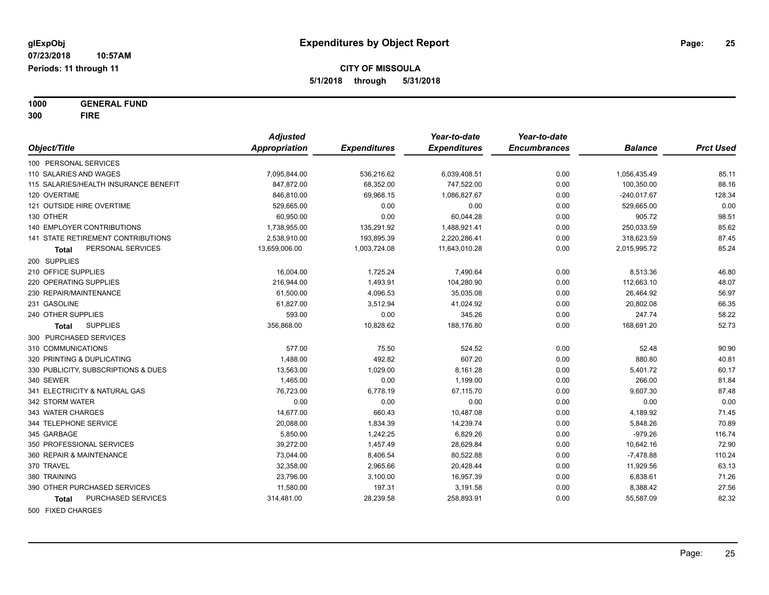**glExpObj**
**07/23/2018 10:57AM**
**Periods: 11 through 11**

# Expenditures by Object Report

**CITY OF MISSOULA**
**5/1/2018 through 5/31/2018**

**1000 GENERAL FUND**
**300 FIRE**

| Object/Title | Adjusted Appropriation | Expenditures | Year-to-date Expenditures | Year-to-date Encumbrances | Balance | Prct Used |
|---|---|---|---|---|---|---|
| 100 PERSONAL SERVICES | | | | | | |
| 110 SALARIES AND WAGES | 7,095,844.00 | 536,216.62 | 6,039,408.51 | 0.00 | 1,056,435.49 | 85.11 |
| 115 SALARIES/HEALTH INSURANCE BENEFIT | 847,872.00 | 68,352.00 | 747,522.00 | 0.00 | 100,350.00 | 88.16 |
| 120 OVERTIME | 846,810.00 | 69,968.15 | 1,086,827.67 | 0.00 | -240,017.67 | 128.34 |
| 121 OUTSIDE HIRE OVERTIME | 529,665.00 | 0.00 | 0.00 | 0.00 | 529,665.00 | 0.00 |
| 130 OTHER | 60,950.00 | 0.00 | 60,044.28 | 0.00 | 905.72 | 98.51 |
| 140 EMPLOYER CONTRIBUTIONS | 1,738,955.00 | 135,291.92 | 1,488,921.41 | 0.00 | 250,033.59 | 85.62 |
| 141 STATE RETIREMENT CONTRIBUTIONS | 2,538,910.00 | 193,895.39 | 2,220,286.41 | 0.00 | 318,623.59 | 87.45 |
| **Total** PERSONAL SERVICES | 13,659,006.00 | 1,003,724.08 | 11,643,010.28 | 0.00 | 2,015,995.72 | 85.24 |
| 200 SUPPLIES | | | | | | |
| 210 OFFICE SUPPLIES | 16,004.00 | 1,725.24 | 7,490.64 | 0.00 | 8,513.36 | 46.80 |
| 220 OPERATING SUPPLIES | 216,944.00 | 1,493.91 | 104,280.90 | 0.00 | 112,663.10 | 48.07 |
| 230 REPAIR/MAINTENANCE | 61,500.00 | 4,096.53 | 35,035.08 | 0.00 | 26,464.92 | 56.97 |
| 231 GASOLINE | 61,827.00 | 3,512.94 | 41,024.92 | 0.00 | 20,802.08 | 66.35 |
| 240 OTHER SUPPLIES | 593.00 | 0.00 | 345.26 | 0.00 | 247.74 | 58.22 |
| **Total** SUPPLIES | 356,868.00 | 10,828.62 | 188,176.80 | 0.00 | 168,691.20 | 52.73 |
| 300 PURCHASED SERVICES | | | | | | |
| 310 COMMUNICATIONS | 577.00 | 75.50 | 524.52 | 0.00 | 52.48 | 90.90 |
| 320 PRINTING & DUPLICATING | 1,488.00 | 492.82 | 607.20 | 0.00 | 880.80 | 40.81 |
| 330 PUBLICITY, SUBSCRIPTIONS & DUES | 13,563.00 | 1,029.00 | 8,161.28 | 0.00 | 5,401.72 | 60.17 |
| 340 SEWER | 1,465.00 | 0.00 | 1,199.00 | 0.00 | 266.00 | 81.84 |
| 341 ELECTRICITY & NATURAL GAS | 76,723.00 | 6,778.19 | 67,115.70 | 0.00 | 9,607.30 | 87.48 |
| 342 STORM WATER | 0.00 | 0.00 | 0.00 | 0.00 | 0.00 | 0.00 |
| 343 WATER CHARGES | 14,677.00 | 660.43 | 10,487.08 | 0.00 | 4,189.92 | 71.45 |
| 344 TELEPHONE SERVICE | 20,088.00 | 1,834.39 | 14,239.74 | 0.00 | 5,848.26 | 70.89 |
| 345 GARBAGE | 5,850.00 | 1,242.25 | 6,829.26 | 0.00 | -979.26 | 116.74 |
| 350 PROFESSIONAL SERVICES | 39,272.00 | 1,457.49 | 28,629.84 | 0.00 | 10,642.16 | 72.90 |
| 360 REPAIR & MAINTENANCE | 73,044.00 | 8,406.54 | 80,522.88 | 0.00 | -7,478.88 | 110.24 |
| 370 TRAVEL | 32,358.00 | 2,965.66 | 20,428.44 | 0.00 | 11,929.56 | 63.13 |
| 380 TRAINING | 23,796.00 | 3,100.00 | 16,957.39 | 0.00 | 6,838.61 | 71.26 |
| 390 OTHER PURCHASED SERVICES | 11,580.00 | 197.31 | 3,191.58 | 0.00 | 8,388.42 | 27.56 |
| **Total** PURCHASED SERVICES | 314,481.00 | 28,239.58 | 258,893.91 | 0.00 | 55,587.09 | 82.32 |
| 500 FIXED CHARGES | | | | | | |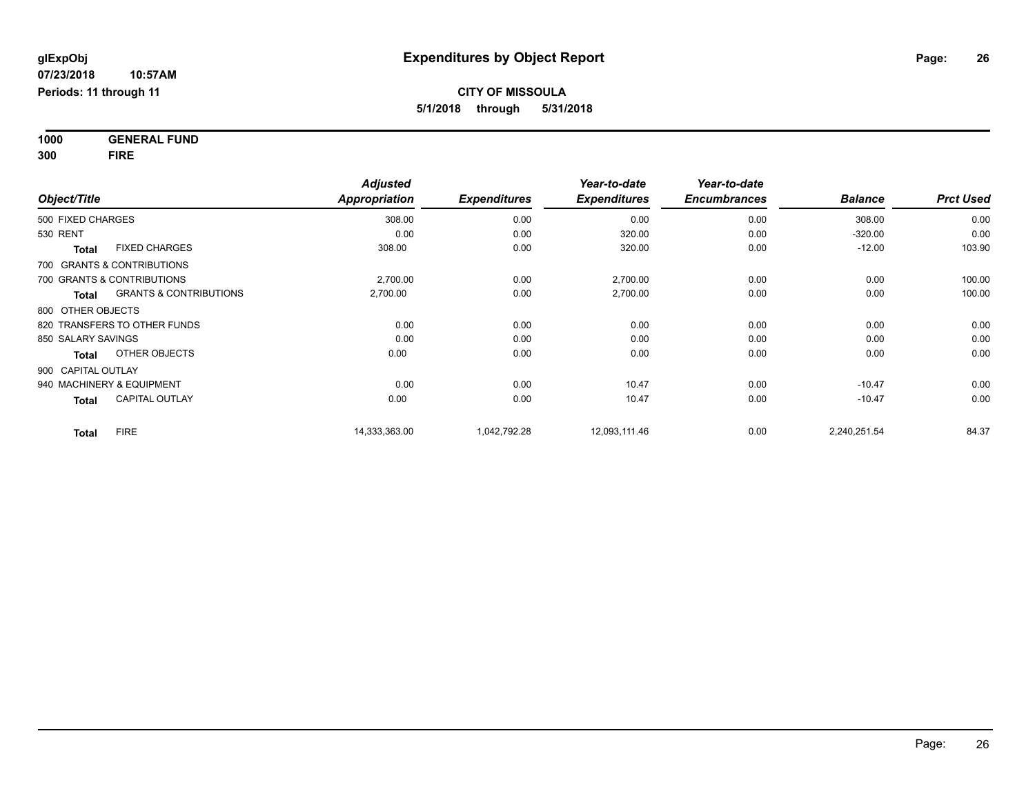**glExpObj**
**07/23/2018 10:57AM**
**Periods: 11 through 11**

# Expenditures by Object Report

**CITY OF MISSOULA**
**5/1/2018 through 5/31/2018**

**1000 GENERAL FUND**
**300 FIRE**

| Object/Title | | Adjusted Appropriation | Expenditures | Year-to-date Expenditures | Year-to-date Encumbrances | Balance | Prct Used |
|---|---|---|---|---|---|---|---|
| 500 FIXED CHARGES | | 308.00 | 0.00 | 0.00 | 0.00 | 308.00 | 0.00 |
| 530 RENT | | 0.00 | 0.00 | 320.00 | 0.00 | -320.00 | 0.00 |
| **Total** | FIXED CHARGES | 308.00 | 0.00 | 320.00 | 0.00 | -12.00 | 103.90 |
| 700 GRANTS & CONTRIBUTIONS | | | | | | | |
| 700 GRANTS & CONTRIBUTIONS | | 2,700.00 | 0.00 | 2,700.00 | 0.00 | 0.00 | 100.00 |
| **Total** | GRANTS & CONTRIBUTIONS | 2,700.00 | 0.00 | 2,700.00 | 0.00 | 0.00 | 100.00 |
| 800 OTHER OBJECTS | | | | | | | |
| 820 TRANSFERS TO OTHER FUNDS | | 0.00 | 0.00 | 0.00 | 0.00 | 0.00 | 0.00 |
| 850 SALARY SAVINGS | | 0.00 | 0.00 | 0.00 | 0.00 | 0.00 | 0.00 |
| **Total** | OTHER OBJECTS | 0.00 | 0.00 | 0.00 | 0.00 | 0.00 | 0.00 |
| 900 CAPITAL OUTLAY | | | | | | | |
| 940 MACHINERY & EQUIPMENT | | 0.00 | 0.00 | 10.47 | 0.00 | -10.47 | 0.00 |
| **Total** | CAPITAL OUTLAY | 0.00 | 0.00 | 10.47 | 0.00 | -10.47 | 0.00 |
| **Total** | FIRE | 14,333,363.00 | 1,042,792.28 | 12,093,111.46 | 0.00 | 2,240,251.54 | 84.37 |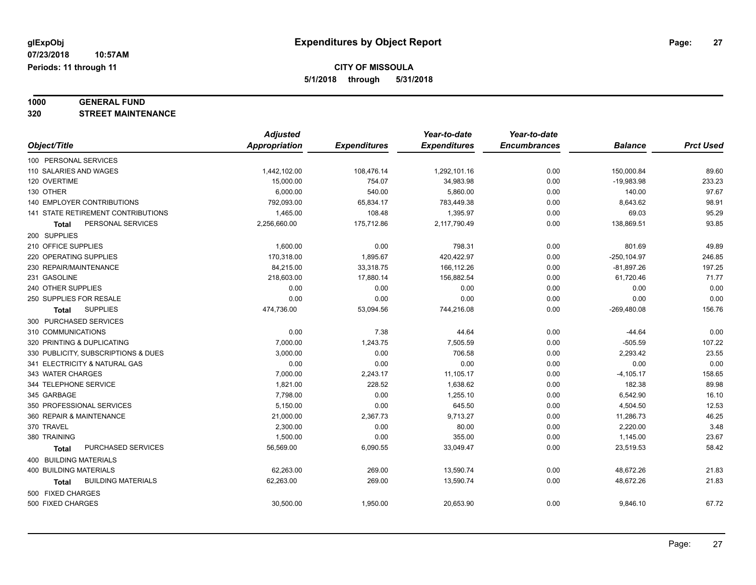# Expenditures by Object Report

glExpObj
07/23/2018 10:57AM
Periods: 11 through 11

**CITY OF MISSOULA**
**5/1/2018 through 5/31/2018**

**1000 GENERAL FUND**
**320 STREET MAINTENANCE**

| Object/Title | Adjusted Appropriation | Expenditures | Year-to-date Expenditures | Year-to-date Encumbrances | Balance | Prct Used |
|---|---|---|---|---|---|---|
| 100 PERSONAL SERVICES | | | | | | |
| 110 SALARIES AND WAGES | 1,442,102.00 | 108,476.14 | 1,292,101.16 | 0.00 | 150,000.84 | 89.60 |
| 120 OVERTIME | 15,000.00 | 754.07 | 34,983.98 | 0.00 | -19,983.98 | 233.23 |
| 130 OTHER | 6,000.00 | 540.00 | 5,860.00 | 0.00 | 140.00 | 97.67 |
| 140 EMPLOYER CONTRIBUTIONS | 792,093.00 | 65,834.17 | 783,449.38 | 0.00 | 8,643.62 | 98.91 |
| 141 STATE RETIREMENT CONTRIBUTIONS | 1,465.00 | 108.48 | 1,395.97 | 0.00 | 69.03 | 95.29 |
| **Total** PERSONAL SERVICES | 2,256,660.00 | 175,712.86 | 2,117,790.49 | 0.00 | 138,869.51 | 93.85 |
| 200 SUPPLIES | | | | | | |
| 210 OFFICE SUPPLIES | 1,600.00 | 0.00 | 798.31 | 0.00 | 801.69 | 49.89 |
| 220 OPERATING SUPPLIES | 170,318.00 | 1,895.67 | 420,422.97 | 0.00 | -250,104.97 | 246.85 |
| 230 REPAIR/MAINTENANCE | 84,215.00 | 33,318.75 | 166,112.26 | 0.00 | -81,897.26 | 197.25 |
| 231 GASOLINE | 218,603.00 | 17,880.14 | 156,882.54 | 0.00 | 61,720.46 | 71.77 |
| 240 OTHER SUPPLIES | 0.00 | 0.00 | 0.00 | 0.00 | 0.00 | 0.00 |
| 250 SUPPLIES FOR RESALE | 0.00 | 0.00 | 0.00 | 0.00 | 0.00 | 0.00 |
| **Total** SUPPLIES | 474,736.00 | 53,094.56 | 744,216.08 | 0.00 | -269,480.08 | 156.76 |
| 300 PURCHASED SERVICES | | | | | | |
| 310 COMMUNICATIONS | 0.00 | 7.38 | 44.64 | 0.00 | -44.64 | 0.00 |
| 320 PRINTING & DUPLICATING | 7,000.00 | 1,243.75 | 7,505.59 | 0.00 | -505.59 | 107.22 |
| 330 PUBLICITY, SUBSCRIPTIONS & DUES | 3,000.00 | 0.00 | 706.58 | 0.00 | 2,293.42 | 23.55 |
| 341 ELECTRICITY & NATURAL GAS | 0.00 | 0.00 | 0.00 | 0.00 | 0.00 | 0.00 |
| 343 WATER CHARGES | 7,000.00 | 2,243.17 | 11,105.17 | 0.00 | -4,105.17 | 158.65 |
| 344 TELEPHONE SERVICE | 1,821.00 | 228.52 | 1,638.62 | 0.00 | 182.38 | 89.98 |
| 345 GARBAGE | 7,798.00 | 0.00 | 1,255.10 | 0.00 | 6,542.90 | 16.10 |
| 350 PROFESSIONAL SERVICES | 5,150.00 | 0.00 | 645.50 | 0.00 | 4,504.50 | 12.53 |
| 360 REPAIR & MAINTENANCE | 21,000.00 | 2,367.73 | 9,713.27 | 0.00 | 11,286.73 | 46.25 |
| 370 TRAVEL | 2,300.00 | 0.00 | 80.00 | 0.00 | 2,220.00 | 3.48 |
| 380 TRAINING | 1,500.00 | 0.00 | 355.00 | 0.00 | 1,145.00 | 23.67 |
| **Total** PURCHASED SERVICES | 56,569.00 | 6,090.55 | 33,049.47 | 0.00 | 23,519.53 | 58.42 |
| 400 BUILDING MATERIALS | | | | | | |
| 400 BUILDING MATERIALS | 62,263.00 | 269.00 | 13,590.74 | 0.00 | 48,672.26 | 21.83 |
| **Total** BUILDING MATERIALS | 62,263.00 | 269.00 | 13,590.74 | 0.00 | 48,672.26 | 21.83 |
| 500 FIXED CHARGES | | | | | | |
| 500 FIXED CHARGES | 30,500.00 | 1,950.00 | 20,653.90 | 0.00 | 9,846.10 | 67.72 |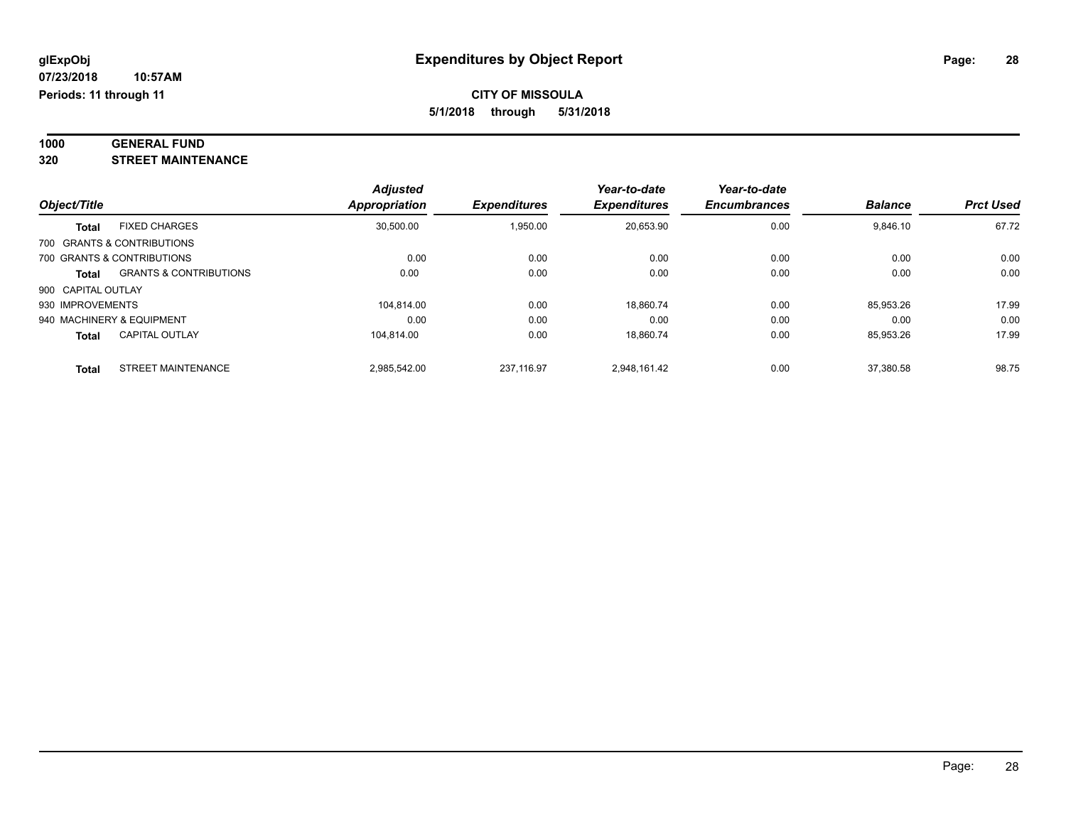# Expenditures by Object Report

glExpObj
07/23/2018 10:57AM
Periods: 11 through 11

**CITY OF MISSOULA**
**5/1/2018 through 5/31/2018**

**1000 GENERAL FUND**
**320 STREET MAINTENANCE**

| Object/Title | | Adjusted Appropriation | Expenditures | Year-to-date Expenditures | Year-to-date Encumbrances | Balance | Prct Used |
|---|---|---|---|---|---|---|---|
| **Total** | FIXED CHARGES | 30,500.00 | 1,950.00 | 20,653.90 | 0.00 | 9,846.10 | 67.72 |
| 700 GRANTS & CONTRIBUTIONS | | | | | | | |
| 700 GRANTS & CONTRIBUTIONS | | 0.00 | 0.00 | 0.00 | 0.00 | 0.00 | 0.00 |
| **Total** | GRANTS & CONTRIBUTIONS | 0.00 | 0.00 | 0.00 | 0.00 | 0.00 | 0.00 |
| 900 CAPITAL OUTLAY | | | | | | | |
| 930 IMPROVEMENTS | | 104,814.00 | 0.00 | 18,860.74 | 0.00 | 85,953.26 | 17.99 |
| 940 MACHINERY & EQUIPMENT | | 0.00 | 0.00 | 0.00 | 0.00 | 0.00 | 0.00 |
| **Total** | CAPITAL OUTLAY | 104,814.00 | 0.00 | 18,860.74 | 0.00 | 85,953.26 | 17.99 |
| **Total** | STREET MAINTENANCE | 2,985,542.00 | 237,116.97 | 2,948,161.42 | 0.00 | 37,380.58 | 98.75 |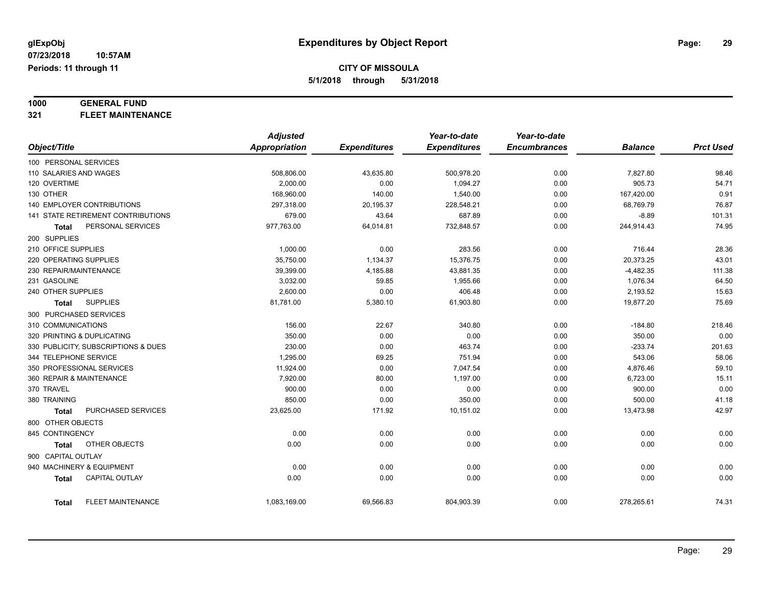# Expenditures by Object Report

glExpObj
07/23/2018 10:57AM
Periods: 11 through 11

**CITY OF MISSOULA**
**5/1/2018 through 5/31/2018**

**1000 GENERAL FUND**
**321 FLEET MAINTENANCE**

| Object/Title | Adjusted Appropriation | Expenditures | Year-to-date Expenditures | Year-to-date Encumbrances | Balance | Prct Used |
|---|---|---|---|---|---|---|
| 100 PERSONAL SERVICES | | | | | | |
| 110 SALARIES AND WAGES | 508,806.00 | 43,635.80 | 500,978.20 | 0.00 | 7,827.80 | 98.46 |
| 120 OVERTIME | 2,000.00 | 0.00 | 1,094.27 | 0.00 | 905.73 | 54.71 |
| 130 OTHER | 168,960.00 | 140.00 | 1,540.00 | 0.00 | 167,420.00 | 0.91 |
| 140 EMPLOYER CONTRIBUTIONS | 297,318.00 | 20,195.37 | 228,548.21 | 0.00 | 68,769.79 | 76.87 |
| 141 STATE RETIREMENT CONTRIBUTIONS | 679.00 | 43.64 | 687.89 | 0.00 | -8.89 | 101.31 |
| **Total** PERSONAL SERVICES | 977,763.00 | 64,014.81 | 732,848.57 | 0.00 | 244,914.43 | 74.95 |
| 200 SUPPLIES | | | | | | |
| 210 OFFICE SUPPLIES | 1,000.00 | 0.00 | 283.56 | 0.00 | 716.44 | 28.36 |
| 220 OPERATING SUPPLIES | 35,750.00 | 1,134.37 | 15,376.75 | 0.00 | 20,373.25 | 43.01 |
| 230 REPAIR/MAINTENANCE | 39,399.00 | 4,185.88 | 43,881.35 | 0.00 | -4,482.35 | 111.38 |
| 231 GASOLINE | 3,032.00 | 59.85 | 1,955.66 | 0.00 | 1,076.34 | 64.50 |
| 240 OTHER SUPPLIES | 2,600.00 | 0.00 | 406.48 | 0.00 | 2,193.52 | 15.63 |
| **Total** SUPPLIES | 81,781.00 | 5,380.10 | 61,903.80 | 0.00 | 19,877.20 | 75.69 |
| 300 PURCHASED SERVICES | | | | | | |
| 310 COMMUNICATIONS | 156.00 | 22.67 | 340.80 | 0.00 | -184.80 | 218.46 |
| 320 PRINTING & DUPLICATING | 350.00 | 0.00 | 0.00 | 0.00 | 350.00 | 0.00 |
| 330 PUBLICITY, SUBSCRIPTIONS & DUES | 230.00 | 0.00 | 463.74 | 0.00 | -233.74 | 201.63 |
| 344 TELEPHONE SERVICE | 1,295.00 | 69.25 | 751.94 | 0.00 | 543.06 | 58.06 |
| 350 PROFESSIONAL SERVICES | 11,924.00 | 0.00 | 7,047.54 | 0.00 | 4,876.46 | 59.10 |
| 360 REPAIR & MAINTENANCE | 7,920.00 | 80.00 | 1,197.00 | 0.00 | 6,723.00 | 15.11 |
| 370 TRAVEL | 900.00 | 0.00 | 0.00 | 0.00 | 900.00 | 0.00 |
| 380 TRAINING | 850.00 | 0.00 | 350.00 | 0.00 | 500.00 | 41.18 |
| **Total** PURCHASED SERVICES | 23,625.00 | 171.92 | 10,151.02 | 0.00 | 13,473.98 | 42.97 |
| 800 OTHER OBJECTS | | | | | | |
| 845 CONTINGENCY | 0.00 | 0.00 | 0.00 | 0.00 | 0.00 | 0.00 |
| **Total** OTHER OBJECTS | 0.00 | 0.00 | 0.00 | 0.00 | 0.00 | 0.00 |
| 900 CAPITAL OUTLAY | | | | | | |
| 940 MACHINERY & EQUIPMENT | 0.00 | 0.00 | 0.00 | 0.00 | 0.00 | 0.00 |
| **Total** CAPITAL OUTLAY | 0.00 | 0.00 | 0.00 | 0.00 | 0.00 | 0.00 |
| **Total** FLEET MAINTENANCE | 1,083,169.00 | 69,566.83 | 804,903.39 | 0.00 | 278,265.61 | 74.31 |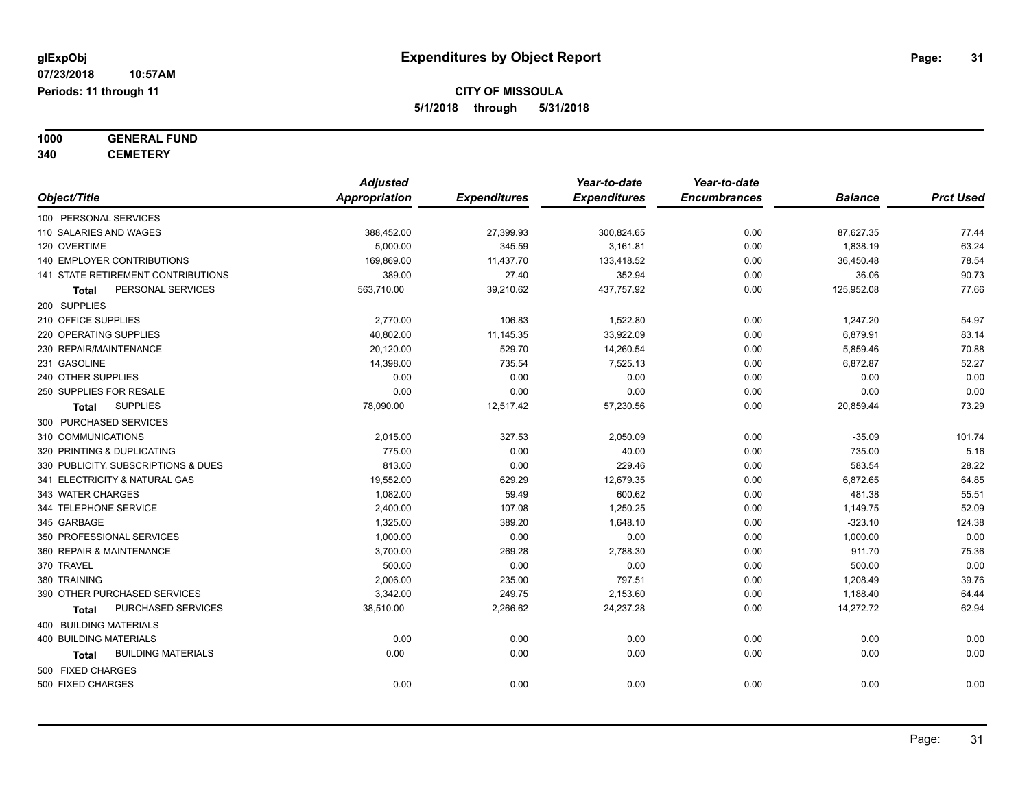# Expenditures by Object Report

glExpObj
07/23/2018 10:57AM
Periods: 11 through 11

**CITY OF MISSOULA**
**5/1/2018 through 5/31/2018**

**1000 GENERAL FUND**
**340 CEMETERY**

| Object/Title | Adjusted Appropriation | Expenditures | Year-to-date Expenditures | Year-to-date Encumbrances | Balance | Prct Used |
|---|---|---|---|---|---|---|
| 100 PERSONAL SERVICES | | | | | | |
| 110 SALARIES AND WAGES | 388,452.00 | 27,399.93 | 300,824.65 | 0.00 | 87,627.35 | 77.44 |
| 120 OVERTIME | 5,000.00 | 345.59 | 3,161.81 | 0.00 | 1,838.19 | 63.24 |
| 140 EMPLOYER CONTRIBUTIONS | 169,869.00 | 11,437.70 | 133,418.52 | 0.00 | 36,450.48 | 78.54 |
| 141 STATE RETIREMENT CONTRIBUTIONS | 389.00 | 27.40 | 352.94 | 0.00 | 36.06 | 90.73 |
| **Total** PERSONAL SERVICES | 563,710.00 | 39,210.62 | 437,757.92 | 0.00 | 125,952.08 | 77.66 |
| 200 SUPPLIES | | | | | | |
| 210 OFFICE SUPPLIES | 2,770.00 | 106.83 | 1,522.80 | 0.00 | 1,247.20 | 54.97 |
| 220 OPERATING SUPPLIES | 40,802.00 | 11,145.35 | 33,922.09 | 0.00 | 6,879.91 | 83.14 |
| 230 REPAIR/MAINTENANCE | 20,120.00 | 529.70 | 14,260.54 | 0.00 | 5,859.46 | 70.88 |
| 231 GASOLINE | 14,398.00 | 735.54 | 7,525.13 | 0.00 | 6,872.87 | 52.27 |
| 240 OTHER SUPPLIES | 0.00 | 0.00 | 0.00 | 0.00 | 0.00 | 0.00 |
| 250 SUPPLIES FOR RESALE | 0.00 | 0.00 | 0.00 | 0.00 | 0.00 | 0.00 |
| **Total** SUPPLIES | 78,090.00 | 12,517.42 | 57,230.56 | 0.00 | 20,859.44 | 73.29 |
| 300 PURCHASED SERVICES | | | | | | |
| 310 COMMUNICATIONS | 2,015.00 | 327.53 | 2,050.09 | 0.00 | -35.09 | 101.74 |
| 320 PRINTING & DUPLICATING | 775.00 | 0.00 | 40.00 | 0.00 | 735.00 | 5.16 |
| 330 PUBLICITY, SUBSCRIPTIONS & DUES | 813.00 | 0.00 | 229.46 | 0.00 | 583.54 | 28.22 |
| 341 ELECTRICITY & NATURAL GAS | 19,552.00 | 629.29 | 12,679.35 | 0.00 | 6,872.65 | 64.85 |
| 343 WATER CHARGES | 1,082.00 | 59.49 | 600.62 | 0.00 | 481.38 | 55.51 |
| 344 TELEPHONE SERVICE | 2,400.00 | 107.08 | 1,250.25 | 0.00 | 1,149.75 | 52.09 |
| 345 GARBAGE | 1,325.00 | 389.20 | 1,648.10 | 0.00 | -323.10 | 124.38 |
| 350 PROFESSIONAL SERVICES | 1,000.00 | 0.00 | 0.00 | 0.00 | 1,000.00 | 0.00 |
| 360 REPAIR & MAINTENANCE | 3,700.00 | 269.28 | 2,788.30 | 0.00 | 911.70 | 75.36 |
| 370 TRAVEL | 500.00 | 0.00 | 0.00 | 0.00 | 500.00 | 0.00 |
| 380 TRAINING | 2,006.00 | 235.00 | 797.51 | 0.00 | 1,208.49 | 39.76 |
| 390 OTHER PURCHASED SERVICES | 3,342.00 | 249.75 | 2,153.60 | 0.00 | 1,188.40 | 64.44 |
| **Total** PURCHASED SERVICES | 38,510.00 | 2,266.62 | 24,237.28 | 0.00 | 14,272.72 | 62.94 |
| 400 BUILDING MATERIALS | | | | | | |
| 400 BUILDING MATERIALS | 0.00 | 0.00 | 0.00 | 0.00 | 0.00 | 0.00 |
| **Total** BUILDING MATERIALS | 0.00 | 0.00 | 0.00 | 0.00 | 0.00 | 0.00 |
| 500 FIXED CHARGES | | | | | | |
| 500 FIXED CHARGES | 0.00 | 0.00 | 0.00 | 0.00 | 0.00 | 0.00 |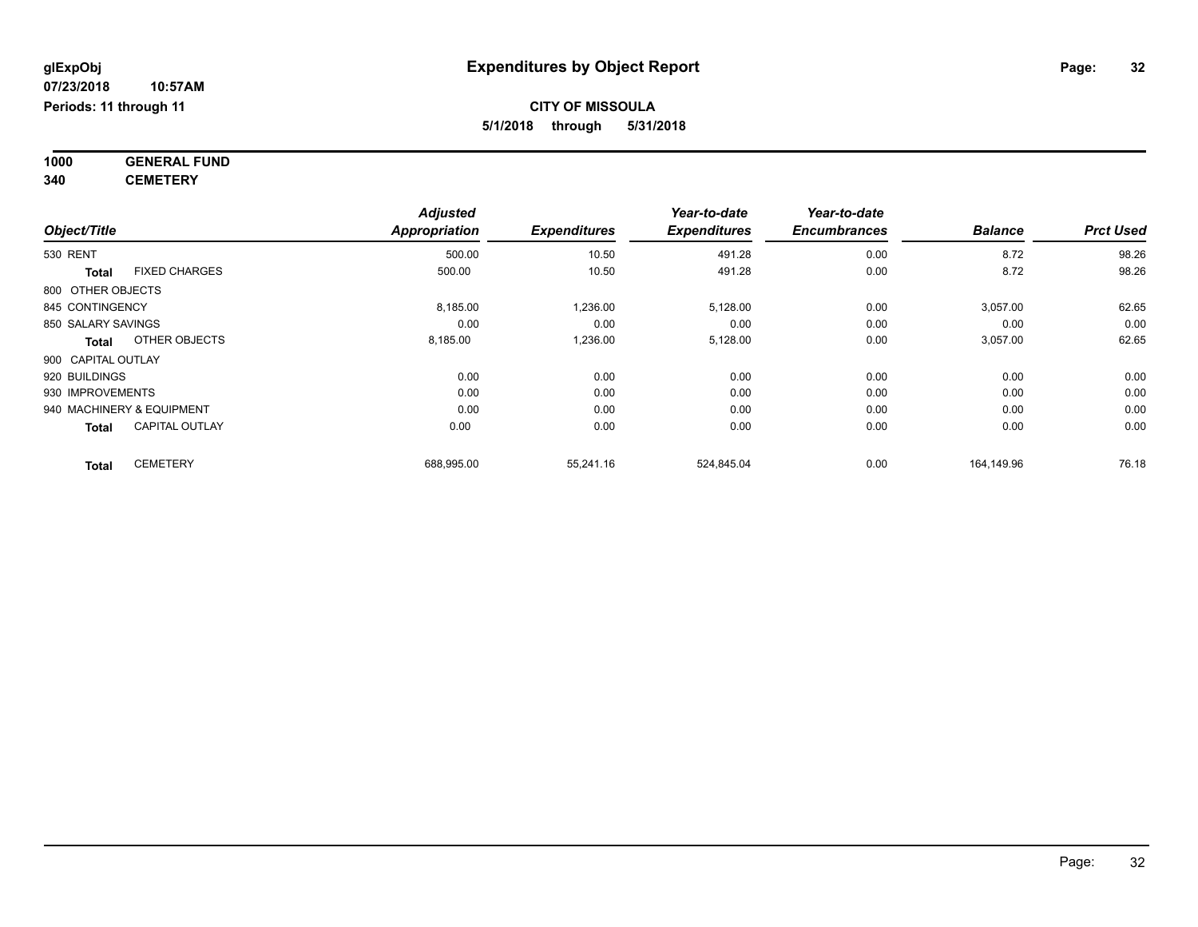**glExpObj**
**07/23/2018 10:57AM**
**Periods: 11 through 11**

# Expenditures by Object Report

**CITY OF MISSOULA**
**5/1/2018 through 5/31/2018**

**1000 GENERAL FUND**
**340 CEMETERY**

| Object/Title | | Adjusted Appropriation | Expenditures | Year-to-date Expenditures | Year-to-date Encumbrances | Balance | Prct Used |
|---|---|---|---|---|---|---|---|
| 530 RENT | | 500.00 | 10.50 | 491.28 | 0.00 | 8.72 | 98.26 |
| **Total** | FIXED CHARGES | 500.00 | 10.50 | 491.28 | 0.00 | 8.72 | 98.26 |
| 800 OTHER OBJECTS | | | | | | | |
| 845 CONTINGENCY | | 8,185.00 | 1,236.00 | 5,128.00 | 0.00 | 3,057.00 | 62.65 |
| 850 SALARY SAVINGS | | 0.00 | 0.00 | 0.00 | 0.00 | 0.00 | 0.00 |
| **Total** | OTHER OBJECTS | 8,185.00 | 1,236.00 | 5,128.00 | 0.00 | 3,057.00 | 62.65 |
| 900 CAPITAL OUTLAY | | | | | | | |
| 920 BUILDINGS | | 0.00 | 0.00 | 0.00 | 0.00 | 0.00 | 0.00 |
| 930 IMPROVEMENTS | | 0.00 | 0.00 | 0.00 | 0.00 | 0.00 | 0.00 |
| 940 MACHINERY & EQUIPMENT | | 0.00 | 0.00 | 0.00 | 0.00 | 0.00 | 0.00 |
| **Total** | CAPITAL OUTLAY | 0.00 | 0.00 | 0.00 | 0.00 | 0.00 | 0.00 |
| **Total** | CEMETERY | 688,995.00 | 55,241.16 | 524,845.04 | 0.00 | 164,149.96 | 76.18 |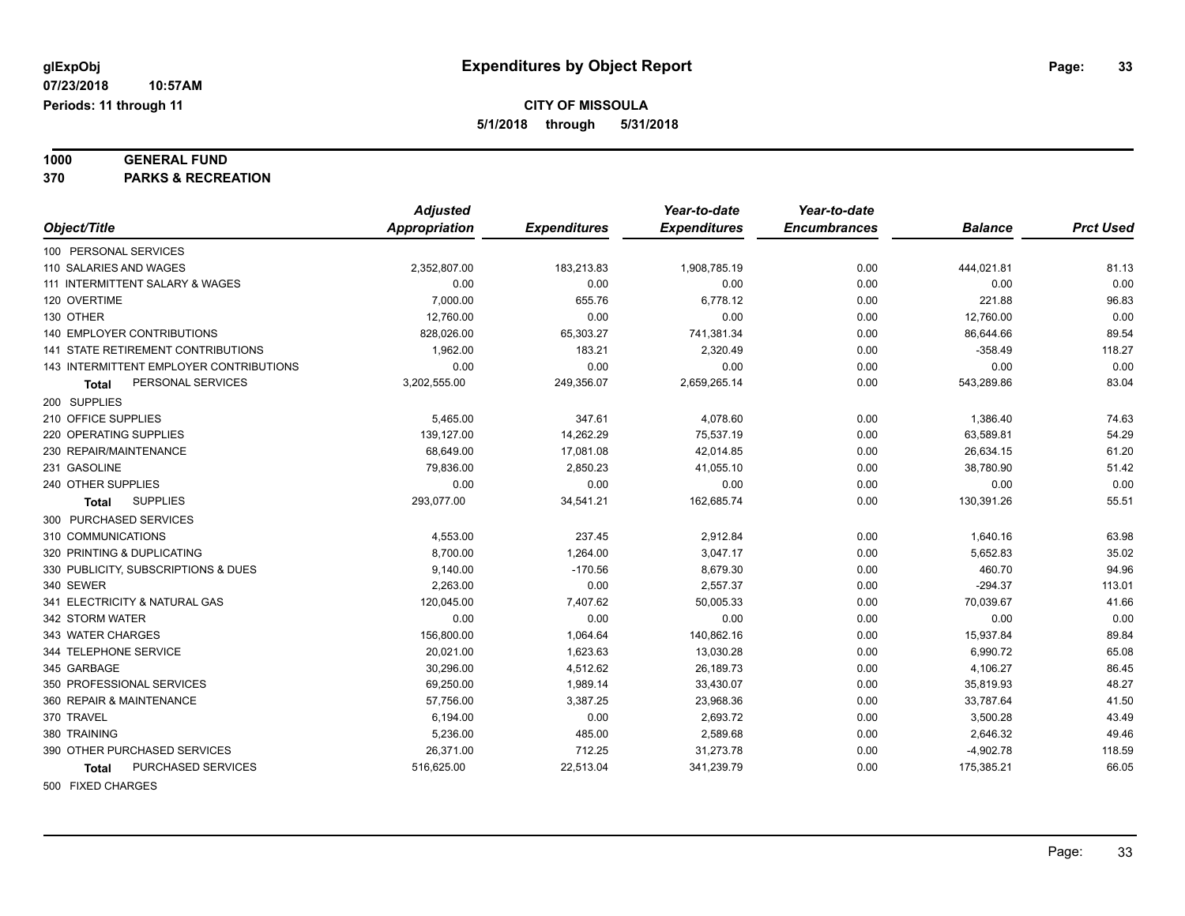**glExpObj** **Expenditures by Object Report**
**07/23/2018 10:57AM**
**Periods: 11 through 11**

**CITY OF MISSOULA**
**5/1/2018 through 5/31/2018**

**1000 GENERAL FUND**
**370 PARKS & RECREATION**

| Object/Title | *Adjusted Appropriation* | *Expenditures* | *Year-to-date Expenditures* | *Year-to-date Encumbrances* | *Balance* | *Prct Used* |
|---|---|---|---|---|---|---|
| 100 PERSONAL SERVICES | | | | | | |
| 110 SALARIES AND WAGES | 2,352,807.00 | 183,213.83 | 1,908,785.19 | 0.00 | 444,021.81 | 81.13 |
| 111 INTERMITTENT SALARY & WAGES | 0.00 | 0.00 | 0.00 | 0.00 | 0.00 | 0.00 |
| 120 OVERTIME | 7,000.00 | 655.76 | 6,778.12 | 0.00 | 221.88 | 96.83 |
| 130 OTHER | 12,760.00 | 0.00 | 0.00 | 0.00 | 12,760.00 | 0.00 |
| 140 EMPLOYER CONTRIBUTIONS | 828,026.00 | 65,303.27 | 741,381.34 | 0.00 | 86,644.66 | 89.54 |
| 141 STATE RETIREMENT CONTRIBUTIONS | 1,962.00 | 183.21 | 2,320.49 | 0.00 | -358.49 | 118.27 |
| 143 INTERMITTENT EMPLOYER CONTRIBUTIONS | 0.00 | 0.00 | 0.00 | 0.00 | 0.00 | 0.00 |
| **Total** PERSONAL SERVICES | 3,202,555.00 | 249,356.07 | 2,659,265.14 | 0.00 | 543,289.86 | 83.04 |
| 200 SUPPLIES | | | | | | |
| 210 OFFICE SUPPLIES | 5,465.00 | 347.61 | 4,078.60 | 0.00 | 1,386.40 | 74.63 |
| 220 OPERATING SUPPLIES | 139,127.00 | 14,262.29 | 75,537.19 | 0.00 | 63,589.81 | 54.29 |
| 230 REPAIR/MAINTENANCE | 68,649.00 | 17,081.08 | 42,014.85 | 0.00 | 26,634.15 | 61.20 |
| 231 GASOLINE | 79,836.00 | 2,850.23 | 41,055.10 | 0.00 | 38,780.90 | 51.42 |
| 240 OTHER SUPPLIES | 0.00 | 0.00 | 0.00 | 0.00 | 0.00 | 0.00 |
| **Total** SUPPLIES | 293,077.00 | 34,541.21 | 162,685.74 | 0.00 | 130,391.26 | 55.51 |
| 300 PURCHASED SERVICES | | | | | | |
| 310 COMMUNICATIONS | 4,553.00 | 237.45 | 2,912.84 | 0.00 | 1,640.16 | 63.98 |
| 320 PRINTING & DUPLICATING | 8,700.00 | 1,264.00 | 3,047.17 | 0.00 | 5,652.83 | 35.02 |
| 330 PUBLICITY, SUBSCRIPTIONS & DUES | 9,140.00 | -170.56 | 8,679.30 | 0.00 | 460.70 | 94.96 |
| 340 SEWER | 2,263.00 | 0.00 | 2,557.37 | 0.00 | -294.37 | 113.01 |
| 341 ELECTRICITY & NATURAL GAS | 120,045.00 | 7,407.62 | 50,005.33 | 0.00 | 70,039.67 | 41.66 |
| 342 STORM WATER | 0.00 | 0.00 | 0.00 | 0.00 | 0.00 | 0.00 |
| 343 WATER CHARGES | 156,800.00 | 1,064.64 | 140,862.16 | 0.00 | 15,937.84 | 89.84 |
| 344 TELEPHONE SERVICE | 20,021.00 | 1,623.63 | 13,030.28 | 0.00 | 6,990.72 | 65.08 |
| 345 GARBAGE | 30,296.00 | 4,512.62 | 26,189.73 | 0.00 | 4,106.27 | 86.45 |
| 350 PROFESSIONAL SERVICES | 69,250.00 | 1,989.14 | 33,430.07 | 0.00 | 35,819.93 | 48.27 |
| 360 REPAIR & MAINTENANCE | 57,756.00 | 3,387.25 | 23,968.36 | 0.00 | 33,787.64 | 41.50 |
| 370 TRAVEL | 6,194.00 | 0.00 | 2,693.72 | 0.00 | 3,500.28 | 43.49 |
| 380 TRAINING | 5,236.00 | 485.00 | 2,589.68 | 0.00 | 2,646.32 | 49.46 |
| 390 OTHER PURCHASED SERVICES | 26,371.00 | 712.25 | 31,273.78 | 0.00 | -4,902.78 | 118.59 |
| **Total** PURCHASED SERVICES | 516,625.00 | 22,513.04 | 341,239.79 | 0.00 | 175,385.21 | 66.05 |
| 500 FIXED CHARGES | | | | | | |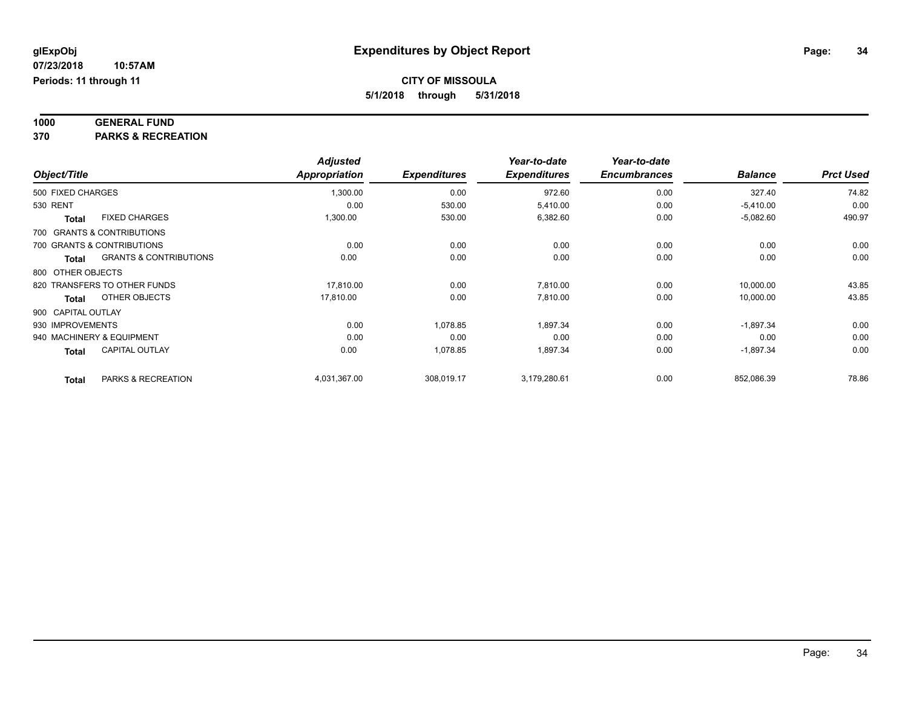# Expenditures by Object Report

glExpObj
07/23/2018 10:57AM
Periods: 11 through 11

**CITY OF MISSOULA**
**5/1/2018 through 5/31/2018**

**1000 GENERAL FUND**
**370 PARKS & RECREATION**

| Object/Title | | Adjusted Appropriation | Expenditures | Year-to-date Expenditures | Year-to-date Encumbrances | Balance | Prct Used |
|---|---|---|---|---|---|---|---|
| 500 FIXED CHARGES | | 1,300.00 | 0.00 | 972.60 | 0.00 | 327.40 | 74.82 |
| 530 RENT | | 0.00 | 530.00 | 5,410.00 | 0.00 | -5,410.00 | 0.00 |
| **Total** | FIXED CHARGES | 1,300.00 | 530.00 | 6,382.60 | 0.00 | -5,082.60 | 490.97 |
| 700 GRANTS & CONTRIBUTIONS | | | | | | | |
| 700 GRANTS & CONTRIBUTIONS | | 0.00 | 0.00 | 0.00 | 0.00 | 0.00 | 0.00 |
| **Total** | GRANTS & CONTRIBUTIONS | 0.00 | 0.00 | 0.00 | 0.00 | 0.00 | 0.00 |
| 800 OTHER OBJECTS | | | | | | | |
| 820 TRANSFERS TO OTHER FUNDS | | 17,810.00 | 0.00 | 7,810.00 | 0.00 | 10,000.00 | 43.85 |
| **Total** | OTHER OBJECTS | 17,810.00 | 0.00 | 7,810.00 | 0.00 | 10,000.00 | 43.85 |
| 900 CAPITAL OUTLAY | | | | | | | |
| 930 IMPROVEMENTS | | 0.00 | 1,078.85 | 1,897.34 | 0.00 | -1,897.34 | 0.00 |
| 940 MACHINERY & EQUIPMENT | | 0.00 | 0.00 | 0.00 | 0.00 | 0.00 | 0.00 |
| **Total** | CAPITAL OUTLAY | 0.00 | 1,078.85 | 1,897.34 | 0.00 | -1,897.34 | 0.00 |
| **Total** | PARKS & RECREATION | 4,031,367.00 | 308,019.17 | 3,179,280.61 | 0.00 | 852,086.39 | 78.86 |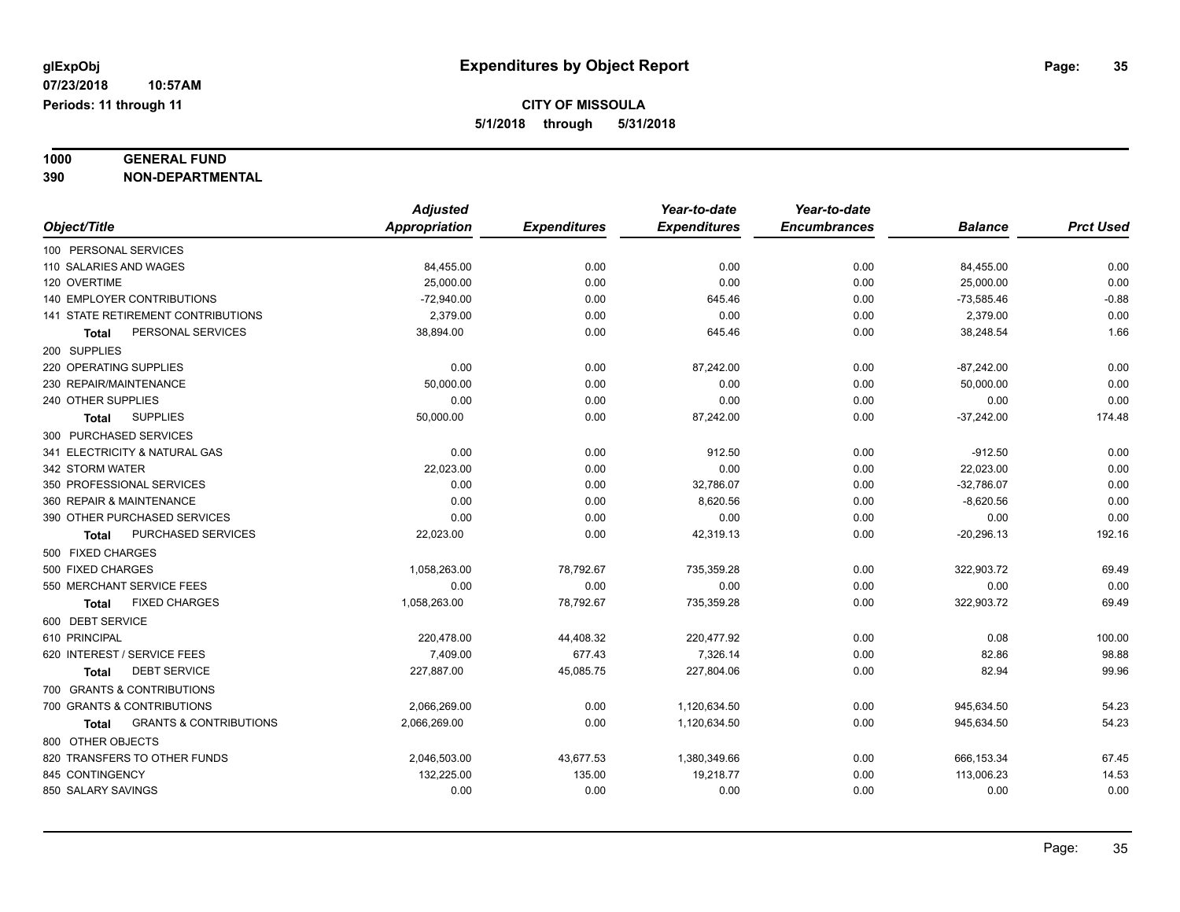# Expenditures by Object Report

glExpObj
07/23/2018 10:57AM
Periods: 11 through 11

**CITY OF MISSOULA**
**5/1/2018 through 5/31/2018**

**1000 GENERAL FUND**
**390 NON-DEPARTMENTAL**

| Object/Title | Adjusted Appropriation | Expenditures | Year-to-date Expenditures | Year-to-date Encumbrances | Balance | Prct Used |
|---|---|---|---|---|---|---|
| 100 PERSONAL SERVICES | | | | | | |
| 110 SALARIES AND WAGES | 84,455.00 | 0.00 | 0.00 | 0.00 | 84,455.00 | 0.00 |
| 120 OVERTIME | 25,000.00 | 0.00 | 0.00 | 0.00 | 25,000.00 | 0.00 |
| 140 EMPLOYER CONTRIBUTIONS | -72,940.00 | 0.00 | 645.46 | 0.00 | -73,585.46 | -0.88 |
| 141 STATE RETIREMENT CONTRIBUTIONS | 2,379.00 | 0.00 | 0.00 | 0.00 | 2,379.00 | 0.00 |
| **Total** PERSONAL SERVICES | 38,894.00 | 0.00 | 645.46 | 0.00 | 38,248.54 | 1.66 |
| 200 SUPPLIES | | | | | | |
| 220 OPERATING SUPPLIES | 0.00 | 0.00 | 87,242.00 | 0.00 | -87,242.00 | 0.00 |
| 230 REPAIR/MAINTENANCE | 50,000.00 | 0.00 | 0.00 | 0.00 | 50,000.00 | 0.00 |
| 240 OTHER SUPPLIES | 0.00 | 0.00 | 0.00 | 0.00 | 0.00 | 0.00 |
| **Total** SUPPLIES | 50,000.00 | 0.00 | 87,242.00 | 0.00 | -37,242.00 | 174.48 |
| 300 PURCHASED SERVICES | | | | | | |
| 341 ELECTRICITY & NATURAL GAS | 0.00 | 0.00 | 912.50 | 0.00 | -912.50 | 0.00 |
| 342 STORM WATER | 22,023.00 | 0.00 | 0.00 | 0.00 | 22,023.00 | 0.00 |
| 350 PROFESSIONAL SERVICES | 0.00 | 0.00 | 32,786.07 | 0.00 | -32,786.07 | 0.00 |
| 360 REPAIR & MAINTENANCE | 0.00 | 0.00 | 8,620.56 | 0.00 | -8,620.56 | 0.00 |
| 390 OTHER PURCHASED SERVICES | 0.00 | 0.00 | 0.00 | 0.00 | 0.00 | 0.00 |
| **Total** PURCHASED SERVICES | 22,023.00 | 0.00 | 42,319.13 | 0.00 | -20,296.13 | 192.16 |
| 500 FIXED CHARGES | | | | | | |
| 500 FIXED CHARGES | 1,058,263.00 | 78,792.67 | 735,359.28 | 0.00 | 322,903.72 | 69.49 |
| 550 MERCHANT SERVICE FEES | 0.00 | 0.00 | 0.00 | 0.00 | 0.00 | 0.00 |
| **Total** FIXED CHARGES | 1,058,263.00 | 78,792.67 | 735,359.28 | 0.00 | 322,903.72 | 69.49 |
| 600 DEBT SERVICE | | | | | | |
| 610 PRINCIPAL | 220,478.00 | 44,408.32 | 220,477.92 | 0.00 | 0.08 | 100.00 |
| 620 INTEREST / SERVICE FEES | 7,409.00 | 677.43 | 7,326.14 | 0.00 | 82.86 | 98.88 |
| **Total** DEBT SERVICE | 227,887.00 | 45,085.75 | 227,804.06 | 0.00 | 82.94 | 99.96 |
| 700 GRANTS & CONTRIBUTIONS | | | | | | |
| 700 GRANTS & CONTRIBUTIONS | 2,066,269.00 | 0.00 | 1,120,634.50 | 0.00 | 945,634.50 | 54.23 |
| **Total** GRANTS & CONTRIBUTIONS | 2,066,269.00 | 0.00 | 1,120,634.50 | 0.00 | 945,634.50 | 54.23 |
| 800 OTHER OBJECTS | | | | | | |
| 820 TRANSFERS TO OTHER FUNDS | 2,046,503.00 | 43,677.53 | 1,380,349.66 | 0.00 | 666,153.34 | 67.45 |
| 845 CONTINGENCY | 132,225.00 | 135.00 | 19,218.77 | 0.00 | 113,006.23 | 14.53 |
| 850 SALARY SAVINGS | 0.00 | 0.00 | 0.00 | 0.00 | 0.00 | 0.00 |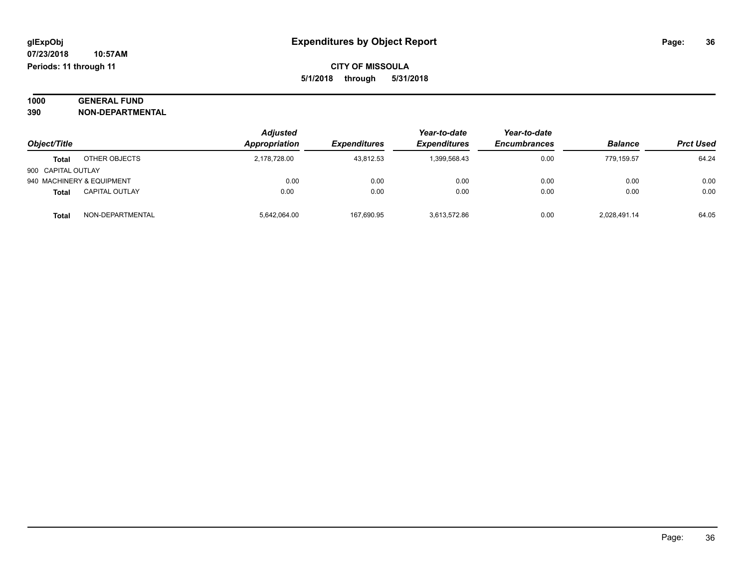**glExpObj**
**07/23/2018 10:57AM**
**Periods: 11 through 11**

# Expenditures by Object Report

**CITY OF MISSOULA**
**5/1/2018 through 5/31/2018**

**1000 GENERAL FUND**
**390 NON-DEPARTMENTAL**

| Object/Title | | *Adjusted Appropriation* | *Expenditures* | *Year-to-date Expenditures* | *Year-to-date Encumbrances* | *Balance* | *Prct Used* |
|---|---|---|---|---|---|---|---|
| **Total** | OTHER OBJECTS | 2,178,728.00 | 43,812.53 | 1,399,568.43 | 0.00 | 779,159.57 | 64.24 |
| 900 CAPITAL OUTLAY | | | | | | | |
| 940 MACHINERY & EQUIPMENT | | 0.00 | 0.00 | 0.00 | 0.00 | 0.00 | 0.00 |
| **Total** | CAPITAL OUTLAY | 0.00 | 0.00 | 0.00 | 0.00 | 0.00 | 0.00 |
| **Total** | NON-DEPARTMENTAL | 5,642,064.00 | 167,690.95 | 3,613,572.86 | 0.00 | 2,028,491.14 | 64.05 |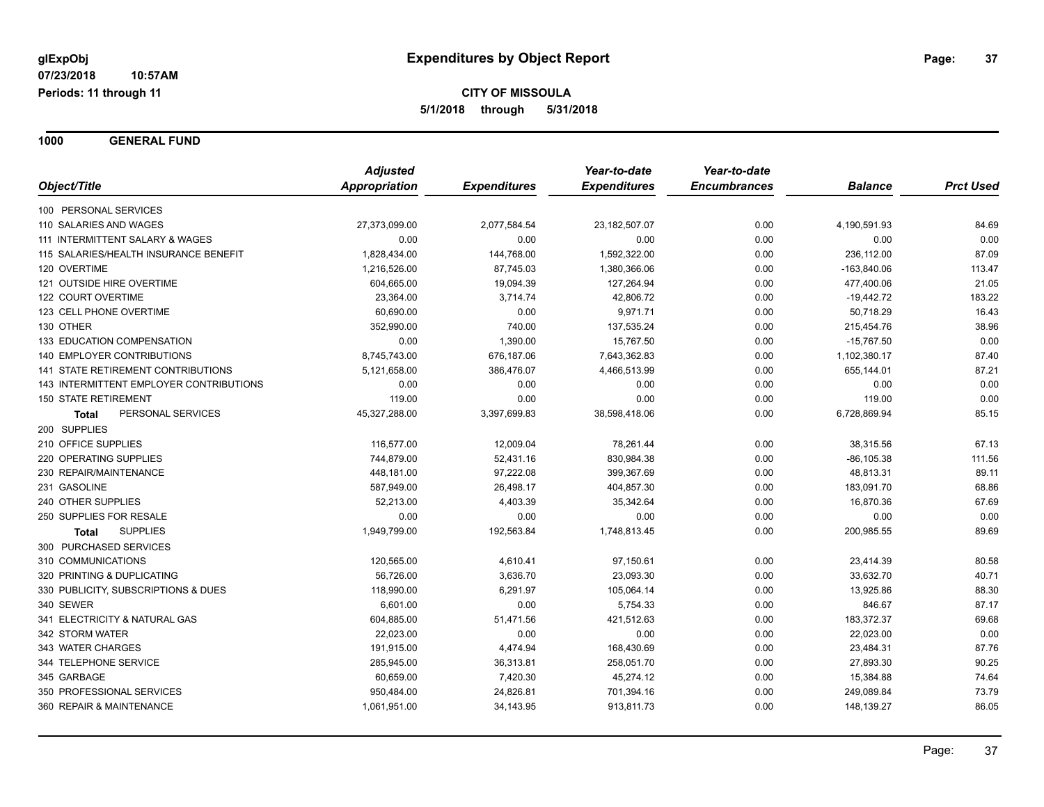glExpObj
07/23/2018 10:57AM
Periods: 11 through 11

# Expenditures by Object Report

**CITY OF MISSOULA**
**5/1/2018 through 5/31/2018**

**1000 GENERAL FUND**

| Object/Title | Adjusted Appropriation | Expenditures | Year-to-date Expenditures | Year-to-date Encumbrances | Balance | Prct Used |
|---|---|---|---|---|---|---|
| 100 PERSONAL SERVICES | | | | | | |
| 110 SALARIES AND WAGES | 27,373,099.00 | 2,077,584.54 | 23,182,507.07 | 0.00 | 4,190,591.93 | 84.69 |
| 111 INTERMITTENT SALARY & WAGES | 0.00 | 0.00 | 0.00 | 0.00 | 0.00 | 0.00 |
| 115 SALARIES/HEALTH INSURANCE BENEFIT | 1,828,434.00 | 144,768.00 | 1,592,322.00 | 0.00 | 236,112.00 | 87.09 |
| 120 OVERTIME | 1,216,526.00 | 87,745.03 | 1,380,366.06 | 0.00 | -163,840.06 | 113.47 |
| 121 OUTSIDE HIRE OVERTIME | 604,665.00 | 19,094.39 | 127,264.94 | 0.00 | 477,400.06 | 21.05 |
| 122 COURT OVERTIME | 23,364.00 | 3,714.74 | 42,806.72 | 0.00 | -19,442.72 | 183.22 |
| 123 CELL PHONE OVERTIME | 60,690.00 | 0.00 | 9,971.71 | 0.00 | 50,718.29 | 16.43 |
| 130 OTHER | 352,990.00 | 740.00 | 137,535.24 | 0.00 | 215,454.76 | 38.96 |
| 133 EDUCATION COMPENSATION | 0.00 | 1,390.00 | 15,767.50 | 0.00 | -15,767.50 | 0.00 |
| 140 EMPLOYER CONTRIBUTIONS | 8,745,743.00 | 676,187.06 | 7,643,362.83 | 0.00 | 1,102,380.17 | 87.40 |
| 141 STATE RETIREMENT CONTRIBUTIONS | 5,121,658.00 | 386,476.07 | 4,466,513.99 | 0.00 | 655,144.01 | 87.21 |
| 143 INTERMITTENT EMPLOYER CONTRIBUTIONS | 0.00 | 0.00 | 0.00 | 0.00 | 0.00 | 0.00 |
| 150 STATE RETIREMENT | 119.00 | 0.00 | 0.00 | 0.00 | 119.00 | 0.00 |
| **Total** PERSONAL SERVICES | 45,327,288.00 | 3,397,699.83 | 38,598,418.06 | 0.00 | 6,728,869.94 | 85.15 |
| 200 SUPPLIES | | | | | | |
| 210 OFFICE SUPPLIES | 116,577.00 | 12,009.04 | 78,261.44 | 0.00 | 38,315.56 | 67.13 |
| 220 OPERATING SUPPLIES | 744,879.00 | 52,431.16 | 830,984.38 | 0.00 | -86,105.38 | 111.56 |
| 230 REPAIR/MAINTENANCE | 448,181.00 | 97,222.08 | 399,367.69 | 0.00 | 48,813.31 | 89.11 |
| 231 GASOLINE | 587,949.00 | 26,498.17 | 404,857.30 | 0.00 | 183,091.70 | 68.86 |
| 240 OTHER SUPPLIES | 52,213.00 | 4,403.39 | 35,342.64 | 0.00 | 16,870.36 | 67.69 |
| 250 SUPPLIES FOR RESALE | 0.00 | 0.00 | 0.00 | 0.00 | 0.00 | 0.00 |
| **Total** SUPPLIES | 1,949,799.00 | 192,563.84 | 1,748,813.45 | 0.00 | 200,985.55 | 89.69 |
| 300 PURCHASED SERVICES | | | | | | |
| 310 COMMUNICATIONS | 120,565.00 | 4,610.41 | 97,150.61 | 0.00 | 23,414.39 | 80.58 |
| 320 PRINTING & DUPLICATING | 56,726.00 | 3,636.70 | 23,093.30 | 0.00 | 33,632.70 | 40.71 |
| 330 PUBLICITY, SUBSCRIPTIONS & DUES | 118,990.00 | 6,291.97 | 105,064.14 | 0.00 | 13,925.86 | 88.30 |
| 340 SEWER | 6,601.00 | 0.00 | 5,754.33 | 0.00 | 846.67 | 87.17 |
| 341 ELECTRICITY & NATURAL GAS | 604,885.00 | 51,471.56 | 421,512.63 | 0.00 | 183,372.37 | 69.68 |
| 342 STORM WATER | 22,023.00 | 0.00 | 0.00 | 0.00 | 22,023.00 | 0.00 |
| 343 WATER CHARGES | 191,915.00 | 4,474.94 | 168,430.69 | 0.00 | 23,484.31 | 87.76 |
| 344 TELEPHONE SERVICE | 285,945.00 | 36,313.81 | 258,051.70 | 0.00 | 27,893.30 | 90.25 |
| 345 GARBAGE | 60,659.00 | 7,420.30 | 45,274.12 | 0.00 | 15,384.88 | 74.64 |
| 350 PROFESSIONAL SERVICES | 950,484.00 | 24,826.81 | 701,394.16 | 0.00 | 249,089.84 | 73.79 |
| 360 REPAIR & MAINTENANCE | 1,061,951.00 | 34,143.95 | 913,811.73 | 0.00 | 148,139.27 | 86.05 |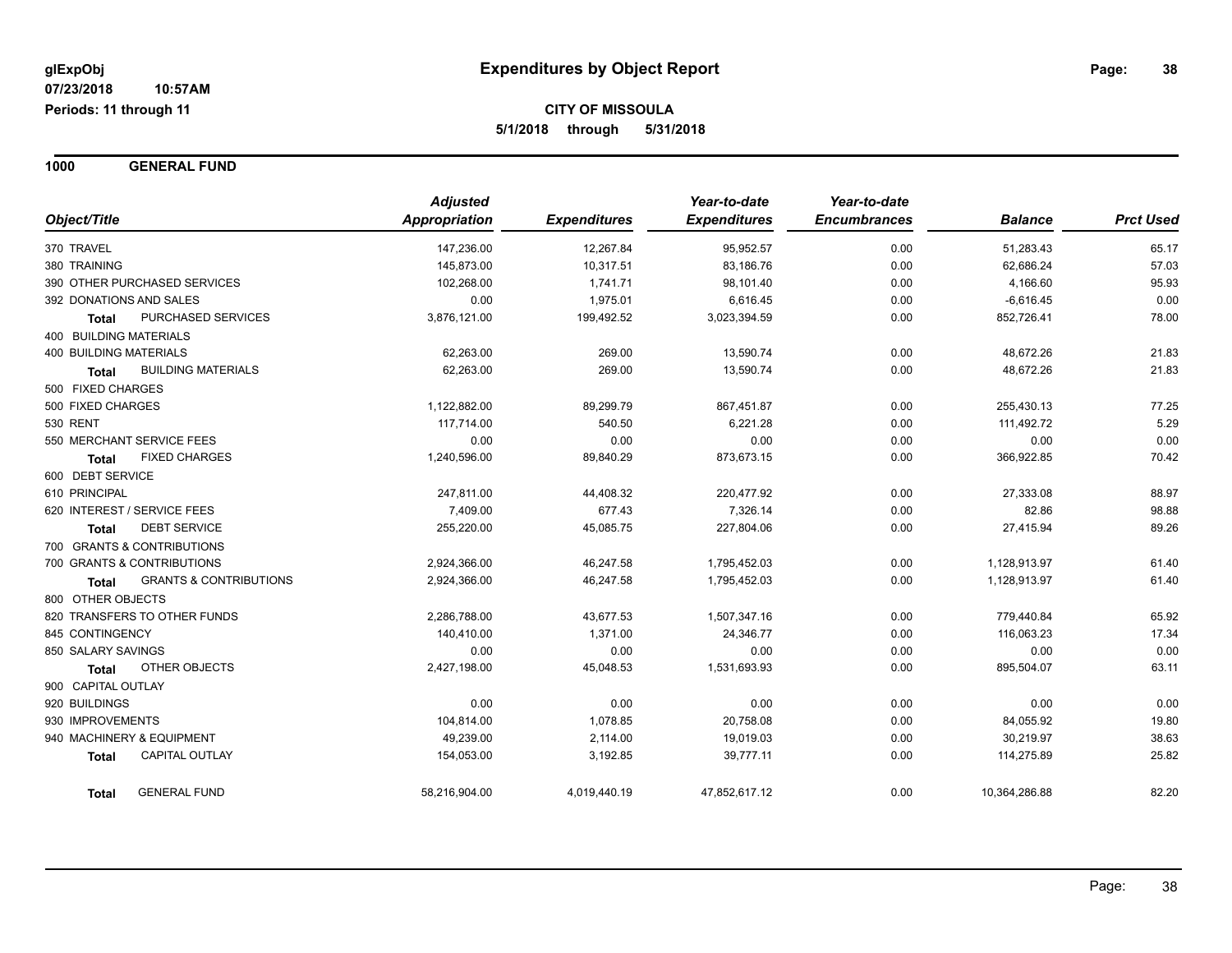**glExpObj** | **Expenditures by Object Report**

**07/23/2018 10:57AM**

**Periods: 11 through 11**

**CITY OF MISSOULA**

**5/1/2018 through 5/31/2018**

**1000 GENERAL FUND**

| Object/Title | Adjusted Appropriation | Expenditures | Year-to-date Expenditures | Year-to-date Encumbrances | Balance | Prct Used |
|---|---|---|---|---|---|---|
| 370 TRAVEL | 147,236.00 | 12,267.84 | 95,952.57 | 0.00 | 51,283.43 | 65.17 |
| 380 TRAINING | 145,873.00 | 10,317.51 | 83,186.76 | 0.00 | 62,686.24 | 57.03 |
| 390 OTHER PURCHASED SERVICES | 102,268.00 | 1,741.71 | 98,101.40 | 0.00 | 4,166.60 | 95.93 |
| 392 DONATIONS AND SALES | 0.00 | 1,975.01 | 6,616.45 | 0.00 | -6,616.45 | 0.00 |
| **Total** PURCHASED SERVICES | 3,876,121.00 | 199,492.52 | 3,023,394.59 | 0.00 | 852,726.41 | 78.00 |
| 400 BUILDING MATERIALS | | | | | | |
| 400 BUILDING MATERIALS | 62,263.00 | 269.00 | 13,590.74 | 0.00 | 48,672.26 | 21.83 |
| **Total** BUILDING MATERIALS | 62,263.00 | 269.00 | 13,590.74 | 0.00 | 48,672.26 | 21.83 |
| 500 FIXED CHARGES | | | | | | |
| 500 FIXED CHARGES | 1,122,882.00 | 89,299.79 | 867,451.87 | 0.00 | 255,430.13 | 77.25 |
| 530 RENT | 117,714.00 | 540.50 | 6,221.28 | 0.00 | 111,492.72 | 5.29 |
| 550 MERCHANT SERVICE FEES | 0.00 | 0.00 | 0.00 | 0.00 | 0.00 | 0.00 |
| **Total** FIXED CHARGES | 1,240,596.00 | 89,840.29 | 873,673.15 | 0.00 | 366,922.85 | 70.42 |
| 600 DEBT SERVICE | | | | | | |
| 610 PRINCIPAL | 247,811.00 | 44,408.32 | 220,477.92 | 0.00 | 27,333.08 | 88.97 |
| 620 INTEREST / SERVICE FEES | 7,409.00 | 677.43 | 7,326.14 | 0.00 | 82.86 | 98.88 |
| **Total** DEBT SERVICE | 255,220.00 | 45,085.75 | 227,804.06 | 0.00 | 27,415.94 | 89.26 |
| 700 GRANTS & CONTRIBUTIONS | | | | | | |
| 700 GRANTS & CONTRIBUTIONS | 2,924,366.00 | 46,247.58 | 1,795,452.03 | 0.00 | 1,128,913.97 | 61.40 |
| **Total** GRANTS & CONTRIBUTIONS | 2,924,366.00 | 46,247.58 | 1,795,452.03 | 0.00 | 1,128,913.97 | 61.40 |
| 800 OTHER OBJECTS | | | | | | |
| 820 TRANSFERS TO OTHER FUNDS | 2,286,788.00 | 43,677.53 | 1,507,347.16 | 0.00 | 779,440.84 | 65.92 |
| 845 CONTINGENCY | 140,410.00 | 1,371.00 | 24,346.77 | 0.00 | 116,063.23 | 17.34 |
| 850 SALARY SAVINGS | 0.00 | 0.00 | 0.00 | 0.00 | 0.00 | 0.00 |
| **Total** OTHER OBJECTS | 2,427,198.00 | 45,048.53 | 1,531,693.93 | 0.00 | 895,504.07 | 63.11 |
| 900 CAPITAL OUTLAY | | | | | | |
| 920 BUILDINGS | 0.00 | 0.00 | 0.00 | 0.00 | 0.00 | 0.00 |
| 930 IMPROVEMENTS | 104,814.00 | 1,078.85 | 20,758.08 | 0.00 | 84,055.92 | 19.80 |
| 940 MACHINERY & EQUIPMENT | 49,239.00 | 2,114.00 | 19,019.03 | 0.00 | 30,219.97 | 38.63 |
| **Total** CAPITAL OUTLAY | 154,053.00 | 3,192.85 | 39,777.11 | 0.00 | 114,275.89 | 25.82 |
| **Total** GENERAL FUND | 58,216,904.00 | 4,019,440.19 | 47,852,617.12 | 0.00 | 10,364,286.88 | 82.20 |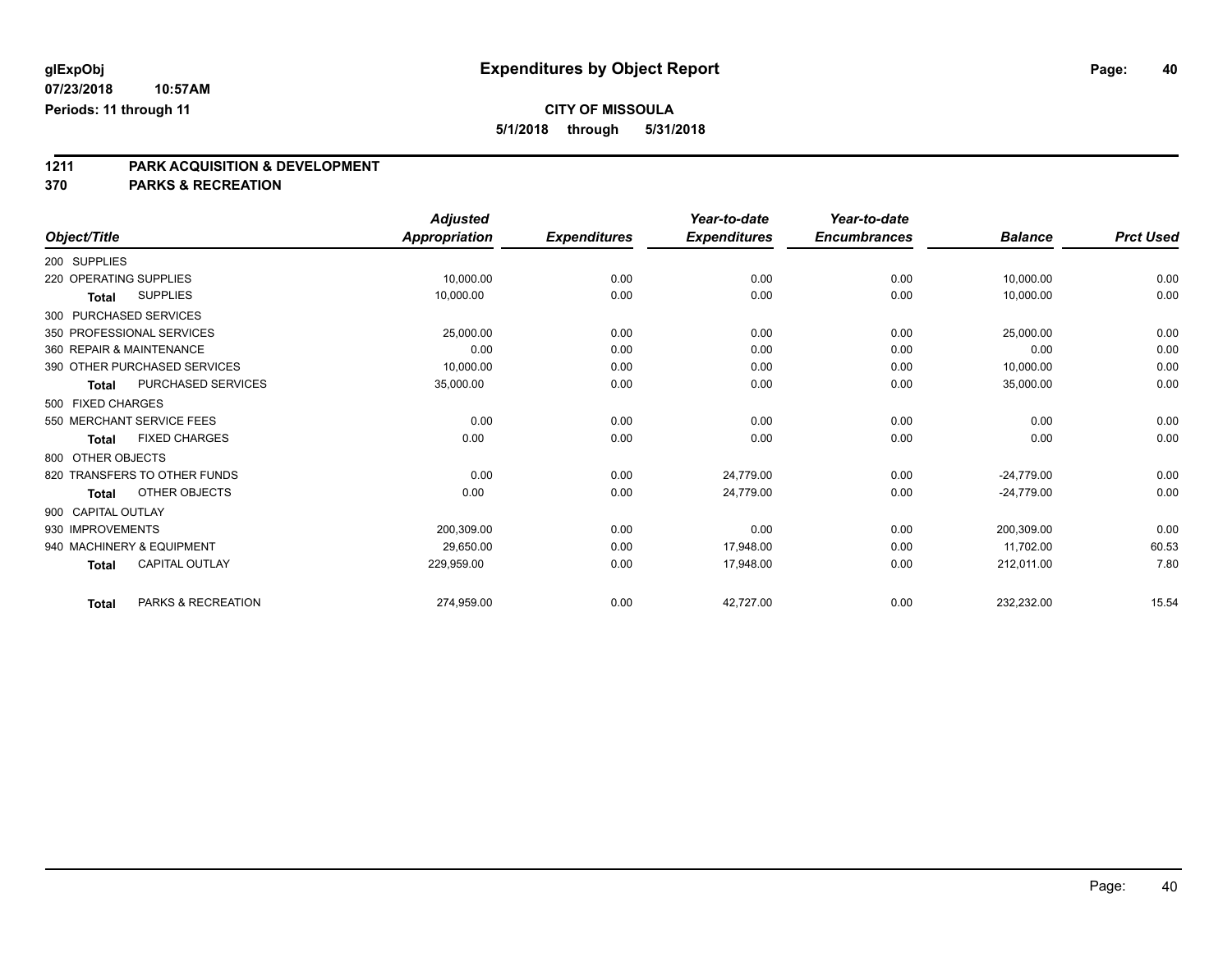**glExpObj**
**07/23/2018 10:57AM**
**Periods: 11 through 11**

# Expenditures by Object Report

**CITY OF MISSOULA**
**5/1/2018 through 5/31/2018**

## 1211 PARK ACQUISITION & DEVELOPMENT
## 370 PARKS & RECREATION

| Object/Title | Adjusted Appropriation | Expenditures | Year-to-date Expenditures | Year-to-date Encumbrances | Balance | Prct Used |
|---|---|---|---|---|---|---|
| 200 SUPPLIES | | | | | | |
| 220 OPERATING SUPPLIES | 10,000.00 | 0.00 | 0.00 | 0.00 | 10,000.00 | 0.00 |
| **Total** SUPPLIES | 10,000.00 | 0.00 | 0.00 | 0.00 | 10,000.00 | 0.00 |
| 300 PURCHASED SERVICES | | | | | | |
| 350 PROFESSIONAL SERVICES | 25,000.00 | 0.00 | 0.00 | 0.00 | 25,000.00 | 0.00 |
| 360 REPAIR & MAINTENANCE | 0.00 | 0.00 | 0.00 | 0.00 | 0.00 | 0.00 |
| 390 OTHER PURCHASED SERVICES | 10,000.00 | 0.00 | 0.00 | 0.00 | 10,000.00 | 0.00 |
| **Total** PURCHASED SERVICES | 35,000.00 | 0.00 | 0.00 | 0.00 | 35,000.00 | 0.00 |
| 500 FIXED CHARGES | | | | | | |
| 550 MERCHANT SERVICE FEES | 0.00 | 0.00 | 0.00 | 0.00 | 0.00 | 0.00 |
| **Total** FIXED CHARGES | 0.00 | 0.00 | 0.00 | 0.00 | 0.00 | 0.00 |
| 800 OTHER OBJECTS | | | | | | |
| 820 TRANSFERS TO OTHER FUNDS | 0.00 | 0.00 | 24,779.00 | 0.00 | -24,779.00 | 0.00 |
| **Total** OTHER OBJECTS | 0.00 | 0.00 | 24,779.00 | 0.00 | -24,779.00 | 0.00 |
| 900 CAPITAL OUTLAY | | | | | | |
| 930 IMPROVEMENTS | 200,309.00 | 0.00 | 0.00 | 0.00 | 200,309.00 | 0.00 |
| 940 MACHINERY & EQUIPMENT | 29,650.00 | 0.00 | 17,948.00 | 0.00 | 11,702.00 | 60.53 |
| **Total** CAPITAL OUTLAY | 229,959.00 | 0.00 | 17,948.00 | 0.00 | 212,011.00 | 7.80 |
| **Total** PARKS & RECREATION | 274,959.00 | 0.00 | 42,727.00 | 0.00 | 232,232.00 | 15.54 |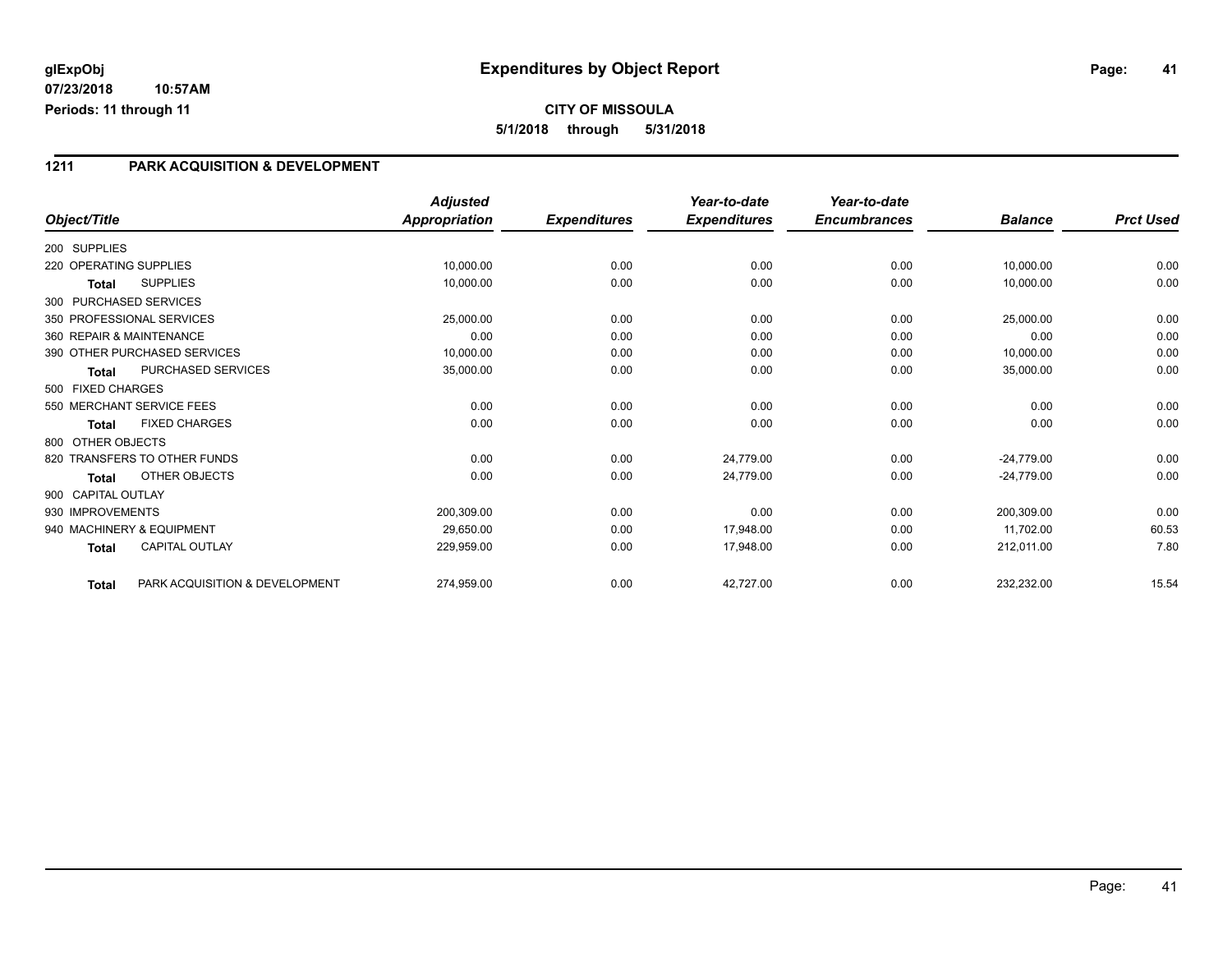**glExpObj** | **Expenditures by Object Report**

**07/23/2018 10:57AM**

**Periods: 11 through 11**

**CITY OF MISSOULA**

**5/1/2018 through 5/31/2018**

## 1211 PARK ACQUISITION & DEVELOPMENT

| Object/Title | | *Adjusted Appropriation* | *Expenditures* | *Year-to-date Expenditures* | *Year-to-date Encumbrances* | *Balance* | *Prct Used* |
|---|---|---|---|---|---|---|---|
| 200 SUPPLIES | | | | | | | |
| 220 OPERATING SUPPLIES | | 10,000.00 | 0.00 | 0.00 | 0.00 | 10,000.00 | 0.00 |
| **Total** | SUPPLIES | 10,000.00 | 0.00 | 0.00 | 0.00 | 10,000.00 | 0.00 |
| 300 PURCHASED SERVICES | | | | | | | |
| 350 PROFESSIONAL SERVICES | | 25,000.00 | 0.00 | 0.00 | 0.00 | 25,000.00 | 0.00 |
| 360 REPAIR & MAINTENANCE | | 0.00 | 0.00 | 0.00 | 0.00 | 0.00 | 0.00 |
| 390 OTHER PURCHASED SERVICES | | 10,000.00 | 0.00 | 0.00 | 0.00 | 10,000.00 | 0.00 |
| **Total** | PURCHASED SERVICES | 35,000.00 | 0.00 | 0.00 | 0.00 | 35,000.00 | 0.00 |
| 500 FIXED CHARGES | | | | | | | |
| 550 MERCHANT SERVICE FEES | | 0.00 | 0.00 | 0.00 | 0.00 | 0.00 | 0.00 |
| **Total** | FIXED CHARGES | 0.00 | 0.00 | 0.00 | 0.00 | 0.00 | 0.00 |
| 800 OTHER OBJECTS | | | | | | | |
| 820 TRANSFERS TO OTHER FUNDS | | 0.00 | 0.00 | 24,779.00 | 0.00 | -24,779.00 | 0.00 |
| **Total** | OTHER OBJECTS | 0.00 | 0.00 | 24,779.00 | 0.00 | -24,779.00 | 0.00 |
| 900 CAPITAL OUTLAY | | | | | | | |
| 930 IMPROVEMENTS | | 200,309.00 | 0.00 | 0.00 | 0.00 | 200,309.00 | 0.00 |
| 940 MACHINERY & EQUIPMENT | | 29,650.00 | 0.00 | 17,948.00 | 0.00 | 11,702.00 | 60.53 |
| **Total** | CAPITAL OUTLAY | 229,959.00 | 0.00 | 17,948.00 | 0.00 | 212,011.00 | 7.80 |
| **Total** | PARK ACQUISITION & DEVELOPMENT | 274,959.00 | 0.00 | 42,727.00 | 0.00 | 232,232.00 | 15.54 |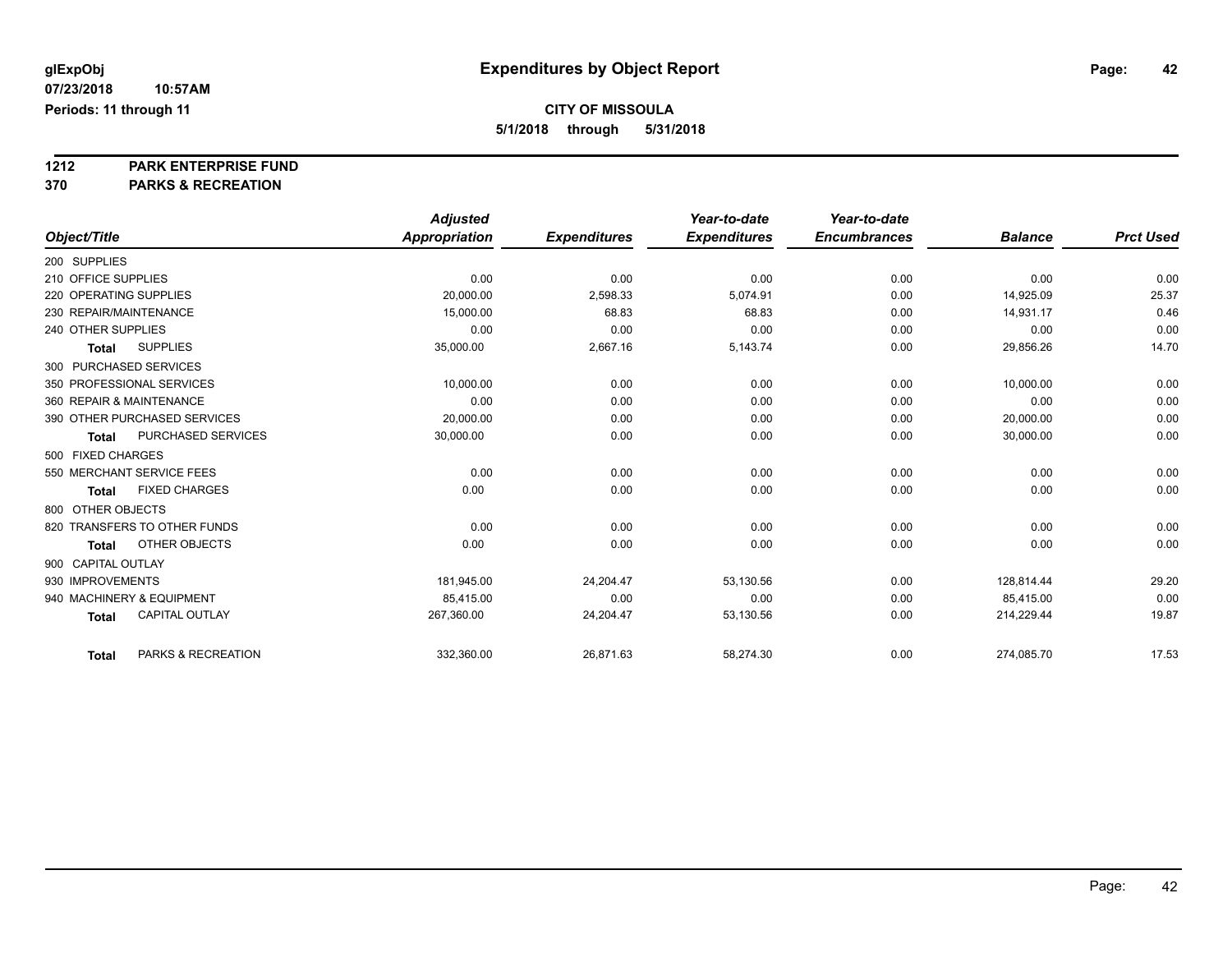glExpObj
07/23/2018 10:57AM
Periods: 11 through 11

# Expenditures by Object Report

**CITY OF MISSOULA**
**5/1/2018 through 5/31/2018**

**1212 PARK ENTERPRISE FUND**
**370 PARKS & RECREATION**

| Object/Title | Adjusted Appropriation | Expenditures | Year-to-date Expenditures | Year-to-date Encumbrances | Balance | Prct Used |
|---|---|---|---|---|---|---|
| 200 SUPPLIES | | | | | | |
| 210 OFFICE SUPPLIES | 0.00 | 0.00 | 0.00 | 0.00 | 0.00 | 0.00 |
| 220 OPERATING SUPPLIES | 20,000.00 | 2,598.33 | 5,074.91 | 0.00 | 14,925.09 | 25.37 |
| 230 REPAIR/MAINTENANCE | 15,000.00 | 68.83 | 68.83 | 0.00 | 14,931.17 | 0.46 |
| 240 OTHER SUPPLIES | 0.00 | 0.00 | 0.00 | 0.00 | 0.00 | 0.00 |
| **Total** SUPPLIES | 35,000.00 | 2,667.16 | 5,143.74 | 0.00 | 29,856.26 | 14.70 |
| 300 PURCHASED SERVICES | | | | | | |
| 350 PROFESSIONAL SERVICES | 10,000.00 | 0.00 | 0.00 | 0.00 | 10,000.00 | 0.00 |
| 360 REPAIR & MAINTENANCE | 0.00 | 0.00 | 0.00 | 0.00 | 0.00 | 0.00 |
| 390 OTHER PURCHASED SERVICES | 20,000.00 | 0.00 | 0.00 | 0.00 | 20,000.00 | 0.00 |
| **Total** PURCHASED SERVICES | 30,000.00 | 0.00 | 0.00 | 0.00 | 30,000.00 | 0.00 |
| 500 FIXED CHARGES | | | | | | |
| 550 MERCHANT SERVICE FEES | 0.00 | 0.00 | 0.00 | 0.00 | 0.00 | 0.00 |
| **Total** FIXED CHARGES | 0.00 | 0.00 | 0.00 | 0.00 | 0.00 | 0.00 |
| 800 OTHER OBJECTS | | | | | | |
| 820 TRANSFERS TO OTHER FUNDS | 0.00 | 0.00 | 0.00 | 0.00 | 0.00 | 0.00 |
| **Total** OTHER OBJECTS | 0.00 | 0.00 | 0.00 | 0.00 | 0.00 | 0.00 |
| 900 CAPITAL OUTLAY | | | | | | |
| 930 IMPROVEMENTS | 181,945.00 | 24,204.47 | 53,130.56 | 0.00 | 128,814.44 | 29.20 |
| 940 MACHINERY & EQUIPMENT | 85,415.00 | 0.00 | 0.00 | 0.00 | 85,415.00 | 0.00 |
| **Total** CAPITAL OUTLAY | 267,360.00 | 24,204.47 | 53,130.56 | 0.00 | 214,229.44 | 19.87 |
| **Total** PARKS & RECREATION | 332,360.00 | 26,871.63 | 58,274.30 | 0.00 | 274,085.70 | 17.53 |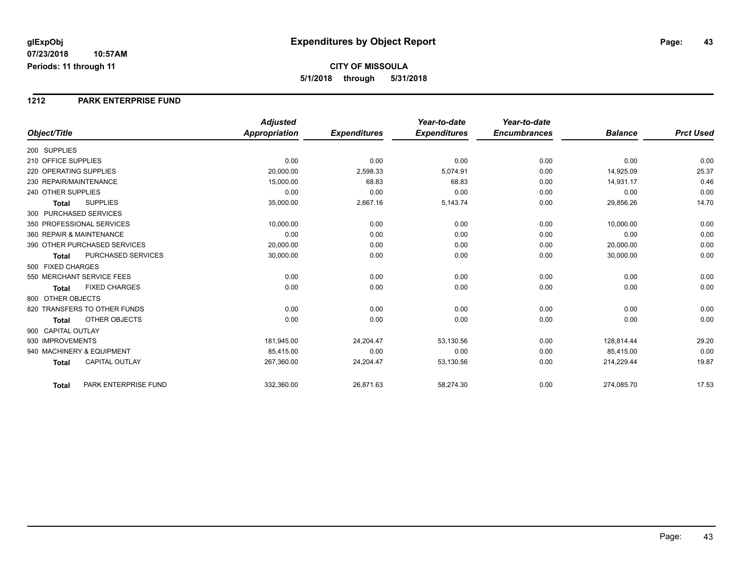# Expenditures by Object Report

glExpObj
07/23/2018 10:57AM
Periods: 11 through 11

**CITY OF MISSOULA**
**5/1/2018 through 5/31/2018**

## 1212 PARK ENTERPRISE FUND

| Object/Title | Adjusted Appropriation | Expenditures | Year-to-date Expenditures | Year-to-date Encumbrances | Balance | Prct Used |
|---|---|---|---|---|---|---|
| 200 SUPPLIES | | | | | | |
| 210 OFFICE SUPPLIES | 0.00 | 0.00 | 0.00 | 0.00 | 0.00 | 0.00 |
| 220 OPERATING SUPPLIES | 20,000.00 | 2,598.33 | 5,074.91 | 0.00 | 14,925.09 | 25.37 |
| 230 REPAIR/MAINTENANCE | 15,000.00 | 68.83 | 68.83 | 0.00 | 14,931.17 | 0.46 |
| 240 OTHER SUPPLIES | 0.00 | 0.00 | 0.00 | 0.00 | 0.00 | 0.00 |
| **Total** SUPPLIES | 35,000.00 | 2,667.16 | 5,143.74 | 0.00 | 29,856.26 | 14.70 |
| 300 PURCHASED SERVICES | | | | | | |
| 350 PROFESSIONAL SERVICES | 10,000.00 | 0.00 | 0.00 | 0.00 | 10,000.00 | 0.00 |
| 360 REPAIR & MAINTENANCE | 0.00 | 0.00 | 0.00 | 0.00 | 0.00 | 0.00 |
| 390 OTHER PURCHASED SERVICES | 20,000.00 | 0.00 | 0.00 | 0.00 | 20,000.00 | 0.00 |
| **Total** PURCHASED SERVICES | 30,000.00 | 0.00 | 0.00 | 0.00 | 30,000.00 | 0.00 |
| 500 FIXED CHARGES | | | | | | |
| 550 MERCHANT SERVICE FEES | 0.00 | 0.00 | 0.00 | 0.00 | 0.00 | 0.00 |
| **Total** FIXED CHARGES | 0.00 | 0.00 | 0.00 | 0.00 | 0.00 | 0.00 |
| 800 OTHER OBJECTS | | | | | | |
| 820 TRANSFERS TO OTHER FUNDS | 0.00 | 0.00 | 0.00 | 0.00 | 0.00 | 0.00 |
| **Total** OTHER OBJECTS | 0.00 | 0.00 | 0.00 | 0.00 | 0.00 | 0.00 |
| 900 CAPITAL OUTLAY | | | | | | |
| 930 IMPROVEMENTS | 181,945.00 | 24,204.47 | 53,130.56 | 0.00 | 128,814.44 | 29.20 |
| 940 MACHINERY & EQUIPMENT | 85,415.00 | 0.00 | 0.00 | 0.00 | 85,415.00 | 0.00 |
| **Total** CAPITAL OUTLAY | 267,360.00 | 24,204.47 | 53,130.56 | 0.00 | 214,229.44 | 19.87 |
| **Total** PARK ENTERPRISE FUND | 332,360.00 | 26,871.63 | 58,274.30 | 0.00 | 274,085.70 | 17.53 |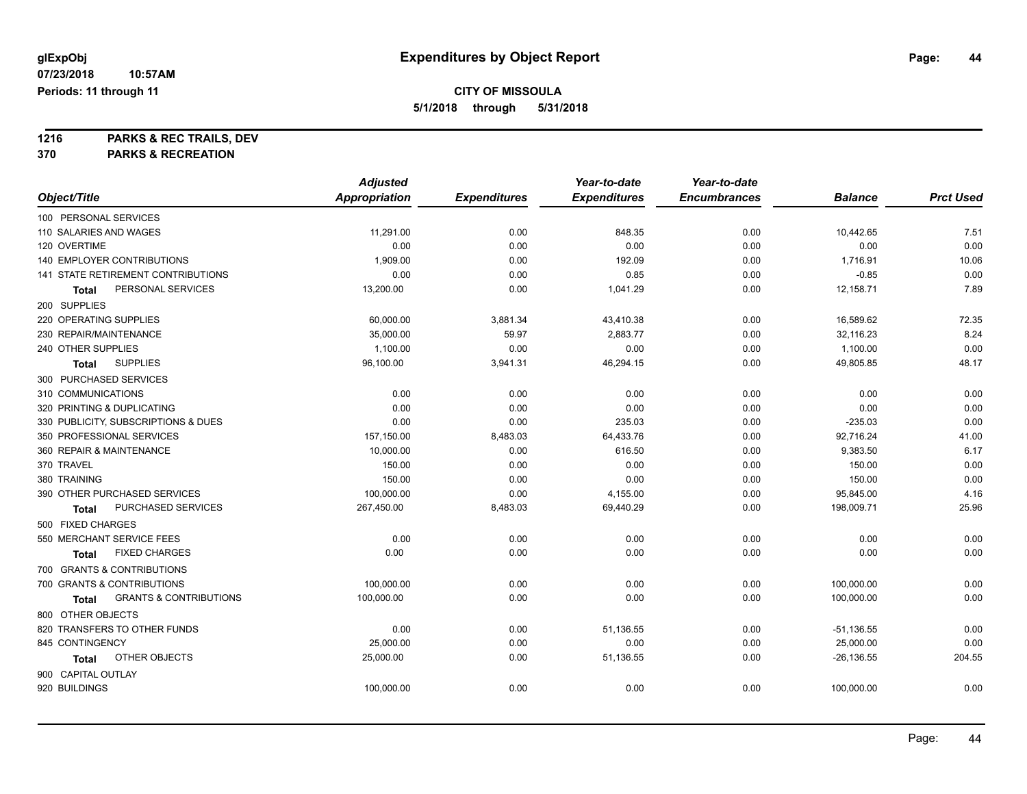**glExpObj**
**07/23/2018 10:57AM**
**Periods: 11 through 11**

# Expenditures by Object Report

**CITY OF MISSOULA**
**5/1/2018 through 5/31/2018**

**1216 PARKS & REC TRAILS, DEV**
**370 PARKS & RECREATION**

| Object/Title | Adjusted Appropriation | Expenditures | Year-to-date Expenditures | Year-to-date Encumbrances | Balance | Prct Used |
|---|---|---|---|---|---|---|
| 100 PERSONAL SERVICES | | | | | | |
| 110 SALARIES AND WAGES | 11,291.00 | 0.00 | 848.35 | 0.00 | 10,442.65 | 7.51 |
| 120 OVERTIME | 0.00 | 0.00 | 0.00 | 0.00 | 0.00 | 0.00 |
| 140 EMPLOYER CONTRIBUTIONS | 1,909.00 | 0.00 | 192.09 | 0.00 | 1,716.91 | 10.06 |
| 141 STATE RETIREMENT CONTRIBUTIONS | 0.00 | 0.00 | 0.85 | 0.00 | -0.85 | 0.00 |
| **Total** PERSONAL SERVICES | 13,200.00 | 0.00 | 1,041.29 | 0.00 | 12,158.71 | 7.89 |
| 200 SUPPLIES | | | | | | |
| 220 OPERATING SUPPLIES | 60,000.00 | 3,881.34 | 43,410.38 | 0.00 | 16,589.62 | 72.35 |
| 230 REPAIR/MAINTENANCE | 35,000.00 | 59.97 | 2,883.77 | 0.00 | 32,116.23 | 8.24 |
| 240 OTHER SUPPLIES | 1,100.00 | 0.00 | 0.00 | 0.00 | 1,100.00 | 0.00 |
| **Total** SUPPLIES | 96,100.00 | 3,941.31 | 46,294.15 | 0.00 | 49,805.85 | 48.17 |
| 300 PURCHASED SERVICES | | | | | | |
| 310 COMMUNICATIONS | 0.00 | 0.00 | 0.00 | 0.00 | 0.00 | 0.00 |
| 320 PRINTING & DUPLICATING | 0.00 | 0.00 | 0.00 | 0.00 | 0.00 | 0.00 |
| 330 PUBLICITY, SUBSCRIPTIONS & DUES | 0.00 | 0.00 | 235.03 | 0.00 | -235.03 | 0.00 |
| 350 PROFESSIONAL SERVICES | 157,150.00 | 8,483.03 | 64,433.76 | 0.00 | 92,716.24 | 41.00 |
| 360 REPAIR & MAINTENANCE | 10,000.00 | 0.00 | 616.50 | 0.00 | 9,383.50 | 6.17 |
| 370 TRAVEL | 150.00 | 0.00 | 0.00 | 0.00 | 150.00 | 0.00 |
| 380 TRAINING | 150.00 | 0.00 | 0.00 | 0.00 | 150.00 | 0.00 |
| 390 OTHER PURCHASED SERVICES | 100,000.00 | 0.00 | 4,155.00 | 0.00 | 95,845.00 | 4.16 |
| **Total** PURCHASED SERVICES | 267,450.00 | 8,483.03 | 69,440.29 | 0.00 | 198,009.71 | 25.96 |
| 500 FIXED CHARGES | | | | | | |
| 550 MERCHANT SERVICE FEES | 0.00 | 0.00 | 0.00 | 0.00 | 0.00 | 0.00 |
| **Total** FIXED CHARGES | 0.00 | 0.00 | 0.00 | 0.00 | 0.00 | 0.00 |
| 700 GRANTS & CONTRIBUTIONS | | | | | | |
| 700 GRANTS & CONTRIBUTIONS | 100,000.00 | 0.00 | 0.00 | 0.00 | 100,000.00 | 0.00 |
| **Total** GRANTS & CONTRIBUTIONS | 100,000.00 | 0.00 | 0.00 | 0.00 | 100,000.00 | 0.00 |
| 800 OTHER OBJECTS | | | | | | |
| 820 TRANSFERS TO OTHER FUNDS | 0.00 | 0.00 | 51,136.55 | 0.00 | -51,136.55 | 0.00 |
| 845 CONTINGENCY | 25,000.00 | 0.00 | 0.00 | 0.00 | 25,000.00 | 0.00 |
| **Total** OTHER OBJECTS | 25,000.00 | 0.00 | 51,136.55 | 0.00 | -26,136.55 | 204.55 |
| 900 CAPITAL OUTLAY | | | | | | |
| 920 BUILDINGS | 100,000.00 | 0.00 | 0.00 | 0.00 | 100,000.00 | 0.00 |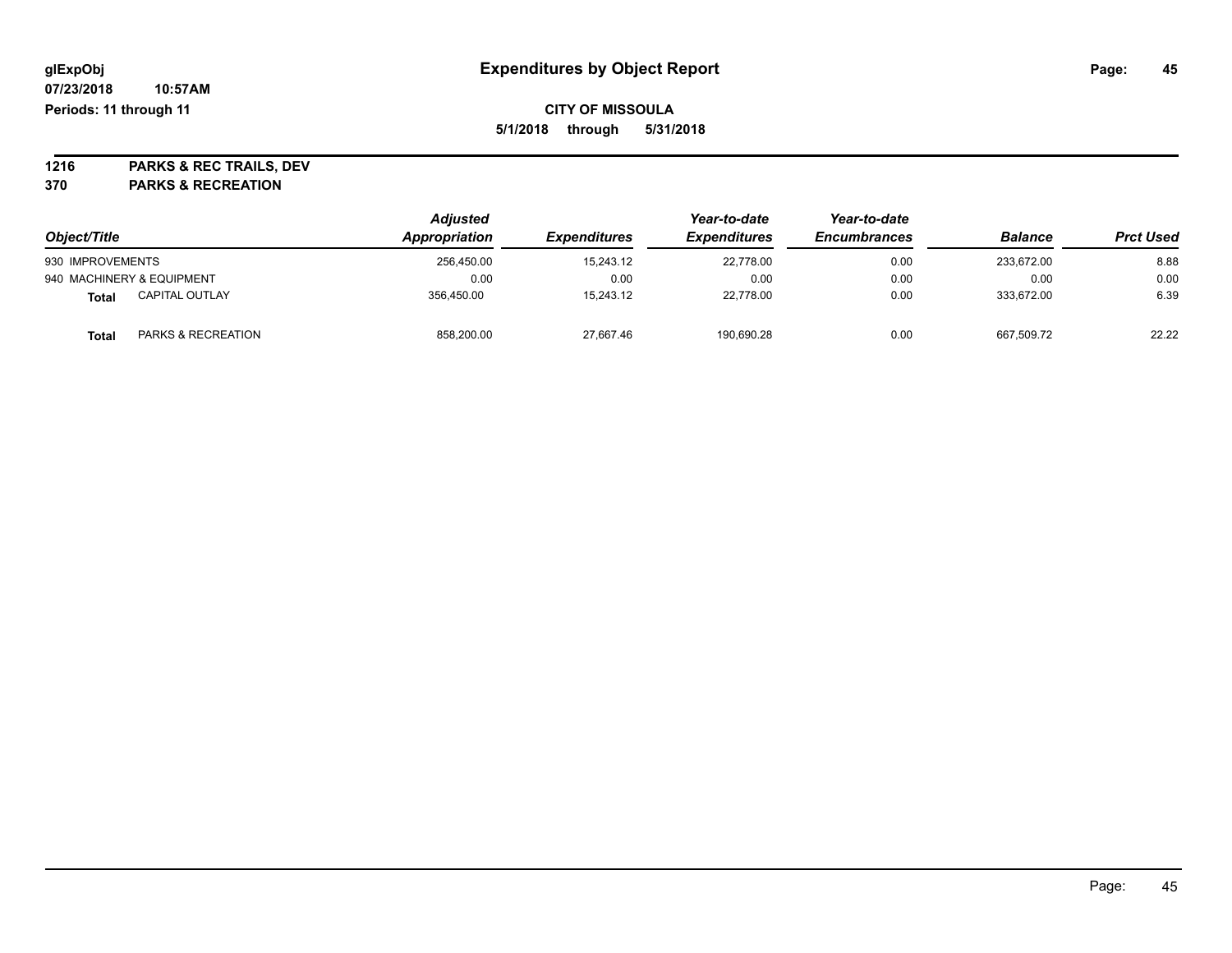# Expenditures by Object Report

glExpObj
07/23/2018 10:57AM
Periods: 11 through 11

**CITY OF MISSOULA**
**5/1/2018 through 5/31/2018**

**1216 PARKS & REC TRAILS, DEV**
**370 PARKS & RECREATION**

| Object/Title | Adjusted Appropriation | Expenditures | Year-to-date Expenditures | Year-to-date Encumbrances | Balance | Prct Used |
|---|---|---|---|---|---|---|
| 930 IMPROVEMENTS | 256,450.00 | 15,243.12 | 22,778.00 | 0.00 | 233,672.00 | 8.88 |
| 940 MACHINERY & EQUIPMENT | 0.00 | 0.00 | 0.00 | 0.00 | 0.00 | 0.00 |
| **Total** CAPITAL OUTLAY | 356,450.00 | 15,243.12 | 22,778.00 | 0.00 | 333,672.00 | 6.39 |
| **Total** PARKS & RECREATION | 858,200.00 | 27,667.46 | 190,690.28 | 0.00 | 667,509.72 | 22.22 |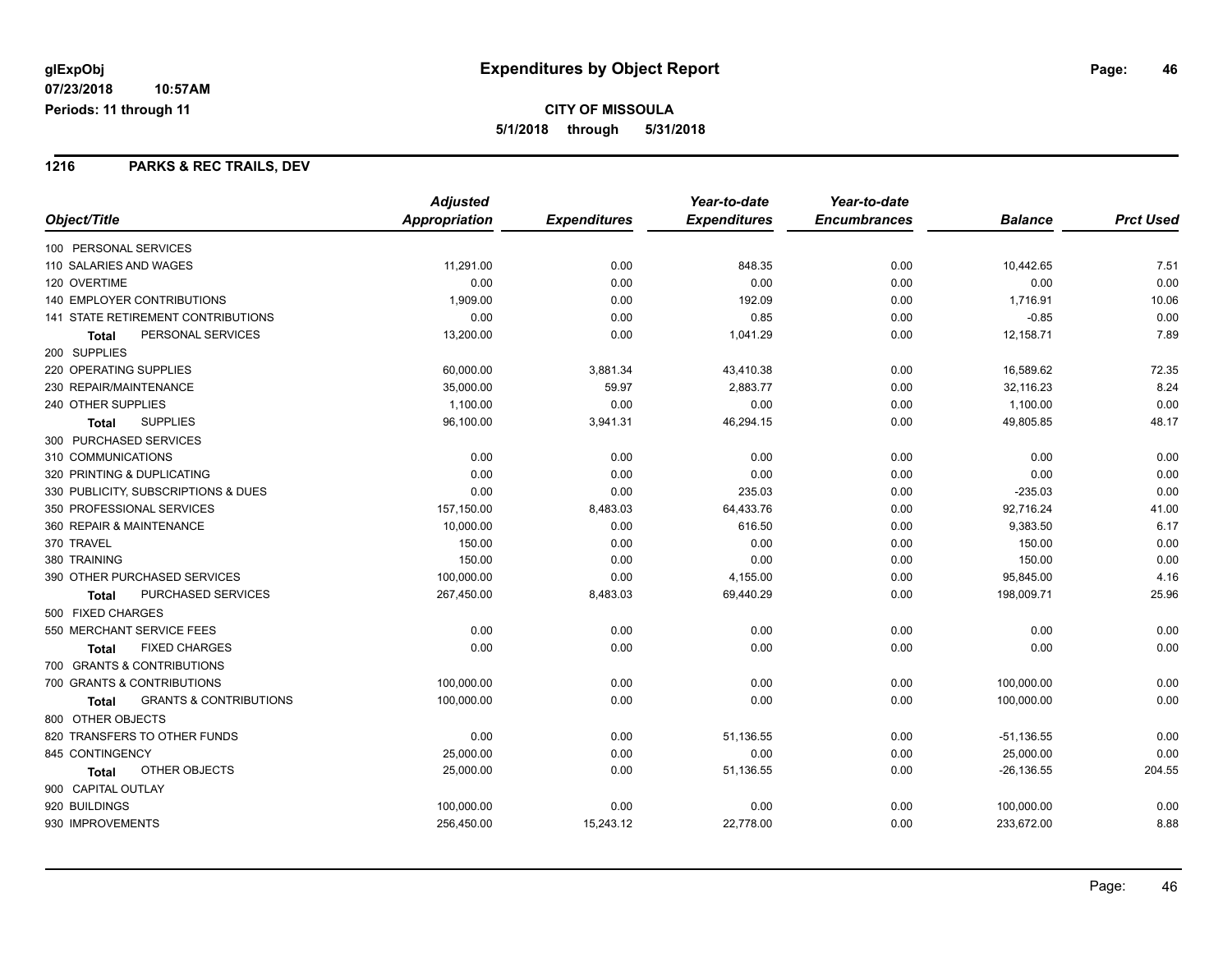# Expenditures by Object Report

glExpObj
07/23/2018 10:57AM
Periods: 11 through 11

**CITY OF MISSOULA**
**5/1/2018 through 5/31/2018**

## 1216 PARKS & REC TRAILS, DEV

| Object/Title | Adjusted Appropriation | Expenditures | Year-to-date Expenditures | Year-to-date Encumbrances | Balance | Prct Used |
|---|---|---|---|---|---|---|
| 100 PERSONAL SERVICES | | | | | | |
| 110 SALARIES AND WAGES | 11,291.00 | 0.00 | 848.35 | 0.00 | 10,442.65 | 7.51 |
| 120 OVERTIME | 0.00 | 0.00 | 0.00 | 0.00 | 0.00 | 0.00 |
| 140 EMPLOYER CONTRIBUTIONS | 1,909.00 | 0.00 | 192.09 | 0.00 | 1,716.91 | 10.06 |
| 141 STATE RETIREMENT CONTRIBUTIONS | 0.00 | 0.00 | 0.85 | 0.00 | -0.85 | 0.00 |
| **Total** PERSONAL SERVICES | 13,200.00 | 0.00 | 1,041.29 | 0.00 | 12,158.71 | 7.89 |
| 200 SUPPLIES | | | | | | |
| 220 OPERATING SUPPLIES | 60,000.00 | 3,881.34 | 43,410.38 | 0.00 | 16,589.62 | 72.35 |
| 230 REPAIR/MAINTENANCE | 35,000.00 | 59.97 | 2,883.77 | 0.00 | 32,116.23 | 8.24 |
| 240 OTHER SUPPLIES | 1,100.00 | 0.00 | 0.00 | 0.00 | 1,100.00 | 0.00 |
| **Total** SUPPLIES | 96,100.00 | 3,941.31 | 46,294.15 | 0.00 | 49,805.85 | 48.17 |
| 300 PURCHASED SERVICES | | | | | | |
| 310 COMMUNICATIONS | 0.00 | 0.00 | 0.00 | 0.00 | 0.00 | 0.00 |
| 320 PRINTING & DUPLICATING | 0.00 | 0.00 | 0.00 | 0.00 | 0.00 | 0.00 |
| 330 PUBLICITY, SUBSCRIPTIONS & DUES | 0.00 | 0.00 | 235.03 | 0.00 | -235.03 | 0.00 |
| 350 PROFESSIONAL SERVICES | 157,150.00 | 8,483.03 | 64,433.76 | 0.00 | 92,716.24 | 41.00 |
| 360 REPAIR & MAINTENANCE | 10,000.00 | 0.00 | 616.50 | 0.00 | 9,383.50 | 6.17 |
| 370 TRAVEL | 150.00 | 0.00 | 0.00 | 0.00 | 150.00 | 0.00 |
| 380 TRAINING | 150.00 | 0.00 | 0.00 | 0.00 | 150.00 | 0.00 |
| 390 OTHER PURCHASED SERVICES | 100,000.00 | 0.00 | 4,155.00 | 0.00 | 95,845.00 | 4.16 |
| **Total** PURCHASED SERVICES | 267,450.00 | 8,483.03 | 69,440.29 | 0.00 | 198,009.71 | 25.96 |
| 500 FIXED CHARGES | | | | | | |
| 550 MERCHANT SERVICE FEES | 0.00 | 0.00 | 0.00 | 0.00 | 0.00 | 0.00 |
| **Total** FIXED CHARGES | 0.00 | 0.00 | 0.00 | 0.00 | 0.00 | 0.00 |
| 700 GRANTS & CONTRIBUTIONS | | | | | | |
| 700 GRANTS & CONTRIBUTIONS | 100,000.00 | 0.00 | 0.00 | 0.00 | 100,000.00 | 0.00 |
| **Total** GRANTS & CONTRIBUTIONS | 100,000.00 | 0.00 | 0.00 | 0.00 | 100,000.00 | 0.00 |
| 800 OTHER OBJECTS | | | | | | |
| 820 TRANSFERS TO OTHER FUNDS | 0.00 | 0.00 | 51,136.55 | 0.00 | -51,136.55 | 0.00 |
| 845 CONTINGENCY | 25,000.00 | 0.00 | 0.00 | 0.00 | 25,000.00 | 0.00 |
| **Total** OTHER OBJECTS | 25,000.00 | 0.00 | 51,136.55 | 0.00 | -26,136.55 | 204.55 |
| 900 CAPITAL OUTLAY | | | | | | |
| 920 BUILDINGS | 100,000.00 | 0.00 | 0.00 | 0.00 | 100,000.00 | 0.00 |
| 930 IMPROVEMENTS | 256,450.00 | 15,243.12 | 22,778.00 | 0.00 | 233,672.00 | 8.88 |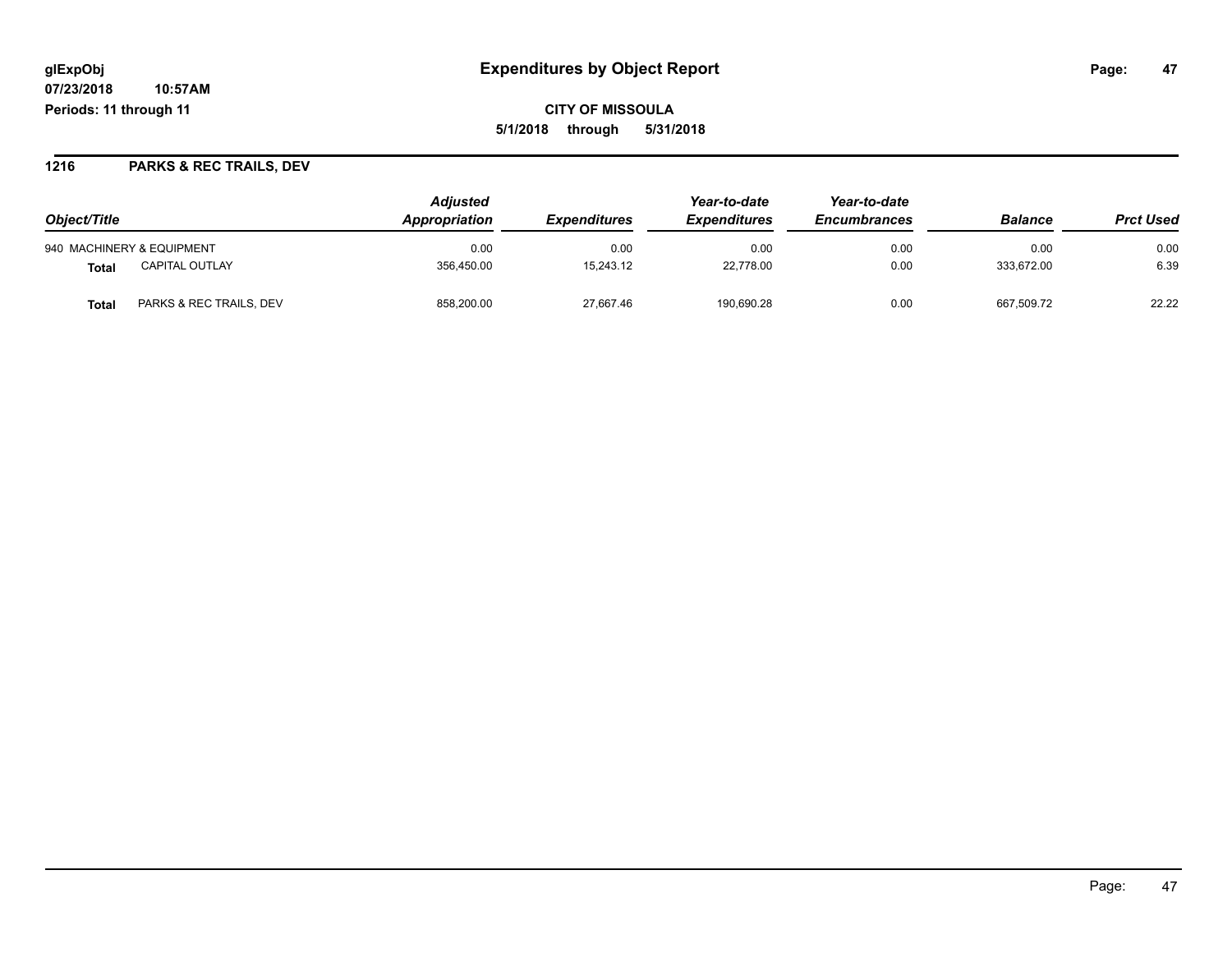**glExpObj**
**07/23/2018 10:57AM**
**Periods: 11 through 11**

# Expenditures by Object Report

**CITY OF MISSOULA**
**5/1/2018 through 5/31/2018**

## 1216 PARKS & REC TRAILS, DEV

| Object/Title | | Adjusted Appropriation | Expenditures | Year-to-date Expenditures | Year-to-date Encumbrances | Balance | Prct Used |
|---|---|---|---|---|---|---|---|
| 940 MACHINERY & EQUIPMENT | | 0.00 | 0.00 | 0.00 | 0.00 | 0.00 | 0.00 |
| **Total** | CAPITAL OUTLAY | 356,450.00 | 15,243.12 | 22,778.00 | 0.00 | 333,672.00 | 6.39 |
| **Total** | PARKS & REC TRAILS, DEV | 858,200.00 | 27,667.46 | 190,690.28 | 0.00 | 667,509.72 | 22.22 |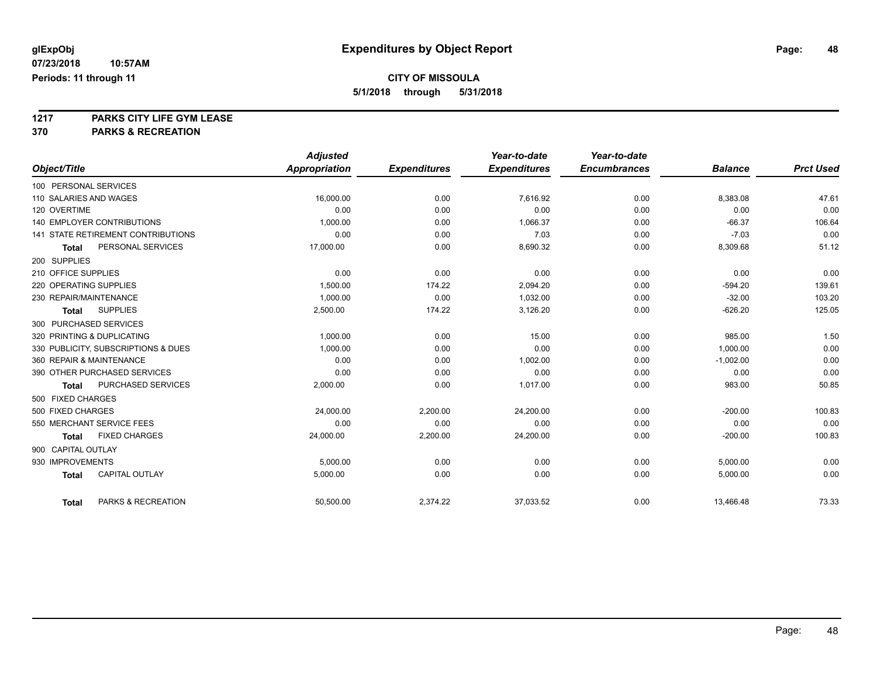# Expenditures by Object Report

glExpObj
07/23/2018 10:57AM
Periods: 11 through 11

**CITY OF MISSOULA**
**5/1/2018 through 5/31/2018**

**1217 PARKS CITY LIFE GYM LEASE**
**370 PARKS & RECREATION**

| Object/Title | Adjusted Appropriation | Expenditures | Year-to-date Expenditures | Year-to-date Encumbrances | Balance | Prct Used |
|---|---|---|---|---|---|---|
| 100 PERSONAL SERVICES | | | | | | |
| 110 SALARIES AND WAGES | 16,000.00 | 0.00 | 7,616.92 | 0.00 | 8,383.08 | 47.61 |
| 120 OVERTIME | 0.00 | 0.00 | 0.00 | 0.00 | 0.00 | 0.00 |
| 140 EMPLOYER CONTRIBUTIONS | 1,000.00 | 0.00 | 1,066.37 | 0.00 | -66.37 | 106.64 |
| 141 STATE RETIREMENT CONTRIBUTIONS | 0.00 | 0.00 | 7.03 | 0.00 | -7.03 | 0.00 |
| **Total** PERSONAL SERVICES | 17,000.00 | 0.00 | 8,690.32 | 0.00 | 8,309.68 | 51.12 |
| 200 SUPPLIES | | | | | | |
| 210 OFFICE SUPPLIES | 0.00 | 0.00 | 0.00 | 0.00 | 0.00 | 0.00 |
| 220 OPERATING SUPPLIES | 1,500.00 | 174.22 | 2,094.20 | 0.00 | -594.20 | 139.61 |
| 230 REPAIR/MAINTENANCE | 1,000.00 | 0.00 | 1,032.00 | 0.00 | -32.00 | 103.20 |
| **Total** SUPPLIES | 2,500.00 | 174.22 | 3,126.20 | 0.00 | -626.20 | 125.05 |
| 300 PURCHASED SERVICES | | | | | | |
| 320 PRINTING & DUPLICATING | 1,000.00 | 0.00 | 15.00 | 0.00 | 985.00 | 1.50 |
| 330 PUBLICITY, SUBSCRIPTIONS & DUES | 1,000.00 | 0.00 | 0.00 | 0.00 | 1,000.00 | 0.00 |
| 360 REPAIR & MAINTENANCE | 0.00 | 0.00 | 1,002.00 | 0.00 | -1,002.00 | 0.00 |
| 390 OTHER PURCHASED SERVICES | 0.00 | 0.00 | 0.00 | 0.00 | 0.00 | 0.00 |
| **Total** PURCHASED SERVICES | 2,000.00 | 0.00 | 1,017.00 | 0.00 | 983.00 | 50.85 |
| 500 FIXED CHARGES | | | | | | |
| 500 FIXED CHARGES | 24,000.00 | 2,200.00 | 24,200.00 | 0.00 | -200.00 | 100.83 |
| 550 MERCHANT SERVICE FEES | 0.00 | 0.00 | 0.00 | 0.00 | 0.00 | 0.00 |
| **Total** FIXED CHARGES | 24,000.00 | 2,200.00 | 24,200.00 | 0.00 | -200.00 | 100.83 |
| 900 CAPITAL OUTLAY | | | | | | |
| 930 IMPROVEMENTS | 5,000.00 | 0.00 | 0.00 | 0.00 | 5,000.00 | 0.00 |
| **Total** CAPITAL OUTLAY | 5,000.00 | 0.00 | 0.00 | 0.00 | 5,000.00 | 0.00 |
| **Total** PARKS & RECREATION | 50,500.00 | 2,374.22 | 37,033.52 | 0.00 | 13,466.48 | 73.33 |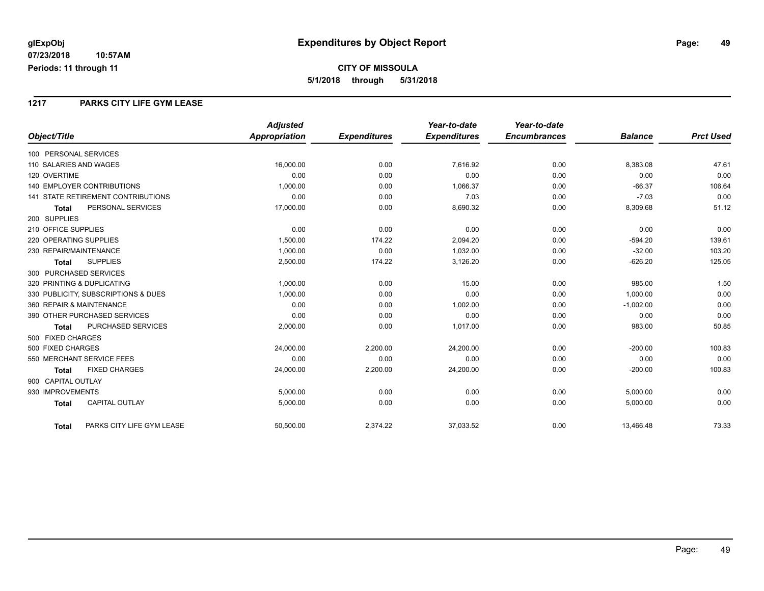# Expenditures by Object Report

glExpObj
07/23/2018 10:57AM
Periods: 11 through 11

**CITY OF MISSOULA**
**5/1/2018 through 5/31/2018**

## 1217 PARKS CITY LIFE GYM LEASE

| Object/Title | | Adjusted Appropriation | Expenditures | Year-to-date Expenditures | Year-to-date Encumbrances | Balance | Prct Used |
|---|---|---|---|---|---|---|---|
| 100 PERSONAL SERVICES | | | | | | | |
| 110 SALARIES AND WAGES | | 16,000.00 | 0.00 | 7,616.92 | 0.00 | 8,383.08 | 47.61 |
| 120 OVERTIME | | 0.00 | 0.00 | 0.00 | 0.00 | 0.00 | 0.00 |
| 140 EMPLOYER CONTRIBUTIONS | | 1,000.00 | 0.00 | 1,066.37 | 0.00 | -66.37 | 106.64 |
| 141 STATE RETIREMENT CONTRIBUTIONS | | 0.00 | 0.00 | 7.03 | 0.00 | -7.03 | 0.00 |
| **Total** | PERSONAL SERVICES | 17,000.00 | 0.00 | 8,690.32 | 0.00 | 8,309.68 | 51.12 |
| 200 SUPPLIES | | | | | | | |
| 210 OFFICE SUPPLIES | | 0.00 | 0.00 | 0.00 | 0.00 | 0.00 | 0.00 |
| 220 OPERATING SUPPLIES | | 1,500.00 | 174.22 | 2,094.20 | 0.00 | -594.20 | 139.61 |
| 230 REPAIR/MAINTENANCE | | 1,000.00 | 0.00 | 1,032.00 | 0.00 | -32.00 | 103.20 |
| **Total** | SUPPLIES | 2,500.00 | 174.22 | 3,126.20 | 0.00 | -626.20 | 125.05 |
| 300 PURCHASED SERVICES | | | | | | | |
| 320 PRINTING & DUPLICATING | | 1,000.00 | 0.00 | 15.00 | 0.00 | 985.00 | 1.50 |
| 330 PUBLICITY, SUBSCRIPTIONS & DUES | | 1,000.00 | 0.00 | 0.00 | 0.00 | 1,000.00 | 0.00 |
| 360 REPAIR & MAINTENANCE | | 0.00 | 0.00 | 1,002.00 | 0.00 | -1,002.00 | 0.00 |
| 390 OTHER PURCHASED SERVICES | | 0.00 | 0.00 | 0.00 | 0.00 | 0.00 | 0.00 |
| **Total** | PURCHASED SERVICES | 2,000.00 | 0.00 | 1,017.00 | 0.00 | 983.00 | 50.85 |
| 500 FIXED CHARGES | | | | | | | |
| 500 FIXED CHARGES | | 24,000.00 | 2,200.00 | 24,200.00 | 0.00 | -200.00 | 100.83 |
| 550 MERCHANT SERVICE FEES | | 0.00 | 0.00 | 0.00 | 0.00 | 0.00 | 0.00 |
| **Total** | FIXED CHARGES | 24,000.00 | 2,200.00 | 24,200.00 | 0.00 | -200.00 | 100.83 |
| 900 CAPITAL OUTLAY | | | | | | | |
| 930 IMPROVEMENTS | | 5,000.00 | 0.00 | 0.00 | 0.00 | 5,000.00 | 0.00 |
| **Total** | CAPITAL OUTLAY | 5,000.00 | 0.00 | 0.00 | 0.00 | 5,000.00 | 0.00 |
| **Total** | PARKS CITY LIFE GYM LEASE | 50,500.00 | 2,374.22 | 37,033.52 | 0.00 | 13,466.48 | 73.33 |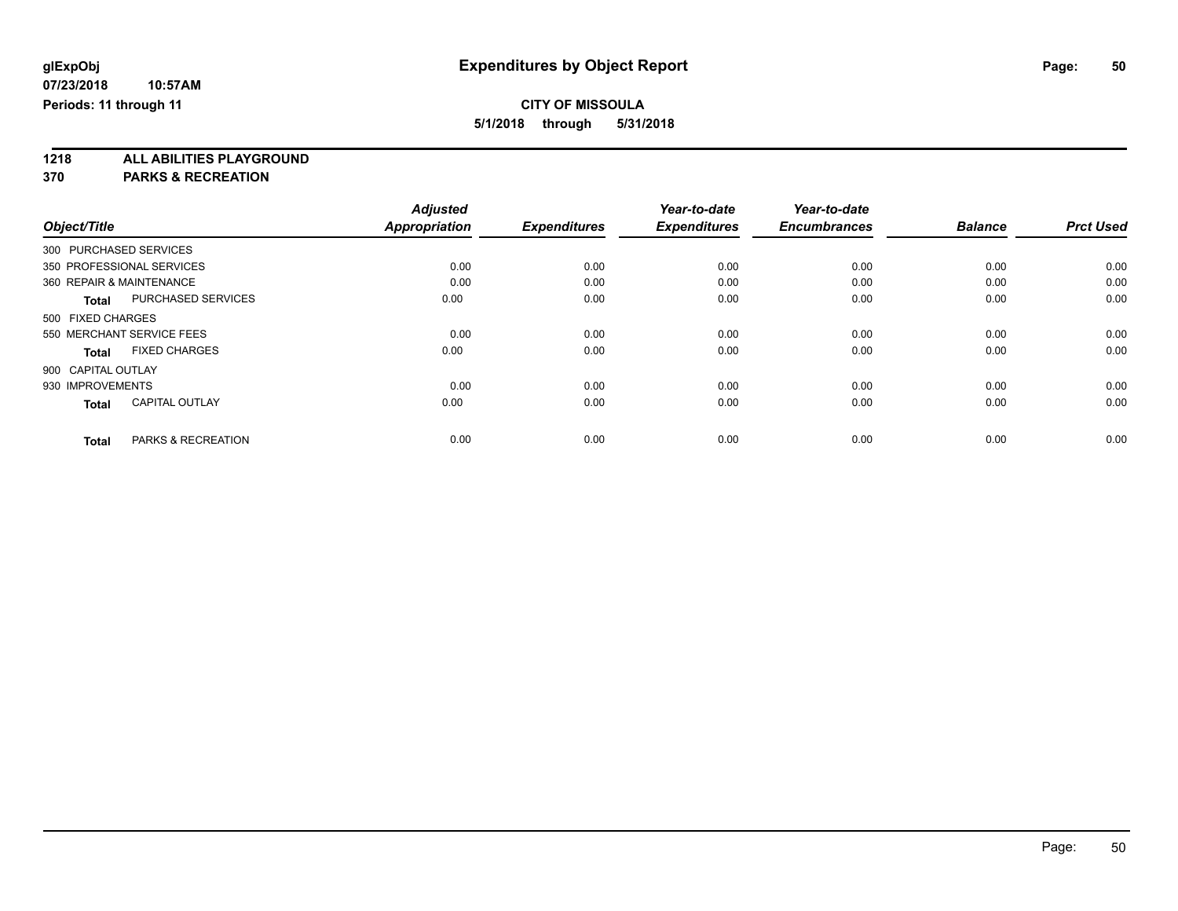**glExpObj** | **Expenditures by Object Report**

**07/23/2018 10:57AM**

**Periods: 11 through 11**

**CITY OF MISSOULA**

**5/1/2018 through 5/31/2018**

**1218 ALL ABILITIES PLAYGROUND**

**370 PARKS & RECREATION**

| Object/Title | | Adjusted Appropriation | Expenditures | Year-to-date Expenditures | Year-to-date Encumbrances | Balance | Prct Used |
|---|---|---|---|---|---|---|---|
| 300 PURCHASED SERVICES | | | | | | | |
| 350 PROFESSIONAL SERVICES | | 0.00 | 0.00 | 0.00 | 0.00 | 0.00 | 0.00 |
| 360 REPAIR & MAINTENANCE | | 0.00 | 0.00 | 0.00 | 0.00 | 0.00 | 0.00 |
| **Total** | PURCHASED SERVICES | 0.00 | 0.00 | 0.00 | 0.00 | 0.00 | 0.00 |
| 500 FIXED CHARGES | | | | | | | |
| 550 MERCHANT SERVICE FEES | | 0.00 | 0.00 | 0.00 | 0.00 | 0.00 | 0.00 |
| **Total** | FIXED CHARGES | 0.00 | 0.00 | 0.00 | 0.00 | 0.00 | 0.00 |
| 900 CAPITAL OUTLAY | | | | | | | |
| 930 IMPROVEMENTS | | 0.00 | 0.00 | 0.00 | 0.00 | 0.00 | 0.00 |
| **Total** | CAPITAL OUTLAY | 0.00 | 0.00 | 0.00 | 0.00 | 0.00 | 0.00 |
| **Total** | PARKS & RECREATION | 0.00 | 0.00 | 0.00 | 0.00 | 0.00 | 0.00 |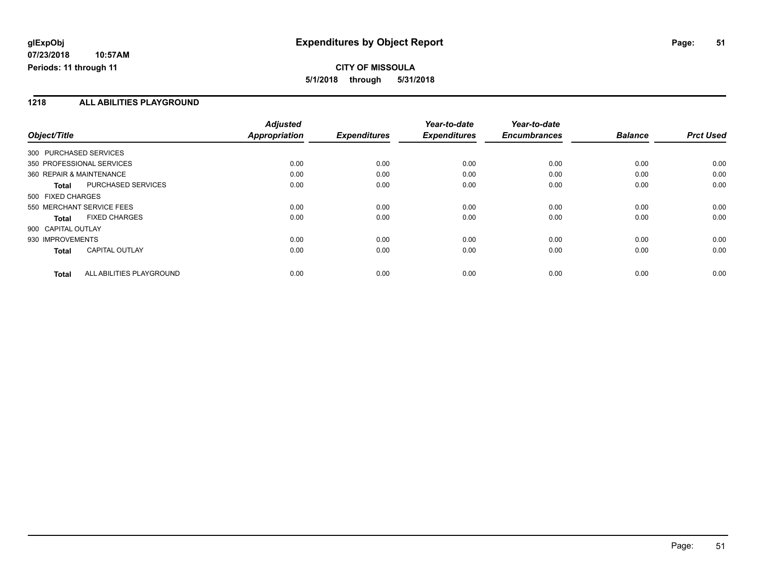**glExpObj**
**07/23/2018 10:57AM**
**Periods: 11 through 11**

# Expenditures by Object Report

**CITY OF MISSOULA**
**5/1/2018 through 5/31/2018**

## 1218 ALL ABILITIES PLAYGROUND

| Object/Title | Adjusted Appropriation | Expenditures | Year-to-date Expenditures | Year-to-date Encumbrances | Balance | Prct Used |
|---|---|---|---|---|---|---|
| 300 PURCHASED SERVICES | | | | | | |
| 350 PROFESSIONAL SERVICES | 0.00 | 0.00 | 0.00 | 0.00 | 0.00 | 0.00 |
| 360 REPAIR & MAINTENANCE | 0.00 | 0.00 | 0.00 | 0.00 | 0.00 | 0.00 |
| **Total** PURCHASED SERVICES | 0.00 | 0.00 | 0.00 | 0.00 | 0.00 | 0.00 |
| 500 FIXED CHARGES | | | | | | |
| 550 MERCHANT SERVICE FEES | 0.00 | 0.00 | 0.00 | 0.00 | 0.00 | 0.00 |
| **Total** FIXED CHARGES | 0.00 | 0.00 | 0.00 | 0.00 | 0.00 | 0.00 |
| 900 CAPITAL OUTLAY | | | | | | |
| 930 IMPROVEMENTS | 0.00 | 0.00 | 0.00 | 0.00 | 0.00 | 0.00 |
| **Total** CAPITAL OUTLAY | 0.00 | 0.00 | 0.00 | 0.00 | 0.00 | 0.00 |
| **Total** ALL ABILITIES PLAYGROUND | 0.00 | 0.00 | 0.00 | 0.00 | 0.00 | 0.00 |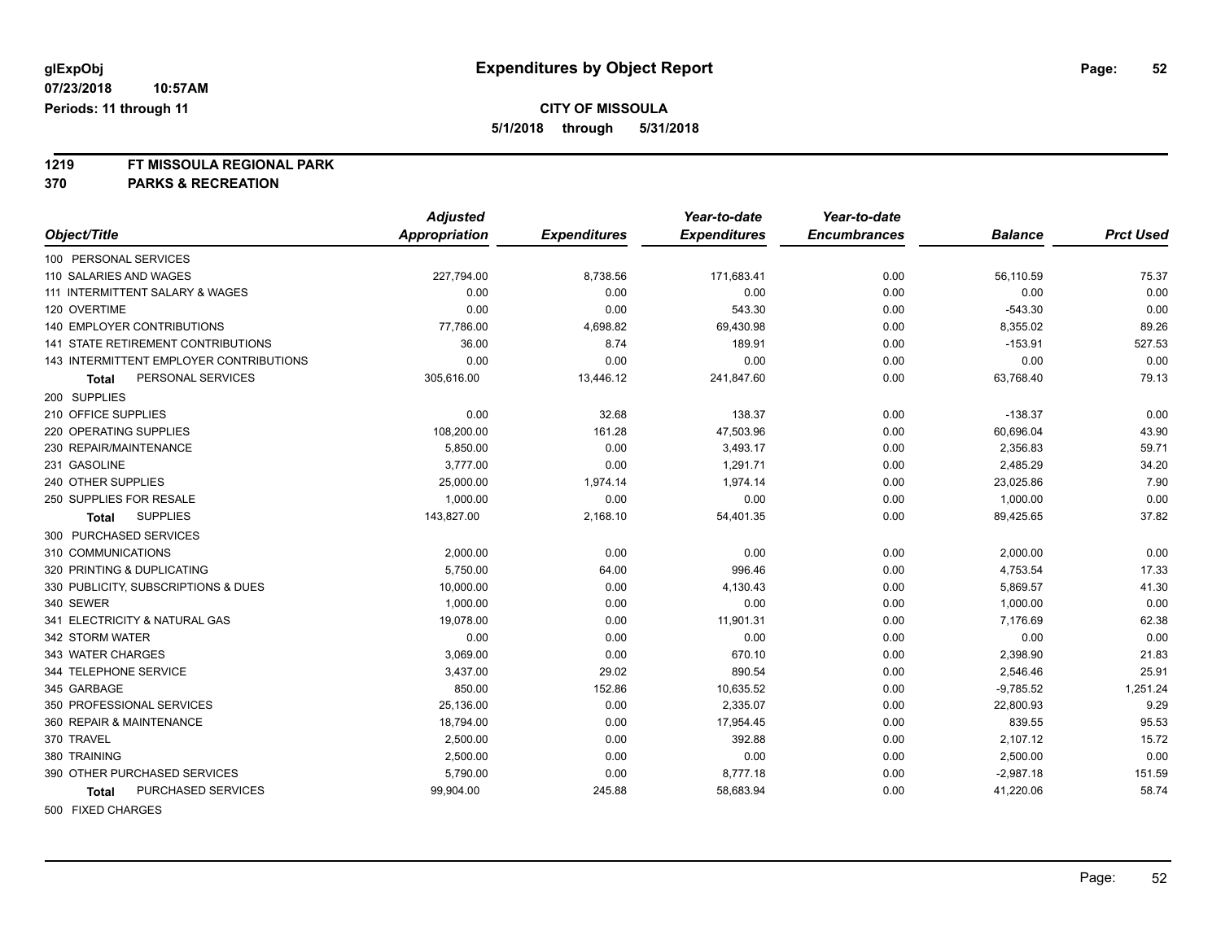**glExpObj**
**07/23/2018 10:57AM**
**Periods: 11 through 11**

# Expenditures by Object Report

**CITY OF MISSOULA**
**5/1/2018 through 5/31/2018**

**1219 FT MISSOULA REGIONAL PARK**
**370 PARKS & RECREATION**

| Object/Title | Adjusted Appropriation | Expenditures | Year-to-date Expenditures | Year-to-date Encumbrances | Balance | Prct Used |
|---|---|---|---|---|---|---|
| 100 PERSONAL SERVICES | | | | | | |
| 110 SALARIES AND WAGES | 227,794.00 | 8,738.56 | 171,683.41 | 0.00 | 56,110.59 | 75.37 |
| 111 INTERMITTENT SALARY & WAGES | 0.00 | 0.00 | 0.00 | 0.00 | 0.00 | 0.00 |
| 120 OVERTIME | 0.00 | 0.00 | 543.30 | 0.00 | -543.30 | 0.00 |
| 140 EMPLOYER CONTRIBUTIONS | 77,786.00 | 4,698.82 | 69,430.98 | 0.00 | 8,355.02 | 89.26 |
| 141 STATE RETIREMENT CONTRIBUTIONS | 36.00 | 8.74 | 189.91 | 0.00 | -153.91 | 527.53 |
| 143 INTERMITTENT EMPLOYER CONTRIBUTIONS | 0.00 | 0.00 | 0.00 | 0.00 | 0.00 | 0.00 |
| **Total** PERSONAL SERVICES | 305,616.00 | 13,446.12 | 241,847.60 | 0.00 | 63,768.40 | 79.13 |
| 200 SUPPLIES | | | | | | |
| 210 OFFICE SUPPLIES | 0.00 | 32.68 | 138.37 | 0.00 | -138.37 | 0.00 |
| 220 OPERATING SUPPLIES | 108,200.00 | 161.28 | 47,503.96 | 0.00 | 60,696.04 | 43.90 |
| 230 REPAIR/MAINTENANCE | 5,850.00 | 0.00 | 3,493.17 | 0.00 | 2,356.83 | 59.71 |
| 231 GASOLINE | 3,777.00 | 0.00 | 1,291.71 | 0.00 | 2,485.29 | 34.20 |
| 240 OTHER SUPPLIES | 25,000.00 | 1,974.14 | 1,974.14 | 0.00 | 23,025.86 | 7.90 |
| 250 SUPPLIES FOR RESALE | 1,000.00 | 0.00 | 0.00 | 0.00 | 1,000.00 | 0.00 |
| **Total** SUPPLIES | 143,827.00 | 2,168.10 | 54,401.35 | 0.00 | 89,425.65 | 37.82 |
| 300 PURCHASED SERVICES | | | | | | |
| 310 COMMUNICATIONS | 2,000.00 | 0.00 | 0.00 | 0.00 | 2,000.00 | 0.00 |
| 320 PRINTING & DUPLICATING | 5,750.00 | 64.00 | 996.46 | 0.00 | 4,753.54 | 17.33 |
| 330 PUBLICITY, SUBSCRIPTIONS & DUES | 10,000.00 | 0.00 | 4,130.43 | 0.00 | 5,869.57 | 41.30 |
| 340 SEWER | 1,000.00 | 0.00 | 0.00 | 0.00 | 1,000.00 | 0.00 |
| 341 ELECTRICITY & NATURAL GAS | 19,078.00 | 0.00 | 11,901.31 | 0.00 | 7,176.69 | 62.38 |
| 342 STORM WATER | 0.00 | 0.00 | 0.00 | 0.00 | 0.00 | 0.00 |
| 343 WATER CHARGES | 3,069.00 | 0.00 | 670.10 | 0.00 | 2,398.90 | 21.83 |
| 344 TELEPHONE SERVICE | 3,437.00 | 29.02 | 890.54 | 0.00 | 2,546.46 | 25.91 |
| 345 GARBAGE | 850.00 | 152.86 | 10,635.52 | 0.00 | -9,785.52 | 1,251.24 |
| 350 PROFESSIONAL SERVICES | 25,136.00 | 0.00 | 2,335.07 | 0.00 | 22,800.93 | 9.29 |
| 360 REPAIR & MAINTENANCE | 18,794.00 | 0.00 | 17,954.45 | 0.00 | 839.55 | 95.53 |
| 370 TRAVEL | 2,500.00 | 0.00 | 392.88 | 0.00 | 2,107.12 | 15.72 |
| 380 TRAINING | 2,500.00 | 0.00 | 0.00 | 0.00 | 2,500.00 | 0.00 |
| 390 OTHER PURCHASED SERVICES | 5,790.00 | 0.00 | 8,777.18 | 0.00 | -2,987.18 | 151.59 |
| **Total** PURCHASED SERVICES | 99,904.00 | 245.88 | 58,683.94 | 0.00 | 41,220.06 | 58.74 |
| 500 FIXED CHARGES | | | | | | |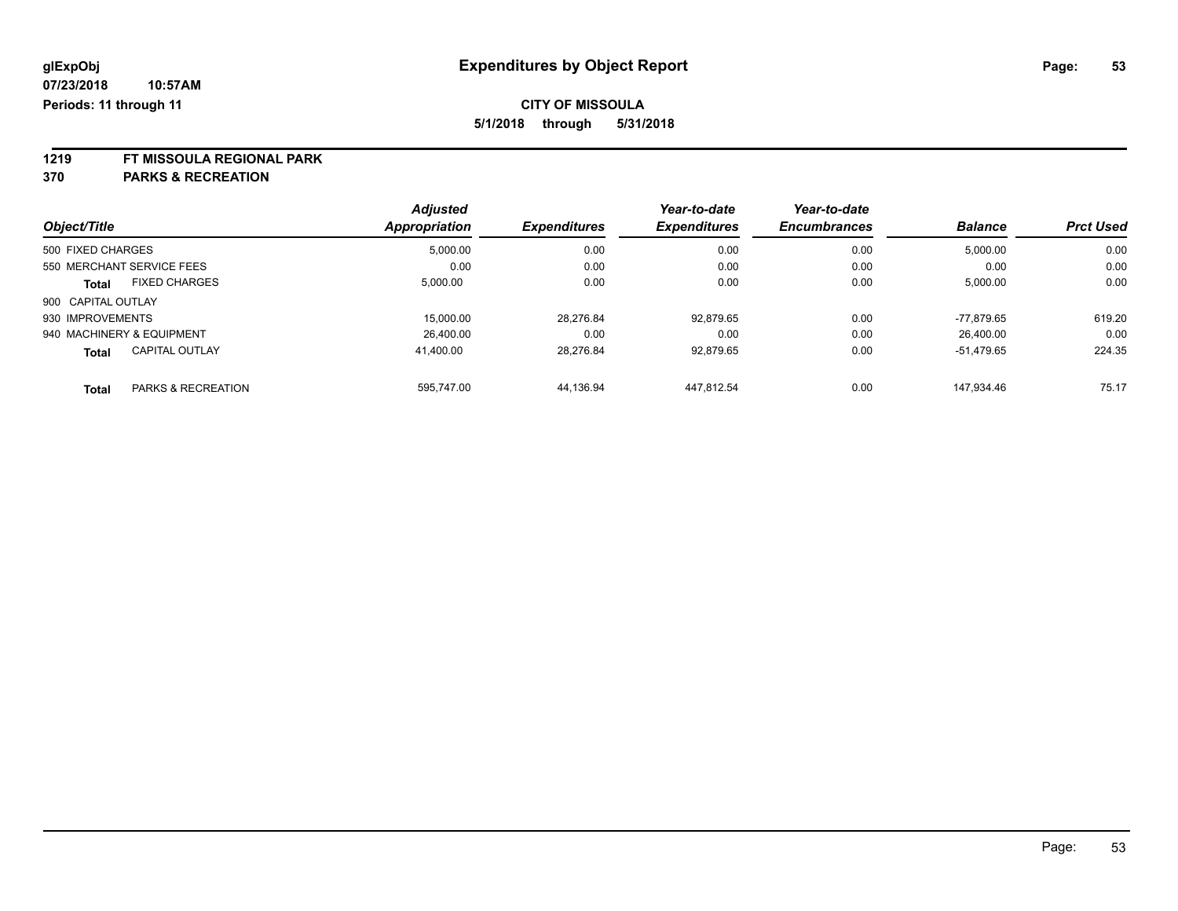**glExpObj**
**07/23/2018 10:57AM**
**Periods: 11 through 11**

# Expenditures by Object Report

**CITY OF MISSOULA**
**5/1/2018 through 5/31/2018**

**1219 FT MISSOULA REGIONAL PARK**
**370 PARKS & RECREATION**

| Object/Title | Adjusted Appropriation | Expenditures | Year-to-date Expenditures | Year-to-date Encumbrances | Balance | Prct Used |
|---|---|---|---|---|---|---|
| 500 FIXED CHARGES | 5,000.00 | 0.00 | 0.00 | 0.00 | 5,000.00 | 0.00 |
| 550 MERCHANT SERVICE FEES | 0.00 | 0.00 | 0.00 | 0.00 | 0.00 | 0.00 |
| **Total** FIXED CHARGES | 5,000.00 | 0.00 | 0.00 | 0.00 | 5,000.00 | 0.00 |
| 900 CAPITAL OUTLAY | | | | | | |
| 930 IMPROVEMENTS | 15,000.00 | 28,276.84 | 92,879.65 | 0.00 | -77,879.65 | 619.20 |
| 940 MACHINERY & EQUIPMENT | 26,400.00 | 0.00 | 0.00 | 0.00 | 26,400.00 | 0.00 |
| **Total** CAPITAL OUTLAY | 41,400.00 | 28,276.84 | 92,879.65 | 0.00 | -51,479.65 | 224.35 |
| **Total** PARKS & RECREATION | 595,747.00 | 44,136.94 | 447,812.54 | 0.00 | 147,934.46 | 75.17 |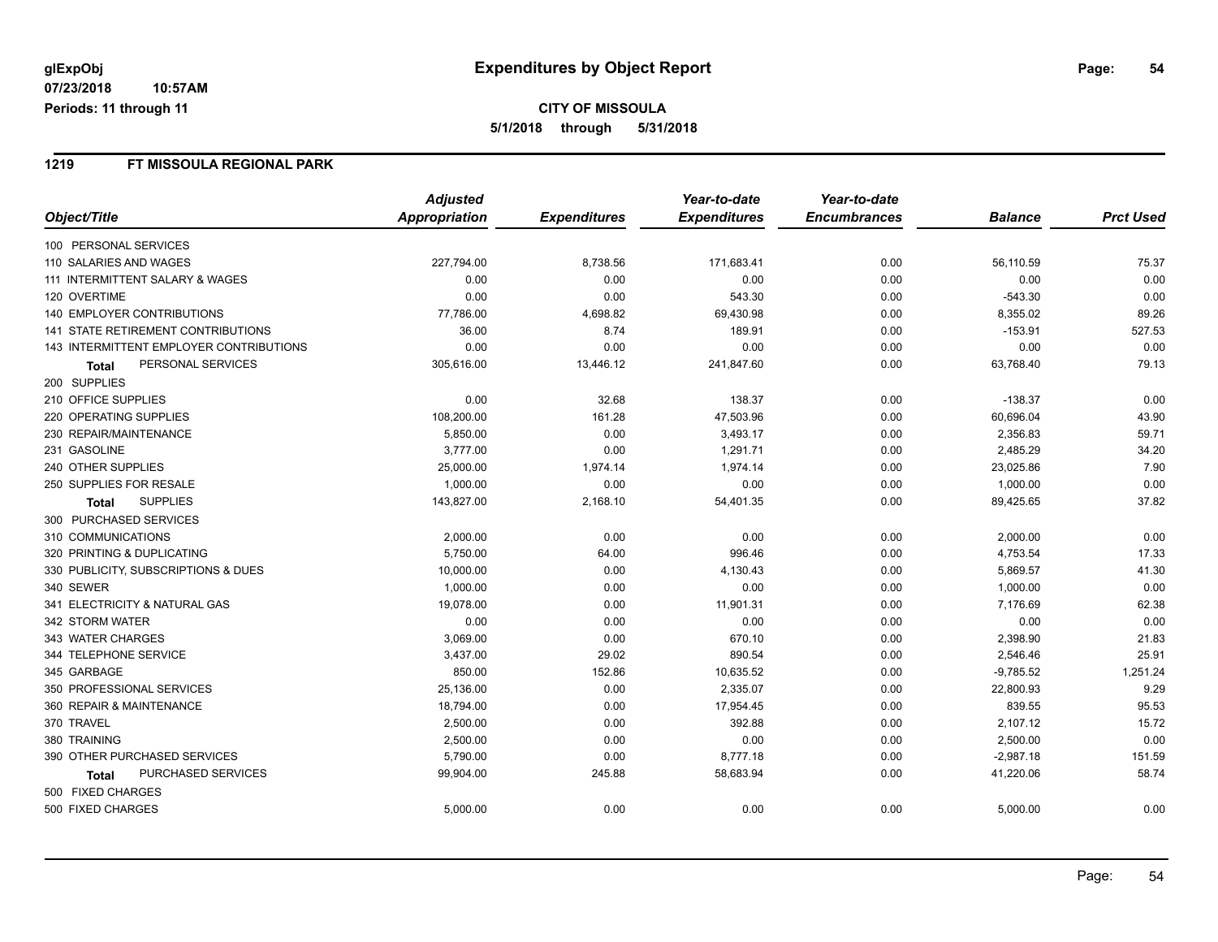# Expenditures by Object Report

glExpObj
07/23/2018 10:57AM
Periods: 11 through 11

**CITY OF MISSOULA**
5/1/2018 through 5/31/2018

## 1219 FT MISSOULA REGIONAL PARK

| Object/Title | Adjusted Appropriation | Expenditures | Year-to-date Expenditures | Year-to-date Encumbrances | Balance | Prct Used |
|---|---|---|---|---|---|---|
| 100 PERSONAL SERVICES | | | | | | |
| 110 SALARIES AND WAGES | 227,794.00 | 8,738.56 | 171,683.41 | 0.00 | 56,110.59 | 75.37 |
| 111 INTERMITTENT SALARY & WAGES | 0.00 | 0.00 | 0.00 | 0.00 | 0.00 | 0.00 |
| 120 OVERTIME | 0.00 | 0.00 | 543.30 | 0.00 | -543.30 | 0.00 |
| 140 EMPLOYER CONTRIBUTIONS | 77,786.00 | 4,698.82 | 69,430.98 | 0.00 | 8,355.02 | 89.26 |
| 141 STATE RETIREMENT CONTRIBUTIONS | 36.00 | 8.74 | 189.91 | 0.00 | -153.91 | 527.53 |
| 143 INTERMITTENT EMPLOYER CONTRIBUTIONS | 0.00 | 0.00 | 0.00 | 0.00 | 0.00 | 0.00 |
| **Total** PERSONAL SERVICES | 305,616.00 | 13,446.12 | 241,847.60 | 0.00 | 63,768.40 | 79.13 |
| 200 SUPPLIES | | | | | | |
| 210 OFFICE SUPPLIES | 0.00 | 32.68 | 138.37 | 0.00 | -138.37 | 0.00 |
| 220 OPERATING SUPPLIES | 108,200.00 | 161.28 | 47,503.96 | 0.00 | 60,696.04 | 43.90 |
| 230 REPAIR/MAINTENANCE | 5,850.00 | 0.00 | 3,493.17 | 0.00 | 2,356.83 | 59.71 |
| 231 GASOLINE | 3,777.00 | 0.00 | 1,291.71 | 0.00 | 2,485.29 | 34.20 |
| 240 OTHER SUPPLIES | 25,000.00 | 1,974.14 | 1,974.14 | 0.00 | 23,025.86 | 7.90 |
| 250 SUPPLIES FOR RESALE | 1,000.00 | 0.00 | 0.00 | 0.00 | 1,000.00 | 0.00 |
| **Total** SUPPLIES | 143,827.00 | 2,168.10 | 54,401.35 | 0.00 | 89,425.65 | 37.82 |
| 300 PURCHASED SERVICES | | | | | | |
| 310 COMMUNICATIONS | 2,000.00 | 0.00 | 0.00 | 0.00 | 2,000.00 | 0.00 |
| 320 PRINTING & DUPLICATING | 5,750.00 | 64.00 | 996.46 | 0.00 | 4,753.54 | 17.33 |
| 330 PUBLICITY, SUBSCRIPTIONS & DUES | 10,000.00 | 0.00 | 4,130.43 | 0.00 | 5,869.57 | 41.30 |
| 340 SEWER | 1,000.00 | 0.00 | 0.00 | 0.00 | 1,000.00 | 0.00 |
| 341 ELECTRICITY & NATURAL GAS | 19,078.00 | 0.00 | 11,901.31 | 0.00 | 7,176.69 | 62.38 |
| 342 STORM WATER | 0.00 | 0.00 | 0.00 | 0.00 | 0.00 | 0.00 |
| 343 WATER CHARGES | 3,069.00 | 0.00 | 670.10 | 0.00 | 2,398.90 | 21.83 |
| 344 TELEPHONE SERVICE | 3,437.00 | 29.02 | 890.54 | 0.00 | 2,546.46 | 25.91 |
| 345 GARBAGE | 850.00 | 152.86 | 10,635.52 | 0.00 | -9,785.52 | 1,251.24 |
| 350 PROFESSIONAL SERVICES | 25,136.00 | 0.00 | 2,335.07 | 0.00 | 22,800.93 | 9.29 |
| 360 REPAIR & MAINTENANCE | 18,794.00 | 0.00 | 17,954.45 | 0.00 | 839.55 | 95.53 |
| 370 TRAVEL | 2,500.00 | 0.00 | 392.88 | 0.00 | 2,107.12 | 15.72 |
| 380 TRAINING | 2,500.00 | 0.00 | 0.00 | 0.00 | 2,500.00 | 0.00 |
| 390 OTHER PURCHASED SERVICES | 5,790.00 | 0.00 | 8,777.18 | 0.00 | -2,987.18 | 151.59 |
| **Total** PURCHASED SERVICES | 99,904.00 | 245.88 | 58,683.94 | 0.00 | 41,220.06 | 58.74 |
| 500 FIXED CHARGES | | | | | | |
| 500 FIXED CHARGES | 5,000.00 | 0.00 | 0.00 | 0.00 | 5,000.00 | 0.00 |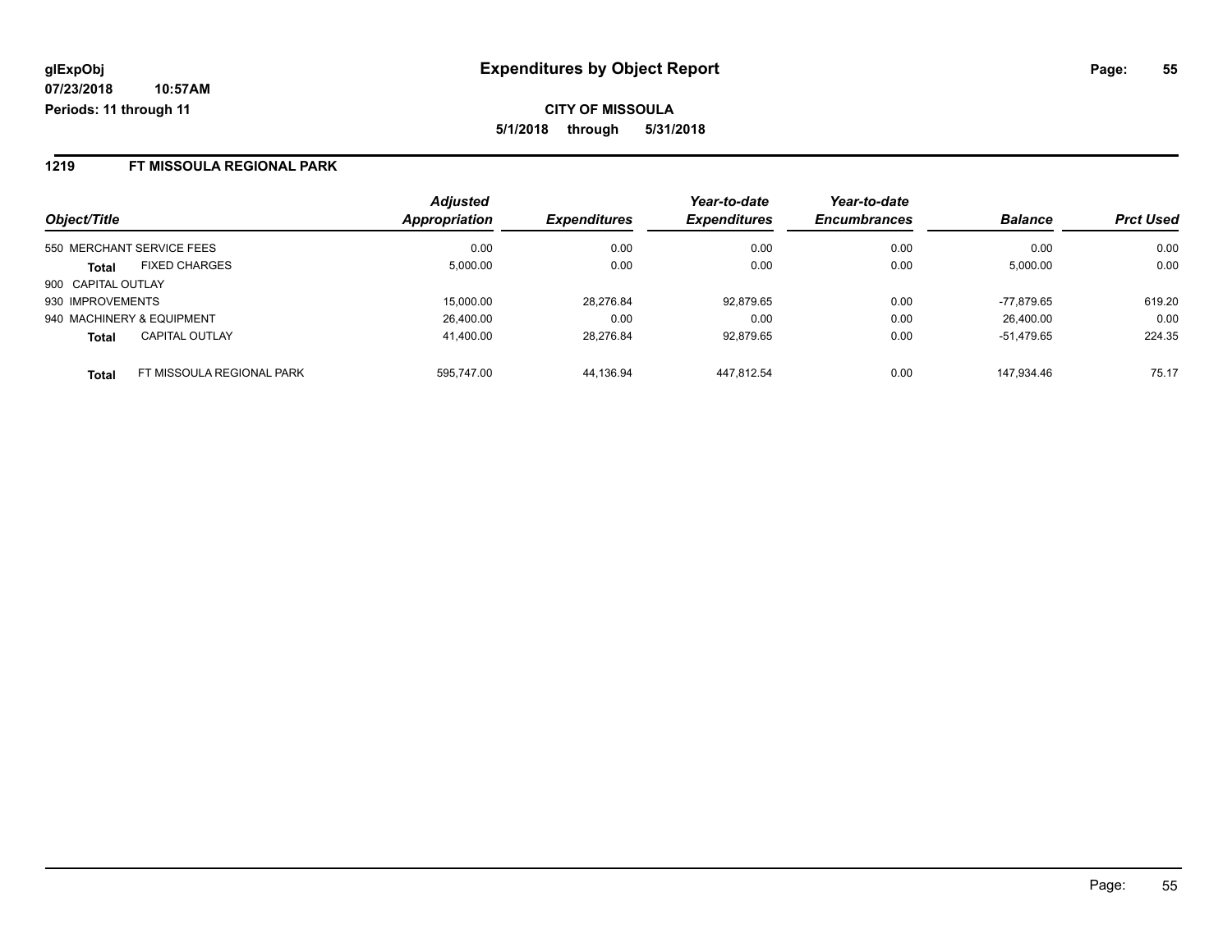**glExpObj**
**07/23/2018 10:57AM**
**Periods: 11 through 11**

# Expenditures by Object Report

**CITY OF MISSOULA**
**5/1/2018 through 5/31/2018**

## 1219 FT MISSOULA REGIONAL PARK

| Object/Title | | *Adjusted Appropriation* | *Expenditures* | *Year-to-date Expenditures* | *Year-to-date Encumbrances* | *Balance* | *Prct Used* |
|---|---|---|---|---|---|---|---|
| 550 MERCHANT SERVICE FEES | | 0.00 | 0.00 | 0.00 | 0.00 | 0.00 | 0.00 |
| **Total** | FIXED CHARGES | 5,000.00 | 0.00 | 0.00 | 0.00 | 5,000.00 | 0.00 |
| 900 CAPITAL OUTLAY | | | | | | | |
| 930 IMPROVEMENTS | | 15,000.00 | 28,276.84 | 92,879.65 | 0.00 | -77,879.65 | 619.20 |
| 940 MACHINERY & EQUIPMENT | | 26,400.00 | 0.00 | 0.00 | 0.00 | 26,400.00 | 0.00 |
| **Total** | CAPITAL OUTLAY | 41,400.00 | 28,276.84 | 92,879.65 | 0.00 | -51,479.65 | 224.35 |
| **Total** | FT MISSOULA REGIONAL PARK | 595,747.00 | 44,136.94 | 447,812.54 | 0.00 | 147,934.46 | 75.17 |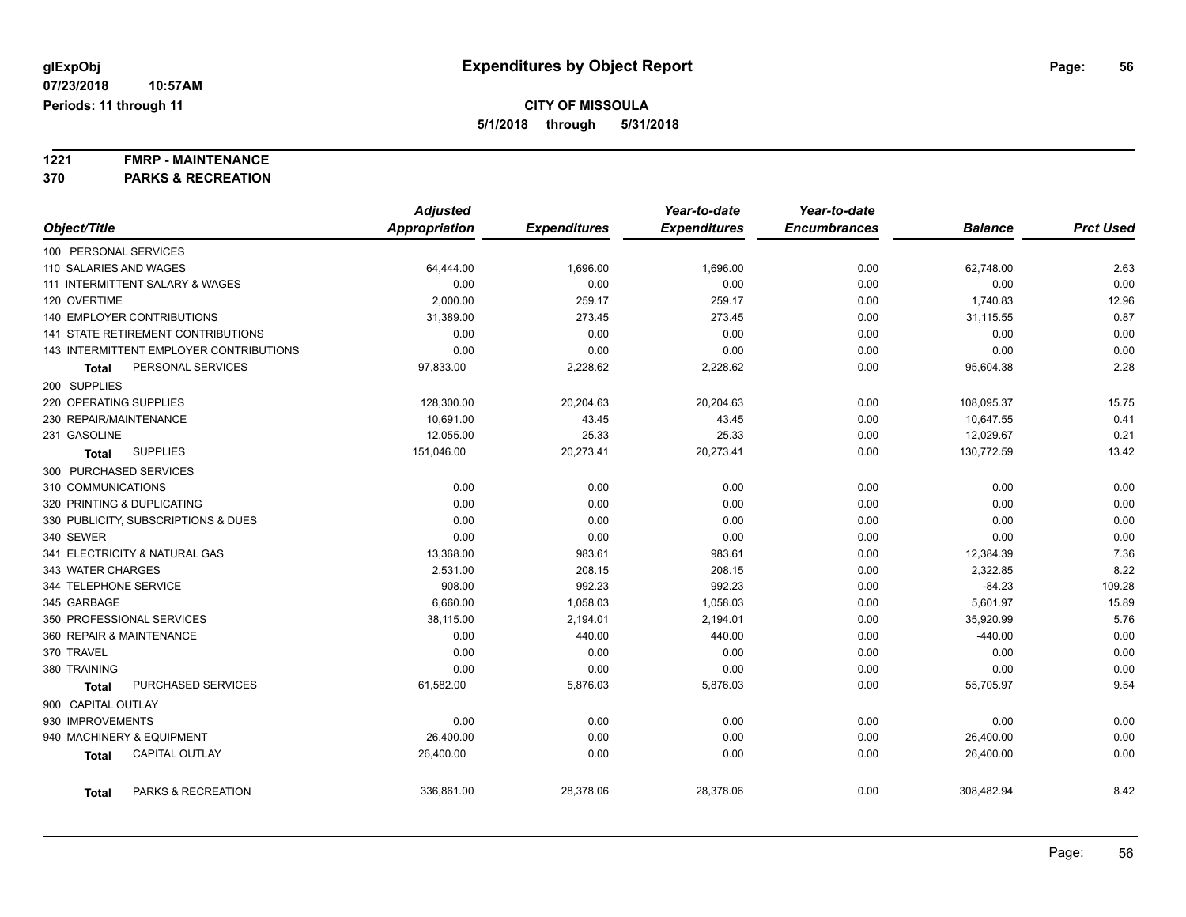**glExpObj** **Expenditures by Object Report**

**07/23/2018 10:57AM**

**Periods: 11 through 11**

**CITY OF MISSOULA**

**5/1/2018 through 5/31/2018**

**1221 FMRP - MAINTENANCE**

**370 PARKS & RECREATION**

| Object/Title | Adjusted Appropriation | Expenditures | Year-to-date Expenditures | Year-to-date Encumbrances | Balance | Prct Used |
|---|---|---|---|---|---|---|
| 100 PERSONAL SERVICES | | | | | | |
| 110 SALARIES AND WAGES | 64,444.00 | 1,696.00 | 1,696.00 | 0.00 | 62,748.00 | 2.63 |
| 111 INTERMITTENT SALARY & WAGES | 0.00 | 0.00 | 0.00 | 0.00 | 0.00 | 0.00 |
| 120 OVERTIME | 2,000.00 | 259.17 | 259.17 | 0.00 | 1,740.83 | 12.96 |
| 140 EMPLOYER CONTRIBUTIONS | 31,389.00 | 273.45 | 273.45 | 0.00 | 31,115.55 | 0.87 |
| 141 STATE RETIREMENT CONTRIBUTIONS | 0.00 | 0.00 | 0.00 | 0.00 | 0.00 | 0.00 |
| 143 INTERMITTENT EMPLOYER CONTRIBUTIONS | 0.00 | 0.00 | 0.00 | 0.00 | 0.00 | 0.00 |
| **Total** PERSONAL SERVICES | 97,833.00 | 2,228.62 | 2,228.62 | 0.00 | 95,604.38 | 2.28 |
| 200 SUPPLIES | | | | | | |
| 220 OPERATING SUPPLIES | 128,300.00 | 20,204.63 | 20,204.63 | 0.00 | 108,095.37 | 15.75 |
| 230 REPAIR/MAINTENANCE | 10,691.00 | 43.45 | 43.45 | 0.00 | 10,647.55 | 0.41 |
| 231 GASOLINE | 12,055.00 | 25.33 | 25.33 | 0.00 | 12,029.67 | 0.21 |
| **Total** SUPPLIES | 151,046.00 | 20,273.41 | 20,273.41 | 0.00 | 130,772.59 | 13.42 |
| 300 PURCHASED SERVICES | | | | | | |
| 310 COMMUNICATIONS | 0.00 | 0.00 | 0.00 | 0.00 | 0.00 | 0.00 |
| 320 PRINTING & DUPLICATING | 0.00 | 0.00 | 0.00 | 0.00 | 0.00 | 0.00 |
| 330 PUBLICITY, SUBSCRIPTIONS & DUES | 0.00 | 0.00 | 0.00 | 0.00 | 0.00 | 0.00 |
| 340 SEWER | 0.00 | 0.00 | 0.00 | 0.00 | 0.00 | 0.00 |
| 341 ELECTRICITY & NATURAL GAS | 13,368.00 | 983.61 | 983.61 | 0.00 | 12,384.39 | 7.36 |
| 343 WATER CHARGES | 2,531.00 | 208.15 | 208.15 | 0.00 | 2,322.85 | 8.22 |
| 344 TELEPHONE SERVICE | 908.00 | 992.23 | 992.23 | 0.00 | -84.23 | 109.28 |
| 345 GARBAGE | 6,660.00 | 1,058.03 | 1,058.03 | 0.00 | 5,601.97 | 15.89 |
| 350 PROFESSIONAL SERVICES | 38,115.00 | 2,194.01 | 2,194.01 | 0.00 | 35,920.99 | 5.76 |
| 360 REPAIR & MAINTENANCE | 0.00 | 440.00 | 440.00 | 0.00 | -440.00 | 0.00 |
| 370 TRAVEL | 0.00 | 0.00 | 0.00 | 0.00 | 0.00 | 0.00 |
| 380 TRAINING | 0.00 | 0.00 | 0.00 | 0.00 | 0.00 | 0.00 |
| **Total** PURCHASED SERVICES | 61,582.00 | 5,876.03 | 5,876.03 | 0.00 | 55,705.97 | 9.54 |
| 900 CAPITAL OUTLAY | | | | | | |
| 930 IMPROVEMENTS | 0.00 | 0.00 | 0.00 | 0.00 | 0.00 | 0.00 |
| 940 MACHINERY & EQUIPMENT | 26,400.00 | 0.00 | 0.00 | 0.00 | 26,400.00 | 0.00 |
| **Total** CAPITAL OUTLAY | 26,400.00 | 0.00 | 0.00 | 0.00 | 26,400.00 | 0.00 |
| **Total** PARKS & RECREATION | 336,861.00 | 28,378.06 | 28,378.06 | 0.00 | 308,482.94 | 8.42 |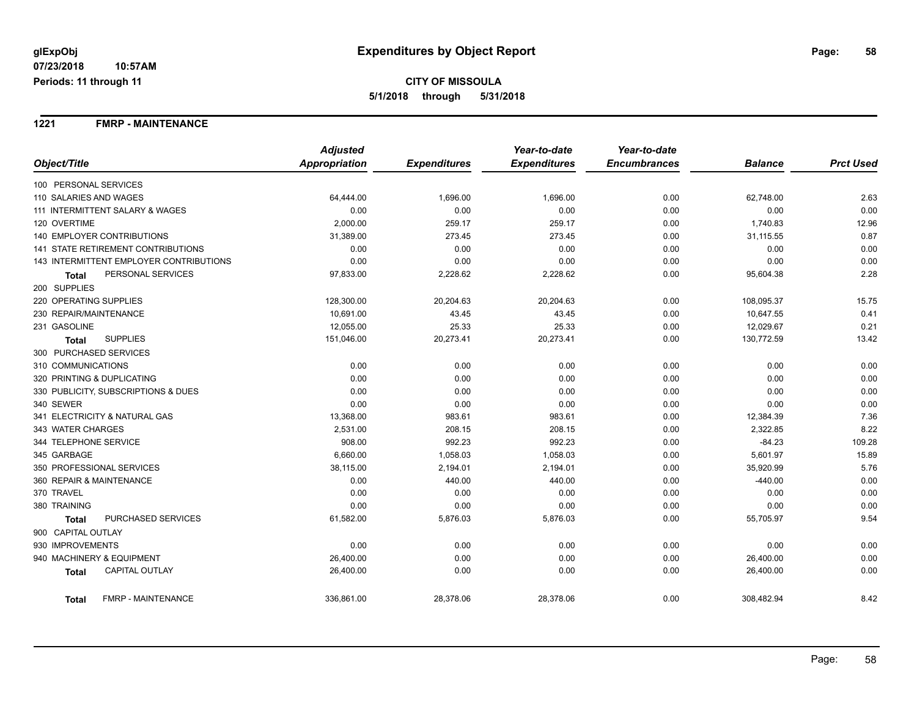**glExpObj** **Expenditures by Object Report**

**07/23/2018 10:57AM**

**Periods: 11 through 11**

**CITY OF MISSOULA**

**5/1/2018 through 5/31/2018**

## 1221 FMRP - MAINTENANCE

| Object/Title | Adjusted Appropriation | Expenditures | Year-to-date Expenditures | Year-to-date Encumbrances | Balance | Prct Used |
|---|---|---|---|---|---|---|
| 100 PERSONAL SERVICES | | | | | | |
| 110 SALARIES AND WAGES | 64,444.00 | 1,696.00 | 1,696.00 | 0.00 | 62,748.00 | 2.63 |
| 111 INTERMITTENT SALARY & WAGES | 0.00 | 0.00 | 0.00 | 0.00 | 0.00 | 0.00 |
| 120 OVERTIME | 2,000.00 | 259.17 | 259.17 | 0.00 | 1,740.83 | 12.96 |
| 140 EMPLOYER CONTRIBUTIONS | 31,389.00 | 273.45 | 273.45 | 0.00 | 31,115.55 | 0.87 |
| 141 STATE RETIREMENT CONTRIBUTIONS | 0.00 | 0.00 | 0.00 | 0.00 | 0.00 | 0.00 |
| 143 INTERMITTENT EMPLOYER CONTRIBUTIONS | 0.00 | 0.00 | 0.00 | 0.00 | 0.00 | 0.00 |
| **Total** PERSONAL SERVICES | 97,833.00 | 2,228.62 | 2,228.62 | 0.00 | 95,604.38 | 2.28 |
| 200 SUPPLIES | | | | | | |
| 220 OPERATING SUPPLIES | 128,300.00 | 20,204.63 | 20,204.63 | 0.00 | 108,095.37 | 15.75 |
| 230 REPAIR/MAINTENANCE | 10,691.00 | 43.45 | 43.45 | 0.00 | 10,647.55 | 0.41 |
| 231 GASOLINE | 12,055.00 | 25.33 | 25.33 | 0.00 | 12,029.67 | 0.21 |
| **Total** SUPPLIES | 151,046.00 | 20,273.41 | 20,273.41 | 0.00 | 130,772.59 | 13.42 |
| 300 PURCHASED SERVICES | | | | | | |
| 310 COMMUNICATIONS | 0.00 | 0.00 | 0.00 | 0.00 | 0.00 | 0.00 |
| 320 PRINTING & DUPLICATING | 0.00 | 0.00 | 0.00 | 0.00 | 0.00 | 0.00 |
| 330 PUBLICITY, SUBSCRIPTIONS & DUES | 0.00 | 0.00 | 0.00 | 0.00 | 0.00 | 0.00 |
| 340 SEWER | 0.00 | 0.00 | 0.00 | 0.00 | 0.00 | 0.00 |
| 341 ELECTRICITY & NATURAL GAS | 13,368.00 | 983.61 | 983.61 | 0.00 | 12,384.39 | 7.36 |
| 343 WATER CHARGES | 2,531.00 | 208.15 | 208.15 | 0.00 | 2,322.85 | 8.22 |
| 344 TELEPHONE SERVICE | 908.00 | 992.23 | 992.23 | 0.00 | -84.23 | 109.28 |
| 345 GARBAGE | 6,660.00 | 1,058.03 | 1,058.03 | 0.00 | 5,601.97 | 15.89 |
| 350 PROFESSIONAL SERVICES | 38,115.00 | 2,194.01 | 2,194.01 | 0.00 | 35,920.99 | 5.76 |
| 360 REPAIR & MAINTENANCE | 0.00 | 440.00 | 440.00 | 0.00 | -440.00 | 0.00 |
| 370 TRAVEL | 0.00 | 0.00 | 0.00 | 0.00 | 0.00 | 0.00 |
| 380 TRAINING | 0.00 | 0.00 | 0.00 | 0.00 | 0.00 | 0.00 |
| **Total** PURCHASED SERVICES | 61,582.00 | 5,876.03 | 5,876.03 | 0.00 | 55,705.97 | 9.54 |
| 900 CAPITAL OUTLAY | | | | | | |
| 930 IMPROVEMENTS | 0.00 | 0.00 | 0.00 | 0.00 | 0.00 | 0.00 |
| 940 MACHINERY & EQUIPMENT | 26,400.00 | 0.00 | 0.00 | 0.00 | 26,400.00 | 0.00 |
| **Total** CAPITAL OUTLAY | 26,400.00 | 0.00 | 0.00 | 0.00 | 26,400.00 | 0.00 |
| **Total** FMRP - MAINTENANCE | 336,861.00 | 28,378.06 | 28,378.06 | 0.00 | 308,482.94 | 8.42 |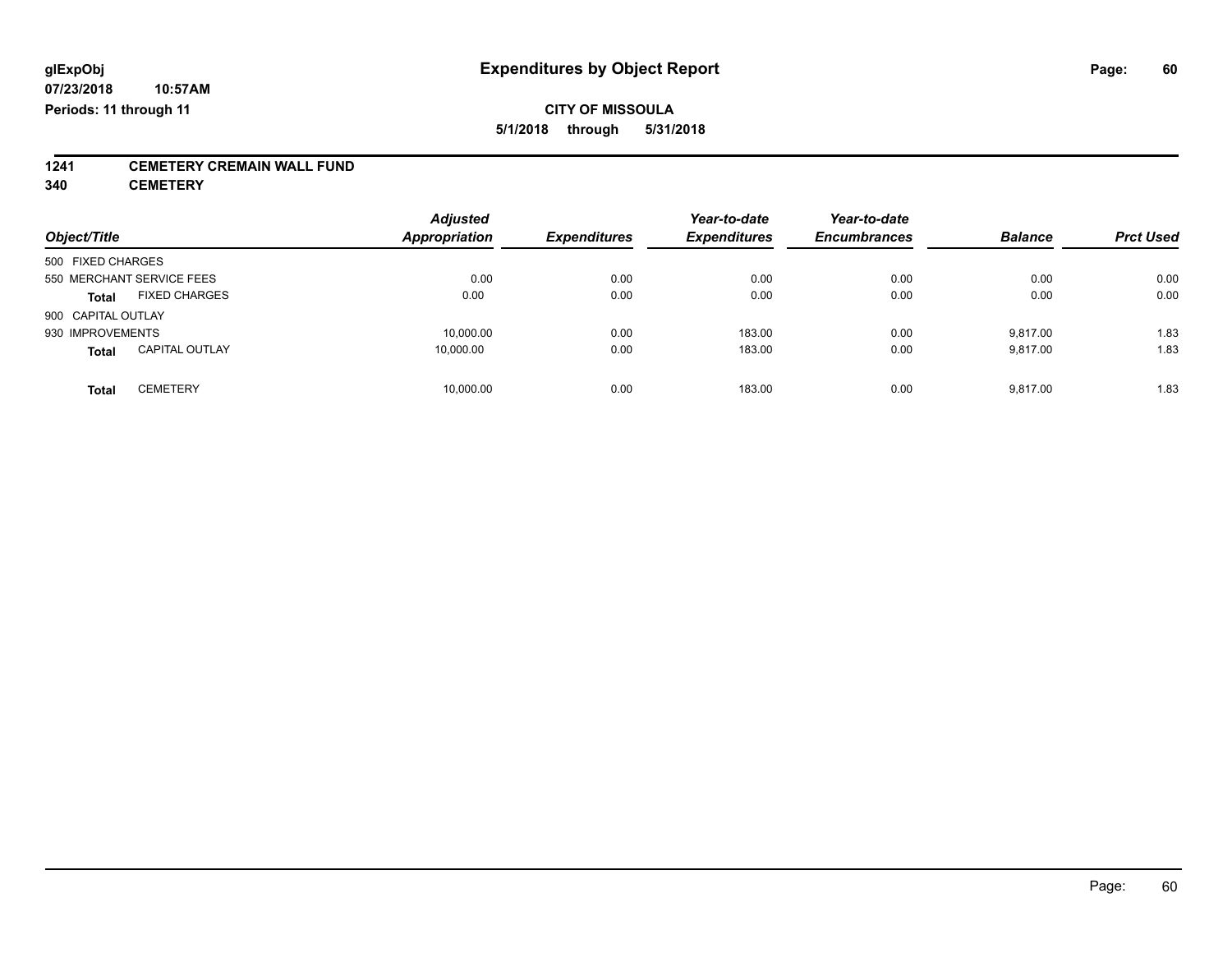**glExpObj** **Expenditures by Object Report**

**07/23/2018 10:57AM**

**Periods: 11 through 11**

**CITY OF MISSOULA**

**5/1/2018 through 5/31/2018**

**1241 CEMETERY CREMAIN WALL FUND**

**340 CEMETERY**

| Object/Title | Adjusted Appropriation | Expenditures | Year-to-date Expenditures | Year-to-date Encumbrances | Balance | Prct Used |
|---|---|---|---|---|---|---|
| 500 FIXED CHARGES | | | | | | |
| 550 MERCHANT SERVICE FEES | 0.00 | 0.00 | 0.00 | 0.00 | 0.00 | 0.00 |
| **Total** FIXED CHARGES | 0.00 | 0.00 | 0.00 | 0.00 | 0.00 | 0.00 |
| 900 CAPITAL OUTLAY | | | | | | |
| 930 IMPROVEMENTS | 10,000.00 | 0.00 | 183.00 | 0.00 | 9,817.00 | 1.83 |
| **Total** CAPITAL OUTLAY | 10,000.00 | 0.00 | 183.00 | 0.00 | 9,817.00 | 1.83 |
| **Total** CEMETERY | 10,000.00 | 0.00 | 183.00 | 0.00 | 9,817.00 | 1.83 |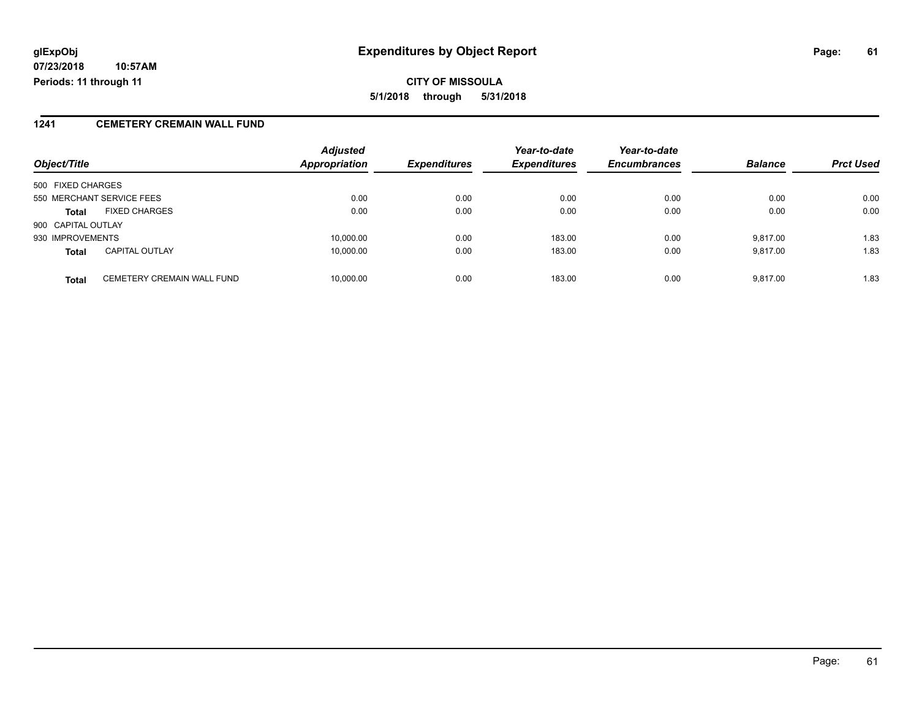# Expenditures by Object Report

glExpObj
07/23/2018 10:57AM
Periods: 11 through 11

**CITY OF MISSOULA**
**5/1/2018 through 5/31/2018**

## 1241 CEMETERY CREMAIN WALL FUND

| Object/Title | | Adjusted Appropriation | Expenditures | Year-to-date Expenditures | Year-to-date Encumbrances | Balance | Prct Used |
|---|---|---|---|---|---|---|---|
| 500 FIXED CHARGES | | | | | | | |
| 550 MERCHANT SERVICE FEES | | 0.00 | 0.00 | 0.00 | 0.00 | 0.00 | 0.00 |
| **Total** | FIXED CHARGES | 0.00 | 0.00 | 0.00 | 0.00 | 0.00 | 0.00 |
| 900 CAPITAL OUTLAY | | | | | | | |
| 930 IMPROVEMENTS | | 10,000.00 | 0.00 | 183.00 | 0.00 | 9,817.00 | 1.83 |
| **Total** | CAPITAL OUTLAY | 10,000.00 | 0.00 | 183.00 | 0.00 | 9,817.00 | 1.83 |
| **Total** | CEMETERY CREMAIN WALL FUND | 10,000.00 | 0.00 | 183.00 | 0.00 | 9,817.00 | 1.83 |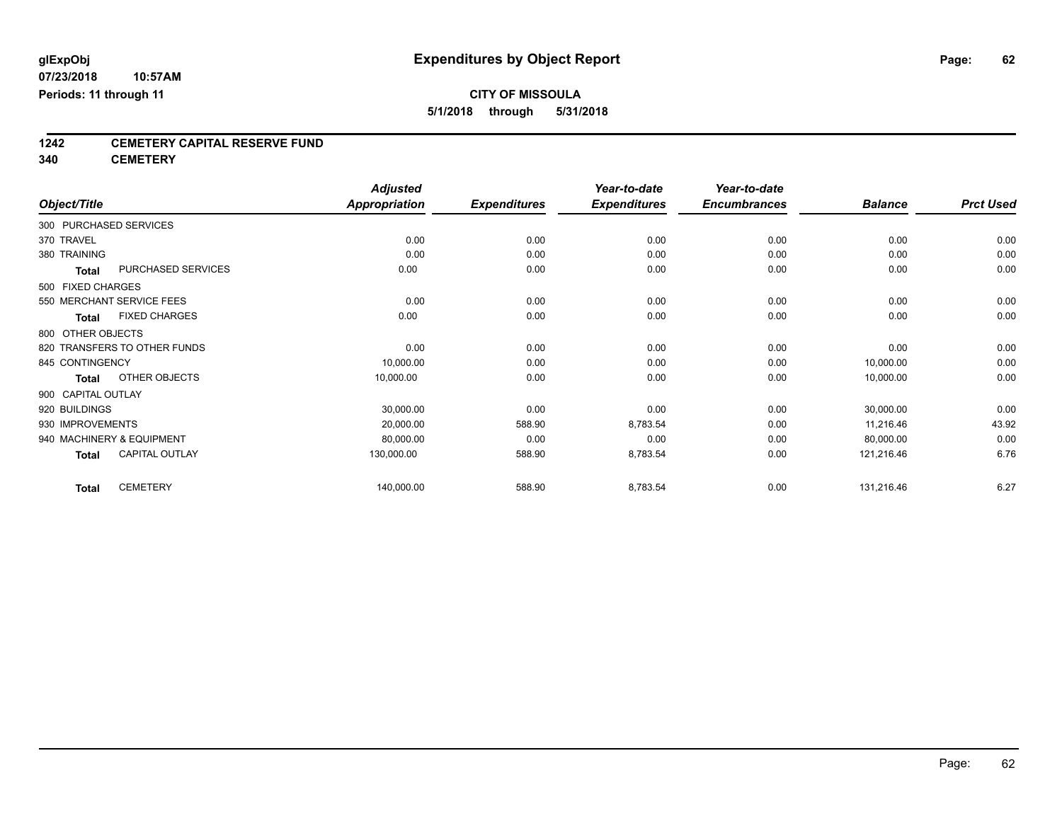glExpObj
07/23/2018 10:57AM
Periods: 11 through 11

# Expenditures by Object Report

**CITY OF MISSOULA**
**5/1/2018 through 5/31/2018**

## 1242 CEMETERY CAPITAL RESERVE FUND
## 340 CEMETERY

| Object/Title | | Adjusted Appropriation | Expenditures | Year-to-date Expenditures | Year-to-date Encumbrances | Balance | Prct Used |
|---|---|---|---|---|---|---|---|
| 300 PURCHASED SERVICES | | | | | | | |
| 370 TRAVEL | | 0.00 | 0.00 | 0.00 | 0.00 | 0.00 | 0.00 |
| 380 TRAINING | | 0.00 | 0.00 | 0.00 | 0.00 | 0.00 | 0.00 |
| Total | PURCHASED SERVICES | 0.00 | 0.00 | 0.00 | 0.00 | 0.00 | 0.00 |
| 500 FIXED CHARGES | | | | | | | |
| 550 MERCHANT SERVICE FEES | | 0.00 | 0.00 | 0.00 | 0.00 | 0.00 | 0.00 |
| Total | FIXED CHARGES | 0.00 | 0.00 | 0.00 | 0.00 | 0.00 | 0.00 |
| 800 OTHER OBJECTS | | | | | | | |
| 820 TRANSFERS TO OTHER FUNDS | | 0.00 | 0.00 | 0.00 | 0.00 | 0.00 | 0.00 |
| 845 CONTINGENCY | | 10,000.00 | 0.00 | 0.00 | 0.00 | 10,000.00 | 0.00 |
| Total | OTHER OBJECTS | 10,000.00 | 0.00 | 0.00 | 0.00 | 10,000.00 | 0.00 |
| 900 CAPITAL OUTLAY | | | | | | | |
| 920 BUILDINGS | | 30,000.00 | 0.00 | 0.00 | 0.00 | 30,000.00 | 0.00 |
| 930 IMPROVEMENTS | | 20,000.00 | 588.90 | 8,783.54 | 0.00 | 11,216.46 | 43.92 |
| 940 MACHINERY & EQUIPMENT | | 80,000.00 | 0.00 | 0.00 | 0.00 | 80,000.00 | 0.00 |
| Total | CAPITAL OUTLAY | 130,000.00 | 588.90 | 8,783.54 | 0.00 | 121,216.46 | 6.76 |
| Total | CEMETERY | 140,000.00 | 588.90 | 8,783.54 | 0.00 | 131,216.46 | 6.27 |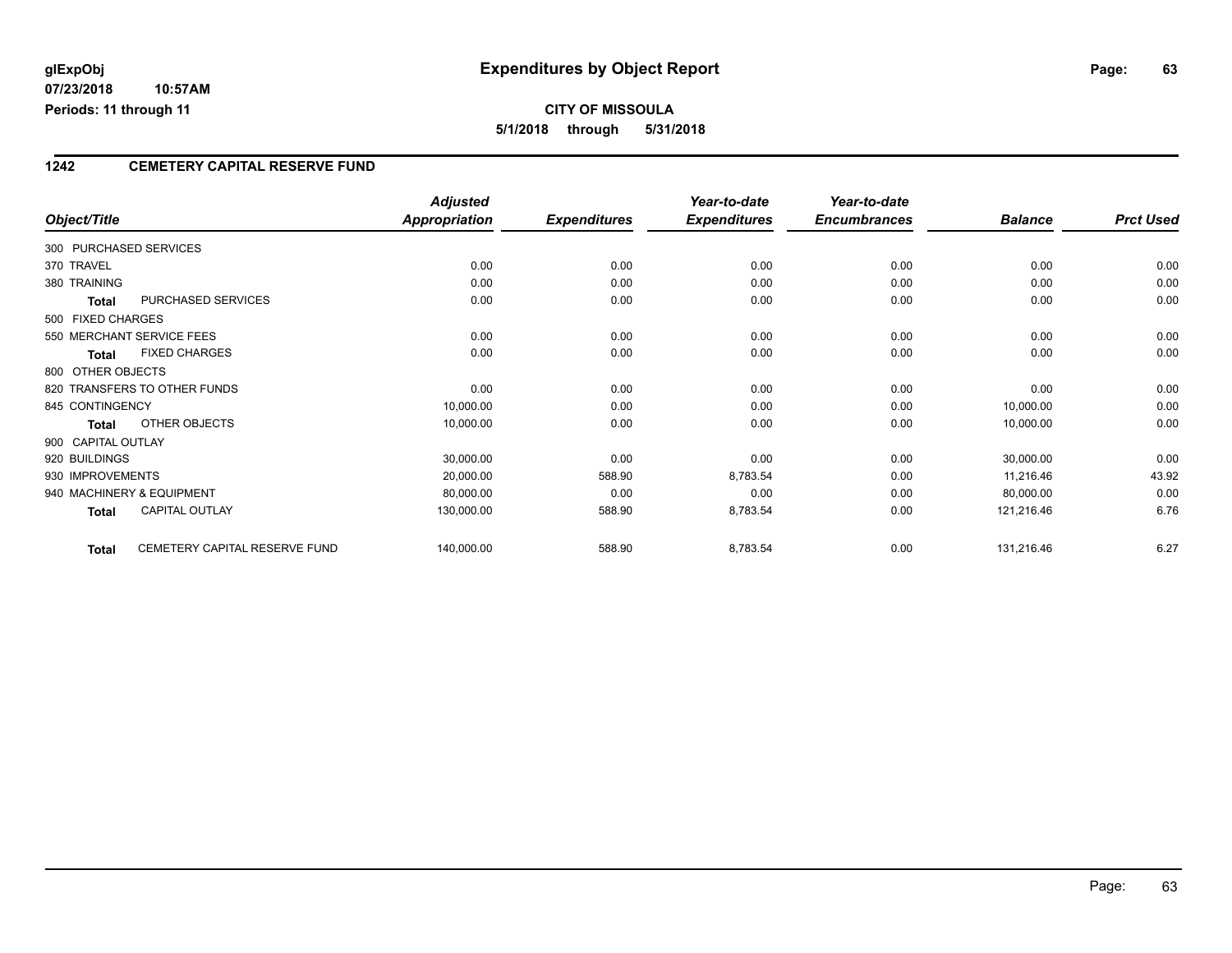**glExpObj** **Expenditures by Object Report**

**07/23/2018 10:57AM**

**Periods: 11 through 11**

**CITY OF MISSOULA**

**5/1/2018 through 5/31/2018**

## 1242 CEMETERY CAPITAL RESERVE FUND

| Object/Title | | *Adjusted Appropriation* | *Expenditures* | *Year-to-date Expenditures* | *Year-to-date Encumbrances* | *Balance* | *Prct Used* |
|---|---|---|---|---|---|---|---|
| 300 PURCHASED SERVICES | | | | | | | |
| 370 TRAVEL | | 0.00 | 0.00 | 0.00 | 0.00 | 0.00 | 0.00 |
| 380 TRAINING | | 0.00 | 0.00 | 0.00 | 0.00 | 0.00 | 0.00 |
| **Total** | PURCHASED SERVICES | 0.00 | 0.00 | 0.00 | 0.00 | 0.00 | 0.00 |
| 500 FIXED CHARGES | | | | | | | |
| 550 MERCHANT SERVICE FEES | | 0.00 | 0.00 | 0.00 | 0.00 | 0.00 | 0.00 |
| **Total** | FIXED CHARGES | 0.00 | 0.00 | 0.00 | 0.00 | 0.00 | 0.00 |
| 800 OTHER OBJECTS | | | | | | | |
| 820 TRANSFERS TO OTHER FUNDS | | 0.00 | 0.00 | 0.00 | 0.00 | 0.00 | 0.00 |
| 845 CONTINGENCY | | 10,000.00 | 0.00 | 0.00 | 0.00 | 10,000.00 | 0.00 |
| **Total** | OTHER OBJECTS | 10,000.00 | 0.00 | 0.00 | 0.00 | 10,000.00 | 0.00 |
| 900 CAPITAL OUTLAY | | | | | | | |
| 920 BUILDINGS | | 30,000.00 | 0.00 | 0.00 | 0.00 | 30,000.00 | 0.00 |
| 930 IMPROVEMENTS | | 20,000.00 | 588.90 | 8,783.54 | 0.00 | 11,216.46 | 43.92 |
| 940 MACHINERY & EQUIPMENT | | 80,000.00 | 0.00 | 0.00 | 0.00 | 80,000.00 | 0.00 |
| **Total** | CAPITAL OUTLAY | 130,000.00 | 588.90 | 8,783.54 | 0.00 | 121,216.46 | 6.76 |
| **Total** | CEMETERY CAPITAL RESERVE FUND | 140,000.00 | 588.90 | 8,783.54 | 0.00 | 131,216.46 | 6.27 |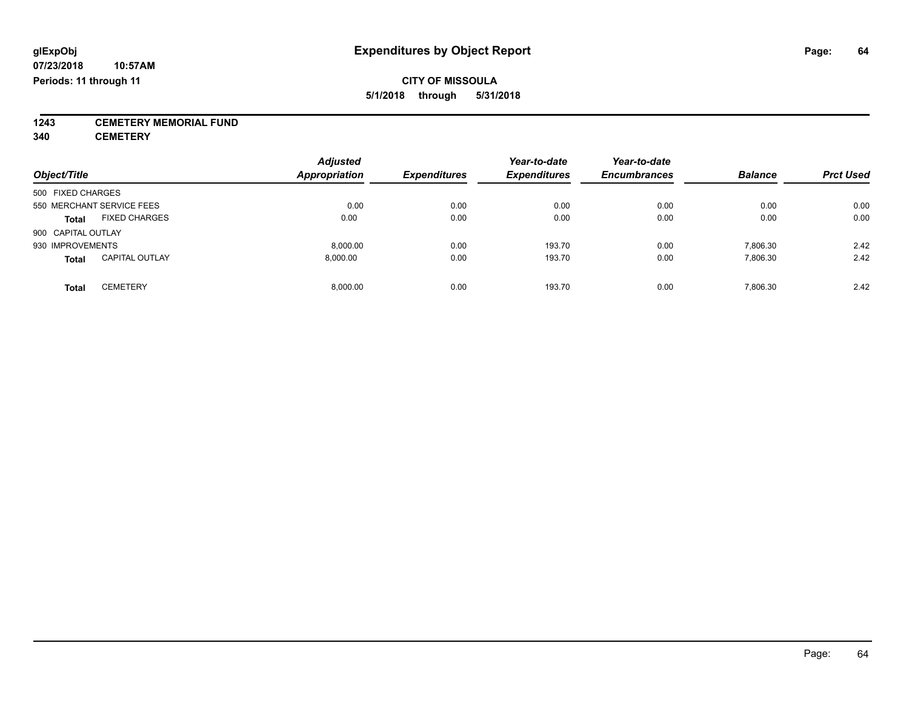# Expenditures by Object Report

glExpObj
07/23/2018 10:57AM
Periods: 11 through 11

**CITY OF MISSOULA**
**5/1/2018 through 5/31/2018**

**1243 CEMETERY MEMORIAL FUND**
**340 CEMETERY**

| Object/Title | | Adjusted Appropriation | Expenditures | Year-to-date Expenditures | Year-to-date Encumbrances | Balance | Prct Used |
|---|---|---|---|---|---|---|---|
| 500 FIXED CHARGES | | | | | | | |
| 550 MERCHANT SERVICE FEES | | 0.00 | 0.00 | 0.00 | 0.00 | 0.00 | 0.00 |
| **Total** | FIXED CHARGES | 0.00 | 0.00 | 0.00 | 0.00 | 0.00 | 0.00 |
| 900 CAPITAL OUTLAY | | | | | | | |
| 930 IMPROVEMENTS | | 8,000.00 | 0.00 | 193.70 | 0.00 | 7,806.30 | 2.42 |
| **Total** | CAPITAL OUTLAY | 8,000.00 | 0.00 | 193.70 | 0.00 | 7,806.30 | 2.42 |
| **Total** | CEMETERY | 8,000.00 | 0.00 | 193.70 | 0.00 | 7,806.30 | 2.42 |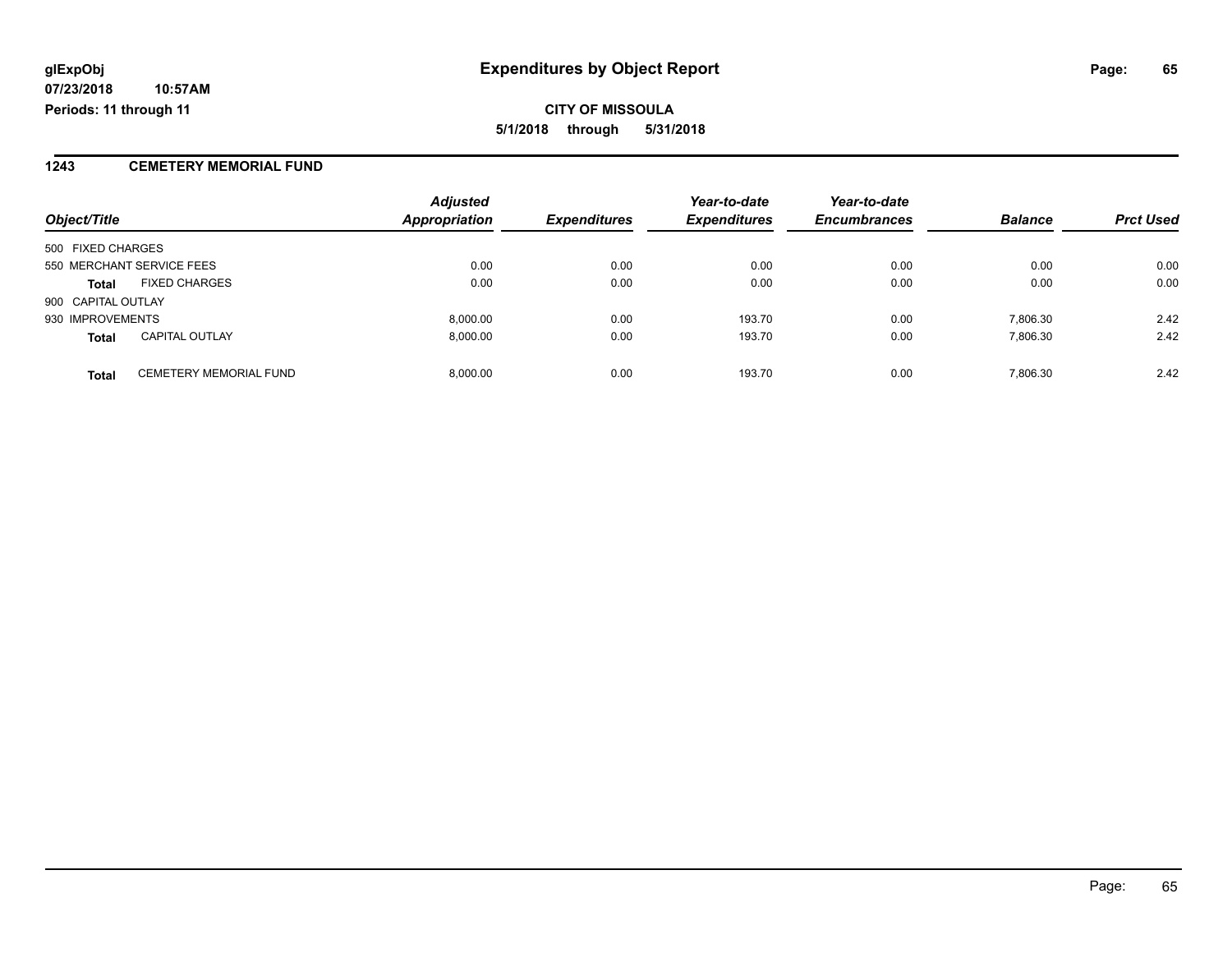# Expenditures by Object Report

**CITY OF MISSOULA**

**5/1/2018 through 5/31/2018**

glExpObj
07/23/2018 10:57AM
Periods: 11 through 11

## 1243 CEMETERY MEMORIAL FUND

| Object/Title | | Adjusted Appropriation | Expenditures | Year-to-date Expenditures | Year-to-date Encumbrances | Balance | Prct Used |
|---|---|---|---|---|---|---|---|
| 500 FIXED CHARGES | | | | | | | |
| 550 MERCHANT SERVICE FEES | | 0.00 | 0.00 | 0.00 | 0.00 | 0.00 | 0.00 |
| **Total** | FIXED CHARGES | 0.00 | 0.00 | 0.00 | 0.00 | 0.00 | 0.00 |
| 900 CAPITAL OUTLAY | | | | | | | |
| 930 IMPROVEMENTS | | 8,000.00 | 0.00 | 193.70 | 0.00 | 7,806.30 | 2.42 |
| **Total** | CAPITAL OUTLAY | 8,000.00 | 0.00 | 193.70 | 0.00 | 7,806.30 | 2.42 |
| **Total** | CEMETERY MEMORIAL FUND | 8,000.00 | 0.00 | 193.70 | 0.00 | 7,806.30 | 2.42 |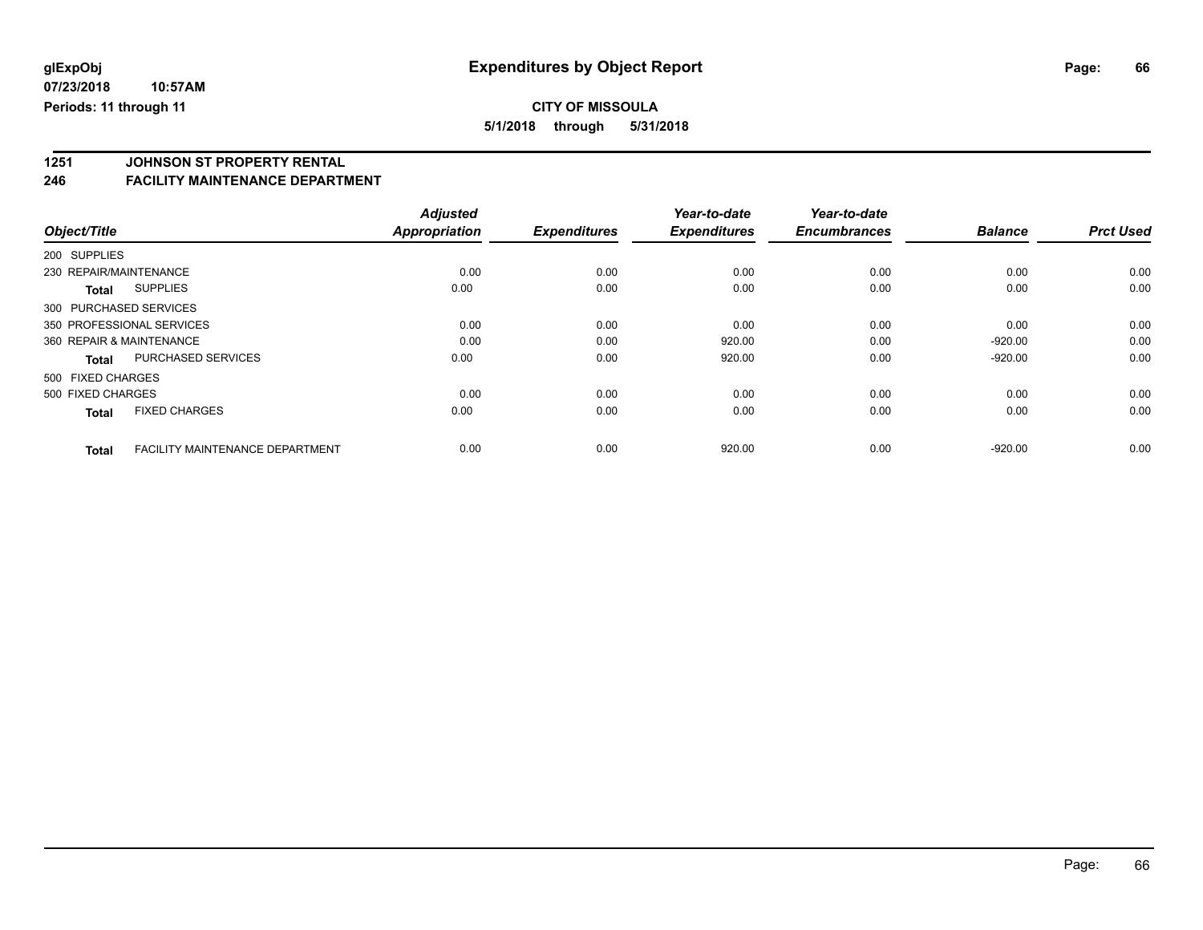# Expenditures by Object Report

glExpObj
07/23/2018 10:57AM
Periods: 11 through 11

**CITY OF MISSOULA**
**5/1/2018 through 5/31/2018**

## 1251 JOHNSON ST PROPERTY RENTAL
## 246 FACILITY MAINTENANCE DEPARTMENT

| Object/Title | | *Adjusted Appropriation* | *Expenditures* | *Year-to-date Expenditures* | *Year-to-date Encumbrances* | *Balance* | *Prct Used* |
|---|---|---|---|---|---|---|---|
| 200 SUPPLIES | | | | | | | |
| 230 REPAIR/MAINTENANCE | | 0.00 | 0.00 | 0.00 | 0.00 | 0.00 | 0.00 |
| **Total** | SUPPLIES | 0.00 | 0.00 | 0.00 | 0.00 | 0.00 | 0.00 |
| 300 PURCHASED SERVICES | | | | | | | |
| 350 PROFESSIONAL SERVICES | | 0.00 | 0.00 | 0.00 | 0.00 | 0.00 | 0.00 |
| 360 REPAIR & MAINTENANCE | | 0.00 | 0.00 | 920.00 | 0.00 | -920.00 | 0.00 |
| **Total** | PURCHASED SERVICES | 0.00 | 0.00 | 920.00 | 0.00 | -920.00 | 0.00 |
| 500 FIXED CHARGES | | | | | | | |
| 500 FIXED CHARGES | | 0.00 | 0.00 | 0.00 | 0.00 | 0.00 | 0.00 |
| **Total** | FIXED CHARGES | 0.00 | 0.00 | 0.00 | 0.00 | 0.00 | 0.00 |
| **Total** | FACILITY MAINTENANCE DEPARTMENT | 0.00 | 0.00 | 920.00 | 0.00 | -920.00 | 0.00 |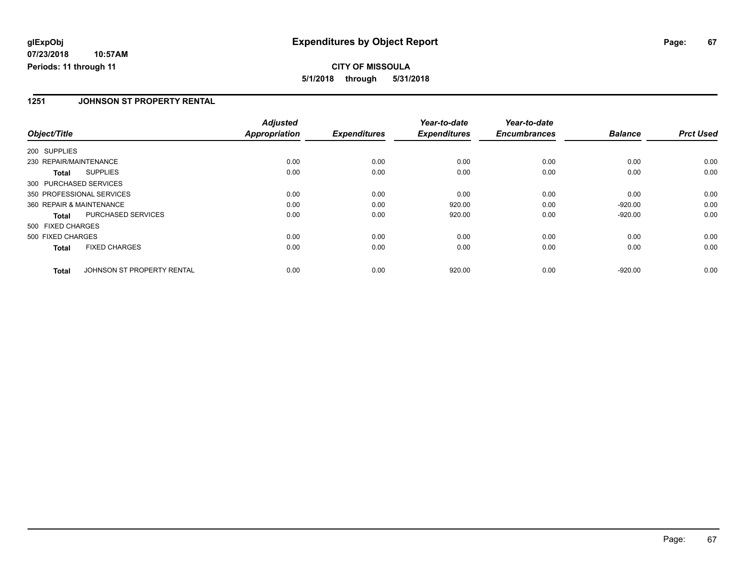**glExpObj**
**07/23/2018 10:57AM**
**Periods: 11 through 11**

# Expenditures by Object Report

**CITY OF MISSOULA**
**5/1/2018 through 5/31/2018**

## 1251 JOHNSON ST PROPERTY RENTAL

| Object/Title | Adjusted Appropriation | Expenditures | Year-to-date Expenditures | Year-to-date Encumbrances | Balance | Prct Used |
|---|---|---|---|---|---|---|
| 200 SUPPLIES | | | | | | |
| 230 REPAIR/MAINTENANCE | 0.00 | 0.00 | 0.00 | 0.00 | 0.00 | 0.00 |
| **Total** SUPPLIES | 0.00 | 0.00 | 0.00 | 0.00 | 0.00 | 0.00 |
| 300 PURCHASED SERVICES | | | | | | |
| 350 PROFESSIONAL SERVICES | 0.00 | 0.00 | 0.00 | 0.00 | 0.00 | 0.00 |
| 360 REPAIR & MAINTENANCE | 0.00 | 0.00 | 920.00 | 0.00 | -920.00 | 0.00 |
| **Total** PURCHASED SERVICES | 0.00 | 0.00 | 920.00 | 0.00 | -920.00 | 0.00 |
| 500 FIXED CHARGES | | | | | | |
| 500 FIXED CHARGES | 0.00 | 0.00 | 0.00 | 0.00 | 0.00 | 0.00 |
| **Total** FIXED CHARGES | 0.00 | 0.00 | 0.00 | 0.00 | 0.00 | 0.00 |
| **Total** JOHNSON ST PROPERTY RENTAL | 0.00 | 0.00 | 920.00 | 0.00 | -920.00 | 0.00 |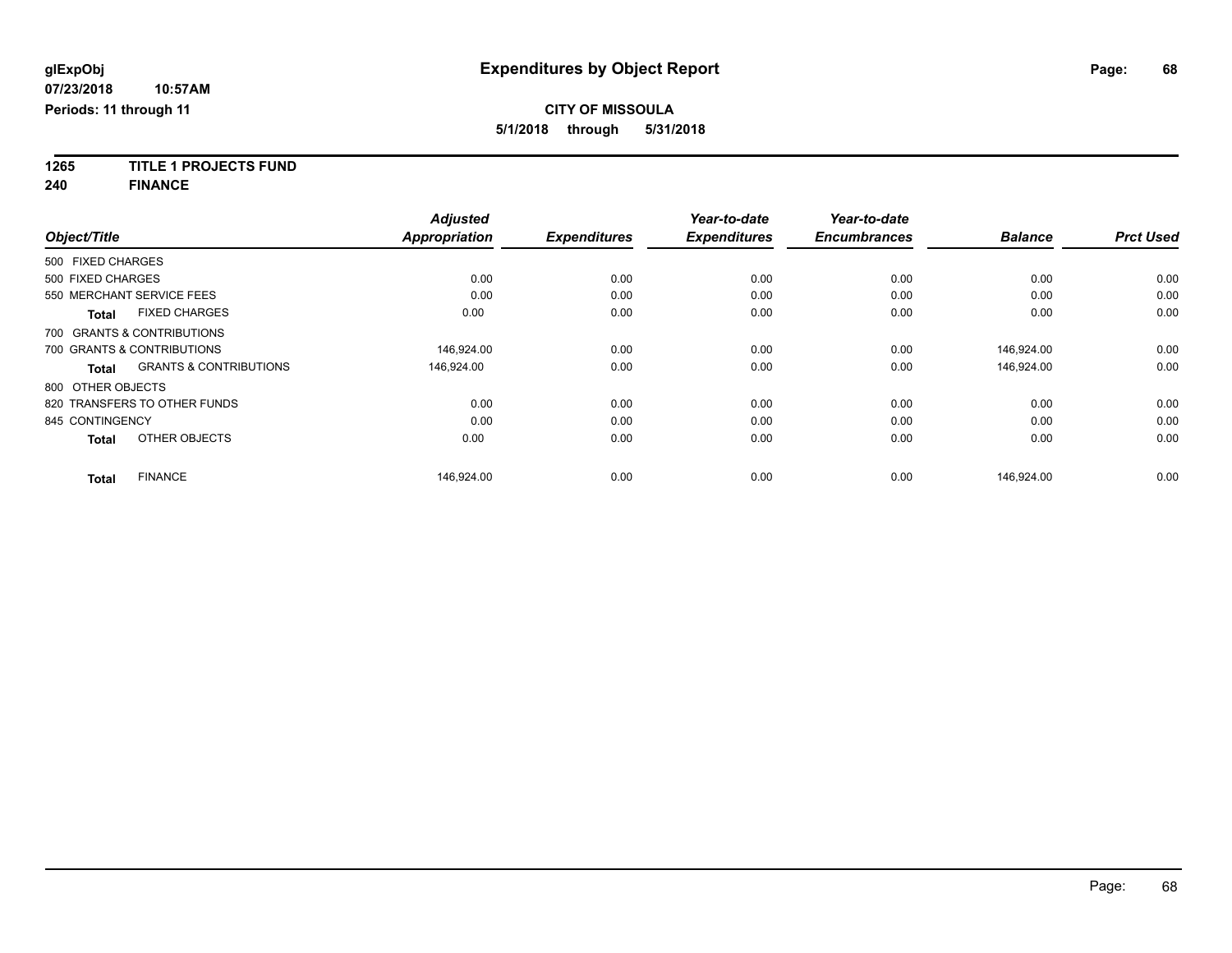**glExpObj** **Expenditures by Object Report**

**07/23/2018 10:57AM**

**Periods: 11 through 11**

**CITY OF MISSOULA**

**5/1/2018 through 5/31/2018**

**1265 TITLE 1 PROJECTS FUND**

**240 FINANCE**

| Object/Title | Adjusted Appropriation | Expenditures | Year-to-date Expenditures | Year-to-date Encumbrances | Balance | Prct Used |
|---|---|---|---|---|---|---|
| 500 FIXED CHARGES | | | | | | |
| 500 FIXED CHARGES | 0.00 | 0.00 | 0.00 | 0.00 | 0.00 | 0.00 |
| 550 MERCHANT SERVICE FEES | 0.00 | 0.00 | 0.00 | 0.00 | 0.00 | 0.00 |
| **Total** FIXED CHARGES | 0.00 | 0.00 | 0.00 | 0.00 | 0.00 | 0.00 |
| 700 GRANTS & CONTRIBUTIONS | | | | | | |
| 700 GRANTS & CONTRIBUTIONS | 146,924.00 | 0.00 | 0.00 | 0.00 | 146,924.00 | 0.00 |
| **Total** GRANTS & CONTRIBUTIONS | 146,924.00 | 0.00 | 0.00 | 0.00 | 146,924.00 | 0.00 |
| 800 OTHER OBJECTS | | | | | | |
| 820 TRANSFERS TO OTHER FUNDS | 0.00 | 0.00 | 0.00 | 0.00 | 0.00 | 0.00 |
| 845 CONTINGENCY | 0.00 | 0.00 | 0.00 | 0.00 | 0.00 | 0.00 |
| **Total** OTHER OBJECTS | 0.00 | 0.00 | 0.00 | 0.00 | 0.00 | 0.00 |
| **Total** FINANCE | 146,924.00 | 0.00 | 0.00 | 0.00 | 146,924.00 | 0.00 |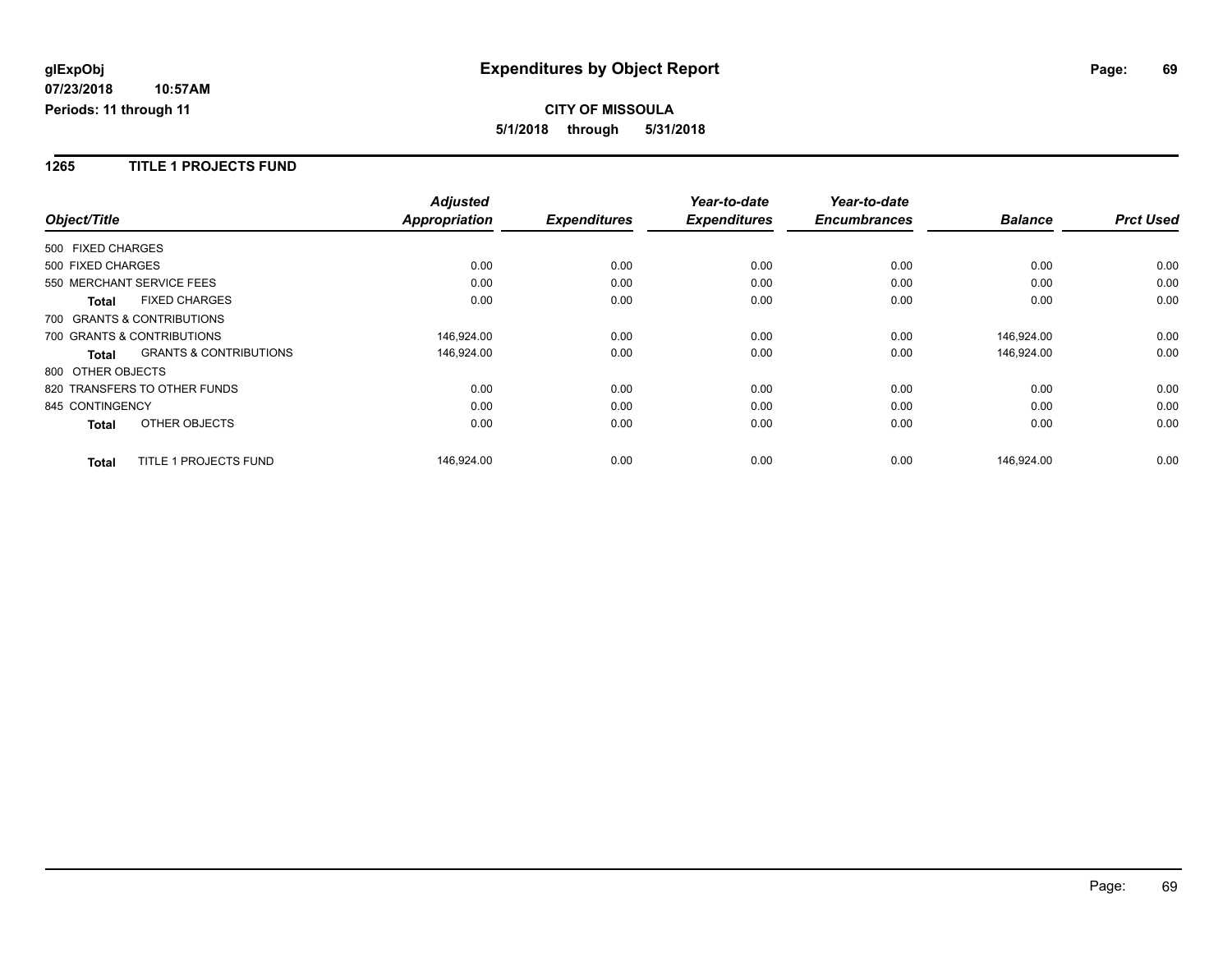**glExpObj**
**07/23/2018 10:57AM**
**Periods: 11 through 11**

# Expenditures by Object Report

**CITY OF MISSOULA**
**5/1/2018 through 5/31/2018**

## 1265 TITLE 1 PROJECTS FUND

| Object/Title | Adjusted Appropriation | Expenditures | Year-to-date Expenditures | Year-to-date Encumbrances | Balance | Prct Used |
|---|---|---|---|---|---|---|
| 500 FIXED CHARGES | | | | | | |
| 500 FIXED CHARGES | 0.00 | 0.00 | 0.00 | 0.00 | 0.00 | 0.00 |
| 550 MERCHANT SERVICE FEES | 0.00 | 0.00 | 0.00 | 0.00 | 0.00 | 0.00 |
| **Total** FIXED CHARGES | 0.00 | 0.00 | 0.00 | 0.00 | 0.00 | 0.00 |
| 700 GRANTS & CONTRIBUTIONS | | | | | | |
| 700 GRANTS & CONTRIBUTIONS | 146,924.00 | 0.00 | 0.00 | 0.00 | 146,924.00 | 0.00 |
| **Total** GRANTS & CONTRIBUTIONS | 146,924.00 | 0.00 | 0.00 | 0.00 | 146,924.00 | 0.00 |
| 800 OTHER OBJECTS | | | | | | |
| 820 TRANSFERS TO OTHER FUNDS | 0.00 | 0.00 | 0.00 | 0.00 | 0.00 | 0.00 |
| 845 CONTINGENCY | 0.00 | 0.00 | 0.00 | 0.00 | 0.00 | 0.00 |
| **Total** OTHER OBJECTS | 0.00 | 0.00 | 0.00 | 0.00 | 0.00 | 0.00 |
| **Total** TITLE 1 PROJECTS FUND | 146,924.00 | 0.00 | 0.00 | 0.00 | 146,924.00 | 0.00 |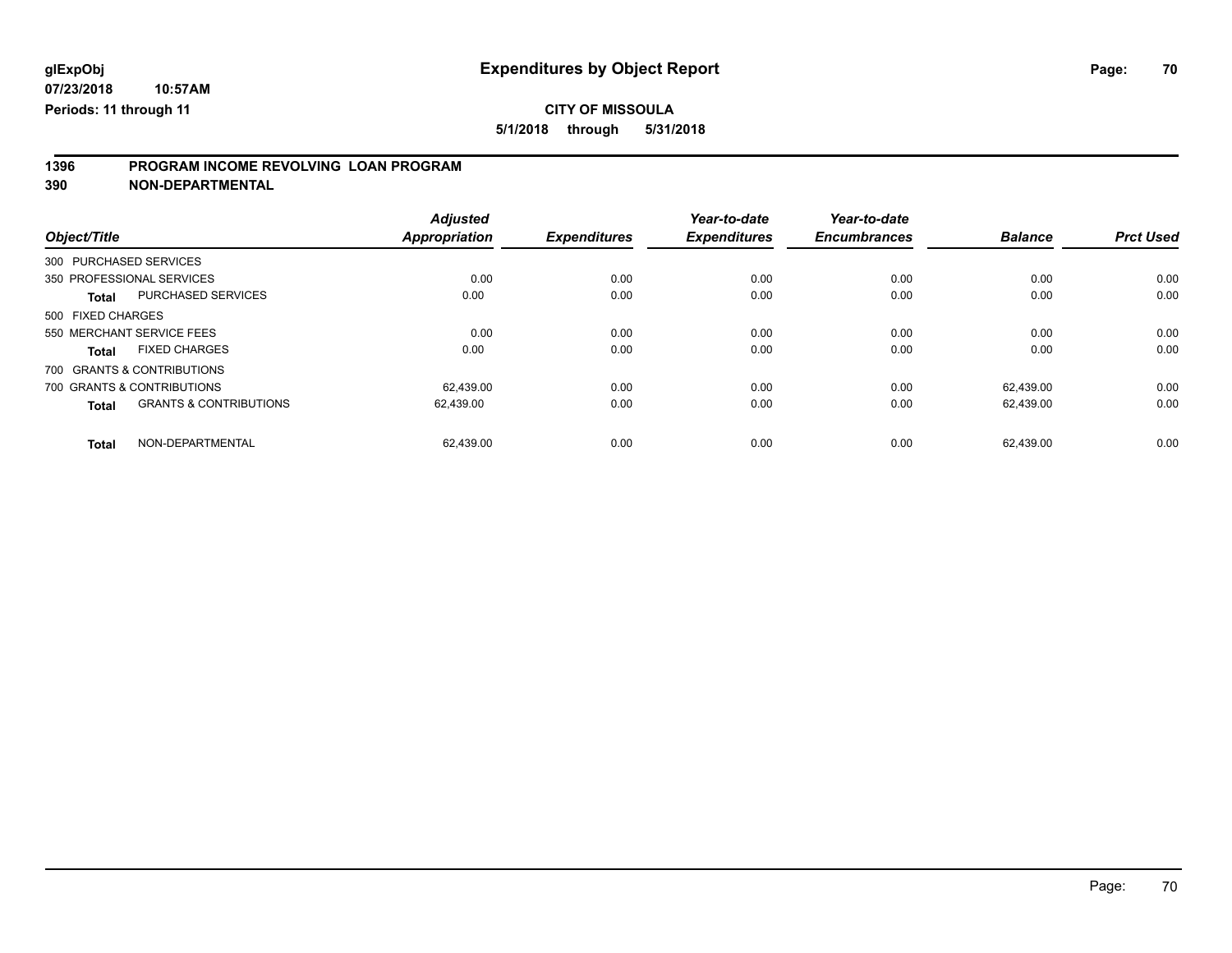# Expenditures by Object Report

glExpObj
07/23/2018 10:57AM
Periods: 11 through 11

**CITY OF MISSOULA**

**5/1/2018 through 5/31/2018**

## 1396 PROGRAM INCOME REVOLVING LOAN PROGRAM
## 390 NON-DEPARTMENTAL

| Object/Title | | Adjusted Appropriation | Expenditures | Year-to-date Expenditures | Year-to-date Encumbrances | Balance | Prct Used |
|---|---|---|---|---|---|---|---|
| 300 PURCHASED SERVICES | | | | | | | |
| 350 PROFESSIONAL SERVICES | | 0.00 | 0.00 | 0.00 | 0.00 | 0.00 | 0.00 |
| **Total** | PURCHASED SERVICES | 0.00 | 0.00 | 0.00 | 0.00 | 0.00 | 0.00 |
| 500 FIXED CHARGES | | | | | | | |
| 550 MERCHANT SERVICE FEES | | 0.00 | 0.00 | 0.00 | 0.00 | 0.00 | 0.00 |
| **Total** | FIXED CHARGES | 0.00 | 0.00 | 0.00 | 0.00 | 0.00 | 0.00 |
| 700 GRANTS & CONTRIBUTIONS | | | | | | | |
| 700 GRANTS & CONTRIBUTIONS | | 62,439.00 | 0.00 | 0.00 | 0.00 | 62,439.00 | 0.00 |
| **Total** | GRANTS & CONTRIBUTIONS | 62,439.00 | 0.00 | 0.00 | 0.00 | 62,439.00 | 0.00 |
| **Total** | NON-DEPARTMENTAL | 62,439.00 | 0.00 | 0.00 | 0.00 | 62,439.00 | 0.00 |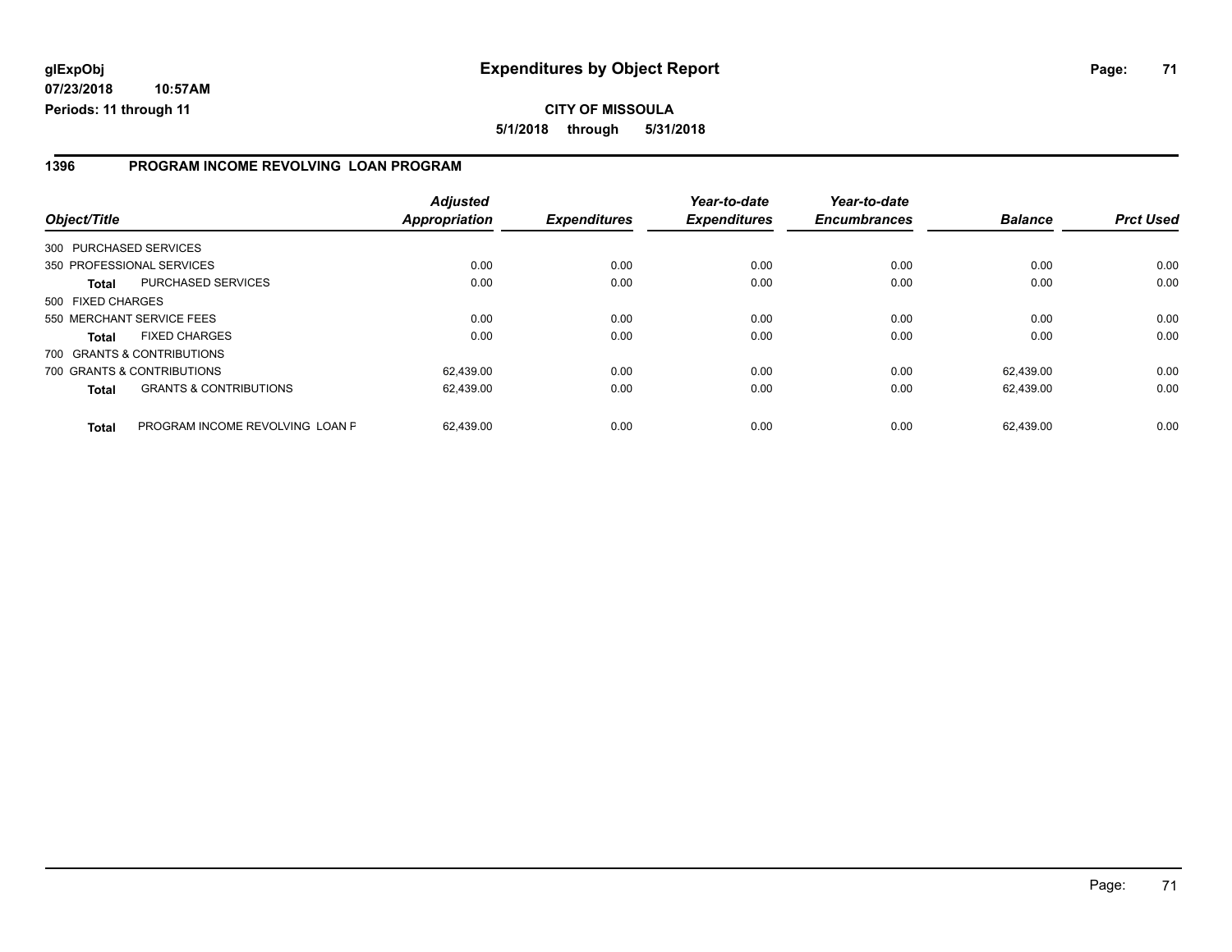**glExpObj** **Expenditures by Object Report**

**07/23/2018 10:57AM**

**Periods: 11 through 11**

**CITY OF MISSOULA**

**5/1/2018 through 5/31/2018**

## 1396 PROGRAM INCOME REVOLVING LOAN PROGRAM

| Object/Title | | Adjusted Appropriation | Expenditures | Year-to-date Expenditures | Year-to-date Encumbrances | Balance | Prct Used |
|---|---|---|---|---|---|---|---|
| 300 PURCHASED SERVICES | | | | | | | |
| 350 PROFESSIONAL SERVICES | | 0.00 | 0.00 | 0.00 | 0.00 | 0.00 | 0.00 |
| **Total** | PURCHASED SERVICES | 0.00 | 0.00 | 0.00 | 0.00 | 0.00 | 0.00 |
| 500 FIXED CHARGES | | | | | | | |
| 550 MERCHANT SERVICE FEES | | 0.00 | 0.00 | 0.00 | 0.00 | 0.00 | 0.00 |
| **Total** | FIXED CHARGES | 0.00 | 0.00 | 0.00 | 0.00 | 0.00 | 0.00 |
| 700 GRANTS & CONTRIBUTIONS | | | | | | | |
| 700 GRANTS & CONTRIBUTIONS | | 62,439.00 | 0.00 | 0.00 | 0.00 | 62,439.00 | 0.00 |
| **Total** | GRANTS & CONTRIBUTIONS | 62,439.00 | 0.00 | 0.00 | 0.00 | 62,439.00 | 0.00 |
| **Total** | PROGRAM INCOME REVOLVING LOAN F | 62,439.00 | 0.00 | 0.00 | 0.00 | 62,439.00 | 0.00 |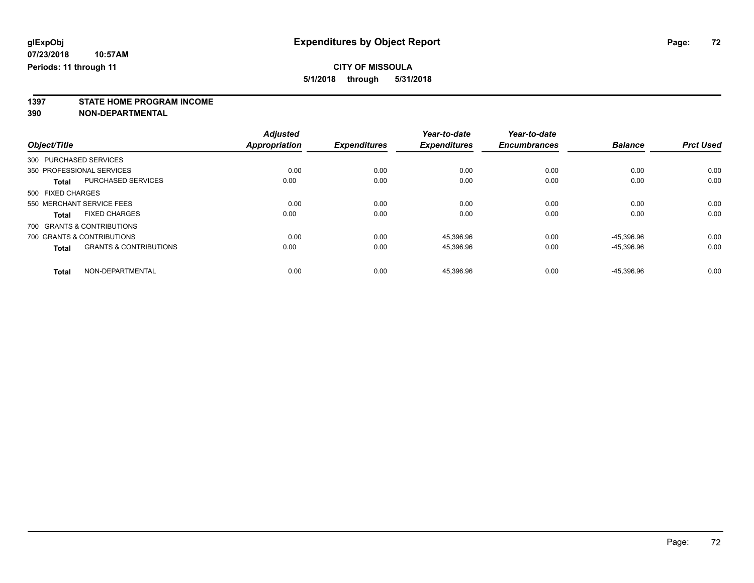glExpObj
07/23/2018 10:57AM
Periods: 11 through 11

# Expenditures by Object Report

**CITY OF MISSOULA**
**5/1/2018 through 5/31/2018**

**1397 STATE HOME PROGRAM INCOME**
**390 NON-DEPARTMENTAL**

| Object/Title | | Adjusted Appropriation | Expenditures | Year-to-date Expenditures | Year-to-date Encumbrances | Balance | Prct Used |
|---|---|---|---|---|---|---|---|
| 300 PURCHASED SERVICES | | | | | | | |
| 350 PROFESSIONAL SERVICES | | 0.00 | 0.00 | 0.00 | 0.00 | 0.00 | 0.00 |
| **Total** | PURCHASED SERVICES | 0.00 | 0.00 | 0.00 | 0.00 | 0.00 | 0.00 |
| 500 FIXED CHARGES | | | | | | | |
| 550 MERCHANT SERVICE FEES | | 0.00 | 0.00 | 0.00 | 0.00 | 0.00 | 0.00 |
| **Total** | FIXED CHARGES | 0.00 | 0.00 | 0.00 | 0.00 | 0.00 | 0.00 |
| 700 GRANTS & CONTRIBUTIONS | | | | | | | |
| 700 GRANTS & CONTRIBUTIONS | | 0.00 | 0.00 | 45,396.96 | 0.00 | -45,396.96 | 0.00 |
| **Total** | GRANTS & CONTRIBUTIONS | 0.00 | 0.00 | 45,396.96 | 0.00 | -45,396.96 | 0.00 |
| **Total** | NON-DEPARTMENTAL | 0.00 | 0.00 | 45,396.96 | 0.00 | -45,396.96 | 0.00 |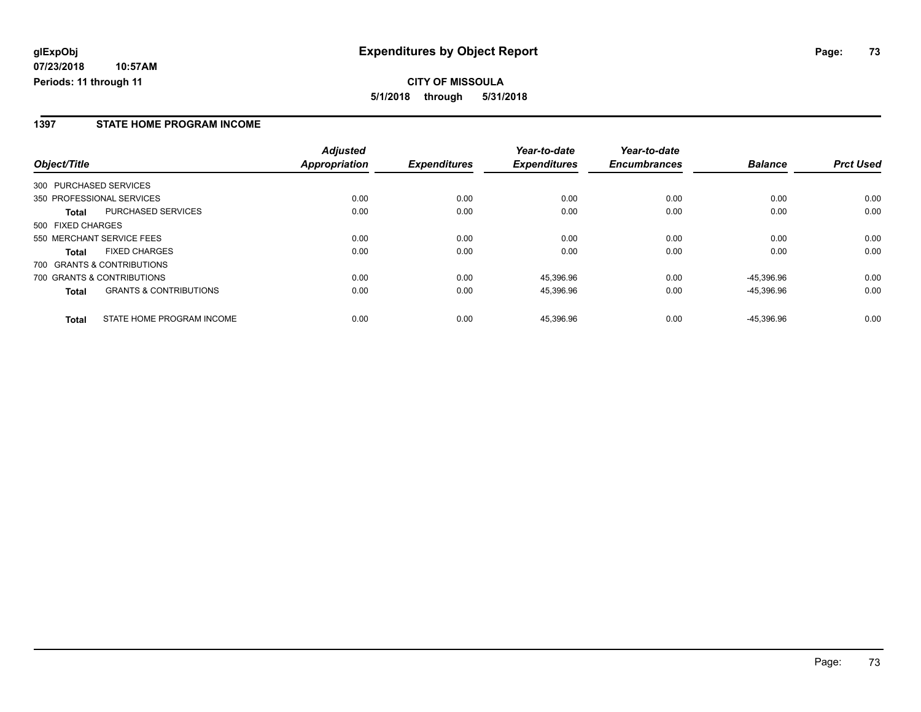**glExpObj**
**07/23/2018 10:57AM**
**Periods: 11 through 11**

# Expenditures by Object Report

**CITY OF MISSOULA**
**5/1/2018 through 5/31/2018**

## 1397 STATE HOME PROGRAM INCOME

| Object/Title | | Adjusted Appropriation | Expenditures | Year-to-date Expenditures | Year-to-date Encumbrances | Balance | Prct Used |
|---|---|---|---|---|---|---|---|
| 300 PURCHASED SERVICES | | | | | | | |
| 350 PROFESSIONAL SERVICES | | 0.00 | 0.00 | 0.00 | 0.00 | 0.00 | 0.00 |
| **Total** | PURCHASED SERVICES | 0.00 | 0.00 | 0.00 | 0.00 | 0.00 | 0.00 |
| 500 FIXED CHARGES | | | | | | | |
| 550 MERCHANT SERVICE FEES | | 0.00 | 0.00 | 0.00 | 0.00 | 0.00 | 0.00 |
| **Total** | FIXED CHARGES | 0.00 | 0.00 | 0.00 | 0.00 | 0.00 | 0.00 |
| 700 GRANTS & CONTRIBUTIONS | | | | | | | |
| 700 GRANTS & CONTRIBUTIONS | | 0.00 | 0.00 | 45,396.96 | 0.00 | -45,396.96 | 0.00 |
| **Total** | GRANTS & CONTRIBUTIONS | 0.00 | 0.00 | 45,396.96 | 0.00 | -45,396.96 | 0.00 |
| **Total** | STATE HOME PROGRAM INCOME | 0.00 | 0.00 | 45,396.96 | 0.00 | -45,396.96 | 0.00 |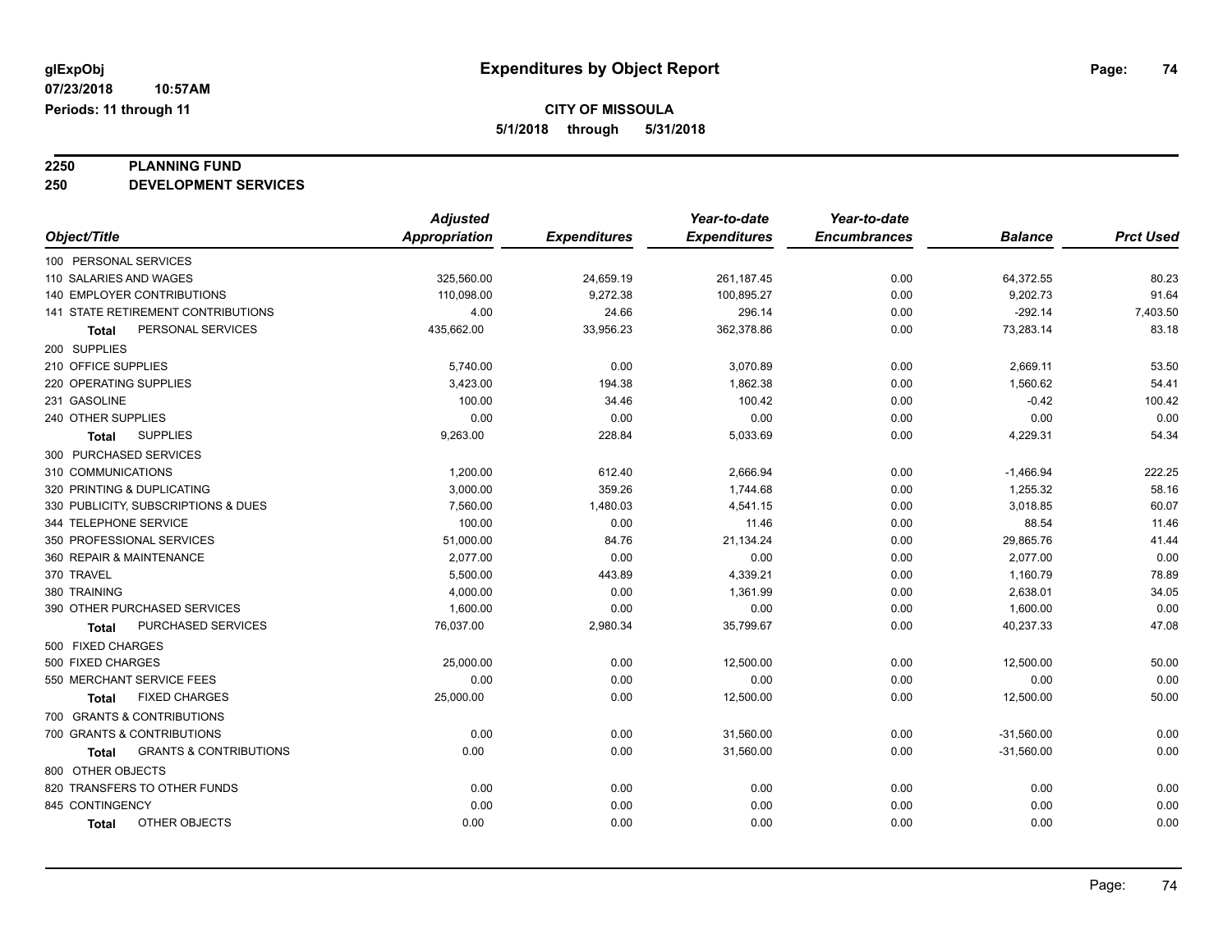# Expenditures by Object Report

glExpObj
07/23/2018 10:57AM
Periods: 11 through 11

**CITY OF MISSOULA**
**5/1/2018 through 5/31/2018**

## 2250 PLANNING FUND
## 250 DEVELOPMENT SERVICES

| Object/Title | Adjusted Appropriation | Expenditures | Year-to-date Expenditures | Year-to-date Encumbrances | Balance | Prct Used |
|---|---|---|---|---|---|---|
| 100 PERSONAL SERVICES | | | | | | |
| 110 SALARIES AND WAGES | 325,560.00 | 24,659.19 | 261,187.45 | 0.00 | 64,372.55 | 80.23 |
| 140 EMPLOYER CONTRIBUTIONS | 110,098.00 | 9,272.38 | 100,895.27 | 0.00 | 9,202.73 | 91.64 |
| 141 STATE RETIREMENT CONTRIBUTIONS | 4.00 | 24.66 | 296.14 | 0.00 | -292.14 | 7,403.50 |
| **Total** PERSONAL SERVICES | 435,662.00 | 33,956.23 | 362,378.86 | 0.00 | 73,283.14 | 83.18 |
| 200 SUPPLIES | | | | | | |
| 210 OFFICE SUPPLIES | 5,740.00 | 0.00 | 3,070.89 | 0.00 | 2,669.11 | 53.50 |
| 220 OPERATING SUPPLIES | 3,423.00 | 194.38 | 1,862.38 | 0.00 | 1,560.62 | 54.41 |
| 231 GASOLINE | 100.00 | 34.46 | 100.42 | 0.00 | -0.42 | 100.42 |
| 240 OTHER SUPPLIES | 0.00 | 0.00 | 0.00 | 0.00 | 0.00 | 0.00 |
| **Total** SUPPLIES | 9,263.00 | 228.84 | 5,033.69 | 0.00 | 4,229.31 | 54.34 |
| 300 PURCHASED SERVICES | | | | | | |
| 310 COMMUNICATIONS | 1,200.00 | 612.40 | 2,666.94 | 0.00 | -1,466.94 | 222.25 |
| 320 PRINTING & DUPLICATING | 3,000.00 | 359.26 | 1,744.68 | 0.00 | 1,255.32 | 58.16 |
| 330 PUBLICITY, SUBSCRIPTIONS & DUES | 7,560.00 | 1,480.03 | 4,541.15 | 0.00 | 3,018.85 | 60.07 |
| 344 TELEPHONE SERVICE | 100.00 | 0.00 | 11.46 | 0.00 | 88.54 | 11.46 |
| 350 PROFESSIONAL SERVICES | 51,000.00 | 84.76 | 21,134.24 | 0.00 | 29,865.76 | 41.44 |
| 360 REPAIR & MAINTENANCE | 2,077.00 | 0.00 | 0.00 | 0.00 | 2,077.00 | 0.00 |
| 370 TRAVEL | 5,500.00 | 443.89 | 4,339.21 | 0.00 | 1,160.79 | 78.89 |
| 380 TRAINING | 4,000.00 | 0.00 | 1,361.99 | 0.00 | 2,638.01 | 34.05 |
| 390 OTHER PURCHASED SERVICES | 1,600.00 | 0.00 | 0.00 | 0.00 | 1,600.00 | 0.00 |
| **Total** PURCHASED SERVICES | 76,037.00 | 2,980.34 | 35,799.67 | 0.00 | 40,237.33 | 47.08 |
| 500 FIXED CHARGES | | | | | | |
| 500 FIXED CHARGES | 25,000.00 | 0.00 | 12,500.00 | 0.00 | 12,500.00 | 50.00 |
| 550 MERCHANT SERVICE FEES | 0.00 | 0.00 | 0.00 | 0.00 | 0.00 | 0.00 |
| **Total** FIXED CHARGES | 25,000.00 | 0.00 | 12,500.00 | 0.00 | 12,500.00 | 50.00 |
| 700 GRANTS & CONTRIBUTIONS | | | | | | |
| 700 GRANTS & CONTRIBUTIONS | 0.00 | 0.00 | 31,560.00 | 0.00 | -31,560.00 | 0.00 |
| **Total** GRANTS & CONTRIBUTIONS | 0.00 | 0.00 | 31,560.00 | 0.00 | -31,560.00 | 0.00 |
| 800 OTHER OBJECTS | | | | | | |
| 820 TRANSFERS TO OTHER FUNDS | 0.00 | 0.00 | 0.00 | 0.00 | 0.00 | 0.00 |
| 845 CONTINGENCY | 0.00 | 0.00 | 0.00 | 0.00 | 0.00 | 0.00 |
| **Total** OTHER OBJECTS | 0.00 | 0.00 | 0.00 | 0.00 | 0.00 | 0.00 |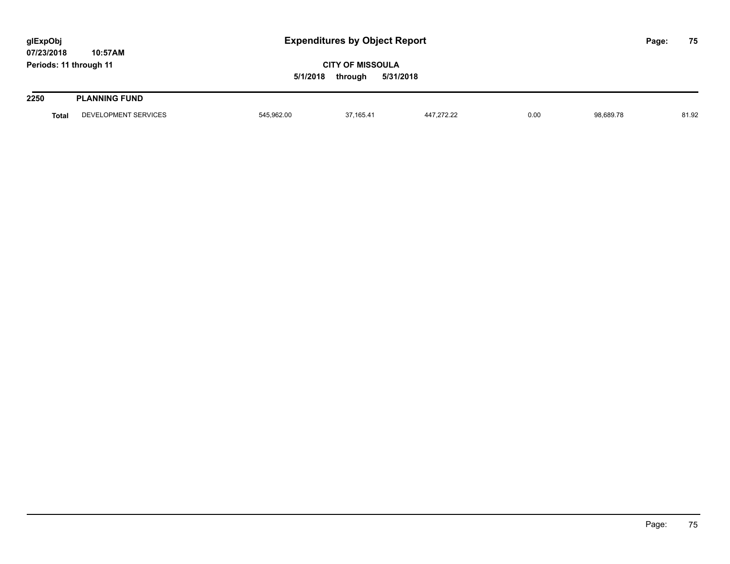## 2250 PLANNING FUND

| | | | | | | | |
|---|---|---|---|---|---|---|---|
| **Total** | DEVELOPMENT SERVICES | 545,962.00 | 37,165.41 | 447,272.22 | 0.00 | 98,689.78 | 81.92 |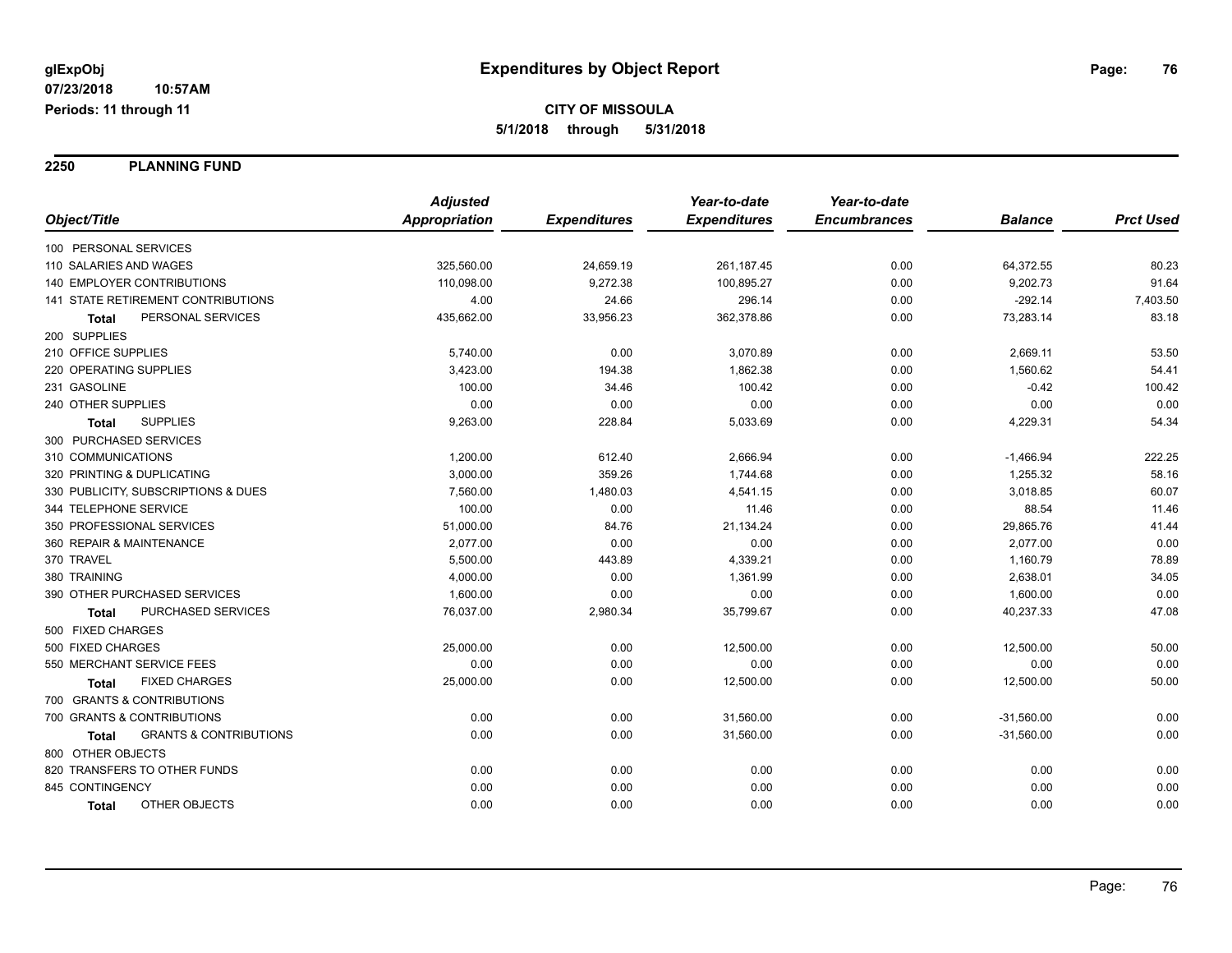# Expenditures by Object Report

glExpObj
07/23/2018 10:57AM
Periods: 11 through 11

**CITY OF MISSOULA**
**5/1/2018 through 5/31/2018**

## 2250 PLANNING FUND

| Object/Title | Adjusted Appropriation | Expenditures | Year-to-date Expenditures | Year-to-date Encumbrances | Balance | Prct Used |
|---|---|---|---|---|---|---|
| 100 PERSONAL SERVICES | | | | | | |
| 110 SALARIES AND WAGES | 325,560.00 | 24,659.19 | 261,187.45 | 0.00 | 64,372.55 | 80.23 |
| 140 EMPLOYER CONTRIBUTIONS | 110,098.00 | 9,272.38 | 100,895.27 | 0.00 | 9,202.73 | 91.64 |
| 141 STATE RETIREMENT CONTRIBUTIONS | 4.00 | 24.66 | 296.14 | 0.00 | -292.14 | 7,403.50 |
| **Total** PERSONAL SERVICES | 435,662.00 | 33,956.23 | 362,378.86 | 0.00 | 73,283.14 | 83.18 |
| 200 SUPPLIES | | | | | | |
| 210 OFFICE SUPPLIES | 5,740.00 | 0.00 | 3,070.89 | 0.00 | 2,669.11 | 53.50 |
| 220 OPERATING SUPPLIES | 3,423.00 | 194.38 | 1,862.38 | 0.00 | 1,560.62 | 54.41 |
| 231 GASOLINE | 100.00 | 34.46 | 100.42 | 0.00 | -0.42 | 100.42 |
| 240 OTHER SUPPLIES | 0.00 | 0.00 | 0.00 | 0.00 | 0.00 | 0.00 |
| **Total** SUPPLIES | 9,263.00 | 228.84 | 5,033.69 | 0.00 | 4,229.31 | 54.34 |
| 300 PURCHASED SERVICES | | | | | | |
| 310 COMMUNICATIONS | 1,200.00 | 612.40 | 2,666.94 | 0.00 | -1,466.94 | 222.25 |
| 320 PRINTING & DUPLICATING | 3,000.00 | 359.26 | 1,744.68 | 0.00 | 1,255.32 | 58.16 |
| 330 PUBLICITY, SUBSCRIPTIONS & DUES | 7,560.00 | 1,480.03 | 4,541.15 | 0.00 | 3,018.85 | 60.07 |
| 344 TELEPHONE SERVICE | 100.00 | 0.00 | 11.46 | 0.00 | 88.54 | 11.46 |
| 350 PROFESSIONAL SERVICES | 51,000.00 | 84.76 | 21,134.24 | 0.00 | 29,865.76 | 41.44 |
| 360 REPAIR & MAINTENANCE | 2,077.00 | 0.00 | 0.00 | 0.00 | 2,077.00 | 0.00 |
| 370 TRAVEL | 5,500.00 | 443.89 | 4,339.21 | 0.00 | 1,160.79 | 78.89 |
| 380 TRAINING | 4,000.00 | 0.00 | 1,361.99 | 0.00 | 2,638.01 | 34.05 |
| 390 OTHER PURCHASED SERVICES | 1,600.00 | 0.00 | 0.00 | 0.00 | 1,600.00 | 0.00 |
| **Total** PURCHASED SERVICES | 76,037.00 | 2,980.34 | 35,799.67 | 0.00 | 40,237.33 | 47.08 |
| 500 FIXED CHARGES | | | | | | |
| 500 FIXED CHARGES | 25,000.00 | 0.00 | 12,500.00 | 0.00 | 12,500.00 | 50.00 |
| 550 MERCHANT SERVICE FEES | 0.00 | 0.00 | 0.00 | 0.00 | 0.00 | 0.00 |
| **Total** FIXED CHARGES | 25,000.00 | 0.00 | 12,500.00 | 0.00 | 12,500.00 | 50.00 |
| 700 GRANTS & CONTRIBUTIONS | | | | | | |
| 700 GRANTS & CONTRIBUTIONS | 0.00 | 0.00 | 31,560.00 | 0.00 | -31,560.00 | 0.00 |
| **Total** GRANTS & CONTRIBUTIONS | 0.00 | 0.00 | 31,560.00 | 0.00 | -31,560.00 | 0.00 |
| 800 OTHER OBJECTS | | | | | | |
| 820 TRANSFERS TO OTHER FUNDS | 0.00 | 0.00 | 0.00 | 0.00 | 0.00 | 0.00 |
| 845 CONTINGENCY | 0.00 | 0.00 | 0.00 | 0.00 | 0.00 | 0.00 |
| **Total** OTHER OBJECTS | 0.00 | 0.00 | 0.00 | 0.00 | 0.00 | 0.00 |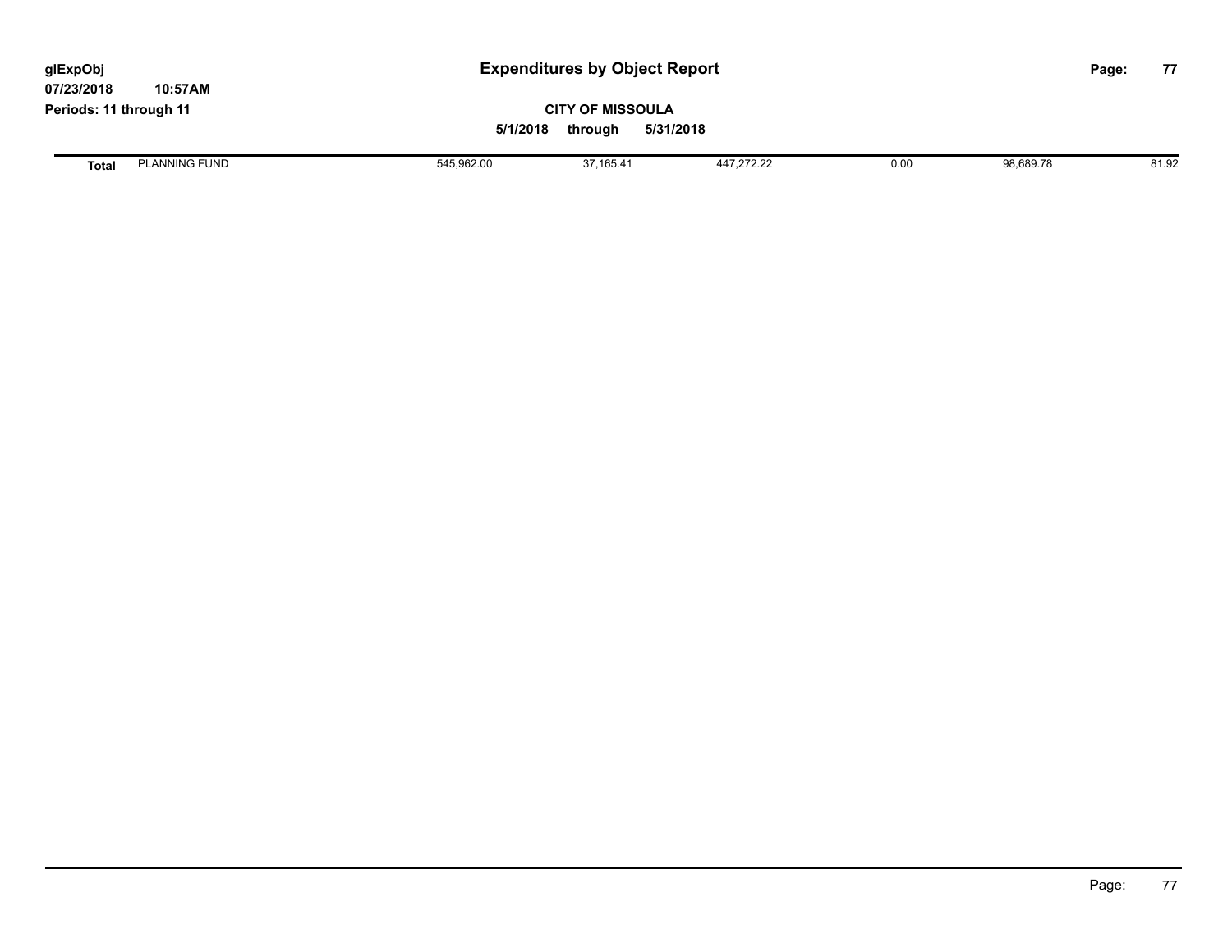# Expenditures by Object Report

glExpObj
07/23/2018 10:57AM
Periods: 11 through 11

**CITY OF MISSOULA**

**5/1/2018 through 5/31/2018**

| | | | | | | | |
|---|---|---|---|---|---|---|---|
| **Total** | PLANNING FUND | 545,962.00 | 37,165.41 | 447,272.22 | 0.00 | 98,689.78 | 81.92 |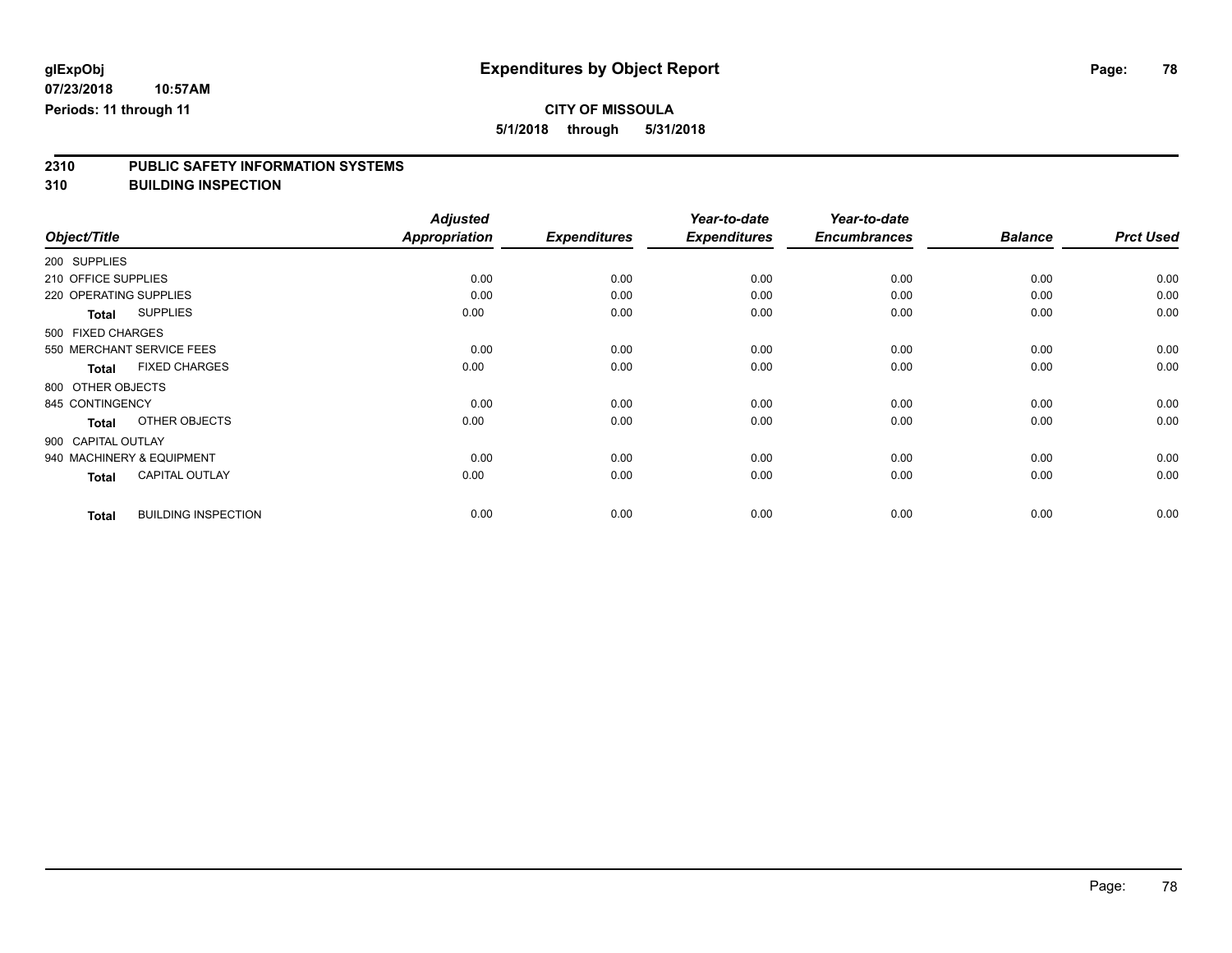glExpObj
07/23/2018 10:57AM
Periods: 11 through 11

# Expenditures by Object Report

**CITY OF MISSOULA**
**5/1/2018 through 5/31/2018**

## 2310 PUBLIC SAFETY INFORMATION SYSTEMS
## 310 BUILDING INSPECTION

| Object/Title | Adjusted Appropriation | Expenditures | Year-to-date Expenditures | Year-to-date Encumbrances | Balance | Prct Used |
|---|---|---|---|---|---|---|
| 200 SUPPLIES | | | | | | |
| 210 OFFICE SUPPLIES | 0.00 | 0.00 | 0.00 | 0.00 | 0.00 | 0.00 |
| 220 OPERATING SUPPLIES | 0.00 | 0.00 | 0.00 | 0.00 | 0.00 | 0.00 |
| **Total** SUPPLIES | 0.00 | 0.00 | 0.00 | 0.00 | 0.00 | 0.00 |
| 500 FIXED CHARGES | | | | | | |
| 550 MERCHANT SERVICE FEES | 0.00 | 0.00 | 0.00 | 0.00 | 0.00 | 0.00 |
| **Total** FIXED CHARGES | 0.00 | 0.00 | 0.00 | 0.00 | 0.00 | 0.00 |
| 800 OTHER OBJECTS | | | | | | |
| 845 CONTINGENCY | 0.00 | 0.00 | 0.00 | 0.00 | 0.00 | 0.00 |
| **Total** OTHER OBJECTS | 0.00 | 0.00 | 0.00 | 0.00 | 0.00 | 0.00 |
| 900 CAPITAL OUTLAY | | | | | | |
| 940 MACHINERY & EQUIPMENT | 0.00 | 0.00 | 0.00 | 0.00 | 0.00 | 0.00 |
| **Total** CAPITAL OUTLAY | 0.00 | 0.00 | 0.00 | 0.00 | 0.00 | 0.00 |
| **Total** BUILDING INSPECTION | 0.00 | 0.00 | 0.00 | 0.00 | 0.00 | 0.00 |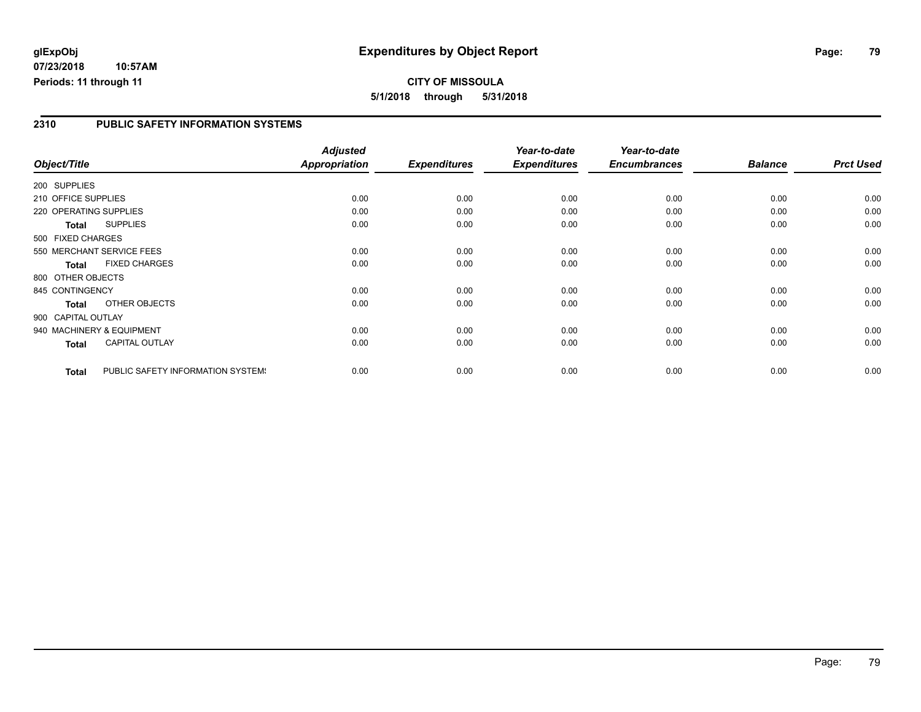# Expenditures by Object Report

glExpObj
07/23/2018 10:57AM
Periods: 11 through 11

**CITY OF MISSOULA**
**5/1/2018 through 5/31/2018**

## 2310 PUBLIC SAFETY INFORMATION SYSTEMS

| Object/Title | Adjusted Appropriation | Expenditures | Year-to-date Expenditures | Year-to-date Encumbrances | Balance | Prct Used |
|---|---|---|---|---|---|---|
| 200 SUPPLIES | | | | | | |
| 210 OFFICE SUPPLIES | 0.00 | 0.00 | 0.00 | 0.00 | 0.00 | 0.00 |
| 220 OPERATING SUPPLIES | 0.00 | 0.00 | 0.00 | 0.00 | 0.00 | 0.00 |
| **Total** SUPPLIES | 0.00 | 0.00 | 0.00 | 0.00 | 0.00 | 0.00 |
| 500 FIXED CHARGES | | | | | | |
| 550 MERCHANT SERVICE FEES | 0.00 | 0.00 | 0.00 | 0.00 | 0.00 | 0.00 |
| **Total** FIXED CHARGES | 0.00 | 0.00 | 0.00 | 0.00 | 0.00 | 0.00 |
| 800 OTHER OBJECTS | | | | | | |
| 845 CONTINGENCY | 0.00 | 0.00 | 0.00 | 0.00 | 0.00 | 0.00 |
| **Total** OTHER OBJECTS | 0.00 | 0.00 | 0.00 | 0.00 | 0.00 | 0.00 |
| 900 CAPITAL OUTLAY | | | | | | |
| 940 MACHINERY & EQUIPMENT | 0.00 | 0.00 | 0.00 | 0.00 | 0.00 | 0.00 |
| **Total** CAPITAL OUTLAY | 0.00 | 0.00 | 0.00 | 0.00 | 0.00 | 0.00 |
| **Total** PUBLIC SAFETY INFORMATION SYSTEMS | 0.00 | 0.00 | 0.00 | 0.00 | 0.00 | 0.00 |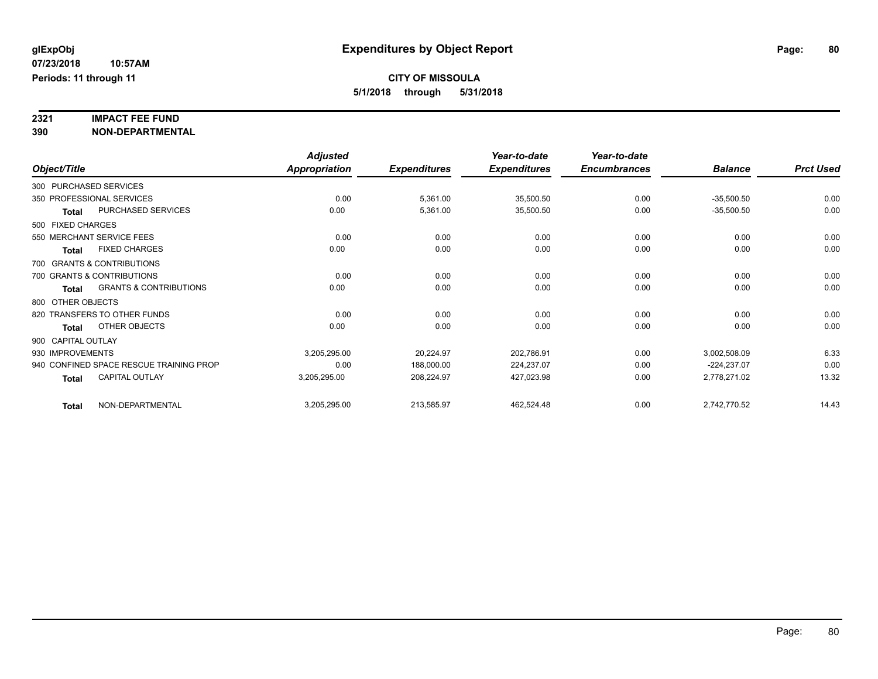# Expenditures by Object Report

glExpObj
07/23/2018 10:57AM
Periods: 11 through 11

**CITY OF MISSOULA**
**5/1/2018 through 5/31/2018**

## 2321 IMPACT FEE FUND
## 390 NON-DEPARTMENTAL

| Object/Title | Adjusted Appropriation | Expenditures | Year-to-date Expenditures | Year-to-date Encumbrances | Balance | Prct Used |
|---|---|---|---|---|---|---|
| 300 PURCHASED SERVICES | | | | | | |
| 350 PROFESSIONAL SERVICES | 0.00 | 5,361.00 | 35,500.50 | 0.00 | -35,500.50 | 0.00 |
| **Total** PURCHASED SERVICES | 0.00 | 5,361.00 | 35,500.50 | 0.00 | -35,500.50 | 0.00 |
| 500 FIXED CHARGES | | | | | | |
| 550 MERCHANT SERVICE FEES | 0.00 | 0.00 | 0.00 | 0.00 | 0.00 | 0.00 |
| **Total** FIXED CHARGES | 0.00 | 0.00 | 0.00 | 0.00 | 0.00 | 0.00 |
| 700 GRANTS & CONTRIBUTIONS | | | | | | |
| 700 GRANTS & CONTRIBUTIONS | 0.00 | 0.00 | 0.00 | 0.00 | 0.00 | 0.00 |
| **Total** GRANTS & CONTRIBUTIONS | 0.00 | 0.00 | 0.00 | 0.00 | 0.00 | 0.00 |
| 800 OTHER OBJECTS | | | | | | |
| 820 TRANSFERS TO OTHER FUNDS | 0.00 | 0.00 | 0.00 | 0.00 | 0.00 | 0.00 |
| **Total** OTHER OBJECTS | 0.00 | 0.00 | 0.00 | 0.00 | 0.00 | 0.00 |
| 900 CAPITAL OUTLAY | | | | | | |
| 930 IMPROVEMENTS | 3,205,295.00 | 20,224.97 | 202,786.91 | 0.00 | 3,002,508.09 | 6.33 |
| 940 CONFINED SPACE RESCUE TRAINING PROP | 0.00 | 188,000.00 | 224,237.07 | 0.00 | -224,237.07 | 0.00 |
| **Total** CAPITAL OUTLAY | 3,205,295.00 | 208,224.97 | 427,023.98 | 0.00 | 2,778,271.02 | 13.32 |
| **Total** NON-DEPARTMENTAL | 3,205,295.00 | 213,585.97 | 462,524.48 | 0.00 | 2,742,770.52 | 14.43 |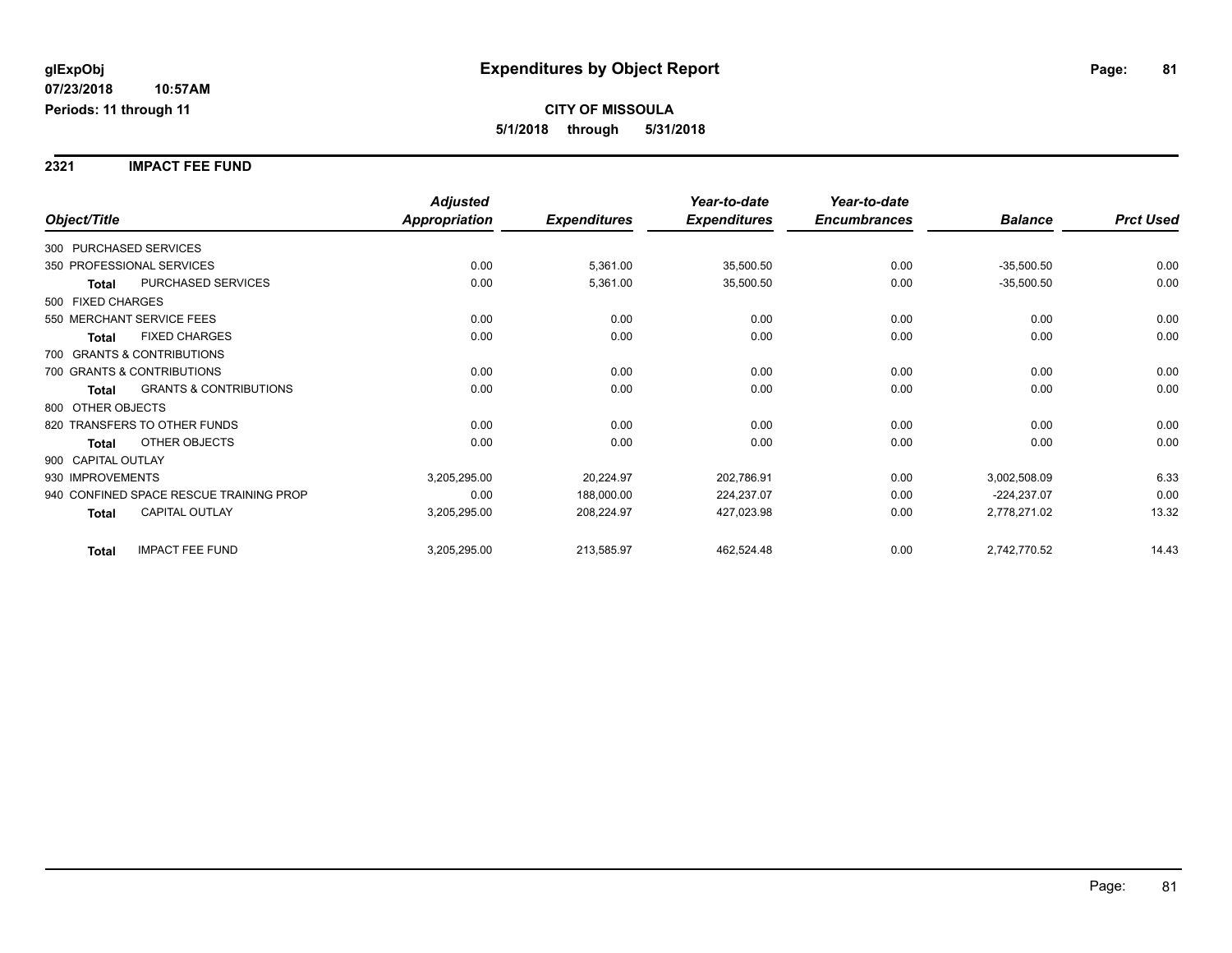glExpObj
07/23/2018 10:57AM
Periods: 11 through 11

# Expenditures by Object Report

**CITY OF MISSOULA**
**5/1/2018 through 5/31/2018**

## 2321 IMPACT FEE FUND

| Object/Title | | *Adjusted Appropriation* | *Expenditures* | *Year-to-date Expenditures* | *Year-to-date Encumbrances* | *Balance* | *Prct Used* |
|---|---|---|---|---|---|---|---|
| 300 PURCHASED SERVICES | | | | | | | |
| 350 PROFESSIONAL SERVICES | | 0.00 | 5,361.00 | 35,500.50 | 0.00 | -35,500.50 | 0.00 |
| **Total** | PURCHASED SERVICES | 0.00 | 5,361.00 | 35,500.50 | 0.00 | -35,500.50 | 0.00 |
| 500 FIXED CHARGES | | | | | | | |
| 550 MERCHANT SERVICE FEES | | 0.00 | 0.00 | 0.00 | 0.00 | 0.00 | 0.00 |
| **Total** | FIXED CHARGES | 0.00 | 0.00 | 0.00 | 0.00 | 0.00 | 0.00 |
| 700 GRANTS & CONTRIBUTIONS | | | | | | | |
| 700 GRANTS & CONTRIBUTIONS | | 0.00 | 0.00 | 0.00 | 0.00 | 0.00 | 0.00 |
| **Total** | GRANTS & CONTRIBUTIONS | 0.00 | 0.00 | 0.00 | 0.00 | 0.00 | 0.00 |
| 800 OTHER OBJECTS | | | | | | | |
| 820 TRANSFERS TO OTHER FUNDS | | 0.00 | 0.00 | 0.00 | 0.00 | 0.00 | 0.00 |
| **Total** | OTHER OBJECTS | 0.00 | 0.00 | 0.00 | 0.00 | 0.00 | 0.00 |
| 900 CAPITAL OUTLAY | | | | | | | |
| 930 IMPROVEMENTS | | 3,205,295.00 | 20,224.97 | 202,786.91 | 0.00 | 3,002,508.09 | 6.33 |
| 940 CONFINED SPACE RESCUE TRAINING PROP | | 0.00 | 188,000.00 | 224,237.07 | 0.00 | -224,237.07 | 0.00 |
| **Total** | CAPITAL OUTLAY | 3,205,295.00 | 208,224.97 | 427,023.98 | 0.00 | 2,778,271.02 | 13.32 |
| **Total** | IMPACT FEE FUND | 3,205,295.00 | 213,585.97 | 462,524.48 | 0.00 | 2,742,770.52 | 14.43 |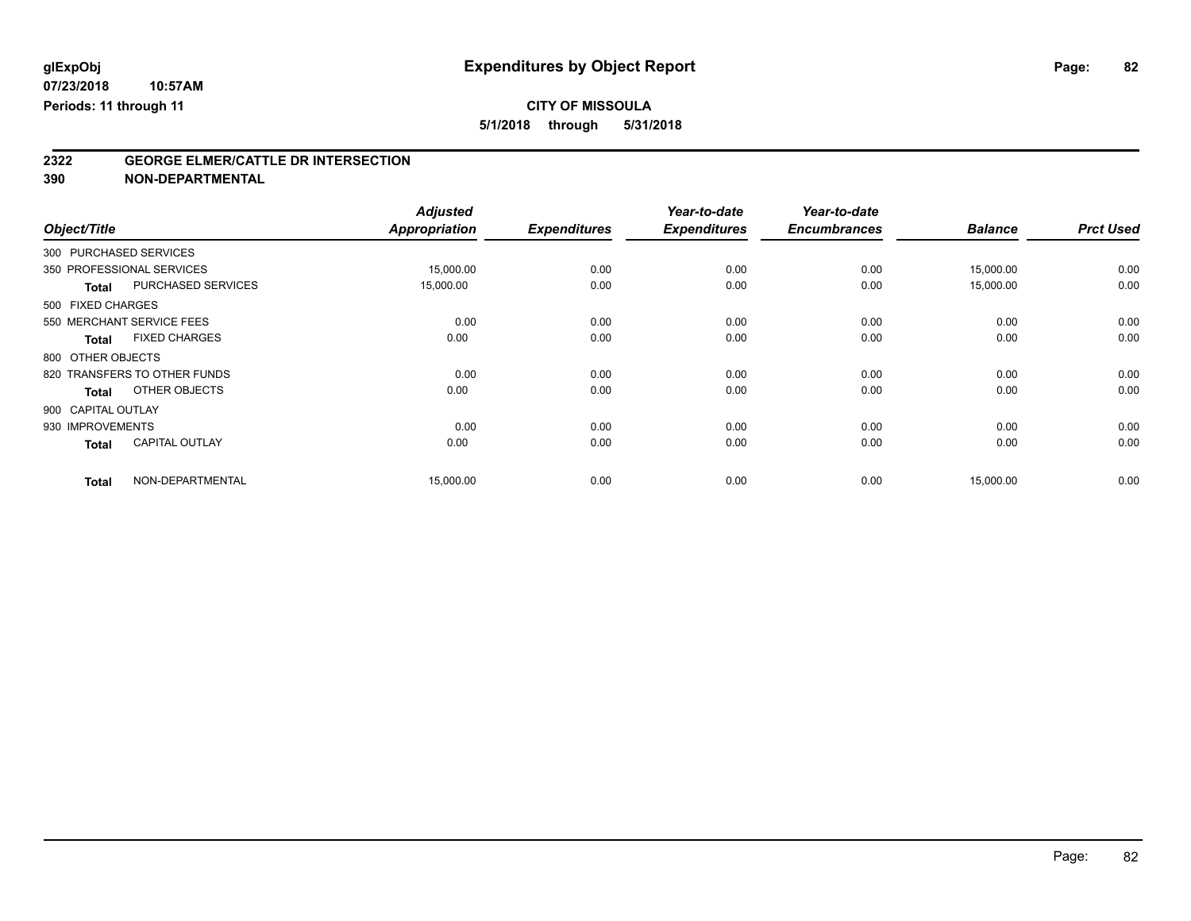# Expenditures by Object Report

glExpObj
07/23/2018 10:57AM
Periods: 11 through 11

**CITY OF MISSOULA**
**5/1/2018 through 5/31/2018**

## 2322 GEORGE ELMER/CATTLE DR INTERSECTION
## 390 NON-DEPARTMENTAL

| Object/Title | Adjusted Appropriation | Expenditures | Year-to-date Expenditures | Year-to-date Encumbrances | Balance | Prct Used |
|---|---|---|---|---|---|---|
| 300 PURCHASED SERVICES | | | | | | |
| 350 PROFESSIONAL SERVICES | 15,000.00 | 0.00 | 0.00 | 0.00 | 15,000.00 | 0.00 |
| **Total** PURCHASED SERVICES | 15,000.00 | 0.00 | 0.00 | 0.00 | 15,000.00 | 0.00 |
| 500 FIXED CHARGES | | | | | | |
| 550 MERCHANT SERVICE FEES | 0.00 | 0.00 | 0.00 | 0.00 | 0.00 | 0.00 |
| **Total** FIXED CHARGES | 0.00 | 0.00 | 0.00 | 0.00 | 0.00 | 0.00 |
| 800 OTHER OBJECTS | | | | | | |
| 820 TRANSFERS TO OTHER FUNDS | 0.00 | 0.00 | 0.00 | 0.00 | 0.00 | 0.00 |
| **Total** OTHER OBJECTS | 0.00 | 0.00 | 0.00 | 0.00 | 0.00 | 0.00 |
| 900 CAPITAL OUTLAY | | | | | | |
| 930 IMPROVEMENTS | 0.00 | 0.00 | 0.00 | 0.00 | 0.00 | 0.00 |
| **Total** CAPITAL OUTLAY | 0.00 | 0.00 | 0.00 | 0.00 | 0.00 | 0.00 |
| **Total** NON-DEPARTMENTAL | 15,000.00 | 0.00 | 0.00 | 0.00 | 15,000.00 | 0.00 |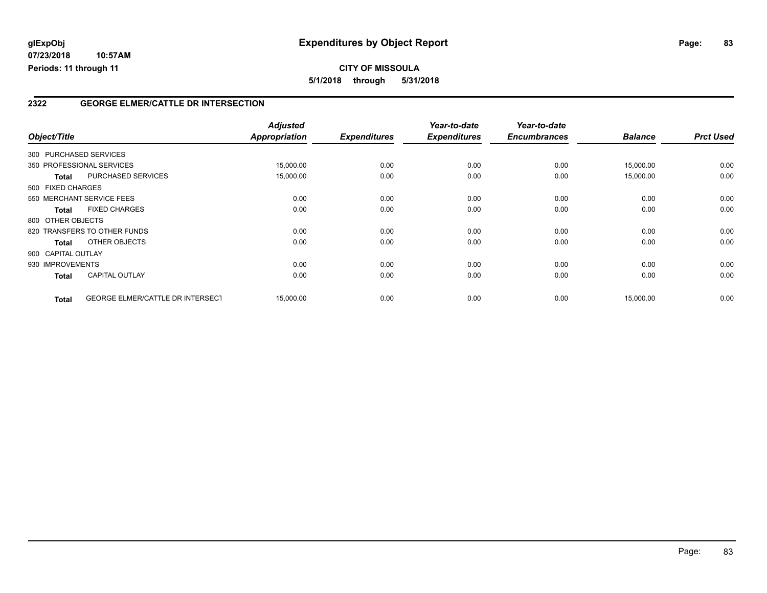# Expenditures by Object Report

glExpObj
07/23/2018 10:57AM
Periods: 11 through 11

**CITY OF MISSOULA**
**5/1/2018 through 5/31/2018**

## 2322 GEORGE ELMER/CATTLE DR INTERSECTION

| Object/Title | | Adjusted Appropriation | Expenditures | Year-to-date Expenditures | Year-to-date Encumbrances | Balance | Prct Used |
|---|---|---|---|---|---|---|---|
| 300 PURCHASED SERVICES | | | | | | | |
| 350 PROFESSIONAL SERVICES | | 15,000.00 | 0.00 | 0.00 | 0.00 | 15,000.00 | 0.00 |
| **Total** | PURCHASED SERVICES | 15,000.00 | 0.00 | 0.00 | 0.00 | 15,000.00 | 0.00 |
| 500 FIXED CHARGES | | | | | | | |
| 550 MERCHANT SERVICE FEES | | 0.00 | 0.00 | 0.00 | 0.00 | 0.00 | 0.00 |
| **Total** | FIXED CHARGES | 0.00 | 0.00 | 0.00 | 0.00 | 0.00 | 0.00 |
| 800 OTHER OBJECTS | | | | | | | |
| 820 TRANSFERS TO OTHER FUNDS | | 0.00 | 0.00 | 0.00 | 0.00 | 0.00 | 0.00 |
| **Total** | OTHER OBJECTS | 0.00 | 0.00 | 0.00 | 0.00 | 0.00 | 0.00 |
| 900 CAPITAL OUTLAY | | | | | | | |
| 930 IMPROVEMENTS | | 0.00 | 0.00 | 0.00 | 0.00 | 0.00 | 0.00 |
| **Total** | CAPITAL OUTLAY | 0.00 | 0.00 | 0.00 | 0.00 | 0.00 | 0.00 |
| **Total** | GEORGE ELMER/CATTLE DR INTERSECT | 15,000.00 | 0.00 | 0.00 | 0.00 | 15,000.00 | 0.00 |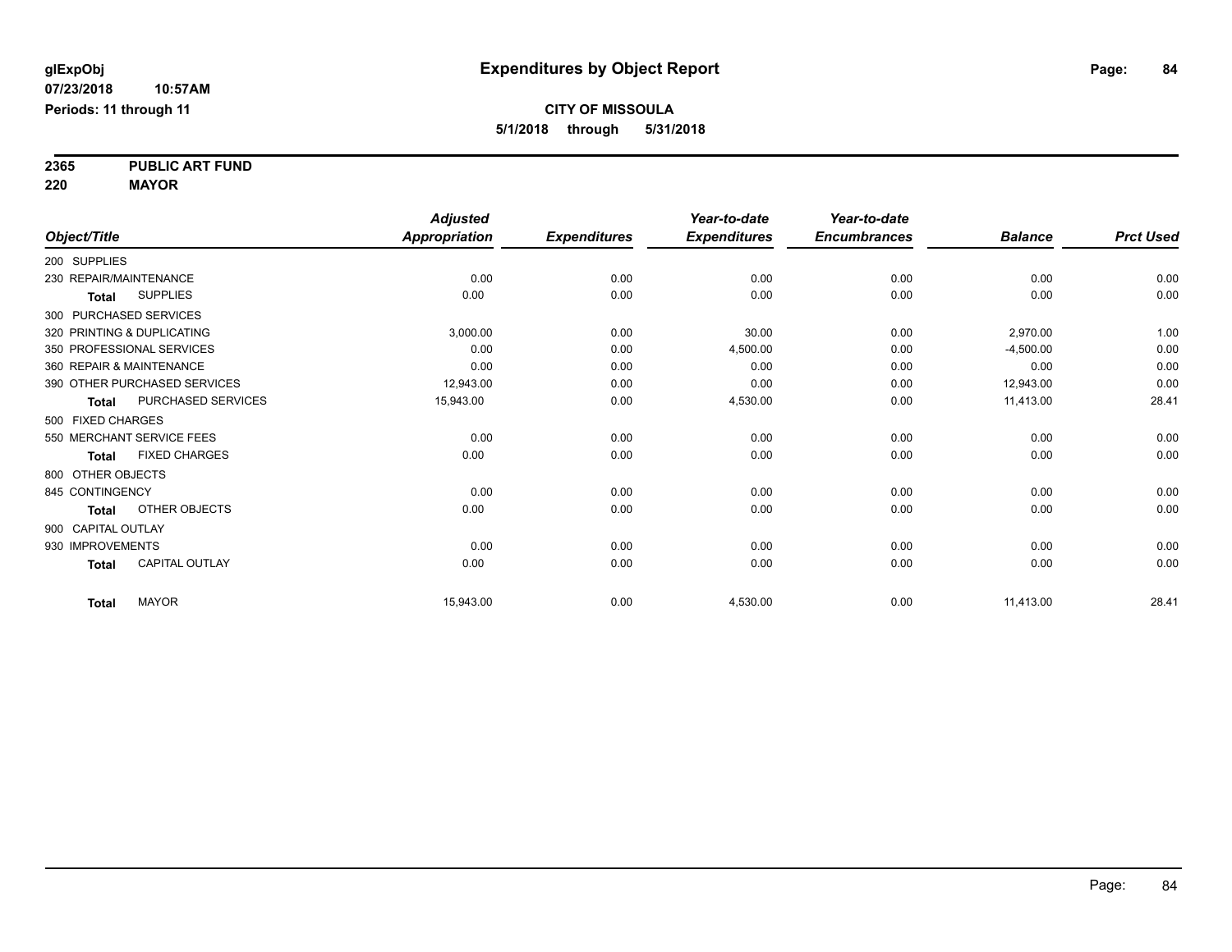glExpObj
07/23/2018 10:57AM
Periods: 11 through 11

# Expenditures by Object Report

**CITY OF MISSOULA**
**5/1/2018 through 5/31/2018**

**2365 PUBLIC ART FUND**
**220 MAYOR**

| Object/Title | Adjusted Appropriation | Expenditures | Year-to-date Expenditures | Year-to-date Encumbrances | Balance | Prct Used |
|---|---|---|---|---|---|---|
| 200 SUPPLIES | | | | | | |
| 230 REPAIR/MAINTENANCE | 0.00 | 0.00 | 0.00 | 0.00 | 0.00 | 0.00 |
| **Total** SUPPLIES | 0.00 | 0.00 | 0.00 | 0.00 | 0.00 | 0.00 |
| 300 PURCHASED SERVICES | | | | | | |
| 320 PRINTING & DUPLICATING | 3,000.00 | 0.00 | 30.00 | 0.00 | 2,970.00 | 1.00 |
| 350 PROFESSIONAL SERVICES | 0.00 | 0.00 | 4,500.00 | 0.00 | -4,500.00 | 0.00 |
| 360 REPAIR & MAINTENANCE | 0.00 | 0.00 | 0.00 | 0.00 | 0.00 | 0.00 |
| 390 OTHER PURCHASED SERVICES | 12,943.00 | 0.00 | 0.00 | 0.00 | 12,943.00 | 0.00 |
| **Total** PURCHASED SERVICES | 15,943.00 | 0.00 | 4,530.00 | 0.00 | 11,413.00 | 28.41 |
| 500 FIXED CHARGES | | | | | | |
| 550 MERCHANT SERVICE FEES | 0.00 | 0.00 | 0.00 | 0.00 | 0.00 | 0.00 |
| **Total** FIXED CHARGES | 0.00 | 0.00 | 0.00 | 0.00 | 0.00 | 0.00 |
| 800 OTHER OBJECTS | | | | | | |
| 845 CONTINGENCY | 0.00 | 0.00 | 0.00 | 0.00 | 0.00 | 0.00 |
| **Total** OTHER OBJECTS | 0.00 | 0.00 | 0.00 | 0.00 | 0.00 | 0.00 |
| 900 CAPITAL OUTLAY | | | | | | |
| 930 IMPROVEMENTS | 0.00 | 0.00 | 0.00 | 0.00 | 0.00 | 0.00 |
| **Total** CAPITAL OUTLAY | 0.00 | 0.00 | 0.00 | 0.00 | 0.00 | 0.00 |
| **Total** MAYOR | 15,943.00 | 0.00 | 4,530.00 | 0.00 | 11,413.00 | 28.41 |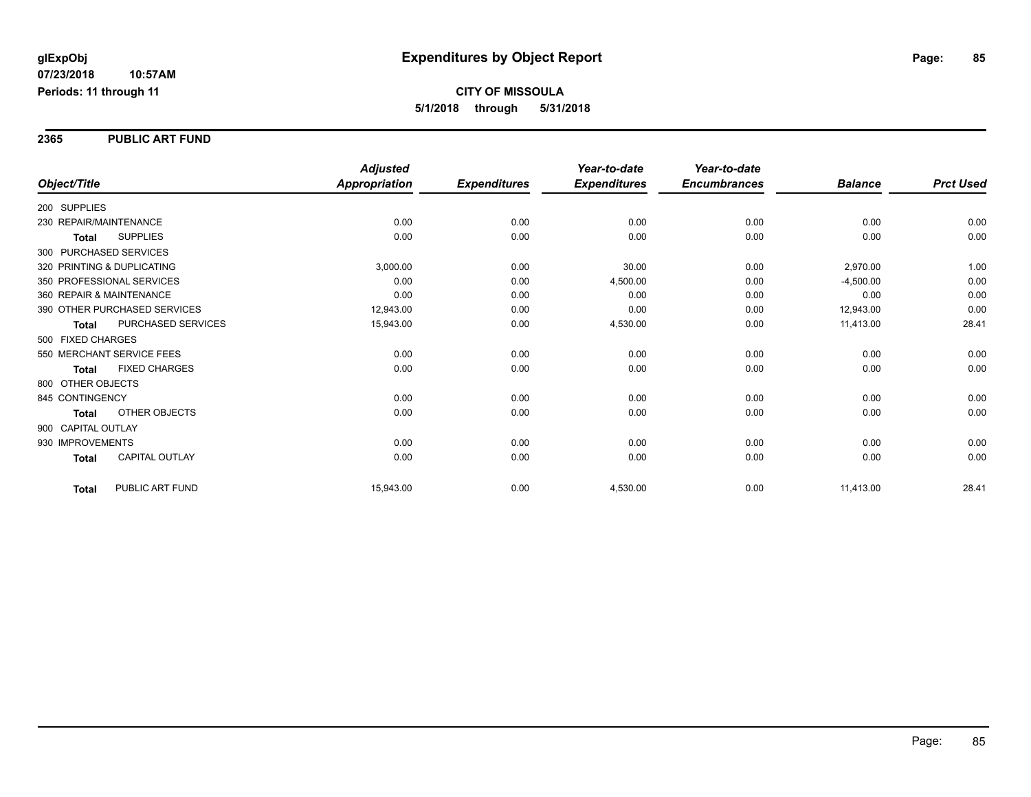**glExpObj**
**07/23/2018 10:57AM**
**Periods: 11 through 11**

# Expenditures by Object Report

**CITY OF MISSOULA**
**5/1/2018 through 5/31/2018**

## 2365 PUBLIC ART FUND

| Object/Title | | *Adjusted Appropriation* | *Expenditures* | *Year-to-date Expenditures* | *Year-to-date Encumbrances* | *Balance* | *Prct Used* |
|---|---|---|---|---|---|---|---|
| 200 SUPPLIES | | | | | | | |
| 230 REPAIR/MAINTENANCE | | 0.00 | 0.00 | 0.00 | 0.00 | 0.00 | 0.00 |
| **Total** | SUPPLIES | 0.00 | 0.00 | 0.00 | 0.00 | 0.00 | 0.00 |
| 300 PURCHASED SERVICES | | | | | | | |
| 320 PRINTING & DUPLICATING | | 3,000.00 | 0.00 | 30.00 | 0.00 | 2,970.00 | 1.00 |
| 350 PROFESSIONAL SERVICES | | 0.00 | 0.00 | 4,500.00 | 0.00 | -4,500.00 | 0.00 |
| 360 REPAIR & MAINTENANCE | | 0.00 | 0.00 | 0.00 | 0.00 | 0.00 | 0.00 |
| 390 OTHER PURCHASED SERVICES | | 12,943.00 | 0.00 | 0.00 | 0.00 | 12,943.00 | 0.00 |
| **Total** | PURCHASED SERVICES | 15,943.00 | 0.00 | 4,530.00 | 0.00 | 11,413.00 | 28.41 |
| 500 FIXED CHARGES | | | | | | | |
| 550 MERCHANT SERVICE FEES | | 0.00 | 0.00 | 0.00 | 0.00 | 0.00 | 0.00 |
| **Total** | FIXED CHARGES | 0.00 | 0.00 | 0.00 | 0.00 | 0.00 | 0.00 |
| 800 OTHER OBJECTS | | | | | | | |
| 845 CONTINGENCY | | 0.00 | 0.00 | 0.00 | 0.00 | 0.00 | 0.00 |
| **Total** | OTHER OBJECTS | 0.00 | 0.00 | 0.00 | 0.00 | 0.00 | 0.00 |
| 900 CAPITAL OUTLAY | | | | | | | |
| 930 IMPROVEMENTS | | 0.00 | 0.00 | 0.00 | 0.00 | 0.00 | 0.00 |
| **Total** | CAPITAL OUTLAY | 0.00 | 0.00 | 0.00 | 0.00 | 0.00 | 0.00 |
| **Total** | PUBLIC ART FUND | 15,943.00 | 0.00 | 4,530.00 | 0.00 | 11,413.00 | 28.41 |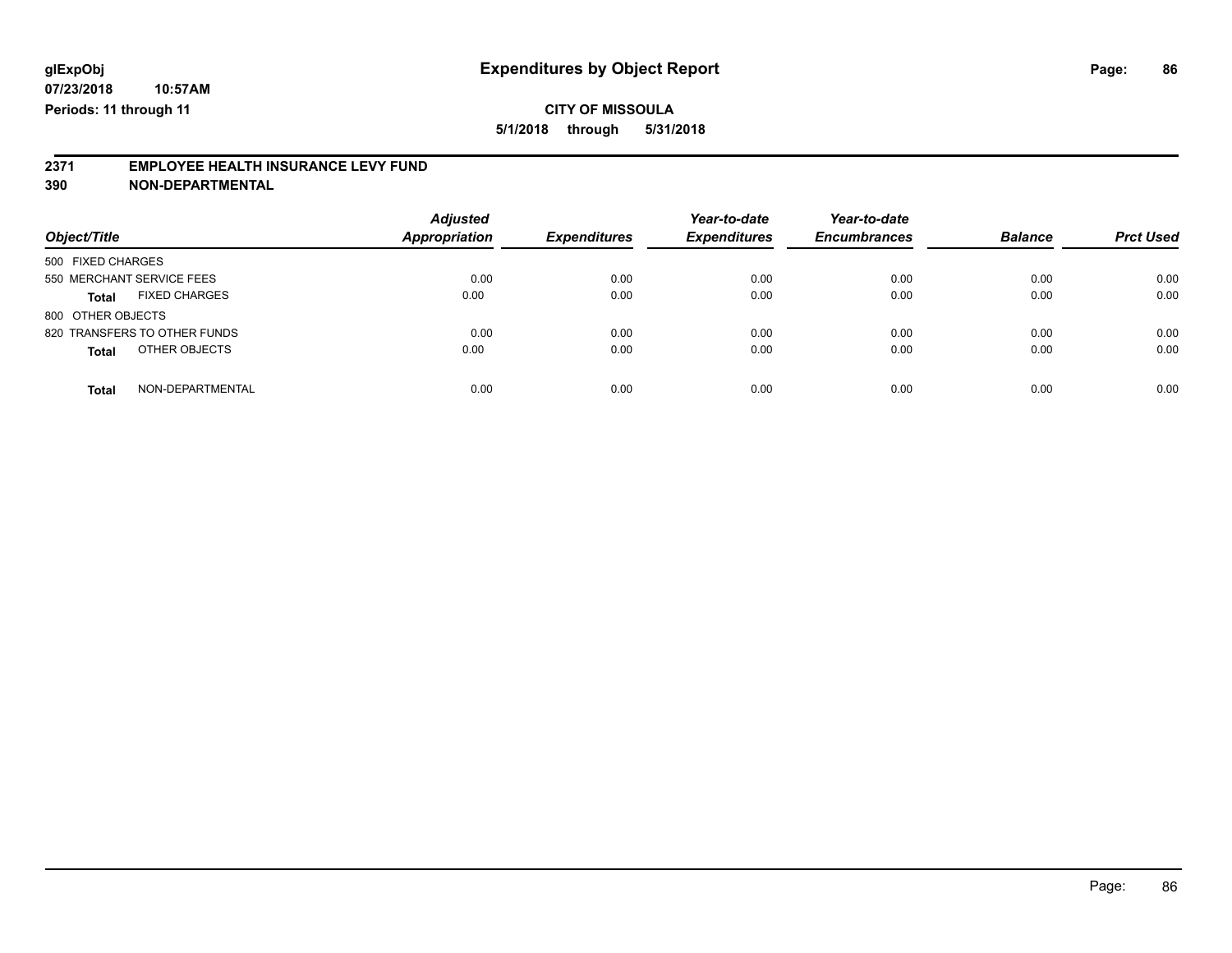**glExpObj** **Expenditures by Object Report**

**07/23/2018 10:57AM**

**Periods: 11 through 11**

**CITY OF MISSOULA**

**5/1/2018 through 5/31/2018**

## 2371 EMPLOYEE HEALTH INSURANCE LEVY FUND

## 390 NON-DEPARTMENTAL

| Object/Title | Adjusted Appropriation | Expenditures | Year-to-date Expenditures | Year-to-date Encumbrances | Balance | Prct Used |
|---|---|---|---|---|---|---|
| 500 FIXED CHARGES | | | | | | |
| 550 MERCHANT SERVICE FEES | 0.00 | 0.00 | 0.00 | 0.00 | 0.00 | 0.00 |
| **Total** FIXED CHARGES | 0.00 | 0.00 | 0.00 | 0.00 | 0.00 | 0.00 |
| 800 OTHER OBJECTS | | | | | | |
| 820 TRANSFERS TO OTHER FUNDS | 0.00 | 0.00 | 0.00 | 0.00 | 0.00 | 0.00 |
| **Total** OTHER OBJECTS | 0.00 | 0.00 | 0.00 | 0.00 | 0.00 | 0.00 |
| **Total** NON-DEPARTMENTAL | 0.00 | 0.00 | 0.00 | 0.00 | 0.00 | 0.00 |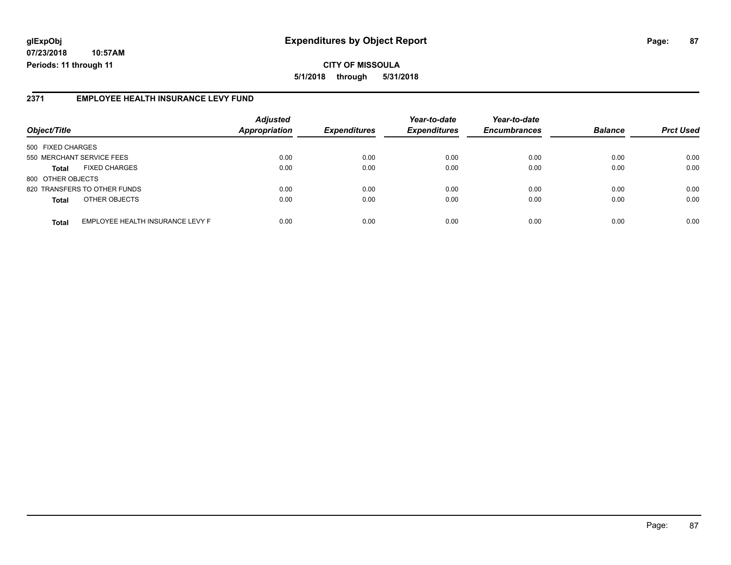# Expenditures by Object Report

**CITY OF MISSOULA**

**5/1/2018 through 5/31/2018**

glExpObj
07/23/2018 10:57AM
Periods: 11 through 11

## 2371 EMPLOYEE HEALTH INSURANCE LEVY FUND

| Object/Title | | Adjusted Appropriation | Expenditures | Year-to-date Expenditures | Year-to-date Encumbrances | Balance | Prct Used |
|---|---|---|---|---|---|---|---|
| 500 FIXED CHARGES | | | | | | | |
| 550 MERCHANT SERVICE FEES | | 0.00 | 0.00 | 0.00 | 0.00 | 0.00 | 0.00 |
| **Total** | FIXED CHARGES | 0.00 | 0.00 | 0.00 | 0.00 | 0.00 | 0.00 |
| 800 OTHER OBJECTS | | | | | | | |
| 820 TRANSFERS TO OTHER FUNDS | | 0.00 | 0.00 | 0.00 | 0.00 | 0.00 | 0.00 |
| **Total** | OTHER OBJECTS | 0.00 | 0.00 | 0.00 | 0.00 | 0.00 | 0.00 |
| **Total** | EMPLOYEE HEALTH INSURANCE LEVY F | 0.00 | 0.00 | 0.00 | 0.00 | 0.00 | 0.00 |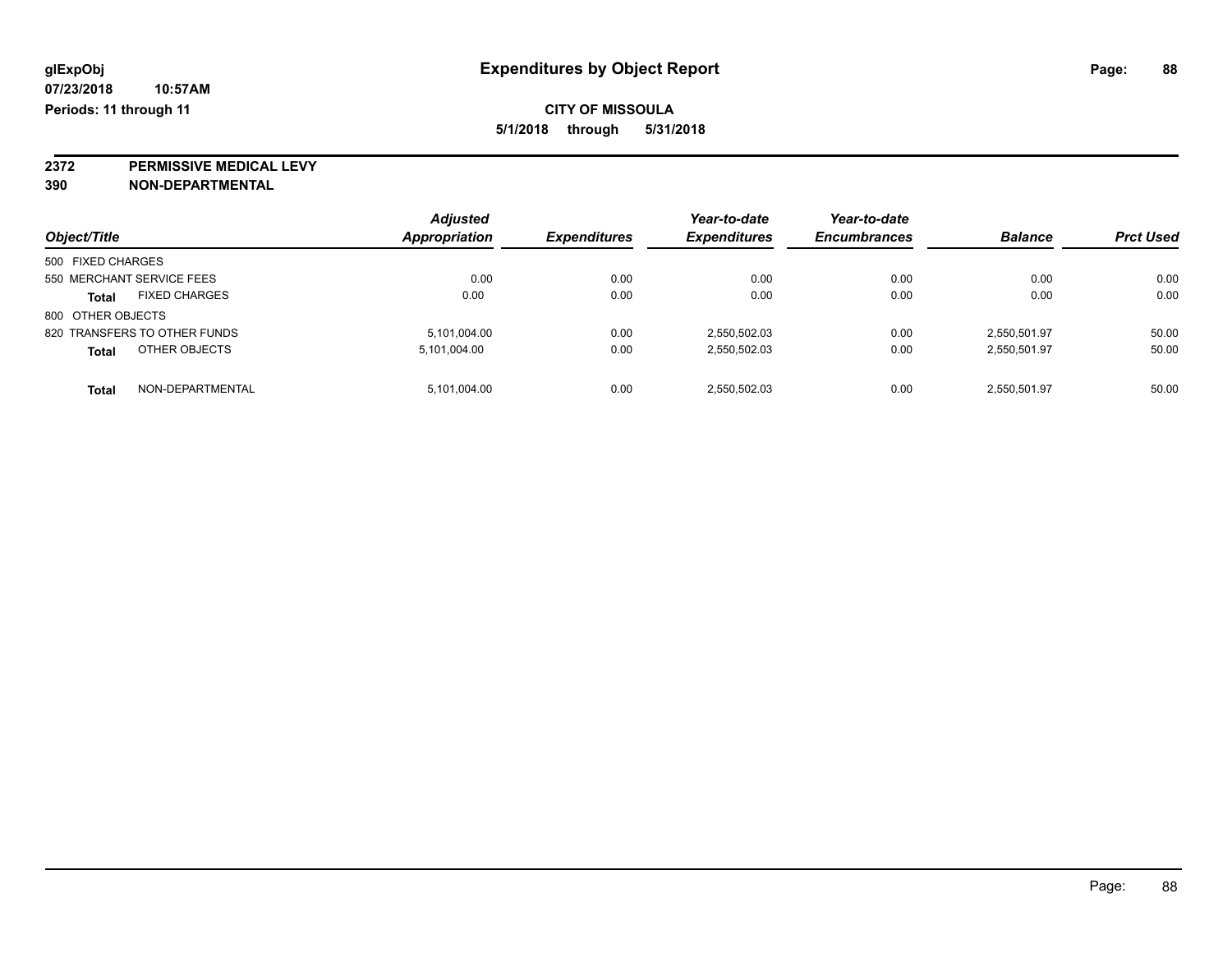glExpObj
07/23/2018 10:57AM
Periods: 11 through 11

# Expenditures by Object Report

**CITY OF MISSOULA**
**5/1/2018 through 5/31/2018**

**2372 PERMISSIVE MEDICAL LEVY**
**390 NON-DEPARTMENTAL**

| Object/Title | | *Adjusted Appropriation* | *Expenditures* | *Year-to-date Expenditures* | *Year-to-date Encumbrances* | *Balance* | *Prct Used* |
|---|---|---|---|---|---|---|---|
| 500 FIXED CHARGES | | | | | | | |
| 550 MERCHANT SERVICE FEES | | 0.00 | 0.00 | 0.00 | 0.00 | 0.00 | 0.00 |
| **Total** | FIXED CHARGES | 0.00 | 0.00 | 0.00 | 0.00 | 0.00 | 0.00 |
| 800 OTHER OBJECTS | | | | | | | |
| 820 TRANSFERS TO OTHER FUNDS | | 5,101,004.00 | 0.00 | 2,550,502.03 | 0.00 | 2,550,501.97 | 50.00 |
| **Total** | OTHER OBJECTS | 5,101,004.00 | 0.00 | 2,550,502.03 | 0.00 | 2,550,501.97 | 50.00 |
| **Total** | NON-DEPARTMENTAL | 5,101,004.00 | 0.00 | 2,550,502.03 | 0.00 | 2,550,501.97 | 50.00 |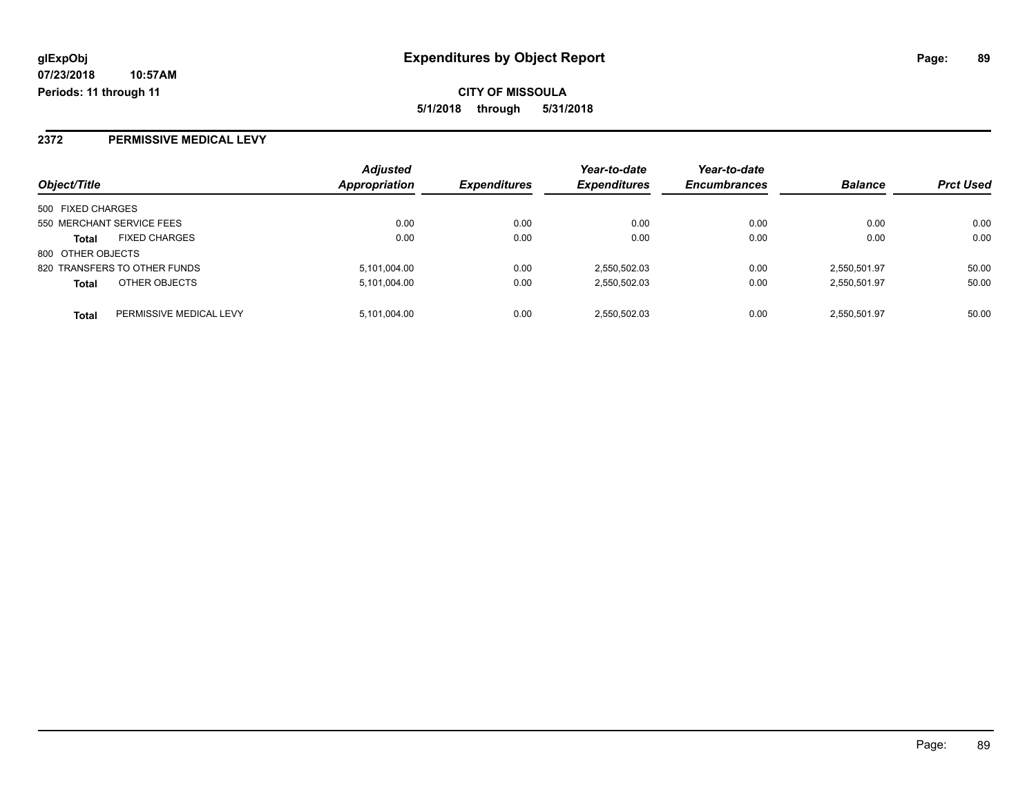# Expenditures by Object Report

glExpObj
07/23/2018 10:57AM
Periods: 11 through 11

**CITY OF MISSOULA**
**5/1/2018 through 5/31/2018**

## 2372 PERMISSIVE MEDICAL LEVY

| Object/Title | | Adjusted Appropriation | Expenditures | Year-to-date Expenditures | Year-to-date Encumbrances | Balance | Prct Used |
|---|---|---|---|---|---|---|---|
| 500 FIXED CHARGES | | | | | | | |
| 550 MERCHANT SERVICE FEES | | 0.00 | 0.00 | 0.00 | 0.00 | 0.00 | 0.00 |
| **Total** | FIXED CHARGES | 0.00 | 0.00 | 0.00 | 0.00 | 0.00 | 0.00 |
| 800 OTHER OBJECTS | | | | | | | |
| 820 TRANSFERS TO OTHER FUNDS | | 5,101,004.00 | 0.00 | 2,550,502.03 | 0.00 | 2,550,501.97 | 50.00 |
| **Total** | OTHER OBJECTS | 5,101,004.00 | 0.00 | 2,550,502.03 | 0.00 | 2,550,501.97 | 50.00 |
| **Total** | PERMISSIVE MEDICAL LEVY | 5,101,004.00 | 0.00 | 2,550,502.03 | 0.00 | 2,550,501.97 | 50.00 |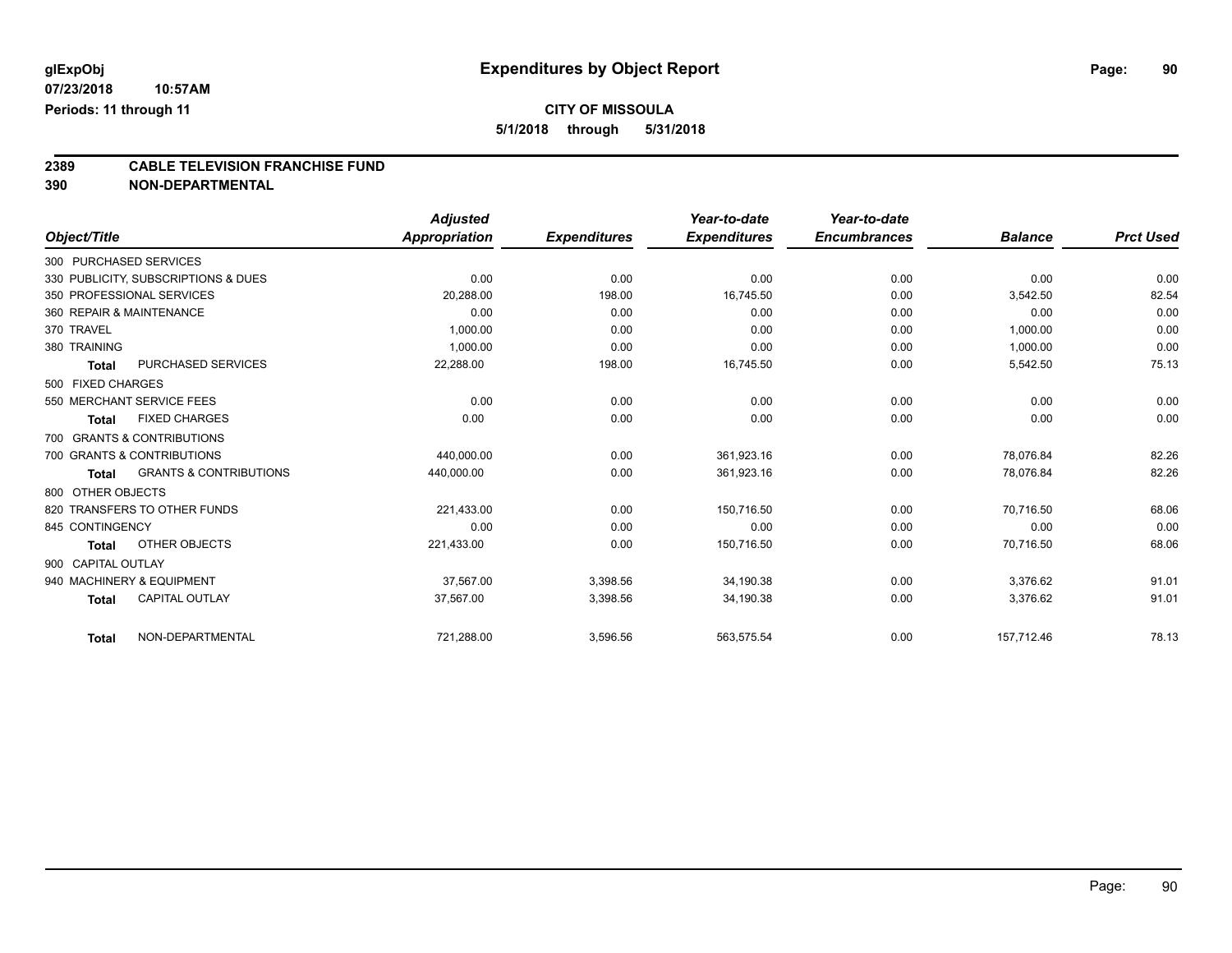# Expenditures by Object Report

glExpObj
07/23/2018 10:57AM
Periods: 11 through 11

**CITY OF MISSOULA**
**5/1/2018 through 5/31/2018**

## 2389 CABLE TELEVISION FRANCHISE FUND
## 390 NON-DEPARTMENTAL

| Object/Title | | Adjusted Appropriation | Expenditures | Year-to-date Expenditures | Year-to-date Encumbrances | Balance | Prct Used |
|---|---|---|---|---|---|---|---|
| 300 PURCHASED SERVICES | | | | | | | |
| 330 PUBLICITY, SUBSCRIPTIONS & DUES | | 0.00 | 0.00 | 0.00 | 0.00 | 0.00 | 0.00 |
| 350 PROFESSIONAL SERVICES | | 20,288.00 | 198.00 | 16,745.50 | 0.00 | 3,542.50 | 82.54 |
| 360 REPAIR & MAINTENANCE | | 0.00 | 0.00 | 0.00 | 0.00 | 0.00 | 0.00 |
| 370 TRAVEL | | 1,000.00 | 0.00 | 0.00 | 0.00 | 1,000.00 | 0.00 |
| 380 TRAINING | | 1,000.00 | 0.00 | 0.00 | 0.00 | 1,000.00 | 0.00 |
| **Total** | PURCHASED SERVICES | 22,288.00 | 198.00 | 16,745.50 | 0.00 | 5,542.50 | 75.13 |
| 500 FIXED CHARGES | | | | | | | |
| 550 MERCHANT SERVICE FEES | | 0.00 | 0.00 | 0.00 | 0.00 | 0.00 | 0.00 |
| **Total** | FIXED CHARGES | 0.00 | 0.00 | 0.00 | 0.00 | 0.00 | 0.00 |
| 700 GRANTS & CONTRIBUTIONS | | | | | | | |
| 700 GRANTS & CONTRIBUTIONS | | 440,000.00 | 0.00 | 361,923.16 | 0.00 | 78,076.84 | 82.26 |
| **Total** | GRANTS & CONTRIBUTIONS | 440,000.00 | 0.00 | 361,923.16 | 0.00 | 78,076.84 | 82.26 |
| 800 OTHER OBJECTS | | | | | | | |
| 820 TRANSFERS TO OTHER FUNDS | | 221,433.00 | 0.00 | 150,716.50 | 0.00 | 70,716.50 | 68.06 |
| 845 CONTINGENCY | | 0.00 | 0.00 | 0.00 | 0.00 | 0.00 | 0.00 |
| **Total** | OTHER OBJECTS | 221,433.00 | 0.00 | 150,716.50 | 0.00 | 70,716.50 | 68.06 |
| 900 CAPITAL OUTLAY | | | | | | | |
| 940 MACHINERY & EQUIPMENT | | 37,567.00 | 3,398.56 | 34,190.38 | 0.00 | 3,376.62 | 91.01 |
| **Total** | CAPITAL OUTLAY | 37,567.00 | 3,398.56 | 34,190.38 | 0.00 | 3,376.62 | 91.01 |
| **Total** | NON-DEPARTMENTAL | 721,288.00 | 3,596.56 | 563,575.54 | 0.00 | 157,712.46 | 78.13 |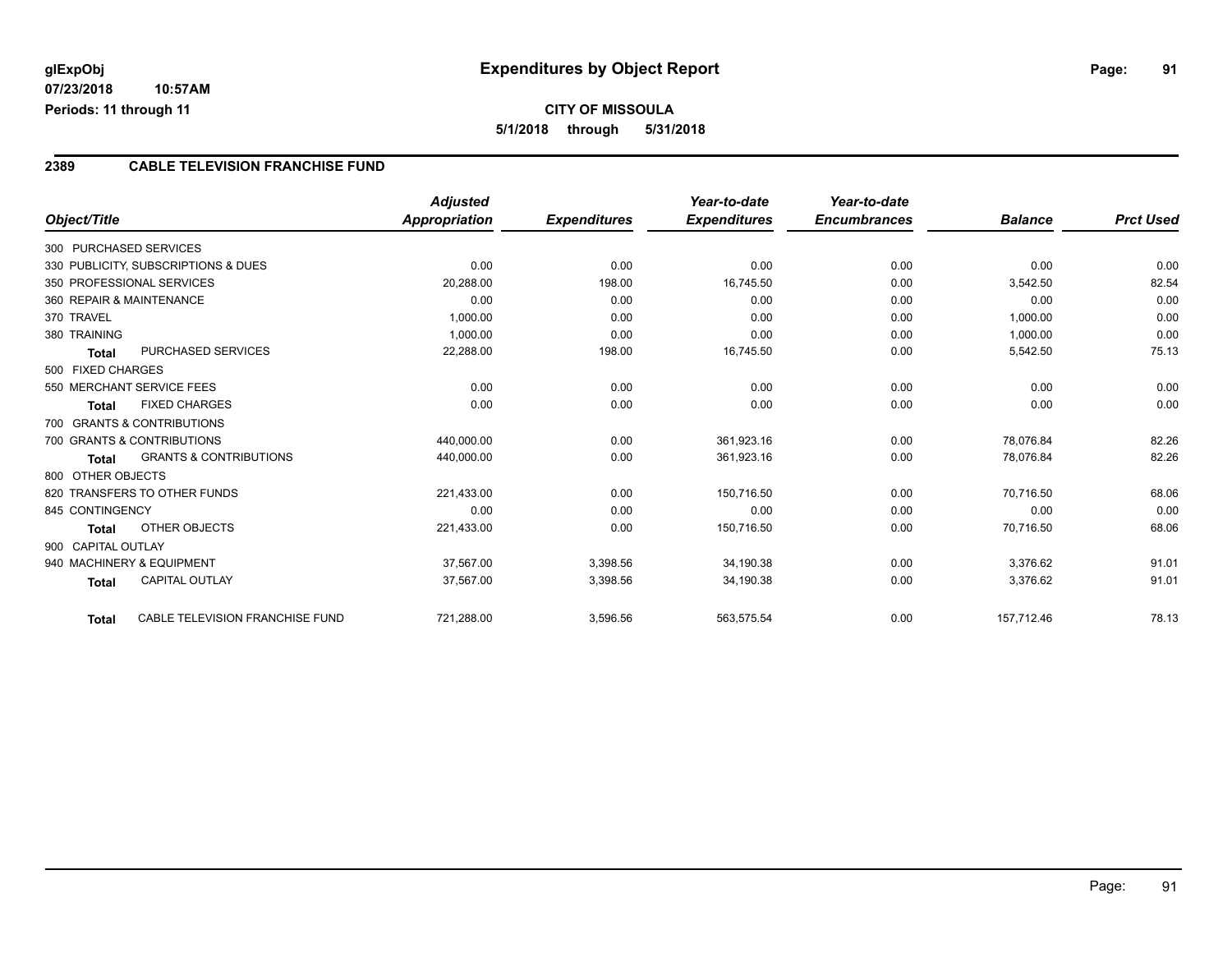**glExpObj**
**07/23/2018 10:57AM**
**Periods: 11 through 11**

# Expenditures by Object Report

**CITY OF MISSOULA**
**5/1/2018 through 5/31/2018**

## 2389 CABLE TELEVISION FRANCHISE FUND

| Object/Title | Adjusted Appropriation | Expenditures | Year-to-date Expenditures | Year-to-date Encumbrances | Balance | Prct Used |
|---|---|---|---|---|---|---|
| 300 PURCHASED SERVICES | | | | | | |
| 330 PUBLICITY, SUBSCRIPTIONS & DUES | 0.00 | 0.00 | 0.00 | 0.00 | 0.00 | 0.00 |
| 350 PROFESSIONAL SERVICES | 20,288.00 | 198.00 | 16,745.50 | 0.00 | 3,542.50 | 82.54 |
| 360 REPAIR & MAINTENANCE | 0.00 | 0.00 | 0.00 | 0.00 | 0.00 | 0.00 |
| 370 TRAVEL | 1,000.00 | 0.00 | 0.00 | 0.00 | 1,000.00 | 0.00 |
| 380 TRAINING | 1,000.00 | 0.00 | 0.00 | 0.00 | 1,000.00 | 0.00 |
| **Total** PURCHASED SERVICES | 22,288.00 | 198.00 | 16,745.50 | 0.00 | 5,542.50 | 75.13 |
| 500 FIXED CHARGES | | | | | | |
| 550 MERCHANT SERVICE FEES | 0.00 | 0.00 | 0.00 | 0.00 | 0.00 | 0.00 |
| **Total** FIXED CHARGES | 0.00 | 0.00 | 0.00 | 0.00 | 0.00 | 0.00 |
| 700 GRANTS & CONTRIBUTIONS | | | | | | |
| 700 GRANTS & CONTRIBUTIONS | 440,000.00 | 0.00 | 361,923.16 | 0.00 | 78,076.84 | 82.26 |
| **Total** GRANTS & CONTRIBUTIONS | 440,000.00 | 0.00 | 361,923.16 | 0.00 | 78,076.84 | 82.26 |
| 800 OTHER OBJECTS | | | | | | |
| 820 TRANSFERS TO OTHER FUNDS | 221,433.00 | 0.00 | 150,716.50 | 0.00 | 70,716.50 | 68.06 |
| 845 CONTINGENCY | 0.00 | 0.00 | 0.00 | 0.00 | 0.00 | 0.00 |
| **Total** OTHER OBJECTS | 221,433.00 | 0.00 | 150,716.50 | 0.00 | 70,716.50 | 68.06 |
| 900 CAPITAL OUTLAY | | | | | | |
| 940 MACHINERY & EQUIPMENT | 37,567.00 | 3,398.56 | 34,190.38 | 0.00 | 3,376.62 | 91.01 |
| **Total** CAPITAL OUTLAY | 37,567.00 | 3,398.56 | 34,190.38 | 0.00 | 3,376.62 | 91.01 |
| **Total** CABLE TELEVISION FRANCHISE FUND | 721,288.00 | 3,596.56 | 563,575.54 | 0.00 | 157,712.46 | 78.13 |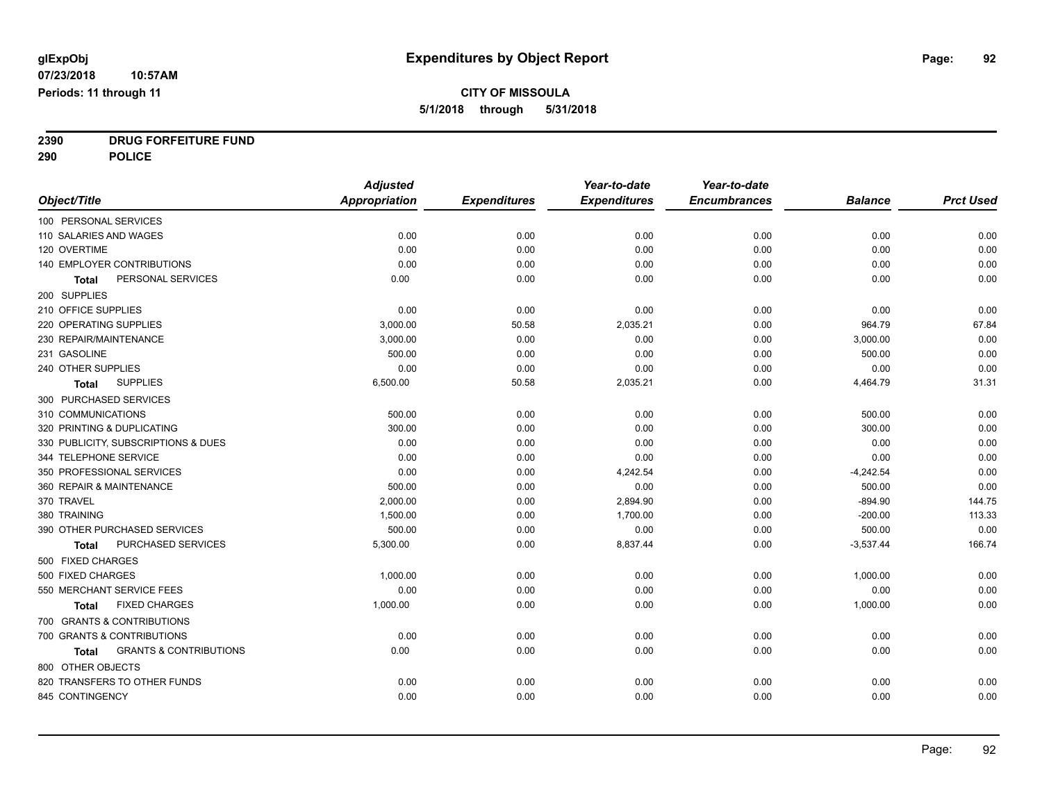**glExpObj**
**07/23/2018 10:57AM**
**Periods: 11 through 11**

# Expenditures by Object Report

**CITY OF MISSOULA**
**5/1/2018 through 5/31/2018**

**2390 DRUG FORFEITURE FUND**
**290 POLICE**

| Object/Title | Adjusted Appropriation | Expenditures | Year-to-date Expenditures | Year-to-date Encumbrances | Balance | Prct Used |
|---|---|---|---|---|---|---|
| 100 PERSONAL SERVICES | | | | | | |
| 110 SALARIES AND WAGES | 0.00 | 0.00 | 0.00 | 0.00 | 0.00 | 0.00 |
| 120 OVERTIME | 0.00 | 0.00 | 0.00 | 0.00 | 0.00 | 0.00 |
| 140 EMPLOYER CONTRIBUTIONS | 0.00 | 0.00 | 0.00 | 0.00 | 0.00 | 0.00 |
| **Total** PERSONAL SERVICES | 0.00 | 0.00 | 0.00 | 0.00 | 0.00 | 0.00 |
| 200 SUPPLIES | | | | | | |
| 210 OFFICE SUPPLIES | 0.00 | 0.00 | 0.00 | 0.00 | 0.00 | 0.00 |
| 220 OPERATING SUPPLIES | 3,000.00 | 50.58 | 2,035.21 | 0.00 | 964.79 | 67.84 |
| 230 REPAIR/MAINTENANCE | 3,000.00 | 0.00 | 0.00 | 0.00 | 3,000.00 | 0.00 |
| 231 GASOLINE | 500.00 | 0.00 | 0.00 | 0.00 | 500.00 | 0.00 |
| 240 OTHER SUPPLIES | 0.00 | 0.00 | 0.00 | 0.00 | 0.00 | 0.00 |
| **Total** SUPPLIES | 6,500.00 | 50.58 | 2,035.21 | 0.00 | 4,464.79 | 31.31 |
| 300 PURCHASED SERVICES | | | | | | |
| 310 COMMUNICATIONS | 500.00 | 0.00 | 0.00 | 0.00 | 500.00 | 0.00 |
| 320 PRINTING & DUPLICATING | 300.00 | 0.00 | 0.00 | 0.00 | 300.00 | 0.00 |
| 330 PUBLICITY, SUBSCRIPTIONS & DUES | 0.00 | 0.00 | 0.00 | 0.00 | 0.00 | 0.00 |
| 344 TELEPHONE SERVICE | 0.00 | 0.00 | 0.00 | 0.00 | 0.00 | 0.00 |
| 350 PROFESSIONAL SERVICES | 0.00 | 0.00 | 4,242.54 | 0.00 | -4,242.54 | 0.00 |
| 360 REPAIR & MAINTENANCE | 500.00 | 0.00 | 0.00 | 0.00 | 500.00 | 0.00 |
| 370 TRAVEL | 2,000.00 | 0.00 | 2,894.90 | 0.00 | -894.90 | 144.75 |
| 380 TRAINING | 1,500.00 | 0.00 | 1,700.00 | 0.00 | -200.00 | 113.33 |
| 390 OTHER PURCHASED SERVICES | 500.00 | 0.00 | 0.00 | 0.00 | 500.00 | 0.00 |
| **Total** PURCHASED SERVICES | 5,300.00 | 0.00 | 8,837.44 | 0.00 | -3,537.44 | 166.74 |
| 500 FIXED CHARGES | | | | | | |
| 500 FIXED CHARGES | 1,000.00 | 0.00 | 0.00 | 0.00 | 1,000.00 | 0.00 |
| 550 MERCHANT SERVICE FEES | 0.00 | 0.00 | 0.00 | 0.00 | 0.00 | 0.00 |
| **Total** FIXED CHARGES | 1,000.00 | 0.00 | 0.00 | 0.00 | 1,000.00 | 0.00 |
| 700 GRANTS & CONTRIBUTIONS | | | | | | |
| 700 GRANTS & CONTRIBUTIONS | 0.00 | 0.00 | 0.00 | 0.00 | 0.00 | 0.00 |
| **Total** GRANTS & CONTRIBUTIONS | 0.00 | 0.00 | 0.00 | 0.00 | 0.00 | 0.00 |
| 800 OTHER OBJECTS | | | | | | |
| 820 TRANSFERS TO OTHER FUNDS | 0.00 | 0.00 | 0.00 | 0.00 | 0.00 | 0.00 |
| 845 CONTINGENCY | 0.00 | 0.00 | 0.00 | 0.00 | 0.00 | 0.00 |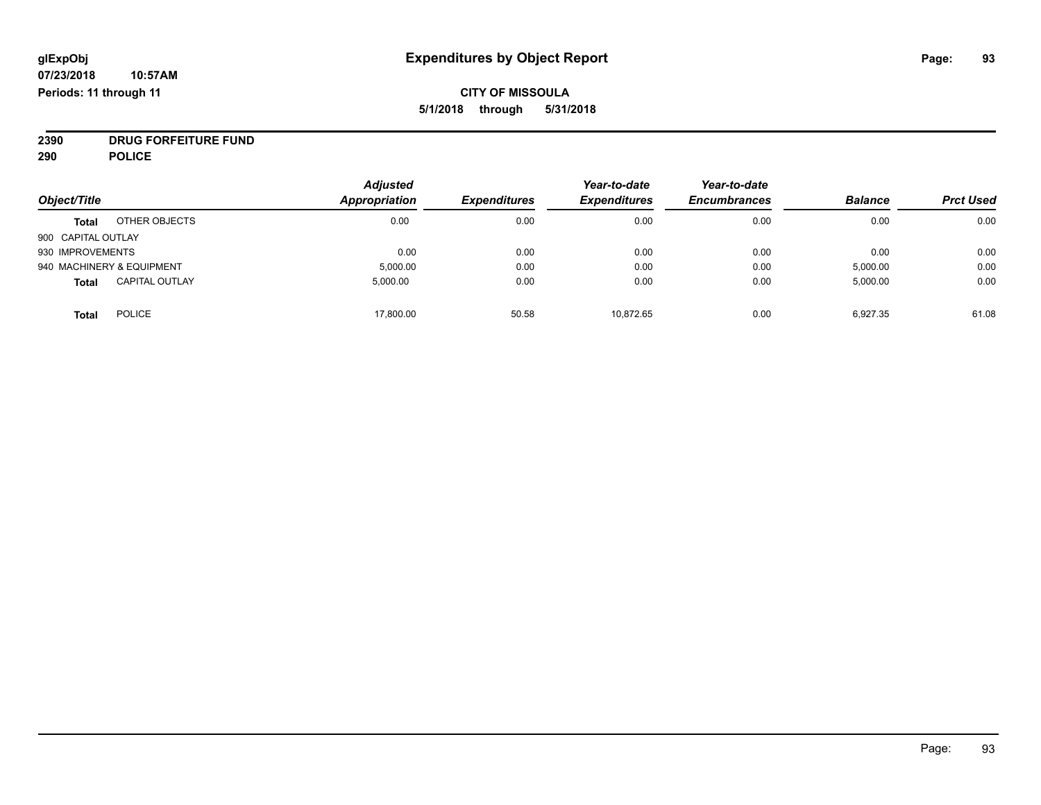glExpObj
07/23/2018 10:57AM
Periods: 11 through 11

# Expenditures by Object Report

**CITY OF MISSOULA**
**5/1/2018 through 5/31/2018**

**2390 DRUG FORFEITURE FUND**
**290 POLICE**

| Object/Title | | Adjusted Appropriation | Expenditures | Year-to-date Expenditures | Year-to-date Encumbrances | Balance | Prct Used |
|---|---|---|---|---|---|---|---|
| **Total** | OTHER OBJECTS | 0.00 | 0.00 | 0.00 | 0.00 | 0.00 | 0.00 |
| 900 CAPITAL OUTLAY | | | | | | | |
| 930 IMPROVEMENTS | | 0.00 | 0.00 | 0.00 | 0.00 | 0.00 | 0.00 |
| 940 MACHINERY & EQUIPMENT | | 5,000.00 | 0.00 | 0.00 | 0.00 | 5,000.00 | 0.00 |
| **Total** | CAPITAL OUTLAY | 5,000.00 | 0.00 | 0.00 | 0.00 | 5,000.00 | 0.00 |
| **Total** | POLICE | 17,800.00 | 50.58 | 10,872.65 | 0.00 | 6,927.35 | 61.08 |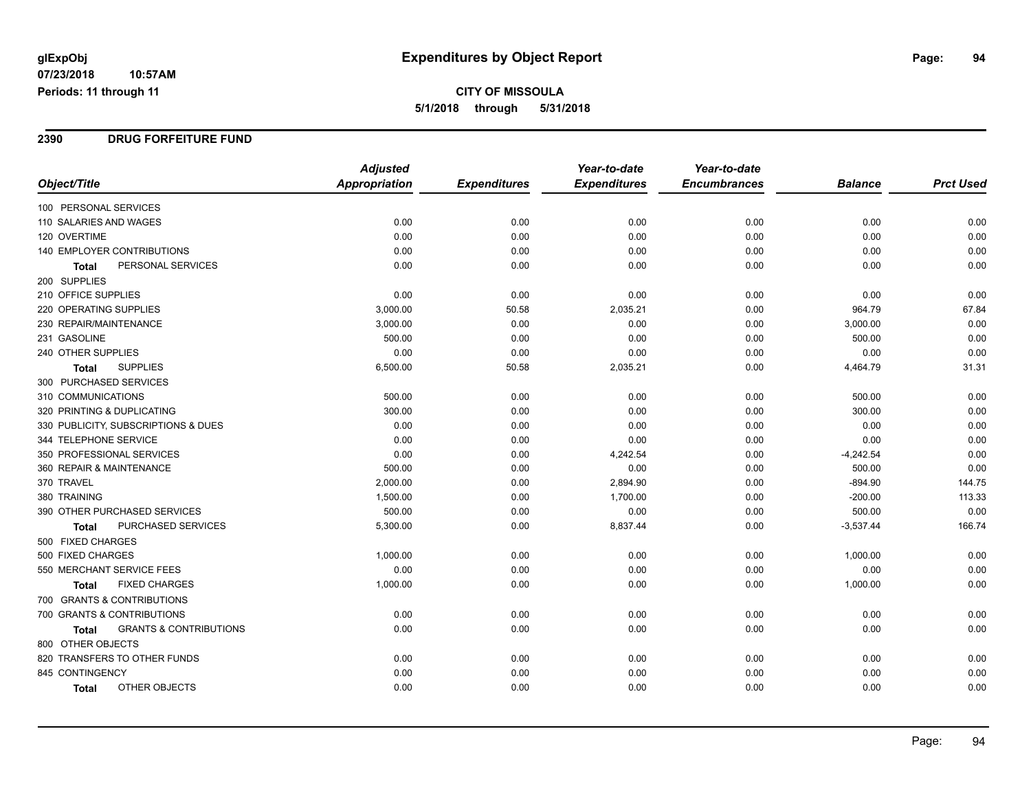# Expenditures by Object Report

glExpObj
07/23/2018 10:57AM
Periods: 11 through 11

**CITY OF MISSOULA**
**5/1/2018 through 5/31/2018**

## 2390 DRUG FORFEITURE FUND

| Object/Title | Adjusted Appropriation | Expenditures | Year-to-date Expenditures | Year-to-date Encumbrances | Balance | Prct Used |
|---|---|---|---|---|---|---|
| 100 PERSONAL SERVICES | | | | | | |
| 110 SALARIES AND WAGES | 0.00 | 0.00 | 0.00 | 0.00 | 0.00 | 0.00 |
| 120 OVERTIME | 0.00 | 0.00 | 0.00 | 0.00 | 0.00 | 0.00 |
| 140 EMPLOYER CONTRIBUTIONS | 0.00 | 0.00 | 0.00 | 0.00 | 0.00 | 0.00 |
| **Total** PERSONAL SERVICES | 0.00 | 0.00 | 0.00 | 0.00 | 0.00 | 0.00 |
| 200 SUPPLIES | | | | | | |
| 210 OFFICE SUPPLIES | 0.00 | 0.00 | 0.00 | 0.00 | 0.00 | 0.00 |
| 220 OPERATING SUPPLIES | 3,000.00 | 50.58 | 2,035.21 | 0.00 | 964.79 | 67.84 |
| 230 REPAIR/MAINTENANCE | 3,000.00 | 0.00 | 0.00 | 0.00 | 3,000.00 | 0.00 |
| 231 GASOLINE | 500.00 | 0.00 | 0.00 | 0.00 | 500.00 | 0.00 |
| 240 OTHER SUPPLIES | 0.00 | 0.00 | 0.00 | 0.00 | 0.00 | 0.00 |
| **Total** SUPPLIES | 6,500.00 | 50.58 | 2,035.21 | 0.00 | 4,464.79 | 31.31 |
| 300 PURCHASED SERVICES | | | | | | |
| 310 COMMUNICATIONS | 500.00 | 0.00 | 0.00 | 0.00 | 500.00 | 0.00 |
| 320 PRINTING & DUPLICATING | 300.00 | 0.00 | 0.00 | 0.00 | 300.00 | 0.00 |
| 330 PUBLICITY, SUBSCRIPTIONS & DUES | 0.00 | 0.00 | 0.00 | 0.00 | 0.00 | 0.00 |
| 344 TELEPHONE SERVICE | 0.00 | 0.00 | 0.00 | 0.00 | 0.00 | 0.00 |
| 350 PROFESSIONAL SERVICES | 0.00 | 0.00 | 4,242.54 | 0.00 | -4,242.54 | 0.00 |
| 360 REPAIR & MAINTENANCE | 500.00 | 0.00 | 0.00 | 0.00 | 500.00 | 0.00 |
| 370 TRAVEL | 2,000.00 | 0.00 | 2,894.90 | 0.00 | -894.90 | 144.75 |
| 380 TRAINING | 1,500.00 | 0.00 | 1,700.00 | 0.00 | -200.00 | 113.33 |
| 390 OTHER PURCHASED SERVICES | 500.00 | 0.00 | 0.00 | 0.00 | 500.00 | 0.00 |
| **Total** PURCHASED SERVICES | 5,300.00 | 0.00 | 8,837.44 | 0.00 | -3,537.44 | 166.74 |
| 500 FIXED CHARGES | | | | | | |
| 500 FIXED CHARGES | 1,000.00 | 0.00 | 0.00 | 0.00 | 1,000.00 | 0.00 |
| 550 MERCHANT SERVICE FEES | 0.00 | 0.00 | 0.00 | 0.00 | 0.00 | 0.00 |
| **Total** FIXED CHARGES | 1,000.00 | 0.00 | 0.00 | 0.00 | 1,000.00 | 0.00 |
| 700 GRANTS & CONTRIBUTIONS | | | | | | |
| 700 GRANTS & CONTRIBUTIONS | 0.00 | 0.00 | 0.00 | 0.00 | 0.00 | 0.00 |
| **Total** GRANTS & CONTRIBUTIONS | 0.00 | 0.00 | 0.00 | 0.00 | 0.00 | 0.00 |
| 800 OTHER OBJECTS | | | | | | |
| 820 TRANSFERS TO OTHER FUNDS | 0.00 | 0.00 | 0.00 | 0.00 | 0.00 | 0.00 |
| 845 CONTINGENCY | 0.00 | 0.00 | 0.00 | 0.00 | 0.00 | 0.00 |
| **Total** OTHER OBJECTS | 0.00 | 0.00 | 0.00 | 0.00 | 0.00 | 0.00 |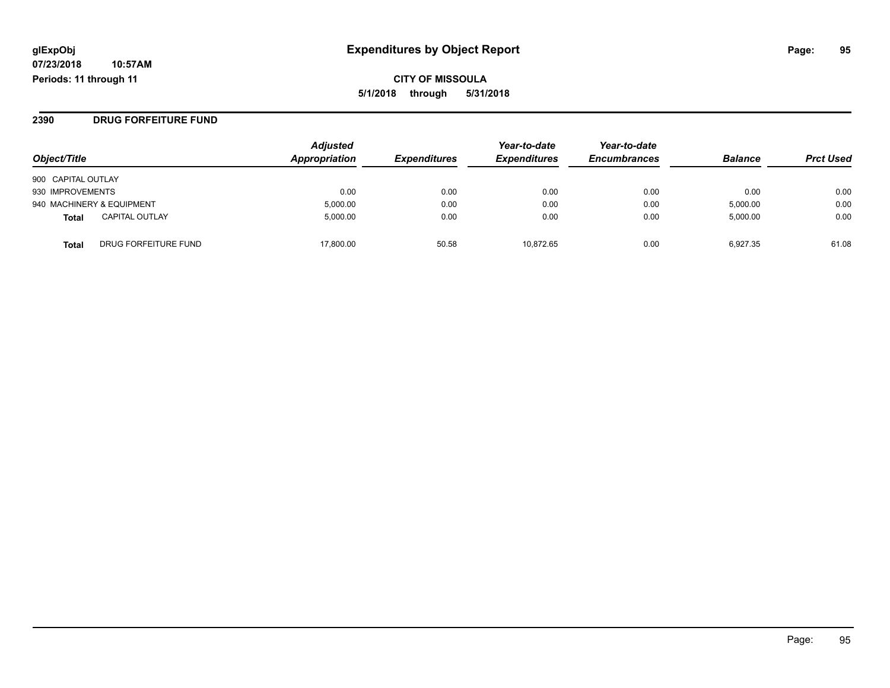# Expenditures by Object Report

glExpObj
07/23/2018 10:57AM
Periods: 11 through 11

CITY OF MISSOULA
5/1/2018 through 5/31/2018

## 2390 DRUG FORFEITURE FUND

| Object/Title | | Adjusted Appropriation | Expenditures | Year-to-date Expenditures | Year-to-date Encumbrances | Balance | Prct Used |
|---|---|---|---|---|---|---|---|
| 900 CAPITAL OUTLAY | | | | | | | |
| 930 IMPROVEMENTS | | 0.00 | 0.00 | 0.00 | 0.00 | 0.00 | 0.00 |
| 940 MACHINERY & EQUIPMENT | | 5,000.00 | 0.00 | 0.00 | 0.00 | 5,000.00 | 0.00 |
| **Total** | CAPITAL OUTLAY | 5,000.00 | 0.00 | 0.00 | 0.00 | 5,000.00 | 0.00 |
| **Total** | DRUG FORFEITURE FUND | 17,800.00 | 50.58 | 10,872.65 | 0.00 | 6,927.35 | 61.08 |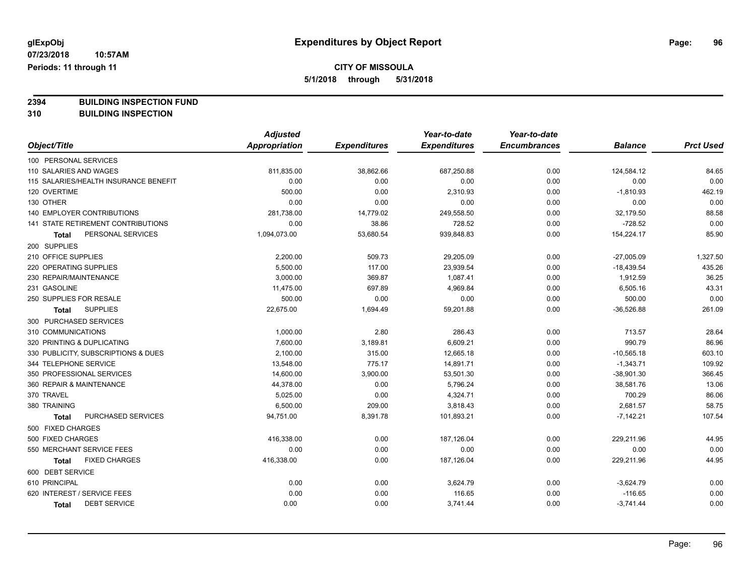# Expenditures by Object Report

glExpObj
07/23/2018 10:57AM
Periods: 11 through 11

**CITY OF MISSOULA**
**5/1/2018 through 5/31/2018**

**2394 BUILDING INSPECTION FUND**
**310 BUILDING INSPECTION**

| Object/Title | Adjusted Appropriation | Expenditures | Year-to-date Expenditures | Year-to-date Encumbrances | Balance | Prct Used |
|---|---|---|---|---|---|---|
| 100 PERSONAL SERVICES | | | | | | |
| 110 SALARIES AND WAGES | 811,835.00 | 38,862.66 | 687,250.88 | 0.00 | 124,584.12 | 84.65 |
| 115 SALARIES/HEALTH INSURANCE BENEFIT | 0.00 | 0.00 | 0.00 | 0.00 | 0.00 | 0.00 |
| 120 OVERTIME | 500.00 | 0.00 | 2,310.93 | 0.00 | -1,810.93 | 462.19 |
| 130 OTHER | 0.00 | 0.00 | 0.00 | 0.00 | 0.00 | 0.00 |
| 140 EMPLOYER CONTRIBUTIONS | 281,738.00 | 14,779.02 | 249,558.50 | 0.00 | 32,179.50 | 88.58 |
| 141 STATE RETIREMENT CONTRIBUTIONS | 0.00 | 38.86 | 728.52 | 0.00 | -728.52 | 0.00 |
| **Total** PERSONAL SERVICES | 1,094,073.00 | 53,680.54 | 939,848.83 | 0.00 | 154,224.17 | 85.90 |
| 200 SUPPLIES | | | | | | |
| 210 OFFICE SUPPLIES | 2,200.00 | 509.73 | 29,205.09 | 0.00 | -27,005.09 | 1,327.50 |
| 220 OPERATING SUPPLIES | 5,500.00 | 117.00 | 23,939.54 | 0.00 | -18,439.54 | 435.26 |
| 230 REPAIR/MAINTENANCE | 3,000.00 | 369.87 | 1,087.41 | 0.00 | 1,912.59 | 36.25 |
| 231 GASOLINE | 11,475.00 | 697.89 | 4,969.84 | 0.00 | 6,505.16 | 43.31 |
| 250 SUPPLIES FOR RESALE | 500.00 | 0.00 | 0.00 | 0.00 | 500.00 | 0.00 |
| **Total** SUPPLIES | 22,675.00 | 1,694.49 | 59,201.88 | 0.00 | -36,526.88 | 261.09 |
| 300 PURCHASED SERVICES | | | | | | |
| 310 COMMUNICATIONS | 1,000.00 | 2.80 | 286.43 | 0.00 | 713.57 | 28.64 |
| 320 PRINTING & DUPLICATING | 7,600.00 | 3,189.81 | 6,609.21 | 0.00 | 990.79 | 86.96 |
| 330 PUBLICITY, SUBSCRIPTIONS & DUES | 2,100.00 | 315.00 | 12,665.18 | 0.00 | -10,565.18 | 603.10 |
| 344 TELEPHONE SERVICE | 13,548.00 | 775.17 | 14,891.71 | 0.00 | -1,343.71 | 109.92 |
| 350 PROFESSIONAL SERVICES | 14,600.00 | 3,900.00 | 53,501.30 | 0.00 | -38,901.30 | 366.45 |
| 360 REPAIR & MAINTENANCE | 44,378.00 | 0.00 | 5,796.24 | 0.00 | 38,581.76 | 13.06 |
| 370 TRAVEL | 5,025.00 | 0.00 | 4,324.71 | 0.00 | 700.29 | 86.06 |
| 380 TRAINING | 6,500.00 | 209.00 | 3,818.43 | 0.00 | 2,681.57 | 58.75 |
| **Total** PURCHASED SERVICES | 94,751.00 | 8,391.78 | 101,893.21 | 0.00 | -7,142.21 | 107.54 |
| 500 FIXED CHARGES | | | | | | |
| 500 FIXED CHARGES | 416,338.00 | 0.00 | 187,126.04 | 0.00 | 229,211.96 | 44.95 |
| 550 MERCHANT SERVICE FEES | 0.00 | 0.00 | 0.00 | 0.00 | 0.00 | 0.00 |
| **Total** FIXED CHARGES | 416,338.00 | 0.00 | 187,126.04 | 0.00 | 229,211.96 | 44.95 |
| 600 DEBT SERVICE | | | | | | |
| 610 PRINCIPAL | 0.00 | 0.00 | 3,624.79 | 0.00 | -3,624.79 | 0.00 |
| 620 INTEREST / SERVICE FEES | 0.00 | 0.00 | 116.65 | 0.00 | -116.65 | 0.00 |
| **Total** DEBT SERVICE | 0.00 | 0.00 | 3,741.44 | 0.00 | -3,741.44 | 0.00 |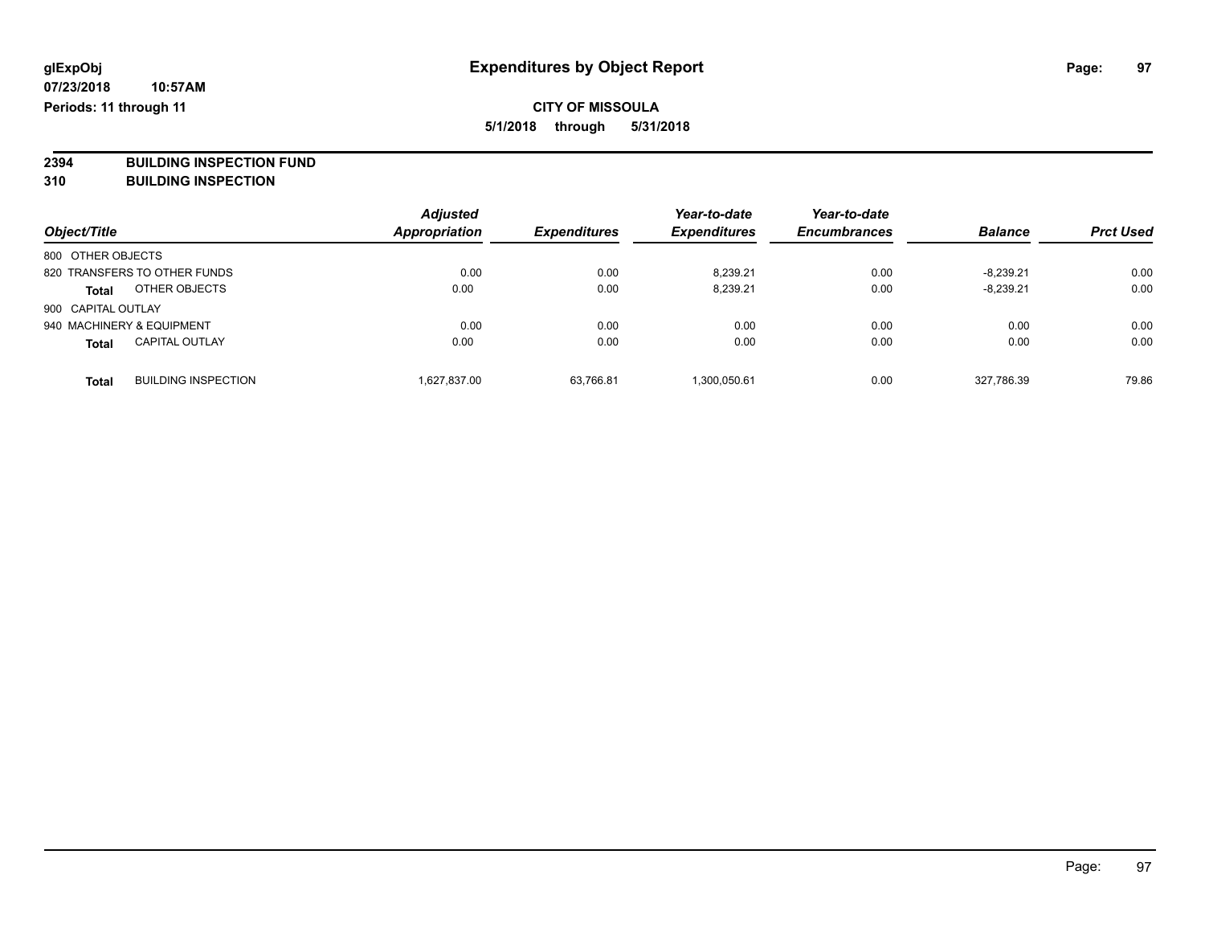glExpObj
07/23/2018 10:57AM
Periods: 11 through 11

# Expenditures by Object Report

**CITY OF MISSOULA**
**5/1/2018 through 5/31/2018**

**2394 BUILDING INSPECTION FUND**
**310 BUILDING INSPECTION**

| Object/Title | Adjusted Appropriation | Expenditures | Year-to-date Expenditures | Year-to-date Encumbrances | Balance | Prct Used |
|---|---|---|---|---|---|---|
| 800 OTHER OBJECTS | | | | | | |
| 820 TRANSFERS TO OTHER FUNDS | 0.00 | 0.00 | 8,239.21 | 0.00 | -8,239.21 | 0.00 |
| **Total** OTHER OBJECTS | 0.00 | 0.00 | 8,239.21 | 0.00 | -8,239.21 | 0.00 |
| 900 CAPITAL OUTLAY | | | | | | |
| 940 MACHINERY & EQUIPMENT | 0.00 | 0.00 | 0.00 | 0.00 | 0.00 | 0.00 |
| **Total** CAPITAL OUTLAY | 0.00 | 0.00 | 0.00 | 0.00 | 0.00 | 0.00 |
| **Total** BUILDING INSPECTION | 1,627,837.00 | 63,766.81 | 1,300,050.61 | 0.00 | 327,786.39 | 79.86 |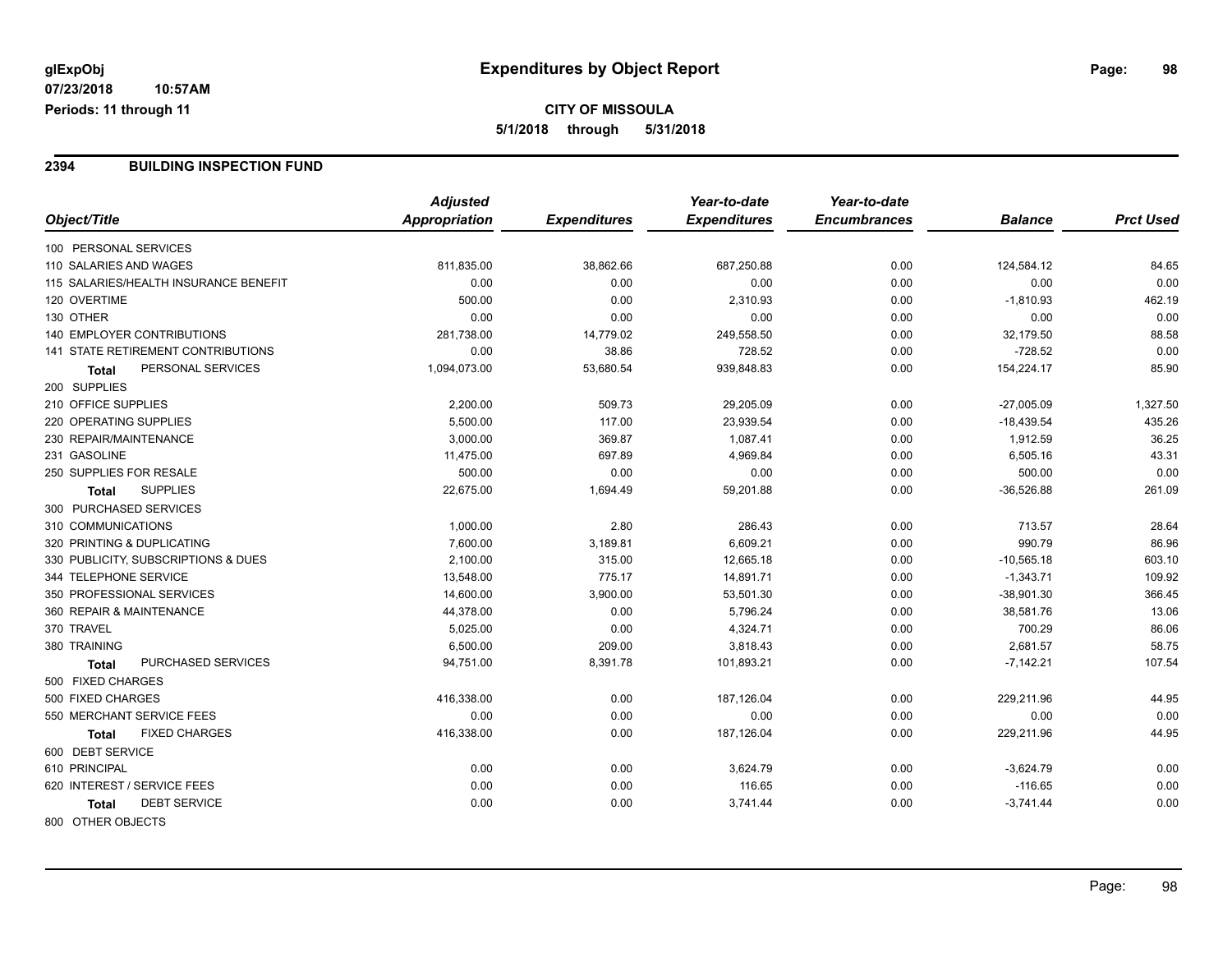**glExpObj**
**07/23/2018 10:57AM**
**Periods: 11 through 11**

# Expenditures by Object Report

**CITY OF MISSOULA**
**5/1/2018 through 5/31/2018**

## 2394 BUILDING INSPECTION FUND

| Object/Title | Adjusted Appropriation | Expenditures | Year-to-date Expenditures | Year-to-date Encumbrances | Balance | Prct Used |
|---|---|---|---|---|---|---|
| 100 PERSONAL SERVICES | | | | | | |
| 110 SALARIES AND WAGES | 811,835.00 | 38,862.66 | 687,250.88 | 0.00 | 124,584.12 | 84.65 |
| 115 SALARIES/HEALTH INSURANCE BENEFIT | 0.00 | 0.00 | 0.00 | 0.00 | 0.00 | 0.00 |
| 120 OVERTIME | 500.00 | 0.00 | 2,310.93 | 0.00 | -1,810.93 | 462.19 |
| 130 OTHER | 0.00 | 0.00 | 0.00 | 0.00 | 0.00 | 0.00 |
| 140 EMPLOYER CONTRIBUTIONS | 281,738.00 | 14,779.02 | 249,558.50 | 0.00 | 32,179.50 | 88.58 |
| 141 STATE RETIREMENT CONTRIBUTIONS | 0.00 | 38.86 | 728.52 | 0.00 | -728.52 | 0.00 |
| **Total** PERSONAL SERVICES | 1,094,073.00 | 53,680.54 | 939,848.83 | 0.00 | 154,224.17 | 85.90 |
| 200 SUPPLIES | | | | | | |
| 210 OFFICE SUPPLIES | 2,200.00 | 509.73 | 29,205.09 | 0.00 | -27,005.09 | 1,327.50 |
| 220 OPERATING SUPPLIES | 5,500.00 | 117.00 | 23,939.54 | 0.00 | -18,439.54 | 435.26 |
| 230 REPAIR/MAINTENANCE | 3,000.00 | 369.87 | 1,087.41 | 0.00 | 1,912.59 | 36.25 |
| 231 GASOLINE | 11,475.00 | 697.89 | 4,969.84 | 0.00 | 6,505.16 | 43.31 |
| 250 SUPPLIES FOR RESALE | 500.00 | 0.00 | 0.00 | 0.00 | 500.00 | 0.00 |
| **Total** SUPPLIES | 22,675.00 | 1,694.49 | 59,201.88 | 0.00 | -36,526.88 | 261.09 |
| 300 PURCHASED SERVICES | | | | | | |
| 310 COMMUNICATIONS | 1,000.00 | 2.80 | 286.43 | 0.00 | 713.57 | 28.64 |
| 320 PRINTING & DUPLICATING | 7,600.00 | 3,189.81 | 6,609.21 | 0.00 | 990.79 | 86.96 |
| 330 PUBLICITY, SUBSCRIPTIONS & DUES | 2,100.00 | 315.00 | 12,665.18 | 0.00 | -10,565.18 | 603.10 |
| 344 TELEPHONE SERVICE | 13,548.00 | 775.17 | 14,891.71 | 0.00 | -1,343.71 | 109.92 |
| 350 PROFESSIONAL SERVICES | 14,600.00 | 3,900.00 | 53,501.30 | 0.00 | -38,901.30 | 366.45 |
| 360 REPAIR & MAINTENANCE | 44,378.00 | 0.00 | 5,796.24 | 0.00 | 38,581.76 | 13.06 |
| 370 TRAVEL | 5,025.00 | 0.00 | 4,324.71 | 0.00 | 700.29 | 86.06 |
| 380 TRAINING | 6,500.00 | 209.00 | 3,818.43 | 0.00 | 2,681.57 | 58.75 |
| **Total** PURCHASED SERVICES | 94,751.00 | 8,391.78 | 101,893.21 | 0.00 | -7,142.21 | 107.54 |
| 500 FIXED CHARGES | | | | | | |
| 500 FIXED CHARGES | 416,338.00 | 0.00 | 187,126.04 | 0.00 | 229,211.96 | 44.95 |
| 550 MERCHANT SERVICE FEES | 0.00 | 0.00 | 0.00 | 0.00 | 0.00 | 0.00 |
| **Total** FIXED CHARGES | 416,338.00 | 0.00 | 187,126.04 | 0.00 | 229,211.96 | 44.95 |
| 600 DEBT SERVICE | | | | | | |
| 610 PRINCIPAL | 0.00 | 0.00 | 3,624.79 | 0.00 | -3,624.79 | 0.00 |
| 620 INTEREST / SERVICE FEES | 0.00 | 0.00 | 116.65 | 0.00 | -116.65 | 0.00 |
| **Total** DEBT SERVICE | 0.00 | 0.00 | 3,741.44 | 0.00 | -3,741.44 | 0.00 |
| 800 OTHER OBJECTS | | | | | | |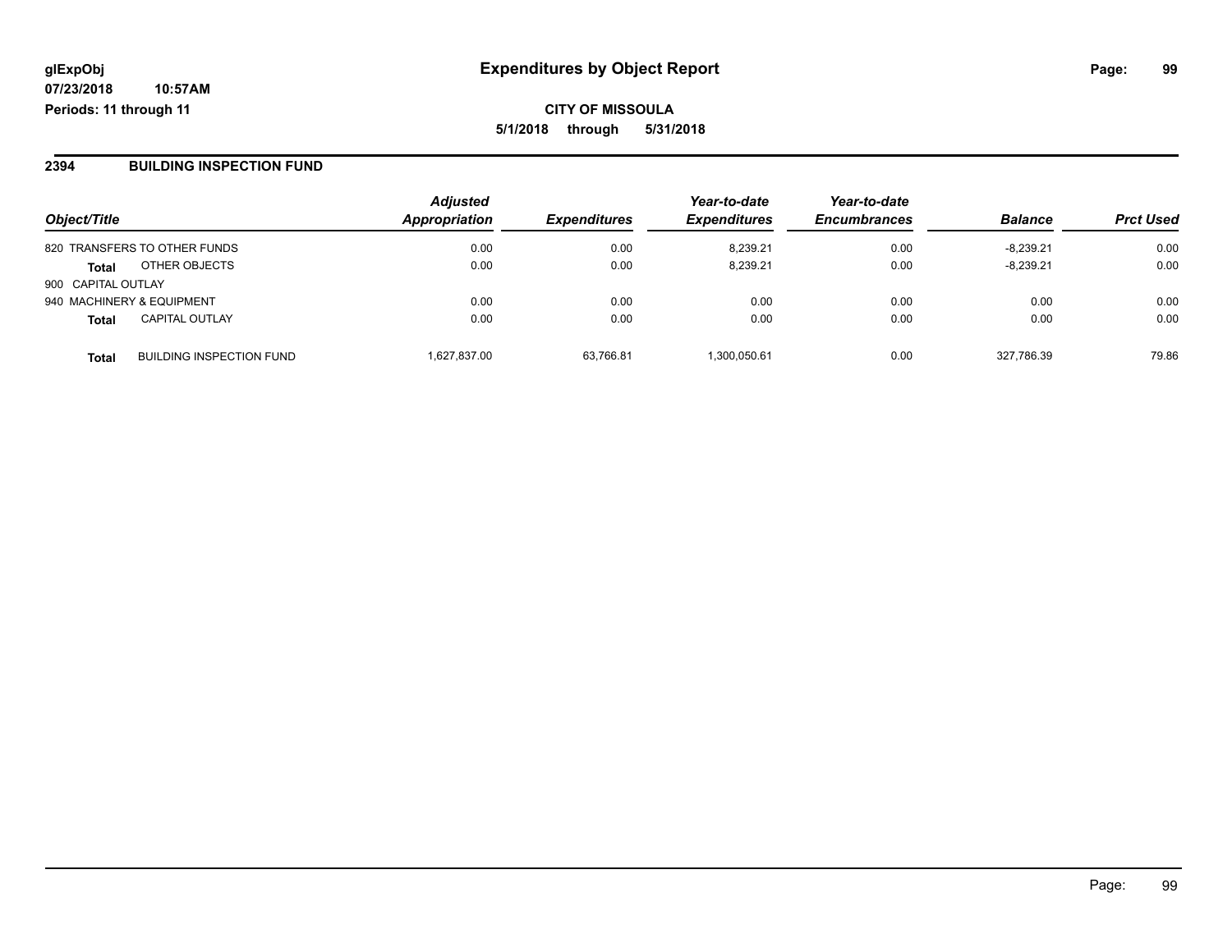# Expenditures by Object Report

glExpObj
07/23/2018 10:57AM
Periods: 11 through 11

**CITY OF MISSOULA**
**5/1/2018 through 5/31/2018**

## 2394 BUILDING INSPECTION FUND

| Object/Title | | Adjusted Appropriation | Expenditures | Year-to-date Expenditures | Year-to-date Encumbrances | Balance | Prct Used |
|---|---|---|---|---|---|---|---|
| 820 TRANSFERS TO OTHER FUNDS | | 0.00 | 0.00 | 8,239.21 | 0.00 | -8,239.21 | 0.00 |
| **Total** | OTHER OBJECTS | 0.00 | 0.00 | 8,239.21 | 0.00 | -8,239.21 | 0.00 |
| 900 CAPITAL OUTLAY | | | | | | | |
| 940 MACHINERY & EQUIPMENT | | 0.00 | 0.00 | 0.00 | 0.00 | 0.00 | 0.00 |
| **Total** | CAPITAL OUTLAY | 0.00 | 0.00 | 0.00 | 0.00 | 0.00 | 0.00 |
| **Total** | BUILDING INSPECTION FUND | 1,627,837.00 | 63,766.81 | 1,300,050.61 | 0.00 | 327,786.39 | 79.86 |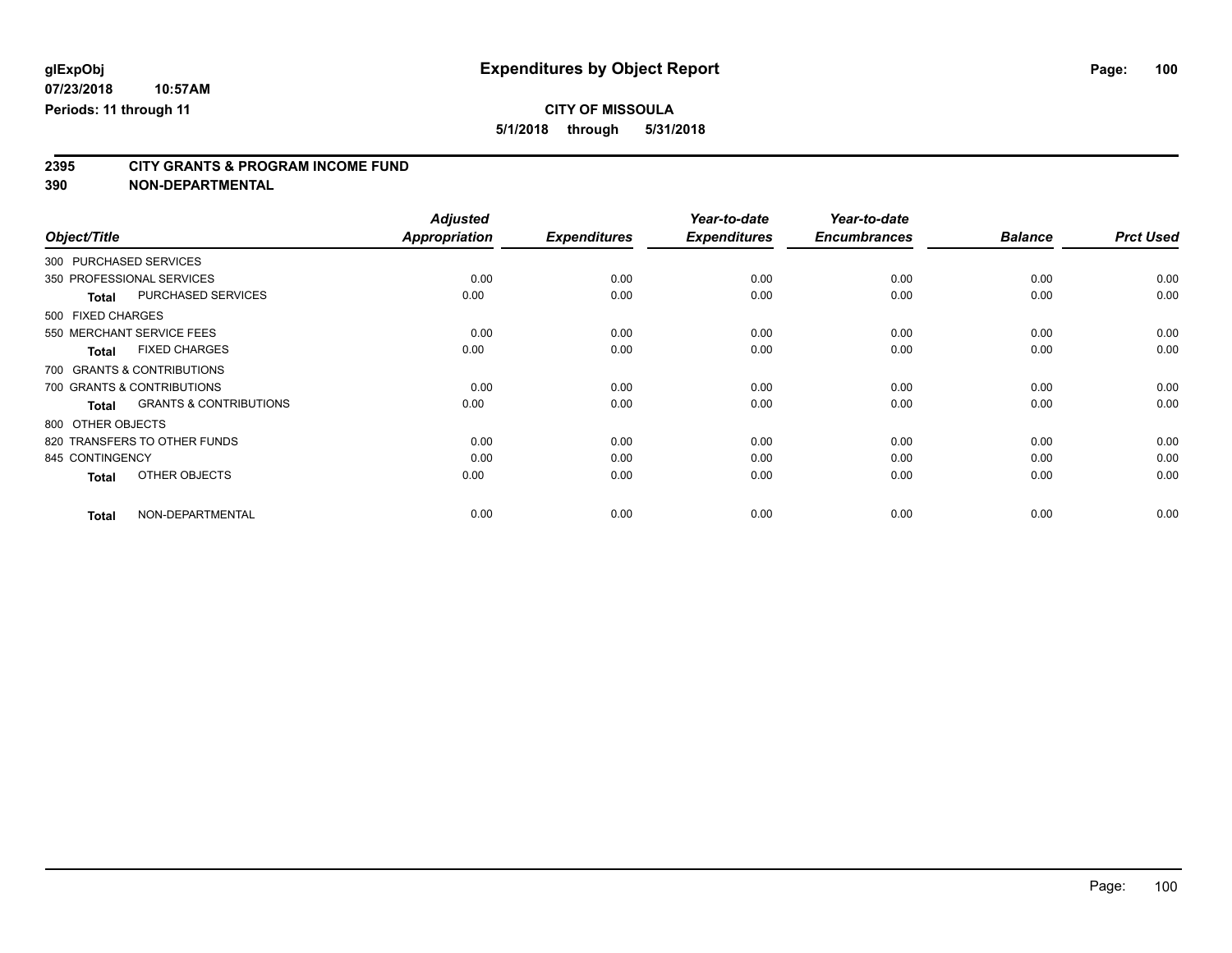# Expenditures by Object Report

glExpObj
07/23/2018 10:57AM
Periods: 11 through 11

**CITY OF MISSOULA**
**5/1/2018 through 5/31/2018**

## 2395 CITY GRANTS & PROGRAM INCOME FUND
## 390 NON-DEPARTMENTAL

| Object/Title | | Adjusted Appropriation | Expenditures | Year-to-date Expenditures | Year-to-date Encumbrances | Balance | Prct Used |
|---|---|---|---|---|---|---|---|
| 300 PURCHASED SERVICES | | | | | | | |
| 350 PROFESSIONAL SERVICES | | 0.00 | 0.00 | 0.00 | 0.00 | 0.00 | 0.00 |
| **Total** | PURCHASED SERVICES | 0.00 | 0.00 | 0.00 | 0.00 | 0.00 | 0.00 |
| 500 FIXED CHARGES | | | | | | | |
| 550 MERCHANT SERVICE FEES | | 0.00 | 0.00 | 0.00 | 0.00 | 0.00 | 0.00 |
| **Total** | FIXED CHARGES | 0.00 | 0.00 | 0.00 | 0.00 | 0.00 | 0.00 |
| 700 GRANTS & CONTRIBUTIONS | | | | | | | |
| 700 GRANTS & CONTRIBUTIONS | | 0.00 | 0.00 | 0.00 | 0.00 | 0.00 | 0.00 |
| **Total** | GRANTS & CONTRIBUTIONS | 0.00 | 0.00 | 0.00 | 0.00 | 0.00 | 0.00 |
| 800 OTHER OBJECTS | | | | | | | |
| 820 TRANSFERS TO OTHER FUNDS | | 0.00 | 0.00 | 0.00 | 0.00 | 0.00 | 0.00 |
| 845 CONTINGENCY | | 0.00 | 0.00 | 0.00 | 0.00 | 0.00 | 0.00 |
| **Total** | OTHER OBJECTS | 0.00 | 0.00 | 0.00 | 0.00 | 0.00 | 0.00 |
| **Total** | NON-DEPARTMENTAL | 0.00 | 0.00 | 0.00 | 0.00 | 0.00 | 0.00 |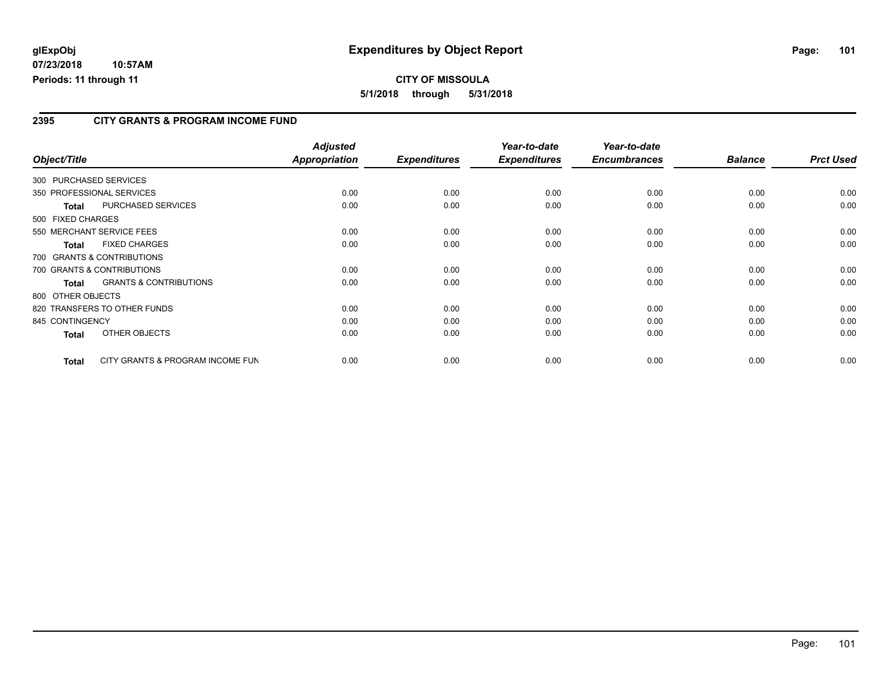# Expenditures by Object Report

glExpObj
07/23/2018 10:57AM
Periods: 11 through 11

**CITY OF MISSOULA**
**5/1/2018 through 5/31/2018**

## 2395 CITY GRANTS & PROGRAM INCOME FUND

| Object/Title | Adjusted Appropriation | Expenditures | Year-to-date Expenditures | Year-to-date Encumbrances | Balance | Prct Used |
|---|---|---|---|---|---|---|
| 300 PURCHASED SERVICES | | | | | | |
| 350 PROFESSIONAL SERVICES | 0.00 | 0.00 | 0.00 | 0.00 | 0.00 | 0.00 |
| **Total** PURCHASED SERVICES | 0.00 | 0.00 | 0.00 | 0.00 | 0.00 | 0.00 |
| 500 FIXED CHARGES | | | | | | |
| 550 MERCHANT SERVICE FEES | 0.00 | 0.00 | 0.00 | 0.00 | 0.00 | 0.00 |
| **Total** FIXED CHARGES | 0.00 | 0.00 | 0.00 | 0.00 | 0.00 | 0.00 |
| 700 GRANTS & CONTRIBUTIONS | | | | | | |
| 700 GRANTS & CONTRIBUTIONS | 0.00 | 0.00 | 0.00 | 0.00 | 0.00 | 0.00 |
| **Total** GRANTS & CONTRIBUTIONS | 0.00 | 0.00 | 0.00 | 0.00 | 0.00 | 0.00 |
| 800 OTHER OBJECTS | | | | | | |
| 820 TRANSFERS TO OTHER FUNDS | 0.00 | 0.00 | 0.00 | 0.00 | 0.00 | 0.00 |
| 845 CONTINGENCY | 0.00 | 0.00 | 0.00 | 0.00 | 0.00 | 0.00 |
| **Total** OTHER OBJECTS | 0.00 | 0.00 | 0.00 | 0.00 | 0.00 | 0.00 |
| **Total** CITY GRANTS & PROGRAM INCOME FUN | 0.00 | 0.00 | 0.00 | 0.00 | 0.00 | 0.00 |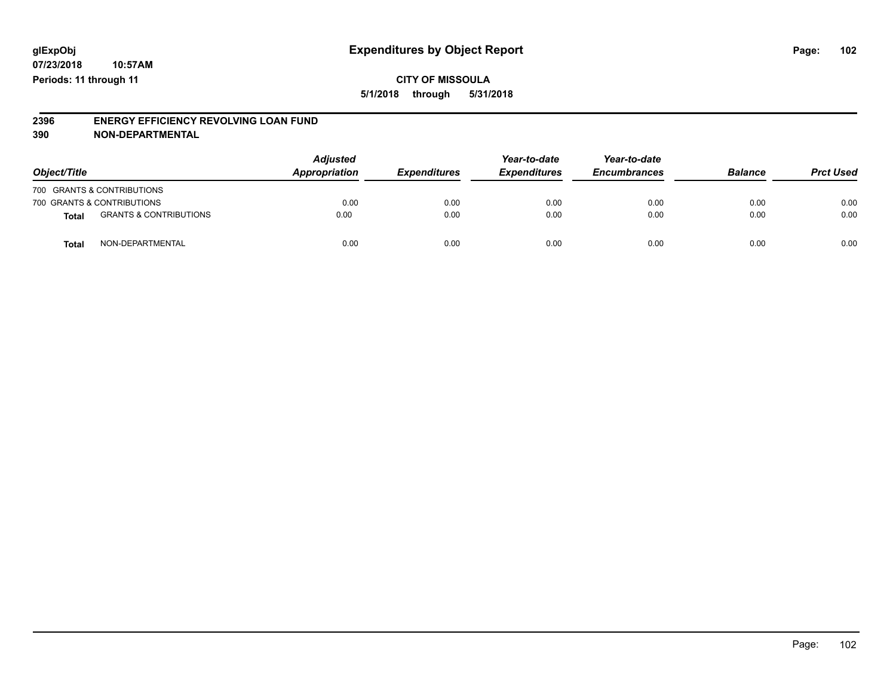glExpObj
07/23/2018 10:57AM
Periods: 11 through 11

# Expenditures by Object Report

**CITY OF MISSOULA**
**5/1/2018 through 5/31/2018**

## 2396 ENERGY EFFICIENCY REVOLVING LOAN FUND
## 390 NON-DEPARTMENTAL

| Object/Title | | Adjusted Appropriation | Expenditures | Year-to-date Expenditures | Year-to-date Encumbrances | Balance | Prct Used |
|---|---|---|---|---|---|---|---|
| 700 GRANTS & CONTRIBUTIONS | | | | | | | |
| 700 GRANTS & CONTRIBUTIONS | | 0.00 | 0.00 | 0.00 | 0.00 | 0.00 | 0.00 |
| **Total** | GRANTS & CONTRIBUTIONS | 0.00 | 0.00 | 0.00 | 0.00 | 0.00 | 0.00 |
| **Total** | NON-DEPARTMENTAL | 0.00 | 0.00 | 0.00 | 0.00 | 0.00 | 0.00 |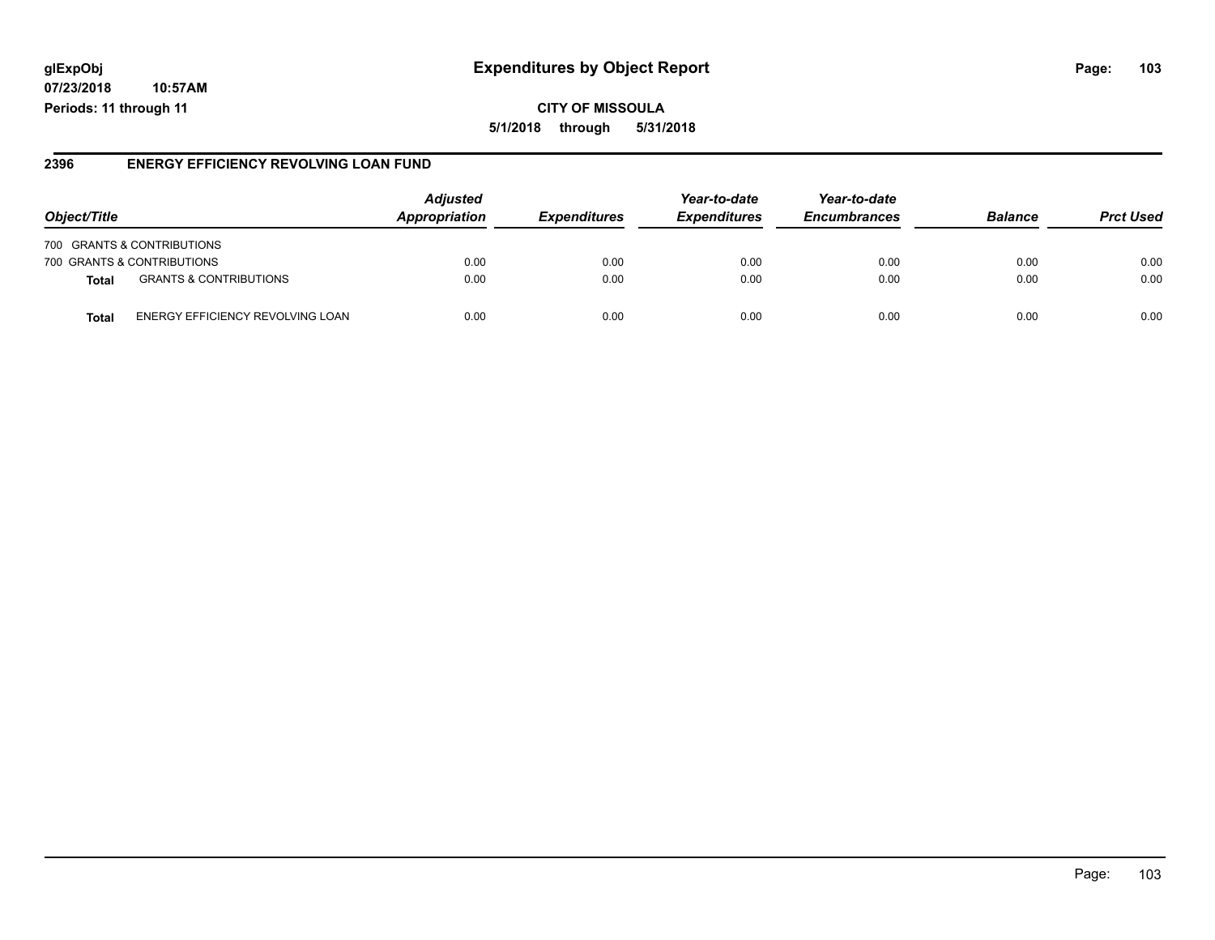**glExpObj**
**07/23/2018 10:57AM**
**Periods: 11 through 11**

# Expenditures by Object Report

**CITY OF MISSOULA**
**5/1/2018 through 5/31/2018**

## 2396 ENERGY EFFICIENCY REVOLVING LOAN FUND

| Object/Title | | Adjusted Appropriation | Expenditures | Year-to-date Expenditures | Year-to-date Encumbrances | Balance | Prct Used |
|---|---|---|---|---|---|---|---|
| 700 GRANTS & CONTRIBUTIONS | | | | | | | |
| 700 GRANTS & CONTRIBUTIONS | | 0.00 | 0.00 | 0.00 | 0.00 | 0.00 | 0.00 |
| **Total** | GRANTS & CONTRIBUTIONS | 0.00 | 0.00 | 0.00 | 0.00 | 0.00 | 0.00 |
| **Total** | ENERGY EFFICIENCY REVOLVING LOAN | 0.00 | 0.00 | 0.00 | 0.00 | 0.00 | 0.00 |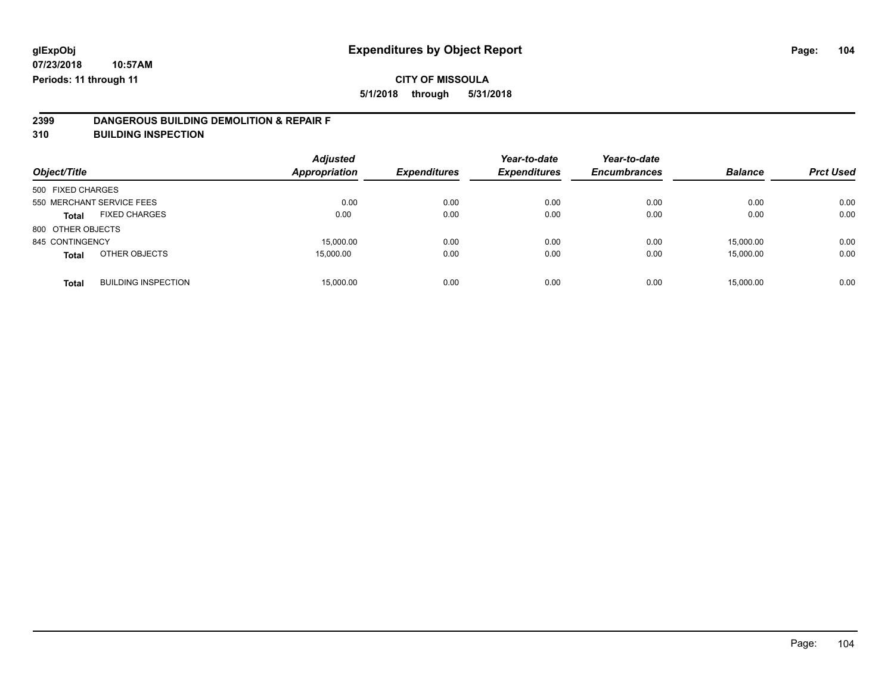# Expenditures by Object Report

glExpObj
07/23/2018 10:57AM
Periods: 11 through 11

**CITY OF MISSOULA**

**5/1/2018 through 5/31/2018**

## 2399 DANGEROUS BUILDING DEMOLITION & REPAIR F
## 310 BUILDING INSPECTION

| Object/Title | | Adjusted Appropriation | Expenditures | Year-to-date Expenditures | Year-to-date Encumbrances | Balance | Prct Used |
|---|---|---|---|---|---|---|---|
| 500 FIXED CHARGES | | | | | | | |
| 550 MERCHANT SERVICE FEES | | 0.00 | 0.00 | 0.00 | 0.00 | 0.00 | 0.00 |
| **Total** | FIXED CHARGES | 0.00 | 0.00 | 0.00 | 0.00 | 0.00 | 0.00 |
| 800 OTHER OBJECTS | | | | | | | |
| 845 CONTINGENCY | | 15,000.00 | 0.00 | 0.00 | 0.00 | 15,000.00 | 0.00 |
| **Total** | OTHER OBJECTS | 15,000.00 | 0.00 | 0.00 | 0.00 | 15,000.00 | 0.00 |
| **Total** | BUILDING INSPECTION | 15,000.00 | 0.00 | 0.00 | 0.00 | 15,000.00 | 0.00 |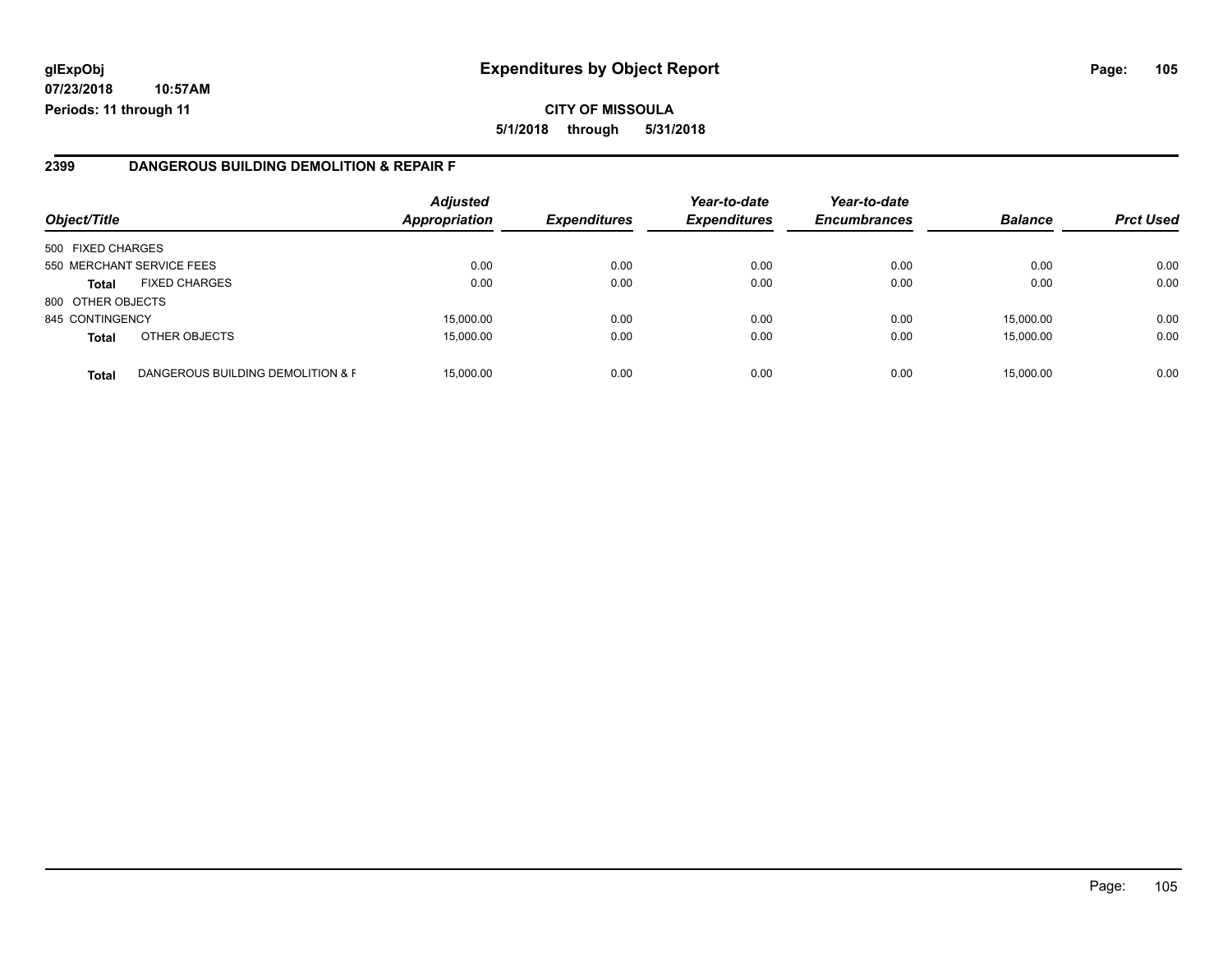**glExpObj** **Expenditures by Object Report**

**07/23/2018 10:57AM**

**Periods: 11 through 11**

**CITY OF MISSOULA**

**5/1/2018 through 5/31/2018**

## 2399 DANGEROUS BUILDING DEMOLITION & REPAIR F

| Object/Title | | Adjusted Appropriation | Expenditures | Year-to-date Expenditures | Year-to-date Encumbrances | Balance | Prct Used |
|---|---|---|---|---|---|---|---|
| 500 FIXED CHARGES | | | | | | | |
| 550 MERCHANT SERVICE FEES | | 0.00 | 0.00 | 0.00 | 0.00 | 0.00 | 0.00 |
| **Total** | FIXED CHARGES | 0.00 | 0.00 | 0.00 | 0.00 | 0.00 | 0.00 |
| 800 OTHER OBJECTS | | | | | | | |
| 845 CONTINGENCY | | 15,000.00 | 0.00 | 0.00 | 0.00 | 15,000.00 | 0.00 |
| **Total** | OTHER OBJECTS | 15,000.00 | 0.00 | 0.00 | 0.00 | 15,000.00 | 0.00 |
| **Total** | DANGEROUS BUILDING DEMOLITION & F | 15,000.00 | 0.00 | 0.00 | 0.00 | 15,000.00 | 0.00 |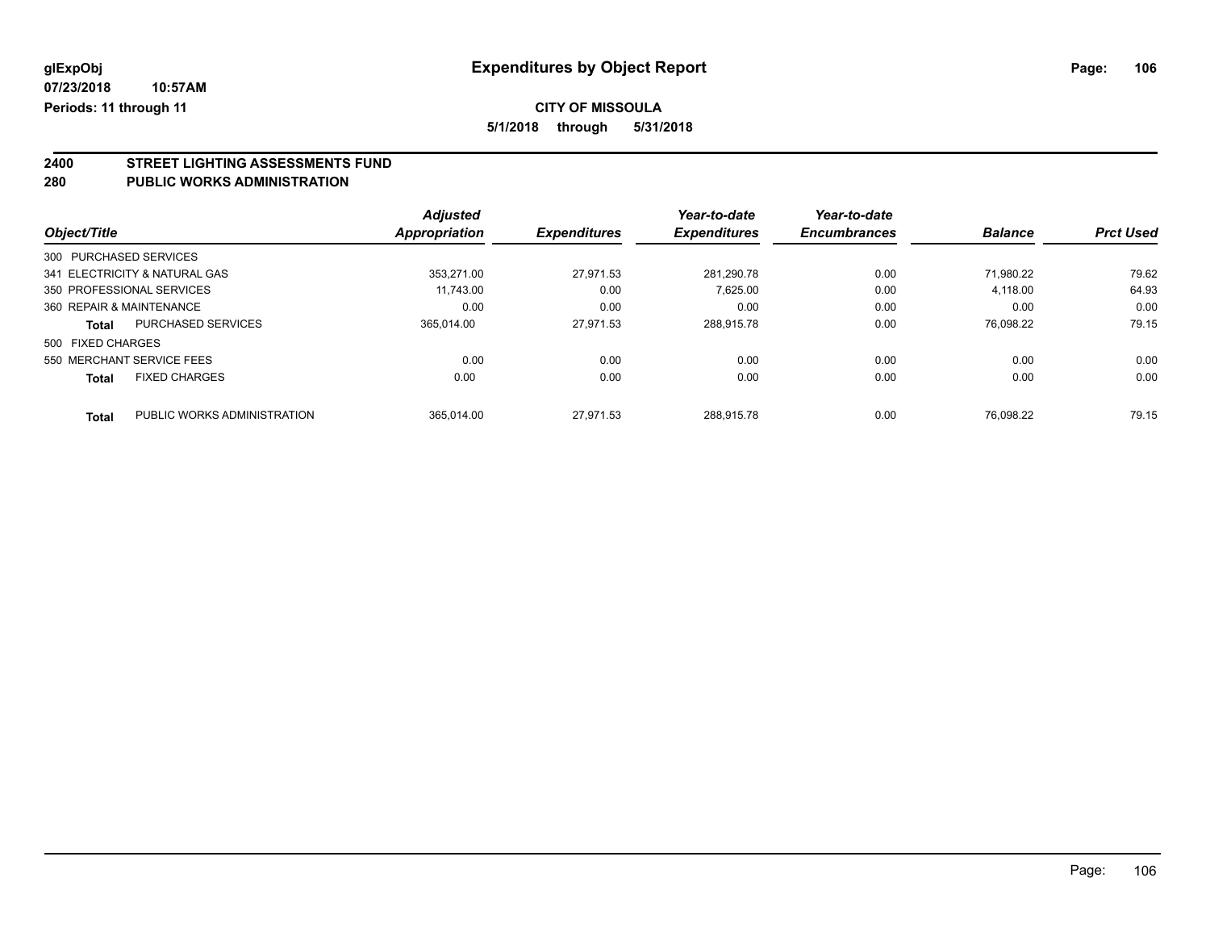# Expenditures by Object Report

glExpObj
07/23/2018 10:57AM
Periods: 11 through 11

**CITY OF MISSOULA**
**5/1/2018 through 5/31/2018**

## 2400 STREET LIGHTING ASSESSMENTS FUND
## 280 PUBLIC WORKS ADMINISTRATION

| Object/Title | | Adjusted Appropriation | Expenditures | Year-to-date Expenditures | Year-to-date Encumbrances | Balance | Prct Used |
|---|---|---|---|---|---|---|---|
| 300 PURCHASED SERVICES | | | | | | | |
| 341 ELECTRICITY & NATURAL GAS | | 353,271.00 | 27,971.53 | 281,290.78 | 0.00 | 71,980.22 | 79.62 |
| 350 PROFESSIONAL SERVICES | | 11,743.00 | 0.00 | 7,625.00 | 0.00 | 4,118.00 | 64.93 |
| 360 REPAIR & MAINTENANCE | | 0.00 | 0.00 | 0.00 | 0.00 | 0.00 | 0.00 |
| **Total** | PURCHASED SERVICES | 365,014.00 | 27,971.53 | 288,915.78 | 0.00 | 76,098.22 | 79.15 |
| 500 FIXED CHARGES | | | | | | | |
| 550 MERCHANT SERVICE FEES | | 0.00 | 0.00 | 0.00 | 0.00 | 0.00 | 0.00 |
| **Total** | FIXED CHARGES | 0.00 | 0.00 | 0.00 | 0.00 | 0.00 | 0.00 |
| **Total** | PUBLIC WORKS ADMINISTRATION | 365,014.00 | 27,971.53 | 288,915.78 | 0.00 | 76,098.22 | 79.15 |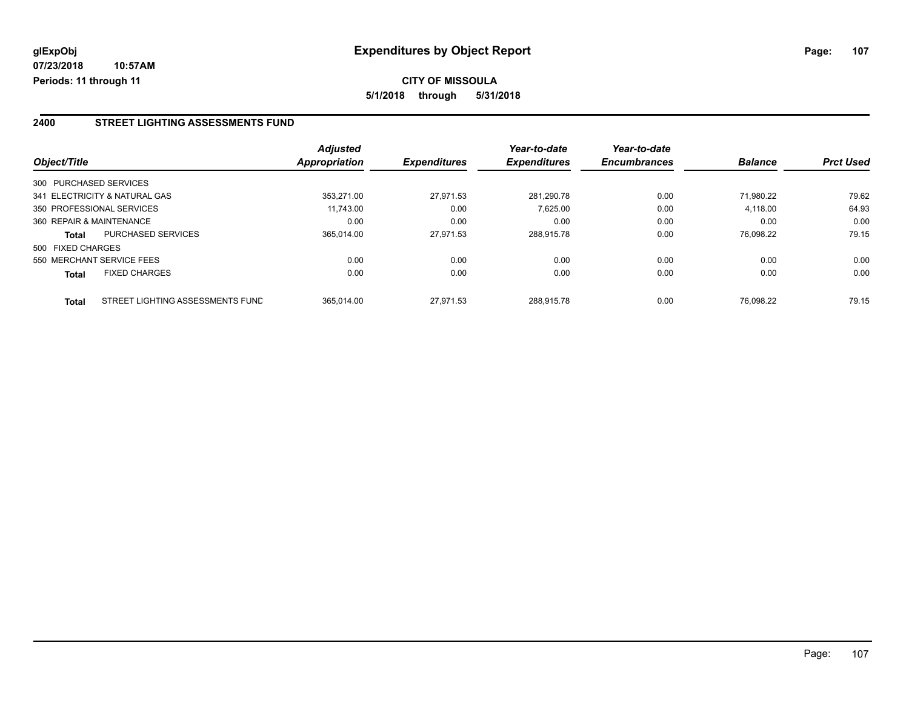**glExpObj**
**07/23/2018 10:57AM**
**Periods: 11 through 11**

# Expenditures by Object Report

**CITY OF MISSOULA**
**5/1/2018 through 5/31/2018**

## 2400 STREET LIGHTING ASSESSMENTS FUND

| Object/Title | | Adjusted Appropriation | Expenditures | Year-to-date Expenditures | Year-to-date Encumbrances | Balance | Prct Used |
|---|---|---|---|---|---|---|---|
| 300 PURCHASED SERVICES | | | | | | | |
| 341 ELECTRICITY & NATURAL GAS | | 353,271.00 | 27,971.53 | 281,290.78 | 0.00 | 71,980.22 | 79.62 |
| 350 PROFESSIONAL SERVICES | | 11,743.00 | 0.00 | 7,625.00 | 0.00 | 4,118.00 | 64.93 |
| 360 REPAIR & MAINTENANCE | | 0.00 | 0.00 | 0.00 | 0.00 | 0.00 | 0.00 |
| **Total** | PURCHASED SERVICES | 365,014.00 | 27,971.53 | 288,915.78 | 0.00 | 76,098.22 | 79.15 |
| 500 FIXED CHARGES | | | | | | | |
| 550 MERCHANT SERVICE FEES | | 0.00 | 0.00 | 0.00 | 0.00 | 0.00 | 0.00 |
| **Total** | FIXED CHARGES | 0.00 | 0.00 | 0.00 | 0.00 | 0.00 | 0.00 |
| **Total** | STREET LIGHTING ASSESSMENTS FUND | 365,014.00 | 27,971.53 | 288,915.78 | 0.00 | 76,098.22 | 79.15 |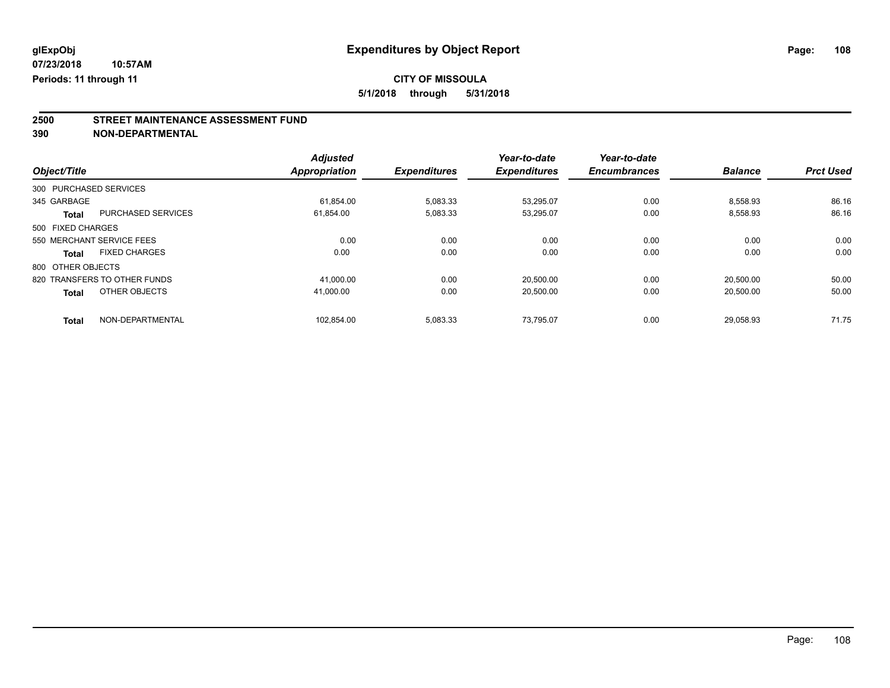# Expenditures by Object Report

glExpObj
07/23/2018 10:57AM
Periods: 11 through 11

**CITY OF MISSOULA**
**5/1/2018 through 5/31/2018**

## 2500 STREET MAINTENANCE ASSESSMENT FUND
## 390 NON-DEPARTMENTAL

| Object/Title | | Adjusted Appropriation | Expenditures | Year-to-date Expenditures | Year-to-date Encumbrances | Balance | Prct Used |
|---|---|---|---|---|---|---|---|
| 300 PURCHASED SERVICES | | | | | | | |
| 345 GARBAGE | | 61,854.00 | 5,083.33 | 53,295.07 | 0.00 | 8,558.93 | 86.16 |
| **Total** | PURCHASED SERVICES | 61,854.00 | 5,083.33 | 53,295.07 | 0.00 | 8,558.93 | 86.16 |
| 500 FIXED CHARGES | | | | | | | |
| 550 MERCHANT SERVICE FEES | | 0.00 | 0.00 | 0.00 | 0.00 | 0.00 | 0.00 |
| **Total** | FIXED CHARGES | 0.00 | 0.00 | 0.00 | 0.00 | 0.00 | 0.00 |
| 800 OTHER OBJECTS | | | | | | | |
| 820 TRANSFERS TO OTHER FUNDS | | 41,000.00 | 0.00 | 20,500.00 | 0.00 | 20,500.00 | 50.00 |
| **Total** | OTHER OBJECTS | 41,000.00 | 0.00 | 20,500.00 | 0.00 | 20,500.00 | 50.00 |
| **Total** | NON-DEPARTMENTAL | 102,854.00 | 5,083.33 | 73,795.07 | 0.00 | 29,058.93 | 71.75 |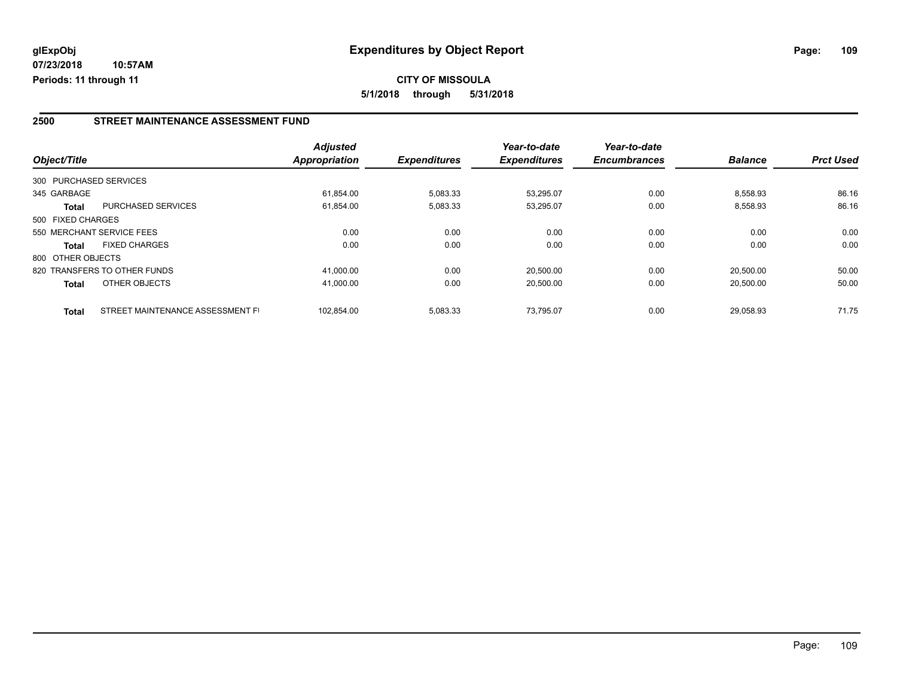# Expenditures by Object Report

glExpObj
07/23/2018 10:57AM
Periods: 11 through 11

**CITY OF MISSOULA**

**5/1/2018 through 5/31/2018**

## 2500 STREET MAINTENANCE ASSESSMENT FUND

| Object/Title | | Adjusted Appropriation | Expenditures | Year-to-date Expenditures | Year-to-date Encumbrances | Balance | Prct Used |
|---|---|---|---|---|---|---|---|
| 300 PURCHASED SERVICES | | | | | | | |
| 345 GARBAGE | | 61,854.00 | 5,083.33 | 53,295.07 | 0.00 | 8,558.93 | 86.16 |
| **Total** | PURCHASED SERVICES | 61,854.00 | 5,083.33 | 53,295.07 | 0.00 | 8,558.93 | 86.16 |
| 500 FIXED CHARGES | | | | | | | |
| 550 MERCHANT SERVICE FEES | | 0.00 | 0.00 | 0.00 | 0.00 | 0.00 | 0.00 |
| **Total** | FIXED CHARGES | 0.00 | 0.00 | 0.00 | 0.00 | 0.00 | 0.00 |
| 800 OTHER OBJECTS | | | | | | | |
| 820 TRANSFERS TO OTHER FUNDS | | 41,000.00 | 0.00 | 20,500.00 | 0.00 | 20,500.00 | 50.00 |
| **Total** | OTHER OBJECTS | 41,000.00 | 0.00 | 20,500.00 | 0.00 | 20,500.00 | 50.00 |
| **Total** | STREET MAINTENANCE ASSESSMENT FI | 102,854.00 | 5,083.33 | 73,795.07 | 0.00 | 29,058.93 | 71.75 |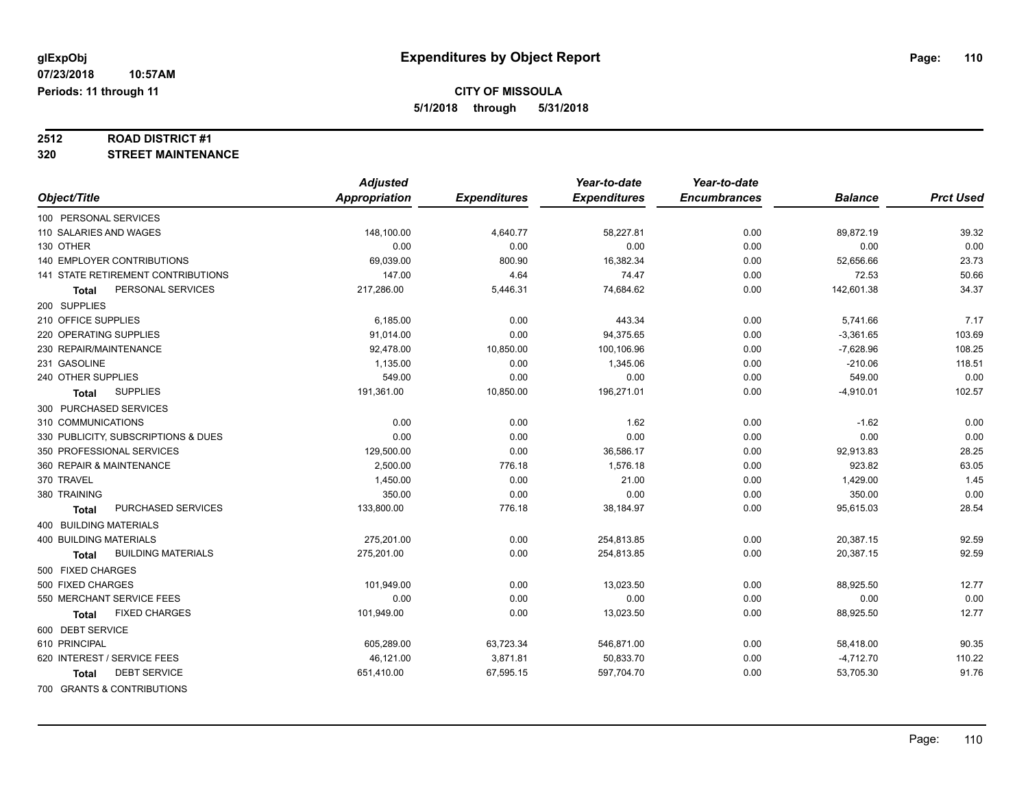# Expenditures by Object Report

glExpObj
07/23/2018 10:57AM
Periods: 11 through 11

**CITY OF MISSOULA**
**5/1/2018 through 5/31/2018**

**2512 ROAD DISTRICT #1**
**320 STREET MAINTENANCE**

| Object/Title | Adjusted Appropriation | Expenditures | Year-to-date Expenditures | Year-to-date Encumbrances | Balance | Prct Used |
|---|---|---|---|---|---|---|
| 100 PERSONAL SERVICES | | | | | | |
| 110 SALARIES AND WAGES | 148,100.00 | 4,640.77 | 58,227.81 | 0.00 | 89,872.19 | 39.32 |
| 130 OTHER | 0.00 | 0.00 | 0.00 | 0.00 | 0.00 | 0.00 |
| 140 EMPLOYER CONTRIBUTIONS | 69,039.00 | 800.90 | 16,382.34 | 0.00 | 52,656.66 | 23.73 |
| 141 STATE RETIREMENT CONTRIBUTIONS | 147.00 | 4.64 | 74.47 | 0.00 | 72.53 | 50.66 |
| **Total** PERSONAL SERVICES | 217,286.00 | 5,446.31 | 74,684.62 | 0.00 | 142,601.38 | 34.37 |
| 200 SUPPLIES | | | | | | |
| 210 OFFICE SUPPLIES | 6,185.00 | 0.00 | 443.34 | 0.00 | 5,741.66 | 7.17 |
| 220 OPERATING SUPPLIES | 91,014.00 | 0.00 | 94,375.65 | 0.00 | -3,361.65 | 103.69 |
| 230 REPAIR/MAINTENANCE | 92,478.00 | 10,850.00 | 100,106.96 | 0.00 | -7,628.96 | 108.25 |
| 231 GASOLINE | 1,135.00 | 0.00 | 1,345.06 | 0.00 | -210.06 | 118.51 |
| 240 OTHER SUPPLIES | 549.00 | 0.00 | 0.00 | 0.00 | 549.00 | 0.00 |
| **Total** SUPPLIES | 191,361.00 | 10,850.00 | 196,271.01 | 0.00 | -4,910.01 | 102.57 |
| 300 PURCHASED SERVICES | | | | | | |
| 310 COMMUNICATIONS | 0.00 | 0.00 | 1.62 | 0.00 | -1.62 | 0.00 |
| 330 PUBLICITY, SUBSCRIPTIONS & DUES | 0.00 | 0.00 | 0.00 | 0.00 | 0.00 | 0.00 |
| 350 PROFESSIONAL SERVICES | 129,500.00 | 0.00 | 36,586.17 | 0.00 | 92,913.83 | 28.25 |
| 360 REPAIR & MAINTENANCE | 2,500.00 | 776.18 | 1,576.18 | 0.00 | 923.82 | 63.05 |
| 370 TRAVEL | 1,450.00 | 0.00 | 21.00 | 0.00 | 1,429.00 | 1.45 |
| 380 TRAINING | 350.00 | 0.00 | 0.00 | 0.00 | 350.00 | 0.00 |
| **Total** PURCHASED SERVICES | 133,800.00 | 776.18 | 38,184.97 | 0.00 | 95,615.03 | 28.54 |
| 400 BUILDING MATERIALS | | | | | | |
| 400 BUILDING MATERIALS | 275,201.00 | 0.00 | 254,813.85 | 0.00 | 20,387.15 | 92.59 |
| **Total** BUILDING MATERIALS | 275,201.00 | 0.00 | 254,813.85 | 0.00 | 20,387.15 | 92.59 |
| 500 FIXED CHARGES | | | | | | |
| 500 FIXED CHARGES | 101,949.00 | 0.00 | 13,023.50 | 0.00 | 88,925.50 | 12.77 |
| 550 MERCHANT SERVICE FEES | 0.00 | 0.00 | 0.00 | 0.00 | 0.00 | 0.00 |
| **Total** FIXED CHARGES | 101,949.00 | 0.00 | 13,023.50 | 0.00 | 88,925.50 | 12.77 |
| 600 DEBT SERVICE | | | | | | |
| 610 PRINCIPAL | 605,289.00 | 63,723.34 | 546,871.00 | 0.00 | 58,418.00 | 90.35 |
| 620 INTEREST / SERVICE FEES | 46,121.00 | 3,871.81 | 50,833.70 | 0.00 | -4,712.70 | 110.22 |
| **Total** DEBT SERVICE | 651,410.00 | 67,595.15 | 597,704.70 | 0.00 | 53,705.30 | 91.76 |
| 700 GRANTS & CONTRIBUTIONS | | | | | | |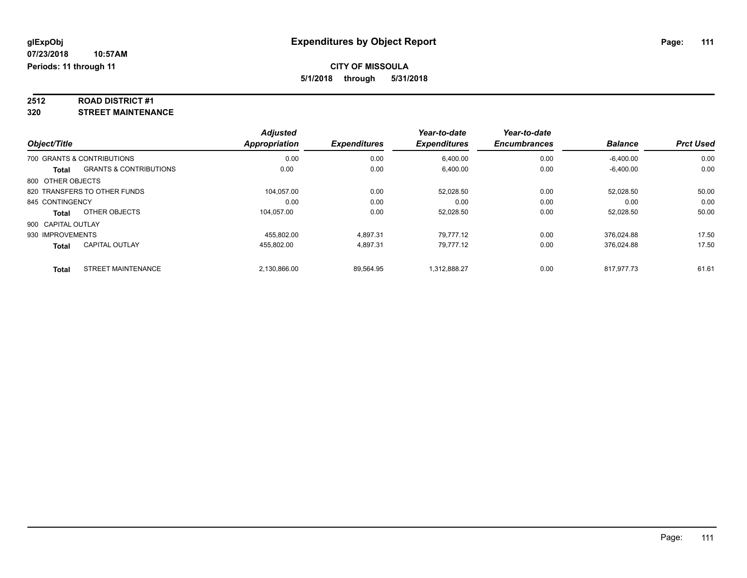**glExpObj**
**07/23/2018 10:57AM**
**Periods: 11 through 11**

# Expenditures by Object Report

**CITY OF MISSOULA**
**5/1/2018 through 5/31/2018**

**2512 ROAD DISTRICT #1**
**320 STREET MAINTENANCE**

| Object/Title | | Adjusted Appropriation | Expenditures | Year-to-date Expenditures | Year-to-date Encumbrances | Balance | Prct Used |
|---|---|---|---|---|---|---|---|
| 700 GRANTS & CONTRIBUTIONS | | 0.00 | 0.00 | 6,400.00 | 0.00 | -6,400.00 | 0.00 |
| **Total** | GRANTS & CONTRIBUTIONS | 0.00 | 0.00 | 6,400.00 | 0.00 | -6,400.00 | 0.00 |
| 800 OTHER OBJECTS | | | | | | | |
| 820 TRANSFERS TO OTHER FUNDS | | 104,057.00 | 0.00 | 52,028.50 | 0.00 | 52,028.50 | 50.00 |
| 845 CONTINGENCY | | 0.00 | 0.00 | 0.00 | 0.00 | 0.00 | 0.00 |
| **Total** | OTHER OBJECTS | 104,057.00 | 0.00 | 52,028.50 | 0.00 | 52,028.50 | 50.00 |
| 900 CAPITAL OUTLAY | | | | | | | |
| 930 IMPROVEMENTS | | 455,802.00 | 4,897.31 | 79,777.12 | 0.00 | 376,024.88 | 17.50 |
| **Total** | CAPITAL OUTLAY | 455,802.00 | 4,897.31 | 79,777.12 | 0.00 | 376,024.88 | 17.50 |
| **Total** | STREET MAINTENANCE | 2,130,866.00 | 89,564.95 | 1,312,888.27 | 0.00 | 817,977.73 | 61.61 |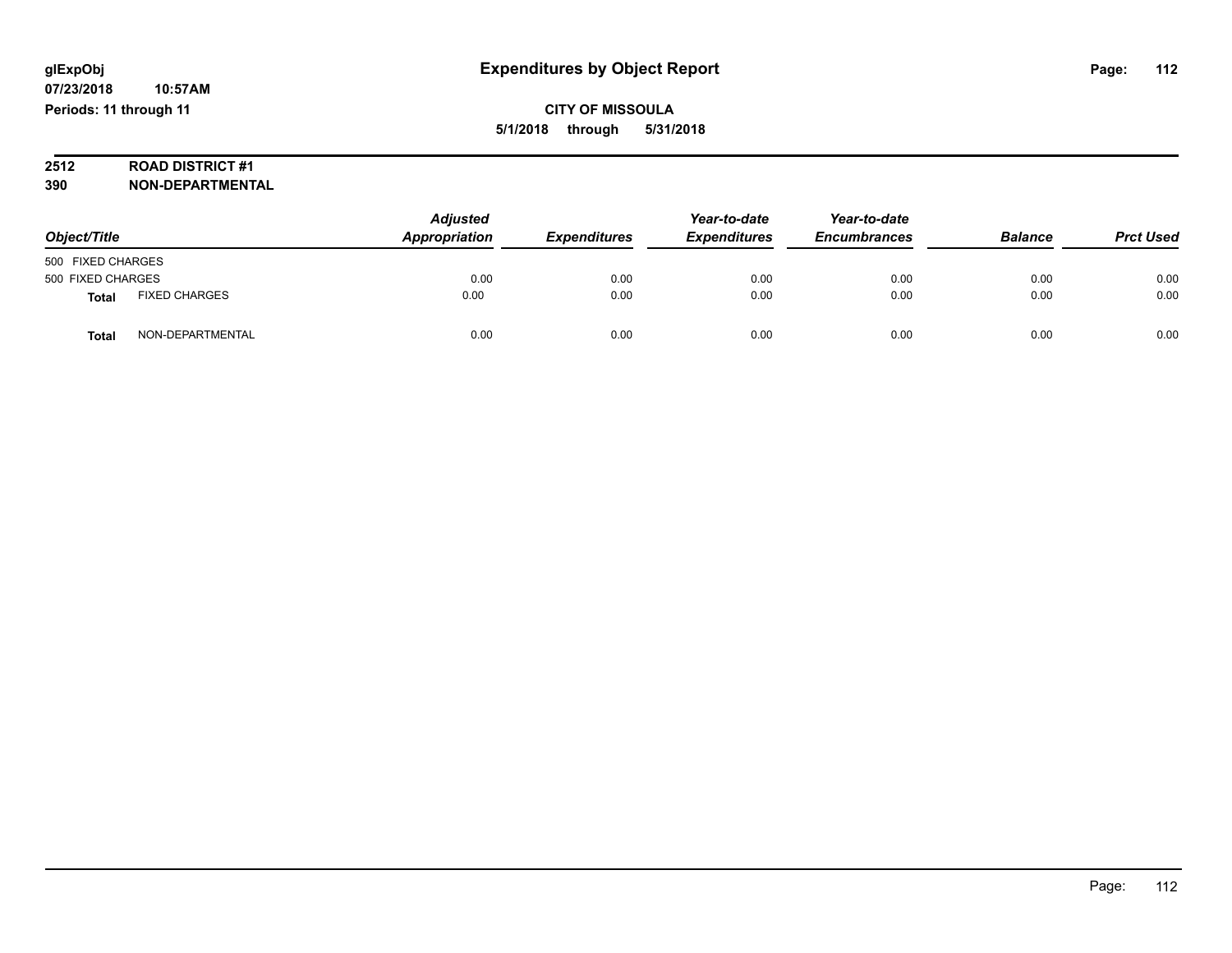**glExpObj**
**07/23/2018 10:57AM**
**Periods: 11 through 11**

# Expenditures by Object Report

**CITY OF MISSOULA**
**5/1/2018 through 5/31/2018**

**2512 ROAD DISTRICT #1**
**390 NON-DEPARTMENTAL**

| Object/Title | | Adjusted Appropriation | Expenditures | Year-to-date Expenditures | Year-to-date Encumbrances | Balance | Prct Used |
|---|---|---|---|---|---|---|---|
| 500 FIXED CHARGES | | | | | | | |
| 500 FIXED CHARGES | | 0.00 | 0.00 | 0.00 | 0.00 | 0.00 | 0.00 |
| **Total** | FIXED CHARGES | 0.00 | 0.00 | 0.00 | 0.00 | 0.00 | 0.00 |
| **Total** | NON-DEPARTMENTAL | 0.00 | 0.00 | 0.00 | 0.00 | 0.00 | 0.00 |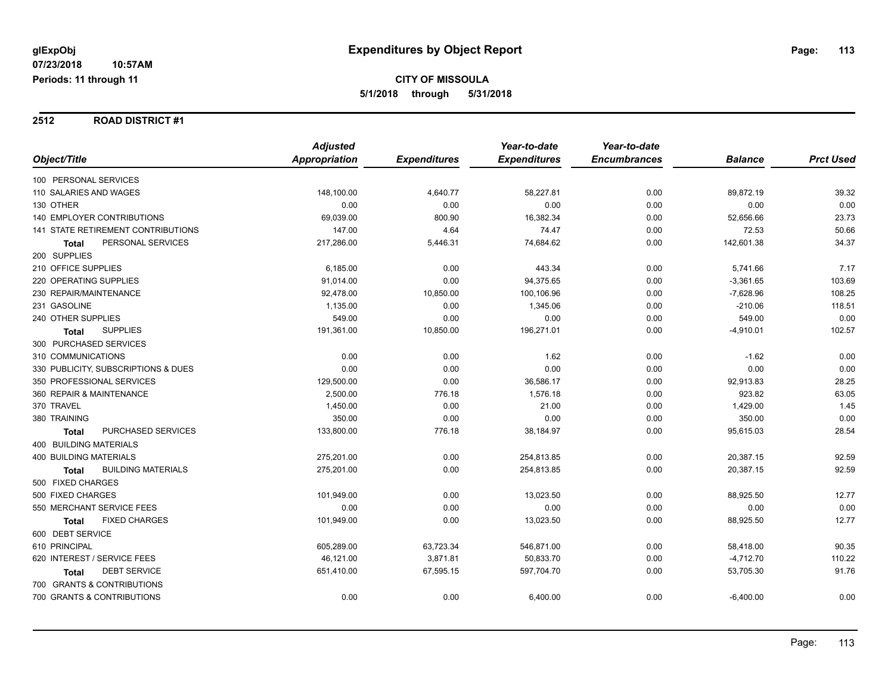glExpObj
07/23/2018 10:57AM
Periods: 11 through 11

# Expenditures by Object Report

**CITY OF MISSOULA**
**5/1/2018 through 5/31/2018**

## 2512 ROAD DISTRICT #1

| Object/Title | Adjusted Appropriation | Expenditures | Year-to-date Expenditures | Year-to-date Encumbrances | Balance | Prct Used |
|---|---|---|---|---|---|---|
| 100 PERSONAL SERVICES | | | | | | |
| 110 SALARIES AND WAGES | 148,100.00 | 4,640.77 | 58,227.81 | 0.00 | 89,872.19 | 39.32 |
| 130 OTHER | 0.00 | 0.00 | 0.00 | 0.00 | 0.00 | 0.00 |
| 140 EMPLOYER CONTRIBUTIONS | 69,039.00 | 800.90 | 16,382.34 | 0.00 | 52,656.66 | 23.73 |
| 141 STATE RETIREMENT CONTRIBUTIONS | 147.00 | 4.64 | 74.47 | 0.00 | 72.53 | 50.66 |
| **Total** PERSONAL SERVICES | 217,286.00 | 5,446.31 | 74,684.62 | 0.00 | 142,601.38 | 34.37 |
| 200 SUPPLIES | | | | | | |
| 210 OFFICE SUPPLIES | 6,185.00 | 0.00 | 443.34 | 0.00 | 5,741.66 | 7.17 |
| 220 OPERATING SUPPLIES | 91,014.00 | 0.00 | 94,375.65 | 0.00 | -3,361.65 | 103.69 |
| 230 REPAIR/MAINTENANCE | 92,478.00 | 10,850.00 | 100,106.96 | 0.00 | -7,628.96 | 108.25 |
| 231 GASOLINE | 1,135.00 | 0.00 | 1,345.06 | 0.00 | -210.06 | 118.51 |
| 240 OTHER SUPPLIES | 549.00 | 0.00 | 0.00 | 0.00 | 549.00 | 0.00 |
| **Total** SUPPLIES | 191,361.00 | 10,850.00 | 196,271.01 | 0.00 | -4,910.01 | 102.57 |
| 300 PURCHASED SERVICES | | | | | | |
| 310 COMMUNICATIONS | 0.00 | 0.00 | 1.62 | 0.00 | -1.62 | 0.00 |
| 330 PUBLICITY, SUBSCRIPTIONS & DUES | 0.00 | 0.00 | 0.00 | 0.00 | 0.00 | 0.00 |
| 350 PROFESSIONAL SERVICES | 129,500.00 | 0.00 | 36,586.17 | 0.00 | 92,913.83 | 28.25 |
| 360 REPAIR & MAINTENANCE | 2,500.00 | 776.18 | 1,576.18 | 0.00 | 923.82 | 63.05 |
| 370 TRAVEL | 1,450.00 | 0.00 | 21.00 | 0.00 | 1,429.00 | 1.45 |
| 380 TRAINING | 350.00 | 0.00 | 0.00 | 0.00 | 350.00 | 0.00 |
| **Total** PURCHASED SERVICES | 133,800.00 | 776.18 | 38,184.97 | 0.00 | 95,615.03 | 28.54 |
| 400 BUILDING MATERIALS | | | | | | |
| 400 BUILDING MATERIALS | 275,201.00 | 0.00 | 254,813.85 | 0.00 | 20,387.15 | 92.59 |
| **Total** BUILDING MATERIALS | 275,201.00 | 0.00 | 254,813.85 | 0.00 | 20,387.15 | 92.59 |
| 500 FIXED CHARGES | | | | | | |
| 500 FIXED CHARGES | 101,949.00 | 0.00 | 13,023.50 | 0.00 | 88,925.50 | 12.77 |
| 550 MERCHANT SERVICE FEES | 0.00 | 0.00 | 0.00 | 0.00 | 0.00 | 0.00 |
| **Total** FIXED CHARGES | 101,949.00 | 0.00 | 13,023.50 | 0.00 | 88,925.50 | 12.77 |
| 600 DEBT SERVICE | | | | | | |
| 610 PRINCIPAL | 605,289.00 | 63,723.34 | 546,871.00 | 0.00 | 58,418.00 | 90.35 |
| 620 INTEREST / SERVICE FEES | 46,121.00 | 3,871.81 | 50,833.70 | 0.00 | -4,712.70 | 110.22 |
| **Total** DEBT SERVICE | 651,410.00 | 67,595.15 | 597,704.70 | 0.00 | 53,705.30 | 91.76 |
| 700 GRANTS & CONTRIBUTIONS | | | | | | |
| 700 GRANTS & CONTRIBUTIONS | 0.00 | 0.00 | 6,400.00 | 0.00 | -6,400.00 | 0.00 |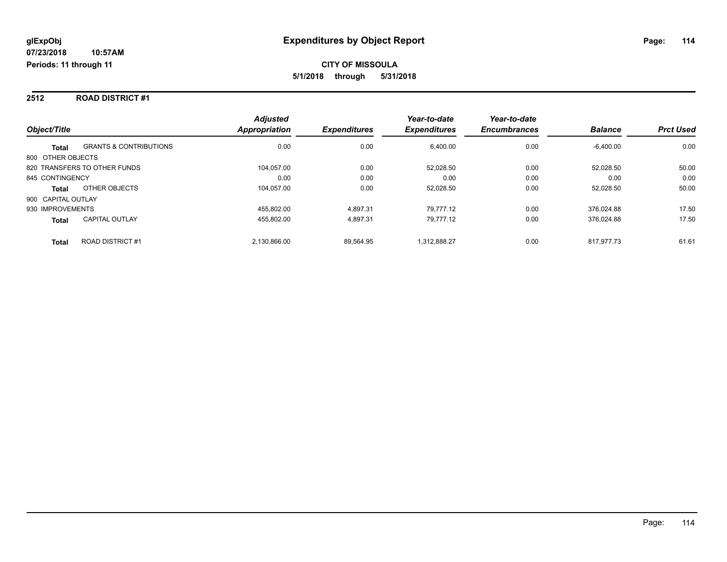# Expenditures by Object Report

glExpObj
07/23/2018 10:57AM
Periods: 11 through 11

**CITY OF MISSOULA**
**5/1/2018 through 5/31/2018**

## 2512 ROAD DISTRICT #1

| Object/Title | | Adjusted Appropriation | Expenditures | Year-to-date Expenditures | Year-to-date Encumbrances | Balance | Prct Used |
|---|---|---|---|---|---|---|---|
| **Total** | GRANTS & CONTRIBUTIONS | 0.00 | 0.00 | 6,400.00 | 0.00 | -6,400.00 | 0.00 |
| 800 OTHER OBJECTS | | | | | | | |
| 820 TRANSFERS TO OTHER FUNDS | | 104,057.00 | 0.00 | 52,028.50 | 0.00 | 52,028.50 | 50.00 |
| 845 CONTINGENCY | | 0.00 | 0.00 | 0.00 | 0.00 | 0.00 | 0.00 |
| **Total** | OTHER OBJECTS | 104,057.00 | 0.00 | 52,028.50 | 0.00 | 52,028.50 | 50.00 |
| 900 CAPITAL OUTLAY | | | | | | | |
| 930 IMPROVEMENTS | | 455,802.00 | 4,897.31 | 79,777.12 | 0.00 | 376,024.88 | 17.50 |
| **Total** | CAPITAL OUTLAY | 455,802.00 | 4,897.31 | 79,777.12 | 0.00 | 376,024.88 | 17.50 |
| **Total** | ROAD DISTRICT #1 | 2,130,866.00 | 89,564.95 | 1,312,888.27 | 0.00 | 817,977.73 | 61.61 |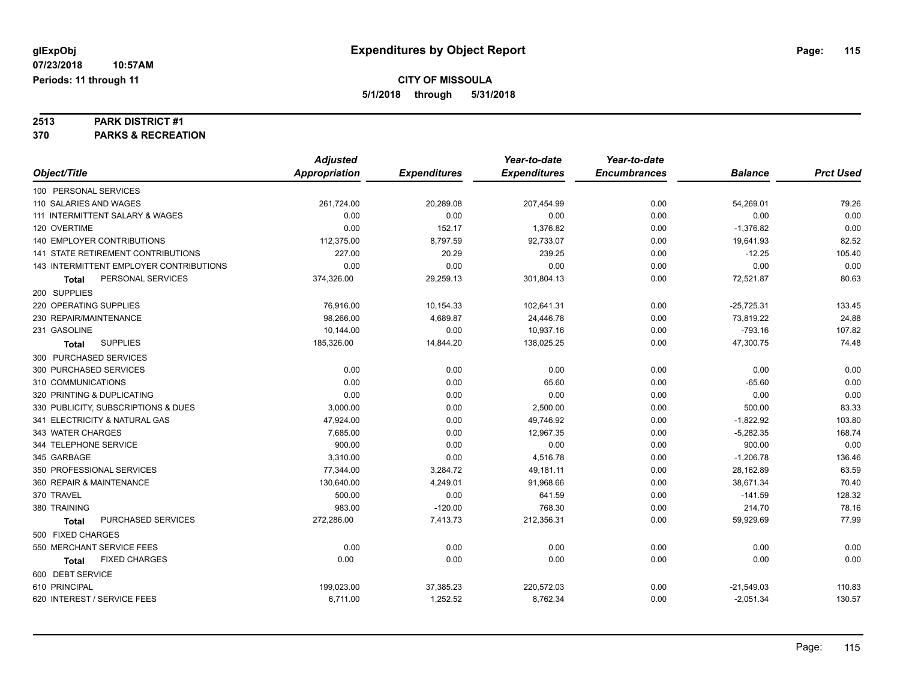**glExpObj** | **Expenditures by Object Report**

07/23/2018 10:57AM

Periods: 11 through 11

**CITY OF MISSOULA**

**5/1/2018 through 5/31/2018**

**2513 PARK DISTRICT #1**

**370 PARKS & RECREATION**

| Object/Title | Adjusted Appropriation | Expenditures | Year-to-date Expenditures | Year-to-date Encumbrances | Balance | Prct Used |
|---|---|---|---|---|---|---|
| 100 PERSONAL SERVICES | | | | | | |
| 110 SALARIES AND WAGES | 261,724.00 | 20,289.08 | 207,454.99 | 0.00 | 54,269.01 | 79.26 |
| 111 INTERMITTENT SALARY & WAGES | 0.00 | 0.00 | 0.00 | 0.00 | 0.00 | 0.00 |
| 120 OVERTIME | 0.00 | 152.17 | 1,376.82 | 0.00 | -1,376.82 | 0.00 |
| 140 EMPLOYER CONTRIBUTIONS | 112,375.00 | 8,797.59 | 92,733.07 | 0.00 | 19,641.93 | 82.52 |
| 141 STATE RETIREMENT CONTRIBUTIONS | 227.00 | 20.29 | 239.25 | 0.00 | -12.25 | 105.40 |
| 143 INTERMITTENT EMPLOYER CONTRIBUTIONS | 0.00 | 0.00 | 0.00 | 0.00 | 0.00 | 0.00 |
| **Total** PERSONAL SERVICES | 374,326.00 | 29,259.13 | 301,804.13 | 0.00 | 72,521.87 | 80.63 |
| 200 SUPPLIES | | | | | | |
| 220 OPERATING SUPPLIES | 76,916.00 | 10,154.33 | 102,641.31 | 0.00 | -25,725.31 | 133.45 |
| 230 REPAIR/MAINTENANCE | 98,266.00 | 4,689.87 | 24,446.78 | 0.00 | 73,819.22 | 24.88 |
| 231 GASOLINE | 10,144.00 | 0.00 | 10,937.16 | 0.00 | -793.16 | 107.82 |
| **Total** SUPPLIES | 185,326.00 | 14,844.20 | 138,025.25 | 0.00 | 47,300.75 | 74.48 |
| 300 PURCHASED SERVICES | | | | | | |
| 300 PURCHASED SERVICES | 0.00 | 0.00 | 0.00 | 0.00 | 0.00 | 0.00 |
| 310 COMMUNICATIONS | 0.00 | 0.00 | 65.60 | 0.00 | -65.60 | 0.00 |
| 320 PRINTING & DUPLICATING | 0.00 | 0.00 | 0.00 | 0.00 | 0.00 | 0.00 |
| 330 PUBLICITY, SUBSCRIPTIONS & DUES | 3,000.00 | 0.00 | 2,500.00 | 0.00 | 500.00 | 83.33 |
| 341 ELECTRICITY & NATURAL GAS | 47,924.00 | 0.00 | 49,746.92 | 0.00 | -1,822.92 | 103.80 |
| 343 WATER CHARGES | 7,685.00 | 0.00 | 12,967.35 | 0.00 | -5,282.35 | 168.74 |
| 344 TELEPHONE SERVICE | 900.00 | 0.00 | 0.00 | 0.00 | 900.00 | 0.00 |
| 345 GARBAGE | 3,310.00 | 0.00 | 4,516.78 | 0.00 | -1,206.78 | 136.46 |
| 350 PROFESSIONAL SERVICES | 77,344.00 | 3,284.72 | 49,181.11 | 0.00 | 28,162.89 | 63.59 |
| 360 REPAIR & MAINTENANCE | 130,640.00 | 4,249.01 | 91,968.66 | 0.00 | 38,671.34 | 70.40 |
| 370 TRAVEL | 500.00 | 0.00 | 641.59 | 0.00 | -141.59 | 128.32 |
| 380 TRAINING | 983.00 | -120.00 | 768.30 | 0.00 | 214.70 | 78.16 |
| **Total** PURCHASED SERVICES | 272,286.00 | 7,413.73 | 212,356.31 | 0.00 | 59,929.69 | 77.99 |
| 500 FIXED CHARGES | | | | | | |
| 550 MERCHANT SERVICE FEES | 0.00 | 0.00 | 0.00 | 0.00 | 0.00 | 0.00 |
| **Total** FIXED CHARGES | 0.00 | 0.00 | 0.00 | 0.00 | 0.00 | 0.00 |
| 600 DEBT SERVICE | | | | | | |
| 610 PRINCIPAL | 199,023.00 | 37,385.23 | 220,572.03 | 0.00 | -21,549.03 | 110.83 |
| 620 INTEREST / SERVICE FEES | 6,711.00 | 1,252.52 | 8,762.34 | 0.00 | -2,051.34 | 130.57 |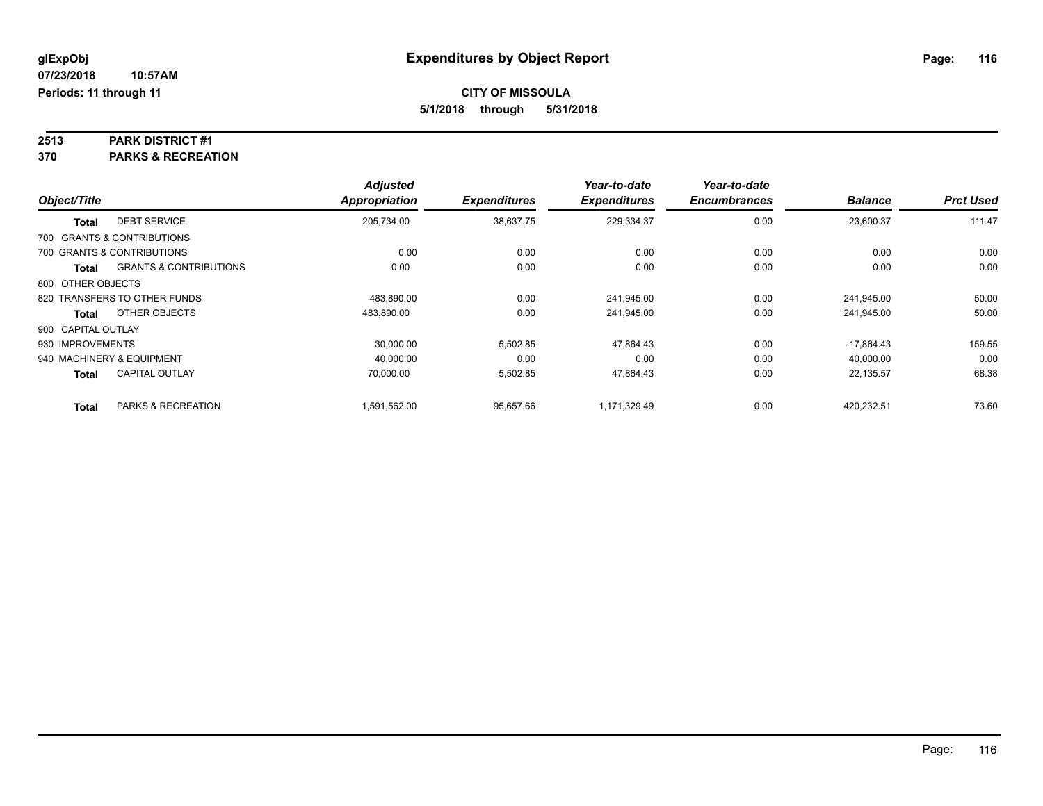**glExpObj**
**07/23/2018 10:57AM**
**Periods: 11 through 11**

# Expenditures by Object Report

**CITY OF MISSOULA**
**5/1/2018 through 5/31/2018**

## 2513 PARK DISTRICT #1
## 370 PARKS & RECREATION

| Object/Title | | Adjusted Appropriation | Expenditures | Year-to-date Expenditures | Year-to-date Encumbrances | Balance | Prct Used |
|---|---|---|---|---|---|---|---|
| **Total** | DEBT SERVICE | 205,734.00 | 38,637.75 | 229,334.37 | 0.00 | -23,600.37 | 111.47 |
| 700 GRANTS & CONTRIBUTIONS | | | | | | | |
| 700 GRANTS & CONTRIBUTIONS | | 0.00 | 0.00 | 0.00 | 0.00 | 0.00 | 0.00 |
| **Total** | GRANTS & CONTRIBUTIONS | 0.00 | 0.00 | 0.00 | 0.00 | 0.00 | 0.00 |
| 800 OTHER OBJECTS | | | | | | | |
| 820 TRANSFERS TO OTHER FUNDS | | 483,890.00 | 0.00 | 241,945.00 | 0.00 | 241,945.00 | 50.00 |
| **Total** | OTHER OBJECTS | 483,890.00 | 0.00 | 241,945.00 | 0.00 | 241,945.00 | 50.00 |
| 900 CAPITAL OUTLAY | | | | | | | |
| 930 IMPROVEMENTS | | 30,000.00 | 5,502.85 | 47,864.43 | 0.00 | -17,864.43 | 159.55 |
| 940 MACHINERY & EQUIPMENT | | 40,000.00 | 0.00 | 0.00 | 0.00 | 40,000.00 | 0.00 |
| **Total** | CAPITAL OUTLAY | 70,000.00 | 5,502.85 | 47,864.43 | 0.00 | 22,135.57 | 68.38 |
| **Total** | PARKS & RECREATION | 1,591,562.00 | 95,657.66 | 1,171,329.49 | 0.00 | 420,232.51 | 73.60 |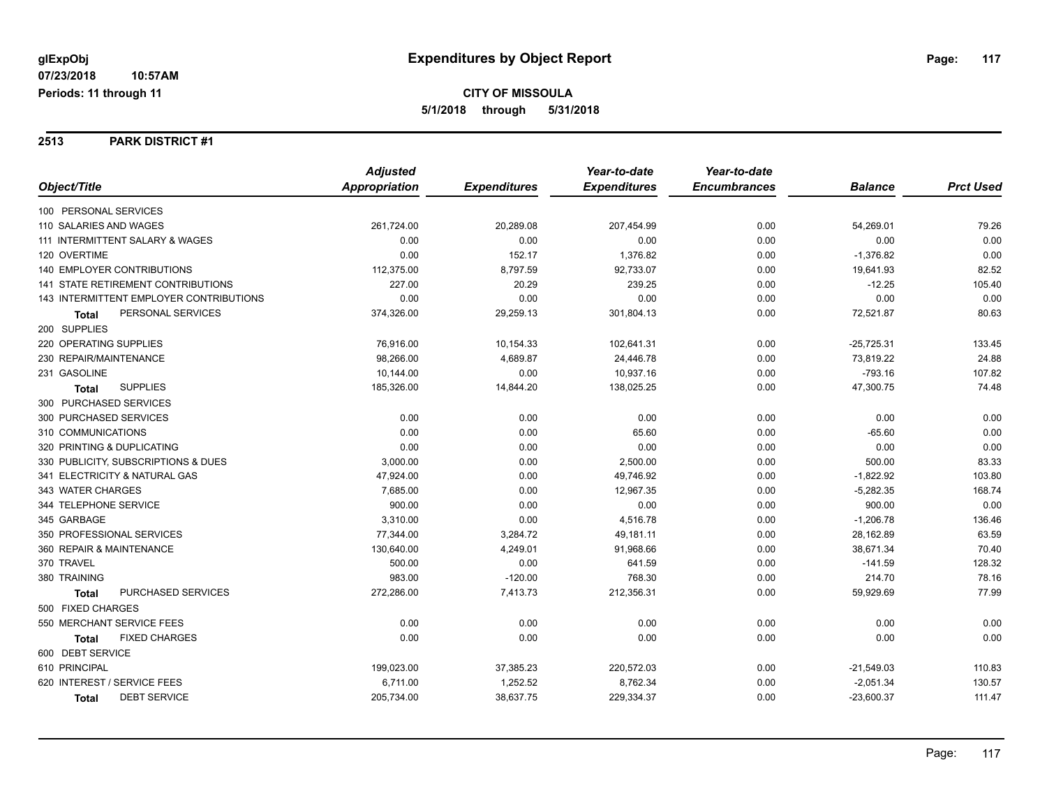**glExpObj** **Expenditures by Object Report**

07/23/2018 10:57AM
Periods: 11 through 11

**CITY OF MISSOULA**
**5/1/2018 through 5/31/2018**

## 2513 PARK DISTRICT #1

| Object/Title | Adjusted Appropriation | Expenditures | Year-to-date Expenditures | Year-to-date Encumbrances | Balance | Prct Used |
|---|---|---|---|---|---|---|
| 100 PERSONAL SERVICES | | | | | | |
| 110 SALARIES AND WAGES | 261,724.00 | 20,289.08 | 207,454.99 | 0.00 | 54,269.01 | 79.26 |
| 111 INTERMITTENT SALARY & WAGES | 0.00 | 0.00 | 0.00 | 0.00 | 0.00 | 0.00 |
| 120 OVERTIME | 0.00 | 152.17 | 1,376.82 | 0.00 | -1,376.82 | 0.00 |
| 140 EMPLOYER CONTRIBUTIONS | 112,375.00 | 8,797.59 | 92,733.07 | 0.00 | 19,641.93 | 82.52 |
| 141 STATE RETIREMENT CONTRIBUTIONS | 227.00 | 20.29 | 239.25 | 0.00 | -12.25 | 105.40 |
| 143 INTERMITTENT EMPLOYER CONTRIBUTIONS | 0.00 | 0.00 | 0.00 | 0.00 | 0.00 | 0.00 |
| **Total** PERSONAL SERVICES | 374,326.00 | 29,259.13 | 301,804.13 | 0.00 | 72,521.87 | 80.63 |
| 200 SUPPLIES | | | | | | |
| 220 OPERATING SUPPLIES | 76,916.00 | 10,154.33 | 102,641.31 | 0.00 | -25,725.31 | 133.45 |
| 230 REPAIR/MAINTENANCE | 98,266.00 | 4,689.87 | 24,446.78 | 0.00 | 73,819.22 | 24.88 |
| 231 GASOLINE | 10,144.00 | 0.00 | 10,937.16 | 0.00 | -793.16 | 107.82 |
| **Total** SUPPLIES | 185,326.00 | 14,844.20 | 138,025.25 | 0.00 | 47,300.75 | 74.48 |
| 300 PURCHASED SERVICES | | | | | | |
| 300 PURCHASED SERVICES | 0.00 | 0.00 | 0.00 | 0.00 | 0.00 | 0.00 |
| 310 COMMUNICATIONS | 0.00 | 0.00 | 65.60 | 0.00 | -65.60 | 0.00 |
| 320 PRINTING & DUPLICATING | 0.00 | 0.00 | 0.00 | 0.00 | 0.00 | 0.00 |
| 330 PUBLICITY, SUBSCRIPTIONS & DUES | 3,000.00 | 0.00 | 2,500.00 | 0.00 | 500.00 | 83.33 |
| 341 ELECTRICITY & NATURAL GAS | 47,924.00 | 0.00 | 49,746.92 | 0.00 | -1,822.92 | 103.80 |
| 343 WATER CHARGES | 7,685.00 | 0.00 | 12,967.35 | 0.00 | -5,282.35 | 168.74 |
| 344 TELEPHONE SERVICE | 900.00 | 0.00 | 0.00 | 0.00 | 900.00 | 0.00 |
| 345 GARBAGE | 3,310.00 | 0.00 | 4,516.78 | 0.00 | -1,206.78 | 136.46 |
| 350 PROFESSIONAL SERVICES | 77,344.00 | 3,284.72 | 49,181.11 | 0.00 | 28,162.89 | 63.59 |
| 360 REPAIR & MAINTENANCE | 130,640.00 | 4,249.01 | 91,968.66 | 0.00 | 38,671.34 | 70.40 |
| 370 TRAVEL | 500.00 | 0.00 | 641.59 | 0.00 | -141.59 | 128.32 |
| 380 TRAINING | 983.00 | -120.00 | 768.30 | 0.00 | 214.70 | 78.16 |
| **Total** PURCHASED SERVICES | 272,286.00 | 7,413.73 | 212,356.31 | 0.00 | 59,929.69 | 77.99 |
| 500 FIXED CHARGES | | | | | | |
| 550 MERCHANT SERVICE FEES | 0.00 | 0.00 | 0.00 | 0.00 | 0.00 | 0.00 |
| **Total** FIXED CHARGES | 0.00 | 0.00 | 0.00 | 0.00 | 0.00 | 0.00 |
| 600 DEBT SERVICE | | | | | | |
| 610 PRINCIPAL | 199,023.00 | 37,385.23 | 220,572.03 | 0.00 | -21,549.03 | 110.83 |
| 620 INTEREST / SERVICE FEES | 6,711.00 | 1,252.52 | 8,762.34 | 0.00 | -2,051.34 | 130.57 |
| **Total** DEBT SERVICE | 205,734.00 | 38,637.75 | 229,334.37 | 0.00 | -23,600.37 | 111.47 |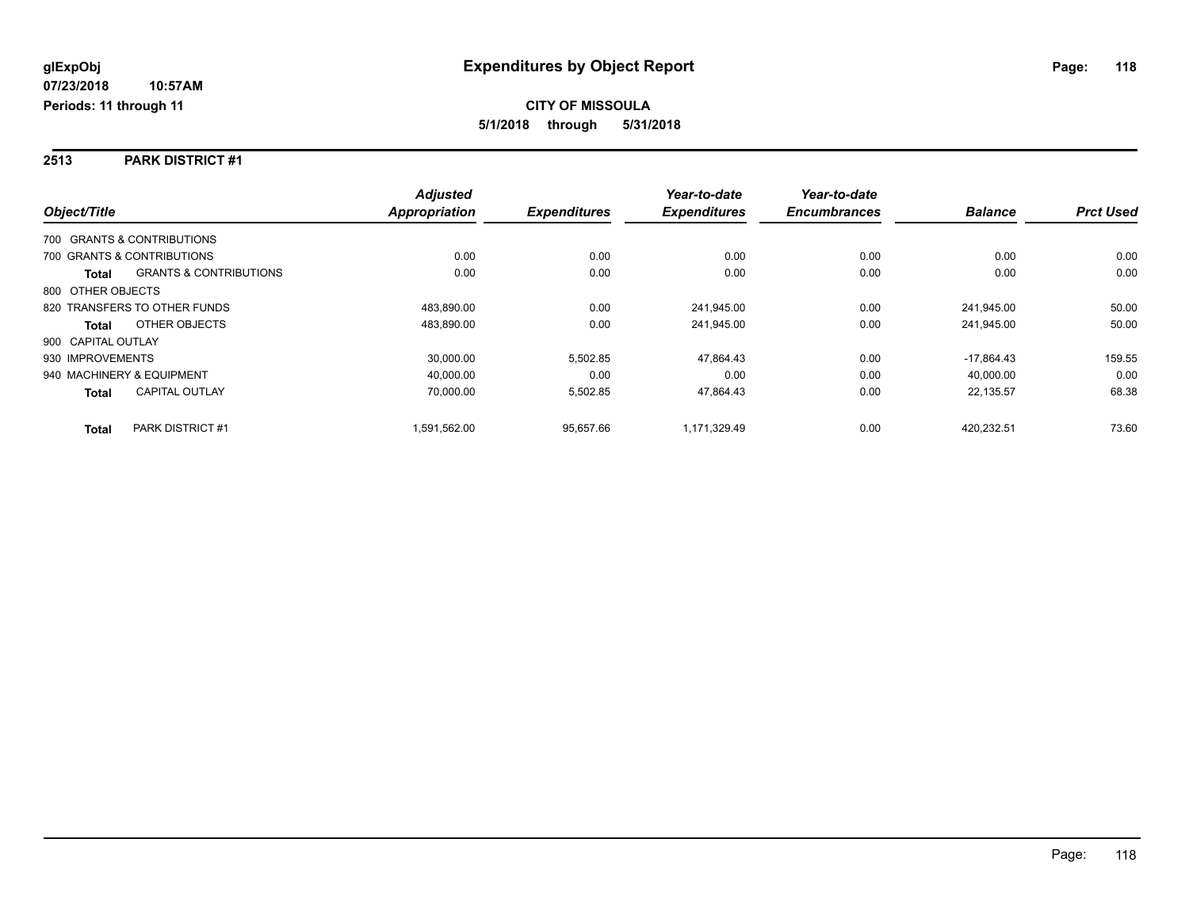**glExpObj** **Expenditures by Object Report**

**07/23/2018 10:57AM**

**Periods: 11 through 11**

**CITY OF MISSOULA**

**5/1/2018 through 5/31/2018**

## 2513 PARK DISTRICT #1

| Object/Title | | Adjusted Appropriation | Expenditures | Year-to-date Expenditures | Year-to-date Encumbrances | Balance | Prct Used |
|---|---|---|---|---|---|---|---|
| 700 GRANTS & CONTRIBUTIONS | | | | | | | |
| 700 GRANTS & CONTRIBUTIONS | | 0.00 | 0.00 | 0.00 | 0.00 | 0.00 | 0.00 |
| **Total** | GRANTS & CONTRIBUTIONS | 0.00 | 0.00 | 0.00 | 0.00 | 0.00 | 0.00 |
| 800 OTHER OBJECTS | | | | | | | |
| 820 TRANSFERS TO OTHER FUNDS | | 483,890.00 | 0.00 | 241,945.00 | 0.00 | 241,945.00 | 50.00 |
| **Total** | OTHER OBJECTS | 483,890.00 | 0.00 | 241,945.00 | 0.00 | 241,945.00 | 50.00 |
| 900 CAPITAL OUTLAY | | | | | | | |
| 930 IMPROVEMENTS | | 30,000.00 | 5,502.85 | 47,864.43 | 0.00 | -17,864.43 | 159.55 |
| 940 MACHINERY & EQUIPMENT | | 40,000.00 | 0.00 | 0.00 | 0.00 | 40,000.00 | 0.00 |
| **Total** | CAPITAL OUTLAY | 70,000.00 | 5,502.85 | 47,864.43 | 0.00 | 22,135.57 | 68.38 |
| **Total** | PARK DISTRICT #1 | 1,591,562.00 | 95,657.66 | 1,171,329.49 | 0.00 | 420,232.51 | 73.60 |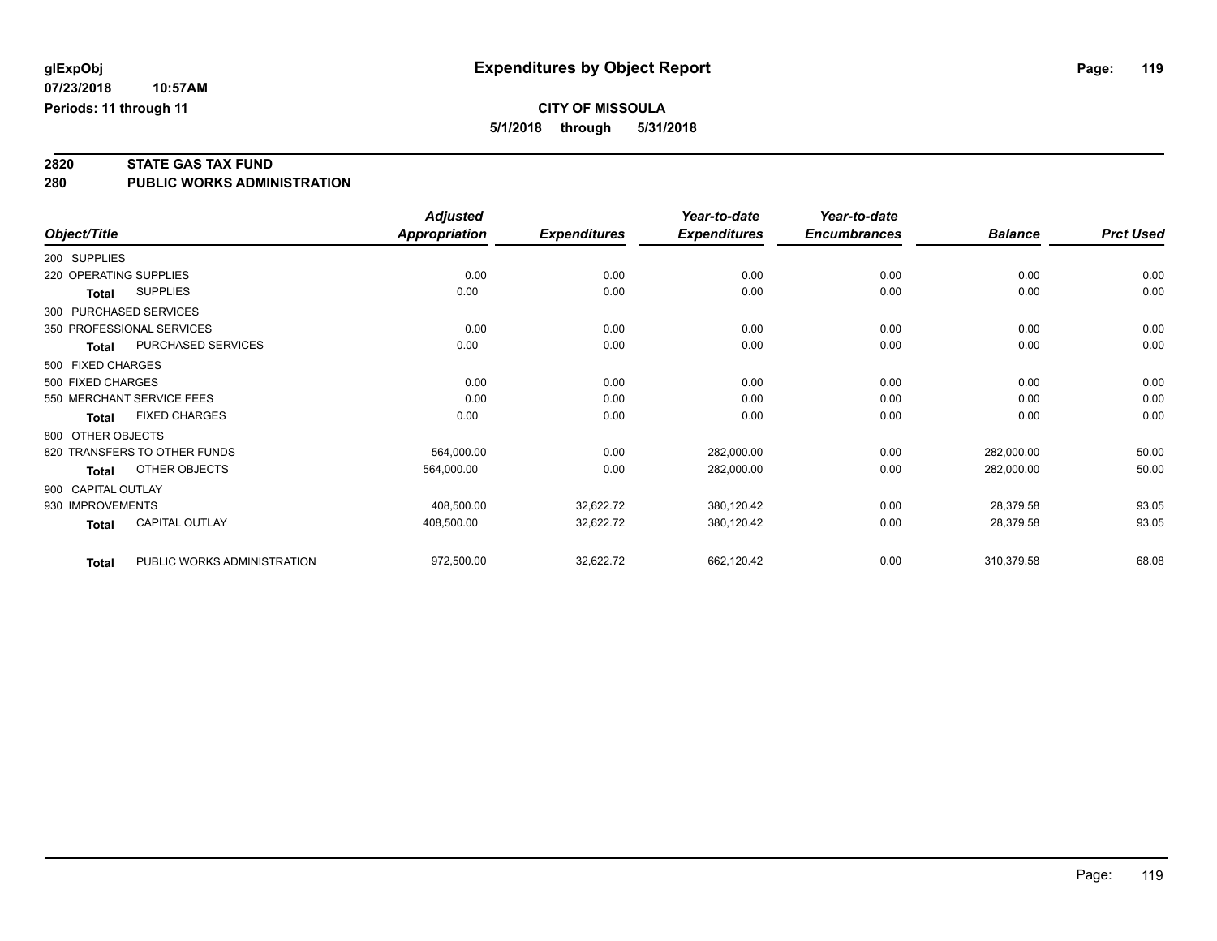# Expenditures by Object Report

glExpObj
07/23/2018 10:57AM
Periods: 11 through 11

**CITY OF MISSOULA**
**5/1/2018 through 5/31/2018**

## 2820 STATE GAS TAX FUND
## 280 PUBLIC WORKS ADMINISTRATION

| Object/Title | Adjusted Appropriation | Expenditures | Year-to-date Expenditures | Year-to-date Encumbrances | Balance | Prct Used |
|---|---|---|---|---|---|---|
| 200 SUPPLIES | | | | | | |
| 220 OPERATING SUPPLIES | 0.00 | 0.00 | 0.00 | 0.00 | 0.00 | 0.00 |
| **Total** SUPPLIES | 0.00 | 0.00 | 0.00 | 0.00 | 0.00 | 0.00 |
| 300 PURCHASED SERVICES | | | | | | |
| 350 PROFESSIONAL SERVICES | 0.00 | 0.00 | 0.00 | 0.00 | 0.00 | 0.00 |
| **Total** PURCHASED SERVICES | 0.00 | 0.00 | 0.00 | 0.00 | 0.00 | 0.00 |
| 500 FIXED CHARGES | | | | | | |
| 500 FIXED CHARGES | 0.00 | 0.00 | 0.00 | 0.00 | 0.00 | 0.00 |
| 550 MERCHANT SERVICE FEES | 0.00 | 0.00 | 0.00 | 0.00 | 0.00 | 0.00 |
| **Total** FIXED CHARGES | 0.00 | 0.00 | 0.00 | 0.00 | 0.00 | 0.00 |
| 800 OTHER OBJECTS | | | | | | |
| 820 TRANSFERS TO OTHER FUNDS | 564,000.00 | 0.00 | 282,000.00 | 0.00 | 282,000.00 | 50.00 |
| **Total** OTHER OBJECTS | 564,000.00 | 0.00 | 282,000.00 | 0.00 | 282,000.00 | 50.00 |
| 900 CAPITAL OUTLAY | | | | | | |
| 930 IMPROVEMENTS | 408,500.00 | 32,622.72 | 380,120.42 | 0.00 | 28,379.58 | 93.05 |
| **Total** CAPITAL OUTLAY | 408,500.00 | 32,622.72 | 380,120.42 | 0.00 | 28,379.58 | 93.05 |
| **Total** PUBLIC WORKS ADMINISTRATION | 972,500.00 | 32,622.72 | 662,120.42 | 0.00 | 310,379.58 | 68.08 |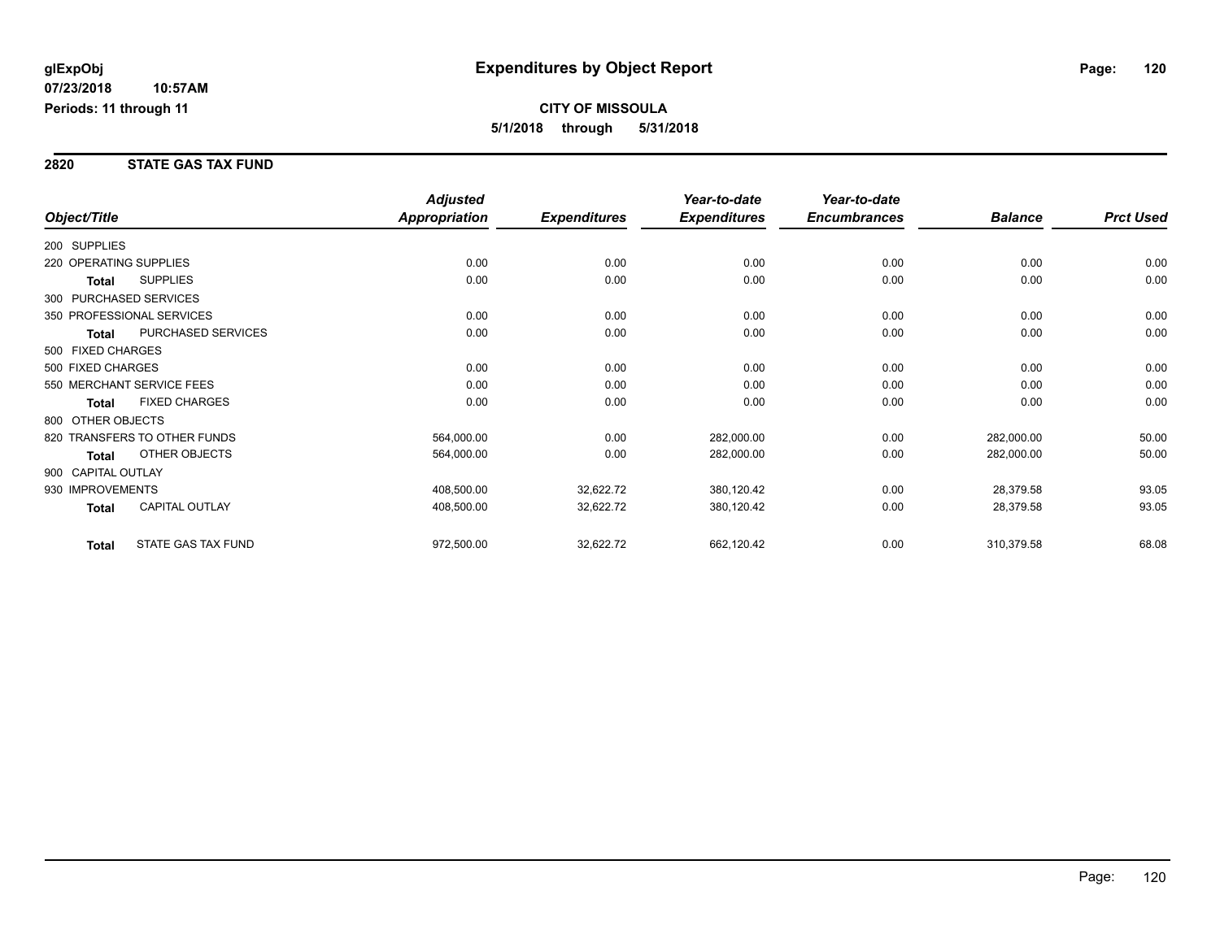**glExpObj**
**07/23/2018 10:57AM**
**Periods: 11 through 11**

# Expenditures by Object Report

**CITY OF MISSOULA**
**5/1/2018 through 5/31/2018**

## 2820 STATE GAS TAX FUND

| Object/Title | | Adjusted Appropriation | Expenditures | Year-to-date Expenditures | Year-to-date Encumbrances | Balance | Prct Used |
|---|---|---|---|---|---|---|---|
| 200 SUPPLIES | | | | | | | |
| 220 OPERATING SUPPLIES | | 0.00 | 0.00 | 0.00 | 0.00 | 0.00 | 0.00 |
| **Total** | SUPPLIES | 0.00 | 0.00 | 0.00 | 0.00 | 0.00 | 0.00 |
| 300 PURCHASED SERVICES | | | | | | | |
| 350 PROFESSIONAL SERVICES | | 0.00 | 0.00 | 0.00 | 0.00 | 0.00 | 0.00 |
| **Total** | PURCHASED SERVICES | 0.00 | 0.00 | 0.00 | 0.00 | 0.00 | 0.00 |
| 500 FIXED CHARGES | | | | | | | |
| 500 FIXED CHARGES | | 0.00 | 0.00 | 0.00 | 0.00 | 0.00 | 0.00 |
| 550 MERCHANT SERVICE FEES | | 0.00 | 0.00 | 0.00 | 0.00 | 0.00 | 0.00 |
| **Total** | FIXED CHARGES | 0.00 | 0.00 | 0.00 | 0.00 | 0.00 | 0.00 |
| 800 OTHER OBJECTS | | | | | | | |
| 820 TRANSFERS TO OTHER FUNDS | | 564,000.00 | 0.00 | 282,000.00 | 0.00 | 282,000.00 | 50.00 |
| **Total** | OTHER OBJECTS | 564,000.00 | 0.00 | 282,000.00 | 0.00 | 282,000.00 | 50.00 |
| 900 CAPITAL OUTLAY | | | | | | | |
| 930 IMPROVEMENTS | | 408,500.00 | 32,622.72 | 380,120.42 | 0.00 | 28,379.58 | 93.05 |
| **Total** | CAPITAL OUTLAY | 408,500.00 | 32,622.72 | 380,120.42 | 0.00 | 28,379.58 | 93.05 |
| **Total** | STATE GAS TAX FUND | 972,500.00 | 32,622.72 | 662,120.42 | 0.00 | 310,379.58 | 68.08 |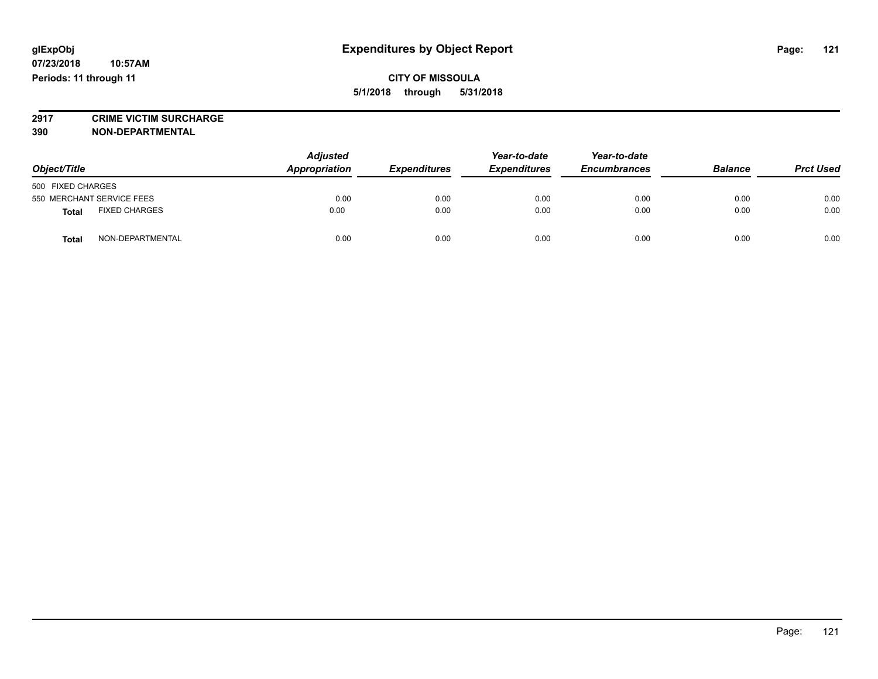glExpObj
07/23/2018 10:57AM
Periods: 11 through 11

# Expenditures by Object Report

**CITY OF MISSOULA**
**5/1/2018 through 5/31/2018**

**2917 CRIME VICTIM SURCHARGE**
**390 NON-DEPARTMENTAL**

| Object/Title | | Adjusted Appropriation | Expenditures | Year-to-date Expenditures | Year-to-date Encumbrances | Balance | Prct Used |
|---|---|---|---|---|---|---|---|
| 500 FIXED CHARGES | | | | | | | |
| 550 MERCHANT SERVICE FEES | | 0.00 | 0.00 | 0.00 | 0.00 | 0.00 | 0.00 |
| **Total** | FIXED CHARGES | 0.00 | 0.00 | 0.00 | 0.00 | 0.00 | 0.00 |
| **Total** | NON-DEPARTMENTAL | 0.00 | 0.00 | 0.00 | 0.00 | 0.00 | 0.00 |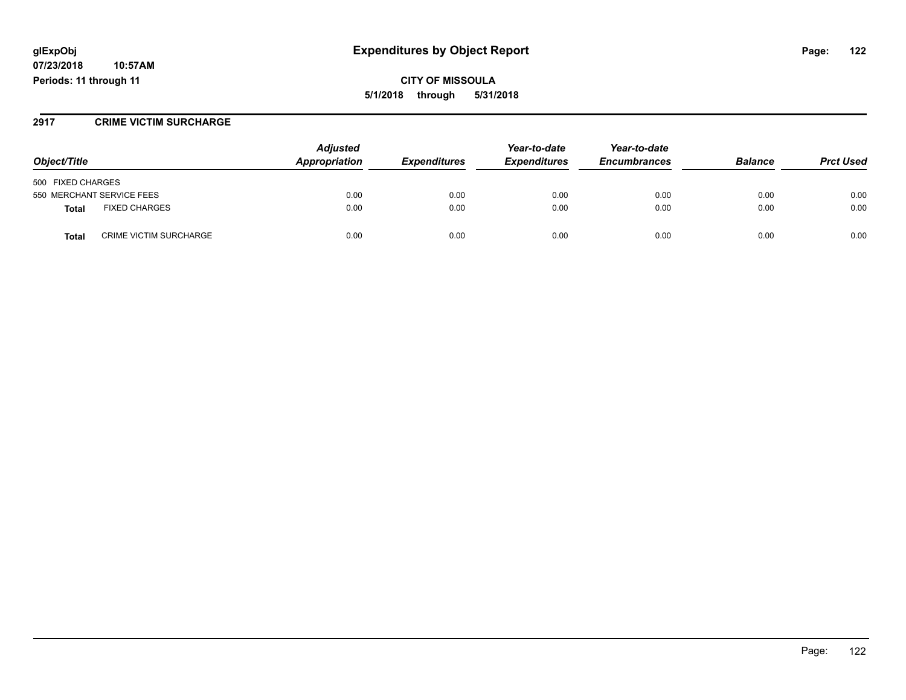**glExpObj**
**07/23/2018 10:57AM**
**Periods: 11 through 11**

# Expenditures by Object Report

**CITY OF MISSOULA**
**5/1/2018 through 5/31/2018**

## 2917 CRIME VICTIM SURCHARGE

| Object/Title | | Adjusted Appropriation | Expenditures | Year-to-date Expenditures | Year-to-date Encumbrances | Balance | Prct Used |
|---|---|---|---|---|---|---|---|
| 500 FIXED CHARGES | | | | | | | |
| 550 MERCHANT SERVICE FEES | | 0.00 | 0.00 | 0.00 | 0.00 | 0.00 | 0.00 |
| **Total** | FIXED CHARGES | 0.00 | 0.00 | 0.00 | 0.00 | 0.00 | 0.00 |
| **Total** | CRIME VICTIM SURCHARGE | 0.00 | 0.00 | 0.00 | 0.00 | 0.00 | 0.00 |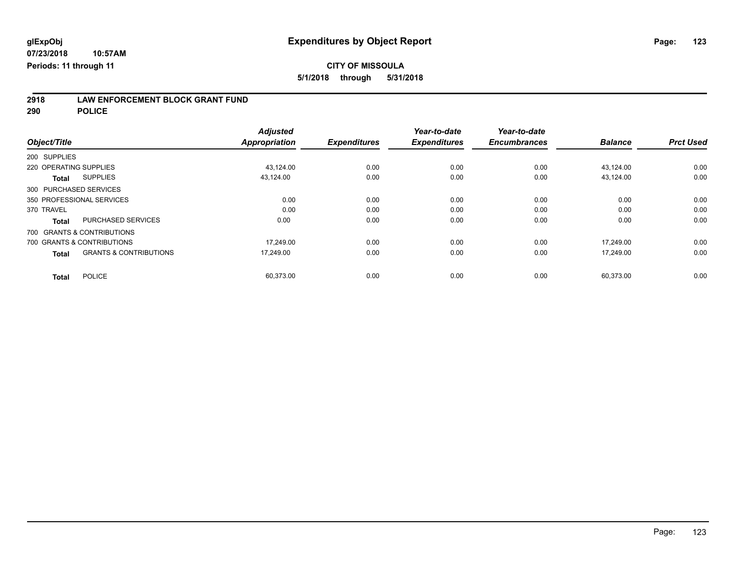glExpObj
07/23/2018 10:57AM
Periods: 11 through 11

# Expenditures by Object Report

**CITY OF MISSOULA**

**5/1/2018 through 5/31/2018**

## 2918 LAW ENFORCEMENT BLOCK GRANT FUND
## 290 POLICE

| Object/Title | Adjusted Appropriation | Expenditures | Year-to-date Expenditures | Year-to-date Encumbrances | Balance | Prct Used |
|---|---|---|---|---|---|---|
| 200 SUPPLIES | | | | | | |
| 220 OPERATING SUPPLIES | 43,124.00 | 0.00 | 0.00 | 0.00 | 43,124.00 | 0.00 |
| **Total** SUPPLIES | 43,124.00 | 0.00 | 0.00 | 0.00 | 43,124.00 | 0.00 |
| 300 PURCHASED SERVICES | | | | | | |
| 350 PROFESSIONAL SERVICES | 0.00 | 0.00 | 0.00 | 0.00 | 0.00 | 0.00 |
| 370 TRAVEL | 0.00 | 0.00 | 0.00 | 0.00 | 0.00 | 0.00 |
| **Total** PURCHASED SERVICES | 0.00 | 0.00 | 0.00 | 0.00 | 0.00 | 0.00 |
| 700 GRANTS & CONTRIBUTIONS | | | | | | |
| 700 GRANTS & CONTRIBUTIONS | 17,249.00 | 0.00 | 0.00 | 0.00 | 17,249.00 | 0.00 |
| **Total** GRANTS & CONTRIBUTIONS | 17,249.00 | 0.00 | 0.00 | 0.00 | 17,249.00 | 0.00 |
| **Total** POLICE | 60,373.00 | 0.00 | 0.00 | 0.00 | 60,373.00 | 0.00 |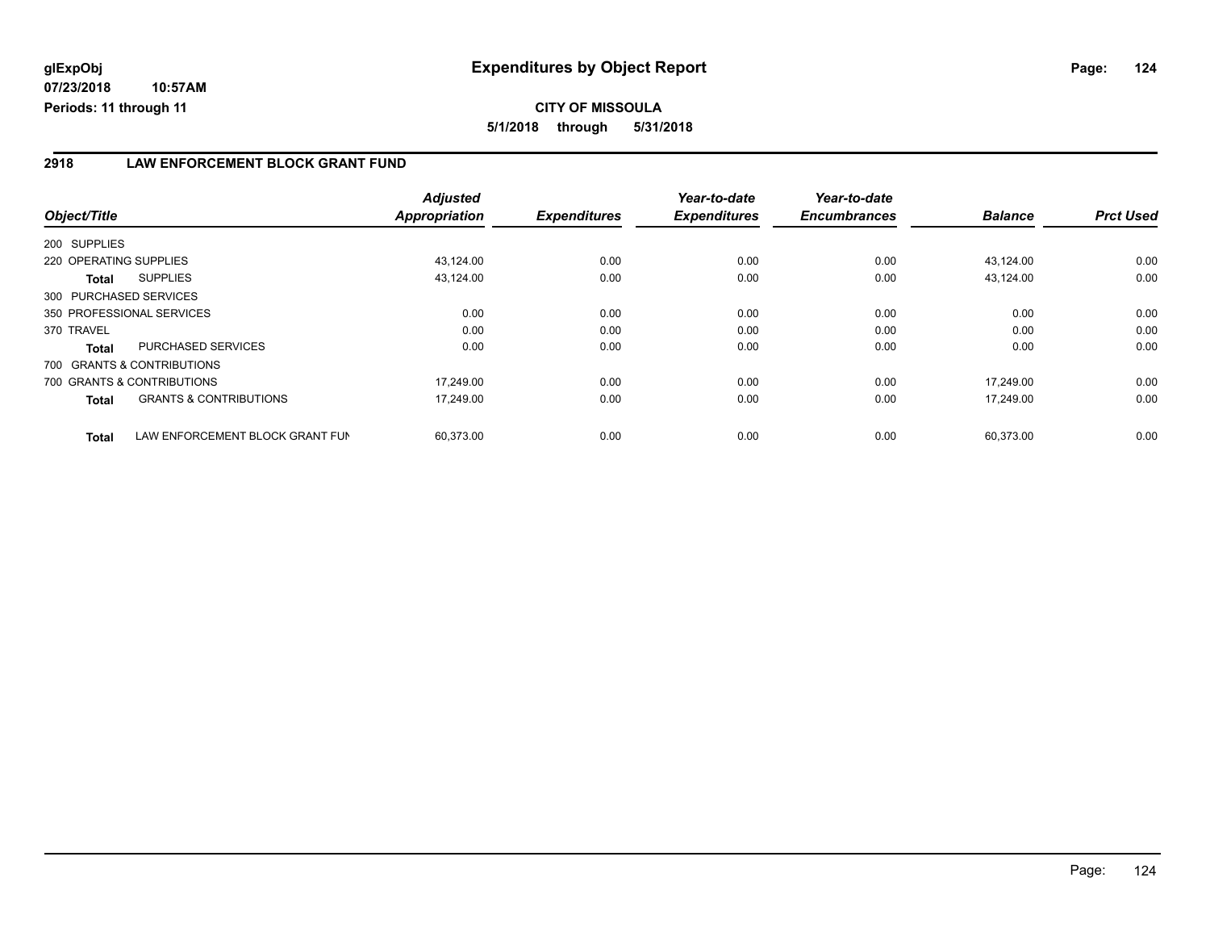**glExpObj**
**07/23/2018 10:57AM**
**Periods: 11 through 11**

# Expenditures by Object Report

**CITY OF MISSOULA**
**5/1/2018 through 5/31/2018**

## 2918 LAW ENFORCEMENT BLOCK GRANT FUND

| Object/Title | | Adjusted Appropriation | Expenditures | Year-to-date Expenditures | Year-to-date Encumbrances | Balance | Prct Used |
|---|---|---|---|---|---|---|---|
| 200 SUPPLIES | | | | | | | |
| 220 OPERATING SUPPLIES | | 43,124.00 | 0.00 | 0.00 | 0.00 | 43,124.00 | 0.00 |
| **Total** | SUPPLIES | 43,124.00 | 0.00 | 0.00 | 0.00 | 43,124.00 | 0.00 |
| 300 PURCHASED SERVICES | | | | | | | |
| 350 PROFESSIONAL SERVICES | | 0.00 | 0.00 | 0.00 | 0.00 | 0.00 | 0.00 |
| 370 TRAVEL | | 0.00 | 0.00 | 0.00 | 0.00 | 0.00 | 0.00 |
| **Total** | PURCHASED SERVICES | 0.00 | 0.00 | 0.00 | 0.00 | 0.00 | 0.00 |
| 700 GRANTS & CONTRIBUTIONS | | | | | | | |
| 700 GRANTS & CONTRIBUTIONS | | 17,249.00 | 0.00 | 0.00 | 0.00 | 17,249.00 | 0.00 |
| **Total** | GRANTS & CONTRIBUTIONS | 17,249.00 | 0.00 | 0.00 | 0.00 | 17,249.00 | 0.00 |
| **Total** | LAW ENFORCEMENT BLOCK GRANT FUN | 60,373.00 | 0.00 | 0.00 | 0.00 | 60,373.00 | 0.00 |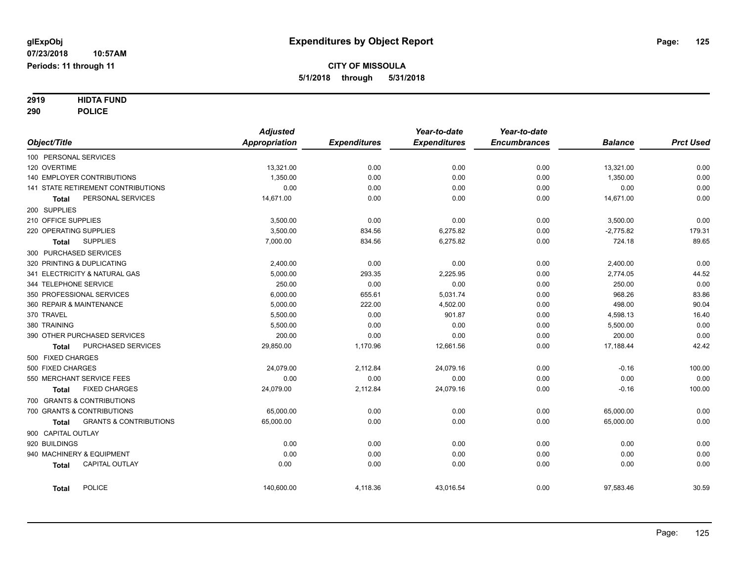# Expenditures by Object Report

glExpObj
07/23/2018 10:57AM
Periods: 11 through 11

**CITY OF MISSOULA**
**5/1/2018 through 5/31/2018**

**2919 HIDTA FUND**
**290 POLICE**

| Object/Title | Adjusted Appropriation | Expenditures | Year-to-date Expenditures | Year-to-date Encumbrances | Balance | Prct Used |
|---|---|---|---|---|---|---|
| 100 PERSONAL SERVICES | | | | | | |
| 120 OVERTIME | 13,321.00 | 0.00 | 0.00 | 0.00 | 13,321.00 | 0.00 |
| 140 EMPLOYER CONTRIBUTIONS | 1,350.00 | 0.00 | 0.00 | 0.00 | 1,350.00 | 0.00 |
| 141 STATE RETIREMENT CONTRIBUTIONS | 0.00 | 0.00 | 0.00 | 0.00 | 0.00 | 0.00 |
| **Total** PERSONAL SERVICES | 14,671.00 | 0.00 | 0.00 | 0.00 | 14,671.00 | 0.00 |
| 200 SUPPLIES | | | | | | |
| 210 OFFICE SUPPLIES | 3,500.00 | 0.00 | 0.00 | 0.00 | 3,500.00 | 0.00 |
| 220 OPERATING SUPPLIES | 3,500.00 | 834.56 | 6,275.82 | 0.00 | -2,775.82 | 179.31 |
| **Total** SUPPLIES | 7,000.00 | 834.56 | 6,275.82 | 0.00 | 724.18 | 89.65 |
| 300 PURCHASED SERVICES | | | | | | |
| 320 PRINTING & DUPLICATING | 2,400.00 | 0.00 | 0.00 | 0.00 | 2,400.00 | 0.00 |
| 341 ELECTRICITY & NATURAL GAS | 5,000.00 | 293.35 | 2,225.95 | 0.00 | 2,774.05 | 44.52 |
| 344 TELEPHONE SERVICE | 250.00 | 0.00 | 0.00 | 0.00 | 250.00 | 0.00 |
| 350 PROFESSIONAL SERVICES | 6,000.00 | 655.61 | 5,031.74 | 0.00 | 968.26 | 83.86 |
| 360 REPAIR & MAINTENANCE | 5,000.00 | 222.00 | 4,502.00 | 0.00 | 498.00 | 90.04 |
| 370 TRAVEL | 5,500.00 | 0.00 | 901.87 | 0.00 | 4,598.13 | 16.40 |
| 380 TRAINING | 5,500.00 | 0.00 | 0.00 | 0.00 | 5,500.00 | 0.00 |
| 390 OTHER PURCHASED SERVICES | 200.00 | 0.00 | 0.00 | 0.00 | 200.00 | 0.00 |
| **Total** PURCHASED SERVICES | 29,850.00 | 1,170.96 | 12,661.56 | 0.00 | 17,188.44 | 42.42 |
| 500 FIXED CHARGES | | | | | | |
| 500 FIXED CHARGES | 24,079.00 | 2,112.84 | 24,079.16 | 0.00 | -0.16 | 100.00 |
| 550 MERCHANT SERVICE FEES | 0.00 | 0.00 | 0.00 | 0.00 | 0.00 | 0.00 |
| **Total** FIXED CHARGES | 24,079.00 | 2,112.84 | 24,079.16 | 0.00 | -0.16 | 100.00 |
| 700 GRANTS & CONTRIBUTIONS | | | | | | |
| 700 GRANTS & CONTRIBUTIONS | 65,000.00 | 0.00 | 0.00 | 0.00 | 65,000.00 | 0.00 |
| **Total** GRANTS & CONTRIBUTIONS | 65,000.00 | 0.00 | 0.00 | 0.00 | 65,000.00 | 0.00 |
| 900 CAPITAL OUTLAY | | | | | | |
| 920 BUILDINGS | 0.00 | 0.00 | 0.00 | 0.00 | 0.00 | 0.00 |
| 940 MACHINERY & EQUIPMENT | 0.00 | 0.00 | 0.00 | 0.00 | 0.00 | 0.00 |
| **Total** CAPITAL OUTLAY | 0.00 | 0.00 | 0.00 | 0.00 | 0.00 | 0.00 |
| **Total** POLICE | 140,600.00 | 4,118.36 | 43,016.54 | 0.00 | 97,583.46 | 30.59 |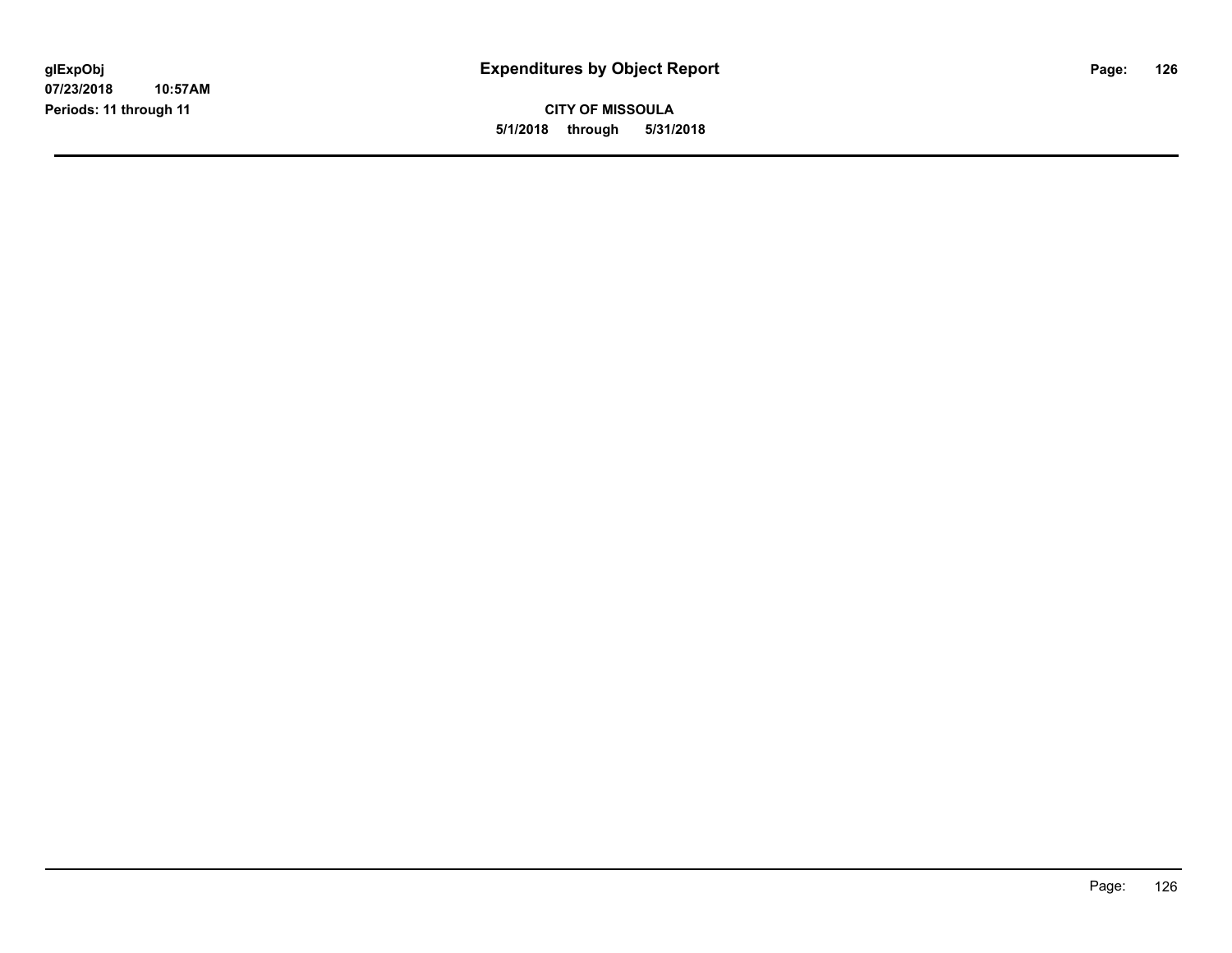glExpObj
07/23/2018 10:57AM
Periods: 11 through 11

# Expenditures by Object Report

CITY OF MISSOULA

5/1/2018 through 5/31/2018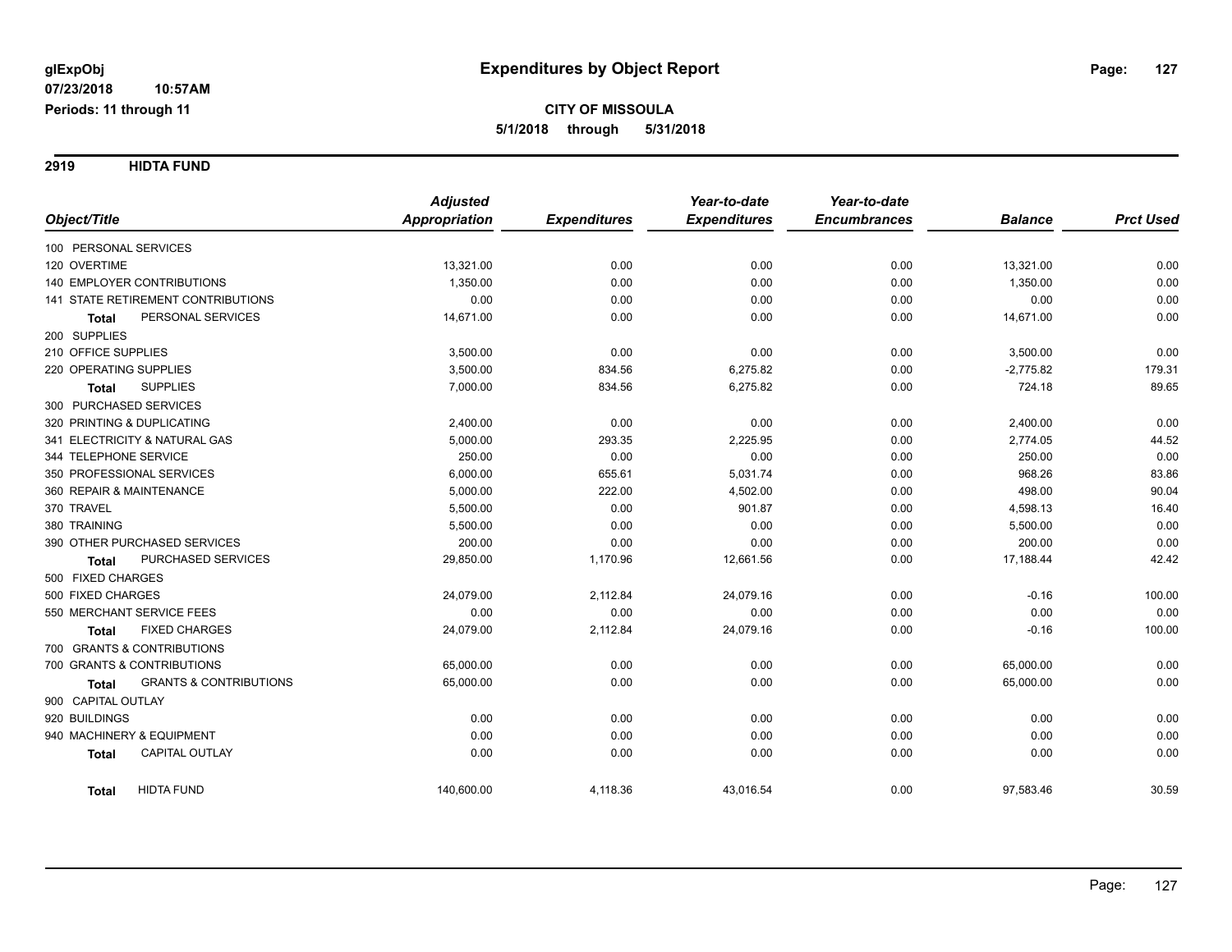# Expenditures by Object Report

glExpObj
07/23/2018 10:57AM
Periods: 11 through 11

**CITY OF MISSOULA**
**5/1/2018 through 5/31/2018**

## 2919 HIDTA FUND

| Object/Title | Adjusted Appropriation | Expenditures | Year-to-date Expenditures | Year-to-date Encumbrances | Balance | Prct Used |
|---|---|---|---|---|---|---|
| 100 PERSONAL SERVICES | | | | | | |
| 120 OVERTIME | 13,321.00 | 0.00 | 0.00 | 0.00 | 13,321.00 | 0.00 |
| 140 EMPLOYER CONTRIBUTIONS | 1,350.00 | 0.00 | 0.00 | 0.00 | 1,350.00 | 0.00 |
| 141 STATE RETIREMENT CONTRIBUTIONS | 0.00 | 0.00 | 0.00 | 0.00 | 0.00 | 0.00 |
| **Total** PERSONAL SERVICES | 14,671.00 | 0.00 | 0.00 | 0.00 | 14,671.00 | 0.00 |
| 200 SUPPLIES | | | | | | |
| 210 OFFICE SUPPLIES | 3,500.00 | 0.00 | 0.00 | 0.00 | 3,500.00 | 0.00 |
| 220 OPERATING SUPPLIES | 3,500.00 | 834.56 | 6,275.82 | 0.00 | -2,775.82 | 179.31 |
| **Total** SUPPLIES | 7,000.00 | 834.56 | 6,275.82 | 0.00 | 724.18 | 89.65 |
| 300 PURCHASED SERVICES | | | | | | |
| 320 PRINTING & DUPLICATING | 2,400.00 | 0.00 | 0.00 | 0.00 | 2,400.00 | 0.00 |
| 341 ELECTRICITY & NATURAL GAS | 5,000.00 | 293.35 | 2,225.95 | 0.00 | 2,774.05 | 44.52 |
| 344 TELEPHONE SERVICE | 250.00 | 0.00 | 0.00 | 0.00 | 250.00 | 0.00 |
| 350 PROFESSIONAL SERVICES | 6,000.00 | 655.61 | 5,031.74 | 0.00 | 968.26 | 83.86 |
| 360 REPAIR & MAINTENANCE | 5,000.00 | 222.00 | 4,502.00 | 0.00 | 498.00 | 90.04 |
| 370 TRAVEL | 5,500.00 | 0.00 | 901.87 | 0.00 | 4,598.13 | 16.40 |
| 380 TRAINING | 5,500.00 | 0.00 | 0.00 | 0.00 | 5,500.00 | 0.00 |
| 390 OTHER PURCHASED SERVICES | 200.00 | 0.00 | 0.00 | 0.00 | 200.00 | 0.00 |
| **Total** PURCHASED SERVICES | 29,850.00 | 1,170.96 | 12,661.56 | 0.00 | 17,188.44 | 42.42 |
| 500 FIXED CHARGES | | | | | | |
| 500 FIXED CHARGES | 24,079.00 | 2,112.84 | 24,079.16 | 0.00 | -0.16 | 100.00 |
| 550 MERCHANT SERVICE FEES | 0.00 | 0.00 | 0.00 | 0.00 | 0.00 | 0.00 |
| **Total** FIXED CHARGES | 24,079.00 | 2,112.84 | 24,079.16 | 0.00 | -0.16 | 100.00 |
| 700 GRANTS & CONTRIBUTIONS | | | | | | |
| 700 GRANTS & CONTRIBUTIONS | 65,000.00 | 0.00 | 0.00 | 0.00 | 65,000.00 | 0.00 |
| **Total** GRANTS & CONTRIBUTIONS | 65,000.00 | 0.00 | 0.00 | 0.00 | 65,000.00 | 0.00 |
| 900 CAPITAL OUTLAY | | | | | | |
| 920 BUILDINGS | 0.00 | 0.00 | 0.00 | 0.00 | 0.00 | 0.00 |
| 940 MACHINERY & EQUIPMENT | 0.00 | 0.00 | 0.00 | 0.00 | 0.00 | 0.00 |
| **Total** CAPITAL OUTLAY | 0.00 | 0.00 | 0.00 | 0.00 | 0.00 | 0.00 |
| **Total** HIDTA FUND | 140,600.00 | 4,118.36 | 43,016.54 | 0.00 | 97,583.46 | 30.59 |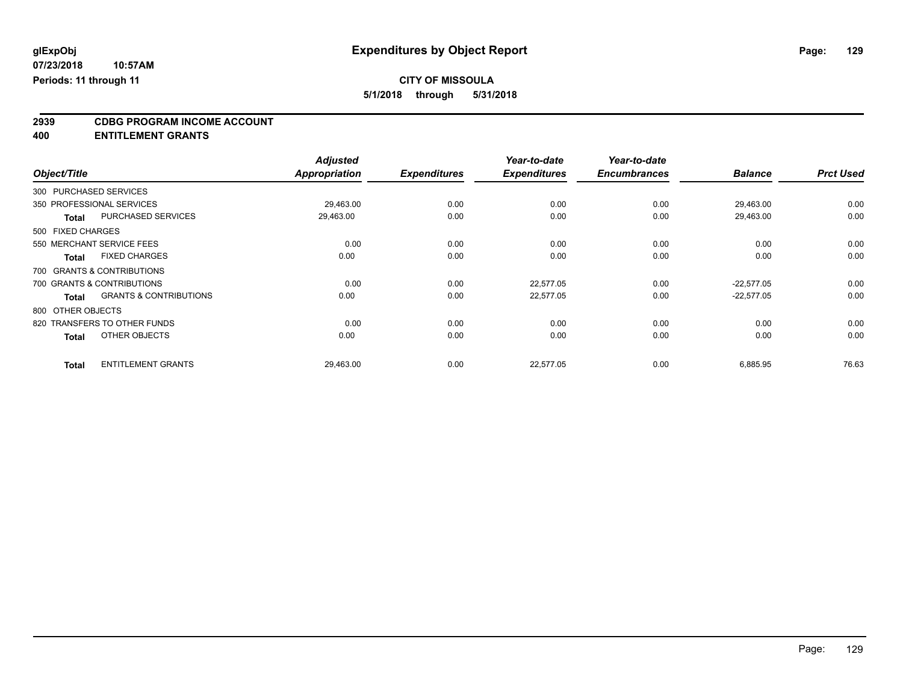glExpObj
07/23/2018 10:57AM
Periods: 11 through 11

# Expenditures by Object Report

**CITY OF MISSOULA**
**5/1/2018 through 5/31/2018**

**2939 CDBG PROGRAM INCOME ACCOUNT**
**400 ENTITLEMENT GRANTS**

| Object/Title | | Adjusted Appropriation | Expenditures | Year-to-date Expenditures | Year-to-date Encumbrances | Balance | Prct Used |
|---|---|---|---|---|---|---|---|
| 300 PURCHASED SERVICES | | | | | | | |
| 350 PROFESSIONAL SERVICES | | 29,463.00 | 0.00 | 0.00 | 0.00 | 29,463.00 | 0.00 |
| **Total** | PURCHASED SERVICES | 29,463.00 | 0.00 | 0.00 | 0.00 | 29,463.00 | 0.00 |
| 500 FIXED CHARGES | | | | | | | |
| 550 MERCHANT SERVICE FEES | | 0.00 | 0.00 | 0.00 | 0.00 | 0.00 | 0.00 |
| **Total** | FIXED CHARGES | 0.00 | 0.00 | 0.00 | 0.00 | 0.00 | 0.00 |
| 700 GRANTS & CONTRIBUTIONS | | | | | | | |
| 700 GRANTS & CONTRIBUTIONS | | 0.00 | 0.00 | 22,577.05 | 0.00 | -22,577.05 | 0.00 |
| **Total** | GRANTS & CONTRIBUTIONS | 0.00 | 0.00 | 22,577.05 | 0.00 | -22,577.05 | 0.00 |
| 800 OTHER OBJECTS | | | | | | | |
| 820 TRANSFERS TO OTHER FUNDS | | 0.00 | 0.00 | 0.00 | 0.00 | 0.00 | 0.00 |
| **Total** | OTHER OBJECTS | 0.00 | 0.00 | 0.00 | 0.00 | 0.00 | 0.00 |
| **Total** | ENTITLEMENT GRANTS | 29,463.00 | 0.00 | 22,577.05 | 0.00 | 6,885.95 | 76.63 |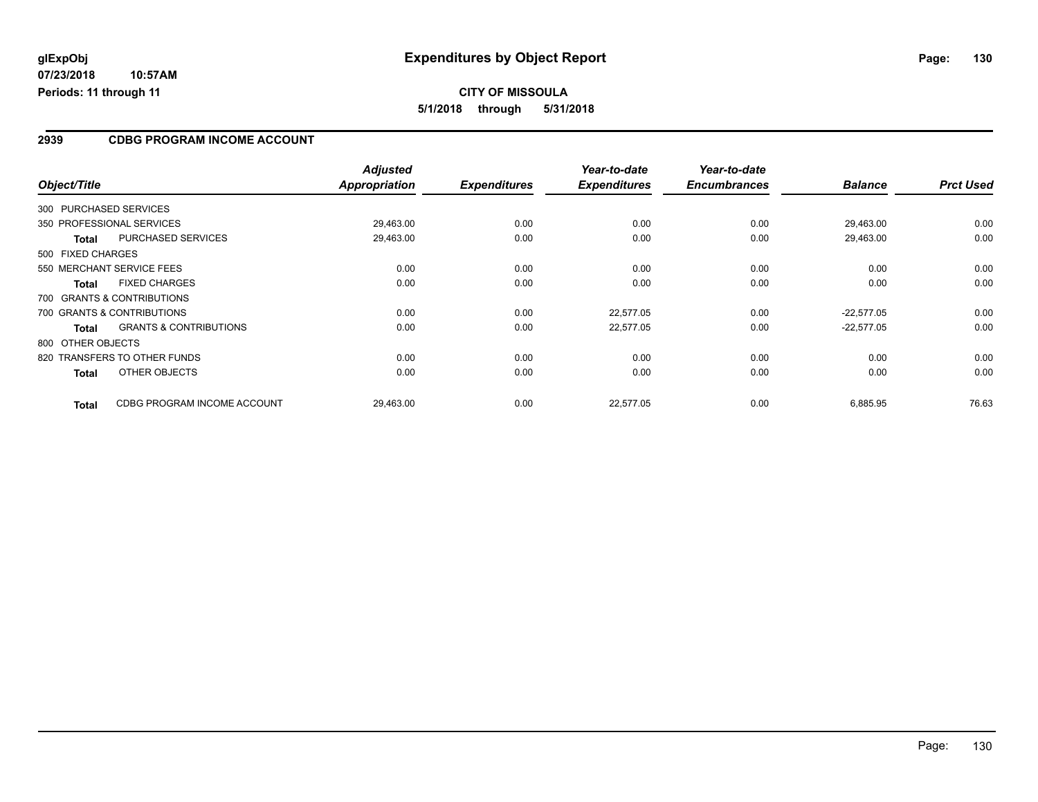**glExpObj**
**07/23/2018 10:57AM**
**Periods: 11 through 11**

# Expenditures by Object Report

**CITY OF MISSOULA**
**5/1/2018 through 5/31/2018**

## 2939 CDBG PROGRAM INCOME ACCOUNT

| Object/Title | | Adjusted Appropriation | Expenditures | Year-to-date Expenditures | Year-to-date Encumbrances | Balance | Prct Used |
|---|---|---|---|---|---|---|---|
| 300 PURCHASED SERVICES | | | | | | | |
| 350 PROFESSIONAL SERVICES | | 29,463.00 | 0.00 | 0.00 | 0.00 | 29,463.00 | 0.00 |
| **Total** | PURCHASED SERVICES | 29,463.00 | 0.00 | 0.00 | 0.00 | 29,463.00 | 0.00 |
| 500 FIXED CHARGES | | | | | | | |
| 550 MERCHANT SERVICE FEES | | 0.00 | 0.00 | 0.00 | 0.00 | 0.00 | 0.00 |
| **Total** | FIXED CHARGES | 0.00 | 0.00 | 0.00 | 0.00 | 0.00 | 0.00 |
| 700 GRANTS & CONTRIBUTIONS | | | | | | | |
| 700 GRANTS & CONTRIBUTIONS | | 0.00 | 0.00 | 22,577.05 | 0.00 | -22,577.05 | 0.00 |
| **Total** | GRANTS & CONTRIBUTIONS | 0.00 | 0.00 | 22,577.05 | 0.00 | -22,577.05 | 0.00 |
| 800 OTHER OBJECTS | | | | | | | |
| 820 TRANSFERS TO OTHER FUNDS | | 0.00 | 0.00 | 0.00 | 0.00 | 0.00 | 0.00 |
| **Total** | OTHER OBJECTS | 0.00 | 0.00 | 0.00 | 0.00 | 0.00 | 0.00 |
| **Total** | CDBG PROGRAM INCOME ACCOUNT | 29,463.00 | 0.00 | 22,577.05 | 0.00 | 6,885.95 | 76.63 |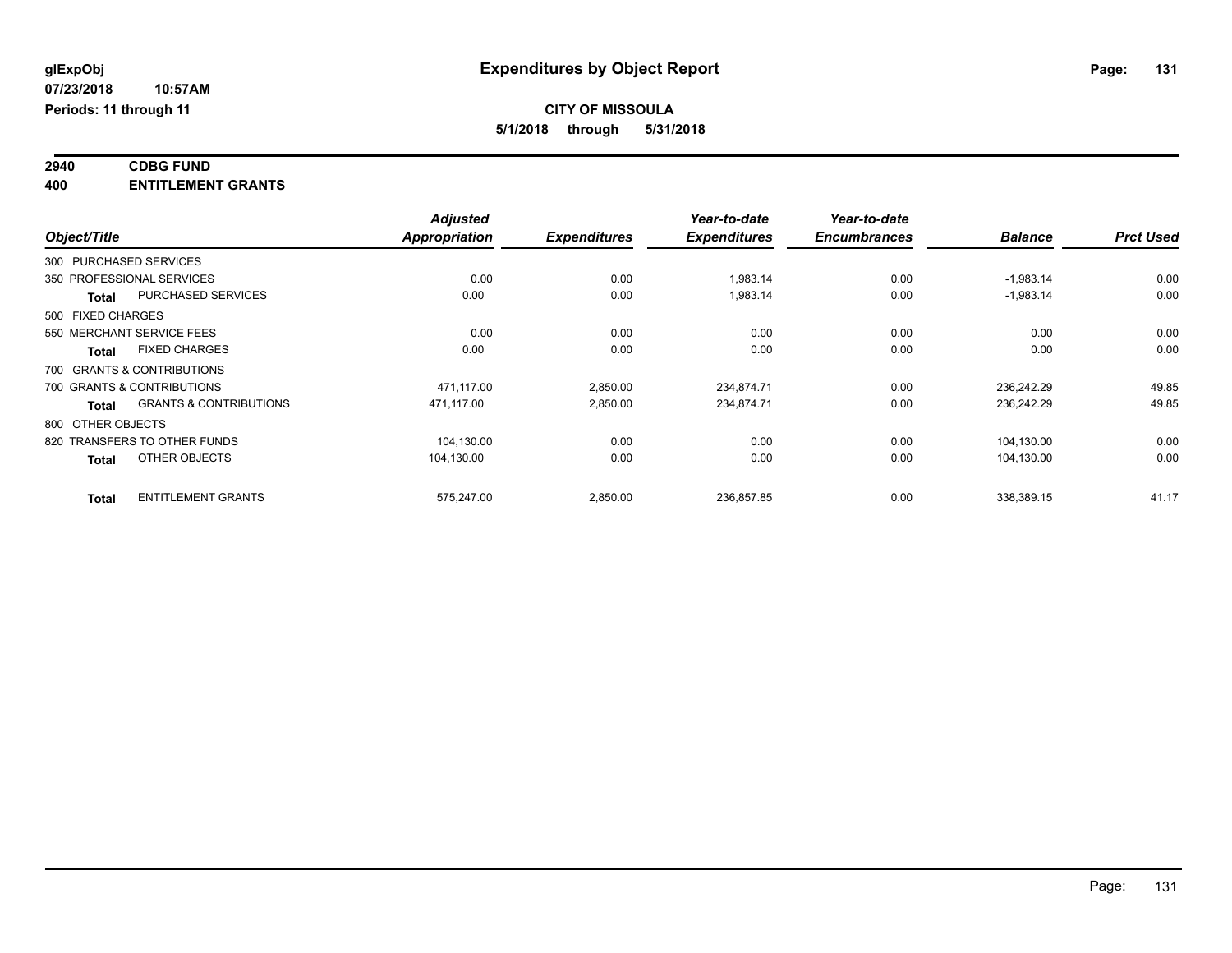**glExpObj** **Expenditures by Object Report**

**07/23/2018 10:57AM**

**Periods: 11 through 11**

**CITY OF MISSOULA**

**5/1/2018 through 5/31/2018**

## 2940 CDBG FUND
## 400 ENTITLEMENT GRANTS

| Object/Title | | Adjusted Appropriation | Expenditures | Year-to-date Expenditures | Year-to-date Encumbrances | Balance | Prct Used |
|---|---|---|---|---|---|---|---|
| 300 PURCHASED SERVICES | | | | | | | |
| 350 PROFESSIONAL SERVICES | | 0.00 | 0.00 | 1,983.14 | 0.00 | -1,983.14 | 0.00 |
| **Total** | PURCHASED SERVICES | 0.00 | 0.00 | 1,983.14 | 0.00 | -1,983.14 | 0.00 |
| 500 FIXED CHARGES | | | | | | | |
| 550 MERCHANT SERVICE FEES | | 0.00 | 0.00 | 0.00 | 0.00 | 0.00 | 0.00 |
| **Total** | FIXED CHARGES | 0.00 | 0.00 | 0.00 | 0.00 | 0.00 | 0.00 |
| 700 GRANTS & CONTRIBUTIONS | | | | | | | |
| 700 GRANTS & CONTRIBUTIONS | | 471,117.00 | 2,850.00 | 234,874.71 | 0.00 | 236,242.29 | 49.85 |
| **Total** | GRANTS & CONTRIBUTIONS | 471,117.00 | 2,850.00 | 234,874.71 | 0.00 | 236,242.29 | 49.85 |
| 800 OTHER OBJECTS | | | | | | | |
| 820 TRANSFERS TO OTHER FUNDS | | 104,130.00 | 0.00 | 0.00 | 0.00 | 104,130.00 | 0.00 |
| **Total** | OTHER OBJECTS | 104,130.00 | 0.00 | 0.00 | 0.00 | 104,130.00 | 0.00 |
| **Total** | ENTITLEMENT GRANTS | 575,247.00 | 2,850.00 | 236,857.85 | 0.00 | 338,389.15 | 41.17 |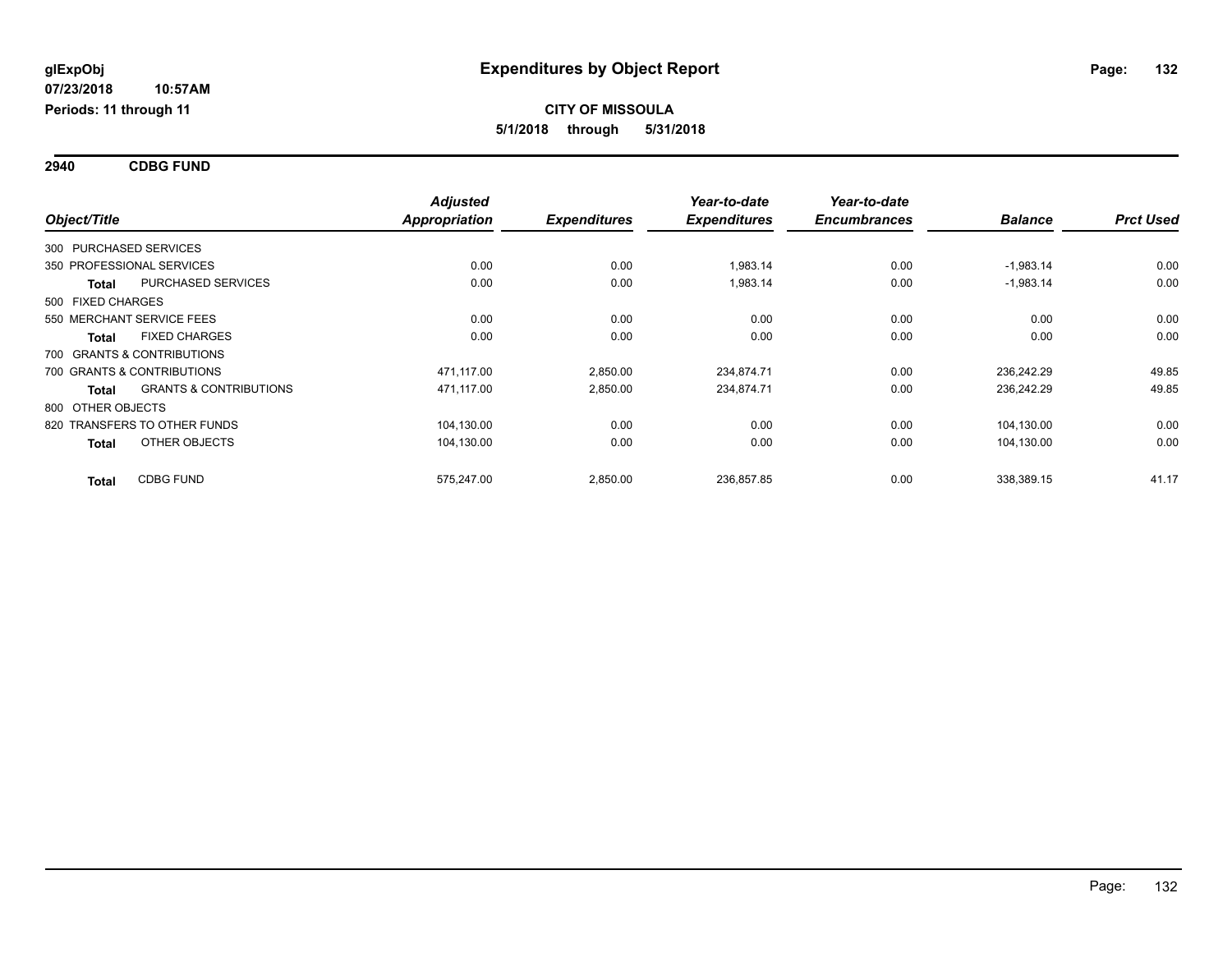**glExpObj**
**07/23/2018 10:57AM**
**Periods: 11 through 11**

# Expenditures by Object Report

**CITY OF MISSOULA**
**5/1/2018 through 5/31/2018**

## 2940 CDBG FUND

| Object/Title | | Adjusted Appropriation | Expenditures | Year-to-date Expenditures | Year-to-date Encumbrances | Balance | Prct Used |
|---|---|---|---|---|---|---|---|
| 300 PURCHASED SERVICES | | | | | | | |
| 350 PROFESSIONAL SERVICES | | 0.00 | 0.00 | 1,983.14 | 0.00 | -1,983.14 | 0.00 |
| **Total** | PURCHASED SERVICES | 0.00 | 0.00 | 1,983.14 | 0.00 | -1,983.14 | 0.00 |
| 500 FIXED CHARGES | | | | | | | |
| 550 MERCHANT SERVICE FEES | | 0.00 | 0.00 | 0.00 | 0.00 | 0.00 | 0.00 |
| **Total** | FIXED CHARGES | 0.00 | 0.00 | 0.00 | 0.00 | 0.00 | 0.00 |
| 700 GRANTS & CONTRIBUTIONS | | | | | | | |
| 700 GRANTS & CONTRIBUTIONS | | 471,117.00 | 2,850.00 | 234,874.71 | 0.00 | 236,242.29 | 49.85 |
| **Total** | GRANTS & CONTRIBUTIONS | 471,117.00 | 2,850.00 | 234,874.71 | 0.00 | 236,242.29 | 49.85 |
| 800 OTHER OBJECTS | | | | | | | |
| 820 TRANSFERS TO OTHER FUNDS | | 104,130.00 | 0.00 | 0.00 | 0.00 | 104,130.00 | 0.00 |
| **Total** | OTHER OBJECTS | 104,130.00 | 0.00 | 0.00 | 0.00 | 104,130.00 | 0.00 |
| **Total** | CDBG FUND | 575,247.00 | 2,850.00 | 236,857.85 | 0.00 | 338,389.15 | 41.17 |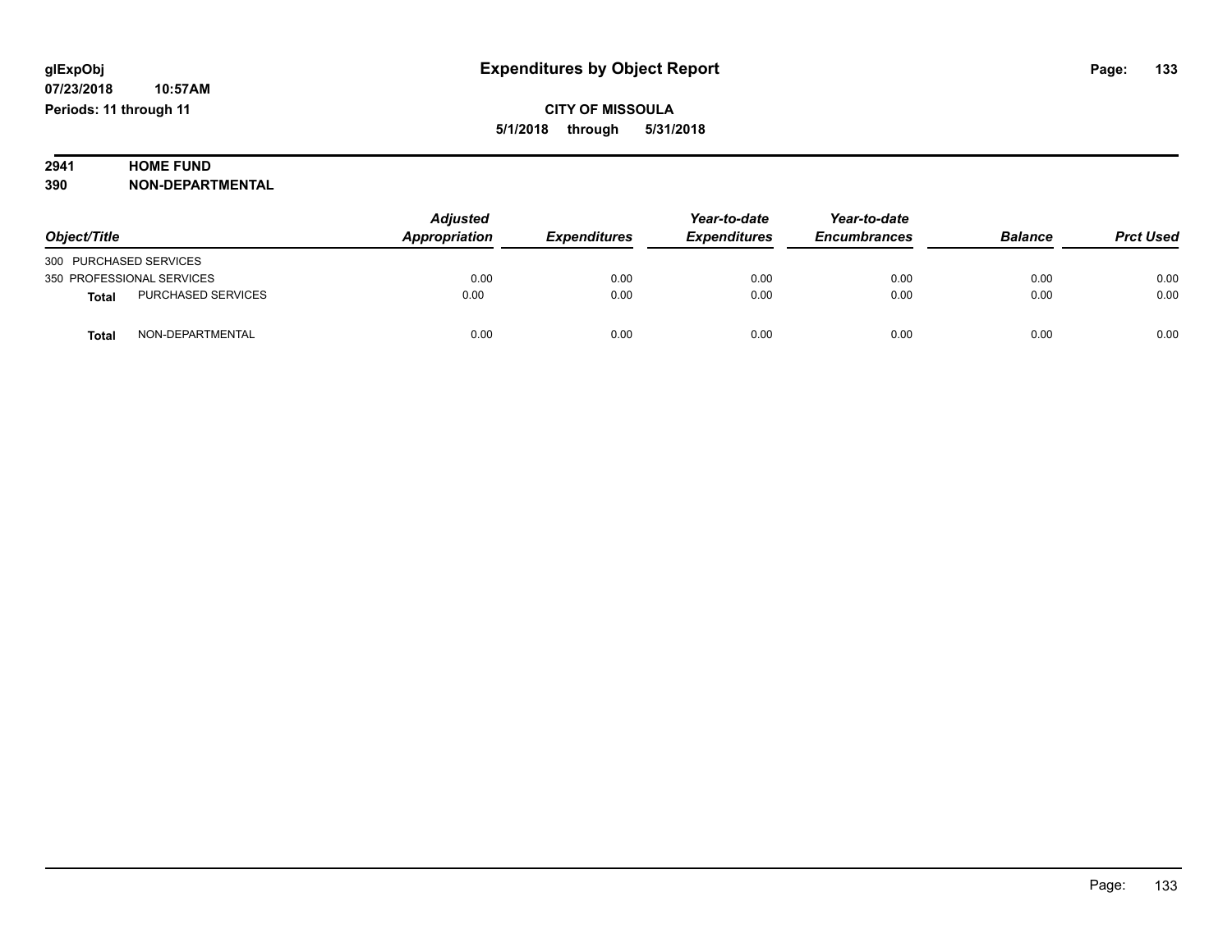**glExpObj**
**07/23/2018 10:57AM**
**Periods: 11 through 11**

# Expenditures by Object Report

**CITY OF MISSOULA**
**5/1/2018 through 5/31/2018**

**2941 HOME FUND**
**390 NON-DEPARTMENTAL**

| Object/Title | | *Adjusted Appropriation* | *Expenditures* | *Year-to-date Expenditures* | *Year-to-date Encumbrances* | *Balance* | *Prct Used* |
|---|---|---|---|---|---|---|---|
| 300 PURCHASED SERVICES | | | | | | | |
| 350 PROFESSIONAL SERVICES | | 0.00 | 0.00 | 0.00 | 0.00 | 0.00 | 0.00 |
| **Total** | PURCHASED SERVICES | 0.00 | 0.00 | 0.00 | 0.00 | 0.00 | 0.00 |
| **Total** | NON-DEPARTMENTAL | 0.00 | 0.00 | 0.00 | 0.00 | 0.00 | 0.00 |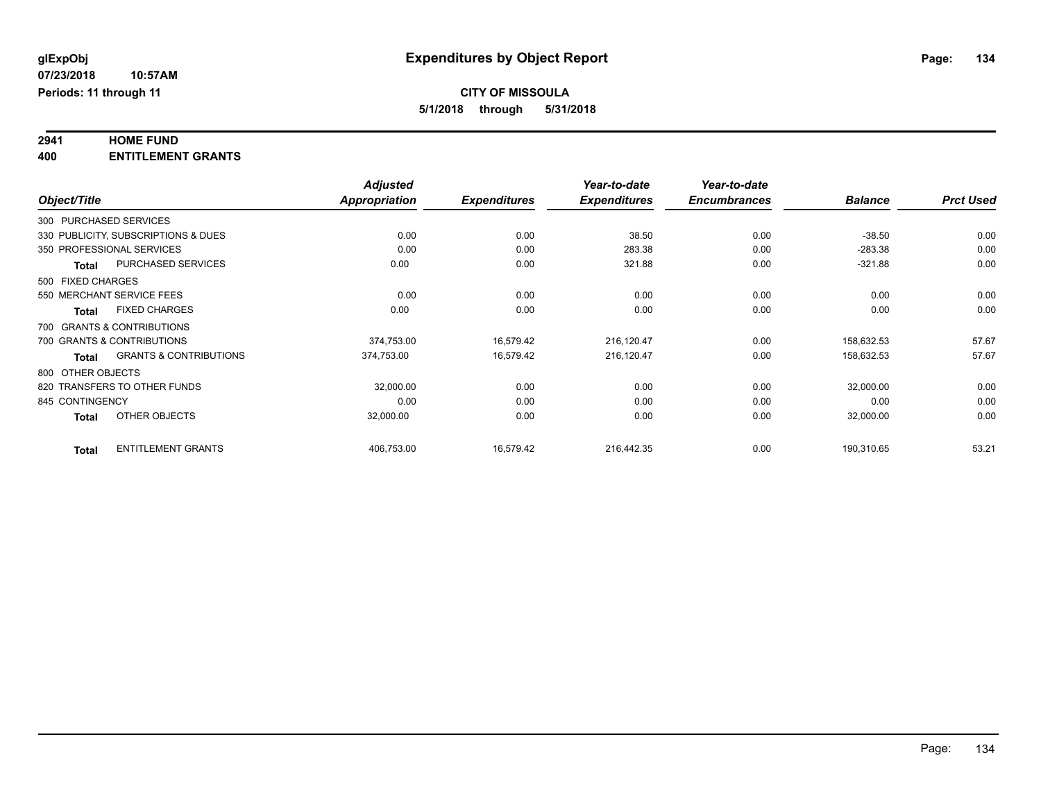glExpObj
07/23/2018 10:57AM
Periods: 11 through 11

# Expenditures by Object Report

**CITY OF MISSOULA**
**5/1/2018 through 5/31/2018**

**2941 HOME FUND**
**400 ENTITLEMENT GRANTS**

| Object/Title | Adjusted Appropriation | Expenditures | Year-to-date Expenditures | Year-to-date Encumbrances | Balance | Prct Used |
|---|---|---|---|---|---|---|
| 300 PURCHASED SERVICES | | | | | | |
| 330 PUBLICITY, SUBSCRIPTIONS & DUES | 0.00 | 0.00 | 38.50 | 0.00 | -38.50 | 0.00 |
| 350 PROFESSIONAL SERVICES | 0.00 | 0.00 | 283.38 | 0.00 | -283.38 | 0.00 |
| **Total** PURCHASED SERVICES | 0.00 | 0.00 | 321.88 | 0.00 | -321.88 | 0.00 |
| 500 FIXED CHARGES | | | | | | |
| 550 MERCHANT SERVICE FEES | 0.00 | 0.00 | 0.00 | 0.00 | 0.00 | 0.00 |
| **Total** FIXED CHARGES | 0.00 | 0.00 | 0.00 | 0.00 | 0.00 | 0.00 |
| 700 GRANTS & CONTRIBUTIONS | | | | | | |
| 700 GRANTS & CONTRIBUTIONS | 374,753.00 | 16,579.42 | 216,120.47 | 0.00 | 158,632.53 | 57.67 |
| **Total** GRANTS & CONTRIBUTIONS | 374,753.00 | 16,579.42 | 216,120.47 | 0.00 | 158,632.53 | 57.67 |
| 800 OTHER OBJECTS | | | | | | |
| 820 TRANSFERS TO OTHER FUNDS | 32,000.00 | 0.00 | 0.00 | 0.00 | 32,000.00 | 0.00 |
| 845 CONTINGENCY | 0.00 | 0.00 | 0.00 | 0.00 | 0.00 | 0.00 |
| **Total** OTHER OBJECTS | 32,000.00 | 0.00 | 0.00 | 0.00 | 32,000.00 | 0.00 |
| **Total** ENTITLEMENT GRANTS | 406,753.00 | 16,579.42 | 216,442.35 | 0.00 | 190,310.65 | 53.21 |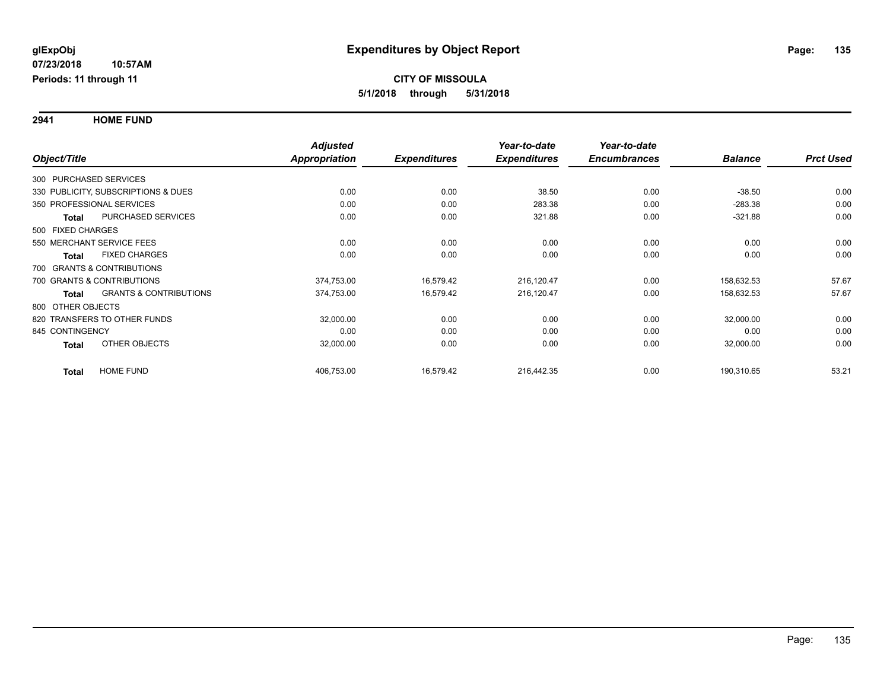**glExpObj** **Expenditures by Object Report**

**07/23/2018 10:57AM**

**Periods: 11 through 11**

**CITY OF MISSOULA**

**5/1/2018 through 5/31/2018**

**2941 HOME FUND**

| Object/Title | | Adjusted Appropriation | Expenditures | Year-to-date Expenditures | Year-to-date Encumbrances | Balance | Prct Used |
|---|---|---|---|---|---|---|---|
| 300 PURCHASED SERVICES | | | | | | | |
| 330 PUBLICITY, SUBSCRIPTIONS & DUES | | 0.00 | 0.00 | 38.50 | 0.00 | -38.50 | 0.00 |
| 350 PROFESSIONAL SERVICES | | 0.00 | 0.00 | 283.38 | 0.00 | -283.38 | 0.00 |
| **Total** | PURCHASED SERVICES | 0.00 | 0.00 | 321.88 | 0.00 | -321.88 | 0.00 |
| 500 FIXED CHARGES | | | | | | | |
| 550 MERCHANT SERVICE FEES | | 0.00 | 0.00 | 0.00 | 0.00 | 0.00 | 0.00 |
| **Total** | FIXED CHARGES | 0.00 | 0.00 | 0.00 | 0.00 | 0.00 | 0.00 |
| 700 GRANTS & CONTRIBUTIONS | | | | | | | |
| 700 GRANTS & CONTRIBUTIONS | | 374,753.00 | 16,579.42 | 216,120.47 | 0.00 | 158,632.53 | 57.67 |
| **Total** | GRANTS & CONTRIBUTIONS | 374,753.00 | 16,579.42 | 216,120.47 | 0.00 | 158,632.53 | 57.67 |
| 800 OTHER OBJECTS | | | | | | | |
| 820 TRANSFERS TO OTHER FUNDS | | 32,000.00 | 0.00 | 0.00 | 0.00 | 32,000.00 | 0.00 |
| 845 CONTINGENCY | | 0.00 | 0.00 | 0.00 | 0.00 | 0.00 | 0.00 |
| **Total** | OTHER OBJECTS | 32,000.00 | 0.00 | 0.00 | 0.00 | 32,000.00 | 0.00 |
| **Total** | HOME FUND | 406,753.00 | 16,579.42 | 216,442.35 | 0.00 | 190,310.65 | 53.21 |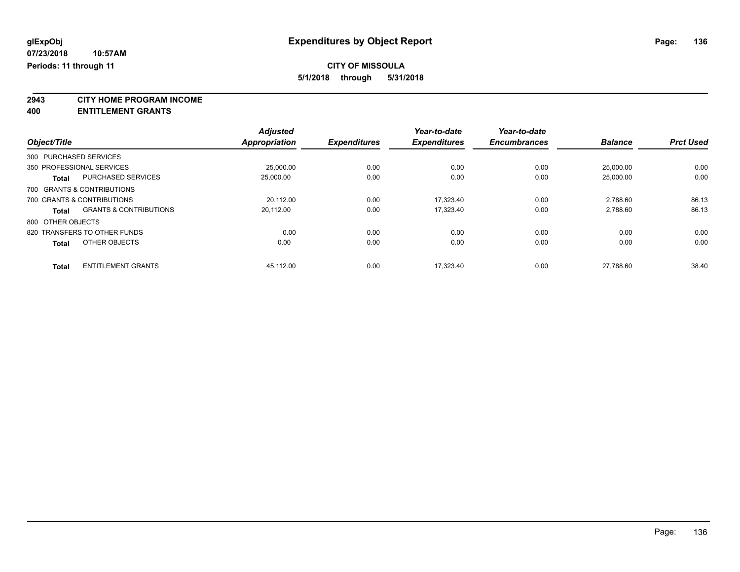**glExpObj** | **Expenditures by Object Report**

**07/23/2018 10:57AM**

**Periods: 11 through 11**

**CITY OF MISSOULA**

**5/1/2018 through 5/31/2018**

## 2943 CITY HOME PROGRAM INCOME

## 400 ENTITLEMENT GRANTS

| Object/Title | | *Adjusted Appropriation* | *Expenditures* | *Year-to-date Expenditures* | *Year-to-date Encumbrances* | *Balance* | *Prct Used* |
|---|---|---|---|---|---|---|---|
| 300 PURCHASED SERVICES | | | | | | | |
| 350 PROFESSIONAL SERVICES | | 25,000.00 | 0.00 | 0.00 | 0.00 | 25,000.00 | 0.00 |
| **Total** | PURCHASED SERVICES | 25,000.00 | 0.00 | 0.00 | 0.00 | 25,000.00 | 0.00 |
| 700 GRANTS & CONTRIBUTIONS | | | | | | | |
| 700 GRANTS & CONTRIBUTIONS | | 20,112.00 | 0.00 | 17,323.40 | 0.00 | 2,788.60 | 86.13 |
| **Total** | GRANTS & CONTRIBUTIONS | 20,112.00 | 0.00 | 17,323.40 | 0.00 | 2,788.60 | 86.13 |
| 800 OTHER OBJECTS | | | | | | | |
| 820 TRANSFERS TO OTHER FUNDS | | 0.00 | 0.00 | 0.00 | 0.00 | 0.00 | 0.00 |
| **Total** | OTHER OBJECTS | 0.00 | 0.00 | 0.00 | 0.00 | 0.00 | 0.00 |
| **Total** | ENTITLEMENT GRANTS | 45,112.00 | 0.00 | 17,323.40 | 0.00 | 27,788.60 | 38.40 |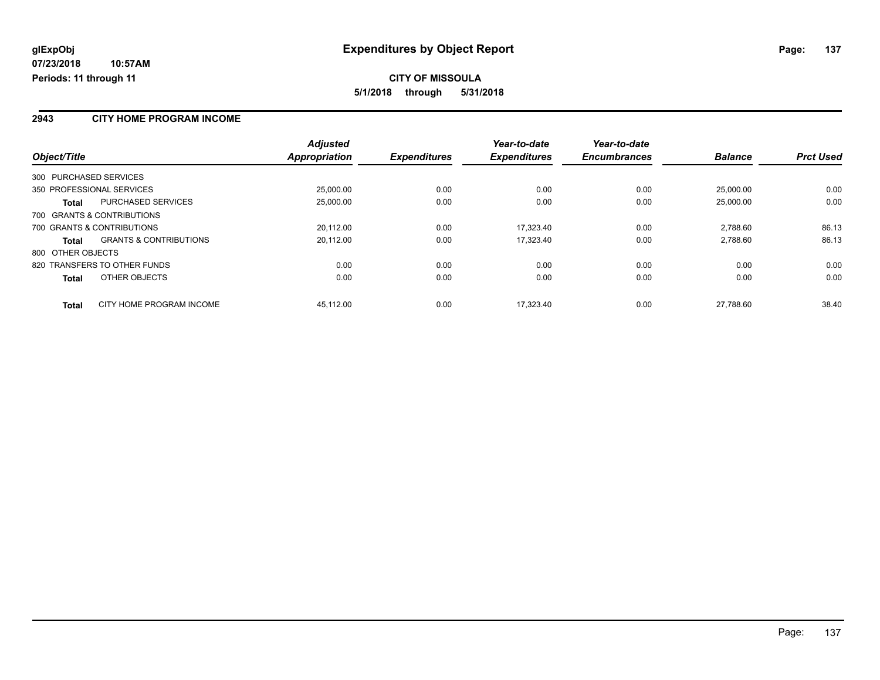**glExpObj**
**07/23/2018 10:57AM**
**Periods: 11 through 11**

# Expenditures by Object Report

**CITY OF MISSOULA**
**5/1/2018 through 5/31/2018**

## 2943 CITY HOME PROGRAM INCOME

| Object/Title | | *Adjusted Appropriation* | *Expenditures* | *Year-to-date Expenditures* | *Year-to-date Encumbrances* | *Balance* | *Prct Used* |
|---|---|---|---|---|---|---|---|
| 300 PURCHASED SERVICES | | | | | | | |
| 350 PROFESSIONAL SERVICES | | 25,000.00 | 0.00 | 0.00 | 0.00 | 25,000.00 | 0.00 |
| **Total** | PURCHASED SERVICES | 25,000.00 | 0.00 | 0.00 | 0.00 | 25,000.00 | 0.00 |
| 700 GRANTS & CONTRIBUTIONS | | | | | | | |
| 700 GRANTS & CONTRIBUTIONS | | 20,112.00 | 0.00 | 17,323.40 | 0.00 | 2,788.60 | 86.13 |
| **Total** | GRANTS & CONTRIBUTIONS | 20,112.00 | 0.00 | 17,323.40 | 0.00 | 2,788.60 | 86.13 |
| 800 OTHER OBJECTS | | | | | | | |
| 820 TRANSFERS TO OTHER FUNDS | | 0.00 | 0.00 | 0.00 | 0.00 | 0.00 | 0.00 |
| **Total** | OTHER OBJECTS | 0.00 | 0.00 | 0.00 | 0.00 | 0.00 | 0.00 |
| **Total** | CITY HOME PROGRAM INCOME | 45,112.00 | 0.00 | 17,323.40 | 0.00 | 27,788.60 | 38.40 |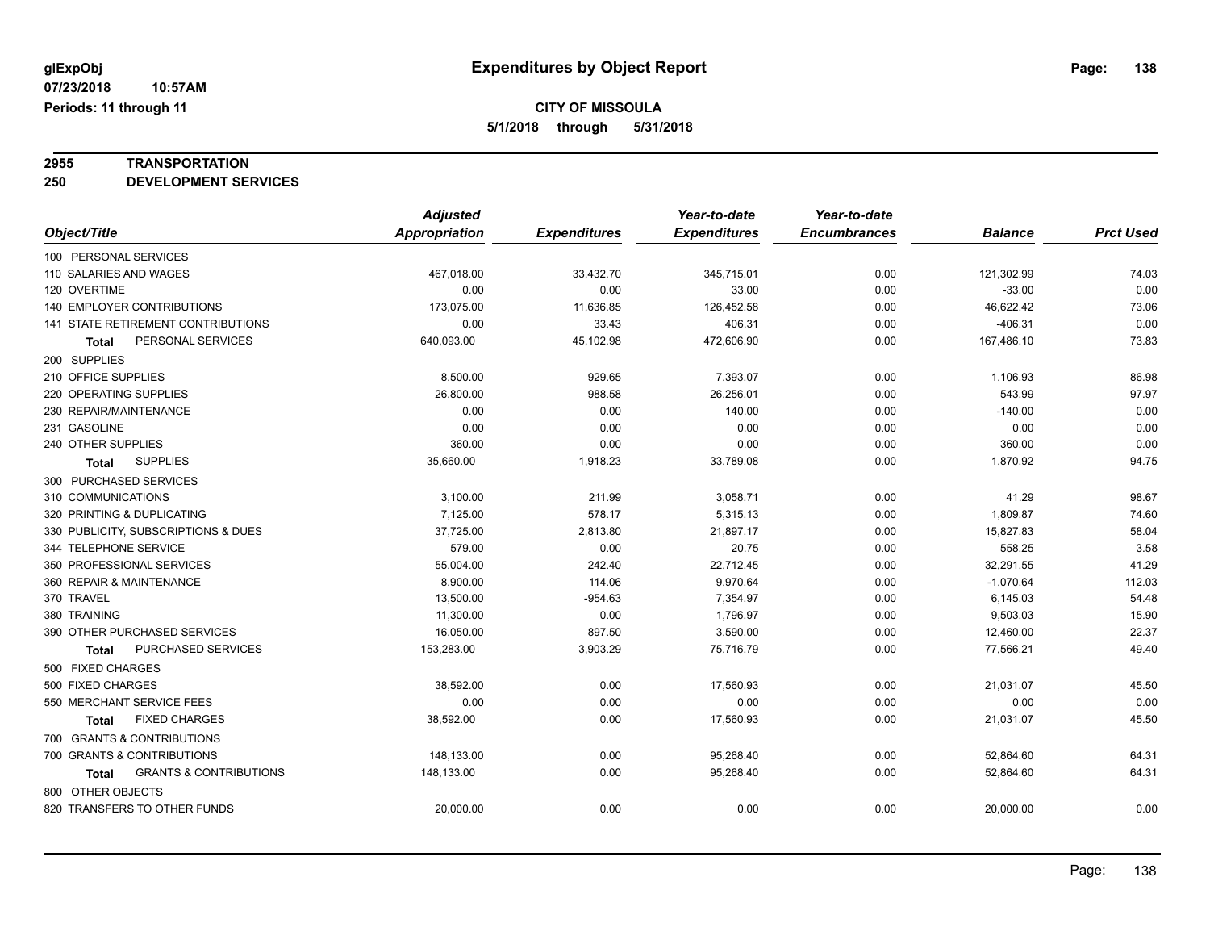**glExpObj**
**07/23/2018 10:57AM**
**Periods: 11 through 11**

# Expenditures by Object Report

**CITY OF MISSOULA**
**5/1/2018 through 5/31/2018**

**2955 TRANSPORTATION**
**250 DEVELOPMENT SERVICES**

| Object/Title | Adjusted Appropriation | Expenditures | Year-to-date Expenditures | Year-to-date Encumbrances | Balance | Prct Used |
|---|---|---|---|---|---|---|
| 100 PERSONAL SERVICES | | | | | | |
| 110 SALARIES AND WAGES | 467,018.00 | 33,432.70 | 345,715.01 | 0.00 | 121,302.99 | 74.03 |
| 120 OVERTIME | 0.00 | 0.00 | 33.00 | 0.00 | -33.00 | 0.00 |
| 140 EMPLOYER CONTRIBUTIONS | 173,075.00 | 11,636.85 | 126,452.58 | 0.00 | 46,622.42 | 73.06 |
| 141 STATE RETIREMENT CONTRIBUTIONS | 0.00 | 33.43 | 406.31 | 0.00 | -406.31 | 0.00 |
| **Total** PERSONAL SERVICES | 640,093.00 | 45,102.98 | 472,606.90 | 0.00 | 167,486.10 | 73.83 |
| 200 SUPPLIES | | | | | | |
| 210 OFFICE SUPPLIES | 8,500.00 | 929.65 | 7,393.07 | 0.00 | 1,106.93 | 86.98 |
| 220 OPERATING SUPPLIES | 26,800.00 | 988.58 | 26,256.01 | 0.00 | 543.99 | 97.97 |
| 230 REPAIR/MAINTENANCE | 0.00 | 0.00 | 140.00 | 0.00 | -140.00 | 0.00 |
| 231 GASOLINE | 0.00 | 0.00 | 0.00 | 0.00 | 0.00 | 0.00 |
| 240 OTHER SUPPLIES | 360.00 | 0.00 | 0.00 | 0.00 | 360.00 | 0.00 |
| **Total** SUPPLIES | 35,660.00 | 1,918.23 | 33,789.08 | 0.00 | 1,870.92 | 94.75 |
| 300 PURCHASED SERVICES | | | | | | |
| 310 COMMUNICATIONS | 3,100.00 | 211.99 | 3,058.71 | 0.00 | 41.29 | 98.67 |
| 320 PRINTING & DUPLICATING | 7,125.00 | 578.17 | 5,315.13 | 0.00 | 1,809.87 | 74.60 |
| 330 PUBLICITY, SUBSCRIPTIONS & DUES | 37,725.00 | 2,813.80 | 21,897.17 | 0.00 | 15,827.83 | 58.04 |
| 344 TELEPHONE SERVICE | 579.00 | 0.00 | 20.75 | 0.00 | 558.25 | 3.58 |
| 350 PROFESSIONAL SERVICES | 55,004.00 | 242.40 | 22,712.45 | 0.00 | 32,291.55 | 41.29 |
| 360 REPAIR & MAINTENANCE | 8,900.00 | 114.06 | 9,970.64 | 0.00 | -1,070.64 | 112.03 |
| 370 TRAVEL | 13,500.00 | -954.63 | 7,354.97 | 0.00 | 6,145.03 | 54.48 |
| 380 TRAINING | 11,300.00 | 0.00 | 1,796.97 | 0.00 | 9,503.03 | 15.90 |
| 390 OTHER PURCHASED SERVICES | 16,050.00 | 897.50 | 3,590.00 | 0.00 | 12,460.00 | 22.37 |
| **Total** PURCHASED SERVICES | 153,283.00 | 3,903.29 | 75,716.79 | 0.00 | 77,566.21 | 49.40 |
| 500 FIXED CHARGES | | | | | | |
| 500 FIXED CHARGES | 38,592.00 | 0.00 | 17,560.93 | 0.00 | 21,031.07 | 45.50 |
| 550 MERCHANT SERVICE FEES | 0.00 | 0.00 | 0.00 | 0.00 | 0.00 | 0.00 |
| **Total** FIXED CHARGES | 38,592.00 | 0.00 | 17,560.93 | 0.00 | 21,031.07 | 45.50 |
| 700 GRANTS & CONTRIBUTIONS | | | | | | |
| 700 GRANTS & CONTRIBUTIONS | 148,133.00 | 0.00 | 95,268.40 | 0.00 | 52,864.60 | 64.31 |
| **Total** GRANTS & CONTRIBUTIONS | 148,133.00 | 0.00 | 95,268.40 | 0.00 | 52,864.60 | 64.31 |
| 800 OTHER OBJECTS | | | | | | |
| 820 TRANSFERS TO OTHER FUNDS | 20,000.00 | 0.00 | 0.00 | 0.00 | 20,000.00 | 0.00 |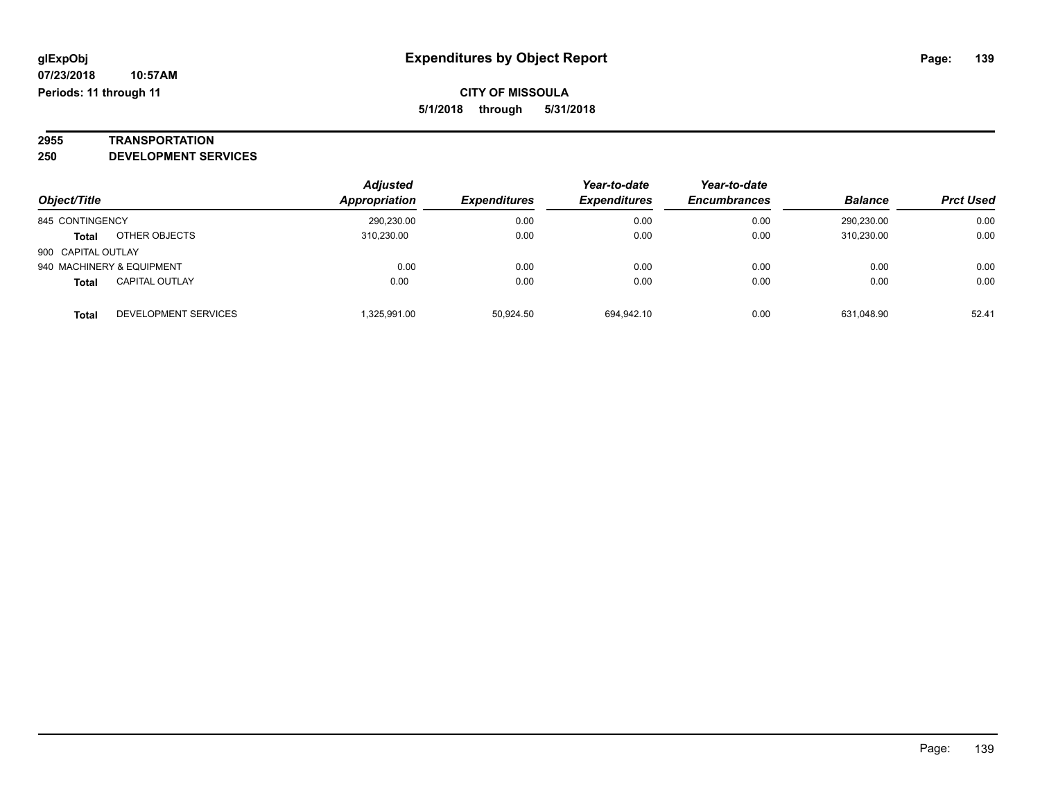# Expenditures by Object Report

glExpObj
07/23/2018 10:57AM
Periods: 11 through 11

**CITY OF MISSOULA**
**5/1/2018 through 5/31/2018**

**2955 TRANSPORTATION**
**250 DEVELOPMENT SERVICES**

| Object/Title | | Adjusted Appropriation | Expenditures | Year-to-date Expenditures | Year-to-date Encumbrances | Balance | Prct Used |
|---|---|---|---|---|---|---|---|
| 845 CONTINGENCY | | 290,230.00 | 0.00 | 0.00 | 0.00 | 290,230.00 | 0.00 |
| **Total** | OTHER OBJECTS | 310,230.00 | 0.00 | 0.00 | 0.00 | 310,230.00 | 0.00 |
| 900 CAPITAL OUTLAY | | | | | | | |
| 940 MACHINERY & EQUIPMENT | | 0.00 | 0.00 | 0.00 | 0.00 | 0.00 | 0.00 |
| **Total** | CAPITAL OUTLAY | 0.00 | 0.00 | 0.00 | 0.00 | 0.00 | 0.00 |
| **Total** | DEVELOPMENT SERVICES | 1,325,991.00 | 50,924.50 | 694,942.10 | 0.00 | 631,048.90 | 52.41 |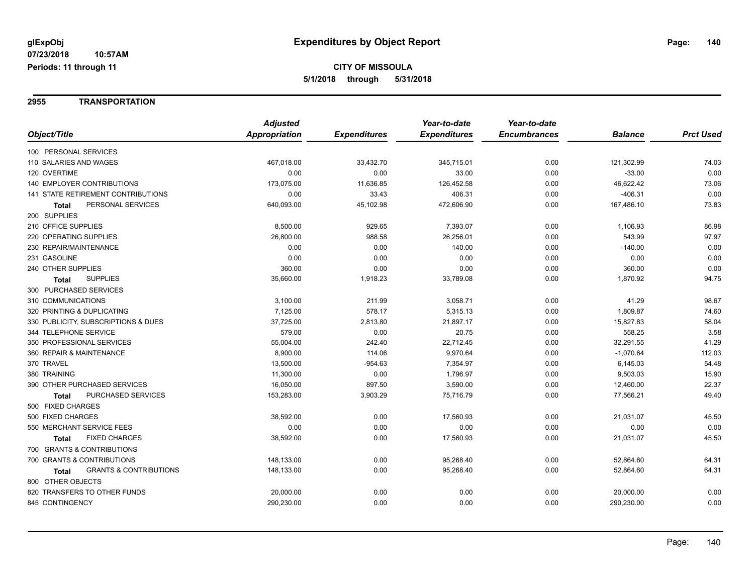# Expenditures by Object Report

glExpObj
07/23/2018 10:57AM
Periods: 11 through 11

**CITY OF MISSOULA**
**5/1/2018 through 5/31/2018**

## 2955 TRANSPORTATION

| Object/Title | Adjusted Appropriation | Expenditures | Year-to-date Expenditures | Year-to-date Encumbrances | Balance | Prct Used |
|---|---|---|---|---|---|---|
| 100 PERSONAL SERVICES | | | | | | |
| 110 SALARIES AND WAGES | 467,018.00 | 33,432.70 | 345,715.01 | 0.00 | 121,302.99 | 74.03 |
| 120 OVERTIME | 0.00 | 0.00 | 33.00 | 0.00 | -33.00 | 0.00 |
| 140 EMPLOYER CONTRIBUTIONS | 173,075.00 | 11,636.85 | 126,452.58 | 0.00 | 46,622.42 | 73.06 |
| 141 STATE RETIREMENT CONTRIBUTIONS | 0.00 | 33.43 | 406.31 | 0.00 | -406.31 | 0.00 |
| **Total** PERSONAL SERVICES | 640,093.00 | 45,102.98 | 472,606.90 | 0.00 | 167,486.10 | 73.83 |
| 200 SUPPLIES | | | | | | |
| 210 OFFICE SUPPLIES | 8,500.00 | 929.65 | 7,393.07 | 0.00 | 1,106.93 | 86.98 |
| 220 OPERATING SUPPLIES | 26,800.00 | 988.58 | 26,256.01 | 0.00 | 543.99 | 97.97 |
| 230 REPAIR/MAINTENANCE | 0.00 | 0.00 | 140.00 | 0.00 | -140.00 | 0.00 |
| 231 GASOLINE | 0.00 | 0.00 | 0.00 | 0.00 | 0.00 | 0.00 |
| 240 OTHER SUPPLIES | 360.00 | 0.00 | 0.00 | 0.00 | 360.00 | 0.00 |
| **Total** SUPPLIES | 35,660.00 | 1,918.23 | 33,789.08 | 0.00 | 1,870.92 | 94.75 |
| 300 PURCHASED SERVICES | | | | | | |
| 310 COMMUNICATIONS | 3,100.00 | 211.99 | 3,058.71 | 0.00 | 41.29 | 98.67 |
| 320 PRINTING & DUPLICATING | 7,125.00 | 578.17 | 5,315.13 | 0.00 | 1,809.87 | 74.60 |
| 330 PUBLICITY, SUBSCRIPTIONS & DUES | 37,725.00 | 2,813.80 | 21,897.17 | 0.00 | 15,827.83 | 58.04 |
| 344 TELEPHONE SERVICE | 579.00 | 0.00 | 20.75 | 0.00 | 558.25 | 3.58 |
| 350 PROFESSIONAL SERVICES | 55,004.00 | 242.40 | 22,712.45 | 0.00 | 32,291.55 | 41.29 |
| 360 REPAIR & MAINTENANCE | 8,900.00 | 114.06 | 9,970.64 | 0.00 | -1,070.64 | 112.03 |
| 370 TRAVEL | 13,500.00 | -954.63 | 7,354.97 | 0.00 | 6,145.03 | 54.48 |
| 380 TRAINING | 11,300.00 | 0.00 | 1,796.97 | 0.00 | 9,503.03 | 15.90 |
| 390 OTHER PURCHASED SERVICES | 16,050.00 | 897.50 | 3,590.00 | 0.00 | 12,460.00 | 22.37 |
| **Total** PURCHASED SERVICES | 153,283.00 | 3,903.29 | 75,716.79 | 0.00 | 77,566.21 | 49.40 |
| 500 FIXED CHARGES | | | | | | |
| 500 FIXED CHARGES | 38,592.00 | 0.00 | 17,560.93 | 0.00 | 21,031.07 | 45.50 |
| 550 MERCHANT SERVICE FEES | 0.00 | 0.00 | 0.00 | 0.00 | 0.00 | 0.00 |
| **Total** FIXED CHARGES | 38,592.00 | 0.00 | 17,560.93 | 0.00 | 21,031.07 | 45.50 |
| 700 GRANTS & CONTRIBUTIONS | | | | | | |
| 700 GRANTS & CONTRIBUTIONS | 148,133.00 | 0.00 | 95,268.40 | 0.00 | 52,864.60 | 64.31 |
| **Total** GRANTS & CONTRIBUTIONS | 148,133.00 | 0.00 | 95,268.40 | 0.00 | 52,864.60 | 64.31 |
| 800 OTHER OBJECTS | | | | | | |
| 820 TRANSFERS TO OTHER FUNDS | 20,000.00 | 0.00 | 0.00 | 0.00 | 20,000.00 | 0.00 |
| 845 CONTINGENCY | 290,230.00 | 0.00 | 0.00 | 0.00 | 290,230.00 | 0.00 |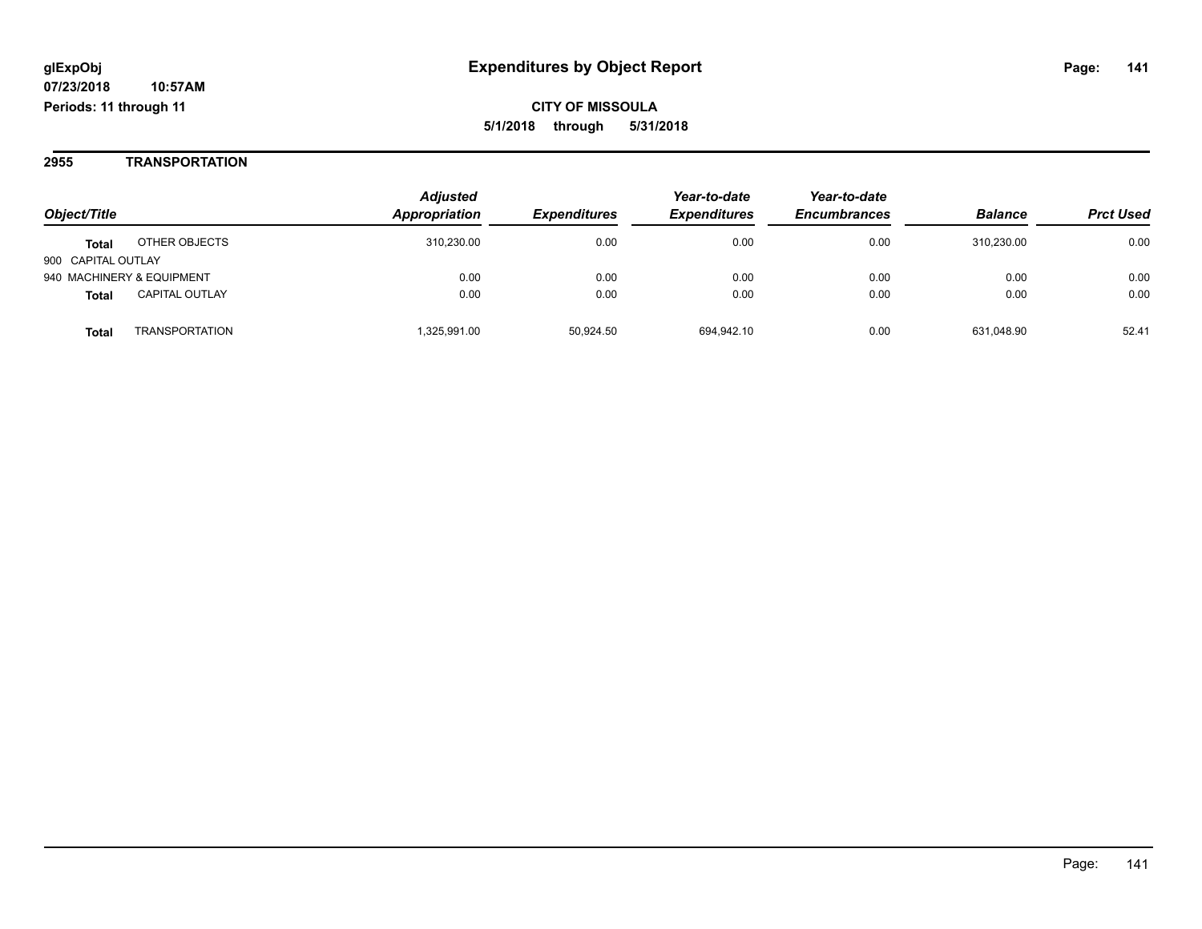# Expenditures by Object Report

glExpObj
07/23/2018 10:57AM
Periods: 11 through 11

**CITY OF MISSOULA**
**5/1/2018 through 5/31/2018**

## 2955 TRANSPORTATION

| Object/Title | | Adjusted Appropriation | Expenditures | Year-to-date Expenditures | Year-to-date Encumbrances | Balance | Prct Used |
|---|---|---|---|---|---|---|---|
| **Total** | OTHER OBJECTS | 310,230.00 | 0.00 | 0.00 | 0.00 | 310,230.00 | 0.00 |
| 900 CAPITAL OUTLAY | | | | | | | |
| 940 MACHINERY & EQUIPMENT | | 0.00 | 0.00 | 0.00 | 0.00 | 0.00 | 0.00 |
| **Total** | CAPITAL OUTLAY | 0.00 | 0.00 | 0.00 | 0.00 | 0.00 | 0.00 |
| **Total** | TRANSPORTATION | 1,325,991.00 | 50,924.50 | 694,942.10 | 0.00 | 631,048.90 | 52.41 |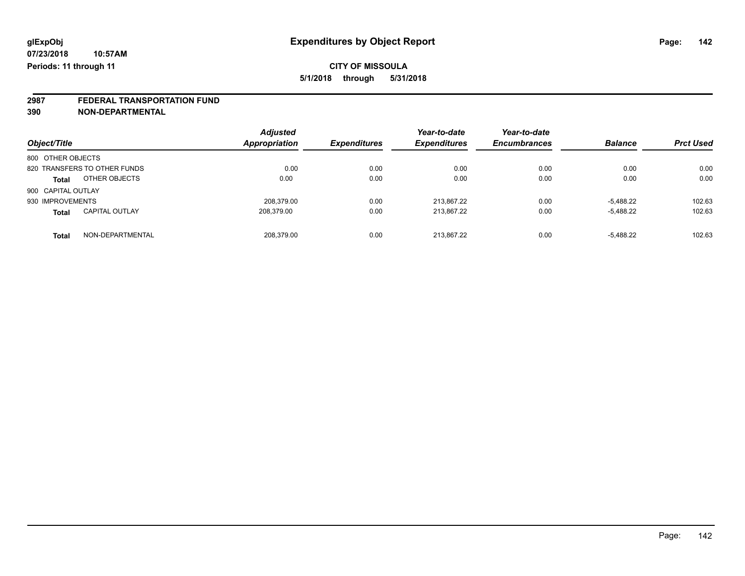glExpObj
07/23/2018 10:57AM
Periods: 11 through 11

# Expenditures by Object Report

**CITY OF MISSOULA**
**5/1/2018 through 5/31/2018**

## 2987 FEDERAL TRANSPORTATION FUND
## 390 NON-DEPARTMENTAL

| Object/Title | | Adjusted Appropriation | Expenditures | Year-to-date Expenditures | Year-to-date Encumbrances | Balance | Prct Used |
|---|---|---|---|---|---|---|---|
| 800 OTHER OBJECTS | | | | | | | |
| 820 TRANSFERS TO OTHER FUNDS | | 0.00 | 0.00 | 0.00 | 0.00 | 0.00 | 0.00 |
| **Total** | OTHER OBJECTS | 0.00 | 0.00 | 0.00 | 0.00 | 0.00 | 0.00 |
| 900 CAPITAL OUTLAY | | | | | | | |
| 930 IMPROVEMENTS | | 208,379.00 | 0.00 | 213,867.22 | 0.00 | -5,488.22 | 102.63 |
| **Total** | CAPITAL OUTLAY | 208,379.00 | 0.00 | 213,867.22 | 0.00 | -5,488.22 | 102.63 |
| **Total** | NON-DEPARTMENTAL | 208,379.00 | 0.00 | 213,867.22 | 0.00 | -5,488.22 | 102.63 |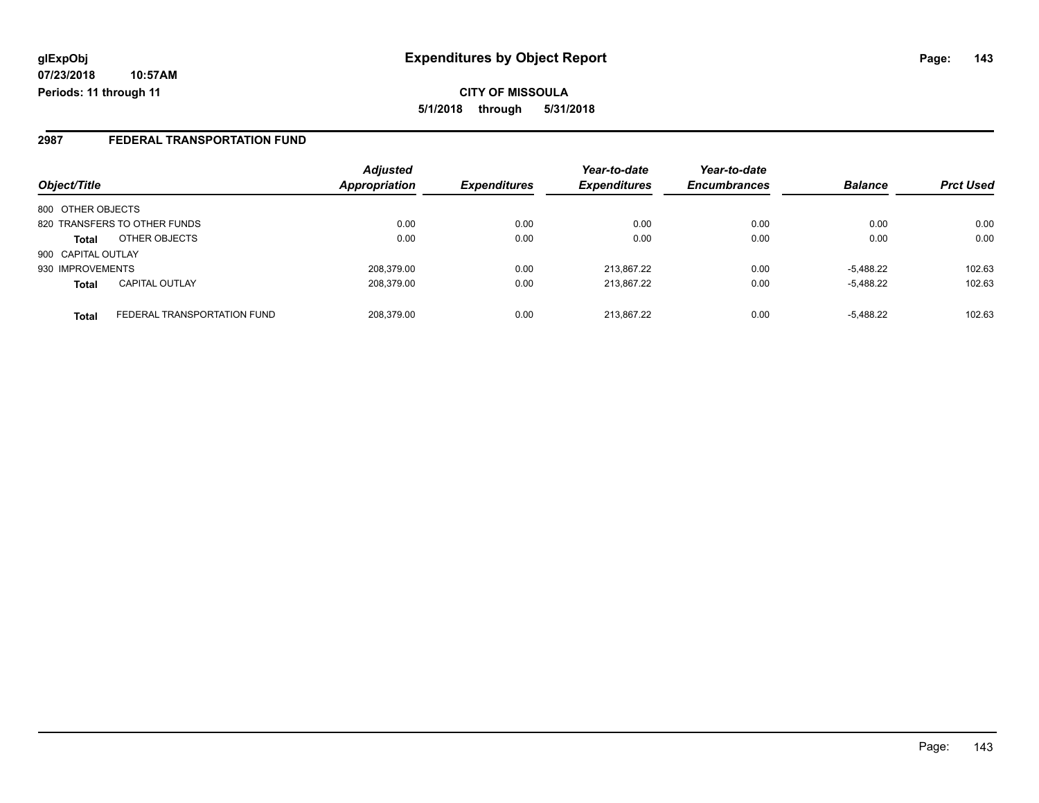# Expenditures by Object Report

glExpObj
07/23/2018 10:57AM
Periods: 11 through 11

**CITY OF MISSOULA**
**5/1/2018 through 5/31/2018**

## 2987 FEDERAL TRANSPORTATION FUND

| Object/Title | | Adjusted Appropriation | Expenditures | Year-to-date Expenditures | Year-to-date Encumbrances | Balance | Prct Used |
|---|---|---|---|---|---|---|---|
| 800 OTHER OBJECTS | | | | | | | |
| 820 TRANSFERS TO OTHER FUNDS | | 0.00 | 0.00 | 0.00 | 0.00 | 0.00 | 0.00 |
| **Total** | OTHER OBJECTS | 0.00 | 0.00 | 0.00 | 0.00 | 0.00 | 0.00 |
| 900 CAPITAL OUTLAY | | | | | | | |
| 930 IMPROVEMENTS | | 208,379.00 | 0.00 | 213,867.22 | 0.00 | -5,488.22 | 102.63 |
| **Total** | CAPITAL OUTLAY | 208,379.00 | 0.00 | 213,867.22 | 0.00 | -5,488.22 | 102.63 |
| **Total** | FEDERAL TRANSPORTATION FUND | 208,379.00 | 0.00 | 213,867.22 | 0.00 | -5,488.22 | 102.63 |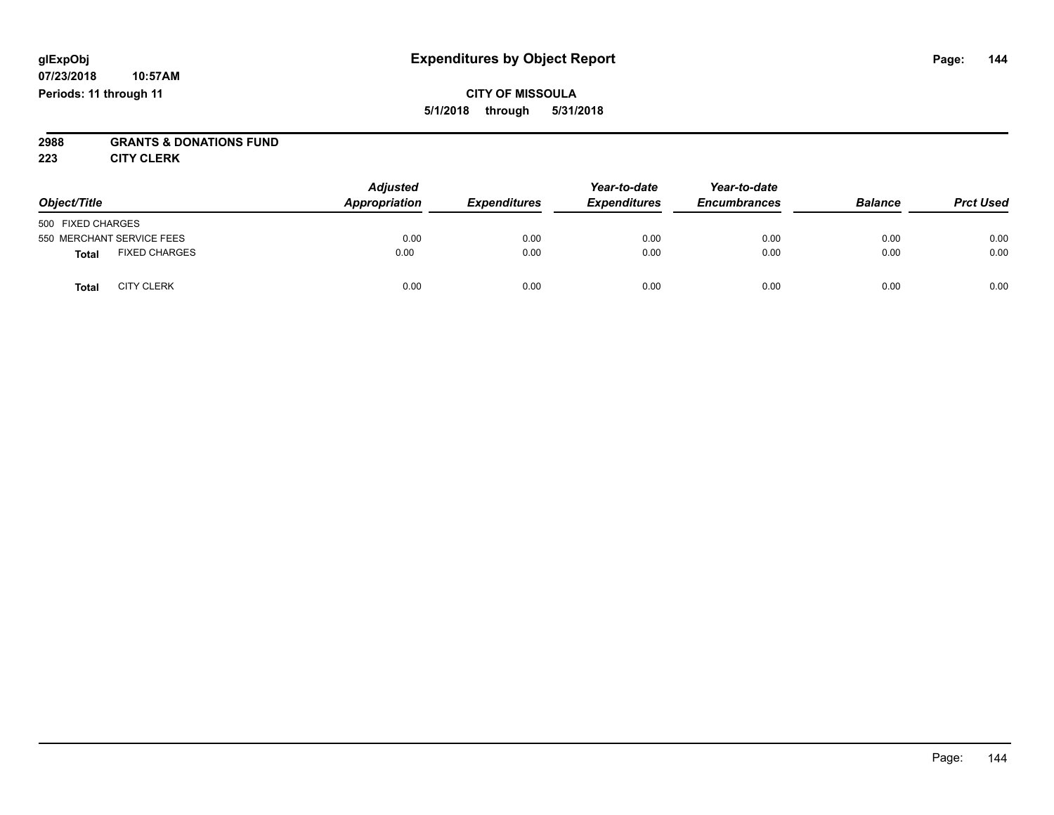# Expenditures by Object Report

glExpObj
07/23/2018 10:57AM
Periods: 11 through 11

**CITY OF MISSOULA**
**5/1/2018 through 5/31/2018**

**2988 GRANTS & DONATIONS FUND**
**223 CITY CLERK**

| Object/Title | | Adjusted Appropriation | Expenditures | Year-to-date Expenditures | Year-to-date Encumbrances | Balance | Prct Used |
|---|---|---|---|---|---|---|---|
| 500 FIXED CHARGES | | | | | | | |
| 550 MERCHANT SERVICE FEES | | 0.00 | 0.00 | 0.00 | 0.00 | 0.00 | 0.00 |
| **Total** | FIXED CHARGES | 0.00 | 0.00 | 0.00 | 0.00 | 0.00 | 0.00 |
| **Total** | CITY CLERK | 0.00 | 0.00 | 0.00 | 0.00 | 0.00 | 0.00 |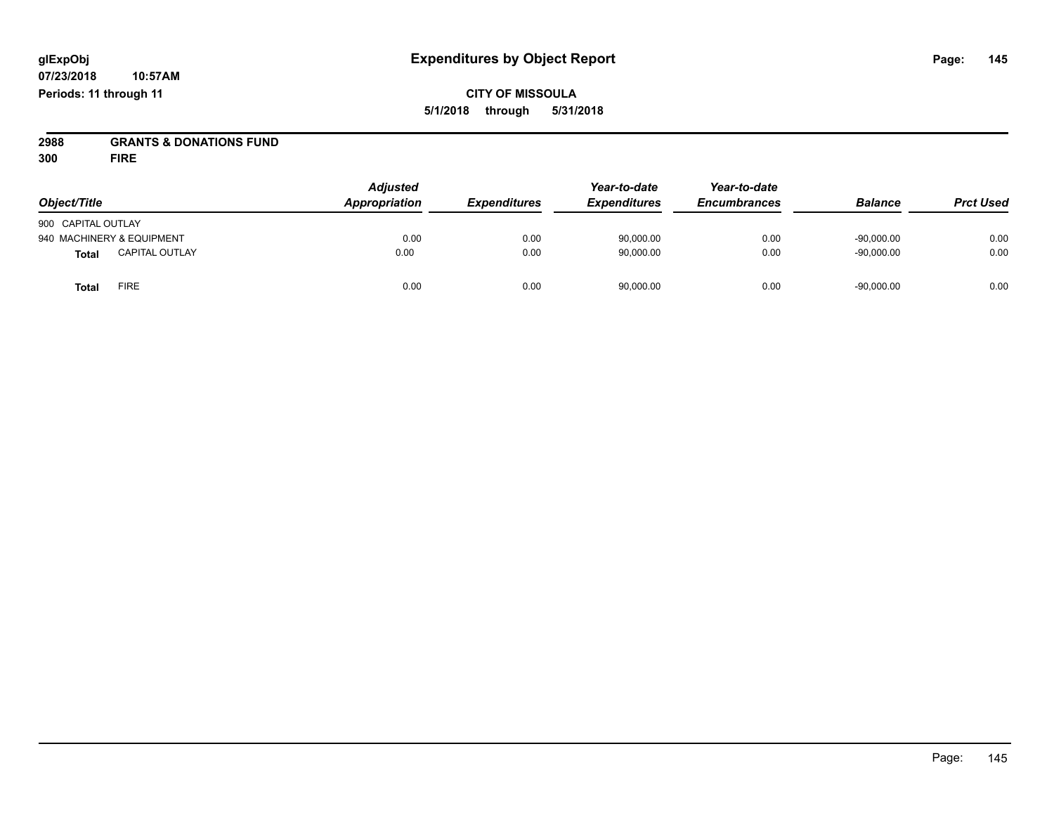glExpObj
07/23/2018 10:57AM
Periods: 11 through 11

# Expenditures by Object Report

**CITY OF MISSOULA**
**5/1/2018 through 5/31/2018**

**2988 GRANTS & DONATIONS FUND**
**300 FIRE**

| Object/Title | Adjusted Appropriation | Expenditures | Year-to-date Expenditures | Year-to-date Encumbrances | Balance | Prct Used |
|---|---|---|---|---|---|---|
| 900 CAPITAL OUTLAY | | | | | | |
| 940 MACHINERY & EQUIPMENT | 0.00 | 0.00 | 90,000.00 | 0.00 | -90,000.00 | 0.00 |
| **Total** CAPITAL OUTLAY | 0.00 | 0.00 | 90,000.00 | 0.00 | -90,000.00 | 0.00 |
| **Total** FIRE | 0.00 | 0.00 | 90,000.00 | 0.00 | -90,000.00 | 0.00 |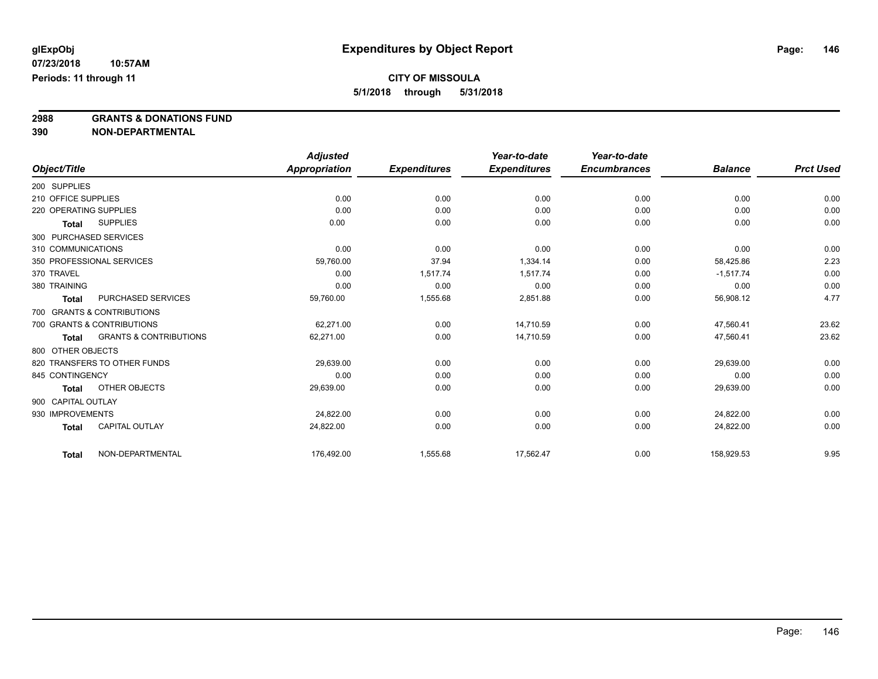**glExpObj** 
**07/23/2018 10:57AM**
**Periods: 11 through 11**

# Expenditures by Object Report

**CITY OF MISSOULA**
**5/1/2018 through 5/31/2018**

**2988 GRANTS & DONATIONS FUND**
**390 NON-DEPARTMENTAL**

| Object/Title | Adjusted Appropriation | Expenditures | Year-to-date Expenditures | Year-to-date Encumbrances | Balance | Prct Used |
|---|---|---|---|---|---|---|
| 200 SUPPLIES | | | | | | |
| 210 OFFICE SUPPLIES | 0.00 | 0.00 | 0.00 | 0.00 | 0.00 | 0.00 |
| 220 OPERATING SUPPLIES | 0.00 | 0.00 | 0.00 | 0.00 | 0.00 | 0.00 |
| **Total** SUPPLIES | 0.00 | 0.00 | 0.00 | 0.00 | 0.00 | 0.00 |
| 300 PURCHASED SERVICES | | | | | | |
| 310 COMMUNICATIONS | 0.00 | 0.00 | 0.00 | 0.00 | 0.00 | 0.00 |
| 350 PROFESSIONAL SERVICES | 59,760.00 | 37.94 | 1,334.14 | 0.00 | 58,425.86 | 2.23 |
| 370 TRAVEL | 0.00 | 1,517.74 | 1,517.74 | 0.00 | -1,517.74 | 0.00 |
| 380 TRAINING | 0.00 | 0.00 | 0.00 | 0.00 | 0.00 | 0.00 |
| **Total** PURCHASED SERVICES | 59,760.00 | 1,555.68 | 2,851.88 | 0.00 | 56,908.12 | 4.77 |
| 700 GRANTS & CONTRIBUTIONS | | | | | | |
| 700 GRANTS & CONTRIBUTIONS | 62,271.00 | 0.00 | 14,710.59 | 0.00 | 47,560.41 | 23.62 |
| **Total** GRANTS & CONTRIBUTIONS | 62,271.00 | 0.00 | 14,710.59 | 0.00 | 47,560.41 | 23.62 |
| 800 OTHER OBJECTS | | | | | | |
| 820 TRANSFERS TO OTHER FUNDS | 29,639.00 | 0.00 | 0.00 | 0.00 | 29,639.00 | 0.00 |
| 845 CONTINGENCY | 0.00 | 0.00 | 0.00 | 0.00 | 0.00 | 0.00 |
| **Total** OTHER OBJECTS | 29,639.00 | 0.00 | 0.00 | 0.00 | 29,639.00 | 0.00 |
| 900 CAPITAL OUTLAY | | | | | | |
| 930 IMPROVEMENTS | 24,822.00 | 0.00 | 0.00 | 0.00 | 24,822.00 | 0.00 |
| **Total** CAPITAL OUTLAY | 24,822.00 | 0.00 | 0.00 | 0.00 | 24,822.00 | 0.00 |
| **Total** NON-DEPARTMENTAL | 176,492.00 | 1,555.68 | 17,562.47 | 0.00 | 158,929.53 | 9.95 |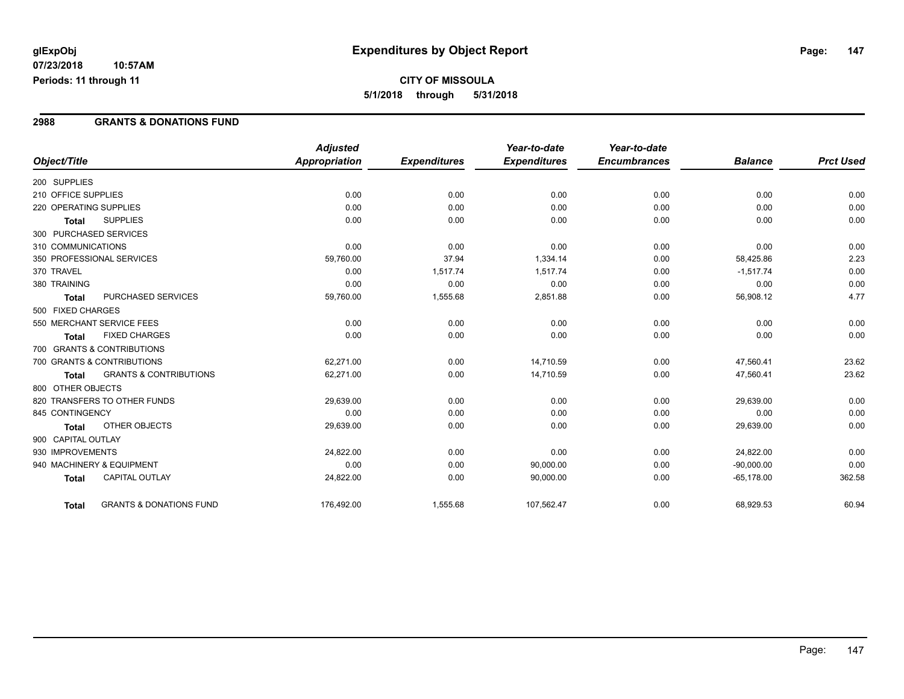# Expenditures by Object Report

glExpObj
07/23/2018 10:57AM
Periods: 11 through 11

**CITY OF MISSOULA**
**5/1/2018 through 5/31/2018**

## 2988 GRANTS & DONATIONS FUND

| Object/Title | Adjusted Appropriation | Expenditures | Year-to-date Expenditures | Year-to-date Encumbrances | Balance | Prct Used |
|---|---|---|---|---|---|---|
| 200 SUPPLIES | | | | | | |
| 210 OFFICE SUPPLIES | 0.00 | 0.00 | 0.00 | 0.00 | 0.00 | 0.00 |
| 220 OPERATING SUPPLIES | 0.00 | 0.00 | 0.00 | 0.00 | 0.00 | 0.00 |
| **Total** SUPPLIES | 0.00 | 0.00 | 0.00 | 0.00 | 0.00 | 0.00 |
| 300 PURCHASED SERVICES | | | | | | |
| 310 COMMUNICATIONS | 0.00 | 0.00 | 0.00 | 0.00 | 0.00 | 0.00 |
| 350 PROFESSIONAL SERVICES | 59,760.00 | 37.94 | 1,334.14 | 0.00 | 58,425.86 | 2.23 |
| 370 TRAVEL | 0.00 | 1,517.74 | 1,517.74 | 0.00 | -1,517.74 | 0.00 |
| 380 TRAINING | 0.00 | 0.00 | 0.00 | 0.00 | 0.00 | 0.00 |
| **Total** PURCHASED SERVICES | 59,760.00 | 1,555.68 | 2,851.88 | 0.00 | 56,908.12 | 4.77 |
| 500 FIXED CHARGES | | | | | | |
| 550 MERCHANT SERVICE FEES | 0.00 | 0.00 | 0.00 | 0.00 | 0.00 | 0.00 |
| **Total** FIXED CHARGES | 0.00 | 0.00 | 0.00 | 0.00 | 0.00 | 0.00 |
| 700 GRANTS & CONTRIBUTIONS | | | | | | |
| 700 GRANTS & CONTRIBUTIONS | 62,271.00 | 0.00 | 14,710.59 | 0.00 | 47,560.41 | 23.62 |
| **Total** GRANTS & CONTRIBUTIONS | 62,271.00 | 0.00 | 14,710.59 | 0.00 | 47,560.41 | 23.62 |
| 800 OTHER OBJECTS | | | | | | |
| 820 TRANSFERS TO OTHER FUNDS | 29,639.00 | 0.00 | 0.00 | 0.00 | 29,639.00 | 0.00 |
| 845 CONTINGENCY | 0.00 | 0.00 | 0.00 | 0.00 | 0.00 | 0.00 |
| **Total** OTHER OBJECTS | 29,639.00 | 0.00 | 0.00 | 0.00 | 29,639.00 | 0.00 |
| 900 CAPITAL OUTLAY | | | | | | |
| 930 IMPROVEMENTS | 24,822.00 | 0.00 | 0.00 | 0.00 | 24,822.00 | 0.00 |
| 940 MACHINERY & EQUIPMENT | 0.00 | 0.00 | 90,000.00 | 0.00 | -90,000.00 | 0.00 |
| **Total** CAPITAL OUTLAY | 24,822.00 | 0.00 | 90,000.00 | 0.00 | -65,178.00 | 362.58 |
| **Total** GRANTS & DONATIONS FUND | 176,492.00 | 1,555.68 | 107,562.47 | 0.00 | 68,929.53 | 60.94 |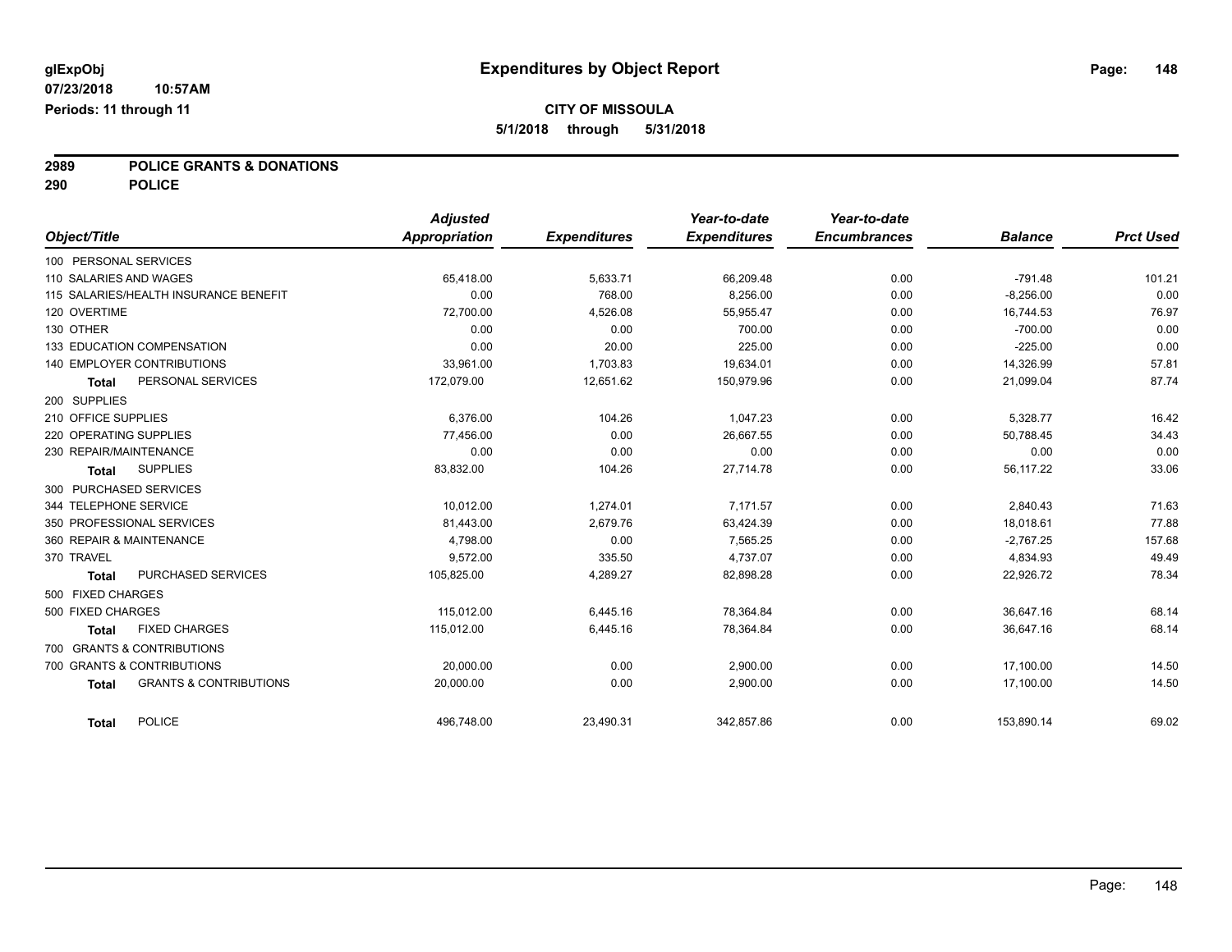glExpObj
07/23/2018 10:57AM
Periods: 11 through 11

# Expenditures by Object Report

**CITY OF MISSOULA**
**5/1/2018 through 5/31/2018**

**2989 POLICE GRANTS & DONATIONS**
**290 POLICE**

| Object/Title | Adjusted Appropriation | Expenditures | Year-to-date Expenditures | Year-to-date Encumbrances | Balance | Prct Used |
|---|---|---|---|---|---|---|
| 100 PERSONAL SERVICES | | | | | | |
| 110 SALARIES AND WAGES | 65,418.00 | 5,633.71 | 66,209.48 | 0.00 | -791.48 | 101.21 |
| 115 SALARIES/HEALTH INSURANCE BENEFIT | 0.00 | 768.00 | 8,256.00 | 0.00 | -8,256.00 | 0.00 |
| 120 OVERTIME | 72,700.00 | 4,526.08 | 55,955.47 | 0.00 | 16,744.53 | 76.97 |
| 130 OTHER | 0.00 | 0.00 | 700.00 | 0.00 | -700.00 | 0.00 |
| 133 EDUCATION COMPENSATION | 0.00 | 20.00 | 225.00 | 0.00 | -225.00 | 0.00 |
| 140 EMPLOYER CONTRIBUTIONS | 33,961.00 | 1,703.83 | 19,634.01 | 0.00 | 14,326.99 | 57.81 |
| **Total** PERSONAL SERVICES | 172,079.00 | 12,651.62 | 150,979.96 | 0.00 | 21,099.04 | 87.74 |
| 200 SUPPLIES | | | | | | |
| 210 OFFICE SUPPLIES | 6,376.00 | 104.26 | 1,047.23 | 0.00 | 5,328.77 | 16.42 |
| 220 OPERATING SUPPLIES | 77,456.00 | 0.00 | 26,667.55 | 0.00 | 50,788.45 | 34.43 |
| 230 REPAIR/MAINTENANCE | 0.00 | 0.00 | 0.00 | 0.00 | 0.00 | 0.00 |
| **Total** SUPPLIES | 83,832.00 | 104.26 | 27,714.78 | 0.00 | 56,117.22 | 33.06 |
| 300 PURCHASED SERVICES | | | | | | |
| 344 TELEPHONE SERVICE | 10,012.00 | 1,274.01 | 7,171.57 | 0.00 | 2,840.43 | 71.63 |
| 350 PROFESSIONAL SERVICES | 81,443.00 | 2,679.76 | 63,424.39 | 0.00 | 18,018.61 | 77.88 |
| 360 REPAIR & MAINTENANCE | 4,798.00 | 0.00 | 7,565.25 | 0.00 | -2,767.25 | 157.68 |
| 370 TRAVEL | 9,572.00 | 335.50 | 4,737.07 | 0.00 | 4,834.93 | 49.49 |
| **Total** PURCHASED SERVICES | 105,825.00 | 4,289.27 | 82,898.28 | 0.00 | 22,926.72 | 78.34 |
| 500 FIXED CHARGES | | | | | | |
| 500 FIXED CHARGES | 115,012.00 | 6,445.16 | 78,364.84 | 0.00 | 36,647.16 | 68.14 |
| **Total** FIXED CHARGES | 115,012.00 | 6,445.16 | 78,364.84 | 0.00 | 36,647.16 | 68.14 |
| 700 GRANTS & CONTRIBUTIONS | | | | | | |
| 700 GRANTS & CONTRIBUTIONS | 20,000.00 | 0.00 | 2,900.00 | 0.00 | 17,100.00 | 14.50 |
| **Total** GRANTS & CONTRIBUTIONS | 20,000.00 | 0.00 | 2,900.00 | 0.00 | 17,100.00 | 14.50 |
| **Total** POLICE | 496,748.00 | 23,490.31 | 342,857.86 | 0.00 | 153,890.14 | 69.02 |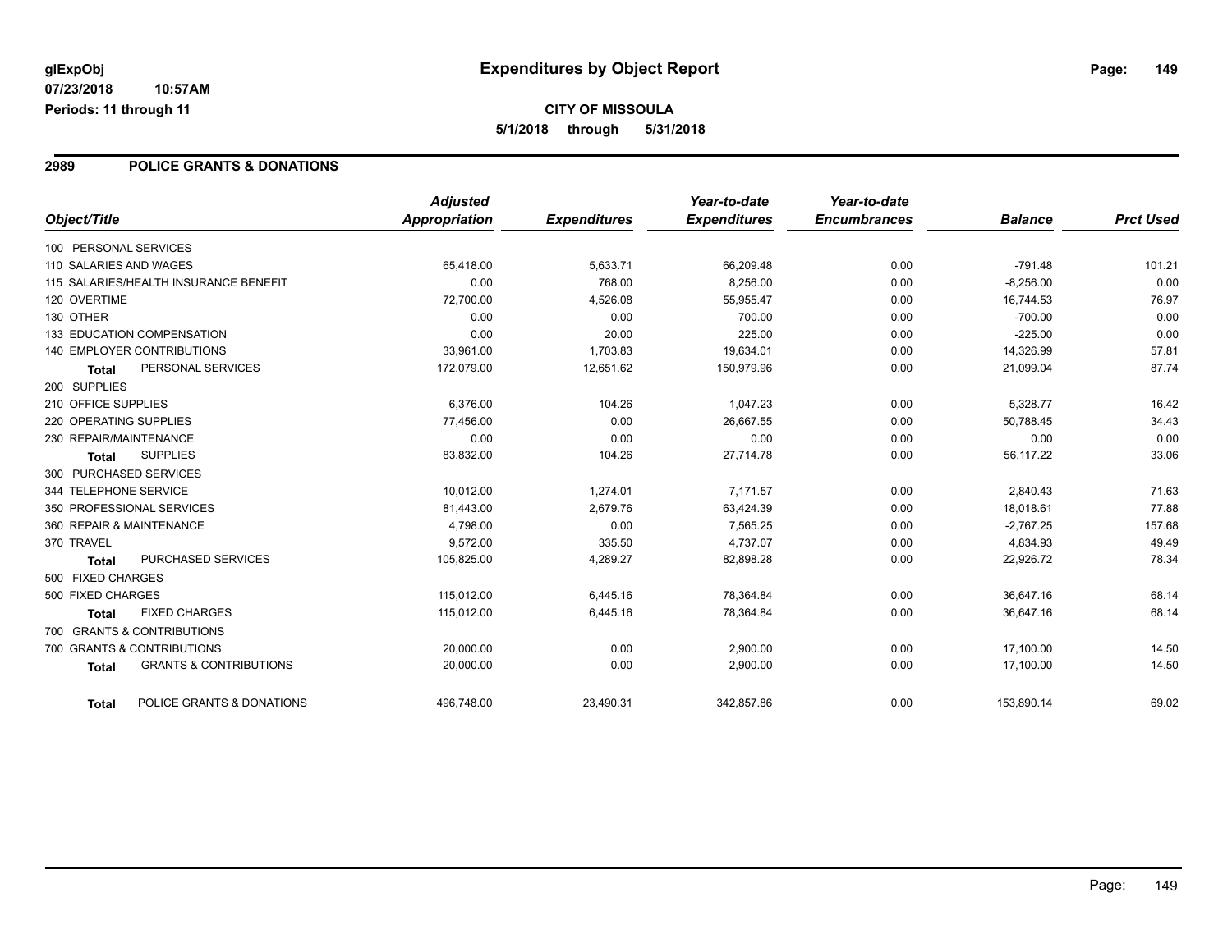**glExpObj**
**07/23/2018 10:57AM**
**Periods: 11 through 11**

# Expenditures by Object Report

**CITY OF MISSOULA**
**5/1/2018 through 5/31/2018**

## 2989 POLICE GRANTS & DONATIONS

| Object/Title | Adjusted Appropriation | Expenditures | Year-to-date Expenditures | Year-to-date Encumbrances | Balance | Prct Used |
|---|---|---|---|---|---|---|
| 100 PERSONAL SERVICES | | | | | | |
| 110 SALARIES AND WAGES | 65,418.00 | 5,633.71 | 66,209.48 | 0.00 | -791.48 | 101.21 |
| 115 SALARIES/HEALTH INSURANCE BENEFIT | 0.00 | 768.00 | 8,256.00 | 0.00 | -8,256.00 | 0.00 |
| 120 OVERTIME | 72,700.00 | 4,526.08 | 55,955.47 | 0.00 | 16,744.53 | 76.97 |
| 130 OTHER | 0.00 | 0.00 | 700.00 | 0.00 | -700.00 | 0.00 |
| 133 EDUCATION COMPENSATION | 0.00 | 20.00 | 225.00 | 0.00 | -225.00 | 0.00 |
| 140 EMPLOYER CONTRIBUTIONS | 33,961.00 | 1,703.83 | 19,634.01 | 0.00 | 14,326.99 | 57.81 |
| **Total** PERSONAL SERVICES | 172,079.00 | 12,651.62 | 150,979.96 | 0.00 | 21,099.04 | 87.74 |
| 200 SUPPLIES | | | | | | |
| 210 OFFICE SUPPLIES | 6,376.00 | 104.26 | 1,047.23 | 0.00 | 5,328.77 | 16.42 |
| 220 OPERATING SUPPLIES | 77,456.00 | 0.00 | 26,667.55 | 0.00 | 50,788.45 | 34.43 |
| 230 REPAIR/MAINTENANCE | 0.00 | 0.00 | 0.00 | 0.00 | 0.00 | 0.00 |
| **Total** SUPPLIES | 83,832.00 | 104.26 | 27,714.78 | 0.00 | 56,117.22 | 33.06 |
| 300 PURCHASED SERVICES | | | | | | |
| 344 TELEPHONE SERVICE | 10,012.00 | 1,274.01 | 7,171.57 | 0.00 | 2,840.43 | 71.63 |
| 350 PROFESSIONAL SERVICES | 81,443.00 | 2,679.76 | 63,424.39 | 0.00 | 18,018.61 | 77.88 |
| 360 REPAIR & MAINTENANCE | 4,798.00 | 0.00 | 7,565.25 | 0.00 | -2,767.25 | 157.68 |
| 370 TRAVEL | 9,572.00 | 335.50 | 4,737.07 | 0.00 | 4,834.93 | 49.49 |
| **Total** PURCHASED SERVICES | 105,825.00 | 4,289.27 | 82,898.28 | 0.00 | 22,926.72 | 78.34 |
| 500 FIXED CHARGES | | | | | | |
| 500 FIXED CHARGES | 115,012.00 | 6,445.16 | 78,364.84 | 0.00 | 36,647.16 | 68.14 |
| **Total** FIXED CHARGES | 115,012.00 | 6,445.16 | 78,364.84 | 0.00 | 36,647.16 | 68.14 |
| 700 GRANTS & CONTRIBUTIONS | | | | | | |
| 700 GRANTS & CONTRIBUTIONS | 20,000.00 | 0.00 | 2,900.00 | 0.00 | 17,100.00 | 14.50 |
| **Total** GRANTS & CONTRIBUTIONS | 20,000.00 | 0.00 | 2,900.00 | 0.00 | 17,100.00 | 14.50 |
| **Total** POLICE GRANTS & DONATIONS | 496,748.00 | 23,490.31 | 342,857.86 | 0.00 | 153,890.14 | 69.02 |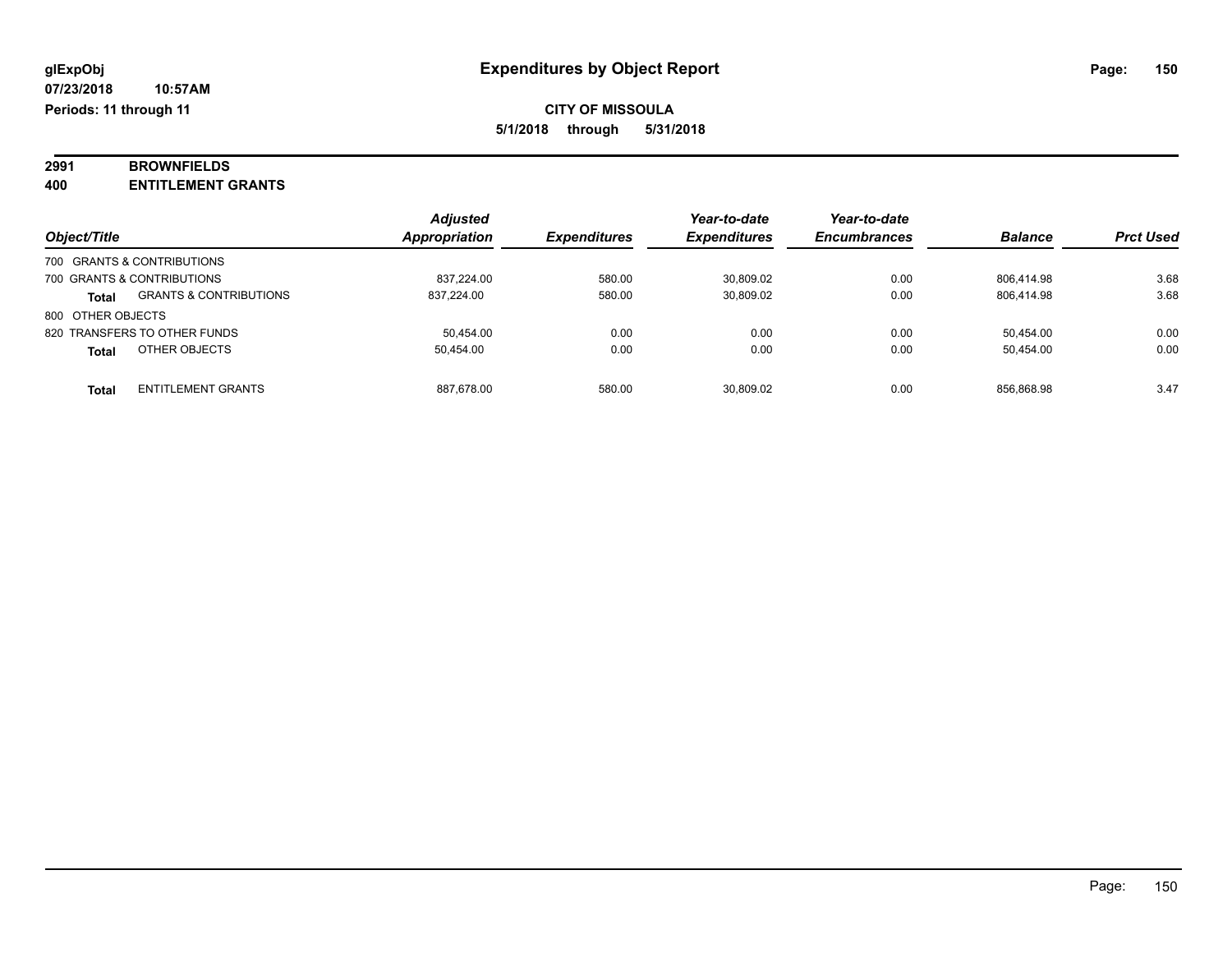# Expenditures by Object Report

glExpObj
07/23/2018 10:57AM
Periods: 11 through 11

**CITY OF MISSOULA**
**5/1/2018 through 5/31/2018**

**2991 BROWNFIELDS**
**400 ENTITLEMENT GRANTS**

| Object/Title | | Adjusted Appropriation | Expenditures | Year-to-date Expenditures | Year-to-date Encumbrances | Balance | Prct Used |
|---|---|---|---|---|---|---|---|
| 700 GRANTS & CONTRIBUTIONS | | | | | | | |
| 700 GRANTS & CONTRIBUTIONS | | 837,224.00 | 580.00 | 30,809.02 | 0.00 | 806,414.98 | 3.68 |
| **Total** | GRANTS & CONTRIBUTIONS | 837,224.00 | 580.00 | 30,809.02 | 0.00 | 806,414.98 | 3.68 |
| 800 OTHER OBJECTS | | | | | | | |
| 820 TRANSFERS TO OTHER FUNDS | | 50,454.00 | 0.00 | 0.00 | 0.00 | 50,454.00 | 0.00 |
| **Total** | OTHER OBJECTS | 50,454.00 | 0.00 | 0.00 | 0.00 | 50,454.00 | 0.00 |
| **Total** | ENTITLEMENT GRANTS | 887,678.00 | 580.00 | 30,809.02 | 0.00 | 856,868.98 | 3.47 |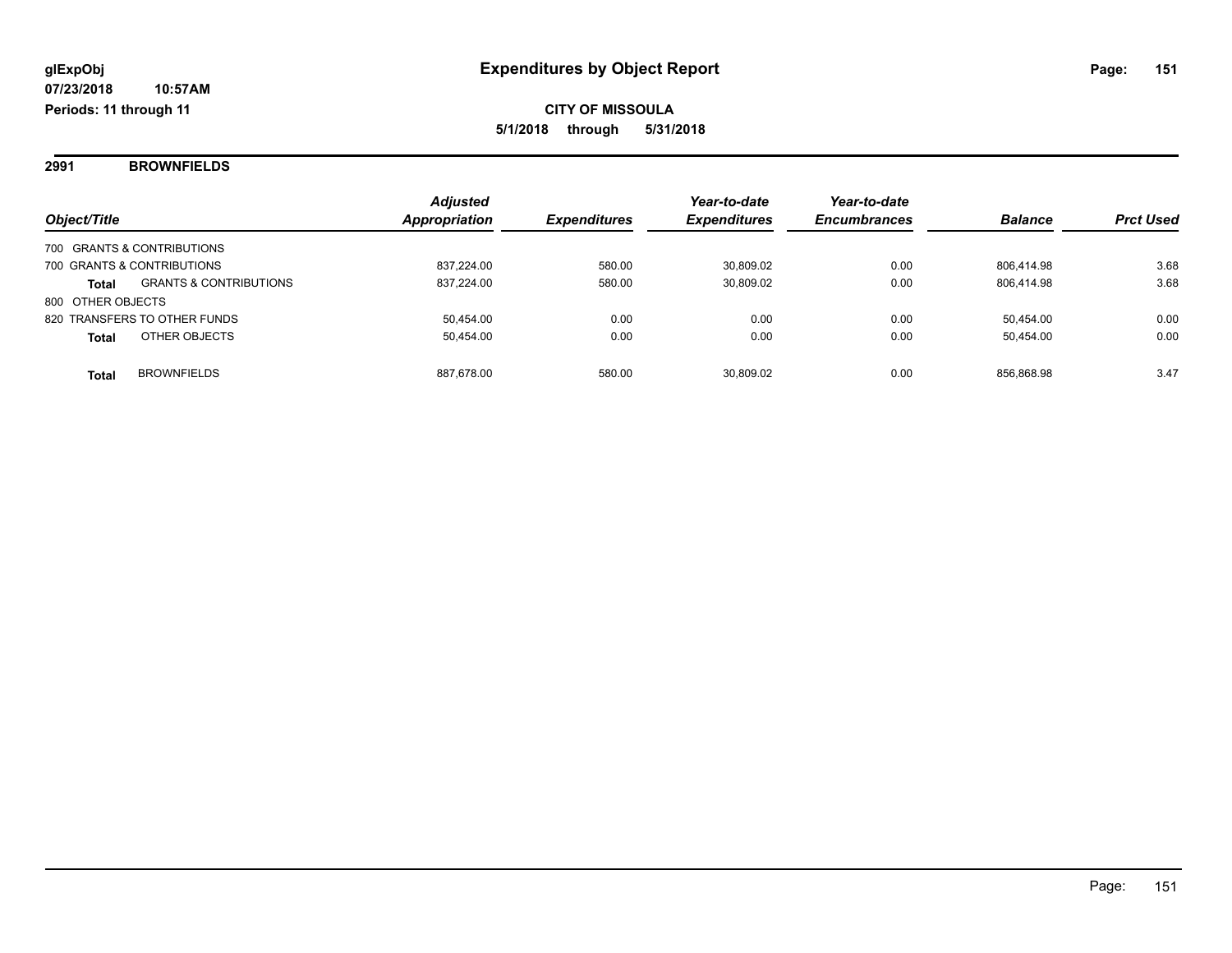glExpObj
07/23/2018 10:57AM
Periods: 11 through 11

# Expenditures by Object Report

**CITY OF MISSOULA**
**5/1/2018 through 5/31/2018**

## 2991 BROWNFIELDS

| Object/Title | | Adjusted Appropriation | Expenditures | Year-to-date Expenditures | Year-to-date Encumbrances | Balance | Prct Used |
|---|---|---|---|---|---|---|---|
| 700 GRANTS & CONTRIBUTIONS | | | | | | | |
| 700 GRANTS & CONTRIBUTIONS | | 837,224.00 | 580.00 | 30,809.02 | 0.00 | 806,414.98 | 3.68 |
| **Total** | GRANTS & CONTRIBUTIONS | 837,224.00 | 580.00 | 30,809.02 | 0.00 | 806,414.98 | 3.68 |
| 800 OTHER OBJECTS | | | | | | | |
| 820 TRANSFERS TO OTHER FUNDS | | 50,454.00 | 0.00 | 0.00 | 0.00 | 50,454.00 | 0.00 |
| **Total** | OTHER OBJECTS | 50,454.00 | 0.00 | 0.00 | 0.00 | 50,454.00 | 0.00 |
| **Total** | BROWNFIELDS | 887,678.00 | 580.00 | 30,809.02 | 0.00 | 856,868.98 | 3.47 |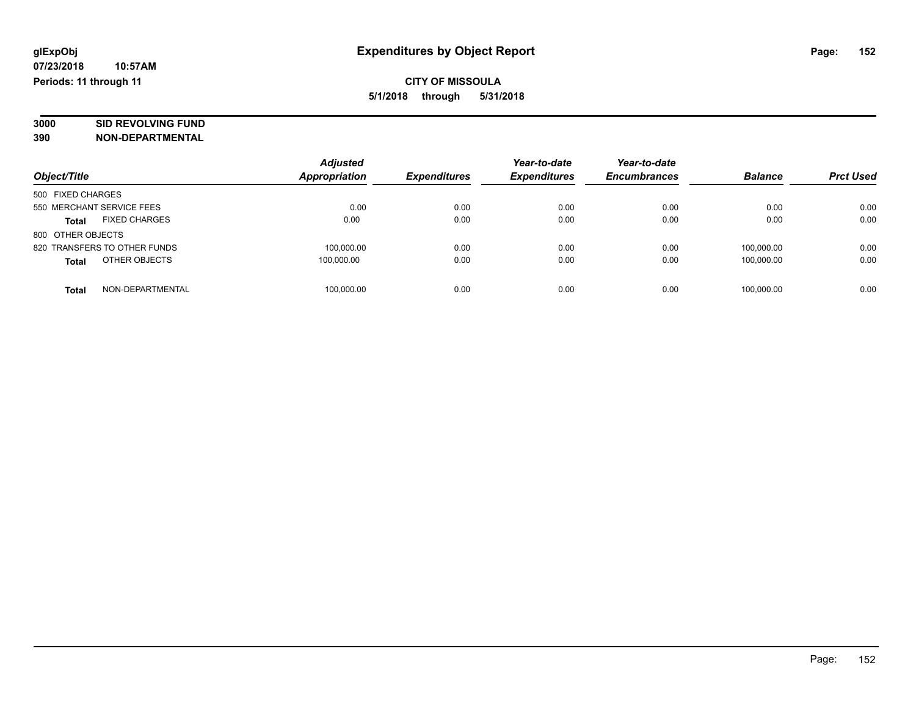**glExpObj**
**07/23/2018 10:57AM**
**Periods: 11 through 11**

# Expenditures by Object Report

**CITY OF MISSOULA**
**5/1/2018 through 5/31/2018**

**3000 SID REVOLVING FUND**
**390 NON-DEPARTMENTAL**

| Object/Title | Adjusted Appropriation | Expenditures | Year-to-date Expenditures | Year-to-date Encumbrances | Balance | Prct Used |
|---|---|---|---|---|---|---|
| 500 FIXED CHARGES | | | | | | |
| 550 MERCHANT SERVICE FEES | 0.00 | 0.00 | 0.00 | 0.00 | 0.00 | 0.00 |
| **Total** FIXED CHARGES | 0.00 | 0.00 | 0.00 | 0.00 | 0.00 | 0.00 |
| 800 OTHER OBJECTS | | | | | | |
| 820 TRANSFERS TO OTHER FUNDS | 100,000.00 | 0.00 | 0.00 | 0.00 | 100,000.00 | 0.00 |
| **Total** OTHER OBJECTS | 100,000.00 | 0.00 | 0.00 | 0.00 | 100,000.00 | 0.00 |
| **Total** NON-DEPARTMENTAL | 100,000.00 | 0.00 | 0.00 | 0.00 | 100,000.00 | 0.00 |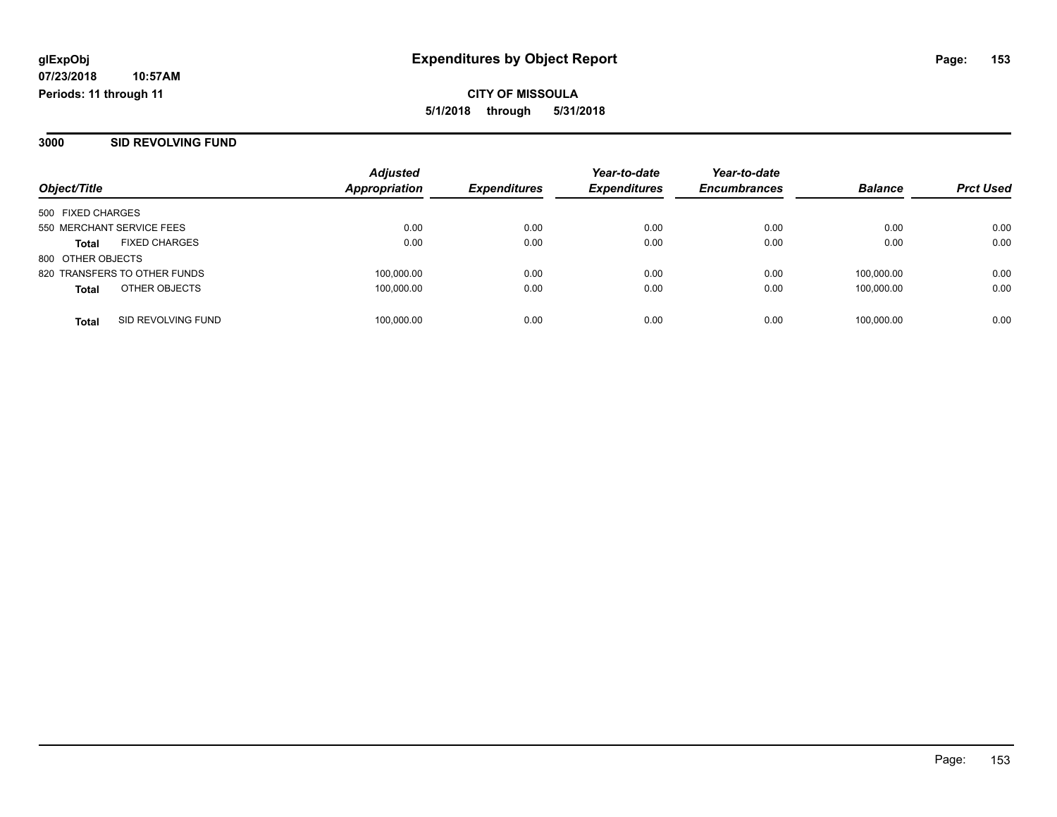**glExpObj**
**07/23/2018 10:57AM**
**Periods: 11 through 11**

# Expenditures by Object Report

**CITY OF MISSOULA**
**5/1/2018 through 5/31/2018**

## 3000 SID REVOLVING FUND

| Object/Title | Adjusted Appropriation | Expenditures | Year-to-date Expenditures | Year-to-date Encumbrances | Balance | Prct Used |
|---|---|---|---|---|---|---|
| 500 FIXED CHARGES | | | | | | |
| 550 MERCHANT SERVICE FEES | 0.00 | 0.00 | 0.00 | 0.00 | 0.00 | 0.00 |
| **Total** FIXED CHARGES | 0.00 | 0.00 | 0.00 | 0.00 | 0.00 | 0.00 |
| 800 OTHER OBJECTS | | | | | | |
| 820 TRANSFERS TO OTHER FUNDS | 100,000.00 | 0.00 | 0.00 | 0.00 | 100,000.00 | 0.00 |
| **Total** OTHER OBJECTS | 100,000.00 | 0.00 | 0.00 | 0.00 | 100,000.00 | 0.00 |
| **Total** SID REVOLVING FUND | 100,000.00 | 0.00 | 0.00 | 0.00 | 100,000.00 | 0.00 |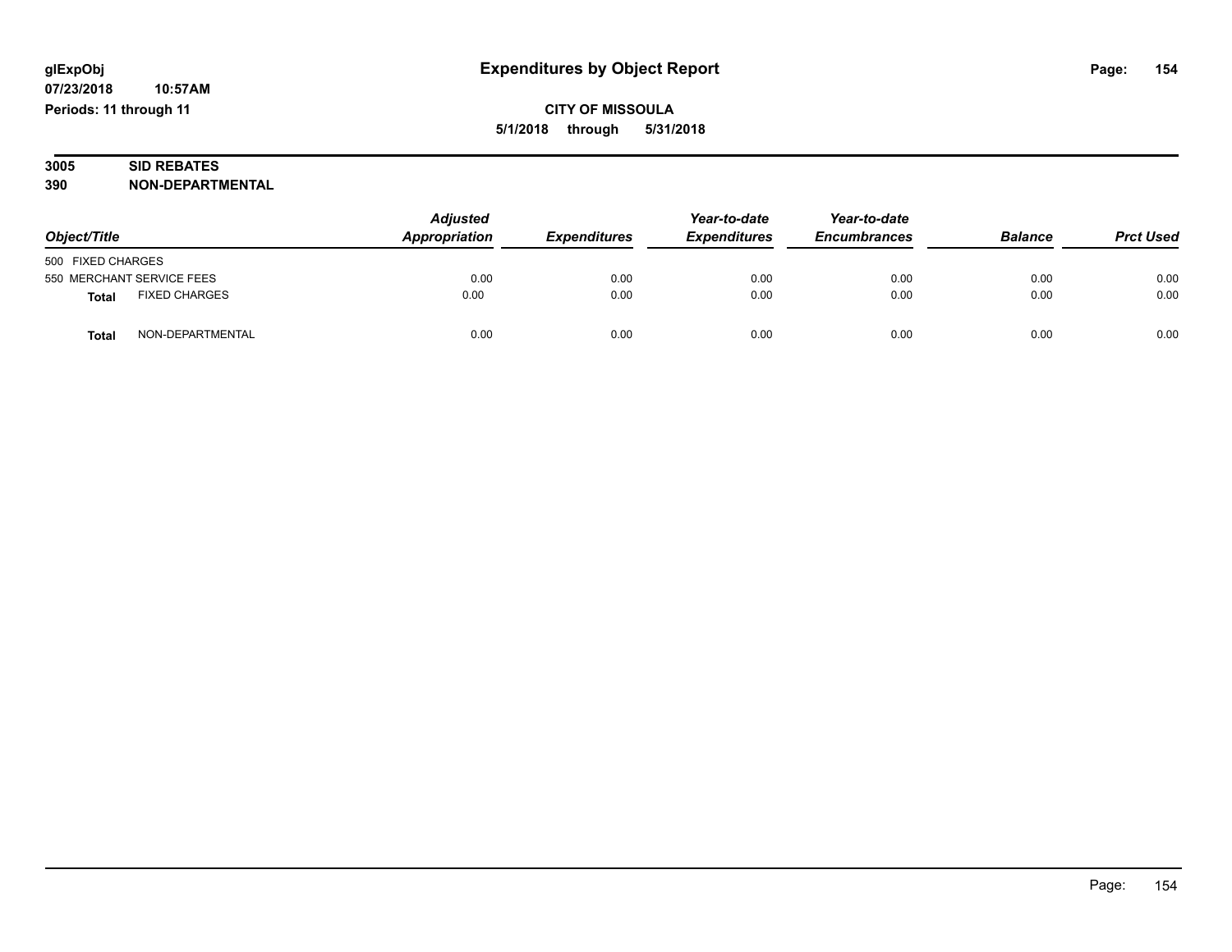**glExpObj** | **Expenditures by Object Report**

**07/23/2018 10:57AM**

**Periods: 11 through 11**

**CITY OF MISSOULA**

**5/1/2018 through 5/31/2018**

**3005 SID REBATES**

**390 NON-DEPARTMENTAL**

| Object/Title | | Adjusted Appropriation | Expenditures | Year-to-date Expenditures | Year-to-date Encumbrances | Balance | Prct Used |
|---|---|---|---|---|---|---|---|
| 500 FIXED CHARGES | | | | | | | |
| 550 MERCHANT SERVICE FEES | | 0.00 | 0.00 | 0.00 | 0.00 | 0.00 | 0.00 |
| **Total** | FIXED CHARGES | 0.00 | 0.00 | 0.00 | 0.00 | 0.00 | 0.00 |
| **Total** | NON-DEPARTMENTAL | 0.00 | 0.00 | 0.00 | 0.00 | 0.00 | 0.00 |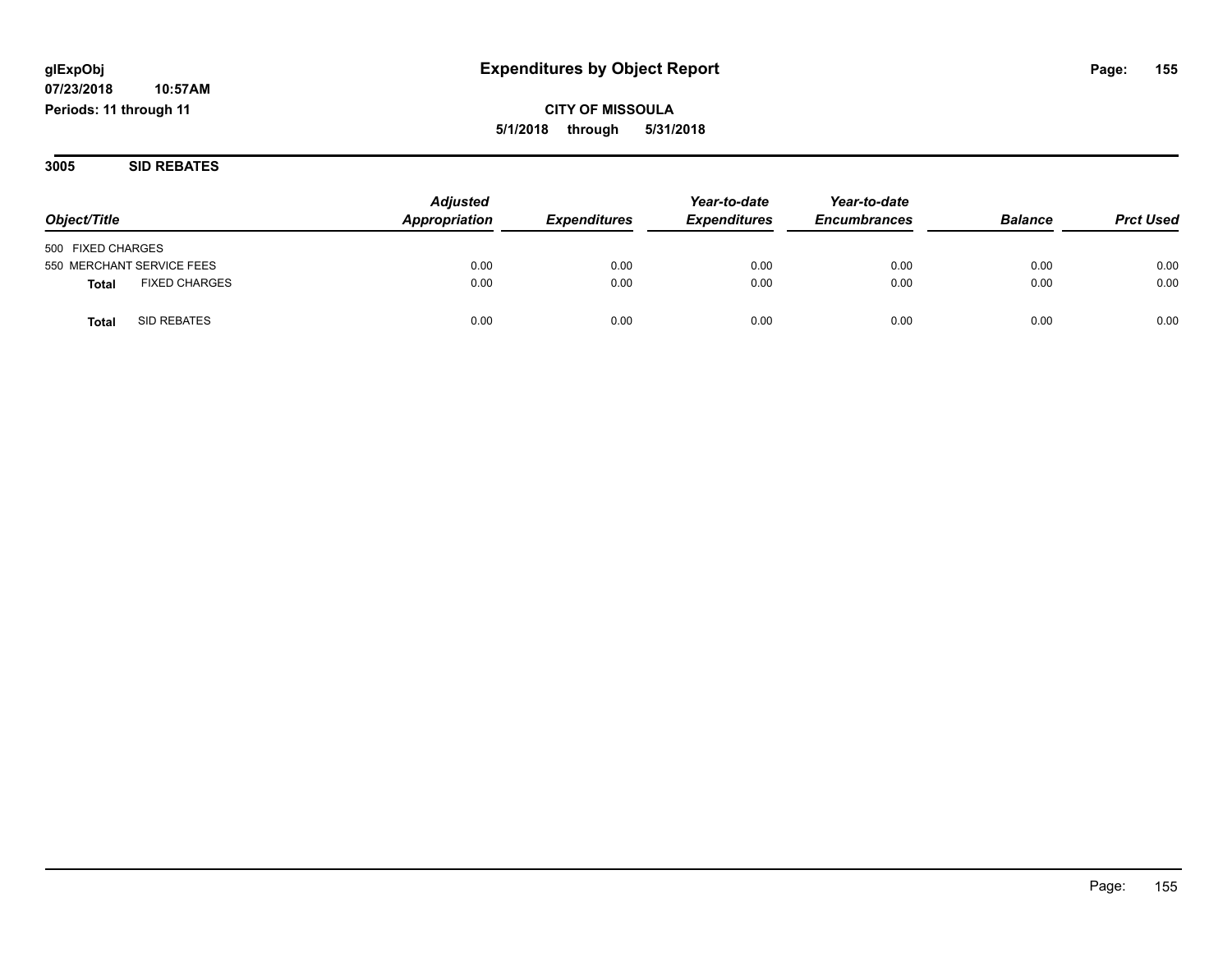**glExpObj**
**07/23/2018 10:57AM**
**Periods: 11 through 11**

# Expenditures by Object Report

**CITY OF MISSOULA**
**5/1/2018 through 5/31/2018**

## 3005 SID REBATES

| Object/Title | Adjusted Appropriation | Expenditures | Year-to-date Expenditures | Year-to-date Encumbrances | Balance | Prct Used |
|---|---|---|---|---|---|---|
| 500 FIXED CHARGES | | | | | | |
| 550 MERCHANT SERVICE FEES | 0.00 | 0.00 | 0.00 | 0.00 | 0.00 | 0.00 |
| **Total** FIXED CHARGES | 0.00 | 0.00 | 0.00 | 0.00 | 0.00 | 0.00 |
| **Total** SID REBATES | 0.00 | 0.00 | 0.00 | 0.00 | 0.00 | 0.00 |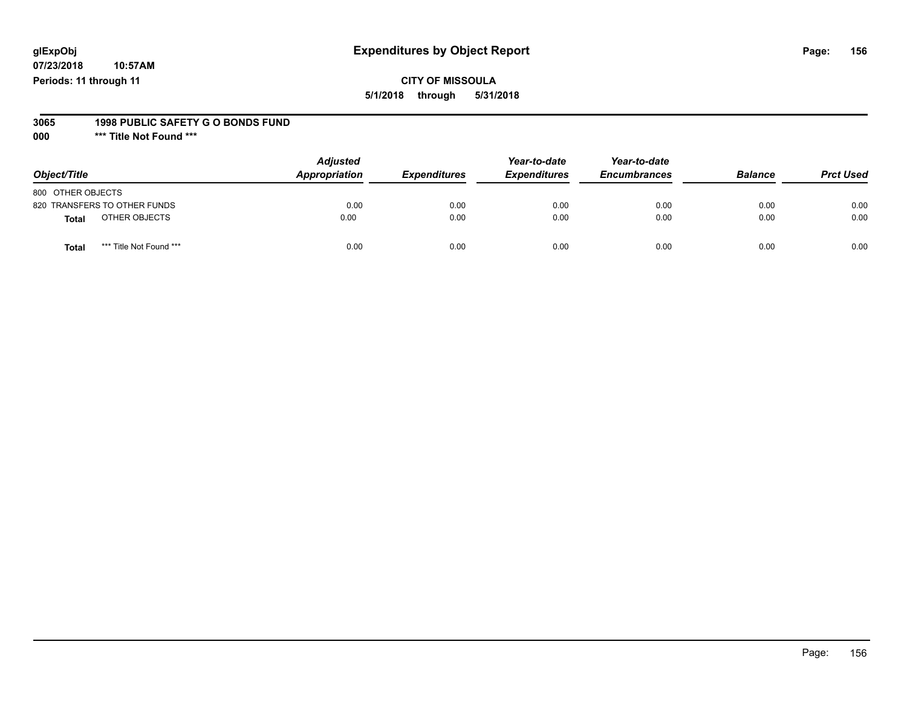glExpObj
07/23/2018 10:57AM
Periods: 11 through 11

# Expenditures by Object Report

**CITY OF MISSOULA**
**5/1/2018 through 5/31/2018**

**3065 1998 PUBLIC SAFETY G O BONDS FUND**
**000 \*\*\* Title Not Found \*\*\***

| Object/Title | Adjusted Appropriation | Expenditures | Year-to-date Expenditures | Year-to-date Encumbrances | Balance | Prct Used |
|---|---|---|---|---|---|---|
| 800 OTHER OBJECTS | | | | | | |
| 820 TRANSFERS TO OTHER FUNDS | 0.00 | 0.00 | 0.00 | 0.00 | 0.00 | 0.00 |
| **Total** OTHER OBJECTS | 0.00 | 0.00 | 0.00 | 0.00 | 0.00 | 0.00 |
| **Total** *** Title Not Found *** | 0.00 | 0.00 | 0.00 | 0.00 | 0.00 | 0.00 |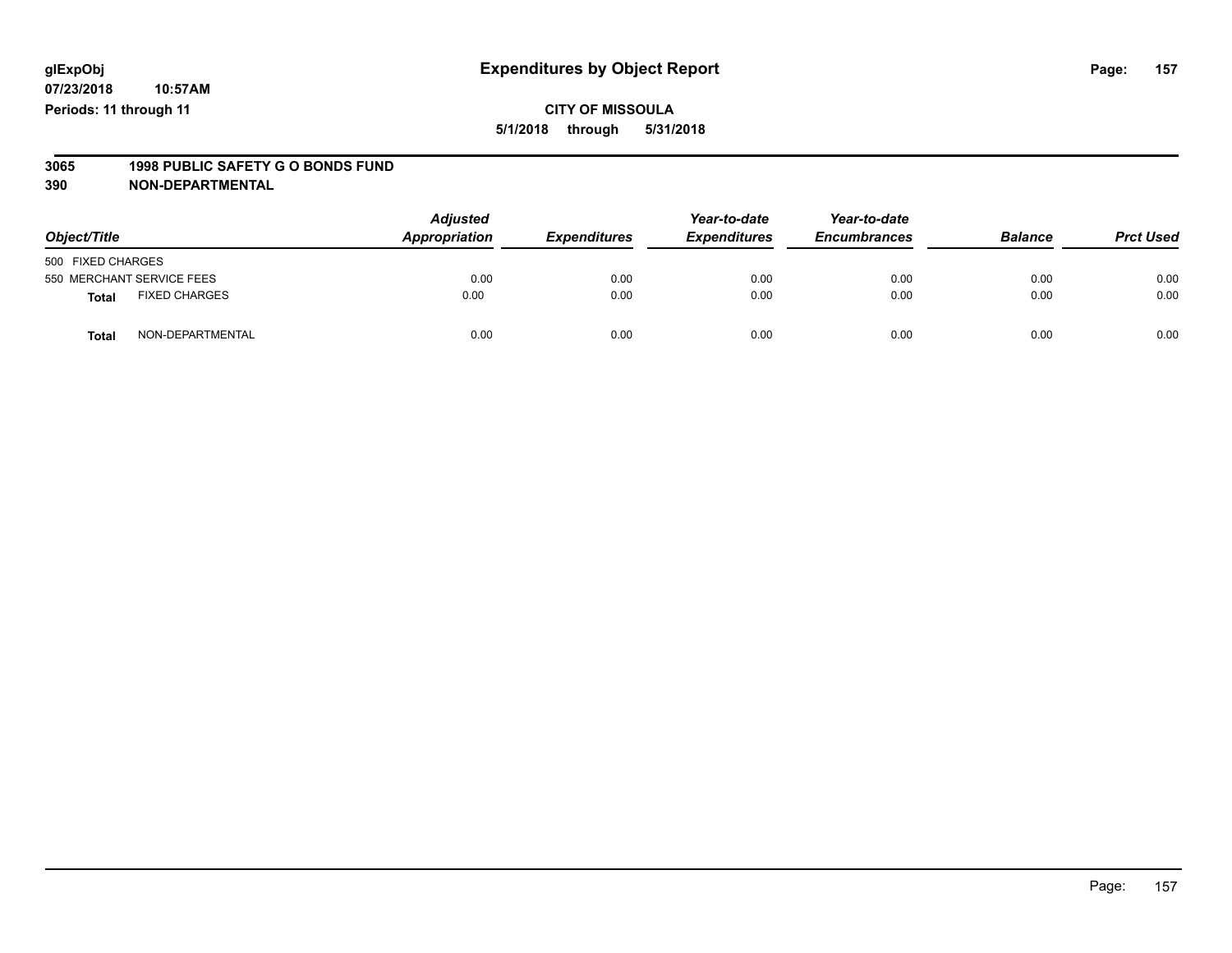glExpObj
07/23/2018 10:57AM
Periods: 11 through 11

# Expenditures by Object Report

**CITY OF MISSOULA**
**5/1/2018 through 5/31/2018**

**3065 1998 PUBLIC SAFETY G O BONDS FUND**
**390 NON-DEPARTMENTAL**

| Object/Title | | Adjusted Appropriation | Expenditures | Year-to-date Expenditures | Year-to-date Encumbrances | Balance | Prct Used |
|---|---|---|---|---|---|---|---|
| 500 FIXED CHARGES | | | | | | | |
| 550 MERCHANT SERVICE FEES | | 0.00 | 0.00 | 0.00 | 0.00 | 0.00 | 0.00 |
| **Total** | FIXED CHARGES | 0.00 | 0.00 | 0.00 | 0.00 | 0.00 | 0.00 |
| **Total** | NON-DEPARTMENTAL | 0.00 | 0.00 | 0.00 | 0.00 | 0.00 | 0.00 |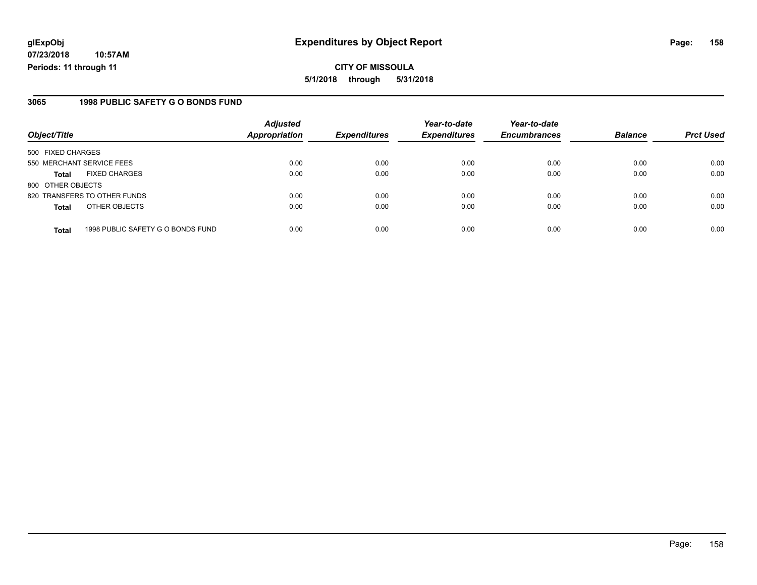**glExpObj**
**07/23/2018 10:57AM**
**Periods: 11 through 11**

# Expenditures by Object Report

**CITY OF MISSOULA**
**5/1/2018 through 5/31/2018**

## 3065 1998 PUBLIC SAFETY G O BONDS FUND

| Object/Title | | Adjusted Appropriation | Expenditures | Year-to-date Expenditures | Year-to-date Encumbrances | Balance | Prct Used |
|---|---|---|---|---|---|---|---|
| 500 FIXED CHARGES | | | | | | | |
| 550 MERCHANT SERVICE FEES | | 0.00 | 0.00 | 0.00 | 0.00 | 0.00 | 0.00 |
| **Total** | FIXED CHARGES | 0.00 | 0.00 | 0.00 | 0.00 | 0.00 | 0.00 |
| 800 OTHER OBJECTS | | | | | | | |
| 820 TRANSFERS TO OTHER FUNDS | | 0.00 | 0.00 | 0.00 | 0.00 | 0.00 | 0.00 |
| **Total** | OTHER OBJECTS | 0.00 | 0.00 | 0.00 | 0.00 | 0.00 | 0.00 |
| **Total** | 1998 PUBLIC SAFETY G O BONDS FUND | 0.00 | 0.00 | 0.00 | 0.00 | 0.00 | 0.00 |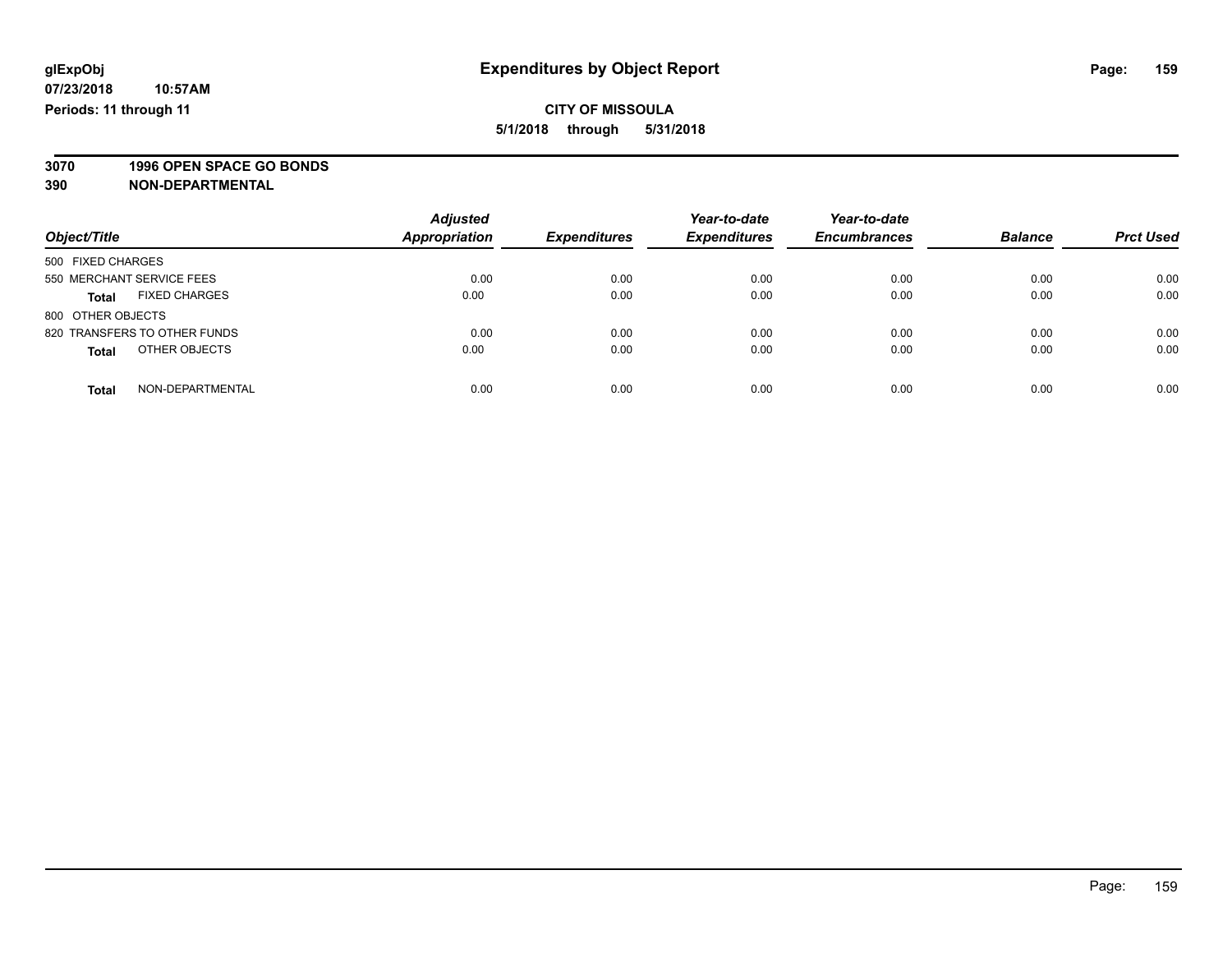glExpObj
07/23/2018 10:57AM
Periods: 11 through 11

# Expenditures by Object Report

**CITY OF MISSOULA**
**5/1/2018 through 5/31/2018**

**3070 1996 OPEN SPACE GO BONDS**
**390 NON-DEPARTMENTAL**

| Object/Title | | Adjusted Appropriation | Expenditures | Year-to-date Expenditures | Year-to-date Encumbrances | Balance | Prct Used |
|---|---|---|---|---|---|---|---|
| 500 FIXED CHARGES | | | | | | | |
| 550 MERCHANT SERVICE FEES | | 0.00 | 0.00 | 0.00 | 0.00 | 0.00 | 0.00 |
| **Total** | FIXED CHARGES | 0.00 | 0.00 | 0.00 | 0.00 | 0.00 | 0.00 |
| 800 OTHER OBJECTS | | | | | | | |
| 820 TRANSFERS TO OTHER FUNDS | | 0.00 | 0.00 | 0.00 | 0.00 | 0.00 | 0.00 |
| **Total** | OTHER OBJECTS | 0.00 | 0.00 | 0.00 | 0.00 | 0.00 | 0.00 |
| **Total** | NON-DEPARTMENTAL | 0.00 | 0.00 | 0.00 | 0.00 | 0.00 | 0.00 |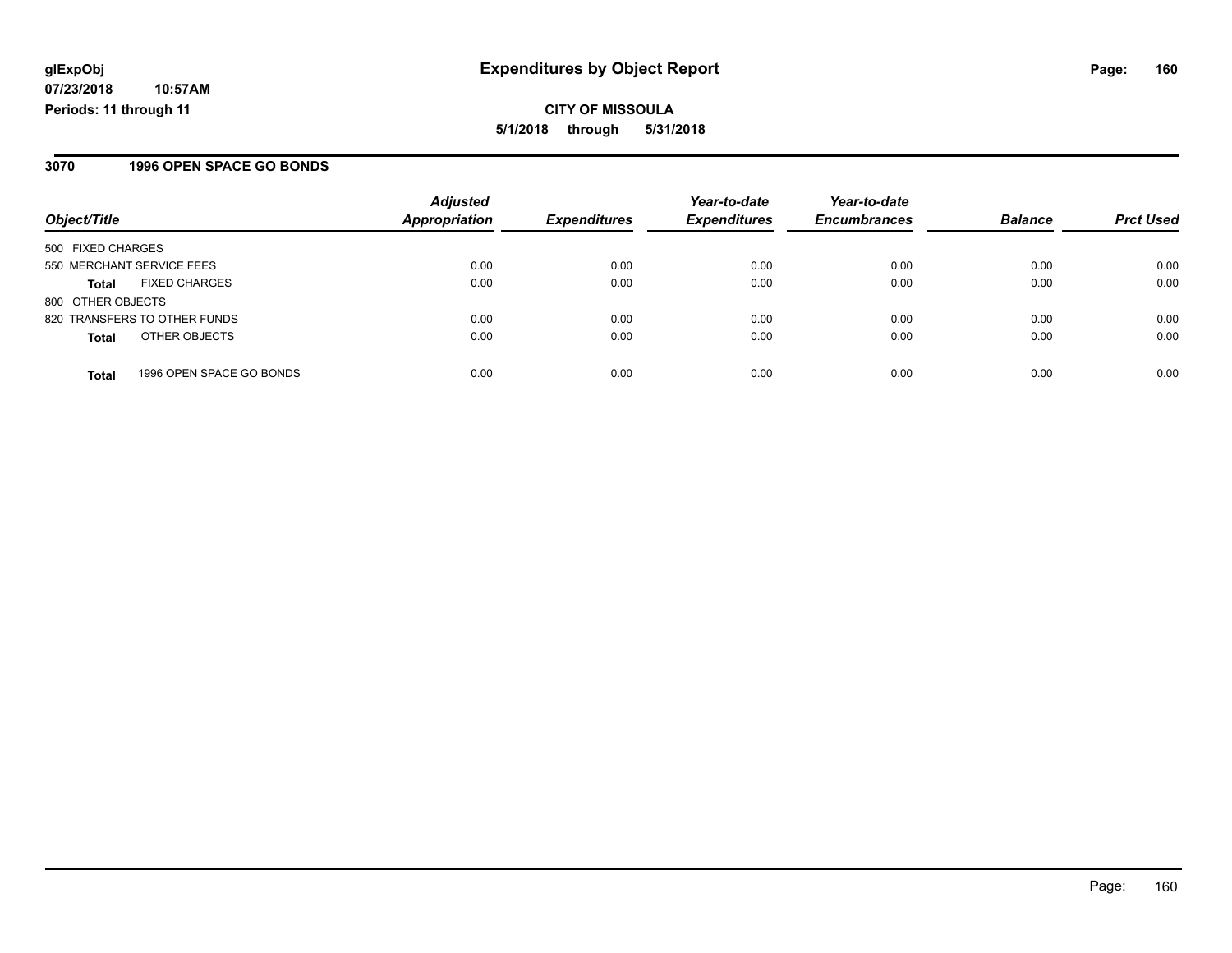**glExpObj** | **Expenditures by Object Report**

**07/23/2018 10:57AM**

**Periods: 11 through 11**

**CITY OF MISSOULA**

**5/1/2018 through 5/31/2018**

## 3070 1996 OPEN SPACE GO BONDS

| Object/Title | | Adjusted Appropriation | Expenditures | Year-to-date Expenditures | Year-to-date Encumbrances | Balance | Prct Used |
|---|---|---|---|---|---|---|---|
| 500 FIXED CHARGES | | | | | | | |
| 550 MERCHANT SERVICE FEES | | 0.00 | 0.00 | 0.00 | 0.00 | 0.00 | 0.00 |
| **Total** | FIXED CHARGES | 0.00 | 0.00 | 0.00 | 0.00 | 0.00 | 0.00 |
| 800 OTHER OBJECTS | | | | | | | |
| 820 TRANSFERS TO OTHER FUNDS | | 0.00 | 0.00 | 0.00 | 0.00 | 0.00 | 0.00 |
| **Total** | OTHER OBJECTS | 0.00 | 0.00 | 0.00 | 0.00 | 0.00 | 0.00 |
| **Total** | 1996 OPEN SPACE GO BONDS | 0.00 | 0.00 | 0.00 | 0.00 | 0.00 | 0.00 |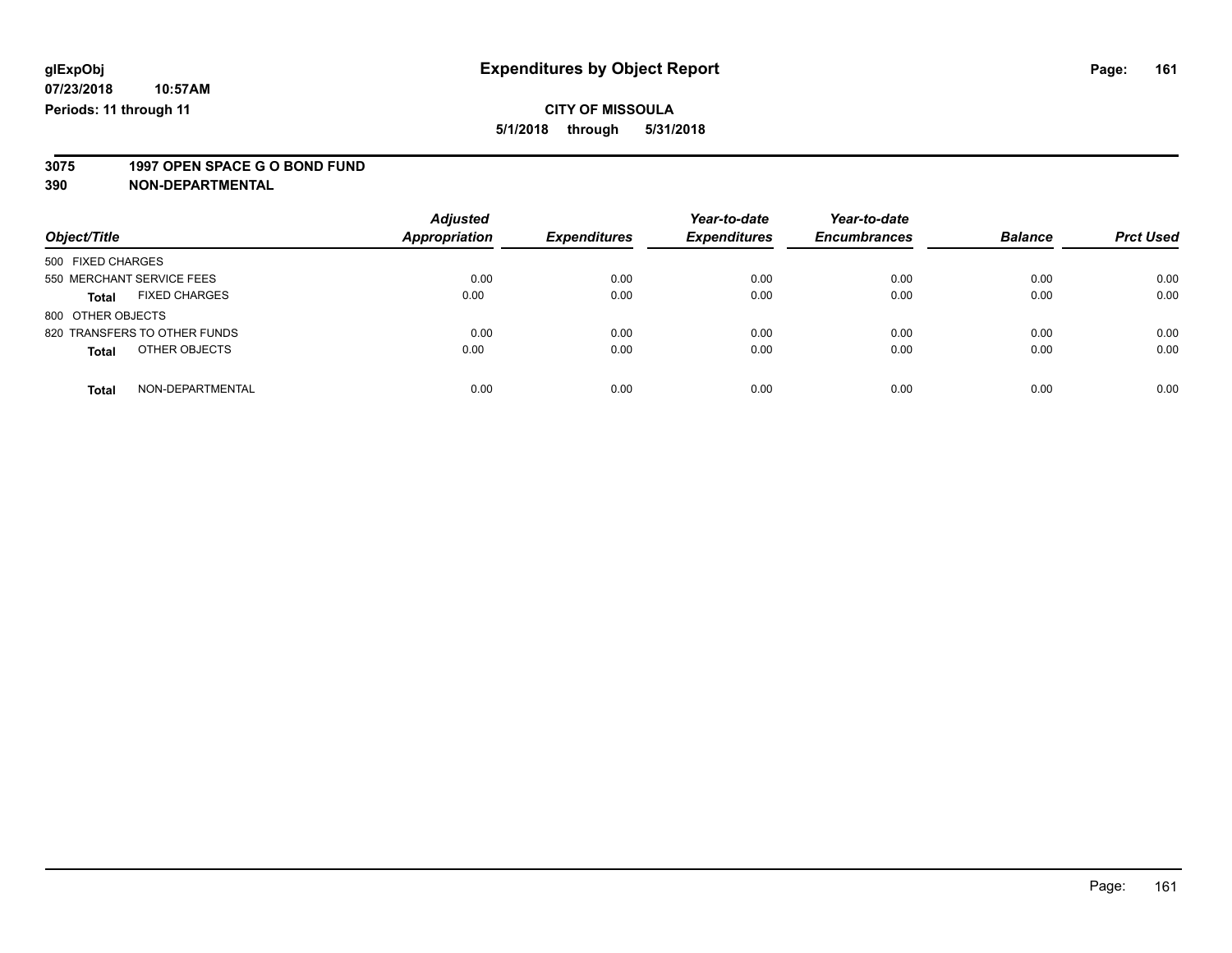**glExpObj**
**07/23/2018 10:57AM**
**Periods: 11 through 11**

# Expenditures by Object Report

**CITY OF MISSOULA**
**5/1/2018 through 5/31/2018**

**3075 1997 OPEN SPACE G O BOND FUND**
**390 NON-DEPARTMENTAL**

| Object/Title | | Adjusted Appropriation | Expenditures | Year-to-date Expenditures | Year-to-date Encumbrances | Balance | Prct Used |
|---|---|---|---|---|---|---|---|
| 500 FIXED CHARGES | | | | | | | |
| 550 MERCHANT SERVICE FEES | | 0.00 | 0.00 | 0.00 | 0.00 | 0.00 | 0.00 |
| **Total** | FIXED CHARGES | 0.00 | 0.00 | 0.00 | 0.00 | 0.00 | 0.00 |
| 800 OTHER OBJECTS | | | | | | | |
| 820 TRANSFERS TO OTHER FUNDS | | 0.00 | 0.00 | 0.00 | 0.00 | 0.00 | 0.00 |
| **Total** | OTHER OBJECTS | 0.00 | 0.00 | 0.00 | 0.00 | 0.00 | 0.00 |
| **Total** | NON-DEPARTMENTAL | 0.00 | 0.00 | 0.00 | 0.00 | 0.00 | 0.00 |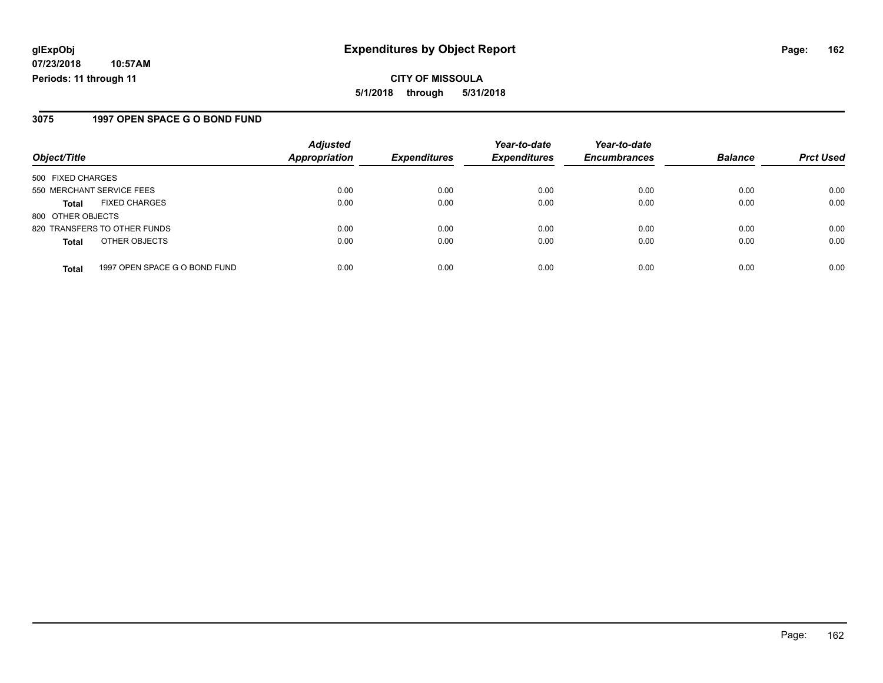# Expenditures by Object Report

glExpObj
07/23/2018 10:57AM
Periods: 11 through 11

**CITY OF MISSOULA**
**5/1/2018 through 5/31/2018**

## 3075 1997 OPEN SPACE G O BOND FUND

| Object/Title | | Adjusted Appropriation | Expenditures | Year-to-date Expenditures | Year-to-date Encumbrances | Balance | Prct Used |
|---|---|---|---|---|---|---|---|
| 500 FIXED CHARGES | | | | | | | |
| 550 MERCHANT SERVICE FEES | | 0.00 | 0.00 | 0.00 | 0.00 | 0.00 | 0.00 |
| **Total** | FIXED CHARGES | 0.00 | 0.00 | 0.00 | 0.00 | 0.00 | 0.00 |
| 800 OTHER OBJECTS | | | | | | | |
| 820 TRANSFERS TO OTHER FUNDS | | 0.00 | 0.00 | 0.00 | 0.00 | 0.00 | 0.00 |
| **Total** | OTHER OBJECTS | 0.00 | 0.00 | 0.00 | 0.00 | 0.00 | 0.00 |
| **Total** | 1997 OPEN SPACE G O BOND FUND | 0.00 | 0.00 | 0.00 | 0.00 | 0.00 | 0.00 |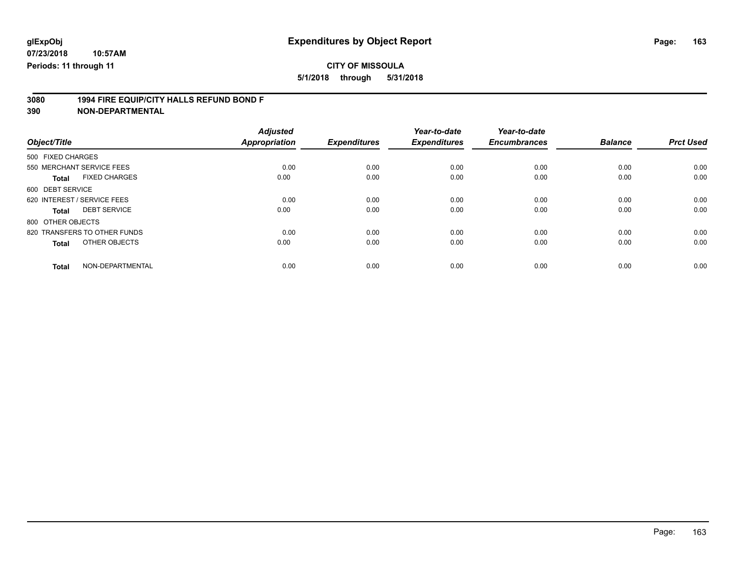# Expenditures by Object Report

glExpObj
07/23/2018 10:57AM
Periods: 11 through 11

**CITY OF MISSOULA**

**5/1/2018 through 5/31/2018**

**3080 1994 FIRE EQUIP/CITY HALLS REFUND BOND F**

**390 NON-DEPARTMENTAL**

| Object/Title | Adjusted Appropriation | Expenditures | Year-to-date Expenditures | Year-to-date Encumbrances | Balance | Prct Used |
|---|---|---|---|---|---|---|
| 500 FIXED CHARGES | | | | | | |
| 550 MERCHANT SERVICE FEES | 0.00 | 0.00 | 0.00 | 0.00 | 0.00 | 0.00 |
| **Total** FIXED CHARGES | 0.00 | 0.00 | 0.00 | 0.00 | 0.00 | 0.00 |
| 600 DEBT SERVICE | | | | | | |
| 620 INTEREST / SERVICE FEES | 0.00 | 0.00 | 0.00 | 0.00 | 0.00 | 0.00 |
| **Total** DEBT SERVICE | 0.00 | 0.00 | 0.00 | 0.00 | 0.00 | 0.00 |
| 800 OTHER OBJECTS | | | | | | |
| 820 TRANSFERS TO OTHER FUNDS | 0.00 | 0.00 | 0.00 | 0.00 | 0.00 | 0.00 |
| **Total** OTHER OBJECTS | 0.00 | 0.00 | 0.00 | 0.00 | 0.00 | 0.00 |
| **Total** NON-DEPARTMENTAL | 0.00 | 0.00 | 0.00 | 0.00 | 0.00 | 0.00 |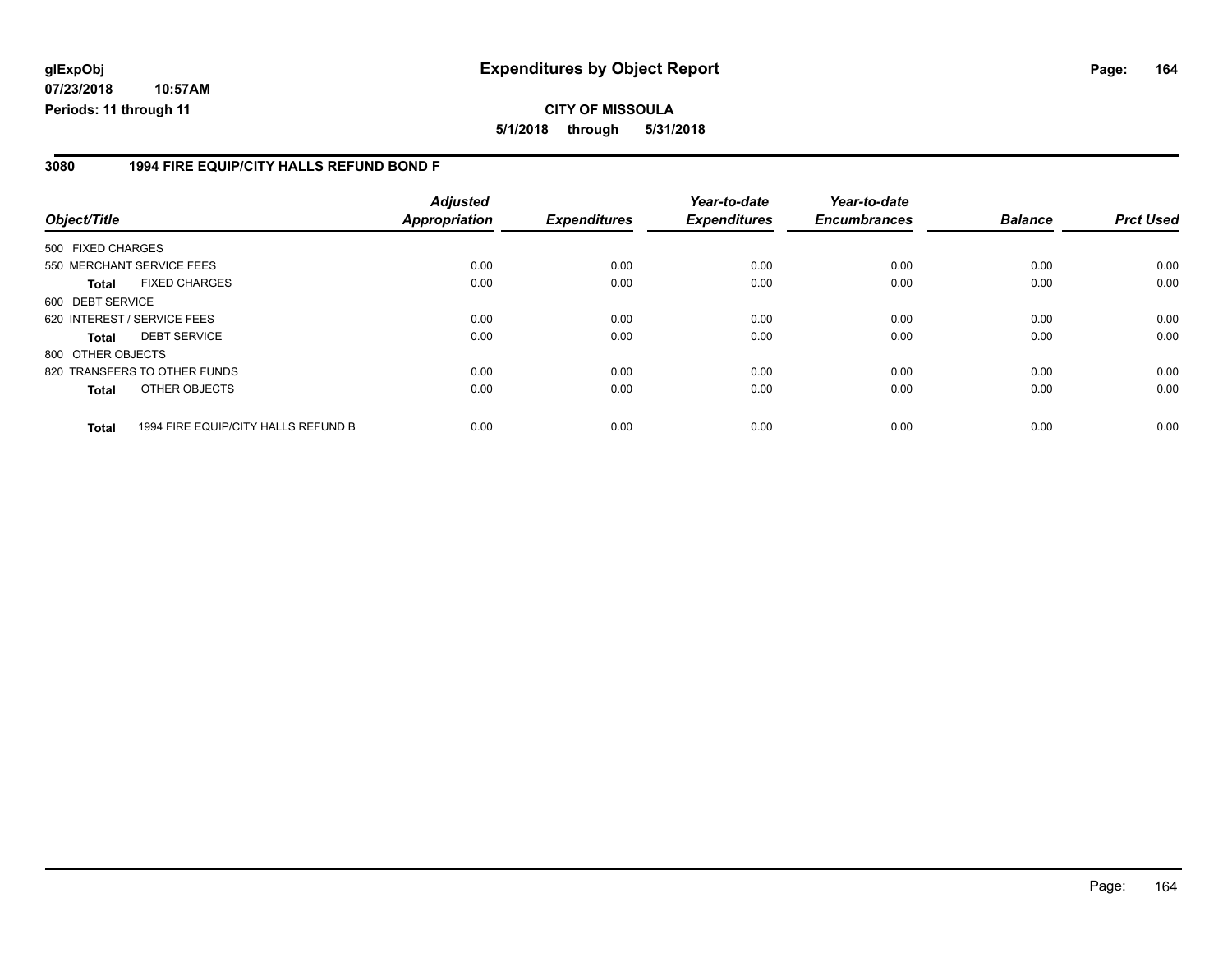**glExpObj**
**07/23/2018 10:57AM**
**Periods: 11 through 11**

# Expenditures by Object Report

**CITY OF MISSOULA**
**5/1/2018 through 5/31/2018**

## 3080 1994 FIRE EQUIP/CITY HALLS REFUND BOND F

| Object/Title | Adjusted Appropriation | Expenditures | Year-to-date Expenditures | Year-to-date Encumbrances | Balance | Prct Used |
|---|---|---|---|---|---|---|
| 500 FIXED CHARGES | | | | | | |
| 550 MERCHANT SERVICE FEES | 0.00 | 0.00 | 0.00 | 0.00 | 0.00 | 0.00 |
| **Total** FIXED CHARGES | 0.00 | 0.00 | 0.00 | 0.00 | 0.00 | 0.00 |
| 600 DEBT SERVICE | | | | | | |
| 620 INTEREST / SERVICE FEES | 0.00 | 0.00 | 0.00 | 0.00 | 0.00 | 0.00 |
| **Total** DEBT SERVICE | 0.00 | 0.00 | 0.00 | 0.00 | 0.00 | 0.00 |
| 800 OTHER OBJECTS | | | | | | |
| 820 TRANSFERS TO OTHER FUNDS | 0.00 | 0.00 | 0.00 | 0.00 | 0.00 | 0.00 |
| **Total** OTHER OBJECTS | 0.00 | 0.00 | 0.00 | 0.00 | 0.00 | 0.00 |
| **Total** 1994 FIRE EQUIP/CITY HALLS REFUND B | 0.00 | 0.00 | 0.00 | 0.00 | 0.00 | 0.00 |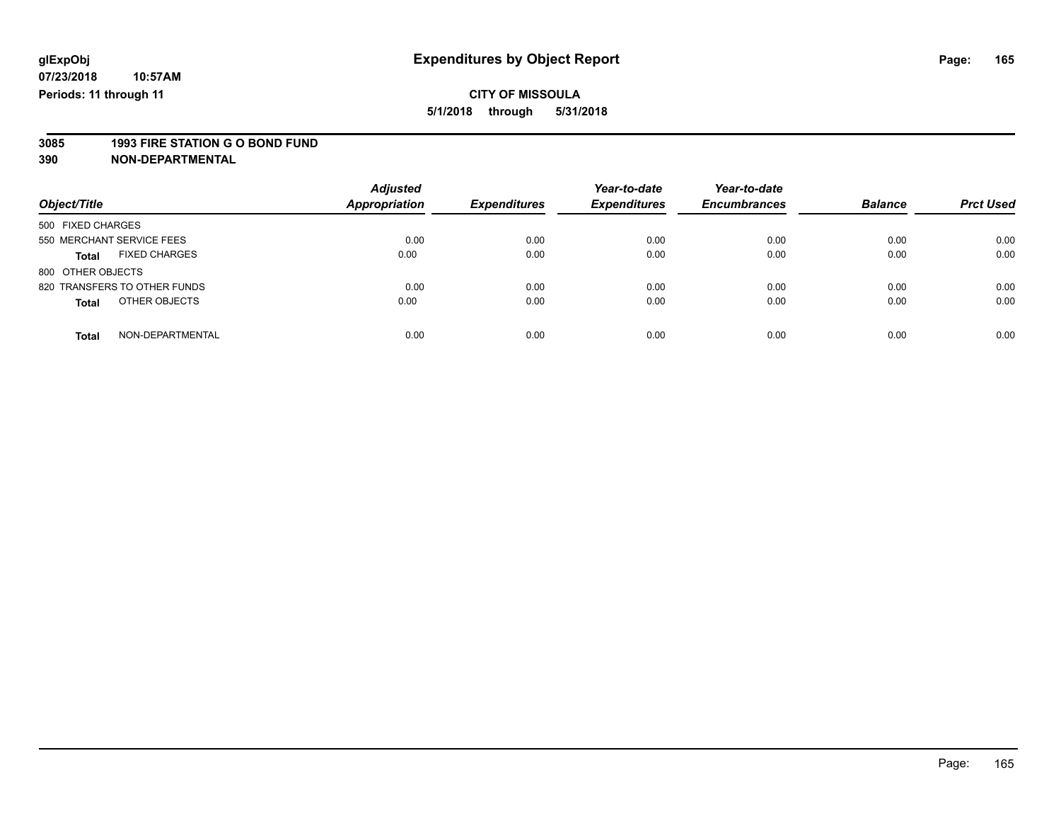# Expenditures by Object Report

**glExpObj**
**07/23/2018 10:57AM**
**Periods: 11 through 11**

**CITY OF MISSOULA**
**5/1/2018 through 5/31/2018**

**3085 1993 FIRE STATION G O BOND FUND**
**390 NON-DEPARTMENTAL**

| Object/Title | Adjusted Appropriation | Expenditures | Year-to-date Expenditures | Year-to-date Encumbrances | Balance | Prct Used |
|---|---|---|---|---|---|---|
| 500 FIXED CHARGES | | | | | | |
| 550 MERCHANT SERVICE FEES | 0.00 | 0.00 | 0.00 | 0.00 | 0.00 | 0.00 |
| **Total** FIXED CHARGES | 0.00 | 0.00 | 0.00 | 0.00 | 0.00 | 0.00 |
| 800 OTHER OBJECTS | | | | | | |
| 820 TRANSFERS TO OTHER FUNDS | 0.00 | 0.00 | 0.00 | 0.00 | 0.00 | 0.00 |
| **Total** OTHER OBJECTS | 0.00 | 0.00 | 0.00 | 0.00 | 0.00 | 0.00 |
| **Total** NON-DEPARTMENTAL | 0.00 | 0.00 | 0.00 | 0.00 | 0.00 | 0.00 |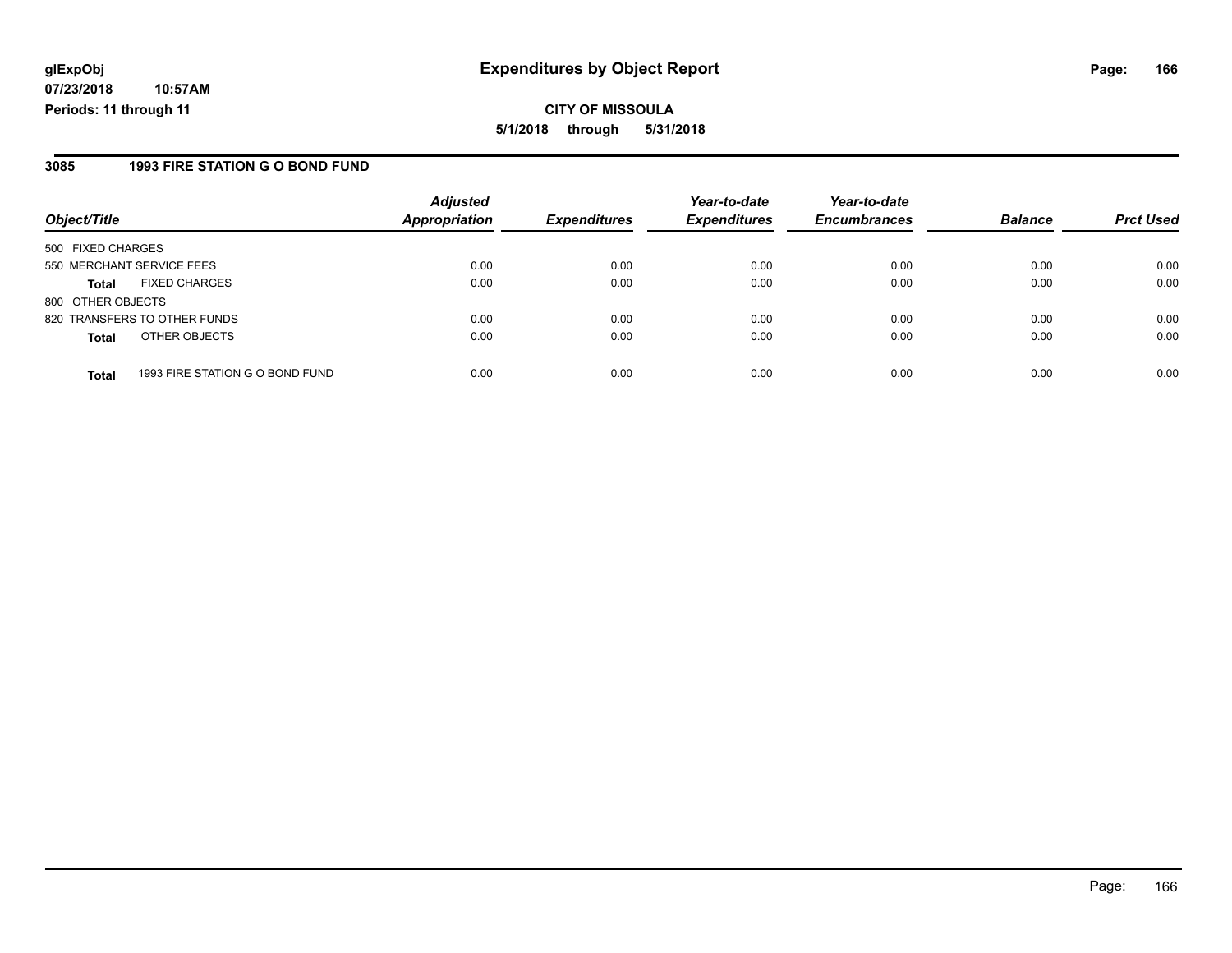# Expenditures by Object Report

glExpObj
07/23/2018 10:57AM
Periods: 11 through 11

**CITY OF MISSOULA**
**5/1/2018 through 5/31/2018**

## 3085 1993 FIRE STATION G O BOND FUND

| Object/Title | | Adjusted Appropriation | Expenditures | Year-to-date Expenditures | Year-to-date Encumbrances | Balance | Prct Used |
|---|---|---|---|---|---|---|---|
| 500 FIXED CHARGES | | | | | | | |
| 550 MERCHANT SERVICE FEES | | 0.00 | 0.00 | 0.00 | 0.00 | 0.00 | 0.00 |
| **Total** | FIXED CHARGES | 0.00 | 0.00 | 0.00 | 0.00 | 0.00 | 0.00 |
| 800 OTHER OBJECTS | | | | | | | |
| 820 TRANSFERS TO OTHER FUNDS | | 0.00 | 0.00 | 0.00 | 0.00 | 0.00 | 0.00 |
| **Total** | OTHER OBJECTS | 0.00 | 0.00 | 0.00 | 0.00 | 0.00 | 0.00 |
| **Total** | 1993 FIRE STATION G O BOND FUND | 0.00 | 0.00 | 0.00 | 0.00 | 0.00 | 0.00 |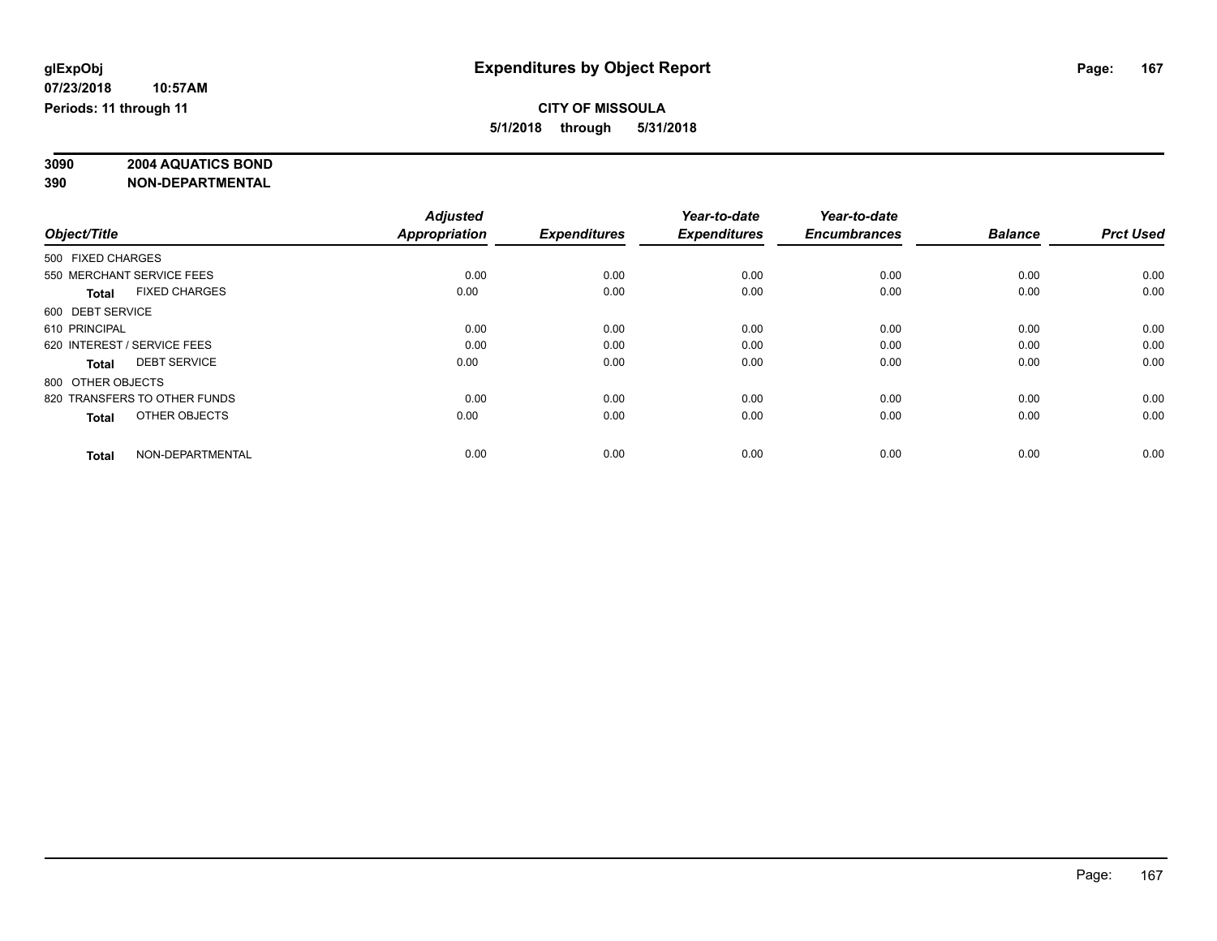**glExpObj**
**07/23/2018 10:57AM**
**Periods: 11 through 11**

# Expenditures by Object Report

**CITY OF MISSOULA**
**5/1/2018 through 5/31/2018**

**3090 2004 AQUATICS BOND**
**390 NON-DEPARTMENTAL**

| Object/Title | Adjusted Appropriation | Expenditures | Year-to-date Expenditures | Year-to-date Encumbrances | Balance | Prct Used |
|---|---|---|---|---|---|---|
| 500 FIXED CHARGES | | | | | | |
| 550 MERCHANT SERVICE FEES | 0.00 | 0.00 | 0.00 | 0.00 | 0.00 | 0.00 |
| **Total** FIXED CHARGES | 0.00 | 0.00 | 0.00 | 0.00 | 0.00 | 0.00 |
| 600 DEBT SERVICE | | | | | | |
| 610 PRINCIPAL | 0.00 | 0.00 | 0.00 | 0.00 | 0.00 | 0.00 |
| 620 INTEREST / SERVICE FEES | 0.00 | 0.00 | 0.00 | 0.00 | 0.00 | 0.00 |
| **Total** DEBT SERVICE | 0.00 | 0.00 | 0.00 | 0.00 | 0.00 | 0.00 |
| 800 OTHER OBJECTS | | | | | | |
| 820 TRANSFERS TO OTHER FUNDS | 0.00 | 0.00 | 0.00 | 0.00 | 0.00 | 0.00 |
| **Total** OTHER OBJECTS | 0.00 | 0.00 | 0.00 | 0.00 | 0.00 | 0.00 |
| **Total** NON-DEPARTMENTAL | 0.00 | 0.00 | 0.00 | 0.00 | 0.00 | 0.00 |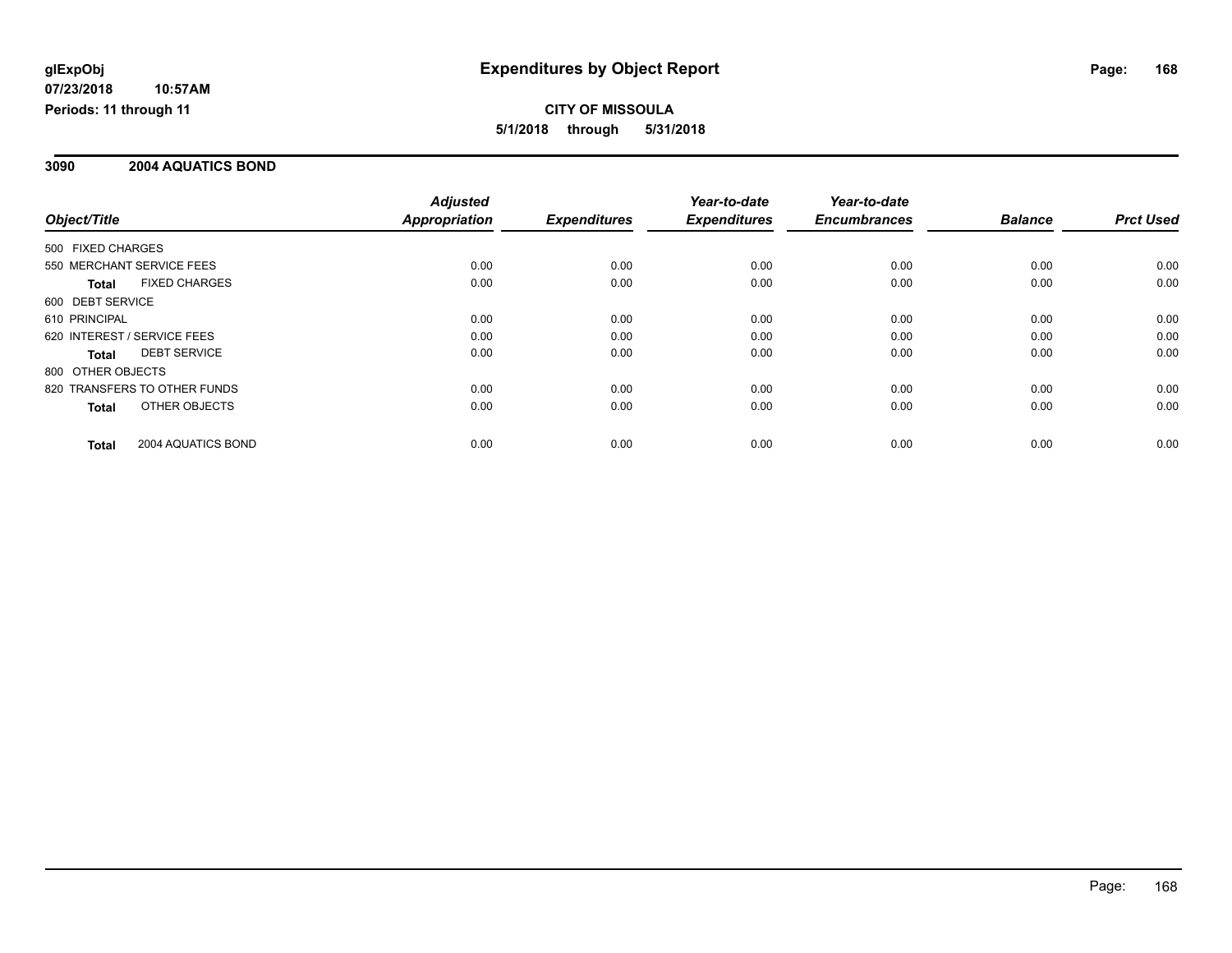**glExpObj**
**07/23/2018 10:57AM**
**Periods: 11 through 11**

# Expenditures by Object Report

**CITY OF MISSOULA**
**5/1/2018 through 5/31/2018**

## 3090 2004 AQUATICS BOND

| Object/Title | Adjusted Appropriation | Expenditures | Year-to-date Expenditures | Year-to-date Encumbrances | Balance | Prct Used |
|---|---|---|---|---|---|---|
| 500 FIXED CHARGES | | | | | | |
| 550 MERCHANT SERVICE FEES | 0.00 | 0.00 | 0.00 | 0.00 | 0.00 | 0.00 |
| **Total** FIXED CHARGES | 0.00 | 0.00 | 0.00 | 0.00 | 0.00 | 0.00 |
| 600 DEBT SERVICE | | | | | | |
| 610 PRINCIPAL | 0.00 | 0.00 | 0.00 | 0.00 | 0.00 | 0.00 |
| 620 INTEREST / SERVICE FEES | 0.00 | 0.00 | 0.00 | 0.00 | 0.00 | 0.00 |
| **Total** DEBT SERVICE | 0.00 | 0.00 | 0.00 | 0.00 | 0.00 | 0.00 |
| 800 OTHER OBJECTS | | | | | | |
| 820 TRANSFERS TO OTHER FUNDS | 0.00 | 0.00 | 0.00 | 0.00 | 0.00 | 0.00 |
| **Total** OTHER OBJECTS | 0.00 | 0.00 | 0.00 | 0.00 | 0.00 | 0.00 |
| **Total** 2004 AQUATICS BOND | 0.00 | 0.00 | 0.00 | 0.00 | 0.00 | 0.00 |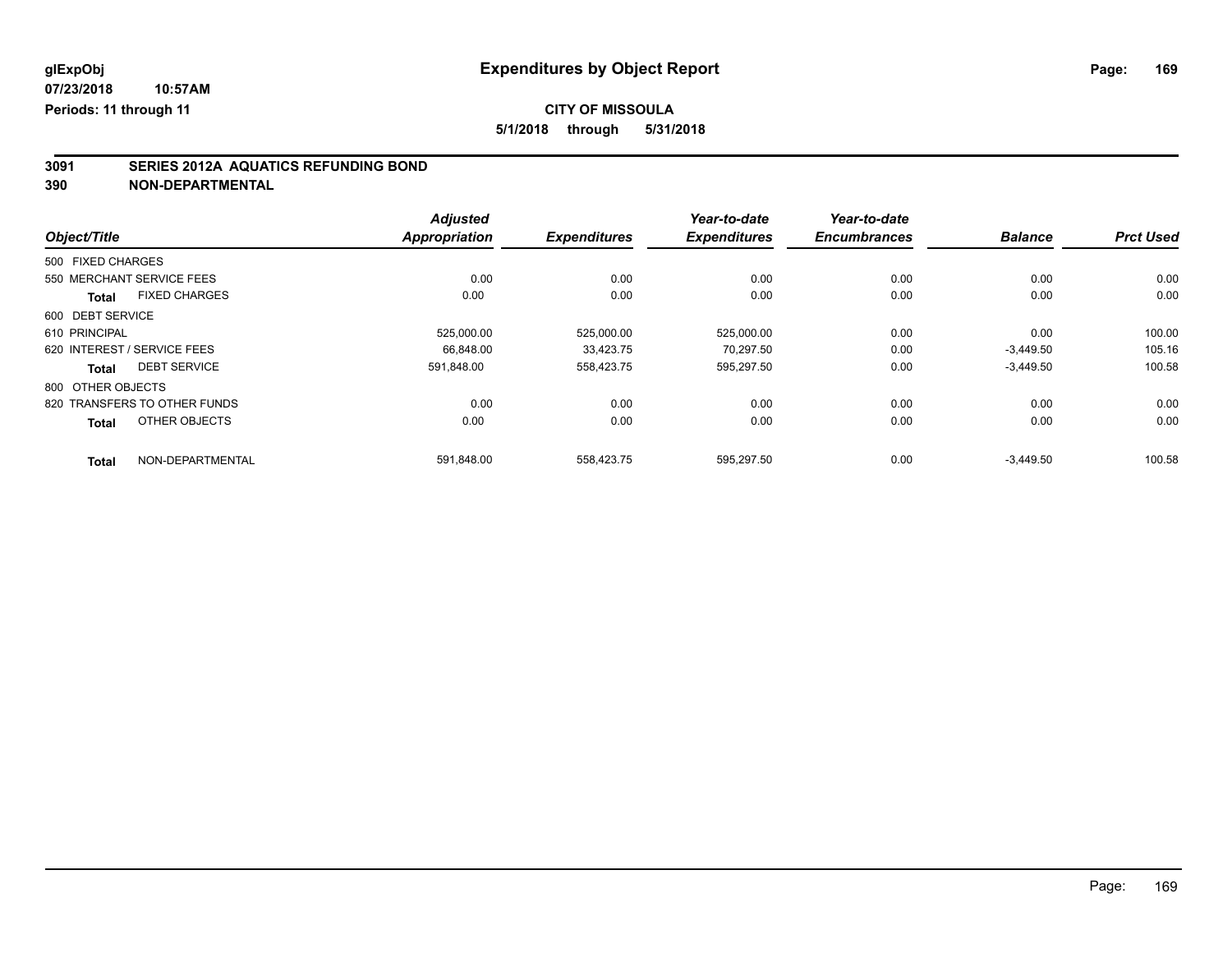glExpObj
07/23/2018 10:57AM
Periods: 11 through 11

# Expenditures by Object Report

**CITY OF MISSOULA**

**5/1/2018 through 5/31/2018**

## 3091 SERIES 2012A AQUATICS REFUNDING BOND
## 390 NON-DEPARTMENTAL

| Object/Title | Adjusted Appropriation | Expenditures | Year-to-date Expenditures | Year-to-date Encumbrances | Balance | Prct Used |
|---|---|---|---|---|---|---|
| 500 FIXED CHARGES | | | | | | |
| 550 MERCHANT SERVICE FEES | 0.00 | 0.00 | 0.00 | 0.00 | 0.00 | 0.00 |
| **Total** FIXED CHARGES | 0.00 | 0.00 | 0.00 | 0.00 | 0.00 | 0.00 |
| 600 DEBT SERVICE | | | | | | |
| 610 PRINCIPAL | 525,000.00 | 525,000.00 | 525,000.00 | 0.00 | 0.00 | 100.00 |
| 620 INTEREST / SERVICE FEES | 66,848.00 | 33,423.75 | 70,297.50 | 0.00 | -3,449.50 | 105.16 |
| **Total** DEBT SERVICE | 591,848.00 | 558,423.75 | 595,297.50 | 0.00 | -3,449.50 | 100.58 |
| 800 OTHER OBJECTS | | | | | | |
| 820 TRANSFERS TO OTHER FUNDS | 0.00 | 0.00 | 0.00 | 0.00 | 0.00 | 0.00 |
| **Total** OTHER OBJECTS | 0.00 | 0.00 | 0.00 | 0.00 | 0.00 | 0.00 |
| **Total** NON-DEPARTMENTAL | 591,848.00 | 558,423.75 | 595,297.50 | 0.00 | -3,449.50 | 100.58 |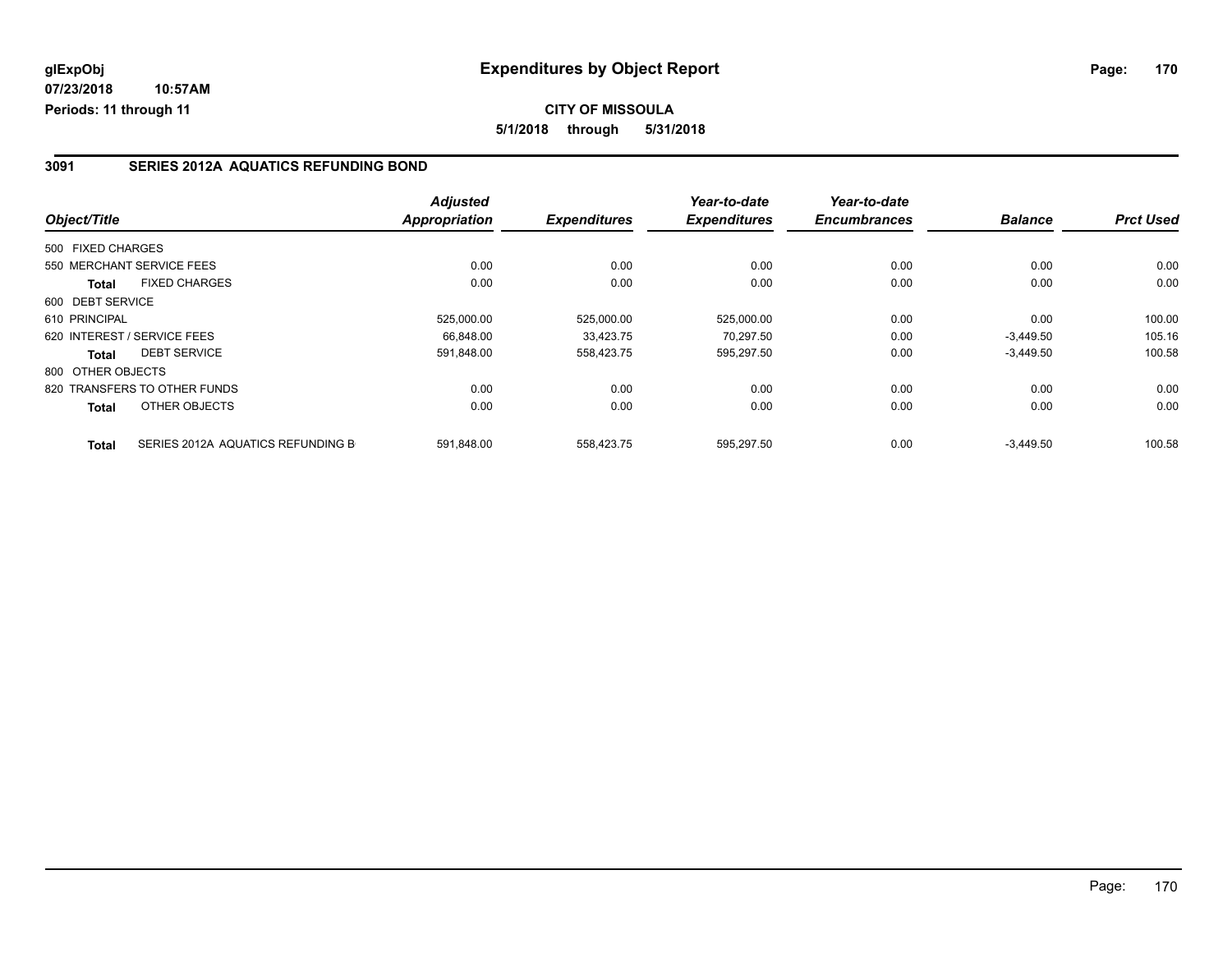**glExpObj** **Expenditures by Object Report**

**07/23/2018 10:57AM**

**Periods: 11 through 11**

**CITY OF MISSOULA**

**5/1/2018 through 5/31/2018**

## 3091 SERIES 2012A AQUATICS REFUNDING BOND

| Object/Title | | Adjusted Appropriation | Expenditures | Year-to-date Expenditures | Year-to-date Encumbrances | Balance | Prct Used |
|---|---|---|---|---|---|---|---|
| 500 FIXED CHARGES | | | | | | | |
| 550 MERCHANT SERVICE FEES | | 0.00 | 0.00 | 0.00 | 0.00 | 0.00 | 0.00 |
| **Total** | FIXED CHARGES | 0.00 | 0.00 | 0.00 | 0.00 | 0.00 | 0.00 |
| 600 DEBT SERVICE | | | | | | | |
| 610 PRINCIPAL | | 525,000.00 | 525,000.00 | 525,000.00 | 0.00 | 0.00 | 100.00 |
| 620 INTEREST / SERVICE FEES | | 66,848.00 | 33,423.75 | 70,297.50 | 0.00 | -3,449.50 | 105.16 |
| **Total** | DEBT SERVICE | 591,848.00 | 558,423.75 | 595,297.50 | 0.00 | -3,449.50 | 100.58 |
| 800 OTHER OBJECTS | | | | | | | |
| 820 TRANSFERS TO OTHER FUNDS | | 0.00 | 0.00 | 0.00 | 0.00 | 0.00 | 0.00 |
| **Total** | OTHER OBJECTS | 0.00 | 0.00 | 0.00 | 0.00 | 0.00 | 0.00 |
| **Total** | SERIES 2012A AQUATICS REFUNDING B | 591,848.00 | 558,423.75 | 595,297.50 | 0.00 | -3,449.50 | 100.58 |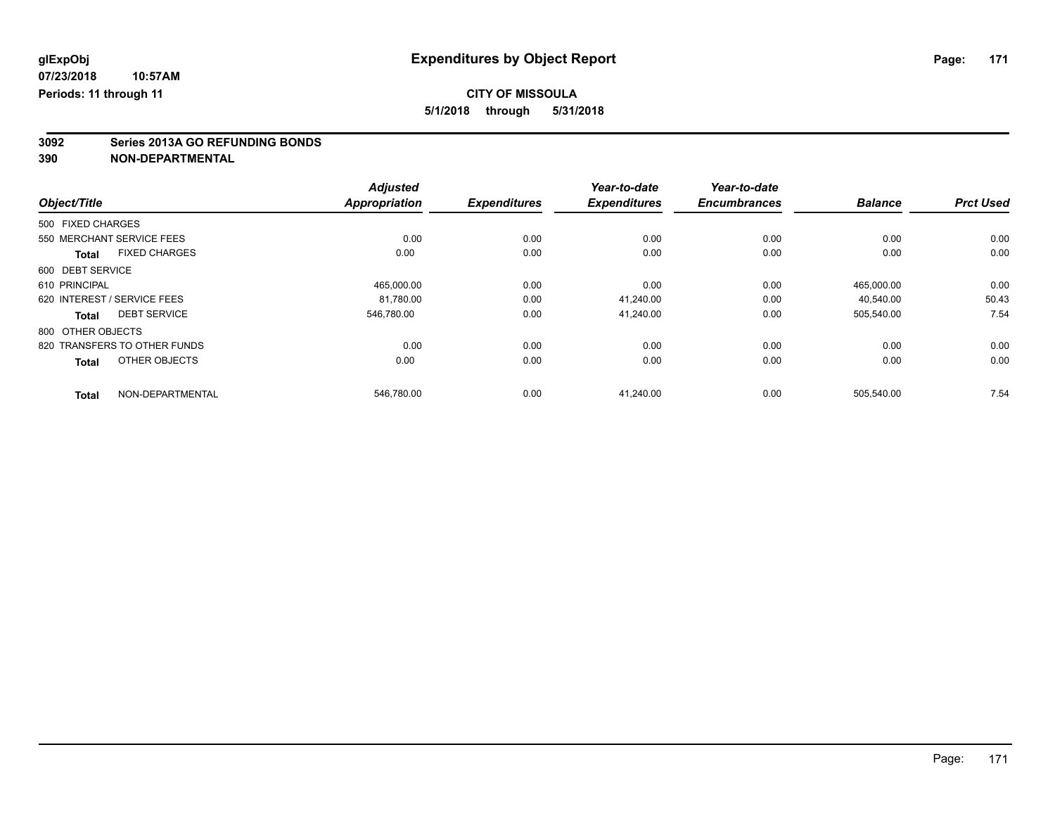glExpObj
07/23/2018 10:57AM
Periods: 11 through 11

# Expenditures by Object Report

**CITY OF MISSOULA**
**5/1/2018 through 5/31/2018**

**3092 Series 2013A GO REFUNDING BONDS**
**390 NON-DEPARTMENTAL**

| Object/Title | | Adjusted Appropriation | Expenditures | Year-to-date Expenditures | Year-to-date Encumbrances | Balance | Prct Used |
|---|---|---|---|---|---|---|---|
| 500 FIXED CHARGES | | | | | | | |
| 550 MERCHANT SERVICE FEES | | 0.00 | 0.00 | 0.00 | 0.00 | 0.00 | 0.00 |
| **Total** | FIXED CHARGES | 0.00 | 0.00 | 0.00 | 0.00 | 0.00 | 0.00 |
| 600 DEBT SERVICE | | | | | | | |
| 610 PRINCIPAL | | 465,000.00 | 0.00 | 0.00 | 0.00 | 465,000.00 | 0.00 |
| 620 INTEREST / SERVICE FEES | | 81,780.00 | 0.00 | 41,240.00 | 0.00 | 40,540.00 | 50.43 |
| **Total** | DEBT SERVICE | 546,780.00 | 0.00 | 41,240.00 | 0.00 | 505,540.00 | 7.54 |
| 800 OTHER OBJECTS | | | | | | | |
| 820 TRANSFERS TO OTHER FUNDS | | 0.00 | 0.00 | 0.00 | 0.00 | 0.00 | 0.00 |
| **Total** | OTHER OBJECTS | 0.00 | 0.00 | 0.00 | 0.00 | 0.00 | 0.00 |
| **Total** | NON-DEPARTMENTAL | 546,780.00 | 0.00 | 41,240.00 | 0.00 | 505,540.00 | 7.54 |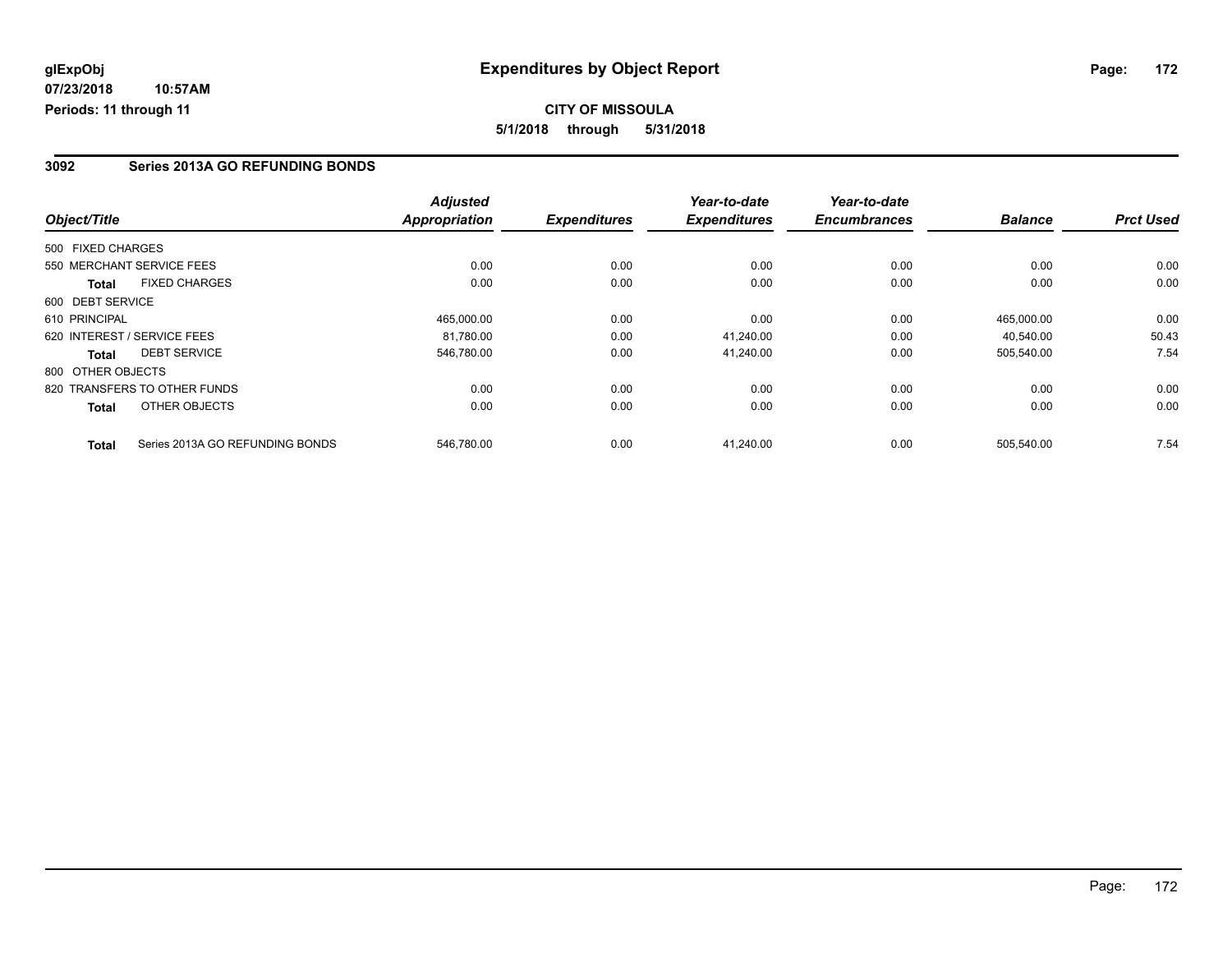# Expenditures by Object Report

**CITY OF MISSOULA**

**5/1/2018 through 5/31/2018**

glExpObj
07/23/2018 10:57AM
Periods: 11 through 11

## 3092 Series 2013A GO REFUNDING BONDS

| Object/Title | Adjusted Appropriation | Expenditures | Year-to-date Expenditures | Year-to-date Encumbrances | Balance | Prct Used |
|---|---|---|---|---|---|---|
| 500 FIXED CHARGES | | | | | | |
| 550 MERCHANT SERVICE FEES | 0.00 | 0.00 | 0.00 | 0.00 | 0.00 | 0.00 |
| **Total** FIXED CHARGES | 0.00 | 0.00 | 0.00 | 0.00 | 0.00 | 0.00 |
| 600 DEBT SERVICE | | | | | | |
| 610 PRINCIPAL | 465,000.00 | 0.00 | 0.00 | 0.00 | 465,000.00 | 0.00 |
| 620 INTEREST / SERVICE FEES | 81,780.00 | 0.00 | 41,240.00 | 0.00 | 40,540.00 | 50.43 |
| **Total** DEBT SERVICE | 546,780.00 | 0.00 | 41,240.00 | 0.00 | 505,540.00 | 7.54 |
| 800 OTHER OBJECTS | | | | | | |
| 820 TRANSFERS TO OTHER FUNDS | 0.00 | 0.00 | 0.00 | 0.00 | 0.00 | 0.00 |
| **Total** OTHER OBJECTS | 0.00 | 0.00 | 0.00 | 0.00 | 0.00 | 0.00 |
| **Total** Series 2013A GO REFUNDING BONDS | 546,780.00 | 0.00 | 41,240.00 | 0.00 | 505,540.00 | 7.54 |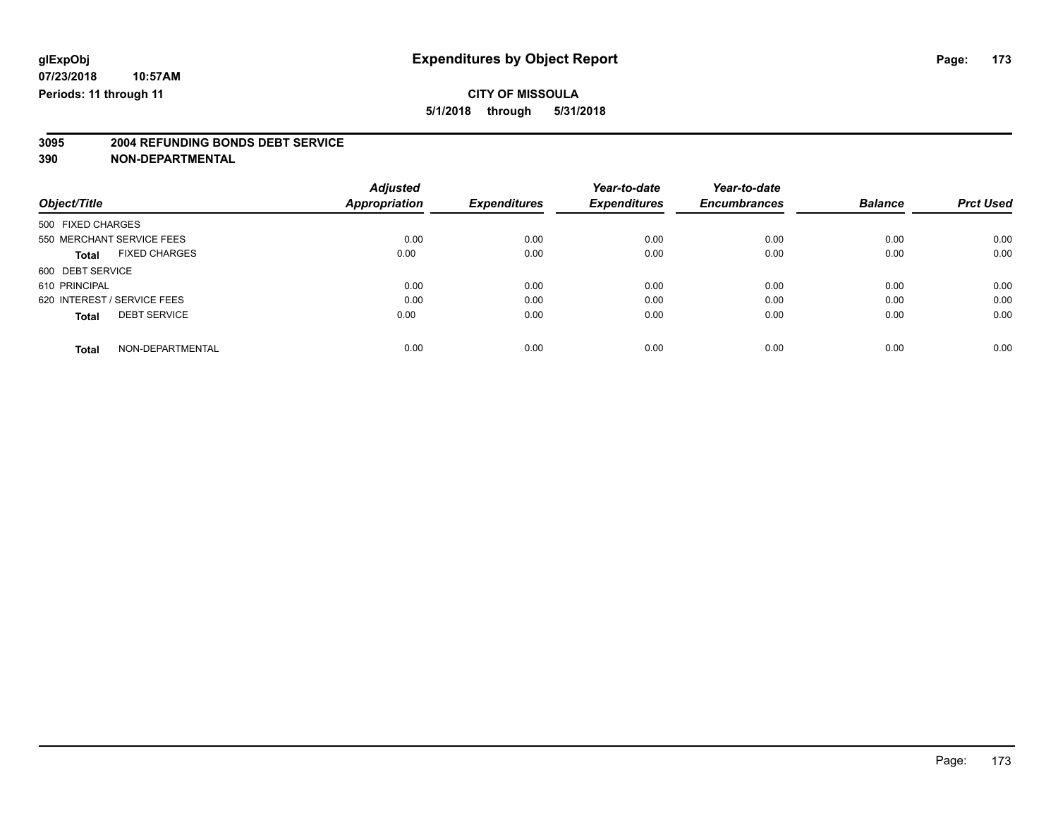glExpObj
07/23/2018 10:57AM
Periods: 11 through 11

# Expenditures by Object Report

**CITY OF MISSOULA**
**5/1/2018 through 5/31/2018**

**3095 2004 REFUNDING BONDS DEBT SERVICE**
**390 NON-DEPARTMENTAL**

| Object/Title | Adjusted Appropriation | Expenditures | Year-to-date Expenditures | Year-to-date Encumbrances | Balance | Prct Used |
|---|---|---|---|---|---|---|
| 500 FIXED CHARGES | | | | | | |
| 550 MERCHANT SERVICE FEES | 0.00 | 0.00 | 0.00 | 0.00 | 0.00 | 0.00 |
| **Total** FIXED CHARGES | 0.00 | 0.00 | 0.00 | 0.00 | 0.00 | 0.00 |
| 600 DEBT SERVICE | | | | | | |
| 610 PRINCIPAL | 0.00 | 0.00 | 0.00 | 0.00 | 0.00 | 0.00 |
| 620 INTEREST / SERVICE FEES | 0.00 | 0.00 | 0.00 | 0.00 | 0.00 | 0.00 |
| **Total** DEBT SERVICE | 0.00 | 0.00 | 0.00 | 0.00 | 0.00 | 0.00 |
| **Total** NON-DEPARTMENTAL | 0.00 | 0.00 | 0.00 | 0.00 | 0.00 | 0.00 |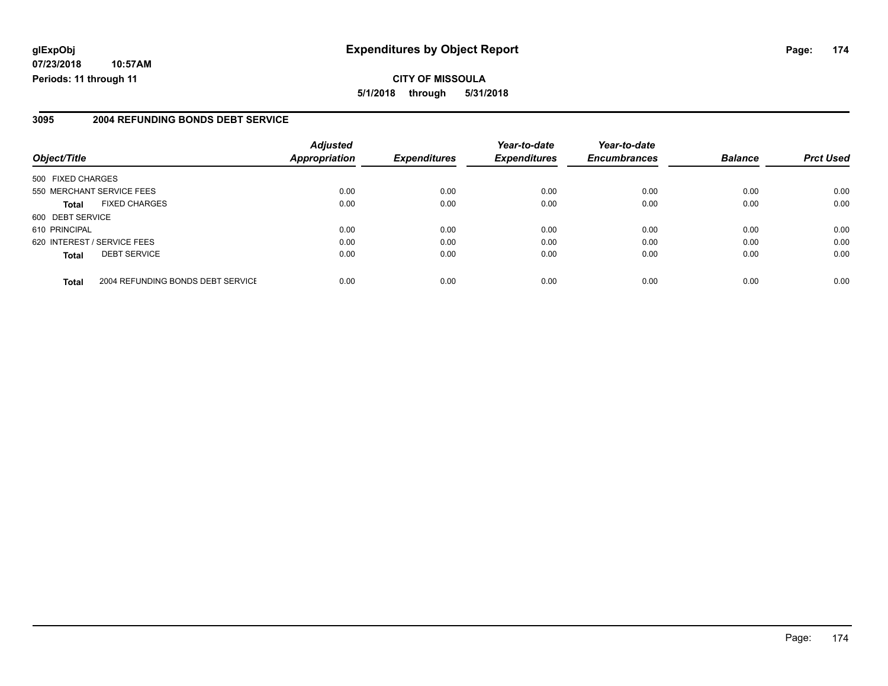**glExpObj**
**07/23/2018 10:57AM**
**Periods: 11 through 11**

# Expenditures by Object Report

**CITY OF MISSOULA**
**5/1/2018 through 5/31/2018**

## 3095 2004 REFUNDING BONDS DEBT SERVICE

| Object/Title | | Adjusted Appropriation | Expenditures | Year-to-date Expenditures | Year-to-date Encumbrances | Balance | Prct Used |
|---|---|---|---|---|---|---|---|
| 500 FIXED CHARGES | | | | | | | |
| 550 MERCHANT SERVICE FEES | | 0.00 | 0.00 | 0.00 | 0.00 | 0.00 | 0.00 |
| **Total** | FIXED CHARGES | 0.00 | 0.00 | 0.00 | 0.00 | 0.00 | 0.00 |
| 600 DEBT SERVICE | | | | | | | |
| 610 PRINCIPAL | | 0.00 | 0.00 | 0.00 | 0.00 | 0.00 | 0.00 |
| 620 INTEREST / SERVICE FEES | | 0.00 | 0.00 | 0.00 | 0.00 | 0.00 | 0.00 |
| **Total** | DEBT SERVICE | 0.00 | 0.00 | 0.00 | 0.00 | 0.00 | 0.00 |
| **Total** | 2004 REFUNDING BONDS DEBT SERVICE | 0.00 | 0.00 | 0.00 | 0.00 | 0.00 | 0.00 |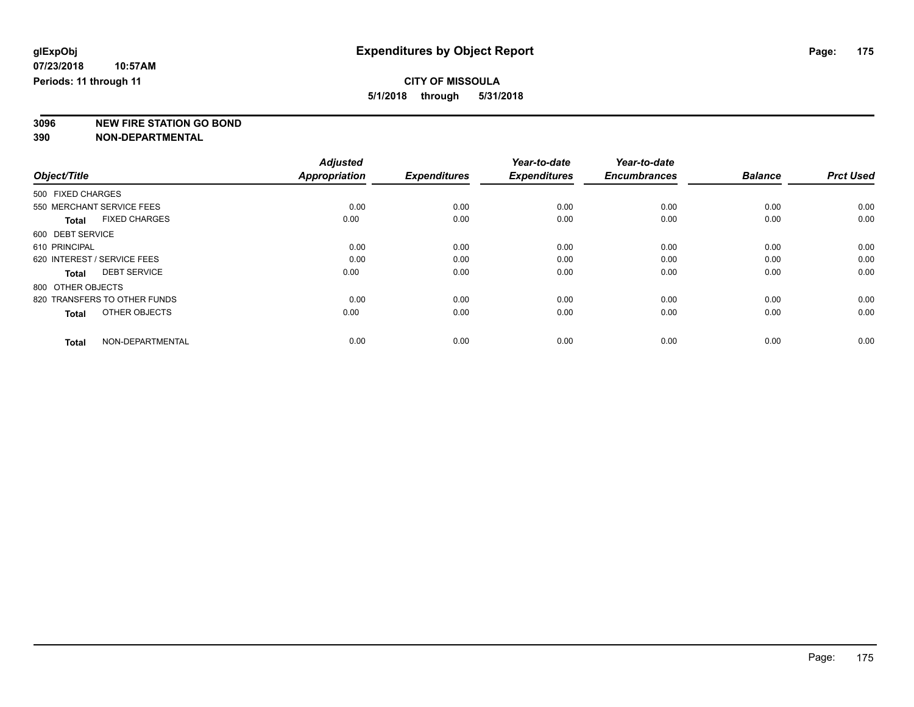# Expenditures by Object Report

glExpObj
07/23/2018 10:57AM
Periods: 11 through 11

**CITY OF MISSOULA**
**5/1/2018 through 5/31/2018**

**3096 NEW FIRE STATION GO BOND**
**390 NON-DEPARTMENTAL**

| Object/Title | Adjusted Appropriation | Expenditures | Year-to-date Expenditures | Year-to-date Encumbrances | Balance | Prct Used |
|---|---|---|---|---|---|---|
| 500 FIXED CHARGES | | | | | | |
| 550 MERCHANT SERVICE FEES | 0.00 | 0.00 | 0.00 | 0.00 | 0.00 | 0.00 |
| **Total** FIXED CHARGES | 0.00 | 0.00 | 0.00 | 0.00 | 0.00 | 0.00 |
| 600 DEBT SERVICE | | | | | | |
| 610 PRINCIPAL | 0.00 | 0.00 | 0.00 | 0.00 | 0.00 | 0.00 |
| 620 INTEREST / SERVICE FEES | 0.00 | 0.00 | 0.00 | 0.00 | 0.00 | 0.00 |
| **Total** DEBT SERVICE | 0.00 | 0.00 | 0.00 | 0.00 | 0.00 | 0.00 |
| 800 OTHER OBJECTS | | | | | | |
| 820 TRANSFERS TO OTHER FUNDS | 0.00 | 0.00 | 0.00 | 0.00 | 0.00 | 0.00 |
| **Total** OTHER OBJECTS | 0.00 | 0.00 | 0.00 | 0.00 | 0.00 | 0.00 |
| **Total** NON-DEPARTMENTAL | 0.00 | 0.00 | 0.00 | 0.00 | 0.00 | 0.00 |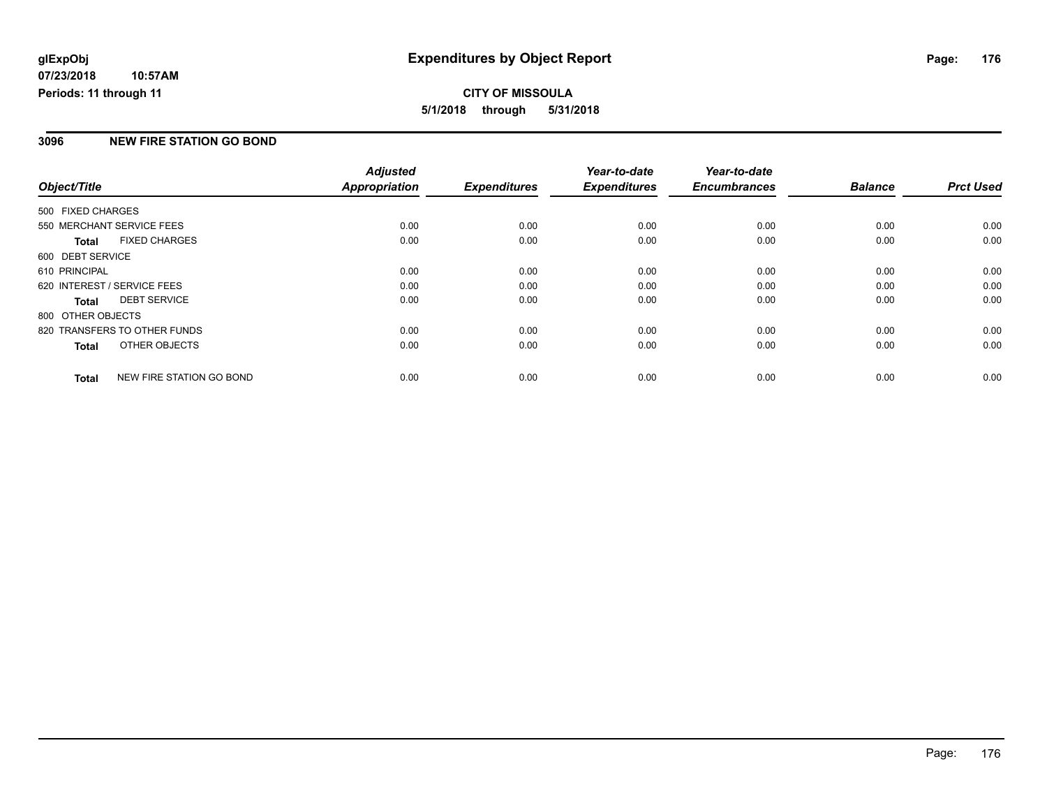**glExpObj** — **Expenditures by Object Report**

**07/23/2018 10:57AM**

**Periods: 11 through 11**

**CITY OF MISSOULA**

**5/1/2018 through 5/31/2018**

## 3096 NEW FIRE STATION GO BOND

| Object/Title | | *Adjusted Appropriation* | *Expenditures* | *Year-to-date Expenditures* | *Year-to-date Encumbrances* | *Balance* | *Prct Used* |
|---|---|---|---|---|---|---|---|
| 500 FIXED CHARGES | | | | | | | |
| 550 MERCHANT SERVICE FEES | | 0.00 | 0.00 | 0.00 | 0.00 | 0.00 | 0.00 |
| **Total** | FIXED CHARGES | 0.00 | 0.00 | 0.00 | 0.00 | 0.00 | 0.00 |
| 600 DEBT SERVICE | | | | | | | |
| 610 PRINCIPAL | | 0.00 | 0.00 | 0.00 | 0.00 | 0.00 | 0.00 |
| 620 INTEREST / SERVICE FEES | | 0.00 | 0.00 | 0.00 | 0.00 | 0.00 | 0.00 |
| **Total** | DEBT SERVICE | 0.00 | 0.00 | 0.00 | 0.00 | 0.00 | 0.00 |
| 800 OTHER OBJECTS | | | | | | | |
| 820 TRANSFERS TO OTHER FUNDS | | 0.00 | 0.00 | 0.00 | 0.00 | 0.00 | 0.00 |
| **Total** | OTHER OBJECTS | 0.00 | 0.00 | 0.00 | 0.00 | 0.00 | 0.00 |
| **Total** | NEW FIRE STATION GO BOND | 0.00 | 0.00 | 0.00 | 0.00 | 0.00 | 0.00 |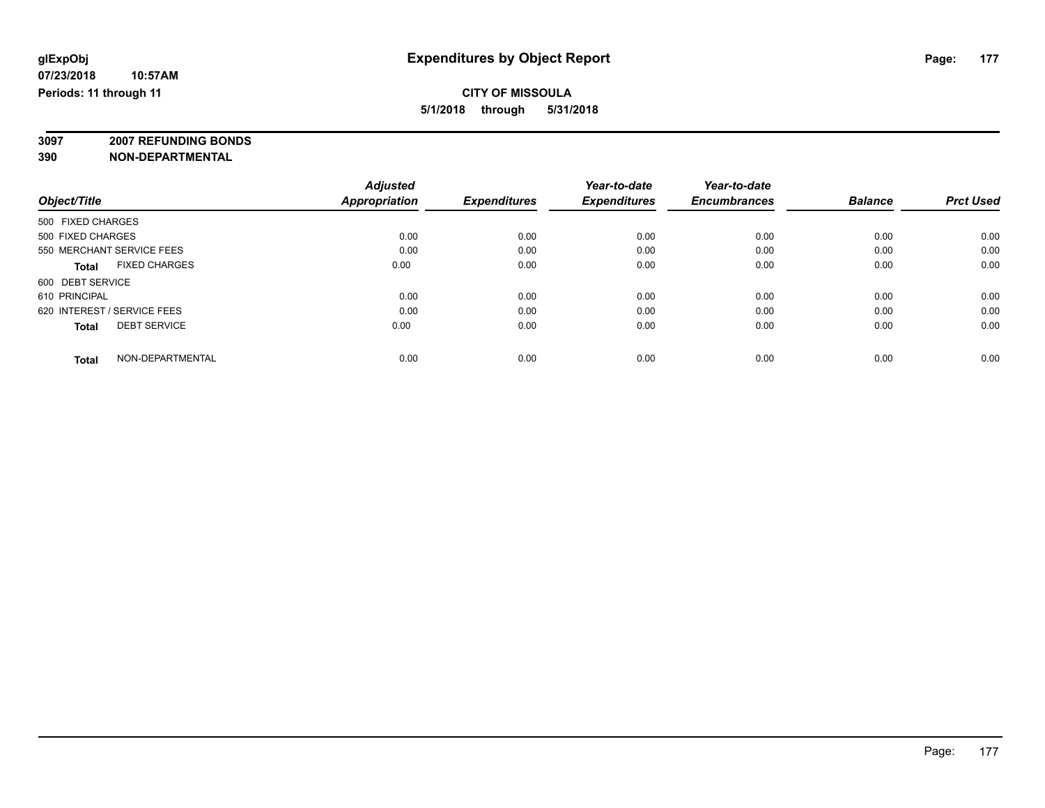glExpObj
07/23/2018 10:57AM
Periods: 11 through 11

# Expenditures by Object Report

**CITY OF MISSOULA**
**5/1/2018 through 5/31/2018**

**3097 2007 REFUNDING BONDS**
**390 NON-DEPARTMENTAL**

| Object/Title | Adjusted Appropriation | Expenditures | Year-to-date Expenditures | Year-to-date Encumbrances | Balance | Prct Used |
|---|---|---|---|---|---|---|
| 500 FIXED CHARGES | | | | | | |
| 500 FIXED CHARGES | 0.00 | 0.00 | 0.00 | 0.00 | 0.00 | 0.00 |
| 550 MERCHANT SERVICE FEES | 0.00 | 0.00 | 0.00 | 0.00 | 0.00 | 0.00 |
| **Total** FIXED CHARGES | 0.00 | 0.00 | 0.00 | 0.00 | 0.00 | 0.00 |
| 600 DEBT SERVICE | | | | | | |
| 610 PRINCIPAL | 0.00 | 0.00 | 0.00 | 0.00 | 0.00 | 0.00 |
| 620 INTEREST / SERVICE FEES | 0.00 | 0.00 | 0.00 | 0.00 | 0.00 | 0.00 |
| **Total** DEBT SERVICE | 0.00 | 0.00 | 0.00 | 0.00 | 0.00 | 0.00 |
| **Total** NON-DEPARTMENTAL | 0.00 | 0.00 | 0.00 | 0.00 | 0.00 | 0.00 |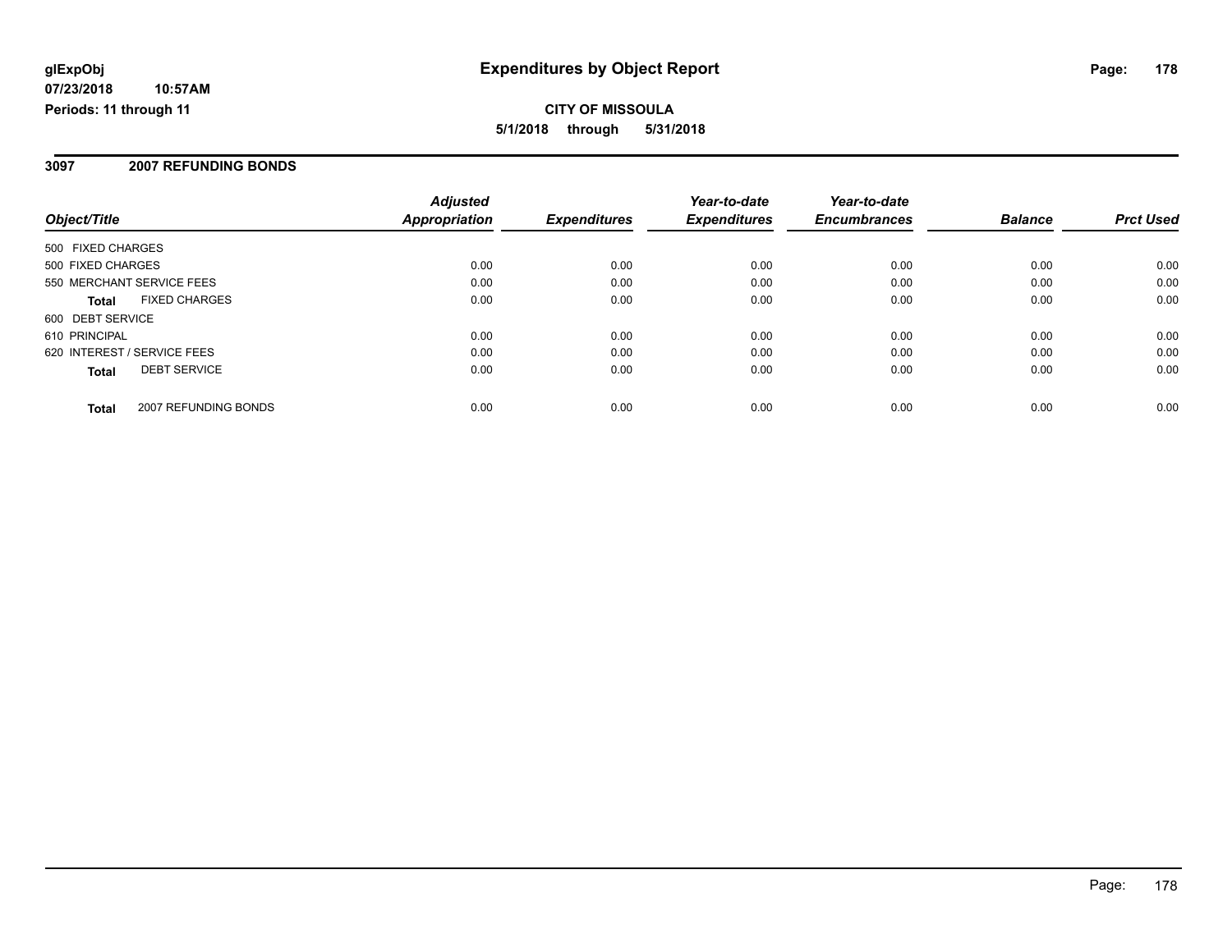# Expenditures by Object Report

glExpObj
07/23/2018 10:57AM
Periods: 11 through 11

**CITY OF MISSOULA**
**5/1/2018 through 5/31/2018**

## 3097 2007 REFUNDING BONDS

| Object/Title | Adjusted Appropriation | Expenditures | Year-to-date Expenditures | Year-to-date Encumbrances | Balance | Prct Used |
|---|---|---|---|---|---|---|
| 500 FIXED CHARGES | | | | | | |
| 500 FIXED CHARGES | 0.00 | 0.00 | 0.00 | 0.00 | 0.00 | 0.00 |
| 550 MERCHANT SERVICE FEES | 0.00 | 0.00 | 0.00 | 0.00 | 0.00 | 0.00 |
| **Total** FIXED CHARGES | 0.00 | 0.00 | 0.00 | 0.00 | 0.00 | 0.00 |
| 600 DEBT SERVICE | | | | | | |
| 610 PRINCIPAL | 0.00 | 0.00 | 0.00 | 0.00 | 0.00 | 0.00 |
| 620 INTEREST / SERVICE FEES | 0.00 | 0.00 | 0.00 | 0.00 | 0.00 | 0.00 |
| **Total** DEBT SERVICE | 0.00 | 0.00 | 0.00 | 0.00 | 0.00 | 0.00 |
| **Total** 2007 REFUNDING BONDS | 0.00 | 0.00 | 0.00 | 0.00 | 0.00 | 0.00 |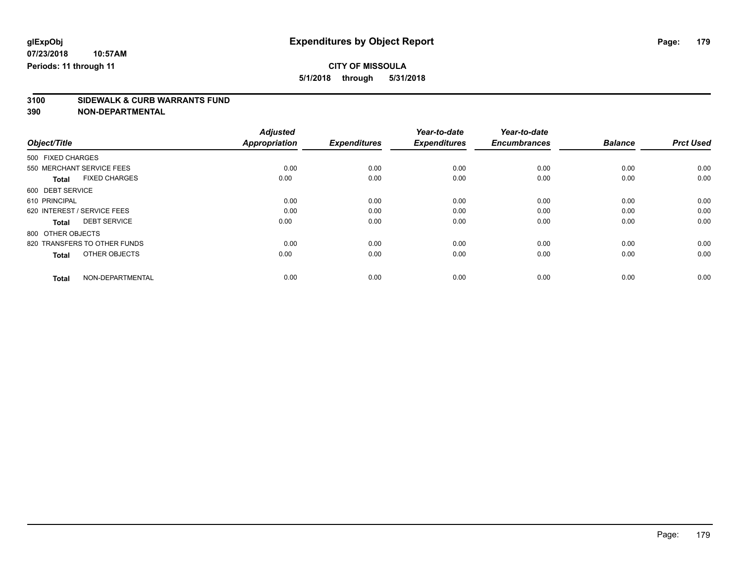**glExpObj**
**07/23/2018 10:57AM**
**Periods: 11 through 11**

# Expenditures by Object Report

## CITY OF MISSOULA

**5/1/2018 through 5/31/2018**

**3100 SIDEWALK & CURB WARRANTS FUND**
**390 NON-DEPARTMENTAL**

| Object/Title | Adjusted Appropriation | Expenditures | Year-to-date Expenditures | Year-to-date Encumbrances | Balance | Prct Used |
|---|---|---|---|---|---|---|
| 500 FIXED CHARGES | | | | | | |
| 550 MERCHANT SERVICE FEES | 0.00 | 0.00 | 0.00 | 0.00 | 0.00 | 0.00 |
| **Total** FIXED CHARGES | 0.00 | 0.00 | 0.00 | 0.00 | 0.00 | 0.00 |
| 600 DEBT SERVICE | | | | | | |
| 610 PRINCIPAL | 0.00 | 0.00 | 0.00 | 0.00 | 0.00 | 0.00 |
| 620 INTEREST / SERVICE FEES | 0.00 | 0.00 | 0.00 | 0.00 | 0.00 | 0.00 |
| **Total** DEBT SERVICE | 0.00 | 0.00 | 0.00 | 0.00 | 0.00 | 0.00 |
| 800 OTHER OBJECTS | | | | | | |
| 820 TRANSFERS TO OTHER FUNDS | 0.00 | 0.00 | 0.00 | 0.00 | 0.00 | 0.00 |
| **Total** OTHER OBJECTS | 0.00 | 0.00 | 0.00 | 0.00 | 0.00 | 0.00 |
| **Total** NON-DEPARTMENTAL | 0.00 | 0.00 | 0.00 | 0.00 | 0.00 | 0.00 |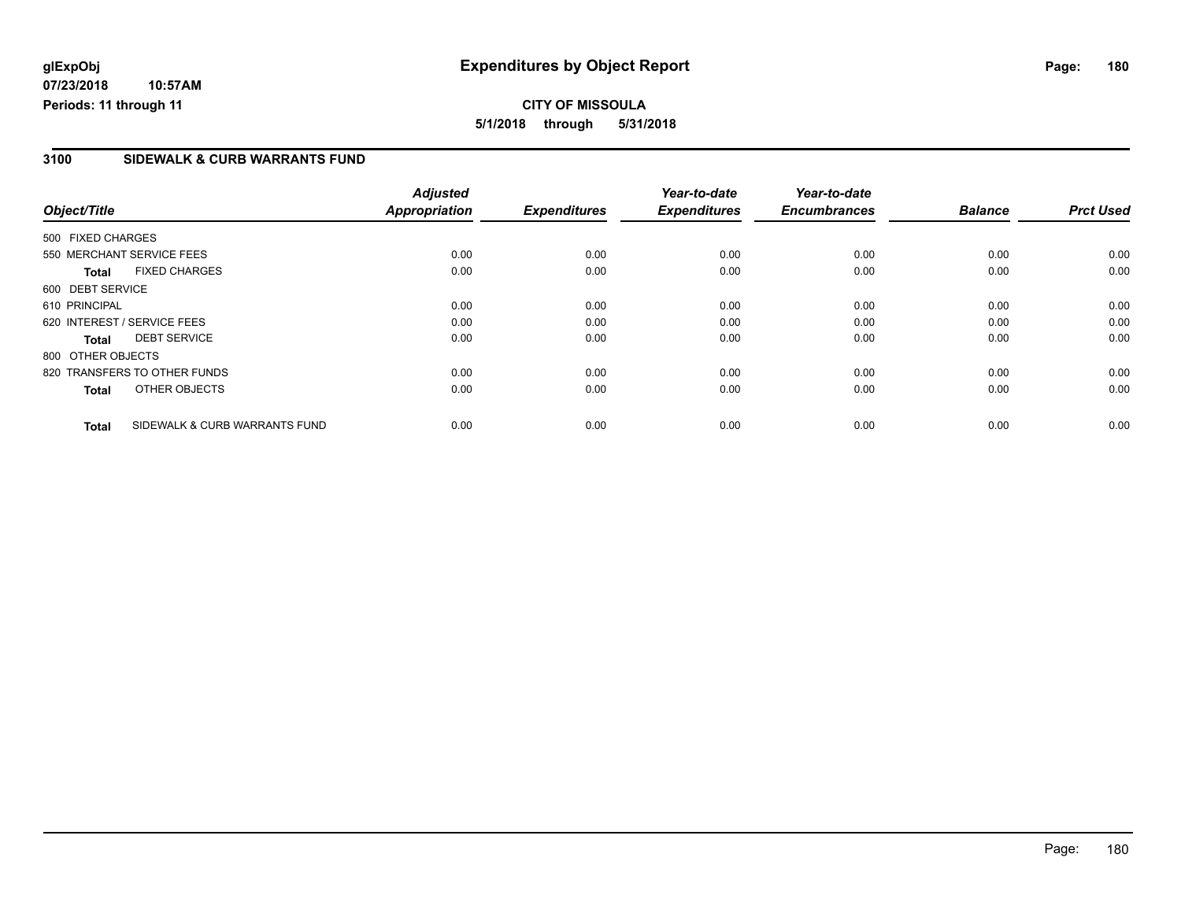glExpObj
07/23/2018 10:57AM
Periods: 11 through 11

# Expenditures by Object Report

**CITY OF MISSOULA**

**5/1/2018 through 5/31/2018**

## 3100 SIDEWALK & CURB WARRANTS FUND

| Object/Title | | Adjusted Appropriation | Expenditures | Year-to-date Expenditures | Year-to-date Encumbrances | Balance | Prct Used |
|---|---|---|---|---|---|---|---|
| 500 FIXED CHARGES | | | | | | | |
| 550 MERCHANT SERVICE FEES | | 0.00 | 0.00 | 0.00 | 0.00 | 0.00 | 0.00 |
| Total | FIXED CHARGES | 0.00 | 0.00 | 0.00 | 0.00 | 0.00 | 0.00 |
| 600 DEBT SERVICE | | | | | | | |
| 610 PRINCIPAL | | 0.00 | 0.00 | 0.00 | 0.00 | 0.00 | 0.00 |
| 620 INTEREST / SERVICE FEES | | 0.00 | 0.00 | 0.00 | 0.00 | 0.00 | 0.00 |
| Total | DEBT SERVICE | 0.00 | 0.00 | 0.00 | 0.00 | 0.00 | 0.00 |
| 800 OTHER OBJECTS | | | | | | | |
| 820 TRANSFERS TO OTHER FUNDS | | 0.00 | 0.00 | 0.00 | 0.00 | 0.00 | 0.00 |
| Total | OTHER OBJECTS | 0.00 | 0.00 | 0.00 | 0.00 | 0.00 | 0.00 |
| Total | SIDEWALK & CURB WARRANTS FUND | 0.00 | 0.00 | 0.00 | 0.00 | 0.00 | 0.00 |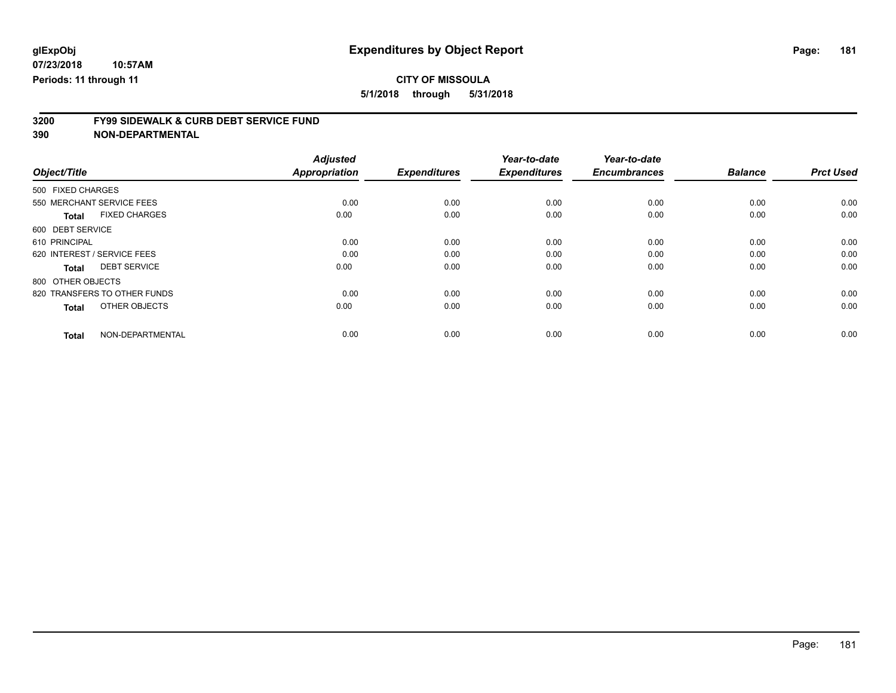glExpObj
07/23/2018 10:57AM
Periods: 11 through 11

# Expenditures by Object Report

**CITY OF MISSOULA**

**5/1/2018 through 5/31/2018**

## 3200 FY99 SIDEWALK & CURB DEBT SERVICE FUND
## 390 NON-DEPARTMENTAL

| Object/Title | | Adjusted Appropriation | Expenditures | Year-to-date Expenditures | Year-to-date Encumbrances | Balance | Prct Used |
|---|---|---|---|---|---|---|---|
| 500 FIXED CHARGES | | | | | | | |
| 550 MERCHANT SERVICE FEES | | 0.00 | 0.00 | 0.00 | 0.00 | 0.00 | 0.00 |
| **Total** | FIXED CHARGES | 0.00 | 0.00 | 0.00 | 0.00 | 0.00 | 0.00 |
| 600 DEBT SERVICE | | | | | | | |
| 610 PRINCIPAL | | 0.00 | 0.00 | 0.00 | 0.00 | 0.00 | 0.00 |
| 620 INTEREST / SERVICE FEES | | 0.00 | 0.00 | 0.00 | 0.00 | 0.00 | 0.00 |
| **Total** | DEBT SERVICE | 0.00 | 0.00 | 0.00 | 0.00 | 0.00 | 0.00 |
| 800 OTHER OBJECTS | | | | | | | |
| 820 TRANSFERS TO OTHER FUNDS | | 0.00 | 0.00 | 0.00 | 0.00 | 0.00 | 0.00 |
| **Total** | OTHER OBJECTS | 0.00 | 0.00 | 0.00 | 0.00 | 0.00 | 0.00 |
| **Total** | NON-DEPARTMENTAL | 0.00 | 0.00 | 0.00 | 0.00 | 0.00 | 0.00 |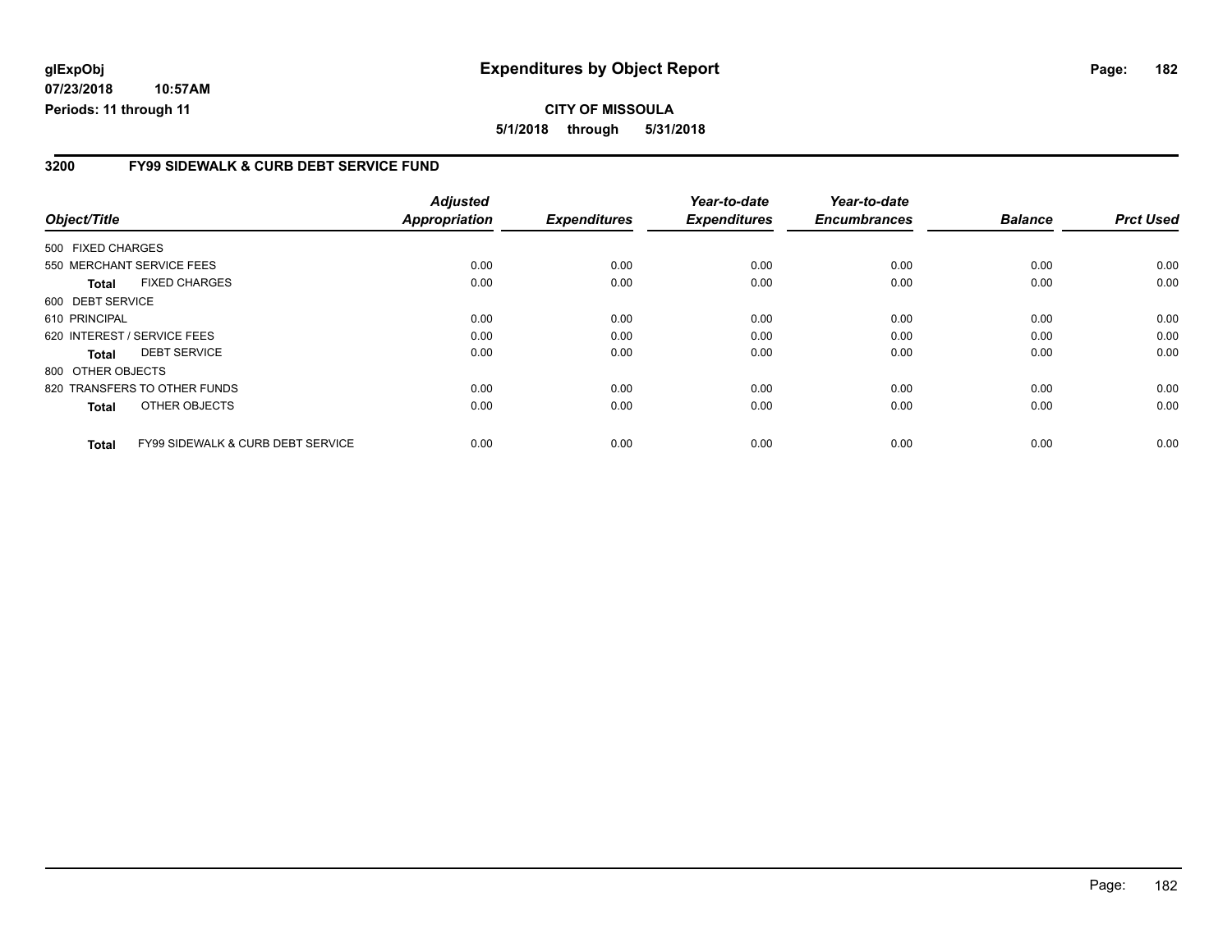**glExpObj**
**07/23/2018 10:57AM**
**Periods: 11 through 11**

# Expenditures by Object Report

**CITY OF MISSOULA**

**5/1/2018 through 5/31/2018**

## 3200 FY99 SIDEWALK & CURB DEBT SERVICE FUND

| Object/Title | Adjusted Appropriation | Expenditures | Year-to-date Expenditures | Year-to-date Encumbrances | Balance | Prct Used |
|---|---|---|---|---|---|---|
| 500 FIXED CHARGES | | | | | | |
| 550 MERCHANT SERVICE FEES | 0.00 | 0.00 | 0.00 | 0.00 | 0.00 | 0.00 |
| **Total** FIXED CHARGES | 0.00 | 0.00 | 0.00 | 0.00 | 0.00 | 0.00 |
| 600 DEBT SERVICE | | | | | | |
| 610 PRINCIPAL | 0.00 | 0.00 | 0.00 | 0.00 | 0.00 | 0.00 |
| 620 INTEREST / SERVICE FEES | 0.00 | 0.00 | 0.00 | 0.00 | 0.00 | 0.00 |
| **Total** DEBT SERVICE | 0.00 | 0.00 | 0.00 | 0.00 | 0.00 | 0.00 |
| 800 OTHER OBJECTS | | | | | | |
| 820 TRANSFERS TO OTHER FUNDS | 0.00 | 0.00 | 0.00 | 0.00 | 0.00 | 0.00 |
| **Total** OTHER OBJECTS | 0.00 | 0.00 | 0.00 | 0.00 | 0.00 | 0.00 |
| **Total** FY99 SIDEWALK & CURB DEBT SERVICE | 0.00 | 0.00 | 0.00 | 0.00 | 0.00 | 0.00 |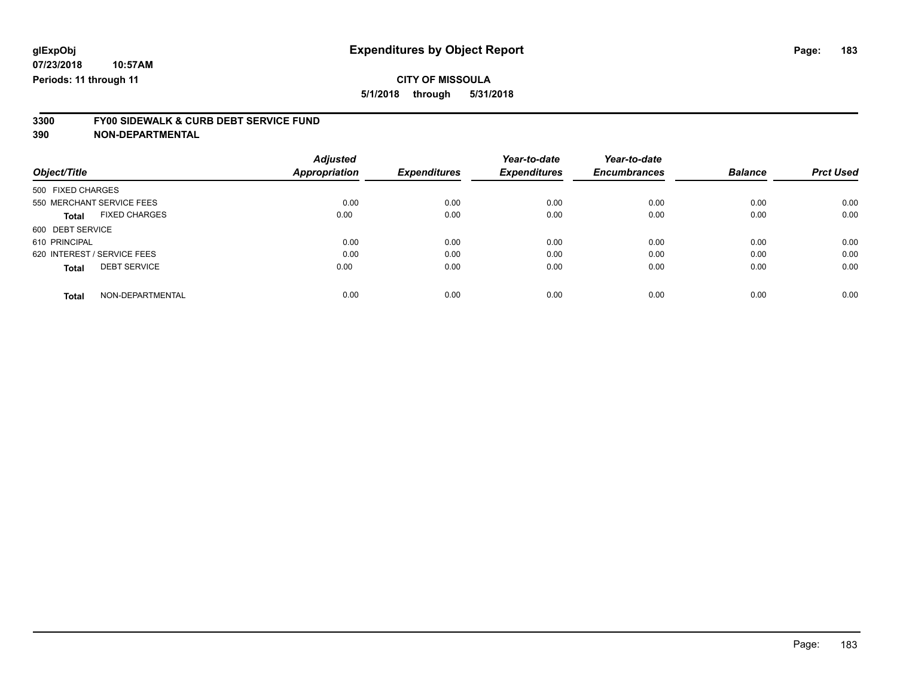glExpObj
07/23/2018 10:57AM
Periods: 11 through 11

# Expenditures by Object Report

**CITY OF MISSOULA**

**5/1/2018 through 5/31/2018**

## 3300 FY00 SIDEWALK & CURB DEBT SERVICE FUND
## 390 NON-DEPARTMENTAL

| Object/Title | Adjusted Appropriation | Expenditures | Year-to-date Expenditures | Year-to-date Encumbrances | Balance | Prct Used |
|---|---|---|---|---|---|---|
| 500 FIXED CHARGES | | | | | | |
| 550 MERCHANT SERVICE FEES | 0.00 | 0.00 | 0.00 | 0.00 | 0.00 | 0.00 |
| **Total** FIXED CHARGES | 0.00 | 0.00 | 0.00 | 0.00 | 0.00 | 0.00 |
| 600 DEBT SERVICE | | | | | | |
| 610 PRINCIPAL | 0.00 | 0.00 | 0.00 | 0.00 | 0.00 | 0.00 |
| 620 INTEREST / SERVICE FEES | 0.00 | 0.00 | 0.00 | 0.00 | 0.00 | 0.00 |
| **Total** DEBT SERVICE | 0.00 | 0.00 | 0.00 | 0.00 | 0.00 | 0.00 |
| **Total** NON-DEPARTMENTAL | 0.00 | 0.00 | 0.00 | 0.00 | 0.00 | 0.00 |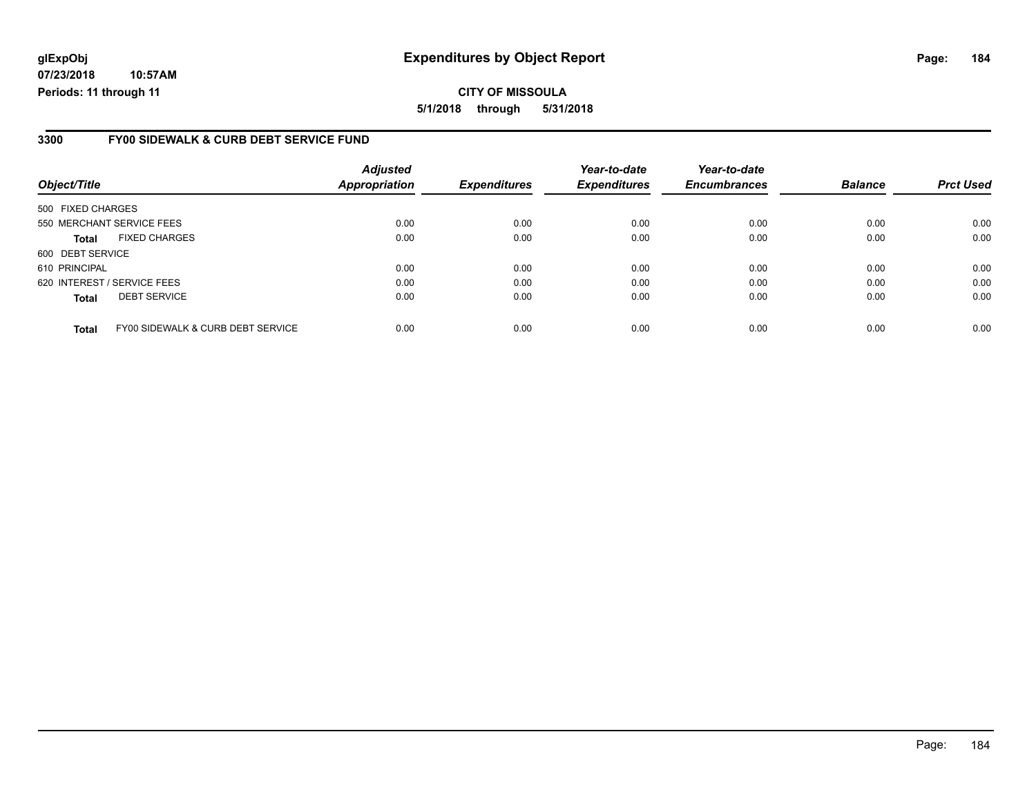# Expenditures by Object Report

glExpObj
07/23/2018 10:57AM
Periods: 11 through 11

**CITY OF MISSOULA**

**5/1/2018 through 5/31/2018**

## 3300 FY00 SIDEWALK & CURB DEBT SERVICE FUND

| Object/Title | | Adjusted Appropriation | Expenditures | Year-to-date Expenditures | Year-to-date Encumbrances | Balance | Prct Used |
|---|---|---|---|---|---|---|---|
| 500 FIXED CHARGES | | | | | | | |
| 550 MERCHANT SERVICE FEES | | 0.00 | 0.00 | 0.00 | 0.00 | 0.00 | 0.00 |
| **Total** | FIXED CHARGES | 0.00 | 0.00 | 0.00 | 0.00 | 0.00 | 0.00 |
| 600 DEBT SERVICE | | | | | | | |
| 610 PRINCIPAL | | 0.00 | 0.00 | 0.00 | 0.00 | 0.00 | 0.00 |
| 620 INTEREST / SERVICE FEES | | 0.00 | 0.00 | 0.00 | 0.00 | 0.00 | 0.00 |
| **Total** | DEBT SERVICE | 0.00 | 0.00 | 0.00 | 0.00 | 0.00 | 0.00 |
| **Total** | FY00 SIDEWALK & CURB DEBT SERVICE | 0.00 | 0.00 | 0.00 | 0.00 | 0.00 | 0.00 |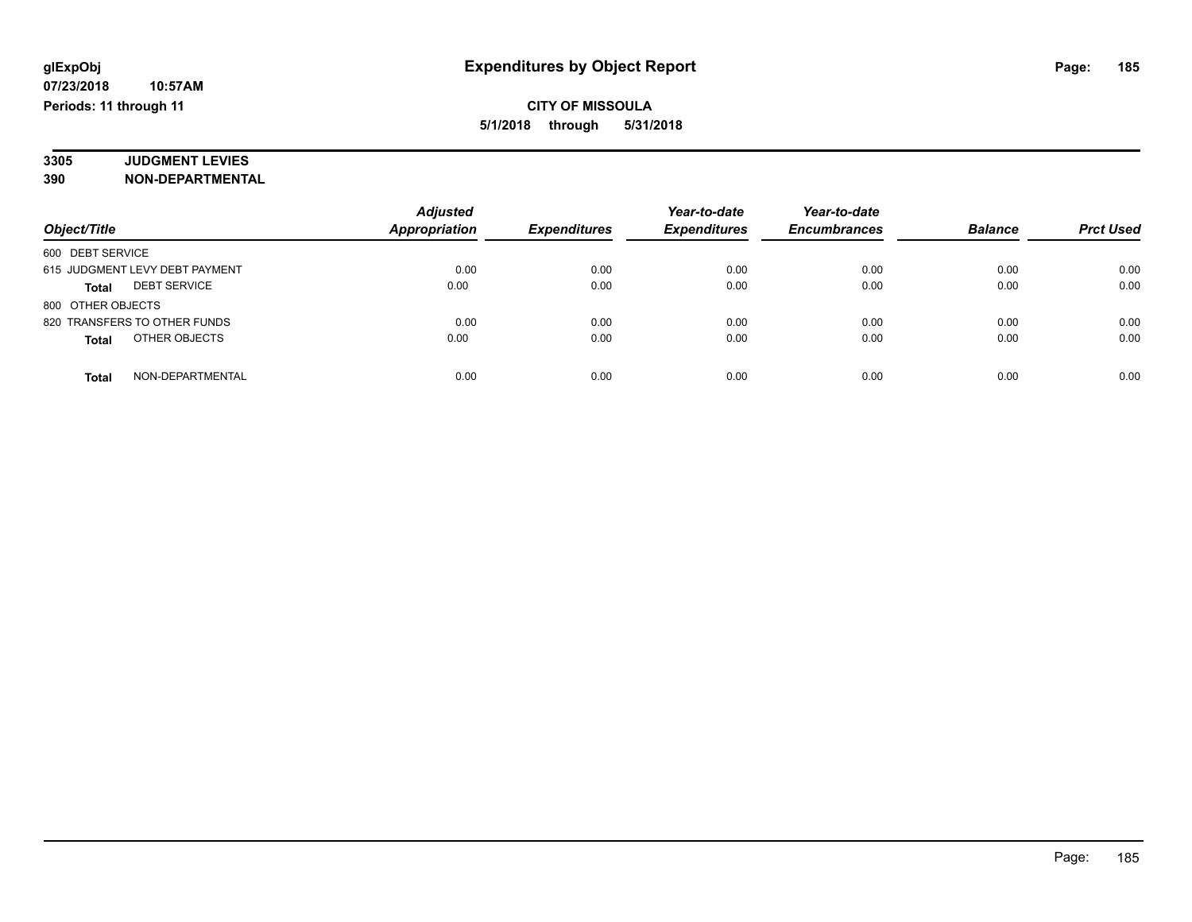**glExpObj** **Expenditures by Object Report**

**07/23/2018 10:57AM**

**Periods: 11 through 11**

**CITY OF MISSOULA**

**5/1/2018 through 5/31/2018**

**3305 JUDGMENT LEVIES**

**390 NON-DEPARTMENTAL**

| Object/Title | Adjusted Appropriation | Expenditures | Year-to-date Expenditures | Year-to-date Encumbrances | Balance | Prct Used |
|---|---|---|---|---|---|---|
| 600 DEBT SERVICE | | | | | | |
| 615 JUDGMENT LEVY DEBT PAYMENT | 0.00 | 0.00 | 0.00 | 0.00 | 0.00 | 0.00 |
| **Total** DEBT SERVICE | 0.00 | 0.00 | 0.00 | 0.00 | 0.00 | 0.00 |
| 800 OTHER OBJECTS | | | | | | |
| 820 TRANSFERS TO OTHER FUNDS | 0.00 | 0.00 | 0.00 | 0.00 | 0.00 | 0.00 |
| **Total** OTHER OBJECTS | 0.00 | 0.00 | 0.00 | 0.00 | 0.00 | 0.00 |
| **Total** NON-DEPARTMENTAL | 0.00 | 0.00 | 0.00 | 0.00 | 0.00 | 0.00 |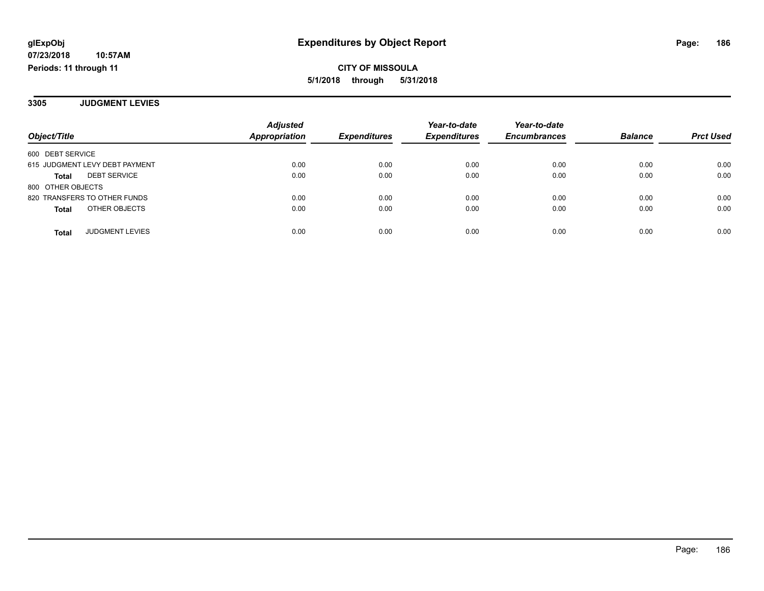glExpObj
07/23/2018 10:57AM
Periods: 11 through 11

# Expenditures by Object Report

**CITY OF MISSOULA**
**5/1/2018 through 5/31/2018**

## 3305 JUDGMENT LEVIES

| Object/Title | Adjusted Appropriation | Expenditures | Year-to-date Expenditures | Year-to-date Encumbrances | Balance | Prct Used |
|---|---|---|---|---|---|---|
| 600 DEBT SERVICE | | | | | | |
| 615 JUDGMENT LEVY DEBT PAYMENT | 0.00 | 0.00 | 0.00 | 0.00 | 0.00 | 0.00 |
| **Total** DEBT SERVICE | 0.00 | 0.00 | 0.00 | 0.00 | 0.00 | 0.00 |
| 800 OTHER OBJECTS | | | | | | |
| 820 TRANSFERS TO OTHER FUNDS | 0.00 | 0.00 | 0.00 | 0.00 | 0.00 | 0.00 |
| **Total** OTHER OBJECTS | 0.00 | 0.00 | 0.00 | 0.00 | 0.00 | 0.00 |
| **Total** JUDGMENT LEVIES | 0.00 | 0.00 | 0.00 | 0.00 | 0.00 | 0.00 |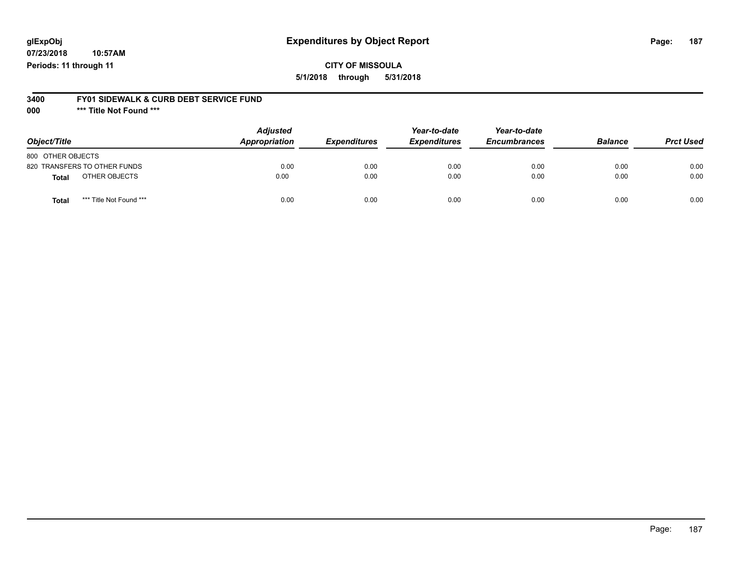**glExpObj** **Expenditures by Object Report**

**07/23/2018 10:57AM**

**Periods: 11 through 11**

**CITY OF MISSOULA**

**5/1/2018 through 5/31/2018**

**3400 FY01 SIDEWALK & CURB DEBT SERVICE FUND**

**000 \*\*\* Title Not Found \*\*\***

| Object/Title | Adjusted Appropriation | Expenditures | Year-to-date Expenditures | Year-to-date Encumbrances | Balance | Prct Used |
|---|---|---|---|---|---|---|
| 800 OTHER OBJECTS | | | | | | |
| 820 TRANSFERS TO OTHER FUNDS | 0.00 | 0.00 | 0.00 | 0.00 | 0.00 | 0.00 |
| **Total** OTHER OBJECTS | 0.00 | 0.00 | 0.00 | 0.00 | 0.00 | 0.00 |
| **Total** \*\*\* Title Not Found \*\*\* | 0.00 | 0.00 | 0.00 | 0.00 | 0.00 | 0.00 |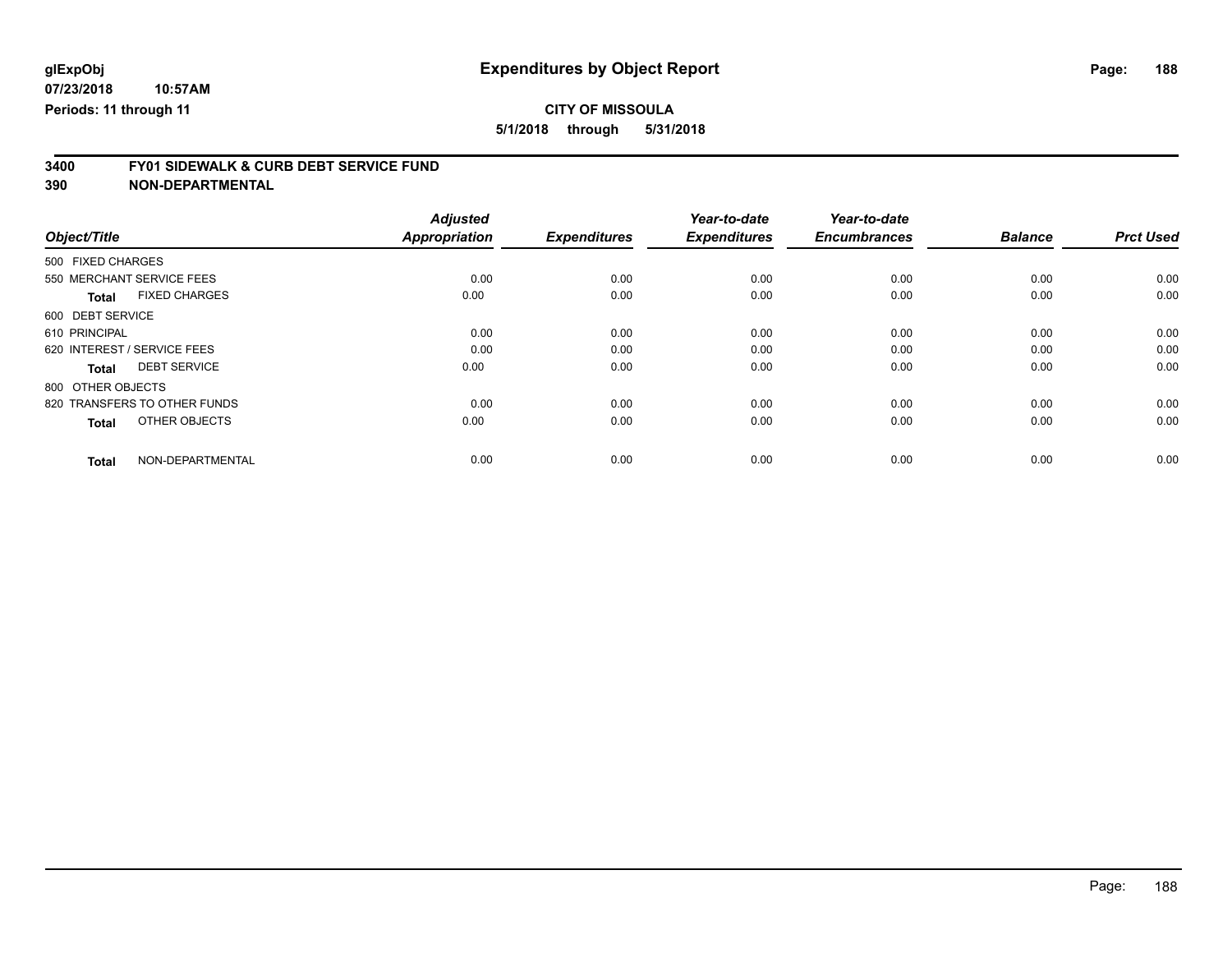**glExpObj**
**07/23/2018 10:57AM**
**Periods: 11 through 11**

# Expenditures by Object Report

**CITY OF MISSOULA**
**5/1/2018 through 5/31/2018**

**3400 FY01 SIDEWALK & CURB DEBT SERVICE FUND**
**390 NON-DEPARTMENTAL**

| Object/Title | | Adjusted Appropriation | Expenditures | Year-to-date Expenditures | Year-to-date Encumbrances | Balance | Prct Used |
|---|---|---|---|---|---|---|---|
| 500 FIXED CHARGES | | | | | | | |
| 550 MERCHANT SERVICE FEES | | 0.00 | 0.00 | 0.00 | 0.00 | 0.00 | 0.00 |
| **Total** | FIXED CHARGES | 0.00 | 0.00 | 0.00 | 0.00 | 0.00 | 0.00 |
| 600 DEBT SERVICE | | | | | | | |
| 610 PRINCIPAL | | 0.00 | 0.00 | 0.00 | 0.00 | 0.00 | 0.00 |
| 620 INTEREST / SERVICE FEES | | 0.00 | 0.00 | 0.00 | 0.00 | 0.00 | 0.00 |
| **Total** | DEBT SERVICE | 0.00 | 0.00 | 0.00 | 0.00 | 0.00 | 0.00 |
| 800 OTHER OBJECTS | | | | | | | |
| 820 TRANSFERS TO OTHER FUNDS | | 0.00 | 0.00 | 0.00 | 0.00 | 0.00 | 0.00 |
| **Total** | OTHER OBJECTS | 0.00 | 0.00 | 0.00 | 0.00 | 0.00 | 0.00 |
| **Total** | NON-DEPARTMENTAL | 0.00 | 0.00 | 0.00 | 0.00 | 0.00 | 0.00 |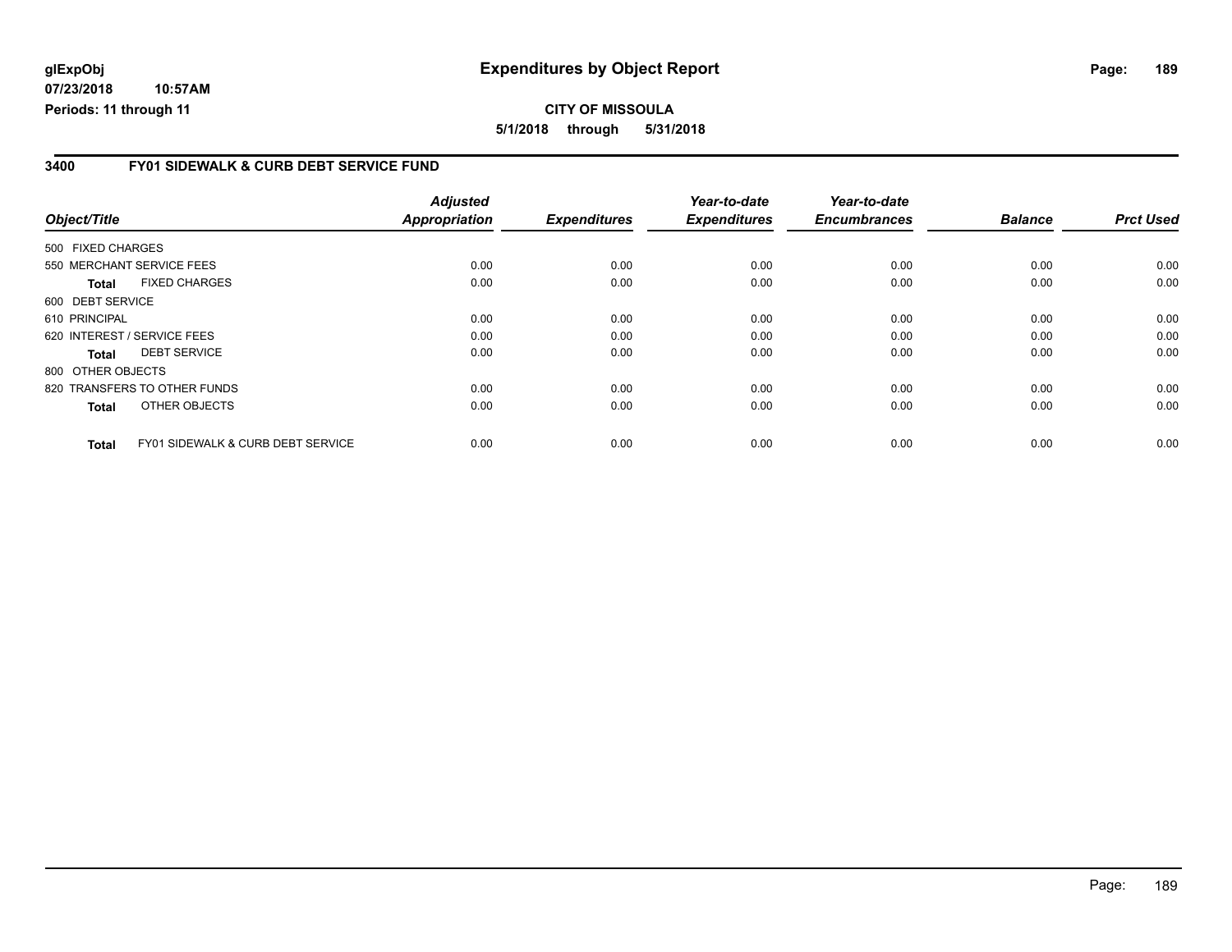**glExpObj** 07/23/2018 10:57AM
**Periods: 11 through 11**

# Expenditures by Object Report

**CITY OF MISSOULA**
**5/1/2018 through 5/31/2018**

## 3400 FY01 SIDEWALK & CURB DEBT SERVICE FUND

| Object/Title | | Adjusted Appropriation | Expenditures | Year-to-date Expenditures | Year-to-date Encumbrances | Balance | Prct Used |
|---|---|---|---|---|---|---|---|
| 500 FIXED CHARGES | | | | | | | |
| 550 MERCHANT SERVICE FEES | | 0.00 | 0.00 | 0.00 | 0.00 | 0.00 | 0.00 |
| **Total** | FIXED CHARGES | 0.00 | 0.00 | 0.00 | 0.00 | 0.00 | 0.00 |
| 600 DEBT SERVICE | | | | | | | |
| 610 PRINCIPAL | | 0.00 | 0.00 | 0.00 | 0.00 | 0.00 | 0.00 |
| 620 INTEREST / SERVICE FEES | | 0.00 | 0.00 | 0.00 | 0.00 | 0.00 | 0.00 |
| **Total** | DEBT SERVICE | 0.00 | 0.00 | 0.00 | 0.00 | 0.00 | 0.00 |
| 800 OTHER OBJECTS | | | | | | | |
| 820 TRANSFERS TO OTHER FUNDS | | 0.00 | 0.00 | 0.00 | 0.00 | 0.00 | 0.00 |
| **Total** | OTHER OBJECTS | 0.00 | 0.00 | 0.00 | 0.00 | 0.00 | 0.00 |
| **Total** | FY01 SIDEWALK & CURB DEBT SERVICE | 0.00 | 0.00 | 0.00 | 0.00 | 0.00 | 0.00 |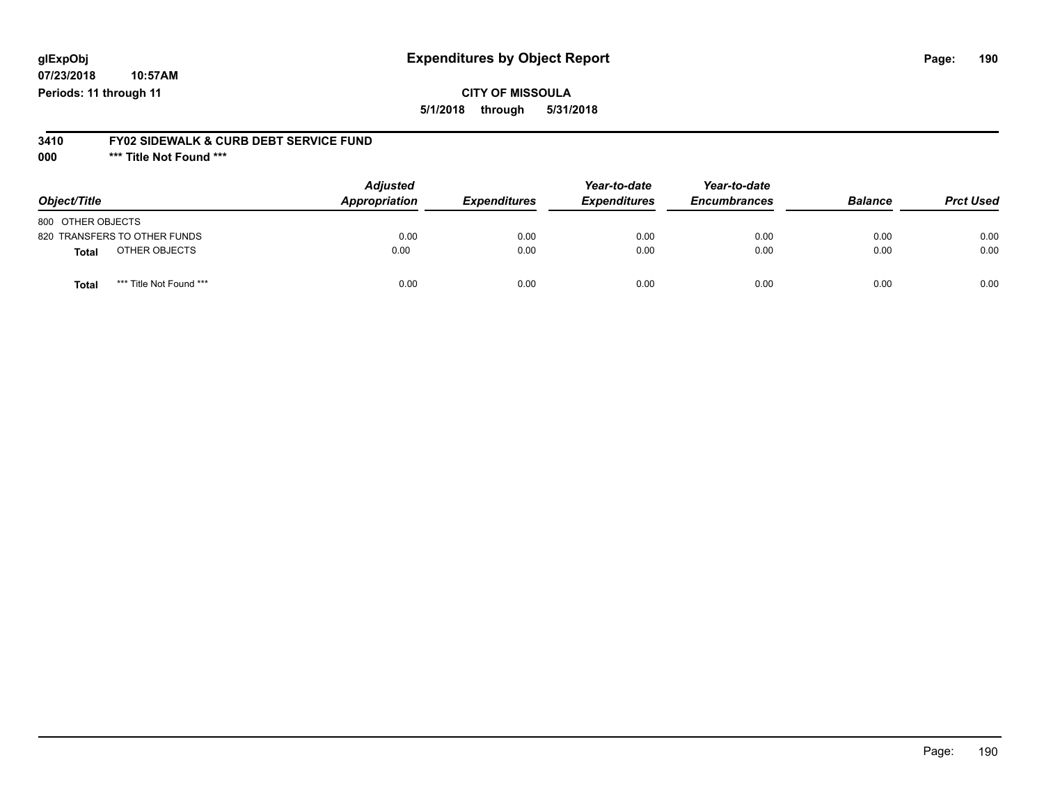# Expenditures by Object Report

glExpObj
07/23/2018 10:57AM
Periods: 11 through 11

**CITY OF MISSOULA**
**5/1/2018 through 5/31/2018**

**3410 FY02 SIDEWALK & CURB DEBT SERVICE FUND**
**000 \*\*\* Title Not Found \*\*\***

| Object/Title | Adjusted Appropriation | Expenditures | Year-to-date Expenditures | Year-to-date Encumbrances | Balance | Prct Used |
|---|---|---|---|---|---|---|
| 800 OTHER OBJECTS | | | | | | |
| 820 TRANSFERS TO OTHER FUNDS | 0.00 | 0.00 | 0.00 | 0.00 | 0.00 | 0.00 |
| **Total** OTHER OBJECTS | 0.00 | 0.00 | 0.00 | 0.00 | 0.00 | 0.00 |
| **Total** *** Title Not Found *** | 0.00 | 0.00 | 0.00 | 0.00 | 0.00 | 0.00 |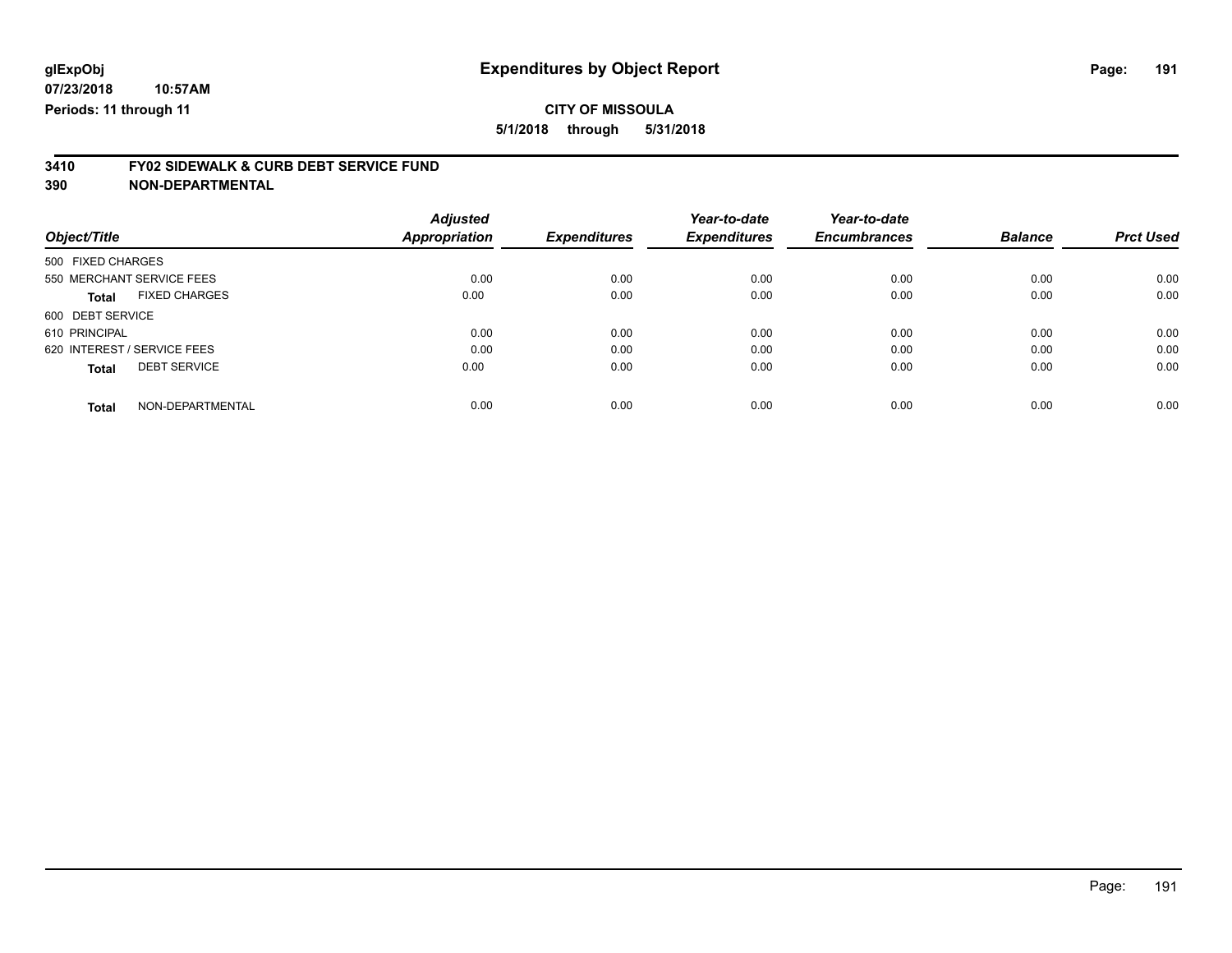glExpObj
07/23/2018 10:57AM
Periods: 11 through 11

# Expenditures by Object Report

**CITY OF MISSOULA**

**5/1/2018 through 5/31/2018**

**3410 FY02 SIDEWALK & CURB DEBT SERVICE FUND**

**390 NON-DEPARTMENTAL**

| Object/Title | Adjusted Appropriation | Expenditures | Year-to-date Expenditures | Year-to-date Encumbrances | Balance | Prct Used |
|---|---|---|---|---|---|---|
| 500 FIXED CHARGES | | | | | | |
| 550 MERCHANT SERVICE FEES | 0.00 | 0.00 | 0.00 | 0.00 | 0.00 | 0.00 |
| **Total** FIXED CHARGES | 0.00 | 0.00 | 0.00 | 0.00 | 0.00 | 0.00 |
| 600 DEBT SERVICE | | | | | | |
| 610 PRINCIPAL | 0.00 | 0.00 | 0.00 | 0.00 | 0.00 | 0.00 |
| 620 INTEREST / SERVICE FEES | 0.00 | 0.00 | 0.00 | 0.00 | 0.00 | 0.00 |
| **Total** DEBT SERVICE | 0.00 | 0.00 | 0.00 | 0.00 | 0.00 | 0.00 |
| **Total** NON-DEPARTMENTAL | 0.00 | 0.00 | 0.00 | 0.00 | 0.00 | 0.00 |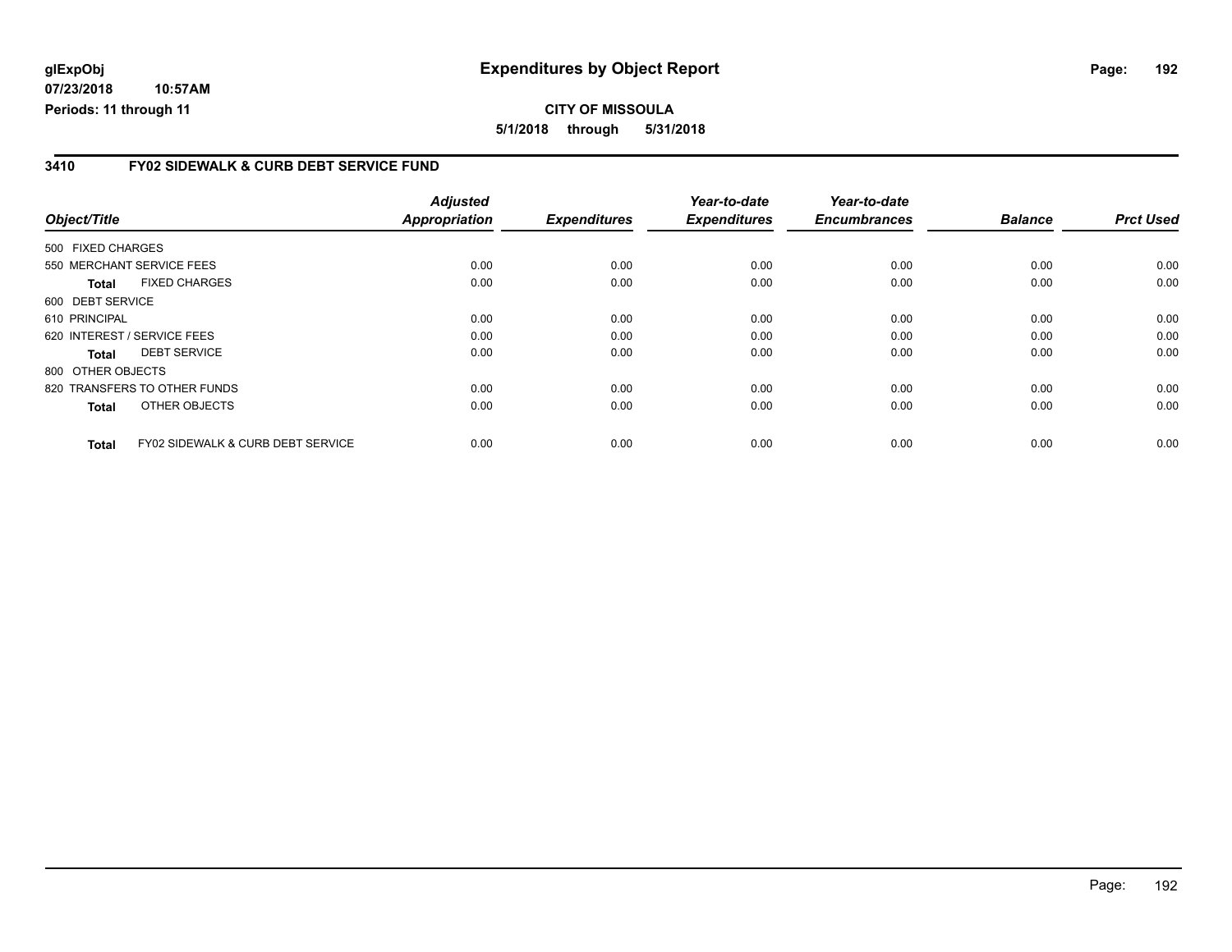# Expenditures by Object Report

glExpObj
07/23/2018 10:57AM
Periods: 11 through 11

**CITY OF MISSOULA**

**5/1/2018 through 5/31/2018**

## 3410 FY02 SIDEWALK & CURB DEBT SERVICE FUND

| Object/Title | | Adjusted Appropriation | Expenditures | Year-to-date Expenditures | Year-to-date Encumbrances | Balance | Prct Used |
|---|---|---|---|---|---|---|---|
| 500 FIXED CHARGES | | | | | | | |
| 550 MERCHANT SERVICE FEES | | 0.00 | 0.00 | 0.00 | 0.00 | 0.00 | 0.00 |
| **Total** | FIXED CHARGES | 0.00 | 0.00 | 0.00 | 0.00 | 0.00 | 0.00 |
| 600 DEBT SERVICE | | | | | | | |
| 610 PRINCIPAL | | 0.00 | 0.00 | 0.00 | 0.00 | 0.00 | 0.00 |
| 620 INTEREST / SERVICE FEES | | 0.00 | 0.00 | 0.00 | 0.00 | 0.00 | 0.00 |
| **Total** | DEBT SERVICE | 0.00 | 0.00 | 0.00 | 0.00 | 0.00 | 0.00 |
| 800 OTHER OBJECTS | | | | | | | |
| 820 TRANSFERS TO OTHER FUNDS | | 0.00 | 0.00 | 0.00 | 0.00 | 0.00 | 0.00 |
| **Total** | OTHER OBJECTS | 0.00 | 0.00 | 0.00 | 0.00 | 0.00 | 0.00 |
| **Total** | FY02 SIDEWALK & CURB DEBT SERVICE | 0.00 | 0.00 | 0.00 | 0.00 | 0.00 | 0.00 |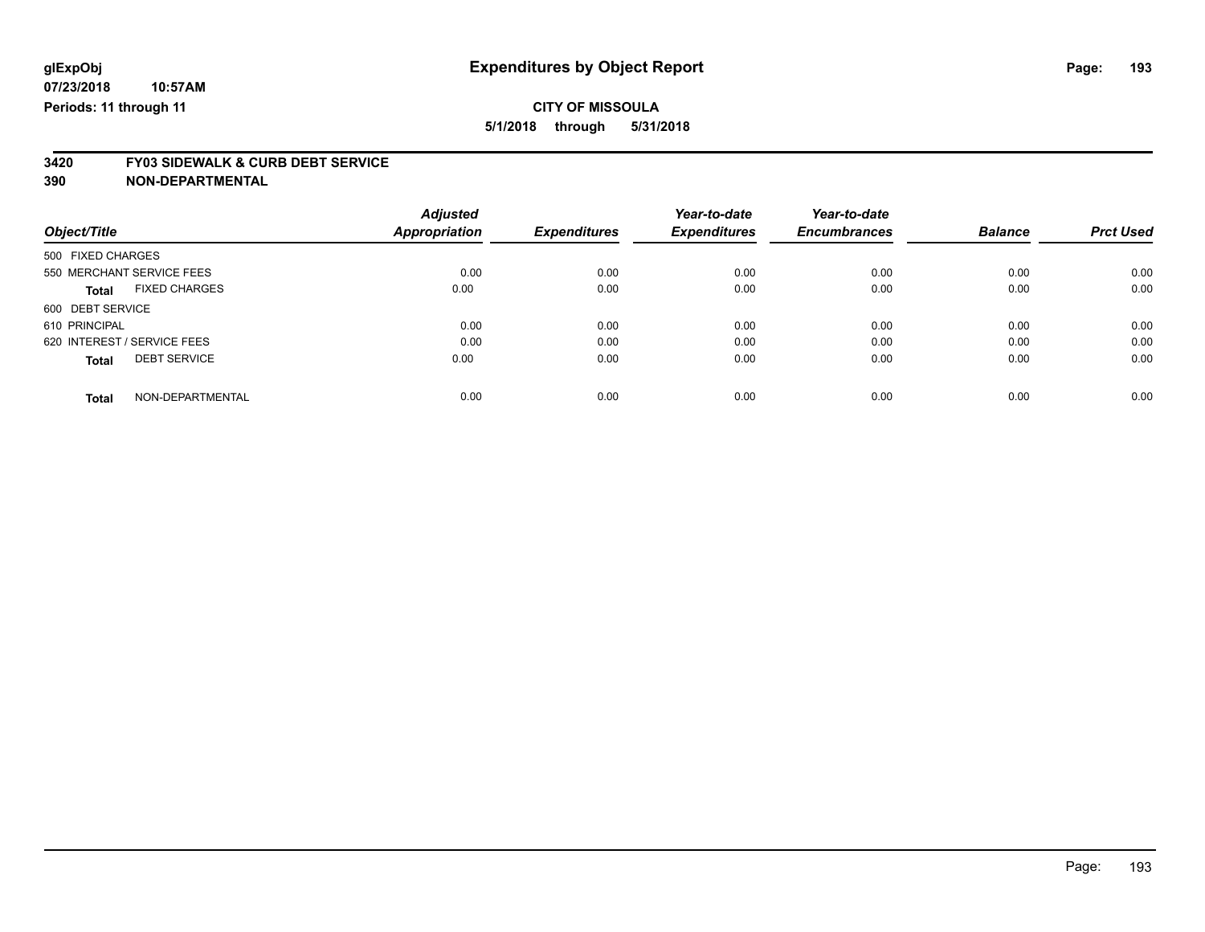# Expenditures by Object Report

glExpObj
07/23/2018 10:57AM
Periods: 11 through 11

**CITY OF MISSOULA**
**5/1/2018 through 5/31/2018**

**3420 FY03 SIDEWALK & CURB DEBT SERVICE**
**390 NON-DEPARTMENTAL**

| Object/Title | Adjusted Appropriation | Expenditures | Year-to-date Expenditures | Year-to-date Encumbrances | Balance | Prct Used |
|---|---|---|---|---|---|---|
| 500 FIXED CHARGES | | | | | | |
| 550 MERCHANT SERVICE FEES | 0.00 | 0.00 | 0.00 | 0.00 | 0.00 | 0.00 |
| **Total** FIXED CHARGES | 0.00 | 0.00 | 0.00 | 0.00 | 0.00 | 0.00 |
| 600 DEBT SERVICE | | | | | | |
| 610 PRINCIPAL | 0.00 | 0.00 | 0.00 | 0.00 | 0.00 | 0.00 |
| 620 INTEREST / SERVICE FEES | 0.00 | 0.00 | 0.00 | 0.00 | 0.00 | 0.00 |
| **Total** DEBT SERVICE | 0.00 | 0.00 | 0.00 | 0.00 | 0.00 | 0.00 |
| **Total** NON-DEPARTMENTAL | 0.00 | 0.00 | 0.00 | 0.00 | 0.00 | 0.00 |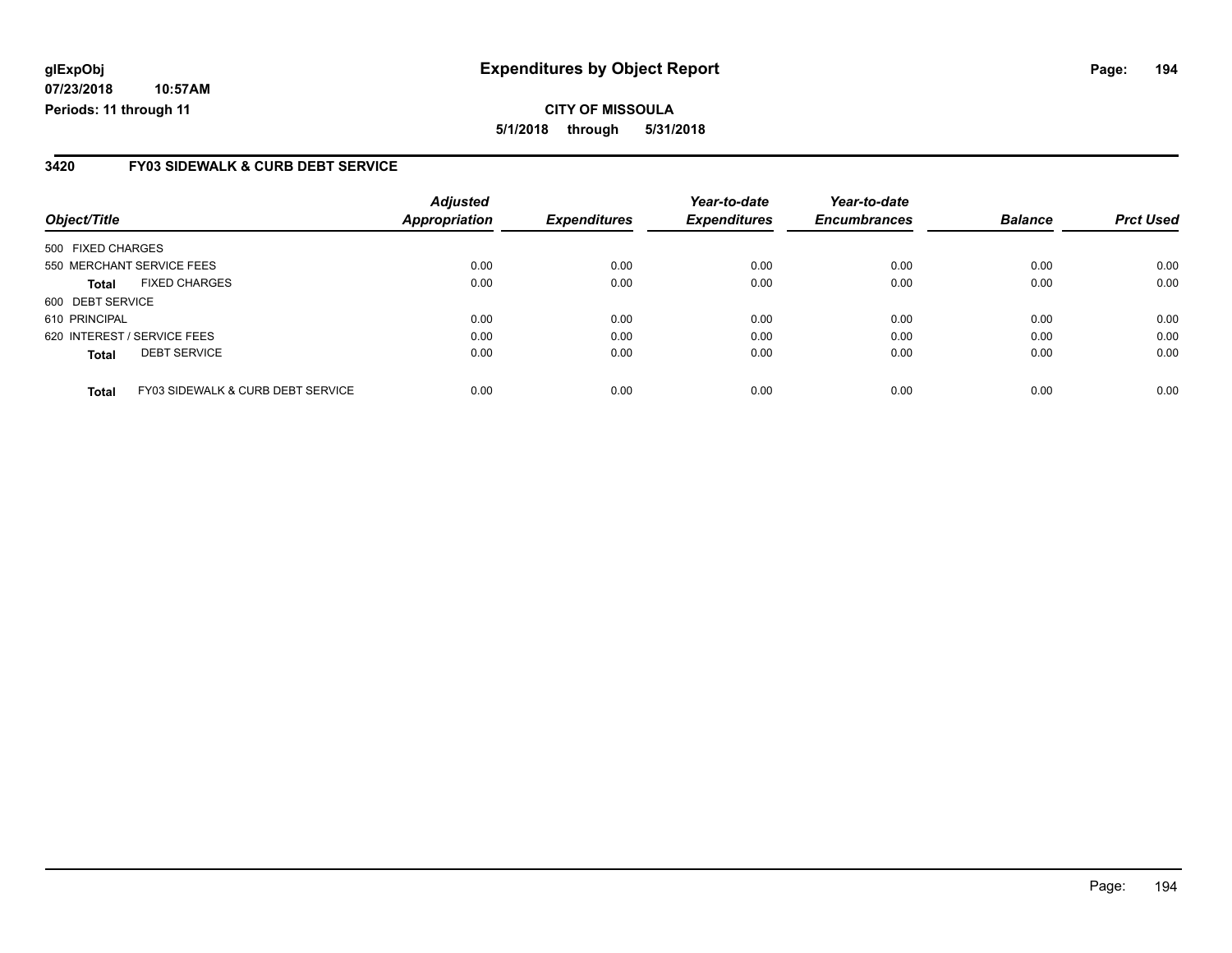# Expenditures by Object Report

glExpObj
07/23/2018 10:57AM
Periods: 11 through 11

**CITY OF MISSOULA**

**5/1/2018 through 5/31/2018**

## 3420 FY03 SIDEWALK & CURB DEBT SERVICE

| Object/Title | | Adjusted Appropriation | Expenditures | Year-to-date Expenditures | Year-to-date Encumbrances | Balance | Prct Used |
|---|---|---|---|---|---|---|---|
| 500 FIXED CHARGES | | | | | | | |
| 550 MERCHANT SERVICE FEES | | 0.00 | 0.00 | 0.00 | 0.00 | 0.00 | 0.00 |
| **Total** | FIXED CHARGES | 0.00 | 0.00 | 0.00 | 0.00 | 0.00 | 0.00 |
| 600 DEBT SERVICE | | | | | | | |
| 610 PRINCIPAL | | 0.00 | 0.00 | 0.00 | 0.00 | 0.00 | 0.00 |
| 620 INTEREST / SERVICE FEES | | 0.00 | 0.00 | 0.00 | 0.00 | 0.00 | 0.00 |
| **Total** | DEBT SERVICE | 0.00 | 0.00 | 0.00 | 0.00 | 0.00 | 0.00 |
| **Total** | FY03 SIDEWALK & CURB DEBT SERVICE | 0.00 | 0.00 | 0.00 | 0.00 | 0.00 | 0.00 |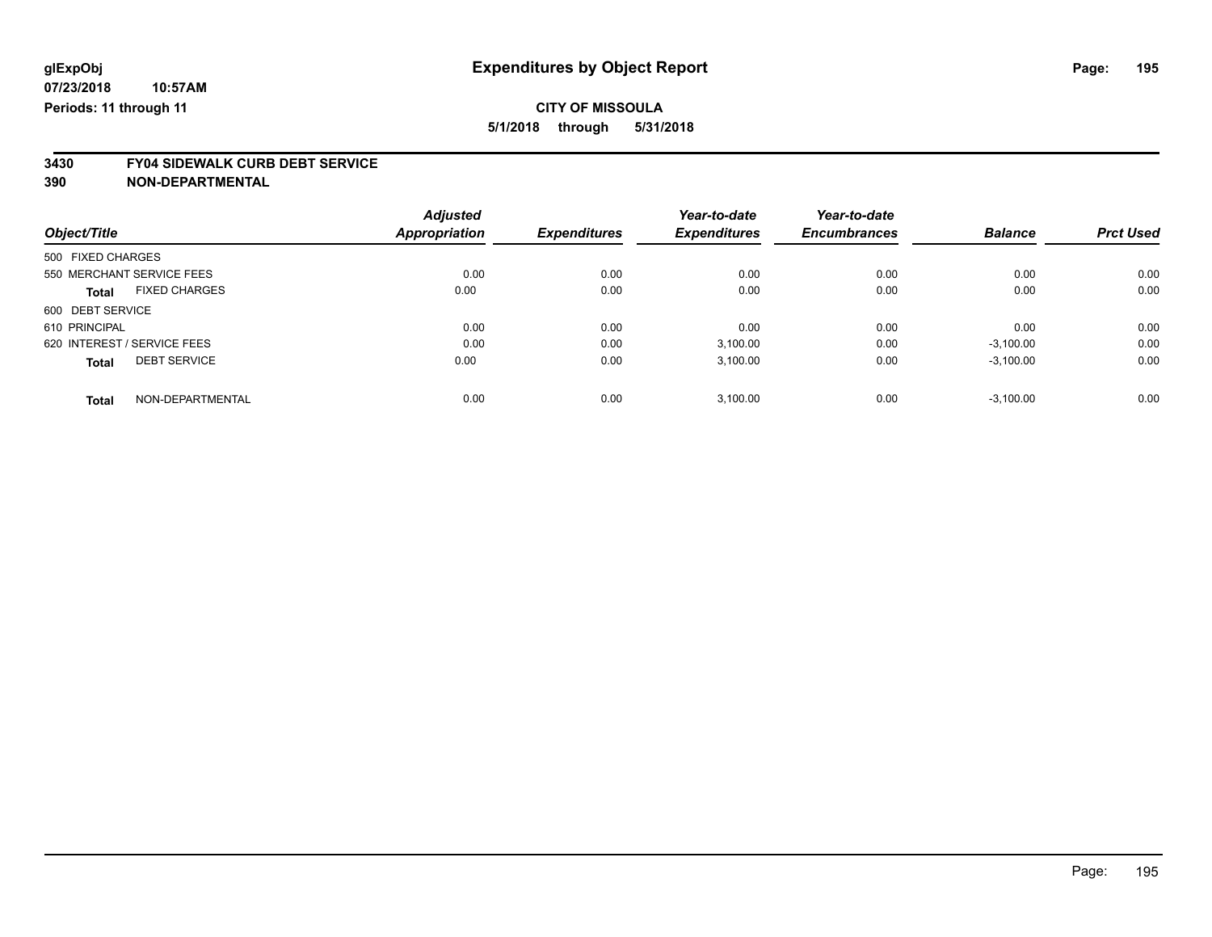**glExpObj**
**07/23/2018 10:57AM**
**Periods: 11 through 11**

# Expenditures by Object Report

**CITY OF MISSOULA**
**5/1/2018 through 5/31/2018**

**3430 FY04 SIDEWALK CURB DEBT SERVICE**
**390 NON-DEPARTMENTAL**

| Object/Title | Adjusted Appropriation | Expenditures | Year-to-date Expenditures | Year-to-date Encumbrances | Balance | Prct Used |
|---|---|---|---|---|---|---|
| 500 FIXED CHARGES | | | | | | |
| 550 MERCHANT SERVICE FEES | 0.00 | 0.00 | 0.00 | 0.00 | 0.00 | 0.00 |
| **Total** FIXED CHARGES | 0.00 | 0.00 | 0.00 | 0.00 | 0.00 | 0.00 |
| 600 DEBT SERVICE | | | | | | |
| 610 PRINCIPAL | 0.00 | 0.00 | 0.00 | 0.00 | 0.00 | 0.00 |
| 620 INTEREST / SERVICE FEES | 0.00 | 0.00 | 3,100.00 | 0.00 | -3,100.00 | 0.00 |
| **Total** DEBT SERVICE | 0.00 | 0.00 | 3,100.00 | 0.00 | -3,100.00 | 0.00 |
| **Total** NON-DEPARTMENTAL | 0.00 | 0.00 | 3,100.00 | 0.00 | -3,100.00 | 0.00 |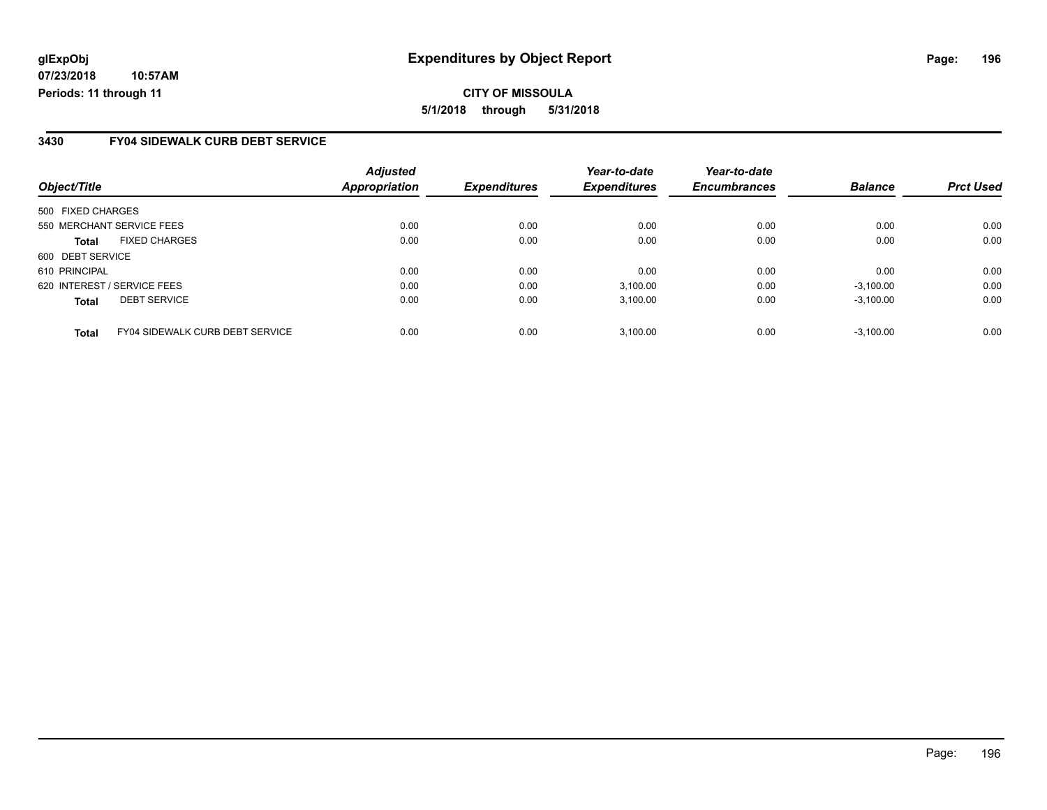glExpObj
07/23/2018 10:57AM
Periods: 11 through 11

# Expenditures by Object Report

**CITY OF MISSOULA**
**5/1/2018 through 5/31/2018**

## 3430 FY04 SIDEWALK CURB DEBT SERVICE

| Object/Title | Adjusted Appropriation | Expenditures | Year-to-date Expenditures | Year-to-date Encumbrances | Balance | Prct Used |
|---|---|---|---|---|---|---|
| 500 FIXED CHARGES | | | | | | |
| 550 MERCHANT SERVICE FEES | 0.00 | 0.00 | 0.00 | 0.00 | 0.00 | 0.00 |
| **Total** FIXED CHARGES | 0.00 | 0.00 | 0.00 | 0.00 | 0.00 | 0.00 |
| 600 DEBT SERVICE | | | | | | |
| 610 PRINCIPAL | 0.00 | 0.00 | 0.00 | 0.00 | 0.00 | 0.00 |
| 620 INTEREST / SERVICE FEES | 0.00 | 0.00 | 3,100.00 | 0.00 | -3,100.00 | 0.00 |
| **Total** DEBT SERVICE | 0.00 | 0.00 | 3,100.00 | 0.00 | -3,100.00 | 0.00 |
| **Total** FY04 SIDEWALK CURB DEBT SERVICE | 0.00 | 0.00 | 3,100.00 | 0.00 | -3,100.00 | 0.00 |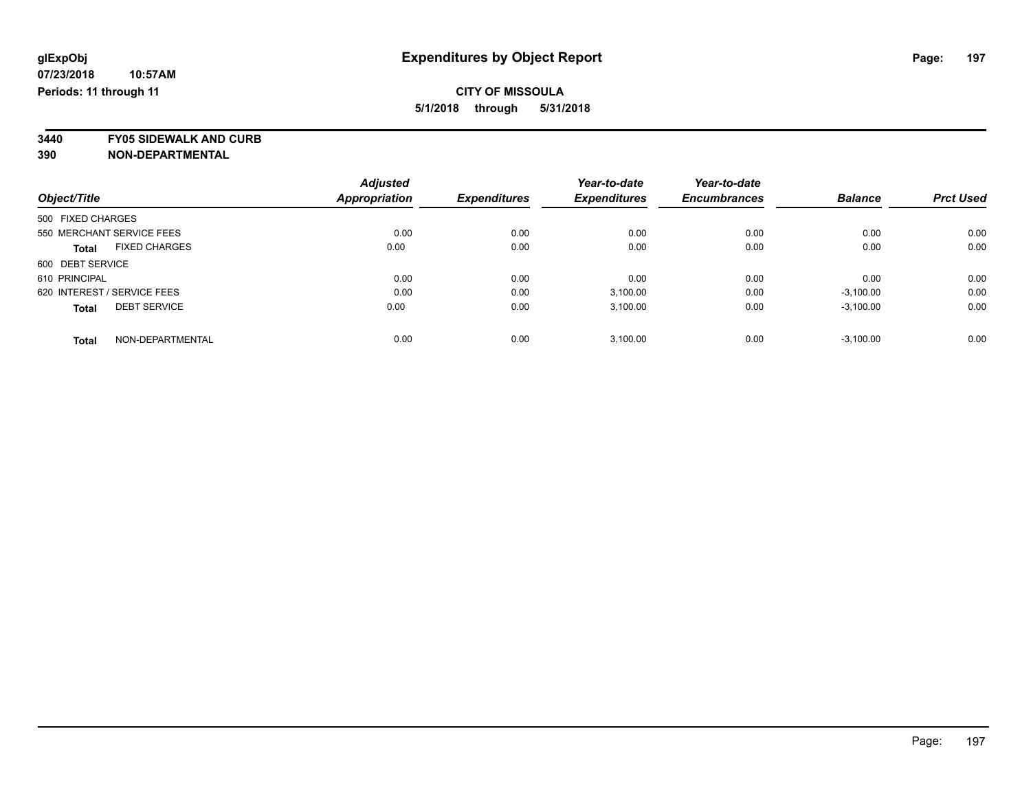**glExpObj**
**07/23/2018 10:57AM**
**Periods: 11 through 11**

# Expenditures by Object Report

**CITY OF MISSOULA**
**5/1/2018 through 5/31/2018**

**3440 FY05 SIDEWALK AND CURB**
**390 NON-DEPARTMENTAL**

| Object/Title | | Adjusted Appropriation | Expenditures | Year-to-date Expenditures | Year-to-date Encumbrances | Balance | Prct Used |
|---|---|---|---|---|---|---|---|
| 500 FIXED CHARGES | | | | | | | |
| 550 MERCHANT SERVICE FEES | | 0.00 | 0.00 | 0.00 | 0.00 | 0.00 | 0.00 |
| **Total** | FIXED CHARGES | 0.00 | 0.00 | 0.00 | 0.00 | 0.00 | 0.00 |
| 600 DEBT SERVICE | | | | | | | |
| 610 PRINCIPAL | | 0.00 | 0.00 | 0.00 | 0.00 | 0.00 | 0.00 |
| 620 INTEREST / SERVICE FEES | | 0.00 | 0.00 | 3,100.00 | 0.00 | -3,100.00 | 0.00 |
| **Total** | DEBT SERVICE | 0.00 | 0.00 | 3,100.00 | 0.00 | -3,100.00 | 0.00 |
| **Total** | NON-DEPARTMENTAL | 0.00 | 0.00 | 3,100.00 | 0.00 | -3,100.00 | 0.00 |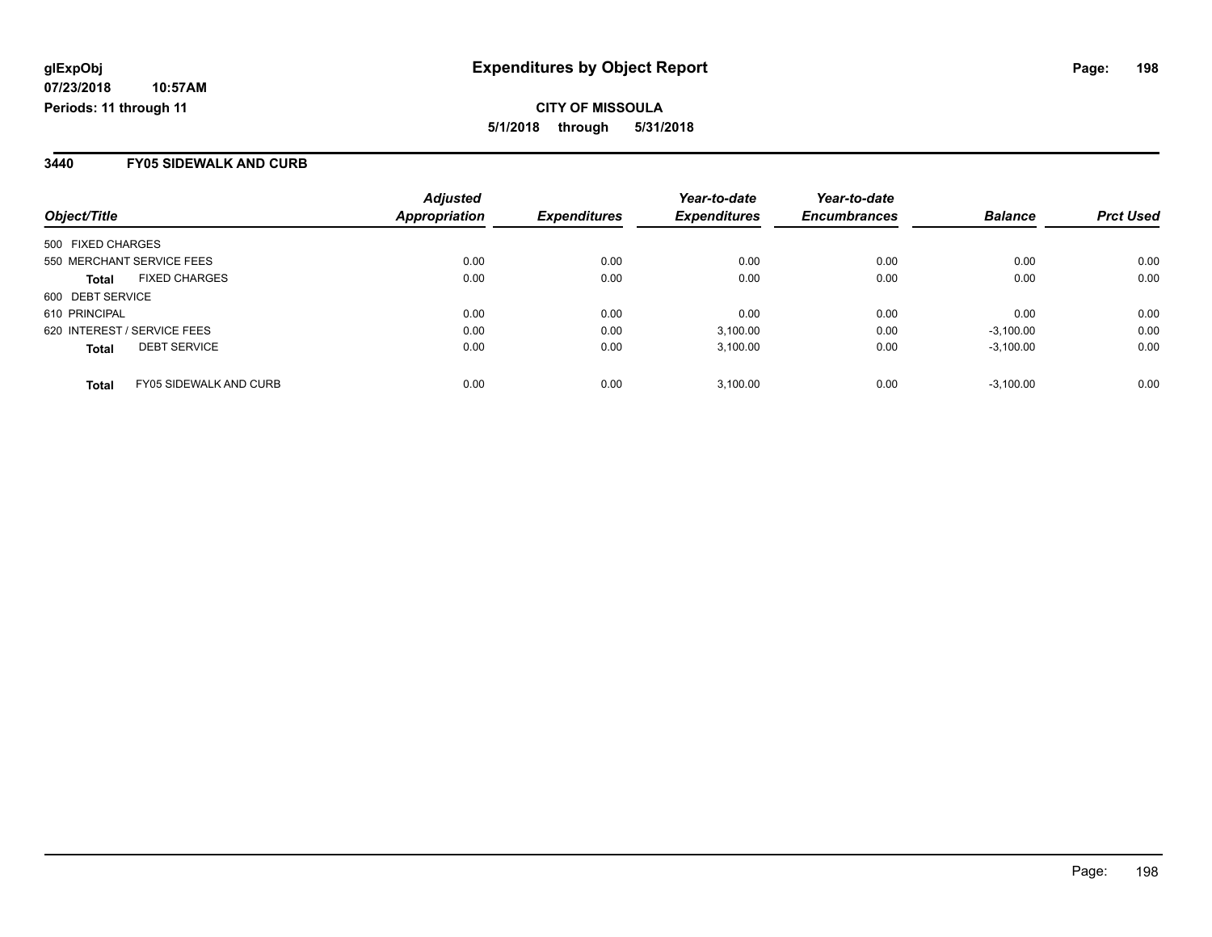**glExpObj** | **Expenditures by Object Report**

**07/23/2018 10:57AM**

**Periods: 11 through 11**

**CITY OF MISSOULA**

**5/1/2018 through 5/31/2018**

## 3440 FY05 SIDEWALK AND CURB

| Object/Title | | Adjusted Appropriation | Expenditures | Year-to-date Expenditures | Year-to-date Encumbrances | Balance | Prct Used |
|---|---|---|---|---|---|---|---|
| 500 FIXED CHARGES | | | | | | | |
| 550 MERCHANT SERVICE FEES | | 0.00 | 0.00 | 0.00 | 0.00 | 0.00 | 0.00 |
| **Total** | FIXED CHARGES | 0.00 | 0.00 | 0.00 | 0.00 | 0.00 | 0.00 |
| 600 DEBT SERVICE | | | | | | | |
| 610 PRINCIPAL | | 0.00 | 0.00 | 0.00 | 0.00 | 0.00 | 0.00 |
| 620 INTEREST / SERVICE FEES | | 0.00 | 0.00 | 3,100.00 | 0.00 | -3,100.00 | 0.00 |
| **Total** | DEBT SERVICE | 0.00 | 0.00 | 3,100.00 | 0.00 | -3,100.00 | 0.00 |
| **Total** | FY05 SIDEWALK AND CURB | 0.00 | 0.00 | 3,100.00 | 0.00 | -3,100.00 | 0.00 |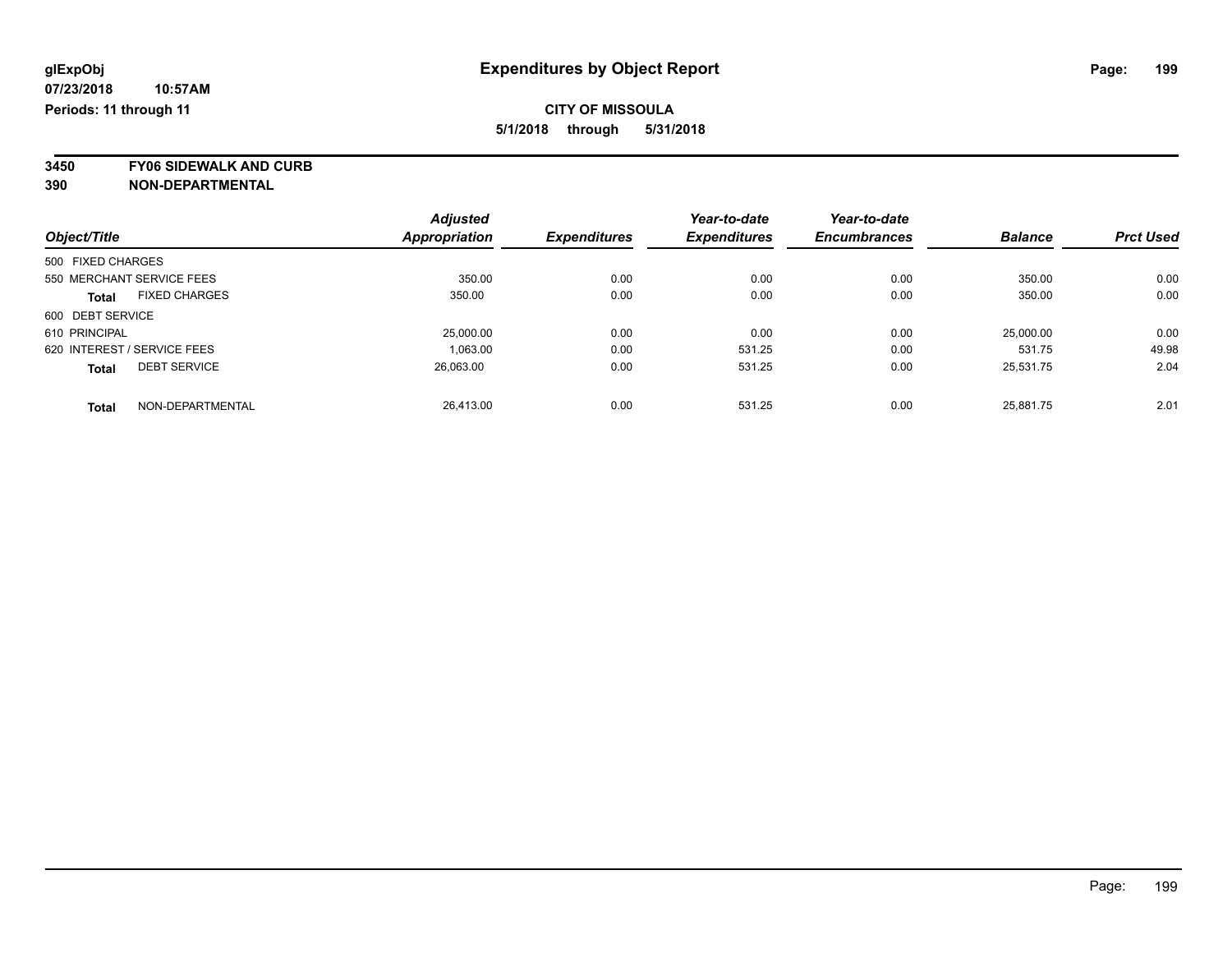glExpObj
07/23/2018 10:57AM
Periods: 11 through 11

# Expenditures by Object Report

**CITY OF MISSOULA**

**5/1/2018 through 5/31/2018**

**3450 FY06 SIDEWALK AND CURB**
**390 NON-DEPARTMENTAL**

| Object/Title | | Adjusted Appropriation | Expenditures | Year-to-date Expenditures | Year-to-date Encumbrances | Balance | Prct Used |
|---|---|---|---|---|---|---|---|
| 500 FIXED CHARGES | | | | | | | |
| 550 MERCHANT SERVICE FEES | | 350.00 | 0.00 | 0.00 | 0.00 | 350.00 | 0.00 |
| Total | FIXED CHARGES | 350.00 | 0.00 | 0.00 | 0.00 | 350.00 | 0.00 |
| 600 DEBT SERVICE | | | | | | | |
| 610 PRINCIPAL | | 25,000.00 | 0.00 | 0.00 | 0.00 | 25,000.00 | 0.00 |
| 620 INTEREST / SERVICE FEES | | 1,063.00 | 0.00 | 531.25 | 0.00 | 531.75 | 49.98 |
| Total | DEBT SERVICE | 26,063.00 | 0.00 | 531.25 | 0.00 | 25,531.75 | 2.04 |
| Total | NON-DEPARTMENTAL | 26,413.00 | 0.00 | 531.25 | 0.00 | 25,881.75 | 2.01 |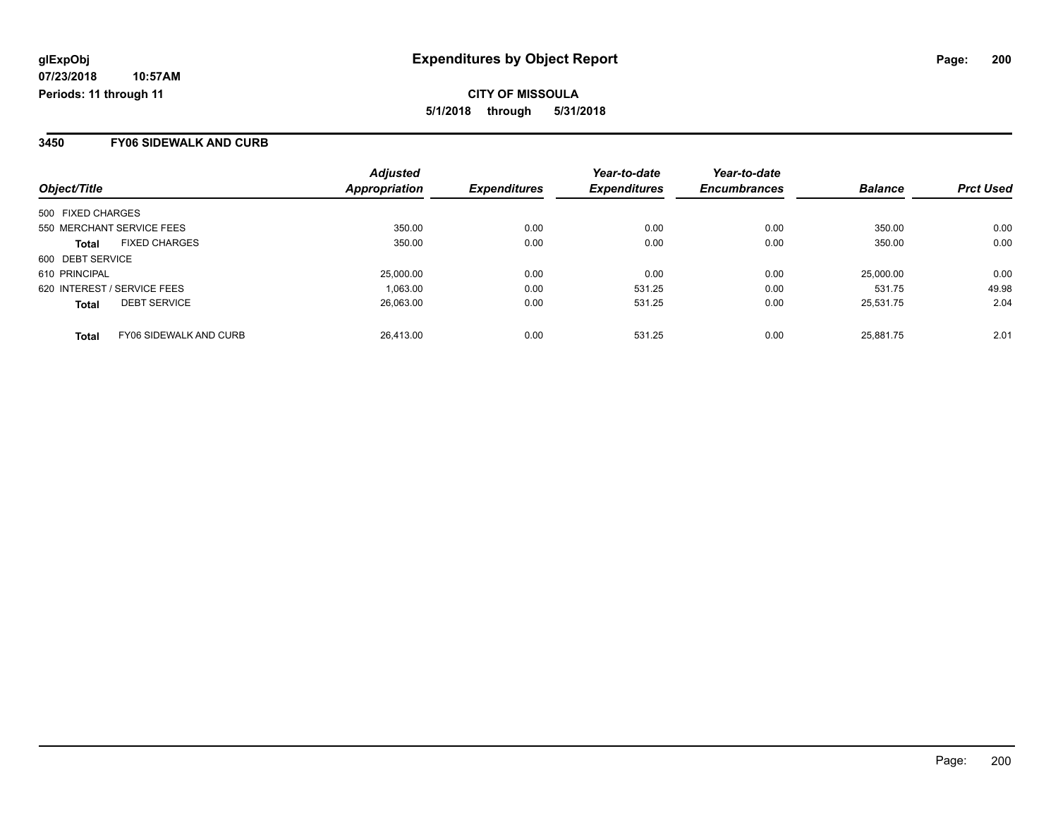**glExpObj** **Expenditures by Object Report**

**07/23/2018 10:57AM**

**Periods: 11 through 11**

**CITY OF MISSOULA**

**5/1/2018 through 5/31/2018**

## 3450 FY06 SIDEWALK AND CURB

| Object/Title | | Adjusted Appropriation | Expenditures | Year-to-date Expenditures | Year-to-date Encumbrances | Balance | Prct Used |
|---|---|---|---|---|---|---|---|
| 500 FIXED CHARGES | | | | | | | |
| 550 MERCHANT SERVICE FEES | | 350.00 | 0.00 | 0.00 | 0.00 | 350.00 | 0.00 |
| **Total** | FIXED CHARGES | 350.00 | 0.00 | 0.00 | 0.00 | 350.00 | 0.00 |
| 600 DEBT SERVICE | | | | | | | |
| 610 PRINCIPAL | | 25,000.00 | 0.00 | 0.00 | 0.00 | 25,000.00 | 0.00 |
| 620 INTEREST / SERVICE FEES | | 1,063.00 | 0.00 | 531.25 | 0.00 | 531.75 | 49.98 |
| **Total** | DEBT SERVICE | 26,063.00 | 0.00 | 531.25 | 0.00 | 25,531.75 | 2.04 |
| **Total** | FY06 SIDEWALK AND CURB | 26,413.00 | 0.00 | 531.25 | 0.00 | 25,881.75 | 2.01 |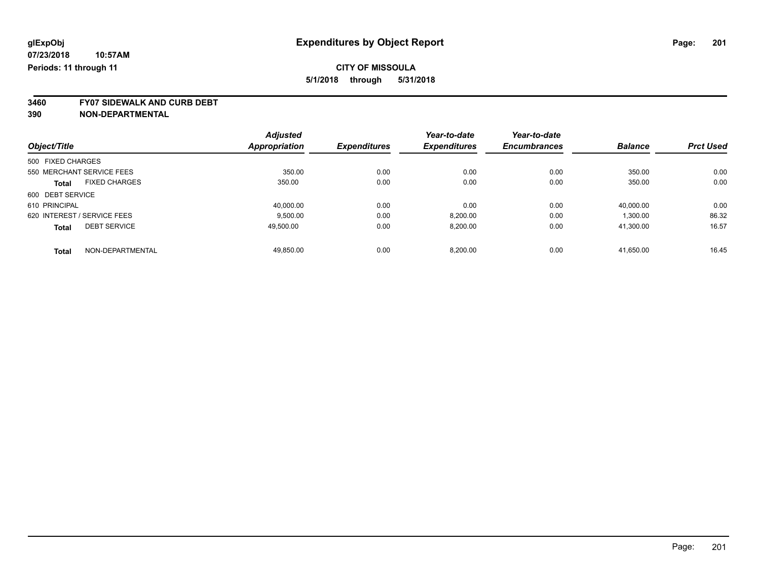glExpObj
07/23/2018 10:57AM
Periods: 11 through 11

# Expenditures by Object Report

**CITY OF MISSOULA**
**5/1/2018 through 5/31/2018**

**3460 FY07 SIDEWALK AND CURB DEBT**
**390 NON-DEPARTMENTAL**

| Object/Title | Adjusted Appropriation | Expenditures | Year-to-date Expenditures | Year-to-date Encumbrances | Balance | Prct Used |
|---|---|---|---|---|---|---|
| 500 FIXED CHARGES | | | | | | |
| 550 MERCHANT SERVICE FEES | 350.00 | 0.00 | 0.00 | 0.00 | 350.00 | 0.00 |
| **Total** FIXED CHARGES | 350.00 | 0.00 | 0.00 | 0.00 | 350.00 | 0.00 |
| 600 DEBT SERVICE | | | | | | |
| 610 PRINCIPAL | 40,000.00 | 0.00 | 0.00 | 0.00 | 40,000.00 | 0.00 |
| 620 INTEREST / SERVICE FEES | 9,500.00 | 0.00 | 8,200.00 | 0.00 | 1,300.00 | 86.32 |
| **Total** DEBT SERVICE | 49,500.00 | 0.00 | 8,200.00 | 0.00 | 41,300.00 | 16.57 |
| **Total** NON-DEPARTMENTAL | 49,850.00 | 0.00 | 8,200.00 | 0.00 | 41,650.00 | 16.45 |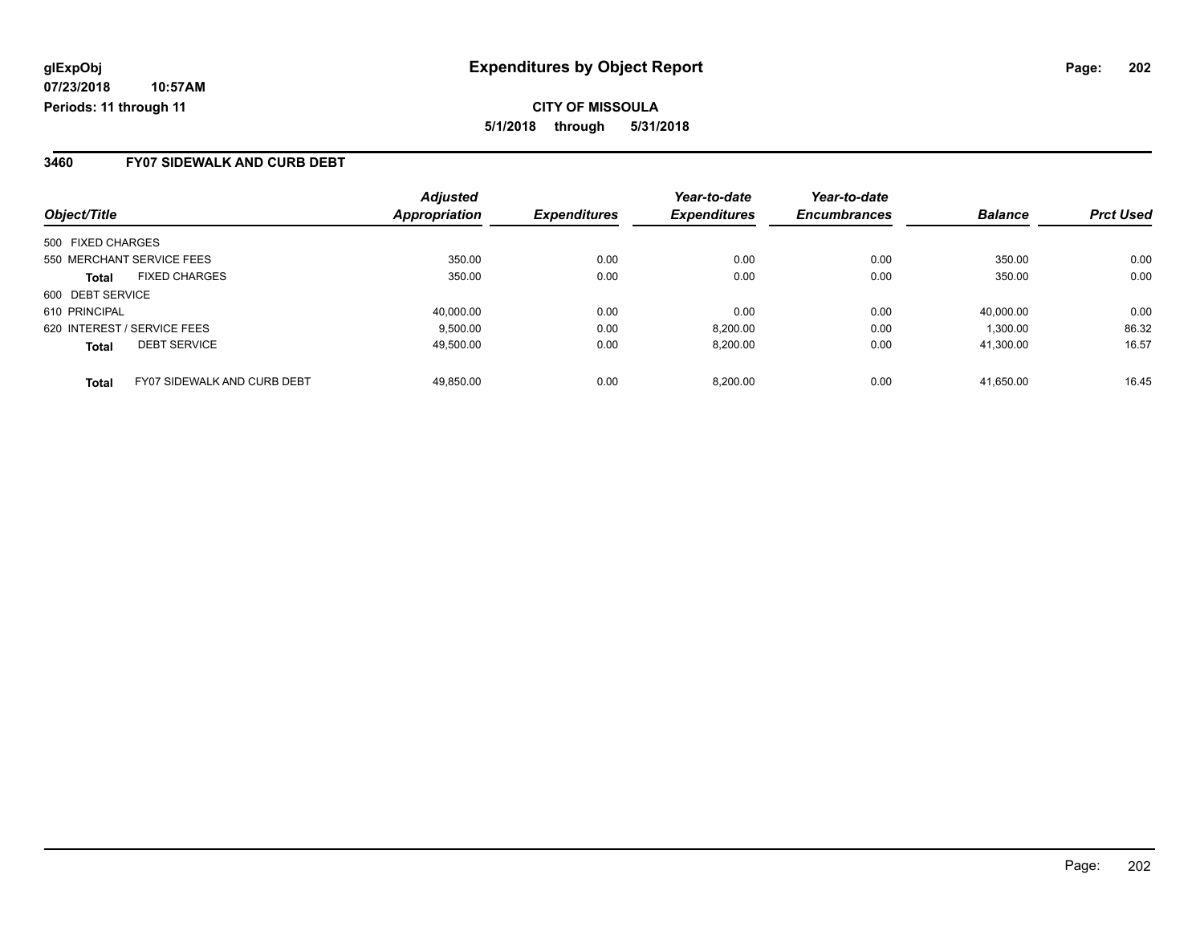# Expenditures by Object Report

glExpObj
07/23/2018 10:57AM
Periods: 11 through 11

**CITY OF MISSOULA**
**5/1/2018 through 5/31/2018**

## 3460 FY07 SIDEWALK AND CURB DEBT

| Object/Title | | Adjusted Appropriation | Expenditures | Year-to-date Expenditures | Year-to-date Encumbrances | Balance | Prct Used |
|---|---|---|---|---|---|---|---|
| 500 FIXED CHARGES | | | | | | | |
| 550 MERCHANT SERVICE FEES | | 350.00 | 0.00 | 0.00 | 0.00 | 350.00 | 0.00 |
| **Total** | FIXED CHARGES | 350.00 | 0.00 | 0.00 | 0.00 | 350.00 | 0.00 |
| 600 DEBT SERVICE | | | | | | | |
| 610 PRINCIPAL | | 40,000.00 | 0.00 | 0.00 | 0.00 | 40,000.00 | 0.00 |
| 620 INTEREST / SERVICE FEES | | 9,500.00 | 0.00 | 8,200.00 | 0.00 | 1,300.00 | 86.32 |
| **Total** | DEBT SERVICE | 49,500.00 | 0.00 | 8,200.00 | 0.00 | 41,300.00 | 16.57 |
| **Total** | FY07 SIDEWALK AND CURB DEBT | 49,850.00 | 0.00 | 8,200.00 | 0.00 | 41,650.00 | 16.45 |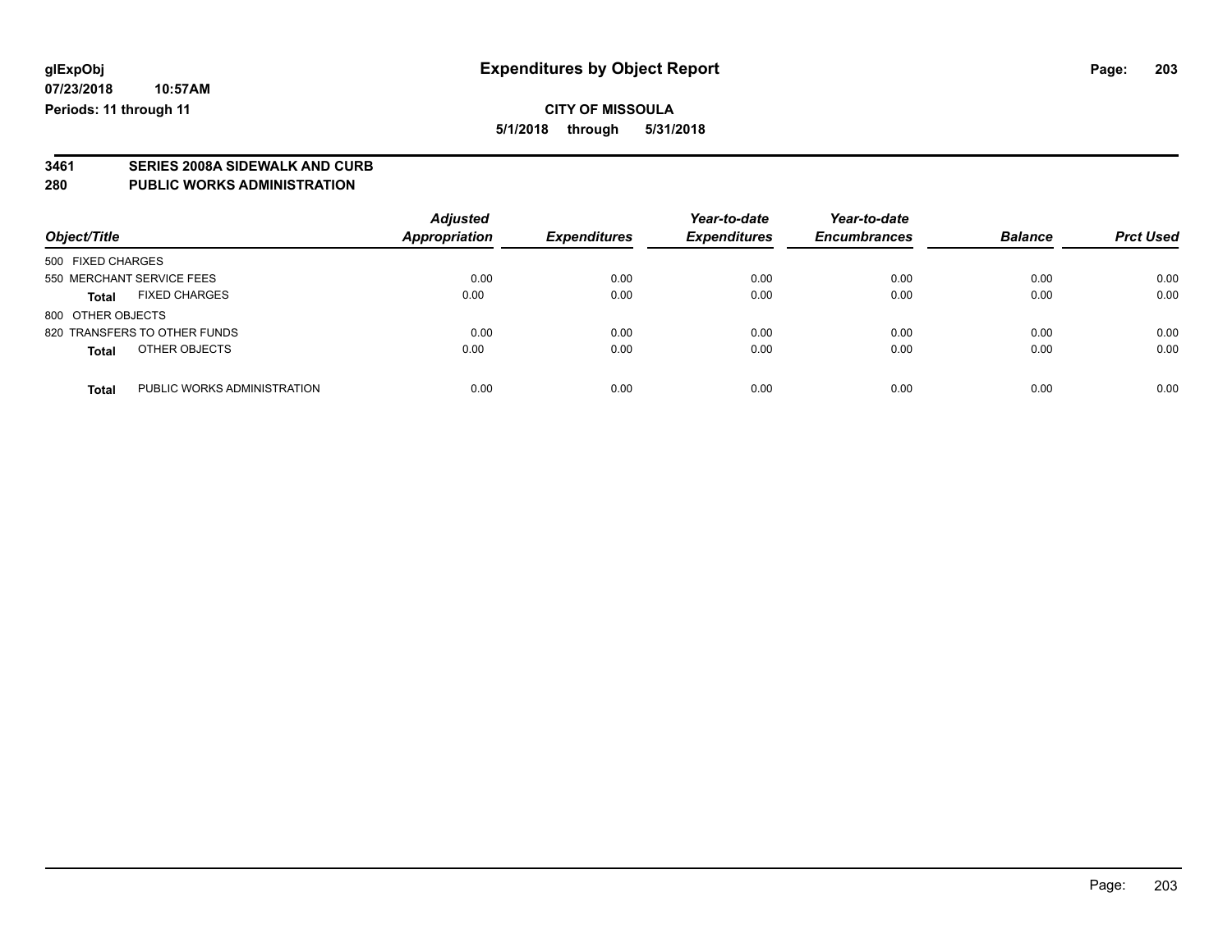# Expenditures by Object Report

glExpObj
07/23/2018 10:57AM
Periods: 11 through 11

**CITY OF MISSOULA**
**5/1/2018 through 5/31/2018**

## 3461 SERIES 2008A SIDEWALK AND CURB
## 280 PUBLIC WORKS ADMINISTRATION

| Object/Title | Adjusted Appropriation | Expenditures | Year-to-date Expenditures | Year-to-date Encumbrances | Balance | Prct Used |
|---|---|---|---|---|---|---|
| 500 FIXED CHARGES | | | | | | |
| 550 MERCHANT SERVICE FEES | 0.00 | 0.00 | 0.00 | 0.00 | 0.00 | 0.00 |
| **Total** FIXED CHARGES | 0.00 | 0.00 | 0.00 | 0.00 | 0.00 | 0.00 |
| 800 OTHER OBJECTS | | | | | | |
| 820 TRANSFERS TO OTHER FUNDS | 0.00 | 0.00 | 0.00 | 0.00 | 0.00 | 0.00 |
| **Total** OTHER OBJECTS | 0.00 | 0.00 | 0.00 | 0.00 | 0.00 | 0.00 |
| **Total** PUBLIC WORKS ADMINISTRATION | 0.00 | 0.00 | 0.00 | 0.00 | 0.00 | 0.00 |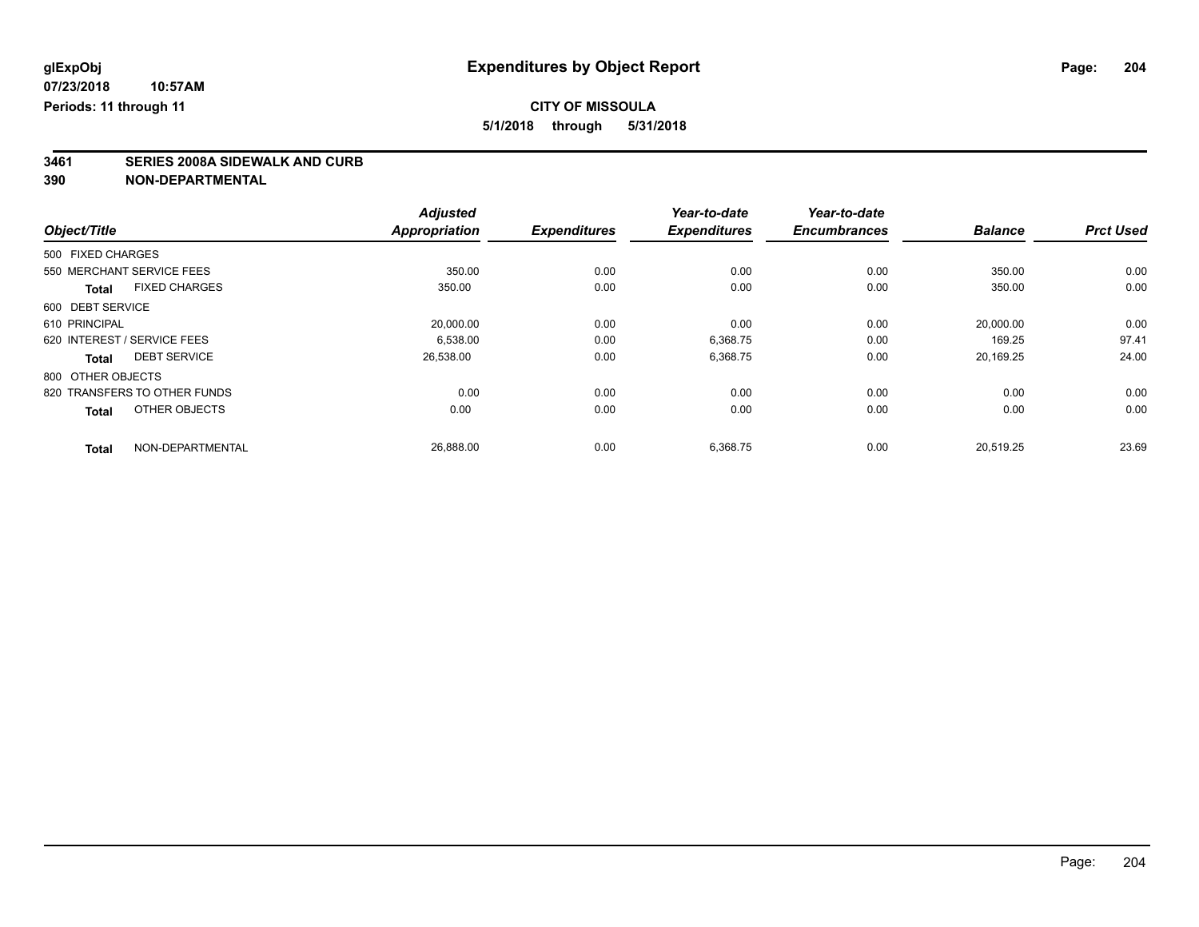glExpObj
07/23/2018 10:57AM
Periods: 11 through 11

# Expenditures by Object Report

**CITY OF MISSOULA**
**5/1/2018 through 5/31/2018**

**3461 SERIES 2008A SIDEWALK AND CURB**
**390 NON-DEPARTMENTAL**

| Object/Title | | Adjusted Appropriation | Expenditures | Year-to-date Expenditures | Year-to-date Encumbrances | Balance | Prct Used |
|---|---|---|---|---|---|---|---|
| 500 FIXED CHARGES | | | | | | | |
| 550 MERCHANT SERVICE FEES | | 350.00 | 0.00 | 0.00 | 0.00 | 350.00 | 0.00 |
| **Total** | FIXED CHARGES | 350.00 | 0.00 | 0.00 | 0.00 | 350.00 | 0.00 |
| 600 DEBT SERVICE | | | | | | | |
| 610 PRINCIPAL | | 20,000.00 | 0.00 | 0.00 | 0.00 | 20,000.00 | 0.00 |
| 620 INTEREST / SERVICE FEES | | 6,538.00 | 0.00 | 6,368.75 | 0.00 | 169.25 | 97.41 |
| **Total** | DEBT SERVICE | 26,538.00 | 0.00 | 6,368.75 | 0.00 | 20,169.25 | 24.00 |
| 800 OTHER OBJECTS | | | | | | | |
| 820 TRANSFERS TO OTHER FUNDS | | 0.00 | 0.00 | 0.00 | 0.00 | 0.00 | 0.00 |
| **Total** | OTHER OBJECTS | 0.00 | 0.00 | 0.00 | 0.00 | 0.00 | 0.00 |
| **Total** | NON-DEPARTMENTAL | 26,888.00 | 0.00 | 6,368.75 | 0.00 | 20,519.25 | 23.69 |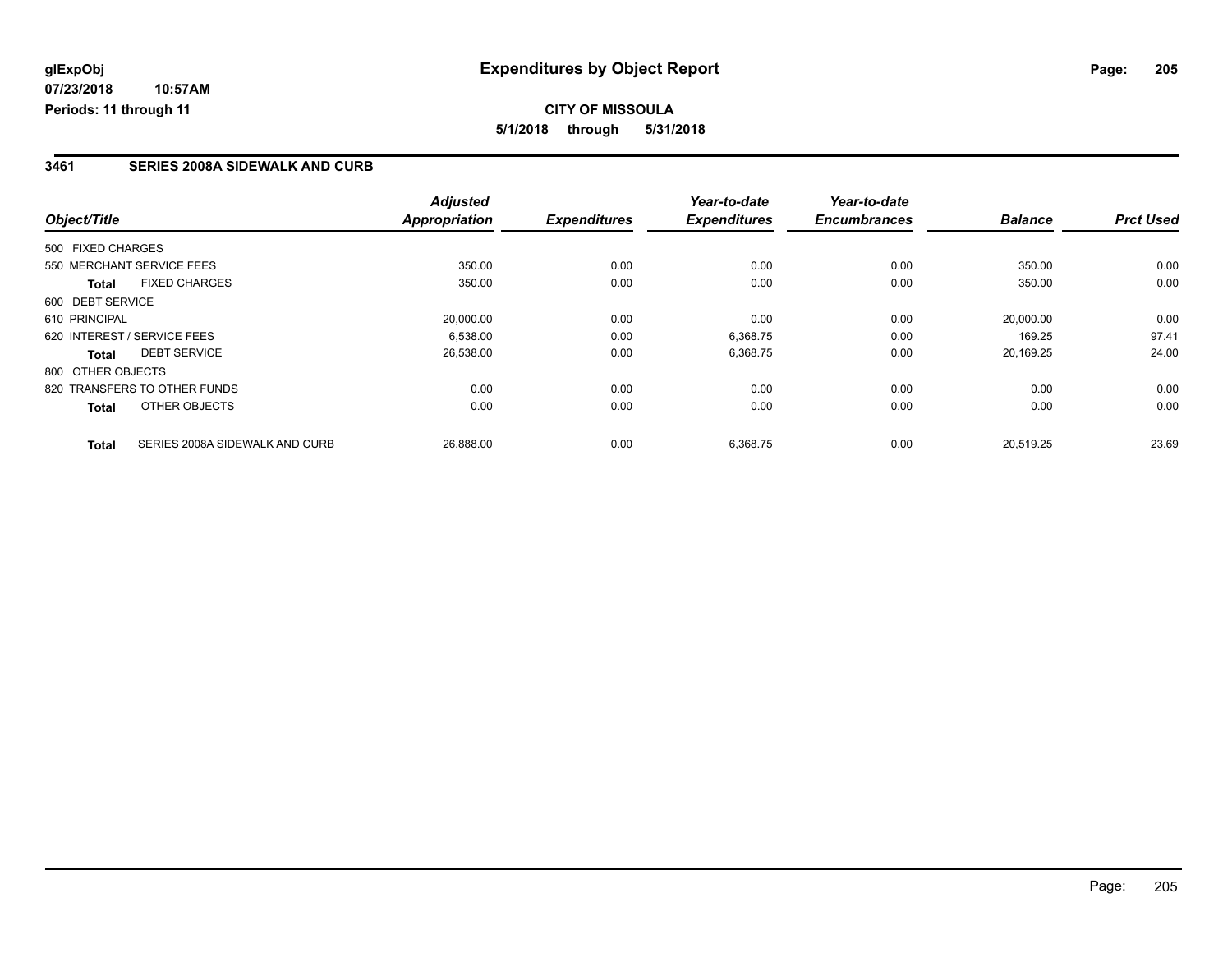**glExpObj**
**07/23/2018 10:57AM**
**Periods: 11 through 11**

# Expenditures by Object Report

**CITY OF MISSOULA**
**5/1/2018 through 5/31/2018**

## 3461 SERIES 2008A SIDEWALK AND CURB

| Object/Title | | Adjusted Appropriation | Expenditures | Year-to-date Expenditures | Year-to-date Encumbrances | Balance | Prct Used |
|---|---|---|---|---|---|---|---|
| 500 FIXED CHARGES | | | | | | | |
| 550 MERCHANT SERVICE FEES | | 350.00 | 0.00 | 0.00 | 0.00 | 350.00 | 0.00 |
| **Total** | FIXED CHARGES | 350.00 | 0.00 | 0.00 | 0.00 | 350.00 | 0.00 |
| 600 DEBT SERVICE | | | | | | | |
| 610 PRINCIPAL | | 20,000.00 | 0.00 | 0.00 | 0.00 | 20,000.00 | 0.00 |
| 620 INTEREST / SERVICE FEES | | 6,538.00 | 0.00 | 6,368.75 | 0.00 | 169.25 | 97.41 |
| **Total** | DEBT SERVICE | 26,538.00 | 0.00 | 6,368.75 | 0.00 | 20,169.25 | 24.00 |
| 800 OTHER OBJECTS | | | | | | | |
| 820 TRANSFERS TO OTHER FUNDS | | 0.00 | 0.00 | 0.00 | 0.00 | 0.00 | 0.00 |
| **Total** | OTHER OBJECTS | 0.00 | 0.00 | 0.00 | 0.00 | 0.00 | 0.00 |
| **Total** | SERIES 2008A SIDEWALK AND CURB | 26,888.00 | 0.00 | 6,368.75 | 0.00 | 20,519.25 | 23.69 |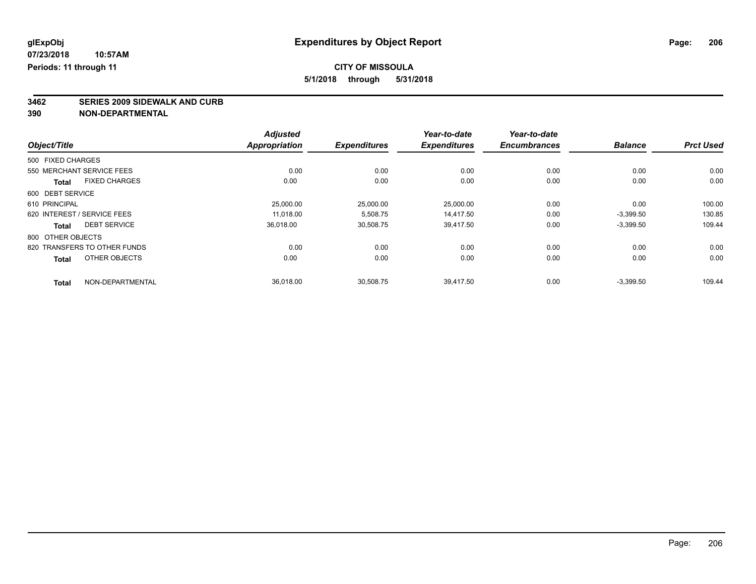**glExpObj**
**07/23/2018 10:57AM**
**Periods: 11 through 11**

# Expenditures by Object Report

**CITY OF MISSOULA**
**5/1/2018 through 5/31/2018**

**3462 SERIES 2009 SIDEWALK AND CURB**
**390 NON-DEPARTMENTAL**

| Object/Title | Adjusted Appropriation | Expenditures | Year-to-date Expenditures | Year-to-date Encumbrances | Balance | Prct Used |
|---|---|---|---|---|---|---|
| 500 FIXED CHARGES | | | | | | |
| 550 MERCHANT SERVICE FEES | 0.00 | 0.00 | 0.00 | 0.00 | 0.00 | 0.00 |
| **Total** FIXED CHARGES | 0.00 | 0.00 | 0.00 | 0.00 | 0.00 | 0.00 |
| 600 DEBT SERVICE | | | | | | |
| 610 PRINCIPAL | 25,000.00 | 25,000.00 | 25,000.00 | 0.00 | 0.00 | 100.00 |
| 620 INTEREST / SERVICE FEES | 11,018.00 | 5,508.75 | 14,417.50 | 0.00 | -3,399.50 | 130.85 |
| **Total** DEBT SERVICE | 36,018.00 | 30,508.75 | 39,417.50 | 0.00 | -3,399.50 | 109.44 |
| 800 OTHER OBJECTS | | | | | | |
| 820 TRANSFERS TO OTHER FUNDS | 0.00 | 0.00 | 0.00 | 0.00 | 0.00 | 0.00 |
| **Total** OTHER OBJECTS | 0.00 | 0.00 | 0.00 | 0.00 | 0.00 | 0.00 |
| **Total** NON-DEPARTMENTAL | 36,018.00 | 30,508.75 | 39,417.50 | 0.00 | -3,399.50 | 109.44 |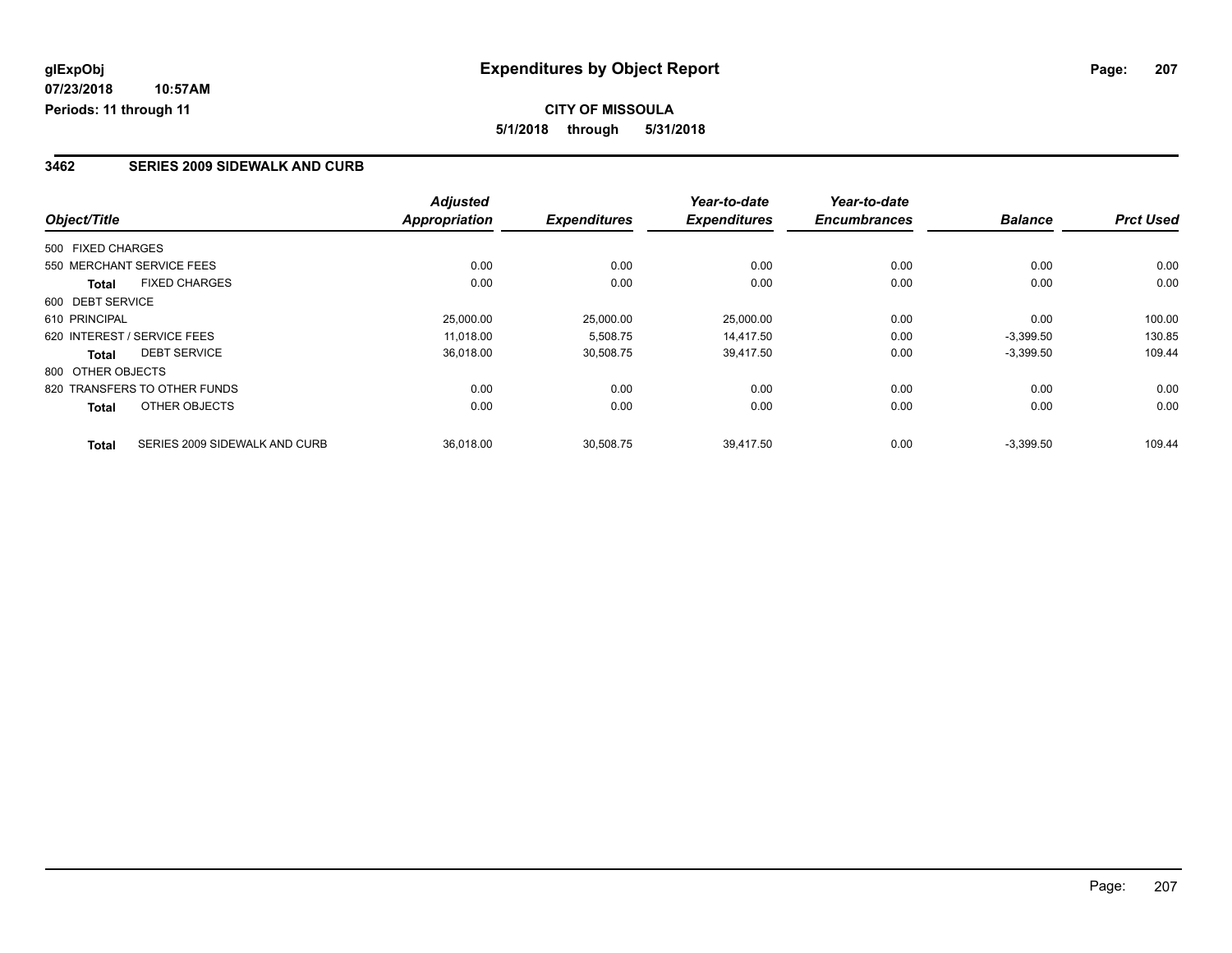**glExpObj**
**07/23/2018 10:57AM**
**Periods: 11 through 11**

# Expenditures by Object Report

**CITY OF MISSOULA**
**5/1/2018 through 5/31/2018**

## 3462 SERIES 2009 SIDEWALK AND CURB

| Object/Title | | Adjusted Appropriation | Expenditures | Year-to-date Expenditures | Year-to-date Encumbrances | Balance | Prct Used |
|---|---|---|---|---|---|---|---|
| 500 FIXED CHARGES | | | | | | | |
| 550 MERCHANT SERVICE FEES | | 0.00 | 0.00 | 0.00 | 0.00 | 0.00 | 0.00 |
| **Total** | FIXED CHARGES | 0.00 | 0.00 | 0.00 | 0.00 | 0.00 | 0.00 |
| 600 DEBT SERVICE | | | | | | | |
| 610 PRINCIPAL | | 25,000.00 | 25,000.00 | 25,000.00 | 0.00 | 0.00 | 100.00 |
| 620 INTEREST / SERVICE FEES | | 11,018.00 | 5,508.75 | 14,417.50 | 0.00 | -3,399.50 | 130.85 |
| **Total** | DEBT SERVICE | 36,018.00 | 30,508.75 | 39,417.50 | 0.00 | -3,399.50 | 109.44 |
| 800 OTHER OBJECTS | | | | | | | |
| 820 TRANSFERS TO OTHER FUNDS | | 0.00 | 0.00 | 0.00 | 0.00 | 0.00 | 0.00 |
| **Total** | OTHER OBJECTS | 0.00 | 0.00 | 0.00 | 0.00 | 0.00 | 0.00 |
| **Total** | SERIES 2009 SIDEWALK AND CURB | 36,018.00 | 30,508.75 | 39,417.50 | 0.00 | -3,399.50 | 109.44 |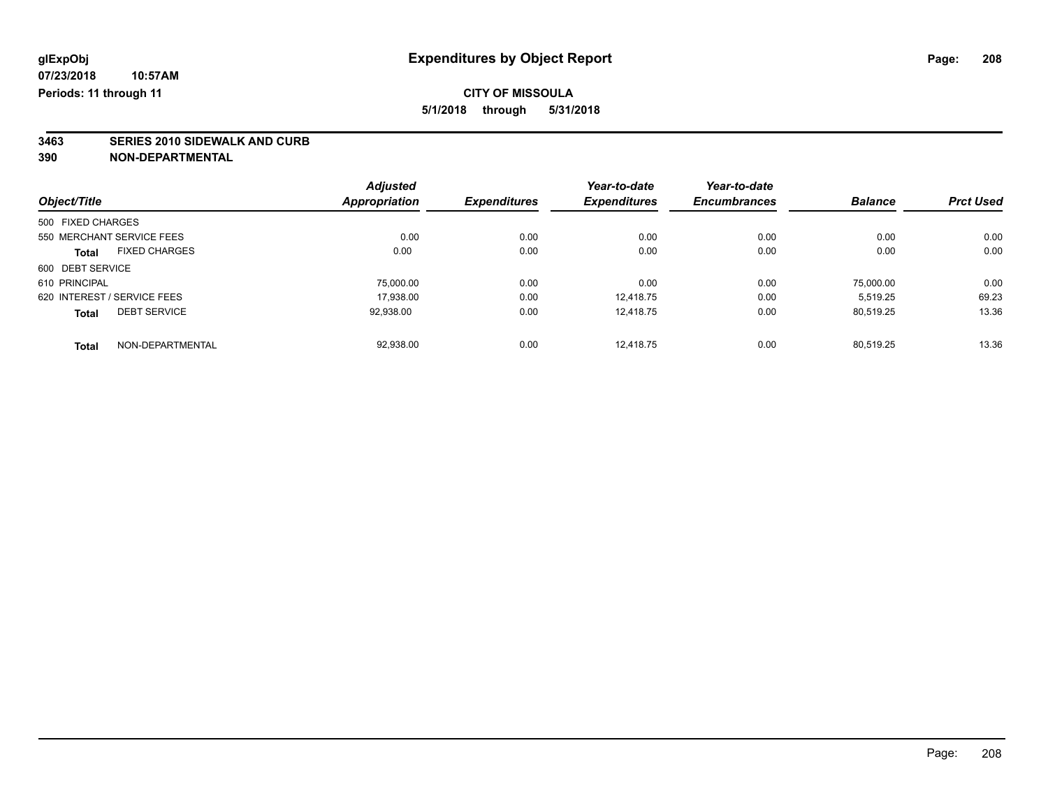glExpObj
07/23/2018 10:57AM
Periods: 11 through 11

# Expenditures by Object Report

**CITY OF MISSOULA**

**5/1/2018 through 5/31/2018**

**3463 SERIES 2010 SIDEWALK AND CURB**

**390 NON-DEPARTMENTAL**

| Object/Title | Adjusted Appropriation | Expenditures | Year-to-date Expenditures | Year-to-date Encumbrances | Balance | Prct Used |
|---|---|---|---|---|---|---|
| 500 FIXED CHARGES | | | | | | |
| 550 MERCHANT SERVICE FEES | 0.00 | 0.00 | 0.00 | 0.00 | 0.00 | 0.00 |
| **Total** FIXED CHARGES | 0.00 | 0.00 | 0.00 | 0.00 | 0.00 | 0.00 |
| 600 DEBT SERVICE | | | | | | |
| 610 PRINCIPAL | 75,000.00 | 0.00 | 0.00 | 0.00 | 75,000.00 | 0.00 |
| 620 INTEREST / SERVICE FEES | 17,938.00 | 0.00 | 12,418.75 | 0.00 | 5,519.25 | 69.23 |
| **Total** DEBT SERVICE | 92,938.00 | 0.00 | 12,418.75 | 0.00 | 80,519.25 | 13.36 |
| **Total** NON-DEPARTMENTAL | 92,938.00 | 0.00 | 12,418.75 | 0.00 | 80,519.25 | 13.36 |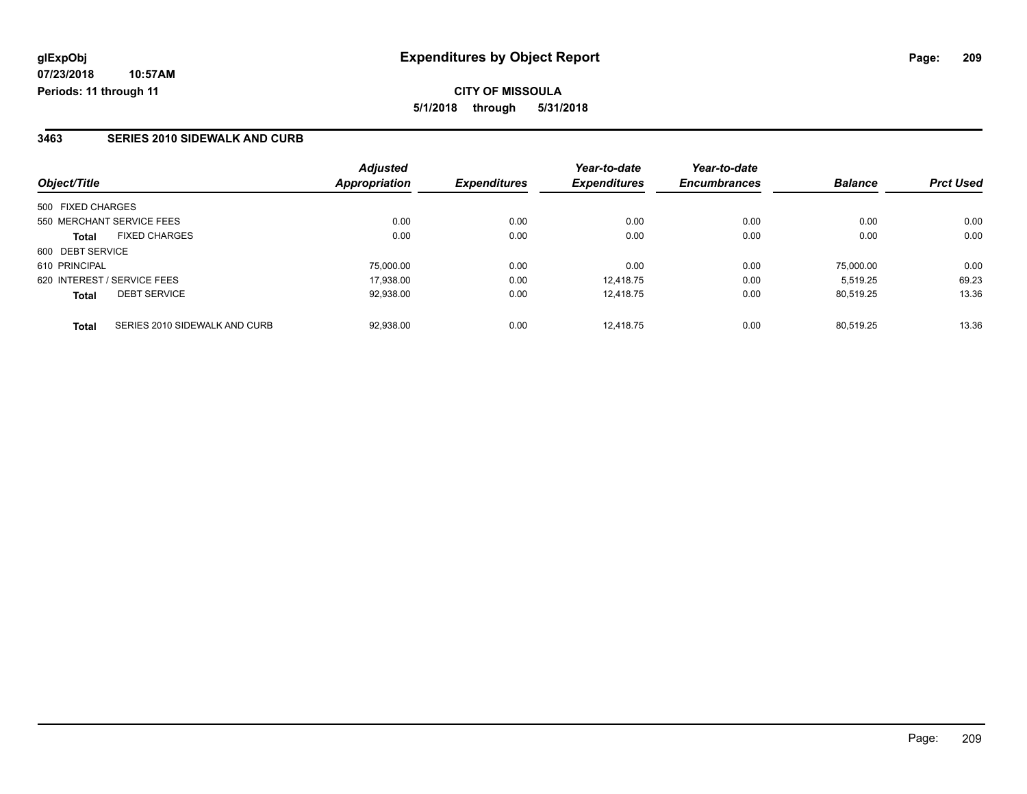**glExpObj**
**07/23/2018 10:57AM**
**Periods: 11 through 11**

# Expenditures by Object Report

**CITY OF MISSOULA**

**5/1/2018 through 5/31/2018**

## 3463 SERIES 2010 SIDEWALK AND CURB

| Object/Title | | Adjusted Appropriation | Expenditures | Year-to-date Expenditures | Year-to-date Encumbrances | Balance | Prct Used |
|---|---|---|---|---|---|---|---|
| 500 FIXED CHARGES | | | | | | | |
| 550 MERCHANT SERVICE FEES | | 0.00 | 0.00 | 0.00 | 0.00 | 0.00 | 0.00 |
| **Total** | FIXED CHARGES | 0.00 | 0.00 | 0.00 | 0.00 | 0.00 | 0.00 |
| 600 DEBT SERVICE | | | | | | | |
| 610 PRINCIPAL | | 75,000.00 | 0.00 | 0.00 | 0.00 | 75,000.00 | 0.00 |
| 620 INTEREST / SERVICE FEES | | 17,938.00 | 0.00 | 12,418.75 | 0.00 | 5,519.25 | 69.23 |
| **Total** | DEBT SERVICE | 92,938.00 | 0.00 | 12,418.75 | 0.00 | 80,519.25 | 13.36 |
| **Total** | SERIES 2010 SIDEWALK AND CURB | 92,938.00 | 0.00 | 12,418.75 | 0.00 | 80,519.25 | 13.36 |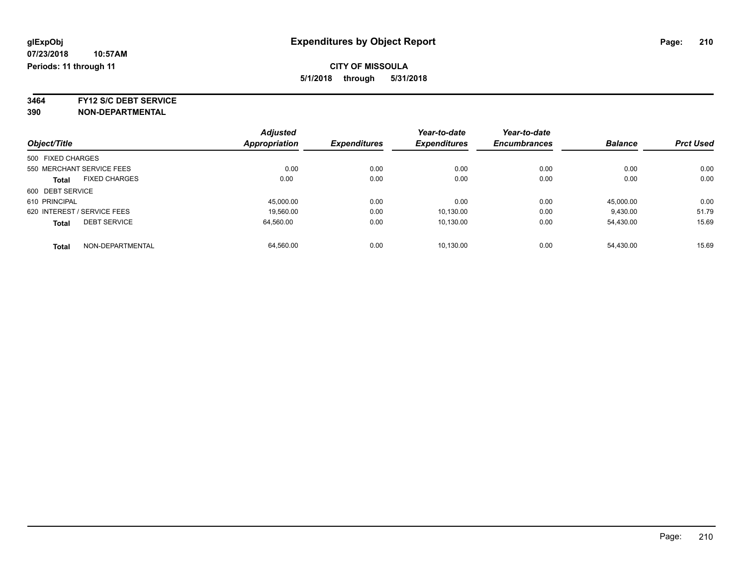**glExpObj**
**07/23/2018 10:57AM**
**Periods: 11 through 11**

# Expenditures by Object Report

**CITY OF MISSOULA**
**5/1/2018 through 5/31/2018**

**3464 FY12 S/C DEBT SERVICE**
**390 NON-DEPARTMENTAL**

| Object/Title | | Adjusted Appropriation | Expenditures | Year-to-date Expenditures | Year-to-date Encumbrances | Balance | Prct Used |
|---|---|---|---|---|---|---|---|
| 500 FIXED CHARGES | | | | | | | |
| 550 MERCHANT SERVICE FEES | | 0.00 | 0.00 | 0.00 | 0.00 | 0.00 | 0.00 |
| **Total** | FIXED CHARGES | 0.00 | 0.00 | 0.00 | 0.00 | 0.00 | 0.00 |
| 600 DEBT SERVICE | | | | | | | |
| 610 PRINCIPAL | | 45,000.00 | 0.00 | 0.00 | 0.00 | 45,000.00 | 0.00 |
| 620 INTEREST / SERVICE FEES | | 19,560.00 | 0.00 | 10,130.00 | 0.00 | 9,430.00 | 51.79 |
| **Total** | DEBT SERVICE | 64,560.00 | 0.00 | 10,130.00 | 0.00 | 54,430.00 | 15.69 |
| **Total** | NON-DEPARTMENTAL | 64,560.00 | 0.00 | 10,130.00 | 0.00 | 54,430.00 | 15.69 |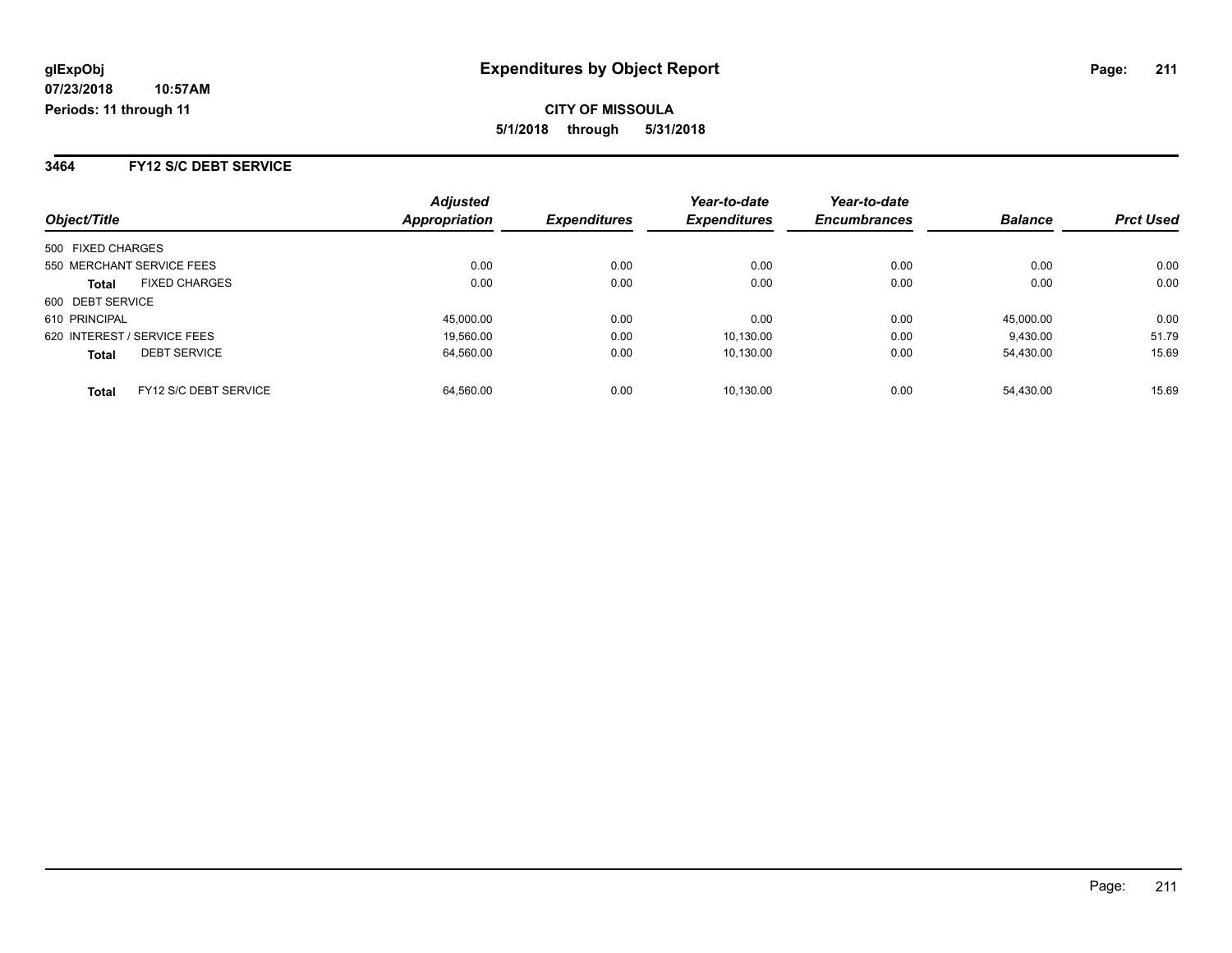**glExpObj**
**07/23/2018 10:57AM**
**Periods: 11 through 11**

# Expenditures by Object Report

**CITY OF MISSOULA**
**5/1/2018 through 5/31/2018**

## 3464 FY12 S/C DEBT SERVICE

| Object/Title | Adjusted Appropriation | Expenditures | Year-to-date Expenditures | Year-to-date Encumbrances | Balance | Prct Used |
|---|---|---|---|---|---|---|
| 500 FIXED CHARGES | | | | | | |
| 550 MERCHANT SERVICE FEES | 0.00 | 0.00 | 0.00 | 0.00 | 0.00 | 0.00 |
| **Total** FIXED CHARGES | 0.00 | 0.00 | 0.00 | 0.00 | 0.00 | 0.00 |
| 600 DEBT SERVICE | | | | | | |
| 610 PRINCIPAL | 45,000.00 | 0.00 | 0.00 | 0.00 | 45,000.00 | 0.00 |
| 620 INTEREST / SERVICE FEES | 19,560.00 | 0.00 | 10,130.00 | 0.00 | 9,430.00 | 51.79 |
| **Total** DEBT SERVICE | 64,560.00 | 0.00 | 10,130.00 | 0.00 | 54,430.00 | 15.69 |
| **Total** FY12 S/C DEBT SERVICE | 64,560.00 | 0.00 | 10,130.00 | 0.00 | 54,430.00 | 15.69 |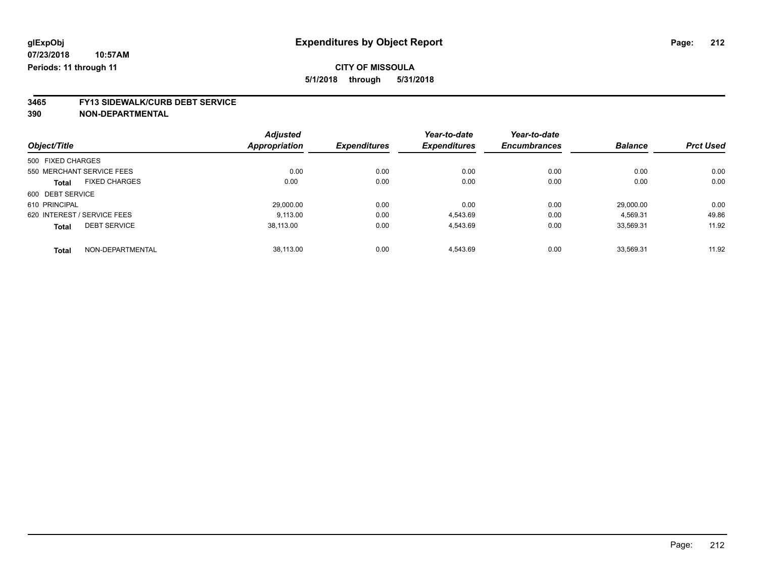glExpObj
07/23/2018 10:57AM
Periods: 11 through 11

# Expenditures by Object Report

**CITY OF MISSOULA**
**5/1/2018 through 5/31/2018**

## 3465 FY13 SIDEWALK/CURB DEBT SERVICE
## 390 NON-DEPARTMENTAL

| Object/Title | Adjusted Appropriation | Expenditures | Year-to-date Expenditures | Year-to-date Encumbrances | Balance | Prct Used |
|---|---|---|---|---|---|---|
| 500 FIXED CHARGES | | | | | | |
| 550 MERCHANT SERVICE FEES | 0.00 | 0.00 | 0.00 | 0.00 | 0.00 | 0.00 |
| **Total** FIXED CHARGES | 0.00 | 0.00 | 0.00 | 0.00 | 0.00 | 0.00 |
| 600 DEBT SERVICE | | | | | | |
| 610 PRINCIPAL | 29,000.00 | 0.00 | 0.00 | 0.00 | 29,000.00 | 0.00 |
| 620 INTEREST / SERVICE FEES | 9,113.00 | 0.00 | 4,543.69 | 0.00 | 4,569.31 | 49.86 |
| **Total** DEBT SERVICE | 38,113.00 | 0.00 | 4,543.69 | 0.00 | 33,569.31 | 11.92 |
| **Total** NON-DEPARTMENTAL | 38,113.00 | 0.00 | 4,543.69 | 0.00 | 33,569.31 | 11.92 |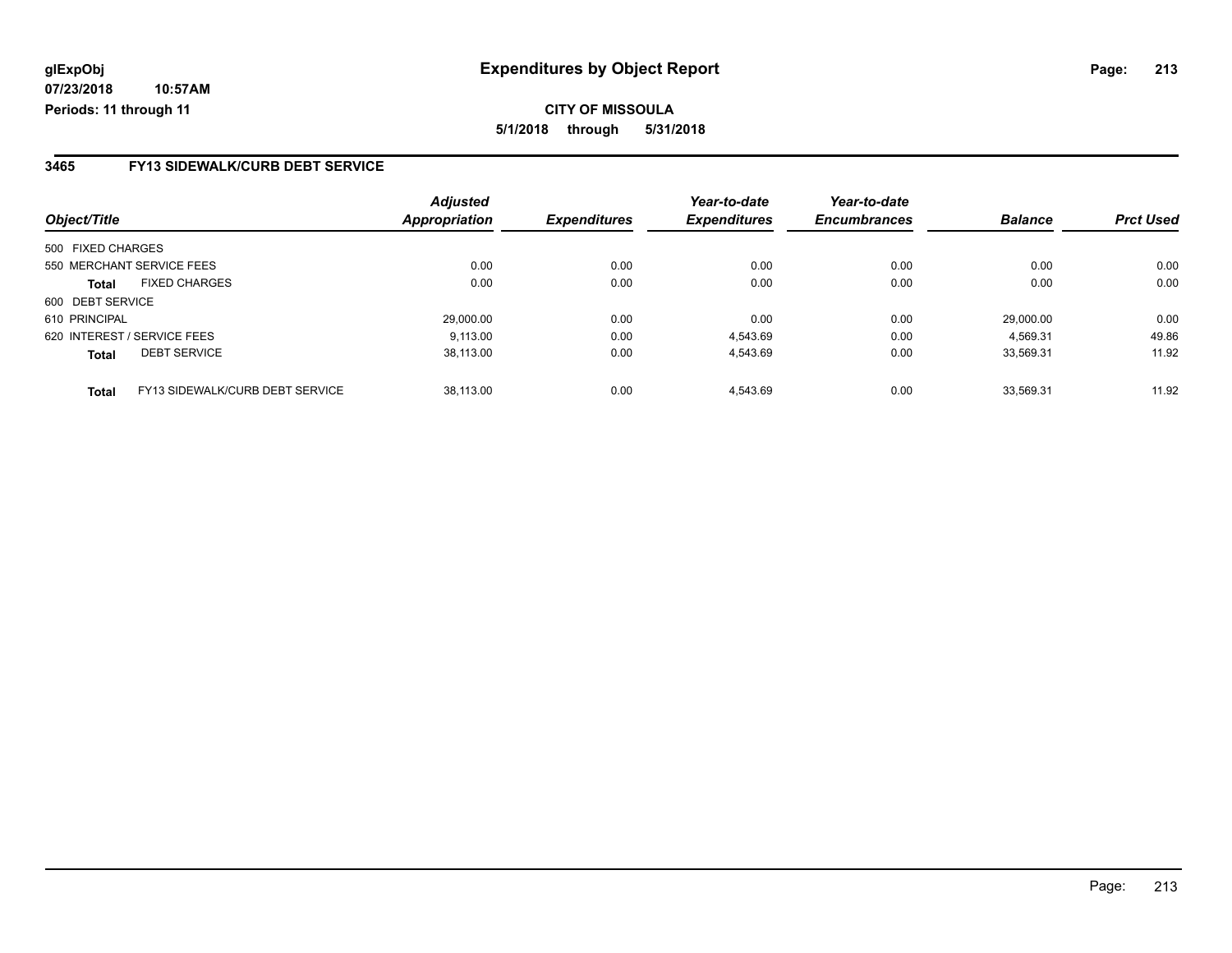# Expenditures by Object Report

glExpObj
07/23/2018 10:57AM
Periods: 11 through 11

**CITY OF MISSOULA**

**5/1/2018 through 5/31/2018**

## 3465 FY13 SIDEWALK/CURB DEBT SERVICE

| Object/Title | | Adjusted Appropriation | Expenditures | Year-to-date Expenditures | Year-to-date Encumbrances | Balance | Prct Used |
|---|---|---|---|---|---|---|---|
| 500 FIXED CHARGES | | | | | | | |
| 550 MERCHANT SERVICE FEES | | 0.00 | 0.00 | 0.00 | 0.00 | 0.00 | 0.00 |
| **Total** | FIXED CHARGES | 0.00 | 0.00 | 0.00 | 0.00 | 0.00 | 0.00 |
| 600 DEBT SERVICE | | | | | | | |
| 610 PRINCIPAL | | 29,000.00 | 0.00 | 0.00 | 0.00 | 29,000.00 | 0.00 |
| 620 INTEREST / SERVICE FEES | | 9,113.00 | 0.00 | 4,543.69 | 0.00 | 4,569.31 | 49.86 |
| **Total** | DEBT SERVICE | 38,113.00 | 0.00 | 4,543.69 | 0.00 | 33,569.31 | 11.92 |
| **Total** | FY13 SIDEWALK/CURB DEBT SERVICE | 38,113.00 | 0.00 | 4,543.69 | 0.00 | 33,569.31 | 11.92 |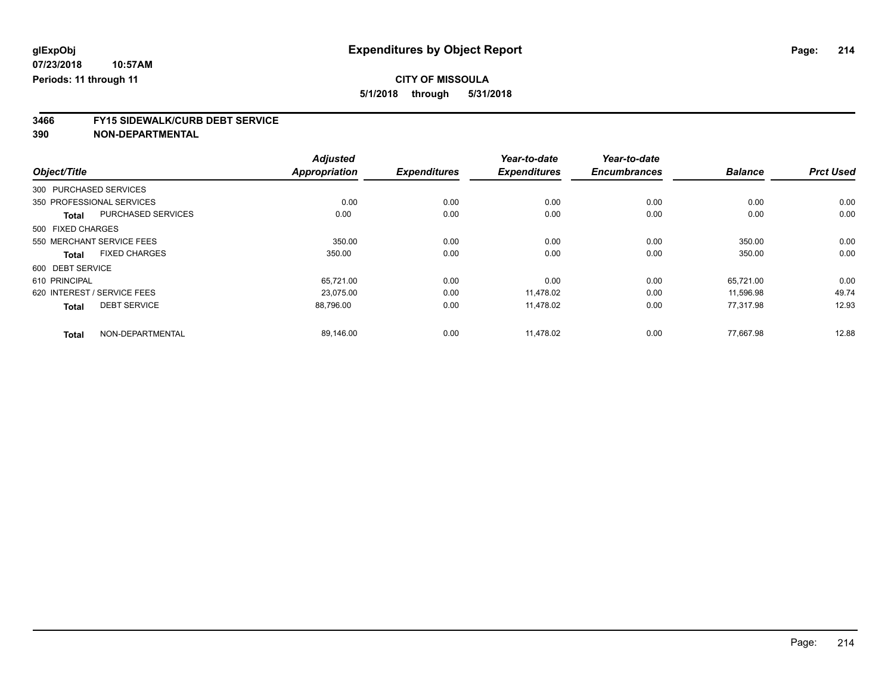**glExpObj**
**07/23/2018 10:57AM**
**Periods: 11 through 11**

# Expenditures by Object Report

**CITY OF MISSOULA**
**5/1/2018 through 5/31/2018**

## 3466 FY15 SIDEWALK/CURB DEBT SERVICE
## 390 NON-DEPARTMENTAL

| Object/Title | | Adjusted Appropriation | Expenditures | Year-to-date Expenditures | Year-to-date Encumbrances | Balance | Prct Used |
|---|---|---|---|---|---|---|---|
| 300 PURCHASED SERVICES | | | | | | | |
| 350 PROFESSIONAL SERVICES | | 0.00 | 0.00 | 0.00 | 0.00 | 0.00 | 0.00 |
| **Total** | PURCHASED SERVICES | 0.00 | 0.00 | 0.00 | 0.00 | 0.00 | 0.00 |
| 500 FIXED CHARGES | | | | | | | |
| 550 MERCHANT SERVICE FEES | | 350.00 | 0.00 | 0.00 | 0.00 | 350.00 | 0.00 |
| **Total** | FIXED CHARGES | 350.00 | 0.00 | 0.00 | 0.00 | 350.00 | 0.00 |
| 600 DEBT SERVICE | | | | | | | |
| 610 PRINCIPAL | | 65,721.00 | 0.00 | 0.00 | 0.00 | 65,721.00 | 0.00 |
| 620 INTEREST / SERVICE FEES | | 23,075.00 | 0.00 | 11,478.02 | 0.00 | 11,596.98 | 49.74 |
| **Total** | DEBT SERVICE | 88,796.00 | 0.00 | 11,478.02 | 0.00 | 77,317.98 | 12.93 |
| **Total** | NON-DEPARTMENTAL | 89,146.00 | 0.00 | 11,478.02 | 0.00 | 77,667.98 | 12.88 |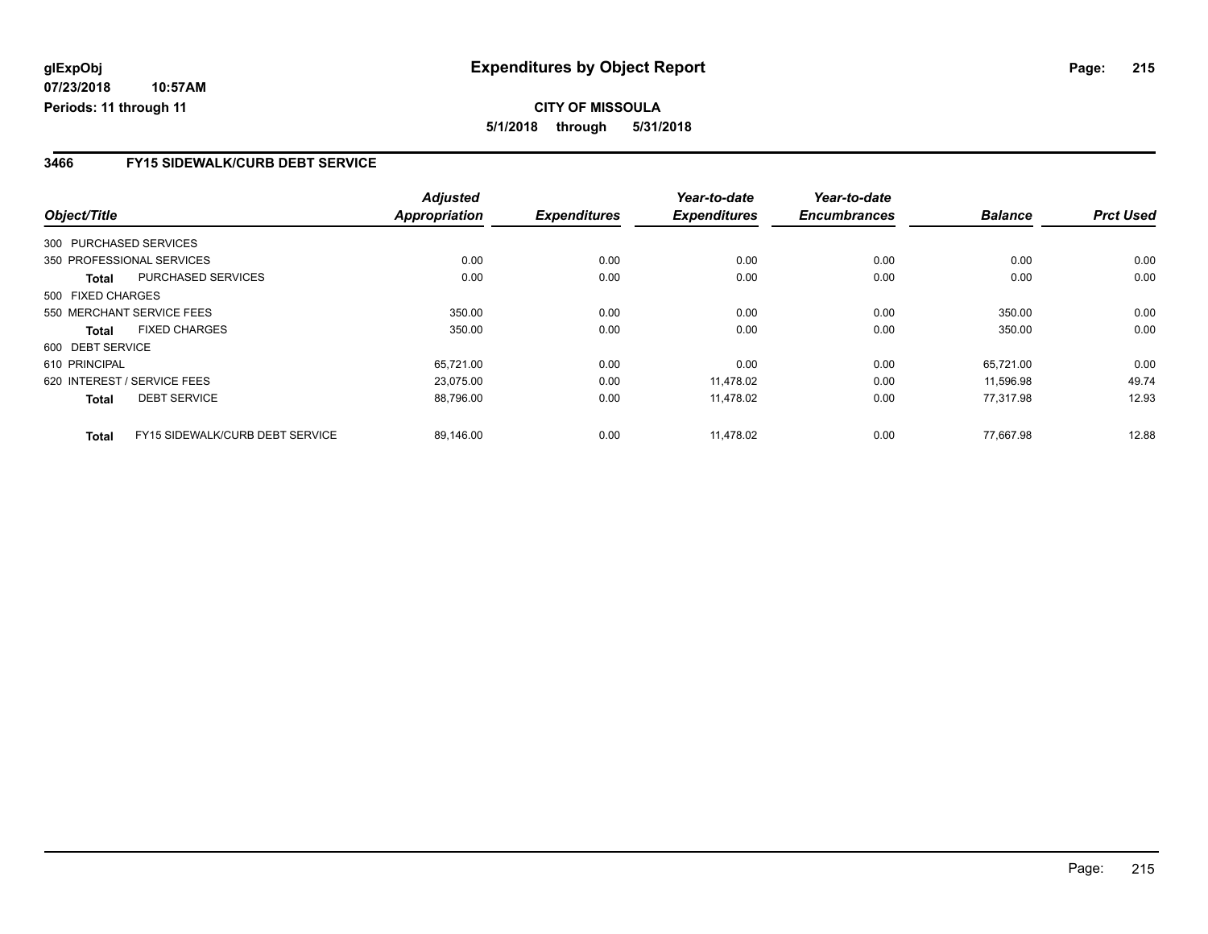**glExpObj** **Expenditures by Object Report**

**07/23/2018 10:57AM**

**Periods: 11 through 11**

**CITY OF MISSOULA**

**5/1/2018 through 5/31/2018**

## 3466 FY15 SIDEWALK/CURB DEBT SERVICE

| Object/Title | Adjusted Appropriation | Expenditures | Year-to-date Expenditures | Year-to-date Encumbrances | Balance | Prct Used |
|---|---|---|---|---|---|---|
| 300 PURCHASED SERVICES | | | | | | |
| 350 PROFESSIONAL SERVICES | 0.00 | 0.00 | 0.00 | 0.00 | 0.00 | 0.00 |
| **Total** PURCHASED SERVICES | 0.00 | 0.00 | 0.00 | 0.00 | 0.00 | 0.00 |
| 500 FIXED CHARGES | | | | | | |
| 550 MERCHANT SERVICE FEES | 350.00 | 0.00 | 0.00 | 0.00 | 350.00 | 0.00 |
| **Total** FIXED CHARGES | 350.00 | 0.00 | 0.00 | 0.00 | 350.00 | 0.00 |
| 600 DEBT SERVICE | | | | | | |
| 610 PRINCIPAL | 65,721.00 | 0.00 | 0.00 | 0.00 | 65,721.00 | 0.00 |
| 620 INTEREST / SERVICE FEES | 23,075.00 | 0.00 | 11,478.02 | 0.00 | 11,596.98 | 49.74 |
| **Total** DEBT SERVICE | 88,796.00 | 0.00 | 11,478.02 | 0.00 | 77,317.98 | 12.93 |
| **Total** FY15 SIDEWALK/CURB DEBT SERVICE | 89,146.00 | 0.00 | 11,478.02 | 0.00 | 77,667.98 | 12.88 |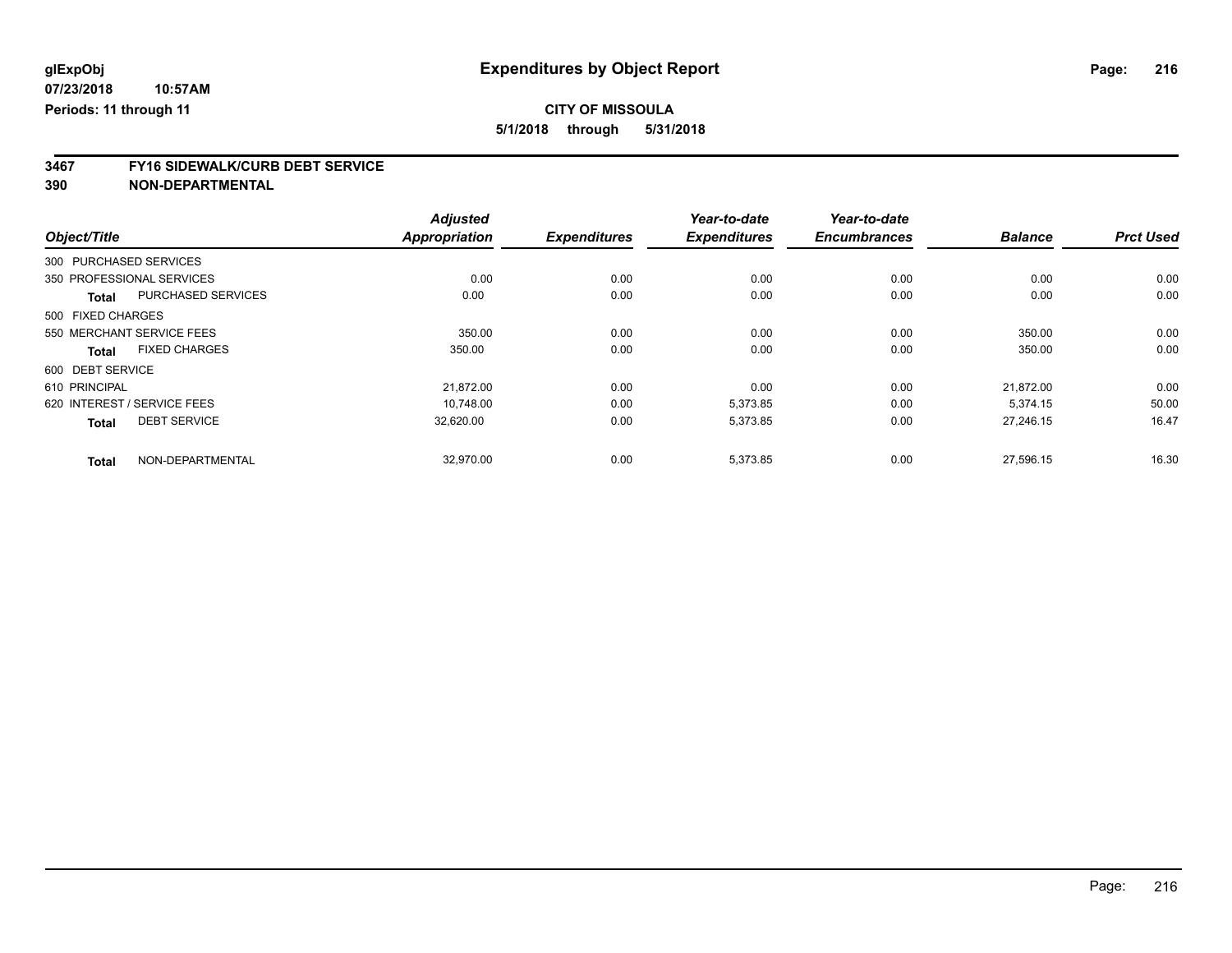# Expenditures by Object Report

glExpObj
07/23/2018 10:57AM
Periods: 11 through 11

**CITY OF MISSOULA**
**5/1/2018 through 5/31/2018**

## 3467 FY16 SIDEWALK/CURB DEBT SERVICE
## 390 NON-DEPARTMENTAL

| Object/Title | Adjusted Appropriation | Expenditures | Year-to-date Expenditures | Year-to-date Encumbrances | Balance | Prct Used |
|---|---|---|---|---|---|---|
| 300 PURCHASED SERVICES | | | | | | |
| 350 PROFESSIONAL SERVICES | 0.00 | 0.00 | 0.00 | 0.00 | 0.00 | 0.00 |
| **Total** PURCHASED SERVICES | 0.00 | 0.00 | 0.00 | 0.00 | 0.00 | 0.00 |
| 500 FIXED CHARGES | | | | | | |
| 550 MERCHANT SERVICE FEES | 350.00 | 0.00 | 0.00 | 0.00 | 350.00 | 0.00 |
| **Total** FIXED CHARGES | 350.00 | 0.00 | 0.00 | 0.00 | 350.00 | 0.00 |
| 600 DEBT SERVICE | | | | | | |
| 610 PRINCIPAL | 21,872.00 | 0.00 | 0.00 | 0.00 | 21,872.00 | 0.00 |
| 620 INTEREST / SERVICE FEES | 10,748.00 | 0.00 | 5,373.85 | 0.00 | 5,374.15 | 50.00 |
| **Total** DEBT SERVICE | 32,620.00 | 0.00 | 5,373.85 | 0.00 | 27,246.15 | 16.47 |
| **Total** NON-DEPARTMENTAL | 32,970.00 | 0.00 | 5,373.85 | 0.00 | 27,596.15 | 16.30 |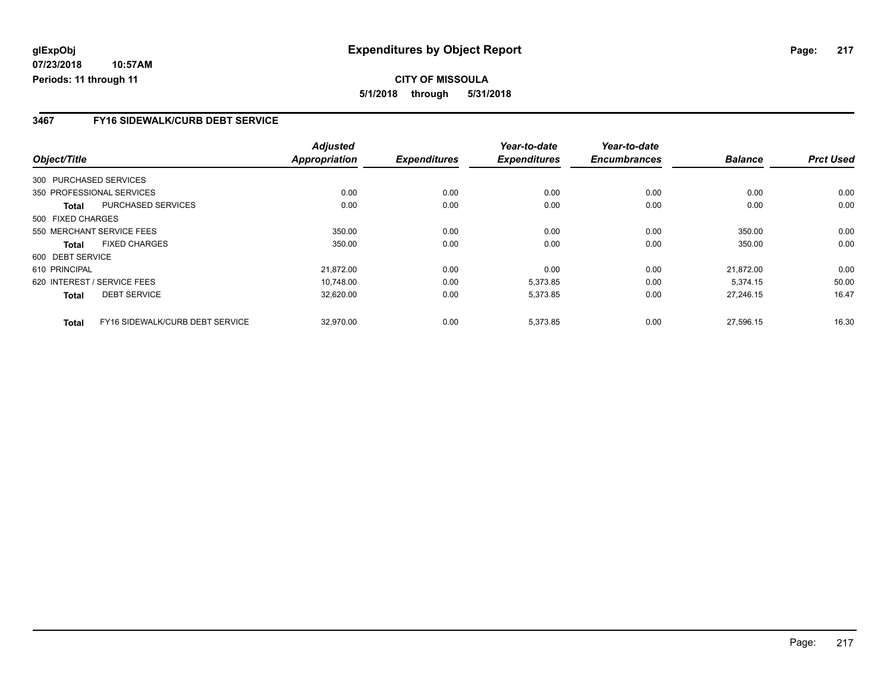**glExpObj**
**07/23/2018 10:57AM**
**Periods: 11 through 11**

# Expenditures by Object Report

**CITY OF MISSOULA**
**5/1/2018 through 5/31/2018**

## 3467 FY16 SIDEWALK/CURB DEBT SERVICE

| Object/Title | | Adjusted Appropriation | Expenditures | Year-to-date Expenditures | Year-to-date Encumbrances | Balance | Prct Used |
|---|---|---|---|---|---|---|---|
| 300 PURCHASED SERVICES | | | | | | | |
| 350 PROFESSIONAL SERVICES | | 0.00 | 0.00 | 0.00 | 0.00 | 0.00 | 0.00 |
| **Total** | PURCHASED SERVICES | 0.00 | 0.00 | 0.00 | 0.00 | 0.00 | 0.00 |
| 500 FIXED CHARGES | | | | | | | |
| 550 MERCHANT SERVICE FEES | | 350.00 | 0.00 | 0.00 | 0.00 | 350.00 | 0.00 |
| **Total** | FIXED CHARGES | 350.00 | 0.00 | 0.00 | 0.00 | 350.00 | 0.00 |
| 600 DEBT SERVICE | | | | | | | |
| 610 PRINCIPAL | | 21,872.00 | 0.00 | 0.00 | 0.00 | 21,872.00 | 0.00 |
| 620 INTEREST / SERVICE FEES | | 10,748.00 | 0.00 | 5,373.85 | 0.00 | 5,374.15 | 50.00 |
| **Total** | DEBT SERVICE | 32,620.00 | 0.00 | 5,373.85 | 0.00 | 27,246.15 | 16.47 |
| **Total** | FY16 SIDEWALK/CURB DEBT SERVICE | 32,970.00 | 0.00 | 5,373.85 | 0.00 | 27,596.15 | 16.30 |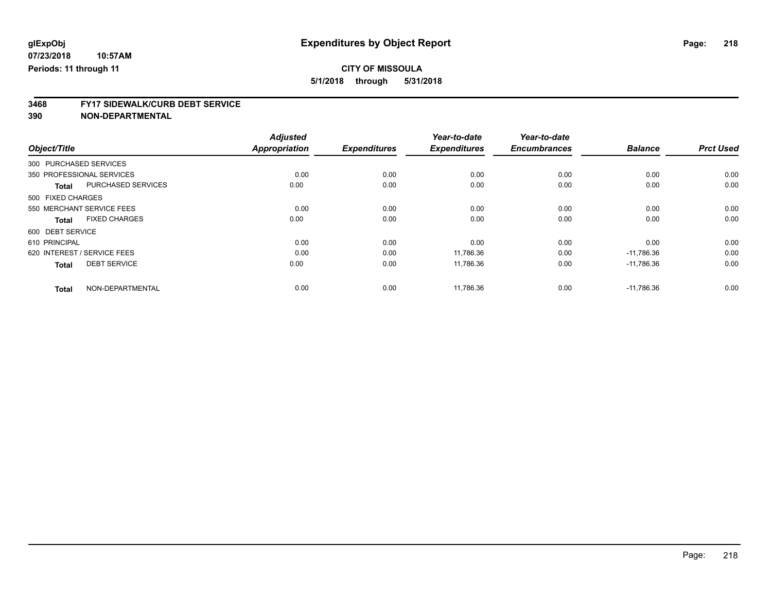# Expenditures by Object Report

glExpObj
07/23/2018 10:57AM
Periods: 11 through 11

**CITY OF MISSOULA**
**5/1/2018 through 5/31/2018**

## 3468 FY17 SIDEWALK/CURB DEBT SERVICE
## 390 NON-DEPARTMENTAL

| Object/Title | | Adjusted Appropriation | Expenditures | Year-to-date Expenditures | Year-to-date Encumbrances | Balance | Prct Used |
|---|---|---|---|---|---|---|---|
| 300 PURCHASED SERVICES | | | | | | | |
| 350 PROFESSIONAL SERVICES | | 0.00 | 0.00 | 0.00 | 0.00 | 0.00 | 0.00 |
| **Total** | PURCHASED SERVICES | 0.00 | 0.00 | 0.00 | 0.00 | 0.00 | 0.00 |
| 500 FIXED CHARGES | | | | | | | |
| 550 MERCHANT SERVICE FEES | | 0.00 | 0.00 | 0.00 | 0.00 | 0.00 | 0.00 |
| **Total** | FIXED CHARGES | 0.00 | 0.00 | 0.00 | 0.00 | 0.00 | 0.00 |
| 600 DEBT SERVICE | | | | | | | |
| 610 PRINCIPAL | | 0.00 | 0.00 | 0.00 | 0.00 | 0.00 | 0.00 |
| 620 INTEREST / SERVICE FEES | | 0.00 | 0.00 | 11,786.36 | 0.00 | -11,786.36 | 0.00 |
| **Total** | DEBT SERVICE | 0.00 | 0.00 | 11,786.36 | 0.00 | -11,786.36 | 0.00 |
| **Total** | NON-DEPARTMENTAL | 0.00 | 0.00 | 11,786.36 | 0.00 | -11,786.36 | 0.00 |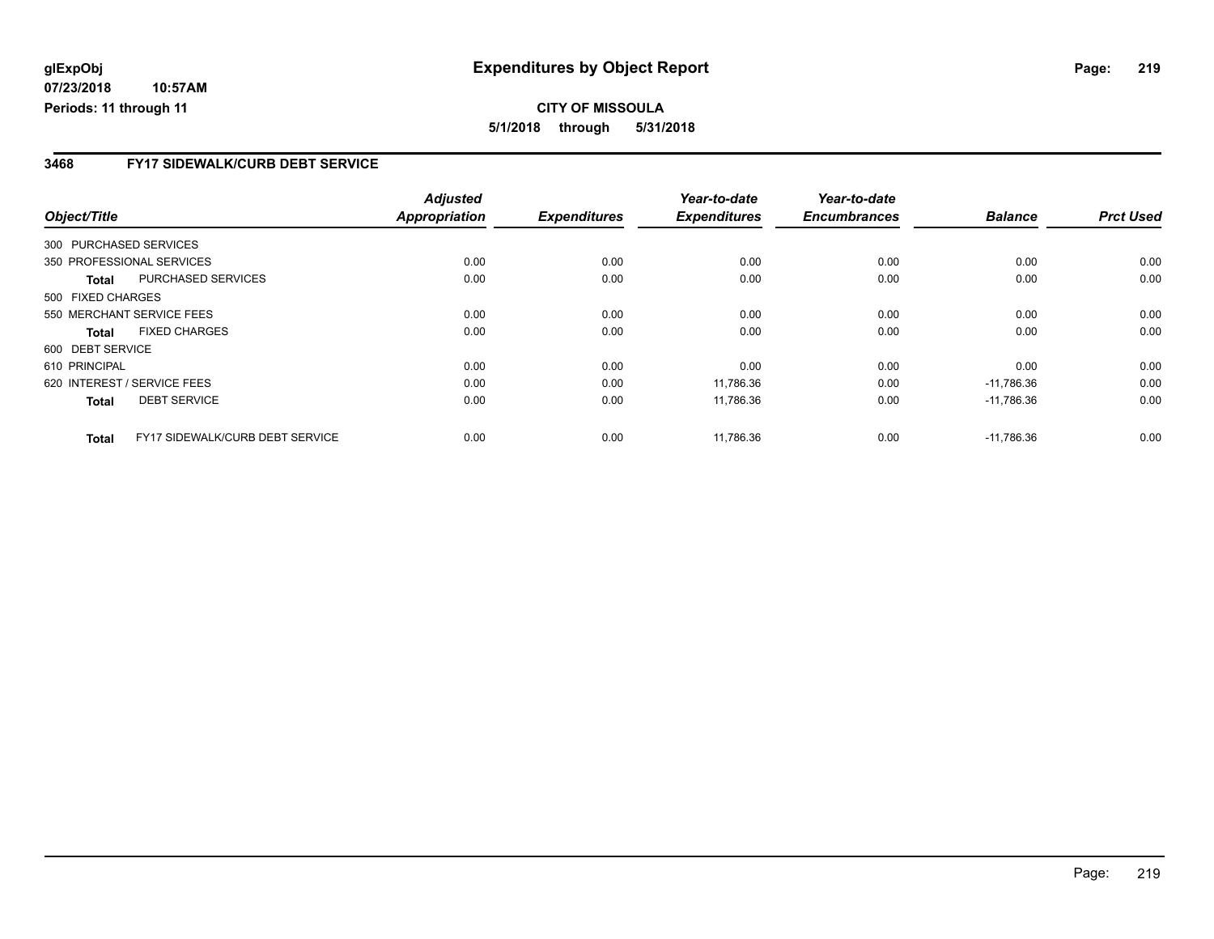# Expenditures by Object Report

glExpObj
07/23/2018 10:57AM
Periods: 11 through 11

**CITY OF MISSOULA**
**5/1/2018 through 5/31/2018**

## 3468 FY17 SIDEWALK/CURB DEBT SERVICE

| Object/Title | | Adjusted Appropriation | Expenditures | Year-to-date Expenditures | Year-to-date Encumbrances | Balance | Prct Used |
|---|---|---|---|---|---|---|---|
| 300 PURCHASED SERVICES | | | | | | | |
| 350 PROFESSIONAL SERVICES | | 0.00 | 0.00 | 0.00 | 0.00 | 0.00 | 0.00 |
| Total | PURCHASED SERVICES | 0.00 | 0.00 | 0.00 | 0.00 | 0.00 | 0.00 |
| 500 FIXED CHARGES | | | | | | | |
| 550 MERCHANT SERVICE FEES | | 0.00 | 0.00 | 0.00 | 0.00 | 0.00 | 0.00 |
| Total | FIXED CHARGES | 0.00 | 0.00 | 0.00 | 0.00 | 0.00 | 0.00 |
| 600 DEBT SERVICE | | | | | | | |
| 610 PRINCIPAL | | 0.00 | 0.00 | 0.00 | 0.00 | 0.00 | 0.00 |
| 620 INTEREST / SERVICE FEES | | 0.00 | 0.00 | 11,786.36 | 0.00 | -11,786.36 | 0.00 |
| Total | DEBT SERVICE | 0.00 | 0.00 | 11,786.36 | 0.00 | -11,786.36 | 0.00 |
| Total | FY17 SIDEWALK/CURB DEBT SERVICE | 0.00 | 0.00 | 11,786.36 | 0.00 | -11,786.36 | 0.00 |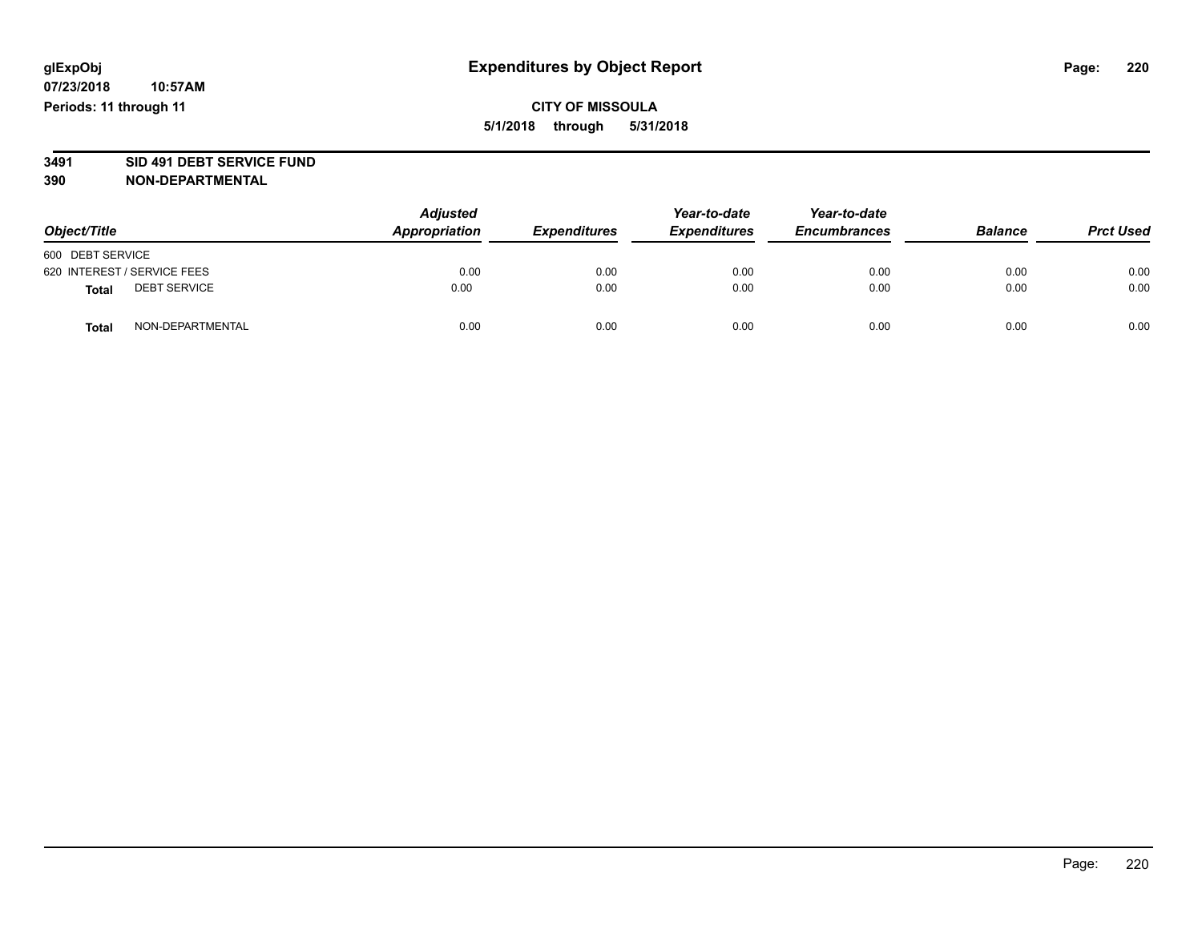**glExpObj**
**07/23/2018 10:57AM**
**Periods: 11 through 11**

# Expenditures by Object Report

**CITY OF MISSOULA**
**5/1/2018 through 5/31/2018**

**3491 SID 491 DEBT SERVICE FUND**
**390 NON-DEPARTMENTAL**

| Object/Title | | *Adjusted Appropriation* | *Expenditures* | *Year-to-date Expenditures* | *Year-to-date Encumbrances* | *Balance* | *Prct Used* |
|---|---|---|---|---|---|---|---|
| 600 DEBT SERVICE | | | | | | | |
| 620 INTEREST / SERVICE FEES | | 0.00 | 0.00 | 0.00 | 0.00 | 0.00 | 0.00 |
| **Total** | DEBT SERVICE | 0.00 | 0.00 | 0.00 | 0.00 | 0.00 | 0.00 |
| **Total** | NON-DEPARTMENTAL | 0.00 | 0.00 | 0.00 | 0.00 | 0.00 | 0.00 |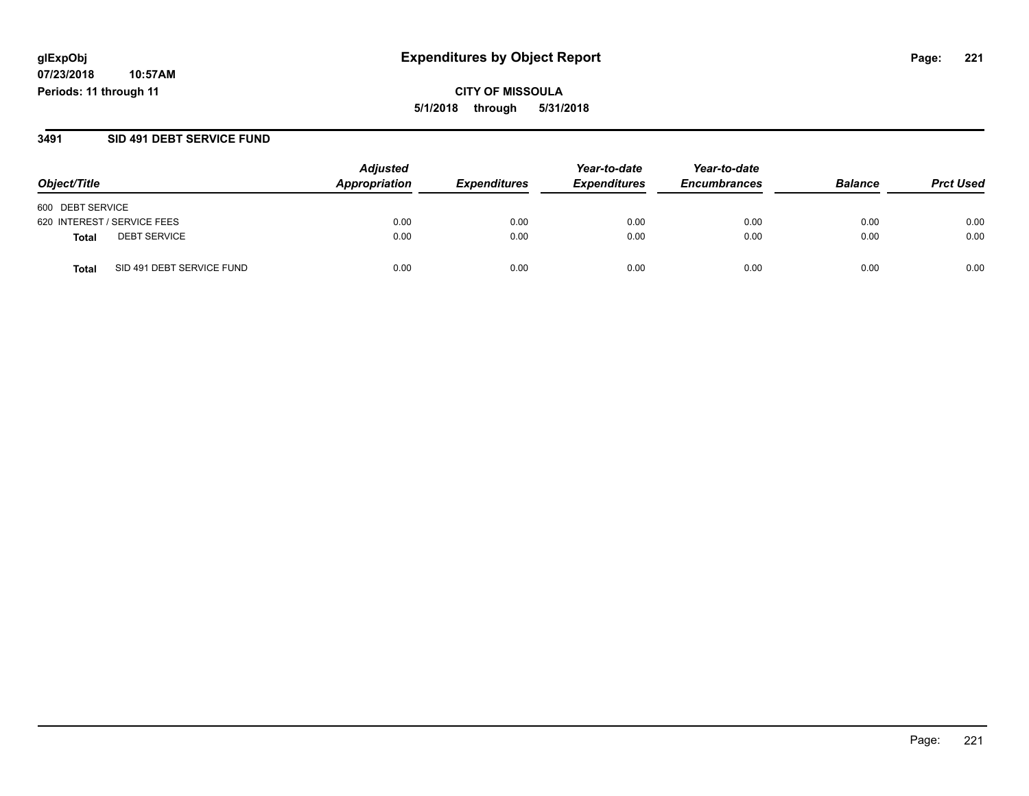glExpObj
07/23/2018 10:57AM
Periods: 11 through 11

# Expenditures by Object Report

CITY OF MISSOULA

5/1/2018 through 5/31/2018

## 3491 SID 491 DEBT SERVICE FUND

| Object/Title | | Adjusted Appropriation | Expenditures | Year-to-date Expenditures | Year-to-date Encumbrances | Balance | Prct Used |
|---|---|---|---|---|---|---|---|
| 600 DEBT SERVICE | | | | | | | |
| 620 INTEREST / SERVICE FEES | | 0.00 | 0.00 | 0.00 | 0.00 | 0.00 | 0.00 |
| **Total** | DEBT SERVICE | 0.00 | 0.00 | 0.00 | 0.00 | 0.00 | 0.00 |
| **Total** | SID 491 DEBT SERVICE FUND | 0.00 | 0.00 | 0.00 | 0.00 | 0.00 | 0.00 |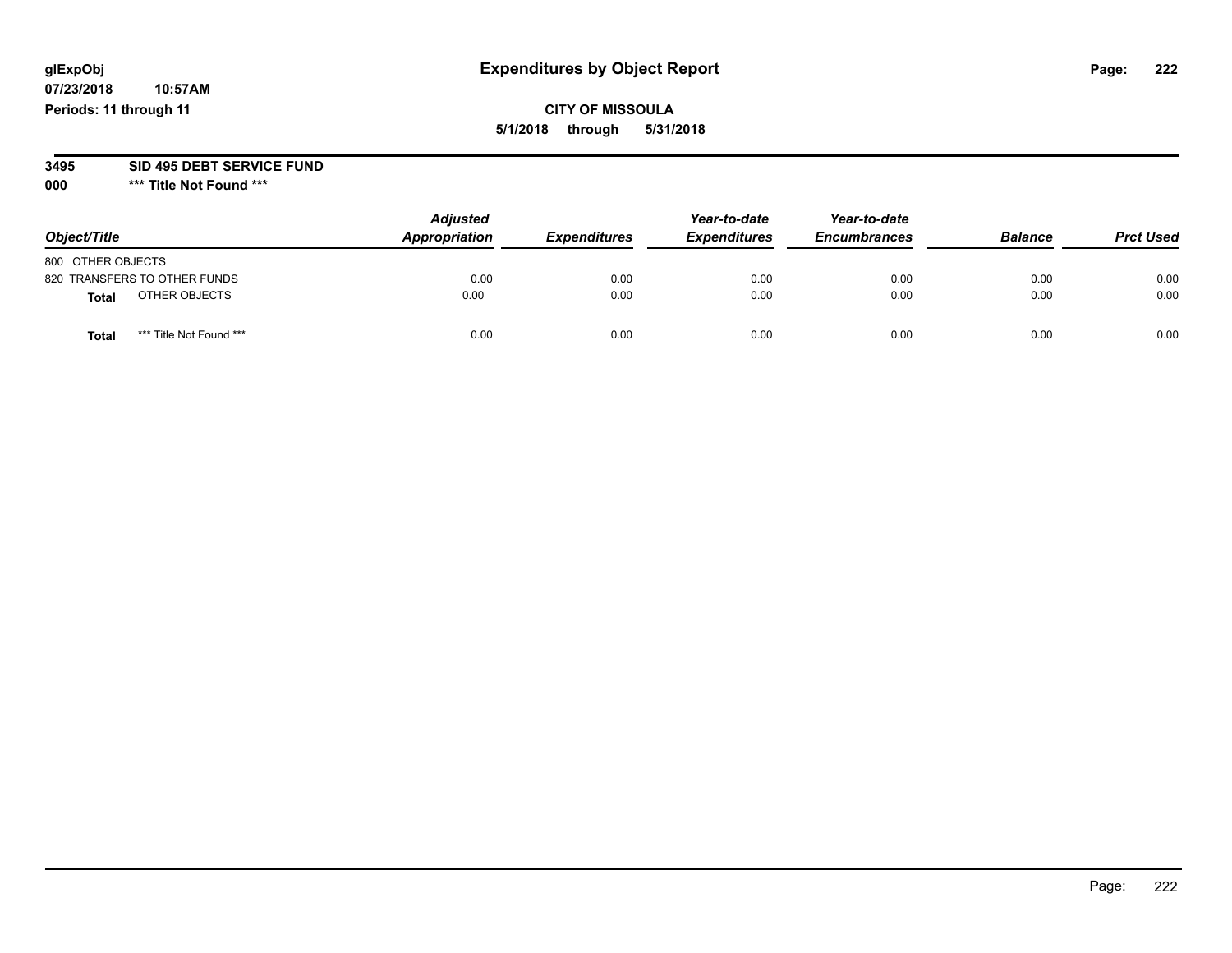# Expenditures by Object Report

glExpObj
07/23/2018 10:57AM
Periods: 11 through 11

**CITY OF MISSOULA**
**5/1/2018 through 5/31/2018**

**3495 SID 495 DEBT SERVICE FUND**
**000 \*\*\* Title Not Found \*\*\***

| Object/Title | Adjusted Appropriation | Expenditures | Year-to-date Expenditures | Year-to-date Encumbrances | Balance | Prct Used |
|---|---|---|---|---|---|---|
| 800 OTHER OBJECTS | | | | | | |
| 820 TRANSFERS TO OTHER FUNDS | 0.00 | 0.00 | 0.00 | 0.00 | 0.00 | 0.00 |
| **Total** OTHER OBJECTS | 0.00 | 0.00 | 0.00 | 0.00 | 0.00 | 0.00 |
| **Total** *** Title Not Found *** | 0.00 | 0.00 | 0.00 | 0.00 | 0.00 | 0.00 |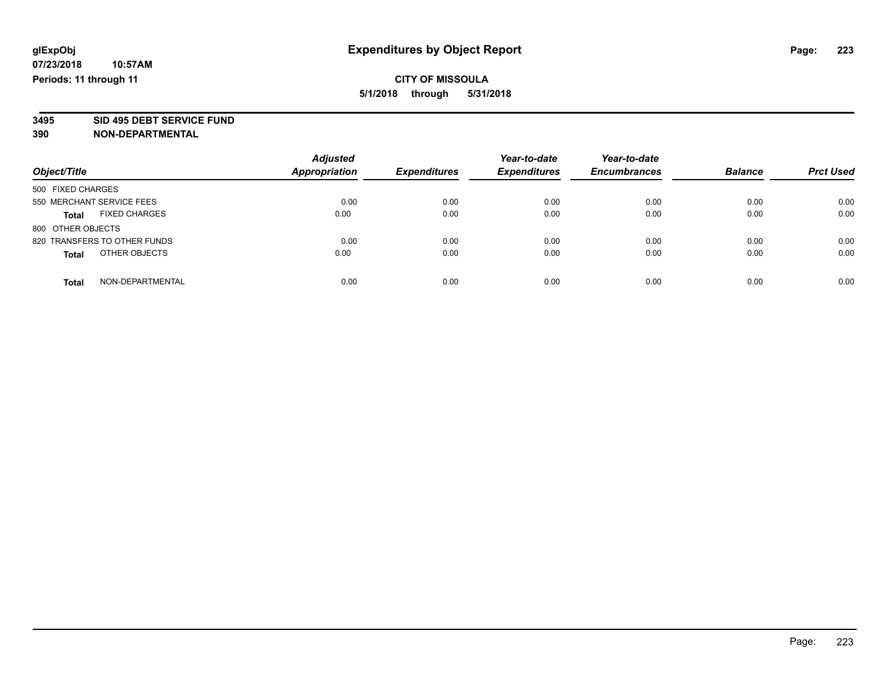glExpObj
07/23/2018 10:57AM
Periods: 11 through 11

# Expenditures by Object Report

**CITY OF MISSOULA**
**5/1/2018 through 5/31/2018**

**3495 SID 495 DEBT SERVICE FUND**
**390 NON-DEPARTMENTAL**

| Object/Title | Adjusted Appropriation | Expenditures | Year-to-date Expenditures | Year-to-date Encumbrances | Balance | Prct Used |
|---|---|---|---|---|---|---|
| 500 FIXED CHARGES | | | | | | |
| 550 MERCHANT SERVICE FEES | 0.00 | 0.00 | 0.00 | 0.00 | 0.00 | 0.00 |
| **Total** FIXED CHARGES | 0.00 | 0.00 | 0.00 | 0.00 | 0.00 | 0.00 |
| 800 OTHER OBJECTS | | | | | | |
| 820 TRANSFERS TO OTHER FUNDS | 0.00 | 0.00 | 0.00 | 0.00 | 0.00 | 0.00 |
| **Total** OTHER OBJECTS | 0.00 | 0.00 | 0.00 | 0.00 | 0.00 | 0.00 |
| **Total** NON-DEPARTMENTAL | 0.00 | 0.00 | 0.00 | 0.00 | 0.00 | 0.00 |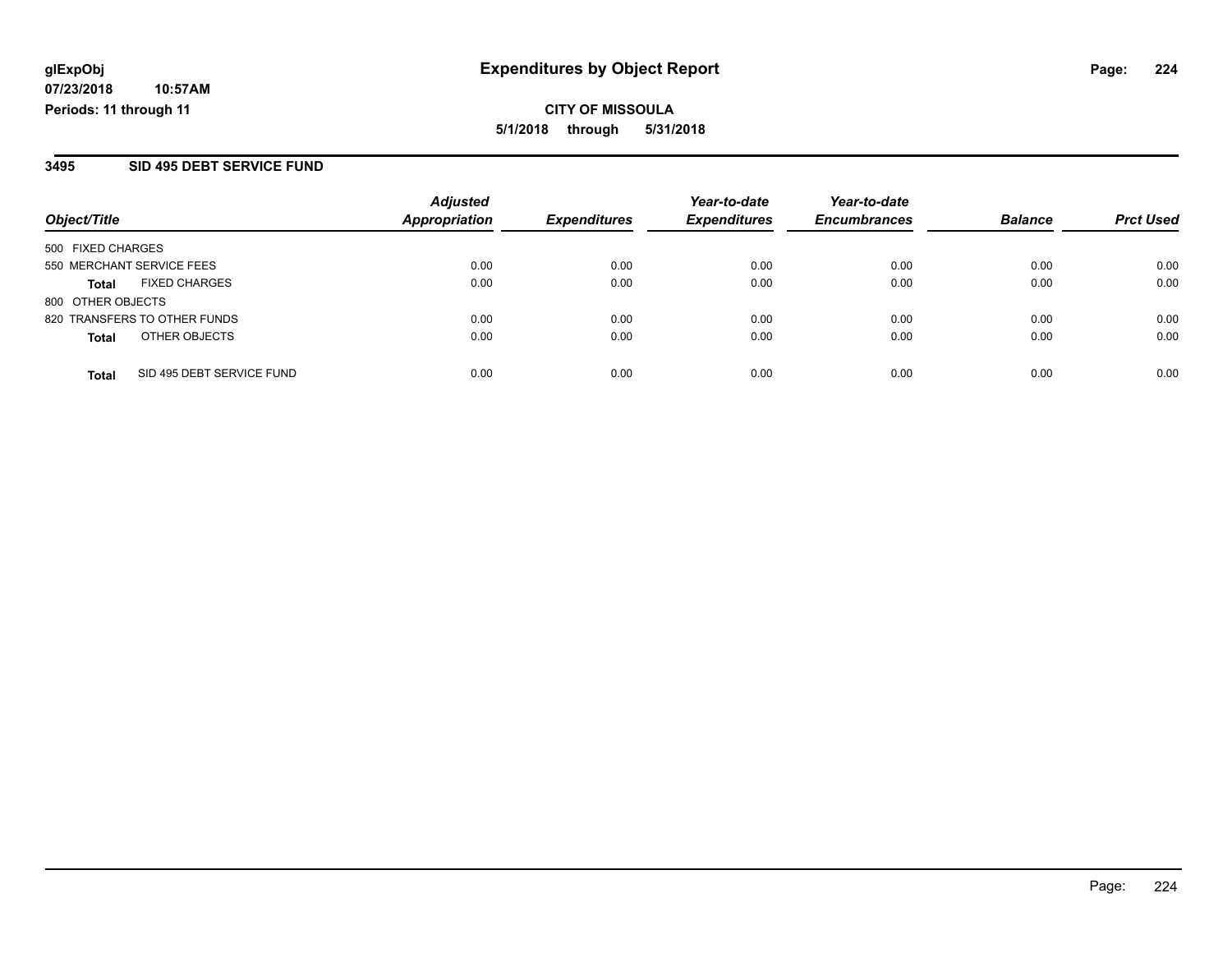**glExpObj** **Expenditures by Object Report**

**07/23/2018 10:57AM**

**Periods: 11 through 11**

**CITY OF MISSOULA**

**5/1/2018 through 5/31/2018**

## 3495 SID 495 DEBT SERVICE FUND

| Object/Title | Adjusted Appropriation | Expenditures | Year-to-date Expenditures | Year-to-date Encumbrances | Balance | Prct Used |
|---|---|---|---|---|---|---|
| 500 FIXED CHARGES | | | | | | |
| 550 MERCHANT SERVICE FEES | 0.00 | 0.00 | 0.00 | 0.00 | 0.00 | 0.00 |
| **Total** FIXED CHARGES | 0.00 | 0.00 | 0.00 | 0.00 | 0.00 | 0.00 |
| 800 OTHER OBJECTS | | | | | | |
| 820 TRANSFERS TO OTHER FUNDS | 0.00 | 0.00 | 0.00 | 0.00 | 0.00 | 0.00 |
| **Total** OTHER OBJECTS | 0.00 | 0.00 | 0.00 | 0.00 | 0.00 | 0.00 |
| **Total** SID 495 DEBT SERVICE FUND | 0.00 | 0.00 | 0.00 | 0.00 | 0.00 | 0.00 |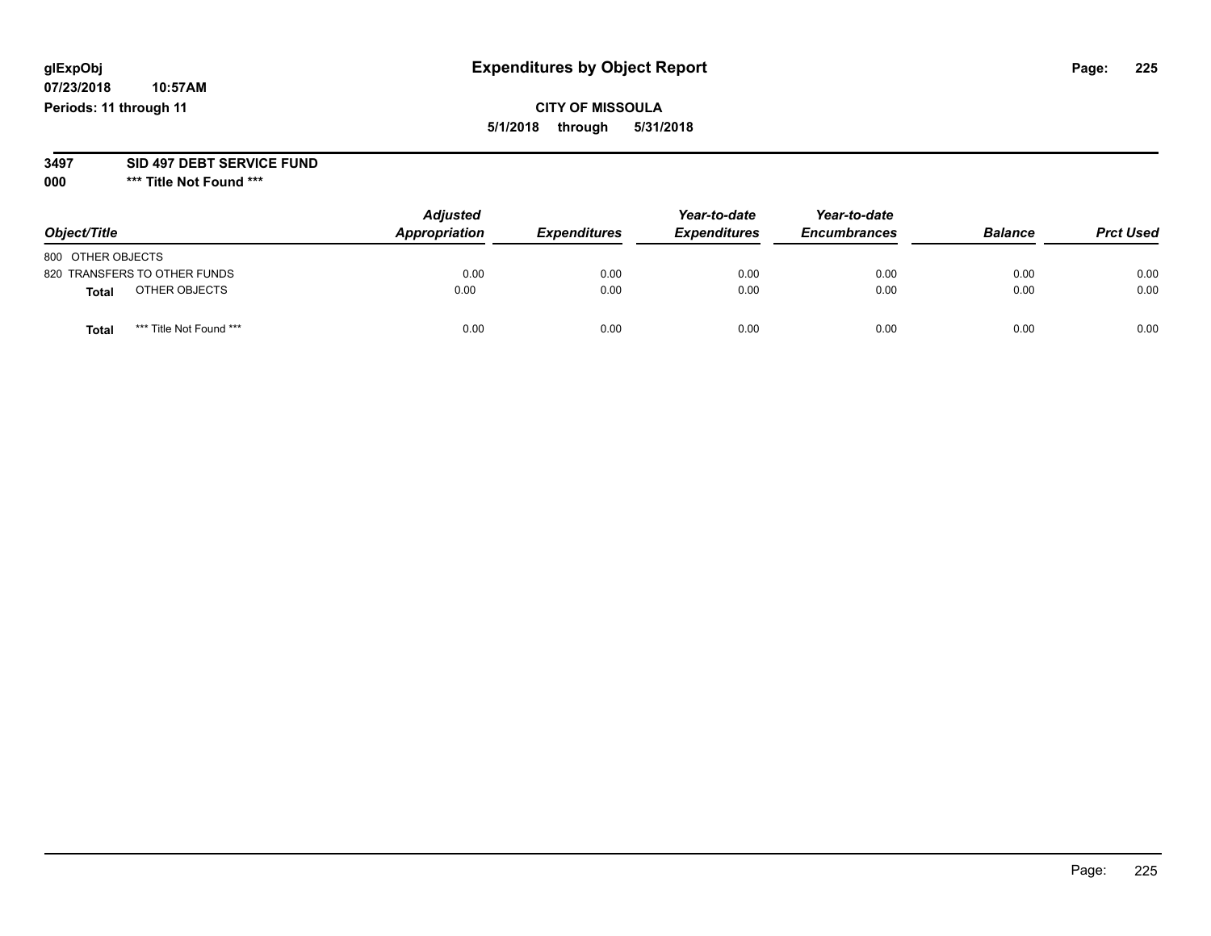**CITY OF MISSOULA**

**5/1/2018 through 5/31/2018**

**3497 SID 497 DEBT SERVICE FUND**

**000 *** Title Not Found *****

| Object/Title | Adjusted Appropriation | Expenditures | Year-to-date Expenditures | Year-to-date Encumbrances | Balance | Prct Used |
|---|---|---|---|---|---|---|
| 800 OTHER OBJECTS | | | | | | |
| 820 TRANSFERS TO OTHER FUNDS | 0.00 | 0.00 | 0.00 | 0.00 | 0.00 | 0.00 |
| **Total** OTHER OBJECTS | 0.00 | 0.00 | 0.00 | 0.00 | 0.00 | 0.00 |
| **Total** *** Title Not Found *** | 0.00 | 0.00 | 0.00 | 0.00 | 0.00 | 0.00 |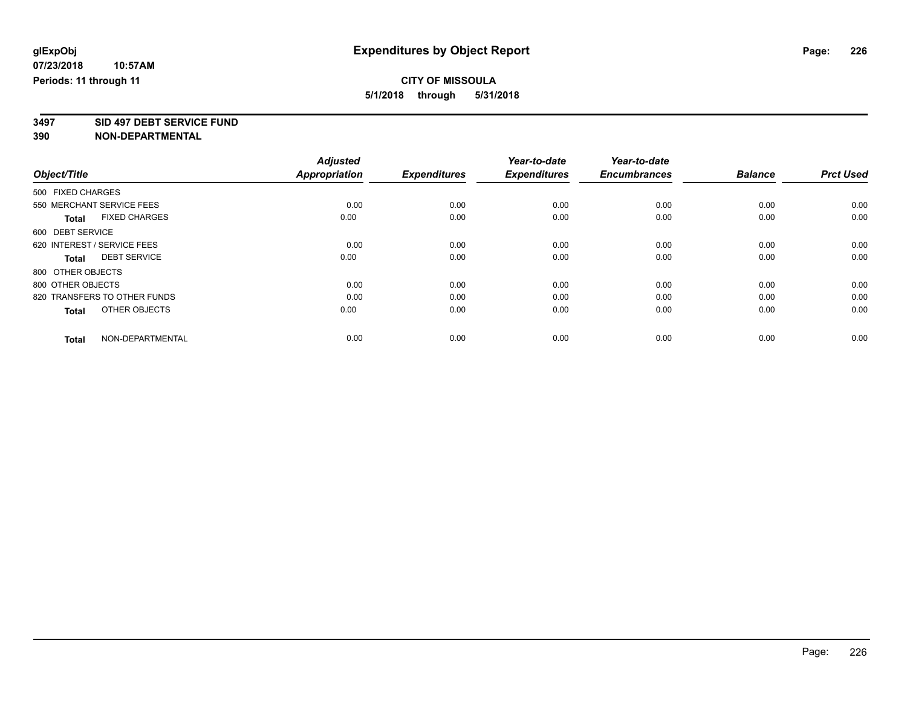**glExpObj** | **Expenditures by Object Report**

**07/23/2018 10:57AM**

**Periods: 11 through 11**

**CITY OF MISSOULA**

**5/1/2018 through 5/31/2018**

**3497 SID 497 DEBT SERVICE FUND**

**390 NON-DEPARTMENTAL**

| Object/Title | Adjusted Appropriation | Expenditures | Year-to-date Expenditures | Year-to-date Encumbrances | Balance | Prct Used |
|---|---|---|---|---|---|---|
| 500 FIXED CHARGES | | | | | | |
| 550 MERCHANT SERVICE FEES | 0.00 | 0.00 | 0.00 | 0.00 | 0.00 | 0.00 |
| **Total** FIXED CHARGES | 0.00 | 0.00 | 0.00 | 0.00 | 0.00 | 0.00 |
| 600 DEBT SERVICE | | | | | | |
| 620 INTEREST / SERVICE FEES | 0.00 | 0.00 | 0.00 | 0.00 | 0.00 | 0.00 |
| **Total** DEBT SERVICE | 0.00 | 0.00 | 0.00 | 0.00 | 0.00 | 0.00 |
| 800 OTHER OBJECTS | | | | | | |
| 800 OTHER OBJECTS | 0.00 | 0.00 | 0.00 | 0.00 | 0.00 | 0.00 |
| 820 TRANSFERS TO OTHER FUNDS | 0.00 | 0.00 | 0.00 | 0.00 | 0.00 | 0.00 |
| **Total** OTHER OBJECTS | 0.00 | 0.00 | 0.00 | 0.00 | 0.00 | 0.00 |
| **Total** NON-DEPARTMENTAL | 0.00 | 0.00 | 0.00 | 0.00 | 0.00 | 0.00 |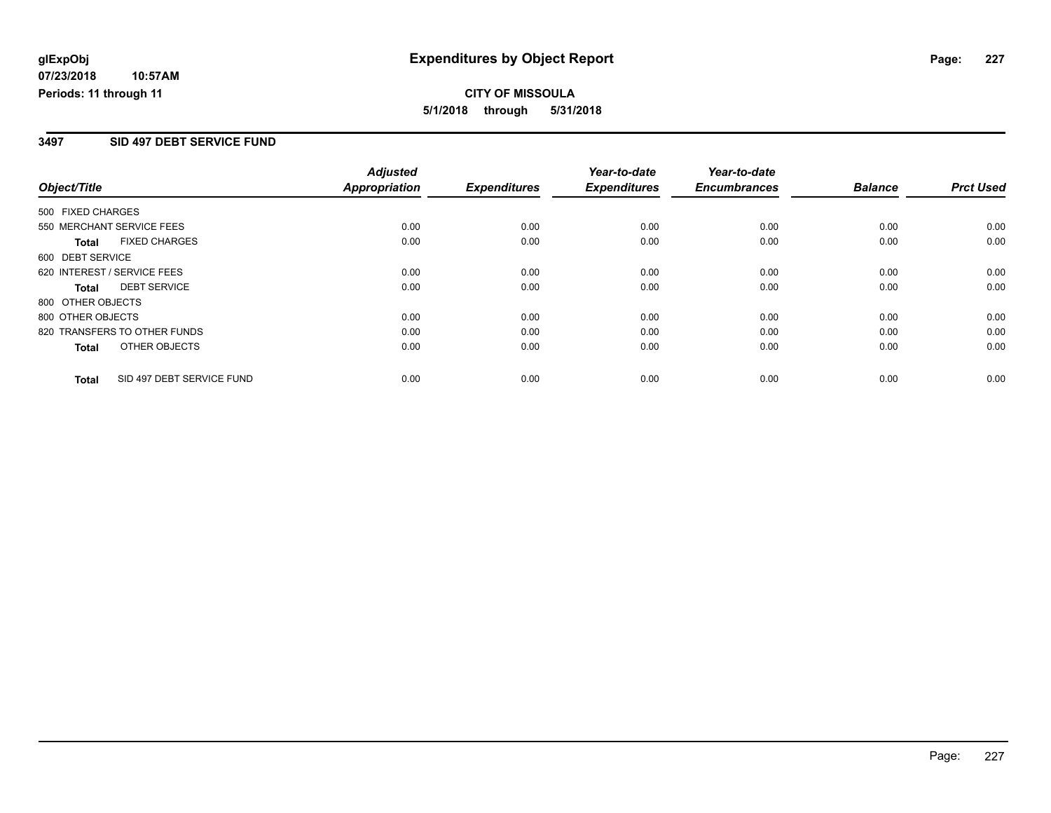**glExpObj**
**07/23/2018 10:57AM**
**Periods: 11 through 11**

# Expenditures by Object Report

**CITY OF MISSOULA**
**5/1/2018 through 5/31/2018**

## 3497 SID 497 DEBT SERVICE FUND

| Object/Title | Adjusted Appropriation | Expenditures | Year-to-date Expenditures | Year-to-date Encumbrances | Balance | Prct Used |
|---|---|---|---|---|---|---|
| 500 FIXED CHARGES | | | | | | |
| 550 MERCHANT SERVICE FEES | 0.00 | 0.00 | 0.00 | 0.00 | 0.00 | 0.00 |
| **Total** FIXED CHARGES | 0.00 | 0.00 | 0.00 | 0.00 | 0.00 | 0.00 |
| 600 DEBT SERVICE | | | | | | |
| 620 INTEREST / SERVICE FEES | 0.00 | 0.00 | 0.00 | 0.00 | 0.00 | 0.00 |
| **Total** DEBT SERVICE | 0.00 | 0.00 | 0.00 | 0.00 | 0.00 | 0.00 |
| 800 OTHER OBJECTS | | | | | | |
| 800 OTHER OBJECTS | 0.00 | 0.00 | 0.00 | 0.00 | 0.00 | 0.00 |
| 820 TRANSFERS TO OTHER FUNDS | 0.00 | 0.00 | 0.00 | 0.00 | 0.00 | 0.00 |
| **Total** OTHER OBJECTS | 0.00 | 0.00 | 0.00 | 0.00 | 0.00 | 0.00 |
| **Total** SID 497 DEBT SERVICE FUND | 0.00 | 0.00 | 0.00 | 0.00 | 0.00 | 0.00 |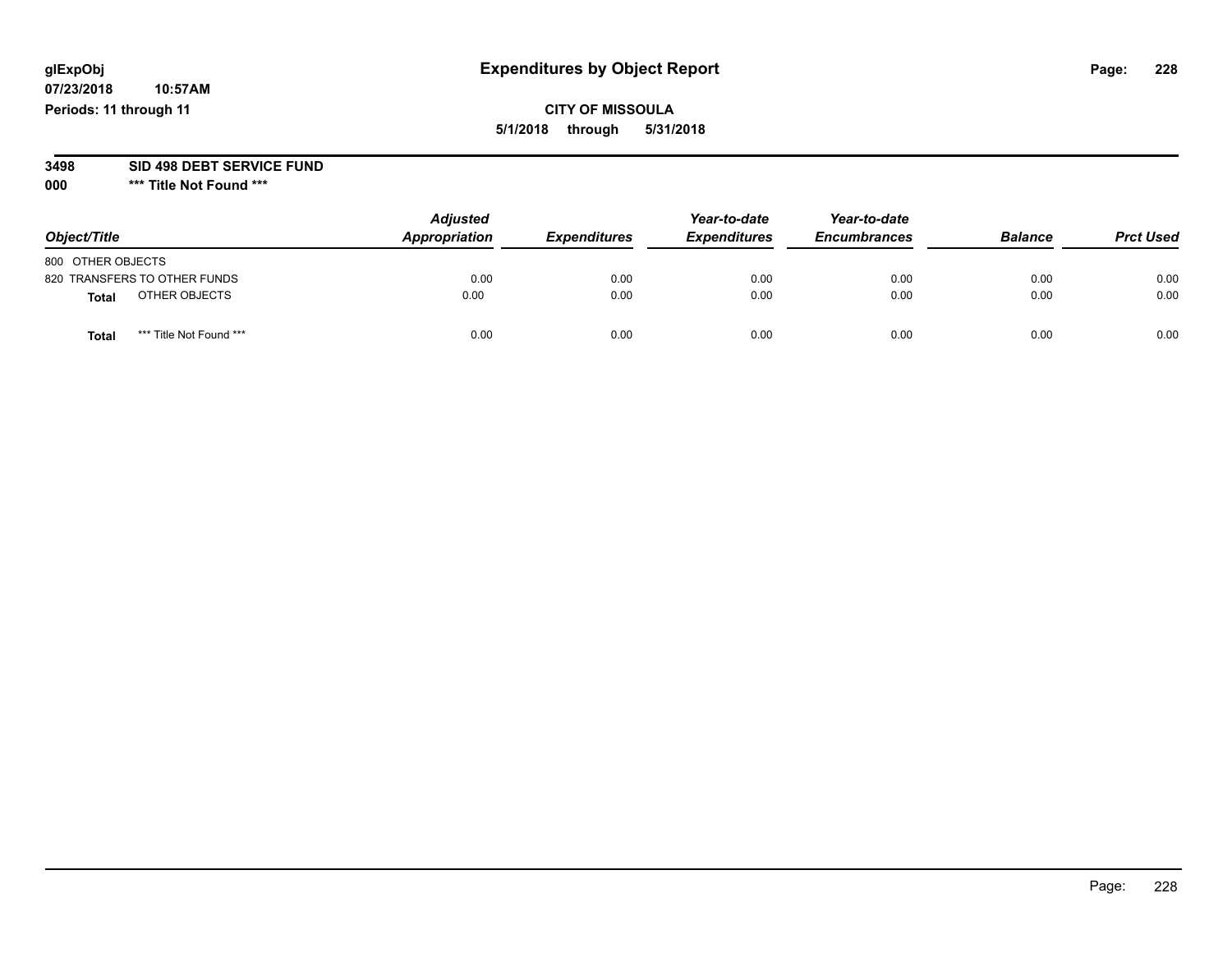glExpObj

07/23/2018 10:57AM

Periods: 11 through 11

# Expenditures by Object Report

**CITY OF MISSOULA**

**5/1/2018 through 5/31/2018**

**3498 SID 498 DEBT SERVICE FUND**

**000 *** Title Not Found *****

| Object/Title | Adjusted Appropriation | Expenditures | Year-to-date Expenditures | Year-to-date Encumbrances | Balance | Prct Used |
|---|---|---|---|---|---|---|
| 800 OTHER OBJECTS | | | | | | |
| 820 TRANSFERS TO OTHER FUNDS | 0.00 | 0.00 | 0.00 | 0.00 | 0.00 | 0.00 |
| **Total** OTHER OBJECTS | 0.00 | 0.00 | 0.00 | 0.00 | 0.00 | 0.00 |
| **Total** *** Title Not Found *** | 0.00 | 0.00 | 0.00 | 0.00 | 0.00 | 0.00 |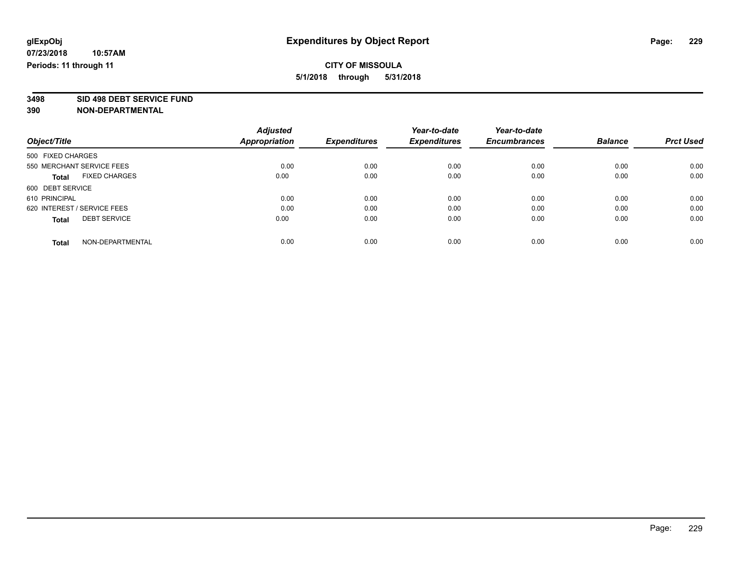# Expenditures by Object Report

glExpObj
07/23/2018 10:57AM
Periods: 11 through 11

**CITY OF MISSOULA**
**5/1/2018 through 5/31/2018**

**3498 SID 498 DEBT SERVICE FUND**
**390 NON-DEPARTMENTAL**

| Object/Title | Adjusted Appropriation | Expenditures | Year-to-date Expenditures | Year-to-date Encumbrances | Balance | Prct Used |
|---|---|---|---|---|---|---|
| 500 FIXED CHARGES | | | | | | |
| 550 MERCHANT SERVICE FEES | 0.00 | 0.00 | 0.00 | 0.00 | 0.00 | 0.00 |
| **Total** FIXED CHARGES | 0.00 | 0.00 | 0.00 | 0.00 | 0.00 | 0.00 |
| 600 DEBT SERVICE | | | | | | |
| 610 PRINCIPAL | 0.00 | 0.00 | 0.00 | 0.00 | 0.00 | 0.00 |
| 620 INTEREST / SERVICE FEES | 0.00 | 0.00 | 0.00 | 0.00 | 0.00 | 0.00 |
| **Total** DEBT SERVICE | 0.00 | 0.00 | 0.00 | 0.00 | 0.00 | 0.00 |
| **Total** NON-DEPARTMENTAL | 0.00 | 0.00 | 0.00 | 0.00 | 0.00 | 0.00 |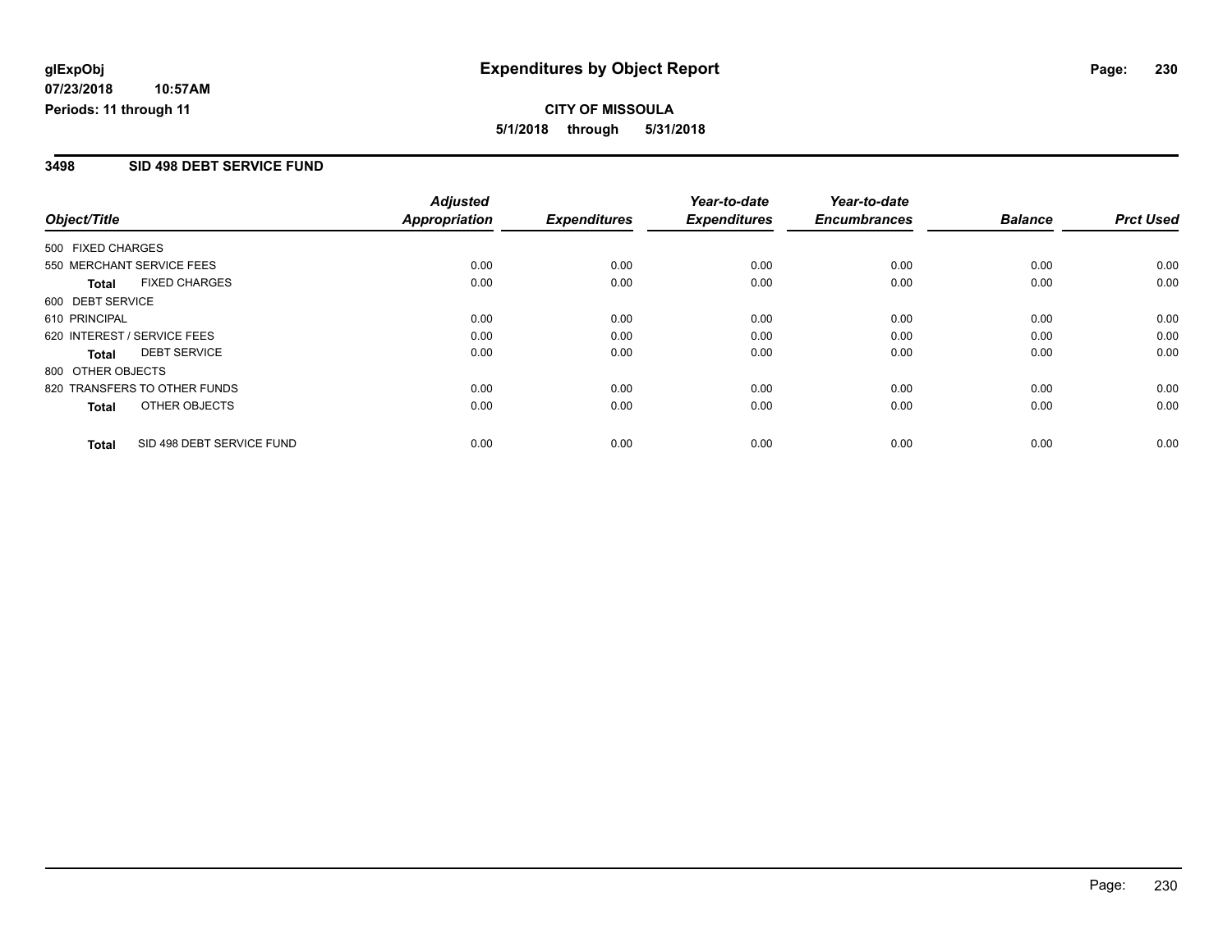**glExpObj** 
**07/23/2018 10:57AM**
**Periods: 11 through 11**

# Expenditures by Object Report

**CITY OF MISSOULA**
**5/1/2018 through 5/31/2018**

## 3498 SID 498 DEBT SERVICE FUND

| Object/Title | | Adjusted Appropriation | Expenditures | Year-to-date Expenditures | Year-to-date Encumbrances | Balance | Prct Used |
|---|---|---|---|---|---|---|---|
| 500 FIXED CHARGES | | | | | | | |
| 550 MERCHANT SERVICE FEES | | 0.00 | 0.00 | 0.00 | 0.00 | 0.00 | 0.00 |
| **Total** | FIXED CHARGES | 0.00 | 0.00 | 0.00 | 0.00 | 0.00 | 0.00 |
| 600 DEBT SERVICE | | | | | | | |
| 610 PRINCIPAL | | 0.00 | 0.00 | 0.00 | 0.00 | 0.00 | 0.00 |
| 620 INTEREST / SERVICE FEES | | 0.00 | 0.00 | 0.00 | 0.00 | 0.00 | 0.00 |
| **Total** | DEBT SERVICE | 0.00 | 0.00 | 0.00 | 0.00 | 0.00 | 0.00 |
| 800 OTHER OBJECTS | | | | | | | |
| 820 TRANSFERS TO OTHER FUNDS | | 0.00 | 0.00 | 0.00 | 0.00 | 0.00 | 0.00 |
| **Total** | OTHER OBJECTS | 0.00 | 0.00 | 0.00 | 0.00 | 0.00 | 0.00 |
| **Total** | SID 498 DEBT SERVICE FUND | 0.00 | 0.00 | 0.00 | 0.00 | 0.00 | 0.00 |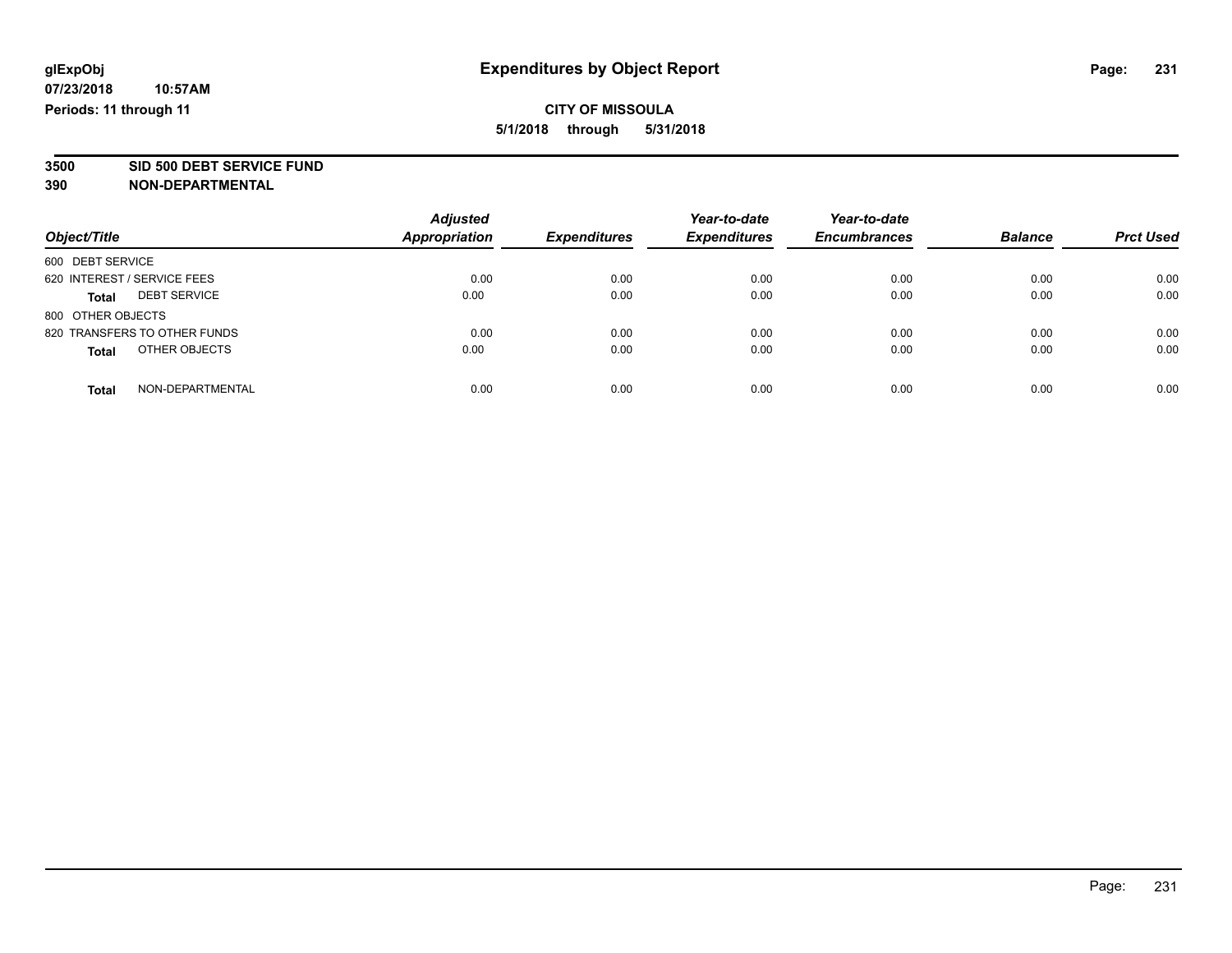# Expenditures by Object Report

glExpObj
07/23/2018 10:57AM
Periods: 11 through 11

**CITY OF MISSOULA**
**5/1/2018 through 5/31/2018**

**3500 SID 500 DEBT SERVICE FUND**
**390 NON-DEPARTMENTAL**

| Object/Title | Adjusted Appropriation | Expenditures | Year-to-date Expenditures | Year-to-date Encumbrances | Balance | Prct Used |
|---|---|---|---|---|---|---|
| 600 DEBT SERVICE | | | | | | |
| 620 INTEREST / SERVICE FEES | 0.00 | 0.00 | 0.00 | 0.00 | 0.00 | 0.00 |
| **Total** DEBT SERVICE | 0.00 | 0.00 | 0.00 | 0.00 | 0.00 | 0.00 |
| 800 OTHER OBJECTS | | | | | | |
| 820 TRANSFERS TO OTHER FUNDS | 0.00 | 0.00 | 0.00 | 0.00 | 0.00 | 0.00 |
| **Total** OTHER OBJECTS | 0.00 | 0.00 | 0.00 | 0.00 | 0.00 | 0.00 |
| **Total** NON-DEPARTMENTAL | 0.00 | 0.00 | 0.00 | 0.00 | 0.00 | 0.00 |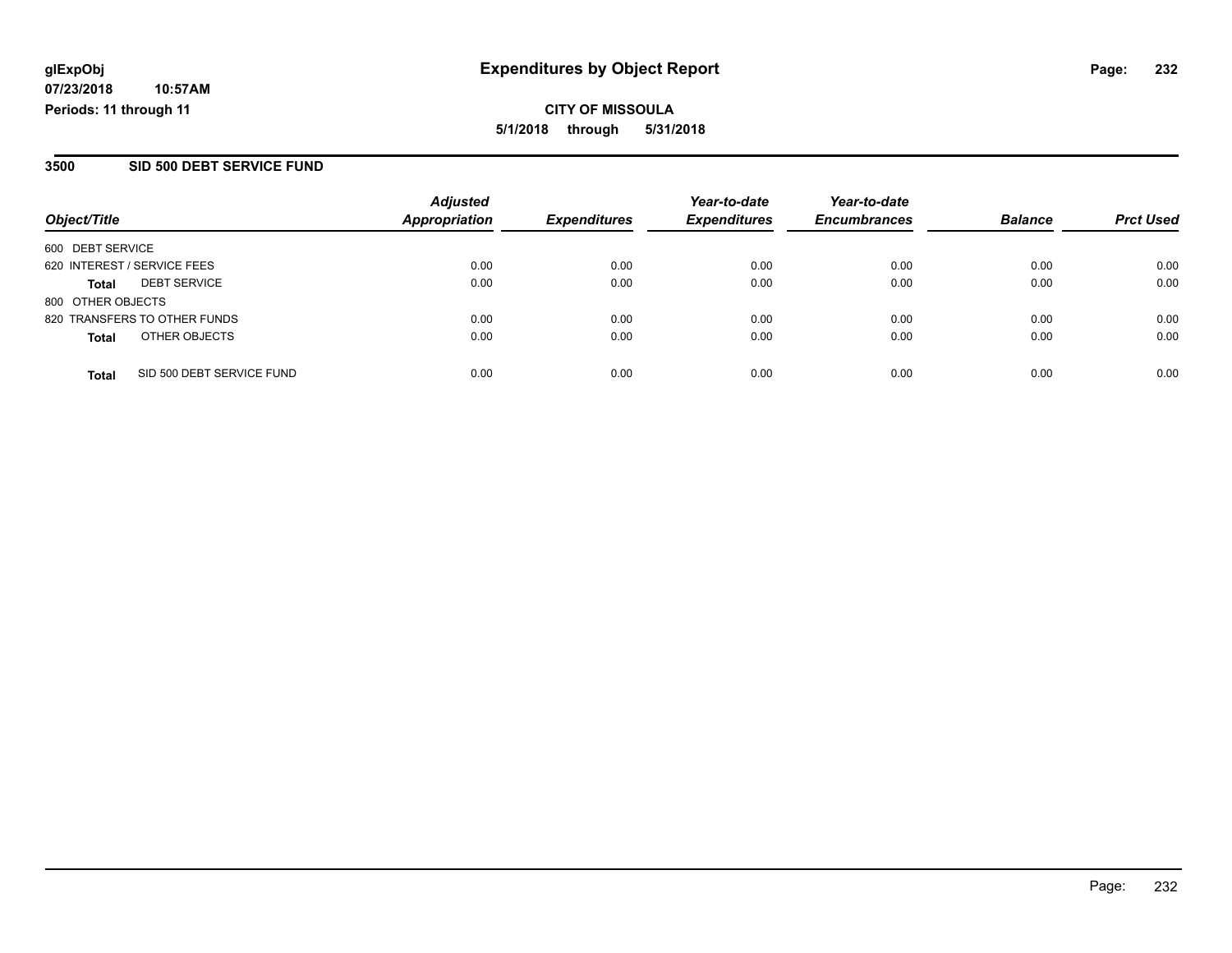**glExpObj**
**07/23/2018 10:57AM**
**Periods: 11 through 11**

# Expenditures by Object Report

**CITY OF MISSOULA**
**5/1/2018 through 5/31/2018**

## 3500 SID 500 DEBT SERVICE FUND

| Object/Title | Adjusted Appropriation | Expenditures | Year-to-date Expenditures | Year-to-date Encumbrances | Balance | Prct Used |
|---|---|---|---|---|---|---|
| 600 DEBT SERVICE | | | | | | |
| 620 INTEREST / SERVICE FEES | 0.00 | 0.00 | 0.00 | 0.00 | 0.00 | 0.00 |
| **Total** DEBT SERVICE | 0.00 | 0.00 | 0.00 | 0.00 | 0.00 | 0.00 |
| 800 OTHER OBJECTS | | | | | | |
| 820 TRANSFERS TO OTHER FUNDS | 0.00 | 0.00 | 0.00 | 0.00 | 0.00 | 0.00 |
| **Total** OTHER OBJECTS | 0.00 | 0.00 | 0.00 | 0.00 | 0.00 | 0.00 |
| **Total** SID 500 DEBT SERVICE FUND | 0.00 | 0.00 | 0.00 | 0.00 | 0.00 | 0.00 |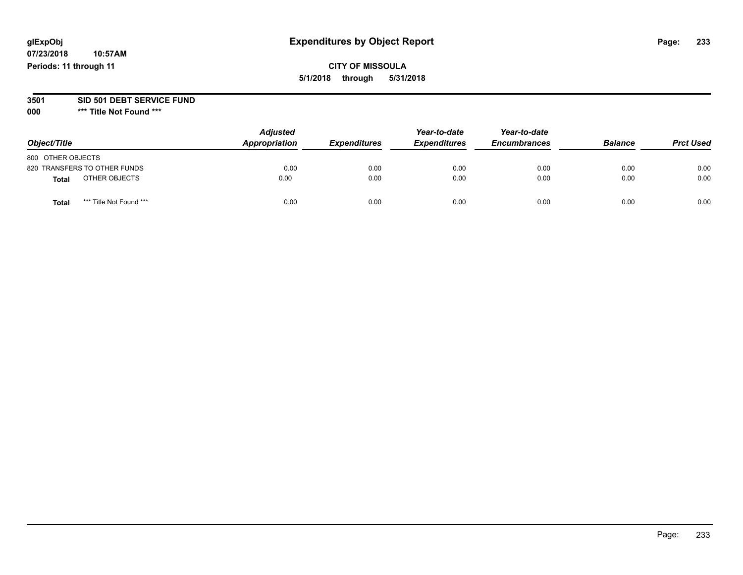glExpObj
07/23/2018 10:57AM
Periods: 11 through 11

# Expenditures by Object Report

**CITY OF MISSOULA**
**5/1/2018 through 5/31/2018**

**3501 SID 501 DEBT SERVICE FUND**
**000 \*\*\* Title Not Found \*\*\***

| Object/Title | Adjusted Appropriation | Expenditures | Year-to-date Expenditures | Year-to-date Encumbrances | Balance | Prct Used |
|---|---|---|---|---|---|---|
| 800 OTHER OBJECTS | | | | | | |
| 820 TRANSFERS TO OTHER FUNDS | 0.00 | 0.00 | 0.00 | 0.00 | 0.00 | 0.00 |
| **Total** OTHER OBJECTS | 0.00 | 0.00 | 0.00 | 0.00 | 0.00 | 0.00 |
| **Total** *** Title Not Found *** | 0.00 | 0.00 | 0.00 | 0.00 | 0.00 | 0.00 |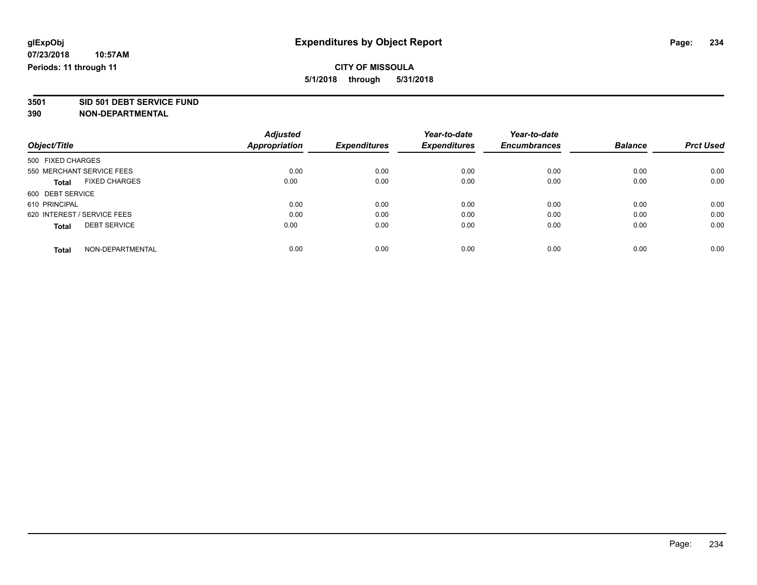**glExpObj** **Expenditures by Object Report**

**07/23/2018 10:57AM**

**Periods: 11 through 11**

**CITY OF MISSOULA**

**5/1/2018 through 5/31/2018**

**3501 SID 501 DEBT SERVICE FUND**

**390 NON-DEPARTMENTAL**

| Object/Title | Adjusted Appropriation | Expenditures | Year-to-date Expenditures | Year-to-date Encumbrances | Balance | Prct Used |
|---|---|---|---|---|---|---|
| 500 FIXED CHARGES | | | | | | |
| 550 MERCHANT SERVICE FEES | 0.00 | 0.00 | 0.00 | 0.00 | 0.00 | 0.00 |
| **Total** FIXED CHARGES | 0.00 | 0.00 | 0.00 | 0.00 | 0.00 | 0.00 |
| 600 DEBT SERVICE | | | | | | |
| 610 PRINCIPAL | 0.00 | 0.00 | 0.00 | 0.00 | 0.00 | 0.00 |
| 620 INTEREST / SERVICE FEES | 0.00 | 0.00 | 0.00 | 0.00 | 0.00 | 0.00 |
| **Total** DEBT SERVICE | 0.00 | 0.00 | 0.00 | 0.00 | 0.00 | 0.00 |
| **Total** NON-DEPARTMENTAL | 0.00 | 0.00 | 0.00 | 0.00 | 0.00 | 0.00 |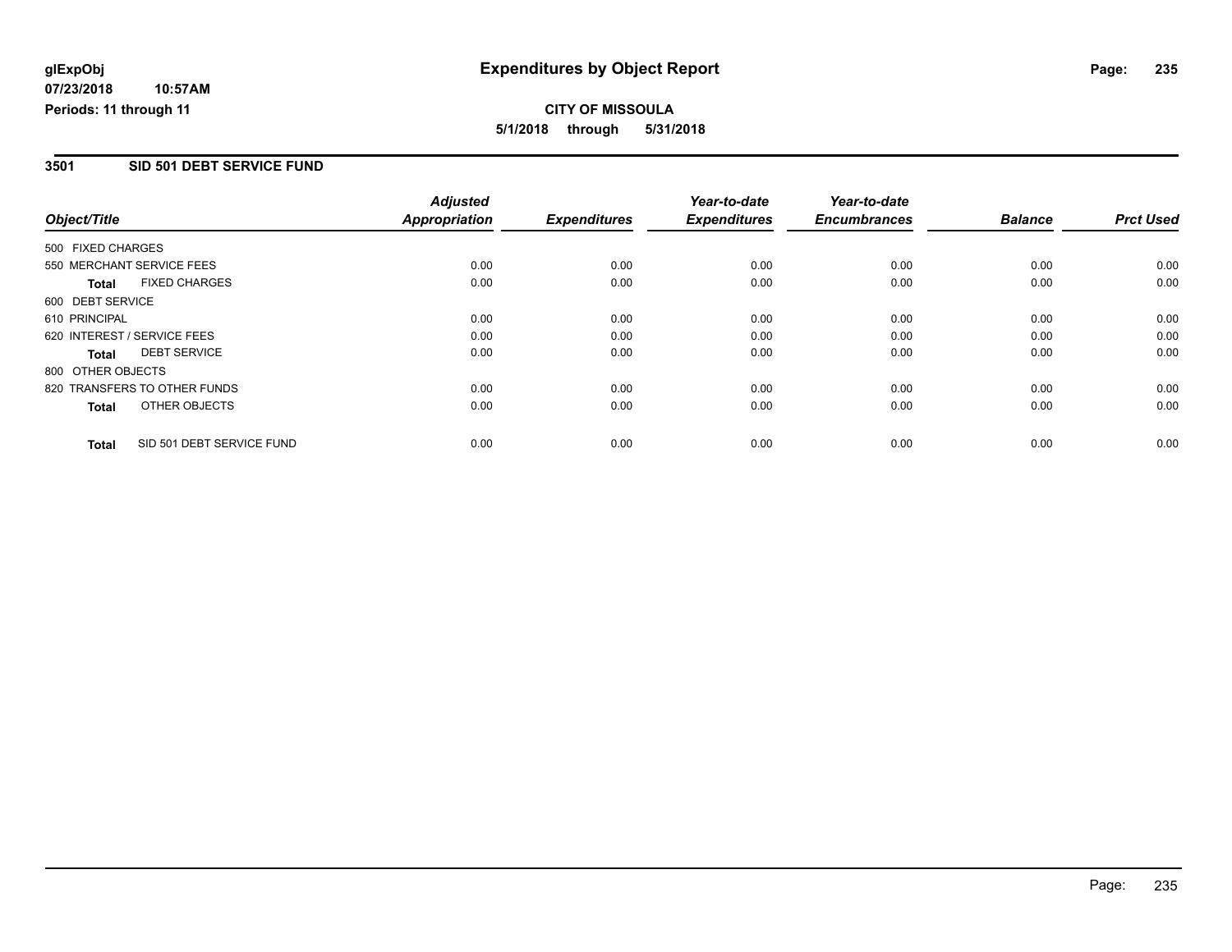glExpObj **Expenditures by Object Report**

07/23/2018 10:57AM

Periods: 11 through 11

**CITY OF MISSOULA**

**5/1/2018 through 5/31/2018**

## 3501 SID 501 DEBT SERVICE FUND

| Object/Title | Adjusted Appropriation | Expenditures | Year-to-date Expenditures | Year-to-date Encumbrances | Balance | Prct Used |
|---|---|---|---|---|---|---|
| 500 FIXED CHARGES | | | | | | |
| 550 MERCHANT SERVICE FEES | 0.00 | 0.00 | 0.00 | 0.00 | 0.00 | 0.00 |
| **Total** FIXED CHARGES | 0.00 | 0.00 | 0.00 | 0.00 | 0.00 | 0.00 |
| 600 DEBT SERVICE | | | | | | |
| 610 PRINCIPAL | 0.00 | 0.00 | 0.00 | 0.00 | 0.00 | 0.00 |
| 620 INTEREST / SERVICE FEES | 0.00 | 0.00 | 0.00 | 0.00 | 0.00 | 0.00 |
| **Total** DEBT SERVICE | 0.00 | 0.00 | 0.00 | 0.00 | 0.00 | 0.00 |
| 800 OTHER OBJECTS | | | | | | |
| 820 TRANSFERS TO OTHER FUNDS | 0.00 | 0.00 | 0.00 | 0.00 | 0.00 | 0.00 |
| **Total** OTHER OBJECTS | 0.00 | 0.00 | 0.00 | 0.00 | 0.00 | 0.00 |
| **Total** SID 501 DEBT SERVICE FUND | 0.00 | 0.00 | 0.00 | 0.00 | 0.00 | 0.00 |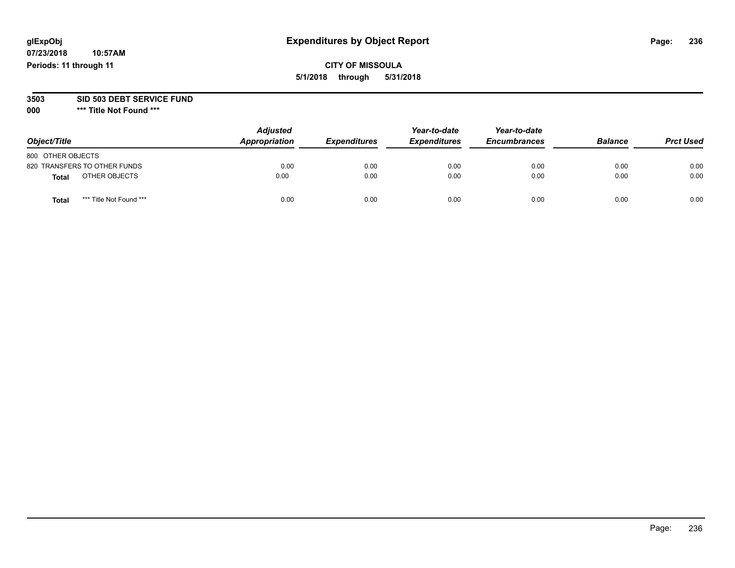glExpObj
07/23/2018 10:57AM
Periods: 11 through 11

# Expenditures by Object Report

**CITY OF MISSOULA**
**5/1/2018 through 5/31/2018**

**3503 SID 503 DEBT SERVICE FUND**
**000 *** Title Not Found *****

| Object/Title | Adjusted Appropriation | Expenditures | Year-to-date Expenditures | Year-to-date Encumbrances | Balance | Prct Used |
|---|---|---|---|---|---|---|
| 800 OTHER OBJECTS | | | | | | |
| 820 TRANSFERS TO OTHER FUNDS | 0.00 | 0.00 | 0.00 | 0.00 | 0.00 | 0.00 |
| **Total** OTHER OBJECTS | 0.00 | 0.00 | 0.00 | 0.00 | 0.00 | 0.00 |
| **Total** *** Title Not Found *** | 0.00 | 0.00 | 0.00 | 0.00 | 0.00 | 0.00 |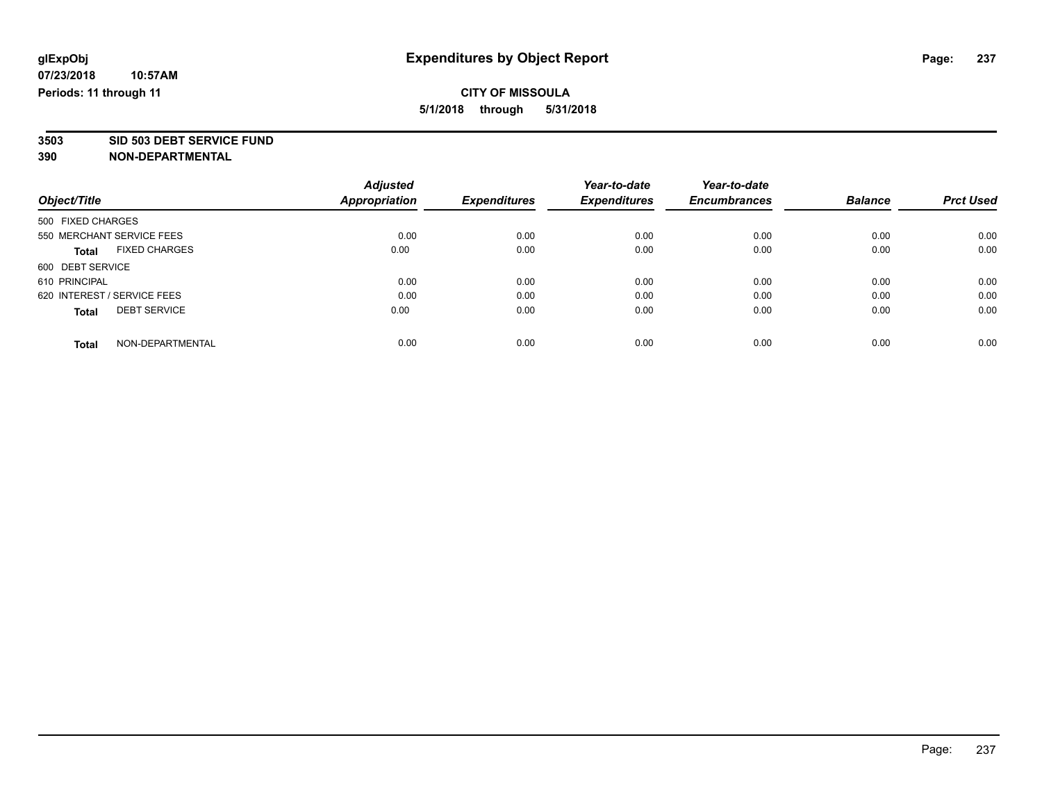**glExpObj**
**07/23/2018 10:57AM**
**Periods: 11 through 11**

# Expenditures by Object Report

**CITY OF MISSOULA**
**5/1/2018 through 5/31/2018**

**3503 SID 503 DEBT SERVICE FUND**
**390 NON-DEPARTMENTAL**

| Object/Title | Adjusted Appropriation | Expenditures | Year-to-date Expenditures | Year-to-date Encumbrances | Balance | Prct Used |
|---|---|---|---|---|---|---|
| 500 FIXED CHARGES | | | | | | |
| 550 MERCHANT SERVICE FEES | 0.00 | 0.00 | 0.00 | 0.00 | 0.00 | 0.00 |
| **Total** FIXED CHARGES | 0.00 | 0.00 | 0.00 | 0.00 | 0.00 | 0.00 |
| 600 DEBT SERVICE | | | | | | |
| 610 PRINCIPAL | 0.00 | 0.00 | 0.00 | 0.00 | 0.00 | 0.00 |
| 620 INTEREST / SERVICE FEES | 0.00 | 0.00 | 0.00 | 0.00 | 0.00 | 0.00 |
| **Total** DEBT SERVICE | 0.00 | 0.00 | 0.00 | 0.00 | 0.00 | 0.00 |
| **Total** NON-DEPARTMENTAL | 0.00 | 0.00 | 0.00 | 0.00 | 0.00 | 0.00 |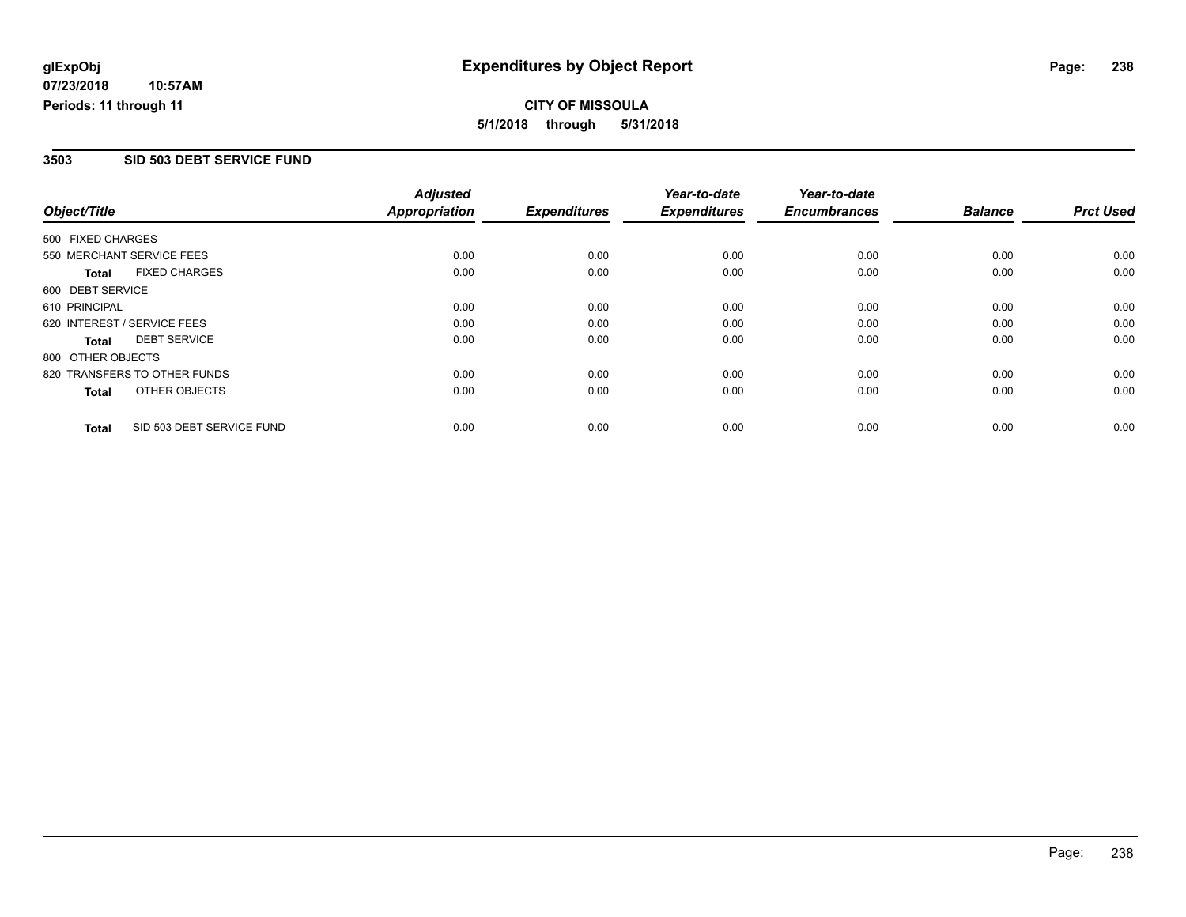# Expenditures by Object Report

glExpObj
07/23/2018 10:57AM
Periods: 11 through 11

**CITY OF MISSOULA**
**5/1/2018 through 5/31/2018**

## 3503 SID 503 DEBT SERVICE FUND

| Object/Title | Adjusted Appropriation | Expenditures | Year-to-date Expenditures | Year-to-date Encumbrances | Balance | Prct Used |
|---|---|---|---|---|---|---|
| 500 FIXED CHARGES | | | | | | |
| 550 MERCHANT SERVICE FEES | 0.00 | 0.00 | 0.00 | 0.00 | 0.00 | 0.00 |
| **Total** FIXED CHARGES | 0.00 | 0.00 | 0.00 | 0.00 | 0.00 | 0.00 |
| 600 DEBT SERVICE | | | | | | |
| 610 PRINCIPAL | 0.00 | 0.00 | 0.00 | 0.00 | 0.00 | 0.00 |
| 620 INTEREST / SERVICE FEES | 0.00 | 0.00 | 0.00 | 0.00 | 0.00 | 0.00 |
| **Total** DEBT SERVICE | 0.00 | 0.00 | 0.00 | 0.00 | 0.00 | 0.00 |
| 800 OTHER OBJECTS | | | | | | |
| 820 TRANSFERS TO OTHER FUNDS | 0.00 | 0.00 | 0.00 | 0.00 | 0.00 | 0.00 |
| **Total** OTHER OBJECTS | 0.00 | 0.00 | 0.00 | 0.00 | 0.00 | 0.00 |
| **Total** SID 503 DEBT SERVICE FUND | 0.00 | 0.00 | 0.00 | 0.00 | 0.00 | 0.00 |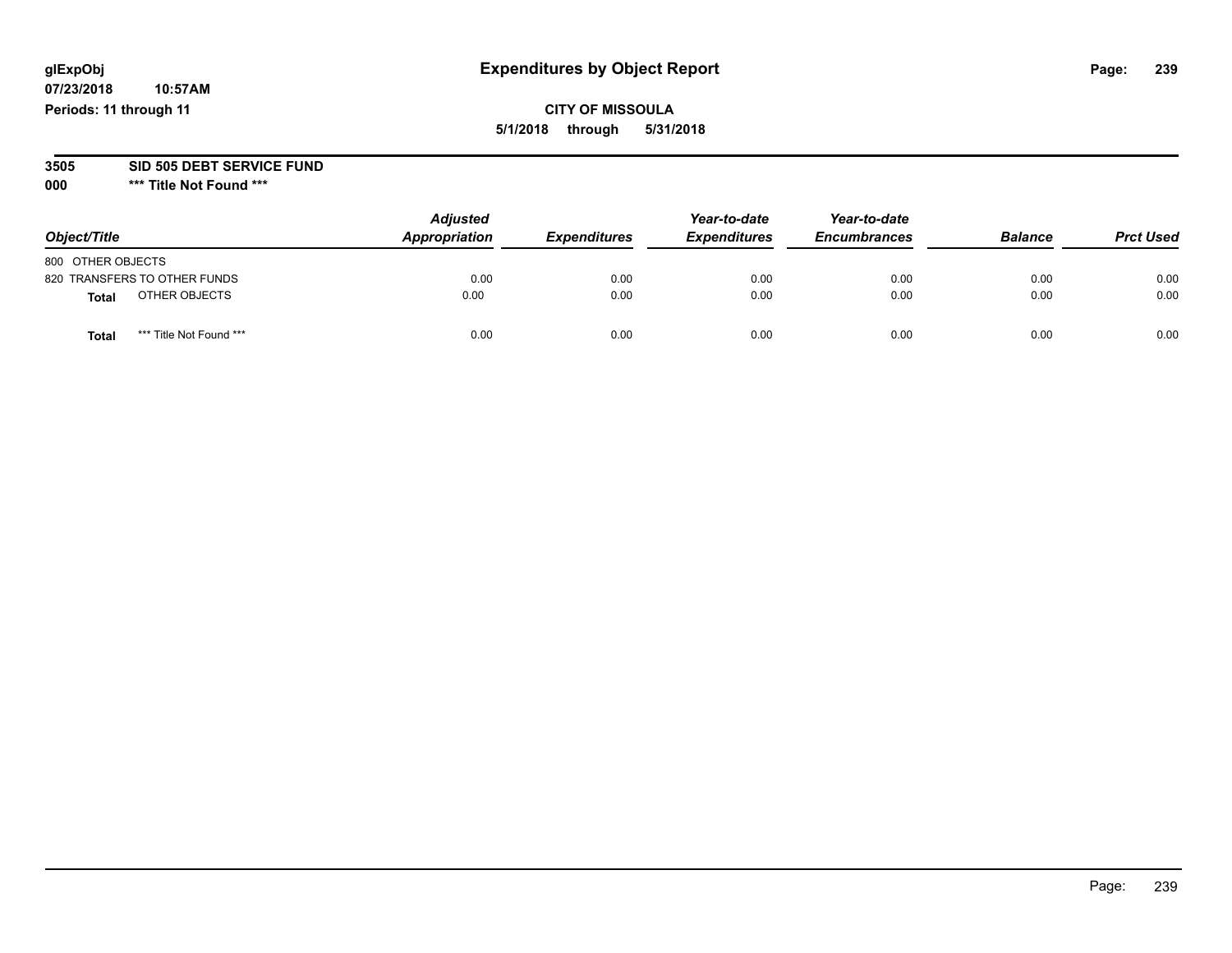**glExpObj**
**07/23/2018 10:57AM**
**Periods: 11 through 11**

# Expenditures by Object Report

**CITY OF MISSOULA**
**5/1/2018 through 5/31/2018**

**3505 SID 505 DEBT SERVICE FUND**
**000 \*\*\* Title Not Found \*\*\***

| Object/Title | Adjusted Appropriation | Expenditures | Year-to-date Expenditures | Year-to-date Encumbrances | Balance | Prct Used |
|---|---|---|---|---|---|---|
| 800 OTHER OBJECTS | | | | | | |
| 820 TRANSFERS TO OTHER FUNDS | 0.00 | 0.00 | 0.00 | 0.00 | 0.00 | 0.00 |
| **Total** OTHER OBJECTS | 0.00 | 0.00 | 0.00 | 0.00 | 0.00 | 0.00 |
| **Total** *** Title Not Found *** | 0.00 | 0.00 | 0.00 | 0.00 | 0.00 | 0.00 |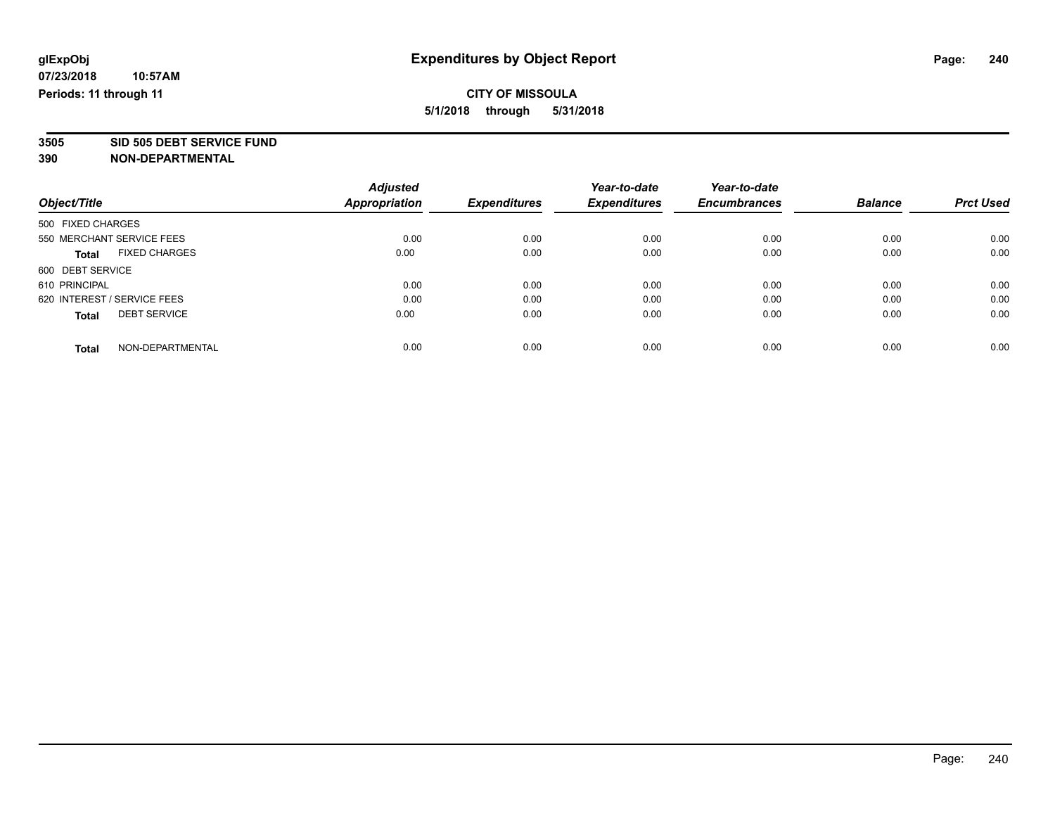glExpObj
07/23/2018 10:57AM
Periods: 11 through 11

# Expenditures by Object Report

**CITY OF MISSOULA**
**5/1/2018 through 5/31/2018**

**3505 SID 505 DEBT SERVICE FUND**
**390 NON-DEPARTMENTAL**

| Object/Title | | Adjusted Appropriation | Expenditures | Year-to-date Expenditures | Year-to-date Encumbrances | Balance | Prct Used |
|---|---|---|---|---|---|---|---|
| 500 FIXED CHARGES | | | | | | | |
| 550 MERCHANT SERVICE FEES | | 0.00 | 0.00 | 0.00 | 0.00 | 0.00 | 0.00 |
| **Total** | FIXED CHARGES | 0.00 | 0.00 | 0.00 | 0.00 | 0.00 | 0.00 |
| 600 DEBT SERVICE | | | | | | | |
| 610 PRINCIPAL | | 0.00 | 0.00 | 0.00 | 0.00 | 0.00 | 0.00 |
| 620 INTEREST / SERVICE FEES | | 0.00 | 0.00 | 0.00 | 0.00 | 0.00 | 0.00 |
| **Total** | DEBT SERVICE | 0.00 | 0.00 | 0.00 | 0.00 | 0.00 | 0.00 |
| **Total** | NON-DEPARTMENTAL | 0.00 | 0.00 | 0.00 | 0.00 | 0.00 | 0.00 |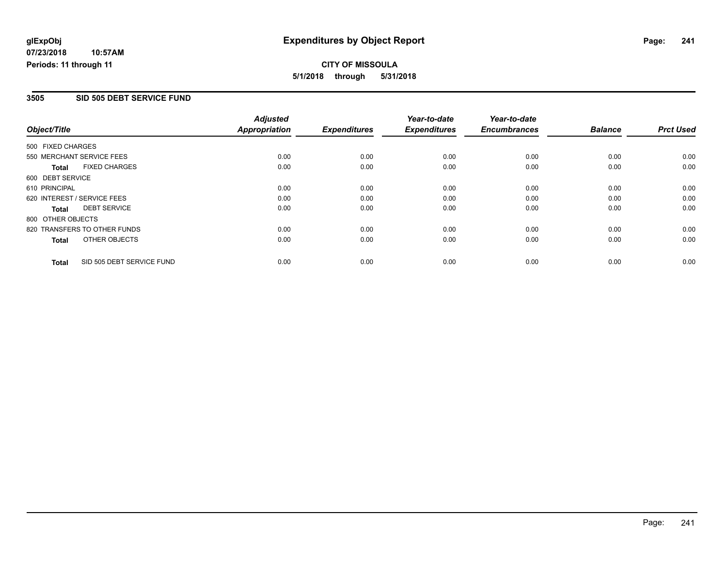**glExpObj** | **Expenditures by Object Report**

**07/23/2018 10:57AM**

**Periods: 11 through 11**

**CITY OF MISSOULA**

**5/1/2018 through 5/31/2018**

## 3505 SID 505 DEBT SERVICE FUND

| Object/Title | Adjusted Appropriation | Expenditures | Year-to-date Expenditures | Year-to-date Encumbrances | Balance | Prct Used |
|---|---|---|---|---|---|---|
| 500 FIXED CHARGES | | | | | | |
| 550 MERCHANT SERVICE FEES | 0.00 | 0.00 | 0.00 | 0.00 | 0.00 | 0.00 |
| **Total** FIXED CHARGES | 0.00 | 0.00 | 0.00 | 0.00 | 0.00 | 0.00 |
| 600 DEBT SERVICE | | | | | | |
| 610 PRINCIPAL | 0.00 | 0.00 | 0.00 | 0.00 | 0.00 | 0.00 |
| 620 INTEREST / SERVICE FEES | 0.00 | 0.00 | 0.00 | 0.00 | 0.00 | 0.00 |
| **Total** DEBT SERVICE | 0.00 | 0.00 | 0.00 | 0.00 | 0.00 | 0.00 |
| 800 OTHER OBJECTS | | | | | | |
| 820 TRANSFERS TO OTHER FUNDS | 0.00 | 0.00 | 0.00 | 0.00 | 0.00 | 0.00 |
| **Total** OTHER OBJECTS | 0.00 | 0.00 | 0.00 | 0.00 | 0.00 | 0.00 |
| **Total** SID 505 DEBT SERVICE FUND | 0.00 | 0.00 | 0.00 | 0.00 | 0.00 | 0.00 |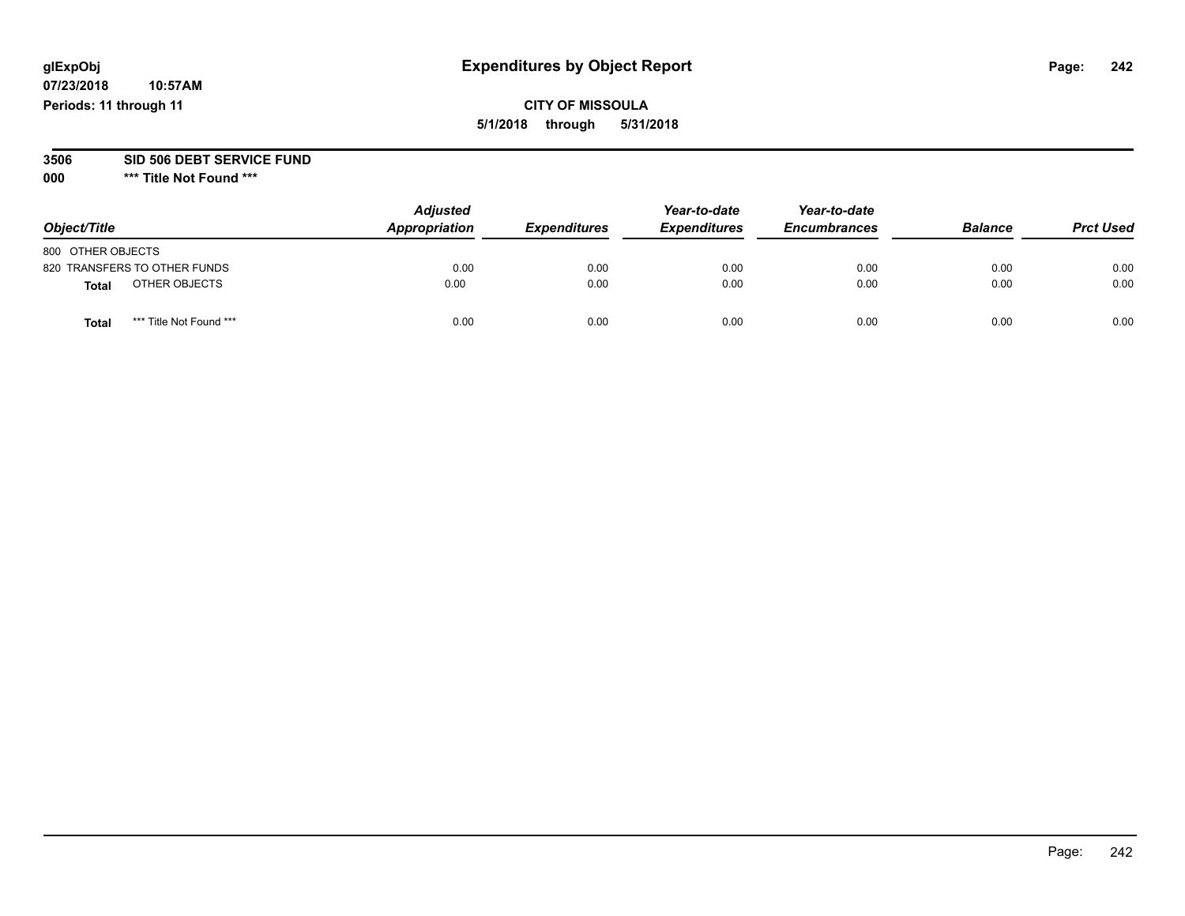# Expenditures by Object Report

glExpObj
07/23/2018 10:57AM
Periods: 11 through 11

**CITY OF MISSOULA**
**5/1/2018 through 5/31/2018**

**3506 SID 506 DEBT SERVICE FUND**
**000 \*\*\* Title Not Found \*\*\***

| Object/Title | Adjusted Appropriation | Expenditures | Year-to-date Expenditures | Year-to-date Encumbrances | Balance | Prct Used |
|---|---|---|---|---|---|---|
| 800 OTHER OBJECTS | | | | | | |
| 820 TRANSFERS TO OTHER FUNDS | 0.00 | 0.00 | 0.00 | 0.00 | 0.00 | 0.00 |
| **Total** OTHER OBJECTS | 0.00 | 0.00 | 0.00 | 0.00 | 0.00 | 0.00 |
| **Total** *** Title Not Found *** | 0.00 | 0.00 | 0.00 | 0.00 | 0.00 | 0.00 |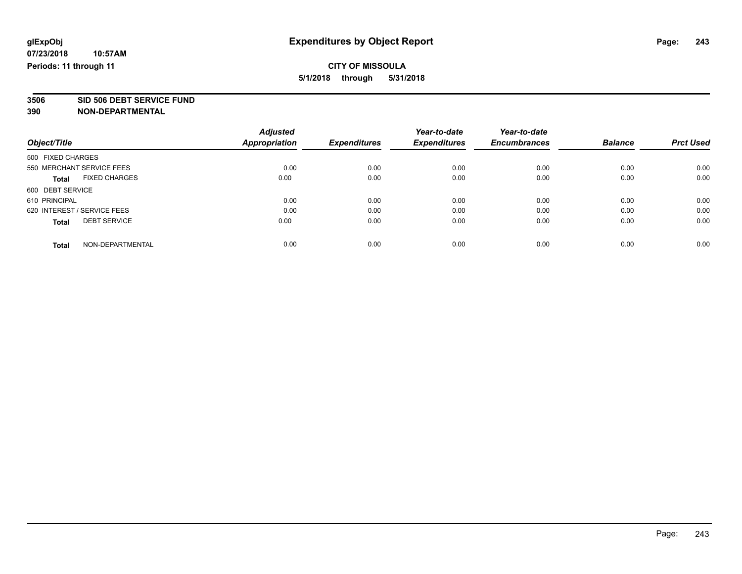**glExpObj**
**07/23/2018 10:57AM**
**Periods: 11 through 11**

# Expenditures by Object Report

**CITY OF MISSOULA**
**5/1/2018 through 5/31/2018**

**3506 SID 506 DEBT SERVICE FUND**
**390 NON-DEPARTMENTAL**

| Object/Title | Adjusted Appropriation | Expenditures | Year-to-date Expenditures | Year-to-date Encumbrances | Balance | Prct Used |
|---|---|---|---|---|---|---|
| 500 FIXED CHARGES | | | | | | |
| 550 MERCHANT SERVICE FEES | 0.00 | 0.00 | 0.00 | 0.00 | 0.00 | 0.00 |
| **Total** FIXED CHARGES | 0.00 | 0.00 | 0.00 | 0.00 | 0.00 | 0.00 |
| 600 DEBT SERVICE | | | | | | |
| 610 PRINCIPAL | 0.00 | 0.00 | 0.00 | 0.00 | 0.00 | 0.00 |
| 620 INTEREST / SERVICE FEES | 0.00 | 0.00 | 0.00 | 0.00 | 0.00 | 0.00 |
| **Total** DEBT SERVICE | 0.00 | 0.00 | 0.00 | 0.00 | 0.00 | 0.00 |
| **Total** NON-DEPARTMENTAL | 0.00 | 0.00 | 0.00 | 0.00 | 0.00 | 0.00 |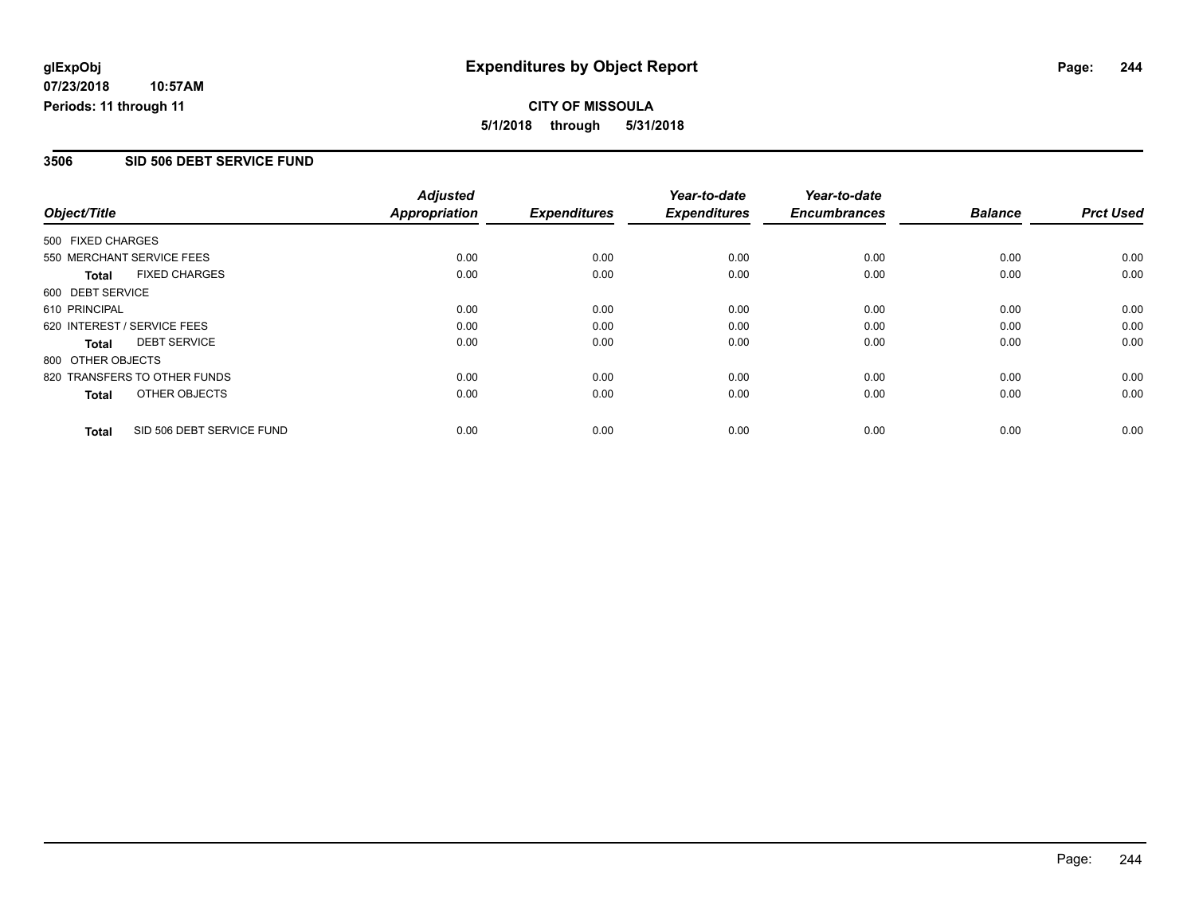# Expenditures by Object Report

glExpObj
07/23/2018 10:57AM
Periods: 11 through 11

**CITY OF MISSOULA**
**5/1/2018 through 5/31/2018**

## 3506 SID 506 DEBT SERVICE FUND

| Object/Title | Adjusted Appropriation | Expenditures | Year-to-date Expenditures | Year-to-date Encumbrances | Balance | Prct Used |
|---|---|---|---|---|---|---|
| 500 FIXED CHARGES | | | | | | |
| 550 MERCHANT SERVICE FEES | 0.00 | 0.00 | 0.00 | 0.00 | 0.00 | 0.00 |
| **Total** FIXED CHARGES | 0.00 | 0.00 | 0.00 | 0.00 | 0.00 | 0.00 |
| 600 DEBT SERVICE | | | | | | |
| 610 PRINCIPAL | 0.00 | 0.00 | 0.00 | 0.00 | 0.00 | 0.00 |
| 620 INTEREST / SERVICE FEES | 0.00 | 0.00 | 0.00 | 0.00 | 0.00 | 0.00 |
| **Total** DEBT SERVICE | 0.00 | 0.00 | 0.00 | 0.00 | 0.00 | 0.00 |
| 800 OTHER OBJECTS | | | | | | |
| 820 TRANSFERS TO OTHER FUNDS | 0.00 | 0.00 | 0.00 | 0.00 | 0.00 | 0.00 |
| **Total** OTHER OBJECTS | 0.00 | 0.00 | 0.00 | 0.00 | 0.00 | 0.00 |
| **Total** SID 506 DEBT SERVICE FUND | 0.00 | 0.00 | 0.00 | 0.00 | 0.00 | 0.00 |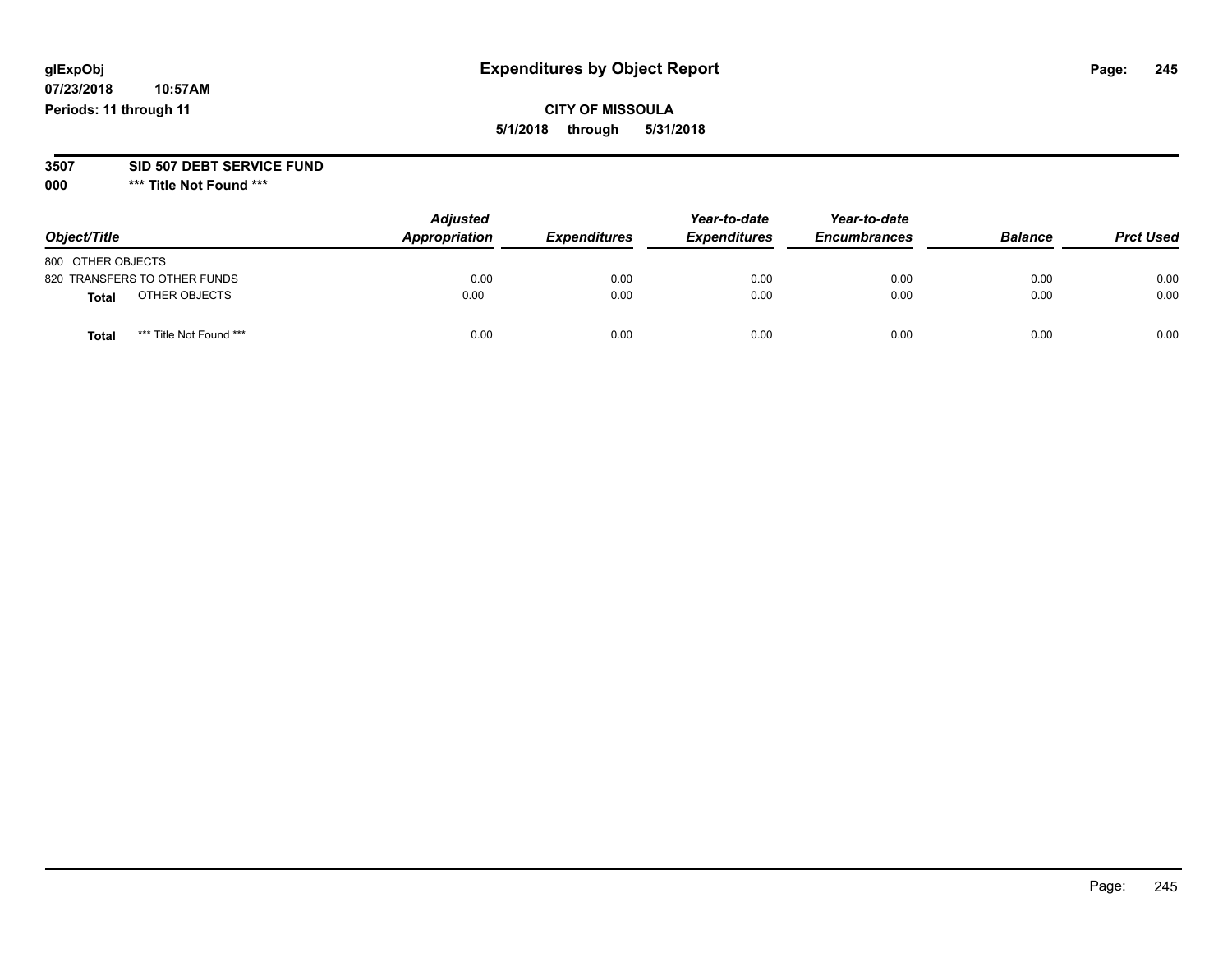glExpObj
07/23/2018 10:57AM
Periods: 11 through 11

# Expenditures by Object Report

**CITY OF MISSOULA**
**5/1/2018 through 5/31/2018**

**3507 SID 507 DEBT SERVICE FUND**
**000 \*\*\* Title Not Found \*\*\***

| Object/Title | Adjusted Appropriation | Expenditures | Year-to-date Expenditures | Year-to-date Encumbrances | Balance | Prct Used |
|---|---|---|---|---|---|---|
| 800 OTHER OBJECTS | | | | | | |
| 820 TRANSFERS TO OTHER FUNDS | 0.00 | 0.00 | 0.00 | 0.00 | 0.00 | 0.00 |
| **Total** OTHER OBJECTS | 0.00 | 0.00 | 0.00 | 0.00 | 0.00 | 0.00 |
| **Total** *** Title Not Found *** | 0.00 | 0.00 | 0.00 | 0.00 | 0.00 | 0.00 |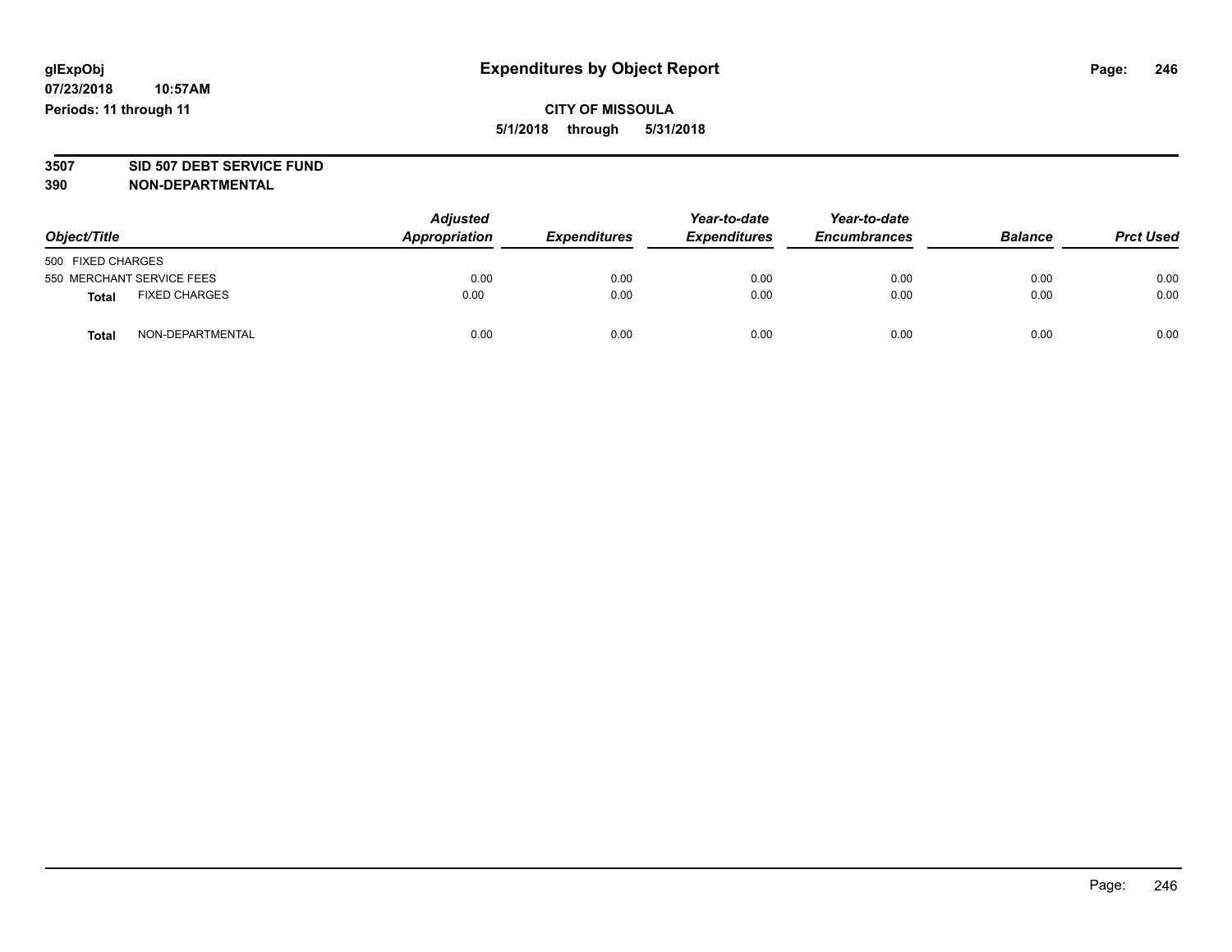**glExpObj** **Expenditures by Object Report**

**07/23/2018 10:57AM**

**Periods: 11 through 11**

**CITY OF MISSOULA**

**5/1/2018 through 5/31/2018**

**3507 SID 507 DEBT SERVICE FUND**

**390 NON-DEPARTMENTAL**

| Object/Title | | *Adjusted Appropriation* | *Expenditures* | *Year-to-date Expenditures* | *Year-to-date Encumbrances* | *Balance* | *Prct Used* |
|---|---|---|---|---|---|---|---|
| 500 FIXED CHARGES | | | | | | | |
| 550 MERCHANT SERVICE FEES | | 0.00 | 0.00 | 0.00 | 0.00 | 0.00 | 0.00 |
| **Total** | FIXED CHARGES | 0.00 | 0.00 | 0.00 | 0.00 | 0.00 | 0.00 |
| **Total** | NON-DEPARTMENTAL | 0.00 | 0.00 | 0.00 | 0.00 | 0.00 | 0.00 |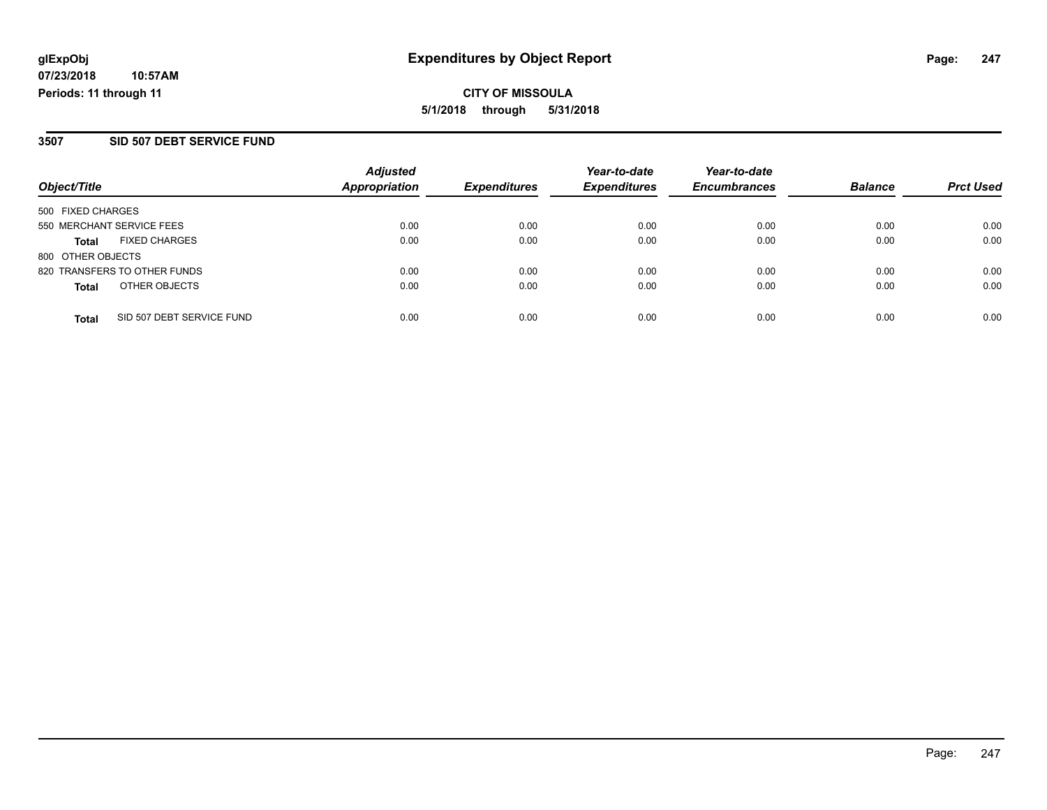**glExpObj** **Expenditures by Object Report**

**07/23/2018 10:57AM**

**Periods: 11 through 11**

**CITY OF MISSOULA**

**5/1/2018 through 5/31/2018**

## 3507 SID 507 DEBT SERVICE FUND

| Object/Title | Adjusted Appropriation | Expenditures | Year-to-date Expenditures | Year-to-date Encumbrances | Balance | Prct Used |
|---|---|---|---|---|---|---|
| 500 FIXED CHARGES | | | | | | |
| 550 MERCHANT SERVICE FEES | 0.00 | 0.00 | 0.00 | 0.00 | 0.00 | 0.00 |
| **Total** FIXED CHARGES | 0.00 | 0.00 | 0.00 | 0.00 | 0.00 | 0.00 |
| 800 OTHER OBJECTS | | | | | | |
| 820 TRANSFERS TO OTHER FUNDS | 0.00 | 0.00 | 0.00 | 0.00 | 0.00 | 0.00 |
| **Total** OTHER OBJECTS | 0.00 | 0.00 | 0.00 | 0.00 | 0.00 | 0.00 |
| **Total** SID 507 DEBT SERVICE FUND | 0.00 | 0.00 | 0.00 | 0.00 | 0.00 | 0.00 |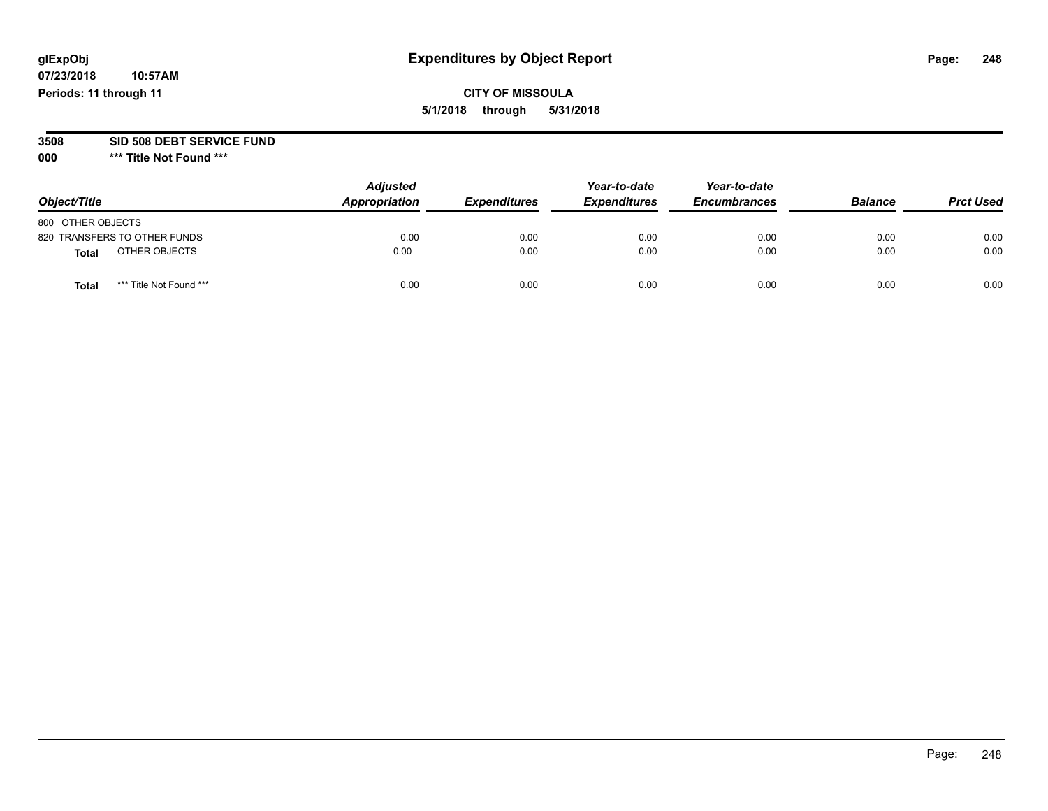# Expenditures by Object Report

glExpObj
07/23/2018 10:57AM
Periods: 11 through 11

**CITY OF MISSOULA**
**5/1/2018 through 5/31/2018**

**3508 SID 508 DEBT SERVICE FUND**
**000 *** Title Not Found *****

| Object/Title | Adjusted Appropriation | Expenditures | Year-to-date Expenditures | Year-to-date Encumbrances | Balance | Prct Used |
|---|---|---|---|---|---|---|
| 800 OTHER OBJECTS | | | | | | |
| 820 TRANSFERS TO OTHER FUNDS | 0.00 | 0.00 | 0.00 | 0.00 | 0.00 | 0.00 |
| **Total** OTHER OBJECTS | 0.00 | 0.00 | 0.00 | 0.00 | 0.00 | 0.00 |
| **Total** *** Title Not Found *** | 0.00 | 0.00 | 0.00 | 0.00 | 0.00 | 0.00 |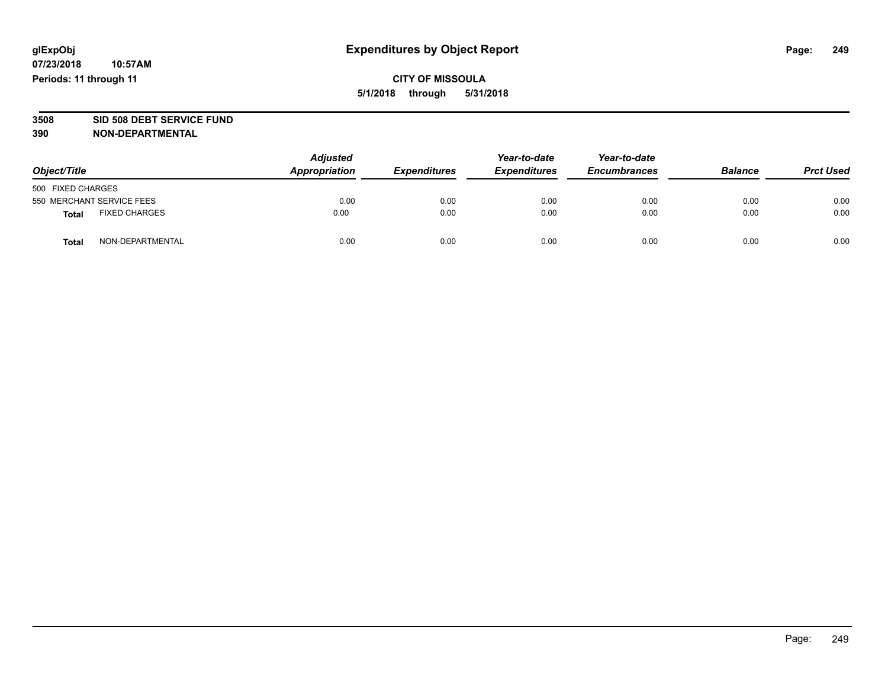# Expenditures by Object Report

**glExpObj**
**07/23/2018 10:57AM**
**Periods: 11 through 11**

**CITY OF MISSOULA**
**5/1/2018 through 5/31/2018**

**3508 SID 508 DEBT SERVICE FUND**
**390 NON-DEPARTMENTAL**

| Object/Title | Adjusted Appropriation | Expenditures | Year-to-date Expenditures | Year-to-date Encumbrances | Balance | Prct Used |
|---|---|---|---|---|---|---|
| 500 FIXED CHARGES | | | | | | |
| 550 MERCHANT SERVICE FEES | 0.00 | 0.00 | 0.00 | 0.00 | 0.00 | 0.00 |
| **Total** FIXED CHARGES | 0.00 | 0.00 | 0.00 | 0.00 | 0.00 | 0.00 |
| **Total** NON-DEPARTMENTAL | 0.00 | 0.00 | 0.00 | 0.00 | 0.00 | 0.00 |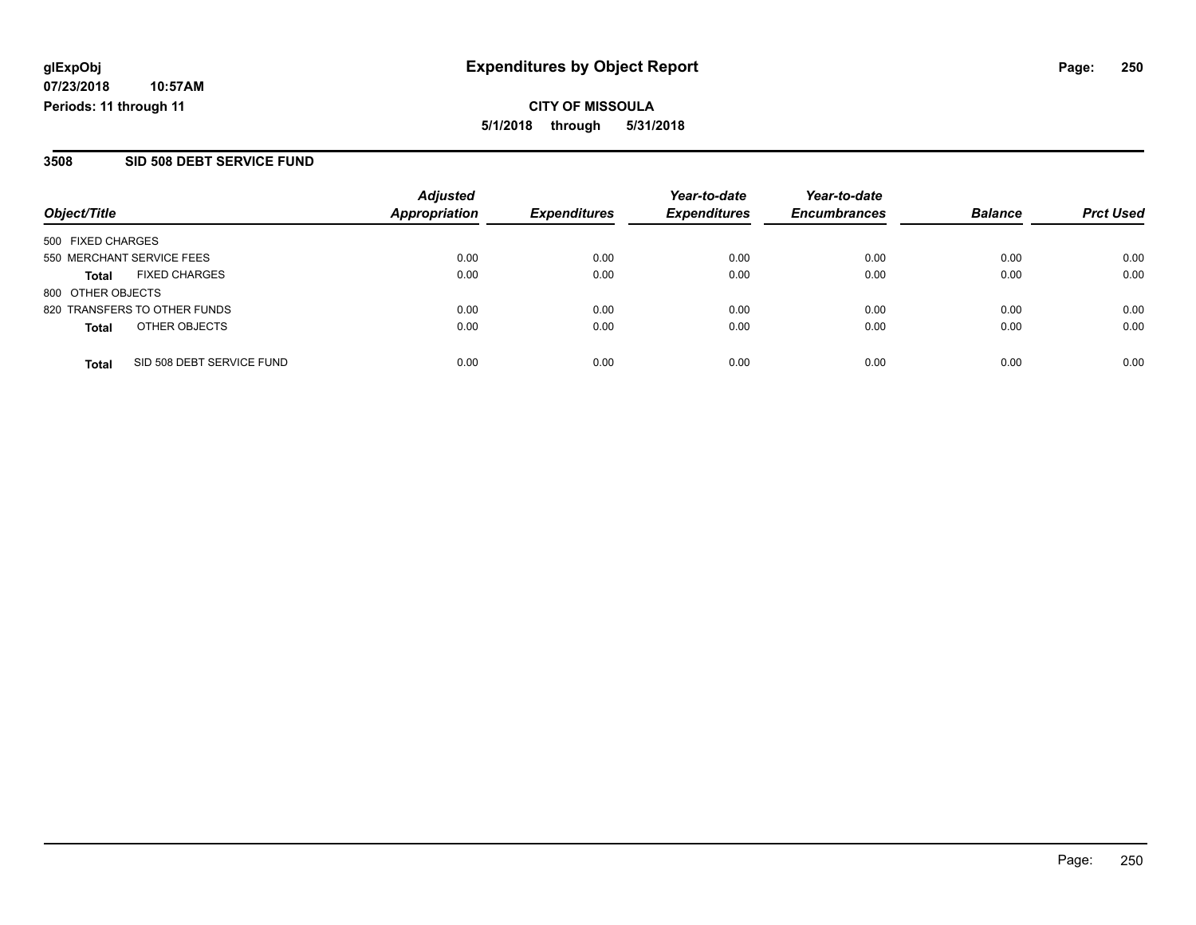**glExpObj**
**07/23/2018 10:57AM**
**Periods: 11 through 11**

# Expenditures by Object Report

**CITY OF MISSOULA**
**5/1/2018 through 5/31/2018**

## 3508 SID 508 DEBT SERVICE FUND

| Object/Title | Adjusted Appropriation | Expenditures | Year-to-date Expenditures | Year-to-date Encumbrances | Balance | Prct Used |
|---|---|---|---|---|---|---|
| 500 FIXED CHARGES | | | | | | |
| 550 MERCHANT SERVICE FEES | 0.00 | 0.00 | 0.00 | 0.00 | 0.00 | 0.00 |
| **Total** FIXED CHARGES | 0.00 | 0.00 | 0.00 | 0.00 | 0.00 | 0.00 |
| 800 OTHER OBJECTS | | | | | | |
| 820 TRANSFERS TO OTHER FUNDS | 0.00 | 0.00 | 0.00 | 0.00 | 0.00 | 0.00 |
| **Total** OTHER OBJECTS | 0.00 | 0.00 | 0.00 | 0.00 | 0.00 | 0.00 |
| **Total** SID 508 DEBT SERVICE FUND | 0.00 | 0.00 | 0.00 | 0.00 | 0.00 | 0.00 |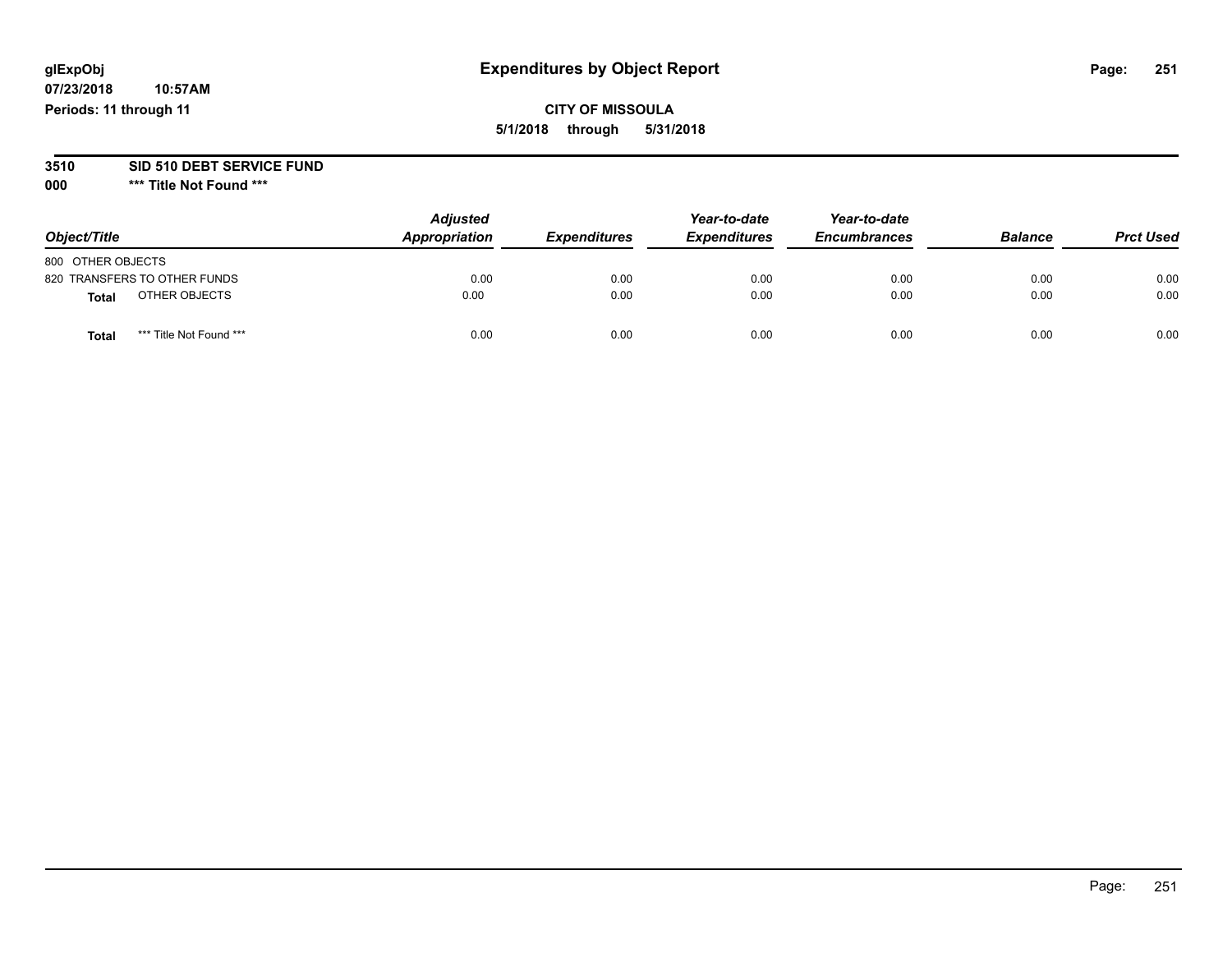# Expenditures by Object Report

glExpObj
07/23/2018 10:57AM
Periods: 11 through 11

**CITY OF MISSOULA**
**5/1/2018 through 5/31/2018**

**3510 SID 510 DEBT SERVICE FUND**
**000 *** Title Not Found *****

| Object/Title | Adjusted Appropriation | Expenditures | Year-to-date Expenditures | Year-to-date Encumbrances | Balance | Prct Used |
|---|---|---|---|---|---|---|
| 800 OTHER OBJECTS | | | | | | |
| 820 TRANSFERS TO OTHER FUNDS | 0.00 | 0.00 | 0.00 | 0.00 | 0.00 | 0.00 |
| **Total** OTHER OBJECTS | 0.00 | 0.00 | 0.00 | 0.00 | 0.00 | 0.00 |
| **Total** *** Title Not Found *** | 0.00 | 0.00 | 0.00 | 0.00 | 0.00 | 0.00 |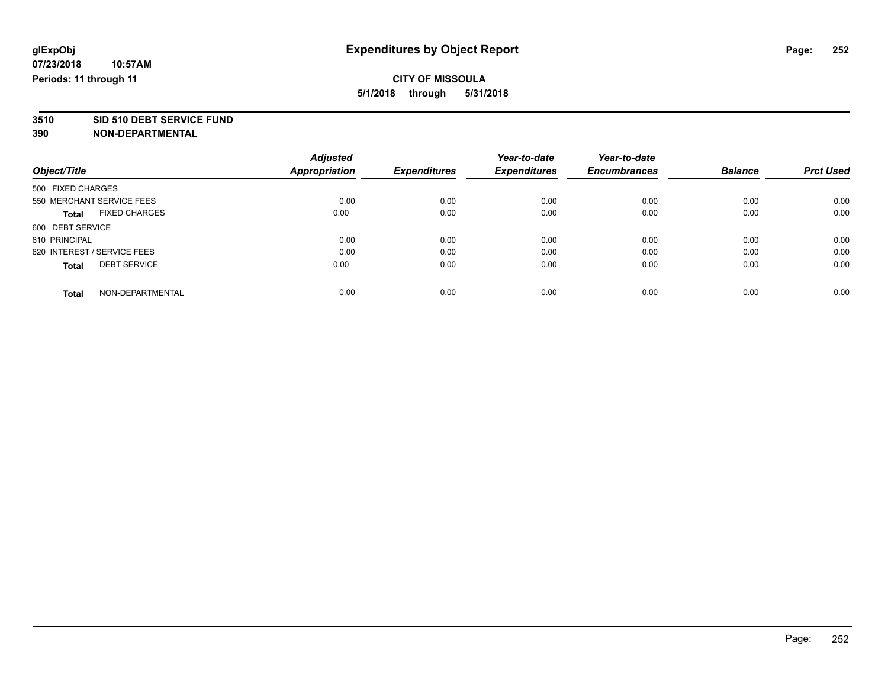# Expenditures by Object Report

**glExpObj**
**07/23/2018 10:57AM**
**Periods: 11 through 11**

**CITY OF MISSOULA**
**5/1/2018 through 5/31/2018**

**3510 SID 510 DEBT SERVICE FUND**
**390 NON-DEPARTMENTAL**

| Object/Title | | *Adjusted Appropriation* | *Expenditures* | *Year-to-date Expenditures* | *Year-to-date Encumbrances* | *Balance* | *Prct Used* |
|---|---|---|---|---|---|---|---|
| 500 FIXED CHARGES | | | | | | | |
| 550 MERCHANT SERVICE FEES | | 0.00 | 0.00 | 0.00 | 0.00 | 0.00 | 0.00 |
| **Total** | FIXED CHARGES | 0.00 | 0.00 | 0.00 | 0.00 | 0.00 | 0.00 |
| 600 DEBT SERVICE | | | | | | | |
| 610 PRINCIPAL | | 0.00 | 0.00 | 0.00 | 0.00 | 0.00 | 0.00 |
| 620 INTEREST / SERVICE FEES | | 0.00 | 0.00 | 0.00 | 0.00 | 0.00 | 0.00 |
| **Total** | DEBT SERVICE | 0.00 | 0.00 | 0.00 | 0.00 | 0.00 | 0.00 |
| **Total** | NON-DEPARTMENTAL | 0.00 | 0.00 | 0.00 | 0.00 | 0.00 | 0.00 |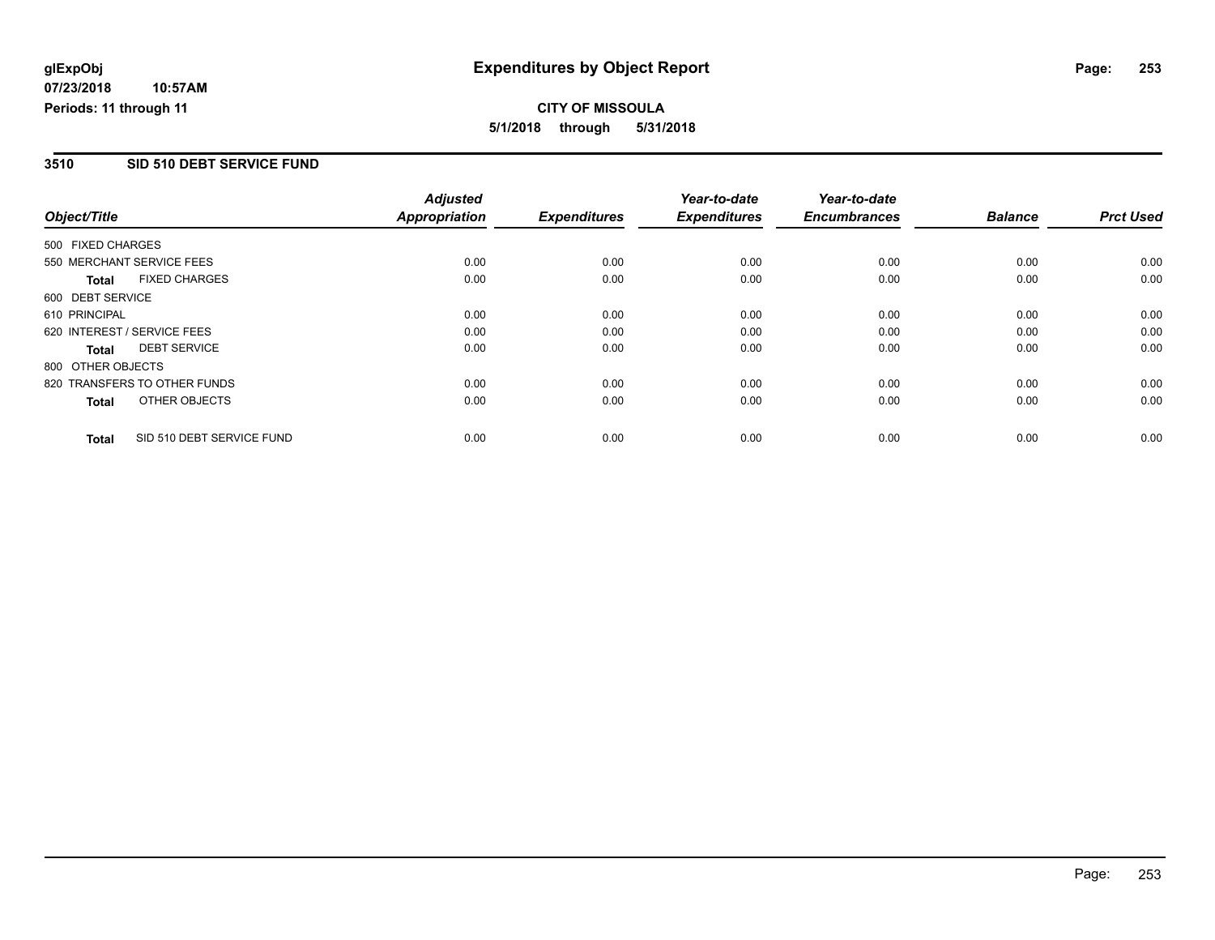# Expenditures by Object Report

glExpObj
07/23/2018 10:57AM
Periods: 11 through 11

**CITY OF MISSOULA**
**5/1/2018 through 5/31/2018**

## 3510 SID 510 DEBT SERVICE FUND

| Object/Title | | Adjusted Appropriation | Expenditures | Year-to-date Expenditures | Year-to-date Encumbrances | Balance | Prct Used |
|---|---|---|---|---|---|---|---|
| 500 FIXED CHARGES | | | | | | | |
| 550 MERCHANT SERVICE FEES | | 0.00 | 0.00 | 0.00 | 0.00 | 0.00 | 0.00 |
| **Total** | FIXED CHARGES | 0.00 | 0.00 | 0.00 | 0.00 | 0.00 | 0.00 |
| 600 DEBT SERVICE | | | | | | | |
| 610 PRINCIPAL | | 0.00 | 0.00 | 0.00 | 0.00 | 0.00 | 0.00 |
| 620 INTEREST / SERVICE FEES | | 0.00 | 0.00 | 0.00 | 0.00 | 0.00 | 0.00 |
| **Total** | DEBT SERVICE | 0.00 | 0.00 | 0.00 | 0.00 | 0.00 | 0.00 |
| 800 OTHER OBJECTS | | | | | | | |
| 820 TRANSFERS TO OTHER FUNDS | | 0.00 | 0.00 | 0.00 | 0.00 | 0.00 | 0.00 |
| **Total** | OTHER OBJECTS | 0.00 | 0.00 | 0.00 | 0.00 | 0.00 | 0.00 |
| **Total** | SID 510 DEBT SERVICE FUND | 0.00 | 0.00 | 0.00 | 0.00 | 0.00 | 0.00 |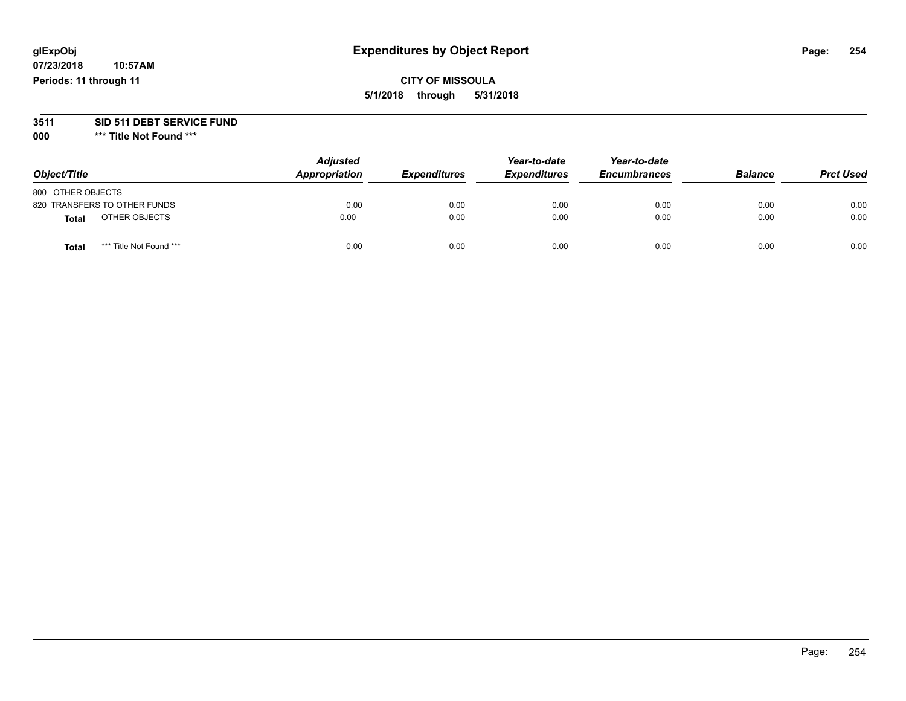glExpObj
07/23/2018 10:57AM
Periods: 11 through 11

# Expenditures by Object Report

**CITY OF MISSOULA**
**5/1/2018 through 5/31/2018**

**3511 SID 511 DEBT SERVICE FUND**
**000 *** Title Not Found *****

| Object/Title | Adjusted Appropriation | Expenditures | Year-to-date Expenditures | Year-to-date Encumbrances | Balance | Prct Used |
|---|---|---|---|---|---|---|
| 800 OTHER OBJECTS | | | | | | |
| 820 TRANSFERS TO OTHER FUNDS | 0.00 | 0.00 | 0.00 | 0.00 | 0.00 | 0.00 |
| **Total** OTHER OBJECTS | 0.00 | 0.00 | 0.00 | 0.00 | 0.00 | 0.00 |
| **Total** *** Title Not Found *** | 0.00 | 0.00 | 0.00 | 0.00 | 0.00 | 0.00 |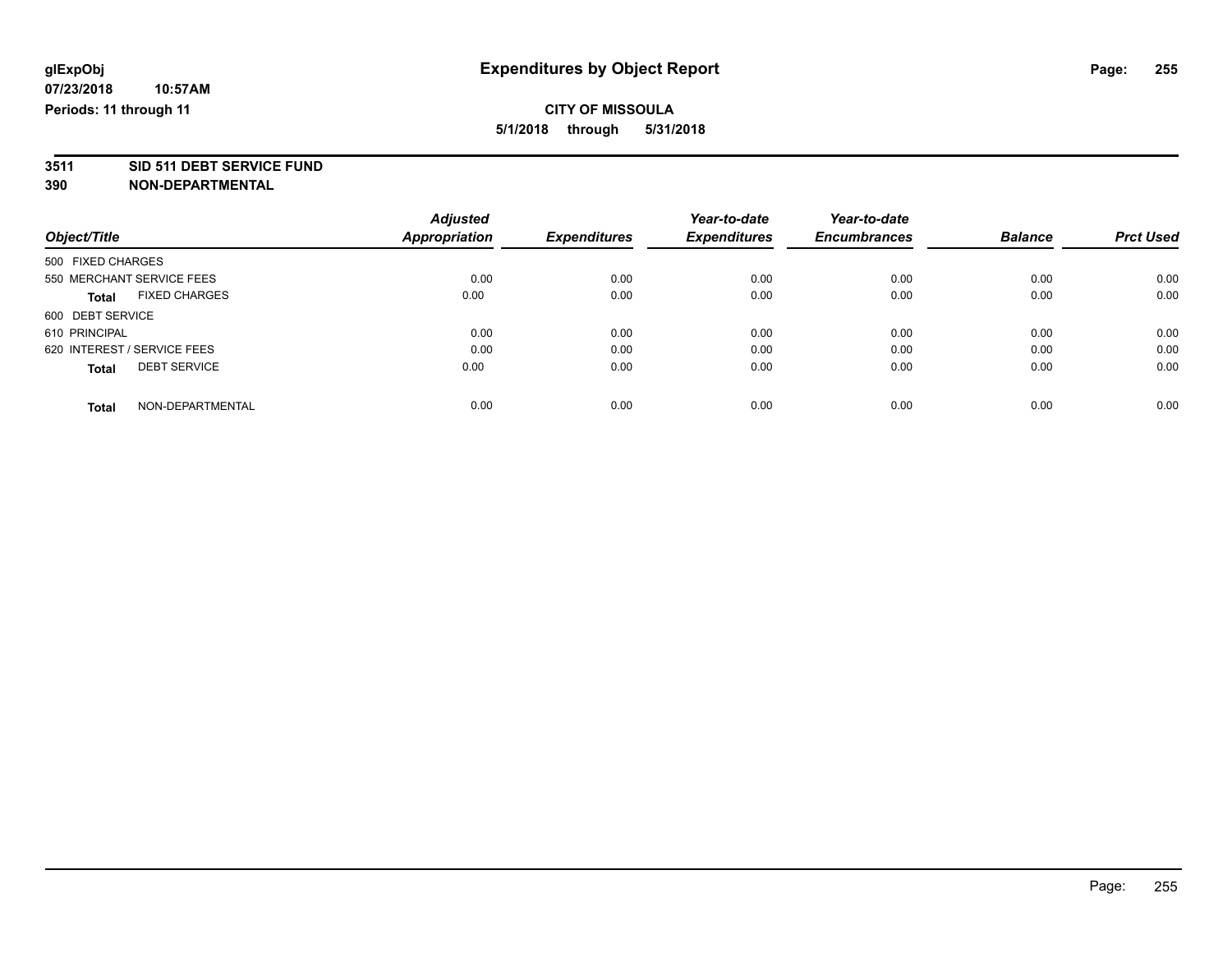**glExpObj**
**07/23/2018 10:57AM**
**Periods: 11 through 11**

# Expenditures by Object Report

**CITY OF MISSOULA**
**5/1/2018 through 5/31/2018**

**3511 SID 511 DEBT SERVICE FUND**
**390 NON-DEPARTMENTAL**

| Object/Title | Adjusted Appropriation | Expenditures | Year-to-date Expenditures | Year-to-date Encumbrances | Balance | Prct Used |
|---|---|---|---|---|---|---|
| 500 FIXED CHARGES | | | | | | |
| 550 MERCHANT SERVICE FEES | 0.00 | 0.00 | 0.00 | 0.00 | 0.00 | 0.00 |
| **Total** FIXED CHARGES | 0.00 | 0.00 | 0.00 | 0.00 | 0.00 | 0.00 |
| 600 DEBT SERVICE | | | | | | |
| 610 PRINCIPAL | 0.00 | 0.00 | 0.00 | 0.00 | 0.00 | 0.00 |
| 620 INTEREST / SERVICE FEES | 0.00 | 0.00 | 0.00 | 0.00 | 0.00 | 0.00 |
| **Total** DEBT SERVICE | 0.00 | 0.00 | 0.00 | 0.00 | 0.00 | 0.00 |
| **Total** NON-DEPARTMENTAL | 0.00 | 0.00 | 0.00 | 0.00 | 0.00 | 0.00 |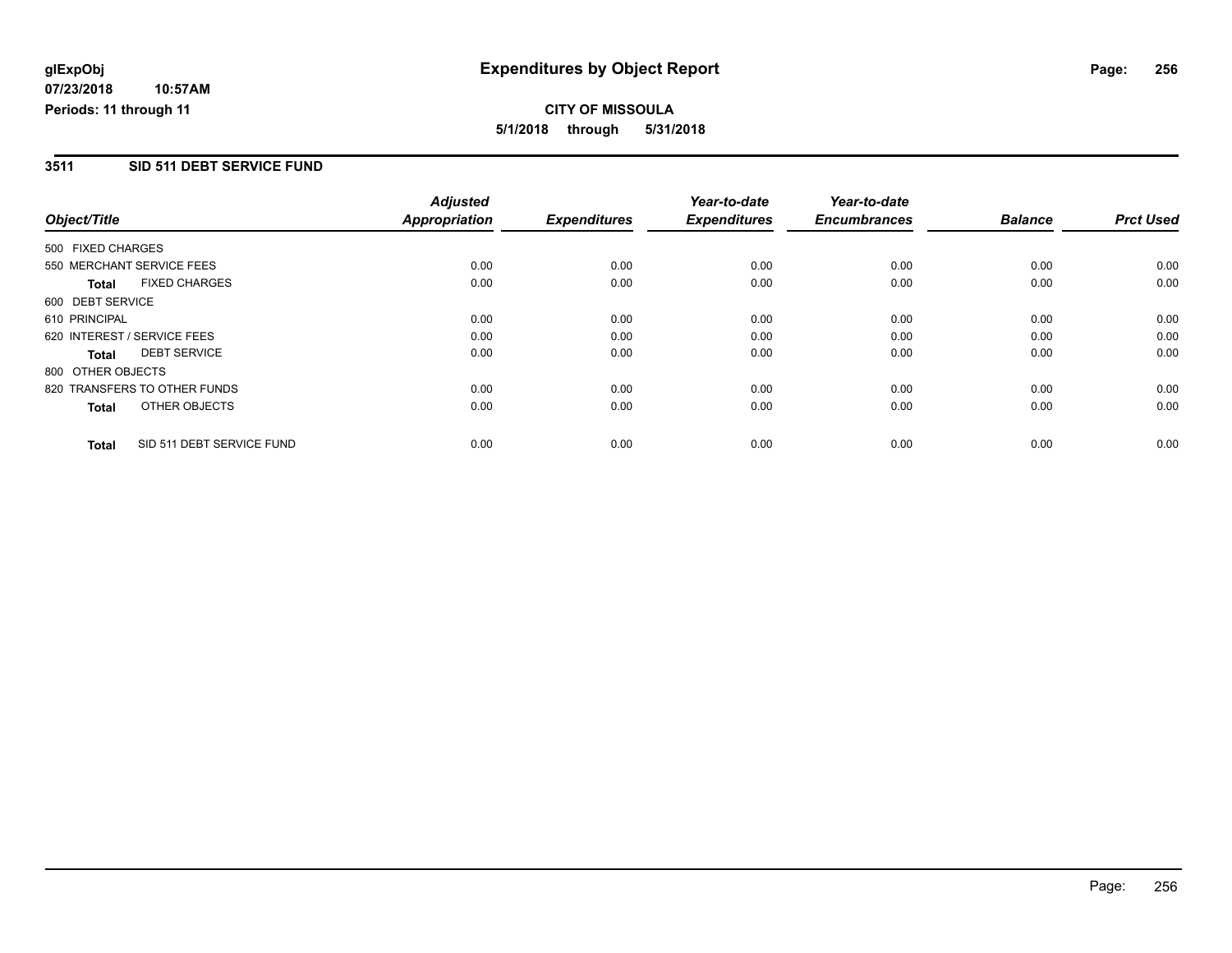**glExpObj** **Expenditures by Object Report**

**07/23/2018 10:57AM**

**Periods: 11 through 11**

**CITY OF MISSOULA**

**5/1/2018 through 5/31/2018**

## 3511 SID 511 DEBT SERVICE FUND

| Object/Title | Adjusted Appropriation | Expenditures | Year-to-date Expenditures | Year-to-date Encumbrances | Balance | Prct Used |
|---|---|---|---|---|---|---|
| 500 FIXED CHARGES | | | | | | |
| 550 MERCHANT SERVICE FEES | 0.00 | 0.00 | 0.00 | 0.00 | 0.00 | 0.00 |
| **Total** FIXED CHARGES | 0.00 | 0.00 | 0.00 | 0.00 | 0.00 | 0.00 |
| 600 DEBT SERVICE | | | | | | |
| 610 PRINCIPAL | 0.00 | 0.00 | 0.00 | 0.00 | 0.00 | 0.00 |
| 620 INTEREST / SERVICE FEES | 0.00 | 0.00 | 0.00 | 0.00 | 0.00 | 0.00 |
| **Total** DEBT SERVICE | 0.00 | 0.00 | 0.00 | 0.00 | 0.00 | 0.00 |
| 800 OTHER OBJECTS | | | | | | |
| 820 TRANSFERS TO OTHER FUNDS | 0.00 | 0.00 | 0.00 | 0.00 | 0.00 | 0.00 |
| **Total** OTHER OBJECTS | 0.00 | 0.00 | 0.00 | 0.00 | 0.00 | 0.00 |
| **Total** SID 511 DEBT SERVICE FUND | 0.00 | 0.00 | 0.00 | 0.00 | 0.00 | 0.00 |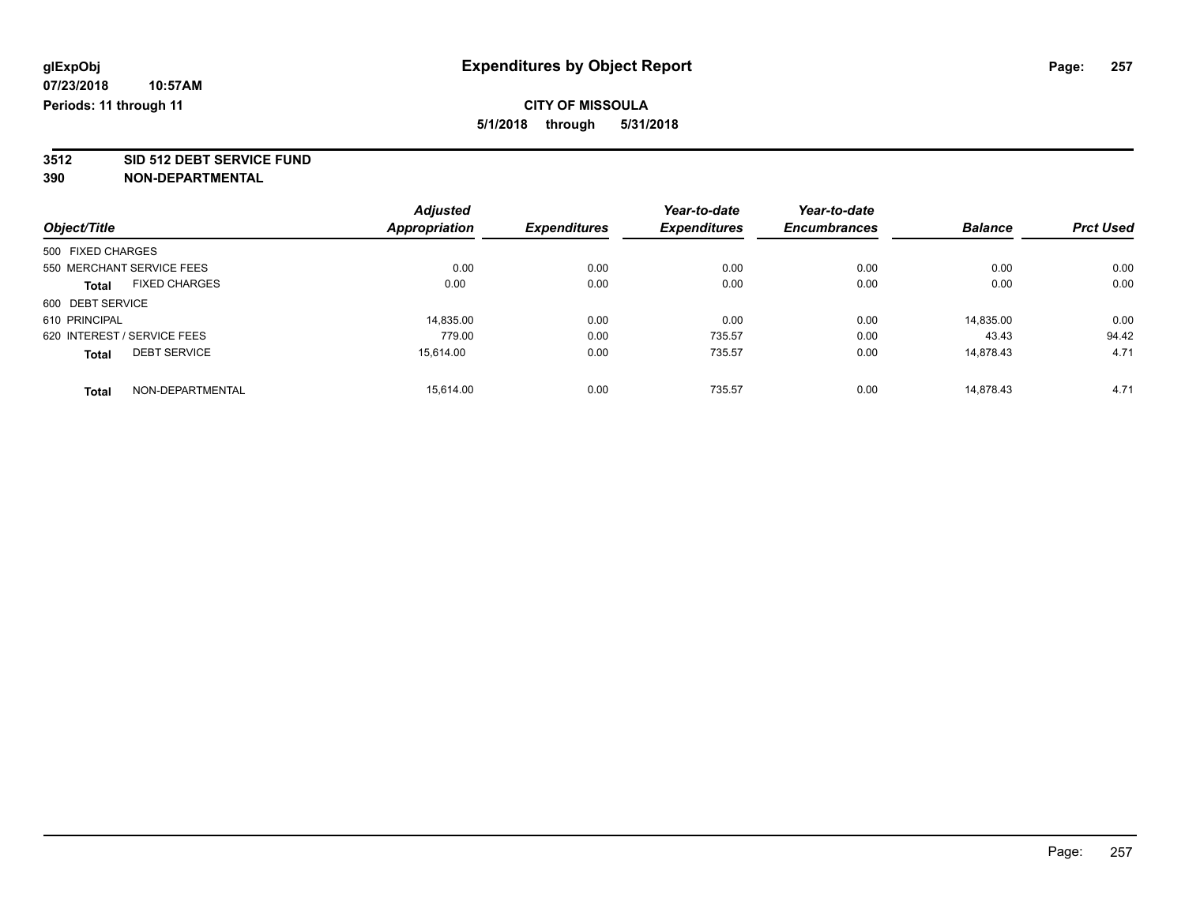**glExpObj**
**07/23/2018 10:57AM**
**Periods: 11 through 11**

# Expenditures by Object Report

**CITY OF MISSOULA**
**5/1/2018 through 5/31/2018**

**3512 SID 512 DEBT SERVICE FUND**
**390 NON-DEPARTMENTAL**

| Object/Title | | Adjusted Appropriation | Expenditures | Year-to-date Expenditures | Year-to-date Encumbrances | Balance | Prct Used |
|---|---|---|---|---|---|---|---|
| 500 FIXED CHARGES | | | | | | | |
| 550 MERCHANT SERVICE FEES | | 0.00 | 0.00 | 0.00 | 0.00 | 0.00 | 0.00 |
| **Total** | FIXED CHARGES | 0.00 | 0.00 | 0.00 | 0.00 | 0.00 | 0.00 |
| 600 DEBT SERVICE | | | | | | | |
| 610 PRINCIPAL | | 14,835.00 | 0.00 | 0.00 | 0.00 | 14,835.00 | 0.00 |
| 620 INTEREST / SERVICE FEES | | 779.00 | 0.00 | 735.57 | 0.00 | 43.43 | 94.42 |
| **Total** | DEBT SERVICE | 15,614.00 | 0.00 | 735.57 | 0.00 | 14,878.43 | 4.71 |
| **Total** | NON-DEPARTMENTAL | 15,614.00 | 0.00 | 735.57 | 0.00 | 14,878.43 | 4.71 |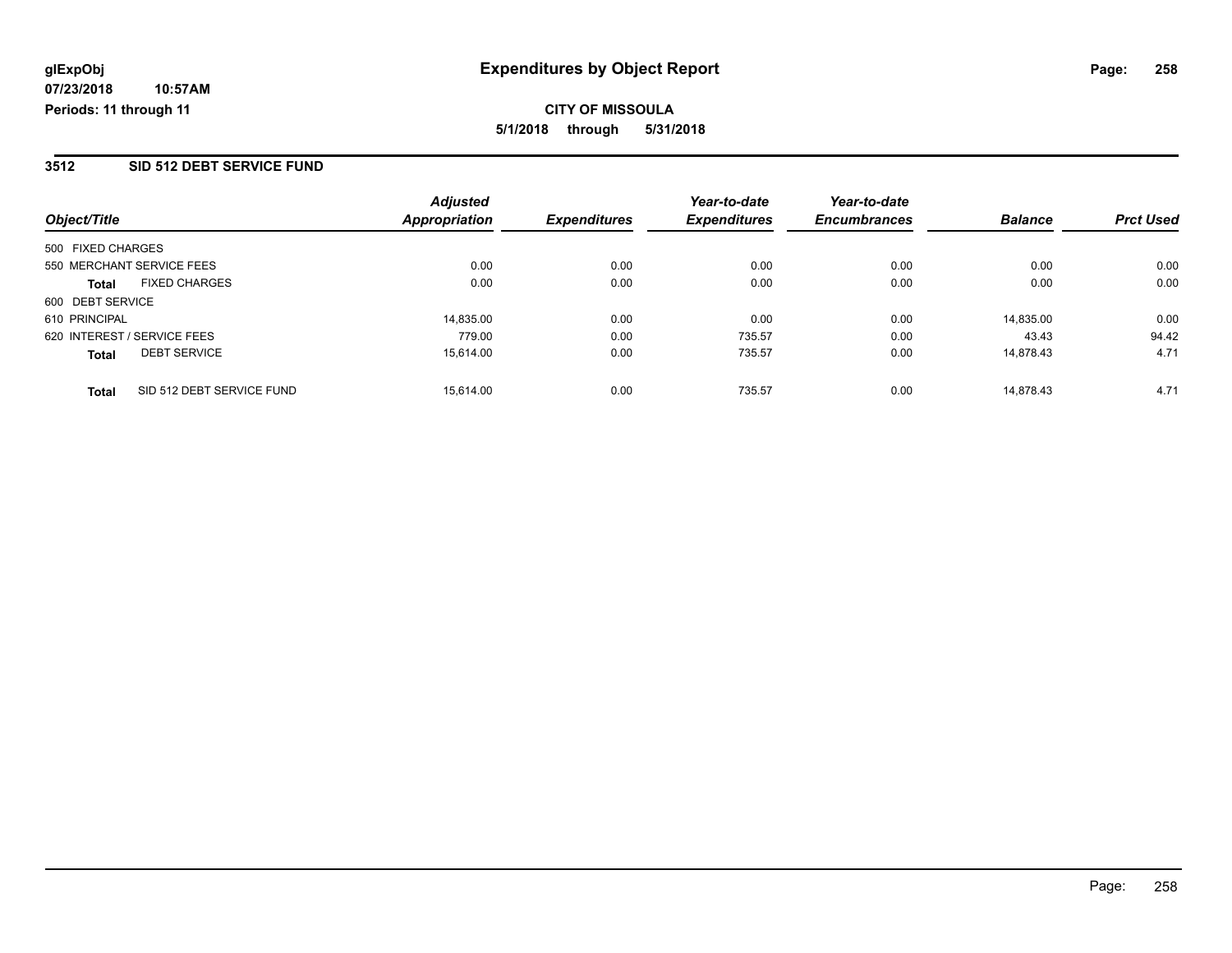**glExpObj**
**07/23/2018 10:57AM**
**Periods: 11 through 11**

# Expenditures by Object Report

**CITY OF MISSOULA**
**5/1/2018 through 5/31/2018**

## 3512 SID 512 DEBT SERVICE FUND

| Object/Title | Adjusted Appropriation | Expenditures | Year-to-date Expenditures | Year-to-date Encumbrances | Balance | Prct Used |
|---|---|---|---|---|---|---|
| 500 FIXED CHARGES | | | | | | |
| 550 MERCHANT SERVICE FEES | 0.00 | 0.00 | 0.00 | 0.00 | 0.00 | 0.00 |
| **Total** FIXED CHARGES | 0.00 | 0.00 | 0.00 | 0.00 | 0.00 | 0.00 |
| 600 DEBT SERVICE | | | | | | |
| 610 PRINCIPAL | 14,835.00 | 0.00 | 0.00 | 0.00 | 14,835.00 | 0.00 |
| 620 INTEREST / SERVICE FEES | 779.00 | 0.00 | 735.57 | 0.00 | 43.43 | 94.42 |
| **Total** DEBT SERVICE | 15,614.00 | 0.00 | 735.57 | 0.00 | 14,878.43 | 4.71 |
| **Total** SID 512 DEBT SERVICE FUND | 15,614.00 | 0.00 | 735.57 | 0.00 | 14,878.43 | 4.71 |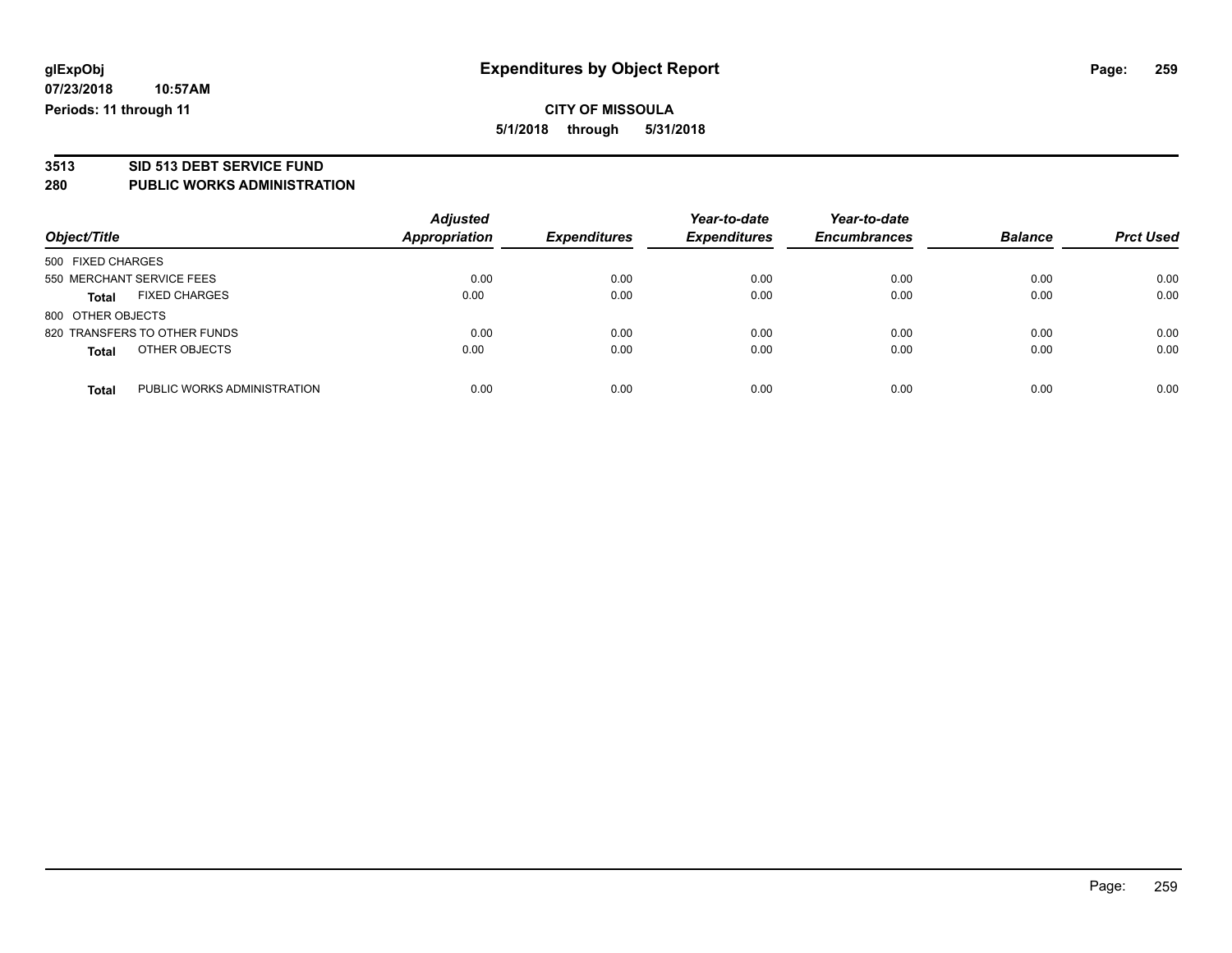glExpObj
07/23/2018 10:57AM
Periods: 11 through 11

# Expenditures by Object Report

**CITY OF MISSOULA**

**5/1/2018 through 5/31/2018**

## 3513 SID 513 DEBT SERVICE FUND
## 280 PUBLIC WORKS ADMINISTRATION

| Object/Title | Adjusted Appropriation | Expenditures | Year-to-date Expenditures | Year-to-date Encumbrances | Balance | Prct Used |
|---|---|---|---|---|---|---|
| 500 FIXED CHARGES | | | | | | |
| 550 MERCHANT SERVICE FEES | 0.00 | 0.00 | 0.00 | 0.00 | 0.00 | 0.00 |
| **Total** FIXED CHARGES | 0.00 | 0.00 | 0.00 | 0.00 | 0.00 | 0.00 |
| 800 OTHER OBJECTS | | | | | | |
| 820 TRANSFERS TO OTHER FUNDS | 0.00 | 0.00 | 0.00 | 0.00 | 0.00 | 0.00 |
| **Total** OTHER OBJECTS | 0.00 | 0.00 | 0.00 | 0.00 | 0.00 | 0.00 |
| **Total** PUBLIC WORKS ADMINISTRATION | 0.00 | 0.00 | 0.00 | 0.00 | 0.00 | 0.00 |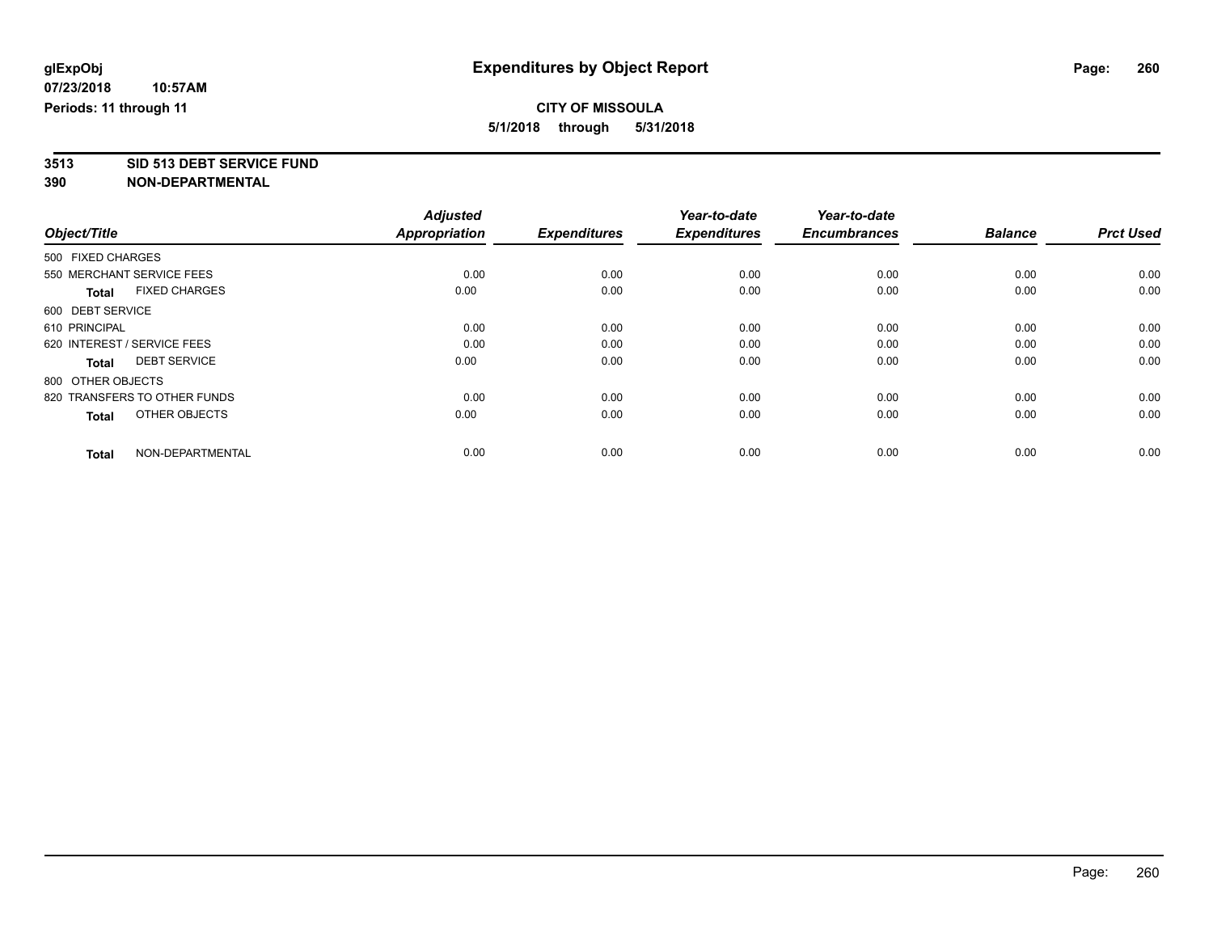**glExpObj**
**07/23/2018 10:57AM**
**Periods: 11 through 11**

# Expenditures by Object Report

**CITY OF MISSOULA**
**5/1/2018 through 5/31/2018**

**3513 SID 513 DEBT SERVICE FUND**
**390 NON-DEPARTMENTAL**

| Object/Title | Adjusted Appropriation | Expenditures | Year-to-date Expenditures | Year-to-date Encumbrances | Balance | Prct Used |
|---|---|---|---|---|---|---|
| 500 FIXED CHARGES | | | | | | |
| 550 MERCHANT SERVICE FEES | 0.00 | 0.00 | 0.00 | 0.00 | 0.00 | 0.00 |
| **Total** FIXED CHARGES | 0.00 | 0.00 | 0.00 | 0.00 | 0.00 | 0.00 |
| 600 DEBT SERVICE | | | | | | |
| 610 PRINCIPAL | 0.00 | 0.00 | 0.00 | 0.00 | 0.00 | 0.00 |
| 620 INTEREST / SERVICE FEES | 0.00 | 0.00 | 0.00 | 0.00 | 0.00 | 0.00 |
| **Total** DEBT SERVICE | 0.00 | 0.00 | 0.00 | 0.00 | 0.00 | 0.00 |
| 800 OTHER OBJECTS | | | | | | |
| 820 TRANSFERS TO OTHER FUNDS | 0.00 | 0.00 | 0.00 | 0.00 | 0.00 | 0.00 |
| **Total** OTHER OBJECTS | 0.00 | 0.00 | 0.00 | 0.00 | 0.00 | 0.00 |
| **Total** NON-DEPARTMENTAL | 0.00 | 0.00 | 0.00 | 0.00 | 0.00 | 0.00 |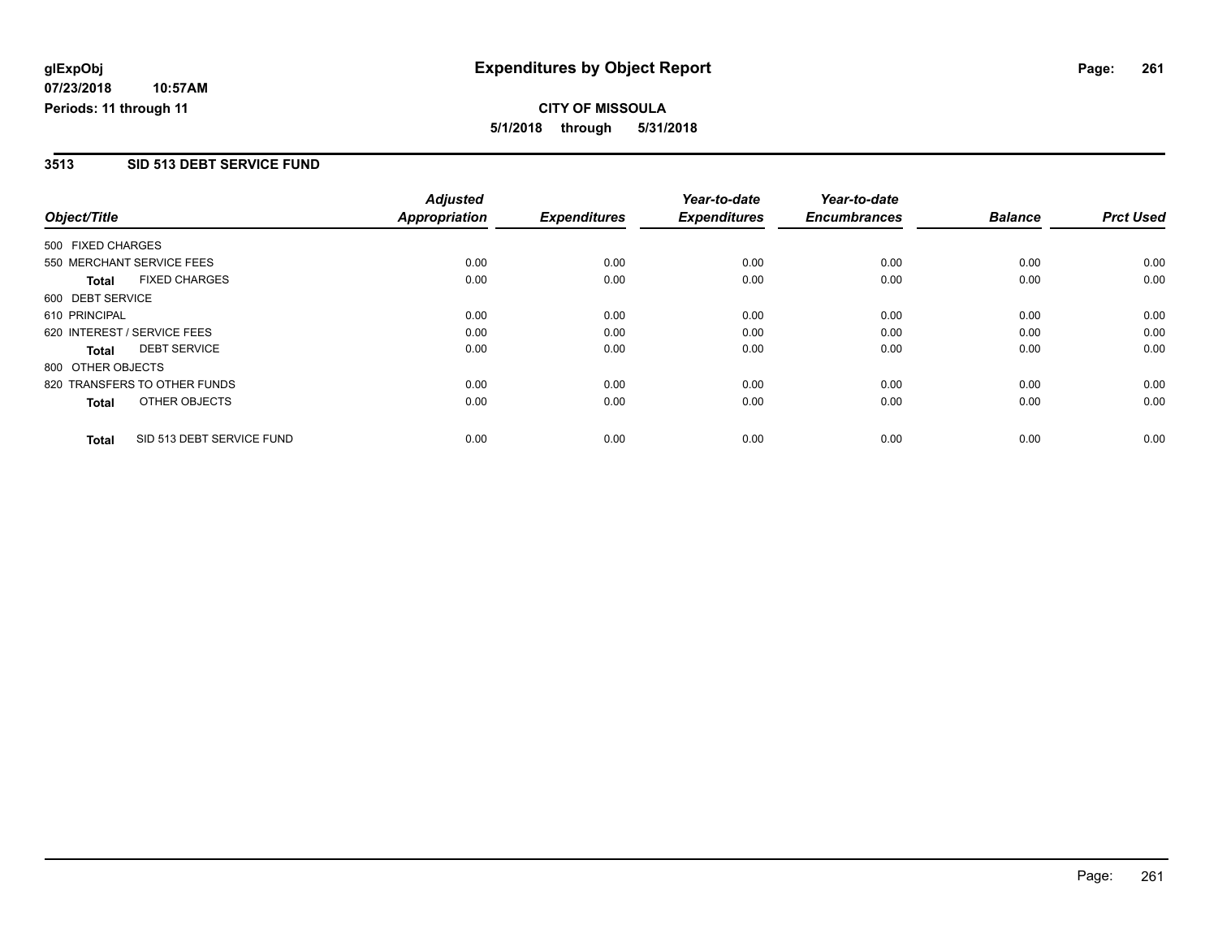# Expenditures by Object Report

glExpObj
07/23/2018 10:57AM
Periods: 11 through 11

**CITY OF MISSOULA**
**5/1/2018 through 5/31/2018**

## 3513 SID 513 DEBT SERVICE FUND

| Object/Title | | Adjusted Appropriation | Expenditures | Year-to-date Expenditures | Year-to-date Encumbrances | Balance | Prct Used |
|---|---|---|---|---|---|---|---|
| 500 FIXED CHARGES | | | | | | | |
| 550 MERCHANT SERVICE FEES | | 0.00 | 0.00 | 0.00 | 0.00 | 0.00 | 0.00 |
| **Total** | FIXED CHARGES | 0.00 | 0.00 | 0.00 | 0.00 | 0.00 | 0.00 |
| 600 DEBT SERVICE | | | | | | | |
| 610 PRINCIPAL | | 0.00 | 0.00 | 0.00 | 0.00 | 0.00 | 0.00 |
| 620 INTEREST / SERVICE FEES | | 0.00 | 0.00 | 0.00 | 0.00 | 0.00 | 0.00 |
| **Total** | DEBT SERVICE | 0.00 | 0.00 | 0.00 | 0.00 | 0.00 | 0.00 |
| 800 OTHER OBJECTS | | | | | | | |
| 820 TRANSFERS TO OTHER FUNDS | | 0.00 | 0.00 | 0.00 | 0.00 | 0.00 | 0.00 |
| **Total** | OTHER OBJECTS | 0.00 | 0.00 | 0.00 | 0.00 | 0.00 | 0.00 |
| **Total** | SID 513 DEBT SERVICE FUND | 0.00 | 0.00 | 0.00 | 0.00 | 0.00 | 0.00 |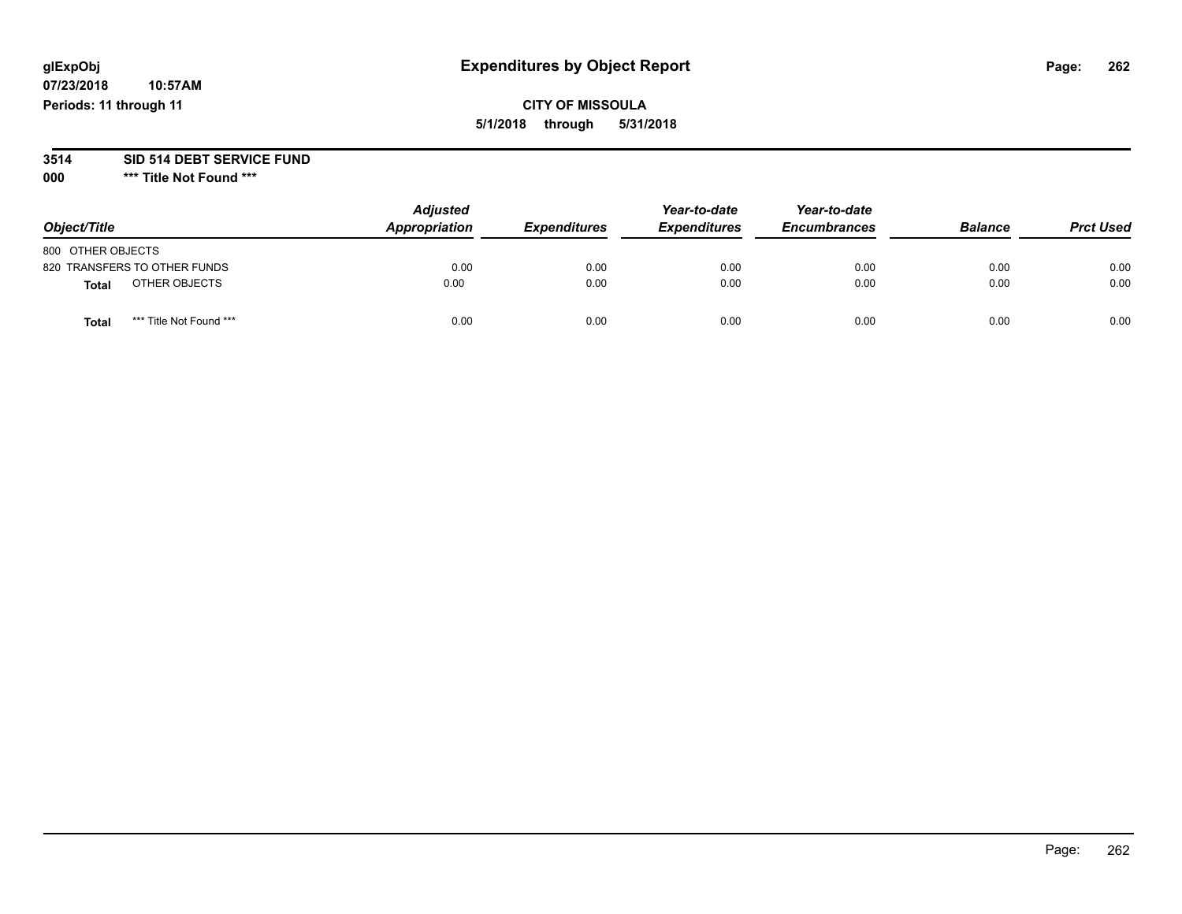glExpObj
07/23/2018 10:57AM
Periods: 11 through 11

# Expenditures by Object Report

**CITY OF MISSOULA**
**5/1/2018 through 5/31/2018**

**3514 SID 514 DEBT SERVICE FUND**
**000 \*\*\* Title Not Found \*\*\***

| Object/Title | Adjusted Appropriation | Expenditures | Year-to-date Expenditures | Year-to-date Encumbrances | Balance | Prct Used |
|---|---|---|---|---|---|---|
| 800 OTHER OBJECTS | | | | | | |
| 820 TRANSFERS TO OTHER FUNDS | 0.00 | 0.00 | 0.00 | 0.00 | 0.00 | 0.00 |
| **Total** OTHER OBJECTS | 0.00 | 0.00 | 0.00 | 0.00 | 0.00 | 0.00 |
| **Total** *** Title Not Found *** | 0.00 | 0.00 | 0.00 | 0.00 | 0.00 | 0.00 |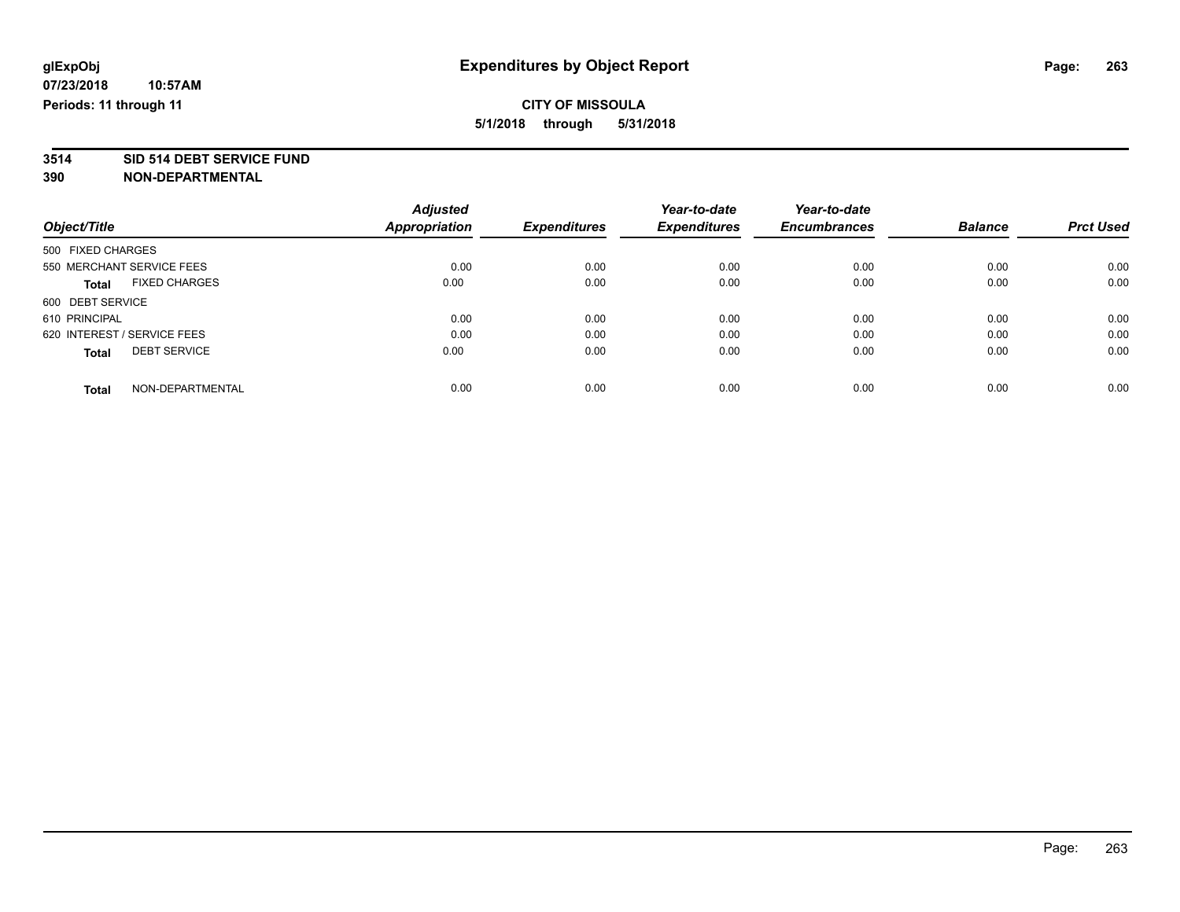# Expenditures by Object Report

**glExpObj**
**07/23/2018 10:57AM**
**Periods: 11 through 11**

**CITY OF MISSOULA**
**5/1/2018 through 5/31/2018**

**3514 SID 514 DEBT SERVICE FUND**
**390 NON-DEPARTMENTAL**

| Object/Title | Adjusted Appropriation | Expenditures | Year-to-date Expenditures | Year-to-date Encumbrances | Balance | Prct Used |
|---|---|---|---|---|---|---|
| 500 FIXED CHARGES | | | | | | |
| 550 MERCHANT SERVICE FEES | 0.00 | 0.00 | 0.00 | 0.00 | 0.00 | 0.00 |
| **Total** FIXED CHARGES | 0.00 | 0.00 | 0.00 | 0.00 | 0.00 | 0.00 |
| 600 DEBT SERVICE | | | | | | |
| 610 PRINCIPAL | 0.00 | 0.00 | 0.00 | 0.00 | 0.00 | 0.00 |
| 620 INTEREST / SERVICE FEES | 0.00 | 0.00 | 0.00 | 0.00 | 0.00 | 0.00 |
| **Total** DEBT SERVICE | 0.00 | 0.00 | 0.00 | 0.00 | 0.00 | 0.00 |
| **Total** NON-DEPARTMENTAL | 0.00 | 0.00 | 0.00 | 0.00 | 0.00 | 0.00 |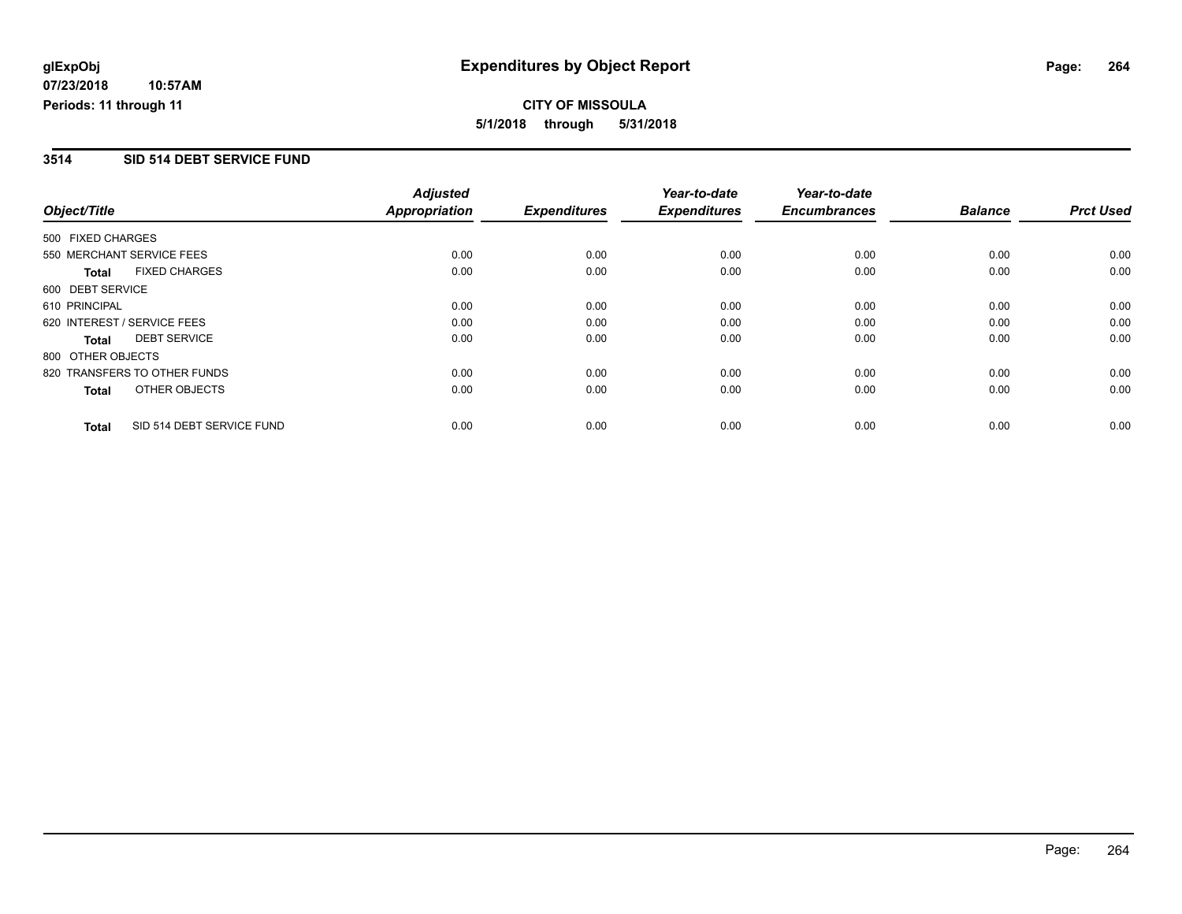**glExpObj**
**07/23/2018 10:57AM**
**Periods: 11 through 11**

# Expenditures by Object Report

**CITY OF MISSOULA**
**5/1/2018 through 5/31/2018**

## 3514 SID 514 DEBT SERVICE FUND

| Object/Title | Adjusted Appropriation | Expenditures | Year-to-date Expenditures | Year-to-date Encumbrances | Balance | Prct Used |
|---|---|---|---|---|---|---|
| 500 FIXED CHARGES | | | | | | |
| 550 MERCHANT SERVICE FEES | 0.00 | 0.00 | 0.00 | 0.00 | 0.00 | 0.00 |
| **Total** FIXED CHARGES | 0.00 | 0.00 | 0.00 | 0.00 | 0.00 | 0.00 |
| 600 DEBT SERVICE | | | | | | |
| 610 PRINCIPAL | 0.00 | 0.00 | 0.00 | 0.00 | 0.00 | 0.00 |
| 620 INTEREST / SERVICE FEES | 0.00 | 0.00 | 0.00 | 0.00 | 0.00 | 0.00 |
| **Total** DEBT SERVICE | 0.00 | 0.00 | 0.00 | 0.00 | 0.00 | 0.00 |
| 800 OTHER OBJECTS | | | | | | |
| 820 TRANSFERS TO OTHER FUNDS | 0.00 | 0.00 | 0.00 | 0.00 | 0.00 | 0.00 |
| **Total** OTHER OBJECTS | 0.00 | 0.00 | 0.00 | 0.00 | 0.00 | 0.00 |
| **Total** SID 514 DEBT SERVICE FUND | 0.00 | 0.00 | 0.00 | 0.00 | 0.00 | 0.00 |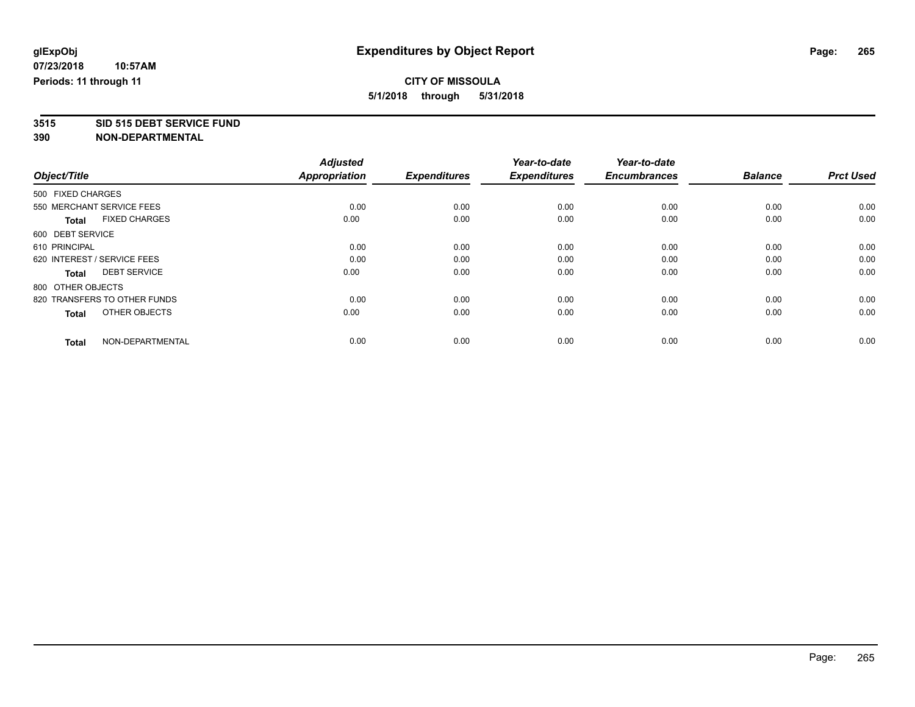**glExpObj**
**07/23/2018 10:57AM**
**Periods: 11 through 11**

# Expenditures by Object Report

**CITY OF MISSOULA**
**5/1/2018 through 5/31/2018**

**3515 SID 515 DEBT SERVICE FUND**
**390 NON-DEPARTMENTAL**

| Object/Title | Adjusted Appropriation | Expenditures | Year-to-date Expenditures | Year-to-date Encumbrances | Balance | Prct Used |
|---|---|---|---|---|---|---|
| 500 FIXED CHARGES | | | | | | |
| 550 MERCHANT SERVICE FEES | 0.00 | 0.00 | 0.00 | 0.00 | 0.00 | 0.00 |
| **Total** FIXED CHARGES | 0.00 | 0.00 | 0.00 | 0.00 | 0.00 | 0.00 |
| 600 DEBT SERVICE | | | | | | |
| 610 PRINCIPAL | 0.00 | 0.00 | 0.00 | 0.00 | 0.00 | 0.00 |
| 620 INTEREST / SERVICE FEES | 0.00 | 0.00 | 0.00 | 0.00 | 0.00 | 0.00 |
| **Total** DEBT SERVICE | 0.00 | 0.00 | 0.00 | 0.00 | 0.00 | 0.00 |
| 800 OTHER OBJECTS | | | | | | |
| 820 TRANSFERS TO OTHER FUNDS | 0.00 | 0.00 | 0.00 | 0.00 | 0.00 | 0.00 |
| **Total** OTHER OBJECTS | 0.00 | 0.00 | 0.00 | 0.00 | 0.00 | 0.00 |
| **Total** NON-DEPARTMENTAL | 0.00 | 0.00 | 0.00 | 0.00 | 0.00 | 0.00 |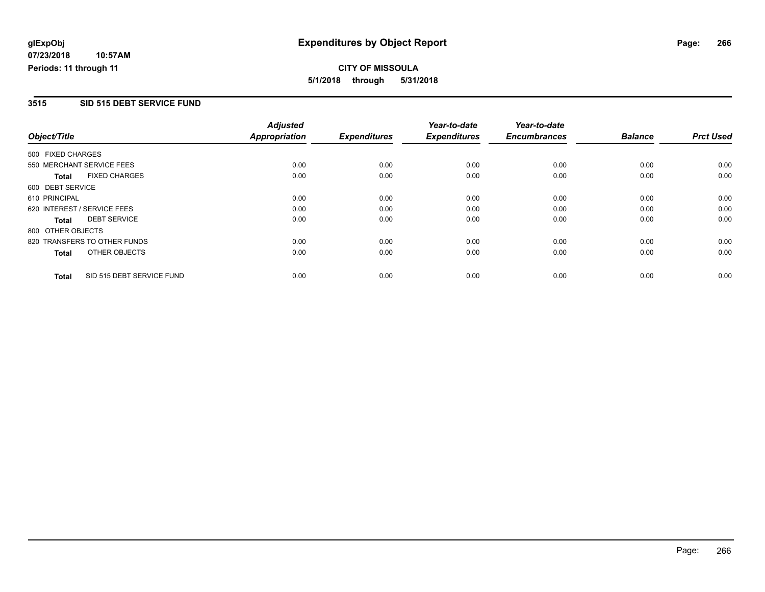# Expenditures by Object Report

glExpObj
07/23/2018 10:57AM
Periods: 11 through 11

**CITY OF MISSOULA**
**5/1/2018 through 5/31/2018**

## 3515 SID 515 DEBT SERVICE FUND

| Object/Title | | Adjusted Appropriation | Expenditures | Year-to-date Expenditures | Year-to-date Encumbrances | Balance | Prct Used |
|---|---|---|---|---|---|---|---|
| 500 FIXED CHARGES | | | | | | | |
| 550 MERCHANT SERVICE FEES | | 0.00 | 0.00 | 0.00 | 0.00 | 0.00 | 0.00 |
| **Total** | FIXED CHARGES | 0.00 | 0.00 | 0.00 | 0.00 | 0.00 | 0.00 |
| 600 DEBT SERVICE | | | | | | | |
| 610 PRINCIPAL | | 0.00 | 0.00 | 0.00 | 0.00 | 0.00 | 0.00 |
| 620 INTEREST / SERVICE FEES | | 0.00 | 0.00 | 0.00 | 0.00 | 0.00 | 0.00 |
| **Total** | DEBT SERVICE | 0.00 | 0.00 | 0.00 | 0.00 | 0.00 | 0.00 |
| 800 OTHER OBJECTS | | | | | | | |
| 820 TRANSFERS TO OTHER FUNDS | | 0.00 | 0.00 | 0.00 | 0.00 | 0.00 | 0.00 |
| **Total** | OTHER OBJECTS | 0.00 | 0.00 | 0.00 | 0.00 | 0.00 | 0.00 |
| **Total** | SID 515 DEBT SERVICE FUND | 0.00 | 0.00 | 0.00 | 0.00 | 0.00 | 0.00 |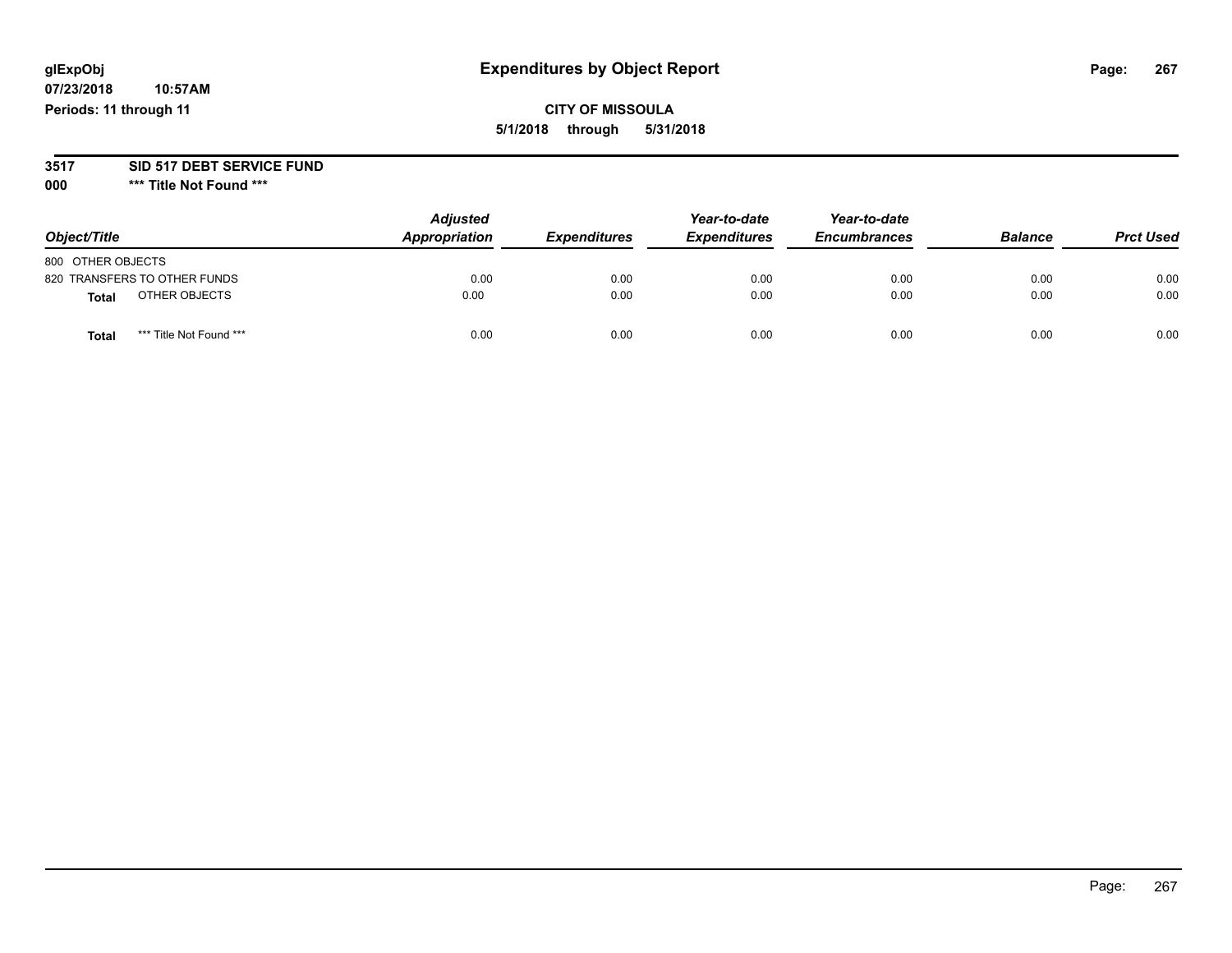# Expenditures by Object Report

glExpObj
07/23/2018 10:57AM
Periods: 11 through 11

**CITY OF MISSOULA**
**5/1/2018 through 5/31/2018**

**3517 SID 517 DEBT SERVICE FUND**
**000 \*\*\* Title Not Found \*\*\***

| Object/Title | Adjusted Appropriation | Expenditures | Year-to-date Expenditures | Year-to-date Encumbrances | Balance | Prct Used |
|---|---|---|---|---|---|---|
| 800 OTHER OBJECTS | | | | | | |
| 820 TRANSFERS TO OTHER FUNDS | 0.00 | 0.00 | 0.00 | 0.00 | 0.00 | 0.00 |
| **Total** OTHER OBJECTS | 0.00 | 0.00 | 0.00 | 0.00 | 0.00 | 0.00 |
| **Total** *** Title Not Found *** | 0.00 | 0.00 | 0.00 | 0.00 | 0.00 | 0.00 |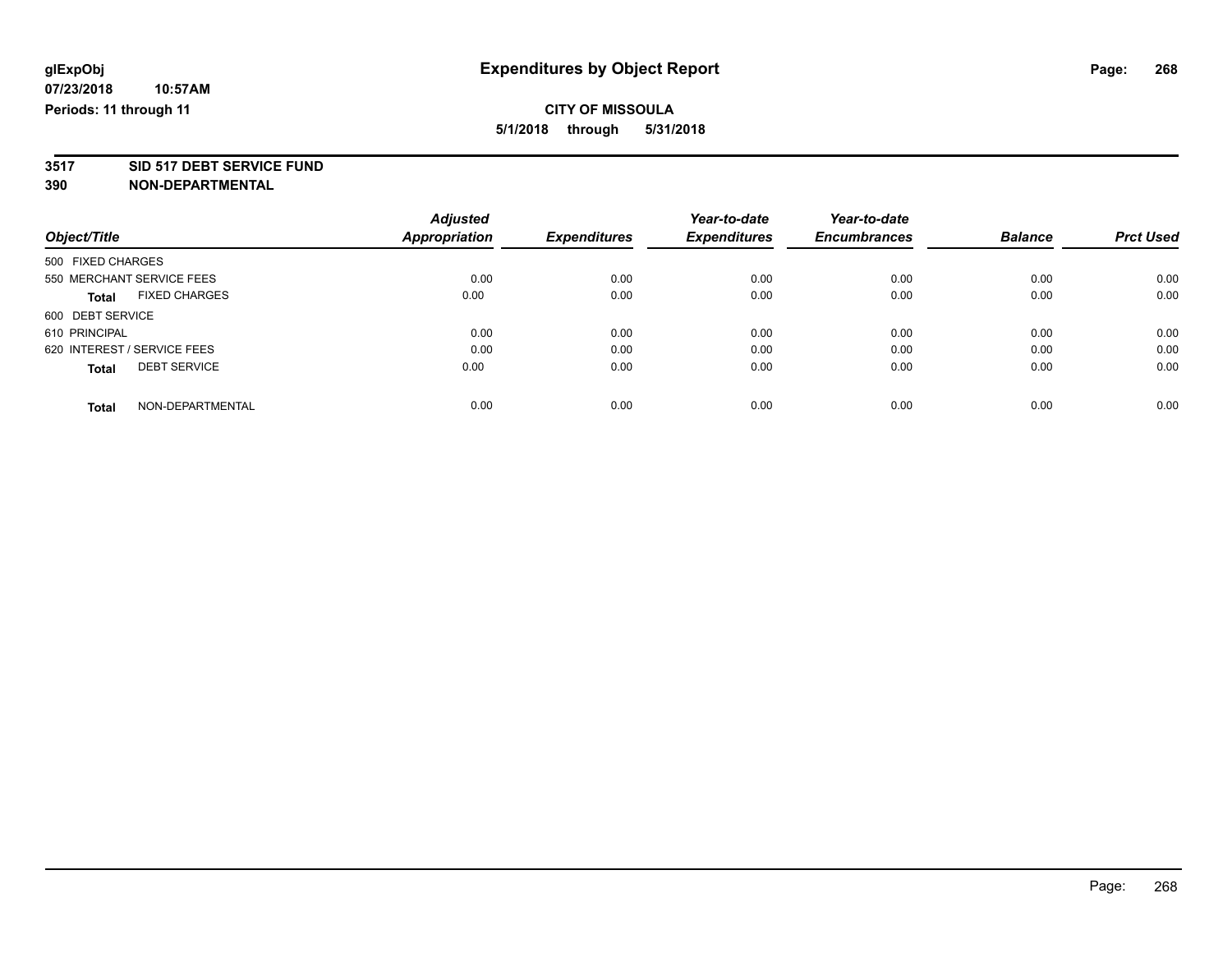glExpObj
07/23/2018 10:57AM
Periods: 11 through 11

# Expenditures by Object Report

**CITY OF MISSOULA**
**5/1/2018 through 5/31/2018**

**3517 SID 517 DEBT SERVICE FUND**
**390 NON-DEPARTMENTAL**

| Object/Title | Adjusted Appropriation | Expenditures | Year-to-date Expenditures | Year-to-date Encumbrances | Balance | Prct Used |
|---|---|---|---|---|---|---|
| 500 FIXED CHARGES | | | | | | |
| 550 MERCHANT SERVICE FEES | 0.00 | 0.00 | 0.00 | 0.00 | 0.00 | 0.00 |
| **Total** FIXED CHARGES | 0.00 | 0.00 | 0.00 | 0.00 | 0.00 | 0.00 |
| 600 DEBT SERVICE | | | | | | |
| 610 PRINCIPAL | 0.00 | 0.00 | 0.00 | 0.00 | 0.00 | 0.00 |
| 620 INTEREST / SERVICE FEES | 0.00 | 0.00 | 0.00 | 0.00 | 0.00 | 0.00 |
| **Total** DEBT SERVICE | 0.00 | 0.00 | 0.00 | 0.00 | 0.00 | 0.00 |
| **Total** NON-DEPARTMENTAL | 0.00 | 0.00 | 0.00 | 0.00 | 0.00 | 0.00 |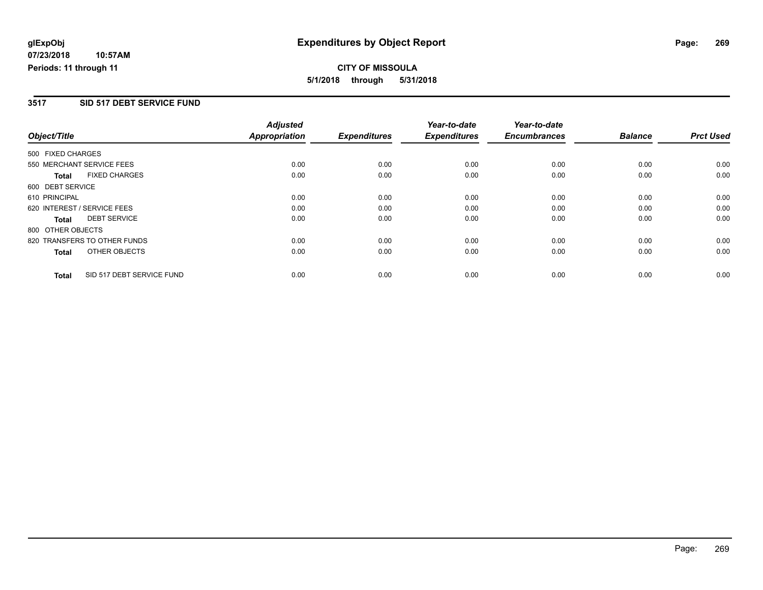**glExpObj**
**07/23/2018 10:57AM**
**Periods: 11 through 11**

# Expenditures by Object Report

**CITY OF MISSOULA**
**5/1/2018 through 5/31/2018**

## 3517 SID 517 DEBT SERVICE FUND

| Object/Title | Adjusted Appropriation | Expenditures | Year-to-date Expenditures | Year-to-date Encumbrances | Balance | Prct Used |
|---|---|---|---|---|---|---|
| 500 FIXED CHARGES | | | | | | |
| 550 MERCHANT SERVICE FEES | 0.00 | 0.00 | 0.00 | 0.00 | 0.00 | 0.00 |
| **Total** FIXED CHARGES | 0.00 | 0.00 | 0.00 | 0.00 | 0.00 | 0.00 |
| 600 DEBT SERVICE | | | | | | |
| 610 PRINCIPAL | 0.00 | 0.00 | 0.00 | 0.00 | 0.00 | 0.00 |
| 620 INTEREST / SERVICE FEES | 0.00 | 0.00 | 0.00 | 0.00 | 0.00 | 0.00 |
| **Total** DEBT SERVICE | 0.00 | 0.00 | 0.00 | 0.00 | 0.00 | 0.00 |
| 800 OTHER OBJECTS | | | | | | |
| 820 TRANSFERS TO OTHER FUNDS | 0.00 | 0.00 | 0.00 | 0.00 | 0.00 | 0.00 |
| **Total** OTHER OBJECTS | 0.00 | 0.00 | 0.00 | 0.00 | 0.00 | 0.00 |
| **Total** SID 517 DEBT SERVICE FUND | 0.00 | 0.00 | 0.00 | 0.00 | 0.00 | 0.00 |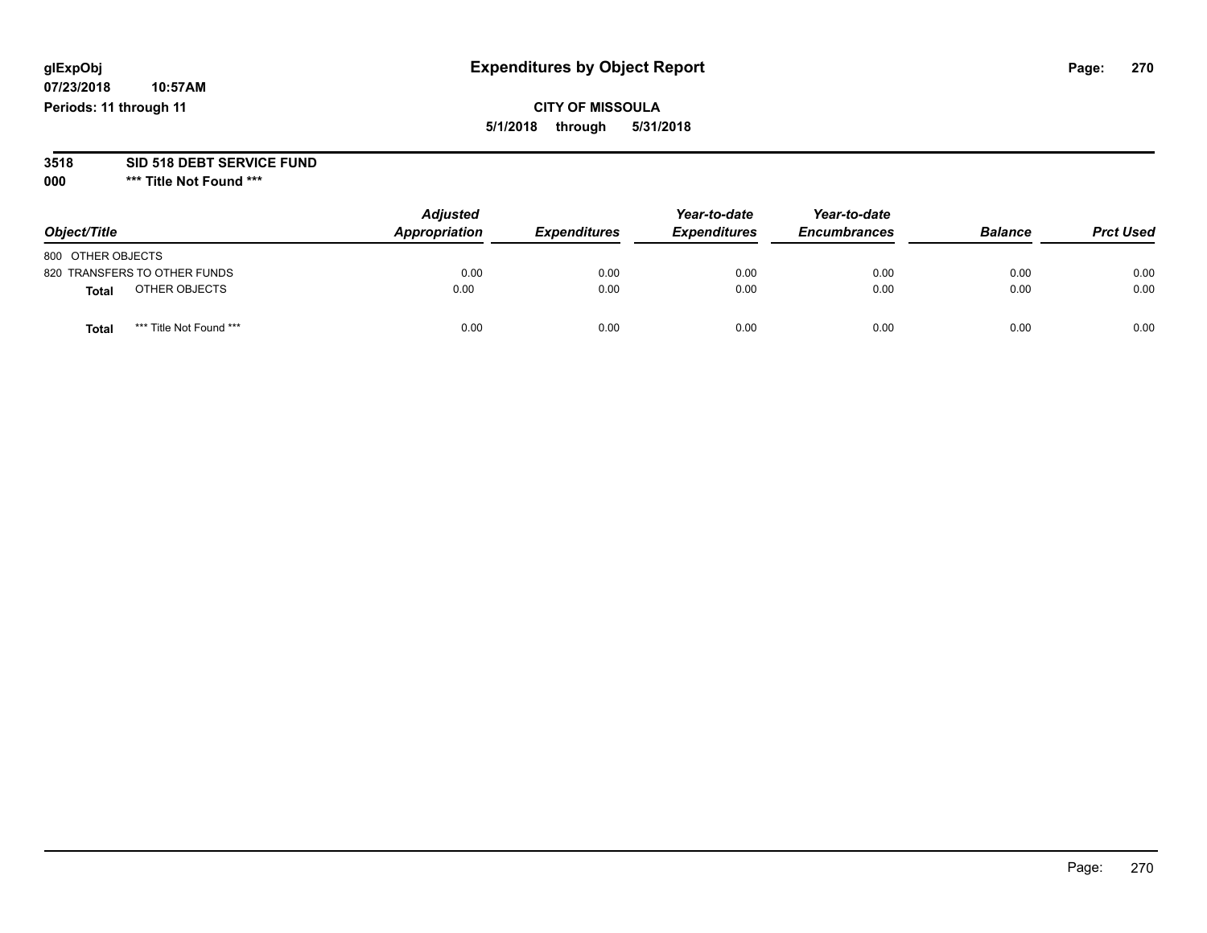# Expenditures by Object Report

glExpObj
07/23/2018 10:57AM
Periods: 11 through 11

**CITY OF MISSOULA**
**5/1/2018 through 5/31/2018**

**3518 SID 518 DEBT SERVICE FUND**
**000 \*\*\* Title Not Found \*\*\***

| Object/Title | Adjusted Appropriation | Expenditures | Year-to-date Expenditures | Year-to-date Encumbrances | Balance | Prct Used |
|---|---|---|---|---|---|---|
| 800 OTHER OBJECTS | | | | | | |
| 820 TRANSFERS TO OTHER FUNDS | 0.00 | 0.00 | 0.00 | 0.00 | 0.00 | 0.00 |
| **Total** OTHER OBJECTS | 0.00 | 0.00 | 0.00 | 0.00 | 0.00 | 0.00 |
| **Total** *** Title Not Found *** | 0.00 | 0.00 | 0.00 | 0.00 | 0.00 | 0.00 |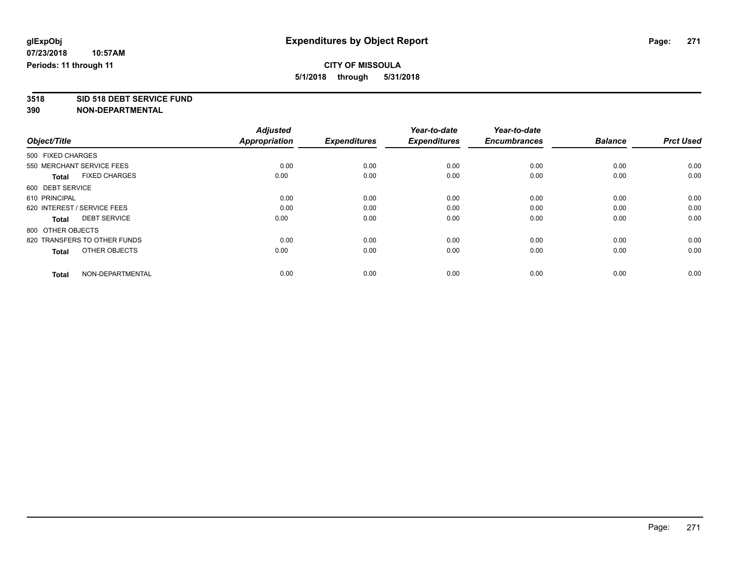# Expenditures by Object Report

glExpObj
07/23/2018 10:57AM
Periods: 11 through 11

**CITY OF MISSOULA**
**5/1/2018 through 5/31/2018**

**3518 SID 518 DEBT SERVICE FUND**
**390 NON-DEPARTMENTAL**

| Object/Title | Adjusted Appropriation | Expenditures | Year-to-date Expenditures | Year-to-date Encumbrances | Balance | Prct Used |
|---|---|---|---|---|---|---|
| 500 FIXED CHARGES | | | | | | |
| 550 MERCHANT SERVICE FEES | 0.00 | 0.00 | 0.00 | 0.00 | 0.00 | 0.00 |
| **Total** FIXED CHARGES | 0.00 | 0.00 | 0.00 | 0.00 | 0.00 | 0.00 |
| 600 DEBT SERVICE | | | | | | |
| 610 PRINCIPAL | 0.00 | 0.00 | 0.00 | 0.00 | 0.00 | 0.00 |
| 620 INTEREST / SERVICE FEES | 0.00 | 0.00 | 0.00 | 0.00 | 0.00 | 0.00 |
| **Total** DEBT SERVICE | 0.00 | 0.00 | 0.00 | 0.00 | 0.00 | 0.00 |
| 800 OTHER OBJECTS | | | | | | |
| 820 TRANSFERS TO OTHER FUNDS | 0.00 | 0.00 | 0.00 | 0.00 | 0.00 | 0.00 |
| **Total** OTHER OBJECTS | 0.00 | 0.00 | 0.00 | 0.00 | 0.00 | 0.00 |
| **Total** NON-DEPARTMENTAL | 0.00 | 0.00 | 0.00 | 0.00 | 0.00 | 0.00 |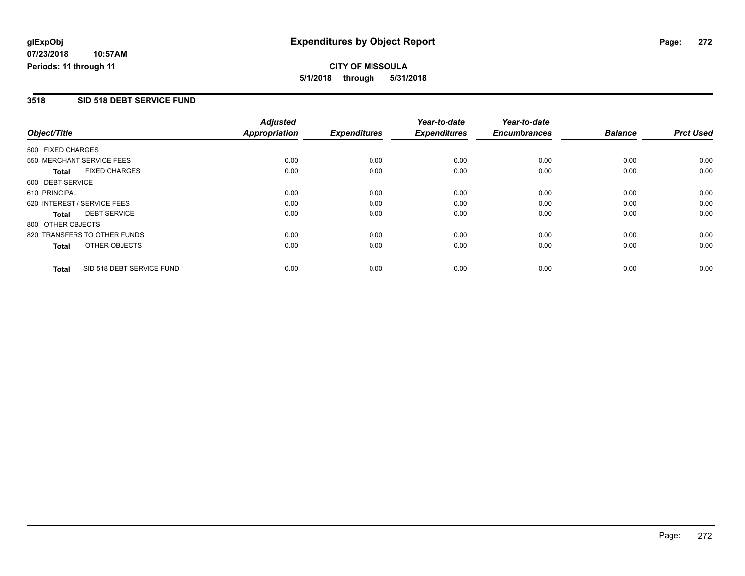# Expenditures by Object Report

glExpObj
07/23/2018 10:57AM
Periods: 11 through 11

**CITY OF MISSOULA**
**5/1/2018 through 5/31/2018**

## 3518 SID 518 DEBT SERVICE FUND

| Object/Title | | Adjusted Appropriation | Expenditures | Year-to-date Expenditures | Year-to-date Encumbrances | Balance | Prct Used |
|---|---|---|---|---|---|---|---|
| 500 FIXED CHARGES | | | | | | | |
| 550 MERCHANT SERVICE FEES | | 0.00 | 0.00 | 0.00 | 0.00 | 0.00 | 0.00 |
| **Total** | FIXED CHARGES | 0.00 | 0.00 | 0.00 | 0.00 | 0.00 | 0.00 |
| 600 DEBT SERVICE | | | | | | | |
| 610 PRINCIPAL | | 0.00 | 0.00 | 0.00 | 0.00 | 0.00 | 0.00 |
| 620 INTEREST / SERVICE FEES | | 0.00 | 0.00 | 0.00 | 0.00 | 0.00 | 0.00 |
| **Total** | DEBT SERVICE | 0.00 | 0.00 | 0.00 | 0.00 | 0.00 | 0.00 |
| 800 OTHER OBJECTS | | | | | | | |
| 820 TRANSFERS TO OTHER FUNDS | | 0.00 | 0.00 | 0.00 | 0.00 | 0.00 | 0.00 |
| **Total** | OTHER OBJECTS | 0.00 | 0.00 | 0.00 | 0.00 | 0.00 | 0.00 |
| **Total** | SID 518 DEBT SERVICE FUND | 0.00 | 0.00 | 0.00 | 0.00 | 0.00 | 0.00 |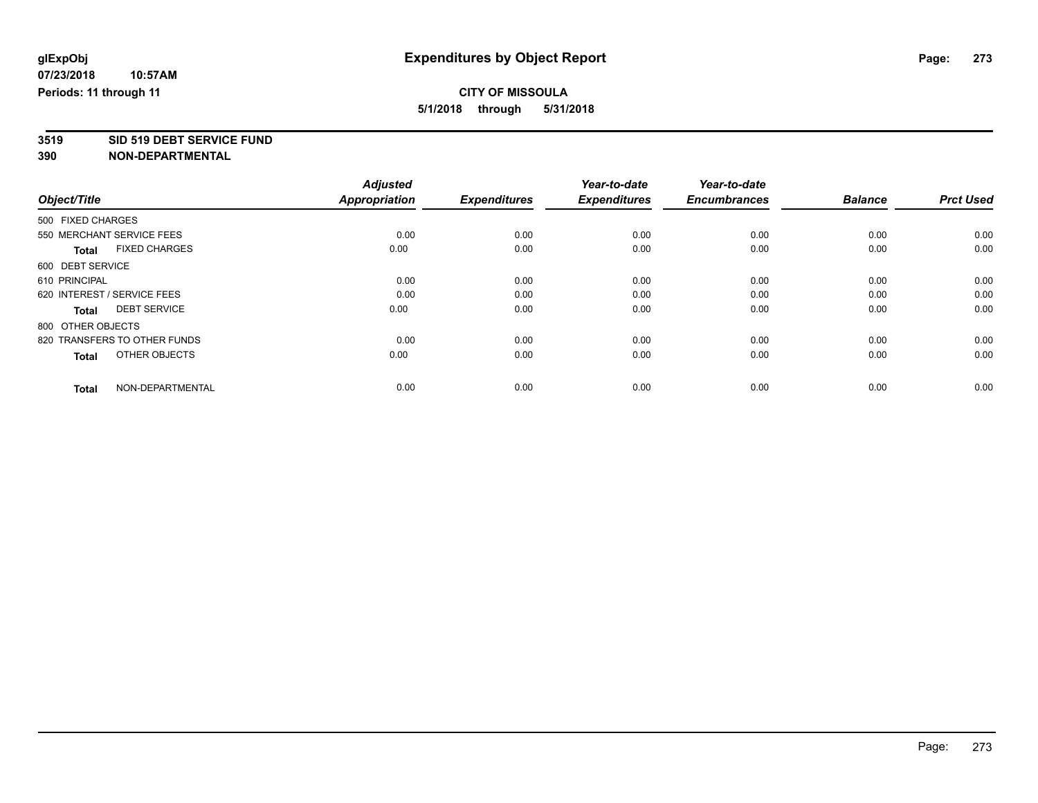glExpObj
07/23/2018 10:57AM
Periods: 11 through 11

# Expenditures by Object Report

**CITY OF MISSOULA**
**5/1/2018 through 5/31/2018**

**3519 SID 519 DEBT SERVICE FUND**
**390 NON-DEPARTMENTAL**

| Object/Title | | Adjusted Appropriation | Expenditures | Year-to-date Expenditures | Year-to-date Encumbrances | Balance | Prct Used |
|---|---|---|---|---|---|---|---|
| 500 FIXED CHARGES | | | | | | | |
| 550 MERCHANT SERVICE FEES | | 0.00 | 0.00 | 0.00 | 0.00 | 0.00 | 0.00 |
| **Total** | FIXED CHARGES | 0.00 | 0.00 | 0.00 | 0.00 | 0.00 | 0.00 |
| 600 DEBT SERVICE | | | | | | | |
| 610 PRINCIPAL | | 0.00 | 0.00 | 0.00 | 0.00 | 0.00 | 0.00 |
| 620 INTEREST / SERVICE FEES | | 0.00 | 0.00 | 0.00 | 0.00 | 0.00 | 0.00 |
| **Total** | DEBT SERVICE | 0.00 | 0.00 | 0.00 | 0.00 | 0.00 | 0.00 |
| 800 OTHER OBJECTS | | | | | | | |
| 820 TRANSFERS TO OTHER FUNDS | | 0.00 | 0.00 | 0.00 | 0.00 | 0.00 | 0.00 |
| **Total** | OTHER OBJECTS | 0.00 | 0.00 | 0.00 | 0.00 | 0.00 | 0.00 |
| **Total** | NON-DEPARTMENTAL | 0.00 | 0.00 | 0.00 | 0.00 | 0.00 | 0.00 |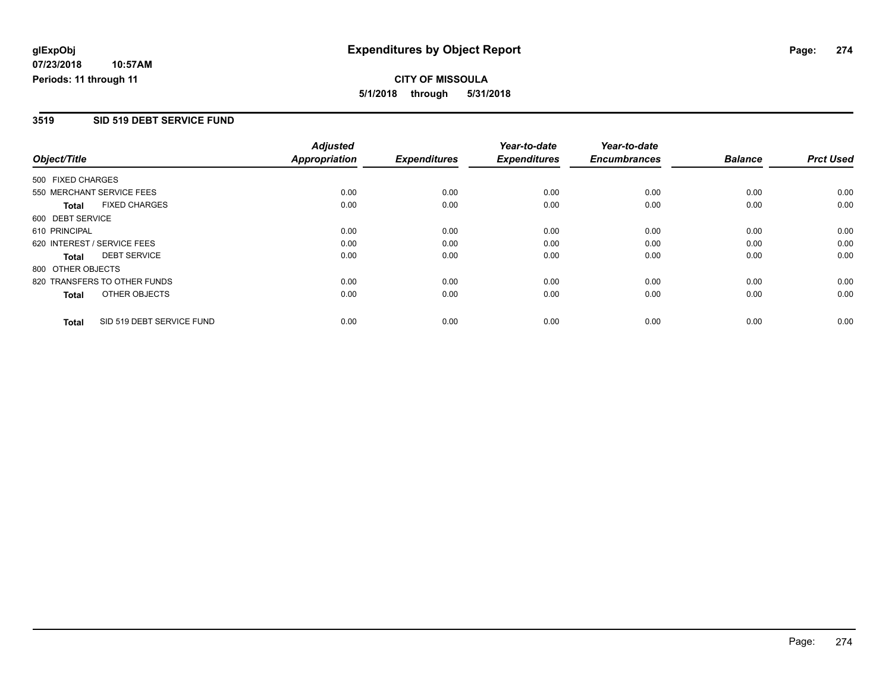# Expenditures by Object Report

glExpObj
07/23/2018 10:57AM
Periods: 11 through 11

**CITY OF MISSOULA**
**5/1/2018 through 5/31/2018**

## 3519 SID 519 DEBT SERVICE FUND

| Object/Title | Adjusted Appropriation | Expenditures | Year-to-date Expenditures | Year-to-date Encumbrances | Balance | Prct Used |
|---|---|---|---|---|---|---|
| 500 FIXED CHARGES | | | | | | |
| 550 MERCHANT SERVICE FEES | 0.00 | 0.00 | 0.00 | 0.00 | 0.00 | 0.00 |
| **Total** FIXED CHARGES | 0.00 | 0.00 | 0.00 | 0.00 | 0.00 | 0.00 |
| 600 DEBT SERVICE | | | | | | |
| 610 PRINCIPAL | 0.00 | 0.00 | 0.00 | 0.00 | 0.00 | 0.00 |
| 620 INTEREST / SERVICE FEES | 0.00 | 0.00 | 0.00 | 0.00 | 0.00 | 0.00 |
| **Total** DEBT SERVICE | 0.00 | 0.00 | 0.00 | 0.00 | 0.00 | 0.00 |
| 800 OTHER OBJECTS | | | | | | |
| 820 TRANSFERS TO OTHER FUNDS | 0.00 | 0.00 | 0.00 | 0.00 | 0.00 | 0.00 |
| **Total** OTHER OBJECTS | 0.00 | 0.00 | 0.00 | 0.00 | 0.00 | 0.00 |
| **Total** SID 519 DEBT SERVICE FUND | 0.00 | 0.00 | 0.00 | 0.00 | 0.00 | 0.00 |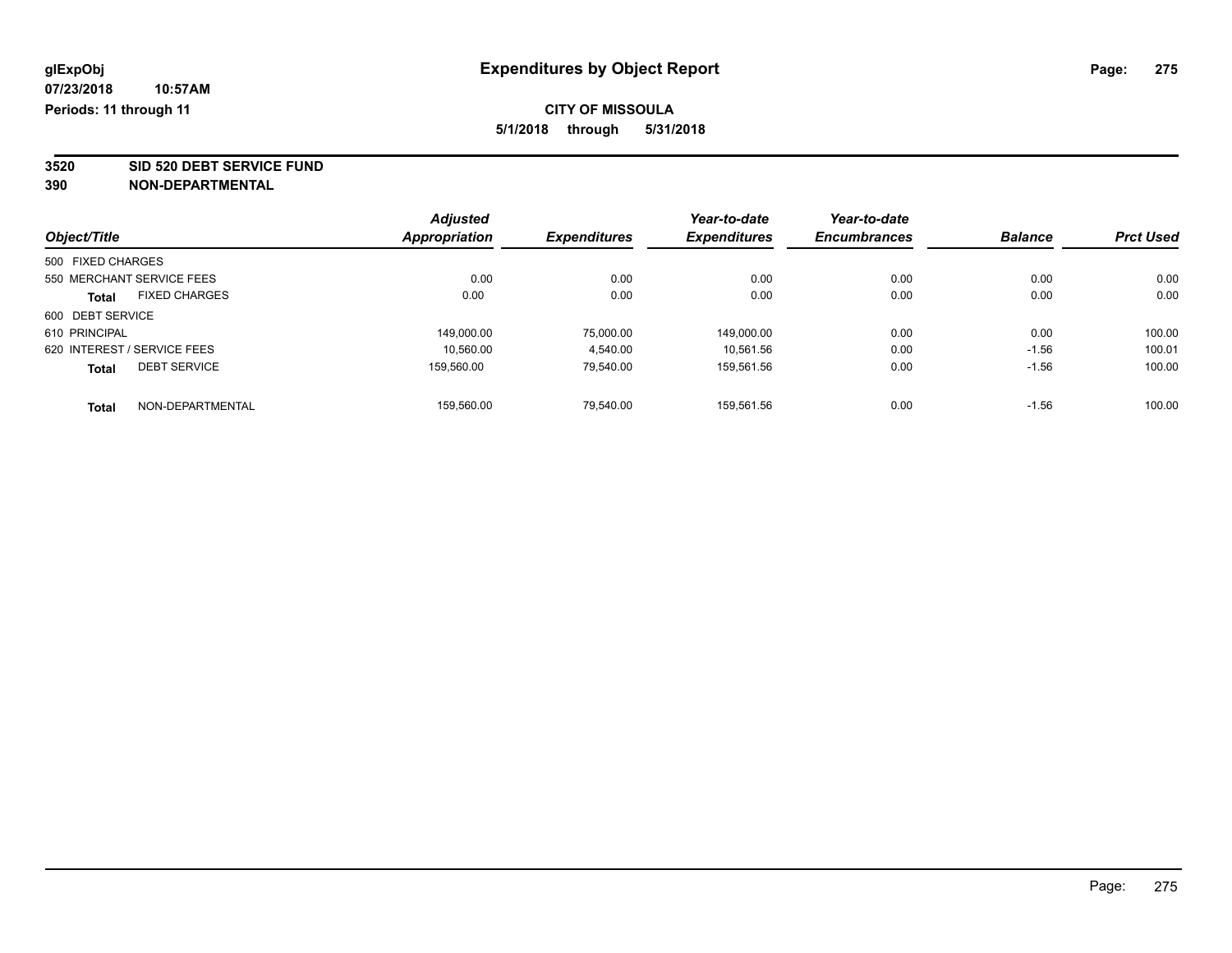**glExpObj** **Expenditures by Object Report**
**07/23/2018 10:57AM**
**Periods: 11 through 11**

**CITY OF MISSOULA**
**5/1/2018 through 5/31/2018**

**3520 SID 520 DEBT SERVICE FUND**
**390 NON-DEPARTMENTAL**

| Object/Title | | Adjusted Appropriation | Expenditures | Year-to-date Expenditures | Year-to-date Encumbrances | Balance | Prct Used |
|---|---|---|---|---|---|---|---|
| 500 FIXED CHARGES | | | | | | | |
| 550 MERCHANT SERVICE FEES | | 0.00 | 0.00 | 0.00 | 0.00 | 0.00 | 0.00 |
| **Total** | FIXED CHARGES | 0.00 | 0.00 | 0.00 | 0.00 | 0.00 | 0.00 |
| 600 DEBT SERVICE | | | | | | | |
| 610 PRINCIPAL | | 149,000.00 | 75,000.00 | 149,000.00 | 0.00 | 0.00 | 100.00 |
| 620 INTEREST / SERVICE FEES | | 10,560.00 | 4,540.00 | 10,561.56 | 0.00 | -1.56 | 100.01 |
| **Total** | DEBT SERVICE | 159,560.00 | 79,540.00 | 159,561.56 | 0.00 | -1.56 | 100.00 |
| **Total** | NON-DEPARTMENTAL | 159,560.00 | 79,540.00 | 159,561.56 | 0.00 | -1.56 | 100.00 |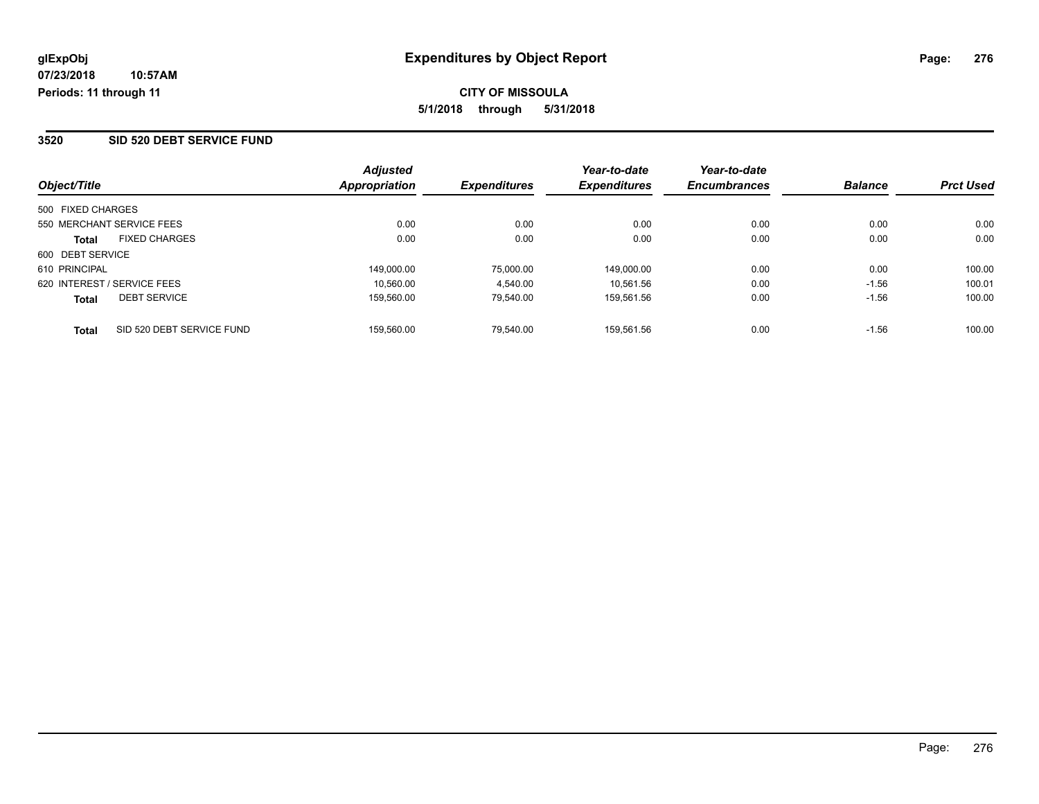**glExpObj**
**07/23/2018 10:57AM**
**Periods: 11 through 11**

# Expenditures by Object Report

**CITY OF MISSOULA**
**5/1/2018 through 5/31/2018**

## 3520 SID 520 DEBT SERVICE FUND

| Object/Title | | Adjusted Appropriation | Expenditures | Year-to-date Expenditures | Year-to-date Encumbrances | Balance | Prct Used |
|---|---|---|---|---|---|---|---|
| 500 FIXED CHARGES | | | | | | | |
| 550 MERCHANT SERVICE FEES | | 0.00 | 0.00 | 0.00 | 0.00 | 0.00 | 0.00 |
| **Total** | FIXED CHARGES | 0.00 | 0.00 | 0.00 | 0.00 | 0.00 | 0.00 |
| 600 DEBT SERVICE | | | | | | | |
| 610 PRINCIPAL | | 149,000.00 | 75,000.00 | 149,000.00 | 0.00 | 0.00 | 100.00 |
| 620 INTEREST / SERVICE FEES | | 10,560.00 | 4,540.00 | 10,561.56 | 0.00 | -1.56 | 100.01 |
| **Total** | DEBT SERVICE | 159,560.00 | 79,540.00 | 159,561.56 | 0.00 | -1.56 | 100.00 |
| **Total** | SID 520 DEBT SERVICE FUND | 159,560.00 | 79,540.00 | 159,561.56 | 0.00 | -1.56 | 100.00 |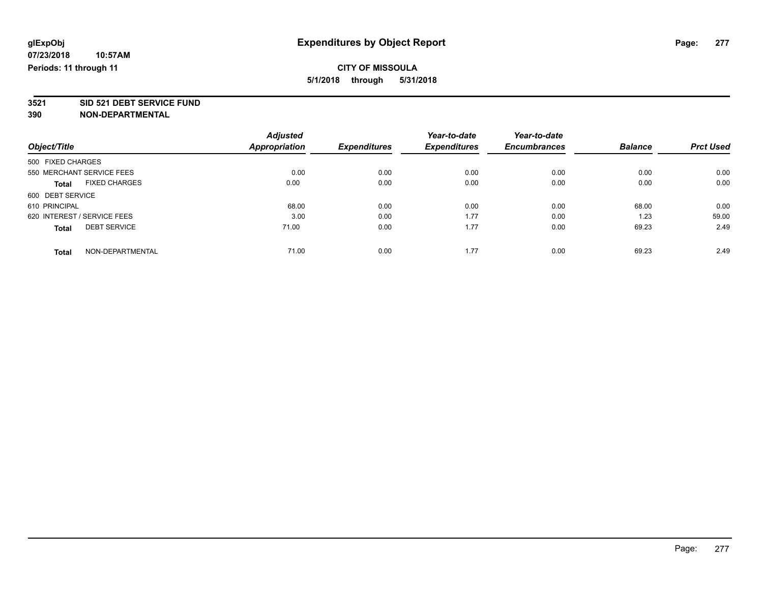**glExpObj** **Expenditures by Object Report**

**07/23/2018 10:57AM**

**Periods: 11 through 11**

**CITY OF MISSOULA**

**5/1/2018 through 5/31/2018**

**3521 SID 521 DEBT SERVICE FUND**

**390 NON-DEPARTMENTAL**

| Object/Title | Adjusted Appropriation | Expenditures | Year-to-date Expenditures | Year-to-date Encumbrances | Balance | Prct Used |
|---|---|---|---|---|---|---|
| 500 FIXED CHARGES | | | | | | |
| 550 MERCHANT SERVICE FEES | 0.00 | 0.00 | 0.00 | 0.00 | 0.00 | 0.00 |
| **Total** FIXED CHARGES | 0.00 | 0.00 | 0.00 | 0.00 | 0.00 | 0.00 |
| 600 DEBT SERVICE | | | | | | |
| 610 PRINCIPAL | 68.00 | 0.00 | 0.00 | 0.00 | 68.00 | 0.00 |
| 620 INTEREST / SERVICE FEES | 3.00 | 0.00 | 1.77 | 0.00 | 1.23 | 59.00 |
| **Total** DEBT SERVICE | 71.00 | 0.00 | 1.77 | 0.00 | 69.23 | 2.49 |
| **Total** NON-DEPARTMENTAL | 71.00 | 0.00 | 1.77 | 0.00 | 69.23 | 2.49 |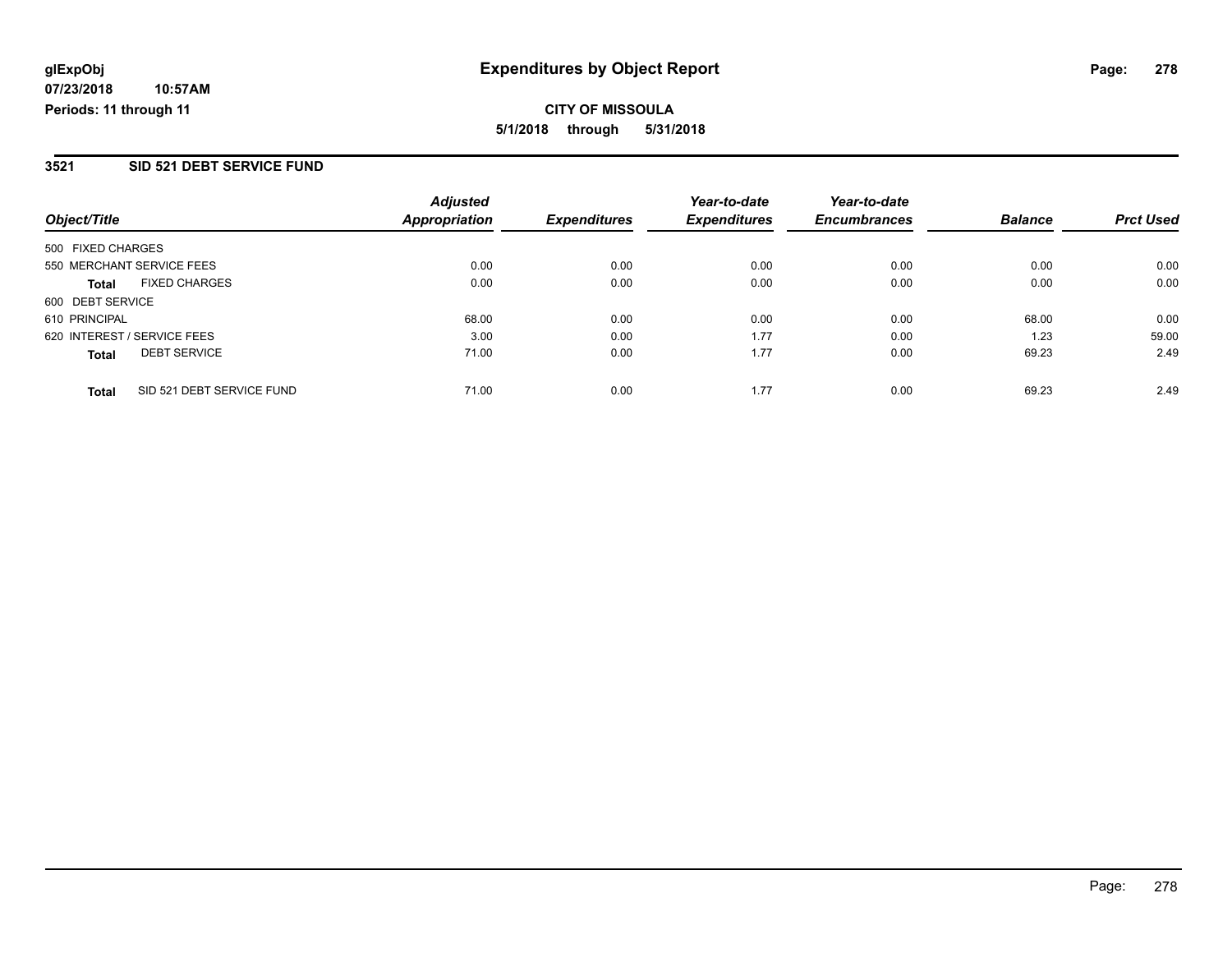# Expenditures by Object Report

glExpObj
07/23/2018 10:57AM
Periods: 11 through 11

**CITY OF MISSOULA**
**5/1/2018 through 5/31/2018**

## 3521 SID 521 DEBT SERVICE FUND

| Object/Title | | Adjusted Appropriation | Expenditures | Year-to-date Expenditures | Year-to-date Encumbrances | Balance | Prct Used |
|---|---|---|---|---|---|---|---|
| 500 FIXED CHARGES | | | | | | | |
| 550 MERCHANT SERVICE FEES | | 0.00 | 0.00 | 0.00 | 0.00 | 0.00 | 0.00 |
| **Total** | FIXED CHARGES | 0.00 | 0.00 | 0.00 | 0.00 | 0.00 | 0.00 |
| 600 DEBT SERVICE | | | | | | | |
| 610 PRINCIPAL | | 68.00 | 0.00 | 0.00 | 0.00 | 68.00 | 0.00 |
| 620 INTEREST / SERVICE FEES | | 3.00 | 0.00 | 1.77 | 0.00 | 1.23 | 59.00 |
| **Total** | DEBT SERVICE | 71.00 | 0.00 | 1.77 | 0.00 | 69.23 | 2.49 |
| **Total** | SID 521 DEBT SERVICE FUND | 71.00 | 0.00 | 1.77 | 0.00 | 69.23 | 2.49 |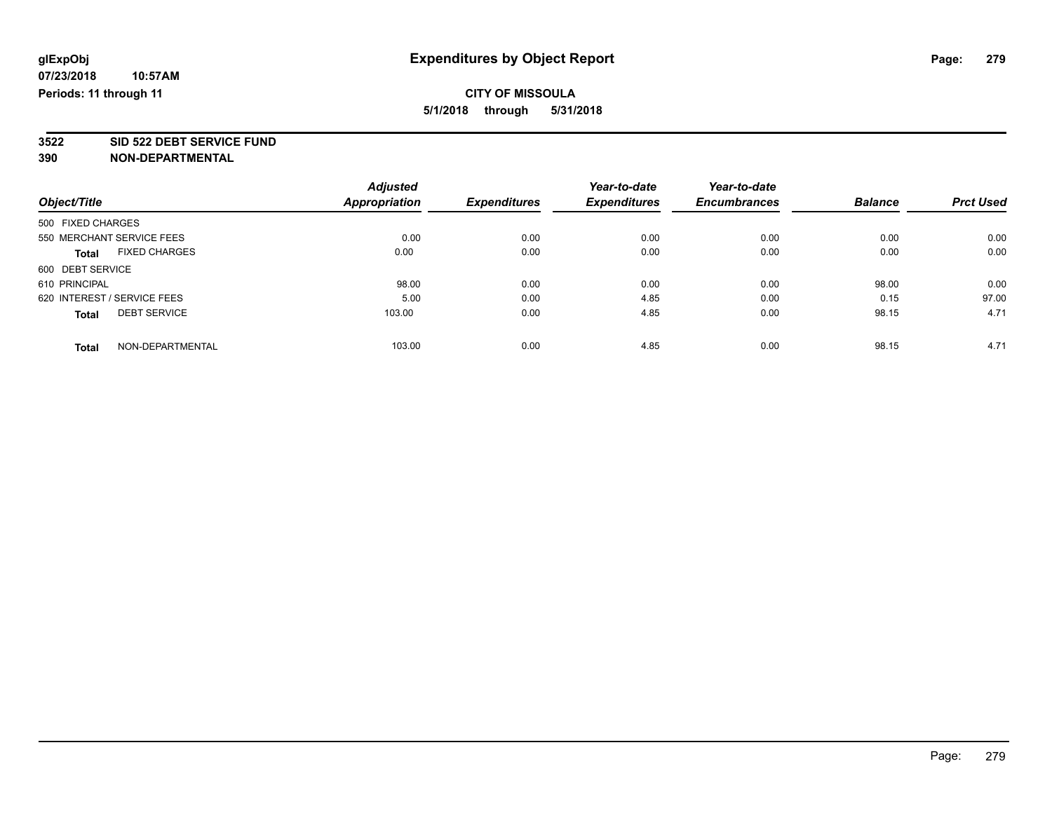glExpObj
07/23/2018 10:57AM
Periods: 11 through 11

# Expenditures by Object Report

**CITY OF MISSOULA**
**5/1/2018 through 5/31/2018**

**3522 SID 522 DEBT SERVICE FUND**
**390 NON-DEPARTMENTAL**

| Object/Title | Adjusted Appropriation | Expenditures | Year-to-date Expenditures | Year-to-date Encumbrances | Balance | Prct Used |
|---|---|---|---|---|---|---|
| 500 FIXED CHARGES | | | | | | |
| 550 MERCHANT SERVICE FEES | 0.00 | 0.00 | 0.00 | 0.00 | 0.00 | 0.00 |
| **Total** FIXED CHARGES | 0.00 | 0.00 | 0.00 | 0.00 | 0.00 | 0.00 |
| 600 DEBT SERVICE | | | | | | |
| 610 PRINCIPAL | 98.00 | 0.00 | 0.00 | 0.00 | 98.00 | 0.00 |
| 620 INTEREST / SERVICE FEES | 5.00 | 0.00 | 4.85 | 0.00 | 0.15 | 97.00 |
| **Total** DEBT SERVICE | 103.00 | 0.00 | 4.85 | 0.00 | 98.15 | 4.71 |
| **Total** NON-DEPARTMENTAL | 103.00 | 0.00 | 4.85 | 0.00 | 98.15 | 4.71 |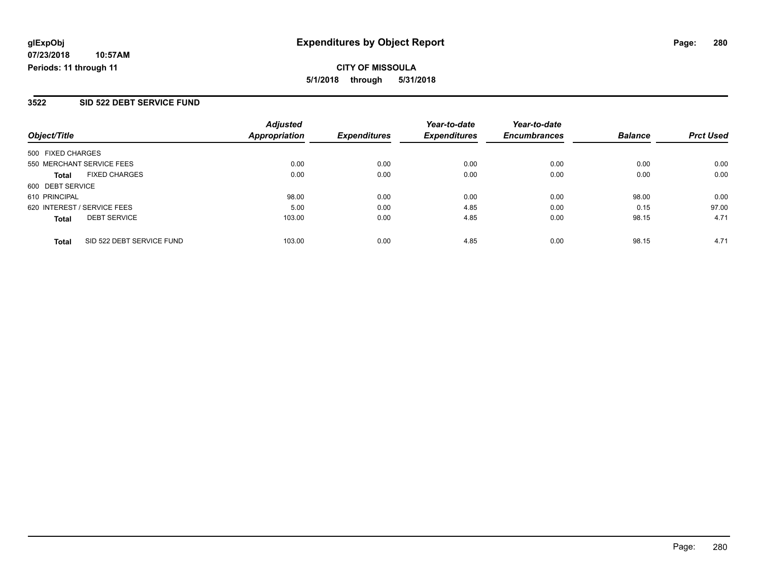**glExpObj**
**07/23/2018 10:57AM**
**Periods: 11 through 11**

# Expenditures by Object Report

**CITY OF MISSOULA**
**5/1/2018 through 5/31/2018**

## 3522 SID 522 DEBT SERVICE FUND

| Object/Title | Adjusted Appropriation | Expenditures | Year-to-date Expenditures | Year-to-date Encumbrances | Balance | Prct Used |
|---|---|---|---|---|---|---|
| 500 FIXED CHARGES | | | | | | |
| 550 MERCHANT SERVICE FEES | 0.00 | 0.00 | 0.00 | 0.00 | 0.00 | 0.00 |
| **Total** FIXED CHARGES | 0.00 | 0.00 | 0.00 | 0.00 | 0.00 | 0.00 |
| 600 DEBT SERVICE | | | | | | |
| 610 PRINCIPAL | 98.00 | 0.00 | 0.00 | 0.00 | 98.00 | 0.00 |
| 620 INTEREST / SERVICE FEES | 5.00 | 0.00 | 4.85 | 0.00 | 0.15 | 97.00 |
| **Total** DEBT SERVICE | 103.00 | 0.00 | 4.85 | 0.00 | 98.15 | 4.71 |
| **Total** SID 522 DEBT SERVICE FUND | 103.00 | 0.00 | 4.85 | 0.00 | 98.15 | 4.71 |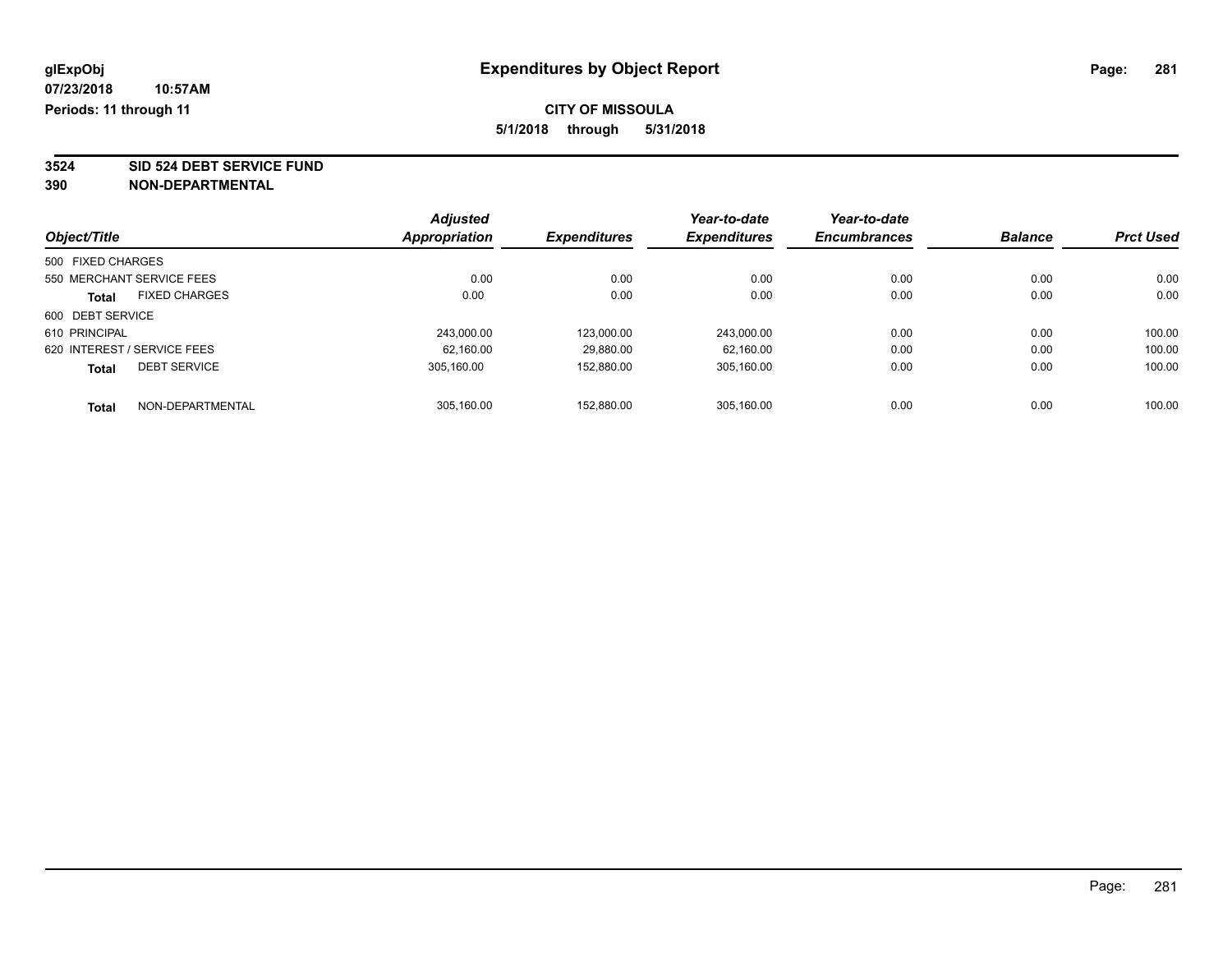**glExpObj**
**07/23/2018 10:57AM**
**Periods: 11 through 11**

# Expenditures by Object Report

**CITY OF MISSOULA**
**5/1/2018 through 5/31/2018**

**3524 SID 524 DEBT SERVICE FUND**
**390 NON-DEPARTMENTAL**

| Object/Title | Adjusted Appropriation | Expenditures | Year-to-date Expenditures | Year-to-date Encumbrances | Balance | Prct Used |
|---|---|---|---|---|---|---|
| 500 FIXED CHARGES | | | | | | |
| 550 MERCHANT SERVICE FEES | 0.00 | 0.00 | 0.00 | 0.00 | 0.00 | 0.00 |
| **Total** FIXED CHARGES | 0.00 | 0.00 | 0.00 | 0.00 | 0.00 | 0.00 |
| 600 DEBT SERVICE | | | | | | |
| 610 PRINCIPAL | 243,000.00 | 123,000.00 | 243,000.00 | 0.00 | 0.00 | 100.00 |
| 620 INTEREST / SERVICE FEES | 62,160.00 | 29,880.00 | 62,160.00 | 0.00 | 0.00 | 100.00 |
| **Total** DEBT SERVICE | 305,160.00 | 152,880.00 | 305,160.00 | 0.00 | 0.00 | 100.00 |
| **Total** NON-DEPARTMENTAL | 305,160.00 | 152,880.00 | 305,160.00 | 0.00 | 0.00 | 100.00 |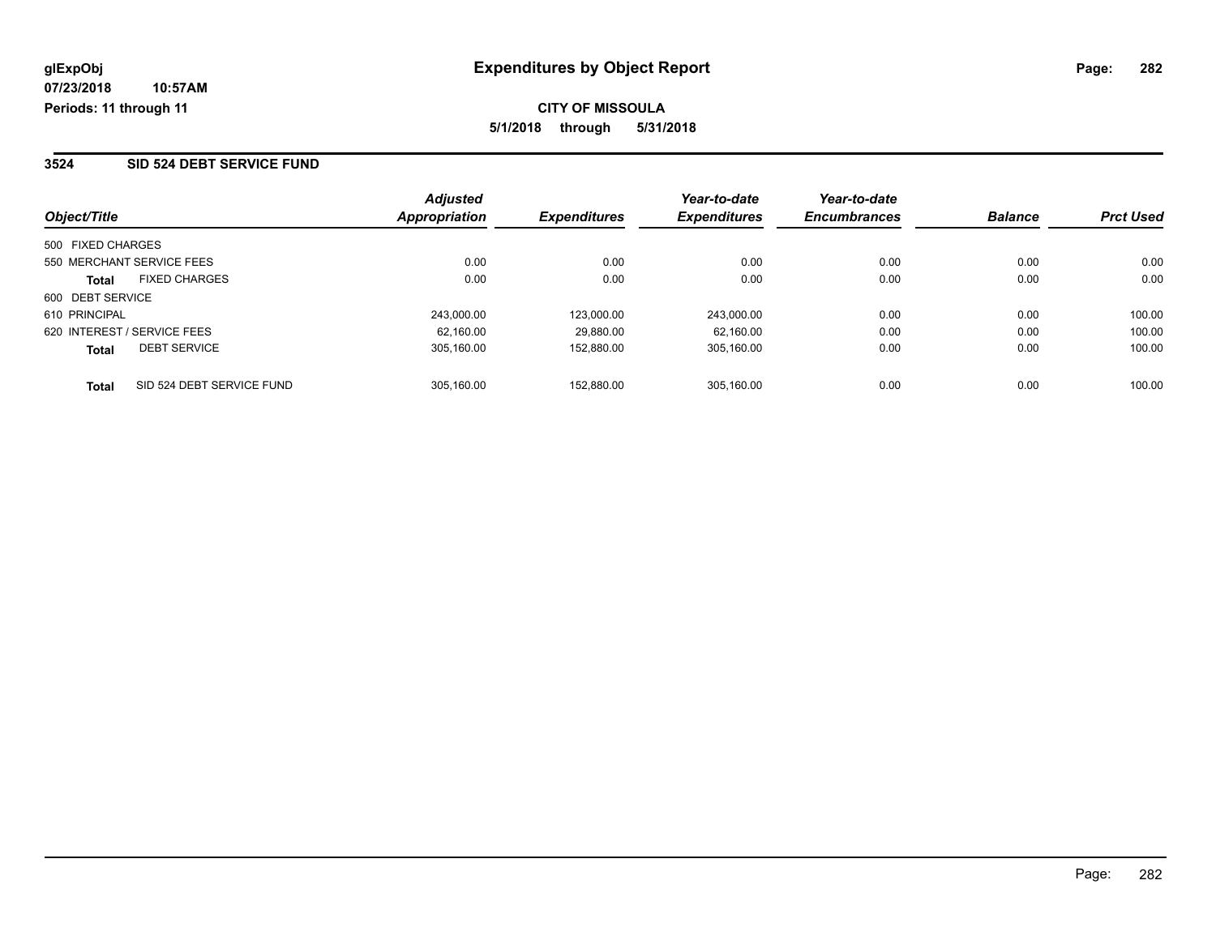**glExpObj**
**07/23/2018 10:57AM**
**Periods: 11 through 11**

# Expenditures by Object Report

**CITY OF MISSOULA**
**5/1/2018 through 5/31/2018**

## 3524 SID 524 DEBT SERVICE FUND

| Object/Title | | Adjusted Appropriation | Expenditures | Year-to-date Expenditures | Year-to-date Encumbrances | Balance | Prct Used |
|---|---|---|---|---|---|---|---|
| 500 FIXED CHARGES | | | | | | | |
| 550 MERCHANT SERVICE FEES | | 0.00 | 0.00 | 0.00 | 0.00 | 0.00 | 0.00 |
| **Total** | FIXED CHARGES | 0.00 | 0.00 | 0.00 | 0.00 | 0.00 | 0.00 |
| 600 DEBT SERVICE | | | | | | | |
| 610 PRINCIPAL | | 243,000.00 | 123,000.00 | 243,000.00 | 0.00 | 0.00 | 100.00 |
| 620 INTEREST / SERVICE FEES | | 62,160.00 | 29,880.00 | 62,160.00 | 0.00 | 0.00 | 100.00 |
| **Total** | DEBT SERVICE | 305,160.00 | 152,880.00 | 305,160.00 | 0.00 | 0.00 | 100.00 |
| **Total** | SID 524 DEBT SERVICE FUND | 305,160.00 | 152,880.00 | 305,160.00 | 0.00 | 0.00 | 100.00 |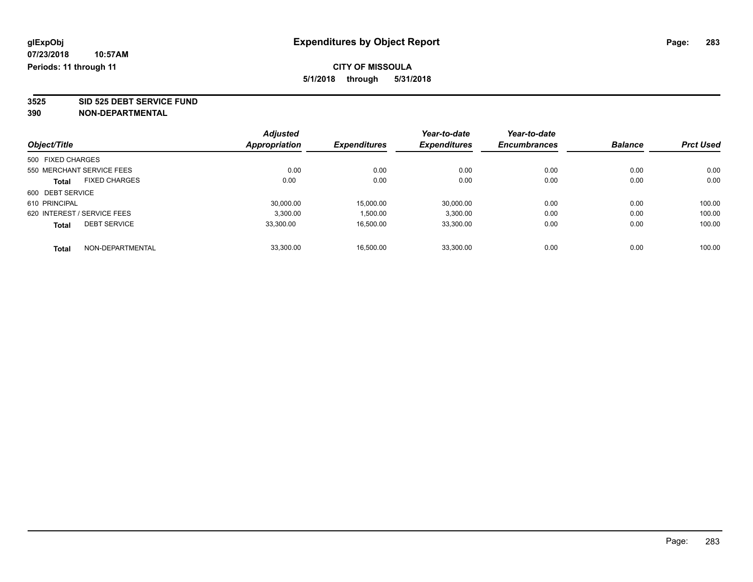**CITY OF MISSOULA**

**5/1/2018 through 5/31/2018**

**3525 SID 525 DEBT SERVICE FUND**

**390 NON-DEPARTMENTAL**

| Object/Title | Adjusted Appropriation | Expenditures | Year-to-date Expenditures | Year-to-date Encumbrances | Balance | Prct Used |
|---|---|---|---|---|---|---|
| 500 FIXED CHARGES | | | | | | |
| 550 MERCHANT SERVICE FEES | 0.00 | 0.00 | 0.00 | 0.00 | 0.00 | 0.00 |
| **Total** FIXED CHARGES | 0.00 | 0.00 | 0.00 | 0.00 | 0.00 | 0.00 |
| 600 DEBT SERVICE | | | | | | |
| 610 PRINCIPAL | 30,000.00 | 15,000.00 | 30,000.00 | 0.00 | 0.00 | 100.00 |
| 620 INTEREST / SERVICE FEES | 3,300.00 | 1,500.00 | 3,300.00 | 0.00 | 0.00 | 100.00 |
| **Total** DEBT SERVICE | 33,300.00 | 16,500.00 | 33,300.00 | 0.00 | 0.00 | 100.00 |
| **Total** NON-DEPARTMENTAL | 33,300.00 | 16,500.00 | 33,300.00 | 0.00 | 0.00 | 100.00 |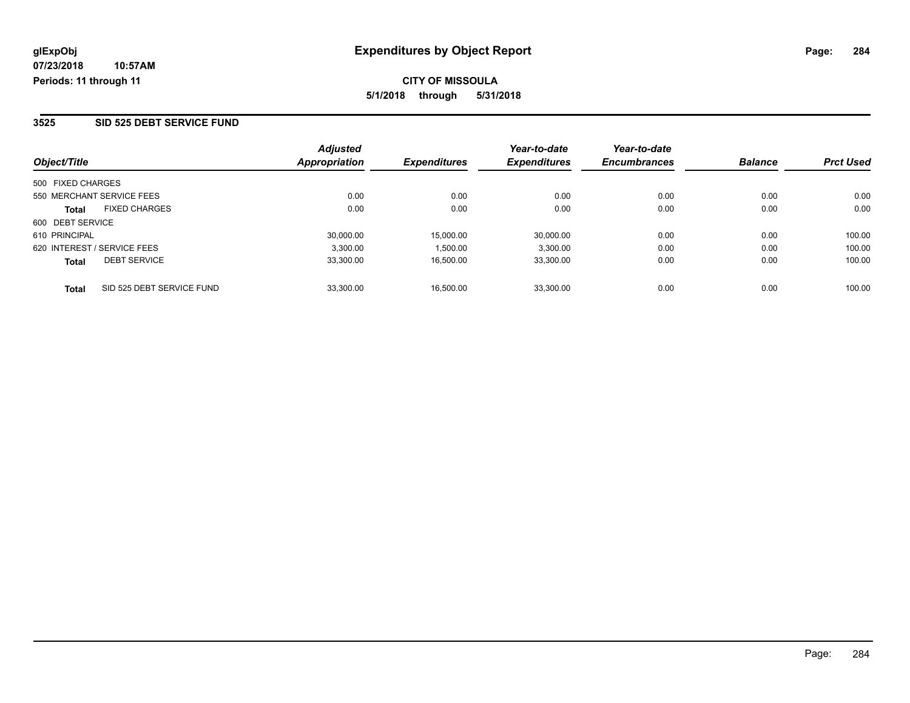**glExpObj**
**07/23/2018 10:57AM**
**Periods: 11 through 11**

# Expenditures by Object Report

**CITY OF MISSOULA**
**5/1/2018 through 5/31/2018**

## 3525 SID 525 DEBT SERVICE FUND

| Object/Title | Adjusted Appropriation | Expenditures | Year-to-date Expenditures | Year-to-date Encumbrances | Balance | Prct Used |
|---|---|---|---|---|---|---|
| 500 FIXED CHARGES | | | | | | |
| 550 MERCHANT SERVICE FEES | 0.00 | 0.00 | 0.00 | 0.00 | 0.00 | 0.00 |
| **Total** FIXED CHARGES | 0.00 | 0.00 | 0.00 | 0.00 | 0.00 | 0.00 |
| 600 DEBT SERVICE | | | | | | |
| 610 PRINCIPAL | 30,000.00 | 15,000.00 | 30,000.00 | 0.00 | 0.00 | 100.00 |
| 620 INTEREST / SERVICE FEES | 3,300.00 | 1,500.00 | 3,300.00 | 0.00 | 0.00 | 100.00 |
| **Total** DEBT SERVICE | 33,300.00 | 16,500.00 | 33,300.00 | 0.00 | 0.00 | 100.00 |
| **Total** SID 525 DEBT SERVICE FUND | 33,300.00 | 16,500.00 | 33,300.00 | 0.00 | 0.00 | 100.00 |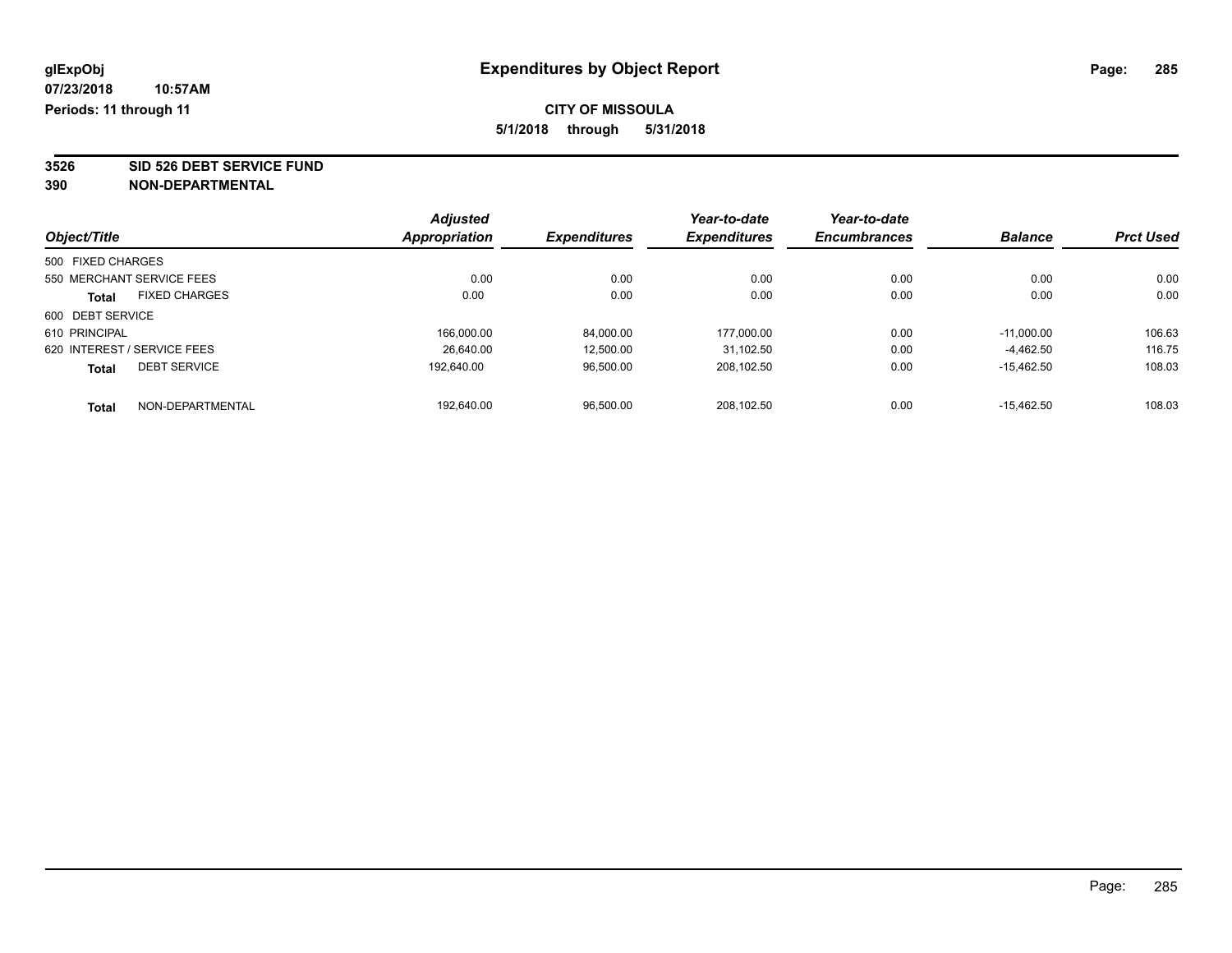glExpObj
07/23/2018 10:57AM
Periods: 11 through 11

# Expenditures by Object Report

**CITY OF MISSOULA**
**5/1/2018 through 5/31/2018**

**3526 SID 526 DEBT SERVICE FUND**
**390 NON-DEPARTMENTAL**

| Object/Title | | Adjusted Appropriation | Expenditures | Year-to-date Expenditures | Year-to-date Encumbrances | Balance | Prct Used |
|---|---|---|---|---|---|---|---|
| 500 FIXED CHARGES | | | | | | | |
| 550 MERCHANT SERVICE FEES | | 0.00 | 0.00 | 0.00 | 0.00 | 0.00 | 0.00 |
| **Total** | FIXED CHARGES | 0.00 | 0.00 | 0.00 | 0.00 | 0.00 | 0.00 |
| 600 DEBT SERVICE | | | | | | | |
| 610 PRINCIPAL | | 166,000.00 | 84,000.00 | 177,000.00 | 0.00 | -11,000.00 | 106.63 |
| 620 INTEREST / SERVICE FEES | | 26,640.00 | 12,500.00 | 31,102.50 | 0.00 | -4,462.50 | 116.75 |
| **Total** | DEBT SERVICE | 192,640.00 | 96,500.00 | 208,102.50 | 0.00 | -15,462.50 | 108.03 |
| **Total** | NON-DEPARTMENTAL | 192,640.00 | 96,500.00 | 208,102.50 | 0.00 | -15,462.50 | 108.03 |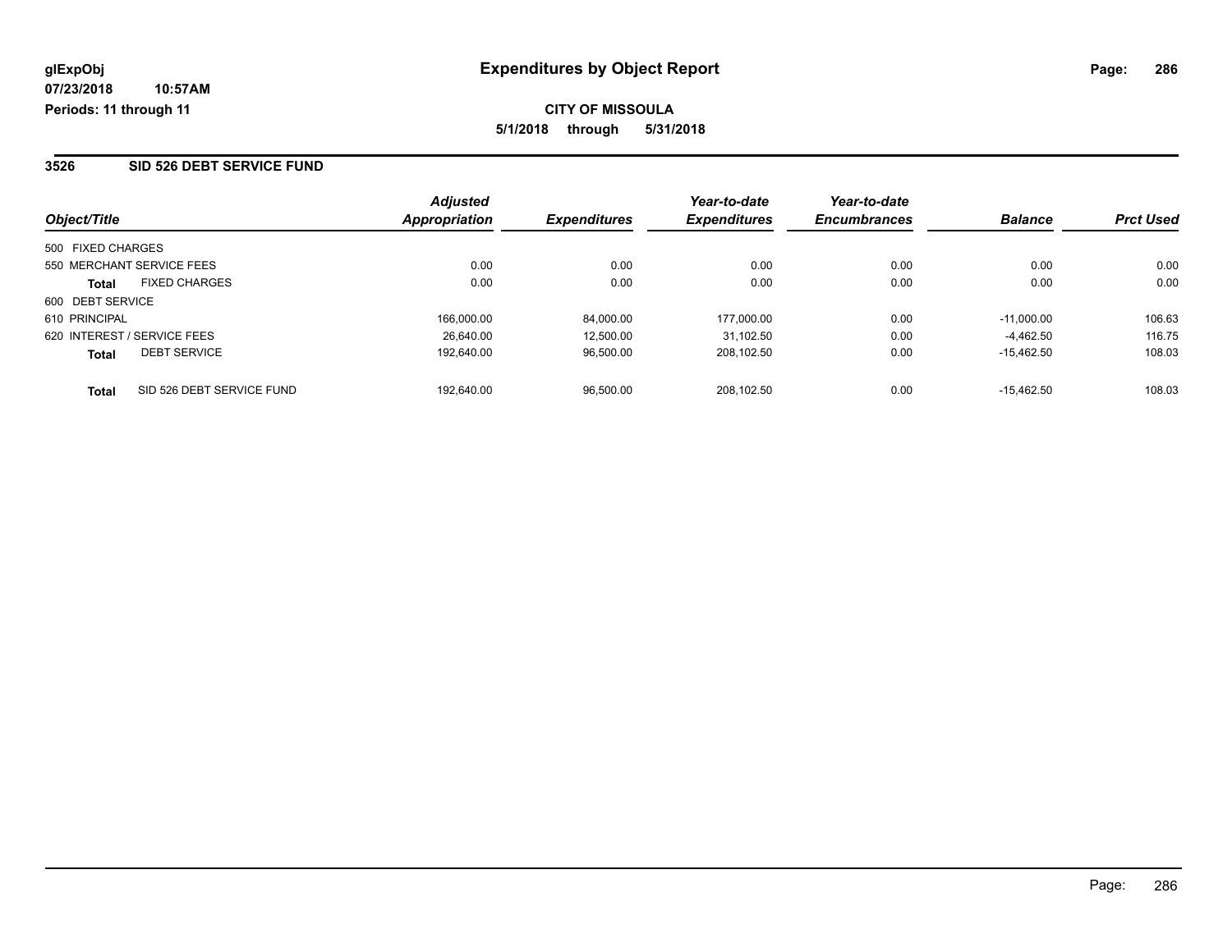# Expenditures by Object Report

glExpObj
07/23/2018 10:57AM
Periods: 11 through 11

**CITY OF MISSOULA**
**5/1/2018 through 5/31/2018**

## 3526 SID 526 DEBT SERVICE FUND

| Object/Title | | Adjusted Appropriation | Expenditures | Year-to-date Expenditures | Year-to-date Encumbrances | Balance | Prct Used |
|---|---|---|---|---|---|---|---|
| 500 FIXED CHARGES | | | | | | | |
| 550 MERCHANT SERVICE FEES | | 0.00 | 0.00 | 0.00 | 0.00 | 0.00 | 0.00 |
| **Total** | FIXED CHARGES | 0.00 | 0.00 | 0.00 | 0.00 | 0.00 | 0.00 |
| 600 DEBT SERVICE | | | | | | | |
| 610 PRINCIPAL | | 166,000.00 | 84,000.00 | 177,000.00 | 0.00 | -11,000.00 | 106.63 |
| 620 INTEREST / SERVICE FEES | | 26,640.00 | 12,500.00 | 31,102.50 | 0.00 | -4,462.50 | 116.75 |
| **Total** | DEBT SERVICE | 192,640.00 | 96,500.00 | 208,102.50 | 0.00 | -15,462.50 | 108.03 |
| **Total** | SID 526 DEBT SERVICE FUND | 192,640.00 | 96,500.00 | 208,102.50 | 0.00 | -15,462.50 | 108.03 |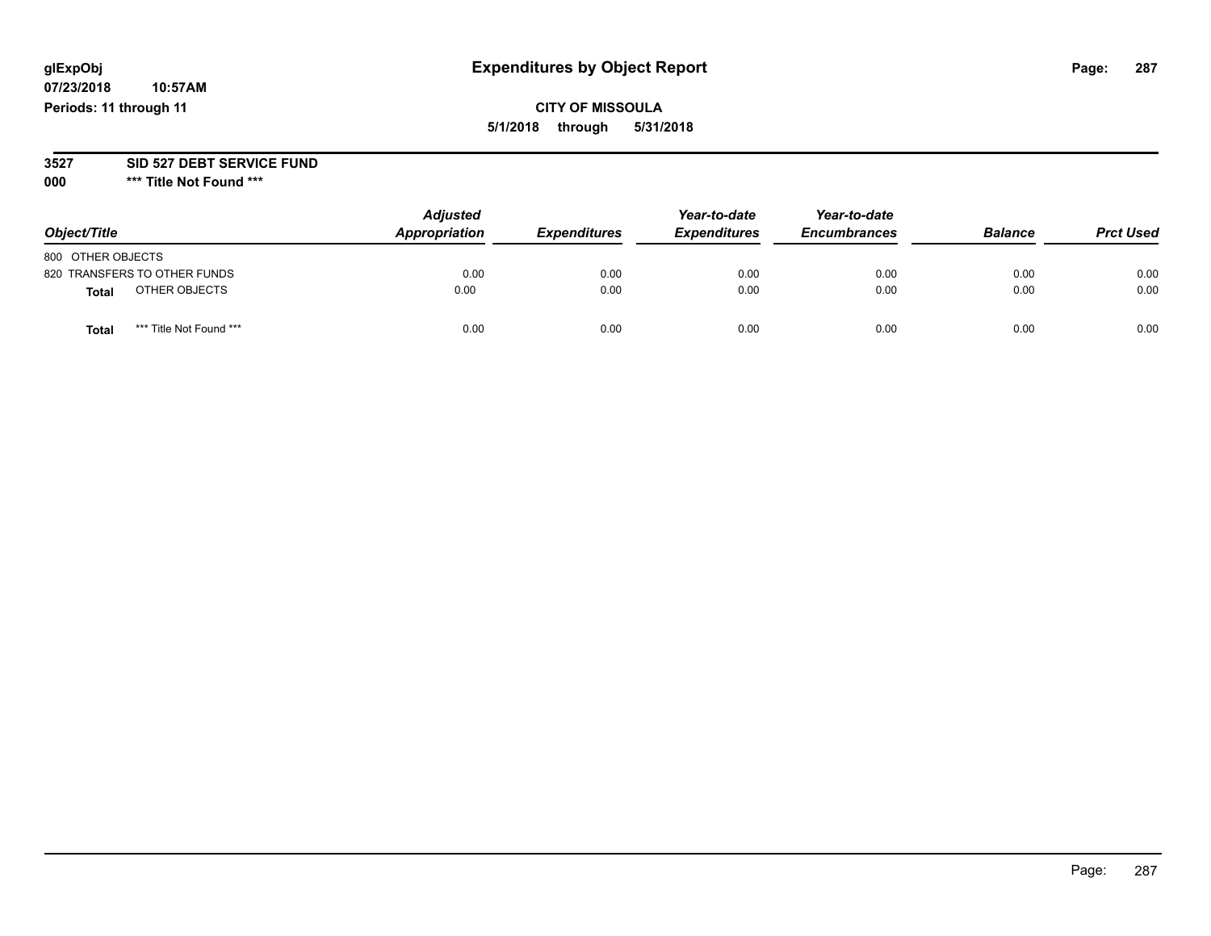# Expenditures by Object Report

**CITY OF MISSOULA**

**5/1/2018 through 5/31/2018**

glExpObj
07/23/2018 10:57AM
Periods: 11 through 11

**3527 SID 527 DEBT SERVICE FUND**

**000 \*\*\* Title Not Found \*\*\***

| Object/Title | Adjusted Appropriation | Expenditures | Year-to-date Expenditures | Year-to-date Encumbrances | Balance | Prct Used |
|---|---|---|---|---|---|---|
| 800 OTHER OBJECTS | | | | | | |
| 820 TRANSFERS TO OTHER FUNDS | 0.00 | 0.00 | 0.00 | 0.00 | 0.00 | 0.00 |
| **Total** OTHER OBJECTS | 0.00 | 0.00 | 0.00 | 0.00 | 0.00 | 0.00 |
| **Total** \*\*\* Title Not Found \*\*\* | 0.00 | 0.00 | 0.00 | 0.00 | 0.00 | 0.00 |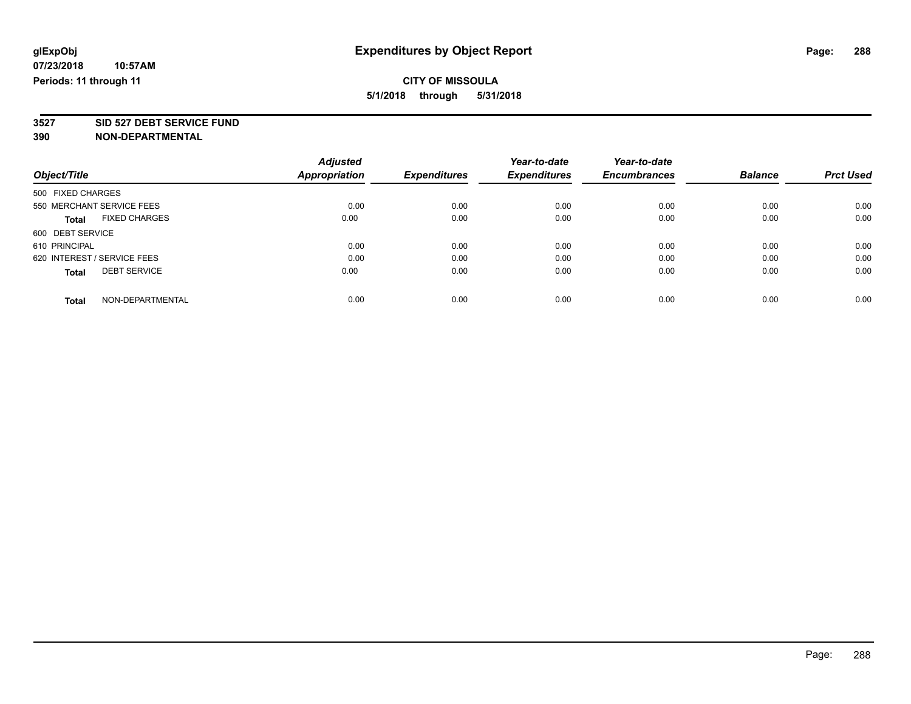glExpObj
07/23/2018 10:57AM
Periods: 11 through 11

# Expenditures by Object Report

**CITY OF MISSOULA**
**5/1/2018 through 5/31/2018**

**3527 SID 527 DEBT SERVICE FUND**
**390 NON-DEPARTMENTAL**

| Object/Title | Adjusted Appropriation | Expenditures | Year-to-date Expenditures | Year-to-date Encumbrances | Balance | Prct Used |
|---|---|---|---|---|---|---|
| 500 FIXED CHARGES | | | | | | |
| 550 MERCHANT SERVICE FEES | 0.00 | 0.00 | 0.00 | 0.00 | 0.00 | 0.00 |
| **Total** FIXED CHARGES | 0.00 | 0.00 | 0.00 | 0.00 | 0.00 | 0.00 |
| 600 DEBT SERVICE | | | | | | |
| 610 PRINCIPAL | 0.00 | 0.00 | 0.00 | 0.00 | 0.00 | 0.00 |
| 620 INTEREST / SERVICE FEES | 0.00 | 0.00 | 0.00 | 0.00 | 0.00 | 0.00 |
| **Total** DEBT SERVICE | 0.00 | 0.00 | 0.00 | 0.00 | 0.00 | 0.00 |
| **Total** NON-DEPARTMENTAL | 0.00 | 0.00 | 0.00 | 0.00 | 0.00 | 0.00 |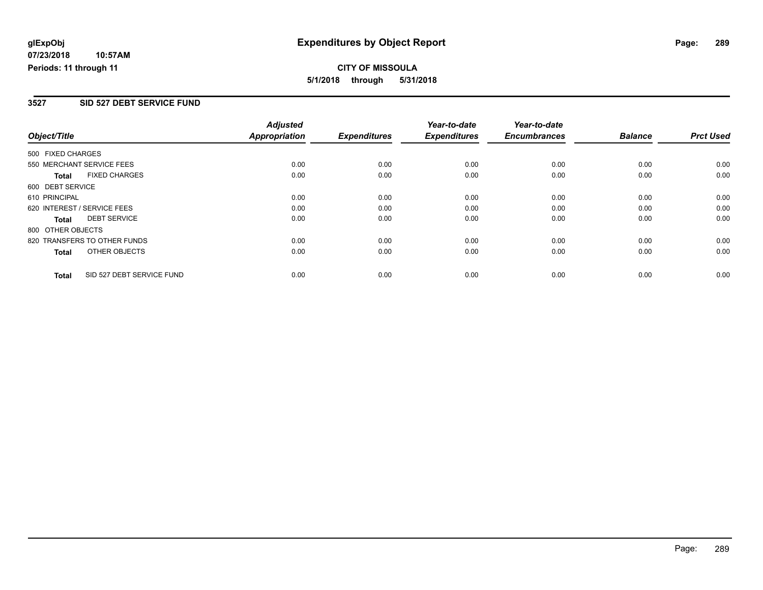# Expenditures by Object Report

glExpObj
07/23/2018 10:57AM
Periods: 11 through 11

**CITY OF MISSOULA**
**5/1/2018 through 5/31/2018**

## 3527 SID 527 DEBT SERVICE FUND

| Object/Title | Adjusted Appropriation | Expenditures | Year-to-date Expenditures | Year-to-date Encumbrances | Balance | Prct Used |
|---|---|---|---|---|---|---|
| 500 FIXED CHARGES | | | | | | |
| 550 MERCHANT SERVICE FEES | 0.00 | 0.00 | 0.00 | 0.00 | 0.00 | 0.00 |
| **Total** FIXED CHARGES | 0.00 | 0.00 | 0.00 | 0.00 | 0.00 | 0.00 |
| 600 DEBT SERVICE | | | | | | |
| 610 PRINCIPAL | 0.00 | 0.00 | 0.00 | 0.00 | 0.00 | 0.00 |
| 620 INTEREST / SERVICE FEES | 0.00 | 0.00 | 0.00 | 0.00 | 0.00 | 0.00 |
| **Total** DEBT SERVICE | 0.00 | 0.00 | 0.00 | 0.00 | 0.00 | 0.00 |
| 800 OTHER OBJECTS | | | | | | |
| 820 TRANSFERS TO OTHER FUNDS | 0.00 | 0.00 | 0.00 | 0.00 | 0.00 | 0.00 |
| **Total** OTHER OBJECTS | 0.00 | 0.00 | 0.00 | 0.00 | 0.00 | 0.00 |
| **Total** SID 527 DEBT SERVICE FUND | 0.00 | 0.00 | 0.00 | 0.00 | 0.00 | 0.00 |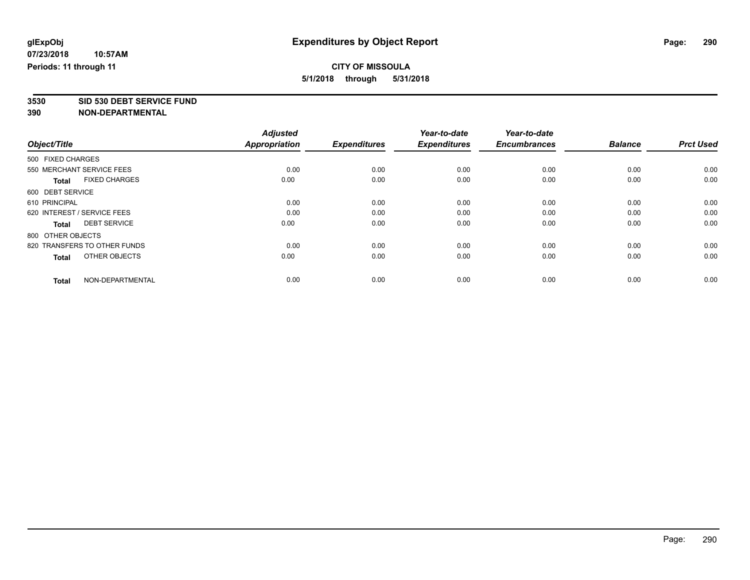# Expenditures by Object Report

glExpObj
07/23/2018 10:57AM
Periods: 11 through 11

**CITY OF MISSOULA**
**5/1/2018 through 5/31/2018**

**3530 SID 530 DEBT SERVICE FUND**
**390 NON-DEPARTMENTAL**

| Object/Title | Adjusted Appropriation | Expenditures | Year-to-date Expenditures | Year-to-date Encumbrances | Balance | Prct Used |
|---|---|---|---|---|---|---|
| 500 FIXED CHARGES | | | | | | |
| 550 MERCHANT SERVICE FEES | 0.00 | 0.00 | 0.00 | 0.00 | 0.00 | 0.00 |
| **Total** FIXED CHARGES | 0.00 | 0.00 | 0.00 | 0.00 | 0.00 | 0.00 |
| 600 DEBT SERVICE | | | | | | |
| 610 PRINCIPAL | 0.00 | 0.00 | 0.00 | 0.00 | 0.00 | 0.00 |
| 620 INTEREST / SERVICE FEES | 0.00 | 0.00 | 0.00 | 0.00 | 0.00 | 0.00 |
| **Total** DEBT SERVICE | 0.00 | 0.00 | 0.00 | 0.00 | 0.00 | 0.00 |
| 800 OTHER OBJECTS | | | | | | |
| 820 TRANSFERS TO OTHER FUNDS | 0.00 | 0.00 | 0.00 | 0.00 | 0.00 | 0.00 |
| **Total** OTHER OBJECTS | 0.00 | 0.00 | 0.00 | 0.00 | 0.00 | 0.00 |
| **Total** NON-DEPARTMENTAL | 0.00 | 0.00 | 0.00 | 0.00 | 0.00 | 0.00 |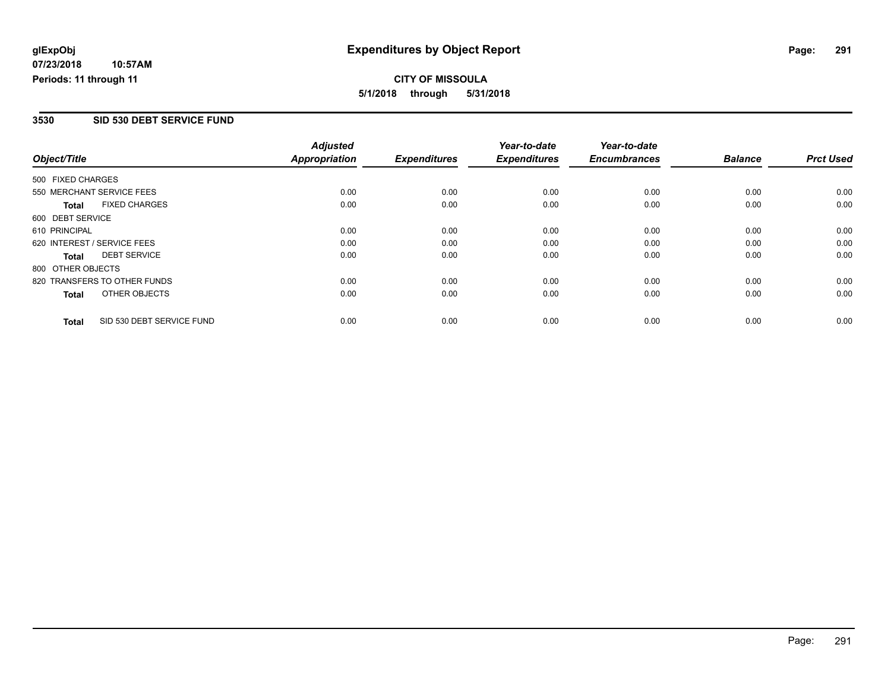**glExpObj** **Expenditures by Object Report**

**07/23/2018 10:57AM**

**Periods: 11 through 11**

**CITY OF MISSOULA**

**5/1/2018 through 5/31/2018**

## 3530 SID 530 DEBT SERVICE FUND

| Object/Title | Adjusted Appropriation | Expenditures | Year-to-date Expenditures | Year-to-date Encumbrances | Balance | Prct Used |
|---|---|---|---|---|---|---|
| 500 FIXED CHARGES | | | | | | |
| 550 MERCHANT SERVICE FEES | 0.00 | 0.00 | 0.00 | 0.00 | 0.00 | 0.00 |
| **Total** FIXED CHARGES | 0.00 | 0.00 | 0.00 | 0.00 | 0.00 | 0.00 |
| 600 DEBT SERVICE | | | | | | |
| 610 PRINCIPAL | 0.00 | 0.00 | 0.00 | 0.00 | 0.00 | 0.00 |
| 620 INTEREST / SERVICE FEES | 0.00 | 0.00 | 0.00 | 0.00 | 0.00 | 0.00 |
| **Total** DEBT SERVICE | 0.00 | 0.00 | 0.00 | 0.00 | 0.00 | 0.00 |
| 800 OTHER OBJECTS | | | | | | |
| 820 TRANSFERS TO OTHER FUNDS | 0.00 | 0.00 | 0.00 | 0.00 | 0.00 | 0.00 |
| **Total** OTHER OBJECTS | 0.00 | 0.00 | 0.00 | 0.00 | 0.00 | 0.00 |
| **Total** SID 530 DEBT SERVICE FUND | 0.00 | 0.00 | 0.00 | 0.00 | 0.00 | 0.00 |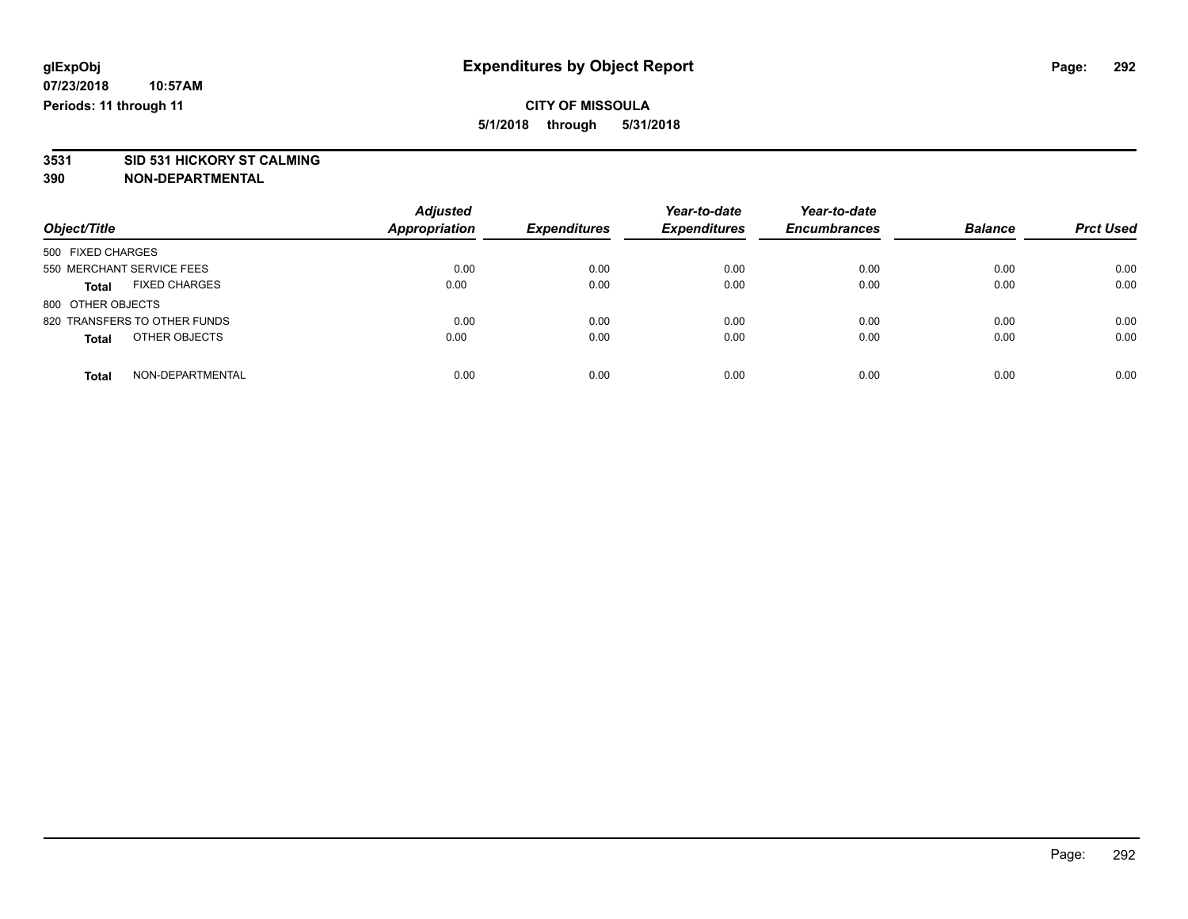glExpObj
07/23/2018 10:57AM
Periods: 11 through 11

# Expenditures by Object Report

**CITY OF MISSOULA**
**5/1/2018 through 5/31/2018**

**3531 SID 531 HICKORY ST CALMING**
**390 NON-DEPARTMENTAL**

| Object/Title | Adjusted Appropriation | Expenditures | Year-to-date Expenditures | Year-to-date Encumbrances | Balance | Prct Used |
|---|---|---|---|---|---|---|
| 500 FIXED CHARGES | | | | | | |
| 550 MERCHANT SERVICE FEES | 0.00 | 0.00 | 0.00 | 0.00 | 0.00 | 0.00 |
| **Total** FIXED CHARGES | 0.00 | 0.00 | 0.00 | 0.00 | 0.00 | 0.00 |
| 800 OTHER OBJECTS | | | | | | |
| 820 TRANSFERS TO OTHER FUNDS | 0.00 | 0.00 | 0.00 | 0.00 | 0.00 | 0.00 |
| **Total** OTHER OBJECTS | 0.00 | 0.00 | 0.00 | 0.00 | 0.00 | 0.00 |
| **Total** NON-DEPARTMENTAL | 0.00 | 0.00 | 0.00 | 0.00 | 0.00 | 0.00 |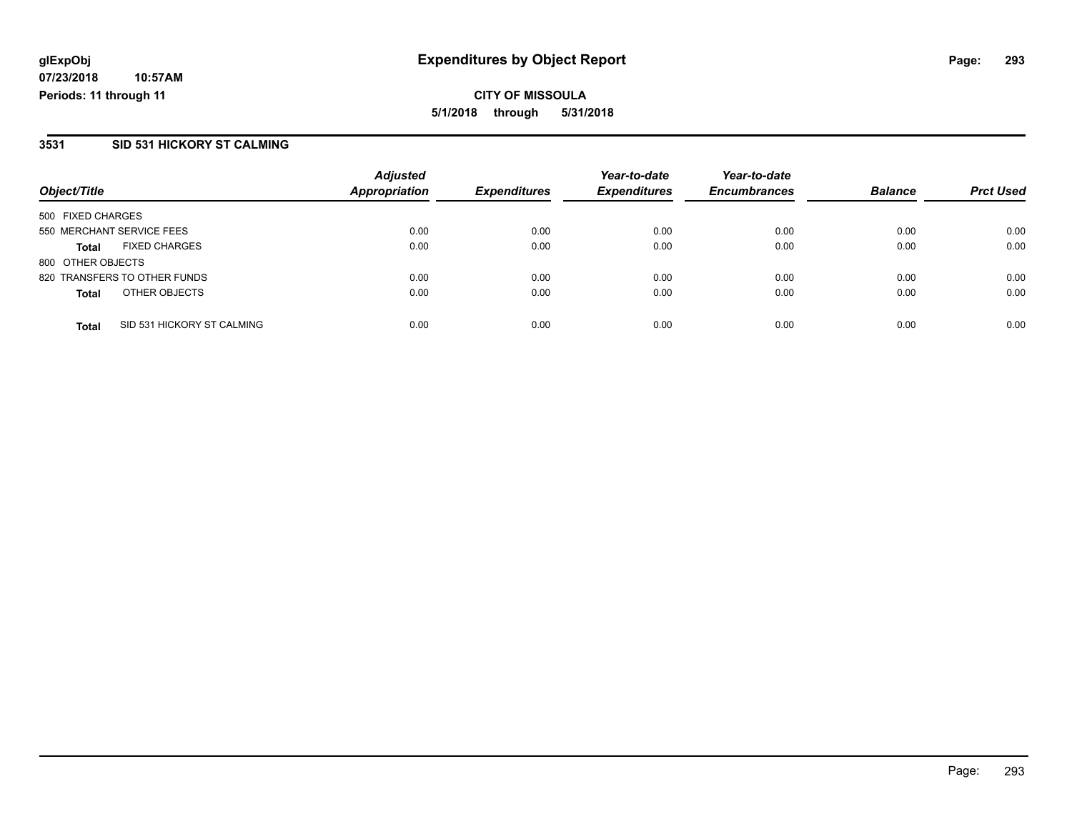glExpObj
07/23/2018 10:57AM
Periods: 11 through 11

# Expenditures by Object Report

**CITY OF MISSOULA**
**5/1/2018 through 5/31/2018**

## 3531 SID 531 HICKORY ST CALMING

| Object/Title | Adjusted Appropriation | Expenditures | Year-to-date Expenditures | Year-to-date Encumbrances | Balance | Prct Used |
|---|---|---|---|---|---|---|
| 500 FIXED CHARGES | | | | | | |
| 550 MERCHANT SERVICE FEES | 0.00 | 0.00 | 0.00 | 0.00 | 0.00 | 0.00 |
| **Total** FIXED CHARGES | 0.00 | 0.00 | 0.00 | 0.00 | 0.00 | 0.00 |
| 800 OTHER OBJECTS | | | | | | |
| 820 TRANSFERS TO OTHER FUNDS | 0.00 | 0.00 | 0.00 | 0.00 | 0.00 | 0.00 |
| **Total** OTHER OBJECTS | 0.00 | 0.00 | 0.00 | 0.00 | 0.00 | 0.00 |
| **Total** SID 531 HICKORY ST CALMING | 0.00 | 0.00 | 0.00 | 0.00 | 0.00 | 0.00 |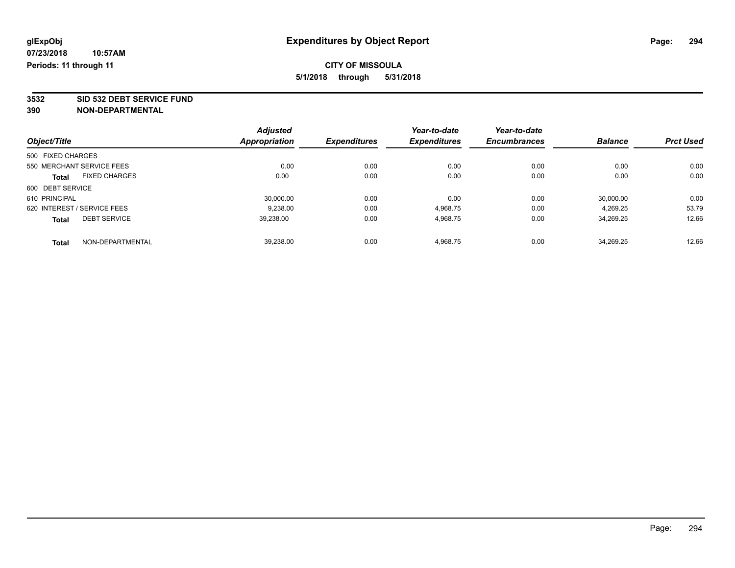**glExpObj** **Expenditures by Object Report**

**07/23/2018 10:57AM**

**Periods: 11 through 11**

**CITY OF MISSOULA**

**5/1/2018 through 5/31/2018**

**3532 SID 532 DEBT SERVICE FUND**

**390 NON-DEPARTMENTAL**

| Object/Title | Adjusted Appropriation | Expenditures | Year-to-date Expenditures | Year-to-date Encumbrances | Balance | Prct Used |
|---|---|---|---|---|---|---|
| 500 FIXED CHARGES | | | | | | |
| 550 MERCHANT SERVICE FEES | 0.00 | 0.00 | 0.00 | 0.00 | 0.00 | 0.00 |
| **Total** FIXED CHARGES | 0.00 | 0.00 | 0.00 | 0.00 | 0.00 | 0.00 |
| 600 DEBT SERVICE | | | | | | |
| 610 PRINCIPAL | 30,000.00 | 0.00 | 0.00 | 0.00 | 30,000.00 | 0.00 |
| 620 INTEREST / SERVICE FEES | 9,238.00 | 0.00 | 4,968.75 | 0.00 | 4,269.25 | 53.79 |
| **Total** DEBT SERVICE | 39,238.00 | 0.00 | 4,968.75 | 0.00 | 34,269.25 | 12.66 |
| **Total** NON-DEPARTMENTAL | 39,238.00 | 0.00 | 4,968.75 | 0.00 | 34,269.25 | 12.66 |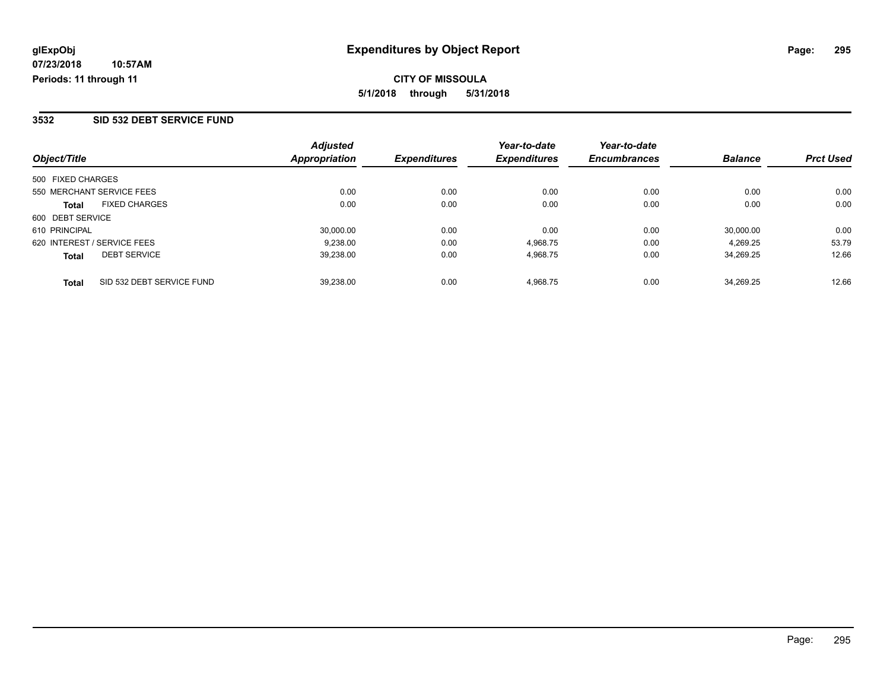**glExpObj** **Expenditures by Object Report**

**07/23/2018 10:57AM**

**Periods: 11 through 11**

**CITY OF MISSOULA**

**5/1/2018 through 5/31/2018**

## 3532 SID 532 DEBT SERVICE FUND

| Object/Title | | Adjusted Appropriation | Expenditures | Year-to-date Expenditures | Year-to-date Encumbrances | Balance | Prct Used |
|---|---|---|---|---|---|---|---|
| 500 FIXED CHARGES | | | | | | | |
| 550 MERCHANT SERVICE FEES | | 0.00 | 0.00 | 0.00 | 0.00 | 0.00 | 0.00 |
| **Total** | FIXED CHARGES | 0.00 | 0.00 | 0.00 | 0.00 | 0.00 | 0.00 |
| 600 DEBT SERVICE | | | | | | | |
| 610 PRINCIPAL | | 30,000.00 | 0.00 | 0.00 | 0.00 | 30,000.00 | 0.00 |
| 620 INTEREST / SERVICE FEES | | 9,238.00 | 0.00 | 4,968.75 | 0.00 | 4,269.25 | 53.79 |
| **Total** | DEBT SERVICE | 39,238.00 | 0.00 | 4,968.75 | 0.00 | 34,269.25 | 12.66 |
| **Total** | SID 532 DEBT SERVICE FUND | 39,238.00 | 0.00 | 4,968.75 | 0.00 | 34,269.25 | 12.66 |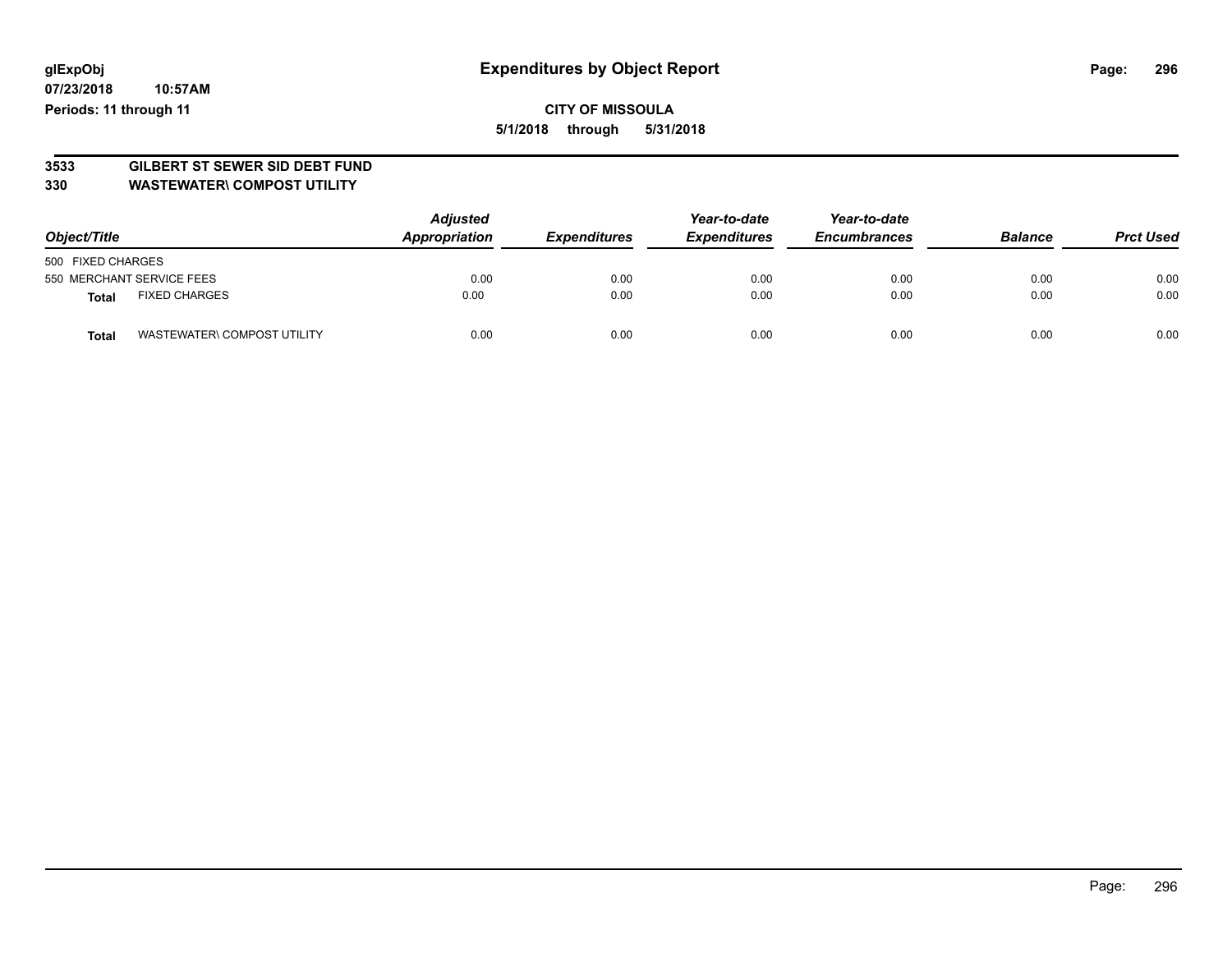**glExpObj**
**07/23/2018 10:57AM**
**Periods: 11 through 11**

# Expenditures by Object Report

**CITY OF MISSOULA**
**5/1/2018 through 5/31/2018**

**3533 GILBERT ST SEWER SID DEBT FUND**
**330 WASTEWATER\ COMPOST UTILITY**

| Object/Title | | Adjusted Appropriation | Expenditures | Year-to-date Expenditures | Year-to-date Encumbrances | Balance | Prct Used |
|---|---|---|---|---|---|---|---|
| 500 FIXED CHARGES | | | | | | | |
| 550 MERCHANT SERVICE FEES | | 0.00 | 0.00 | 0.00 | 0.00 | 0.00 | 0.00 |
| **Total** | FIXED CHARGES | 0.00 | 0.00 | 0.00 | 0.00 | 0.00 | 0.00 |
| **Total** | WASTEWATER\ COMPOST UTILITY | 0.00 | 0.00 | 0.00 | 0.00 | 0.00 | 0.00 |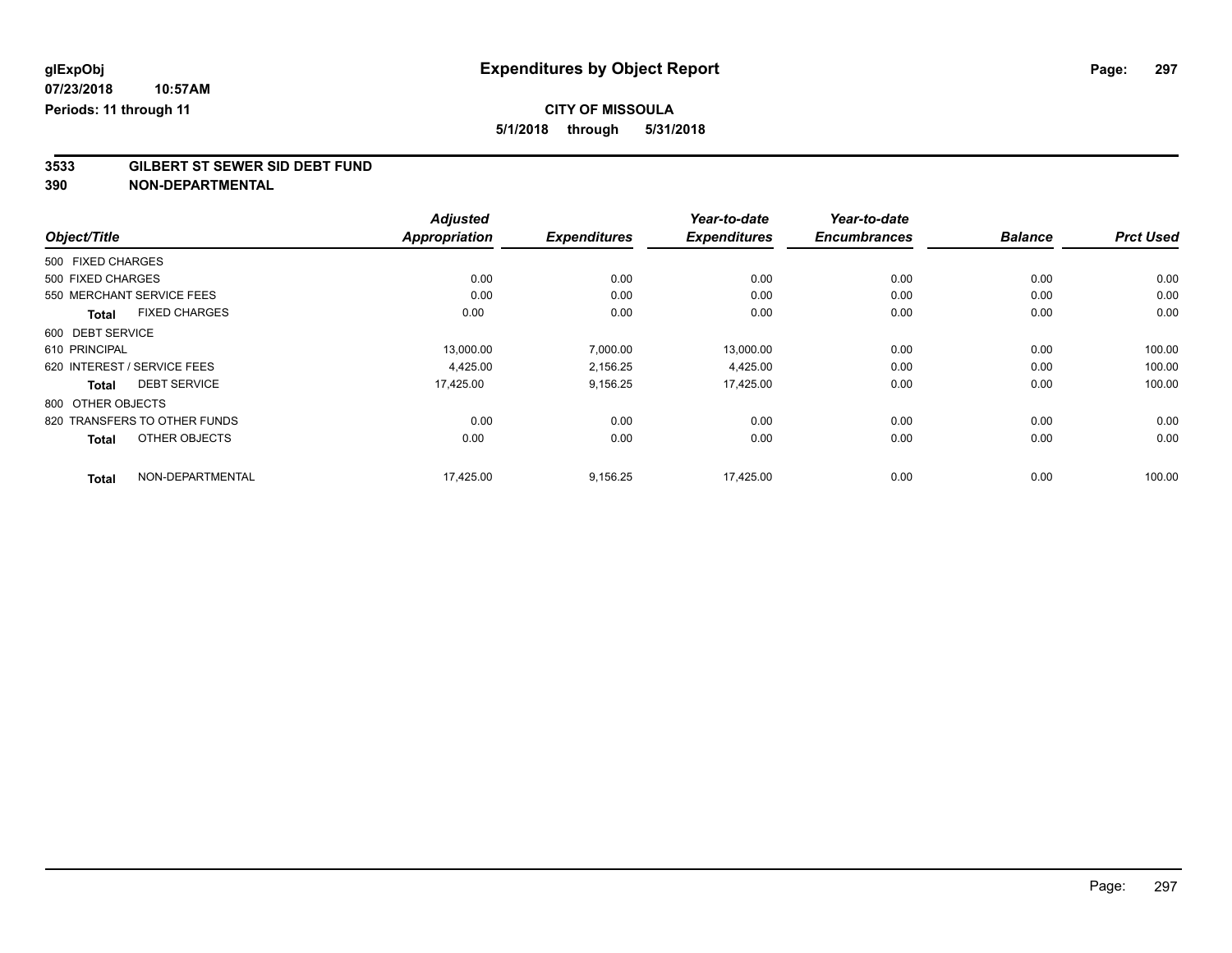glExpObj
07/23/2018 10:57AM
Periods: 11 through 11

# Expenditures by Object Report

**CITY OF MISSOULA**
**5/1/2018 through 5/31/2018**

**3533 GILBERT ST SEWER SID DEBT FUND**
**390 NON-DEPARTMENTAL**

| Object/Title | Adjusted Appropriation | Expenditures | Year-to-date Expenditures | Year-to-date Encumbrances | Balance | Prct Used |
|---|---|---|---|---|---|---|
| 500 FIXED CHARGES | | | | | | |
| 500 FIXED CHARGES | 0.00 | 0.00 | 0.00 | 0.00 | 0.00 | 0.00 |
| 550 MERCHANT SERVICE FEES | 0.00 | 0.00 | 0.00 | 0.00 | 0.00 | 0.00 |
| **Total** FIXED CHARGES | 0.00 | 0.00 | 0.00 | 0.00 | 0.00 | 0.00 |
| 600 DEBT SERVICE | | | | | | |
| 610 PRINCIPAL | 13,000.00 | 7,000.00 | 13,000.00 | 0.00 | 0.00 | 100.00 |
| 620 INTEREST / SERVICE FEES | 4,425.00 | 2,156.25 | 4,425.00 | 0.00 | 0.00 | 100.00 |
| **Total** DEBT SERVICE | 17,425.00 | 9,156.25 | 17,425.00 | 0.00 | 0.00 | 100.00 |
| 800 OTHER OBJECTS | | | | | | |
| 820 TRANSFERS TO OTHER FUNDS | 0.00 | 0.00 | 0.00 | 0.00 | 0.00 | 0.00 |
| **Total** OTHER OBJECTS | 0.00 | 0.00 | 0.00 | 0.00 | 0.00 | 0.00 |
| **Total** NON-DEPARTMENTAL | 17,425.00 | 9,156.25 | 17,425.00 | 0.00 | 0.00 | 100.00 |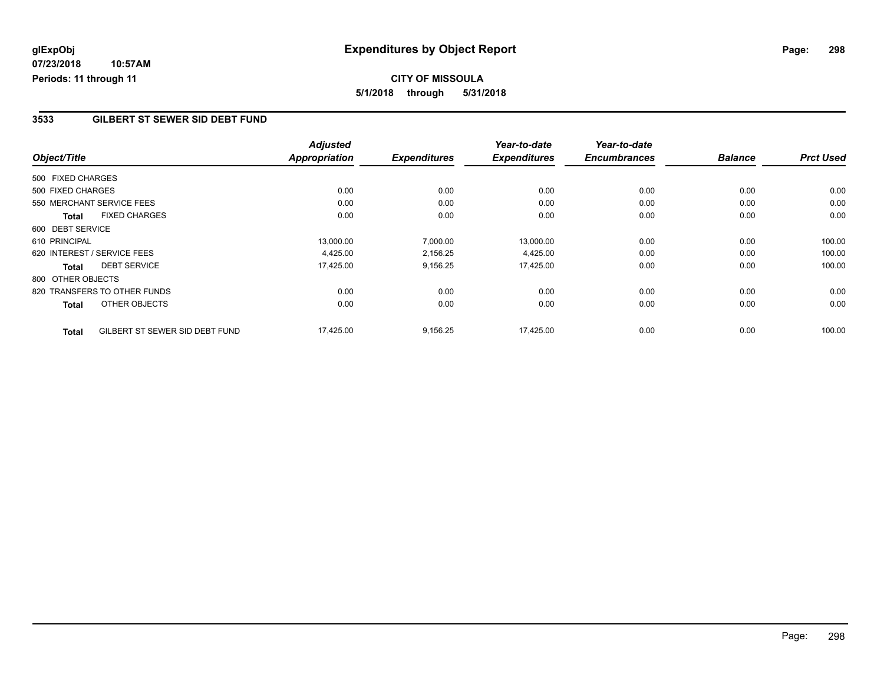**glExpObj**
**07/23/2018 10:57AM**
**Periods: 11 through 11**

# Expenditures by Object Report

**CITY OF MISSOULA**
**5/1/2018 through 5/31/2018**

## 3533 GILBERT ST SEWER SID DEBT FUND

| Object/Title | | Adjusted Appropriation | Expenditures | Year-to-date Expenditures | Year-to-date Encumbrances | Balance | Prct Used |
|---|---|---|---|---|---|---|---|
| 500 FIXED CHARGES | | | | | | | |
| 500 FIXED CHARGES | | 0.00 | 0.00 | 0.00 | 0.00 | 0.00 | 0.00 |
| 550 MERCHANT SERVICE FEES | | 0.00 | 0.00 | 0.00 | 0.00 | 0.00 | 0.00 |
| **Total** | FIXED CHARGES | 0.00 | 0.00 | 0.00 | 0.00 | 0.00 | 0.00 |
| 600 DEBT SERVICE | | | | | | | |
| 610 PRINCIPAL | | 13,000.00 | 7,000.00 | 13,000.00 | 0.00 | 0.00 | 100.00 |
| 620 INTEREST / SERVICE FEES | | 4,425.00 | 2,156.25 | 4,425.00 | 0.00 | 0.00 | 100.00 |
| **Total** | DEBT SERVICE | 17,425.00 | 9,156.25 | 17,425.00 | 0.00 | 0.00 | 100.00 |
| 800 OTHER OBJECTS | | | | | | | |
| 820 TRANSFERS TO OTHER FUNDS | | 0.00 | 0.00 | 0.00 | 0.00 | 0.00 | 0.00 |
| **Total** | OTHER OBJECTS | 0.00 | 0.00 | 0.00 | 0.00 | 0.00 | 0.00 |
| **Total** | GILBERT ST SEWER SID DEBT FUND | 17,425.00 | 9,156.25 | 17,425.00 | 0.00 | 0.00 | 100.00 |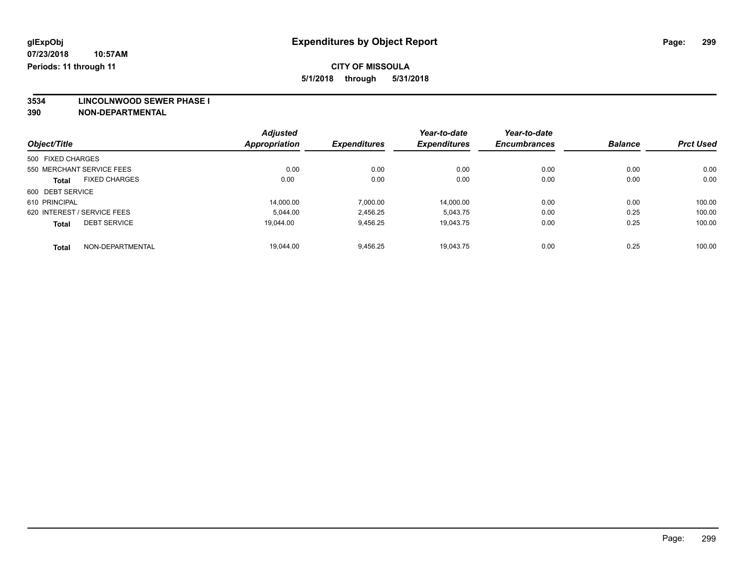# Expenditures by Object Report

glExpObj
07/23/2018 10:57AM
Periods: 11 through 11

**CITY OF MISSOULA**
**5/1/2018 through 5/31/2018**

## 3534 LINCOLNWOOD SEWER PHASE I
## 390 NON-DEPARTMENTAL

| Object/Title | Adjusted Appropriation | Expenditures | Year-to-date Expenditures | Year-to-date Encumbrances | Balance | Prct Used |
|---|---|---|---|---|---|---|
| 500 FIXED CHARGES | | | | | | |
| 550 MERCHANT SERVICE FEES | 0.00 | 0.00 | 0.00 | 0.00 | 0.00 | 0.00 |
| **Total** FIXED CHARGES | 0.00 | 0.00 | 0.00 | 0.00 | 0.00 | 0.00 |
| 600 DEBT SERVICE | | | | | | |
| 610 PRINCIPAL | 14,000.00 | 7,000.00 | 14,000.00 | 0.00 | 0.00 | 100.00 |
| 620 INTEREST / SERVICE FEES | 5,044.00 | 2,456.25 | 5,043.75 | 0.00 | 0.25 | 100.00 |
| **Total** DEBT SERVICE | 19,044.00 | 9,456.25 | 19,043.75 | 0.00 | 0.25 | 100.00 |
| **Total** NON-DEPARTMENTAL | 19,044.00 | 9,456.25 | 19,043.75 | 0.00 | 0.25 | 100.00 |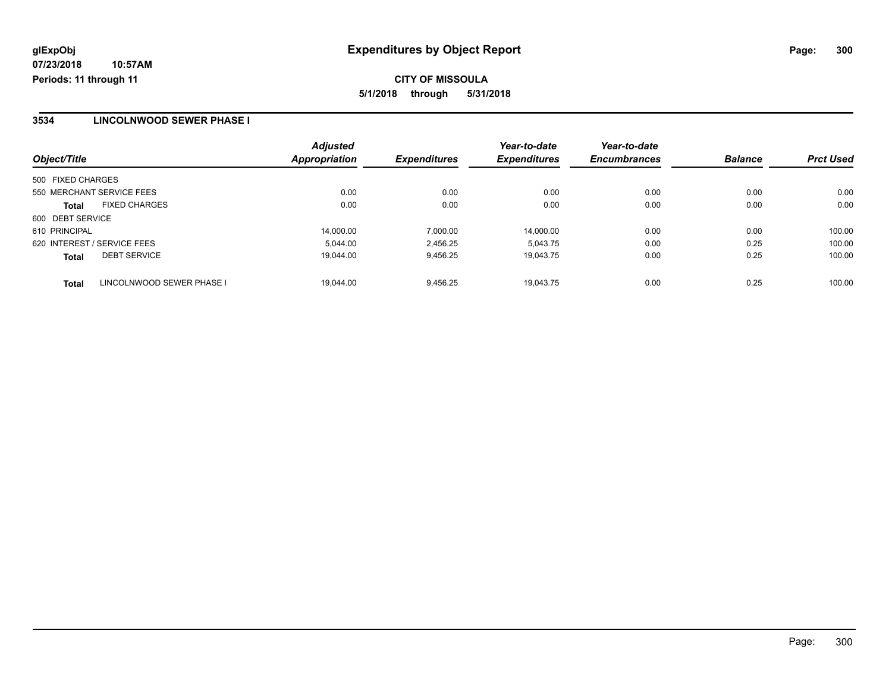# Expenditures by Object Report

glExpObj
07/23/2018 10:57AM
Periods: 11 through 11

**CITY OF MISSOULA**
**5/1/2018 through 5/31/2018**

## 3534 LINCOLNWOOD SEWER PHASE I

| Object/Title | Adjusted Appropriation | Expenditures | Year-to-date Expenditures | Year-to-date Encumbrances | Balance | Prct Used |
|---|---|---|---|---|---|---|
| 500 FIXED CHARGES | | | | | | |
| 550 MERCHANT SERVICE FEES | 0.00 | 0.00 | 0.00 | 0.00 | 0.00 | 0.00 |
| **Total** FIXED CHARGES | 0.00 | 0.00 | 0.00 | 0.00 | 0.00 | 0.00 |
| 600 DEBT SERVICE | | | | | | |
| 610 PRINCIPAL | 14,000.00 | 7,000.00 | 14,000.00 | 0.00 | 0.00 | 100.00 |
| 620 INTEREST / SERVICE FEES | 5,044.00 | 2,456.25 | 5,043.75 | 0.00 | 0.25 | 100.00 |
| **Total** DEBT SERVICE | 19,044.00 | 9,456.25 | 19,043.75 | 0.00 | 0.25 | 100.00 |
| **Total** LINCOLNWOOD SEWER PHASE I | 19,044.00 | 9,456.25 | 19,043.75 | 0.00 | 0.25 | 100.00 |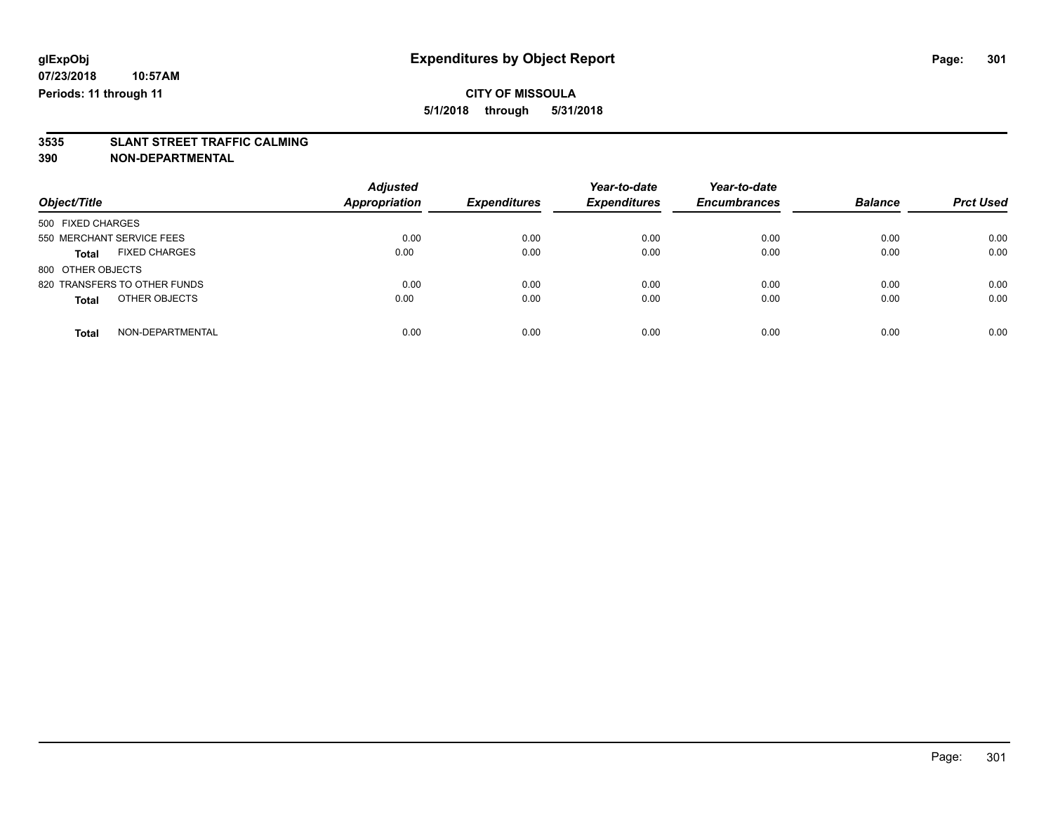glExpObj
07/23/2018 10:57AM
Periods: 11 through 11

# Expenditures by Object Report

**CITY OF MISSOULA**
**5/1/2018 through 5/31/2018**

## 3535 SLANT STREET TRAFFIC CALMING
## 390 NON-DEPARTMENTAL

| Object/Title | Adjusted Appropriation | Expenditures | Year-to-date Expenditures | Year-to-date Encumbrances | Balance | Prct Used |
|---|---|---|---|---|---|---|
| 500 FIXED CHARGES | | | | | | |
| 550 MERCHANT SERVICE FEES | 0.00 | 0.00 | 0.00 | 0.00 | 0.00 | 0.00 |
| **Total** FIXED CHARGES | 0.00 | 0.00 | 0.00 | 0.00 | 0.00 | 0.00 |
| 800 OTHER OBJECTS | | | | | | |
| 820 TRANSFERS TO OTHER FUNDS | 0.00 | 0.00 | 0.00 | 0.00 | 0.00 | 0.00 |
| **Total** OTHER OBJECTS | 0.00 | 0.00 | 0.00 | 0.00 | 0.00 | 0.00 |
| **Total** NON-DEPARTMENTAL | 0.00 | 0.00 | 0.00 | 0.00 | 0.00 | 0.00 |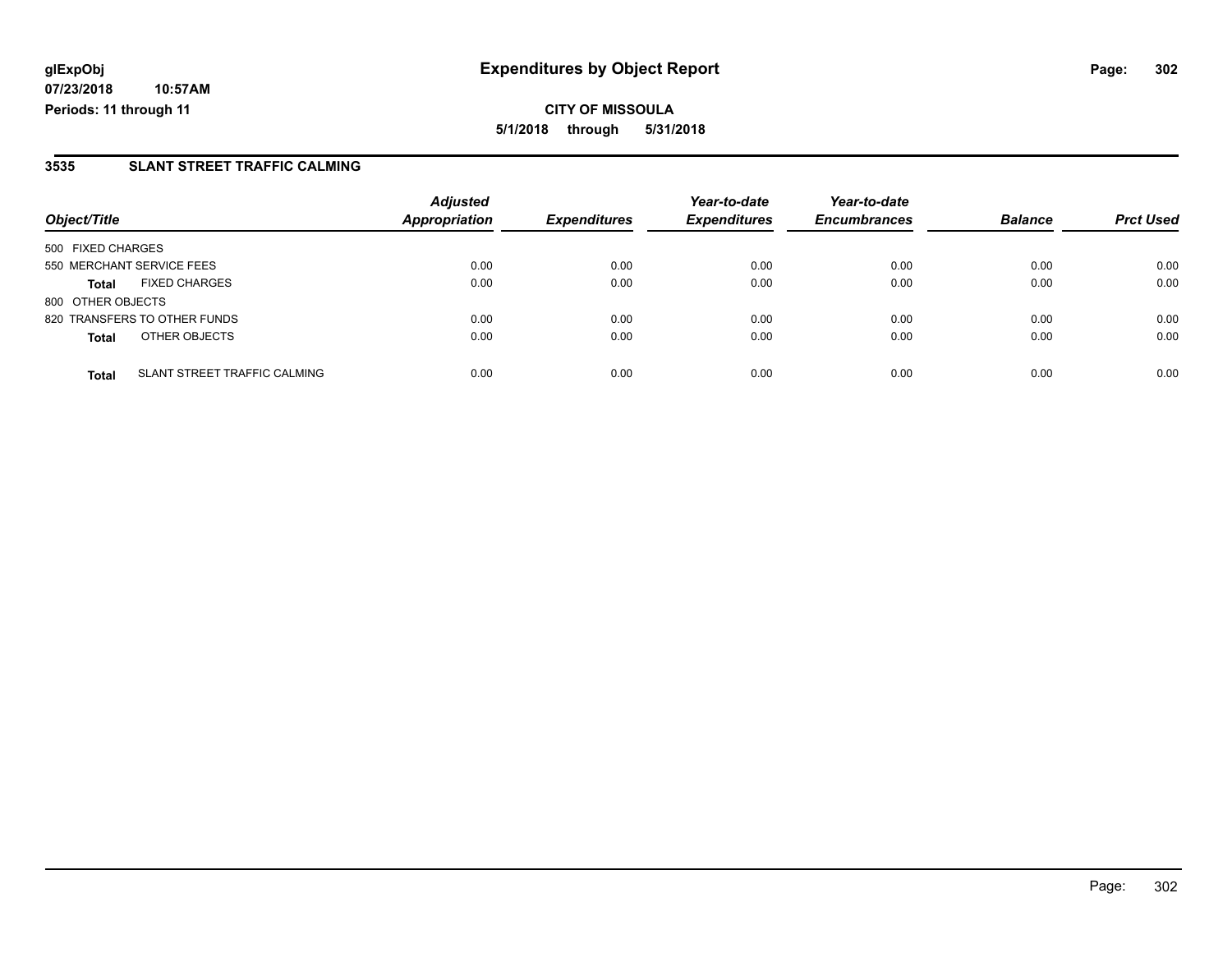## Expenditures by Object Report

glExpObj
07/23/2018 10:57AM
Periods: 11 through 11

**CITY OF MISSOULA**
**5/1/2018 through 5/31/2018**

### 3535 SLANT STREET TRAFFIC CALMING

| Object/Title | | Adjusted Appropriation | Expenditures | Year-to-date Expenditures | Year-to-date Encumbrances | Balance | Prct Used |
|---|---|---|---|---|---|---|---|
| 500 FIXED CHARGES | | | | | | | |
| 550 MERCHANT SERVICE FEES | | 0.00 | 0.00 | 0.00 | 0.00 | 0.00 | 0.00 |
| **Total** | FIXED CHARGES | 0.00 | 0.00 | 0.00 | 0.00 | 0.00 | 0.00 |
| 800 OTHER OBJECTS | | | | | | | |
| 820 TRANSFERS TO OTHER FUNDS | | 0.00 | 0.00 | 0.00 | 0.00 | 0.00 | 0.00 |
| **Total** | OTHER OBJECTS | 0.00 | 0.00 | 0.00 | 0.00 | 0.00 | 0.00 |
| **Total** | SLANT STREET TRAFFIC CALMING | 0.00 | 0.00 | 0.00 | 0.00 | 0.00 | 0.00 |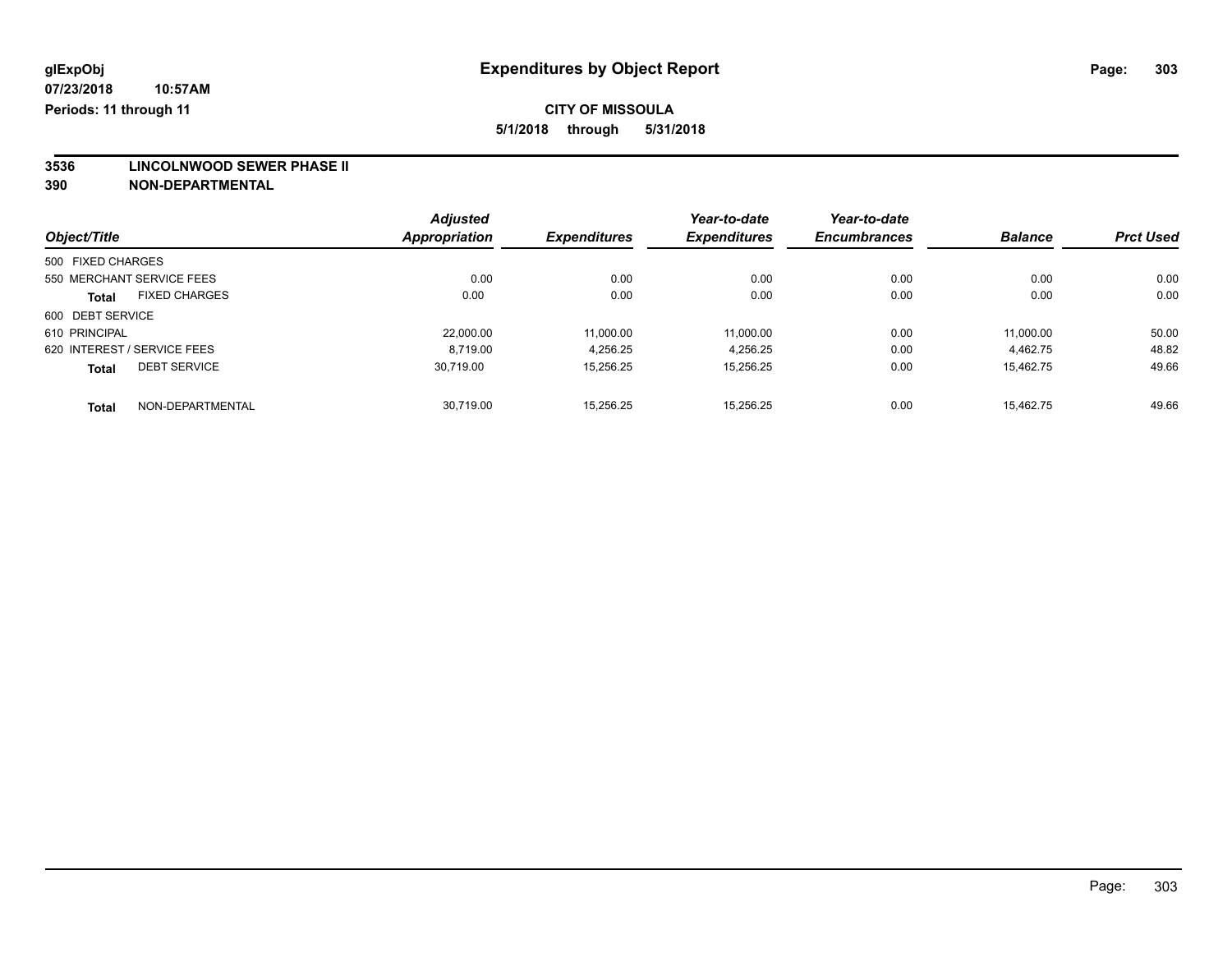**glExpObj** 
**07/23/2018 10:57AM** 
**Periods: 11 through 11**

# Expenditures by Object Report

**CITY OF MISSOULA**
**5/1/2018 through 5/31/2018**

**3536 LINCOLNWOOD SEWER PHASE II**
**390 NON-DEPARTMENTAL**

| Object/Title | Adjusted Appropriation | Expenditures | Year-to-date Expenditures | Year-to-date Encumbrances | Balance | Prct Used |
|---|---|---|---|---|---|---|
| 500 FIXED CHARGES | | | | | | |
| 550 MERCHANT SERVICE FEES | 0.00 | 0.00 | 0.00 | 0.00 | 0.00 | 0.00 |
| **Total** FIXED CHARGES | 0.00 | 0.00 | 0.00 | 0.00 | 0.00 | 0.00 |
| 600 DEBT SERVICE | | | | | | |
| 610 PRINCIPAL | 22,000.00 | 11,000.00 | 11,000.00 | 0.00 | 11,000.00 | 50.00 |
| 620 INTEREST / SERVICE FEES | 8,719.00 | 4,256.25 | 4,256.25 | 0.00 | 4,462.75 | 48.82 |
| **Total** DEBT SERVICE | 30,719.00 | 15,256.25 | 15,256.25 | 0.00 | 15,462.75 | 49.66 |
| **Total** NON-DEPARTMENTAL | 30,719.00 | 15,256.25 | 15,256.25 | 0.00 | 15,462.75 | 49.66 |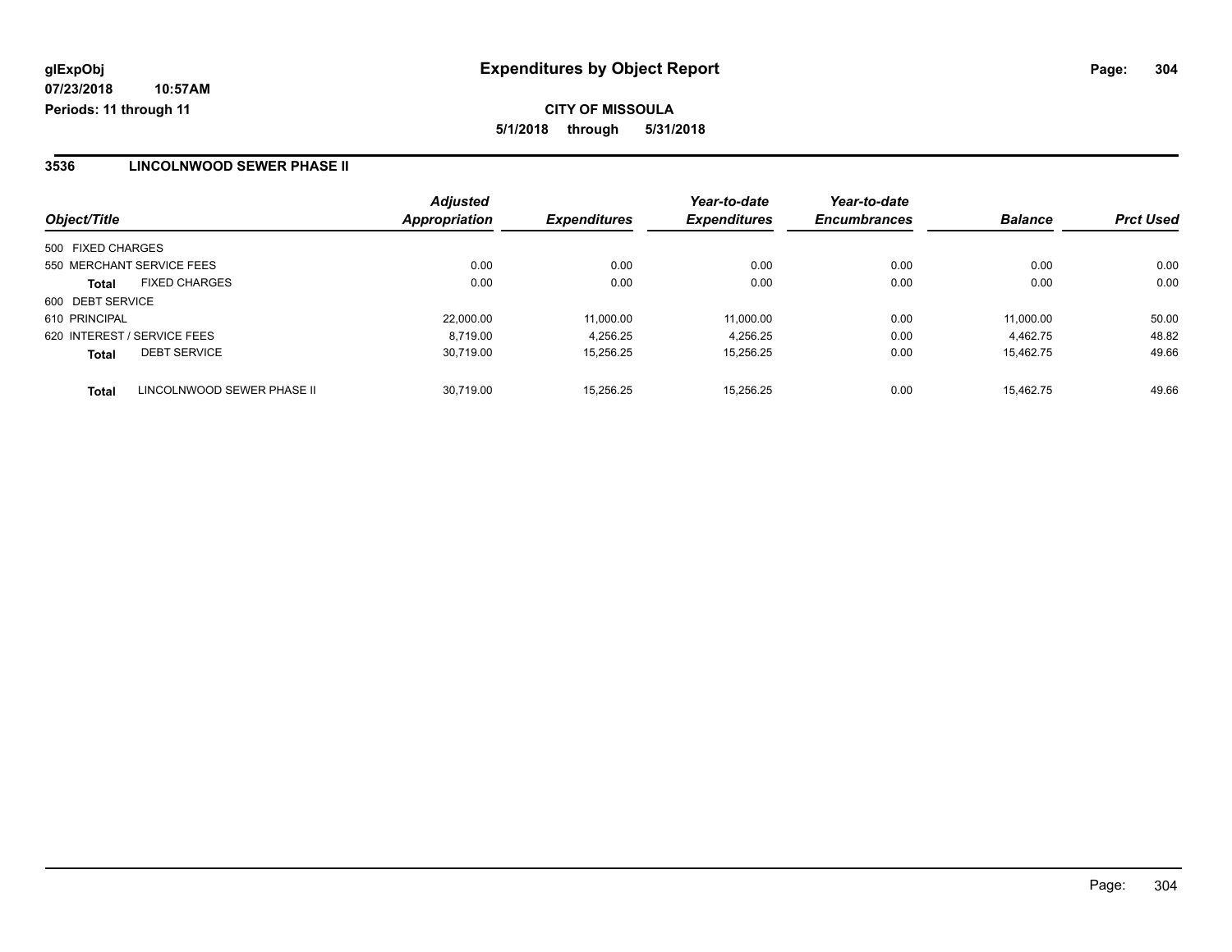**glExpObj**
**07/23/2018 10:57AM**
**Periods: 11 through 11**

# Expenditures by Object Report

**CITY OF MISSOULA**
**5/1/2018 through 5/31/2018**

## 3536 LINCOLNWOOD SEWER PHASE II

| Object/Title | Adjusted Appropriation | Expenditures | Year-to-date Expenditures | Year-to-date Encumbrances | Balance | Prct Used |
|---|---|---|---|---|---|---|
| 500 FIXED CHARGES | | | | | | |
| 550 MERCHANT SERVICE FEES | 0.00 | 0.00 | 0.00 | 0.00 | 0.00 | 0.00 |
| **Total** FIXED CHARGES | 0.00 | 0.00 | 0.00 | 0.00 | 0.00 | 0.00 |
| 600 DEBT SERVICE | | | | | | |
| 610 PRINCIPAL | 22,000.00 | 11,000.00 | 11,000.00 | 0.00 | 11,000.00 | 50.00 |
| 620 INTEREST / SERVICE FEES | 8,719.00 | 4,256.25 | 4,256.25 | 0.00 | 4,462.75 | 48.82 |
| **Total** DEBT SERVICE | 30,719.00 | 15,256.25 | 15,256.25 | 0.00 | 15,462.75 | 49.66 |
| **Total** LINCOLNWOOD SEWER PHASE II | 30,719.00 | 15,256.25 | 15,256.25 | 0.00 | 15,462.75 | 49.66 |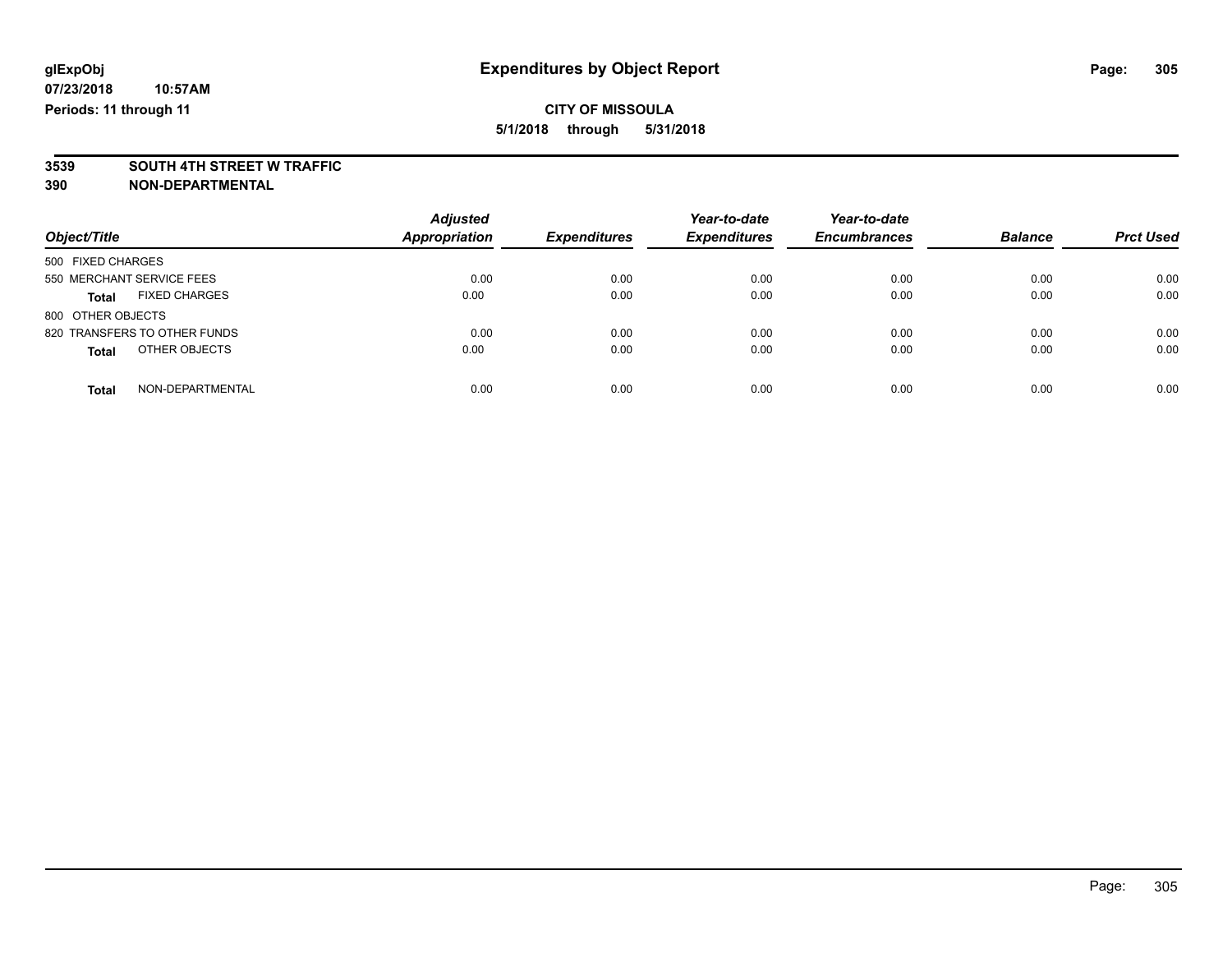**glExpObj**
**07/23/2018 10:57AM**
**Periods: 11 through 11**

# Expenditures by Object Report

**CITY OF MISSOULA**
**5/1/2018 through 5/31/2018**

**3539 SOUTH 4TH STREET W TRAFFIC**
**390 NON-DEPARTMENTAL**

| Object/Title | Adjusted Appropriation | Expenditures | Year-to-date Expenditures | Year-to-date Encumbrances | Balance | Prct Used |
|---|---|---|---|---|---|---|
| 500 FIXED CHARGES | | | | | | |
| 550 MERCHANT SERVICE FEES | 0.00 | 0.00 | 0.00 | 0.00 | 0.00 | 0.00 |
| **Total** FIXED CHARGES | 0.00 | 0.00 | 0.00 | 0.00 | 0.00 | 0.00 |
| 800 OTHER OBJECTS | | | | | | |
| 820 TRANSFERS TO OTHER FUNDS | 0.00 | 0.00 | 0.00 | 0.00 | 0.00 | 0.00 |
| **Total** OTHER OBJECTS | 0.00 | 0.00 | 0.00 | 0.00 | 0.00 | 0.00 |
| **Total** NON-DEPARTMENTAL | 0.00 | 0.00 | 0.00 | 0.00 | 0.00 | 0.00 |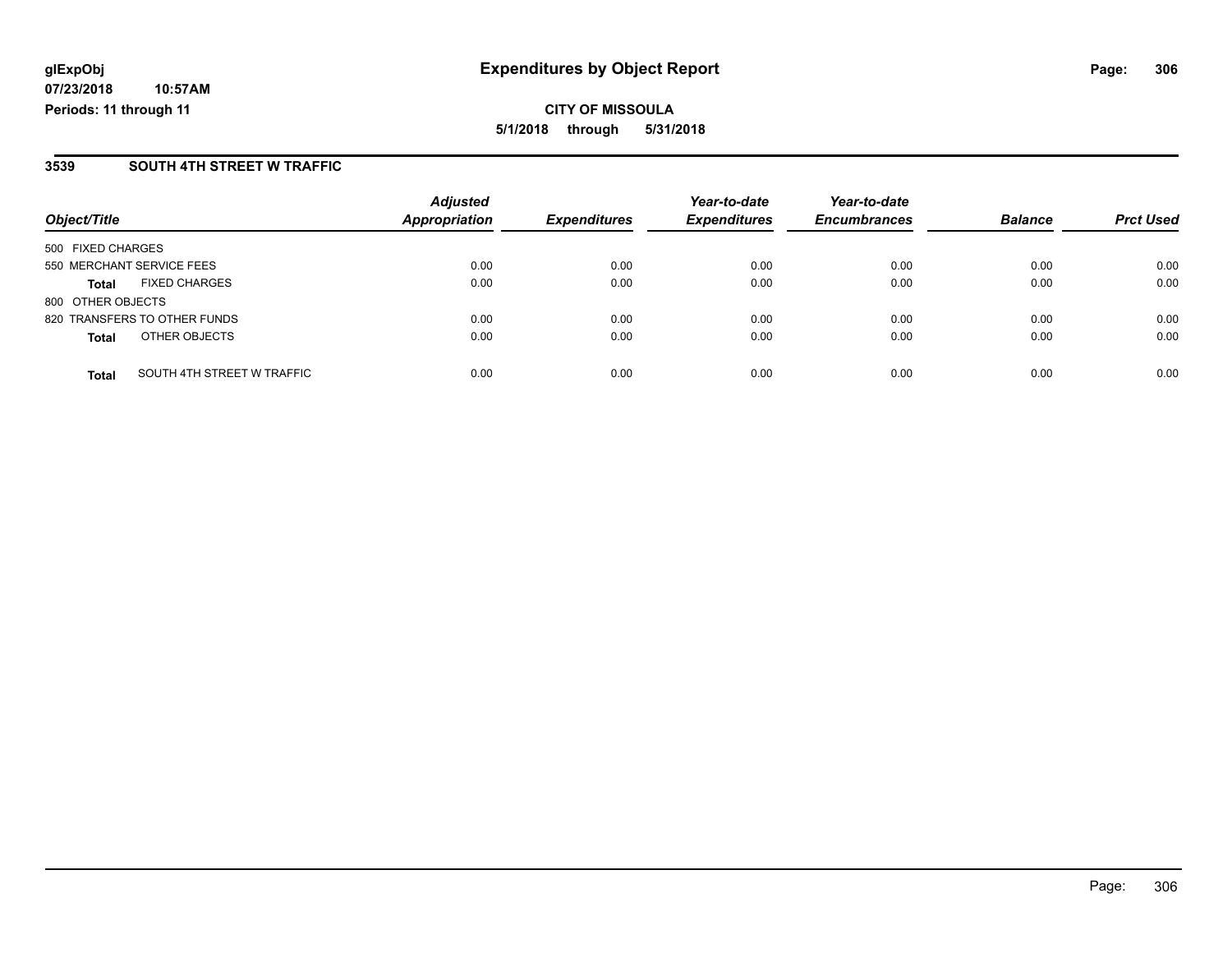**glExpObj**
**07/23/2018 10:57AM**
**Periods: 11 through 11**

# Expenditures by Object Report

**CITY OF MISSOULA**
**5/1/2018 through 5/31/2018**

## 3539 SOUTH 4TH STREET W TRAFFIC

| Object/Title | Adjusted Appropriation | Expenditures | Year-to-date Expenditures | Year-to-date Encumbrances | Balance | Prct Used |
|---|---|---|---|---|---|---|
| 500 FIXED CHARGES | | | | | | |
| 550 MERCHANT SERVICE FEES | 0.00 | 0.00 | 0.00 | 0.00 | 0.00 | 0.00 |
| **Total** FIXED CHARGES | 0.00 | 0.00 | 0.00 | 0.00 | 0.00 | 0.00 |
| 800 OTHER OBJECTS | | | | | | |
| 820 TRANSFERS TO OTHER FUNDS | 0.00 | 0.00 | 0.00 | 0.00 | 0.00 | 0.00 |
| **Total** OTHER OBJECTS | 0.00 | 0.00 | 0.00 | 0.00 | 0.00 | 0.00 |
| **Total** SOUTH 4TH STREET W TRAFFIC | 0.00 | 0.00 | 0.00 | 0.00 | 0.00 | 0.00 |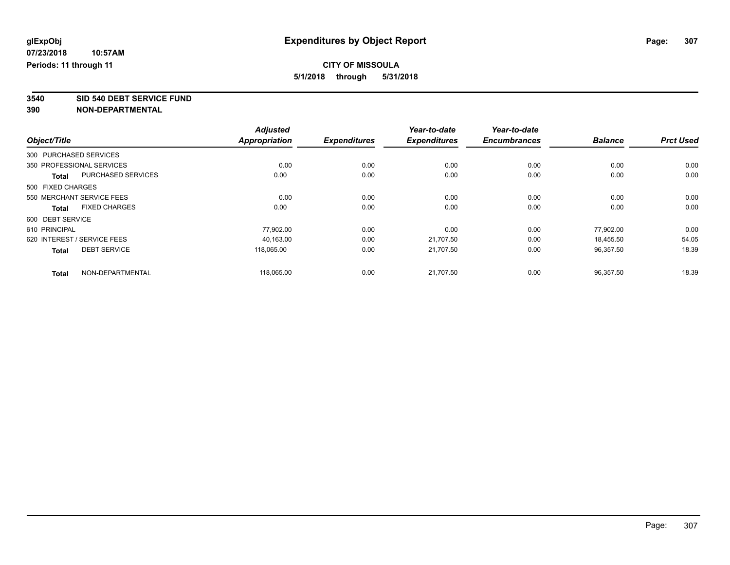# Expenditures by Object Report

glExpObj
07/23/2018 10:57AM
Periods: 11 through 11

**CITY OF MISSOULA**
**5/1/2018 through 5/31/2018**

**3540 SID 540 DEBT SERVICE FUND**
**390 NON-DEPARTMENTAL**

| Object/Title | Adjusted Appropriation | Expenditures | Year-to-date Expenditures | Year-to-date Encumbrances | Balance | Prct Used |
|---|---|---|---|---|---|---|
| 300 PURCHASED SERVICES | | | | | | |
| 350 PROFESSIONAL SERVICES | 0.00 | 0.00 | 0.00 | 0.00 | 0.00 | 0.00 |
| **Total** PURCHASED SERVICES | 0.00 | 0.00 | 0.00 | 0.00 | 0.00 | 0.00 |
| 500 FIXED CHARGES | | | | | | |
| 550 MERCHANT SERVICE FEES | 0.00 | 0.00 | 0.00 | 0.00 | 0.00 | 0.00 |
| **Total** FIXED CHARGES | 0.00 | 0.00 | 0.00 | 0.00 | 0.00 | 0.00 |
| 600 DEBT SERVICE | | | | | | |
| 610 PRINCIPAL | 77,902.00 | 0.00 | 0.00 | 0.00 | 77,902.00 | 0.00 |
| 620 INTEREST / SERVICE FEES | 40,163.00 | 0.00 | 21,707.50 | 0.00 | 18,455.50 | 54.05 |
| **Total** DEBT SERVICE | 118,065.00 | 0.00 | 21,707.50 | 0.00 | 96,357.50 | 18.39 |
| **Total** NON-DEPARTMENTAL | 118,065.00 | 0.00 | 21,707.50 | 0.00 | 96,357.50 | 18.39 |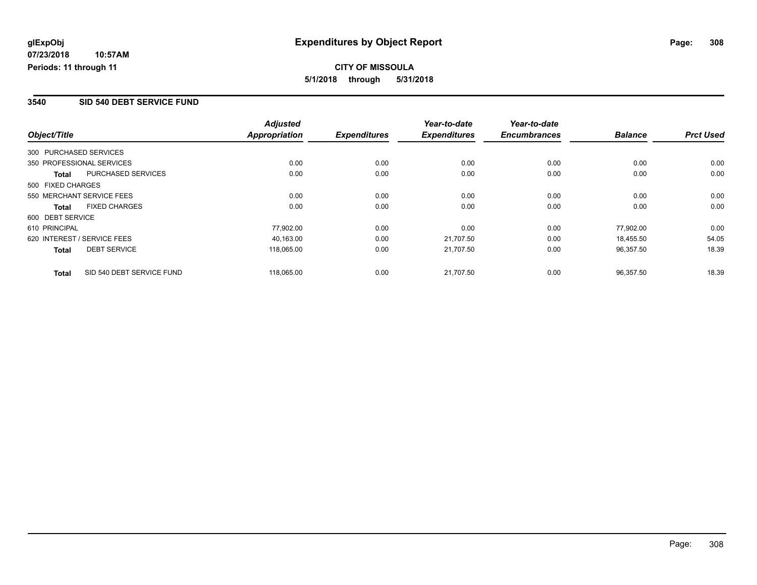**glExpObj**
**07/23/2018 10:57AM**
**Periods: 11 through 11**

# Expenditures by Object Report

**CITY OF MISSOULA**
**5/1/2018 through 5/31/2018**

## 3540 SID 540 DEBT SERVICE FUND

| Object/Title | Adjusted Appropriation | Expenditures | Year-to-date Expenditures | Year-to-date Encumbrances | Balance | Prct Used |
|---|---|---|---|---|---|---|
| 300 PURCHASED SERVICES | | | | | | |
| 350 PROFESSIONAL SERVICES | 0.00 | 0.00 | 0.00 | 0.00 | 0.00 | 0.00 |
| **Total** PURCHASED SERVICES | 0.00 | 0.00 | 0.00 | 0.00 | 0.00 | 0.00 |
| 500 FIXED CHARGES | | | | | | |
| 550 MERCHANT SERVICE FEES | 0.00 | 0.00 | 0.00 | 0.00 | 0.00 | 0.00 |
| **Total** FIXED CHARGES | 0.00 | 0.00 | 0.00 | 0.00 | 0.00 | 0.00 |
| 600 DEBT SERVICE | | | | | | |
| 610 PRINCIPAL | 77,902.00 | 0.00 | 0.00 | 0.00 | 77,902.00 | 0.00 |
| 620 INTEREST / SERVICE FEES | 40,163.00 | 0.00 | 21,707.50 | 0.00 | 18,455.50 | 54.05 |
| **Total** DEBT SERVICE | 118,065.00 | 0.00 | 21,707.50 | 0.00 | 96,357.50 | 18.39 |
| **Total** SID 540 DEBT SERVICE FUND | 118,065.00 | 0.00 | 21,707.50 | 0.00 | 96,357.50 | 18.39 |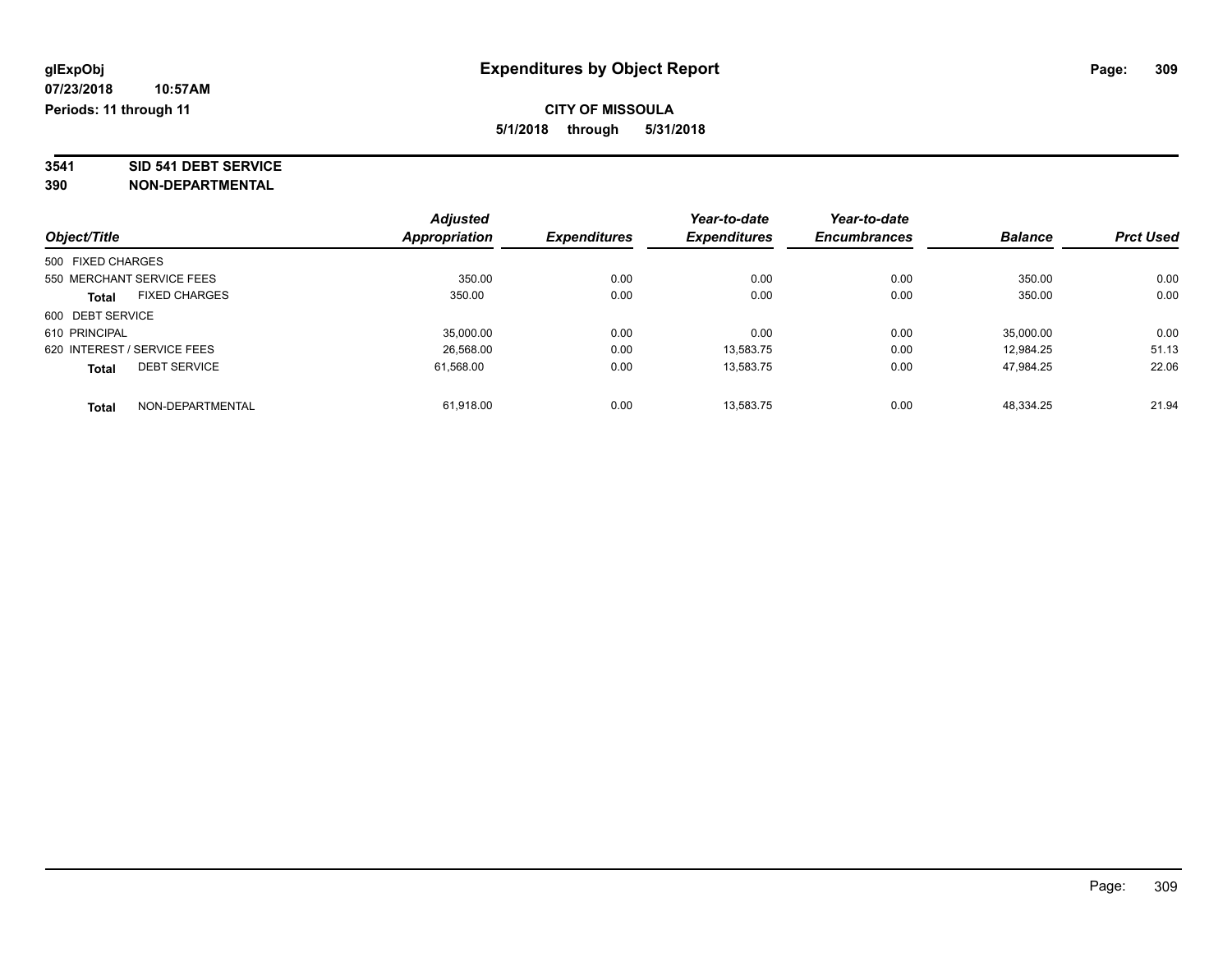# Expenditures by Object Report

glExpObj
07/23/2018 10:57AM
Periods: 11 through 11

**CITY OF MISSOULA**
**5/1/2018 through 5/31/2018**

**3541 SID 541 DEBT SERVICE**
**390 NON-DEPARTMENTAL**

| Object/Title | | Adjusted Appropriation | Expenditures | Year-to-date Expenditures | Year-to-date Encumbrances | Balance | Prct Used |
|---|---|---|---|---|---|---|---|
| 500 FIXED CHARGES | | | | | | | |
| 550 MERCHANT SERVICE FEES | | 350.00 | 0.00 | 0.00 | 0.00 | 350.00 | 0.00 |
| **Total** | FIXED CHARGES | 350.00 | 0.00 | 0.00 | 0.00 | 350.00 | 0.00 |
| 600 DEBT SERVICE | | | | | | | |
| 610 PRINCIPAL | | 35,000.00 | 0.00 | 0.00 | 0.00 | 35,000.00 | 0.00 |
| 620 INTEREST / SERVICE FEES | | 26,568.00 | 0.00 | 13,583.75 | 0.00 | 12,984.25 | 51.13 |
| **Total** | DEBT SERVICE | 61,568.00 | 0.00 | 13,583.75 | 0.00 | 47,984.25 | 22.06 |
| **Total** | NON-DEPARTMENTAL | 61,918.00 | 0.00 | 13,583.75 | 0.00 | 48,334.25 | 21.94 |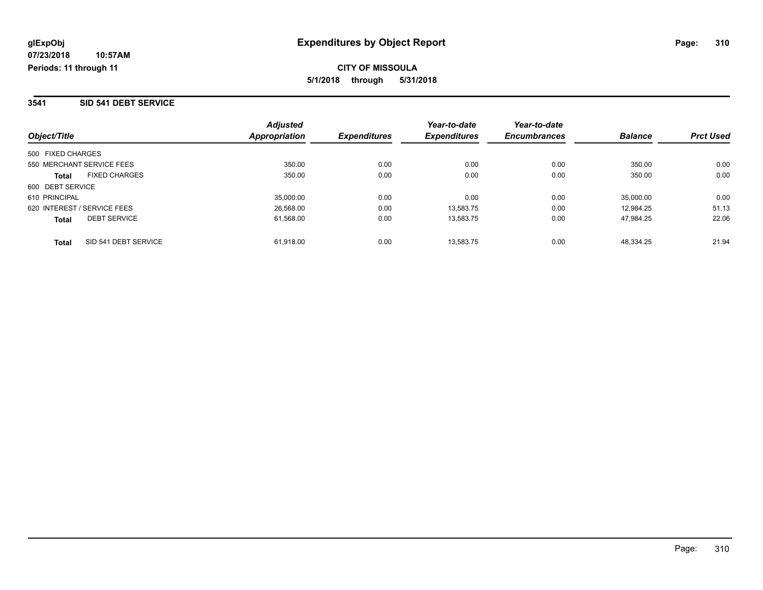glExpObj
07/23/2018 10:57AM
Periods: 11 through 11

# Expenditures by Object Report

**CITY OF MISSOULA**
**5/1/2018 through 5/31/2018**

## 3541 SID 541 DEBT SERVICE

| Object/Title | | Adjusted Appropriation | Expenditures | Year-to-date Expenditures | Year-to-date Encumbrances | Balance | Prct Used |
|---|---|---|---|---|---|---|---|
| 500 FIXED CHARGES | | | | | | | |
| 550 MERCHANT SERVICE FEES | | 350.00 | 0.00 | 0.00 | 0.00 | 350.00 | 0.00 |
| **Total** | FIXED CHARGES | 350.00 | 0.00 | 0.00 | 0.00 | 350.00 | 0.00 |
| 600 DEBT SERVICE | | | | | | | |
| 610 PRINCIPAL | | 35,000.00 | 0.00 | 0.00 | 0.00 | 35,000.00 | 0.00 |
| 620 INTEREST / SERVICE FEES | | 26,568.00 | 0.00 | 13,583.75 | 0.00 | 12,984.25 | 51.13 |
| **Total** | DEBT SERVICE | 61,568.00 | 0.00 | 13,583.75 | 0.00 | 47,984.25 | 22.06 |
| **Total** | SID 541 DEBT SERVICE | 61,918.00 | 0.00 | 13,583.75 | 0.00 | 48,334.25 | 21.94 |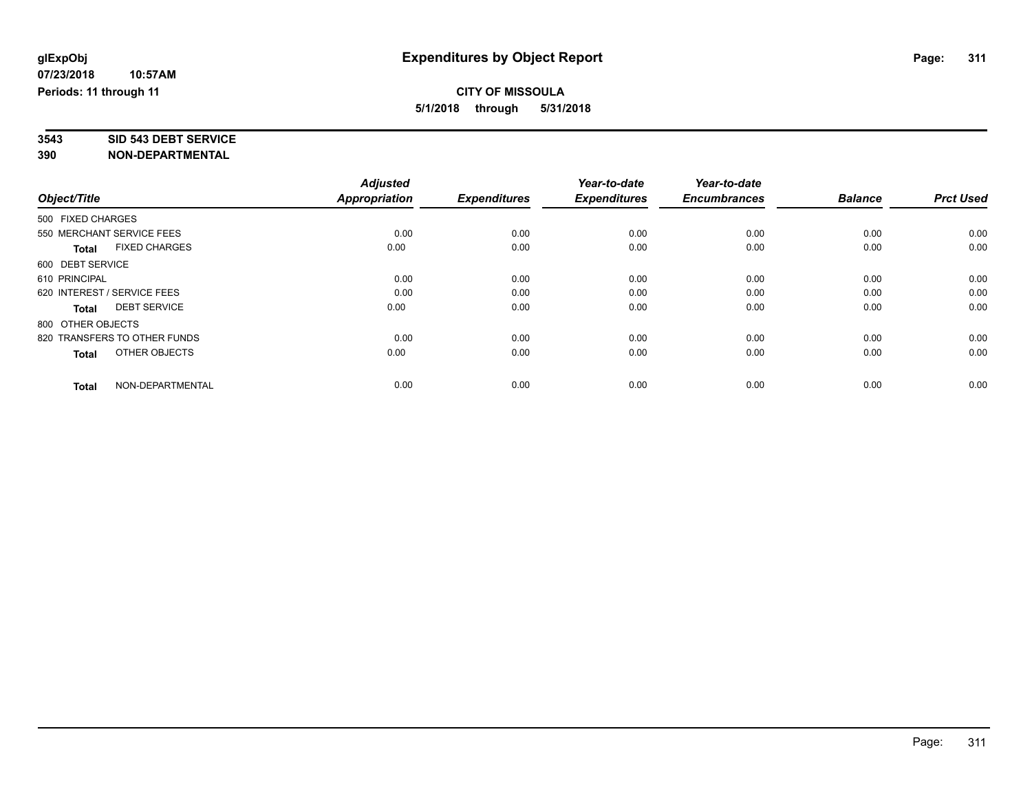**glExpObj**
**07/23/2018 10:57AM**
**Periods: 11 through 11**

# Expenditures by Object Report

**CITY OF MISSOULA**
**5/1/2018 through 5/31/2018**

**3543 SID 543 DEBT SERVICE**
**390 NON-DEPARTMENTAL**

| Object/Title | Adjusted Appropriation | Expenditures | Year-to-date Expenditures | Year-to-date Encumbrances | Balance | Prct Used |
|---|---|---|---|---|---|---|
| 500 FIXED CHARGES | | | | | | |
| 550 MERCHANT SERVICE FEES | 0.00 | 0.00 | 0.00 | 0.00 | 0.00 | 0.00 |
| **Total** FIXED CHARGES | 0.00 | 0.00 | 0.00 | 0.00 | 0.00 | 0.00 |
| 600 DEBT SERVICE | | | | | | |
| 610 PRINCIPAL | 0.00 | 0.00 | 0.00 | 0.00 | 0.00 | 0.00 |
| 620 INTEREST / SERVICE FEES | 0.00 | 0.00 | 0.00 | 0.00 | 0.00 | 0.00 |
| **Total** DEBT SERVICE | 0.00 | 0.00 | 0.00 | 0.00 | 0.00 | 0.00 |
| 800 OTHER OBJECTS | | | | | | |
| 820 TRANSFERS TO OTHER FUNDS | 0.00 | 0.00 | 0.00 | 0.00 | 0.00 | 0.00 |
| **Total** OTHER OBJECTS | 0.00 | 0.00 | 0.00 | 0.00 | 0.00 | 0.00 |
| **Total** NON-DEPARTMENTAL | 0.00 | 0.00 | 0.00 | 0.00 | 0.00 | 0.00 |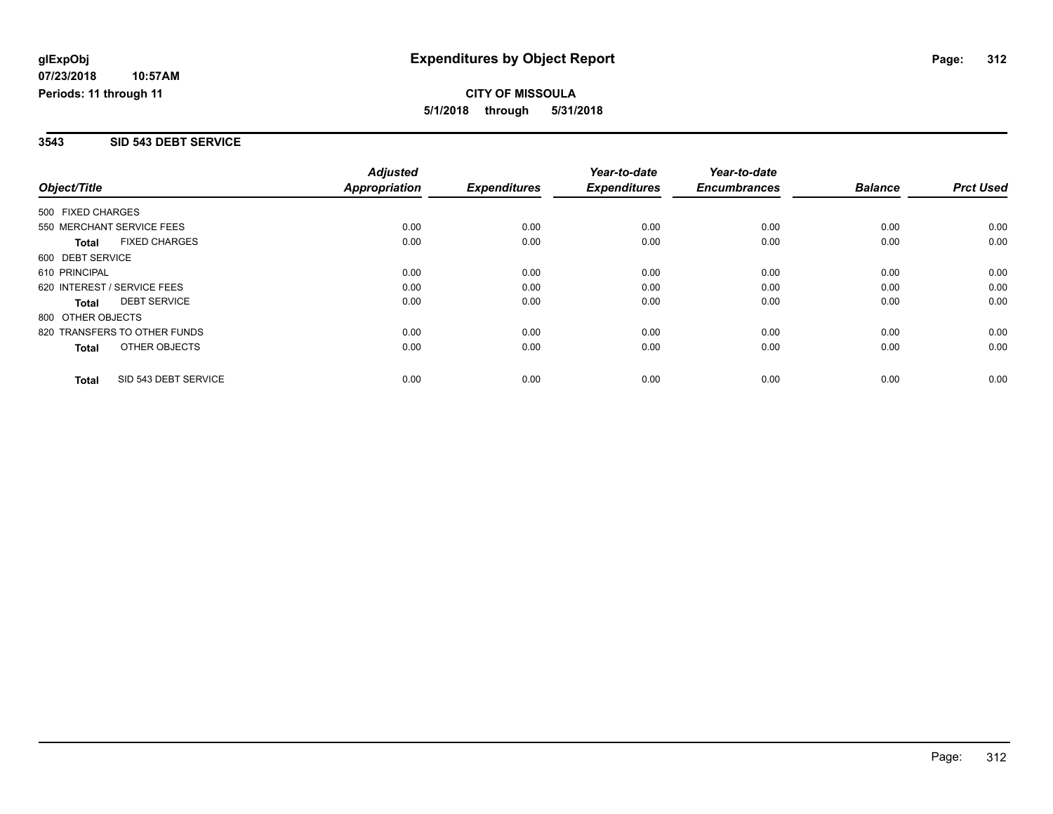# Expenditures by Object Report

glExpObj
07/23/2018 10:57AM
Periods: 11 through 11

**CITY OF MISSOULA**
**5/1/2018 through 5/31/2018**

## 3543 SID 543 DEBT SERVICE

| Object/Title | Adjusted Appropriation | Expenditures | Year-to-date Expenditures | Year-to-date Encumbrances | Balance | Prct Used |
|---|---|---|---|---|---|---|
| 500 FIXED CHARGES | | | | | | |
| 550 MERCHANT SERVICE FEES | 0.00 | 0.00 | 0.00 | 0.00 | 0.00 | 0.00 |
| **Total** FIXED CHARGES | 0.00 | 0.00 | 0.00 | 0.00 | 0.00 | 0.00 |
| 600 DEBT SERVICE | | | | | | |
| 610 PRINCIPAL | 0.00 | 0.00 | 0.00 | 0.00 | 0.00 | 0.00 |
| 620 INTEREST / SERVICE FEES | 0.00 | 0.00 | 0.00 | 0.00 | 0.00 | 0.00 |
| **Total** DEBT SERVICE | 0.00 | 0.00 | 0.00 | 0.00 | 0.00 | 0.00 |
| 800 OTHER OBJECTS | | | | | | |
| 820 TRANSFERS TO OTHER FUNDS | 0.00 | 0.00 | 0.00 | 0.00 | 0.00 | 0.00 |
| **Total** OTHER OBJECTS | 0.00 | 0.00 | 0.00 | 0.00 | 0.00 | 0.00 |
| **Total** SID 543 DEBT SERVICE | 0.00 | 0.00 | 0.00 | 0.00 | 0.00 | 0.00 |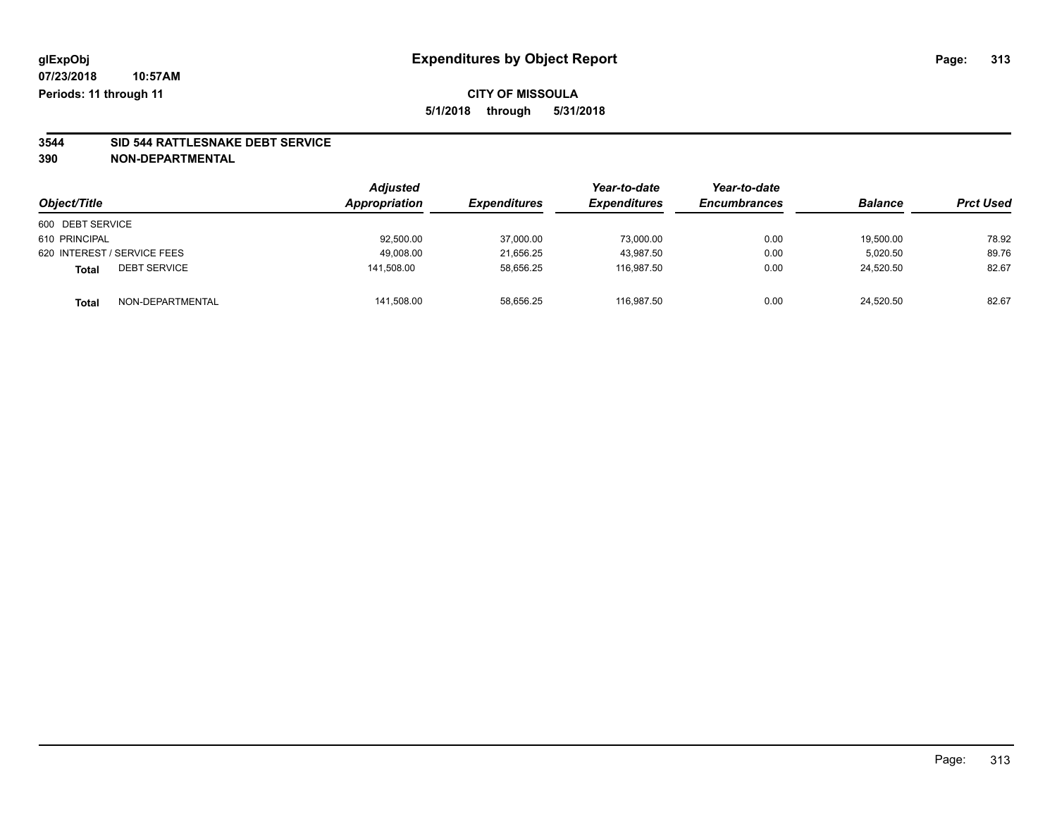**glExpObj**
**07/23/2018 10:57AM**
**Periods: 11 through 11**

# Expenditures by Object Report

**CITY OF MISSOULA**
**5/1/2018 through 5/31/2018**

## 3544 SID 544 RATTLESNAKE DEBT SERVICE
## 390 NON-DEPARTMENTAL

| Object/Title | | Adjusted Appropriation | Expenditures | Year-to-date Expenditures | Year-to-date Encumbrances | Balance | Prct Used |
|---|---|---|---|---|---|---|---|
| 600 DEBT SERVICE | | | | | | | |
| 610 PRINCIPAL | | 92,500.00 | 37,000.00 | 73,000.00 | 0.00 | 19,500.00 | 78.92 |
| 620 INTEREST / SERVICE FEES | | 49,008.00 | 21,656.25 | 43,987.50 | 0.00 | 5,020.50 | 89.76 |
| **Total** | DEBT SERVICE | 141,508.00 | 58,656.25 | 116,987.50 | 0.00 | 24,520.50 | 82.67 |
| **Total** | NON-DEPARTMENTAL | 141,508.00 | 58,656.25 | 116,987.50 | 0.00 | 24,520.50 | 82.67 |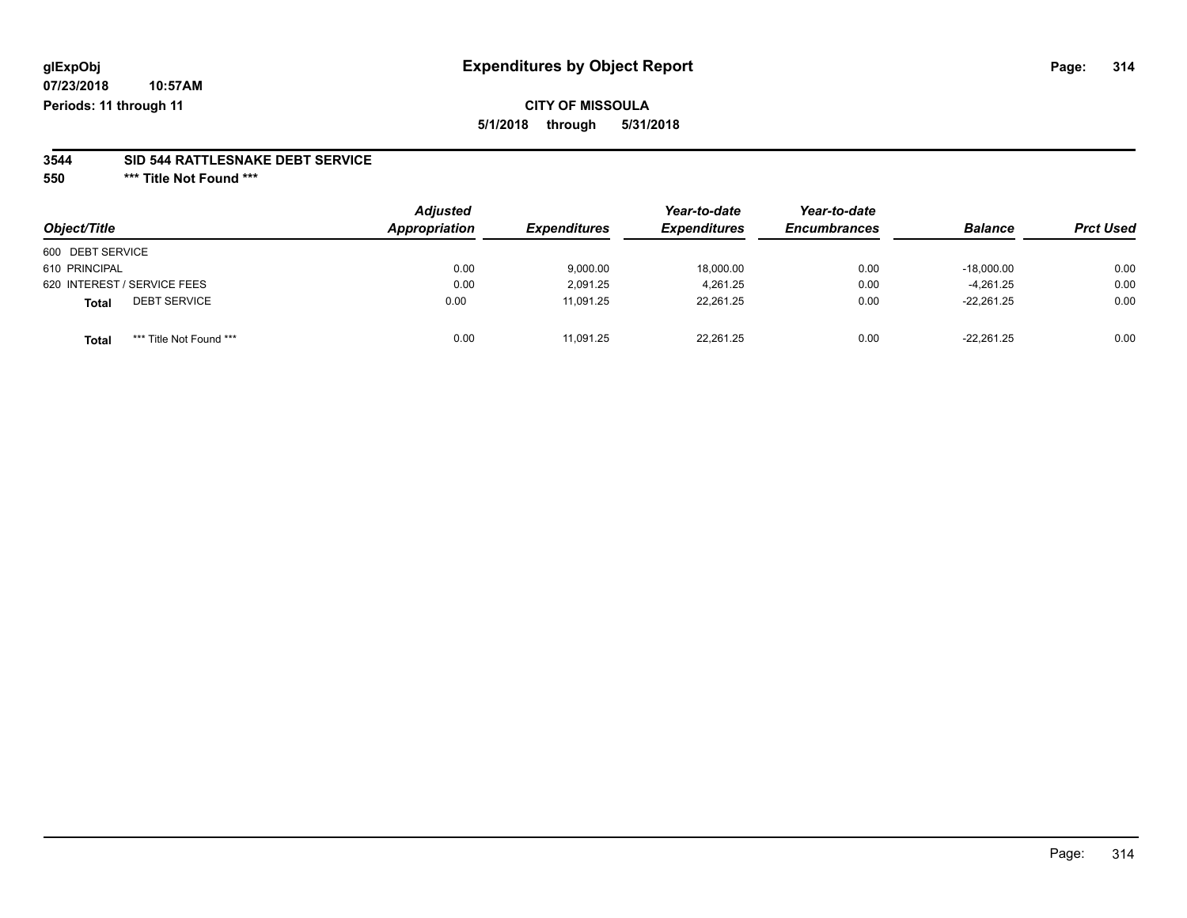**glExpObj**
**07/23/2018 10:57AM**
**Periods: 11 through 11**

# Expenditures by Object Report

**CITY OF MISSOULA**
**5/1/2018 through 5/31/2018**

## 3544 SID 544 RATTLESNAKE DEBT SERVICE
### 550 *** Title Not Found ***

| Object/Title | Adjusted Appropriation | Expenditures | Year-to-date Expenditures | Year-to-date Encumbrances | Balance | Prct Used |
|---|---|---|---|---|---|---|
| 600 DEBT SERVICE | | | | | | |
| 610 PRINCIPAL | 0.00 | 9,000.00 | 18,000.00 | 0.00 | -18,000.00 | 0.00 |
| 620 INTEREST / SERVICE FEES | 0.00 | 2,091.25 | 4,261.25 | 0.00 | -4,261.25 | 0.00 |
| **Total** DEBT SERVICE | 0.00 | 11,091.25 | 22,261.25 | 0.00 | -22,261.25 | 0.00 |
| **Total** *** Title Not Found *** | 0.00 | 11,091.25 | 22,261.25 | 0.00 | -22,261.25 | 0.00 |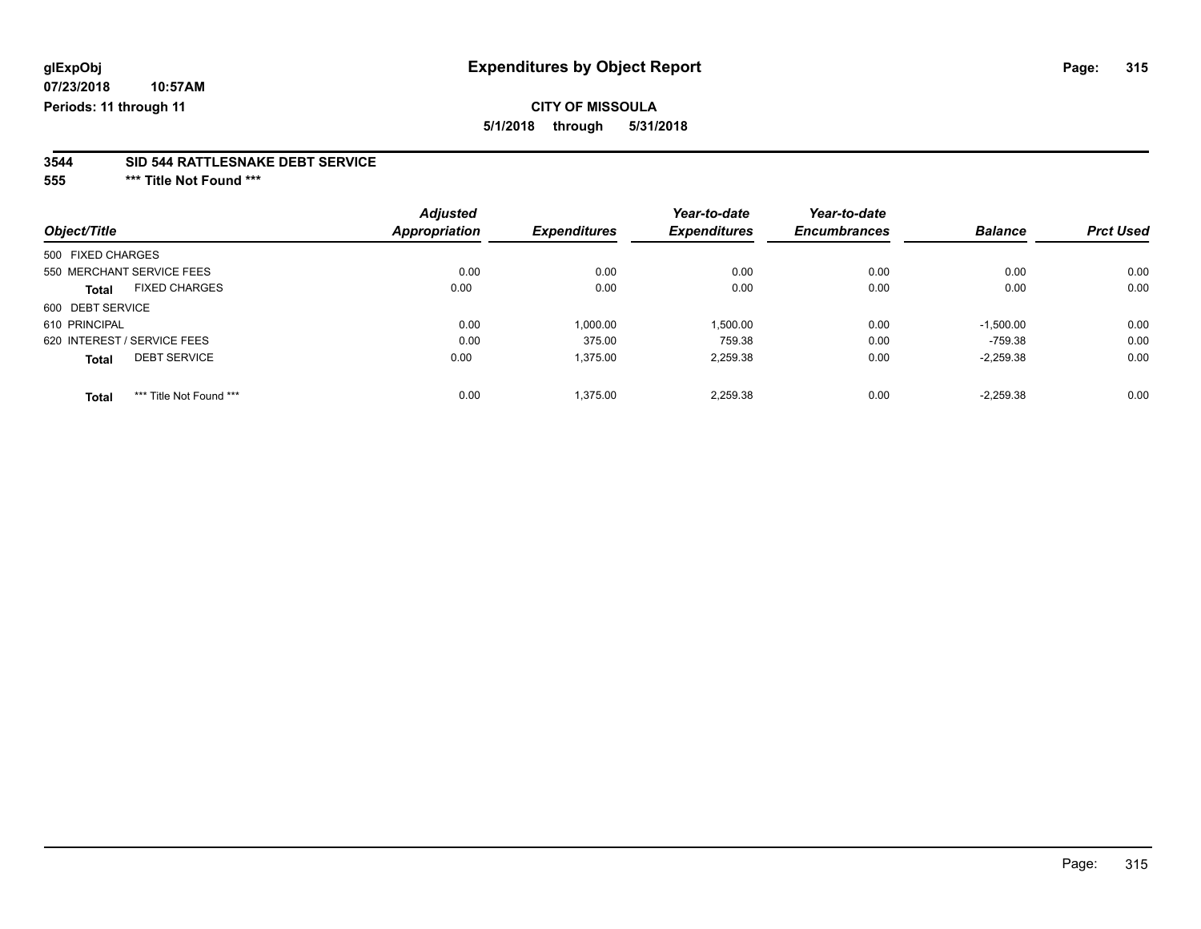glExpObj
07/23/2018 10:57AM
Periods: 11 through 11

# Expenditures by Object Report

**CITY OF MISSOULA**

**5/1/2018 through 5/31/2018**

## 3544 SID 544 RATTLESNAKE DEBT SERVICE

### 555 *** Title Not Found ***

| Object/Title | | Adjusted Appropriation | Expenditures | Year-to-date Expenditures | Year-to-date Encumbrances | Balance | Prct Used |
|---|---|---|---|---|---|---|---|
| 500 FIXED CHARGES | | | | | | | |
| 550 MERCHANT SERVICE FEES | | 0.00 | 0.00 | 0.00 | 0.00 | 0.00 | 0.00 |
| **Total** | FIXED CHARGES | 0.00 | 0.00 | 0.00 | 0.00 | 0.00 | 0.00 |
| 600 DEBT SERVICE | | | | | | | |
| 610 PRINCIPAL | | 0.00 | 1,000.00 | 1,500.00 | 0.00 | -1,500.00 | 0.00 |
| 620 INTEREST / SERVICE FEES | | 0.00 | 375.00 | 759.38 | 0.00 | -759.38 | 0.00 |
| **Total** | DEBT SERVICE | 0.00 | 1,375.00 | 2,259.38 | 0.00 | -2,259.38 | 0.00 |
| **Total** | *** Title Not Found *** | 0.00 | 1,375.00 | 2,259.38 | 0.00 | -2,259.38 | 0.00 |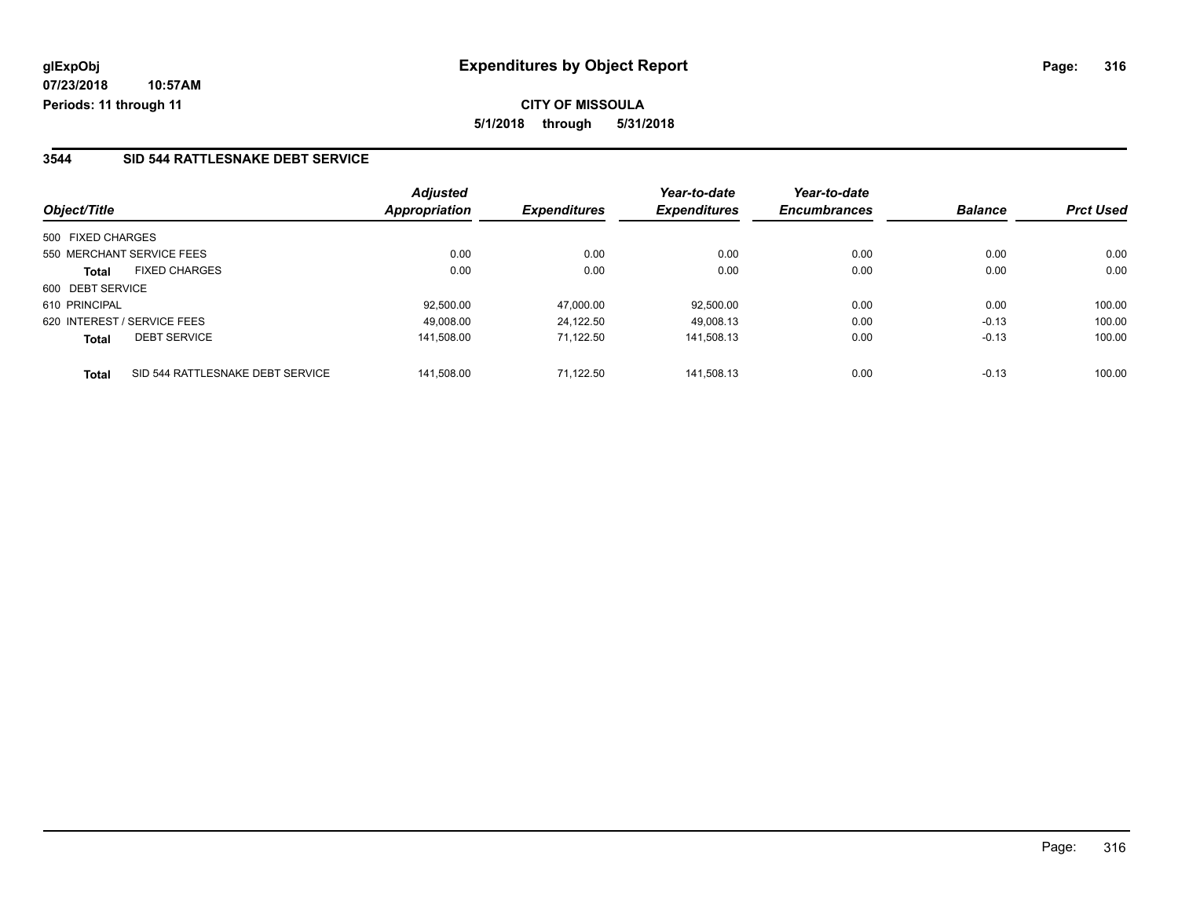glExpObj
07/23/2018 10:57AM
Periods: 11 through 11

# Expenditures by Object Report

**CITY OF MISSOULA**

**5/1/2018 through 5/31/2018**

## 3544 SID 544 RATTLESNAKE DEBT SERVICE

| Object/Title | | Adjusted Appropriation | Expenditures | Year-to-date Expenditures | Year-to-date Encumbrances | Balance | Prct Used |
|---|---|---|---|---|---|---|---|
| 500 FIXED CHARGES | | | | | | | |
| 550 MERCHANT SERVICE FEES | | 0.00 | 0.00 | 0.00 | 0.00 | 0.00 | 0.00 |
| **Total** | FIXED CHARGES | 0.00 | 0.00 | 0.00 | 0.00 | 0.00 | 0.00 |
| 600 DEBT SERVICE | | | | | | | |
| 610 PRINCIPAL | | 92,500.00 | 47,000.00 | 92,500.00 | 0.00 | 0.00 | 100.00 |
| 620 INTEREST / SERVICE FEES | | 49,008.00 | 24,122.50 | 49,008.13 | 0.00 | -0.13 | 100.00 |
| **Total** | DEBT SERVICE | 141,508.00 | 71,122.50 | 141,508.13 | 0.00 | -0.13 | 100.00 |
| **Total** | SID 544 RATTLESNAKE DEBT SERVICE | 141,508.00 | 71,122.50 | 141,508.13 | 0.00 | -0.13 | 100.00 |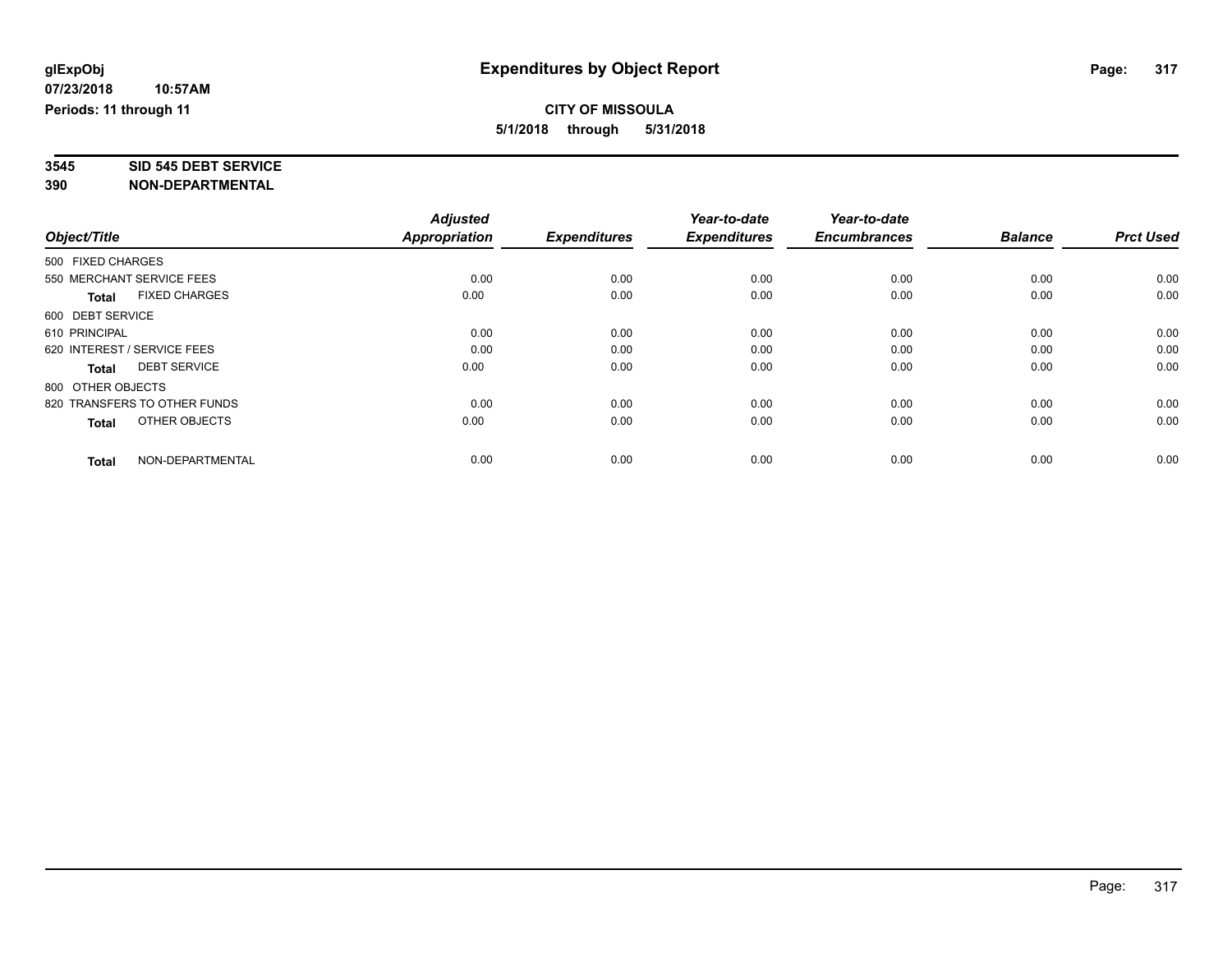**glExpObj**
**07/23/2018 10:57AM**
**Periods: 11 through 11**

# Expenditures by Object Report

**CITY OF MISSOULA**
**5/1/2018 through 5/31/2018**

**3545 SID 545 DEBT SERVICE**
**390 NON-DEPARTMENTAL**

| Object/Title | Adjusted Appropriation | Expenditures | Year-to-date Expenditures | Year-to-date Encumbrances | Balance | Prct Used |
|---|---|---|---|---|---|---|
| 500 FIXED CHARGES | | | | | | |
| 550 MERCHANT SERVICE FEES | 0.00 | 0.00 | 0.00 | 0.00 | 0.00 | 0.00 |
| **Total** FIXED CHARGES | 0.00 | 0.00 | 0.00 | 0.00 | 0.00 | 0.00 |
| 600 DEBT SERVICE | | | | | | |
| 610 PRINCIPAL | 0.00 | 0.00 | 0.00 | 0.00 | 0.00 | 0.00 |
| 620 INTEREST / SERVICE FEES | 0.00 | 0.00 | 0.00 | 0.00 | 0.00 | 0.00 |
| **Total** DEBT SERVICE | 0.00 | 0.00 | 0.00 | 0.00 | 0.00 | 0.00 |
| 800 OTHER OBJECTS | | | | | | |
| 820 TRANSFERS TO OTHER FUNDS | 0.00 | 0.00 | 0.00 | 0.00 | 0.00 | 0.00 |
| **Total** OTHER OBJECTS | 0.00 | 0.00 | 0.00 | 0.00 | 0.00 | 0.00 |
| **Total** NON-DEPARTMENTAL | 0.00 | 0.00 | 0.00 | 0.00 | 0.00 | 0.00 |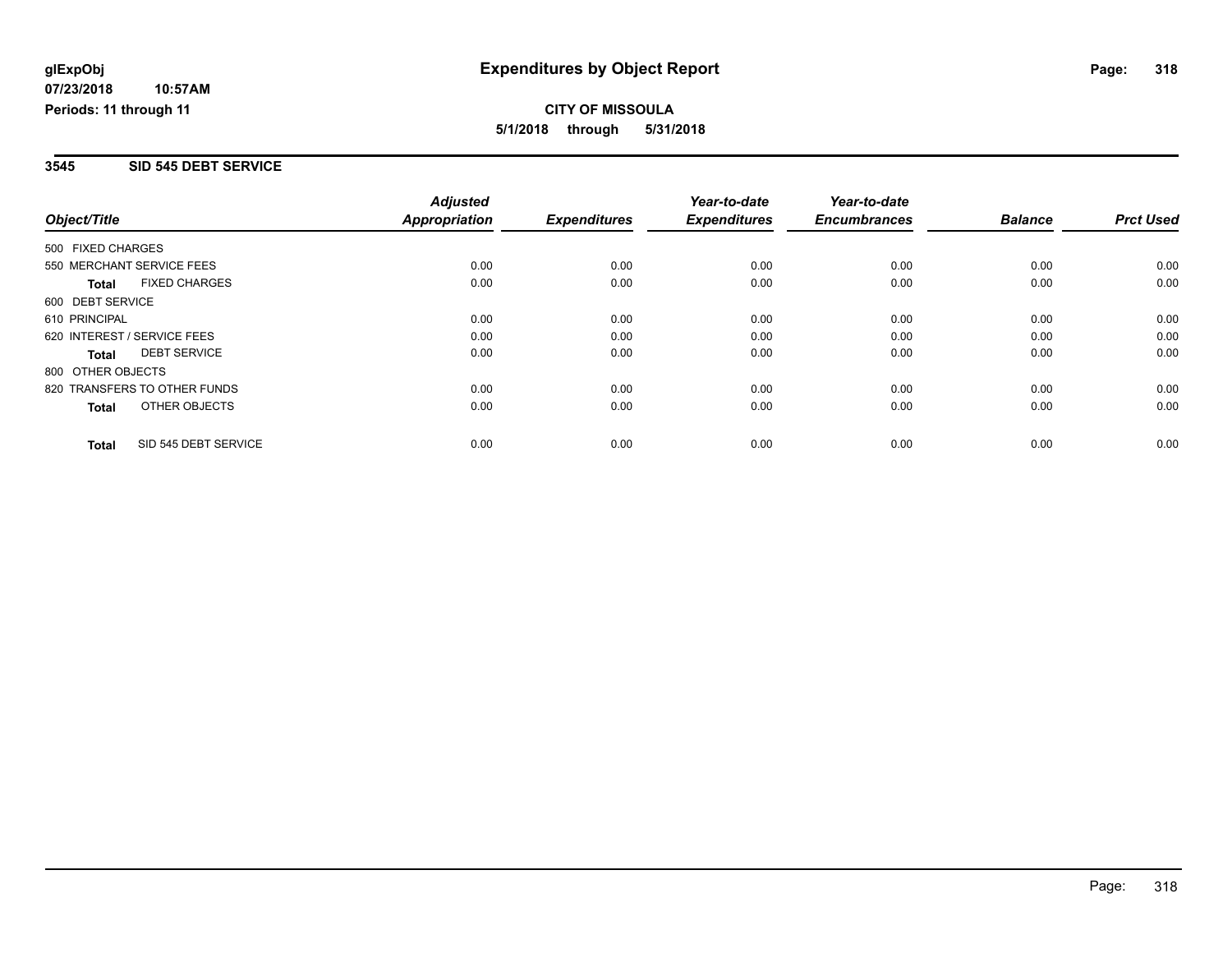glExpObj
07/23/2018 10:57AM
Periods: 11 through 11

# Expenditures by Object Report

**CITY OF MISSOULA**
**5/1/2018 through 5/31/2018**

## 3545 SID 545 DEBT SERVICE

| Object/Title | Adjusted Appropriation | Expenditures | Year-to-date Expenditures | Year-to-date Encumbrances | Balance | Prct Used |
|---|---|---|---|---|---|---|
| 500 FIXED CHARGES | | | | | | |
| 550 MERCHANT SERVICE FEES | 0.00 | 0.00 | 0.00 | 0.00 | 0.00 | 0.00 |
| **Total** FIXED CHARGES | 0.00 | 0.00 | 0.00 | 0.00 | 0.00 | 0.00 |
| 600 DEBT SERVICE | | | | | | |
| 610 PRINCIPAL | 0.00 | 0.00 | 0.00 | 0.00 | 0.00 | 0.00 |
| 620 INTEREST / SERVICE FEES | 0.00 | 0.00 | 0.00 | 0.00 | 0.00 | 0.00 |
| **Total** DEBT SERVICE | 0.00 | 0.00 | 0.00 | 0.00 | 0.00 | 0.00 |
| 800 OTHER OBJECTS | | | | | | |
| 820 TRANSFERS TO OTHER FUNDS | 0.00 | 0.00 | 0.00 | 0.00 | 0.00 | 0.00 |
| **Total** OTHER OBJECTS | 0.00 | 0.00 | 0.00 | 0.00 | 0.00 | 0.00 |
| **Total** SID 545 DEBT SERVICE | 0.00 | 0.00 | 0.00 | 0.00 | 0.00 | 0.00 |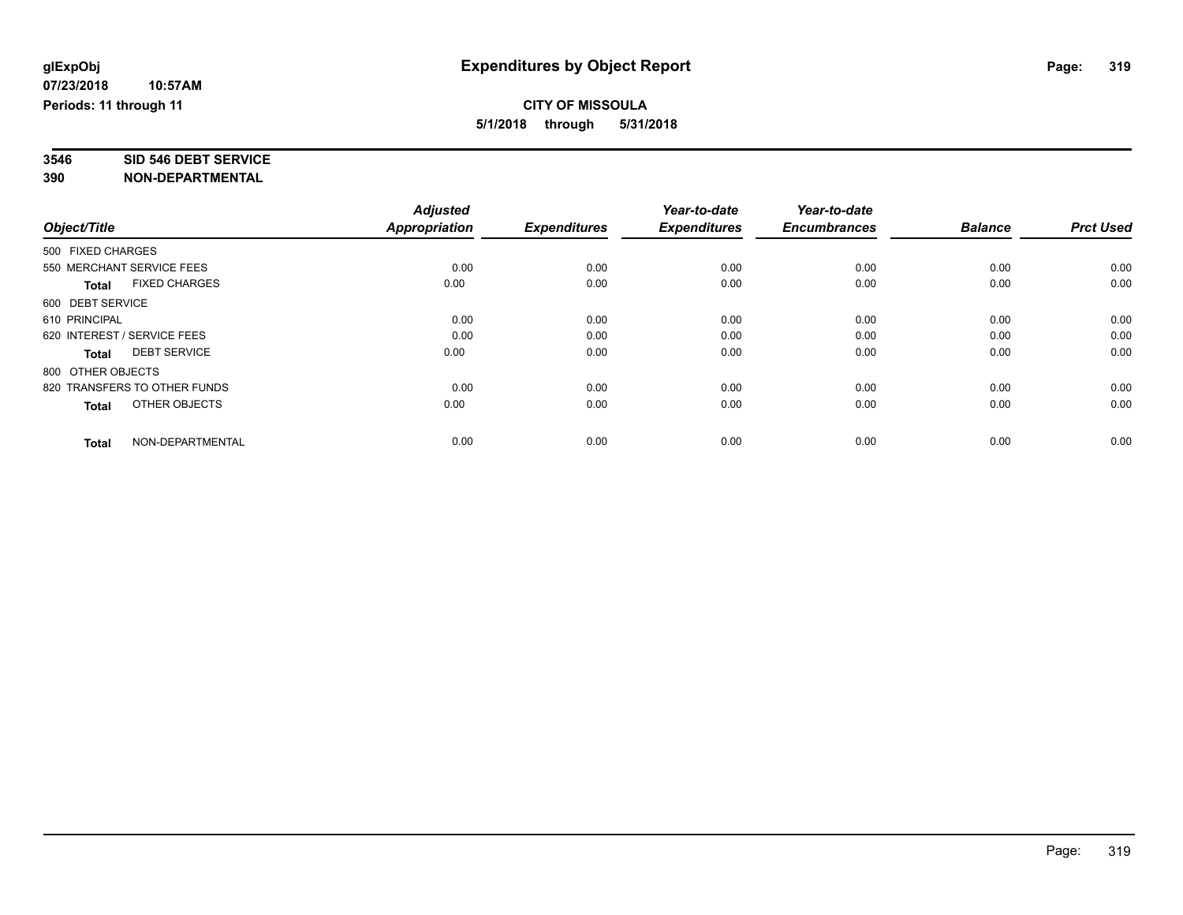# Expenditures by Object Report

**glExpObj**
**07/23/2018 10:57AM**
**Periods: 11 through 11**

**CITY OF MISSOULA**
**5/1/2018 through 5/31/2018**

**3546 SID 546 DEBT SERVICE**
**390 NON-DEPARTMENTAL**

| Object/Title | Adjusted Appropriation | Expenditures | Year-to-date Expenditures | Year-to-date Encumbrances | Balance | Prct Used |
|---|---|---|---|---|---|---|
| 500 FIXED CHARGES | | | | | | |
| 550 MERCHANT SERVICE FEES | 0.00 | 0.00 | 0.00 | 0.00 | 0.00 | 0.00 |
| **Total** FIXED CHARGES | 0.00 | 0.00 | 0.00 | 0.00 | 0.00 | 0.00 |
| 600 DEBT SERVICE | | | | | | |
| 610 PRINCIPAL | 0.00 | 0.00 | 0.00 | 0.00 | 0.00 | 0.00 |
| 620 INTEREST / SERVICE FEES | 0.00 | 0.00 | 0.00 | 0.00 | 0.00 | 0.00 |
| **Total** DEBT SERVICE | 0.00 | 0.00 | 0.00 | 0.00 | 0.00 | 0.00 |
| 800 OTHER OBJECTS | | | | | | |
| 820 TRANSFERS TO OTHER FUNDS | 0.00 | 0.00 | 0.00 | 0.00 | 0.00 | 0.00 |
| **Total** OTHER OBJECTS | 0.00 | 0.00 | 0.00 | 0.00 | 0.00 | 0.00 |
| **Total** NON-DEPARTMENTAL | 0.00 | 0.00 | 0.00 | 0.00 | 0.00 | 0.00 |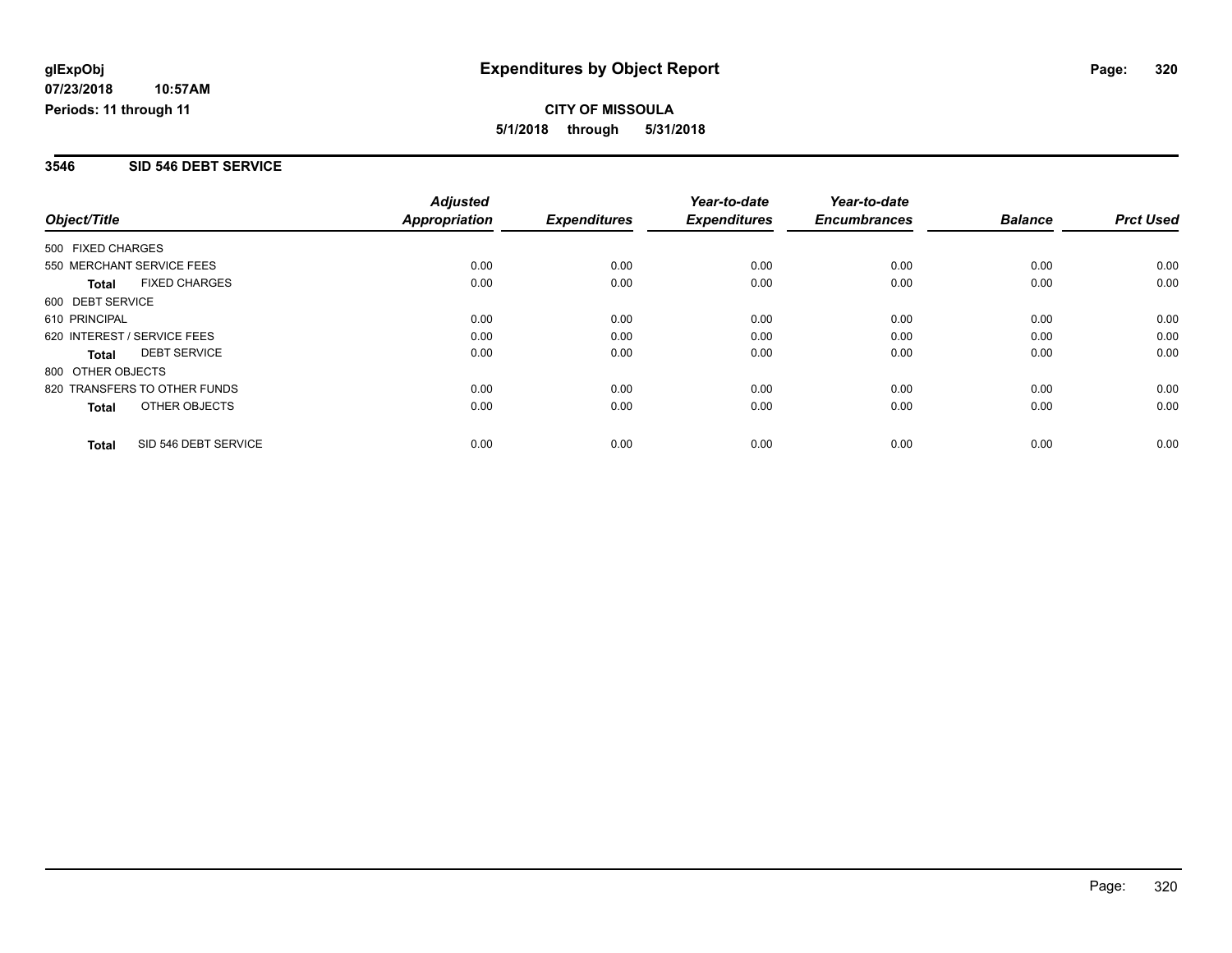**glExpObj** 
**07/23/2018 10:57AM** 
**Periods: 11 through 11**

# Expenditures by Object Report

**CITY OF MISSOULA** 
**5/1/2018 through 5/31/2018**

## 3546 SID 546 DEBT SERVICE

| Object/Title | Adjusted Appropriation | Expenditures | Year-to-date Expenditures | Year-to-date Encumbrances | Balance | Prct Used |
|---|---|---|---|---|---|---|
| 500 FIXED CHARGES | | | | | | |
| 550 MERCHANT SERVICE FEES | 0.00 | 0.00 | 0.00 | 0.00 | 0.00 | 0.00 |
| **Total** FIXED CHARGES | 0.00 | 0.00 | 0.00 | 0.00 | 0.00 | 0.00 |
| 600 DEBT SERVICE | | | | | | |
| 610 PRINCIPAL | 0.00 | 0.00 | 0.00 | 0.00 | 0.00 | 0.00 |
| 620 INTEREST / SERVICE FEES | 0.00 | 0.00 | 0.00 | 0.00 | 0.00 | 0.00 |
| **Total** DEBT SERVICE | 0.00 | 0.00 | 0.00 | 0.00 | 0.00 | 0.00 |
| 800 OTHER OBJECTS | | | | | | |
| 820 TRANSFERS TO OTHER FUNDS | 0.00 | 0.00 | 0.00 | 0.00 | 0.00 | 0.00 |
| **Total** OTHER OBJECTS | 0.00 | 0.00 | 0.00 | 0.00 | 0.00 | 0.00 |
| **Total** SID 546 DEBT SERVICE | 0.00 | 0.00 | 0.00 | 0.00 | 0.00 | 0.00 |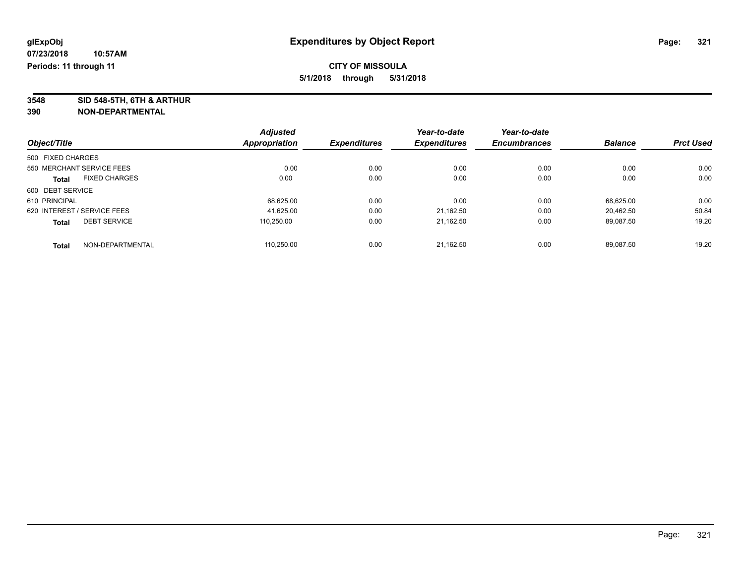**glExpObj** | **Expenditures by Object Report** | **Page: 321**

**07/23/2018 10:57AM**

**Periods: 11 through 11**

**CITY OF MISSOULA**

**5/1/2018 through 5/31/2018**

**3548 SID 548-5TH, 6TH & ARTHUR**

**390 NON-DEPARTMENTAL**

| Object/Title | Adjusted Appropriation | Expenditures | Year-to-date Expenditures | Year-to-date Encumbrances | Balance | Prct Used |
|---|---|---|---|---|---|---|
| 500 FIXED CHARGES | | | | | | |
| 550 MERCHANT SERVICE FEES | 0.00 | 0.00 | 0.00 | 0.00 | 0.00 | 0.00 |
| **Total** FIXED CHARGES | 0.00 | 0.00 | 0.00 | 0.00 | 0.00 | 0.00 |
| 600 DEBT SERVICE | | | | | | |
| 610 PRINCIPAL | 68,625.00 | 0.00 | 0.00 | 0.00 | 68,625.00 | 0.00 |
| 620 INTEREST / SERVICE FEES | 41,625.00 | 0.00 | 21,162.50 | 0.00 | 20,462.50 | 50.84 |
| **Total** DEBT SERVICE | 110,250.00 | 0.00 | 21,162.50 | 0.00 | 89,087.50 | 19.20 |
| **Total** NON-DEPARTMENTAL | 110,250.00 | 0.00 | 21,162.50 | 0.00 | 89,087.50 | 19.20 |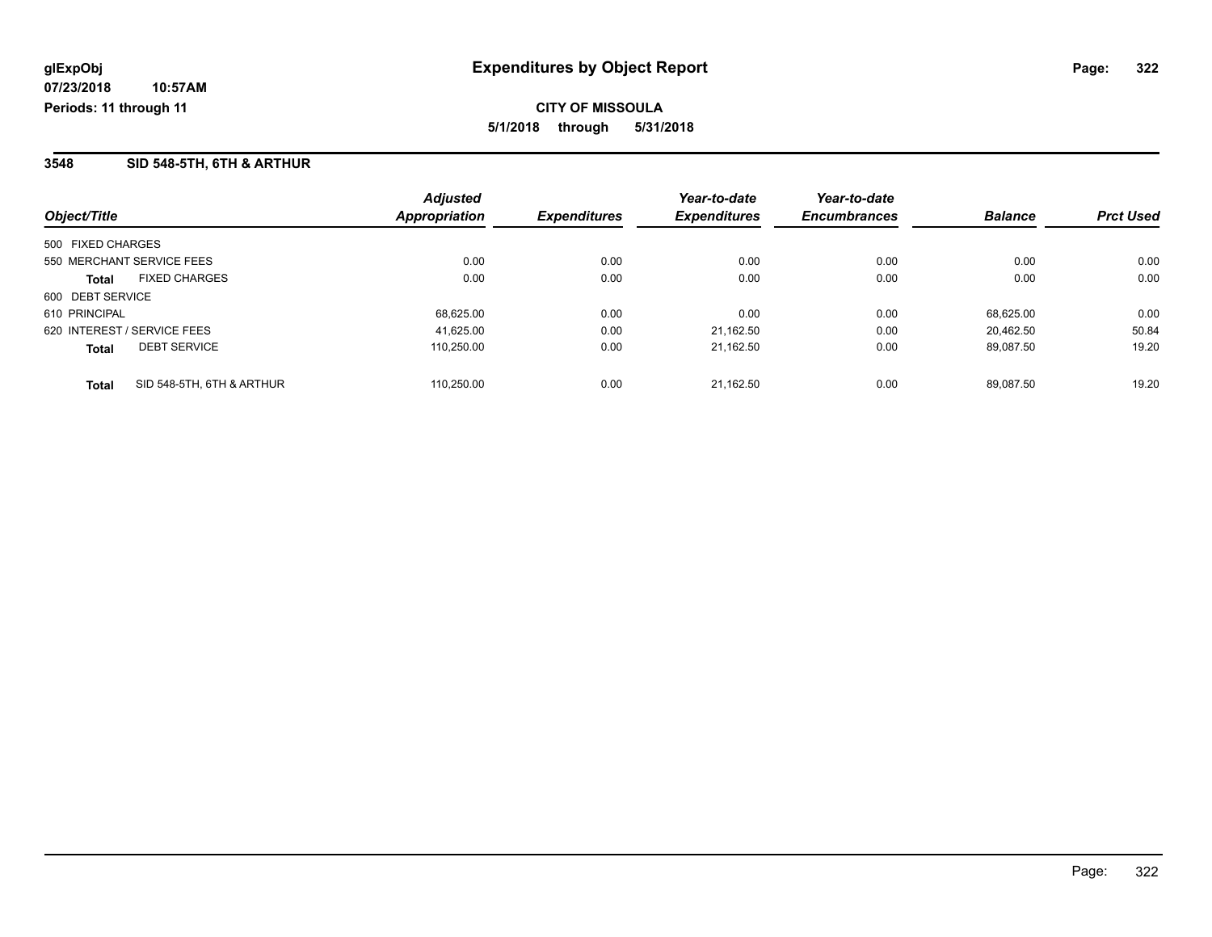**glExpObj** **Expenditures by Object Report**

**07/23/2018 10:57AM**

**Periods: 11 through 11**

**CITY OF MISSOULA**

**5/1/2018 through 5/31/2018**

## 3548 SID 548-5TH, 6TH & ARTHUR

| Object/Title | Adjusted Appropriation | Expenditures | Year-to-date Expenditures | Year-to-date Encumbrances | Balance | Prct Used |
|---|---|---|---|---|---|---|
| 500 FIXED CHARGES | | | | | | |
| 550 MERCHANT SERVICE FEES | 0.00 | 0.00 | 0.00 | 0.00 | 0.00 | 0.00 |
| **Total** FIXED CHARGES | 0.00 | 0.00 | 0.00 | 0.00 | 0.00 | 0.00 |
| 600 DEBT SERVICE | | | | | | |
| 610 PRINCIPAL | 68,625.00 | 0.00 | 0.00 | 0.00 | 68,625.00 | 0.00 |
| 620 INTEREST / SERVICE FEES | 41,625.00 | 0.00 | 21,162.50 | 0.00 | 20,462.50 | 50.84 |
| **Total** DEBT SERVICE | 110,250.00 | 0.00 | 21,162.50 | 0.00 | 89,087.50 | 19.20 |
| **Total** SID 548-5TH, 6TH & ARTHUR | 110,250.00 | 0.00 | 21,162.50 | 0.00 | 89,087.50 | 19.20 |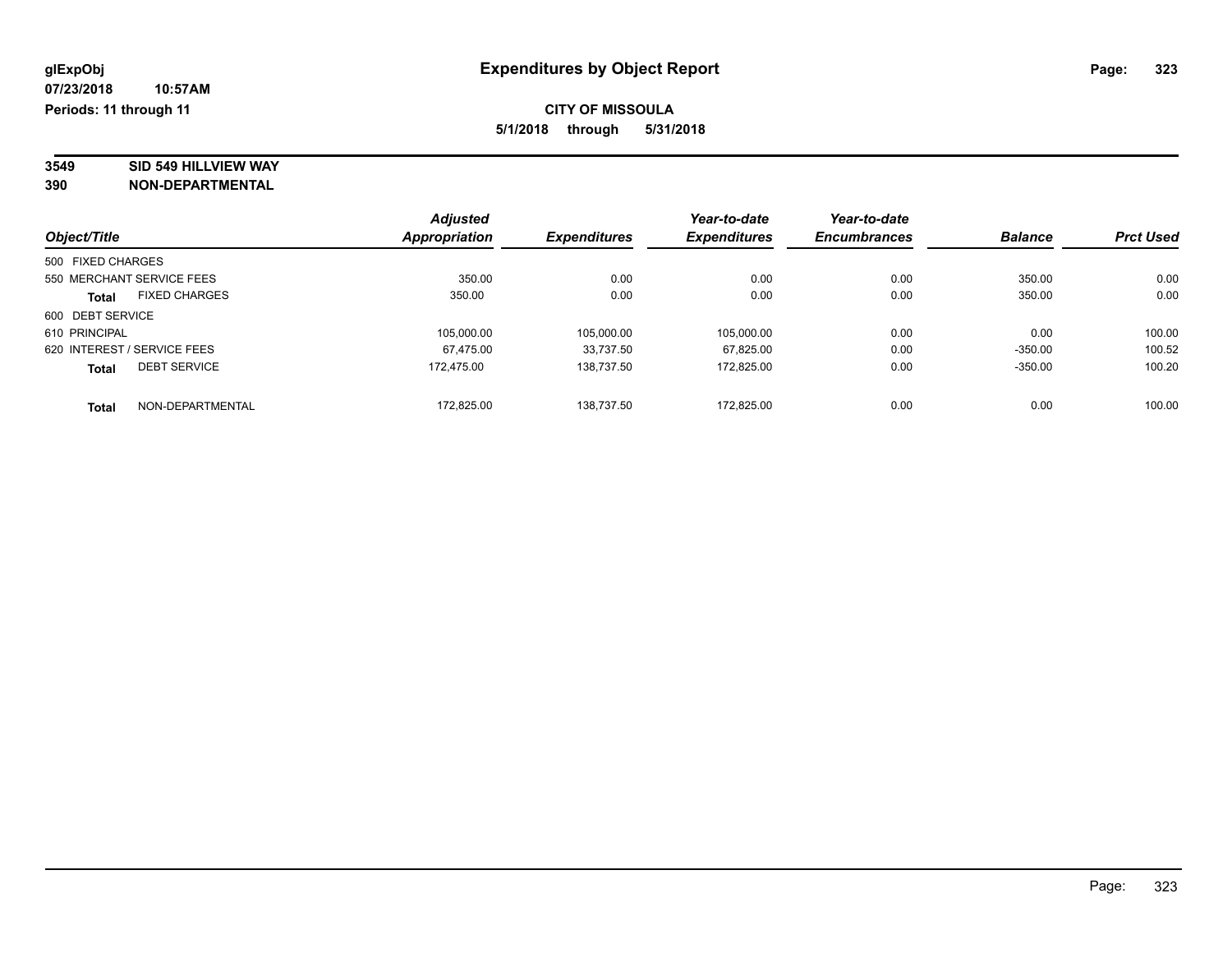glExpObj
07/23/2018 10:57AM
Periods: 11 through 11

# Expenditures by Object Report

**CITY OF MISSOULA**

**5/1/2018 through 5/31/2018**

**3549 SID 549 HILLVIEW WAY**
**390 NON-DEPARTMENTAL**

| Object/Title | Adjusted Appropriation | Expenditures | Year-to-date Expenditures | Year-to-date Encumbrances | Balance | Prct Used |
|---|---|---|---|---|---|---|
| 500 FIXED CHARGES | | | | | | |
| 550 MERCHANT SERVICE FEES | 350.00 | 0.00 | 0.00 | 0.00 | 350.00 | 0.00 |
| **Total** FIXED CHARGES | 350.00 | 0.00 | 0.00 | 0.00 | 350.00 | 0.00 |
| 600 DEBT SERVICE | | | | | | |
| 610 PRINCIPAL | 105,000.00 | 105,000.00 | 105,000.00 | 0.00 | 0.00 | 100.00 |
| 620 INTEREST / SERVICE FEES | 67,475.00 | 33,737.50 | 67,825.00 | 0.00 | -350.00 | 100.52 |
| **Total** DEBT SERVICE | 172,475.00 | 138,737.50 | 172,825.00 | 0.00 | -350.00 | 100.20 |
| **Total** NON-DEPARTMENTAL | 172,825.00 | 138,737.50 | 172,825.00 | 0.00 | 0.00 | 100.00 |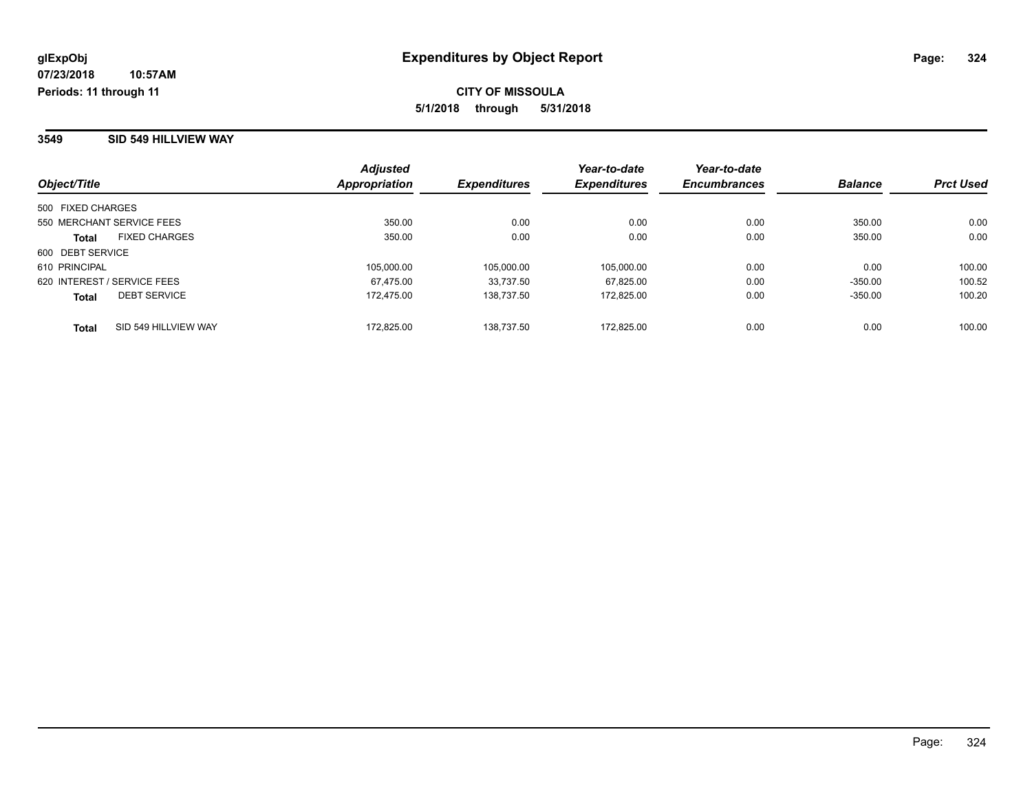# Expenditures by Object Report

glExpObj
07/23/2018 10:57AM
Periods: 11 through 11

**CITY OF MISSOULA**
**5/1/2018 through 5/31/2018**

## 3549 SID 549 HILLVIEW WAY

| Object/Title | | Adjusted Appropriation | Expenditures | Year-to-date Expenditures | Year-to-date Encumbrances | Balance | Prct Used |
|---|---|---|---|---|---|---|---|
| 500 FIXED CHARGES | | | | | | | |
| 550 MERCHANT SERVICE FEES | | 350.00 | 0.00 | 0.00 | 0.00 | 350.00 | 0.00 |
| **Total** | FIXED CHARGES | 350.00 | 0.00 | 0.00 | 0.00 | 350.00 | 0.00 |
| 600 DEBT SERVICE | | | | | | | |
| 610 PRINCIPAL | | 105,000.00 | 105,000.00 | 105,000.00 | 0.00 | 0.00 | 100.00 |
| 620 INTEREST / SERVICE FEES | | 67,475.00 | 33,737.50 | 67,825.00 | 0.00 | -350.00 | 100.52 |
| **Total** | DEBT SERVICE | 172,475.00 | 138,737.50 | 172,825.00 | 0.00 | -350.00 | 100.20 |
| **Total** | SID 549 HILLVIEW WAY | 172,825.00 | 138,737.50 | 172,825.00 | 0.00 | 0.00 | 100.00 |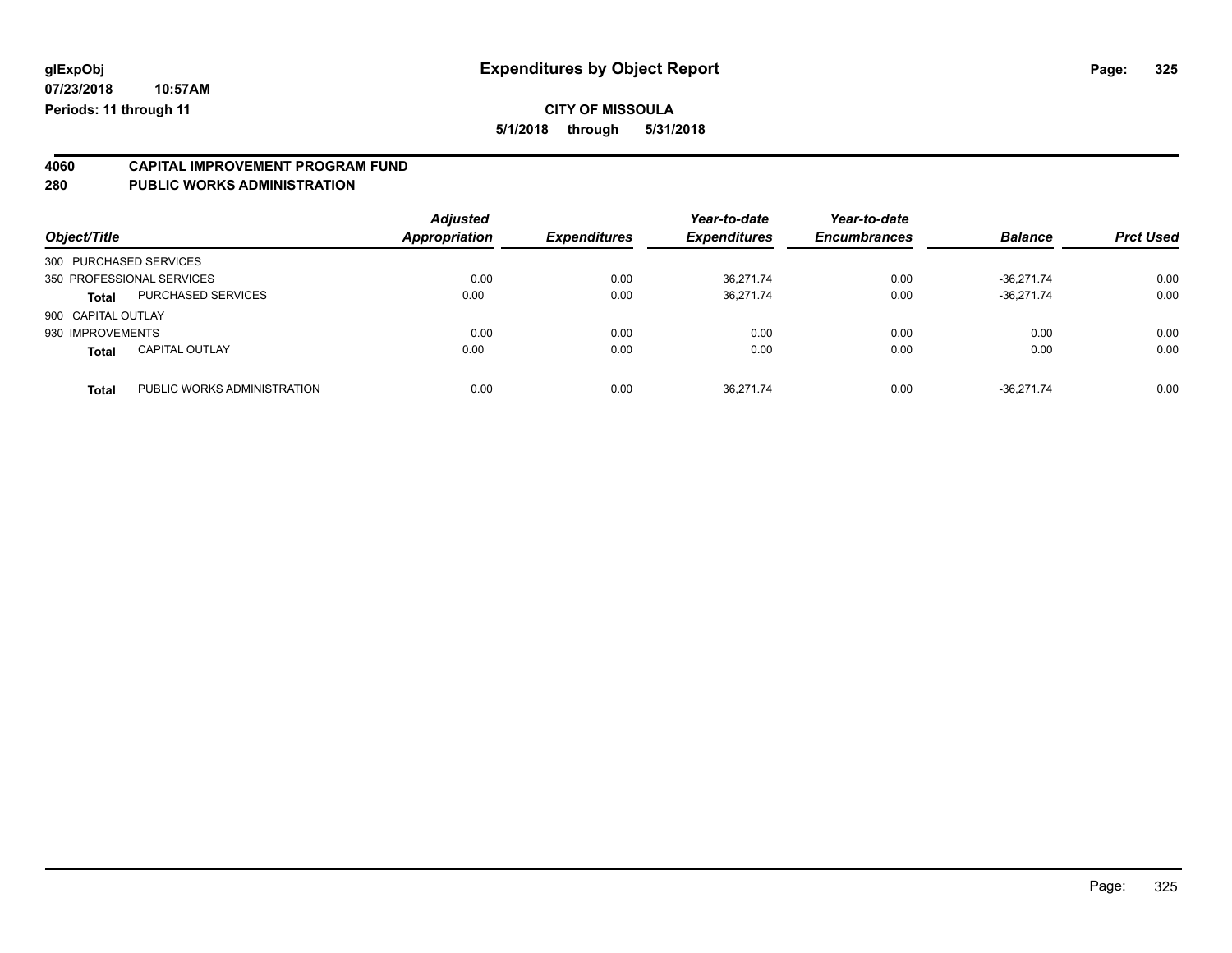glExpObj
07/23/2018 10:57AM
Periods: 11 through 11

# Expenditures by Object Report

**CITY OF MISSOULA**

**5/1/2018 through 5/31/2018**

## 4060 CAPITAL IMPROVEMENT PROGRAM FUND
## 280 PUBLIC WORKS ADMINISTRATION

| Object/Title | | *Adjusted Appropriation* | *Expenditures* | *Year-to-date Expenditures* | *Year-to-date Encumbrances* | *Balance* | *Prct Used* |
|---|---|---|---|---|---|---|---|
| 300 PURCHASED SERVICES | | | | | | | |
| 350 PROFESSIONAL SERVICES | | 0.00 | 0.00 | 36,271.74 | 0.00 | -36,271.74 | 0.00 |
| **Total** | PURCHASED SERVICES | 0.00 | 0.00 | 36,271.74 | 0.00 | -36,271.74 | 0.00 |
| 900 CAPITAL OUTLAY | | | | | | | |
| 930 IMPROVEMENTS | | 0.00 | 0.00 | 0.00 | 0.00 | 0.00 | 0.00 |
| **Total** | CAPITAL OUTLAY | 0.00 | 0.00 | 0.00 | 0.00 | 0.00 | 0.00 |
| **Total** | PUBLIC WORKS ADMINISTRATION | 0.00 | 0.00 | 36,271.74 | 0.00 | -36,271.74 | 0.00 |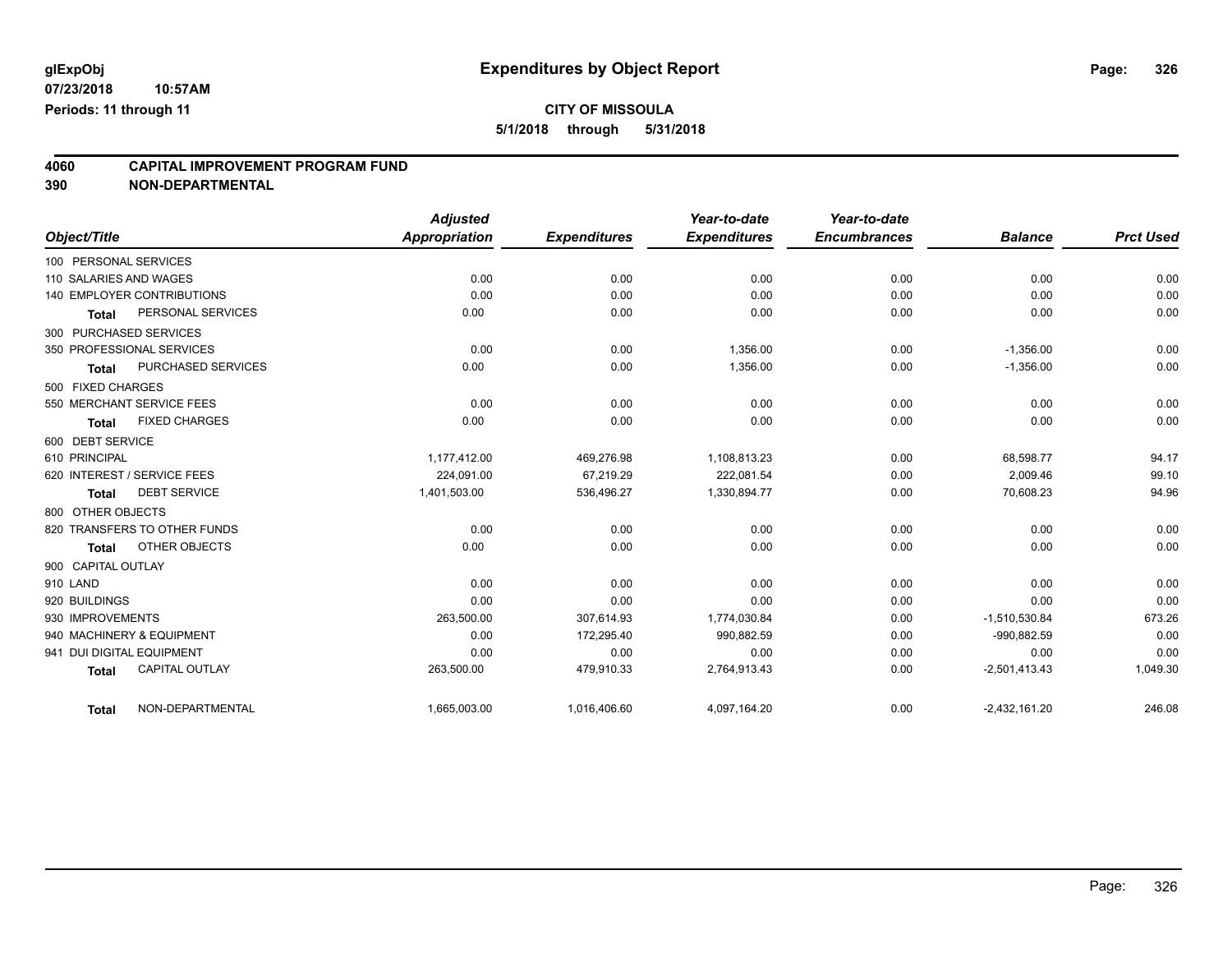# Expenditures by Object Report

glExpObj
07/23/2018 10:57AM
Periods: 11 through 11

**CITY OF MISSOULA**
**5/1/2018 through 5/31/2018**

## 4060 CAPITAL IMPROVEMENT PROGRAM FUND
## 390 NON-DEPARTMENTAL

| Object/Title | Adjusted Appropriation | Expenditures | Year-to-date Expenditures | Year-to-date Encumbrances | Balance | Prct Used |
|---|---|---|---|---|---|---|
| 100 PERSONAL SERVICES | | | | | | |
| 110 SALARIES AND WAGES | 0.00 | 0.00 | 0.00 | 0.00 | 0.00 | 0.00 |
| 140 EMPLOYER CONTRIBUTIONS | 0.00 | 0.00 | 0.00 | 0.00 | 0.00 | 0.00 |
| **Total** PERSONAL SERVICES | 0.00 | 0.00 | 0.00 | 0.00 | 0.00 | 0.00 |
| 300 PURCHASED SERVICES | | | | | | |
| 350 PROFESSIONAL SERVICES | 0.00 | 0.00 | 1,356.00 | 0.00 | -1,356.00 | 0.00 |
| **Total** PURCHASED SERVICES | 0.00 | 0.00 | 1,356.00 | 0.00 | -1,356.00 | 0.00 |
| 500 FIXED CHARGES | | | | | | |
| 550 MERCHANT SERVICE FEES | 0.00 | 0.00 | 0.00 | 0.00 | 0.00 | 0.00 |
| **Total** FIXED CHARGES | 0.00 | 0.00 | 0.00 | 0.00 | 0.00 | 0.00 |
| 600 DEBT SERVICE | | | | | | |
| 610 PRINCIPAL | 1,177,412.00 | 469,276.98 | 1,108,813.23 | 0.00 | 68,598.77 | 94.17 |
| 620 INTEREST / SERVICE FEES | 224,091.00 | 67,219.29 | 222,081.54 | 0.00 | 2,009.46 | 99.10 |
| **Total** DEBT SERVICE | 1,401,503.00 | 536,496.27 | 1,330,894.77 | 0.00 | 70,608.23 | 94.96 |
| 800 OTHER OBJECTS | | | | | | |
| 820 TRANSFERS TO OTHER FUNDS | 0.00 | 0.00 | 0.00 | 0.00 | 0.00 | 0.00 |
| **Total** OTHER OBJECTS | 0.00 | 0.00 | 0.00 | 0.00 | 0.00 | 0.00 |
| 900 CAPITAL OUTLAY | | | | | | |
| 910 LAND | 0.00 | 0.00 | 0.00 | 0.00 | 0.00 | 0.00 |
| 920 BUILDINGS | 0.00 | 0.00 | 0.00 | 0.00 | 0.00 | 0.00 |
| 930 IMPROVEMENTS | 263,500.00 | 307,614.93 | 1,774,030.84 | 0.00 | -1,510,530.84 | 673.26 |
| 940 MACHINERY & EQUIPMENT | 0.00 | 172,295.40 | 990,882.59 | 0.00 | -990,882.59 | 0.00 |
| 941 DUI DIGITAL EQUIPMENT | 0.00 | 0.00 | 0.00 | 0.00 | 0.00 | 0.00 |
| **Total** CAPITAL OUTLAY | 263,500.00 | 479,910.33 | 2,764,913.43 | 0.00 | -2,501,413.43 | 1,049.30 |
| **Total** NON-DEPARTMENTAL | 1,665,003.00 | 1,016,406.60 | 4,097,164.20 | 0.00 | -2,432,161.20 | 246.08 |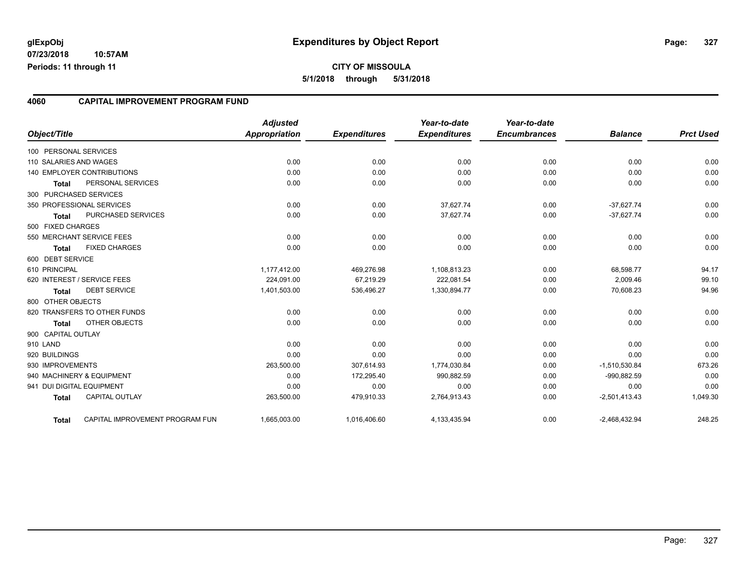# Expenditures by Object Report

glExpObj
07/23/2018 10:57AM
Periods: 11 through 11

**CITY OF MISSOULA**
**5/1/2018 through 5/31/2018**

## 4060 CAPITAL IMPROVEMENT PROGRAM FUND

| Object/Title | | Adjusted Appropriation | Expenditures | Year-to-date Expenditures | Year-to-date Encumbrances | Balance | Prct Used |
|---|---|---|---|---|---|---|---|
| 100 PERSONAL SERVICES | | | | | | | |
| 110 SALARIES AND WAGES | | 0.00 | 0.00 | 0.00 | 0.00 | 0.00 | 0.00 |
| 140 EMPLOYER CONTRIBUTIONS | | 0.00 | 0.00 | 0.00 | 0.00 | 0.00 | 0.00 |
| **Total** | PERSONAL SERVICES | 0.00 | 0.00 | 0.00 | 0.00 | 0.00 | 0.00 |
| 300 PURCHASED SERVICES | | | | | | | |
| 350 PROFESSIONAL SERVICES | | 0.00 | 0.00 | 37,627.74 | 0.00 | -37,627.74 | 0.00 |
| **Total** | PURCHASED SERVICES | 0.00 | 0.00 | 37,627.74 | 0.00 | -37,627.74 | 0.00 |
| 500 FIXED CHARGES | | | | | | | |
| 550 MERCHANT SERVICE FEES | | 0.00 | 0.00 | 0.00 | 0.00 | 0.00 | 0.00 |
| **Total** | FIXED CHARGES | 0.00 | 0.00 | 0.00 | 0.00 | 0.00 | 0.00 |
| 600 DEBT SERVICE | | | | | | | |
| 610 PRINCIPAL | | 1,177,412.00 | 469,276.98 | 1,108,813.23 | 0.00 | 68,598.77 | 94.17 |
| 620 INTEREST / SERVICE FEES | | 224,091.00 | 67,219.29 | 222,081.54 | 0.00 | 2,009.46 | 99.10 |
| **Total** | DEBT SERVICE | 1,401,503.00 | 536,496.27 | 1,330,894.77 | 0.00 | 70,608.23 | 94.96 |
| 800 OTHER OBJECTS | | | | | | | |
| 820 TRANSFERS TO OTHER FUNDS | | 0.00 | 0.00 | 0.00 | 0.00 | 0.00 | 0.00 |
| **Total** | OTHER OBJECTS | 0.00 | 0.00 | 0.00 | 0.00 | 0.00 | 0.00 |
| 900 CAPITAL OUTLAY | | | | | | | |
| 910 LAND | | 0.00 | 0.00 | 0.00 | 0.00 | 0.00 | 0.00 |
| 920 BUILDINGS | | 0.00 | 0.00 | 0.00 | 0.00 | 0.00 | 0.00 |
| 930 IMPROVEMENTS | | 263,500.00 | 307,614.93 | 1,774,030.84 | 0.00 | -1,510,530.84 | 673.26 |
| 940 MACHINERY & EQUIPMENT | | 0.00 | 172,295.40 | 990,882.59 | 0.00 | -990,882.59 | 0.00 |
| 941 DUI DIGITAL EQUIPMENT | | 0.00 | 0.00 | 0.00 | 0.00 | 0.00 | 0.00 |
| **Total** | CAPITAL OUTLAY | 263,500.00 | 479,910.33 | 2,764,913.43 | 0.00 | -2,501,413.43 | 1,049.30 |
| **Total** | CAPITAL IMPROVEMENT PROGRAM FUN | 1,665,003.00 | 1,016,406.60 | 4,133,435.94 | 0.00 | -2,468,432.94 | 248.25 |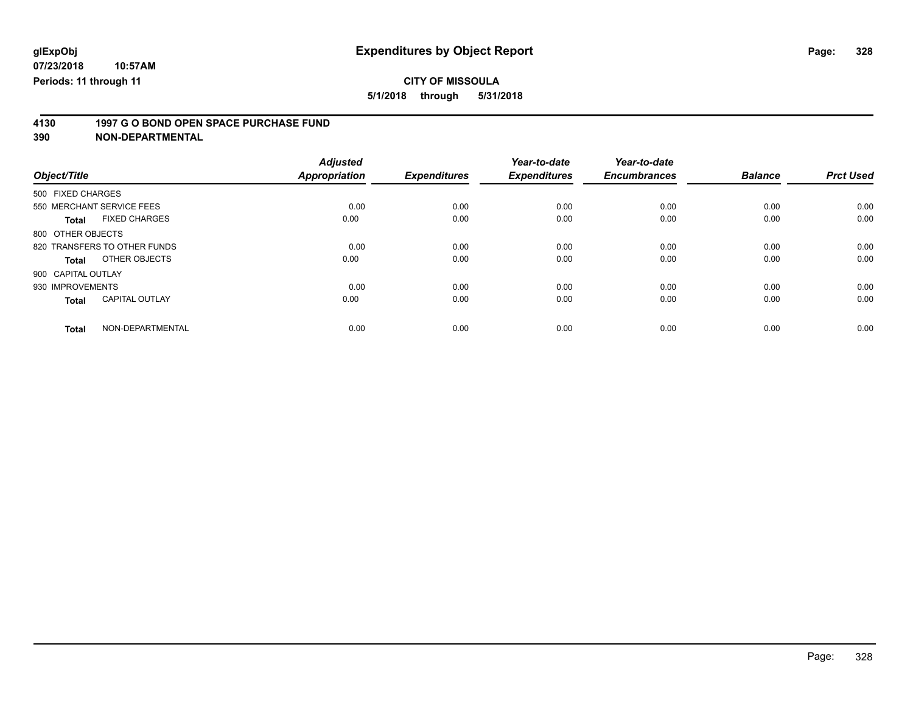**glExpObj** **Expenditures by Object Report**

**07/23/2018 10:57AM**

**Periods: 11 through 11**

**CITY OF MISSOULA**

**5/1/2018 through 5/31/2018**

## 4130 1997 G O BOND OPEN SPACE PURCHASE FUND
## 390 NON-DEPARTMENTAL

| Object/Title | Adjusted Appropriation | Expenditures | Year-to-date Expenditures | Year-to-date Encumbrances | Balance | Prct Used |
|---|---|---|---|---|---|---|
| 500 FIXED CHARGES | | | | | | |
| 550 MERCHANT SERVICE FEES | 0.00 | 0.00 | 0.00 | 0.00 | 0.00 | 0.00 |
| **Total** FIXED CHARGES | 0.00 | 0.00 | 0.00 | 0.00 | 0.00 | 0.00 |
| 800 OTHER OBJECTS | | | | | | |
| 820 TRANSFERS TO OTHER FUNDS | 0.00 | 0.00 | 0.00 | 0.00 | 0.00 | 0.00 |
| **Total** OTHER OBJECTS | 0.00 | 0.00 | 0.00 | 0.00 | 0.00 | 0.00 |
| 900 CAPITAL OUTLAY | | | | | | |
| 930 IMPROVEMENTS | 0.00 | 0.00 | 0.00 | 0.00 | 0.00 | 0.00 |
| **Total** CAPITAL OUTLAY | 0.00 | 0.00 | 0.00 | 0.00 | 0.00 | 0.00 |
| **Total** NON-DEPARTMENTAL | 0.00 | 0.00 | 0.00 | 0.00 | 0.00 | 0.00 |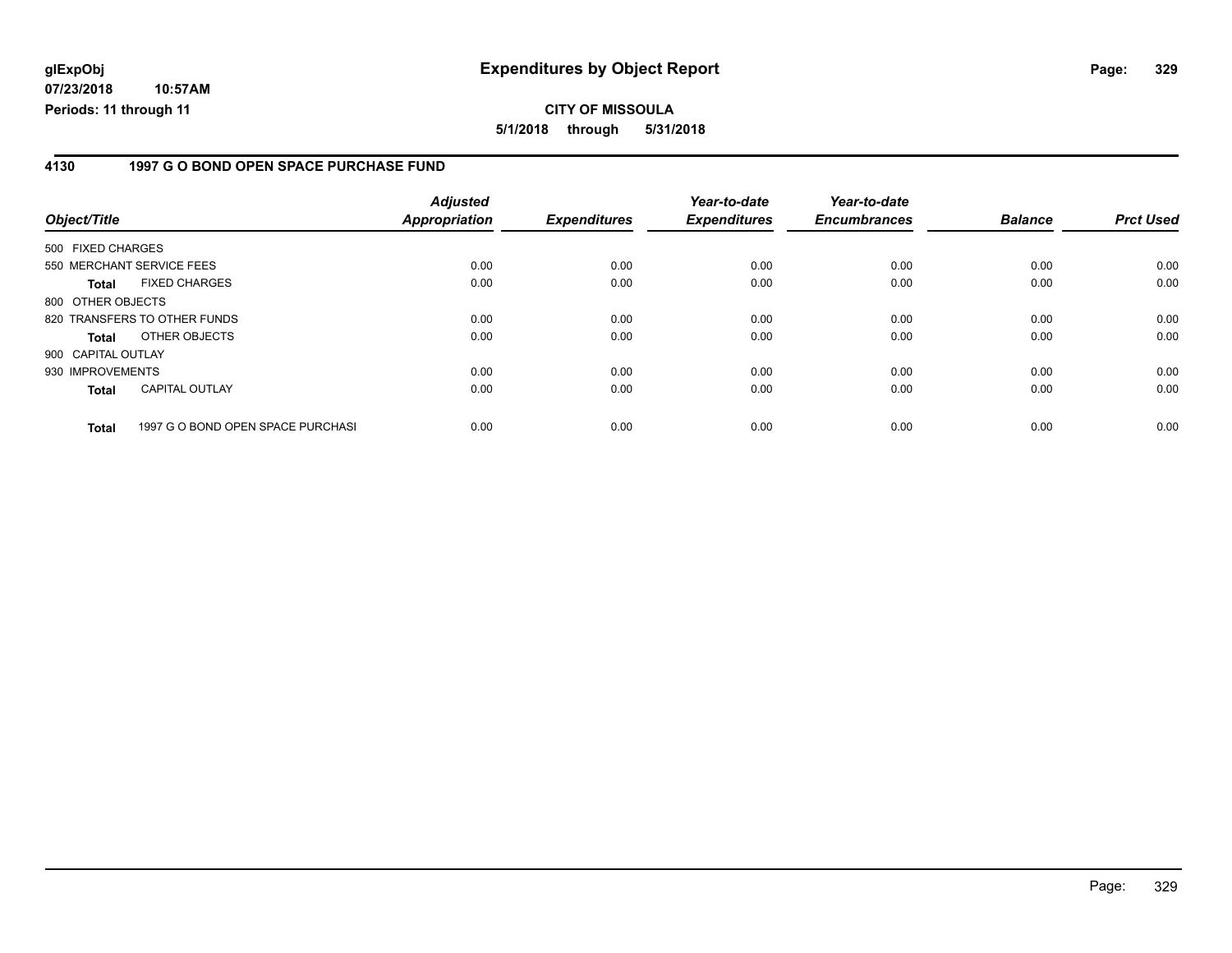**glExpObj**
**07/23/2018 10:57AM**
**Periods: 11 through 11**

# Expenditures by Object Report

**CITY OF MISSOULA**
**5/1/2018 through 5/31/2018**

## 4130 1997 G O BOND OPEN SPACE PURCHASE FUND

| Object/Title | Adjusted Appropriation | Expenditures | Year-to-date Expenditures | Year-to-date Encumbrances | Balance | Prct Used |
|---|---|---|---|---|---|---|
| 500 FIXED CHARGES | | | | | | |
| 550 MERCHANT SERVICE FEES | 0.00 | 0.00 | 0.00 | 0.00 | 0.00 | 0.00 |
| **Total** FIXED CHARGES | 0.00 | 0.00 | 0.00 | 0.00 | 0.00 | 0.00 |
| 800 OTHER OBJECTS | | | | | | |
| 820 TRANSFERS TO OTHER FUNDS | 0.00 | 0.00 | 0.00 | 0.00 | 0.00 | 0.00 |
| **Total** OTHER OBJECTS | 0.00 | 0.00 | 0.00 | 0.00 | 0.00 | 0.00 |
| 900 CAPITAL OUTLAY | | | | | | |
| 930 IMPROVEMENTS | 0.00 | 0.00 | 0.00 | 0.00 | 0.00 | 0.00 |
| **Total** CAPITAL OUTLAY | 0.00 | 0.00 | 0.00 | 0.00 | 0.00 | 0.00 |
| **Total** 1997 G O BOND OPEN SPACE PURCHASI | 0.00 | 0.00 | 0.00 | 0.00 | 0.00 | 0.00 |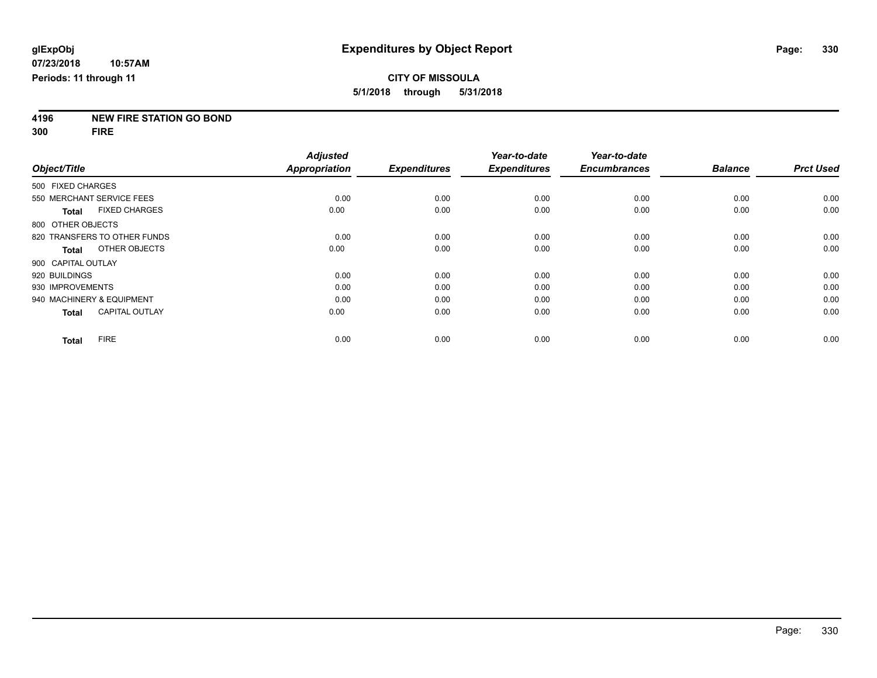# Expenditures by Object Report

**glExpObj**
**07/23/2018 10:57AM**
**Periods: 11 through 11**

**CITY OF MISSOULA**
**5/1/2018 through 5/31/2018**

**4196 NEW FIRE STATION GO BOND**
**300 FIRE**

| Object/Title | Adjusted Appropriation | Expenditures | Year-to-date Expenditures | Year-to-date Encumbrances | Balance | Prct Used |
|---|---|---|---|---|---|---|
| 500 FIXED CHARGES | | | | | | |
| 550 MERCHANT SERVICE FEES | 0.00 | 0.00 | 0.00 | 0.00 | 0.00 | 0.00 |
| **Total** FIXED CHARGES | 0.00 | 0.00 | 0.00 | 0.00 | 0.00 | 0.00 |
| 800 OTHER OBJECTS | | | | | | |
| 820 TRANSFERS TO OTHER FUNDS | 0.00 | 0.00 | 0.00 | 0.00 | 0.00 | 0.00 |
| **Total** OTHER OBJECTS | 0.00 | 0.00 | 0.00 | 0.00 | 0.00 | 0.00 |
| 900 CAPITAL OUTLAY | | | | | | |
| 920 BUILDINGS | 0.00 | 0.00 | 0.00 | 0.00 | 0.00 | 0.00 |
| 930 IMPROVEMENTS | 0.00 | 0.00 | 0.00 | 0.00 | 0.00 | 0.00 |
| 940 MACHINERY & EQUIPMENT | 0.00 | 0.00 | 0.00 | 0.00 | 0.00 | 0.00 |
| **Total** CAPITAL OUTLAY | 0.00 | 0.00 | 0.00 | 0.00 | 0.00 | 0.00 |
| **Total** FIRE | 0.00 | 0.00 | 0.00 | 0.00 | 0.00 | 0.00 |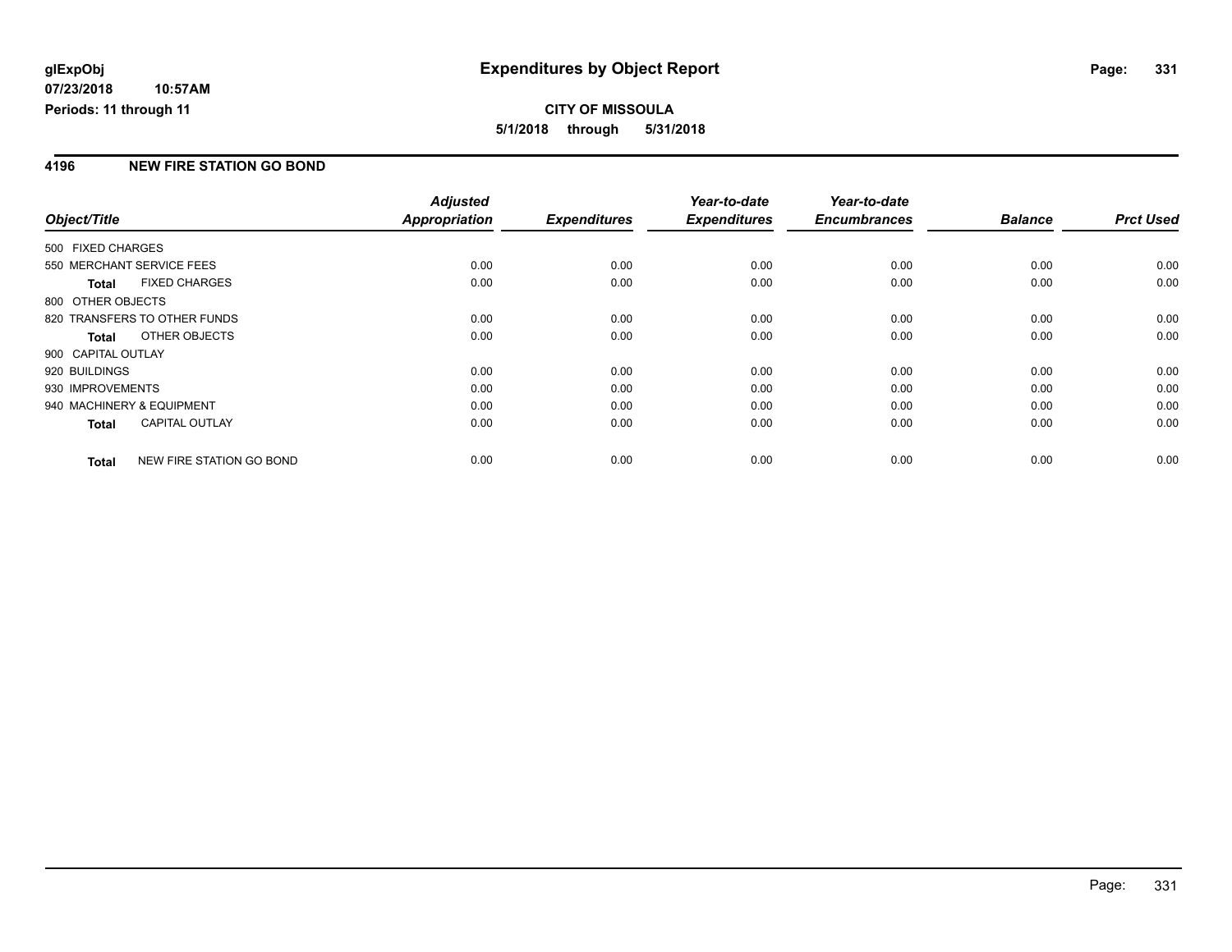**glExpObj**
**07/23/2018 10:57AM**
**Periods: 11 through 11**

# Expenditures by Object Report

**CITY OF MISSOULA**
**5/1/2018 through 5/31/2018**

## 4196 NEW FIRE STATION GO BOND

| Object/Title | Adjusted Appropriation | Expenditures | Year-to-date Expenditures | Year-to-date Encumbrances | Balance | Prct Used |
|---|---|---|---|---|---|---|
| 500 FIXED CHARGES | | | | | | |
| 550 MERCHANT SERVICE FEES | 0.00 | 0.00 | 0.00 | 0.00 | 0.00 | 0.00 |
| **Total** FIXED CHARGES | 0.00 | 0.00 | 0.00 | 0.00 | 0.00 | 0.00 |
| 800 OTHER OBJECTS | | | | | | |
| 820 TRANSFERS TO OTHER FUNDS | 0.00 | 0.00 | 0.00 | 0.00 | 0.00 | 0.00 |
| **Total** OTHER OBJECTS | 0.00 | 0.00 | 0.00 | 0.00 | 0.00 | 0.00 |
| 900 CAPITAL OUTLAY | | | | | | |
| 920 BUILDINGS | 0.00 | 0.00 | 0.00 | 0.00 | 0.00 | 0.00 |
| 930 IMPROVEMENTS | 0.00 | 0.00 | 0.00 | 0.00 | 0.00 | 0.00 |
| 940 MACHINERY & EQUIPMENT | 0.00 | 0.00 | 0.00 | 0.00 | 0.00 | 0.00 |
| **Total** CAPITAL OUTLAY | 0.00 | 0.00 | 0.00 | 0.00 | 0.00 | 0.00 |
| **Total** NEW FIRE STATION GO BOND | 0.00 | 0.00 | 0.00 | 0.00 | 0.00 | 0.00 |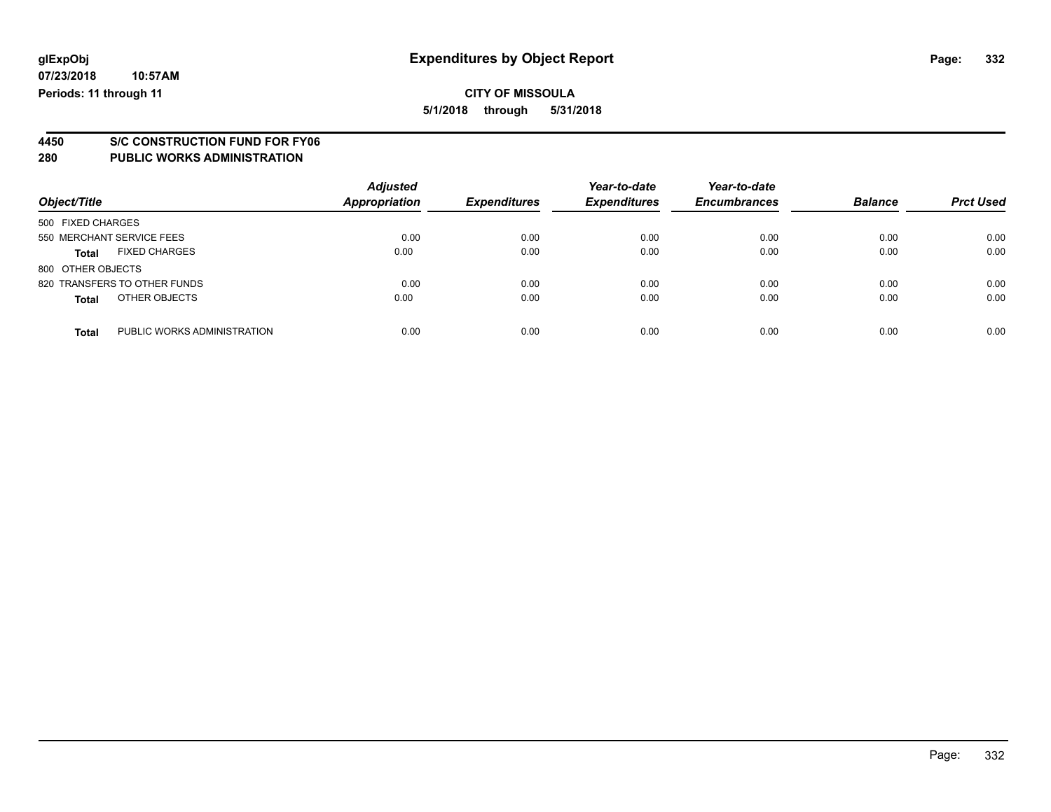# Expenditures by Object Report

glExpObj
07/23/2018 10:57AM
Periods: 11 through 11

**CITY OF MISSOULA**
5/1/2018 through 5/31/2018

## 4450 S/C CONSTRUCTION FUND FOR FY06
## 280 PUBLIC WORKS ADMINISTRATION

| Object/Title | | Adjusted Appropriation | Expenditures | Year-to-date Expenditures | Year-to-date Encumbrances | Balance | Prct Used |
|---|---|---|---|---|---|---|---|
| 500 FIXED CHARGES | | | | | | | |
| 550 MERCHANT SERVICE FEES | | 0.00 | 0.00 | 0.00 | 0.00 | 0.00 | 0.00 |
| **Total** | FIXED CHARGES | 0.00 | 0.00 | 0.00 | 0.00 | 0.00 | 0.00 |
| 800 OTHER OBJECTS | | | | | | | |
| 820 TRANSFERS TO OTHER FUNDS | | 0.00 | 0.00 | 0.00 | 0.00 | 0.00 | 0.00 |
| **Total** | OTHER OBJECTS | 0.00 | 0.00 | 0.00 | 0.00 | 0.00 | 0.00 |
| **Total** | PUBLIC WORKS ADMINISTRATION | 0.00 | 0.00 | 0.00 | 0.00 | 0.00 | 0.00 |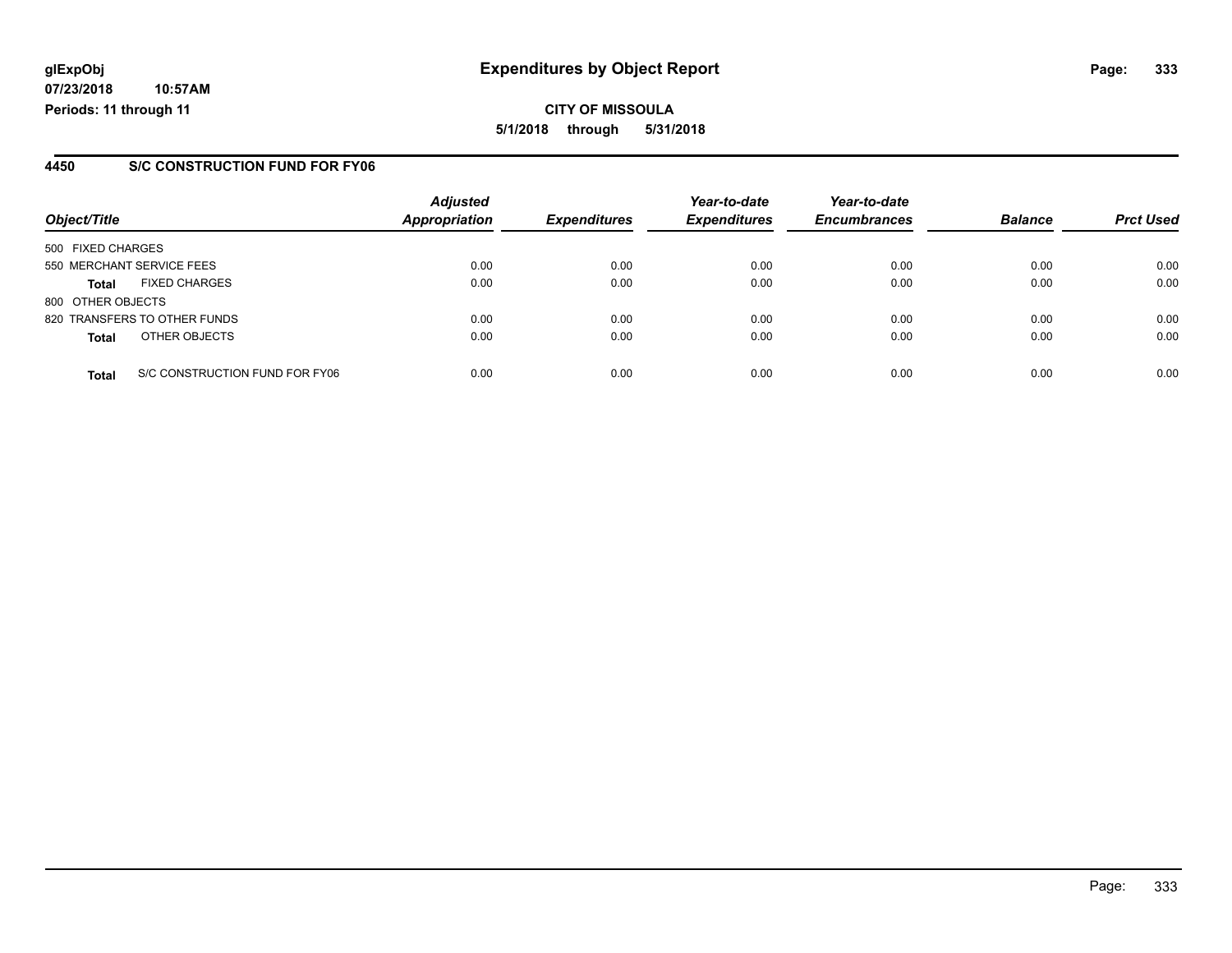**glExpObj** **Expenditures by Object Report**

**07/23/2018 10:57AM**

**Periods: 11 through 11**

**CITY OF MISSOULA**

**5/1/2018 through 5/31/2018**

## 4450 S/C CONSTRUCTION FUND FOR FY06

| Object/Title | Adjusted Appropriation | Expenditures | Year-to-date Expenditures | Year-to-date Encumbrances | Balance | Prct Used |
|---|---|---|---|---|---|---|
| 500 FIXED CHARGES | | | | | | |
| 550 MERCHANT SERVICE FEES | 0.00 | 0.00 | 0.00 | 0.00 | 0.00 | 0.00 |
| **Total** FIXED CHARGES | 0.00 | 0.00 | 0.00 | 0.00 | 0.00 | 0.00 |
| 800 OTHER OBJECTS | | | | | | |
| 820 TRANSFERS TO OTHER FUNDS | 0.00 | 0.00 | 0.00 | 0.00 | 0.00 | 0.00 |
| **Total** OTHER OBJECTS | 0.00 | 0.00 | 0.00 | 0.00 | 0.00 | 0.00 |
| **Total** S/C CONSTRUCTION FUND FOR FY06 | 0.00 | 0.00 | 0.00 | 0.00 | 0.00 | 0.00 |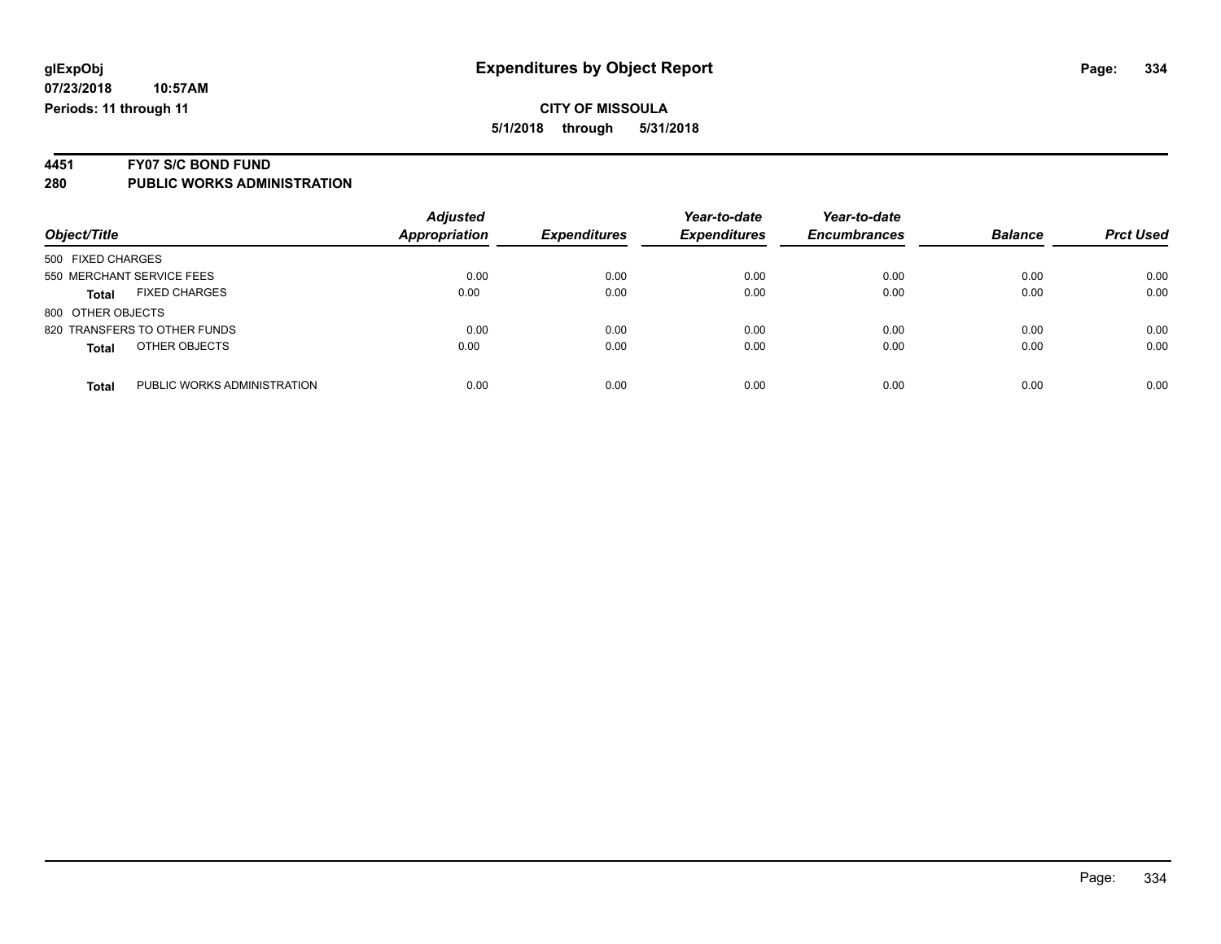glExpObj
07/23/2018 10:57AM
Periods: 11 through 11

# Expenditures by Object Report

**CITY OF MISSOULA**
**5/1/2018 through 5/31/2018**

**4451 FY07 S/C BOND FUND**
**280 PUBLIC WORKS ADMINISTRATION**

| Object/Title | Adjusted Appropriation | Expenditures | Year-to-date Expenditures | Year-to-date Encumbrances | Balance | Prct Used |
|---|---|---|---|---|---|---|
| 500 FIXED CHARGES | | | | | | |
| 550 MERCHANT SERVICE FEES | 0.00 | 0.00 | 0.00 | 0.00 | 0.00 | 0.00 |
| **Total** FIXED CHARGES | 0.00 | 0.00 | 0.00 | 0.00 | 0.00 | 0.00 |
| 800 OTHER OBJECTS | | | | | | |
| 820 TRANSFERS TO OTHER FUNDS | 0.00 | 0.00 | 0.00 | 0.00 | 0.00 | 0.00 |
| **Total** OTHER OBJECTS | 0.00 | 0.00 | 0.00 | 0.00 | 0.00 | 0.00 |
| **Total** PUBLIC WORKS ADMINISTRATION | 0.00 | 0.00 | 0.00 | 0.00 | 0.00 | 0.00 |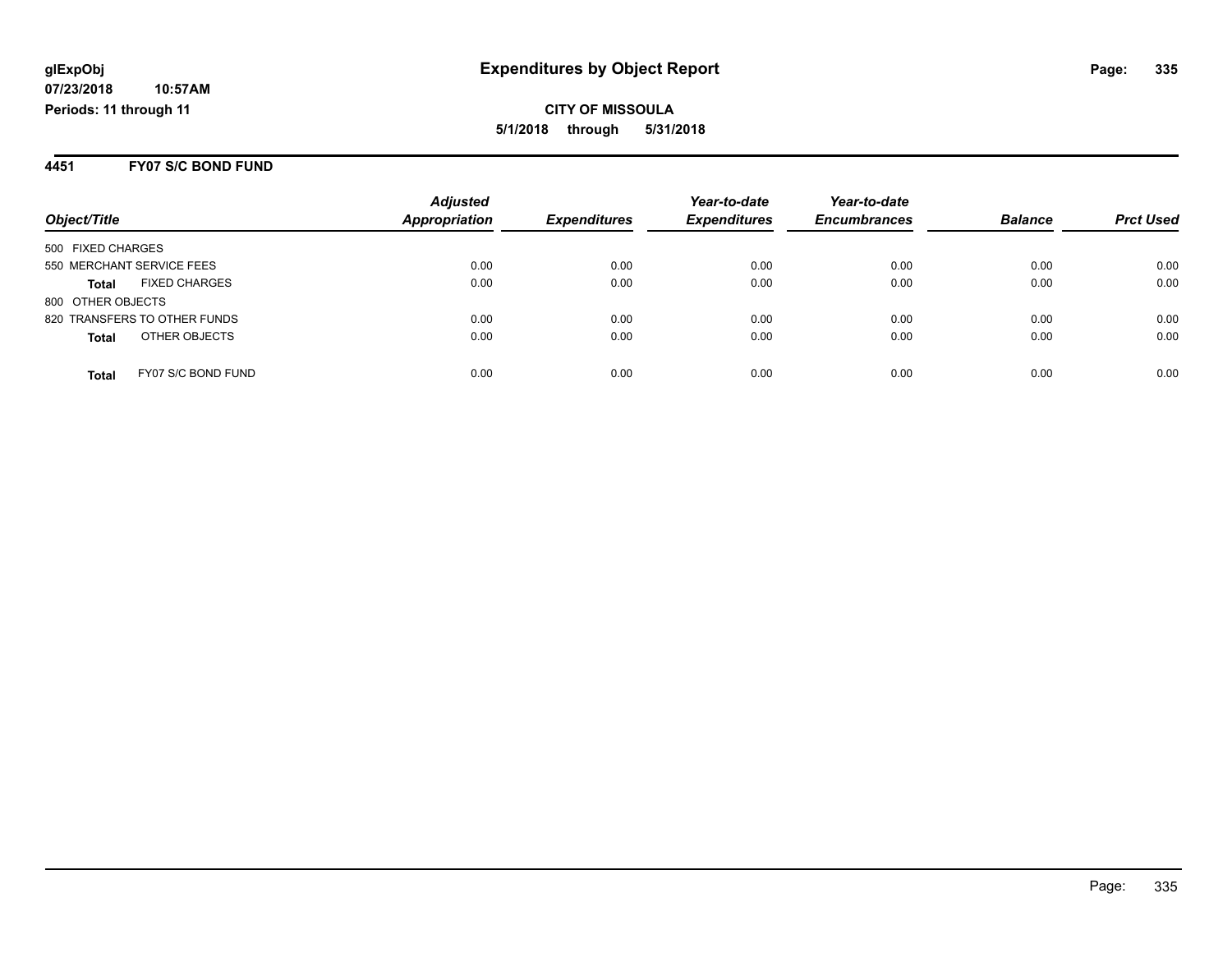# Expenditures by Object Report

glExpObj
07/23/2018 10:57AM
Periods: 11 through 11

**CITY OF MISSOULA**
**5/1/2018 through 5/31/2018**

## 4451 FY07 S/C BOND FUND

| Object/Title | Adjusted Appropriation | Expenditures | Year-to-date Expenditures | Year-to-date Encumbrances | Balance | Prct Used |
|---|---|---|---|---|---|---|
| 500 FIXED CHARGES | | | | | | |
| 550 MERCHANT SERVICE FEES | 0.00 | 0.00 | 0.00 | 0.00 | 0.00 | 0.00 |
| **Total** FIXED CHARGES | 0.00 | 0.00 | 0.00 | 0.00 | 0.00 | 0.00 |
| 800 OTHER OBJECTS | | | | | | |
| 820 TRANSFERS TO OTHER FUNDS | 0.00 | 0.00 | 0.00 | 0.00 | 0.00 | 0.00 |
| **Total** OTHER OBJECTS | 0.00 | 0.00 | 0.00 | 0.00 | 0.00 | 0.00 |
| **Total** FY07 S/C BOND FUND | 0.00 | 0.00 | 0.00 | 0.00 | 0.00 | 0.00 |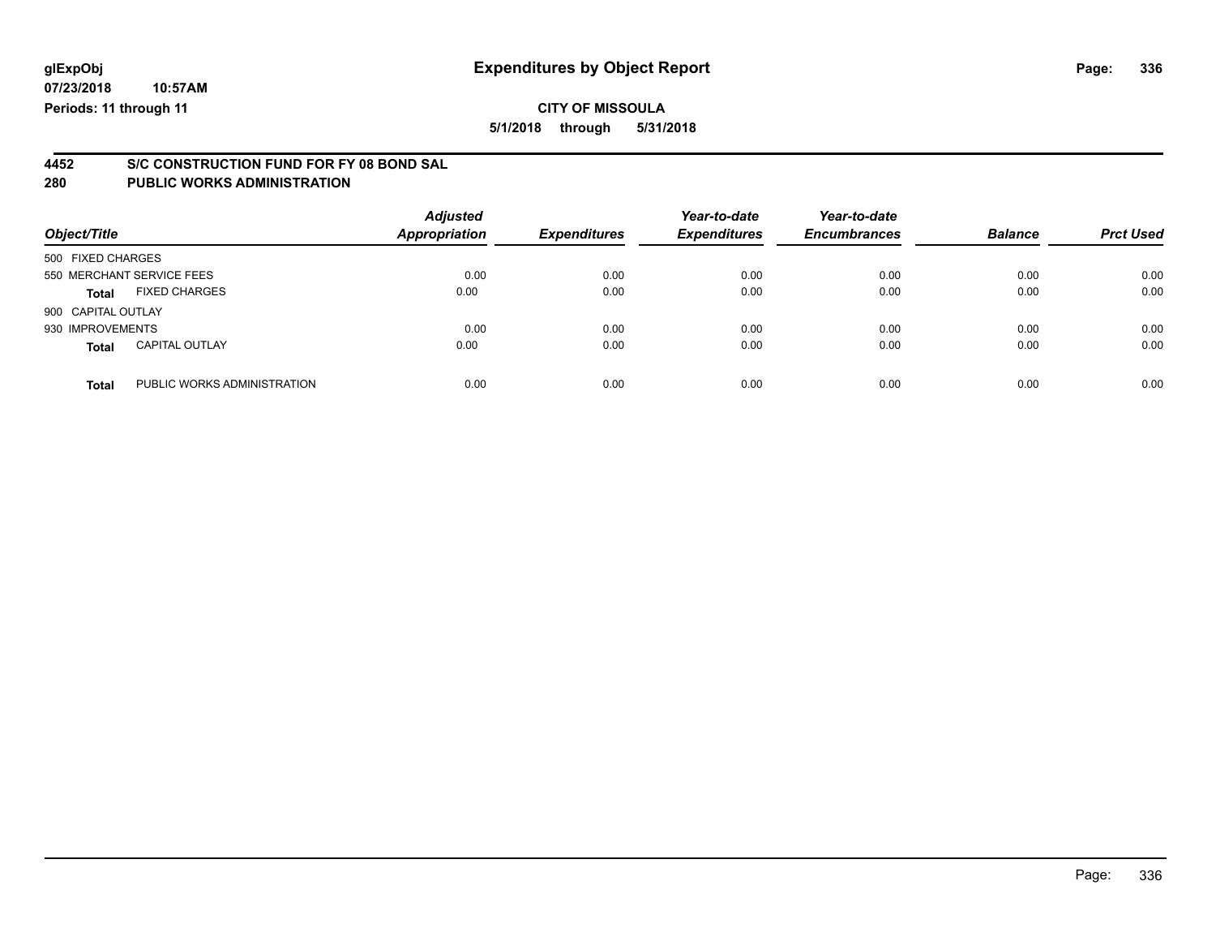**glExpObj** **Expenditures by Object Report**

**07/23/2018 10:57AM**

**Periods: 11 through 11**

**CITY OF MISSOULA**

**5/1/2018 through 5/31/2018**

## 4452 S/C CONSTRUCTION FUND FOR FY 08 BOND SAL

## 280 PUBLIC WORKS ADMINISTRATION

| Object/Title | | *Adjusted Appropriation* | *Expenditures* | *Year-to-date Expenditures* | *Year-to-date Encumbrances* | *Balance* | *Prct Used* |
|---|---|---|---|---|---|---|---|
| 500 FIXED CHARGES | | | | | | | |
| 550 MERCHANT SERVICE FEES | | 0.00 | 0.00 | 0.00 | 0.00 | 0.00 | 0.00 |
| **Total** | FIXED CHARGES | 0.00 | 0.00 | 0.00 | 0.00 | 0.00 | 0.00 |
| 900 CAPITAL OUTLAY | | | | | | | |
| 930 IMPROVEMENTS | | 0.00 | 0.00 | 0.00 | 0.00 | 0.00 | 0.00 |
| **Total** | CAPITAL OUTLAY | 0.00 | 0.00 | 0.00 | 0.00 | 0.00 | 0.00 |
| **Total** | PUBLIC WORKS ADMINISTRATION | 0.00 | 0.00 | 0.00 | 0.00 | 0.00 | 0.00 |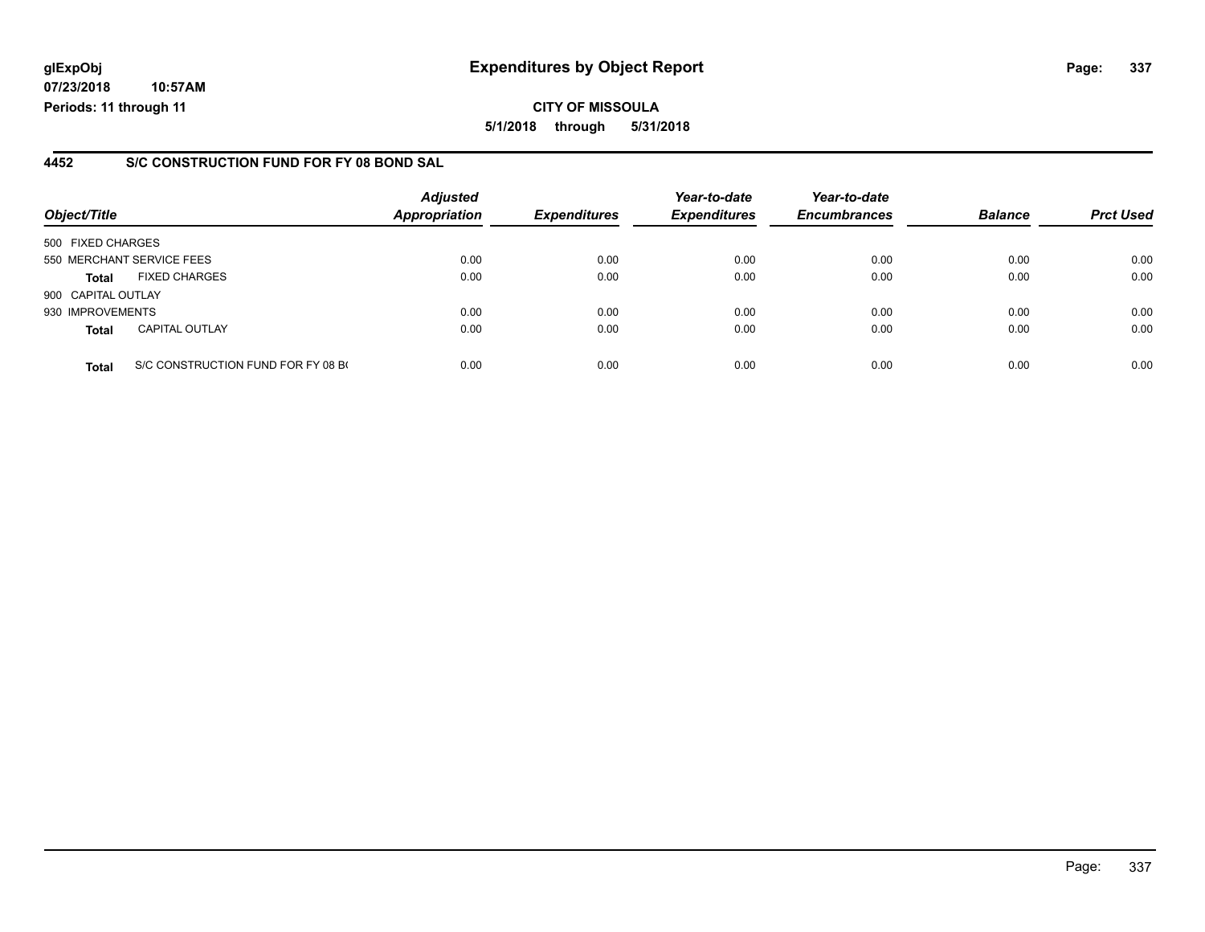**glExpObj** **Expenditures by Object Report**

**07/23/2018 10:57AM**

**Periods: 11 through 11**

**CITY OF MISSOULA**

**5/1/2018 through 5/31/2018**

## 4452 S/C CONSTRUCTION FUND FOR FY 08 BOND SAL

| Object/Title | | Adjusted Appropriation | Expenditures | Year-to-date Expenditures | Year-to-date Encumbrances | Balance | Prct Used |
|---|---|---|---|---|---|---|---|
| 500 FIXED CHARGES | | | | | | | |
| 550 MERCHANT SERVICE FEES | | 0.00 | 0.00 | 0.00 | 0.00 | 0.00 | 0.00 |
| **Total** | FIXED CHARGES | 0.00 | 0.00 | 0.00 | 0.00 | 0.00 | 0.00 |
| 900 CAPITAL OUTLAY | | | | | | | |
| 930 IMPROVEMENTS | | 0.00 | 0.00 | 0.00 | 0.00 | 0.00 | 0.00 |
| **Total** | CAPITAL OUTLAY | 0.00 | 0.00 | 0.00 | 0.00 | 0.00 | 0.00 |
| **Total** | S/C CONSTRUCTION FUND FOR FY 08 B( | 0.00 | 0.00 | 0.00 | 0.00 | 0.00 | 0.00 |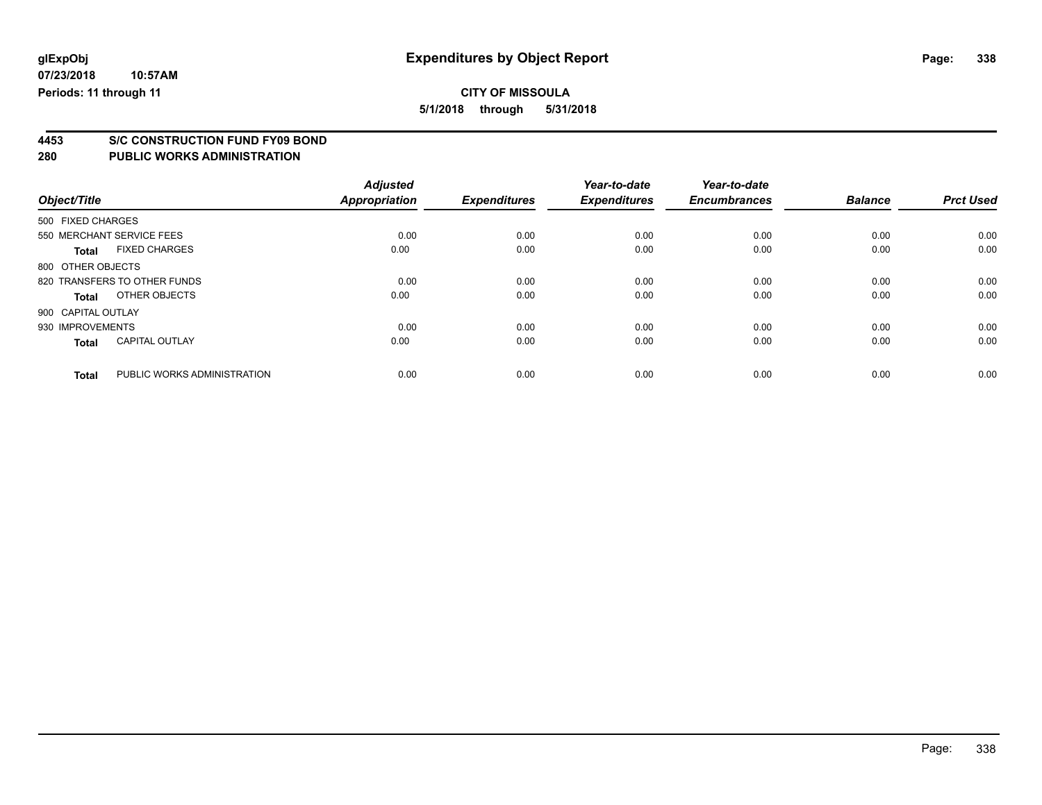**glExpObj** 07/23/2018 10:57AM
**Periods: 11 through 11**

# Expenditures by Object Report

**CITY OF MISSOULA**
**5/1/2018 through 5/31/2018**

## 4453 S/C CONSTRUCTION FUND FY09 BOND
## 280 PUBLIC WORKS ADMINISTRATION

| Object/Title | | Adjusted Appropriation | Expenditures | Year-to-date Expenditures | Year-to-date Encumbrances | Balance | Prct Used |
|---|---|---|---|---|---|---|---|
| 500 FIXED CHARGES | | | | | | | |
| 550 MERCHANT SERVICE FEES | | 0.00 | 0.00 | 0.00 | 0.00 | 0.00 | 0.00 |
| **Total** | FIXED CHARGES | 0.00 | 0.00 | 0.00 | 0.00 | 0.00 | 0.00 |
| 800 OTHER OBJECTS | | | | | | | |
| 820 TRANSFERS TO OTHER FUNDS | | 0.00 | 0.00 | 0.00 | 0.00 | 0.00 | 0.00 |
| **Total** | OTHER OBJECTS | 0.00 | 0.00 | 0.00 | 0.00 | 0.00 | 0.00 |
| 900 CAPITAL OUTLAY | | | | | | | |
| 930 IMPROVEMENTS | | 0.00 | 0.00 | 0.00 | 0.00 | 0.00 | 0.00 |
| **Total** | CAPITAL OUTLAY | 0.00 | 0.00 | 0.00 | 0.00 | 0.00 | 0.00 |
| **Total** | PUBLIC WORKS ADMINISTRATION | 0.00 | 0.00 | 0.00 | 0.00 | 0.00 | 0.00 |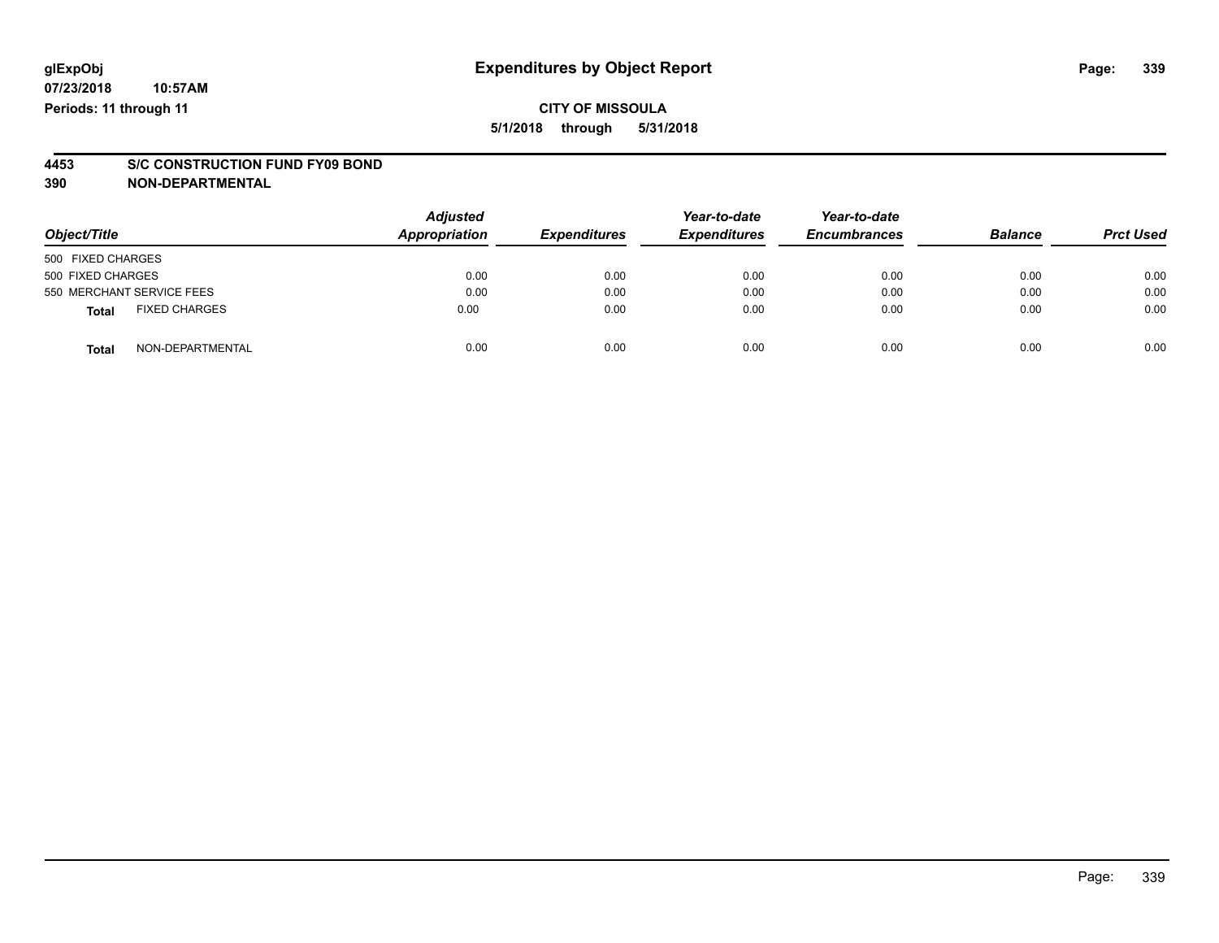**glExpObj**
**07/23/2018 10:57AM**
**Periods: 11 through 11**

# Expenditures by Object Report

**CITY OF MISSOULA**
**5/1/2018 through 5/31/2018**

## 4453 S/C CONSTRUCTION FUND FY09 BOND
## 390 NON-DEPARTMENTAL

| Object/Title | Adjusted Appropriation | Expenditures | Year-to-date Expenditures | Year-to-date Encumbrances | Balance | Prct Used |
|---|---|---|---|---|---|---|
| 500 FIXED CHARGES | | | | | | |
| 500 FIXED CHARGES | 0.00 | 0.00 | 0.00 | 0.00 | 0.00 | 0.00 |
| 550 MERCHANT SERVICE FEES | 0.00 | 0.00 | 0.00 | 0.00 | 0.00 | 0.00 |
| **Total** FIXED CHARGES | 0.00 | 0.00 | 0.00 | 0.00 | 0.00 | 0.00 |
| **Total** NON-DEPARTMENTAL | 0.00 | 0.00 | 0.00 | 0.00 | 0.00 | 0.00 |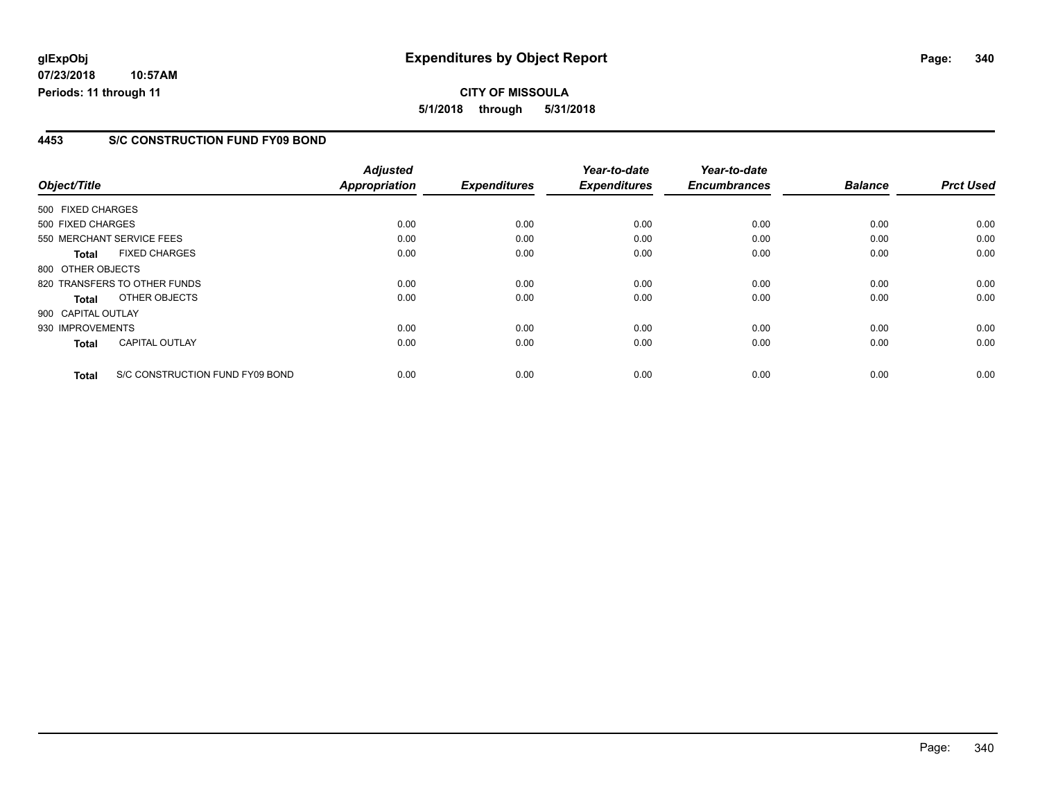# Expenditures by Object Report

glExpObj
07/23/2018 10:57AM
Periods: 11 through 11

**CITY OF MISSOULA**
**5/1/2018 through 5/31/2018**

## 4453 S/C CONSTRUCTION FUND FY09 BOND

| Object/Title | Adjusted Appropriation | Expenditures | Year-to-date Expenditures | Year-to-date Encumbrances | Balance | Prct Used |
|---|---|---|---|---|---|---|
| 500 FIXED CHARGES | | | | | | |
| 500 FIXED CHARGES | 0.00 | 0.00 | 0.00 | 0.00 | 0.00 | 0.00 |
| 550 MERCHANT SERVICE FEES | 0.00 | 0.00 | 0.00 | 0.00 | 0.00 | 0.00 |
| **Total** FIXED CHARGES | 0.00 | 0.00 | 0.00 | 0.00 | 0.00 | 0.00 |
| 800 OTHER OBJECTS | | | | | | |
| 820 TRANSFERS TO OTHER FUNDS | 0.00 | 0.00 | 0.00 | 0.00 | 0.00 | 0.00 |
| **Total** OTHER OBJECTS | 0.00 | 0.00 | 0.00 | 0.00 | 0.00 | 0.00 |
| 900 CAPITAL OUTLAY | | | | | | |
| 930 IMPROVEMENTS | 0.00 | 0.00 | 0.00 | 0.00 | 0.00 | 0.00 |
| **Total** CAPITAL OUTLAY | 0.00 | 0.00 | 0.00 | 0.00 | 0.00 | 0.00 |
| **Total** S/C CONSTRUCTION FUND FY09 BOND | 0.00 | 0.00 | 0.00 | 0.00 | 0.00 | 0.00 |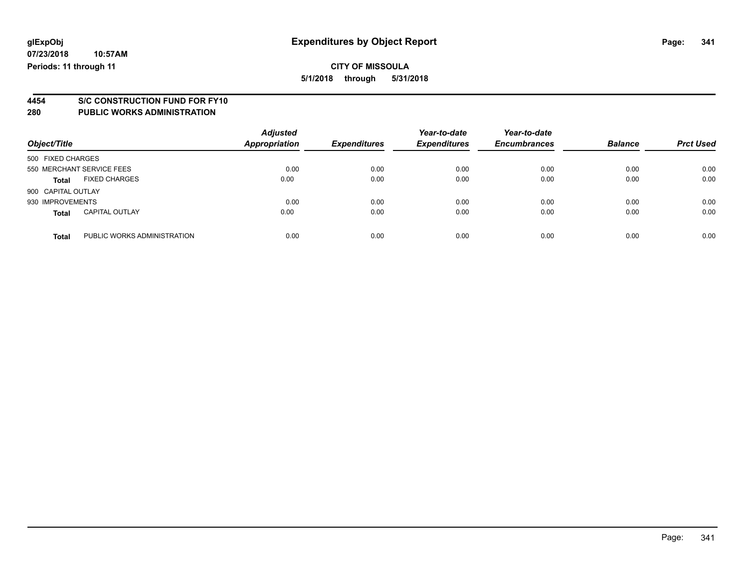**glExpObj**
**07/23/2018 10:57AM**
**Periods: 11 through 11**

# Expenditures by Object Report

**CITY OF MISSOULA**
**5/1/2018 through 5/31/2018**

## 4454 S/C CONSTRUCTION FUND FOR FY10
## 280 PUBLIC WORKS ADMINISTRATION

| Object/Title | | Adjusted Appropriation | Expenditures | Year-to-date Expenditures | Year-to-date Encumbrances | Balance | Prct Used |
|---|---|---|---|---|---|---|---|
| 500 FIXED CHARGES | | | | | | | |
| 550 MERCHANT SERVICE FEES | | 0.00 | 0.00 | 0.00 | 0.00 | 0.00 | 0.00 |
| **Total** | FIXED CHARGES | 0.00 | 0.00 | 0.00 | 0.00 | 0.00 | 0.00 |
| 900 CAPITAL OUTLAY | | | | | | | |
| 930 IMPROVEMENTS | | 0.00 | 0.00 | 0.00 | 0.00 | 0.00 | 0.00 |
| **Total** | CAPITAL OUTLAY | 0.00 | 0.00 | 0.00 | 0.00 | 0.00 | 0.00 |
| **Total** | PUBLIC WORKS ADMINISTRATION | 0.00 | 0.00 | 0.00 | 0.00 | 0.00 | 0.00 |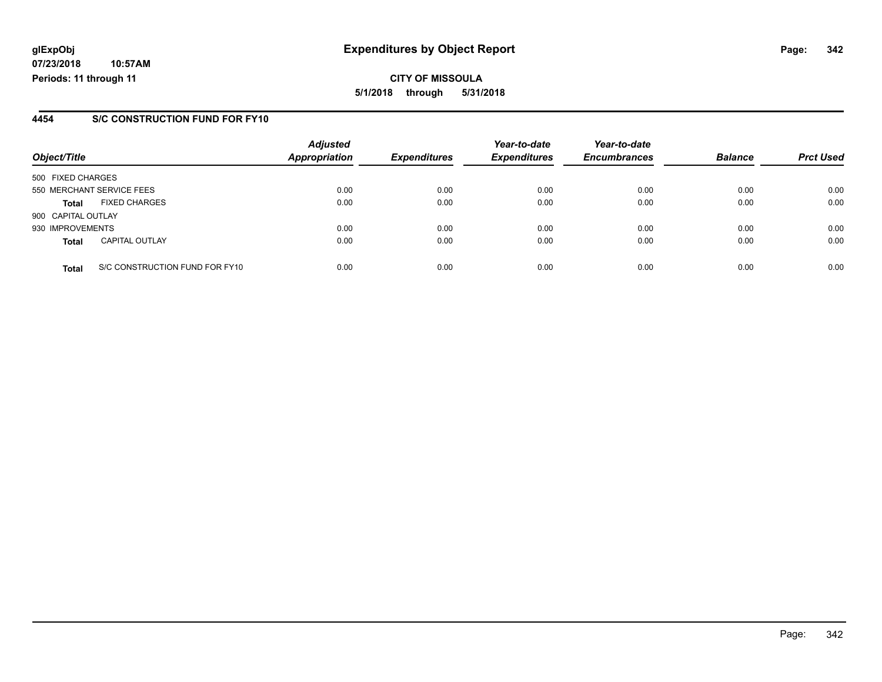**glExpObj**
**07/23/2018 10:57AM**
**Periods: 11 through 11**

# Expenditures by Object Report

**CITY OF MISSOULA**
**5/1/2018 through 5/31/2018**

## 4454 S/C CONSTRUCTION FUND FOR FY10

| Object/Title | Adjusted Appropriation | Expenditures | Year-to-date Expenditures | Year-to-date Encumbrances | Balance | Prct Used |
|---|---|---|---|---|---|---|
| 500 FIXED CHARGES | | | | | | |
| 550 MERCHANT SERVICE FEES | 0.00 | 0.00 | 0.00 | 0.00 | 0.00 | 0.00 |
| **Total** FIXED CHARGES | 0.00 | 0.00 | 0.00 | 0.00 | 0.00 | 0.00 |
| 900 CAPITAL OUTLAY | | | | | | |
| 930 IMPROVEMENTS | 0.00 | 0.00 | 0.00 | 0.00 | 0.00 | 0.00 |
| **Total** CAPITAL OUTLAY | 0.00 | 0.00 | 0.00 | 0.00 | 0.00 | 0.00 |
| **Total** S/C CONSTRUCTION FUND FOR FY10 | 0.00 | 0.00 | 0.00 | 0.00 | 0.00 | 0.00 |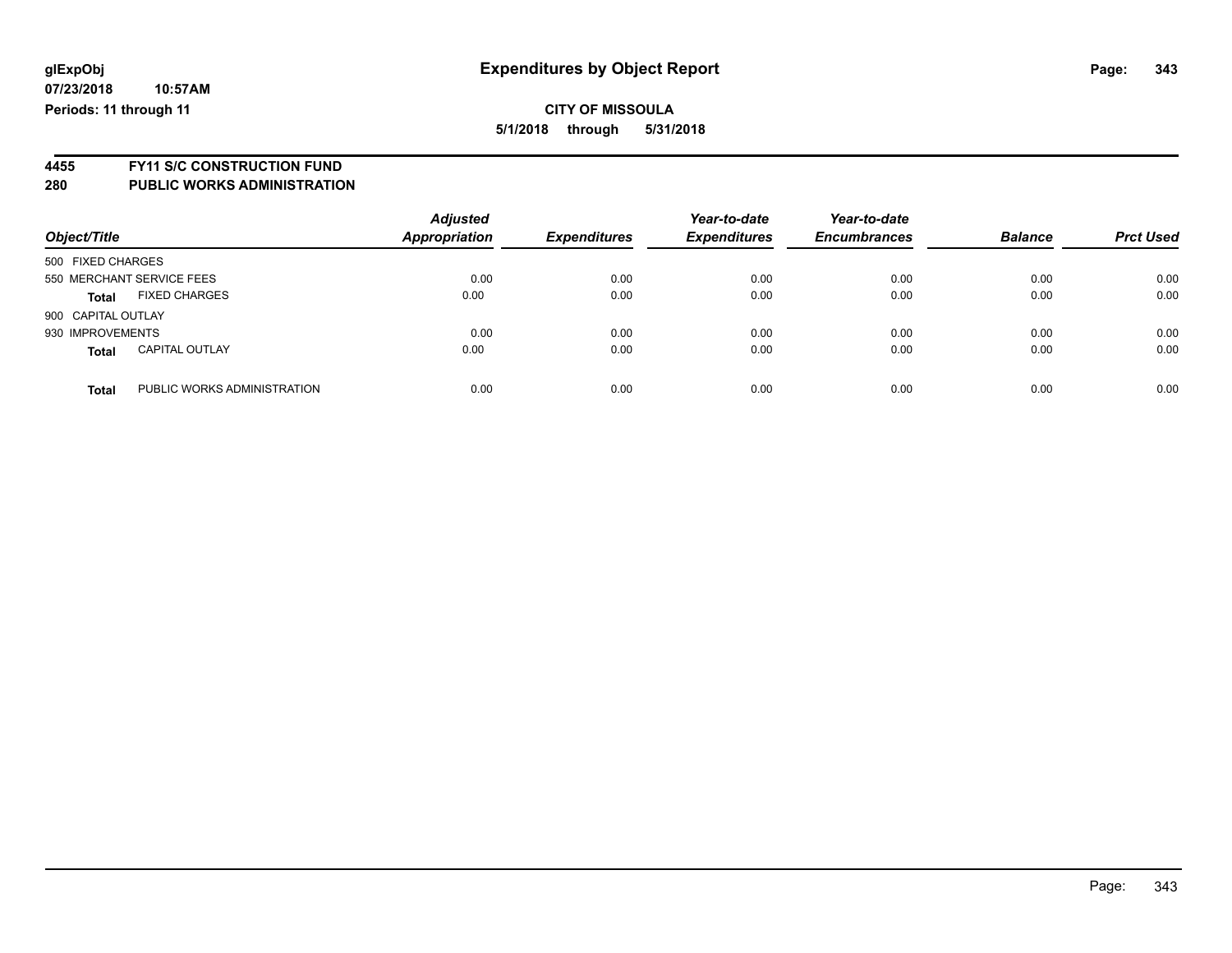**glExpObj** 
**07/23/2018 10:57AM** 
**Periods: 11 through 11**

# Expenditures by Object Report

**CITY OF MISSOULA** 
**5/1/2018 through 5/31/2018**

## 4455 FY11 S/C CONSTRUCTION FUND
## 280 PUBLIC WORKS ADMINISTRATION

| Object/Title | | Adjusted Appropriation | Expenditures | Year-to-date Expenditures | Year-to-date Encumbrances | Balance | Prct Used |
|---|---|---|---|---|---|---|---|
| 500 FIXED CHARGES | | | | | | | |
| 550 MERCHANT SERVICE FEES | | 0.00 | 0.00 | 0.00 | 0.00 | 0.00 | 0.00 |
| **Total** | FIXED CHARGES | 0.00 | 0.00 | 0.00 | 0.00 | 0.00 | 0.00 |
| 900 CAPITAL OUTLAY | | | | | | | |
| 930 IMPROVEMENTS | | 0.00 | 0.00 | 0.00 | 0.00 | 0.00 | 0.00 |
| **Total** | CAPITAL OUTLAY | 0.00 | 0.00 | 0.00 | 0.00 | 0.00 | 0.00 |
| **Total** | PUBLIC WORKS ADMINISTRATION | 0.00 | 0.00 | 0.00 | 0.00 | 0.00 | 0.00 |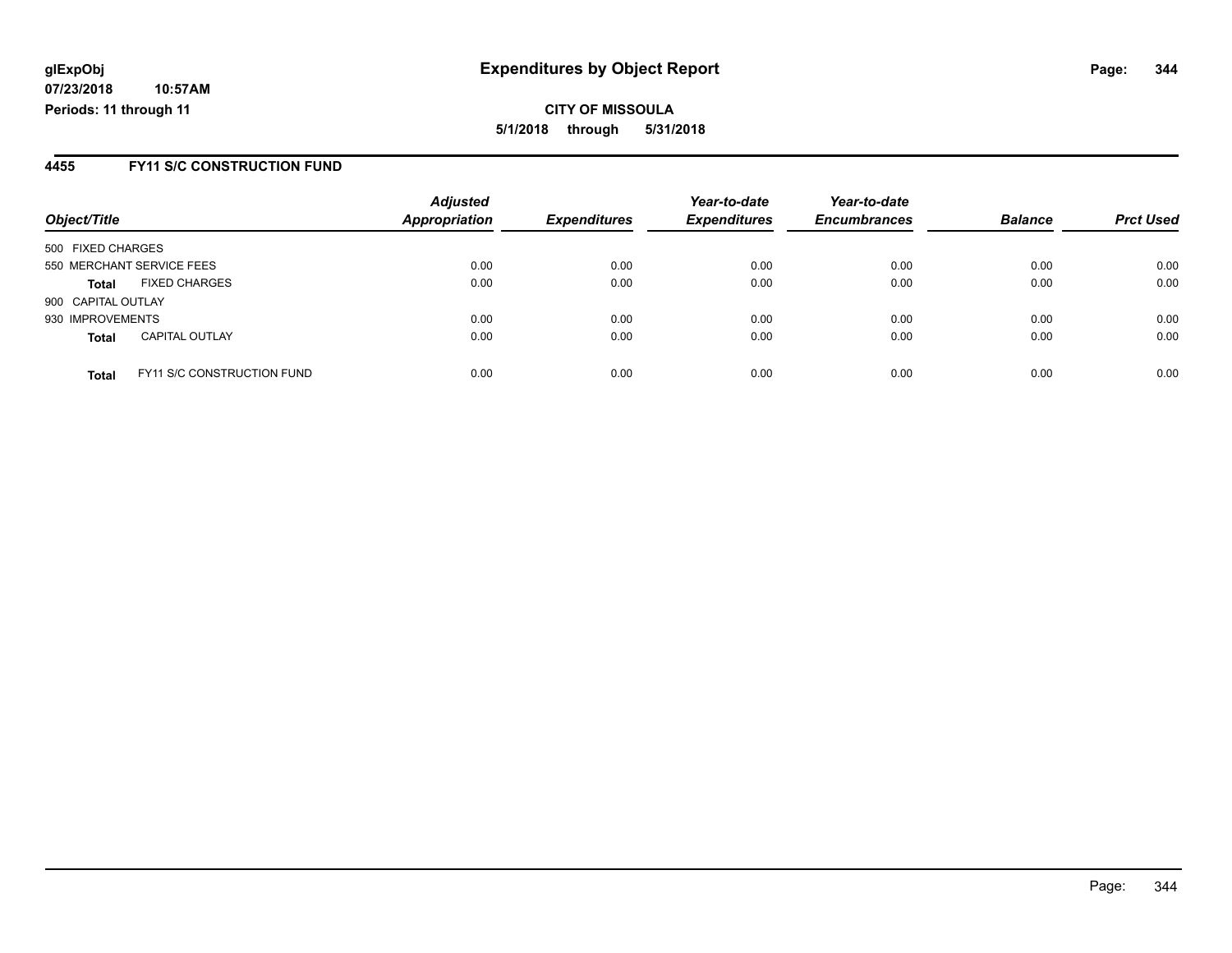**CITY OF MISSOULA**

**5/1/2018 through 5/31/2018**

## 4455 FY11 S/C CONSTRUCTION FUND

| Object/Title | | Adjusted Appropriation | Expenditures | Year-to-date Expenditures | Year-to-date Encumbrances | Balance | Prct Used |
|---|---|---|---|---|---|---|---|
| 500 FIXED CHARGES | | | | | | | |
| 550 MERCHANT SERVICE FEES | | 0.00 | 0.00 | 0.00 | 0.00 | 0.00 | 0.00 |
| **Total** | FIXED CHARGES | 0.00 | 0.00 | 0.00 | 0.00 | 0.00 | 0.00 |
| 900 CAPITAL OUTLAY | | | | | | | |
| 930 IMPROVEMENTS | | 0.00 | 0.00 | 0.00 | 0.00 | 0.00 | 0.00 |
| **Total** | CAPITAL OUTLAY | 0.00 | 0.00 | 0.00 | 0.00 | 0.00 | 0.00 |
| **Total** | FY11 S/C CONSTRUCTION FUND | 0.00 | 0.00 | 0.00 | 0.00 | 0.00 | 0.00 |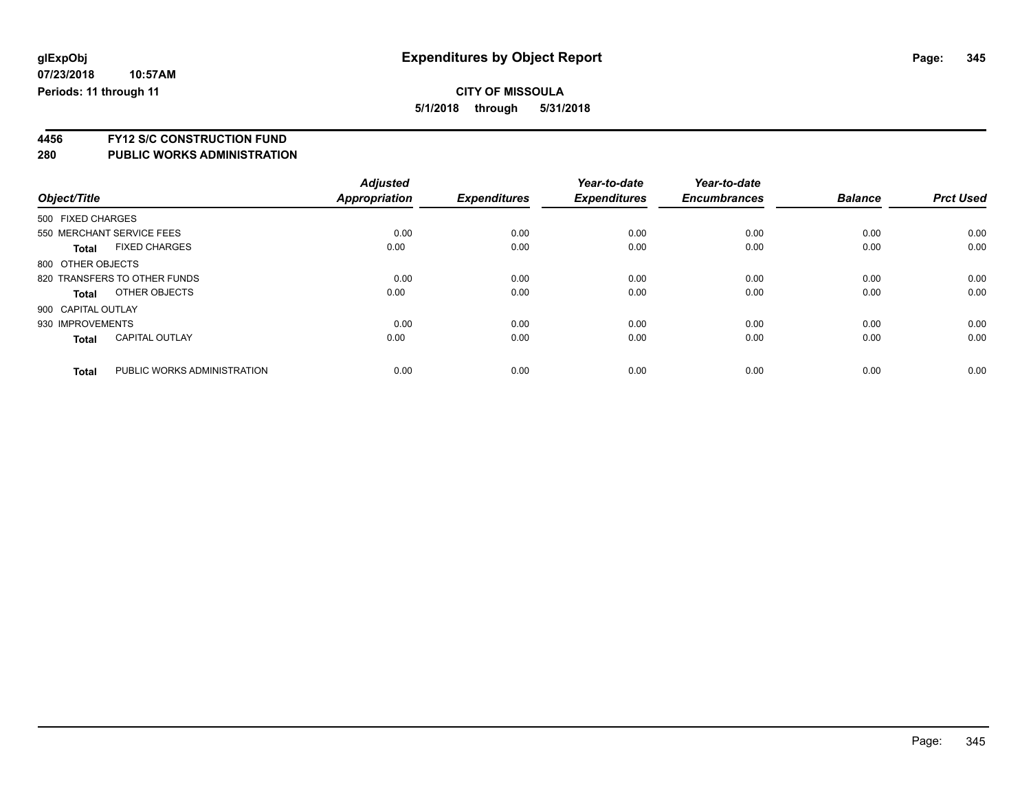# Expenditures by Object Report

glExpObj
07/23/2018 10:57AM
Periods: 11 through 11

**CITY OF MISSOULA**
**5/1/2018 through 5/31/2018**

## 4456 FY12 S/C CONSTRUCTION FUND
## 280 PUBLIC WORKS ADMINISTRATION

| Object/Title | | Adjusted Appropriation | Expenditures | Year-to-date Expenditures | Year-to-date Encumbrances | Balance | Prct Used |
|---|---|---|---|---|---|---|---|
| 500 FIXED CHARGES | | | | | | | |
| 550 MERCHANT SERVICE FEES | | 0.00 | 0.00 | 0.00 | 0.00 | 0.00 | 0.00 |
| **Total** | FIXED CHARGES | 0.00 | 0.00 | 0.00 | 0.00 | 0.00 | 0.00 |
| 800 OTHER OBJECTS | | | | | | | |
| 820 TRANSFERS TO OTHER FUNDS | | 0.00 | 0.00 | 0.00 | 0.00 | 0.00 | 0.00 |
| **Total** | OTHER OBJECTS | 0.00 | 0.00 | 0.00 | 0.00 | 0.00 | 0.00 |
| 900 CAPITAL OUTLAY | | | | | | | |
| 930 IMPROVEMENTS | | 0.00 | 0.00 | 0.00 | 0.00 | 0.00 | 0.00 |
| **Total** | CAPITAL OUTLAY | 0.00 | 0.00 | 0.00 | 0.00 | 0.00 | 0.00 |
| **Total** | PUBLIC WORKS ADMINISTRATION | 0.00 | 0.00 | 0.00 | 0.00 | 0.00 | 0.00 |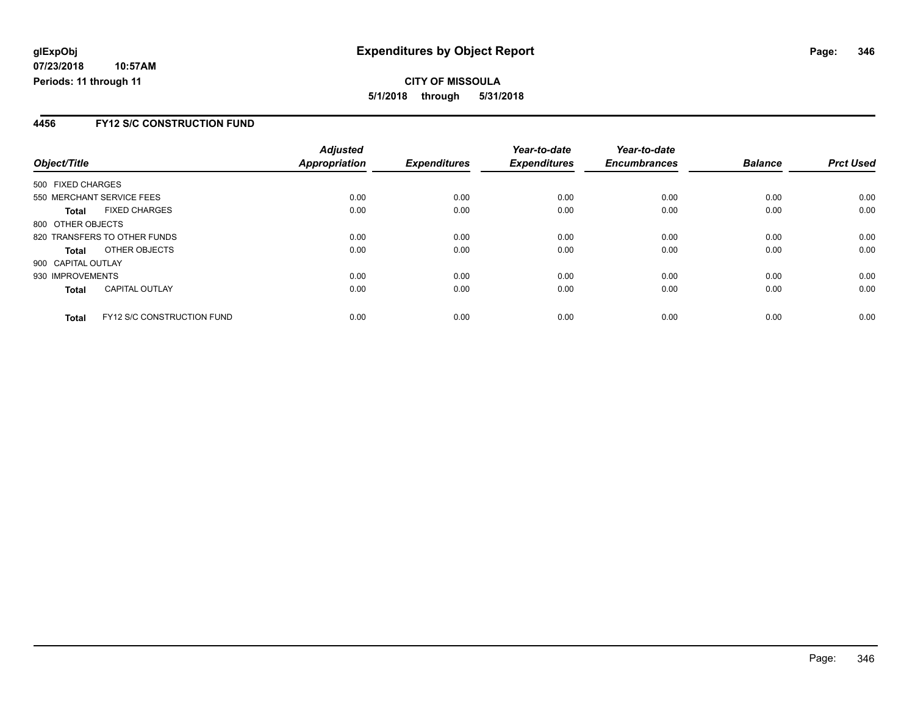**glExpObj**
**07/23/2018 10:57AM**
**Periods: 11 through 11**

# Expenditures by Object Report

**CITY OF MISSOULA**
**5/1/2018 through 5/31/2018**

## 4456 FY12 S/C CONSTRUCTION FUND

| Object/Title | *Adjusted Appropriation* | *Expenditures* | *Year-to-date Expenditures* | *Year-to-date Encumbrances* | *Balance* | *Prct Used* |
|---|---|---|---|---|---|---|
| 500 FIXED CHARGES | | | | | | |
| 550 MERCHANT SERVICE FEES | 0.00 | 0.00 | 0.00 | 0.00 | 0.00 | 0.00 |
| **Total** FIXED CHARGES | 0.00 | 0.00 | 0.00 | 0.00 | 0.00 | 0.00 |
| 800 OTHER OBJECTS | | | | | | |
| 820 TRANSFERS TO OTHER FUNDS | 0.00 | 0.00 | 0.00 | 0.00 | 0.00 | 0.00 |
| **Total** OTHER OBJECTS | 0.00 | 0.00 | 0.00 | 0.00 | 0.00 | 0.00 |
| 900 CAPITAL OUTLAY | | | | | | |
| 930 IMPROVEMENTS | 0.00 | 0.00 | 0.00 | 0.00 | 0.00 | 0.00 |
| **Total** CAPITAL OUTLAY | 0.00 | 0.00 | 0.00 | 0.00 | 0.00 | 0.00 |
| **Total** FY12 S/C CONSTRUCTION FUND | 0.00 | 0.00 | 0.00 | 0.00 | 0.00 | 0.00 |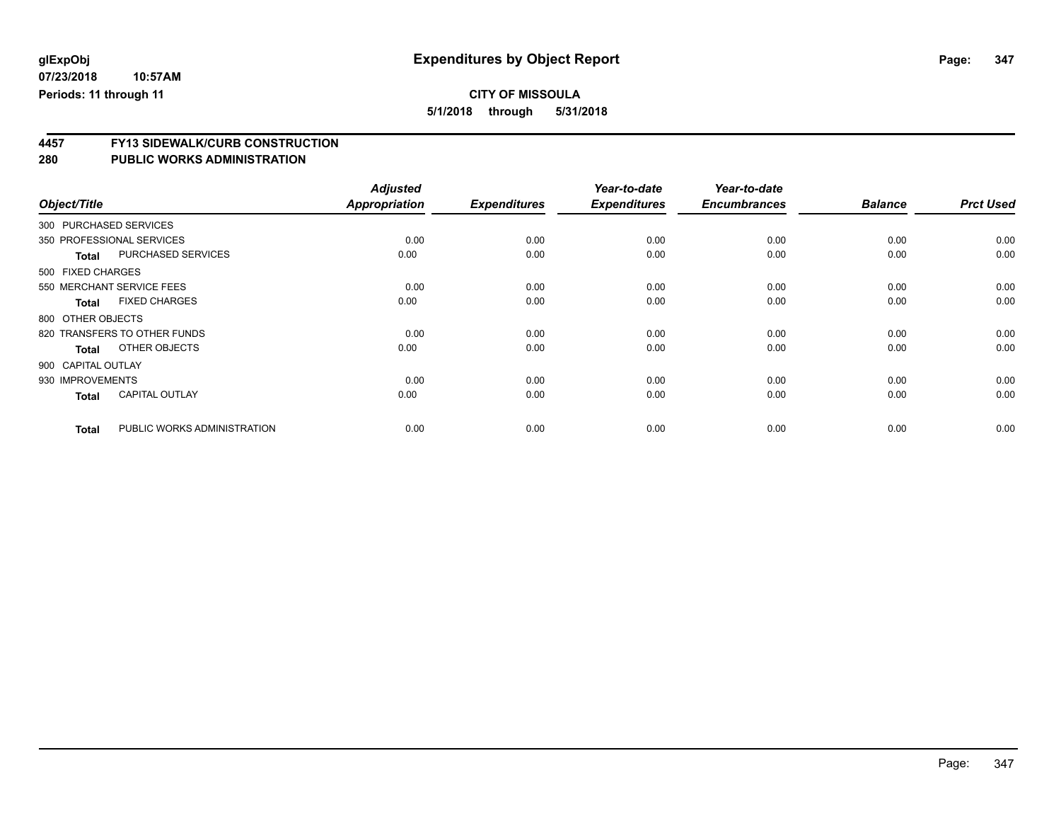**glExpObj**
**07/23/2018 10:57AM**
**Periods: 11 through 11**

# Expenditures by Object Report

**CITY OF MISSOULA**
**5/1/2018 through 5/31/2018**

## 4457 FY13 SIDEWALK/CURB CONSTRUCTION
## 280 PUBLIC WORKS ADMINISTRATION

| Object/Title | | Adjusted Appropriation | Expenditures | Year-to-date Expenditures | Year-to-date Encumbrances | Balance | Prct Used |
|---|---|---|---|---|---|---|---|
| 300 PURCHASED SERVICES | | | | | | | |
| 350 PROFESSIONAL SERVICES | | 0.00 | 0.00 | 0.00 | 0.00 | 0.00 | 0.00 |
| **Total** | PURCHASED SERVICES | 0.00 | 0.00 | 0.00 | 0.00 | 0.00 | 0.00 |
| 500 FIXED CHARGES | | | | | | | |
| 550 MERCHANT SERVICE FEES | | 0.00 | 0.00 | 0.00 | 0.00 | 0.00 | 0.00 |
| **Total** | FIXED CHARGES | 0.00 | 0.00 | 0.00 | 0.00 | 0.00 | 0.00 |
| 800 OTHER OBJECTS | | | | | | | |
| 820 TRANSFERS TO OTHER FUNDS | | 0.00 | 0.00 | 0.00 | 0.00 | 0.00 | 0.00 |
| **Total** | OTHER OBJECTS | 0.00 | 0.00 | 0.00 | 0.00 | 0.00 | 0.00 |
| 900 CAPITAL OUTLAY | | | | | | | |
| 930 IMPROVEMENTS | | 0.00 | 0.00 | 0.00 | 0.00 | 0.00 | 0.00 |
| **Total** | CAPITAL OUTLAY | 0.00 | 0.00 | 0.00 | 0.00 | 0.00 | 0.00 |
| **Total** | PUBLIC WORKS ADMINISTRATION | 0.00 | 0.00 | 0.00 | 0.00 | 0.00 | 0.00 |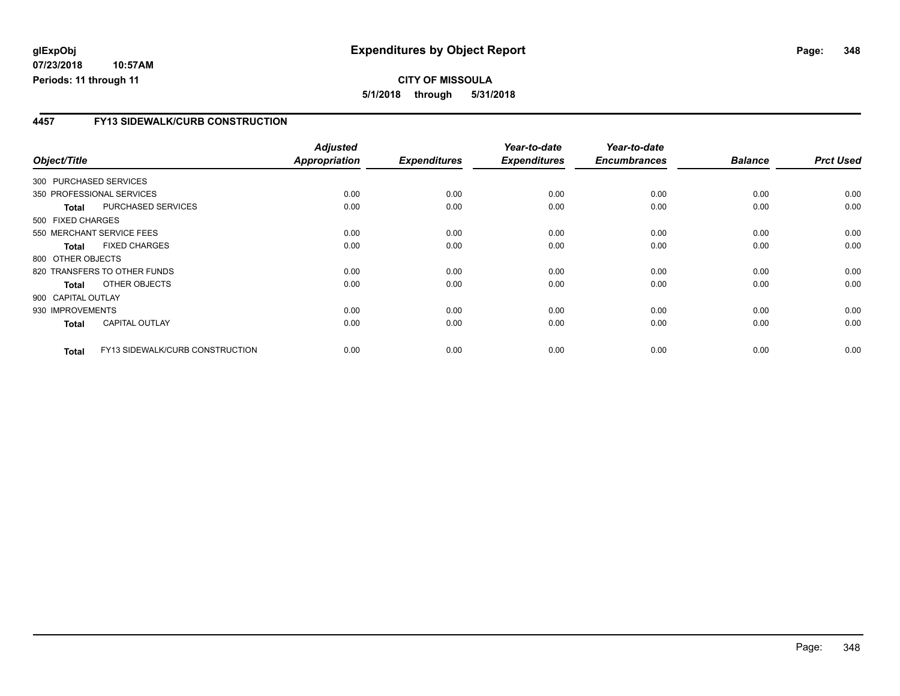**glExpObj**
**07/23/2018 10:57AM**
**Periods: 11 through 11**

# Expenditures by Object Report

**CITY OF MISSOULA**
**5/1/2018 through 5/31/2018**

## 4457 FY13 SIDEWALK/CURB CONSTRUCTION

| Object/Title | | Adjusted Appropriation | Expenditures | Year-to-date Expenditures | Year-to-date Encumbrances | Balance | Prct Used |
|---|---|---|---|---|---|---|---|
| 300 PURCHASED SERVICES | | | | | | | |
| 350 PROFESSIONAL SERVICES | | 0.00 | 0.00 | 0.00 | 0.00 | 0.00 | 0.00 |
| **Total** | PURCHASED SERVICES | 0.00 | 0.00 | 0.00 | 0.00 | 0.00 | 0.00 |
| 500 FIXED CHARGES | | | | | | | |
| 550 MERCHANT SERVICE FEES | | 0.00 | 0.00 | 0.00 | 0.00 | 0.00 | 0.00 |
| **Total** | FIXED CHARGES | 0.00 | 0.00 | 0.00 | 0.00 | 0.00 | 0.00 |
| 800 OTHER OBJECTS | | | | | | | |
| 820 TRANSFERS TO OTHER FUNDS | | 0.00 | 0.00 | 0.00 | 0.00 | 0.00 | 0.00 |
| **Total** | OTHER OBJECTS | 0.00 | 0.00 | 0.00 | 0.00 | 0.00 | 0.00 |
| 900 CAPITAL OUTLAY | | | | | | | |
| 930 IMPROVEMENTS | | 0.00 | 0.00 | 0.00 | 0.00 | 0.00 | 0.00 |
| **Total** | CAPITAL OUTLAY | 0.00 | 0.00 | 0.00 | 0.00 | 0.00 | 0.00 |
| **Total** | FY13 SIDEWALK/CURB CONSTRUCTION | 0.00 | 0.00 | 0.00 | 0.00 | 0.00 | 0.00 |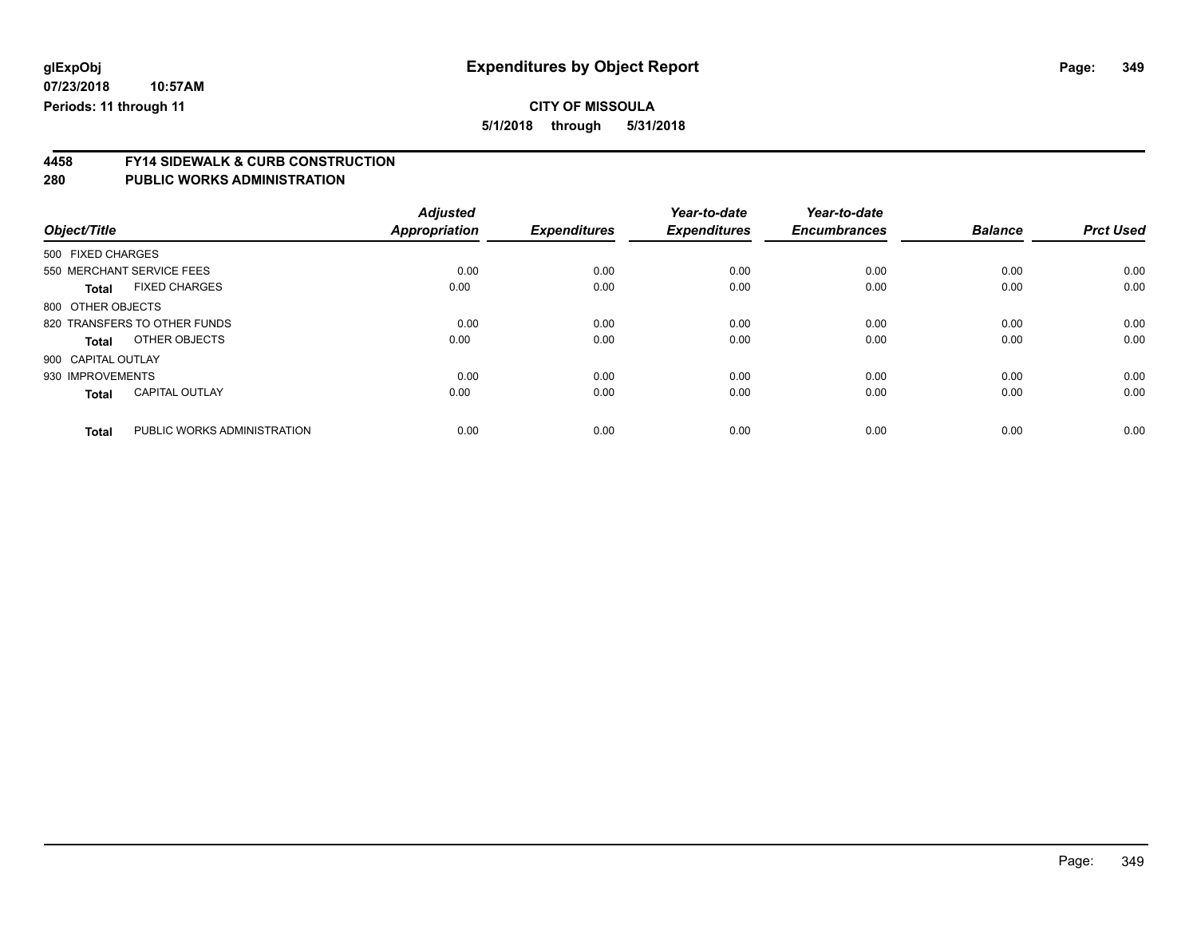**glExpObj** | **Expenditures by Object Report**

**07/23/2018 10:57AM**

**Periods: 11 through 11**

**CITY OF MISSOULA**

**5/1/2018 through 5/31/2018**

## 4458 FY14 SIDEWALK & CURB CONSTRUCTION

## 280 PUBLIC WORKS ADMINISTRATION

| Object/Title | | Adjusted Appropriation | Expenditures | Year-to-date Expenditures | Year-to-date Encumbrances | Balance | Prct Used |
|---|---|---|---|---|---|---|---|
| 500 FIXED CHARGES | | | | | | | |
| 550 MERCHANT SERVICE FEES | | 0.00 | 0.00 | 0.00 | 0.00 | 0.00 | 0.00 |
| **Total** | FIXED CHARGES | 0.00 | 0.00 | 0.00 | 0.00 | 0.00 | 0.00 |
| 800 OTHER OBJECTS | | | | | | | |
| 820 TRANSFERS TO OTHER FUNDS | | 0.00 | 0.00 | 0.00 | 0.00 | 0.00 | 0.00 |
| **Total** | OTHER OBJECTS | 0.00 | 0.00 | 0.00 | 0.00 | 0.00 | 0.00 |
| 900 CAPITAL OUTLAY | | | | | | | |
| 930 IMPROVEMENTS | | 0.00 | 0.00 | 0.00 | 0.00 | 0.00 | 0.00 |
| **Total** | CAPITAL OUTLAY | 0.00 | 0.00 | 0.00 | 0.00 | 0.00 | 0.00 |
| **Total** | PUBLIC WORKS ADMINISTRATION | 0.00 | 0.00 | 0.00 | 0.00 | 0.00 | 0.00 |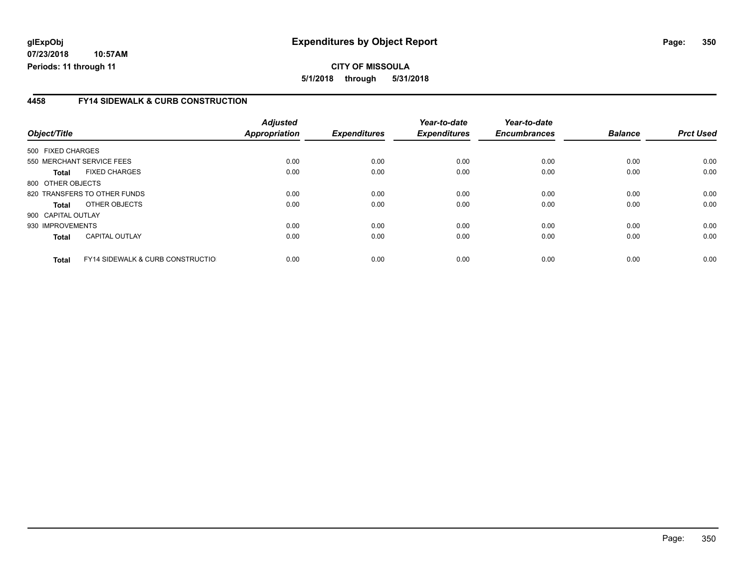**glExpObj**
**07/23/2018 10:57AM**
**Periods: 11 through 11**

# Expenditures by Object Report

**CITY OF MISSOULA**
**5/1/2018 through 5/31/2018**

## 4458 FY14 SIDEWALK & CURB CONSTRUCTION

| Object/Title | | Adjusted Appropriation | Expenditures | Year-to-date Expenditures | Year-to-date Encumbrances | Balance | Prct Used |
|---|---|---|---|---|---|---|---|
| 500 FIXED CHARGES | | | | | | | |
| 550 MERCHANT SERVICE FEES | | 0.00 | 0.00 | 0.00 | 0.00 | 0.00 | 0.00 |
| **Total** | FIXED CHARGES | 0.00 | 0.00 | 0.00 | 0.00 | 0.00 | 0.00 |
| 800 OTHER OBJECTS | | | | | | | |
| 820 TRANSFERS TO OTHER FUNDS | | 0.00 | 0.00 | 0.00 | 0.00 | 0.00 | 0.00 |
| **Total** | OTHER OBJECTS | 0.00 | 0.00 | 0.00 | 0.00 | 0.00 | 0.00 |
| 900 CAPITAL OUTLAY | | | | | | | |
| 930 IMPROVEMENTS | | 0.00 | 0.00 | 0.00 | 0.00 | 0.00 | 0.00 |
| **Total** | CAPITAL OUTLAY | 0.00 | 0.00 | 0.00 | 0.00 | 0.00 | 0.00 |
| **Total** | FY14 SIDEWALK & CURB CONSTRUCTIO | 0.00 | 0.00 | 0.00 | 0.00 | 0.00 | 0.00 |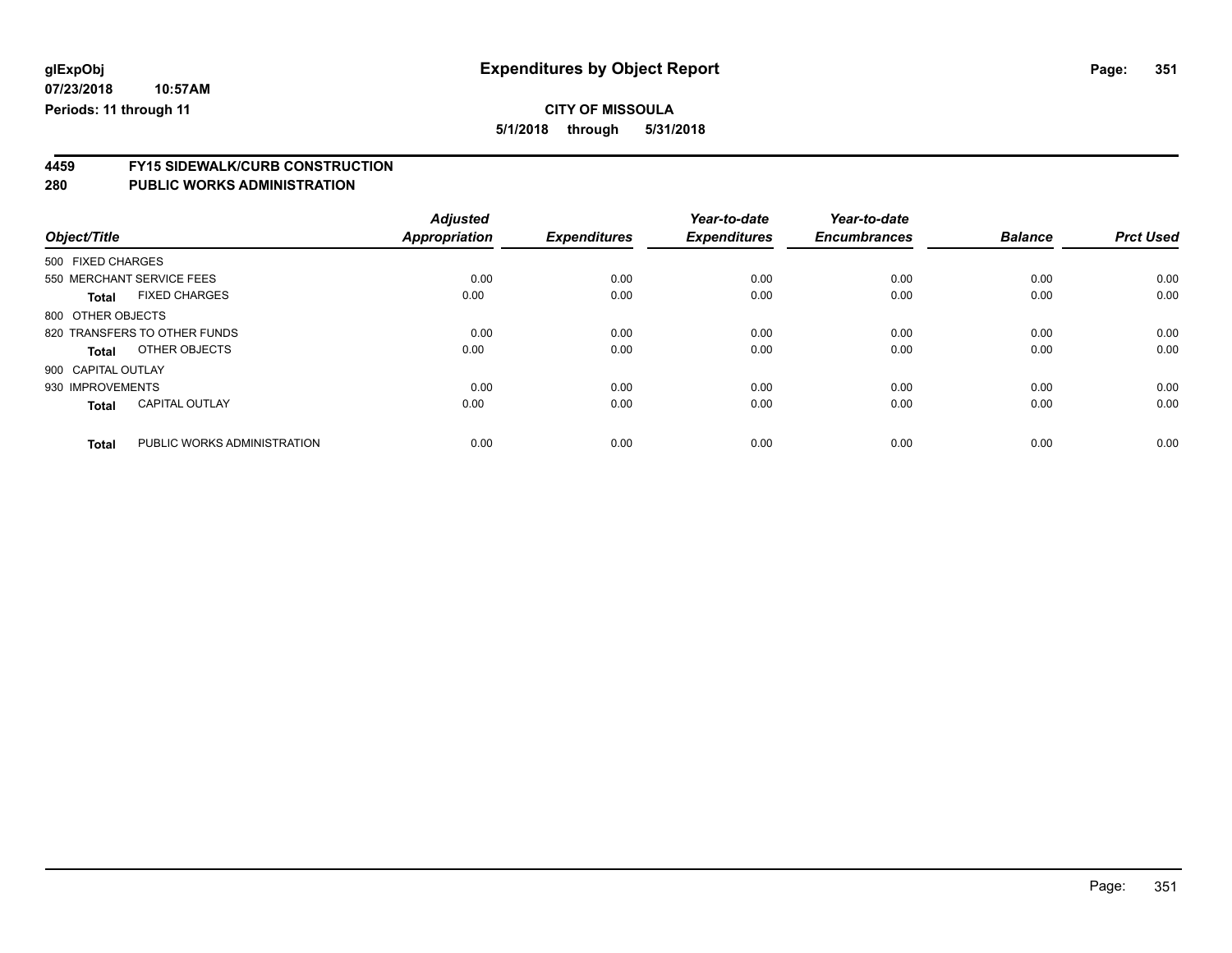**Expenditures by Object Report**

**CITY OF MISSOULA**

**5/1/2018 through 5/31/2018**

glExpObj
07/23/2018 10:57AM
Periods: 11 through 11

## 4459 FY15 SIDEWALK/CURB CONSTRUCTION
## 280 PUBLIC WORKS ADMINISTRATION

| Object/Title | | *Adjusted Appropriation* | *Expenditures* | *Year-to-date Expenditures* | *Year-to-date Encumbrances* | *Balance* | *Prct Used* |
|---|---|---|---|---|---|---|---|
| 500 FIXED CHARGES | | | | | | | |
| 550 MERCHANT SERVICE FEES | | 0.00 | 0.00 | 0.00 | 0.00 | 0.00 | 0.00 |
| **Total** | FIXED CHARGES | 0.00 | 0.00 | 0.00 | 0.00 | 0.00 | 0.00 |
| 800 OTHER OBJECTS | | | | | | | |
| 820 TRANSFERS TO OTHER FUNDS | | 0.00 | 0.00 | 0.00 | 0.00 | 0.00 | 0.00 |
| **Total** | OTHER OBJECTS | 0.00 | 0.00 | 0.00 | 0.00 | 0.00 | 0.00 |
| 900 CAPITAL OUTLAY | | | | | | | |
| 930 IMPROVEMENTS | | 0.00 | 0.00 | 0.00 | 0.00 | 0.00 | 0.00 |
| **Total** | CAPITAL OUTLAY | 0.00 | 0.00 | 0.00 | 0.00 | 0.00 | 0.00 |
| **Total** | PUBLIC WORKS ADMINISTRATION | 0.00 | 0.00 | 0.00 | 0.00 | 0.00 | 0.00 |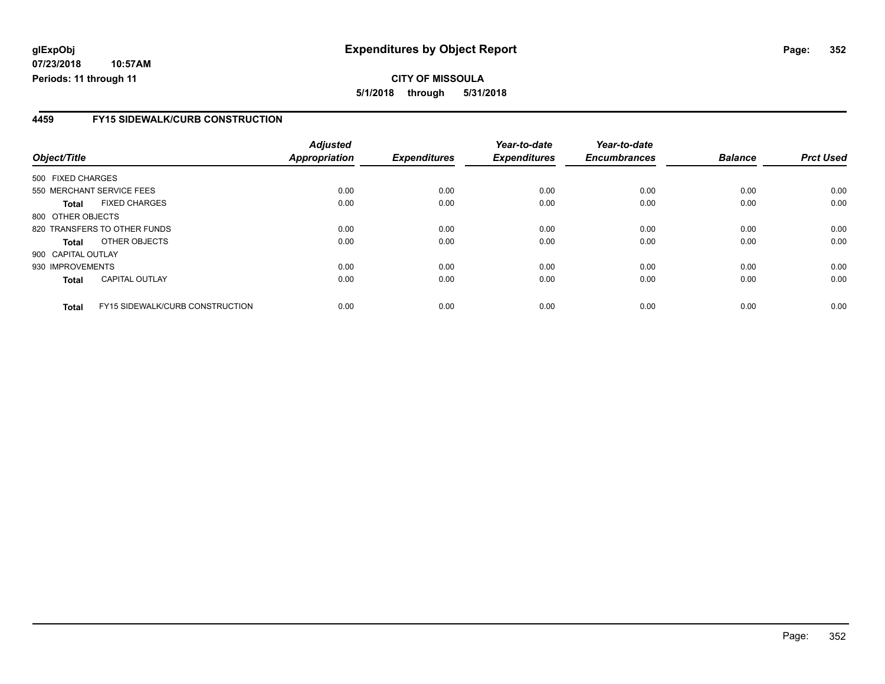## Expenditures by Object Report

**CITY OF MISSOULA**

**5/1/2018 through 5/31/2018**

glExpObj
07/23/2018 10:57AM
Periods: 11 through 11

### 4459 FY15 SIDEWALK/CURB CONSTRUCTION

| Object/Title | Adjusted Appropriation | Expenditures | Year-to-date Expenditures | Year-to-date Encumbrances | Balance | Prct Used |
|---|---|---|---|---|---|---|
| 500 FIXED CHARGES | | | | | | |
| 550 MERCHANT SERVICE FEES | 0.00 | 0.00 | 0.00 | 0.00 | 0.00 | 0.00 |
| **Total** FIXED CHARGES | 0.00 | 0.00 | 0.00 | 0.00 | 0.00 | 0.00 |
| 800 OTHER OBJECTS | | | | | | |
| 820 TRANSFERS TO OTHER FUNDS | 0.00 | 0.00 | 0.00 | 0.00 | 0.00 | 0.00 |
| **Total** OTHER OBJECTS | 0.00 | 0.00 | 0.00 | 0.00 | 0.00 | 0.00 |
| 900 CAPITAL OUTLAY | | | | | | |
| 930 IMPROVEMENTS | 0.00 | 0.00 | 0.00 | 0.00 | 0.00 | 0.00 |
| **Total** CAPITAL OUTLAY | 0.00 | 0.00 | 0.00 | 0.00 | 0.00 | 0.00 |
| **Total** FY15 SIDEWALK/CURB CONSTRUCTION | 0.00 | 0.00 | 0.00 | 0.00 | 0.00 | 0.00 |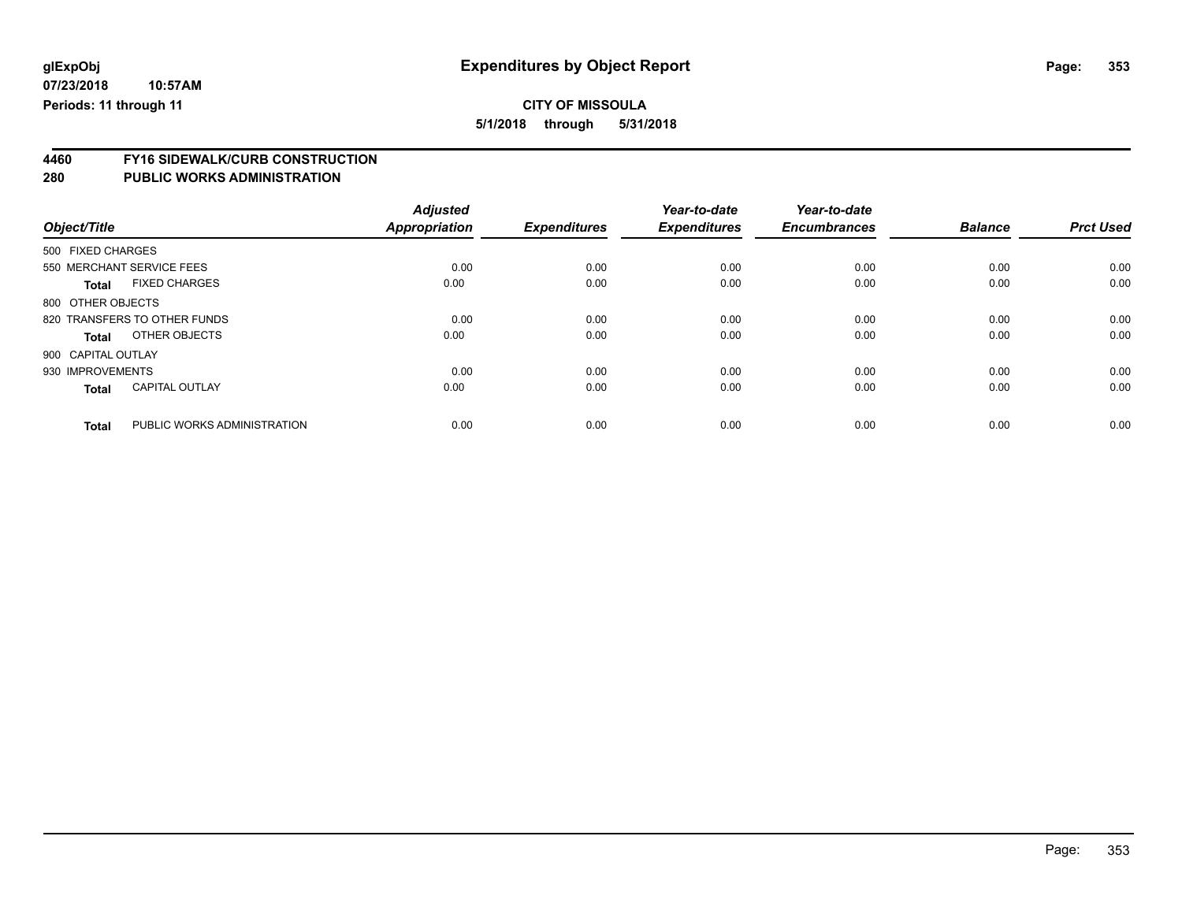glExpObj
07/23/2018 10:57AM
Periods: 11 through 11

# Expenditures by Object Report

**CITY OF MISSOULA**
**5/1/2018 through 5/31/2018**

## 4460 FY16 SIDEWALK/CURB CONSTRUCTION
## 280 PUBLIC WORKS ADMINISTRATION

| Object/Title | | Adjusted Appropriation | Expenditures | Year-to-date Expenditures | Year-to-date Encumbrances | Balance | Prct Used |
|---|---|---|---|---|---|---|---|
| 500 FIXED CHARGES | | | | | | | |
| 550 MERCHANT SERVICE FEES | | 0.00 | 0.00 | 0.00 | 0.00 | 0.00 | 0.00 |
| **Total** | FIXED CHARGES | 0.00 | 0.00 | 0.00 | 0.00 | 0.00 | 0.00 |
| 800 OTHER OBJECTS | | | | | | | |
| 820 TRANSFERS TO OTHER FUNDS | | 0.00 | 0.00 | 0.00 | 0.00 | 0.00 | 0.00 |
| **Total** | OTHER OBJECTS | 0.00 | 0.00 | 0.00 | 0.00 | 0.00 | 0.00 |
| 900 CAPITAL OUTLAY | | | | | | | |
| 930 IMPROVEMENTS | | 0.00 | 0.00 | 0.00 | 0.00 | 0.00 | 0.00 |
| **Total** | CAPITAL OUTLAY | 0.00 | 0.00 | 0.00 | 0.00 | 0.00 | 0.00 |
| **Total** | PUBLIC WORKS ADMINISTRATION | 0.00 | 0.00 | 0.00 | 0.00 | 0.00 | 0.00 |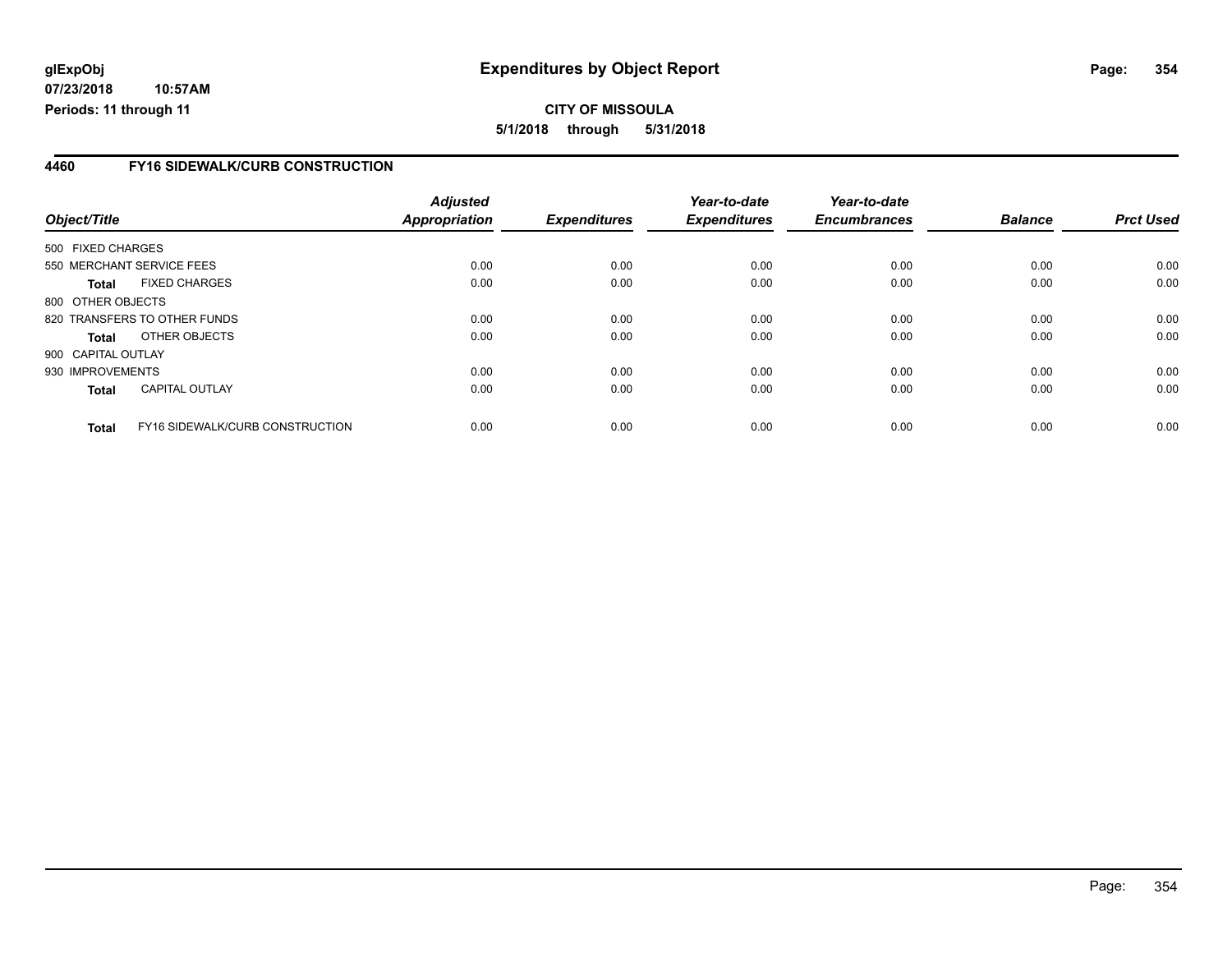**glExpObj**
**07/23/2018 10:57AM**
**Periods: 11 through 11**

# Expenditures by Object Report

**CITY OF MISSOULA**
**5/1/2018 through 5/31/2018**

## 4460 FY16 SIDEWALK/CURB CONSTRUCTION

| Object/Title | | Adjusted Appropriation | Expenditures | Year-to-date Expenditures | Year-to-date Encumbrances | Balance | Prct Used |
|---|---|---|---|---|---|---|---|
| 500 FIXED CHARGES | | | | | | | |
| 550 MERCHANT SERVICE FEES | | 0.00 | 0.00 | 0.00 | 0.00 | 0.00 | 0.00 |
| **Total** | FIXED CHARGES | 0.00 | 0.00 | 0.00 | 0.00 | 0.00 | 0.00 |
| 800 OTHER OBJECTS | | | | | | | |
| 820 TRANSFERS TO OTHER FUNDS | | 0.00 | 0.00 | 0.00 | 0.00 | 0.00 | 0.00 |
| **Total** | OTHER OBJECTS | 0.00 | 0.00 | 0.00 | 0.00 | 0.00 | 0.00 |
| 900 CAPITAL OUTLAY | | | | | | | |
| 930 IMPROVEMENTS | | 0.00 | 0.00 | 0.00 | 0.00 | 0.00 | 0.00 |
| **Total** | CAPITAL OUTLAY | 0.00 | 0.00 | 0.00 | 0.00 | 0.00 | 0.00 |
| **Total** | FY16 SIDEWALK/CURB CONSTRUCTION | 0.00 | 0.00 | 0.00 | 0.00 | 0.00 | 0.00 |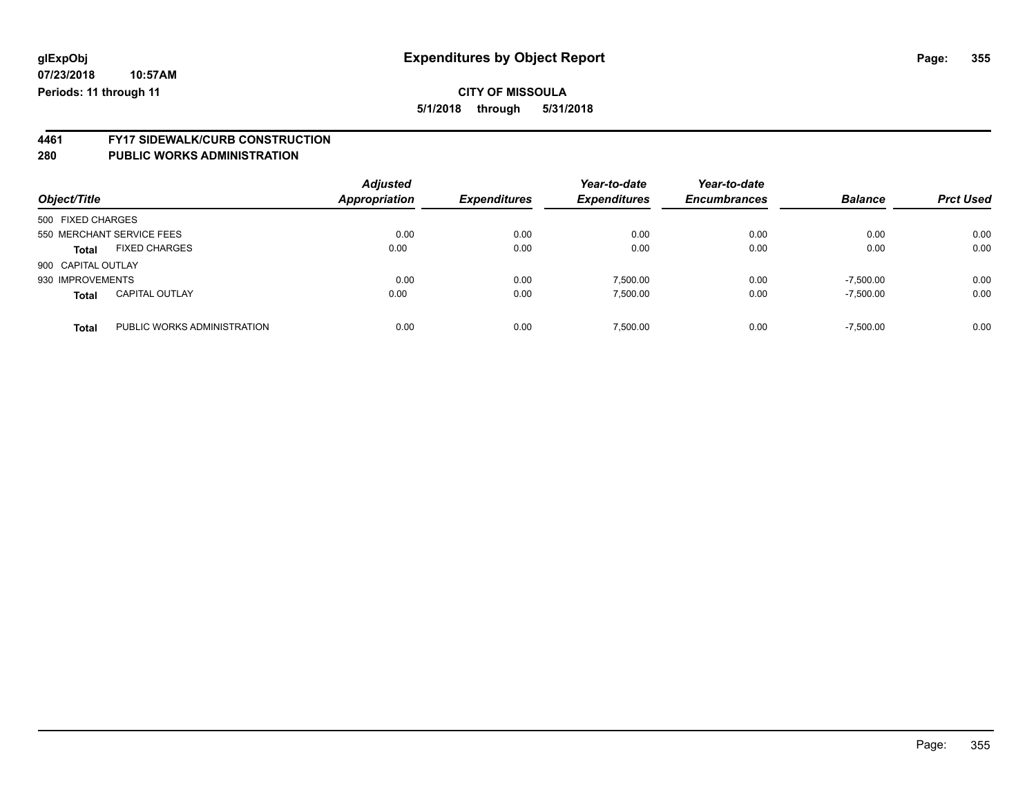**glExpObj**
**07/23/2018 10:57AM**
**Periods: 11 through 11**

# Expenditures by Object Report

**CITY OF MISSOULA**
**5/1/2018 through 5/31/2018**

## 4461 FY17 SIDEWALK/CURB CONSTRUCTION
## 280 PUBLIC WORKS ADMINISTRATION

| Object/Title | | *Adjusted Appropriation* | *Expenditures* | *Year-to-date Expenditures* | *Year-to-date Encumbrances* | *Balance* | *Prct Used* |
|---|---|---|---|---|---|---|---|
| 500 FIXED CHARGES | | | | | | | |
| 550 MERCHANT SERVICE FEES | | 0.00 | 0.00 | 0.00 | 0.00 | 0.00 | 0.00 |
| **Total** | FIXED CHARGES | 0.00 | 0.00 | 0.00 | 0.00 | 0.00 | 0.00 |
| 900 CAPITAL OUTLAY | | | | | | | |
| 930 IMPROVEMENTS | | 0.00 | 0.00 | 7,500.00 | 0.00 | -7,500.00 | 0.00 |
| **Total** | CAPITAL OUTLAY | 0.00 | 0.00 | 7,500.00 | 0.00 | -7,500.00 | 0.00 |
| **Total** | PUBLIC WORKS ADMINISTRATION | 0.00 | 0.00 | 7,500.00 | 0.00 | -7,500.00 | 0.00 |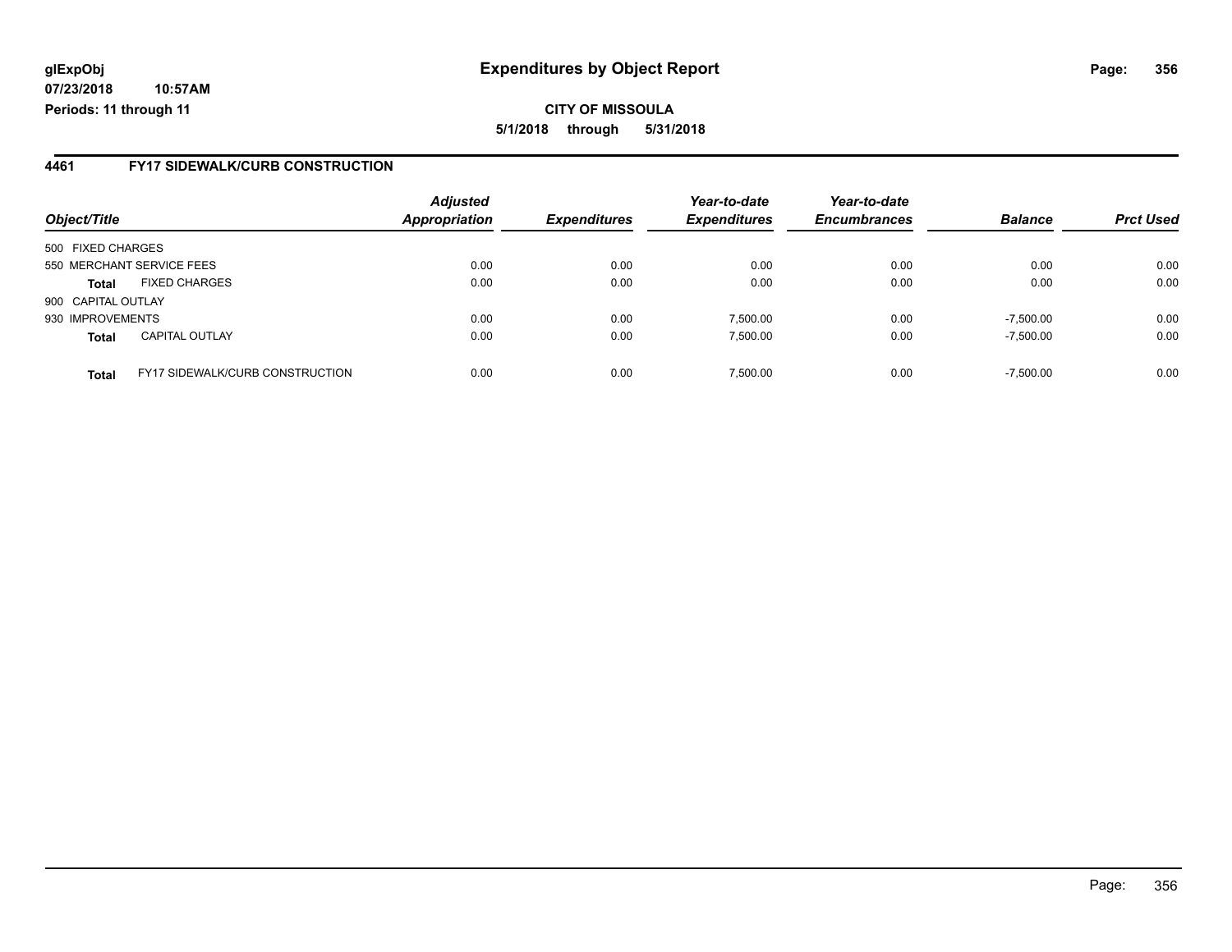**glExpObj** **Expenditures by Object Report**

**07/23/2018 10:57AM**

**Periods: 11 through 11**

**CITY OF MISSOULA**

**5/1/2018 through 5/31/2018**

## 4461 FY17 SIDEWALK/CURB CONSTRUCTION

| Object/Title | | Adjusted Appropriation | Expenditures | Year-to-date Expenditures | Year-to-date Encumbrances | Balance | Prct Used |
|---|---|---|---|---|---|---|---|
| 500 FIXED CHARGES | | | | | | | |
| 550 MERCHANT SERVICE FEES | | 0.00 | 0.00 | 0.00 | 0.00 | 0.00 | 0.00 |
| **Total** | FIXED CHARGES | 0.00 | 0.00 | 0.00 | 0.00 | 0.00 | 0.00 |
| 900 CAPITAL OUTLAY | | | | | | | |
| 930 IMPROVEMENTS | | 0.00 | 0.00 | 7,500.00 | 0.00 | -7,500.00 | 0.00 |
| **Total** | CAPITAL OUTLAY | 0.00 | 0.00 | 7,500.00 | 0.00 | -7,500.00 | 0.00 |
| **Total** | FY17 SIDEWALK/CURB CONSTRUCTION | 0.00 | 0.00 | 7,500.00 | 0.00 | -7,500.00 | 0.00 |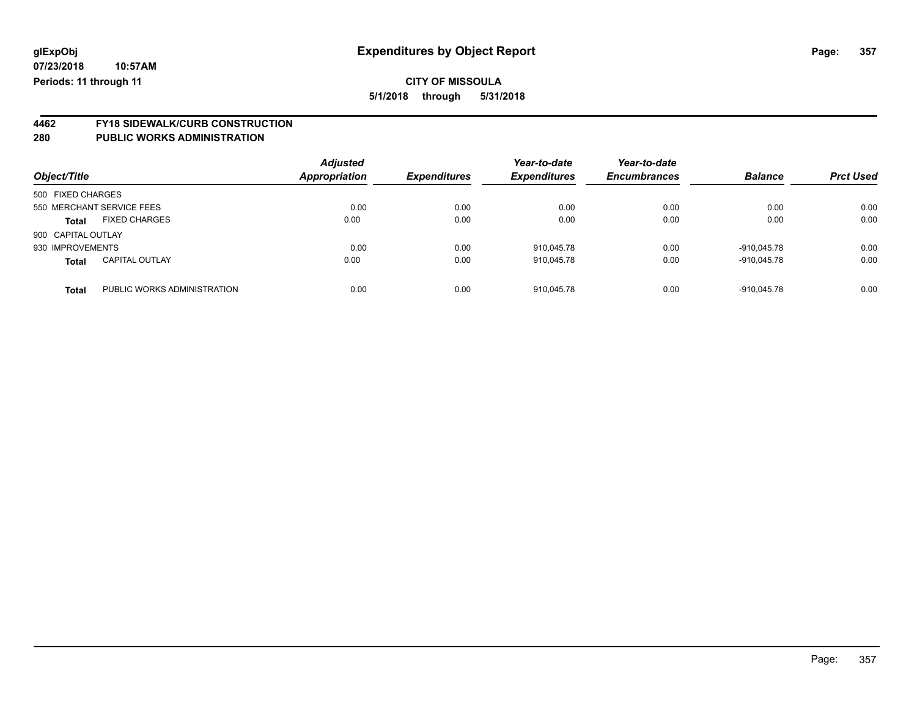glExpObj
07/23/2018 10:57AM
Periods: 11 through 11

# Expenditures by Object Report

**CITY OF MISSOULA**

**5/1/2018 through 5/31/2018**

## 4462 FY18 SIDEWALK/CURB CONSTRUCTION
## 280 PUBLIC WORKS ADMINISTRATION

| Object/Title | | Adjusted Appropriation | Expenditures | Year-to-date Expenditures | Year-to-date Encumbrances | Balance | Prct Used |
|---|---|---|---|---|---|---|---|
| 500 FIXED CHARGES | | | | | | | |
| 550 MERCHANT SERVICE FEES | | 0.00 | 0.00 | 0.00 | 0.00 | 0.00 | 0.00 |
| **Total** | FIXED CHARGES | 0.00 | 0.00 | 0.00 | 0.00 | 0.00 | 0.00 |
| 900 CAPITAL OUTLAY | | | | | | | |
| 930 IMPROVEMENTS | | 0.00 | 0.00 | 910,045.78 | 0.00 | -910,045.78 | 0.00 |
| **Total** | CAPITAL OUTLAY | 0.00 | 0.00 | 910,045.78 | 0.00 | -910,045.78 | 0.00 |
| **Total** | PUBLIC WORKS ADMINISTRATION | 0.00 | 0.00 | 910,045.78 | 0.00 | -910,045.78 | 0.00 |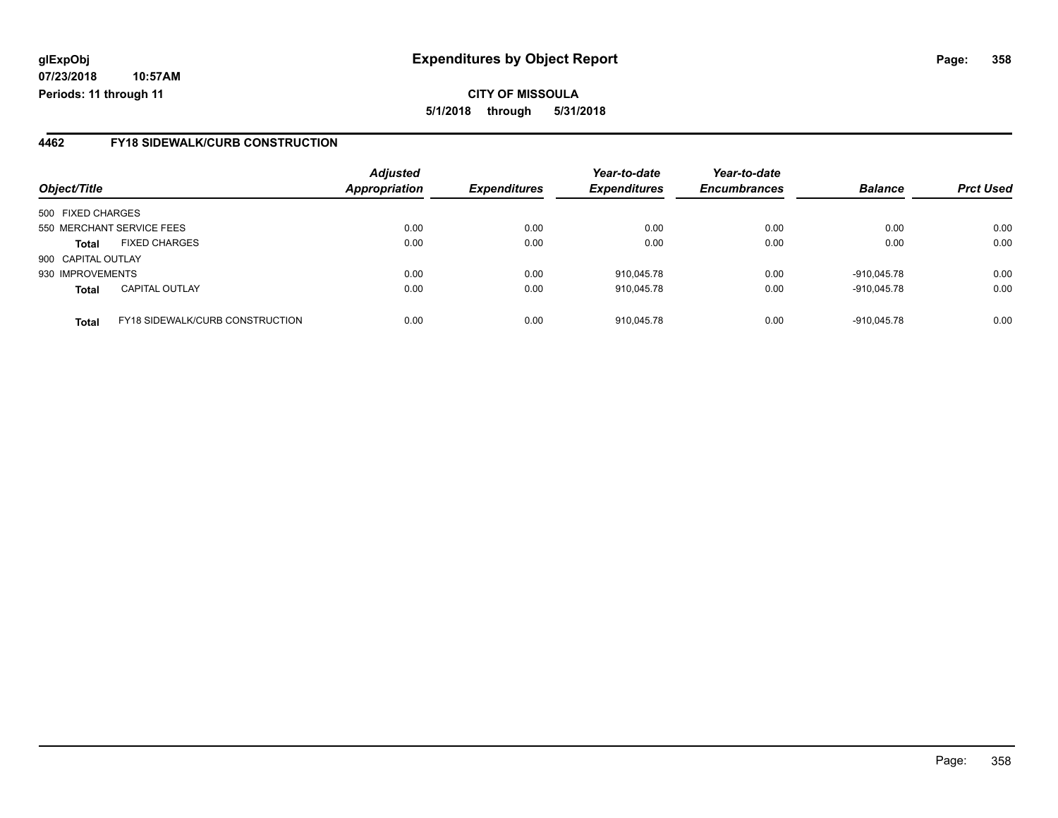**glExpObj**
**07/23/2018 10:57AM**
**Periods: 11 through 11**

# Expenditures by Object Report

**CITY OF MISSOULA**
**5/1/2018 through 5/31/2018**

## 4462 FY18 SIDEWALK/CURB CONSTRUCTION

| Object/Title | | Adjusted Appropriation | Expenditures | Year-to-date Expenditures | Year-to-date Encumbrances | Balance | Prct Used |
|---|---|---|---|---|---|---|---|
| 500 FIXED CHARGES | | | | | | | |
| 550 MERCHANT SERVICE FEES | | 0.00 | 0.00 | 0.00 | 0.00 | 0.00 | 0.00 |
| **Total** | FIXED CHARGES | 0.00 | 0.00 | 0.00 | 0.00 | 0.00 | 0.00 |
| 900 CAPITAL OUTLAY | | | | | | | |
| 930 IMPROVEMENTS | | 0.00 | 0.00 | 910,045.78 | 0.00 | -910,045.78 | 0.00 |
| **Total** | CAPITAL OUTLAY | 0.00 | 0.00 | 910,045.78 | 0.00 | -910,045.78 | 0.00 |
| **Total** | FY18 SIDEWALK/CURB CONSTRUCTION | 0.00 | 0.00 | 910,045.78 | 0.00 | -910,045.78 | 0.00 |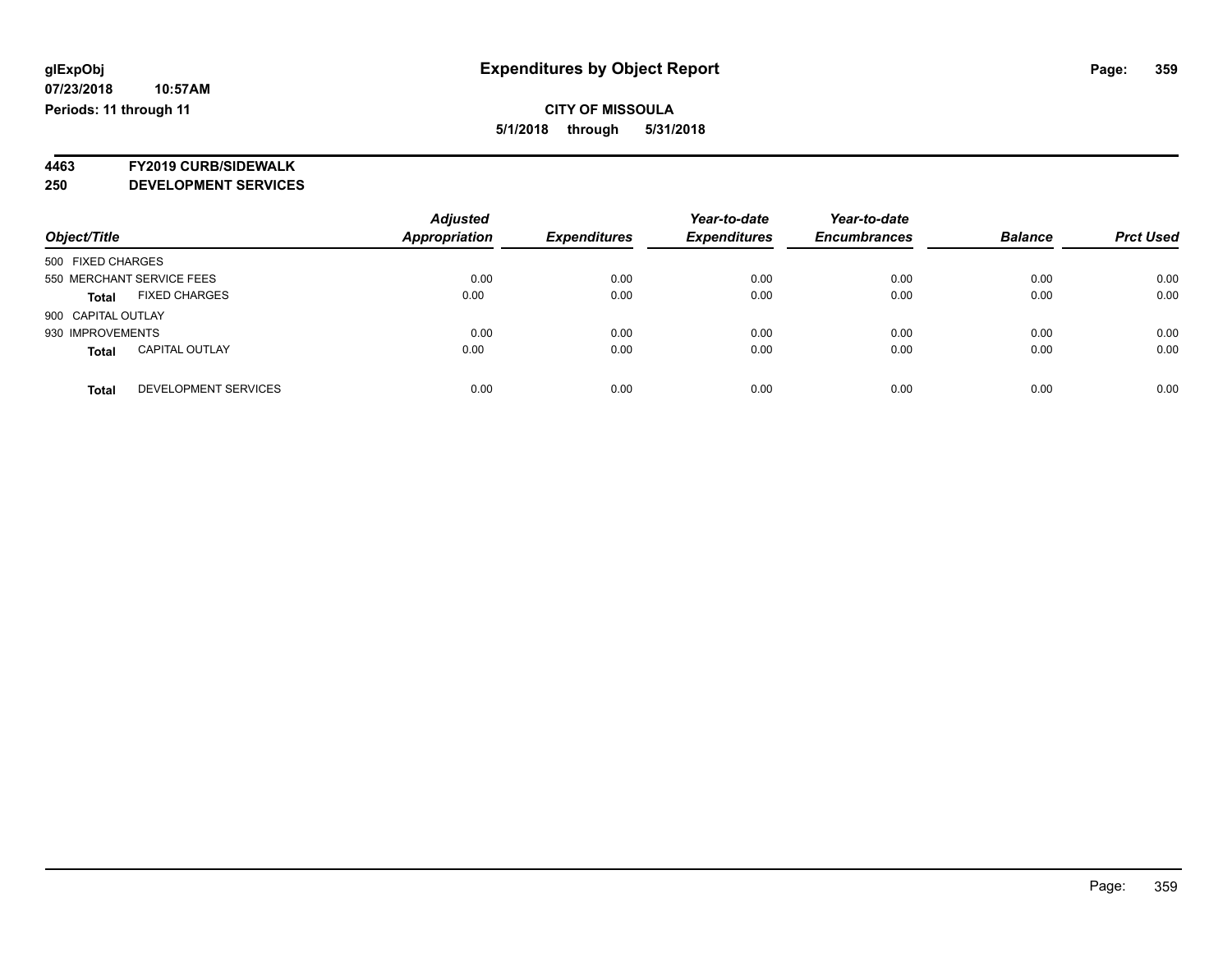**glExpObj**
**07/23/2018 10:57AM**
**Periods: 11 through 11**

# Expenditures by Object Report

**CITY OF MISSOULA**
**5/1/2018 through 5/31/2018**

## 4463 FY2019 CURB/SIDEWALK
## 250 DEVELOPMENT SERVICES

| Object/Title | | Adjusted Appropriation | Expenditures | Year-to-date Expenditures | Year-to-date Encumbrances | Balance | Prct Used |
|---|---|---|---|---|---|---|---|
| 500 FIXED CHARGES | | | | | | | |
| 550 MERCHANT SERVICE FEES | | 0.00 | 0.00 | 0.00 | 0.00 | 0.00 | 0.00 |
| **Total** | FIXED CHARGES | 0.00 | 0.00 | 0.00 | 0.00 | 0.00 | 0.00 |
| 900 CAPITAL OUTLAY | | | | | | | |
| 930 IMPROVEMENTS | | 0.00 | 0.00 | 0.00 | 0.00 | 0.00 | 0.00 |
| **Total** | CAPITAL OUTLAY | 0.00 | 0.00 | 0.00 | 0.00 | 0.00 | 0.00 |
| **Total** | DEVELOPMENT SERVICES | 0.00 | 0.00 | 0.00 | 0.00 | 0.00 | 0.00 |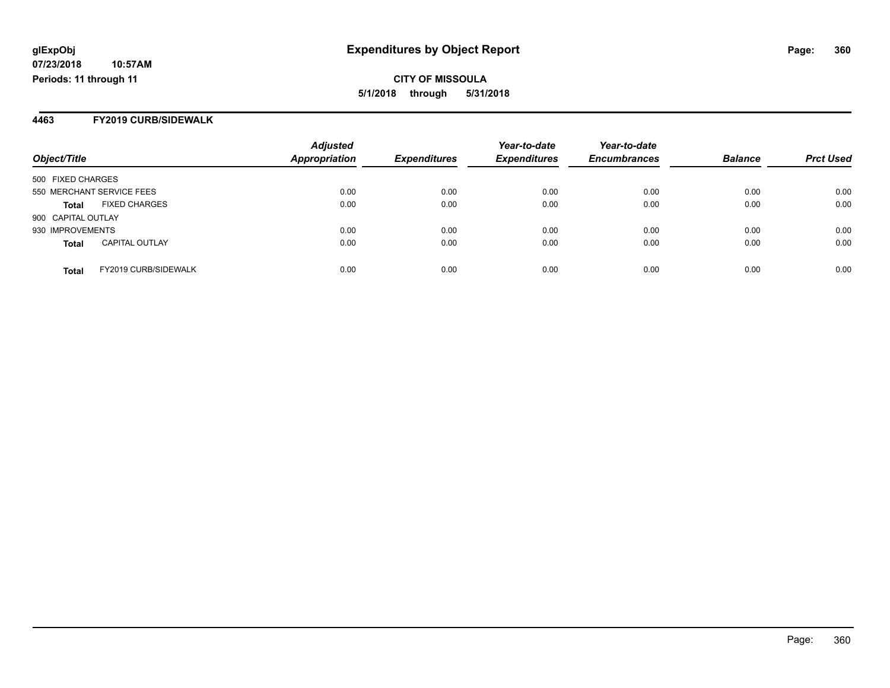**glExpObj**
**07/23/2018 10:57AM**
**Periods: 11 through 11**

# Expenditures by Object Report

**CITY OF MISSOULA**
**5/1/2018 through 5/31/2018**

## 4463 FY2019 CURB/SIDEWALK

| Object/Title | Adjusted Appropriation | Expenditures | Year-to-date Expenditures | Year-to-date Encumbrances | Balance | Prct Used |
|---|---|---|---|---|---|---|
| 500 FIXED CHARGES | | | | | | |
| 550 MERCHANT SERVICE FEES | 0.00 | 0.00 | 0.00 | 0.00 | 0.00 | 0.00 |
| **Total** FIXED CHARGES | 0.00 | 0.00 | 0.00 | 0.00 | 0.00 | 0.00 |
| 900 CAPITAL OUTLAY | | | | | | |
| 930 IMPROVEMENTS | 0.00 | 0.00 | 0.00 | 0.00 | 0.00 | 0.00 |
| **Total** CAPITAL OUTLAY | 0.00 | 0.00 | 0.00 | 0.00 | 0.00 | 0.00 |
| **Total** FY2019 CURB/SIDEWALK | 0.00 | 0.00 | 0.00 | 0.00 | 0.00 | 0.00 |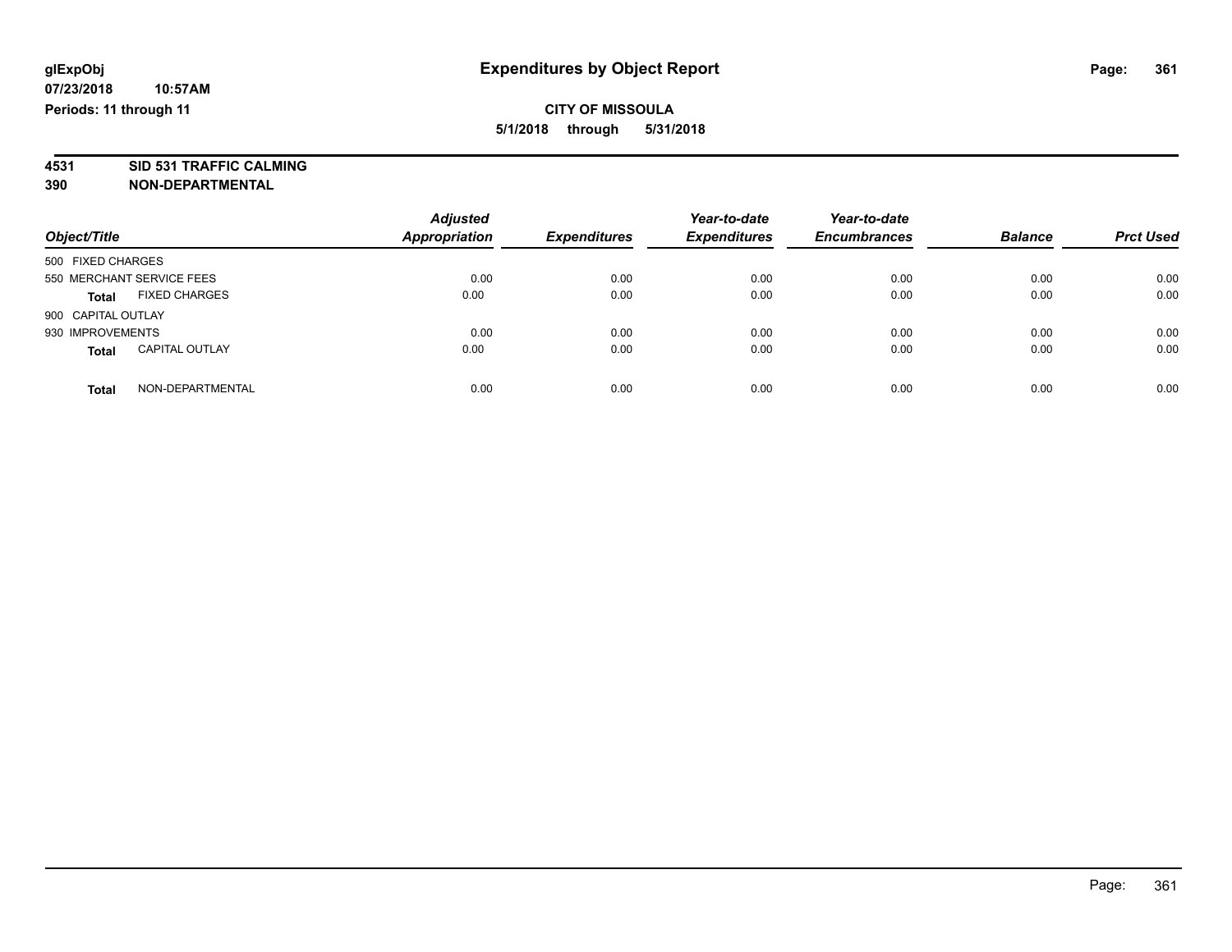glExpObj
07/23/2018 10:57AM
Periods: 11 through 11

# Expenditures by Object Report

**CITY OF MISSOULA**
**5/1/2018 through 5/31/2018**

**4531 SID 531 TRAFFIC CALMING**
**390 NON-DEPARTMENTAL**

| Object/Title | Adjusted Appropriation | Expenditures | Year-to-date Expenditures | Year-to-date Encumbrances | Balance | Prct Used |
|---|---|---|---|---|---|---|
| 500 FIXED CHARGES | | | | | | |
| 550 MERCHANT SERVICE FEES | 0.00 | 0.00 | 0.00 | 0.00 | 0.00 | 0.00 |
| **Total** FIXED CHARGES | 0.00 | 0.00 | 0.00 | 0.00 | 0.00 | 0.00 |
| 900 CAPITAL OUTLAY | | | | | | |
| 930 IMPROVEMENTS | 0.00 | 0.00 | 0.00 | 0.00 | 0.00 | 0.00 |
| **Total** CAPITAL OUTLAY | 0.00 | 0.00 | 0.00 | 0.00 | 0.00 | 0.00 |
| **Total** NON-DEPARTMENTAL | 0.00 | 0.00 | 0.00 | 0.00 | 0.00 | 0.00 |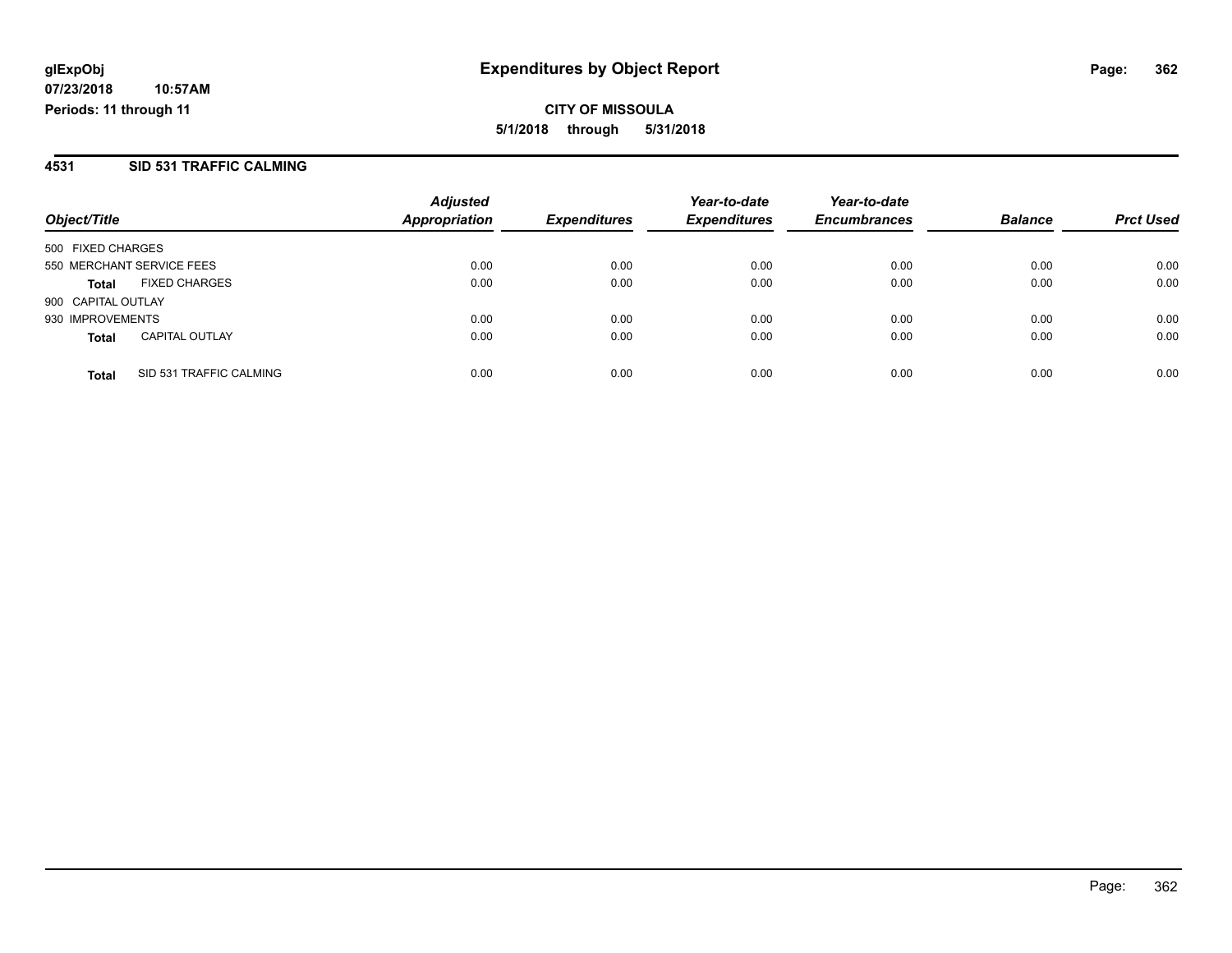**glExpObj** **Expenditures by Object Report**
**07/23/2018 10:57AM**
**Periods: 11 through 11**

**CITY OF MISSOULA**
**5/1/2018 through 5/31/2018**

## 4531 SID 531 TRAFFIC CALMING

| Object/Title | | Adjusted Appropriation | Expenditures | Year-to-date Expenditures | Year-to-date Encumbrances | Balance | Prct Used |
|---|---|---|---|---|---|---|---|
| 500 FIXED CHARGES | | | | | | | |
| 550 MERCHANT SERVICE FEES | | 0.00 | 0.00 | 0.00 | 0.00 | 0.00 | 0.00 |
| **Total** | FIXED CHARGES | 0.00 | 0.00 | 0.00 | 0.00 | 0.00 | 0.00 |
| 900 CAPITAL OUTLAY | | | | | | | |
| 930 IMPROVEMENTS | | 0.00 | 0.00 | 0.00 | 0.00 | 0.00 | 0.00 |
| **Total** | CAPITAL OUTLAY | 0.00 | 0.00 | 0.00 | 0.00 | 0.00 | 0.00 |
| **Total** | SID 531 TRAFFIC CALMING | 0.00 | 0.00 | 0.00 | 0.00 | 0.00 | 0.00 |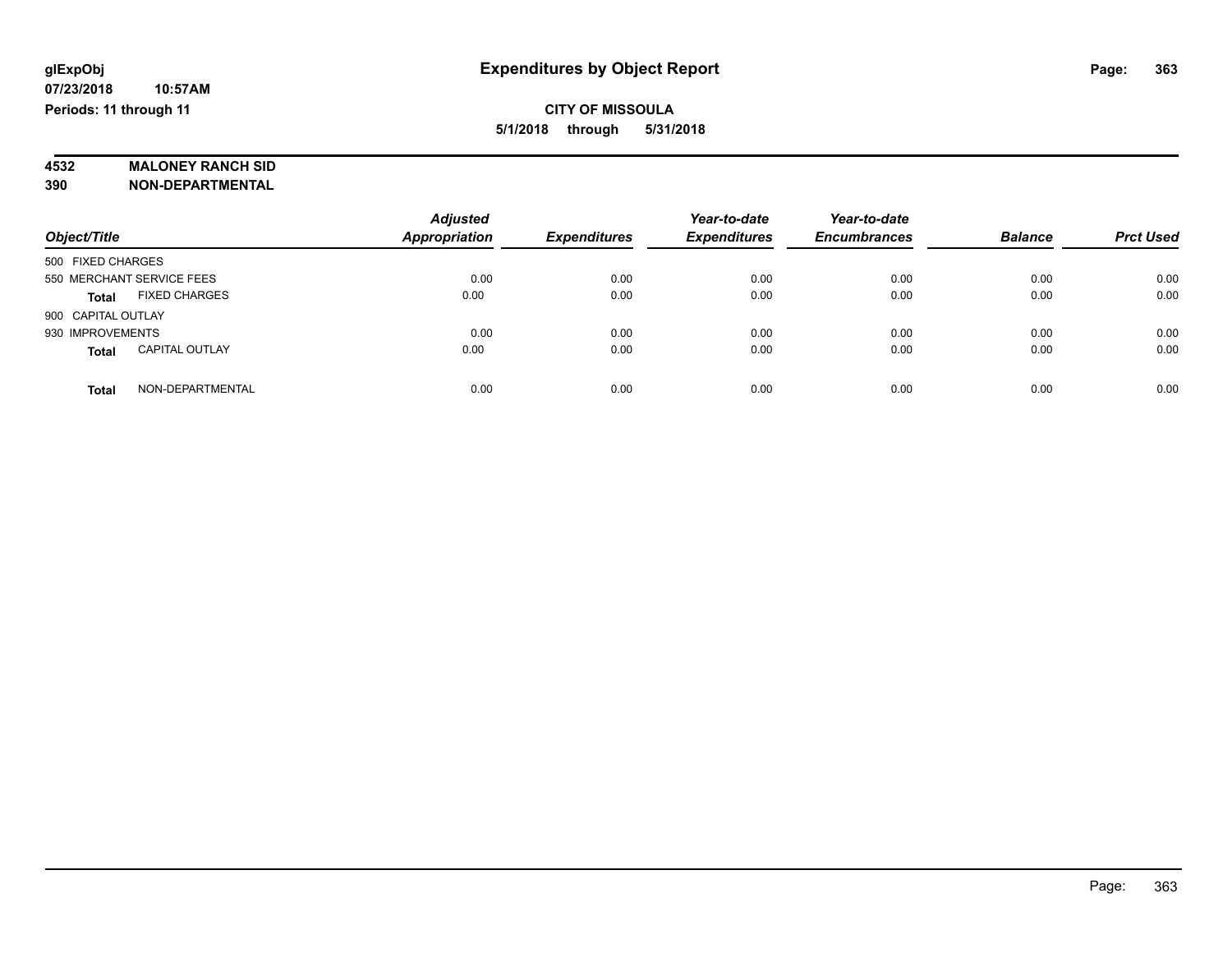# Expenditures by Object Report

glExpObj
07/23/2018 10:57AM
Periods: 11 through 11

**CITY OF MISSOULA**
**5/1/2018 through 5/31/2018**

**4532 MALONEY RANCH SID**
**390 NON-DEPARTMENTAL**

| Object/Title | Adjusted Appropriation | Expenditures | Year-to-date Expenditures | Year-to-date Encumbrances | Balance | Prct Used |
|---|---|---|---|---|---|---|
| 500 FIXED CHARGES | | | | | | |
| 550 MERCHANT SERVICE FEES | 0.00 | 0.00 | 0.00 | 0.00 | 0.00 | 0.00 |
| **Total** FIXED CHARGES | 0.00 | 0.00 | 0.00 | 0.00 | 0.00 | 0.00 |
| 900 CAPITAL OUTLAY | | | | | | |
| 930 IMPROVEMENTS | 0.00 | 0.00 | 0.00 | 0.00 | 0.00 | 0.00 |
| **Total** CAPITAL OUTLAY | 0.00 | 0.00 | 0.00 | 0.00 | 0.00 | 0.00 |
| **Total** NON-DEPARTMENTAL | 0.00 | 0.00 | 0.00 | 0.00 | 0.00 | 0.00 |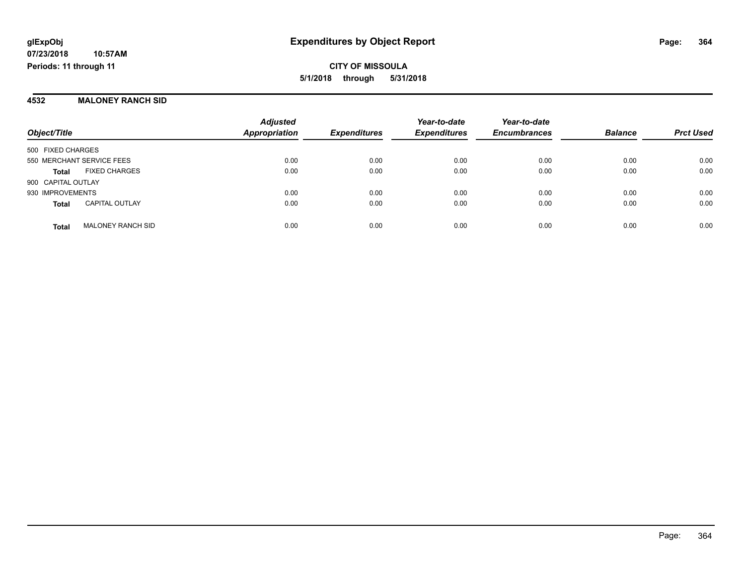# Expenditures by Object Report

**CITY OF MISSOULA**
**5/1/2018 through 5/31/2018**

glExpObj
07/23/2018 10:57AM
Periods: 11 through 11

## 4532 MALONEY RANCH SID

| Object/Title | | Adjusted Appropriation | Expenditures | Year-to-date Expenditures | Year-to-date Encumbrances | Balance | Prct Used |
|---|---|---|---|---|---|---|---|
| 500 FIXED CHARGES | | | | | | | |
| 550 MERCHANT SERVICE FEES | | 0.00 | 0.00 | 0.00 | 0.00 | 0.00 | 0.00 |
| **Total** | FIXED CHARGES | 0.00 | 0.00 | 0.00 | 0.00 | 0.00 | 0.00 |
| 900 CAPITAL OUTLAY | | | | | | | |
| 930 IMPROVEMENTS | | 0.00 | 0.00 | 0.00 | 0.00 | 0.00 | 0.00 |
| **Total** | CAPITAL OUTLAY | 0.00 | 0.00 | 0.00 | 0.00 | 0.00 | 0.00 |
| **Total** | MALONEY RANCH SID | 0.00 | 0.00 | 0.00 | 0.00 | 0.00 | 0.00 |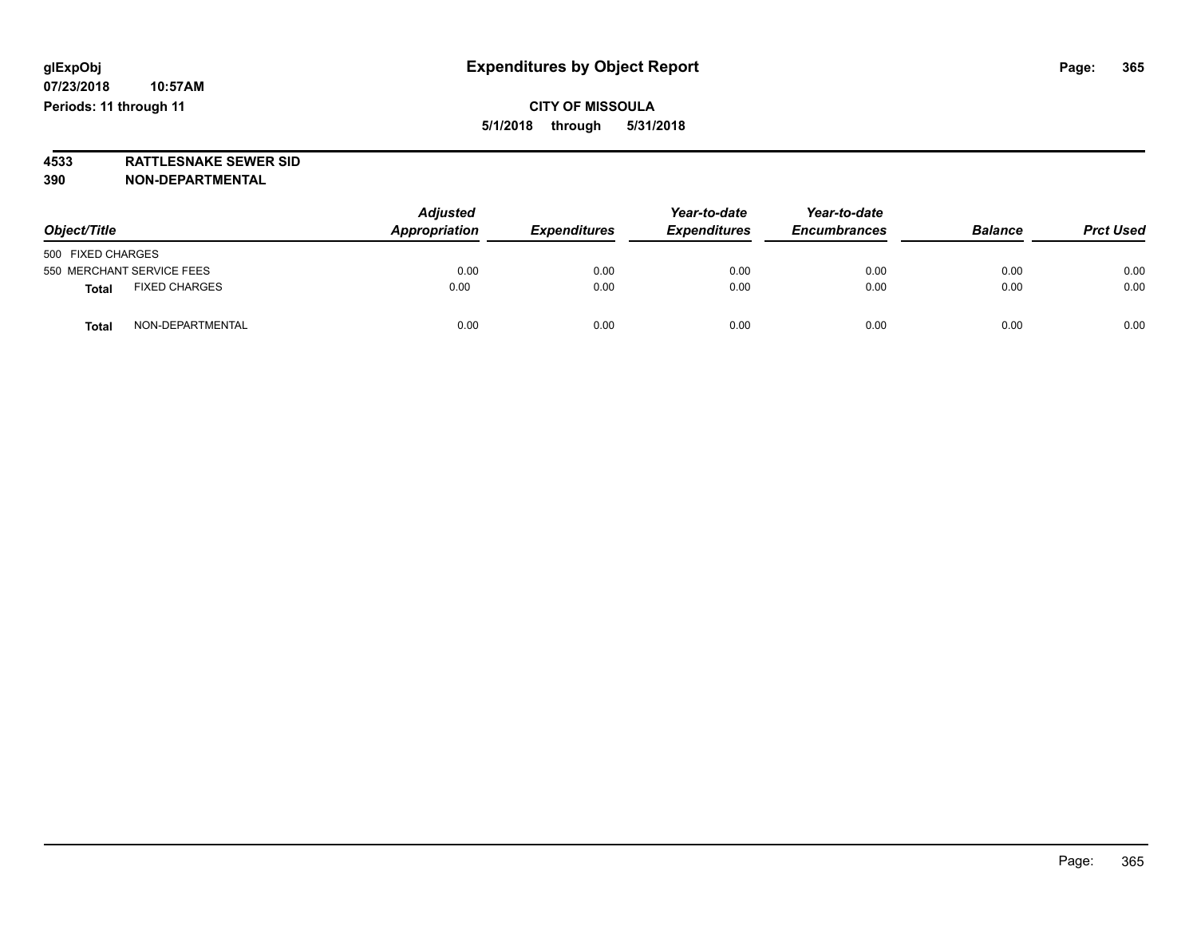# Expenditures by Object Report

**glExpObj**
**07/23/2018 10:57AM**
**Periods: 11 through 11**

**CITY OF MISSOULA**
**5/1/2018 through 5/31/2018**

**4533 RATTLESNAKE SEWER SID**
**390 NON-DEPARTMENTAL**

| Object/Title | Adjusted Appropriation | Expenditures | Year-to-date Expenditures | Year-to-date Encumbrances | Balance | Prct Used |
|---|---|---|---|---|---|---|
| 500 FIXED CHARGES | | | | | | |
| 550 MERCHANT SERVICE FEES | 0.00 | 0.00 | 0.00 | 0.00 | 0.00 | 0.00 |
| **Total** FIXED CHARGES | 0.00 | 0.00 | 0.00 | 0.00 | 0.00 | 0.00 |
| **Total** NON-DEPARTMENTAL | 0.00 | 0.00 | 0.00 | 0.00 | 0.00 | 0.00 |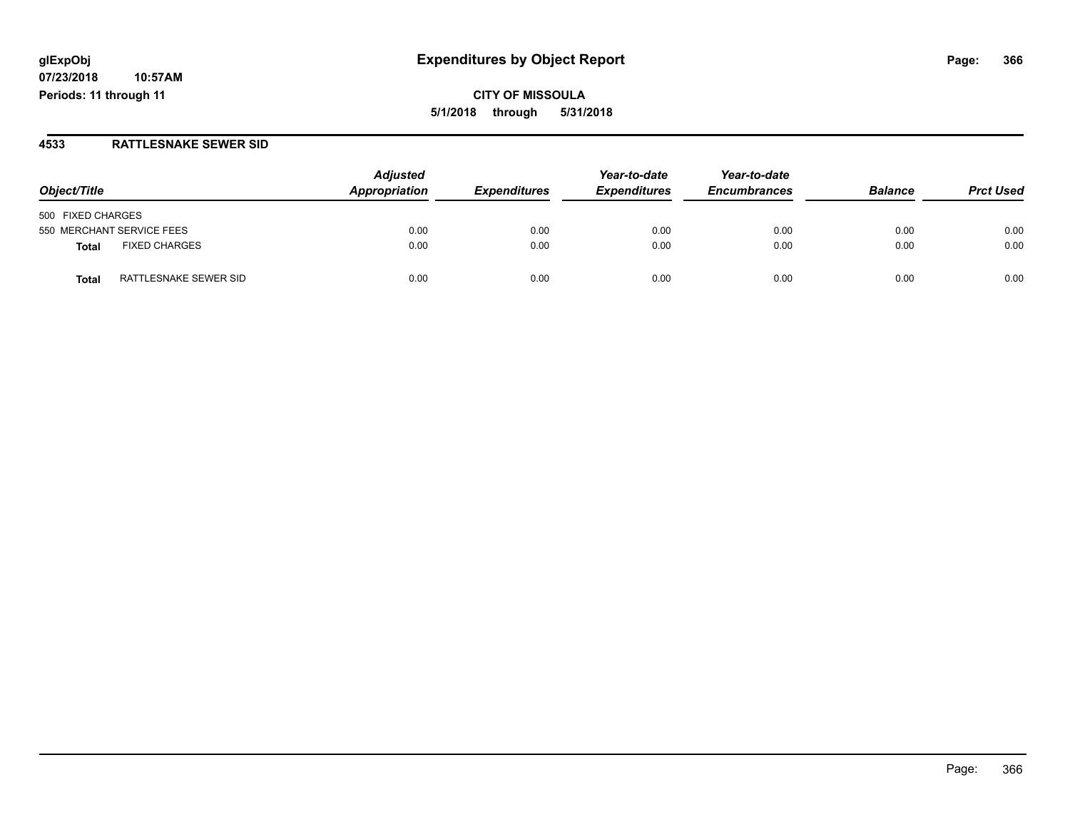glExpObj
07/23/2018 10:57AM
Periods: 11 through 11

# Expenditures by Object Report

**CITY OF MISSOULA**
**5/1/2018 through 5/31/2018**

## 4533 RATTLESNAKE SEWER SID

| Object/Title | | Adjusted Appropriation | Expenditures | Year-to-date Expenditures | Year-to-date Encumbrances | Balance | Prct Used |
|---|---|---|---|---|---|---|---|
| 500 FIXED CHARGES | | | | | | | |
| 550 MERCHANT SERVICE FEES | | 0.00 | 0.00 | 0.00 | 0.00 | 0.00 | 0.00 |
| **Total** | FIXED CHARGES | 0.00 | 0.00 | 0.00 | 0.00 | 0.00 | 0.00 |
| **Total** | RATTLESNAKE SEWER SID | 0.00 | 0.00 | 0.00 | 0.00 | 0.00 | 0.00 |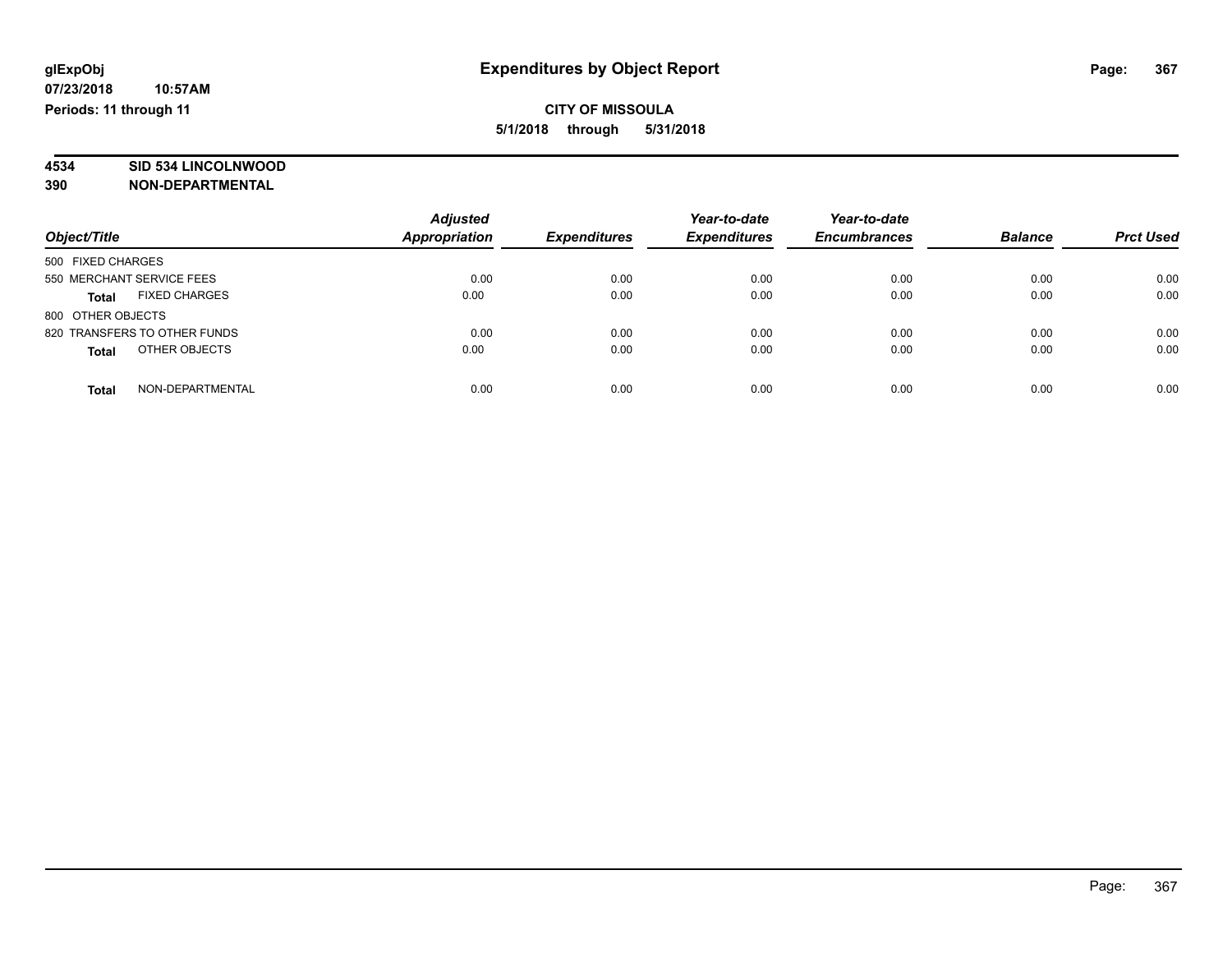glExpObj
07/23/2018 10:57AM
Periods: 11 through 11

# Expenditures by Object Report

**CITY OF MISSOULA**
**5/1/2018 through 5/31/2018**

**4534 SID 534 LINCOLNWOOD**
**390 NON-DEPARTMENTAL**

| Object/Title | Adjusted Appropriation | Expenditures | Year-to-date Expenditures | Year-to-date Encumbrances | Balance | Prct Used |
|---|---|---|---|---|---|---|
| 500 FIXED CHARGES | | | | | | |
| 550 MERCHANT SERVICE FEES | 0.00 | 0.00 | 0.00 | 0.00 | 0.00 | 0.00 |
| **Total** FIXED CHARGES | 0.00 | 0.00 | 0.00 | 0.00 | 0.00 | 0.00 |
| 800 OTHER OBJECTS | | | | | | |
| 820 TRANSFERS TO OTHER FUNDS | 0.00 | 0.00 | 0.00 | 0.00 | 0.00 | 0.00 |
| **Total** OTHER OBJECTS | 0.00 | 0.00 | 0.00 | 0.00 | 0.00 | 0.00 |
| **Total** NON-DEPARTMENTAL | 0.00 | 0.00 | 0.00 | 0.00 | 0.00 | 0.00 |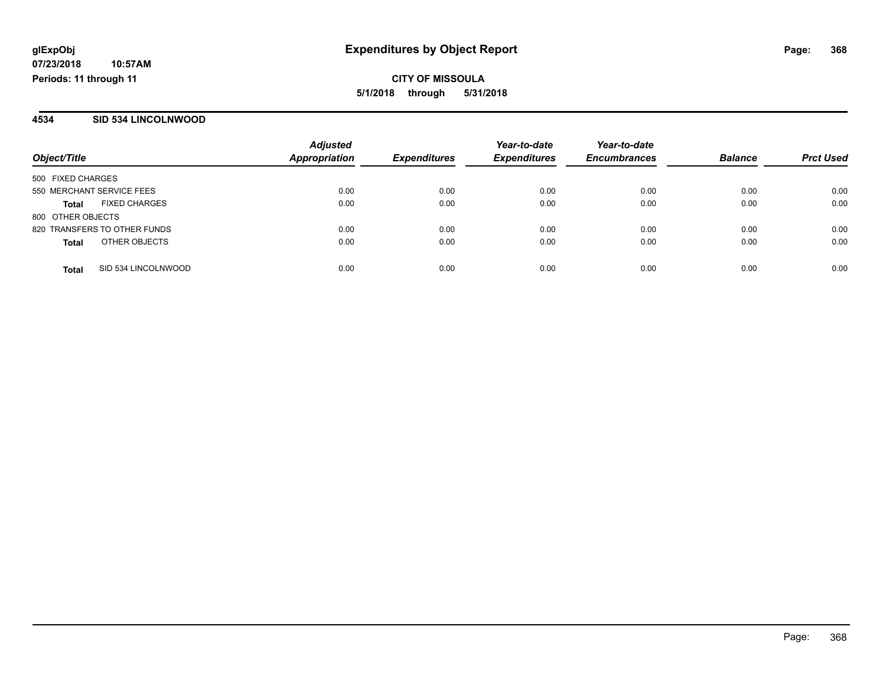glExpObj
07/23/2018 10:57AM
Periods: 11 through 11

# Expenditures by Object Report

**CITY OF MISSOULA**
**5/1/2018 through 5/31/2018**

## 4534 SID 534 LINCOLNWOOD

| Object/Title | Adjusted Appropriation | Expenditures | Year-to-date Expenditures | Year-to-date Encumbrances | Balance | Prct Used |
|---|---|---|---|---|---|---|
| 500 FIXED CHARGES | | | | | | |
| 550 MERCHANT SERVICE FEES | 0.00 | 0.00 | 0.00 | 0.00 | 0.00 | 0.00 |
| **Total** FIXED CHARGES | 0.00 | 0.00 | 0.00 | 0.00 | 0.00 | 0.00 |
| 800 OTHER OBJECTS | | | | | | |
| 820 TRANSFERS TO OTHER FUNDS | 0.00 | 0.00 | 0.00 | 0.00 | 0.00 | 0.00 |
| **Total** OTHER OBJECTS | 0.00 | 0.00 | 0.00 | 0.00 | 0.00 | 0.00 |
| **Total** SID 534 LINCOLNWOOD | 0.00 | 0.00 | 0.00 | 0.00 | 0.00 | 0.00 |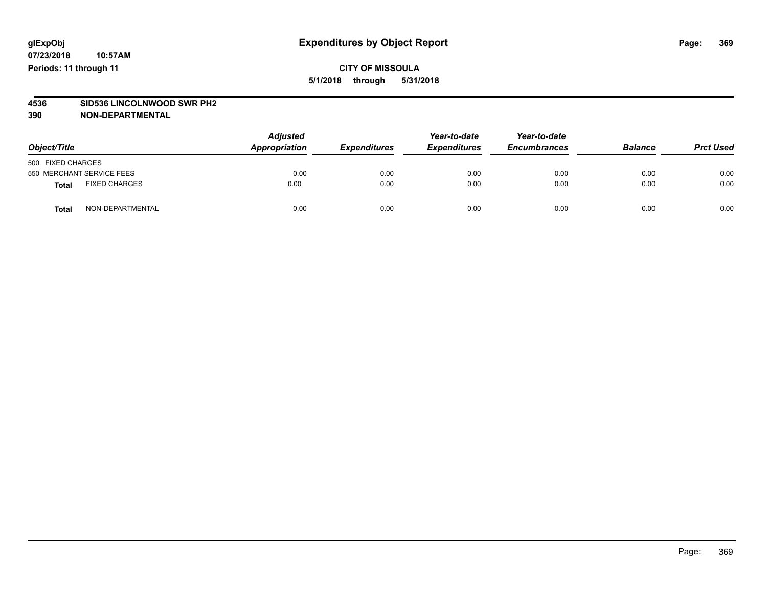# Expenditures by Object Report

glExpObj
07/23/2018 10:57AM
Periods: 11 through 11

**CITY OF MISSOULA**
**5/1/2018 through 5/31/2018**

**4536 SID536 LINCOLNWOOD SWR PH2**
**390 NON-DEPARTMENTAL**

| Object/Title | | Adjusted Appropriation | Expenditures | Year-to-date Expenditures | Year-to-date Encumbrances | Balance | Prct Used |
|---|---|---|---|---|---|---|---|
| 500 FIXED CHARGES | | | | | | | |
| 550 MERCHANT SERVICE FEES | | 0.00 | 0.00 | 0.00 | 0.00 | 0.00 | 0.00 |
| **Total** | FIXED CHARGES | 0.00 | 0.00 | 0.00 | 0.00 | 0.00 | 0.00 |
| **Total** | NON-DEPARTMENTAL | 0.00 | 0.00 | 0.00 | 0.00 | 0.00 | 0.00 |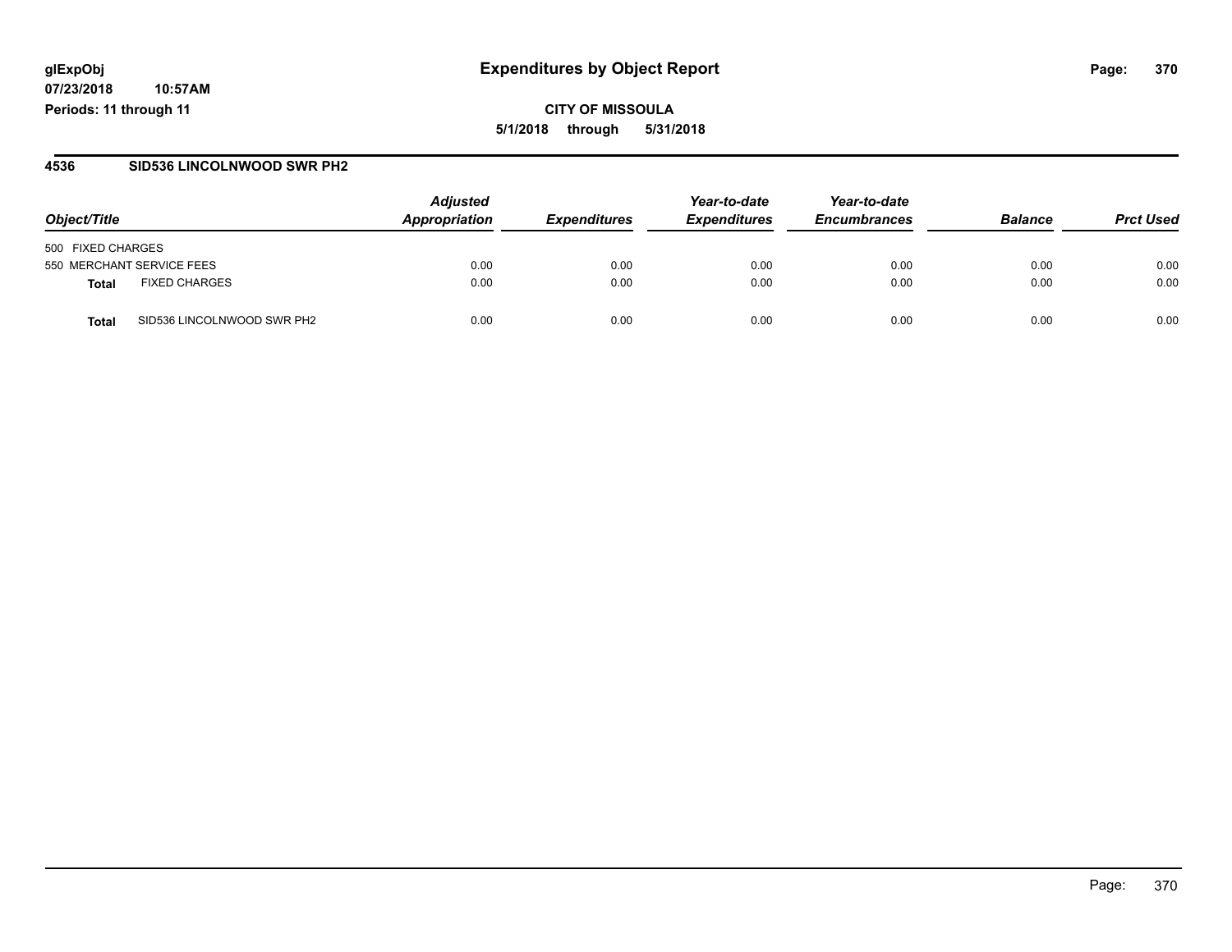**glExpObj**
**07/23/2018 10:57AM**
**Periods: 11 through 11**

# Expenditures by Object Report

**CITY OF MISSOULA**
**5/1/2018 through 5/31/2018**

## 4536 SID536 LINCOLNWOOD SWR PH2

| Object/Title | | Adjusted Appropriation | Expenditures | Year-to-date Expenditures | Year-to-date Encumbrances | Balance | Prct Used |
|---|---|---|---|---|---|---|---|
| 500 FIXED CHARGES | | | | | | | |
| 550 MERCHANT SERVICE FEES | | 0.00 | 0.00 | 0.00 | 0.00 | 0.00 | 0.00 |
| **Total** | FIXED CHARGES | 0.00 | 0.00 | 0.00 | 0.00 | 0.00 | 0.00 |
| **Total** | SID536 LINCOLNWOOD SWR PH2 | 0.00 | 0.00 | 0.00 | 0.00 | 0.00 | 0.00 |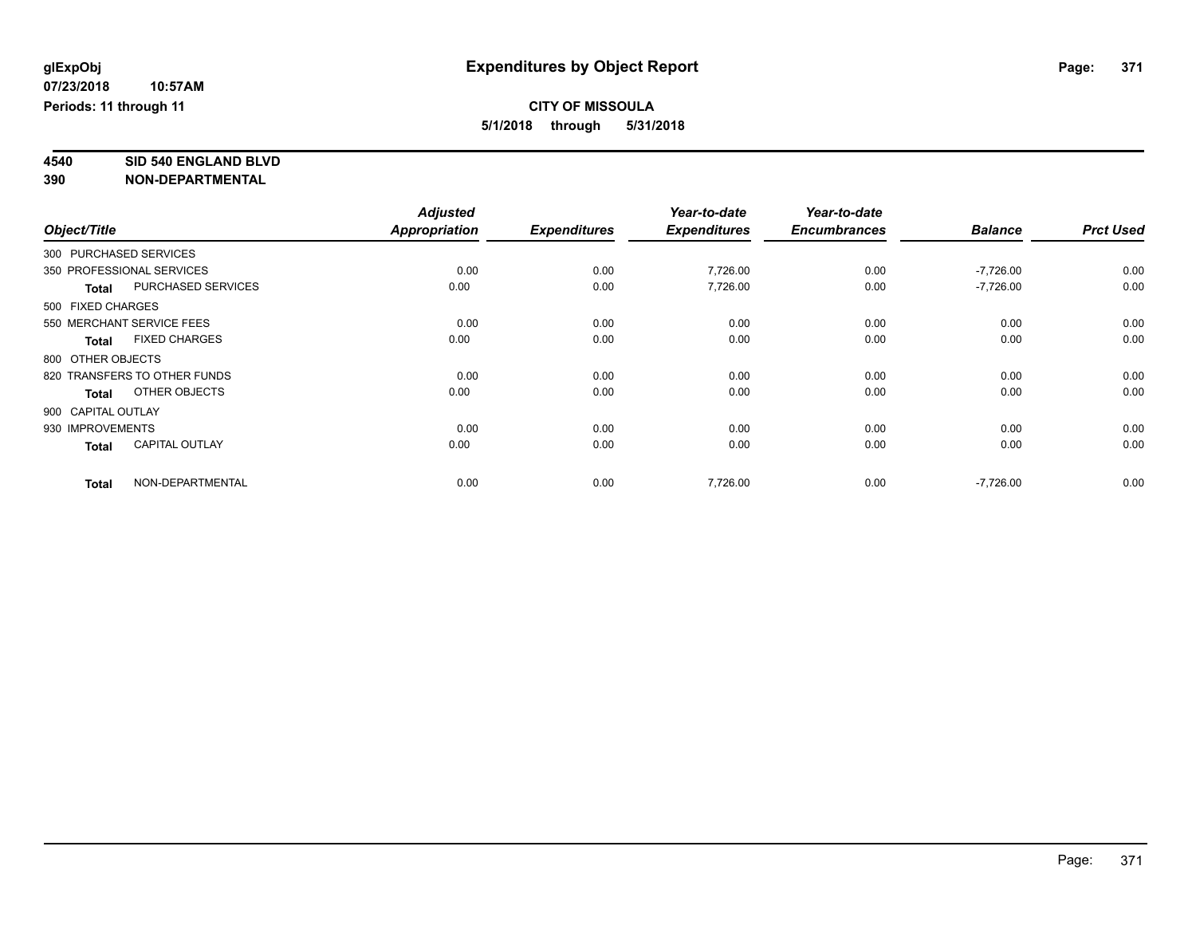**glExpObj**
**07/23/2018 10:57AM**
**Periods: 11 through 11**

# Expenditures by Object Report

**CITY OF MISSOULA**
**5/1/2018 through 5/31/2018**

**4540 SID 540 ENGLAND BLVD**
**390 NON-DEPARTMENTAL**

| Object/Title | Adjusted Appropriation | Expenditures | Year-to-date Expenditures | Year-to-date Encumbrances | Balance | Prct Used |
|---|---|---|---|---|---|---|
| 300 PURCHASED SERVICES | | | | | | |
| 350 PROFESSIONAL SERVICES | 0.00 | 0.00 | 7,726.00 | 0.00 | -7,726.00 | 0.00 |
| **Total** PURCHASED SERVICES | 0.00 | 0.00 | 7,726.00 | 0.00 | -7,726.00 | 0.00 |
| 500 FIXED CHARGES | | | | | | |
| 550 MERCHANT SERVICE FEES | 0.00 | 0.00 | 0.00 | 0.00 | 0.00 | 0.00 |
| **Total** FIXED CHARGES | 0.00 | 0.00 | 0.00 | 0.00 | 0.00 | 0.00 |
| 800 OTHER OBJECTS | | | | | | |
| 820 TRANSFERS TO OTHER FUNDS | 0.00 | 0.00 | 0.00 | 0.00 | 0.00 | 0.00 |
| **Total** OTHER OBJECTS | 0.00 | 0.00 | 0.00 | 0.00 | 0.00 | 0.00 |
| 900 CAPITAL OUTLAY | | | | | | |
| 930 IMPROVEMENTS | 0.00 | 0.00 | 0.00 | 0.00 | 0.00 | 0.00 |
| **Total** CAPITAL OUTLAY | 0.00 | 0.00 | 0.00 | 0.00 | 0.00 | 0.00 |
| **Total** NON-DEPARTMENTAL | 0.00 | 0.00 | 7,726.00 | 0.00 | -7,726.00 | 0.00 |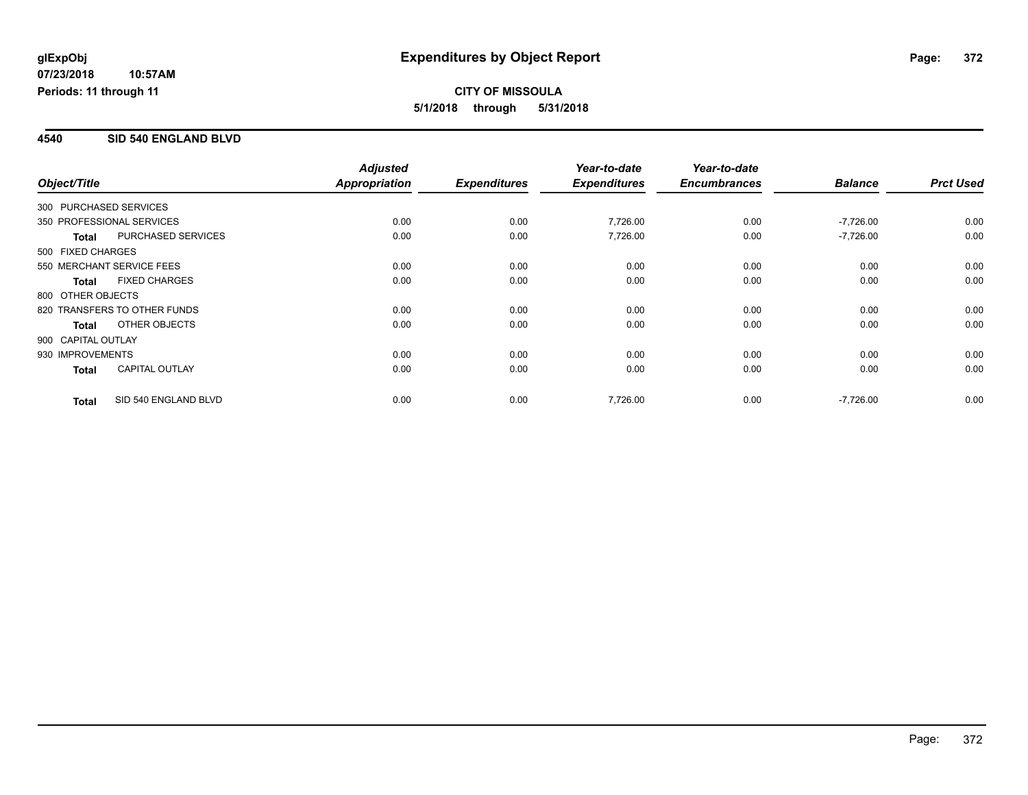**glExpObj**
**07/23/2018 10:57AM**
**Periods: 11 through 11**

# Expenditures by Object Report

**CITY OF MISSOULA**
**5/1/2018 through 5/31/2018**

## 4540 SID 540 ENGLAND BLVD

| Object/Title | | Adjusted Appropriation | Expenditures | Year-to-date Expenditures | Year-to-date Encumbrances | Balance | Prct Used |
|---|---|---|---|---|---|---|---|
| 300 PURCHASED SERVICES | | | | | | | |
| 350 PROFESSIONAL SERVICES | | 0.00 | 0.00 | 7,726.00 | 0.00 | -7,726.00 | 0.00 |
| **Total** | PURCHASED SERVICES | 0.00 | 0.00 | 7,726.00 | 0.00 | -7,726.00 | 0.00 |
| 500 FIXED CHARGES | | | | | | | |
| 550 MERCHANT SERVICE FEES | | 0.00 | 0.00 | 0.00 | 0.00 | 0.00 | 0.00 |
| **Total** | FIXED CHARGES | 0.00 | 0.00 | 0.00 | 0.00 | 0.00 | 0.00 |
| 800 OTHER OBJECTS | | | | | | | |
| 820 TRANSFERS TO OTHER FUNDS | | 0.00 | 0.00 | 0.00 | 0.00 | 0.00 | 0.00 |
| **Total** | OTHER OBJECTS | 0.00 | 0.00 | 0.00 | 0.00 | 0.00 | 0.00 |
| 900 CAPITAL OUTLAY | | | | | | | |
| 930 IMPROVEMENTS | | 0.00 | 0.00 | 0.00 | 0.00 | 0.00 | 0.00 |
| **Total** | CAPITAL OUTLAY | 0.00 | 0.00 | 0.00 | 0.00 | 0.00 | 0.00 |
| **Total** | SID 540 ENGLAND BLVD | 0.00 | 0.00 | 7,726.00 | 0.00 | -7,726.00 | 0.00 |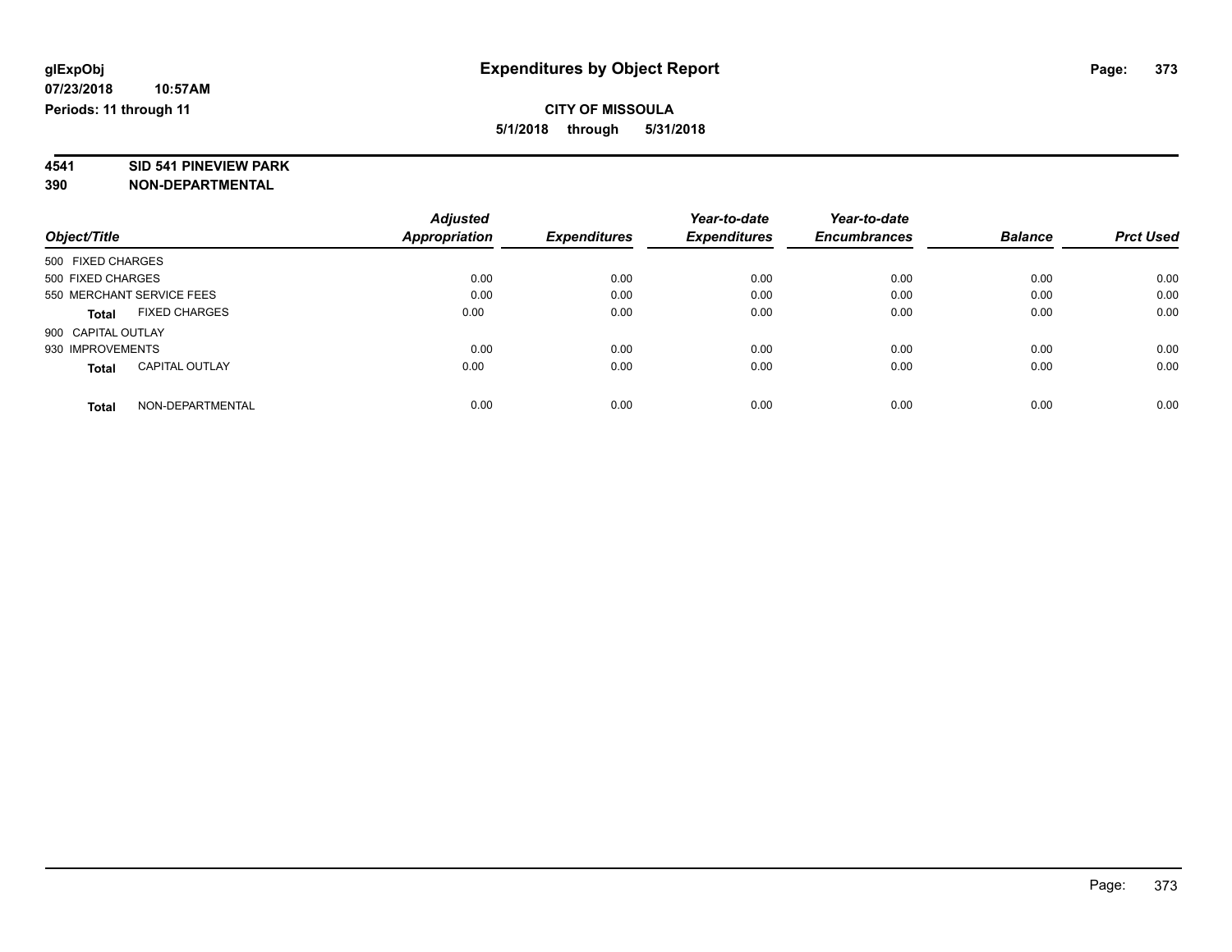**glExpObj** 
**07/23/2018 10:57AM**
**Periods: 11 through 11**

# Expenditures by Object Report

**CITY OF MISSOULA**
**5/1/2018 through 5/31/2018**

**4541 SID 541 PINEVIEW PARK**
**390 NON-DEPARTMENTAL**

| Object/Title | Adjusted Appropriation | Expenditures | Year-to-date Expenditures | Year-to-date Encumbrances | Balance | Prct Used |
|---|---|---|---|---|---|---|
| 500 FIXED CHARGES | | | | | | |
| 500 FIXED CHARGES | 0.00 | 0.00 | 0.00 | 0.00 | 0.00 | 0.00 |
| 550 MERCHANT SERVICE FEES | 0.00 | 0.00 | 0.00 | 0.00 | 0.00 | 0.00 |
| **Total** FIXED CHARGES | 0.00 | 0.00 | 0.00 | 0.00 | 0.00 | 0.00 |
| 900 CAPITAL OUTLAY | | | | | | |
| 930 IMPROVEMENTS | 0.00 | 0.00 | 0.00 | 0.00 | 0.00 | 0.00 |
| **Total** CAPITAL OUTLAY | 0.00 | 0.00 | 0.00 | 0.00 | 0.00 | 0.00 |
| **Total** NON-DEPARTMENTAL | 0.00 | 0.00 | 0.00 | 0.00 | 0.00 | 0.00 |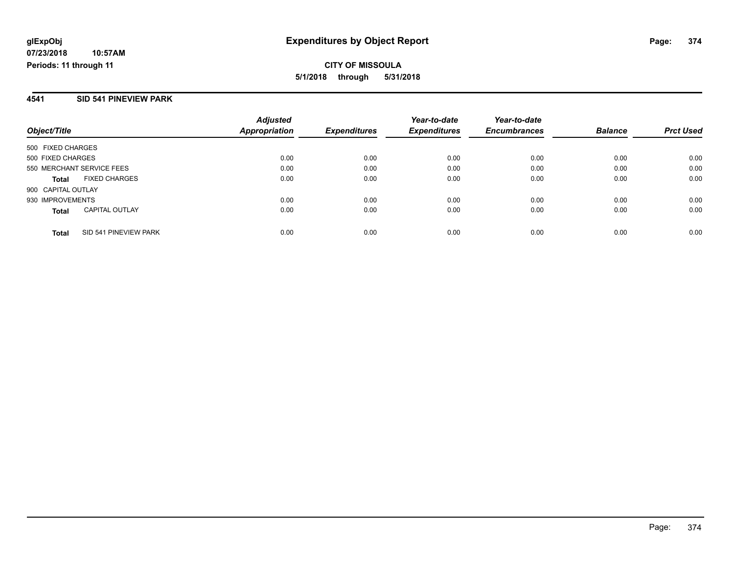**glExpObj**
**07/23/2018 10:57AM**
**Periods: 11 through 11**

# Expenditures by Object Report

**CITY OF MISSOULA**
**5/1/2018 through 5/31/2018**

## 4541 SID 541 PINEVIEW PARK

| Object/Title | | Adjusted Appropriation | Expenditures | Year-to-date Expenditures | Year-to-date Encumbrances | Balance | Prct Used |
|---|---|---|---|---|---|---|---|
| 500 FIXED CHARGES | | | | | | | |
| 500 FIXED CHARGES | | 0.00 | 0.00 | 0.00 | 0.00 | 0.00 | 0.00 |
| 550 MERCHANT SERVICE FEES | | 0.00 | 0.00 | 0.00 | 0.00 | 0.00 | 0.00 |
| **Total** | FIXED CHARGES | 0.00 | 0.00 | 0.00 | 0.00 | 0.00 | 0.00 |
| 900 CAPITAL OUTLAY | | | | | | | |
| 930 IMPROVEMENTS | | 0.00 | 0.00 | 0.00 | 0.00 | 0.00 | 0.00 |
| **Total** | CAPITAL OUTLAY | 0.00 | 0.00 | 0.00 | 0.00 | 0.00 | 0.00 |
| **Total** | SID 541 PINEVIEW PARK | 0.00 | 0.00 | 0.00 | 0.00 | 0.00 | 0.00 |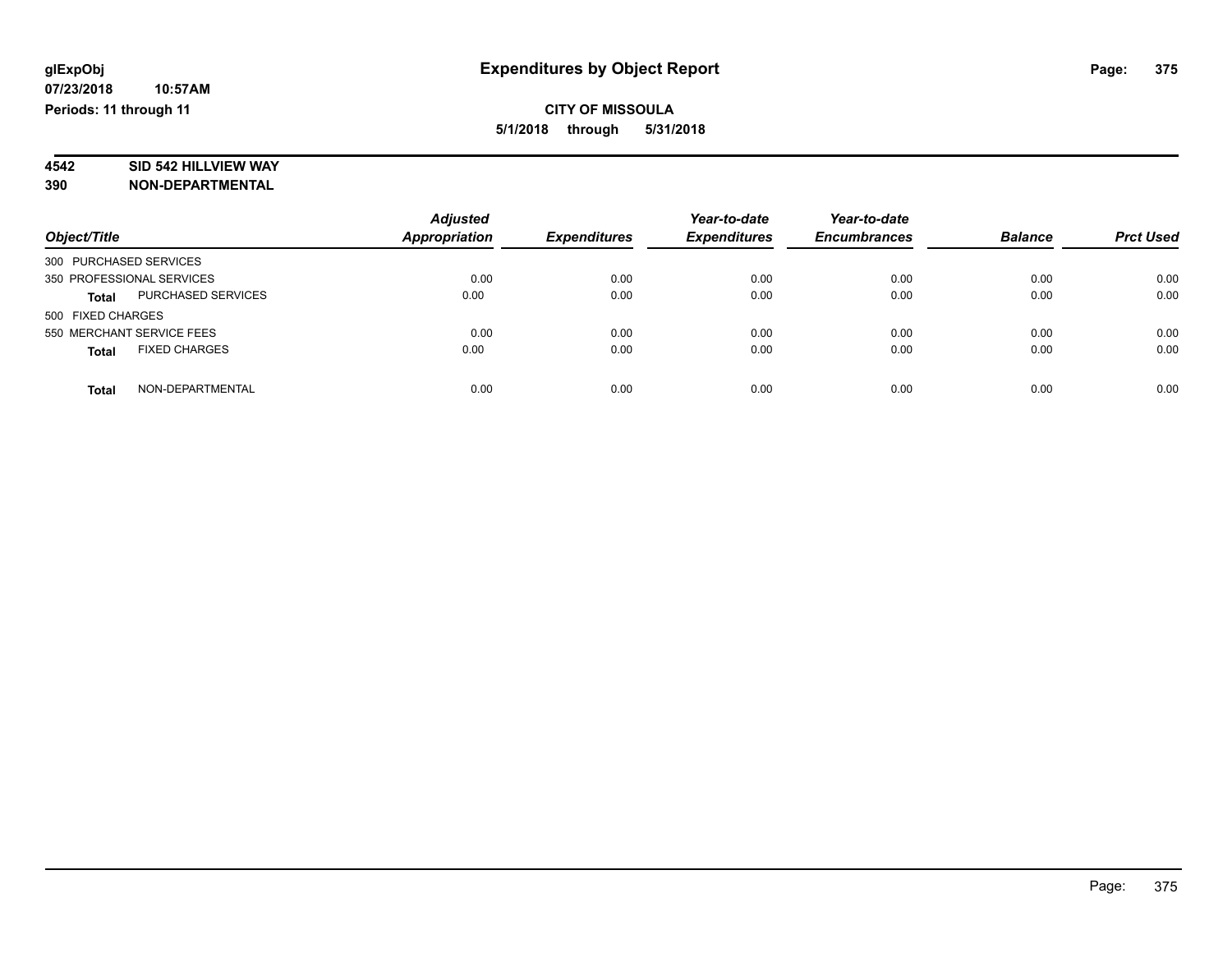**glExpObj** **Expenditures by Object Report**

**07/23/2018 10:57AM**

**Periods: 11 through 11**

**CITY OF MISSOULA**

**5/1/2018 through 5/31/2018**

**4542 SID 542 HILLVIEW WAY**

**390 NON-DEPARTMENTAL**

| Object/Title | Adjusted Appropriation | Expenditures | Year-to-date Expenditures | Year-to-date Encumbrances | Balance | Prct Used |
|---|---|---|---|---|---|---|
| 300 PURCHASED SERVICES | | | | | | |
| 350 PROFESSIONAL SERVICES | 0.00 | 0.00 | 0.00 | 0.00 | 0.00 | 0.00 |
| **Total** PURCHASED SERVICES | 0.00 | 0.00 | 0.00 | 0.00 | 0.00 | 0.00 |
| 500 FIXED CHARGES | | | | | | |
| 550 MERCHANT SERVICE FEES | 0.00 | 0.00 | 0.00 | 0.00 | 0.00 | 0.00 |
| **Total** FIXED CHARGES | 0.00 | 0.00 | 0.00 | 0.00 | 0.00 | 0.00 |
| **Total** NON-DEPARTMENTAL | 0.00 | 0.00 | 0.00 | 0.00 | 0.00 | 0.00 |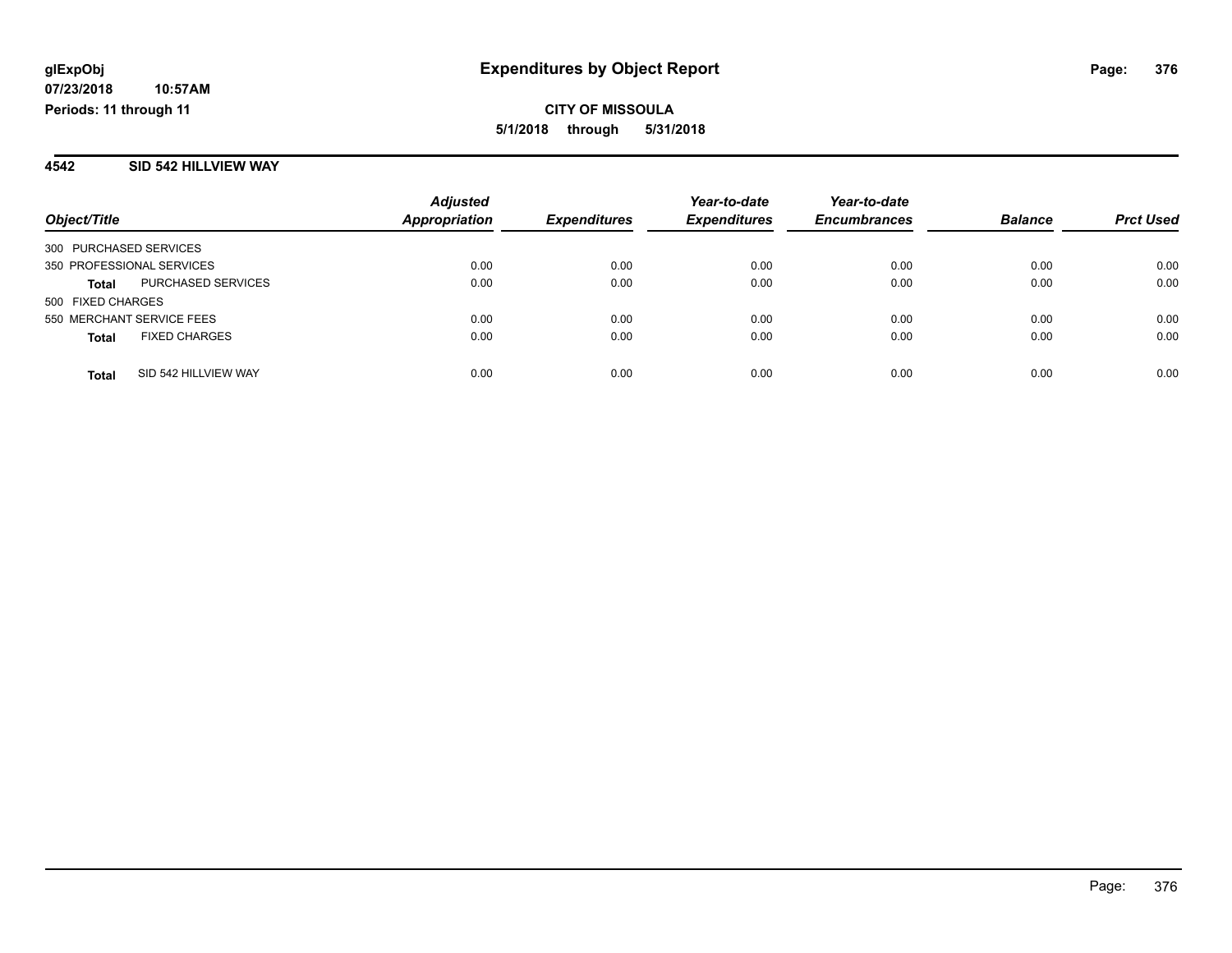**glExpObj**
**07/23/2018 10:57AM**
**Periods: 11 through 11**

# Expenditures by Object Report

**CITY OF MISSOULA**
**5/1/2018 through 5/31/2018**

## 4542 SID 542 HILLVIEW WAY

| Object/Title | | Adjusted Appropriation | Expenditures | Year-to-date Expenditures | Year-to-date Encumbrances | Balance | Prct Used |
|---|---|---|---|---|---|---|---|
| 300 PURCHASED SERVICES | | | | | | | |
| 350 PROFESSIONAL SERVICES | | 0.00 | 0.00 | 0.00 | 0.00 | 0.00 | 0.00 |
| **Total** | PURCHASED SERVICES | 0.00 | 0.00 | 0.00 | 0.00 | 0.00 | 0.00 |
| 500 FIXED CHARGES | | | | | | | |
| 550 MERCHANT SERVICE FEES | | 0.00 | 0.00 | 0.00 | 0.00 | 0.00 | 0.00 |
| **Total** | FIXED CHARGES | 0.00 | 0.00 | 0.00 | 0.00 | 0.00 | 0.00 |
| **Total** | SID 542 HILLVIEW WAY | 0.00 | 0.00 | 0.00 | 0.00 | 0.00 | 0.00 |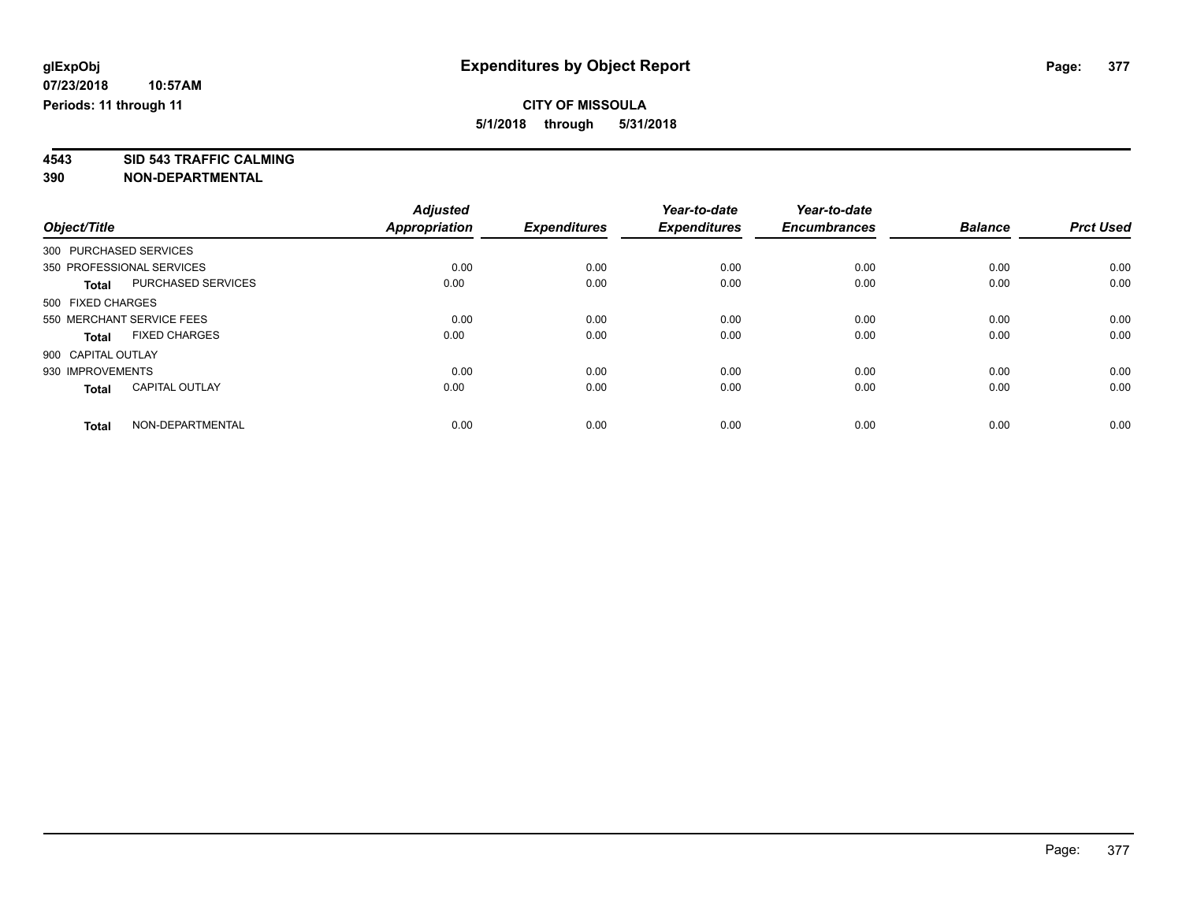**glExpObj** — **Expenditures by Object Report**

**07/23/2018 10:57AM**

**Periods: 11 through 11**

**CITY OF MISSOULA**

**5/1/2018 through 5/31/2018**

**4543 SID 543 TRAFFIC CALMING**

**390 NON-DEPARTMENTAL**

| Object/Title | | Adjusted Appropriation | Expenditures | Year-to-date Expenditures | Year-to-date Encumbrances | Balance | Prct Used |
|---|---|---|---|---|---|---|---|
| 300 PURCHASED SERVICES | | | | | | | |
| 350 PROFESSIONAL SERVICES | | 0.00 | 0.00 | 0.00 | 0.00 | 0.00 | 0.00 |
| **Total** | PURCHASED SERVICES | 0.00 | 0.00 | 0.00 | 0.00 | 0.00 | 0.00 |
| 500 FIXED CHARGES | | | | | | | |
| 550 MERCHANT SERVICE FEES | | 0.00 | 0.00 | 0.00 | 0.00 | 0.00 | 0.00 |
| **Total** | FIXED CHARGES | 0.00 | 0.00 | 0.00 | 0.00 | 0.00 | 0.00 |
| 900 CAPITAL OUTLAY | | | | | | | |
| 930 IMPROVEMENTS | | 0.00 | 0.00 | 0.00 | 0.00 | 0.00 | 0.00 |
| **Total** | CAPITAL OUTLAY | 0.00 | 0.00 | 0.00 | 0.00 | 0.00 | 0.00 |
| **Total** | NON-DEPARTMENTAL | 0.00 | 0.00 | 0.00 | 0.00 | 0.00 | 0.00 |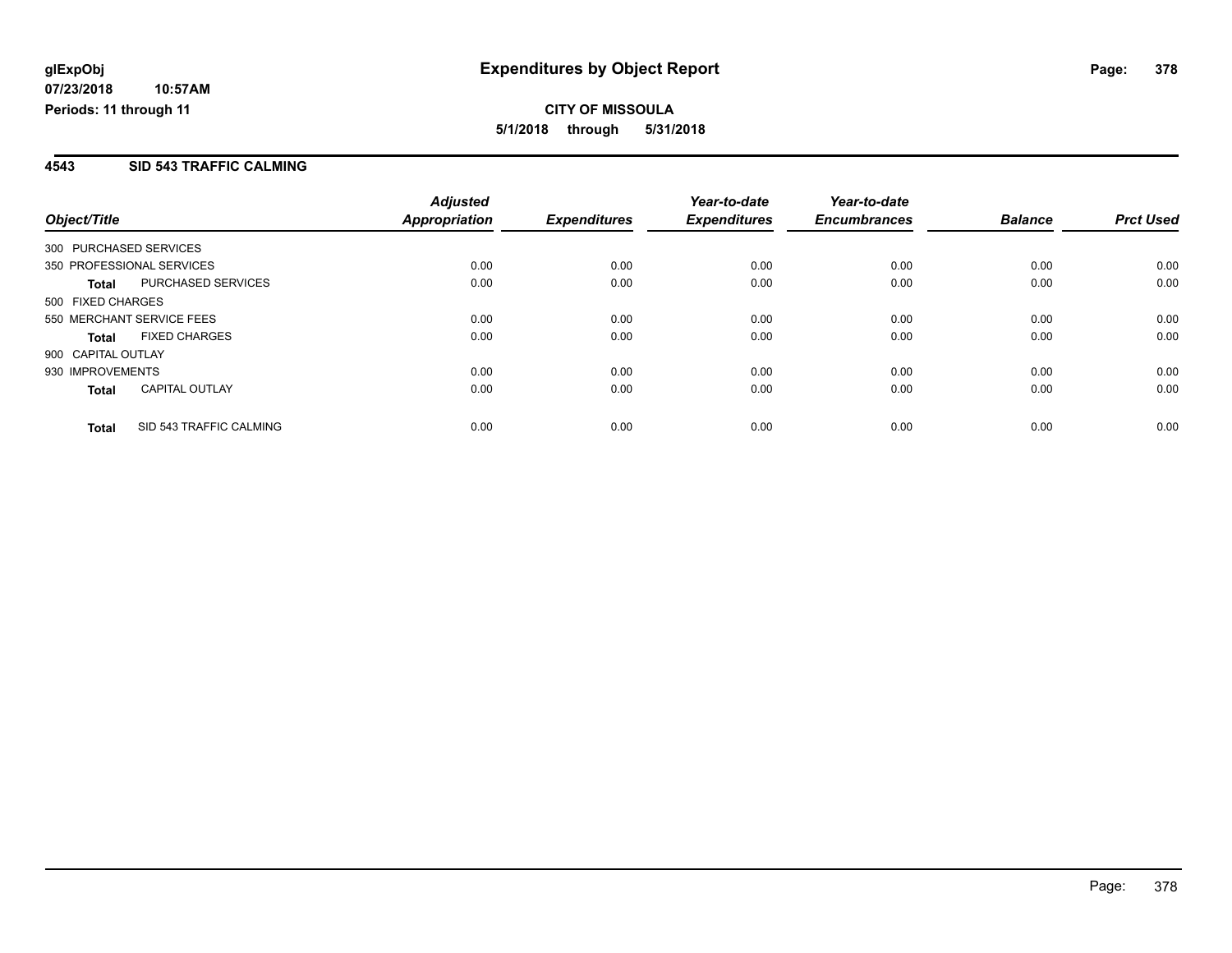**glExpObj**
**07/23/2018 10:57AM**
**Periods: 11 through 11**

# Expenditures by Object Report

**CITY OF MISSOULA**
**5/1/2018 through 5/31/2018**

## 4543 SID 543 TRAFFIC CALMING

| Object/Title | | Adjusted Appropriation | Expenditures | Year-to-date Expenditures | Year-to-date Encumbrances | Balance | Prct Used |
|---|---|---|---|---|---|---|---|
| 300 PURCHASED SERVICES | | | | | | | |
| 350 PROFESSIONAL SERVICES | | 0.00 | 0.00 | 0.00 | 0.00 | 0.00 | 0.00 |
| **Total** | PURCHASED SERVICES | 0.00 | 0.00 | 0.00 | 0.00 | 0.00 | 0.00 |
| 500 FIXED CHARGES | | | | | | | |
| 550 MERCHANT SERVICE FEES | | 0.00 | 0.00 | 0.00 | 0.00 | 0.00 | 0.00 |
| **Total** | FIXED CHARGES | 0.00 | 0.00 | 0.00 | 0.00 | 0.00 | 0.00 |
| 900 CAPITAL OUTLAY | | | | | | | |
| 930 IMPROVEMENTS | | 0.00 | 0.00 | 0.00 | 0.00 | 0.00 | 0.00 |
| **Total** | CAPITAL OUTLAY | 0.00 | 0.00 | 0.00 | 0.00 | 0.00 | 0.00 |
| **Total** | SID 543 TRAFFIC CALMING | 0.00 | 0.00 | 0.00 | 0.00 | 0.00 | 0.00 |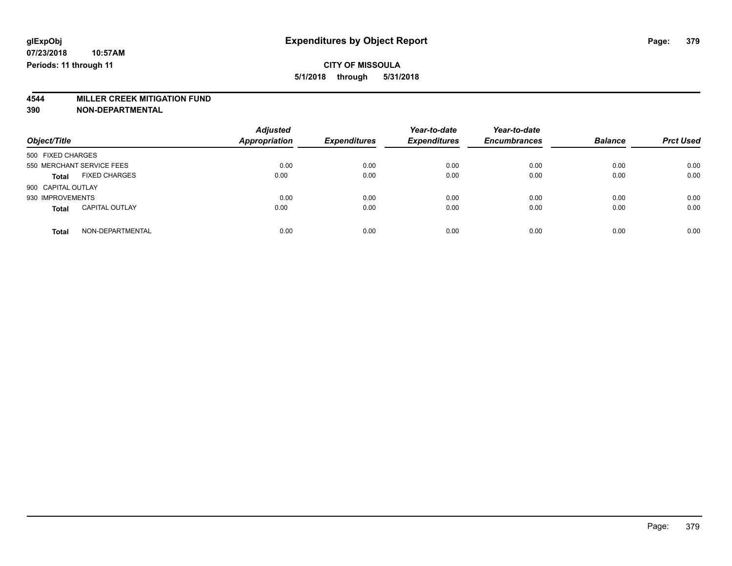**glExpObj**
**07/23/2018 10:57AM**
**Periods: 11 through 11**

# Expenditures by Object Report

**CITY OF MISSOULA**
**5/1/2018 through 5/31/2018**

**4544 MILLER CREEK MITIGATION FUND**
**390 NON-DEPARTMENTAL**

| Object/Title | | Adjusted Appropriation | Expenditures | Year-to-date Expenditures | Year-to-date Encumbrances | Balance | Prct Used |
|---|---|---|---|---|---|---|---|
| 500 FIXED CHARGES | | | | | | | |
| 550 MERCHANT SERVICE FEES | | 0.00 | 0.00 | 0.00 | 0.00 | 0.00 | 0.00 |
| **Total** | FIXED CHARGES | 0.00 | 0.00 | 0.00 | 0.00 | 0.00 | 0.00 |
| 900 CAPITAL OUTLAY | | | | | | | |
| 930 IMPROVEMENTS | | 0.00 | 0.00 | 0.00 | 0.00 | 0.00 | 0.00 |
| **Total** | CAPITAL OUTLAY | 0.00 | 0.00 | 0.00 | 0.00 | 0.00 | 0.00 |
| **Total** | NON-DEPARTMENTAL | 0.00 | 0.00 | 0.00 | 0.00 | 0.00 | 0.00 |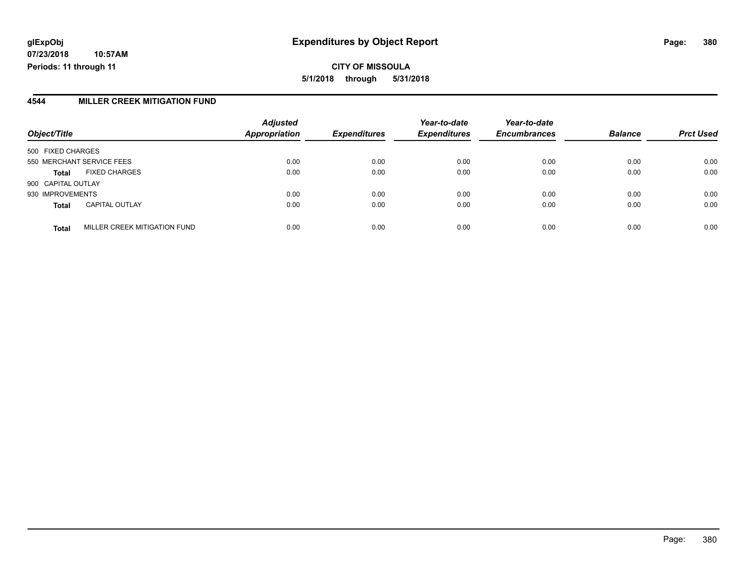**glExpObj** 07/23/2018 10:57AM
**Periods: 11 through 11**

# Expenditures by Object Report

**CITY OF MISSOULA**
**5/1/2018 through 5/31/2018**

## 4544 MILLER CREEK MITIGATION FUND

| Object/Title | | Adjusted Appropriation | Expenditures | Year-to-date Expenditures | Year-to-date Encumbrances | Balance | Prct Used |
|---|---|---|---|---|---|---|---|
| 500 FIXED CHARGES | | | | | | | |
| 550 MERCHANT SERVICE FEES | | 0.00 | 0.00 | 0.00 | 0.00 | 0.00 | 0.00 |
| **Total** | FIXED CHARGES | 0.00 | 0.00 | 0.00 | 0.00 | 0.00 | 0.00 |
| 900 CAPITAL OUTLAY | | | | | | | |
| 930 IMPROVEMENTS | | 0.00 | 0.00 | 0.00 | 0.00 | 0.00 | 0.00 |
| **Total** | CAPITAL OUTLAY | 0.00 | 0.00 | 0.00 | 0.00 | 0.00 | 0.00 |
| **Total** | MILLER CREEK MITIGATION FUND | 0.00 | 0.00 | 0.00 | 0.00 | 0.00 | 0.00 |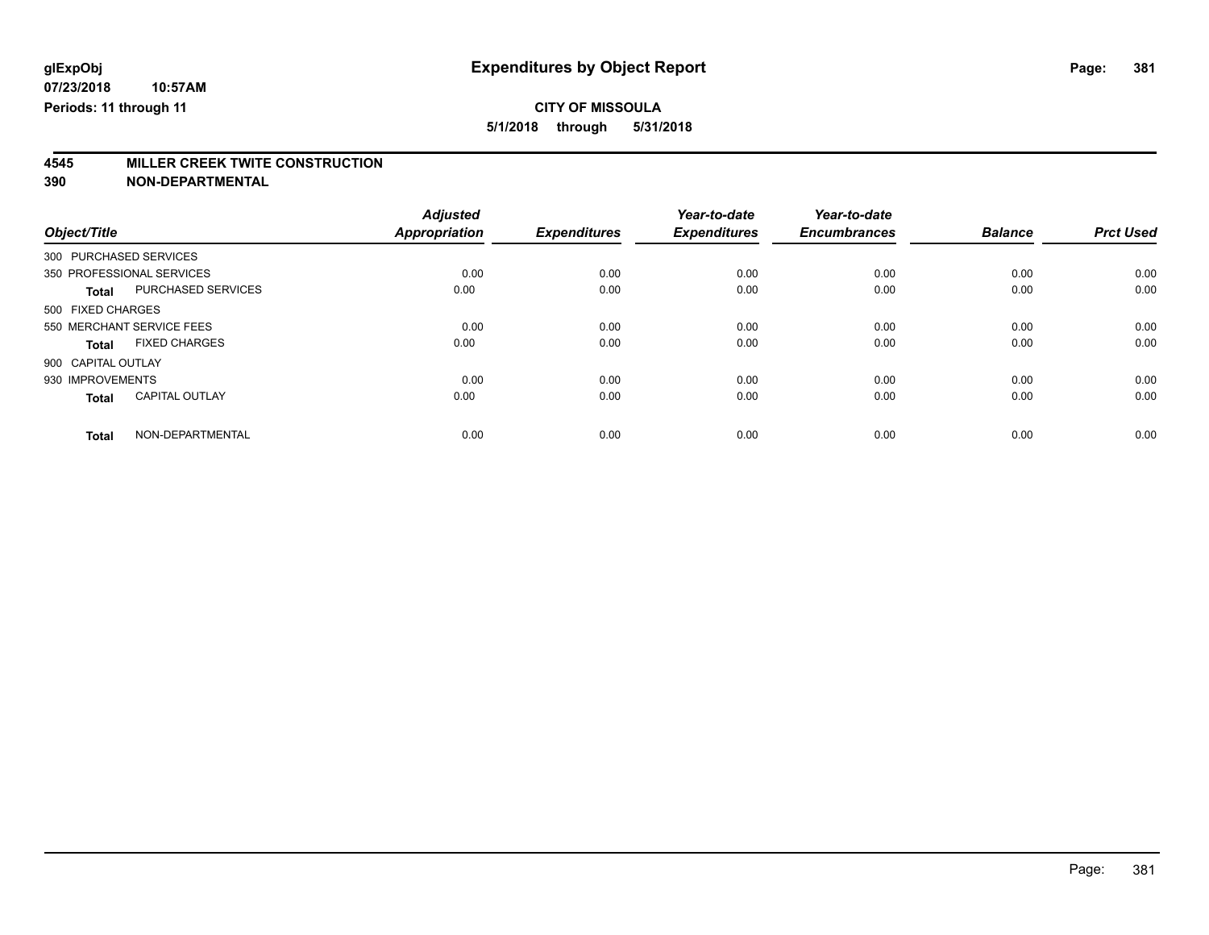# Expenditures by Object Report

glExpObj
07/23/2018 10:57AM
Periods: 11 through 11

**CITY OF MISSOULA**
**5/1/2018 through 5/31/2018**

**4545 MILLER CREEK TWITE CONSTRUCTION**
**390 NON-DEPARTMENTAL**

| Object/Title | | Adjusted Appropriation | Expenditures | Year-to-date Expenditures | Year-to-date Encumbrances | Balance | Prct Used |
|---|---|---|---|---|---|---|---|
| 300 PURCHASED SERVICES | | | | | | | |
| 350 PROFESSIONAL SERVICES | | 0.00 | 0.00 | 0.00 | 0.00 | 0.00 | 0.00 |
| **Total** | PURCHASED SERVICES | 0.00 | 0.00 | 0.00 | 0.00 | 0.00 | 0.00 |
| 500 FIXED CHARGES | | | | | | | |
| 550 MERCHANT SERVICE FEES | | 0.00 | 0.00 | 0.00 | 0.00 | 0.00 | 0.00 |
| **Total** | FIXED CHARGES | 0.00 | 0.00 | 0.00 | 0.00 | 0.00 | 0.00 |
| 900 CAPITAL OUTLAY | | | | | | | |
| 930 IMPROVEMENTS | | 0.00 | 0.00 | 0.00 | 0.00 | 0.00 | 0.00 |
| **Total** | CAPITAL OUTLAY | 0.00 | 0.00 | 0.00 | 0.00 | 0.00 | 0.00 |
| **Total** | NON-DEPARTMENTAL | 0.00 | 0.00 | 0.00 | 0.00 | 0.00 | 0.00 |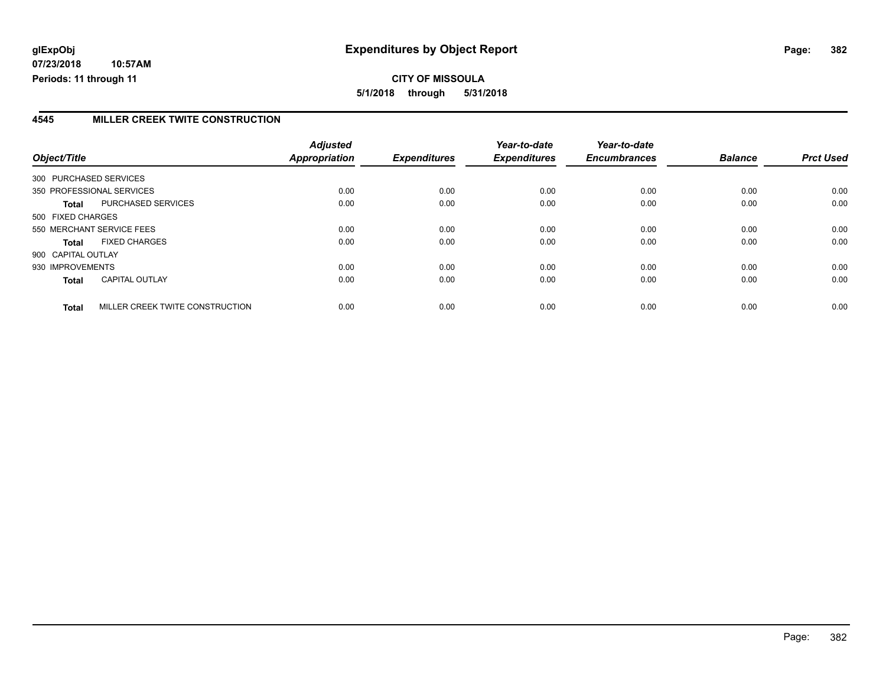**glExpObj**
**07/23/2018 10:57AM**
**Periods: 11 through 11**

# Expenditures by Object Report

**CITY OF MISSOULA**
**5/1/2018 through 5/31/2018**

## 4545 MILLER CREEK TWITE CONSTRUCTION

| Object/Title | | Adjusted Appropriation | Expenditures | Year-to-date Expenditures | Year-to-date Encumbrances | Balance | Prct Used |
|---|---|---|---|---|---|---|---|
| 300 PURCHASED SERVICES | | | | | | | |
| 350 PROFESSIONAL SERVICES | | 0.00 | 0.00 | 0.00 | 0.00 | 0.00 | 0.00 |
| **Total** | PURCHASED SERVICES | 0.00 | 0.00 | 0.00 | 0.00 | 0.00 | 0.00 |
| 500 FIXED CHARGES | | | | | | | |
| 550 MERCHANT SERVICE FEES | | 0.00 | 0.00 | 0.00 | 0.00 | 0.00 | 0.00 |
| **Total** | FIXED CHARGES | 0.00 | 0.00 | 0.00 | 0.00 | 0.00 | 0.00 |
| 900 CAPITAL OUTLAY | | | | | | | |
| 930 IMPROVEMENTS | | 0.00 | 0.00 | 0.00 | 0.00 | 0.00 | 0.00 |
| **Total** | CAPITAL OUTLAY | 0.00 | 0.00 | 0.00 | 0.00 | 0.00 | 0.00 |
| **Total** | MILLER CREEK TWITE CONSTRUCTION | 0.00 | 0.00 | 0.00 | 0.00 | 0.00 | 0.00 |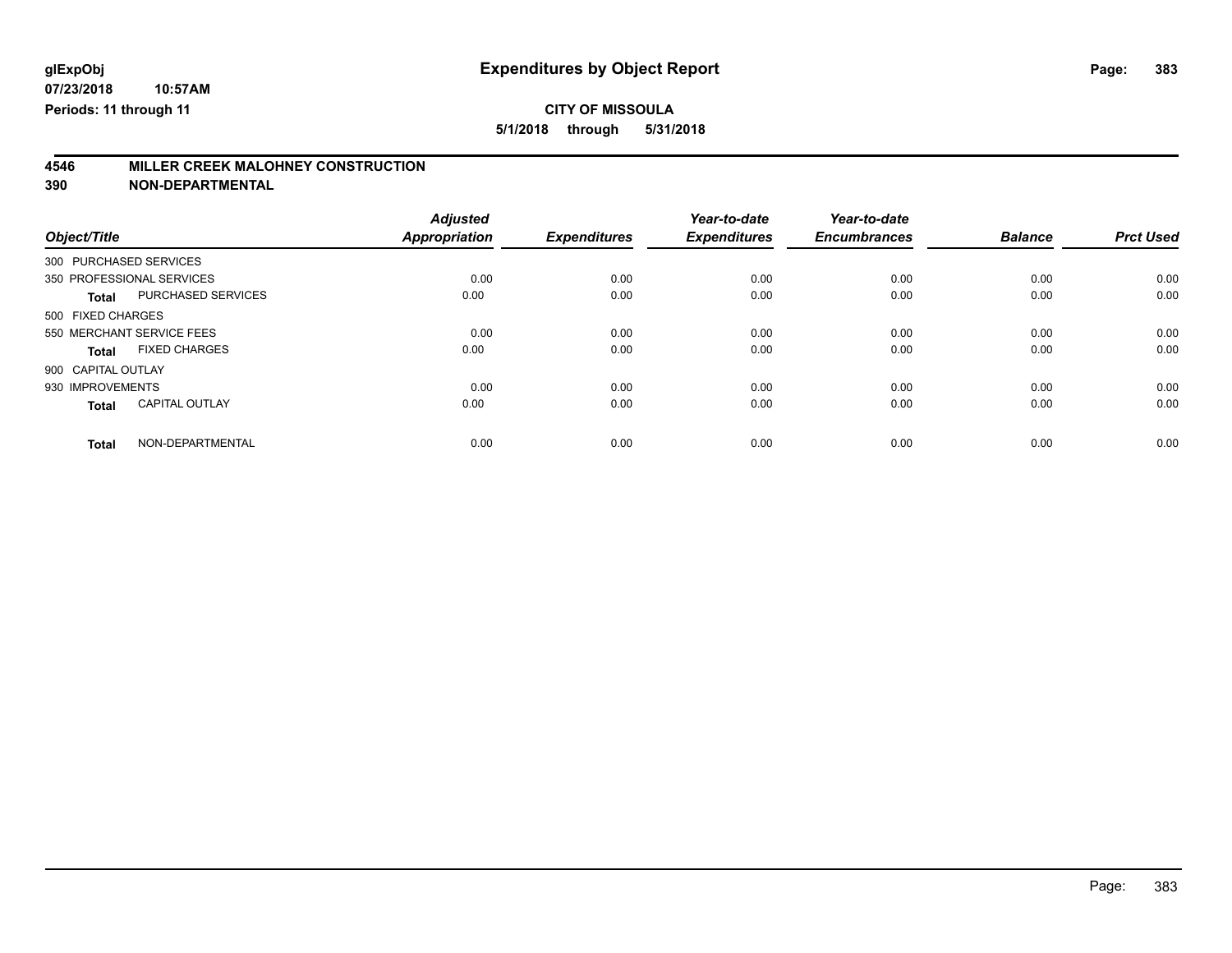# Expenditures by Object Report

**glExpObj**
**07/23/2018 10:57AM**
**Periods: 11 through 11**

**CITY OF MISSOULA**
**5/1/2018 through 5/31/2018**

## 4546 MILLER CREEK MALOHNEY CONSTRUCTION
## 390 NON-DEPARTMENTAL

| Object/Title | Adjusted Appropriation | Expenditures | Year-to-date Expenditures | Year-to-date Encumbrances | Balance | Prct Used |
|---|---|---|---|---|---|---|
| 300 PURCHASED SERVICES | | | | | | |
| 350 PROFESSIONAL SERVICES | 0.00 | 0.00 | 0.00 | 0.00 | 0.00 | 0.00 |
| **Total** PURCHASED SERVICES | 0.00 | 0.00 | 0.00 | 0.00 | 0.00 | 0.00 |
| 500 FIXED CHARGES | | | | | | |
| 550 MERCHANT SERVICE FEES | 0.00 | 0.00 | 0.00 | 0.00 | 0.00 | 0.00 |
| **Total** FIXED CHARGES | 0.00 | 0.00 | 0.00 | 0.00 | 0.00 | 0.00 |
| 900 CAPITAL OUTLAY | | | | | | |
| 930 IMPROVEMENTS | 0.00 | 0.00 | 0.00 | 0.00 | 0.00 | 0.00 |
| **Total** CAPITAL OUTLAY | 0.00 | 0.00 | 0.00 | 0.00 | 0.00 | 0.00 |
| **Total** NON-DEPARTMENTAL | 0.00 | 0.00 | 0.00 | 0.00 | 0.00 | 0.00 |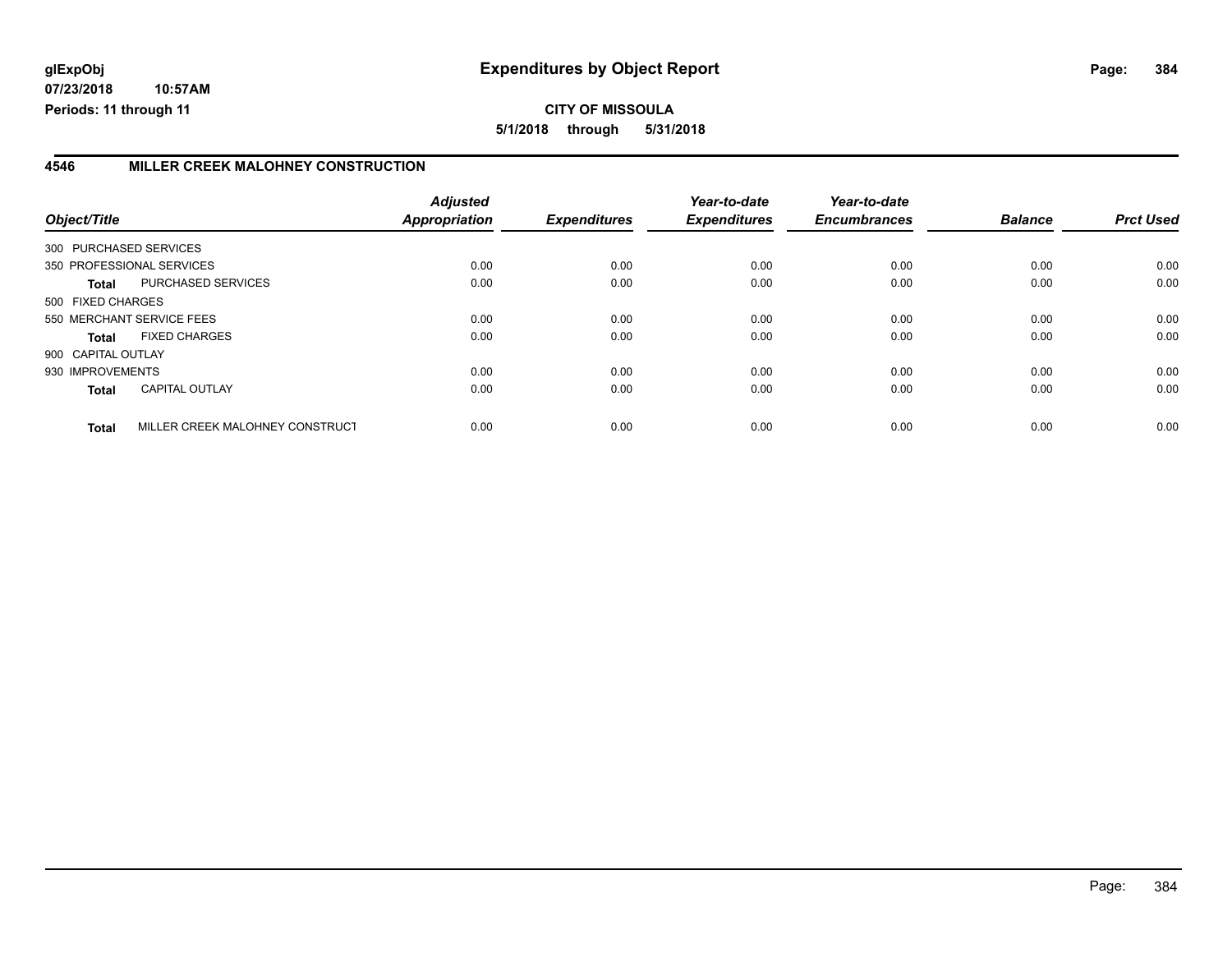**CITY OF MISSOULA**

**5/1/2018 through 5/31/2018**

## 4546 MILLER CREEK MALOHNEY CONSTRUCTION

| Object/Title | | Adjusted Appropriation | Expenditures | Year-to-date Expenditures | Year-to-date Encumbrances | Balance | Prct Used |
|---|---|---|---|---|---|---|---|
| 300 PURCHASED SERVICES | | | | | | | |
| 350 PROFESSIONAL SERVICES | | 0.00 | 0.00 | 0.00 | 0.00 | 0.00 | 0.00 |
| **Total** | PURCHASED SERVICES | 0.00 | 0.00 | 0.00 | 0.00 | 0.00 | 0.00 |
| 500 FIXED CHARGES | | | | | | | |
| 550 MERCHANT SERVICE FEES | | 0.00 | 0.00 | 0.00 | 0.00 | 0.00 | 0.00 |
| **Total** | FIXED CHARGES | 0.00 | 0.00 | 0.00 | 0.00 | 0.00 | 0.00 |
| 900 CAPITAL OUTLAY | | | | | | | |
| 930 IMPROVEMENTS | | 0.00 | 0.00 | 0.00 | 0.00 | 0.00 | 0.00 |
| **Total** | CAPITAL OUTLAY | 0.00 | 0.00 | 0.00 | 0.00 | 0.00 | 0.00 |
| **Total** | MILLER CREEK MALOHNEY CONSTRUCT | 0.00 | 0.00 | 0.00 | 0.00 | 0.00 | 0.00 |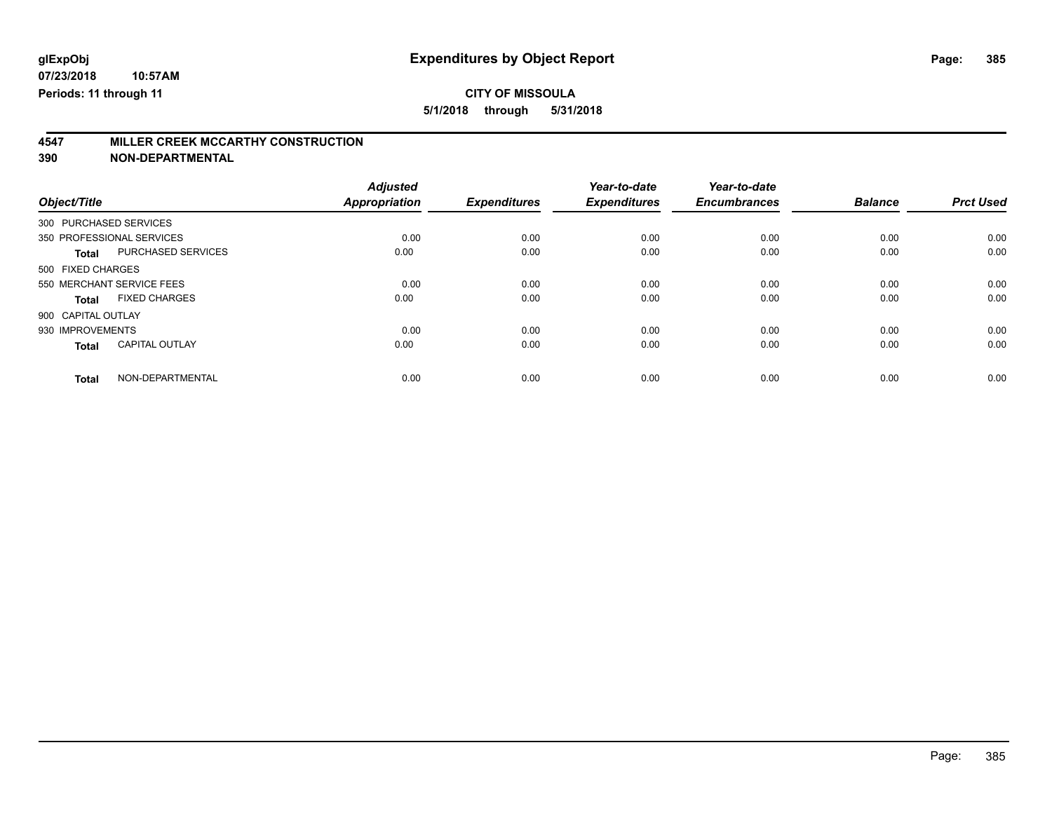# Expenditures by Object Report

glExpObj
07/23/2018 10:57AM
Periods: 11 through 11

CITY OF MISSOULA
5/1/2018 through 5/31/2018

## 4547 MILLER CREEK MCCARTHY CONSTRUCTION
## 390 NON-DEPARTMENTAL

| Object/Title | | Adjusted Appropriation | Expenditures | Year-to-date Expenditures | Year-to-date Encumbrances | Balance | Prct Used |
|---|---|---|---|---|---|---|---|
| 300 PURCHASED SERVICES | | | | | | | |
| 350 PROFESSIONAL SERVICES | | 0.00 | 0.00 | 0.00 | 0.00 | 0.00 | 0.00 |
| **Total** | PURCHASED SERVICES | 0.00 | 0.00 | 0.00 | 0.00 | 0.00 | 0.00 |
| 500 FIXED CHARGES | | | | | | | |
| 550 MERCHANT SERVICE FEES | | 0.00 | 0.00 | 0.00 | 0.00 | 0.00 | 0.00 |
| **Total** | FIXED CHARGES | 0.00 | 0.00 | 0.00 | 0.00 | 0.00 | 0.00 |
| 900 CAPITAL OUTLAY | | | | | | | |
| 930 IMPROVEMENTS | | 0.00 | 0.00 | 0.00 | 0.00 | 0.00 | 0.00 |
| **Total** | CAPITAL OUTLAY | 0.00 | 0.00 | 0.00 | 0.00 | 0.00 | 0.00 |
| **Total** | NON-DEPARTMENTAL | 0.00 | 0.00 | 0.00 | 0.00 | 0.00 | 0.00 |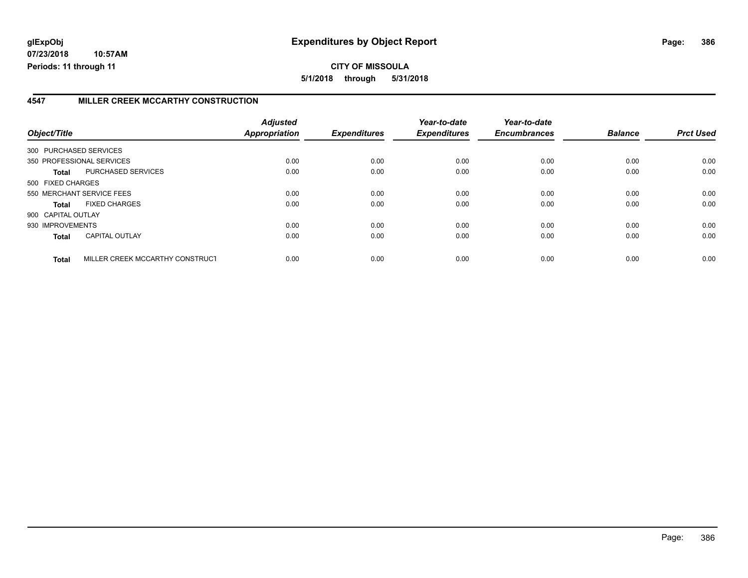**glExpObj** 07/23/2018 10:57AM
**Periods: 11 through 11**

# Expenditures by Object Report

**CITY OF MISSOULA**
**5/1/2018 through 5/31/2018**

## 4547 MILLER CREEK MCCARTHY CONSTRUCTION

| Object/Title | Adjusted Appropriation | Expenditures | Year-to-date Expenditures | Year-to-date Encumbrances | Balance | Prct Used |
|---|---|---|---|---|---|---|
| 300 PURCHASED SERVICES | | | | | | |
| 350 PROFESSIONAL SERVICES | 0.00 | 0.00 | 0.00 | 0.00 | 0.00 | 0.00 |
| **Total** PURCHASED SERVICES | 0.00 | 0.00 | 0.00 | 0.00 | 0.00 | 0.00 |
| 500 FIXED CHARGES | | | | | | |
| 550 MERCHANT SERVICE FEES | 0.00 | 0.00 | 0.00 | 0.00 | 0.00 | 0.00 |
| **Total** FIXED CHARGES | 0.00 | 0.00 | 0.00 | 0.00 | 0.00 | 0.00 |
| 900 CAPITAL OUTLAY | | | | | | |
| 930 IMPROVEMENTS | 0.00 | 0.00 | 0.00 | 0.00 | 0.00 | 0.00 |
| **Total** CAPITAL OUTLAY | 0.00 | 0.00 | 0.00 | 0.00 | 0.00 | 0.00 |
| **Total** MILLER CREEK MCCARTHY CONSTRUCT | 0.00 | 0.00 | 0.00 | 0.00 | 0.00 | 0.00 |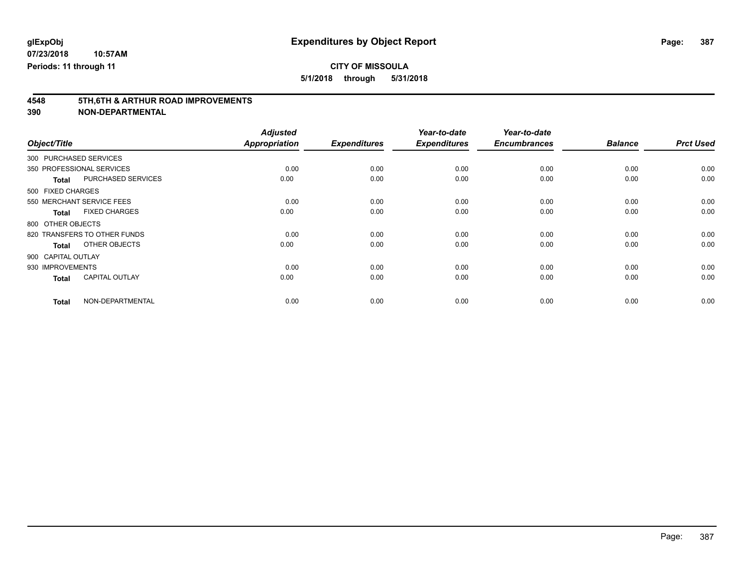# Expenditures by Object Report

glExpObj
07/23/2018 10:57AM
Periods: 11 through 11

**CITY OF MISSOULA**
**5/1/2018 through 5/31/2018**

## 4548 5TH,6TH & ARTHUR ROAD IMPROVEMENTS
## 390 NON-DEPARTMENTAL

| Object/Title | Adjusted Appropriation | Expenditures | Year-to-date Expenditures | Year-to-date Encumbrances | Balance | Prct Used |
|---|---|---|---|---|---|---|
| 300 PURCHASED SERVICES | | | | | | |
| 350 PROFESSIONAL SERVICES | 0.00 | 0.00 | 0.00 | 0.00 | 0.00 | 0.00 |
| **Total** PURCHASED SERVICES | 0.00 | 0.00 | 0.00 | 0.00 | 0.00 | 0.00 |
| 500 FIXED CHARGES | | | | | | |
| 550 MERCHANT SERVICE FEES | 0.00 | 0.00 | 0.00 | 0.00 | 0.00 | 0.00 |
| **Total** FIXED CHARGES | 0.00 | 0.00 | 0.00 | 0.00 | 0.00 | 0.00 |
| 800 OTHER OBJECTS | | | | | | |
| 820 TRANSFERS TO OTHER FUNDS | 0.00 | 0.00 | 0.00 | 0.00 | 0.00 | 0.00 |
| **Total** OTHER OBJECTS | 0.00 | 0.00 | 0.00 | 0.00 | 0.00 | 0.00 |
| 900 CAPITAL OUTLAY | | | | | | |
| 930 IMPROVEMENTS | 0.00 | 0.00 | 0.00 | 0.00 | 0.00 | 0.00 |
| **Total** CAPITAL OUTLAY | 0.00 | 0.00 | 0.00 | 0.00 | 0.00 | 0.00 |
| **Total** NON-DEPARTMENTAL | 0.00 | 0.00 | 0.00 | 0.00 | 0.00 | 0.00 |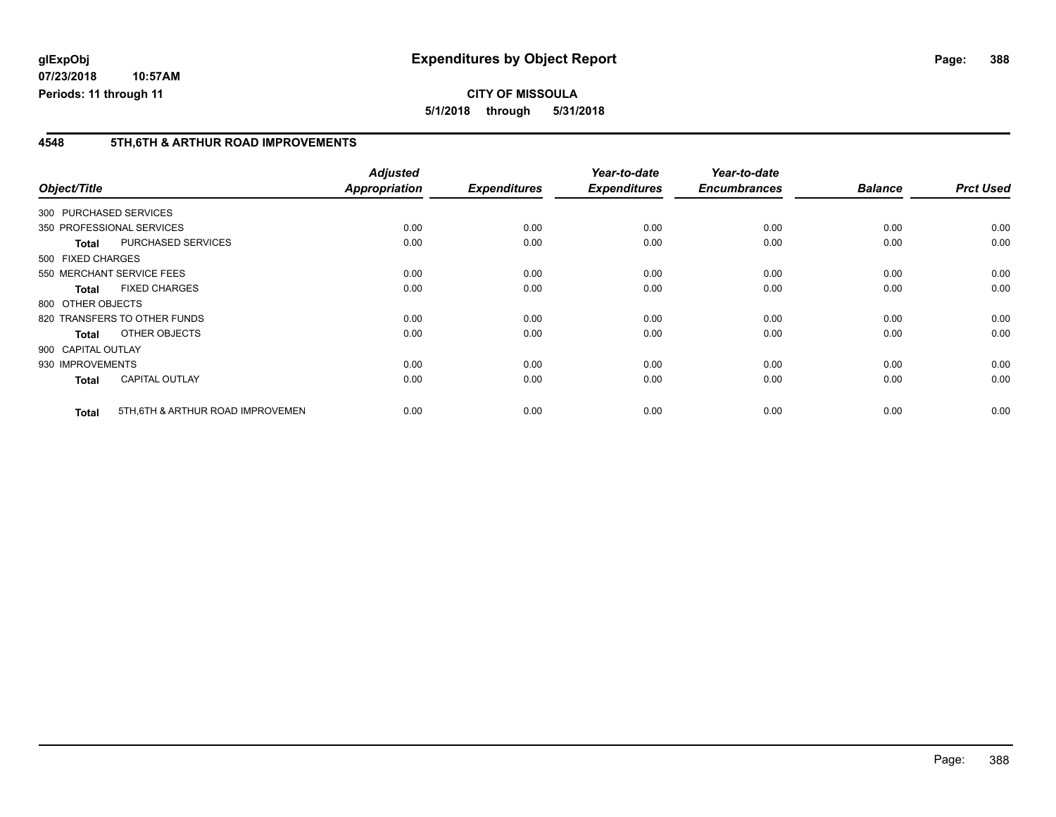**glExpObj** | **Expenditures by Object Report**

**07/23/2018 10:57AM**

**Periods: 11 through 11**

**CITY OF MISSOULA**

**5/1/2018 through 5/31/2018**

## 4548 5TH,6TH & ARTHUR ROAD IMPROVEMENTS

| Object/Title | | Adjusted Appropriation | Expenditures | Year-to-date Expenditures | Year-to-date Encumbrances | Balance | Prct Used |
|---|---|---|---|---|---|---|---|
| 300 PURCHASED SERVICES | | | | | | | |
| 350 PROFESSIONAL SERVICES | | 0.00 | 0.00 | 0.00 | 0.00 | 0.00 | 0.00 |
| **Total** | PURCHASED SERVICES | 0.00 | 0.00 | 0.00 | 0.00 | 0.00 | 0.00 |
| 500 FIXED CHARGES | | | | | | | |
| 550 MERCHANT SERVICE FEES | | 0.00 | 0.00 | 0.00 | 0.00 | 0.00 | 0.00 |
| **Total** | FIXED CHARGES | 0.00 | 0.00 | 0.00 | 0.00 | 0.00 | 0.00 |
| 800 OTHER OBJECTS | | | | | | | |
| 820 TRANSFERS TO OTHER FUNDS | | 0.00 | 0.00 | 0.00 | 0.00 | 0.00 | 0.00 |
| **Total** | OTHER OBJECTS | 0.00 | 0.00 | 0.00 | 0.00 | 0.00 | 0.00 |
| 900 CAPITAL OUTLAY | | | | | | | |
| 930 IMPROVEMENTS | | 0.00 | 0.00 | 0.00 | 0.00 | 0.00 | 0.00 |
| **Total** | CAPITAL OUTLAY | 0.00 | 0.00 | 0.00 | 0.00 | 0.00 | 0.00 |
| **Total** | 5TH,6TH & ARTHUR ROAD IMPROVEMEN | 0.00 | 0.00 | 0.00 | 0.00 | 0.00 | 0.00 |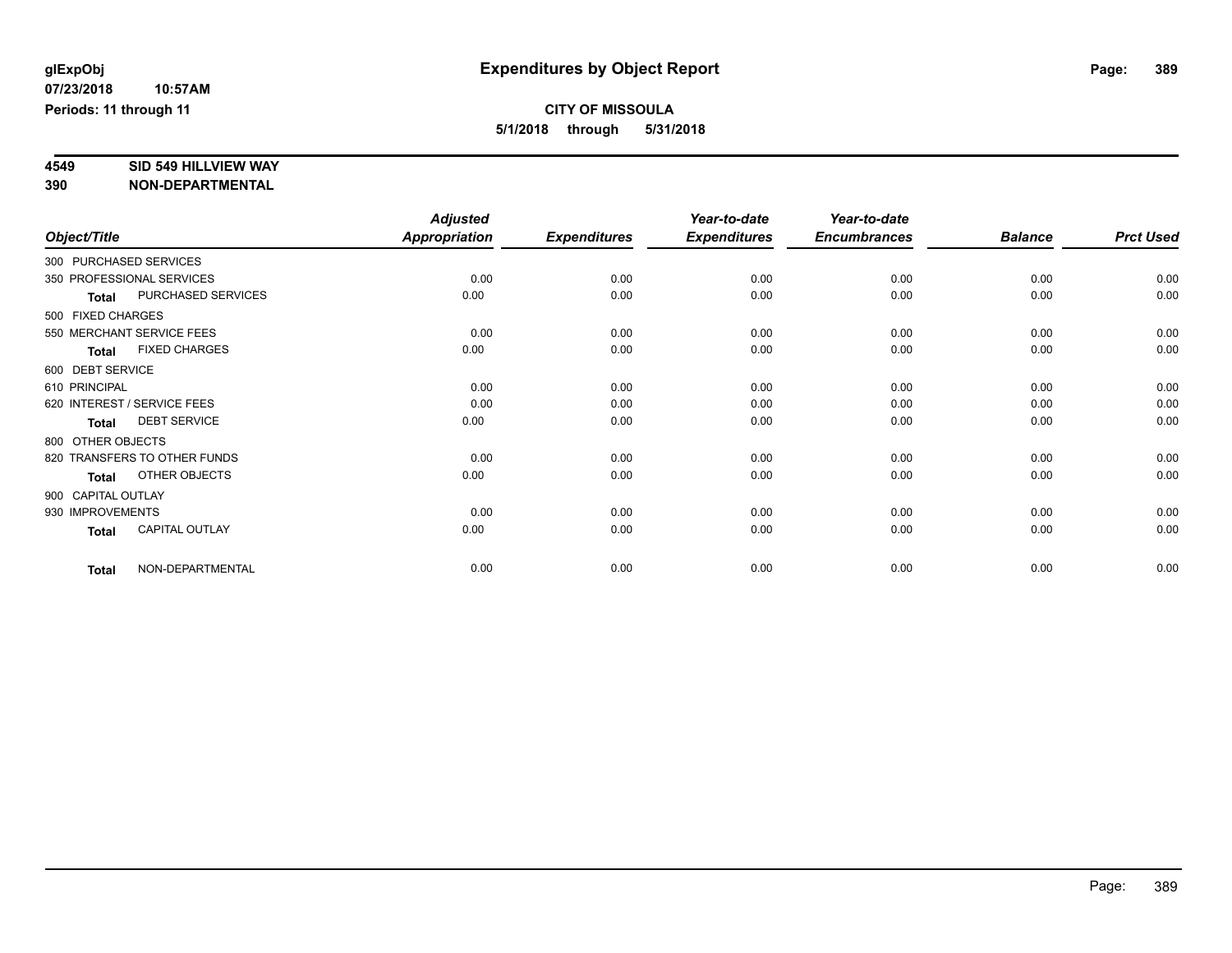**glExpObj**
**07/23/2018 10:57AM**
**Periods: 11 through 11**

# Expenditures by Object Report

**CITY OF MISSOULA**
**5/1/2018 through 5/31/2018**

**4549 SID 549 HILLVIEW WAY**
**390 NON-DEPARTMENTAL**

| Object/Title | Adjusted Appropriation | Expenditures | Year-to-date Expenditures | Year-to-date Encumbrances | Balance | Prct Used |
|---|---|---|---|---|---|---|
| 300 PURCHASED SERVICES | | | | | | |
| 350 PROFESSIONAL SERVICES | 0.00 | 0.00 | 0.00 | 0.00 | 0.00 | 0.00 |
| **Total** PURCHASED SERVICES | 0.00 | 0.00 | 0.00 | 0.00 | 0.00 | 0.00 |
| 500 FIXED CHARGES | | | | | | |
| 550 MERCHANT SERVICE FEES | 0.00 | 0.00 | 0.00 | 0.00 | 0.00 | 0.00 |
| **Total** FIXED CHARGES | 0.00 | 0.00 | 0.00 | 0.00 | 0.00 | 0.00 |
| 600 DEBT SERVICE | | | | | | |
| 610 PRINCIPAL | 0.00 | 0.00 | 0.00 | 0.00 | 0.00 | 0.00 |
| 620 INTEREST / SERVICE FEES | 0.00 | 0.00 | 0.00 | 0.00 | 0.00 | 0.00 |
| **Total** DEBT SERVICE | 0.00 | 0.00 | 0.00 | 0.00 | 0.00 | 0.00 |
| 800 OTHER OBJECTS | | | | | | |
| 820 TRANSFERS TO OTHER FUNDS | 0.00 | 0.00 | 0.00 | 0.00 | 0.00 | 0.00 |
| **Total** OTHER OBJECTS | 0.00 | 0.00 | 0.00 | 0.00 | 0.00 | 0.00 |
| 900 CAPITAL OUTLAY | | | | | | |
| 930 IMPROVEMENTS | 0.00 | 0.00 | 0.00 | 0.00 | 0.00 | 0.00 |
| **Total** CAPITAL OUTLAY | 0.00 | 0.00 | 0.00 | 0.00 | 0.00 | 0.00 |
| **Total** NON-DEPARTMENTAL | 0.00 | 0.00 | 0.00 | 0.00 | 0.00 | 0.00 |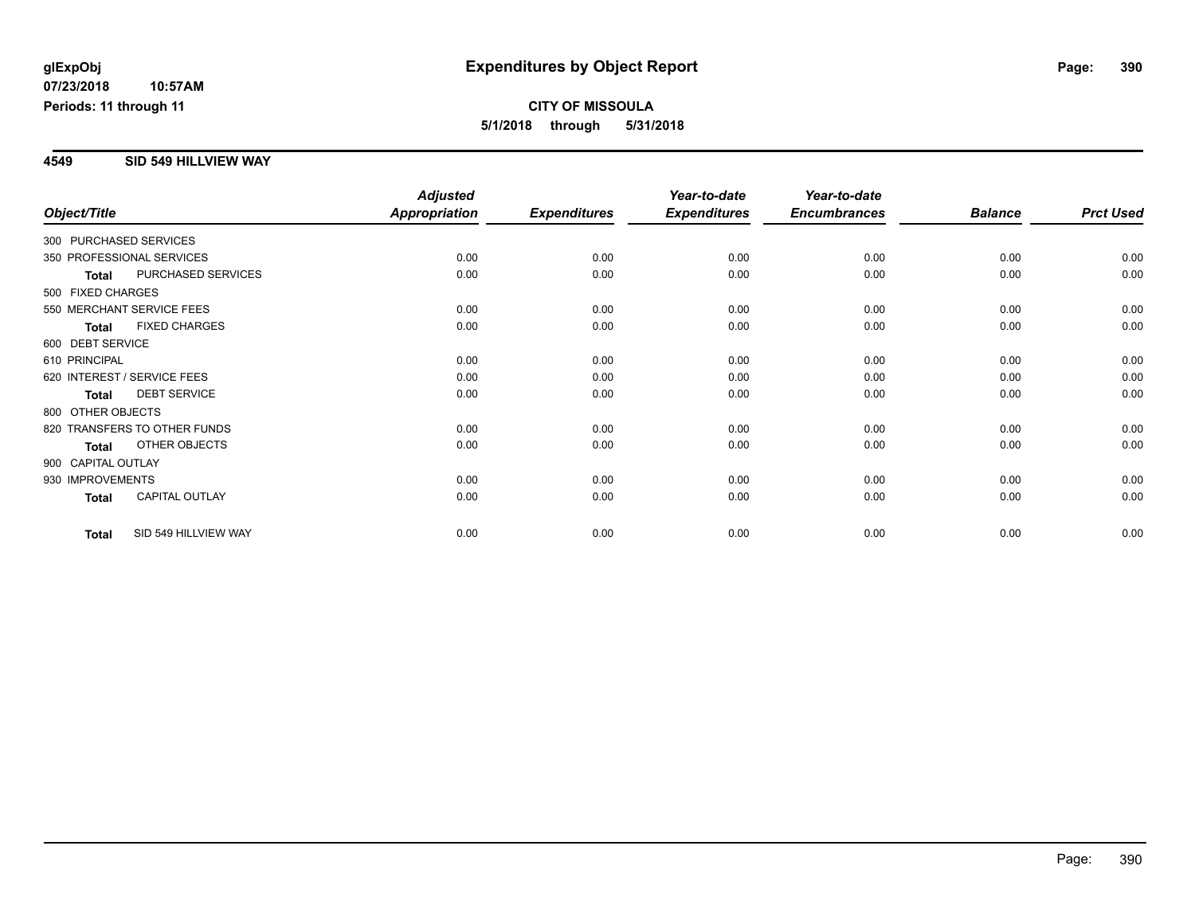# Expenditures by Object Report

glExpObj
07/23/2018 10:57AM
Periods: 11 through 11

**CITY OF MISSOULA**
**5/1/2018 through 5/31/2018**

## 4549 SID 549 HILLVIEW WAY

| Object/Title | | Adjusted Appropriation | Expenditures | Year-to-date Expenditures | Year-to-date Encumbrances | Balance | Prct Used |
|---|---|---|---|---|---|---|---|
| 300 PURCHASED SERVICES | | | | | | | |
| 350 PROFESSIONAL SERVICES | | 0.00 | 0.00 | 0.00 | 0.00 | 0.00 | 0.00 |
| **Total** | PURCHASED SERVICES | 0.00 | 0.00 | 0.00 | 0.00 | 0.00 | 0.00 |
| 500 FIXED CHARGES | | | | | | | |
| 550 MERCHANT SERVICE FEES | | 0.00 | 0.00 | 0.00 | 0.00 | 0.00 | 0.00 |
| **Total** | FIXED CHARGES | 0.00 | 0.00 | 0.00 | 0.00 | 0.00 | 0.00 |
| 600 DEBT SERVICE | | | | | | | |
| 610 PRINCIPAL | | 0.00 | 0.00 | 0.00 | 0.00 | 0.00 | 0.00 |
| 620 INTEREST / SERVICE FEES | | 0.00 | 0.00 | 0.00 | 0.00 | 0.00 | 0.00 |
| **Total** | DEBT SERVICE | 0.00 | 0.00 | 0.00 | 0.00 | 0.00 | 0.00 |
| 800 OTHER OBJECTS | | | | | | | |
| 820 TRANSFERS TO OTHER FUNDS | | 0.00 | 0.00 | 0.00 | 0.00 | 0.00 | 0.00 |
| **Total** | OTHER OBJECTS | 0.00 | 0.00 | 0.00 | 0.00 | 0.00 | 0.00 |
| 900 CAPITAL OUTLAY | | | | | | | |
| 930 IMPROVEMENTS | | 0.00 | 0.00 | 0.00 | 0.00 | 0.00 | 0.00 |
| **Total** | CAPITAL OUTLAY | 0.00 | 0.00 | 0.00 | 0.00 | 0.00 | 0.00 |
| **Total** | SID 549 HILLVIEW WAY | 0.00 | 0.00 | 0.00 | 0.00 | 0.00 | 0.00 |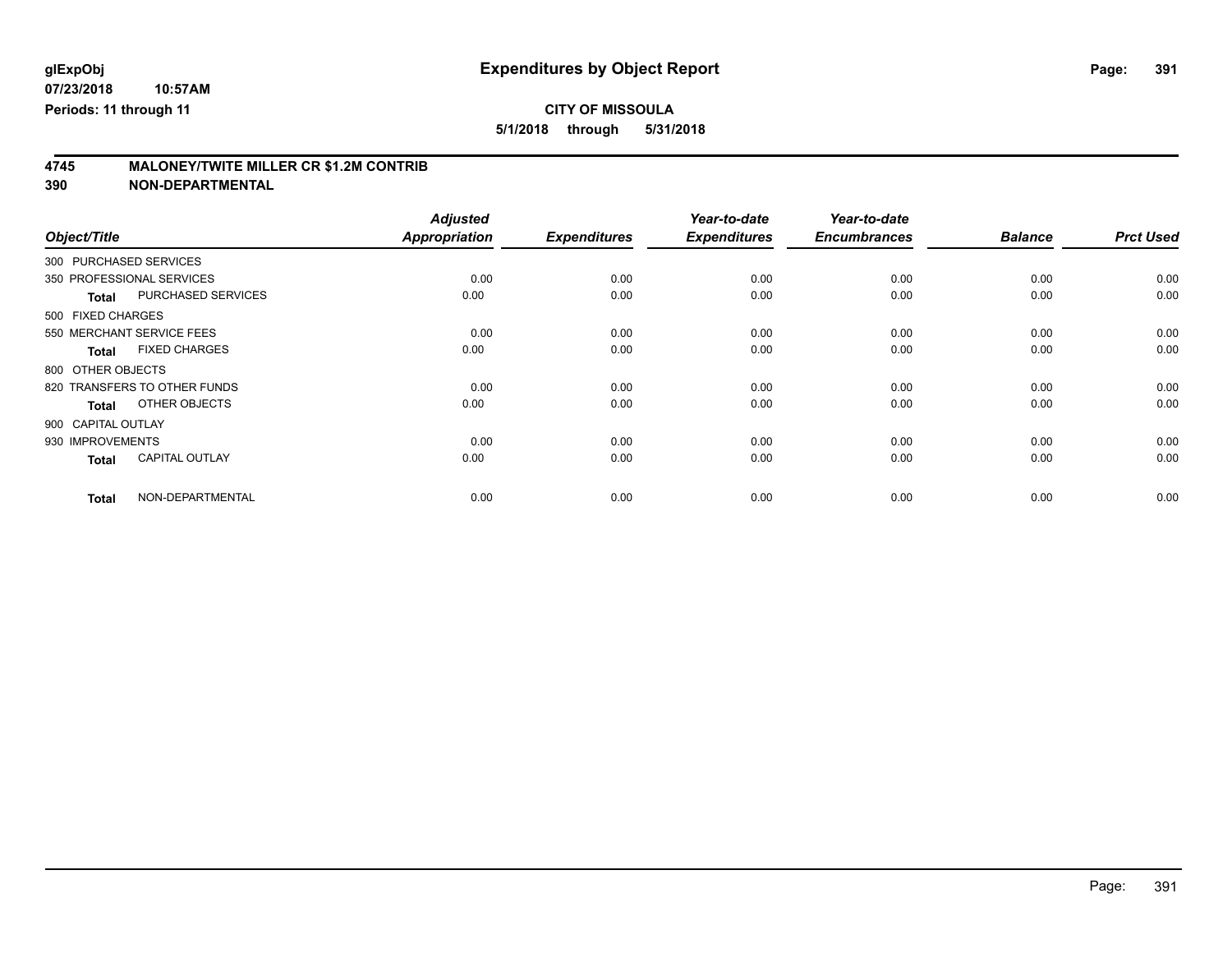glExpObj
07/23/2018 10:57AM
Periods: 11 through 11

# Expenditures by Object Report

**CITY OF MISSOULA**
**5/1/2018 through 5/31/2018**

## 4745 MALONEY/TWITE MILLER CR $1.2M CONTRIB
## 390 NON-DEPARTMENTAL

| Object/Title | Adjusted Appropriation | Expenditures | Year-to-date Expenditures | Year-to-date Encumbrances | Balance | Prct Used |
|---|---|---|---|---|---|---|
| 300 PURCHASED SERVICES | | | | | | |
| 350 PROFESSIONAL SERVICES | 0.00 | 0.00 | 0.00 | 0.00 | 0.00 | 0.00 |
| **Total** PURCHASED SERVICES | 0.00 | 0.00 | 0.00 | 0.00 | 0.00 | 0.00 |
| 500 FIXED CHARGES | | | | | | |
| 550 MERCHANT SERVICE FEES | 0.00 | 0.00 | 0.00 | 0.00 | 0.00 | 0.00 |
| **Total** FIXED CHARGES | 0.00 | 0.00 | 0.00 | 0.00 | 0.00 | 0.00 |
| 800 OTHER OBJECTS | | | | | | |
| 820 TRANSFERS TO OTHER FUNDS | 0.00 | 0.00 | 0.00 | 0.00 | 0.00 | 0.00 |
| **Total** OTHER OBJECTS | 0.00 | 0.00 | 0.00 | 0.00 | 0.00 | 0.00 |
| 900 CAPITAL OUTLAY | | | | | | |
| 930 IMPROVEMENTS | 0.00 | 0.00 | 0.00 | 0.00 | 0.00 | 0.00 |
| **Total** CAPITAL OUTLAY | 0.00 | 0.00 | 0.00 | 0.00 | 0.00 | 0.00 |
| **Total** NON-DEPARTMENTAL | 0.00 | 0.00 | 0.00 | 0.00 | 0.00 | 0.00 |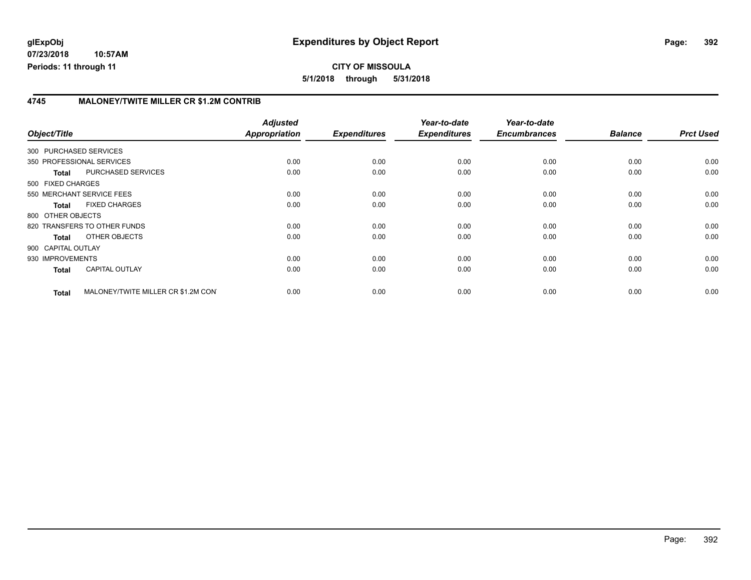**glExpObj**
**07/23/2018 10:57AM**
**Periods: 11 through 11**

# Expenditures by Object Report

**CITY OF MISSOULA**
**5/1/2018 through 5/31/2018**

## 4745 MALONEY/TWITE MILLER CR $1.2M CONTRIB

| Object/Title | | Adjusted Appropriation | Expenditures | Year-to-date Expenditures | Year-to-date Encumbrances | Balance | Prct Used |
|---|---|---|---|---|---|---|---|
| 300 PURCHASED SERVICES | | | | | | | |
| 350 PROFESSIONAL SERVICES | | 0.00 | 0.00 | 0.00 | 0.00 | 0.00 | 0.00 |
| **Total** | PURCHASED SERVICES | 0.00 | 0.00 | 0.00 | 0.00 | 0.00 | 0.00 |
| 500 FIXED CHARGES | | | | | | | |
| 550 MERCHANT SERVICE FEES | | 0.00 | 0.00 | 0.00 | 0.00 | 0.00 | 0.00 |
| **Total** | FIXED CHARGES | 0.00 | 0.00 | 0.00 | 0.00 | 0.00 | 0.00 |
| 800 OTHER OBJECTS | | | | | | | |
| 820 TRANSFERS TO OTHER FUNDS | | 0.00 | 0.00 | 0.00 | 0.00 | 0.00 | 0.00 |
| **Total** | OTHER OBJECTS | 0.00 | 0.00 | 0.00 | 0.00 | 0.00 | 0.00 |
| 900 CAPITAL OUTLAY | | | | | | | |
| 930 IMPROVEMENTS | | 0.00 | 0.00 | 0.00 | 0.00 | 0.00 | 0.00 |
| **Total** | CAPITAL OUTLAY | 0.00 | 0.00 | 0.00 | 0.00 | 0.00 | 0.00 |
| **Total** | MALONEY/TWITE MILLER CR $1.2M CON' | 0.00 | 0.00 | 0.00 | 0.00 | 0.00 | 0.00 |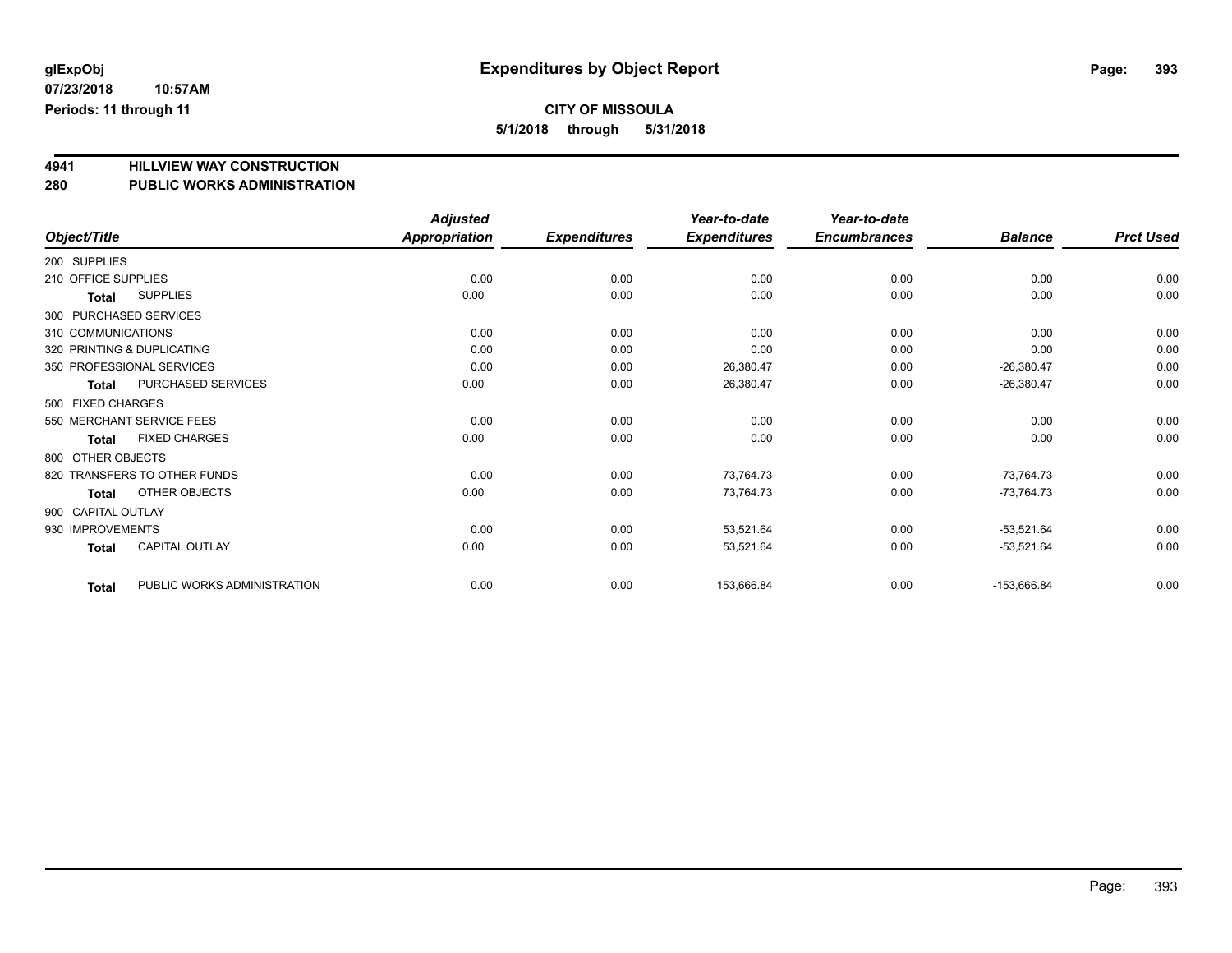glExpObj
07/23/2018 10:57AM
Periods: 11 through 11

# Expenditures by Object Report

**CITY OF MISSOULA**
**5/1/2018 through 5/31/2018**

## 4941 HILLVIEW WAY CONSTRUCTION
## 280 PUBLIC WORKS ADMINISTRATION

| Object/Title | | Adjusted Appropriation | Expenditures | Year-to-date Expenditures | Year-to-date Encumbrances | Balance | Prct Used |
|---|---|---|---|---|---|---|---|
| 200 SUPPLIES | | | | | | | |
| 210 OFFICE SUPPLIES | | 0.00 | 0.00 | 0.00 | 0.00 | 0.00 | 0.00 |
| Total | SUPPLIES | 0.00 | 0.00 | 0.00 | 0.00 | 0.00 | 0.00 |
| 300 PURCHASED SERVICES | | | | | | | |
| 310 COMMUNICATIONS | | 0.00 | 0.00 | 0.00 | 0.00 | 0.00 | 0.00 |
| 320 PRINTING & DUPLICATING | | 0.00 | 0.00 | 0.00 | 0.00 | 0.00 | 0.00 |
| 350 PROFESSIONAL SERVICES | | 0.00 | 0.00 | 26,380.47 | 0.00 | -26,380.47 | 0.00 |
| Total | PURCHASED SERVICES | 0.00 | 0.00 | 26,380.47 | 0.00 | -26,380.47 | 0.00 |
| 500 FIXED CHARGES | | | | | | | |
| 550 MERCHANT SERVICE FEES | | 0.00 | 0.00 | 0.00 | 0.00 | 0.00 | 0.00 |
| Total | FIXED CHARGES | 0.00 | 0.00 | 0.00 | 0.00 | 0.00 | 0.00 |
| 800 OTHER OBJECTS | | | | | | | |
| 820 TRANSFERS TO OTHER FUNDS | | 0.00 | 0.00 | 73,764.73 | 0.00 | -73,764.73 | 0.00 |
| Total | OTHER OBJECTS | 0.00 | 0.00 | 73,764.73 | 0.00 | -73,764.73 | 0.00 |
| 900 CAPITAL OUTLAY | | | | | | | |
| 930 IMPROVEMENTS | | 0.00 | 0.00 | 53,521.64 | 0.00 | -53,521.64 | 0.00 |
| Total | CAPITAL OUTLAY | 0.00 | 0.00 | 53,521.64 | 0.00 | -53,521.64 | 0.00 |
| Total | PUBLIC WORKS ADMINISTRATION | 0.00 | 0.00 | 153,666.84 | 0.00 | -153,666.84 | 0.00 |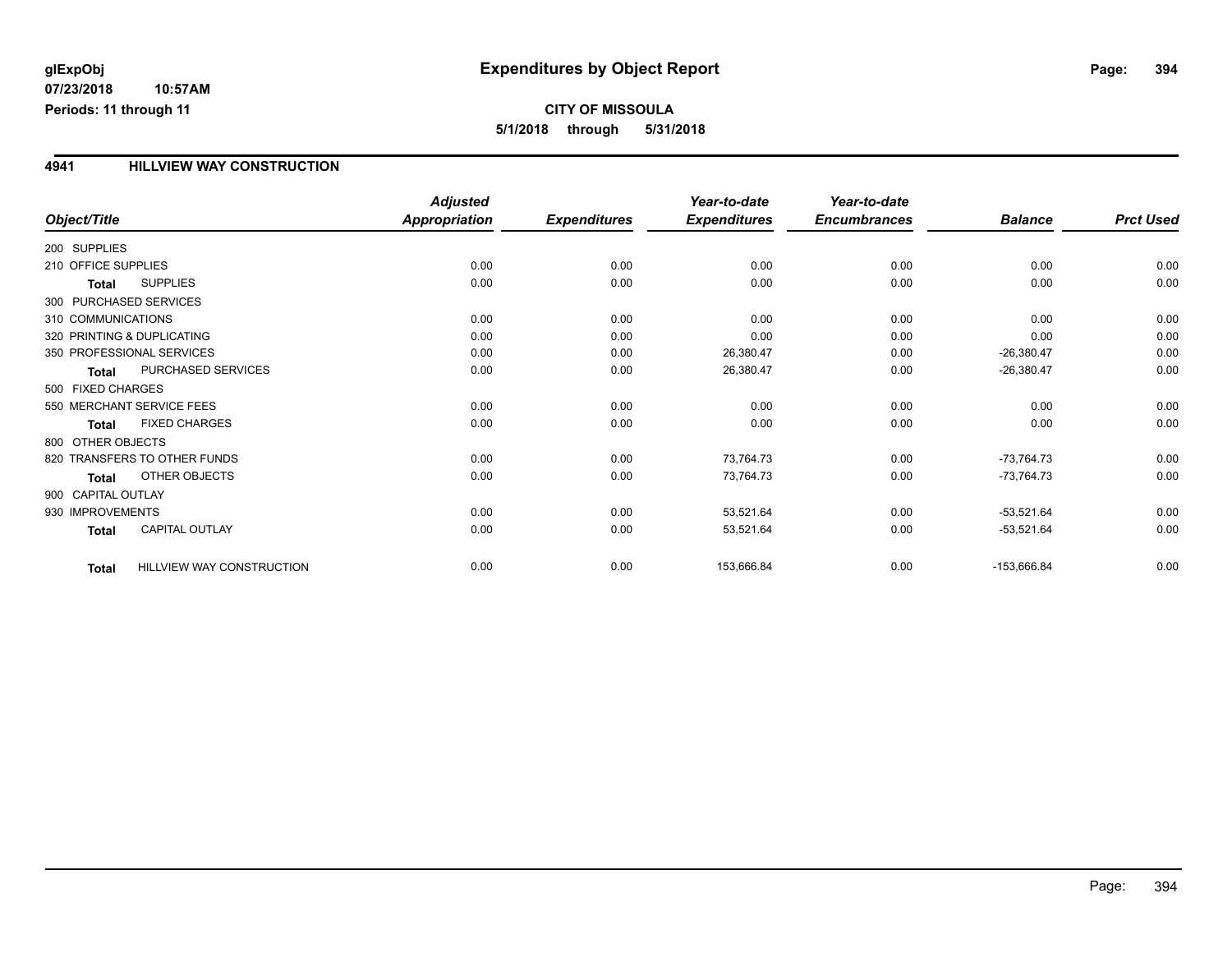glExpObj
07/23/2018 10:57AM
Periods: 11 through 11

# Expenditures by Object Report

**CITY OF MISSOULA**
**5/1/2018 through 5/31/2018**

## 4941 HILLVIEW WAY CONSTRUCTION

| Object/Title | Adjusted Appropriation | Expenditures | Year-to-date Expenditures | Year-to-date Encumbrances | Balance | Prct Used |
|---|---|---|---|---|---|---|
| 200 SUPPLIES | | | | | | |
| 210 OFFICE SUPPLIES | 0.00 | 0.00 | 0.00 | 0.00 | 0.00 | 0.00 |
| **Total** SUPPLIES | 0.00 | 0.00 | 0.00 | 0.00 | 0.00 | 0.00 |
| 300 PURCHASED SERVICES | | | | | | |
| 310 COMMUNICATIONS | 0.00 | 0.00 | 0.00 | 0.00 | 0.00 | 0.00 |
| 320 PRINTING & DUPLICATING | 0.00 | 0.00 | 0.00 | 0.00 | 0.00 | 0.00 |
| 350 PROFESSIONAL SERVICES | 0.00 | 0.00 | 26,380.47 | 0.00 | -26,380.47 | 0.00 |
| **Total** PURCHASED SERVICES | 0.00 | 0.00 | 26,380.47 | 0.00 | -26,380.47 | 0.00 |
| 500 FIXED CHARGES | | | | | | |
| 550 MERCHANT SERVICE FEES | 0.00 | 0.00 | 0.00 | 0.00 | 0.00 | 0.00 |
| **Total** FIXED CHARGES | 0.00 | 0.00 | 0.00 | 0.00 | 0.00 | 0.00 |
| 800 OTHER OBJECTS | | | | | | |
| 820 TRANSFERS TO OTHER FUNDS | 0.00 | 0.00 | 73,764.73 | 0.00 | -73,764.73 | 0.00 |
| **Total** OTHER OBJECTS | 0.00 | 0.00 | 73,764.73 | 0.00 | -73,764.73 | 0.00 |
| 900 CAPITAL OUTLAY | | | | | | |
| 930 IMPROVEMENTS | 0.00 | 0.00 | 53,521.64 | 0.00 | -53,521.64 | 0.00 |
| **Total** CAPITAL OUTLAY | 0.00 | 0.00 | 53,521.64 | 0.00 | -53,521.64 | 0.00 |
| **Total** HILLVIEW WAY CONSTRUCTION | 0.00 | 0.00 | 153,666.84 | 0.00 | -153,666.84 | 0.00 |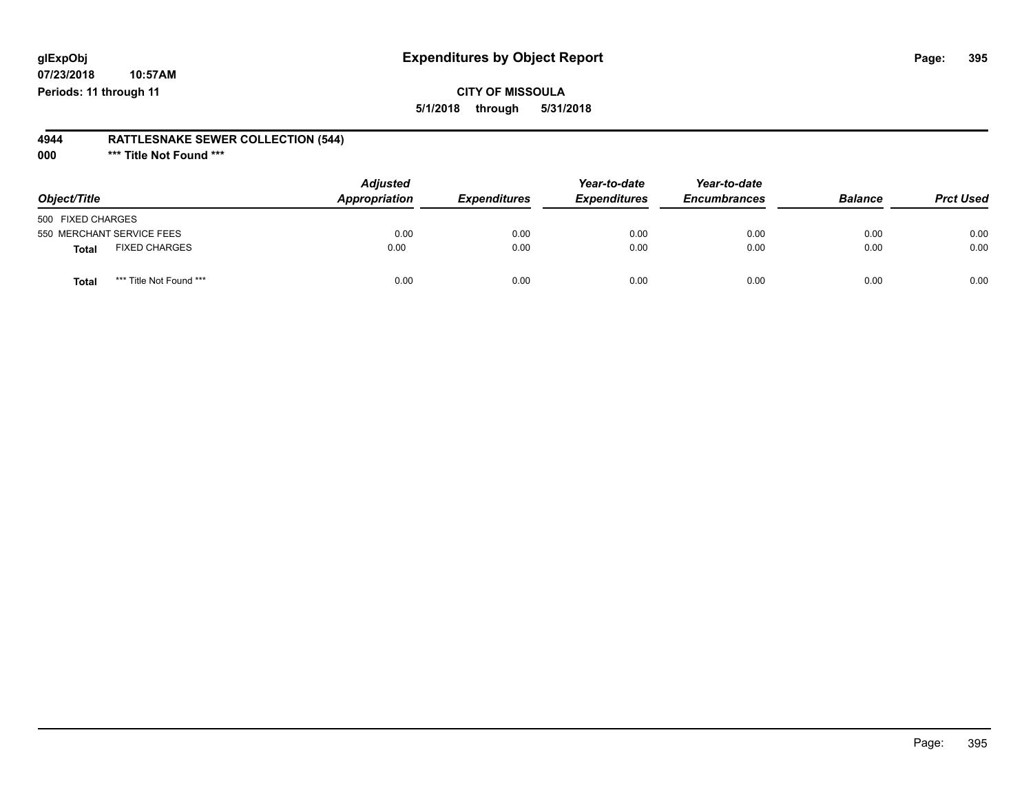**glExpObj**
**07/23/2018 10:57AM**
**Periods: 11 through 11**

# Expenditures by Object Report

**CITY OF MISSOULA**
**5/1/2018 through 5/31/2018**

**4944 RATTLESNAKE SEWER COLLECTION (544)**
**000 *** Title Not Found *****

| Object/Title | | Adjusted Appropriation | Expenditures | Year-to-date Expenditures | Year-to-date Encumbrances | Balance | Prct Used |
|---|---|---|---|---|---|---|---|
| 500 FIXED CHARGES | | | | | | | |
| 550 MERCHANT SERVICE FEES | | 0.00 | 0.00 | 0.00 | 0.00 | 0.00 | 0.00 |
| **Total** | FIXED CHARGES | 0.00 | 0.00 | 0.00 | 0.00 | 0.00 | 0.00 |
| **Total** | *** Title Not Found *** | 0.00 | 0.00 | 0.00 | 0.00 | 0.00 | 0.00 |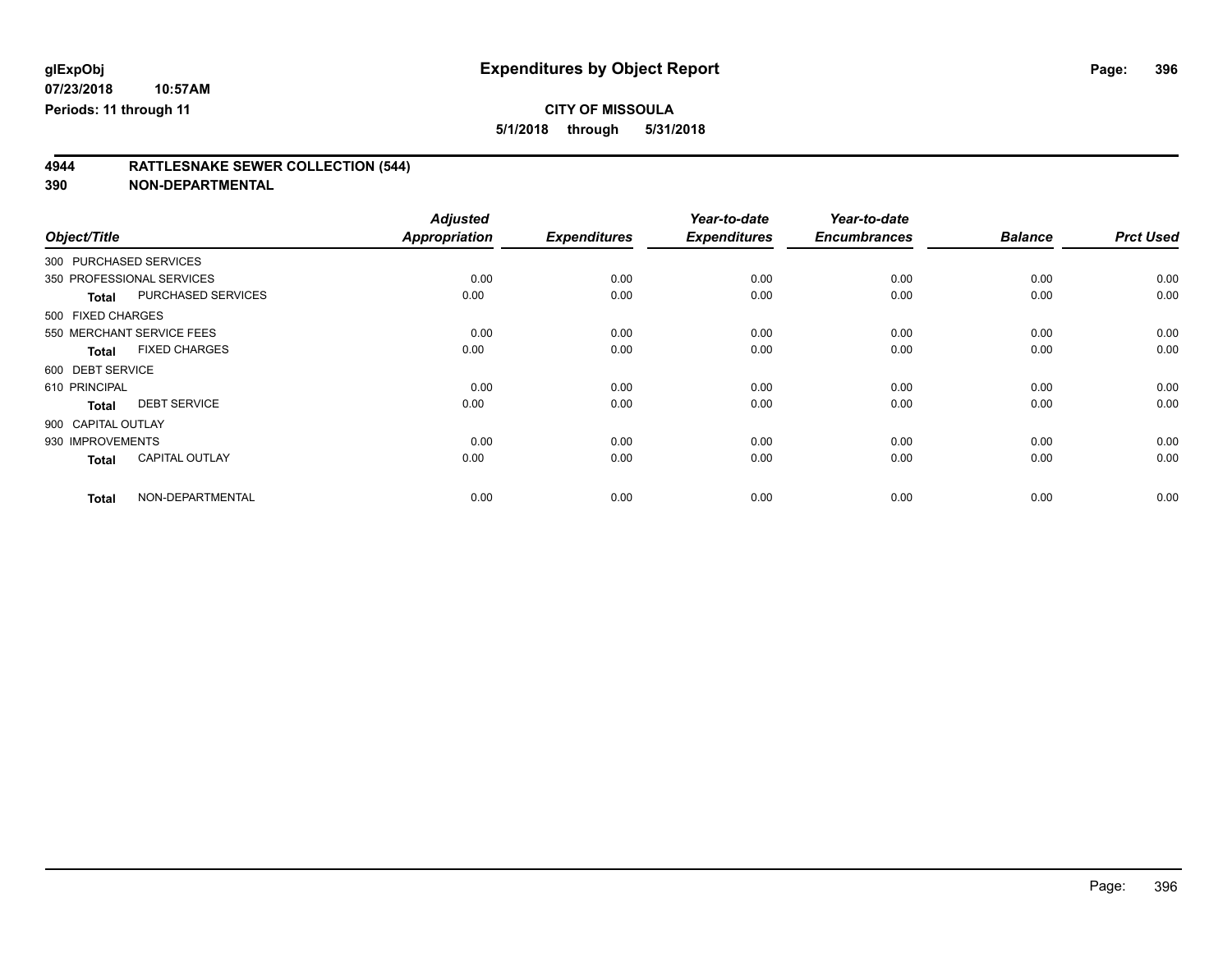# Expenditures by Object Report

**glExpObj**
**07/23/2018 10:57AM**
**Periods: 11 through 11**

**CITY OF MISSOULA**
**5/1/2018 through 5/31/2018**

## 4944 RATTLESNAKE SEWER COLLECTION (544)
## 390 NON-DEPARTMENTAL

| Object/Title | | Adjusted Appropriation | Expenditures | Year-to-date Expenditures | Year-to-date Encumbrances | Balance | Prct Used |
|---|---|---|---|---|---|---|---|
| 300 PURCHASED SERVICES | | | | | | | |
| 350 PROFESSIONAL SERVICES | | 0.00 | 0.00 | 0.00 | 0.00 | 0.00 | 0.00 |
| **Total** | PURCHASED SERVICES | 0.00 | 0.00 | 0.00 | 0.00 | 0.00 | 0.00 |
| 500 FIXED CHARGES | | | | | | | |
| 550 MERCHANT SERVICE FEES | | 0.00 | 0.00 | 0.00 | 0.00 | 0.00 | 0.00 |
| **Total** | FIXED CHARGES | 0.00 | 0.00 | 0.00 | 0.00 | 0.00 | 0.00 |
| 600 DEBT SERVICE | | | | | | | |
| 610 PRINCIPAL | | 0.00 | 0.00 | 0.00 | 0.00 | 0.00 | 0.00 |
| **Total** | DEBT SERVICE | 0.00 | 0.00 | 0.00 | 0.00 | 0.00 | 0.00 |
| 900 CAPITAL OUTLAY | | | | | | | |
| 930 IMPROVEMENTS | | 0.00 | 0.00 | 0.00 | 0.00 | 0.00 | 0.00 |
| **Total** | CAPITAL OUTLAY | 0.00 | 0.00 | 0.00 | 0.00 | 0.00 | 0.00 |
| **Total** | NON-DEPARTMENTAL | 0.00 | 0.00 | 0.00 | 0.00 | 0.00 | 0.00 |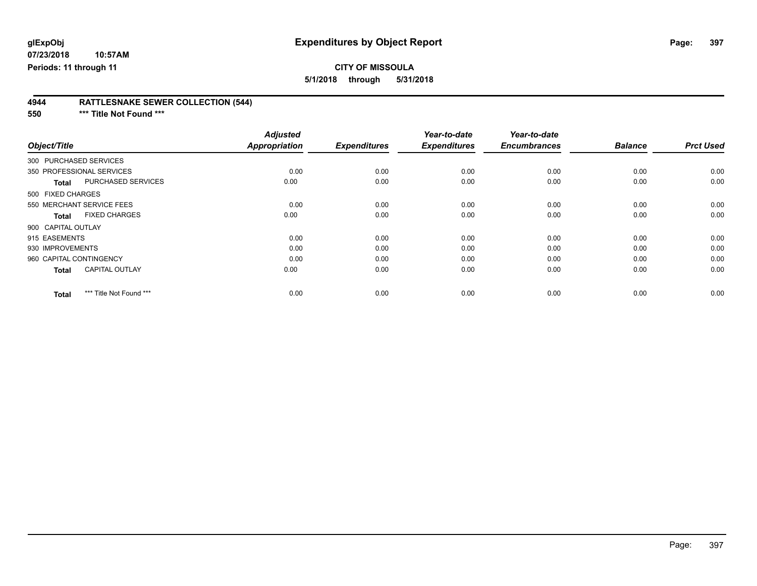**glExpObj**
**07/23/2018 10:57AM**
**Periods: 11 through 11**

# Expenditures by Object Report

**CITY OF MISSOULA**
**5/1/2018 through 5/31/2018**

## 4944 RATTLESNAKE SEWER COLLECTION (544)
## 550 *** Title Not Found ***

| Object/Title | | Adjusted Appropriation | Expenditures | Year-to-date Expenditures | Year-to-date Encumbrances | Balance | Prct Used |
|---|---|---|---|---|---|---|---|
| 300 PURCHASED SERVICES | | | | | | | |
| 350 PROFESSIONAL SERVICES | | 0.00 | 0.00 | 0.00 | 0.00 | 0.00 | 0.00 |
| **Total** | PURCHASED SERVICES | 0.00 | 0.00 | 0.00 | 0.00 | 0.00 | 0.00 |
| 500 FIXED CHARGES | | | | | | | |
| 550 MERCHANT SERVICE FEES | | 0.00 | 0.00 | 0.00 | 0.00 | 0.00 | 0.00 |
| **Total** | FIXED CHARGES | 0.00 | 0.00 | 0.00 | 0.00 | 0.00 | 0.00 |
| 900 CAPITAL OUTLAY | | | | | | | |
| 915 EASEMENTS | | 0.00 | 0.00 | 0.00 | 0.00 | 0.00 | 0.00 |
| 930 IMPROVEMENTS | | 0.00 | 0.00 | 0.00 | 0.00 | 0.00 | 0.00 |
| 960 CAPITAL CONTINGENCY | | 0.00 | 0.00 | 0.00 | 0.00 | 0.00 | 0.00 |
| **Total** | CAPITAL OUTLAY | 0.00 | 0.00 | 0.00 | 0.00 | 0.00 | 0.00 |
| **Total** | *** Title Not Found *** | 0.00 | 0.00 | 0.00 | 0.00 | 0.00 | 0.00 |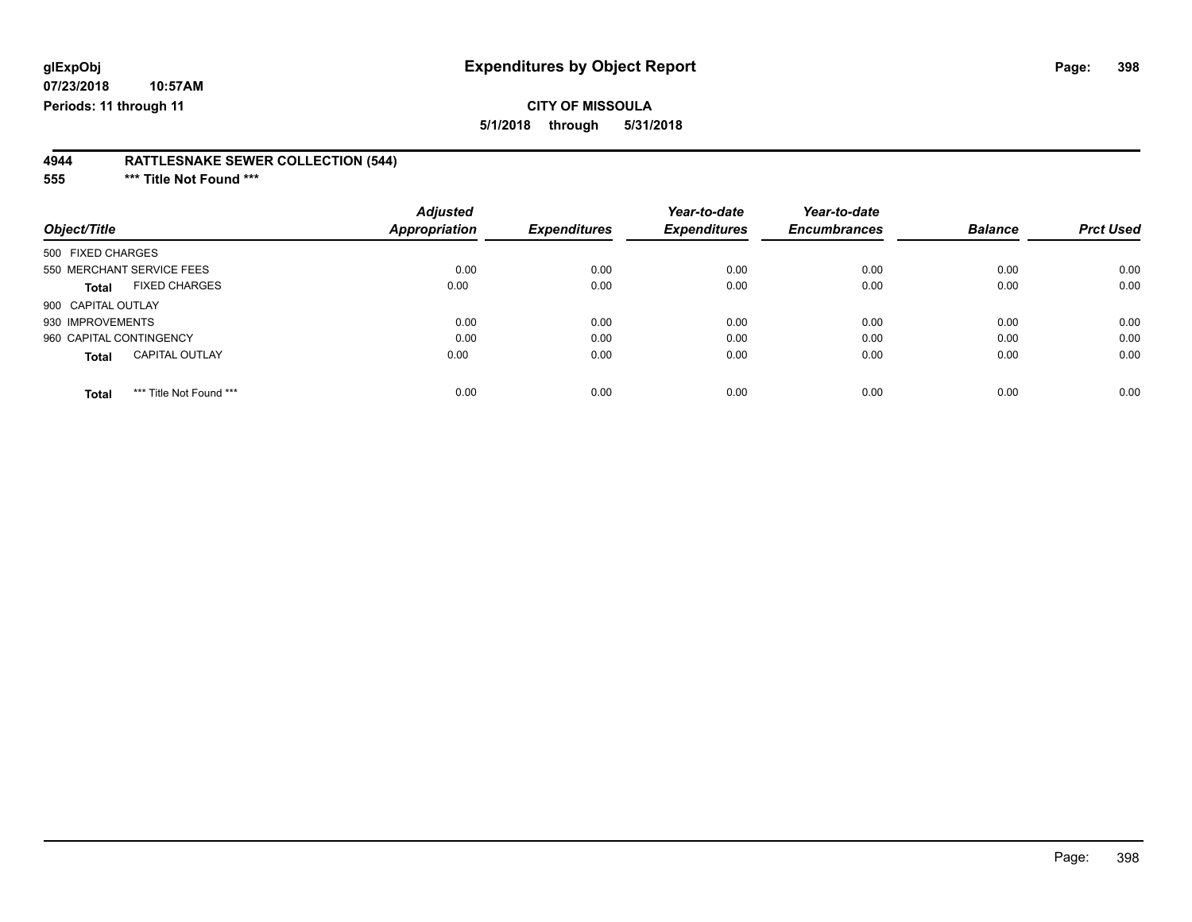# Expenditures by Object Report

glExpObj
07/23/2018 10:57AM
Periods: 11 through 11

**CITY OF MISSOULA**
**5/1/2018 through 5/31/2018**

## 4944 RATTLESNAKE SEWER COLLECTION (544)
## 555 *** Title Not Found ***

| Object/Title | Adjusted Appropriation | Expenditures | Year-to-date Expenditures | Year-to-date Encumbrances | Balance | Prct Used |
|---|---|---|---|---|---|---|
| 500 FIXED CHARGES | | | | | | |
| 550 MERCHANT SERVICE FEES | 0.00 | 0.00 | 0.00 | 0.00 | 0.00 | 0.00 |
| **Total** FIXED CHARGES | 0.00 | 0.00 | 0.00 | 0.00 | 0.00 | 0.00 |
| 900 CAPITAL OUTLAY | | | | | | |
| 930 IMPROVEMENTS | 0.00 | 0.00 | 0.00 | 0.00 | 0.00 | 0.00 |
| 960 CAPITAL CONTINGENCY | 0.00 | 0.00 | 0.00 | 0.00 | 0.00 | 0.00 |
| **Total** CAPITAL OUTLAY | 0.00 | 0.00 | 0.00 | 0.00 | 0.00 | 0.00 |
| **Total** *** Title Not Found *** | 0.00 | 0.00 | 0.00 | 0.00 | 0.00 | 0.00 |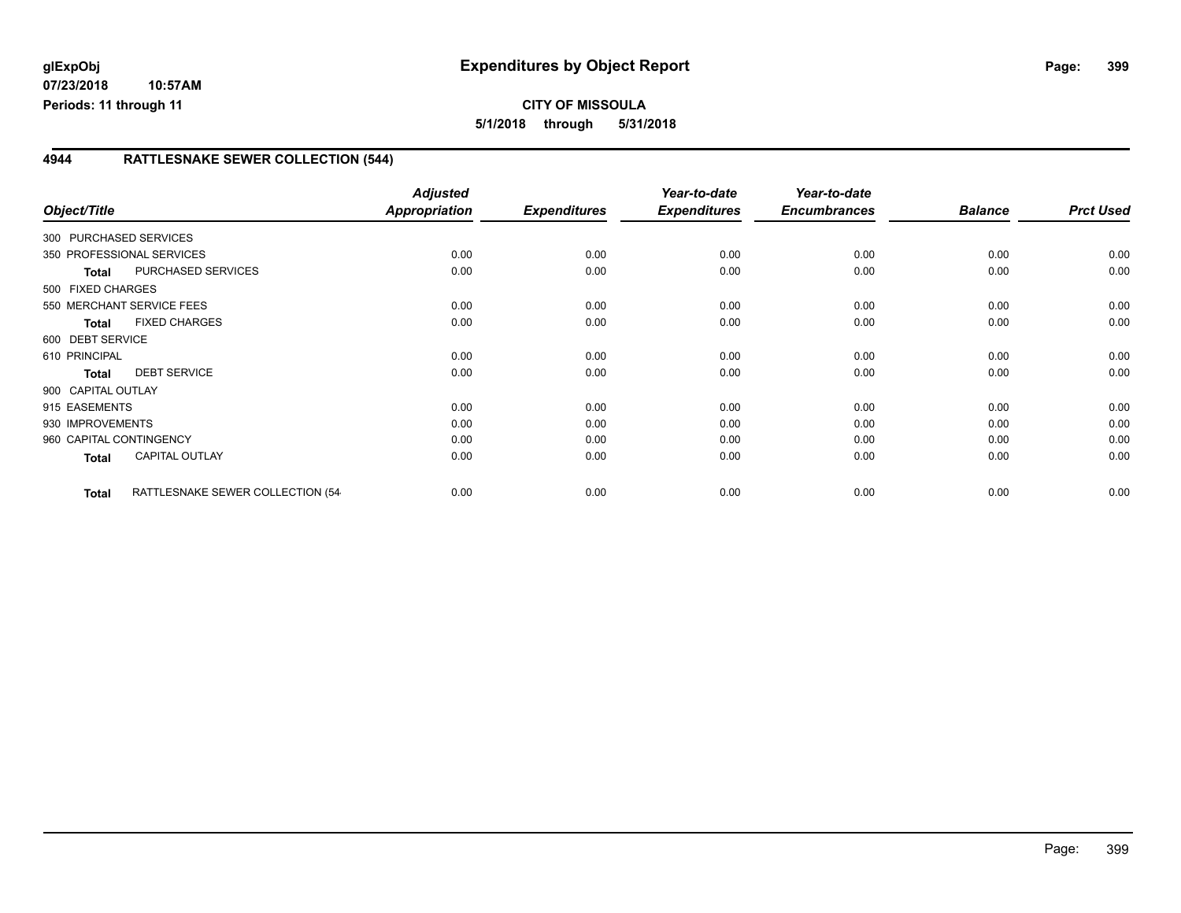**glExpObj**
**07/23/2018 10:57AM**
**Periods: 11 through 11**

# Expenditures by Object Report

**CITY OF MISSOULA**
**5/1/2018 through 5/31/2018**

## 4944 RATTLESNAKE SEWER COLLECTION (544)

| Object/Title | | *Adjusted Appropriation* | *Expenditures* | *Year-to-date Expenditures* | *Year-to-date Encumbrances* | *Balance* | *Prct Used* |
|---|---|---|---|---|---|---|---|
| 300 PURCHASED SERVICES | | | | | | | |
| 350 PROFESSIONAL SERVICES | | 0.00 | 0.00 | 0.00 | 0.00 | 0.00 | 0.00 |
| **Total** | PURCHASED SERVICES | 0.00 | 0.00 | 0.00 | 0.00 | 0.00 | 0.00 |
| 500 FIXED CHARGES | | | | | | | |
| 550 MERCHANT SERVICE FEES | | 0.00 | 0.00 | 0.00 | 0.00 | 0.00 | 0.00 |
| **Total** | FIXED CHARGES | 0.00 | 0.00 | 0.00 | 0.00 | 0.00 | 0.00 |
| 600 DEBT SERVICE | | | | | | | |
| 610 PRINCIPAL | | 0.00 | 0.00 | 0.00 | 0.00 | 0.00 | 0.00 |
| **Total** | DEBT SERVICE | 0.00 | 0.00 | 0.00 | 0.00 | 0.00 | 0.00 |
| 900 CAPITAL OUTLAY | | | | | | | |
| 915 EASEMENTS | | 0.00 | 0.00 | 0.00 | 0.00 | 0.00 | 0.00 |
| 930 IMPROVEMENTS | | 0.00 | 0.00 | 0.00 | 0.00 | 0.00 | 0.00 |
| 960 CAPITAL CONTINGENCY | | 0.00 | 0.00 | 0.00 | 0.00 | 0.00 | 0.00 |
| **Total** | CAPITAL OUTLAY | 0.00 | 0.00 | 0.00 | 0.00 | 0.00 | 0.00 |
| **Total** | RATTLESNAKE SEWER COLLECTION (54 | 0.00 | 0.00 | 0.00 | 0.00 | 0.00 | 0.00 |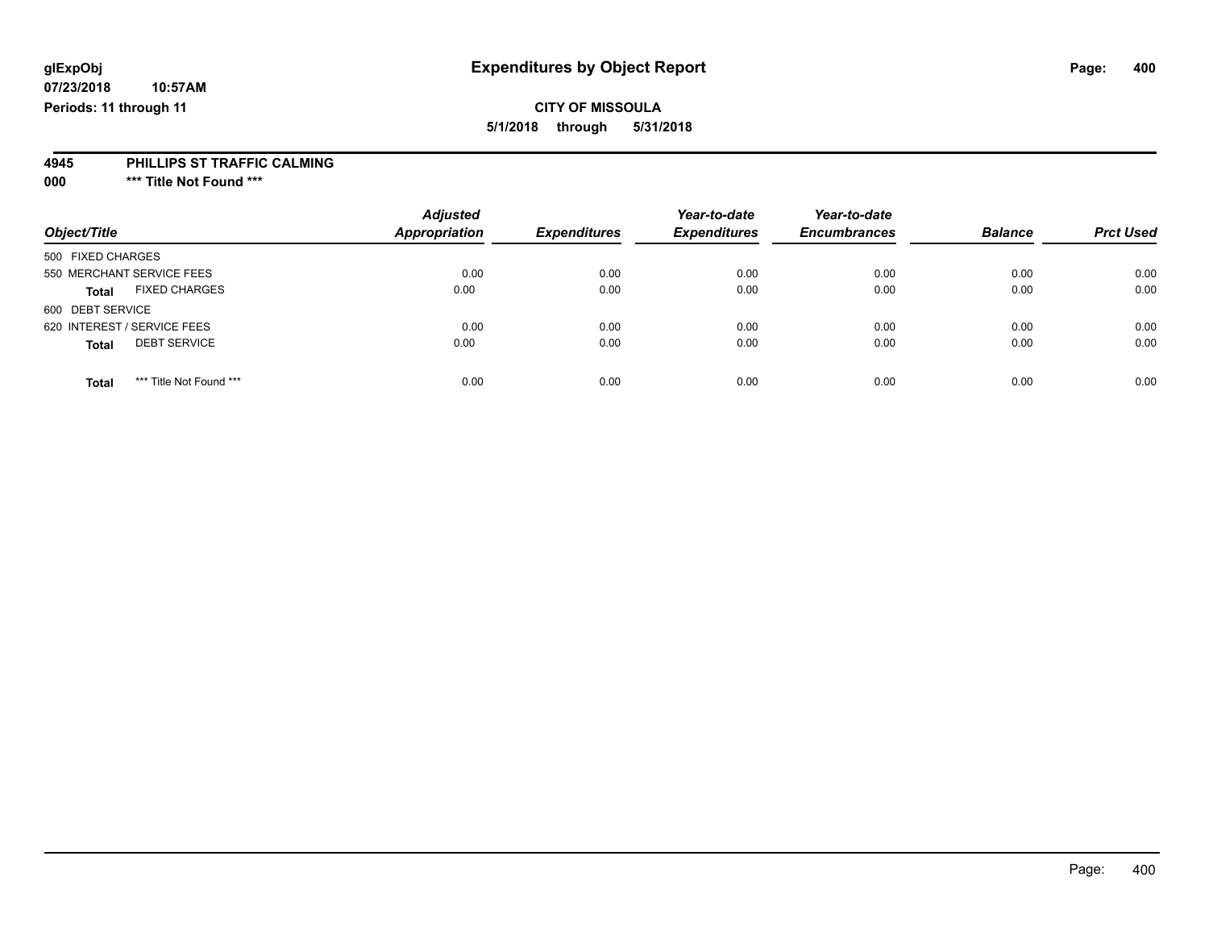**glExpObj** **Expenditures by Object Report**

**07/23/2018 10:57AM**

**Periods: 11 through 11**

**CITY OF MISSOULA**

**5/1/2018 through 5/31/2018**

**4945 PHILLIPS ST TRAFFIC CALMING**

**000 \*\*\* Title Not Found \*\*\***

| Object/Title | Adjusted Appropriation | Expenditures | Year-to-date Expenditures | Year-to-date Encumbrances | Balance | Prct Used |
|---|---|---|---|---|---|---|
| 500 FIXED CHARGES | | | | | | |
| 550 MERCHANT SERVICE FEES | 0.00 | 0.00 | 0.00 | 0.00 | 0.00 | 0.00 |
| **Total** FIXED CHARGES | 0.00 | 0.00 | 0.00 | 0.00 | 0.00 | 0.00 |
| 600 DEBT SERVICE | | | | | | |
| 620 INTEREST / SERVICE FEES | 0.00 | 0.00 | 0.00 | 0.00 | 0.00 | 0.00 |
| **Total** DEBT SERVICE | 0.00 | 0.00 | 0.00 | 0.00 | 0.00 | 0.00 |
| **Total** \*\*\* Title Not Found \*\*\* | 0.00 | 0.00 | 0.00 | 0.00 | 0.00 | 0.00 |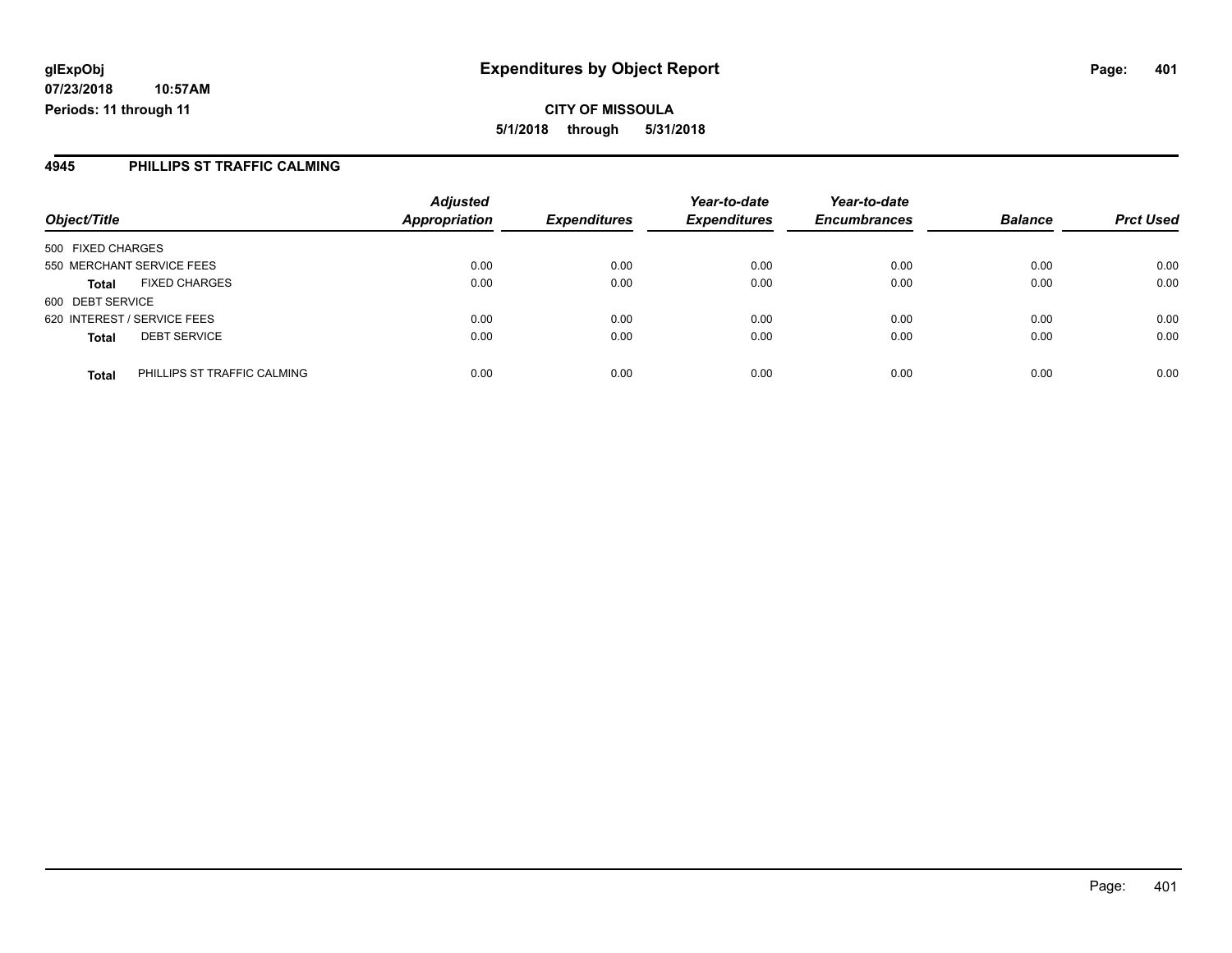# Expenditures by Object Report

glExpObj
07/23/2018 10:57AM
Periods: 11 through 11

**CITY OF MISSOULA**
**5/1/2018 through 5/31/2018**

## 4945 PHILLIPS ST TRAFFIC CALMING

| Object/Title | | Adjusted Appropriation | Expenditures | Year-to-date Expenditures | Year-to-date Encumbrances | Balance | Prct Used |
|---|---|---|---|---|---|---|---|
| 500 FIXED CHARGES | | | | | | | |
| 550 MERCHANT SERVICE FEES | | 0.00 | 0.00 | 0.00 | 0.00 | 0.00 | 0.00 |
| **Total** | FIXED CHARGES | 0.00 | 0.00 | 0.00 | 0.00 | 0.00 | 0.00 |
| 600 DEBT SERVICE | | | | | | | |
| 620 INTEREST / SERVICE FEES | | 0.00 | 0.00 | 0.00 | 0.00 | 0.00 | 0.00 |
| **Total** | DEBT SERVICE | 0.00 | 0.00 | 0.00 | 0.00 | 0.00 | 0.00 |
| **Total** | PHILLIPS ST TRAFFIC CALMING | 0.00 | 0.00 | 0.00 | 0.00 | 0.00 | 0.00 |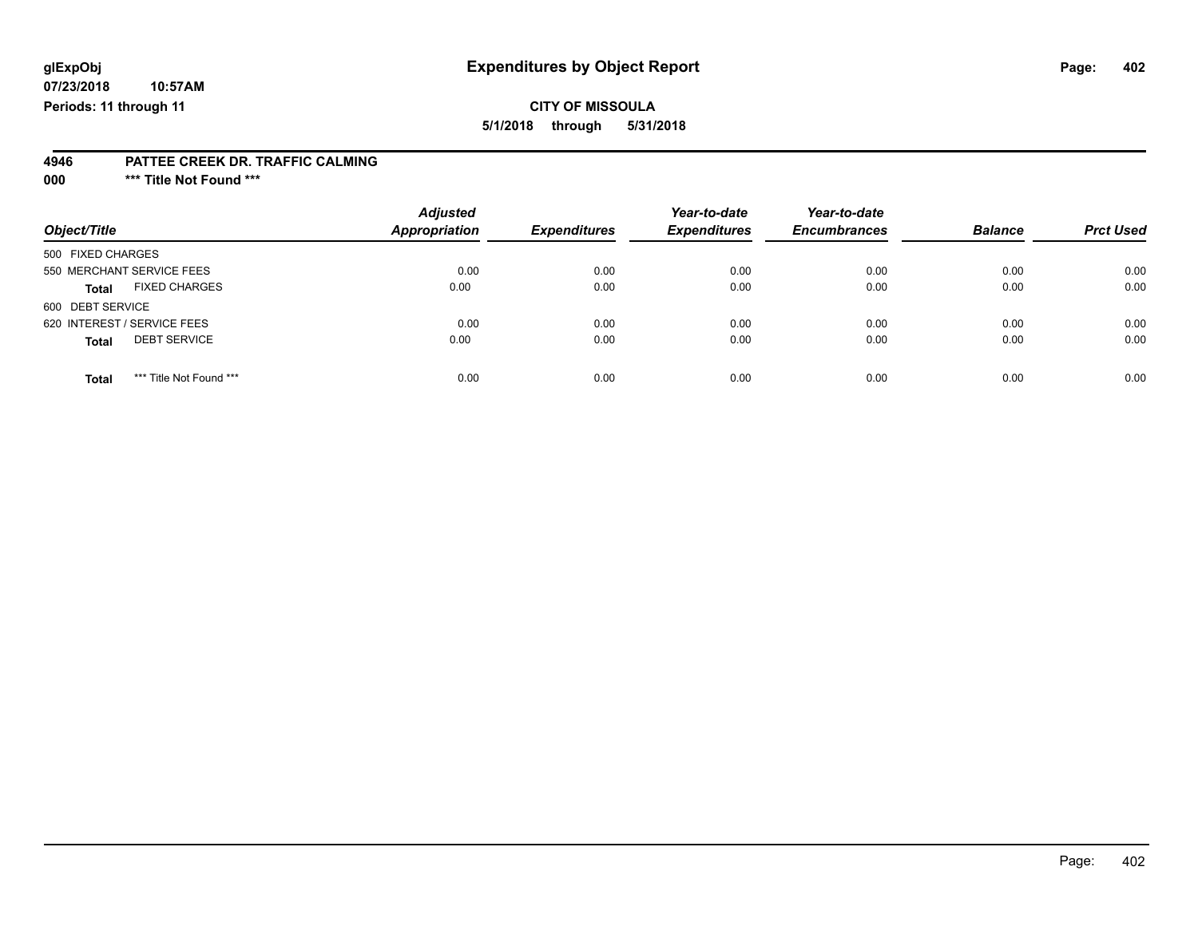# Expenditures by Object Report

glExpObj
07/23/2018 10:57AM
Periods: 11 through 11

**CITY OF MISSOULA**
**5/1/2018 through 5/31/2018**

## 4946 PATTEE CREEK DR. TRAFFIC CALMING
### 000 *** Title Not Found ***

| Object/Title | Adjusted Appropriation | Expenditures | Year-to-date Expenditures | Year-to-date Encumbrances | Balance | Prct Used |
|---|---|---|---|---|---|---|
| 500 FIXED CHARGES | | | | | | |
| 550 MERCHANT SERVICE FEES | 0.00 | 0.00 | 0.00 | 0.00 | 0.00 | 0.00 |
| **Total** FIXED CHARGES | 0.00 | 0.00 | 0.00 | 0.00 | 0.00 | 0.00 |
| 600 DEBT SERVICE | | | | | | |
| 620 INTEREST / SERVICE FEES | 0.00 | 0.00 | 0.00 | 0.00 | 0.00 | 0.00 |
| **Total** DEBT SERVICE | 0.00 | 0.00 | 0.00 | 0.00 | 0.00 | 0.00 |
| **Total** *** Title Not Found *** | 0.00 | 0.00 | 0.00 | 0.00 | 0.00 | 0.00 |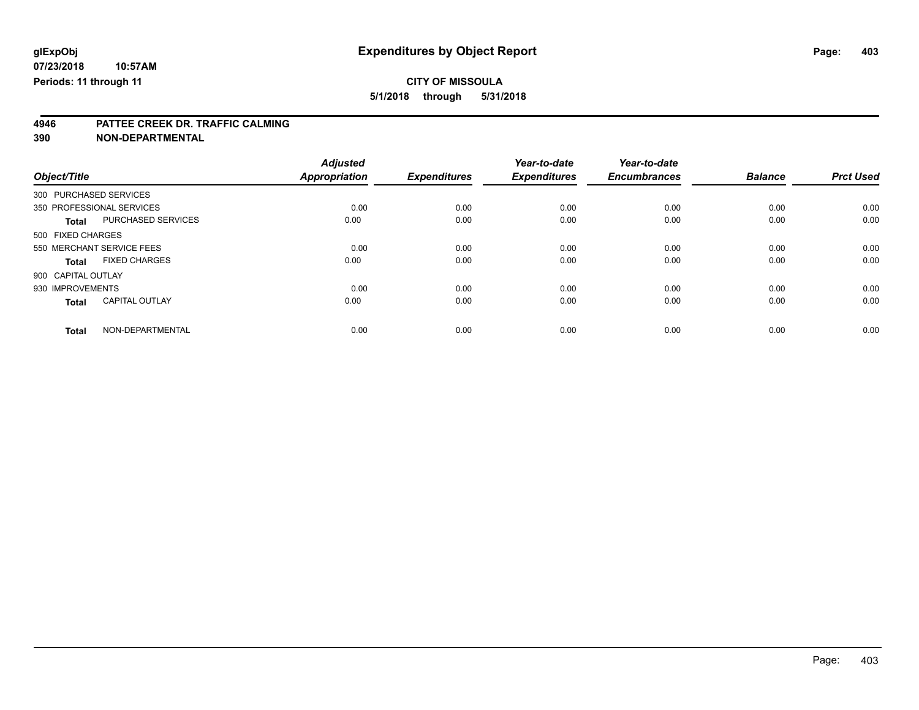glExpObj
07/23/2018 10:57AM
Periods: 11 through 11

# Expenditures by Object Report

**CITY OF MISSOULA**
**5/1/2018 through 5/31/2018**

**4946 PATTEE CREEK DR. TRAFFIC CALMING**
**390 NON-DEPARTMENTAL**

| Object/Title | | Adjusted Appropriation | Expenditures | Year-to-date Expenditures | Year-to-date Encumbrances | Balance | Prct Used |
|---|---|---|---|---|---|---|---|
| 300 PURCHASED SERVICES | | | | | | | |
| 350 PROFESSIONAL SERVICES | | 0.00 | 0.00 | 0.00 | 0.00 | 0.00 | 0.00 |
| **Total** | PURCHASED SERVICES | 0.00 | 0.00 | 0.00 | 0.00 | 0.00 | 0.00 |
| 500 FIXED CHARGES | | | | | | | |
| 550 MERCHANT SERVICE FEES | | 0.00 | 0.00 | 0.00 | 0.00 | 0.00 | 0.00 |
| **Total** | FIXED CHARGES | 0.00 | 0.00 | 0.00 | 0.00 | 0.00 | 0.00 |
| 900 CAPITAL OUTLAY | | | | | | | |
| 930 IMPROVEMENTS | | 0.00 | 0.00 | 0.00 | 0.00 | 0.00 | 0.00 |
| **Total** | CAPITAL OUTLAY | 0.00 | 0.00 | 0.00 | 0.00 | 0.00 | 0.00 |
| **Total** | NON-DEPARTMENTAL | 0.00 | 0.00 | 0.00 | 0.00 | 0.00 | 0.00 |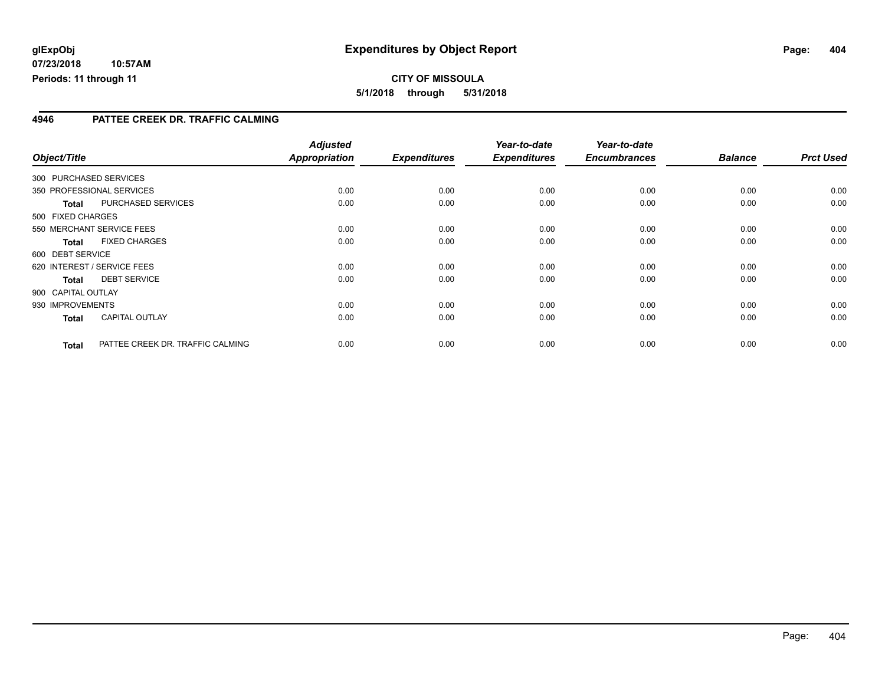# Expenditures by Object Report

glExpObj
07/23/2018 10:57AM
Periods: 11 through 11

**CITY OF MISSOULA**
**5/1/2018 through 5/31/2018**

## 4946 PATTEE CREEK DR. TRAFFIC CALMING

| Object/Title | | Adjusted Appropriation | Expenditures | Year-to-date Expenditures | Year-to-date Encumbrances | Balance | Prct Used |
|---|---|---|---|---|---|---|---|
| 300 PURCHASED SERVICES | | | | | | | |
| 350 PROFESSIONAL SERVICES | | 0.00 | 0.00 | 0.00 | 0.00 | 0.00 | 0.00 |
| **Total** | PURCHASED SERVICES | 0.00 | 0.00 | 0.00 | 0.00 | 0.00 | 0.00 |
| 500 FIXED CHARGES | | | | | | | |
| 550 MERCHANT SERVICE FEES | | 0.00 | 0.00 | 0.00 | 0.00 | 0.00 | 0.00 |
| **Total** | FIXED CHARGES | 0.00 | 0.00 | 0.00 | 0.00 | 0.00 | 0.00 |
| 600 DEBT SERVICE | | | | | | | |
| 620 INTEREST / SERVICE FEES | | 0.00 | 0.00 | 0.00 | 0.00 | 0.00 | 0.00 |
| **Total** | DEBT SERVICE | 0.00 | 0.00 | 0.00 | 0.00 | 0.00 | 0.00 |
| 900 CAPITAL OUTLAY | | | | | | | |
| 930 IMPROVEMENTS | | 0.00 | 0.00 | 0.00 | 0.00 | 0.00 | 0.00 |
| **Total** | CAPITAL OUTLAY | 0.00 | 0.00 | 0.00 | 0.00 | 0.00 | 0.00 |
| **Total** | PATTEE CREEK DR. TRAFFIC CALMING | 0.00 | 0.00 | 0.00 | 0.00 | 0.00 | 0.00 |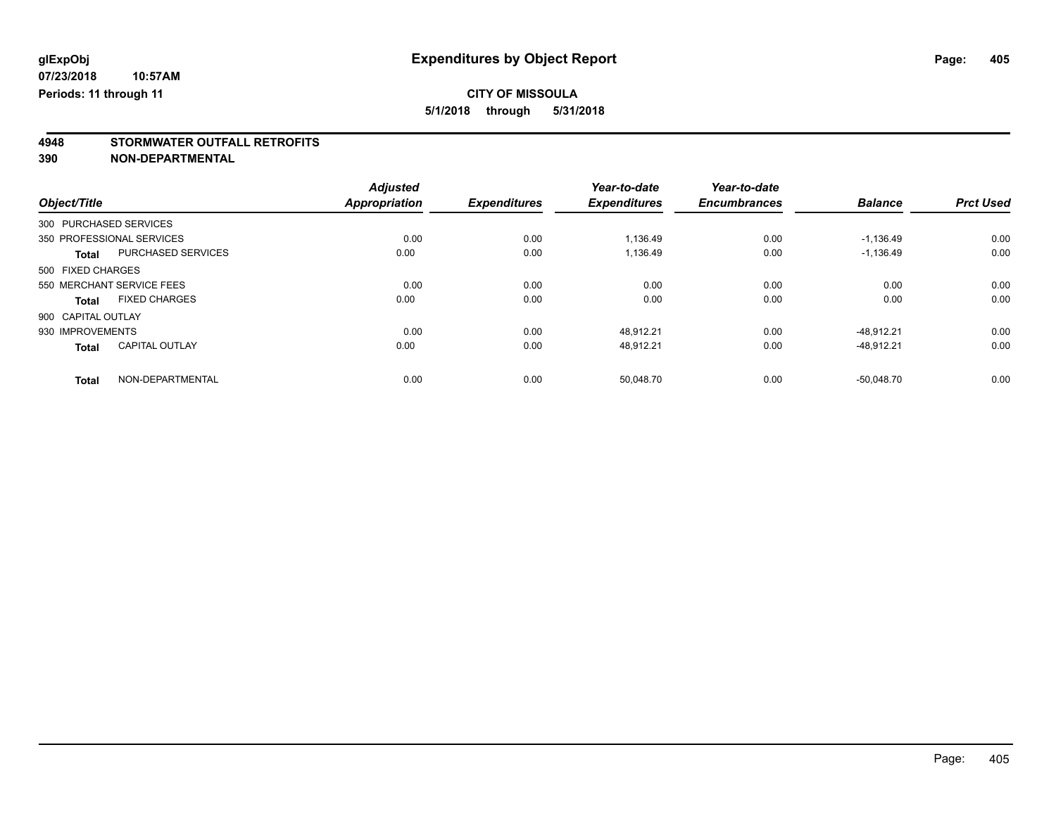# Expenditures by Object Report

glExpObj
07/23/2018 10:57AM
Periods: 11 through 11

**CITY OF MISSOULA**
**5/1/2018 through 5/31/2018**

## 4948 STORMWATER OUTFALL RETROFITS
## 390 NON-DEPARTMENTAL

| Object/Title | | Adjusted Appropriation | Expenditures | Year-to-date Expenditures | Year-to-date Encumbrances | Balance | Prct Used |
|---|---|---|---|---|---|---|---|
| 300 PURCHASED SERVICES | | | | | | | |
| 350 PROFESSIONAL SERVICES | | 0.00 | 0.00 | 1,136.49 | 0.00 | -1,136.49 | 0.00 |
| **Total** | PURCHASED SERVICES | 0.00 | 0.00 | 1,136.49 | 0.00 | -1,136.49 | 0.00 |
| 500 FIXED CHARGES | | | | | | | |
| 550 MERCHANT SERVICE FEES | | 0.00 | 0.00 | 0.00 | 0.00 | 0.00 | 0.00 |
| **Total** | FIXED CHARGES | 0.00 | 0.00 | 0.00 | 0.00 | 0.00 | 0.00 |
| 900 CAPITAL OUTLAY | | | | | | | |
| 930 IMPROVEMENTS | | 0.00 | 0.00 | 48,912.21 | 0.00 | -48,912.21 | 0.00 |
| **Total** | CAPITAL OUTLAY | 0.00 | 0.00 | 48,912.21 | 0.00 | -48,912.21 | 0.00 |
| **Total** | NON-DEPARTMENTAL | 0.00 | 0.00 | 50,048.70 | 0.00 | -50,048.70 | 0.00 |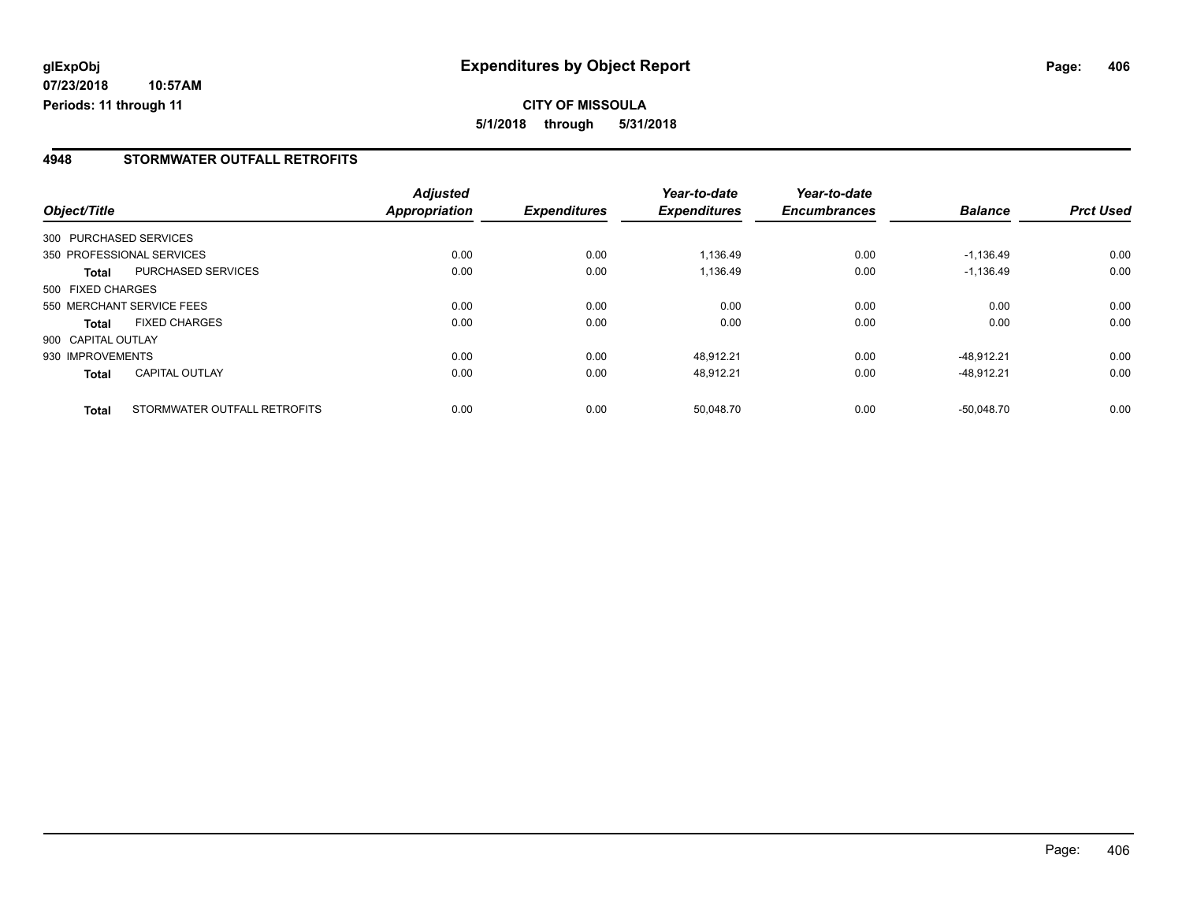**glExpObj**
**07/23/2018 10:57AM**
**Periods: 11 through 11**

# Expenditures by Object Report

**CITY OF MISSOULA**
**5/1/2018 through 5/31/2018**

## 4948 STORMWATER OUTFALL RETROFITS

| Object/Title | | Adjusted Appropriation | Expenditures | Year-to-date Expenditures | Year-to-date Encumbrances | Balance | Prct Used |
|---|---|---|---|---|---|---|---|
| 300 PURCHASED SERVICES | | | | | | | |
| 350 PROFESSIONAL SERVICES | | 0.00 | 0.00 | 1,136.49 | 0.00 | -1,136.49 | 0.00 |
| **Total** | PURCHASED SERVICES | 0.00 | 0.00 | 1,136.49 | 0.00 | -1,136.49 | 0.00 |
| 500 FIXED CHARGES | | | | | | | |
| 550 MERCHANT SERVICE FEES | | 0.00 | 0.00 | 0.00 | 0.00 | 0.00 | 0.00 |
| **Total** | FIXED CHARGES | 0.00 | 0.00 | 0.00 | 0.00 | 0.00 | 0.00 |
| 900 CAPITAL OUTLAY | | | | | | | |
| 930 IMPROVEMENTS | | 0.00 | 0.00 | 48,912.21 | 0.00 | -48,912.21 | 0.00 |
| **Total** | CAPITAL OUTLAY | 0.00 | 0.00 | 48,912.21 | 0.00 | -48,912.21 | 0.00 |
| **Total** | STORMWATER OUTFALL RETROFITS | 0.00 | 0.00 | 50,048.70 | 0.00 | -50,048.70 | 0.00 |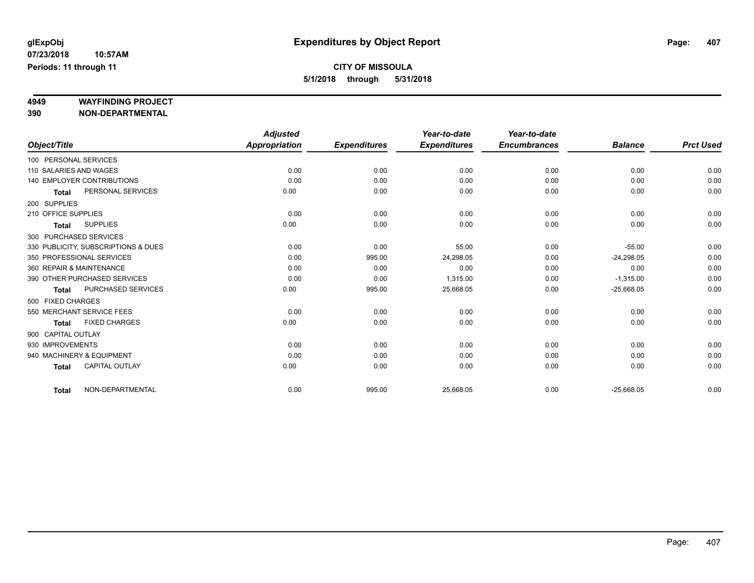# Expenditures by Object Report

glExpObj
07/23/2018 10:57AM
Periods: 11 through 11

**CITY OF MISSOULA**
**5/1/2018 through 5/31/2018**

## 4949 WAYFINDING PROJECT
## 390 NON-DEPARTMENTAL

| Object/Title | Adjusted Appropriation | Expenditures | Year-to-date Expenditures | Year-to-date Encumbrances | Balance | Prct Used |
|---|---|---|---|---|---|---|
| 100 PERSONAL SERVICES | | | | | | |
| 110 SALARIES AND WAGES | 0.00 | 0.00 | 0.00 | 0.00 | 0.00 | 0.00 |
| 140 EMPLOYER CONTRIBUTIONS | 0.00 | 0.00 | 0.00 | 0.00 | 0.00 | 0.00 |
| **Total** PERSONAL SERVICES | 0.00 | 0.00 | 0.00 | 0.00 | 0.00 | 0.00 |
| 200 SUPPLIES | | | | | | |
| 210 OFFICE SUPPLIES | 0.00 | 0.00 | 0.00 | 0.00 | 0.00 | 0.00 |
| **Total** SUPPLIES | 0.00 | 0.00 | 0.00 | 0.00 | 0.00 | 0.00 |
| 300 PURCHASED SERVICES | | | | | | |
| 330 PUBLICITY, SUBSCRIPTIONS & DUES | 0.00 | 0.00 | 55.00 | 0.00 | -55.00 | 0.00 |
| 350 PROFESSIONAL SERVICES | 0.00 | 995.00 | 24,298.05 | 0.00 | -24,298.05 | 0.00 |
| 360 REPAIR & MAINTENANCE | 0.00 | 0.00 | 0.00 | 0.00 | 0.00 | 0.00 |
| 390 OTHER PURCHASED SERVICES | 0.00 | 0.00 | 1,315.00 | 0.00 | -1,315.00 | 0.00 |
| **Total** PURCHASED SERVICES | 0.00 | 995.00 | 25,668.05 | 0.00 | -25,668.05 | 0.00 |
| 500 FIXED CHARGES | | | | | | |
| 550 MERCHANT SERVICE FEES | 0.00 | 0.00 | 0.00 | 0.00 | 0.00 | 0.00 |
| **Total** FIXED CHARGES | 0.00 | 0.00 | 0.00 | 0.00 | 0.00 | 0.00 |
| 900 CAPITAL OUTLAY | | | | | | |
| 930 IMPROVEMENTS | 0.00 | 0.00 | 0.00 | 0.00 | 0.00 | 0.00 |
| 940 MACHINERY & EQUIPMENT | 0.00 | 0.00 | 0.00 | 0.00 | 0.00 | 0.00 |
| **Total** CAPITAL OUTLAY | 0.00 | 0.00 | 0.00 | 0.00 | 0.00 | 0.00 |
| **Total** NON-DEPARTMENTAL | 0.00 | 995.00 | 25,668.05 | 0.00 | -25,668.05 | 0.00 |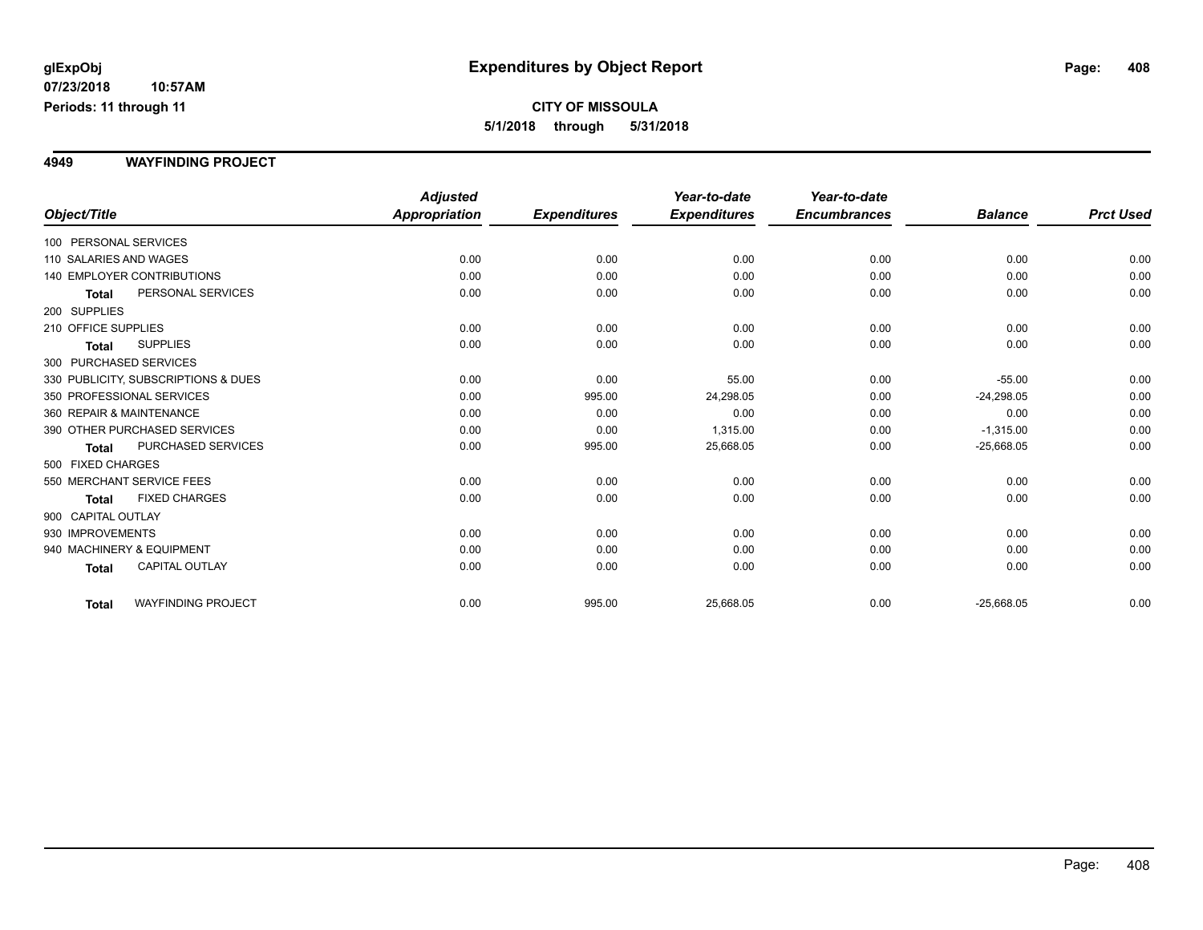glExpObj
07/23/2018 10:57AM
Periods: 11 through 11

# Expenditures by Object Report

**CITY OF MISSOULA**
**5/1/2018 through 5/31/2018**

## 4949 WAYFINDING PROJECT

| Object/Title | | Adjusted Appropriation | Expenditures | Year-to-date Expenditures | Year-to-date Encumbrances | Balance | Prct Used |
|---|---|---|---|---|---|---|---|
| 100 PERSONAL SERVICES | | | | | | | |
| 110 SALARIES AND WAGES | | 0.00 | 0.00 | 0.00 | 0.00 | 0.00 | 0.00 |
| 140 EMPLOYER CONTRIBUTIONS | | 0.00 | 0.00 | 0.00 | 0.00 | 0.00 | 0.00 |
| **Total** | PERSONAL SERVICES | 0.00 | 0.00 | 0.00 | 0.00 | 0.00 | 0.00 |
| 200 SUPPLIES | | | | | | | |
| 210 OFFICE SUPPLIES | | 0.00 | 0.00 | 0.00 | 0.00 | 0.00 | 0.00 |
| **Total** | SUPPLIES | 0.00 | 0.00 | 0.00 | 0.00 | 0.00 | 0.00 |
| 300 PURCHASED SERVICES | | | | | | | |
| 330 PUBLICITY, SUBSCRIPTIONS & DUES | | 0.00 | 0.00 | 55.00 | 0.00 | -55.00 | 0.00 |
| 350 PROFESSIONAL SERVICES | | 0.00 | 995.00 | 24,298.05 | 0.00 | -24,298.05 | 0.00 |
| 360 REPAIR & MAINTENANCE | | 0.00 | 0.00 | 0.00 | 0.00 | 0.00 | 0.00 |
| 390 OTHER PURCHASED SERVICES | | 0.00 | 0.00 | 1,315.00 | 0.00 | -1,315.00 | 0.00 |
| **Total** | PURCHASED SERVICES | 0.00 | 995.00 | 25,668.05 | 0.00 | -25,668.05 | 0.00 |
| 500 FIXED CHARGES | | | | | | | |
| 550 MERCHANT SERVICE FEES | | 0.00 | 0.00 | 0.00 | 0.00 | 0.00 | 0.00 |
| **Total** | FIXED CHARGES | 0.00 | 0.00 | 0.00 | 0.00 | 0.00 | 0.00 |
| 900 CAPITAL OUTLAY | | | | | | | |
| 930 IMPROVEMENTS | | 0.00 | 0.00 | 0.00 | 0.00 | 0.00 | 0.00 |
| 940 MACHINERY & EQUIPMENT | | 0.00 | 0.00 | 0.00 | 0.00 | 0.00 | 0.00 |
| **Total** | CAPITAL OUTLAY | 0.00 | 0.00 | 0.00 | 0.00 | 0.00 | 0.00 |
| **Total** | WAYFINDING PROJECT | 0.00 | 995.00 | 25,668.05 | 0.00 | -25,668.05 | 0.00 |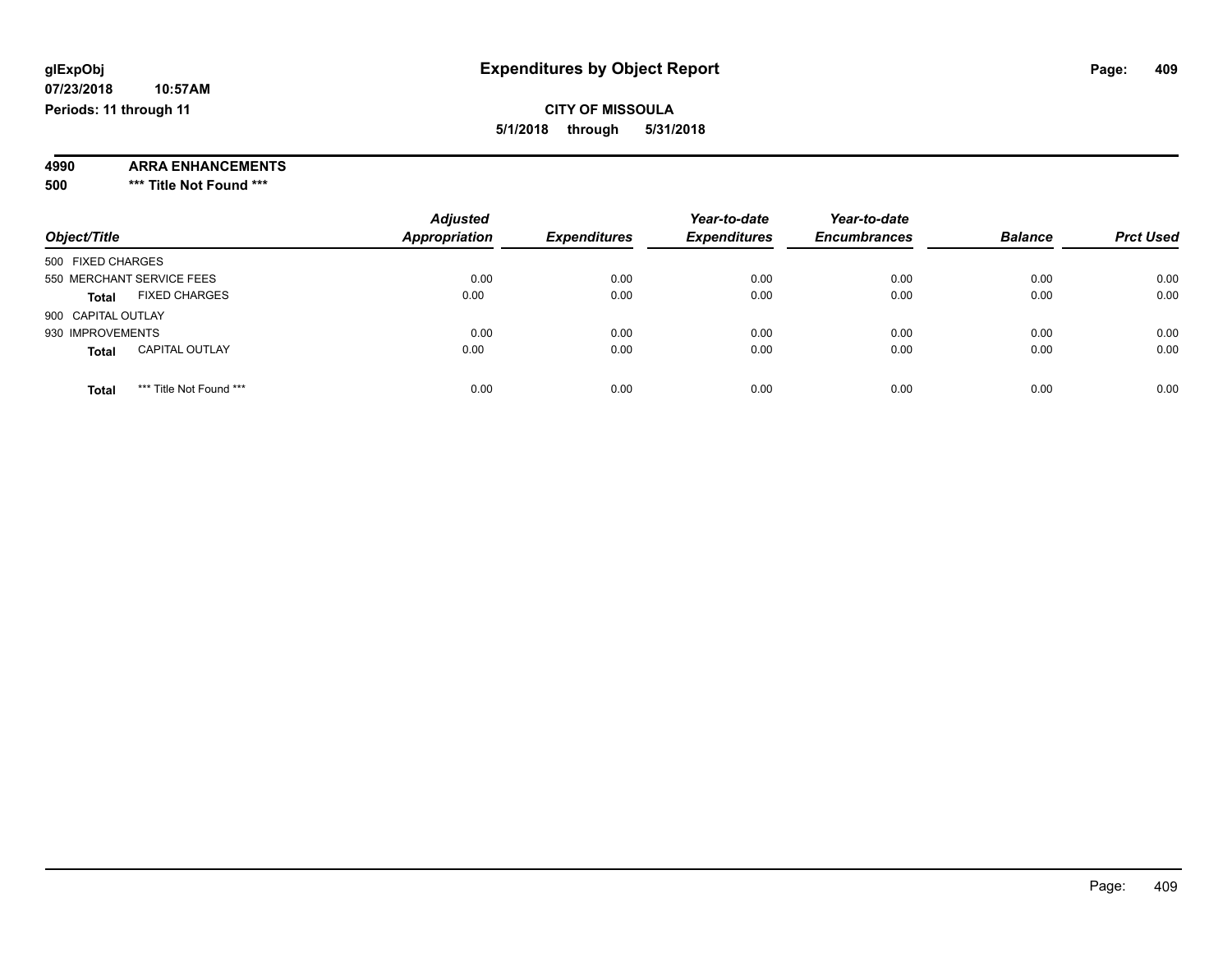**glExpObj**
**07/23/2018 10:57AM**
**Periods: 11 through 11**

# Expenditures by Object Report

**CITY OF MISSOULA**
**5/1/2018 through 5/31/2018**

**4990 ARRA ENHANCEMENTS**
**500 *** Title Not Found *****

| Object/Title | Adjusted Appropriation | Expenditures | Year-to-date Expenditures | Year-to-date Encumbrances | Balance | Prct Used |
|---|---|---|---|---|---|---|
| 500 FIXED CHARGES | | | | | | |
| 550 MERCHANT SERVICE FEES | 0.00 | 0.00 | 0.00 | 0.00 | 0.00 | 0.00 |
| **Total** FIXED CHARGES | 0.00 | 0.00 | 0.00 | 0.00 | 0.00 | 0.00 |
| 900 CAPITAL OUTLAY | | | | | | |
| 930 IMPROVEMENTS | 0.00 | 0.00 | 0.00 | 0.00 | 0.00 | 0.00 |
| **Total** CAPITAL OUTLAY | 0.00 | 0.00 | 0.00 | 0.00 | 0.00 | 0.00 |
| **Total** *** Title Not Found *** | 0.00 | 0.00 | 0.00 | 0.00 | 0.00 | 0.00 |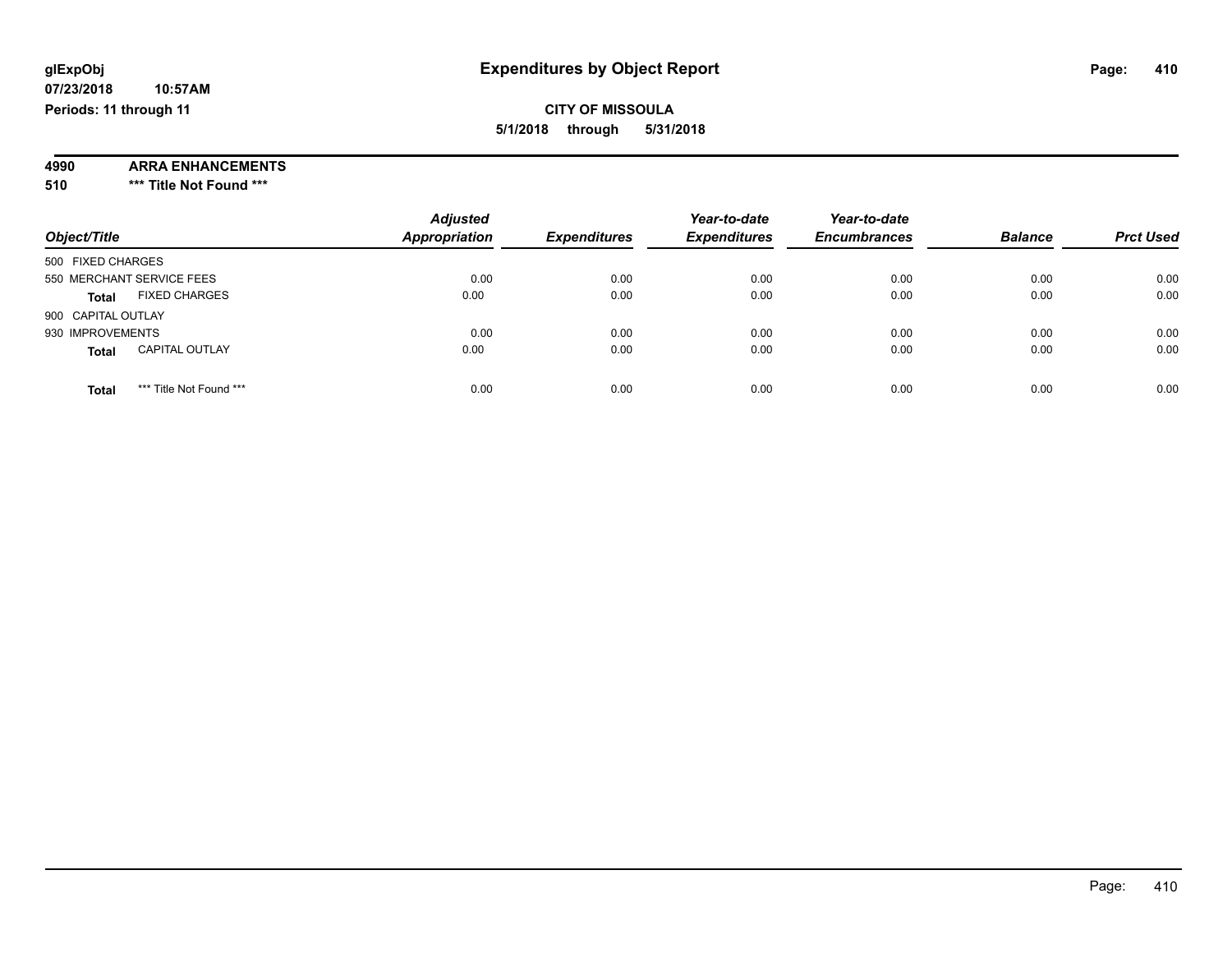# Expenditures by Object Report

glExpObj
07/23/2018 10:57AM
Periods: 11 through 11

**CITY OF MISSOULA**
**5/1/2018 through 5/31/2018**

**4990 ARRA ENHANCEMENTS**
**510 *** Title Not Found *****

| Object/Title | | Adjusted Appropriation | Expenditures | Year-to-date Expenditures | Year-to-date Encumbrances | Balance | Prct Used |
|---|---|---|---|---|---|---|---|
| 500 FIXED CHARGES | | | | | | | |
| 550 MERCHANT SERVICE FEES | | 0.00 | 0.00 | 0.00 | 0.00 | 0.00 | 0.00 |
| **Total** | FIXED CHARGES | 0.00 | 0.00 | 0.00 | 0.00 | 0.00 | 0.00 |
| 900 CAPITAL OUTLAY | | | | | | | |
| 930 IMPROVEMENTS | | 0.00 | 0.00 | 0.00 | 0.00 | 0.00 | 0.00 |
| **Total** | CAPITAL OUTLAY | 0.00 | 0.00 | 0.00 | 0.00 | 0.00 | 0.00 |
| **Total** | *** Title Not Found *** | 0.00 | 0.00 | 0.00 | 0.00 | 0.00 | 0.00 |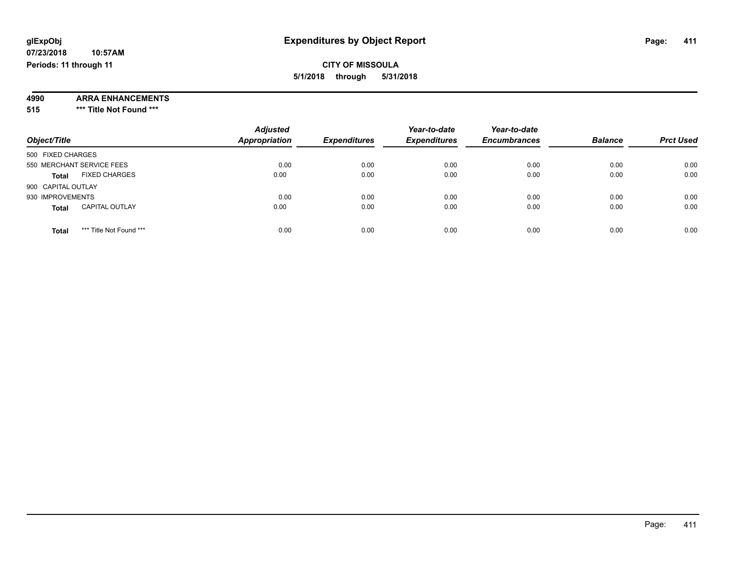**glExpObj**
**07/23/2018 10:57AM**
**Periods: 11 through 11**

# Expenditures by Object Report

**CITY OF MISSOULA**
**5/1/2018 through 5/31/2018**

**4990 ARRA ENHANCEMENTS**
**515 \*\*\* Title Not Found \*\*\***

| Object/Title | Adjusted Appropriation | Expenditures | Year-to-date Expenditures | Year-to-date Encumbrances | Balance | Prct Used |
|---|---|---|---|---|---|---|
| 500 FIXED CHARGES | | | | | | |
| 550 MERCHANT SERVICE FEES | 0.00 | 0.00 | 0.00 | 0.00 | 0.00 | 0.00 |
| **Total** FIXED CHARGES | 0.00 | 0.00 | 0.00 | 0.00 | 0.00 | 0.00 |
| 900 CAPITAL OUTLAY | | | | | | |
| 930 IMPROVEMENTS | 0.00 | 0.00 | 0.00 | 0.00 | 0.00 | 0.00 |
| **Total** CAPITAL OUTLAY | 0.00 | 0.00 | 0.00 | 0.00 | 0.00 | 0.00 |
| **Total** *** Title Not Found *** | 0.00 | 0.00 | 0.00 | 0.00 | 0.00 | 0.00 |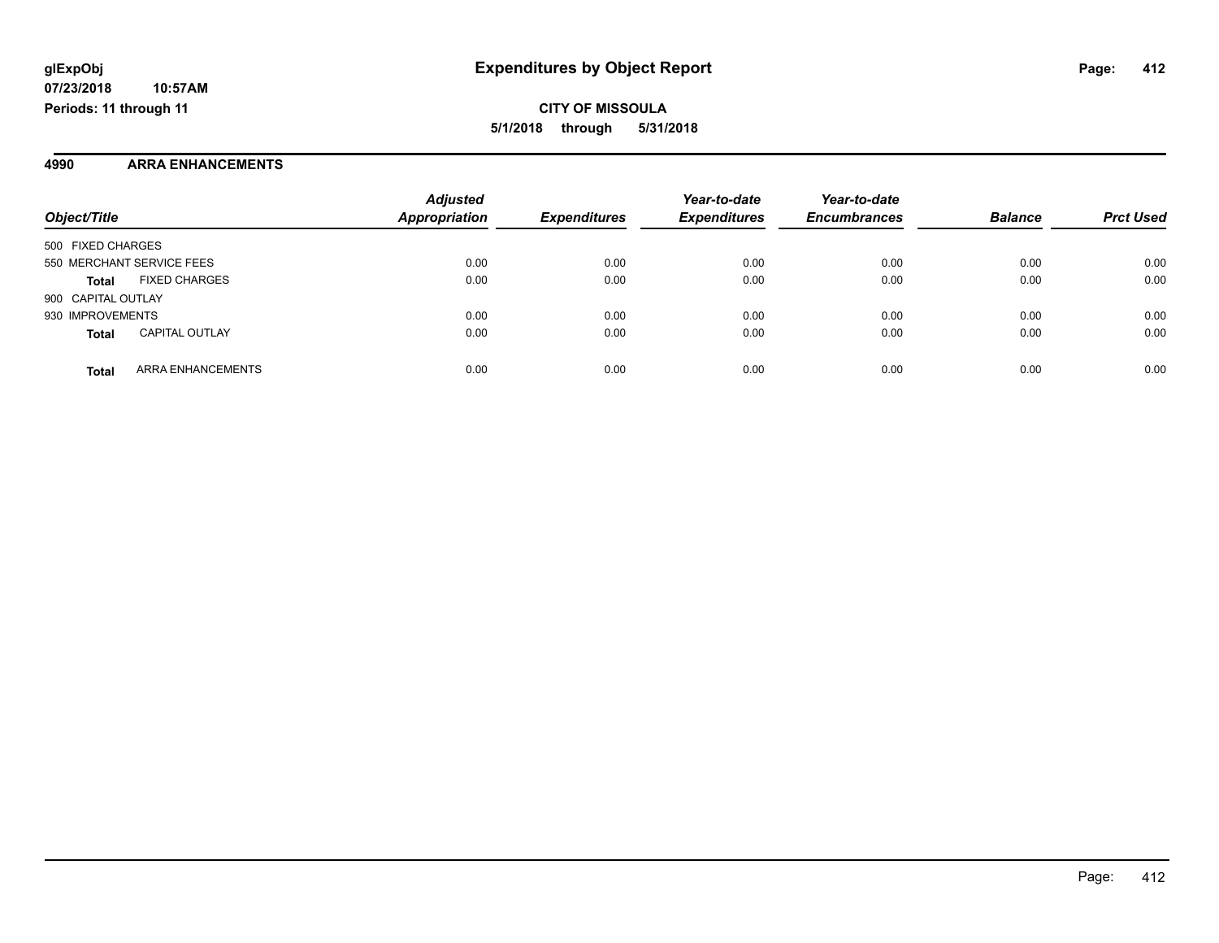glExpObj
07/23/2018 10:57AM
Periods: 11 through 11

# Expenditures by Object Report

**CITY OF MISSOULA**
**5/1/2018 through 5/31/2018**

## 4990 ARRA ENHANCEMENTS

| Object/Title | Adjusted Appropriation | Expenditures | Year-to-date Expenditures | Year-to-date Encumbrances | Balance | Prct Used |
|---|---|---|---|---|---|---|
| 500 FIXED CHARGES | | | | | | |
| 550 MERCHANT SERVICE FEES | 0.00 | 0.00 | 0.00 | 0.00 | 0.00 | 0.00 |
| **Total** FIXED CHARGES | 0.00 | 0.00 | 0.00 | 0.00 | 0.00 | 0.00 |
| 900 CAPITAL OUTLAY | | | | | | |
| 930 IMPROVEMENTS | 0.00 | 0.00 | 0.00 | 0.00 | 0.00 | 0.00 |
| **Total** CAPITAL OUTLAY | 0.00 | 0.00 | 0.00 | 0.00 | 0.00 | 0.00 |
| **Total** ARRA ENHANCEMENTS | 0.00 | 0.00 | 0.00 | 0.00 | 0.00 | 0.00 |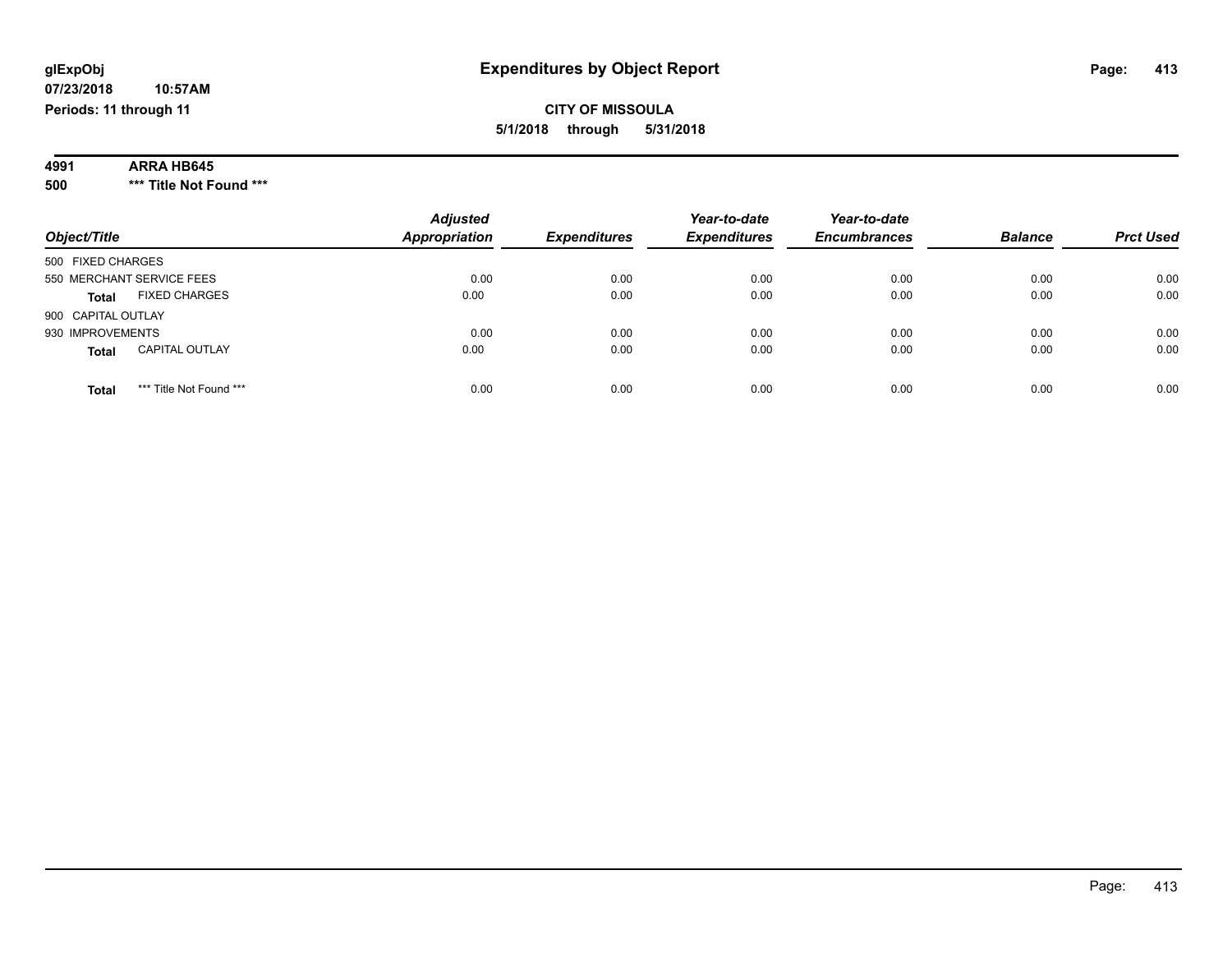**glExpObj**
**07/23/2018 10:57AM**
**Periods: 11 through 11**

# Expenditures by Object Report

**CITY OF MISSOULA**
**5/1/2018 through 5/31/2018**

**4991 ARRA HB645**
**500 *** Title Not Found *****

| Object/Title | Adjusted Appropriation | Expenditures | Year-to-date Expenditures | Year-to-date Encumbrances | Balance | Prct Used |
|---|---|---|---|---|---|---|
| 500 FIXED CHARGES | | | | | | |
| 550 MERCHANT SERVICE FEES | 0.00 | 0.00 | 0.00 | 0.00 | 0.00 | 0.00 |
| **Total** FIXED CHARGES | 0.00 | 0.00 | 0.00 | 0.00 | 0.00 | 0.00 |
| 900 CAPITAL OUTLAY | | | | | | |
| 930 IMPROVEMENTS | 0.00 | 0.00 | 0.00 | 0.00 | 0.00 | 0.00 |
| **Total** CAPITAL OUTLAY | 0.00 | 0.00 | 0.00 | 0.00 | 0.00 | 0.00 |
| **Total** *** Title Not Found *** | 0.00 | 0.00 | 0.00 | 0.00 | 0.00 | 0.00 |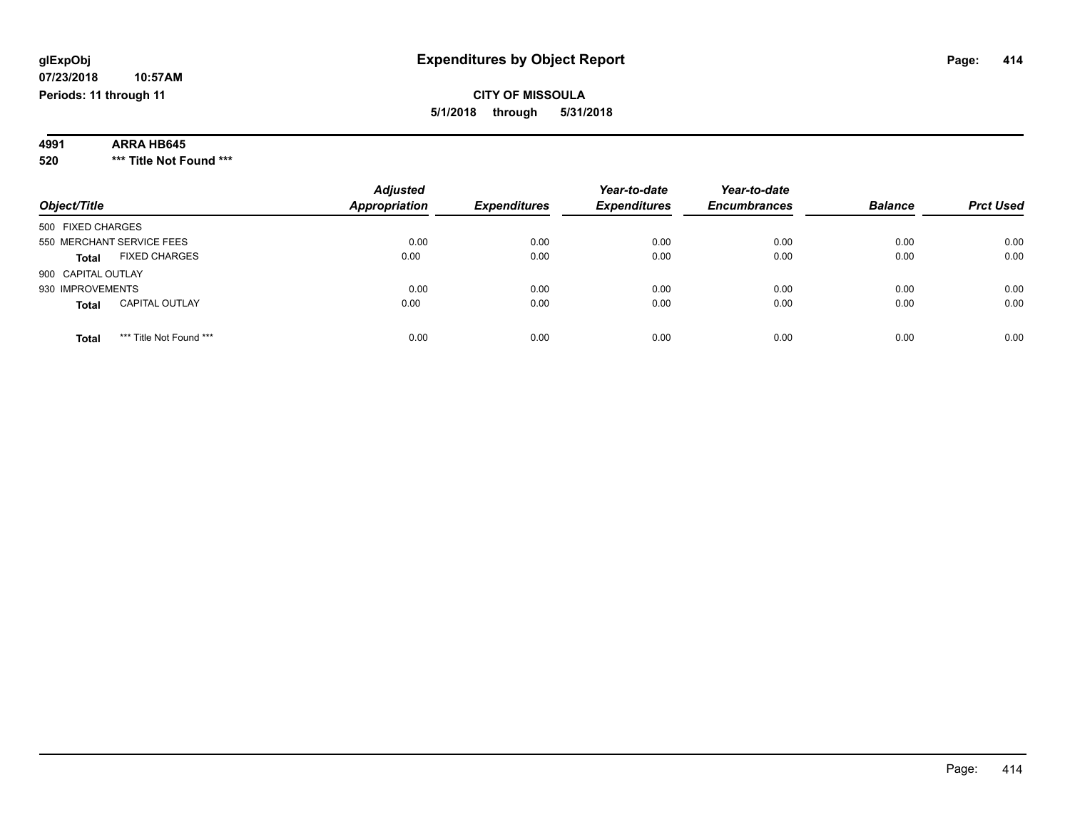# Expenditures by Object Report

glExpObj
07/23/2018 10:57AM
Periods: 11 through 11

**CITY OF MISSOULA**
**5/1/2018 through 5/31/2018**

**4991 ARRA HB645**
**520 *** Title Not Found *****

| Object/Title | Adjusted Appropriation | Expenditures | Year-to-date Expenditures | Year-to-date Encumbrances | Balance | Prct Used |
|---|---|---|---|---|---|---|
| 500 FIXED CHARGES | | | | | | |
| 550 MERCHANT SERVICE FEES | 0.00 | 0.00 | 0.00 | 0.00 | 0.00 | 0.00 |
| **Total** FIXED CHARGES | 0.00 | 0.00 | 0.00 | 0.00 | 0.00 | 0.00 |
| 900 CAPITAL OUTLAY | | | | | | |
| 930 IMPROVEMENTS | 0.00 | 0.00 | 0.00 | 0.00 | 0.00 | 0.00 |
| **Total** CAPITAL OUTLAY | 0.00 | 0.00 | 0.00 | 0.00 | 0.00 | 0.00 |
| **Total** *** Title Not Found *** | 0.00 | 0.00 | 0.00 | 0.00 | 0.00 | 0.00 |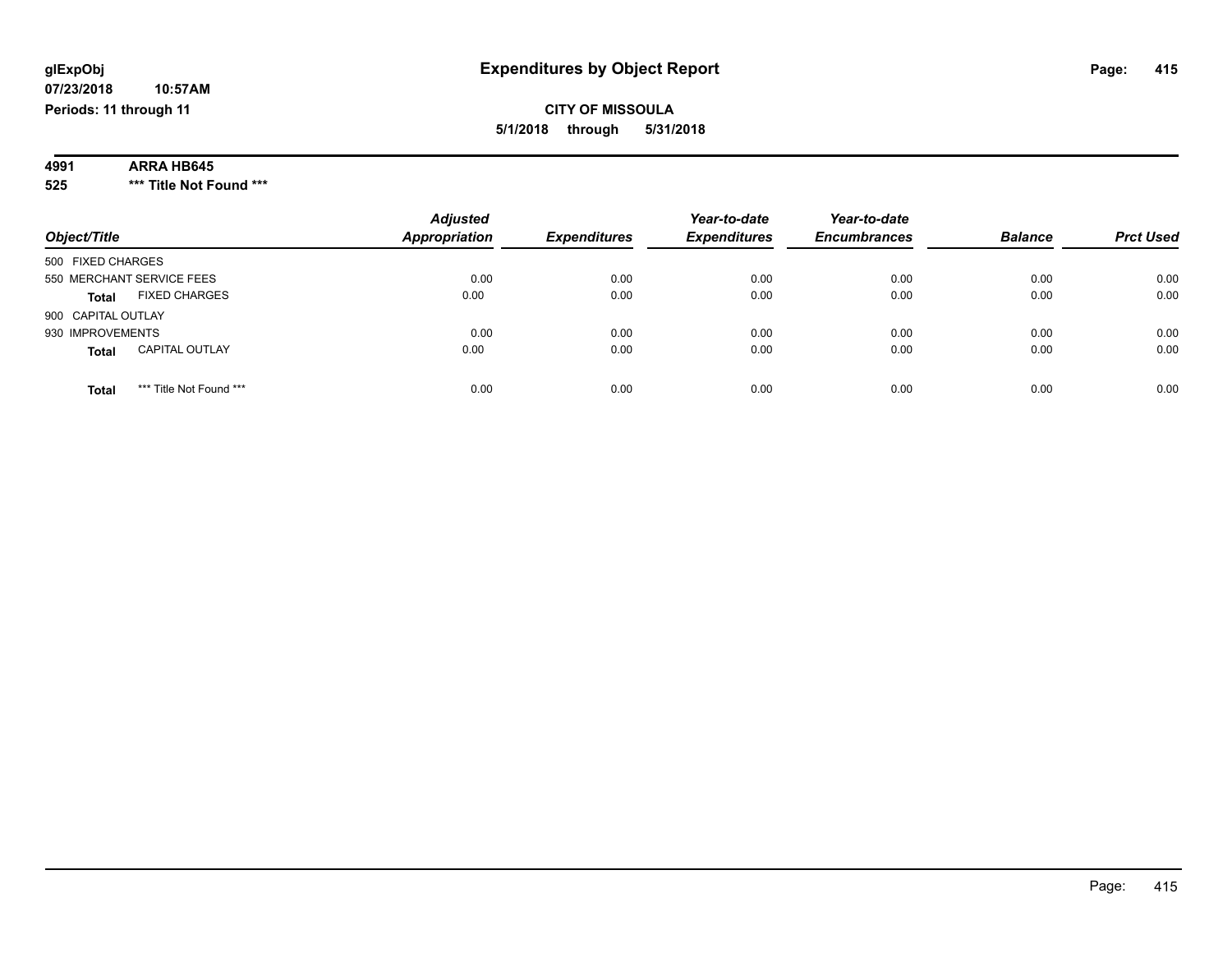# Expenditures by Object Report

glExpObj
07/23/2018 10:57AM
Periods: 11 through 11

**CITY OF MISSOULA**
**5/1/2018 through 5/31/2018**

**4991 ARRA HB645**
**525 \*\*\* Title Not Found \*\*\***

| Object/Title | Adjusted Appropriation | Expenditures | Year-to-date Expenditures | Year-to-date Encumbrances | Balance | Prct Used |
|---|---|---|---|---|---|---|
| 500 FIXED CHARGES | | | | | | |
| 550 MERCHANT SERVICE FEES | 0.00 | 0.00 | 0.00 | 0.00 | 0.00 | 0.00 |
| **Total** FIXED CHARGES | 0.00 | 0.00 | 0.00 | 0.00 | 0.00 | 0.00 |
| 900 CAPITAL OUTLAY | | | | | | |
| 930 IMPROVEMENTS | 0.00 | 0.00 | 0.00 | 0.00 | 0.00 | 0.00 |
| **Total** CAPITAL OUTLAY | 0.00 | 0.00 | 0.00 | 0.00 | 0.00 | 0.00 |
| **Total** *** Title Not Found *** | 0.00 | 0.00 | 0.00 | 0.00 | 0.00 | 0.00 |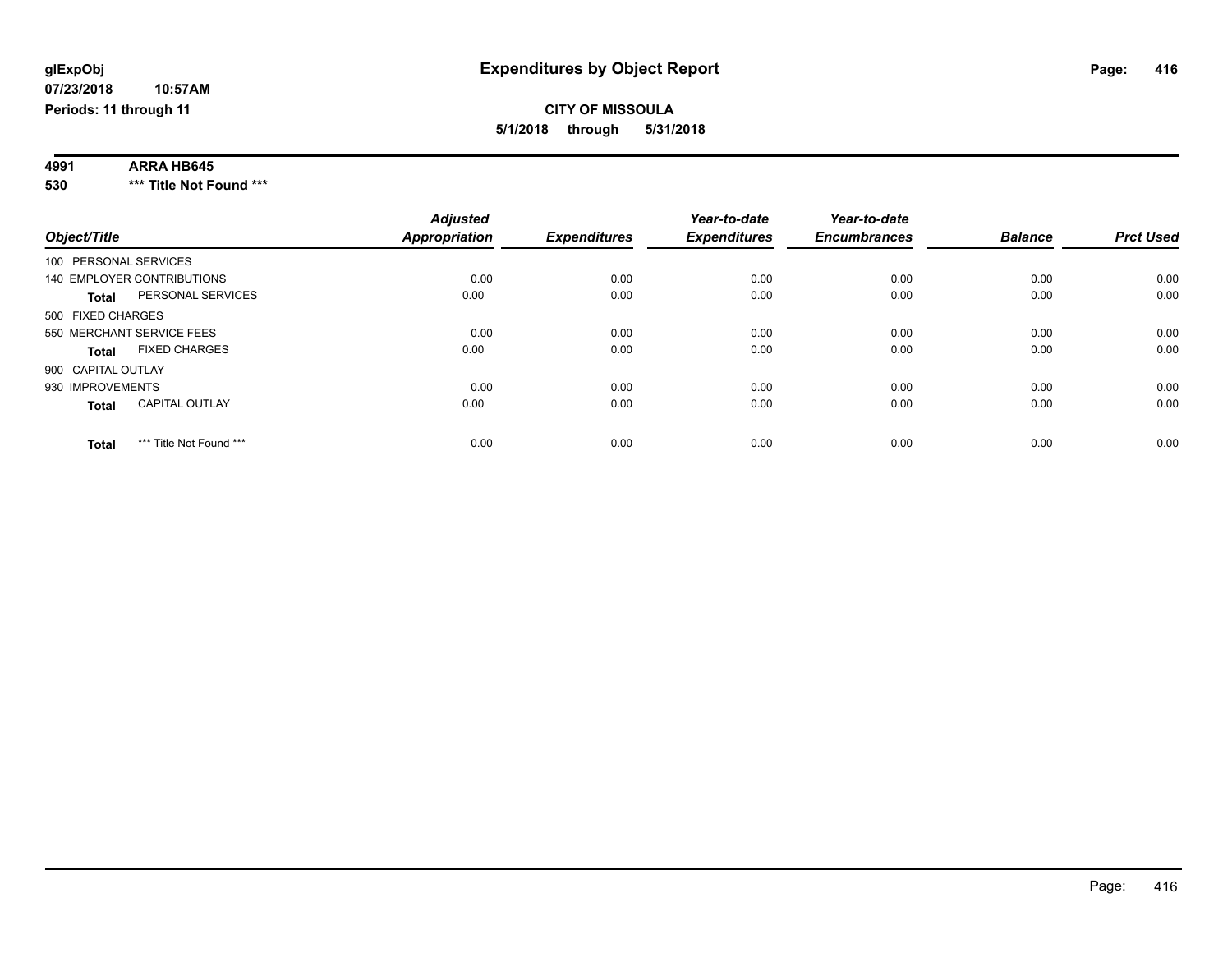**glExpObj**
**07/23/2018 10:57AM**
**Periods: 11 through 11**

# Expenditures by Object Report

**CITY OF MISSOULA**
**5/1/2018 through 5/31/2018**

**4991 ARRA HB645**
**530 *** Title Not Found *****

| Object/Title | Adjusted Appropriation | Expenditures | Year-to-date Expenditures | Year-to-date Encumbrances | Balance | Prct Used |
|---|---|---|---|---|---|---|
| 100 PERSONAL SERVICES | | | | | | |
| 140 EMPLOYER CONTRIBUTIONS | 0.00 | 0.00 | 0.00 | 0.00 | 0.00 | 0.00 |
| **Total** PERSONAL SERVICES | 0.00 | 0.00 | 0.00 | 0.00 | 0.00 | 0.00 |
| 500 FIXED CHARGES | | | | | | |
| 550 MERCHANT SERVICE FEES | 0.00 | 0.00 | 0.00 | 0.00 | 0.00 | 0.00 |
| **Total** FIXED CHARGES | 0.00 | 0.00 | 0.00 | 0.00 | 0.00 | 0.00 |
| 900 CAPITAL OUTLAY | | | | | | |
| 930 IMPROVEMENTS | 0.00 | 0.00 | 0.00 | 0.00 | 0.00 | 0.00 |
| **Total** CAPITAL OUTLAY | 0.00 | 0.00 | 0.00 | 0.00 | 0.00 | 0.00 |
| **Total** *** Title Not Found *** | 0.00 | 0.00 | 0.00 | 0.00 | 0.00 | 0.00 |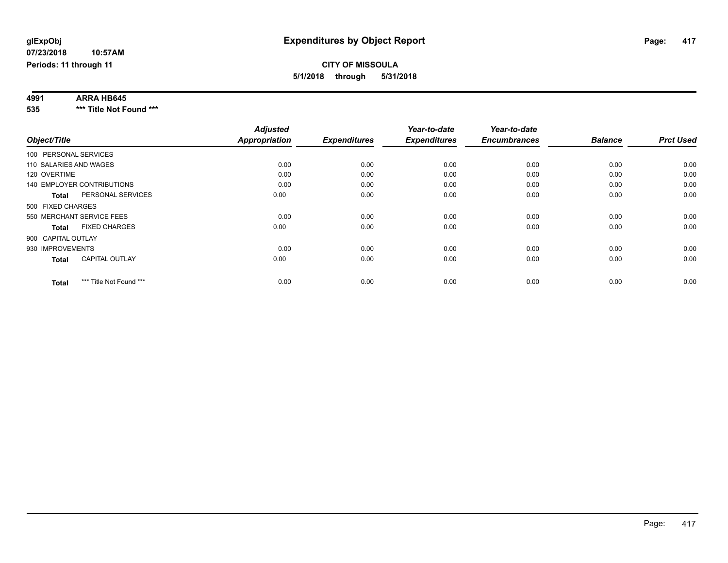# Expenditures by Object Report

glExpObj
07/23/2018 10:57AM
Periods: 11 through 11

**CITY OF MISSOULA**
**5/1/2018 through 5/31/2018**

**4991 ARRA HB645**
**535 \*\*\* Title Not Found \*\*\***

| Object/Title | Adjusted Appropriation | Expenditures | Year-to-date Expenditures | Year-to-date Encumbrances | Balance | Prct Used |
|---|---|---|---|---|---|---|
| 100 PERSONAL SERVICES | | | | | | |
| 110 SALARIES AND WAGES | 0.00 | 0.00 | 0.00 | 0.00 | 0.00 | 0.00 |
| 120 OVERTIME | 0.00 | 0.00 | 0.00 | 0.00 | 0.00 | 0.00 |
| 140 EMPLOYER CONTRIBUTIONS | 0.00 | 0.00 | 0.00 | 0.00 | 0.00 | 0.00 |
| **Total** PERSONAL SERVICES | 0.00 | 0.00 | 0.00 | 0.00 | 0.00 | 0.00 |
| 500 FIXED CHARGES | | | | | | |
| 550 MERCHANT SERVICE FEES | 0.00 | 0.00 | 0.00 | 0.00 | 0.00 | 0.00 |
| **Total** FIXED CHARGES | 0.00 | 0.00 | 0.00 | 0.00 | 0.00 | 0.00 |
| 900 CAPITAL OUTLAY | | | | | | |
| 930 IMPROVEMENTS | 0.00 | 0.00 | 0.00 | 0.00 | 0.00 | 0.00 |
| **Total** CAPITAL OUTLAY | 0.00 | 0.00 | 0.00 | 0.00 | 0.00 | 0.00 |
| **Total** *** Title Not Found *** | 0.00 | 0.00 | 0.00 | 0.00 | 0.00 | 0.00 |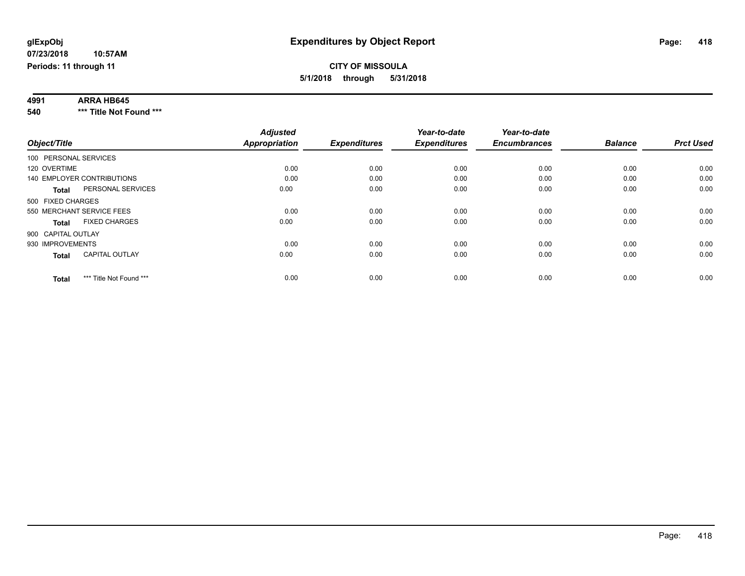# Expenditures by Object Report

glExpObj
07/23/2018 10:57AM
Periods: 11 through 11

**CITY OF MISSOULA**
**5/1/2018 through 5/31/2018**

**4991 ARRA HB645**
**540 \*\*\* Title Not Found \*\*\***

| Object/Title | Adjusted Appropriation | Expenditures | Year-to-date Expenditures | Year-to-date Encumbrances | Balance | Prct Used |
|---|---|---|---|---|---|---|
| 100 PERSONAL SERVICES | | | | | | |
| 120 OVERTIME | 0.00 | 0.00 | 0.00 | 0.00 | 0.00 | 0.00 |
| 140 EMPLOYER CONTRIBUTIONS | 0.00 | 0.00 | 0.00 | 0.00 | 0.00 | 0.00 |
| **Total** PERSONAL SERVICES | 0.00 | 0.00 | 0.00 | 0.00 | 0.00 | 0.00 |
| 500 FIXED CHARGES | | | | | | |
| 550 MERCHANT SERVICE FEES | 0.00 | 0.00 | 0.00 | 0.00 | 0.00 | 0.00 |
| **Total** FIXED CHARGES | 0.00 | 0.00 | 0.00 | 0.00 | 0.00 | 0.00 |
| 900 CAPITAL OUTLAY | | | | | | |
| 930 IMPROVEMENTS | 0.00 | 0.00 | 0.00 | 0.00 | 0.00 | 0.00 |
| **Total** CAPITAL OUTLAY | 0.00 | 0.00 | 0.00 | 0.00 | 0.00 | 0.00 |
| **Total** *** Title Not Found *** | 0.00 | 0.00 | 0.00 | 0.00 | 0.00 | 0.00 |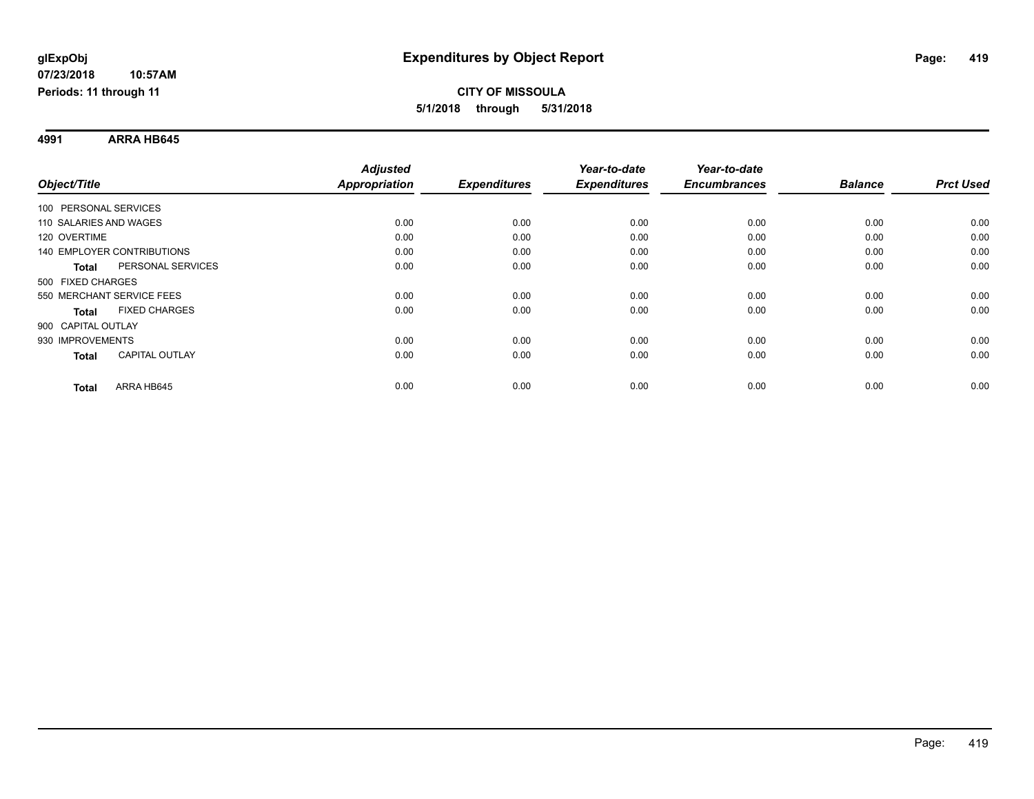# Expenditures by Object Report

glExpObj
07/23/2018 10:57AM
Periods: 11 through 11

**CITY OF MISSOULA**
**5/1/2018 through 5/31/2018**

**4991 ARRA HB645**

| Object/Title | | Adjusted Appropriation | Expenditures | Year-to-date Expenditures | Year-to-date Encumbrances | Balance | Prct Used |
|---|---|---|---|---|---|---|---|
| 100 PERSONAL SERVICES | | | | | | | |
| 110 SALARIES AND WAGES | | 0.00 | 0.00 | 0.00 | 0.00 | 0.00 | 0.00 |
| 120 OVERTIME | | 0.00 | 0.00 | 0.00 | 0.00 | 0.00 | 0.00 |
| 140 EMPLOYER CONTRIBUTIONS | | 0.00 | 0.00 | 0.00 | 0.00 | 0.00 | 0.00 |
| **Total** | PERSONAL SERVICES | 0.00 | 0.00 | 0.00 | 0.00 | 0.00 | 0.00 |
| 500 FIXED CHARGES | | | | | | | |
| 550 MERCHANT SERVICE FEES | | 0.00 | 0.00 | 0.00 | 0.00 | 0.00 | 0.00 |
| **Total** | FIXED CHARGES | 0.00 | 0.00 | 0.00 | 0.00 | 0.00 | 0.00 |
| 900 CAPITAL OUTLAY | | | | | | | |
| 930 IMPROVEMENTS | | 0.00 | 0.00 | 0.00 | 0.00 | 0.00 | 0.00 |
| **Total** | CAPITAL OUTLAY | 0.00 | 0.00 | 0.00 | 0.00 | 0.00 | 0.00 |
| **Total** | ARRA HB645 | 0.00 | 0.00 | 0.00 | 0.00 | 0.00 | 0.00 |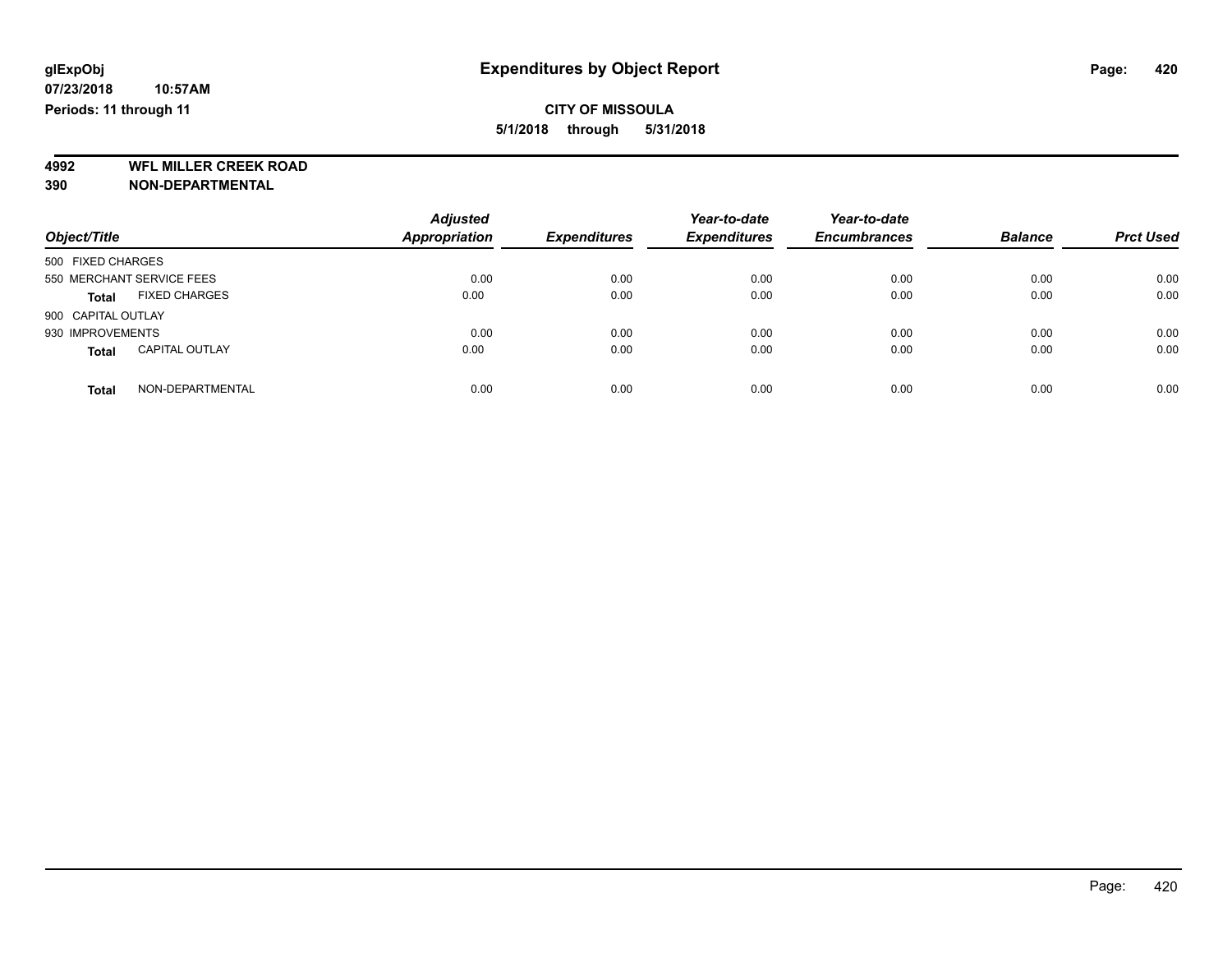**glExpObj**
**07/23/2018 10:57AM**
**Periods: 11 through 11**

# Expenditures by Object Report

**CITY OF MISSOULA**
**5/1/2018 through 5/31/2018**

**4992 WFL MILLER CREEK ROAD**
**390 NON-DEPARTMENTAL**

| Object/Title | | Adjusted Appropriation | Expenditures | Year-to-date Expenditures | Year-to-date Encumbrances | Balance | Prct Used |
|---|---|---|---|---|---|---|---|
| 500 FIXED CHARGES | | | | | | | |
| 550 MERCHANT SERVICE FEES | | 0.00 | 0.00 | 0.00 | 0.00 | 0.00 | 0.00 |
| **Total** | FIXED CHARGES | 0.00 | 0.00 | 0.00 | 0.00 | 0.00 | 0.00 |
| 900 CAPITAL OUTLAY | | | | | | | |
| 930 IMPROVEMENTS | | 0.00 | 0.00 | 0.00 | 0.00 | 0.00 | 0.00 |
| **Total** | CAPITAL OUTLAY | 0.00 | 0.00 | 0.00 | 0.00 | 0.00 | 0.00 |
| **Total** | NON-DEPARTMENTAL | 0.00 | 0.00 | 0.00 | 0.00 | 0.00 | 0.00 |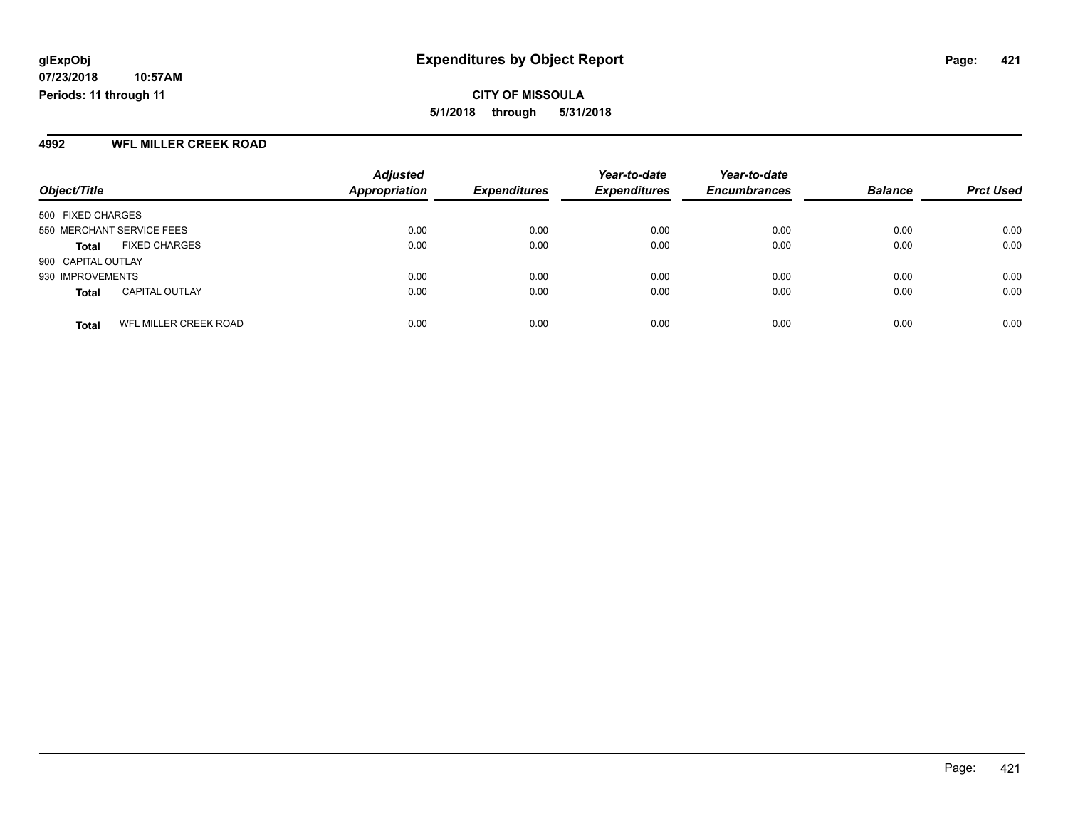# Expenditures by Object Report

glExpObj
07/23/2018 10:57AM
Periods: 11 through 11

**CITY OF MISSOULA**
**5/1/2018 through 5/31/2018**

## 4992 WFL MILLER CREEK ROAD

| Object/Title | | Adjusted Appropriation | Expenditures | Year-to-date Expenditures | Year-to-date Encumbrances | Balance | Prct Used |
|---|---|---|---|---|---|---|---|
| 500 FIXED CHARGES | | | | | | | |
| 550 MERCHANT SERVICE FEES | | 0.00 | 0.00 | 0.00 | 0.00 | 0.00 | 0.00 |
| **Total** | FIXED CHARGES | 0.00 | 0.00 | 0.00 | 0.00 | 0.00 | 0.00 |
| 900 CAPITAL OUTLAY | | | | | | | |
| 930 IMPROVEMENTS | | 0.00 | 0.00 | 0.00 | 0.00 | 0.00 | 0.00 |
| **Total** | CAPITAL OUTLAY | 0.00 | 0.00 | 0.00 | 0.00 | 0.00 | 0.00 |
| **Total** | WFL MILLER CREEK ROAD | 0.00 | 0.00 | 0.00 | 0.00 | 0.00 | 0.00 |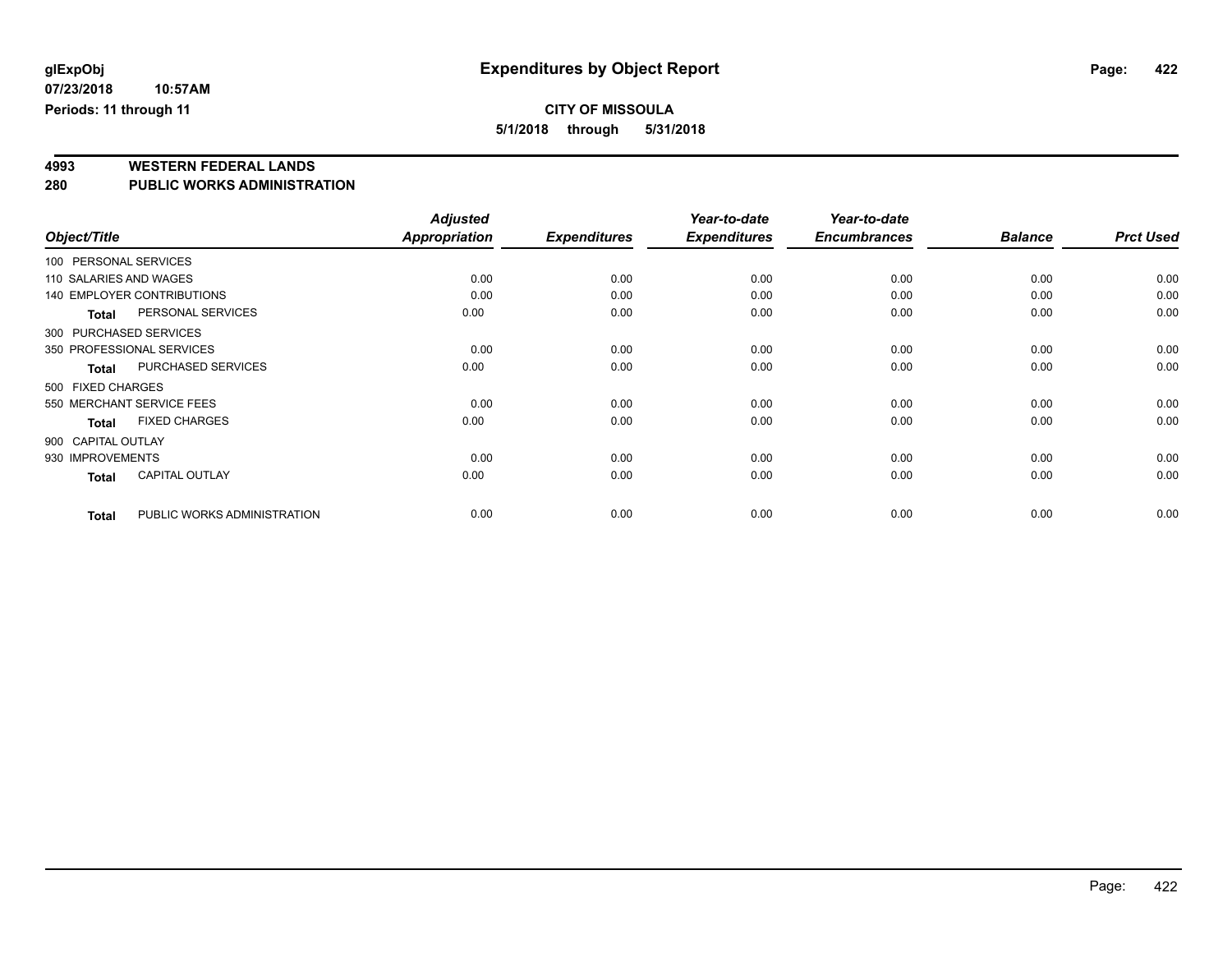# Expenditures by Object Report

glExpObj
07/23/2018 10:57AM
Periods: 11 through 11

**CITY OF MISSOULA**
**5/1/2018 through 5/31/2018**

## 4993 WESTERN FEDERAL LANDS
## 280 PUBLIC WORKS ADMINISTRATION

| Object/Title | | *Adjusted Appropriation* | *Expenditures* | *Year-to-date Expenditures* | *Year-to-date Encumbrances* | *Balance* | *Prct Used* |
|---|---|---|---|---|---|---|---|
| 100 PERSONAL SERVICES | | | | | | | |
| 110 SALARIES AND WAGES | | 0.00 | 0.00 | 0.00 | 0.00 | 0.00 | 0.00 |
| 140 EMPLOYER CONTRIBUTIONS | | 0.00 | 0.00 | 0.00 | 0.00 | 0.00 | 0.00 |
| **Total** | PERSONAL SERVICES | 0.00 | 0.00 | 0.00 | 0.00 | 0.00 | 0.00 |
| 300 PURCHASED SERVICES | | | | | | | |
| 350 PROFESSIONAL SERVICES | | 0.00 | 0.00 | 0.00 | 0.00 | 0.00 | 0.00 |
| **Total** | PURCHASED SERVICES | 0.00 | 0.00 | 0.00 | 0.00 | 0.00 | 0.00 |
| 500 FIXED CHARGES | | | | | | | |
| 550 MERCHANT SERVICE FEES | | 0.00 | 0.00 | 0.00 | 0.00 | 0.00 | 0.00 |
| **Total** | FIXED CHARGES | 0.00 | 0.00 | 0.00 | 0.00 | 0.00 | 0.00 |
| 900 CAPITAL OUTLAY | | | | | | | |
| 930 IMPROVEMENTS | | 0.00 | 0.00 | 0.00 | 0.00 | 0.00 | 0.00 |
| **Total** | CAPITAL OUTLAY | 0.00 | 0.00 | 0.00 | 0.00 | 0.00 | 0.00 |
| **Total** | PUBLIC WORKS ADMINISTRATION | 0.00 | 0.00 | 0.00 | 0.00 | 0.00 | 0.00 |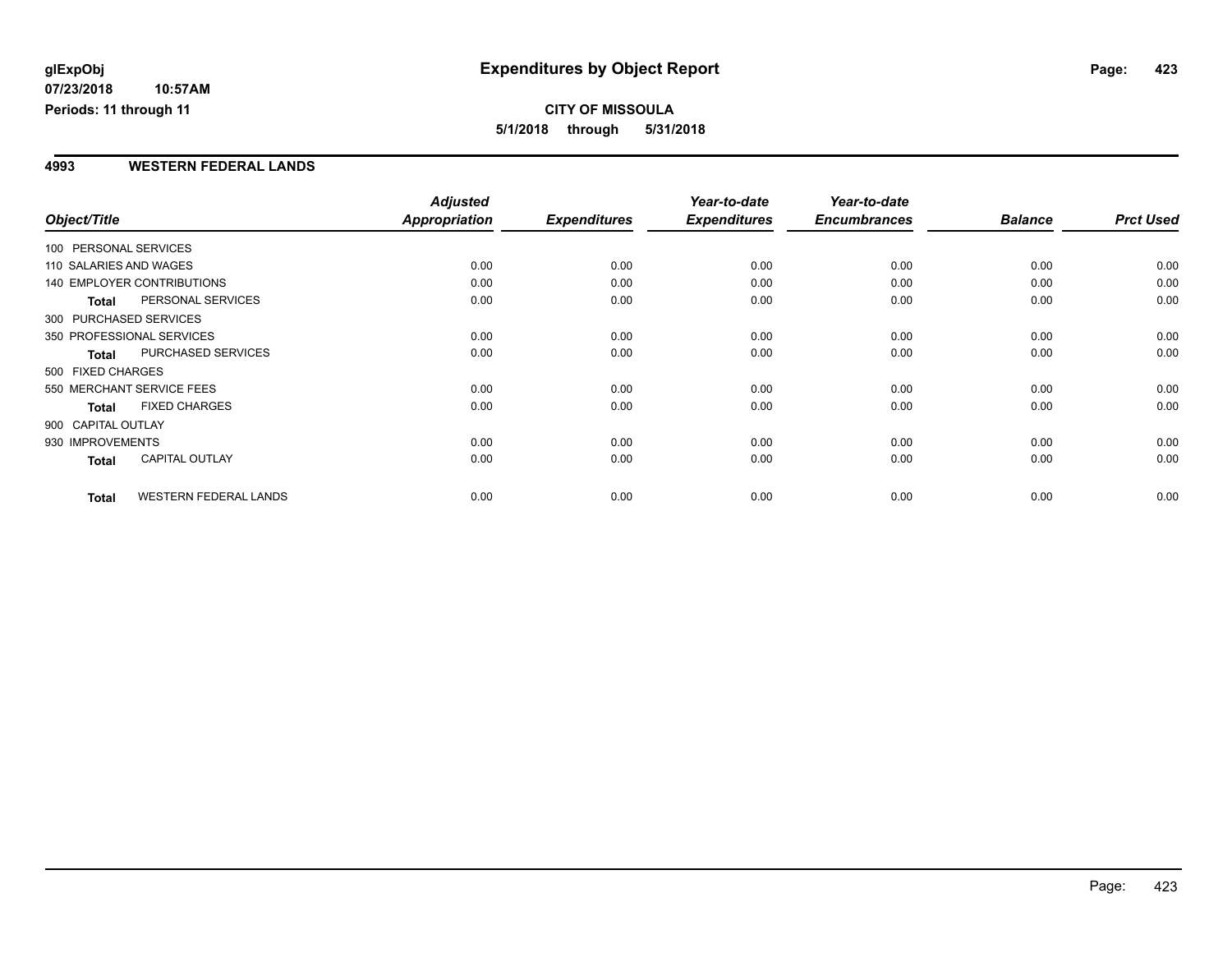glExpObj
07/23/2018 10:57AM
Periods: 11 through 11

# Expenditures by Object Report

**CITY OF MISSOULA**
**5/1/2018 through 5/31/2018**

## 4993 WESTERN FEDERAL LANDS

| Object/Title | | Adjusted Appropriation | Expenditures | Year-to-date Expenditures | Year-to-date Encumbrances | Balance | Prct Used |
|---|---|---|---|---|---|---|---|
| 100 PERSONAL SERVICES | | | | | | | |
| 110 SALARIES AND WAGES | | 0.00 | 0.00 | 0.00 | 0.00 | 0.00 | 0.00 |
| 140 EMPLOYER CONTRIBUTIONS | | 0.00 | 0.00 | 0.00 | 0.00 | 0.00 | 0.00 |
| **Total** | PERSONAL SERVICES | 0.00 | 0.00 | 0.00 | 0.00 | 0.00 | 0.00 |
| 300 PURCHASED SERVICES | | | | | | | |
| 350 PROFESSIONAL SERVICES | | 0.00 | 0.00 | 0.00 | 0.00 | 0.00 | 0.00 |
| **Total** | PURCHASED SERVICES | 0.00 | 0.00 | 0.00 | 0.00 | 0.00 | 0.00 |
| 500 FIXED CHARGES | | | | | | | |
| 550 MERCHANT SERVICE FEES | | 0.00 | 0.00 | 0.00 | 0.00 | 0.00 | 0.00 |
| **Total** | FIXED CHARGES | 0.00 | 0.00 | 0.00 | 0.00 | 0.00 | 0.00 |
| 900 CAPITAL OUTLAY | | | | | | | |
| 930 IMPROVEMENTS | | 0.00 | 0.00 | 0.00 | 0.00 | 0.00 | 0.00 |
| **Total** | CAPITAL OUTLAY | 0.00 | 0.00 | 0.00 | 0.00 | 0.00 | 0.00 |
| **Total** | WESTERN FEDERAL LANDS | 0.00 | 0.00 | 0.00 | 0.00 | 0.00 | 0.00 |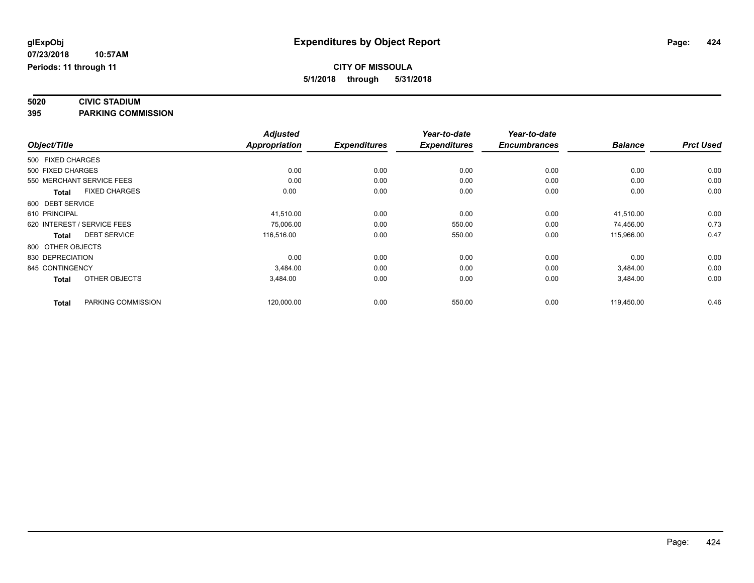glExpObj
07/23/2018 10:57AM
Periods: 11 through 11

# Expenditures by Object Report

**CITY OF MISSOULA**
**5/1/2018 through 5/31/2018**

**5020 CIVIC STADIUM**
**395 PARKING COMMISSION**

| Object/Title | | Adjusted Appropriation | Expenditures | Year-to-date Expenditures | Year-to-date Encumbrances | Balance | Prct Used |
|---|---|---|---|---|---|---|---|
| 500 FIXED CHARGES | | | | | | | |
| 500 FIXED CHARGES | | 0.00 | 0.00 | 0.00 | 0.00 | 0.00 | 0.00 |
| 550 MERCHANT SERVICE FEES | | 0.00 | 0.00 | 0.00 | 0.00 | 0.00 | 0.00 |
| **Total** | FIXED CHARGES | 0.00 | 0.00 | 0.00 | 0.00 | 0.00 | 0.00 |
| 600 DEBT SERVICE | | | | | | | |
| 610 PRINCIPAL | | 41,510.00 | 0.00 | 0.00 | 0.00 | 41,510.00 | 0.00 |
| 620 INTEREST / SERVICE FEES | | 75,006.00 | 0.00 | 550.00 | 0.00 | 74,456.00 | 0.73 |
| **Total** | DEBT SERVICE | 116,516.00 | 0.00 | 550.00 | 0.00 | 115,966.00 | 0.47 |
| 800 OTHER OBJECTS | | | | | | | |
| 830 DEPRECIATION | | 0.00 | 0.00 | 0.00 | 0.00 | 0.00 | 0.00 |
| 845 CONTINGENCY | | 3,484.00 | 0.00 | 0.00 | 0.00 | 3,484.00 | 0.00 |
| **Total** | OTHER OBJECTS | 3,484.00 | 0.00 | 0.00 | 0.00 | 3,484.00 | 0.00 |
| **Total** | PARKING COMMISSION | 120,000.00 | 0.00 | 550.00 | 0.00 | 119,450.00 | 0.46 |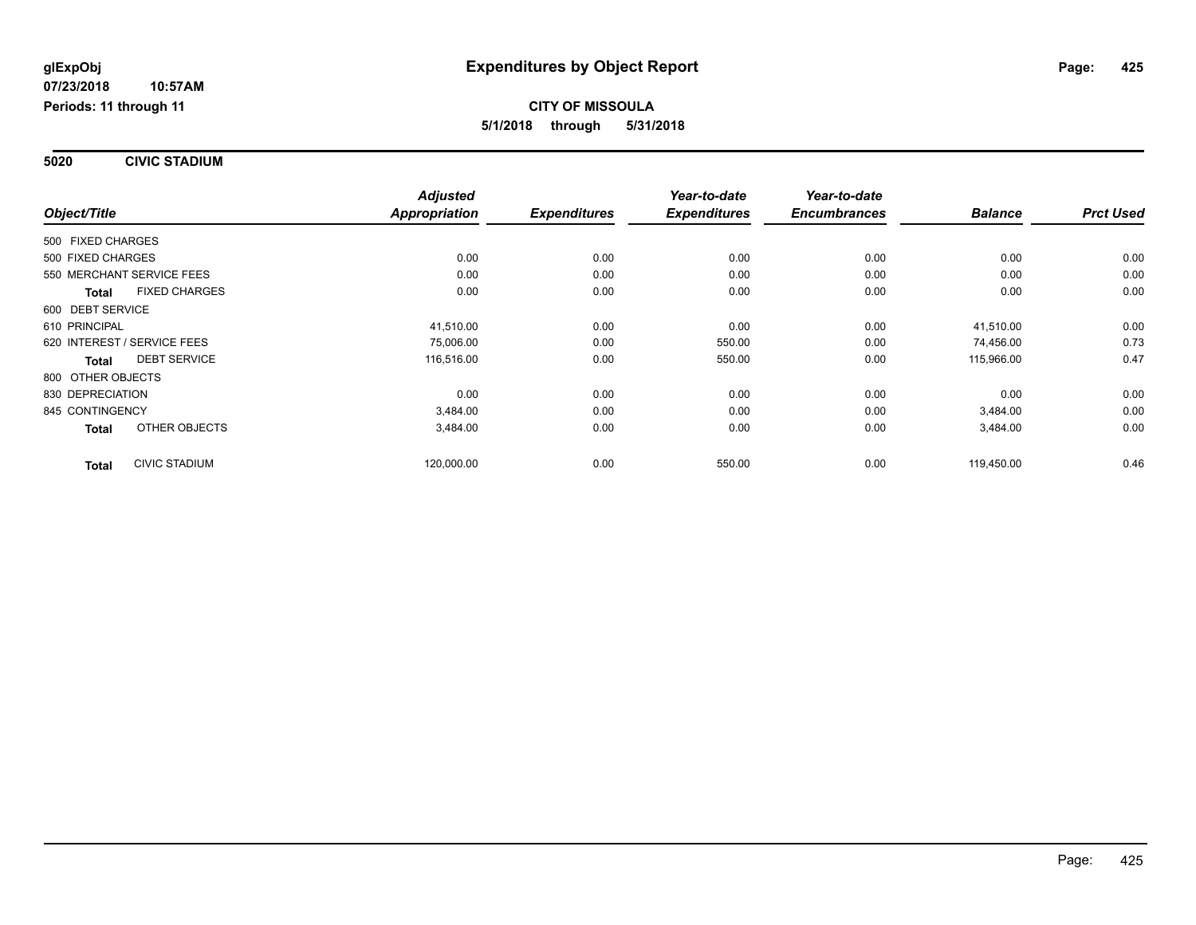# Expenditures by Object Report

glExpObj
07/23/2018 10:57AM
Periods: 11 through 11

**CITY OF MISSOULA**
**5/1/2018 through 5/31/2018**

## 5020 CIVIC STADIUM

| Object/Title | Adjusted Appropriation | Expenditures | Year-to-date Expenditures | Year-to-date Encumbrances | Balance | Prct Used |
|---|---|---|---|---|---|---|
| 500 FIXED CHARGES | | | | | | |
| 500 FIXED CHARGES | 0.00 | 0.00 | 0.00 | 0.00 | 0.00 | 0.00 |
| 550 MERCHANT SERVICE FEES | 0.00 | 0.00 | 0.00 | 0.00 | 0.00 | 0.00 |
| **Total** FIXED CHARGES | 0.00 | 0.00 | 0.00 | 0.00 | 0.00 | 0.00 |
| 600 DEBT SERVICE | | | | | | |
| 610 PRINCIPAL | 41,510.00 | 0.00 | 0.00 | 0.00 | 41,510.00 | 0.00 |
| 620 INTEREST / SERVICE FEES | 75,006.00 | 0.00 | 550.00 | 0.00 | 74,456.00 | 0.73 |
| **Total** DEBT SERVICE | 116,516.00 | 0.00 | 550.00 | 0.00 | 115,966.00 | 0.47 |
| 800 OTHER OBJECTS | | | | | | |
| 830 DEPRECIATION | 0.00 | 0.00 | 0.00 | 0.00 | 0.00 | 0.00 |
| 845 CONTINGENCY | 3,484.00 | 0.00 | 0.00 | 0.00 | 3,484.00 | 0.00 |
| **Total** OTHER OBJECTS | 3,484.00 | 0.00 | 0.00 | 0.00 | 3,484.00 | 0.00 |
| **Total** CIVIC STADIUM | 120,000.00 | 0.00 | 550.00 | 0.00 | 119,450.00 | 0.46 |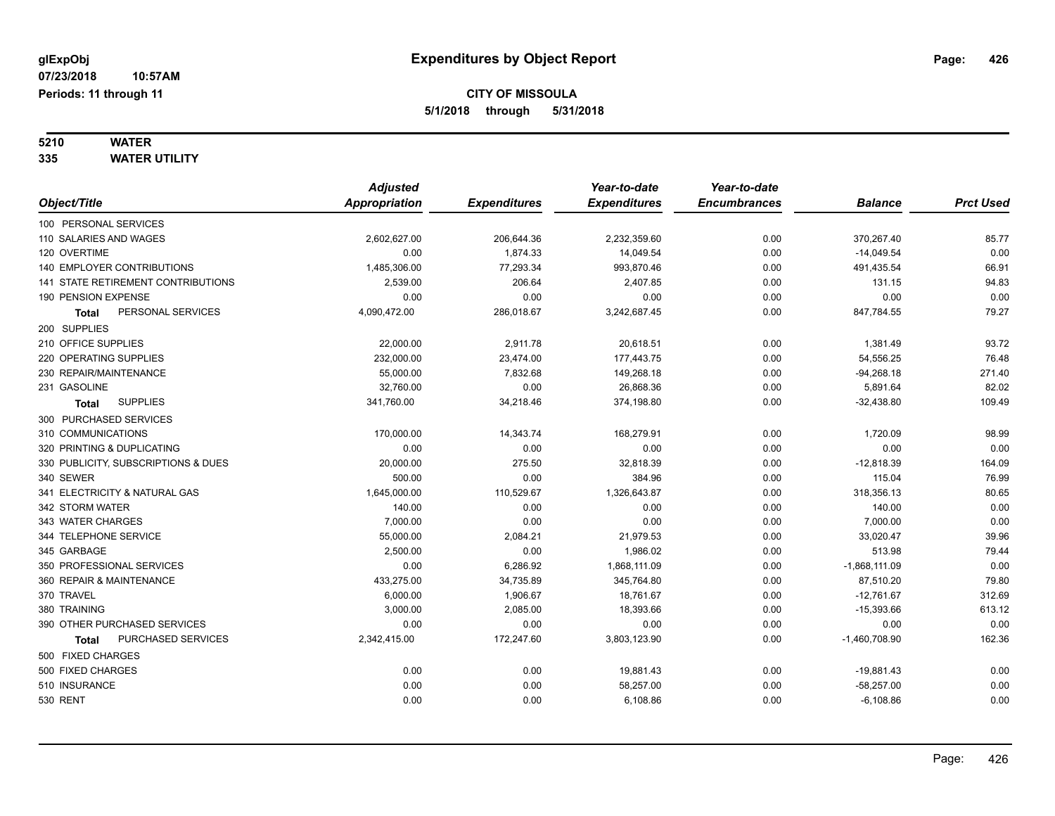**glExpObj** — **Expenditures by Object Report**

**07/23/2018 10:57AM**

**Periods: 11 through 11**

**CITY OF MISSOULA**

**5/1/2018 through 5/31/2018**

## 5210 WATER
## 335 WATER UTILITY

| Object/Title | Adjusted Appropriation | Expenditures | Year-to-date Expenditures | Year-to-date Encumbrances | Balance | Prct Used |
|---|---|---|---|---|---|---|
| 100 PERSONAL SERVICES | | | | | | |
| 110 SALARIES AND WAGES | 2,602,627.00 | 206,644.36 | 2,232,359.60 | 0.00 | 370,267.40 | 85.77 |
| 120 OVERTIME | 0.00 | 1,874.33 | 14,049.54 | 0.00 | -14,049.54 | 0.00 |
| 140 EMPLOYER CONTRIBUTIONS | 1,485,306.00 | 77,293.34 | 993,870.46 | 0.00 | 491,435.54 | 66.91 |
| 141 STATE RETIREMENT CONTRIBUTIONS | 2,539.00 | 206.64 | 2,407.85 | 0.00 | 131.15 | 94.83 |
| 190 PENSION EXPENSE | 0.00 | 0.00 | 0.00 | 0.00 | 0.00 | 0.00 |
| **Total** PERSONAL SERVICES | 4,090,472.00 | 286,018.67 | 3,242,687.45 | 0.00 | 847,784.55 | 79.27 |
| 200 SUPPLIES | | | | | | |
| 210 OFFICE SUPPLIES | 22,000.00 | 2,911.78 | 20,618.51 | 0.00 | 1,381.49 | 93.72 |
| 220 OPERATING SUPPLIES | 232,000.00 | 23,474.00 | 177,443.75 | 0.00 | 54,556.25 | 76.48 |
| 230 REPAIR/MAINTENANCE | 55,000.00 | 7,832.68 | 149,268.18 | 0.00 | -94,268.18 | 271.40 |
| 231 GASOLINE | 32,760.00 | 0.00 | 26,868.36 | 0.00 | 5,891.64 | 82.02 |
| **Total** SUPPLIES | 341,760.00 | 34,218.46 | 374,198.80 | 0.00 | -32,438.80 | 109.49 |
| 300 PURCHASED SERVICES | | | | | | |
| 310 COMMUNICATIONS | 170,000.00 | 14,343.74 | 168,279.91 | 0.00 | 1,720.09 | 98.99 |
| 320 PRINTING & DUPLICATING | 0.00 | 0.00 | 0.00 | 0.00 | 0.00 | 0.00 |
| 330 PUBLICITY, SUBSCRIPTIONS & DUES | 20,000.00 | 275.50 | 32,818.39 | 0.00 | -12,818.39 | 164.09 |
| 340 SEWER | 500.00 | 0.00 | 384.96 | 0.00 | 115.04 | 76.99 |
| 341 ELECTRICITY & NATURAL GAS | 1,645,000.00 | 110,529.67 | 1,326,643.87 | 0.00 | 318,356.13 | 80.65 |
| 342 STORM WATER | 140.00 | 0.00 | 0.00 | 0.00 | 140.00 | 0.00 |
| 343 WATER CHARGES | 7,000.00 | 0.00 | 0.00 | 0.00 | 7,000.00 | 0.00 |
| 344 TELEPHONE SERVICE | 55,000.00 | 2,084.21 | 21,979.53 | 0.00 | 33,020.47 | 39.96 |
| 345 GARBAGE | 2,500.00 | 0.00 | 1,986.02 | 0.00 | 513.98 | 79.44 |
| 350 PROFESSIONAL SERVICES | 0.00 | 6,286.92 | 1,868,111.09 | 0.00 | -1,868,111.09 | 0.00 |
| 360 REPAIR & MAINTENANCE | 433,275.00 | 34,735.89 | 345,764.80 | 0.00 | 87,510.20 | 79.80 |
| 370 TRAVEL | 6,000.00 | 1,906.67 | 18,761.67 | 0.00 | -12,761.67 | 312.69 |
| 380 TRAINING | 3,000.00 | 2,085.00 | 18,393.66 | 0.00 | -15,393.66 | 613.12 |
| 390 OTHER PURCHASED SERVICES | 0.00 | 0.00 | 0.00 | 0.00 | 0.00 | 0.00 |
| **Total** PURCHASED SERVICES | 2,342,415.00 | 172,247.60 | 3,803,123.90 | 0.00 | -1,460,708.90 | 162.36 |
| 500 FIXED CHARGES | | | | | | |
| 500 FIXED CHARGES | 0.00 | 0.00 | 19,881.43 | 0.00 | -19,881.43 | 0.00 |
| 510 INSURANCE | 0.00 | 0.00 | 58,257.00 | 0.00 | -58,257.00 | 0.00 |
| 530 RENT | 0.00 | 0.00 | 6,108.86 | 0.00 | -6,108.86 | 0.00 |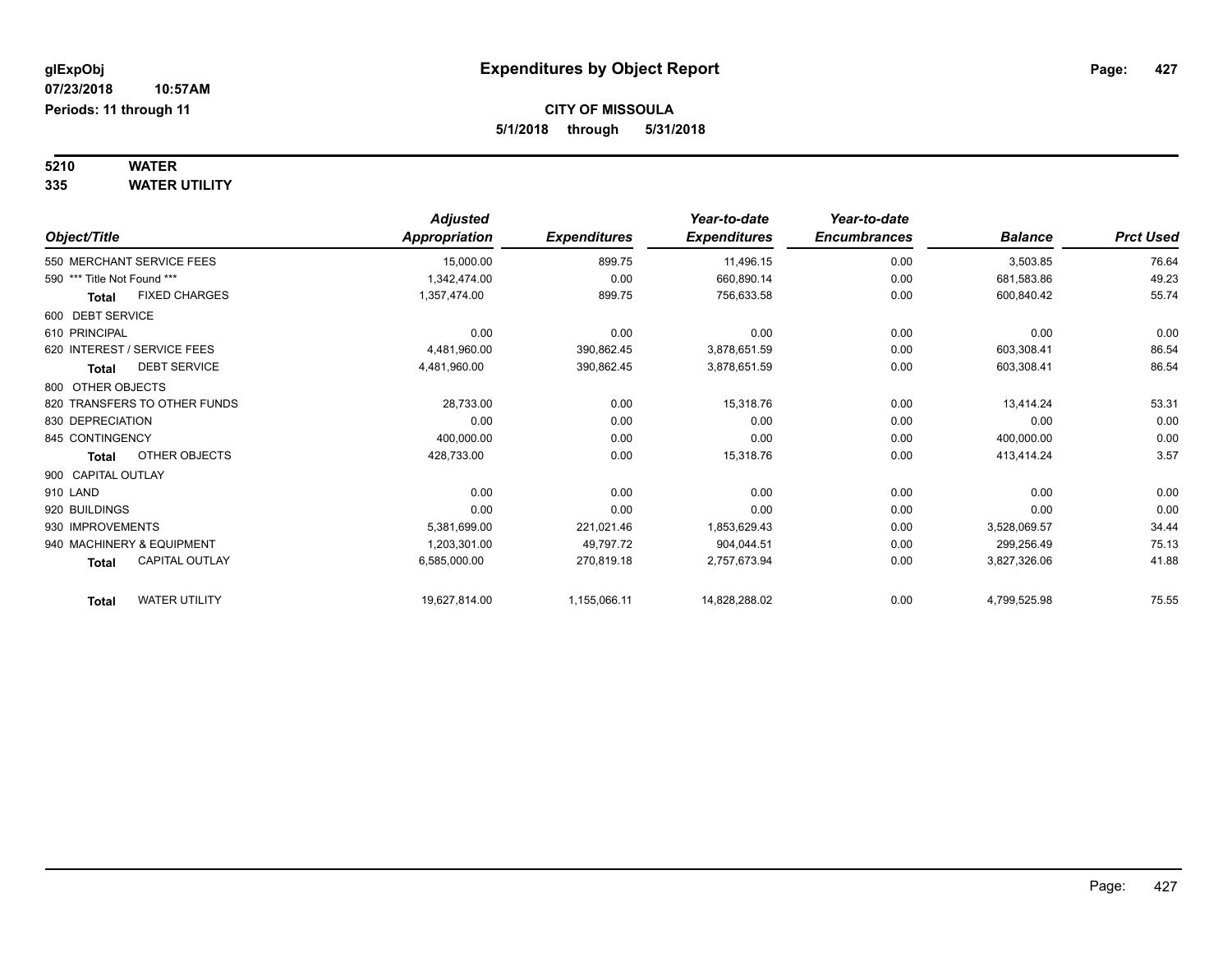# Expenditures by Object Report

glExpObj
07/23/2018 10:57AM
Periods: 11 through 11

**CITY OF MISSOULA**
**5/1/2018 through 5/31/2018**

## 5210 WATER
## 335 WATER UTILITY

| Object/Title | Adjusted Appropriation | Expenditures | Year-to-date Expenditures | Year-to-date Encumbrances | Balance | Prct Used |
|---|---|---|---|---|---|---|
| 550 MERCHANT SERVICE FEES | 15,000.00 | 899.75 | 11,496.15 | 0.00 | 3,503.85 | 76.64 |
| 590 *** Title Not Found *** | 1,342,474.00 | 0.00 | 660,890.14 | 0.00 | 681,583.86 | 49.23 |
| **Total** FIXED CHARGES | 1,357,474.00 | 899.75 | 756,633.58 | 0.00 | 600,840.42 | 55.74 |
| 600 DEBT SERVICE | | | | | | |
| 610 PRINCIPAL | 0.00 | 0.00 | 0.00 | 0.00 | 0.00 | 0.00 |
| 620 INTEREST / SERVICE FEES | 4,481,960.00 | 390,862.45 | 3,878,651.59 | 0.00 | 603,308.41 | 86.54 |
| **Total** DEBT SERVICE | 4,481,960.00 | 390,862.45 | 3,878,651.59 | 0.00 | 603,308.41 | 86.54 |
| 800 OTHER OBJECTS | | | | | | |
| 820 TRANSFERS TO OTHER FUNDS | 28,733.00 | 0.00 | 15,318.76 | 0.00 | 13,414.24 | 53.31 |
| 830 DEPRECIATION | 0.00 | 0.00 | 0.00 | 0.00 | 0.00 | 0.00 |
| 845 CONTINGENCY | 400,000.00 | 0.00 | 0.00 | 0.00 | 400,000.00 | 0.00 |
| **Total** OTHER OBJECTS | 428,733.00 | 0.00 | 15,318.76 | 0.00 | 413,414.24 | 3.57 |
| 900 CAPITAL OUTLAY | | | | | | |
| 910 LAND | 0.00 | 0.00 | 0.00 | 0.00 | 0.00 | 0.00 |
| 920 BUILDINGS | 0.00 | 0.00 | 0.00 | 0.00 | 0.00 | 0.00 |
| 930 IMPROVEMENTS | 5,381,699.00 | 221,021.46 | 1,853,629.43 | 0.00 | 3,528,069.57 | 34.44 |
| 940 MACHINERY & EQUIPMENT | 1,203,301.00 | 49,797.72 | 904,044.51 | 0.00 | 299,256.49 | 75.13 |
| **Total** CAPITAL OUTLAY | 6,585,000.00 | 270,819.18 | 2,757,673.94 | 0.00 | 3,827,326.06 | 41.88 |
| **Total** WATER UTILITY | 19,627,814.00 | 1,155,066.11 | 14,828,288.02 | 0.00 | 4,799,525.98 | 75.55 |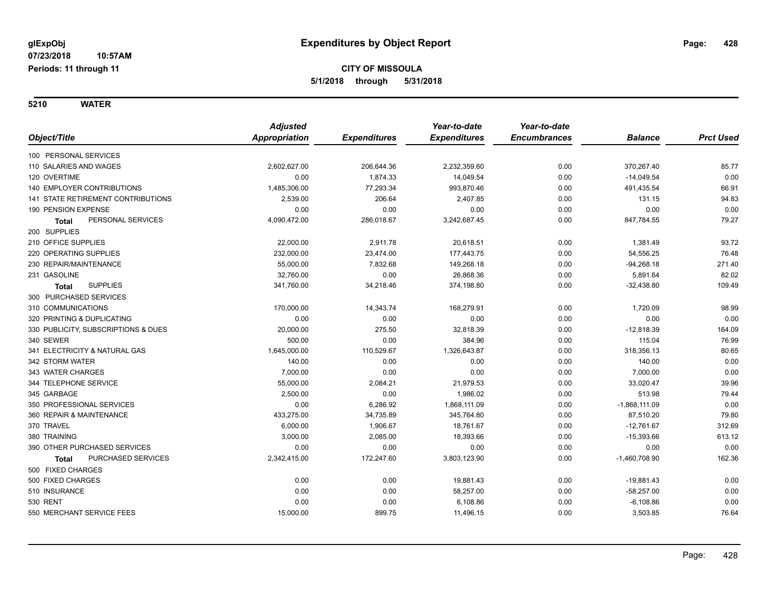# Expenditures by Object Report

glExpObj
07/23/2018 10:57AM
Periods: 11 through 11

**CITY OF MISSOULA**
**5/1/2018 through 5/31/2018**

## 5210 WATER

| Object/Title | Adjusted Appropriation | Expenditures | Year-to-date Expenditures | Year-to-date Encumbrances | Balance | Prct Used |
|---|---|---|---|---|---|---|
| 100 PERSONAL SERVICES | | | | | | |
| 110 SALARIES AND WAGES | 2,602,627.00 | 206,644.36 | 2,232,359.60 | 0.00 | 370,267.40 | 85.77 |
| 120 OVERTIME | 0.00 | 1,874.33 | 14,049.54 | 0.00 | -14,049.54 | 0.00 |
| 140 EMPLOYER CONTRIBUTIONS | 1,485,306.00 | 77,293.34 | 993,870.46 | 0.00 | 491,435.54 | 66.91 |
| 141 STATE RETIREMENT CONTRIBUTIONS | 2,539.00 | 206.64 | 2,407.85 | 0.00 | 131.15 | 94.83 |
| 190 PENSION EXPENSE | 0.00 | 0.00 | 0.00 | 0.00 | 0.00 | 0.00 |
| **Total** PERSONAL SERVICES | 4,090,472.00 | 286,018.67 | 3,242,687.45 | 0.00 | 847,784.55 | 79.27 |
| 200 SUPPLIES | | | | | | |
| 210 OFFICE SUPPLIES | 22,000.00 | 2,911.78 | 20,618.51 | 0.00 | 1,381.49 | 93.72 |
| 220 OPERATING SUPPLIES | 232,000.00 | 23,474.00 | 177,443.75 | 0.00 | 54,556.25 | 76.48 |
| 230 REPAIR/MAINTENANCE | 55,000.00 | 7,832.68 | 149,268.18 | 0.00 | -94,268.18 | 271.40 |
| 231 GASOLINE | 32,760.00 | 0.00 | 26,868.36 | 0.00 | 5,891.64 | 82.02 |
| **Total** SUPPLIES | 341,760.00 | 34,218.46 | 374,198.80 | 0.00 | -32,438.80 | 109.49 |
| 300 PURCHASED SERVICES | | | | | | |
| 310 COMMUNICATIONS | 170,000.00 | 14,343.74 | 168,279.91 | 0.00 | 1,720.09 | 98.99 |
| 320 PRINTING & DUPLICATING | 0.00 | 0.00 | 0.00 | 0.00 | 0.00 | 0.00 |
| 330 PUBLICITY, SUBSCRIPTIONS & DUES | 20,000.00 | 275.50 | 32,818.39 | 0.00 | -12,818.39 | 164.09 |
| 340 SEWER | 500.00 | 0.00 | 384.96 | 0.00 | 115.04 | 76.99 |
| 341 ELECTRICITY & NATURAL GAS | 1,645,000.00 | 110,529.67 | 1,326,643.87 | 0.00 | 318,356.13 | 80.65 |
| 342 STORM WATER | 140.00 | 0.00 | 0.00 | 0.00 | 140.00 | 0.00 |
| 343 WATER CHARGES | 7,000.00 | 0.00 | 0.00 | 0.00 | 7,000.00 | 0.00 |
| 344 TELEPHONE SERVICE | 55,000.00 | 2,084.21 | 21,979.53 | 0.00 | 33,020.47 | 39.96 |
| 345 GARBAGE | 2,500.00 | 0.00 | 1,986.02 | 0.00 | 513.98 | 79.44 |
| 350 PROFESSIONAL SERVICES | 0.00 | 6,286.92 | 1,868,111.09 | 0.00 | -1,868,111.09 | 0.00 |
| 360 REPAIR & MAINTENANCE | 433,275.00 | 34,735.89 | 345,764.80 | 0.00 | 87,510.20 | 79.80 |
| 370 TRAVEL | 6,000.00 | 1,906.67 | 18,761.67 | 0.00 | -12,761.67 | 312.69 |
| 380 TRAINING | 3,000.00 | 2,085.00 | 18,393.66 | 0.00 | -15,393.66 | 613.12 |
| 390 OTHER PURCHASED SERVICES | 0.00 | 0.00 | 0.00 | 0.00 | 0.00 | 0.00 |
| **Total** PURCHASED SERVICES | 2,342,415.00 | 172,247.60 | 3,803,123.90 | 0.00 | -1,460,708.90 | 162.36 |
| 500 FIXED CHARGES | | | | | | |
| 500 FIXED CHARGES | 0.00 | 0.00 | 19,881.43 | 0.00 | -19,881.43 | 0.00 |
| 510 INSURANCE | 0.00 | 0.00 | 58,257.00 | 0.00 | -58,257.00 | 0.00 |
| 530 RENT | 0.00 | 0.00 | 6,108.86 | 0.00 | -6,108.86 | 0.00 |
| 550 MERCHANT SERVICE FEES | 15,000.00 | 899.75 | 11,496.15 | 0.00 | 3,503.85 | 76.64 |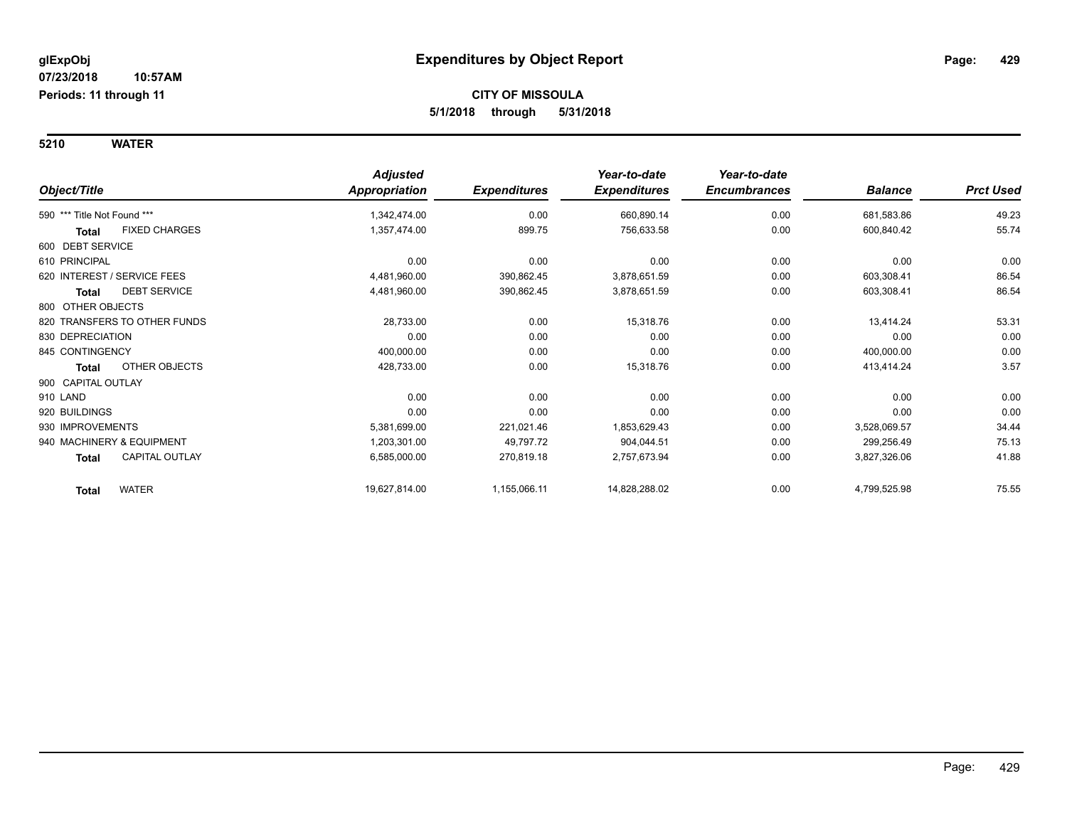**glExpObj**
**07/23/2018 10:57AM**
**Periods: 11 through 11**

# Expenditures by Object Report

**CITY OF MISSOULA**
**5/1/2018 through 5/31/2018**

## 5210 WATER

| Object/Title | Adjusted Appropriation | Expenditures | Year-to-date Expenditures | Year-to-date Encumbrances | Balance | Prct Used |
|---|---|---|---|---|---|---|
| 590 *** Title Not Found *** | 1,342,474.00 | 0.00 | 660,890.14 | 0.00 | 681,583.86 | 49.23 |
| **Total** FIXED CHARGES | 1,357,474.00 | 899.75 | 756,633.58 | 0.00 | 600,840.42 | 55.74 |
| 600 DEBT SERVICE | | | | | | |
| 610 PRINCIPAL | 0.00 | 0.00 | 0.00 | 0.00 | 0.00 | 0.00 |
| 620 INTEREST / SERVICE FEES | 4,481,960.00 | 390,862.45 | 3,878,651.59 | 0.00 | 603,308.41 | 86.54 |
| **Total** DEBT SERVICE | 4,481,960.00 | 390,862.45 | 3,878,651.59 | 0.00 | 603,308.41 | 86.54 |
| 800 OTHER OBJECTS | | | | | | |
| 820 TRANSFERS TO OTHER FUNDS | 28,733.00 | 0.00 | 15,318.76 | 0.00 | 13,414.24 | 53.31 |
| 830 DEPRECIATION | 0.00 | 0.00 | 0.00 | 0.00 | 0.00 | 0.00 |
| 845 CONTINGENCY | 400,000.00 | 0.00 | 0.00 | 0.00 | 400,000.00 | 0.00 |
| **Total** OTHER OBJECTS | 428,733.00 | 0.00 | 15,318.76 | 0.00 | 413,414.24 | 3.57 |
| 900 CAPITAL OUTLAY | | | | | | |
| 910 LAND | 0.00 | 0.00 | 0.00 | 0.00 | 0.00 | 0.00 |
| 920 BUILDINGS | 0.00 | 0.00 | 0.00 | 0.00 | 0.00 | 0.00 |
| 930 IMPROVEMENTS | 5,381,699.00 | 221,021.46 | 1,853,629.43 | 0.00 | 3,528,069.57 | 34.44 |
| 940 MACHINERY & EQUIPMENT | 1,203,301.00 | 49,797.72 | 904,044.51 | 0.00 | 299,256.49 | 75.13 |
| **Total** CAPITAL OUTLAY | 6,585,000.00 | 270,819.18 | 2,757,673.94 | 0.00 | 3,827,326.06 | 41.88 |
| **Total** WATER | 19,627,814.00 | 1,155,066.11 | 14,828,288.02 | 0.00 | 4,799,525.98 | 75.55 |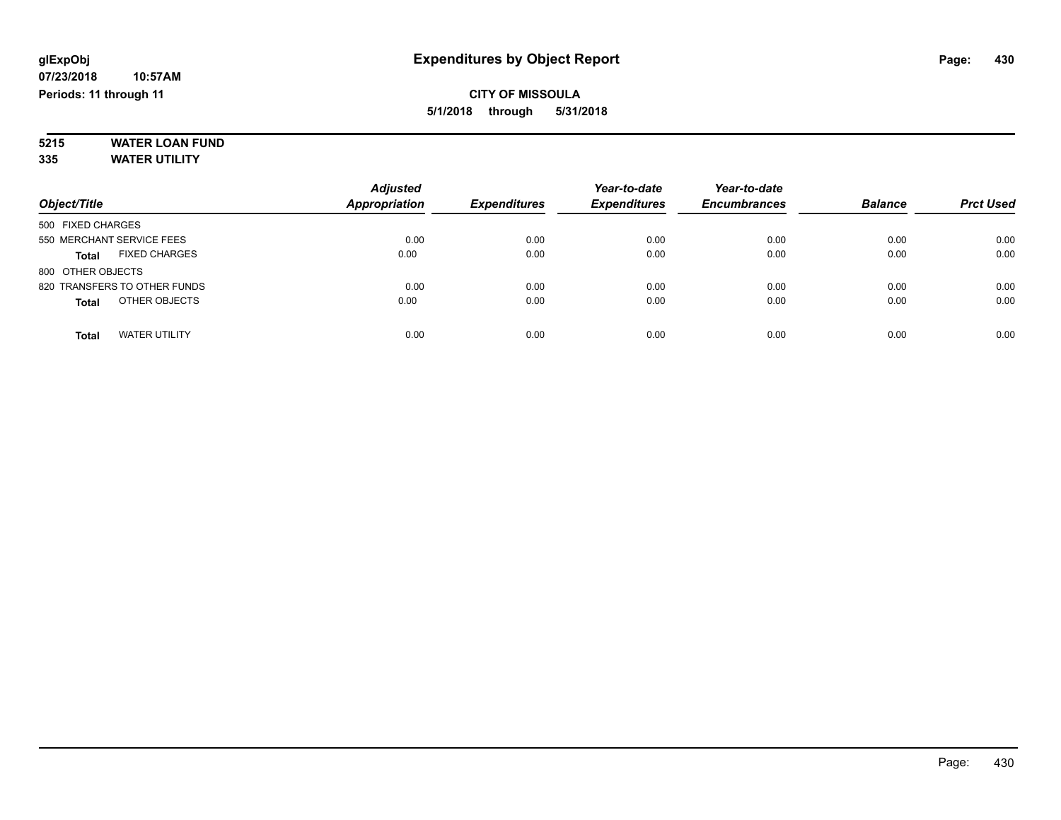**glExpObj** 
**07/23/2018 10:57AM**
**Periods: 11 through 11**

# Expenditures by Object Report

**CITY OF MISSOULA**
**5/1/2018 through 5/31/2018**

**5215 WATER LOAN FUND**
**335 WATER UTILITY**

| Object/Title | Adjusted Appropriation | Expenditures | Year-to-date Expenditures | Year-to-date Encumbrances | Balance | Prct Used |
|---|---|---|---|---|---|---|
| 500 FIXED CHARGES | | | | | | |
| 550 MERCHANT SERVICE FEES | 0.00 | 0.00 | 0.00 | 0.00 | 0.00 | 0.00 |
| **Total** FIXED CHARGES | 0.00 | 0.00 | 0.00 | 0.00 | 0.00 | 0.00 |
| 800 OTHER OBJECTS | | | | | | |
| 820 TRANSFERS TO OTHER FUNDS | 0.00 | 0.00 | 0.00 | 0.00 | 0.00 | 0.00 |
| **Total** OTHER OBJECTS | 0.00 | 0.00 | 0.00 | 0.00 | 0.00 | 0.00 |
| **Total** WATER UTILITY | 0.00 | 0.00 | 0.00 | 0.00 | 0.00 | 0.00 |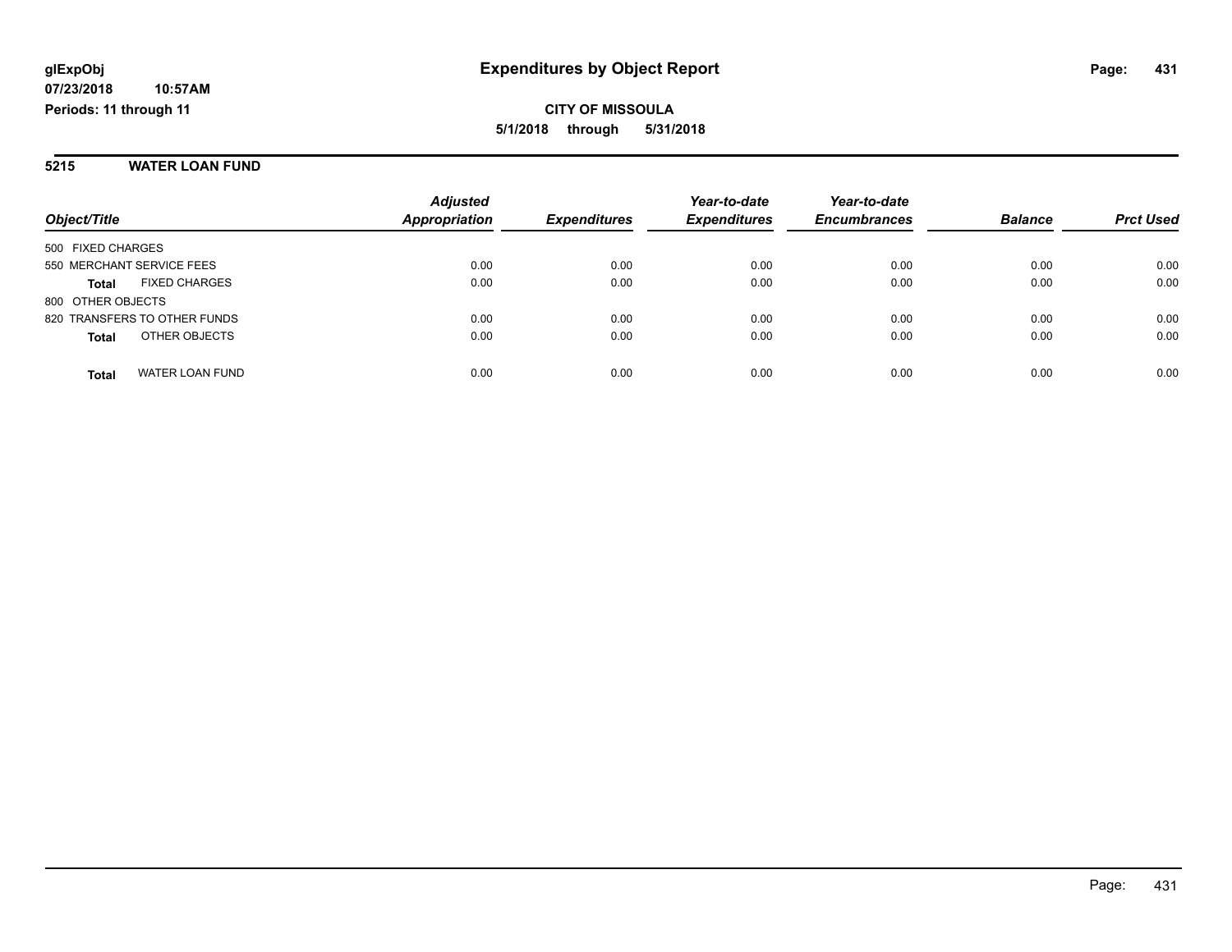**glExpObj**
**07/23/2018 10:57AM**
**Periods: 11 through 11**

# Expenditures by Object Report

**CITY OF MISSOULA**
**5/1/2018 through 5/31/2018**

## 5215 WATER LOAN FUND

| Object/Title | Adjusted Appropriation | Expenditures | Year-to-date Expenditures | Year-to-date Encumbrances | Balance | Prct Used |
|---|---|---|---|---|---|---|
| 500 FIXED CHARGES | | | | | | |
| 550 MERCHANT SERVICE FEES | 0.00 | 0.00 | 0.00 | 0.00 | 0.00 | 0.00 |
| **Total** FIXED CHARGES | 0.00 | 0.00 | 0.00 | 0.00 | 0.00 | 0.00 |
| 800 OTHER OBJECTS | | | | | | |
| 820 TRANSFERS TO OTHER FUNDS | 0.00 | 0.00 | 0.00 | 0.00 | 0.00 | 0.00 |
| **Total** OTHER OBJECTS | 0.00 | 0.00 | 0.00 | 0.00 | 0.00 | 0.00 |
| **Total** WATER LOAN FUND | 0.00 | 0.00 | 0.00 | 0.00 | 0.00 | 0.00 |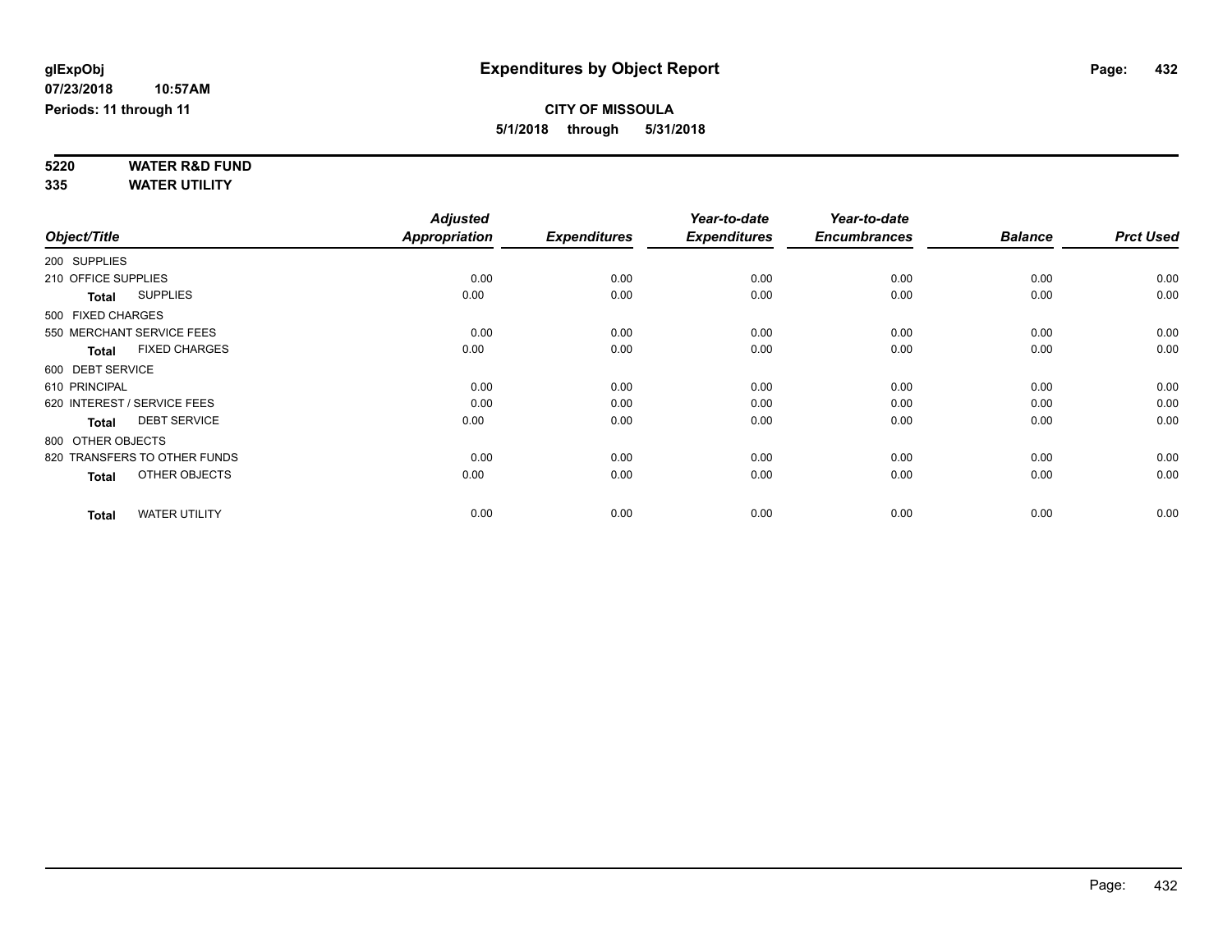**glExpObj**
**07/23/2018 10:57AM**
**Periods: 11 through 11**

# Expenditures by Object Report

**CITY OF MISSOULA**
**5/1/2018 through 5/31/2018**

**5220 WATER R&D FUND**
**335 WATER UTILITY**

| Object/Title | Adjusted Appropriation | Expenditures | Year-to-date Expenditures | Year-to-date Encumbrances | Balance | Prct Used |
|---|---|---|---|---|---|---|
| 200 SUPPLIES | | | | | | |
| 210 OFFICE SUPPLIES | 0.00 | 0.00 | 0.00 | 0.00 | 0.00 | 0.00 |
| **Total** SUPPLIES | 0.00 | 0.00 | 0.00 | 0.00 | 0.00 | 0.00 |
| 500 FIXED CHARGES | | | | | | |
| 550 MERCHANT SERVICE FEES | 0.00 | 0.00 | 0.00 | 0.00 | 0.00 | 0.00 |
| **Total** FIXED CHARGES | 0.00 | 0.00 | 0.00 | 0.00 | 0.00 | 0.00 |
| 600 DEBT SERVICE | | | | | | |
| 610 PRINCIPAL | 0.00 | 0.00 | 0.00 | 0.00 | 0.00 | 0.00 |
| 620 INTEREST / SERVICE FEES | 0.00 | 0.00 | 0.00 | 0.00 | 0.00 | 0.00 |
| **Total** DEBT SERVICE | 0.00 | 0.00 | 0.00 | 0.00 | 0.00 | 0.00 |
| 800 OTHER OBJECTS | | | | | | |
| 820 TRANSFERS TO OTHER FUNDS | 0.00 | 0.00 | 0.00 | 0.00 | 0.00 | 0.00 |
| **Total** OTHER OBJECTS | 0.00 | 0.00 | 0.00 | 0.00 | 0.00 | 0.00 |
| **Total** WATER UTILITY | 0.00 | 0.00 | 0.00 | 0.00 | 0.00 | 0.00 |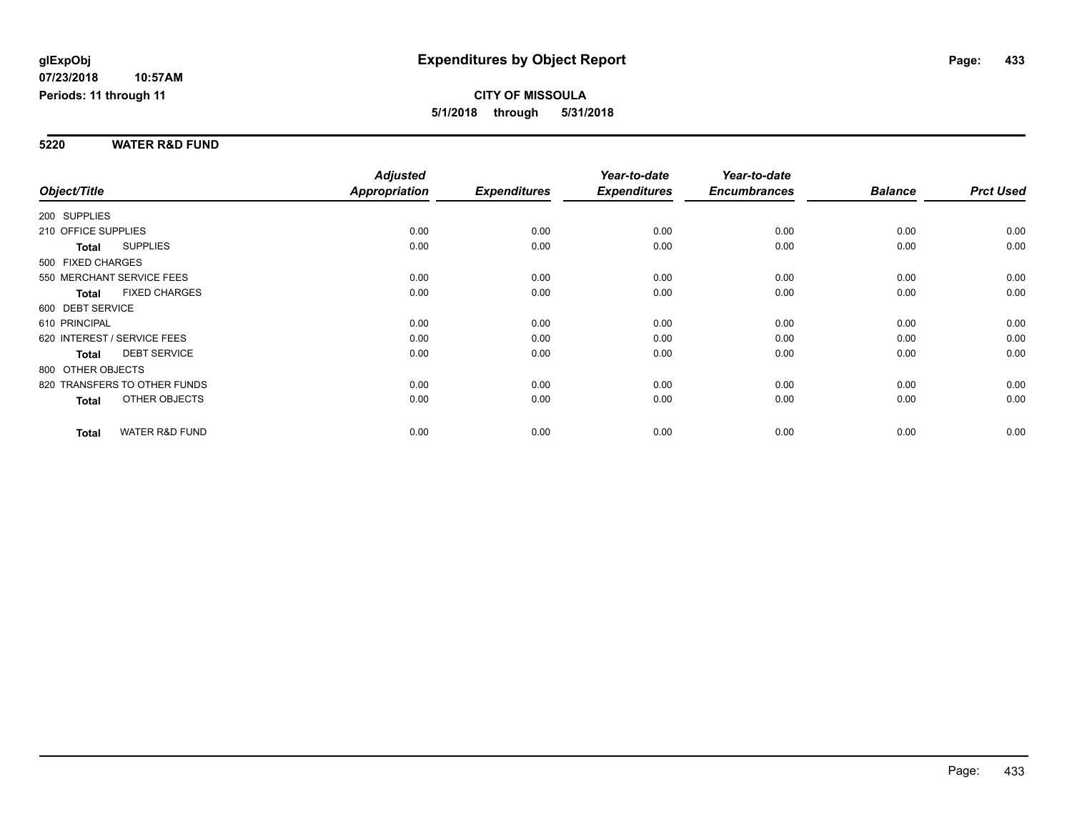**glExpObj** **Expenditures by Object Report**

**07/23/2018 10:57AM**

**Periods: 11 through 11**

**CITY OF MISSOULA**

**5/1/2018 through 5/31/2018**

## 5220 WATER R&D FUND

| Object/Title | Adjusted Appropriation | Expenditures | Year-to-date Expenditures | Year-to-date Encumbrances | Balance | Prct Used |
|---|---|---|---|---|---|---|
| 200 SUPPLIES | | | | | | |
| 210 OFFICE SUPPLIES | 0.00 | 0.00 | 0.00 | 0.00 | 0.00 | 0.00 |
| **Total** SUPPLIES | 0.00 | 0.00 | 0.00 | 0.00 | 0.00 | 0.00 |
| 500 FIXED CHARGES | | | | | | |
| 550 MERCHANT SERVICE FEES | 0.00 | 0.00 | 0.00 | 0.00 | 0.00 | 0.00 |
| **Total** FIXED CHARGES | 0.00 | 0.00 | 0.00 | 0.00 | 0.00 | 0.00 |
| 600 DEBT SERVICE | | | | | | |
| 610 PRINCIPAL | 0.00 | 0.00 | 0.00 | 0.00 | 0.00 | 0.00 |
| 620 INTEREST / SERVICE FEES | 0.00 | 0.00 | 0.00 | 0.00 | 0.00 | 0.00 |
| **Total** DEBT SERVICE | 0.00 | 0.00 | 0.00 | 0.00 | 0.00 | 0.00 |
| 800 OTHER OBJECTS | | | | | | |
| 820 TRANSFERS TO OTHER FUNDS | 0.00 | 0.00 | 0.00 | 0.00 | 0.00 | 0.00 |
| **Total** OTHER OBJECTS | 0.00 | 0.00 | 0.00 | 0.00 | 0.00 | 0.00 |
| **Total** WATER R&D FUND | 0.00 | 0.00 | 0.00 | 0.00 | 0.00 | 0.00 |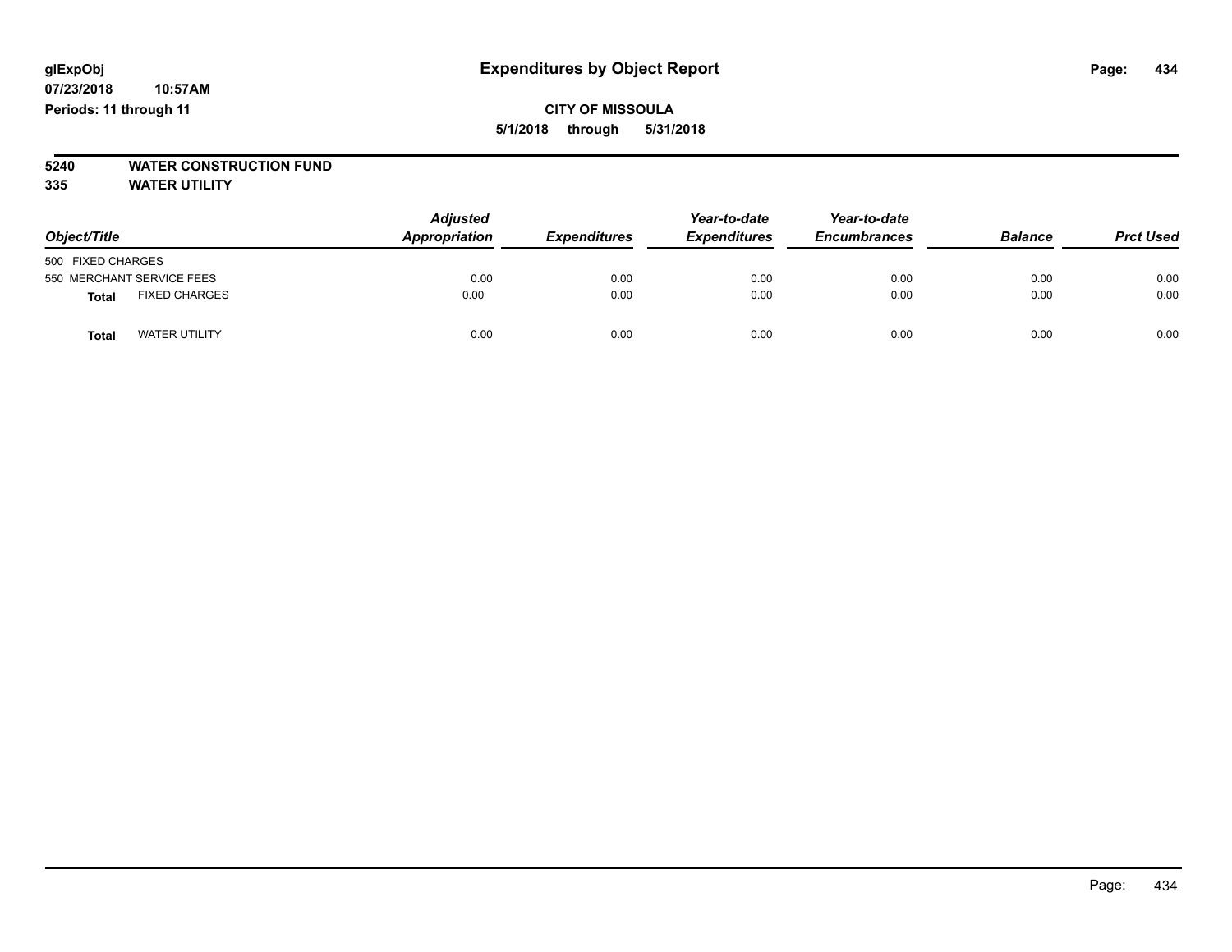**glExpObj** **Expenditures by Object Report**

**07/23/2018 10:57AM**

**Periods: 11 through 11**

**CITY OF MISSOULA**

**5/1/2018 through 5/31/2018**

**5240 WATER CONSTRUCTION FUND**

**335 WATER UTILITY**

| Object/Title | | Adjusted Appropriation | Expenditures | Year-to-date Expenditures | Year-to-date Encumbrances | Balance | Prct Used |
|---|---|---|---|---|---|---|---|
| 500 FIXED CHARGES | | | | | | | |
| 550 MERCHANT SERVICE FEES | | 0.00 | 0.00 | 0.00 | 0.00 | 0.00 | 0.00 |
| **Total** | FIXED CHARGES | 0.00 | 0.00 | 0.00 | 0.00 | 0.00 | 0.00 |
| **Total** | WATER UTILITY | 0.00 | 0.00 | 0.00 | 0.00 | 0.00 | 0.00 |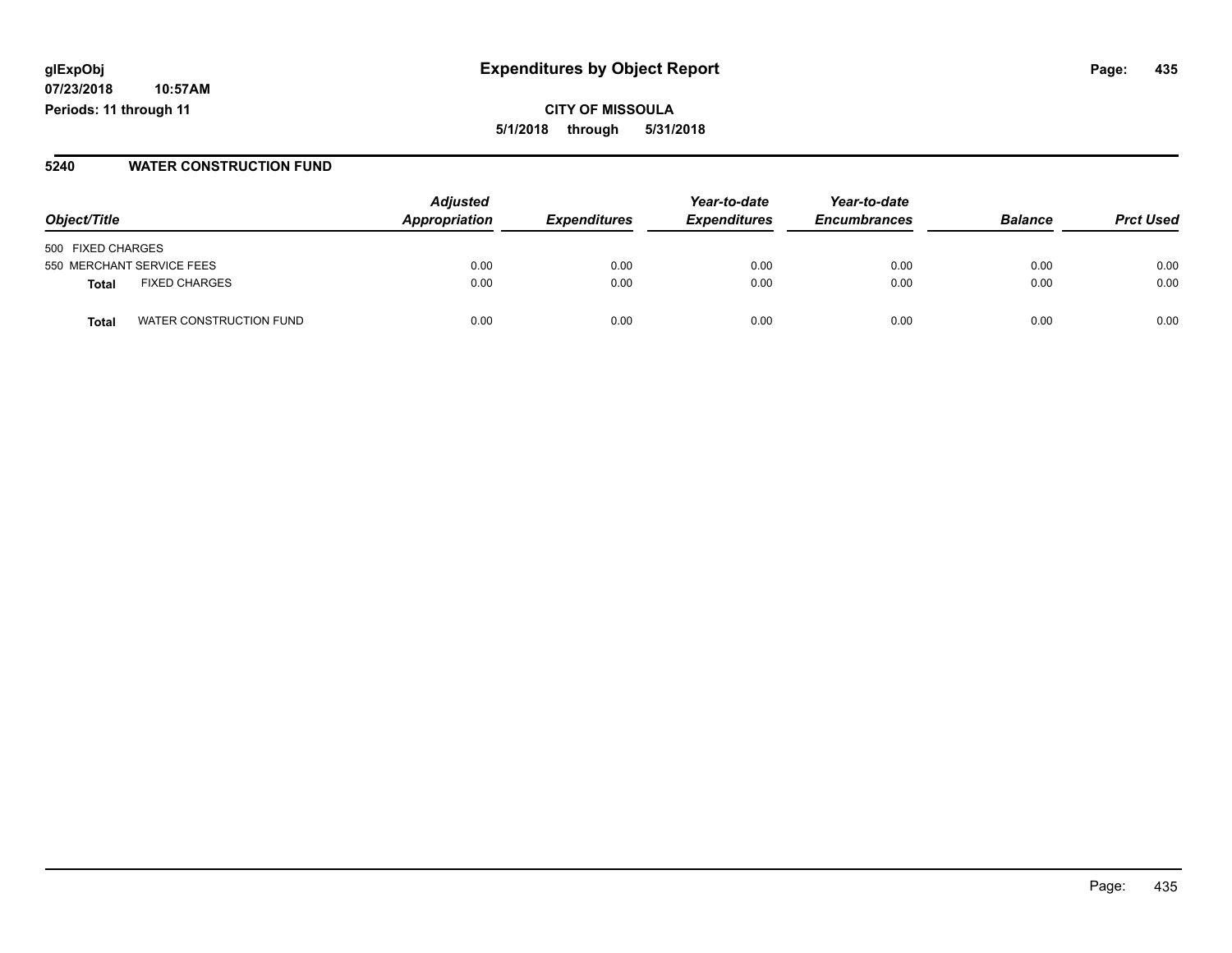**glExpObj** **Expenditures by Object Report**
**07/23/2018 10:57AM**
**Periods: 11 through 11**

**CITY OF MISSOULA**
**5/1/2018 through 5/31/2018**

## 5240 WATER CONSTRUCTION FUND

| Object/Title | | Adjusted Appropriation | Expenditures | Year-to-date Expenditures | Year-to-date Encumbrances | Balance | Prct Used |
|---|---|---|---|---|---|---|---|
| 500 FIXED CHARGES | | | | | | | |
| 550 MERCHANT SERVICE FEES | | 0.00 | 0.00 | 0.00 | 0.00 | 0.00 | 0.00 |
| **Total** | FIXED CHARGES | 0.00 | 0.00 | 0.00 | 0.00 | 0.00 | 0.00 |
| **Total** | WATER CONSTRUCTION FUND | 0.00 | 0.00 | 0.00 | 0.00 | 0.00 | 0.00 |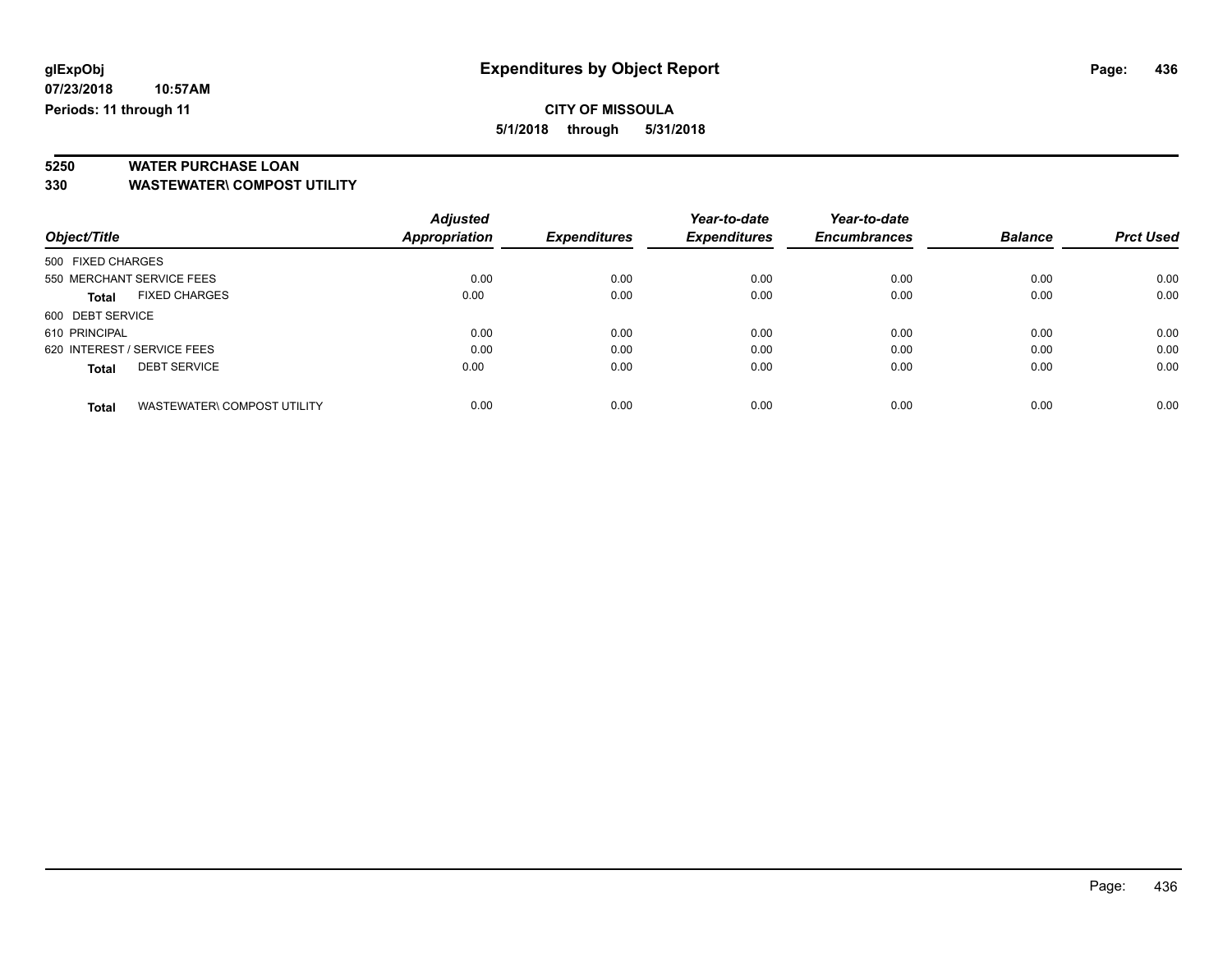# Expenditures by Object Report

glExpObj
07/23/2018 10:57AM
Periods: 11 through 11

**CITY OF MISSOULA**
**5/1/2018 through 5/31/2018**

**5250 WATER PURCHASE LOAN**
**330 WASTEWATER\ COMPOST UTILITY**

| Object/Title | Adjusted Appropriation | Expenditures | Year-to-date Expenditures | Year-to-date Encumbrances | Balance | Prct Used |
|---|---|---|---|---|---|---|
| 500 FIXED CHARGES | | | | | | |
| 550 MERCHANT SERVICE FEES | 0.00 | 0.00 | 0.00 | 0.00 | 0.00 | 0.00 |
| **Total** FIXED CHARGES | 0.00 | 0.00 | 0.00 | 0.00 | 0.00 | 0.00 |
| 600 DEBT SERVICE | | | | | | |
| 610 PRINCIPAL | 0.00 | 0.00 | 0.00 | 0.00 | 0.00 | 0.00 |
| 620 INTEREST / SERVICE FEES | 0.00 | 0.00 | 0.00 | 0.00 | 0.00 | 0.00 |
| **Total** DEBT SERVICE | 0.00 | 0.00 | 0.00 | 0.00 | 0.00 | 0.00 |
| **Total** WASTEWATER\ COMPOST UTILITY | 0.00 | 0.00 | 0.00 | 0.00 | 0.00 | 0.00 |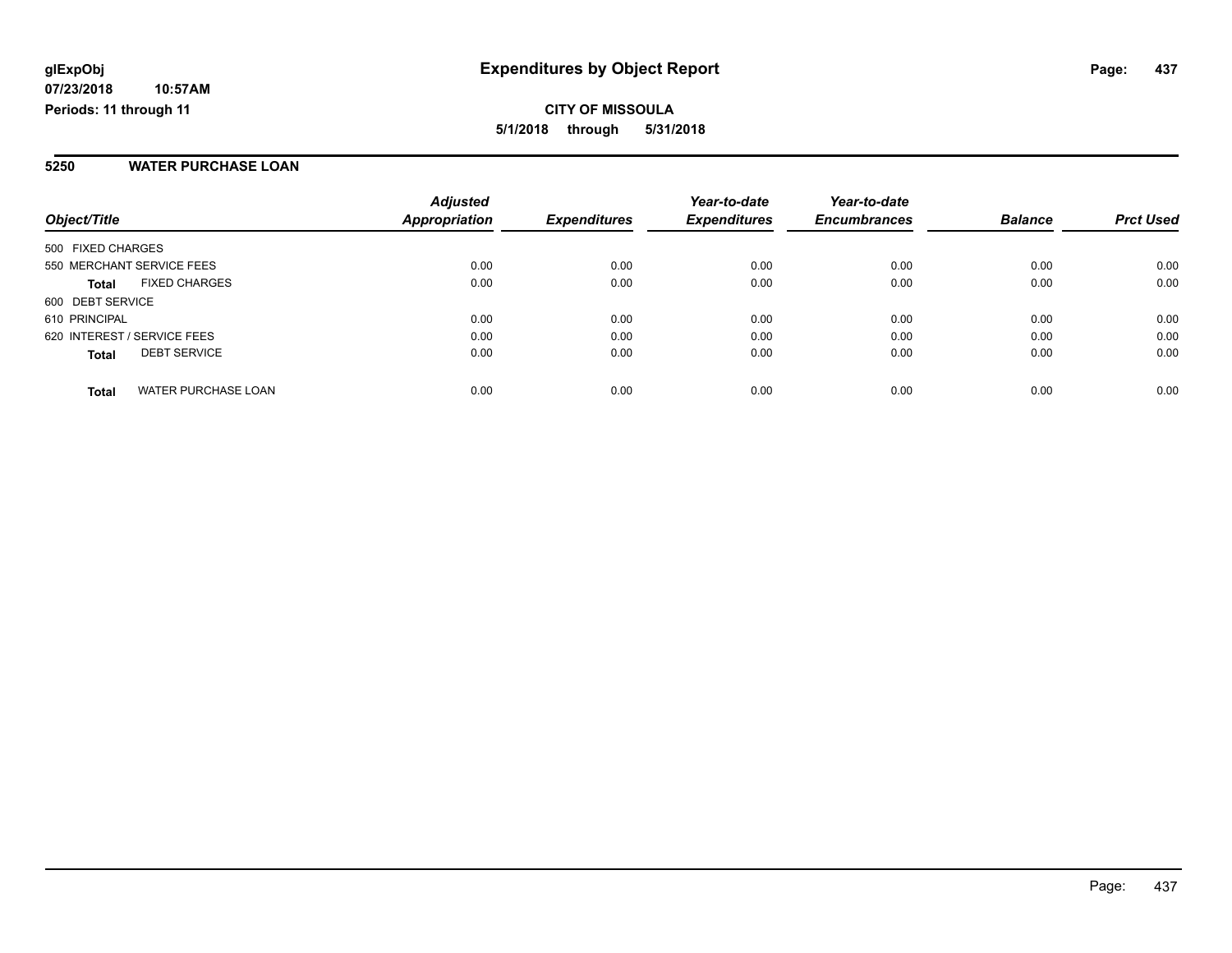**glExpObj**
**07/23/2018 10:57AM**
**Periods: 11 through 11**

# Expenditures by Object Report

**CITY OF MISSOULA**
**5/1/2018 through 5/31/2018**

## 5250 WATER PURCHASE LOAN

| Object/Title | Adjusted Appropriation | Expenditures | Year-to-date Expenditures | Year-to-date Encumbrances | Balance | Prct Used |
|---|---|---|---|---|---|---|
| 500 FIXED CHARGES | | | | | | |
| 550 MERCHANT SERVICE FEES | 0.00 | 0.00 | 0.00 | 0.00 | 0.00 | 0.00 |
| **Total** FIXED CHARGES | 0.00 | 0.00 | 0.00 | 0.00 | 0.00 | 0.00 |
| 600 DEBT SERVICE | | | | | | |
| 610 PRINCIPAL | 0.00 | 0.00 | 0.00 | 0.00 | 0.00 | 0.00 |
| 620 INTEREST / SERVICE FEES | 0.00 | 0.00 | 0.00 | 0.00 | 0.00 | 0.00 |
| **Total** DEBT SERVICE | 0.00 | 0.00 | 0.00 | 0.00 | 0.00 | 0.00 |
| **Total** WATER PURCHASE LOAN | 0.00 | 0.00 | 0.00 | 0.00 | 0.00 | 0.00 |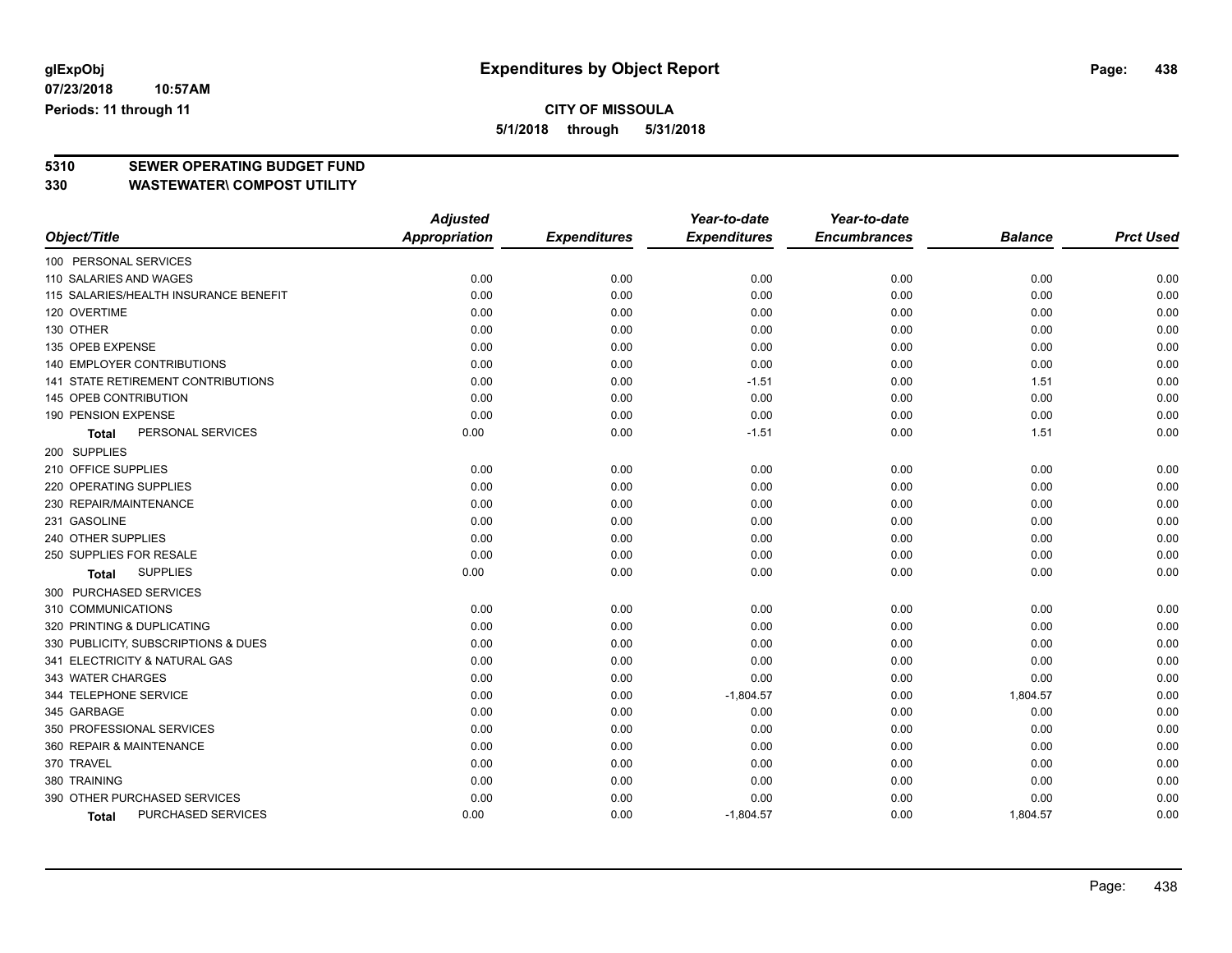glExpObj
07/23/2018 10:57AM
Periods: 11 through 11

# Expenditures by Object Report

**CITY OF MISSOULA**
**5/1/2018 through 5/31/2018**

## 5310 SEWER OPERATING BUDGET FUND
## 330 WASTEWATER\ COMPOST UTILITY

| Object/Title | Adjusted Appropriation | Expenditures | Year-to-date Expenditures | Year-to-date Encumbrances | Balance | Prct Used |
|---|---|---|---|---|---|---|
| 100 PERSONAL SERVICES | | | | | | |
| 110 SALARIES AND WAGES | 0.00 | 0.00 | 0.00 | 0.00 | 0.00 | 0.00 |
| 115 SALARIES/HEALTH INSURANCE BENEFIT | 0.00 | 0.00 | 0.00 | 0.00 | 0.00 | 0.00 |
| 120 OVERTIME | 0.00 | 0.00 | 0.00 | 0.00 | 0.00 | 0.00 |
| 130 OTHER | 0.00 | 0.00 | 0.00 | 0.00 | 0.00 | 0.00 |
| 135 OPEB EXPENSE | 0.00 | 0.00 | 0.00 | 0.00 | 0.00 | 0.00 |
| 140 EMPLOYER CONTRIBUTIONS | 0.00 | 0.00 | 0.00 | 0.00 | 0.00 | 0.00 |
| 141 STATE RETIREMENT CONTRIBUTIONS | 0.00 | 0.00 | -1.51 | 0.00 | 1.51 | 0.00 |
| 145 OPEB CONTRIBUTION | 0.00 | 0.00 | 0.00 | 0.00 | 0.00 | 0.00 |
| 190 PENSION EXPENSE | 0.00 | 0.00 | 0.00 | 0.00 | 0.00 | 0.00 |
| **Total** PERSONAL SERVICES | 0.00 | 0.00 | -1.51 | 0.00 | 1.51 | 0.00 |
| 200 SUPPLIES | | | | | | |
| 210 OFFICE SUPPLIES | 0.00 | 0.00 | 0.00 | 0.00 | 0.00 | 0.00 |
| 220 OPERATING SUPPLIES | 0.00 | 0.00 | 0.00 | 0.00 | 0.00 | 0.00 |
| 230 REPAIR/MAINTENANCE | 0.00 | 0.00 | 0.00 | 0.00 | 0.00 | 0.00 |
| 231 GASOLINE | 0.00 | 0.00 | 0.00 | 0.00 | 0.00 | 0.00 |
| 240 OTHER SUPPLIES | 0.00 | 0.00 | 0.00 | 0.00 | 0.00 | 0.00 |
| 250 SUPPLIES FOR RESALE | 0.00 | 0.00 | 0.00 | 0.00 | 0.00 | 0.00 |
| **Total** SUPPLIES | 0.00 | 0.00 | 0.00 | 0.00 | 0.00 | 0.00 |
| 300 PURCHASED SERVICES | | | | | | |
| 310 COMMUNICATIONS | 0.00 | 0.00 | 0.00 | 0.00 | 0.00 | 0.00 |
| 320 PRINTING & DUPLICATING | 0.00 | 0.00 | 0.00 | 0.00 | 0.00 | 0.00 |
| 330 PUBLICITY, SUBSCRIPTIONS & DUES | 0.00 | 0.00 | 0.00 | 0.00 | 0.00 | 0.00 |
| 341 ELECTRICITY & NATURAL GAS | 0.00 | 0.00 | 0.00 | 0.00 | 0.00 | 0.00 |
| 343 WATER CHARGES | 0.00 | 0.00 | 0.00 | 0.00 | 0.00 | 0.00 |
| 344 TELEPHONE SERVICE | 0.00 | 0.00 | -1,804.57 | 0.00 | 1,804.57 | 0.00 |
| 345 GARBAGE | 0.00 | 0.00 | 0.00 | 0.00 | 0.00 | 0.00 |
| 350 PROFESSIONAL SERVICES | 0.00 | 0.00 | 0.00 | 0.00 | 0.00 | 0.00 |
| 360 REPAIR & MAINTENANCE | 0.00 | 0.00 | 0.00 | 0.00 | 0.00 | 0.00 |
| 370 TRAVEL | 0.00 | 0.00 | 0.00 | 0.00 | 0.00 | 0.00 |
| 380 TRAINING | 0.00 | 0.00 | 0.00 | 0.00 | 0.00 | 0.00 |
| 390 OTHER PURCHASED SERVICES | 0.00 | 0.00 | 0.00 | 0.00 | 0.00 | 0.00 |
| **Total** PURCHASED SERVICES | 0.00 | 0.00 | -1,804.57 | 0.00 | 1,804.57 | 0.00 |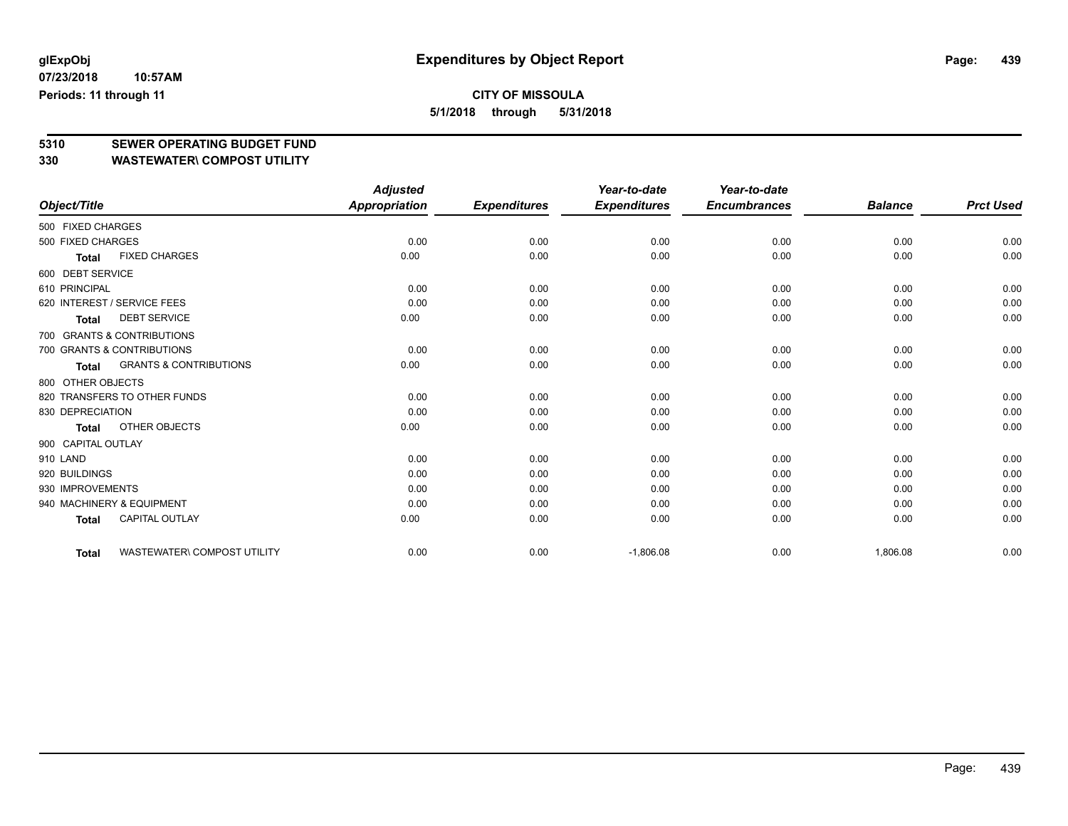glExpObj
07/23/2018 10:57AM
Periods: 11 through 11

# Expenditures by Object Report

**CITY OF MISSOULA**
**5/1/2018 through 5/31/2018**

## 5310 SEWER OPERATING BUDGET FUND
## 330 WASTEWATER\ COMPOST UTILITY

| Object/Title | Adjusted Appropriation | Expenditures | Year-to-date Expenditures | Year-to-date Encumbrances | Balance | Prct Used |
|---|---|---|---|---|---|---|
| 500 FIXED CHARGES | | | | | | |
| 500 FIXED CHARGES | 0.00 | 0.00 | 0.00 | 0.00 | 0.00 | 0.00 |
| **Total** FIXED CHARGES | 0.00 | 0.00 | 0.00 | 0.00 | 0.00 | 0.00 |
| 600 DEBT SERVICE | | | | | | |
| 610 PRINCIPAL | 0.00 | 0.00 | 0.00 | 0.00 | 0.00 | 0.00 |
| 620 INTEREST / SERVICE FEES | 0.00 | 0.00 | 0.00 | 0.00 | 0.00 | 0.00 |
| **Total** DEBT SERVICE | 0.00 | 0.00 | 0.00 | 0.00 | 0.00 | 0.00 |
| 700 GRANTS & CONTRIBUTIONS | | | | | | |
| 700 GRANTS & CONTRIBUTIONS | 0.00 | 0.00 | 0.00 | 0.00 | 0.00 | 0.00 |
| **Total** GRANTS & CONTRIBUTIONS | 0.00 | 0.00 | 0.00 | 0.00 | 0.00 | 0.00 |
| 800 OTHER OBJECTS | | | | | | |
| 820 TRANSFERS TO OTHER FUNDS | 0.00 | 0.00 | 0.00 | 0.00 | 0.00 | 0.00 |
| 830 DEPRECIATION | 0.00 | 0.00 | 0.00 | 0.00 | 0.00 | 0.00 |
| **Total** OTHER OBJECTS | 0.00 | 0.00 | 0.00 | 0.00 | 0.00 | 0.00 |
| 900 CAPITAL OUTLAY | | | | | | |
| 910 LAND | 0.00 | 0.00 | 0.00 | 0.00 | 0.00 | 0.00 |
| 920 BUILDINGS | 0.00 | 0.00 | 0.00 | 0.00 | 0.00 | 0.00 |
| 930 IMPROVEMENTS | 0.00 | 0.00 | 0.00 | 0.00 | 0.00 | 0.00 |
| 940 MACHINERY & EQUIPMENT | 0.00 | 0.00 | 0.00 | 0.00 | 0.00 | 0.00 |
| **Total** CAPITAL OUTLAY | 0.00 | 0.00 | 0.00 | 0.00 | 0.00 | 0.00 |
| **Total** WASTEWATER\ COMPOST UTILITY | 0.00 | 0.00 | -1,806.08 | 0.00 | 1,806.08 | 0.00 |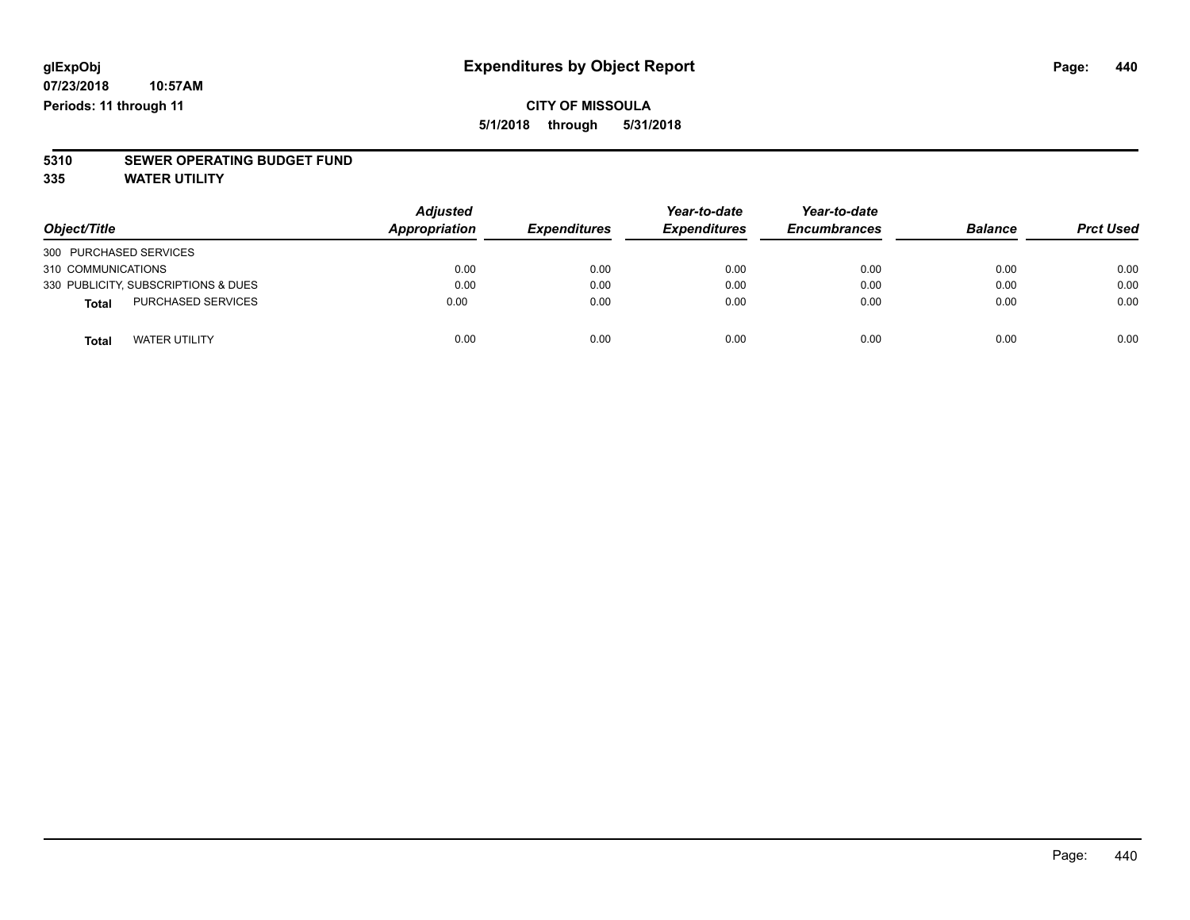glExpObj
07/23/2018 10:57AM
Periods: 11 through 11

# Expenditures by Object Report

**CITY OF MISSOULA**

**5/1/2018 through 5/31/2018**

**5310 SEWER OPERATING BUDGET FUND**
**335 WATER UTILITY**

| Object/Title | Adjusted Appropriation | Expenditures | Year-to-date Expenditures | Year-to-date Encumbrances | Balance | Prct Used |
|---|---|---|---|---|---|---|
| 300 PURCHASED SERVICES | | | | | | |
| 310 COMMUNICATIONS | 0.00 | 0.00 | 0.00 | 0.00 | 0.00 | 0.00 |
| 330 PUBLICITY, SUBSCRIPTIONS & DUES | 0.00 | 0.00 | 0.00 | 0.00 | 0.00 | 0.00 |
| **Total** PURCHASED SERVICES | 0.00 | 0.00 | 0.00 | 0.00 | 0.00 | 0.00 |
| **Total** WATER UTILITY | 0.00 | 0.00 | 0.00 | 0.00 | 0.00 | 0.00 |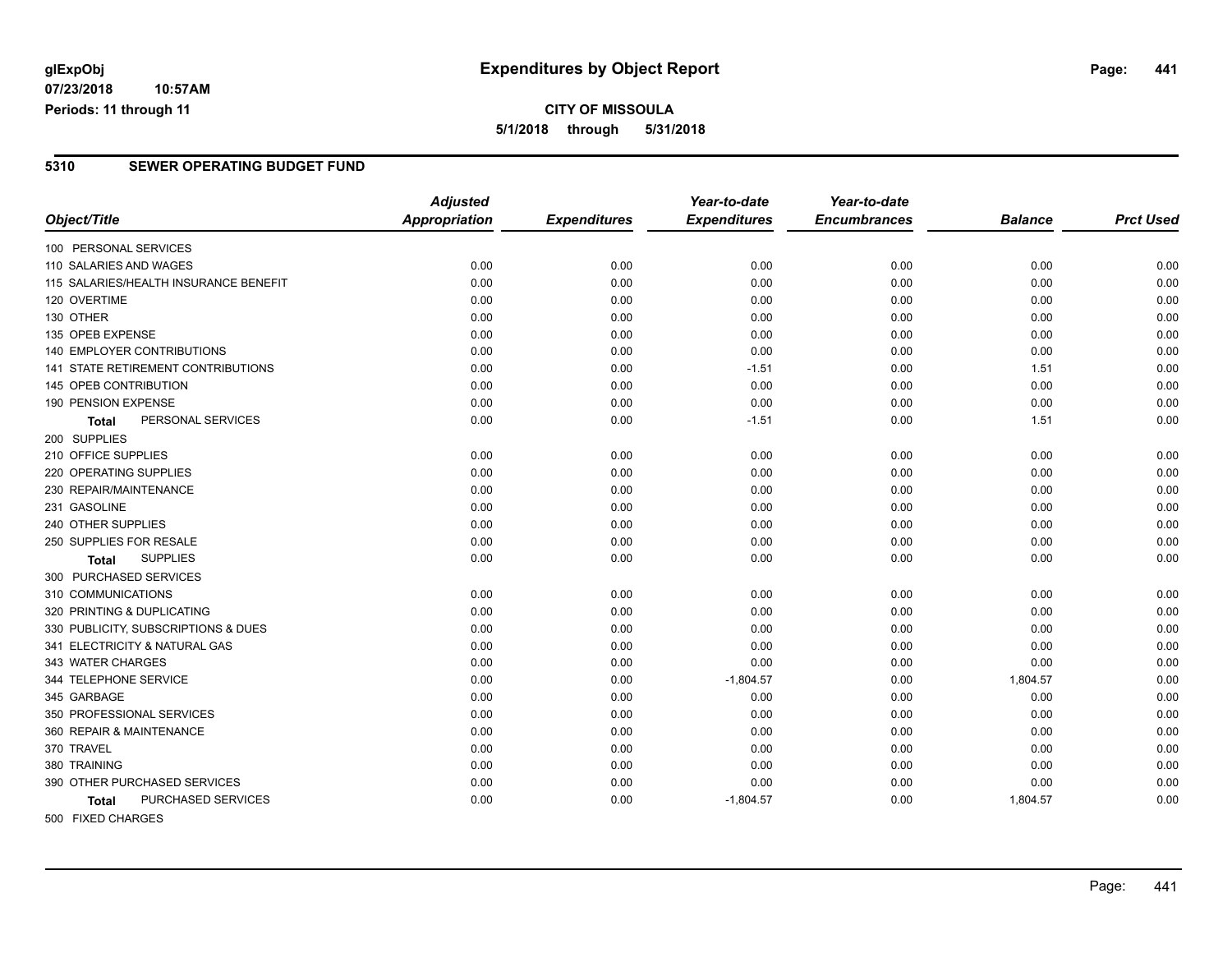**glExpObj**
**07/23/2018 10:57AM**
**Periods: 11 through 11**

# Expenditures by Object Report

**CITY OF MISSOULA**
**5/1/2018 through 5/31/2018**

## 5310 SEWER OPERATING BUDGET FUND

| Object/Title | Adjusted Appropriation | Expenditures | Year-to-date Expenditures | Year-to-date Encumbrances | Balance | Prct Used |
|---|---|---|---|---|---|---|
| 100 PERSONAL SERVICES | | | | | | |
| 110 SALARIES AND WAGES | 0.00 | 0.00 | 0.00 | 0.00 | 0.00 | 0.00 |
| 115 SALARIES/HEALTH INSURANCE BENEFIT | 0.00 | 0.00 | 0.00 | 0.00 | 0.00 | 0.00 |
| 120 OVERTIME | 0.00 | 0.00 | 0.00 | 0.00 | 0.00 | 0.00 |
| 130 OTHER | 0.00 | 0.00 | 0.00 | 0.00 | 0.00 | 0.00 |
| 135 OPEB EXPENSE | 0.00 | 0.00 | 0.00 | 0.00 | 0.00 | 0.00 |
| 140 EMPLOYER CONTRIBUTIONS | 0.00 | 0.00 | 0.00 | 0.00 | 0.00 | 0.00 |
| 141 STATE RETIREMENT CONTRIBUTIONS | 0.00 | 0.00 | -1.51 | 0.00 | 1.51 | 0.00 |
| 145 OPEB CONTRIBUTION | 0.00 | 0.00 | 0.00 | 0.00 | 0.00 | 0.00 |
| 190 PENSION EXPENSE | 0.00 | 0.00 | 0.00 | 0.00 | 0.00 | 0.00 |
| **Total** PERSONAL SERVICES | 0.00 | 0.00 | -1.51 | 0.00 | 1.51 | 0.00 |
| 200 SUPPLIES | | | | | | |
| 210 OFFICE SUPPLIES | 0.00 | 0.00 | 0.00 | 0.00 | 0.00 | 0.00 |
| 220 OPERATING SUPPLIES | 0.00 | 0.00 | 0.00 | 0.00 | 0.00 | 0.00 |
| 230 REPAIR/MAINTENANCE | 0.00 | 0.00 | 0.00 | 0.00 | 0.00 | 0.00 |
| 231 GASOLINE | 0.00 | 0.00 | 0.00 | 0.00 | 0.00 | 0.00 |
| 240 OTHER SUPPLIES | 0.00 | 0.00 | 0.00 | 0.00 | 0.00 | 0.00 |
| 250 SUPPLIES FOR RESALE | 0.00 | 0.00 | 0.00 | 0.00 | 0.00 | 0.00 |
| **Total** SUPPLIES | 0.00 | 0.00 | 0.00 | 0.00 | 0.00 | 0.00 |
| 300 PURCHASED SERVICES | | | | | | |
| 310 COMMUNICATIONS | 0.00 | 0.00 | 0.00 | 0.00 | 0.00 | 0.00 |
| 320 PRINTING & DUPLICATING | 0.00 | 0.00 | 0.00 | 0.00 | 0.00 | 0.00 |
| 330 PUBLICITY, SUBSCRIPTIONS & DUES | 0.00 | 0.00 | 0.00 | 0.00 | 0.00 | 0.00 |
| 341 ELECTRICITY & NATURAL GAS | 0.00 | 0.00 | 0.00 | 0.00 | 0.00 | 0.00 |
| 343 WATER CHARGES | 0.00 | 0.00 | 0.00 | 0.00 | 0.00 | 0.00 |
| 344 TELEPHONE SERVICE | 0.00 | 0.00 | -1,804.57 | 0.00 | 1,804.57 | 0.00 |
| 345 GARBAGE | 0.00 | 0.00 | 0.00 | 0.00 | 0.00 | 0.00 |
| 350 PROFESSIONAL SERVICES | 0.00 | 0.00 | 0.00 | 0.00 | 0.00 | 0.00 |
| 360 REPAIR & MAINTENANCE | 0.00 | 0.00 | 0.00 | 0.00 | 0.00 | 0.00 |
| 370 TRAVEL | 0.00 | 0.00 | 0.00 | 0.00 | 0.00 | 0.00 |
| 380 TRAINING | 0.00 | 0.00 | 0.00 | 0.00 | 0.00 | 0.00 |
| 390 OTHER PURCHASED SERVICES | 0.00 | 0.00 | 0.00 | 0.00 | 0.00 | 0.00 |
| **Total** PURCHASED SERVICES | 0.00 | 0.00 | -1,804.57 | 0.00 | 1,804.57 | 0.00 |
| 500 FIXED CHARGES | | | | | | |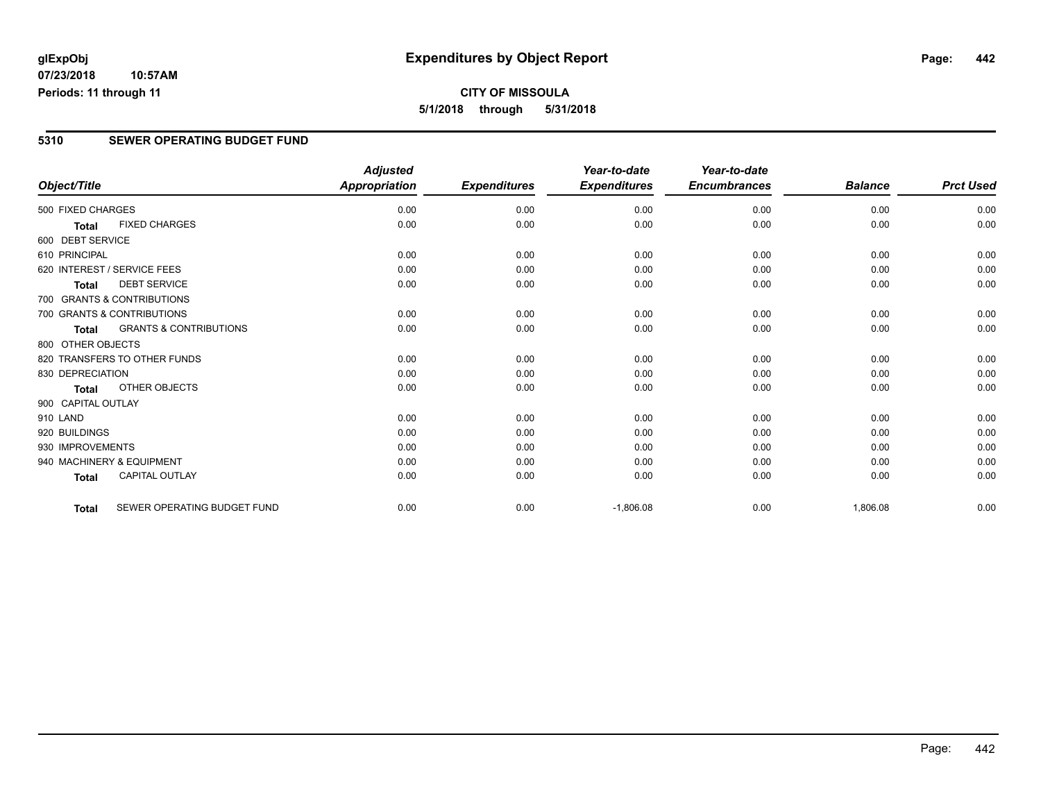# Expenditures by Object Report

glExpObj
07/23/2018 10:57AM
Periods: 11 through 11

**CITY OF MISSOULA**
**5/1/2018 through 5/31/2018**

## 5310 SEWER OPERATING BUDGET FUND

| Object/Title | | Adjusted Appropriation | Expenditures | Year-to-date Expenditures | Year-to-date Encumbrances | Balance | Prct Used |
|---|---|---|---|---|---|---|---|
| 500 FIXED CHARGES | | 0.00 | 0.00 | 0.00 | 0.00 | 0.00 | 0.00 |
| **Total** | FIXED CHARGES | 0.00 | 0.00 | 0.00 | 0.00 | 0.00 | 0.00 |
| 600 DEBT SERVICE | | | | | | | |
| 610 PRINCIPAL | | 0.00 | 0.00 | 0.00 | 0.00 | 0.00 | 0.00 |
| 620 INTEREST / SERVICE FEES | | 0.00 | 0.00 | 0.00 | 0.00 | 0.00 | 0.00 |
| **Total** | DEBT SERVICE | 0.00 | 0.00 | 0.00 | 0.00 | 0.00 | 0.00 |
| 700 GRANTS & CONTRIBUTIONS | | | | | | | |
| 700 GRANTS & CONTRIBUTIONS | | 0.00 | 0.00 | 0.00 | 0.00 | 0.00 | 0.00 |
| **Total** | GRANTS & CONTRIBUTIONS | 0.00 | 0.00 | 0.00 | 0.00 | 0.00 | 0.00 |
| 800 OTHER OBJECTS | | | | | | | |
| 820 TRANSFERS TO OTHER FUNDS | | 0.00 | 0.00 | 0.00 | 0.00 | 0.00 | 0.00 |
| 830 DEPRECIATION | | 0.00 | 0.00 | 0.00 | 0.00 | 0.00 | 0.00 |
| **Total** | OTHER OBJECTS | 0.00 | 0.00 | 0.00 | 0.00 | 0.00 | 0.00 |
| 900 CAPITAL OUTLAY | | | | | | | |
| 910 LAND | | 0.00 | 0.00 | 0.00 | 0.00 | 0.00 | 0.00 |
| 920 BUILDINGS | | 0.00 | 0.00 | 0.00 | 0.00 | 0.00 | 0.00 |
| 930 IMPROVEMENTS | | 0.00 | 0.00 | 0.00 | 0.00 | 0.00 | 0.00 |
| 940 MACHINERY & EQUIPMENT | | 0.00 | 0.00 | 0.00 | 0.00 | 0.00 | 0.00 |
| **Total** | CAPITAL OUTLAY | 0.00 | 0.00 | 0.00 | 0.00 | 0.00 | 0.00 |
| **Total** | SEWER OPERATING BUDGET FUND | 0.00 | 0.00 | -1,806.08 | 0.00 | 1,806.08 | 0.00 |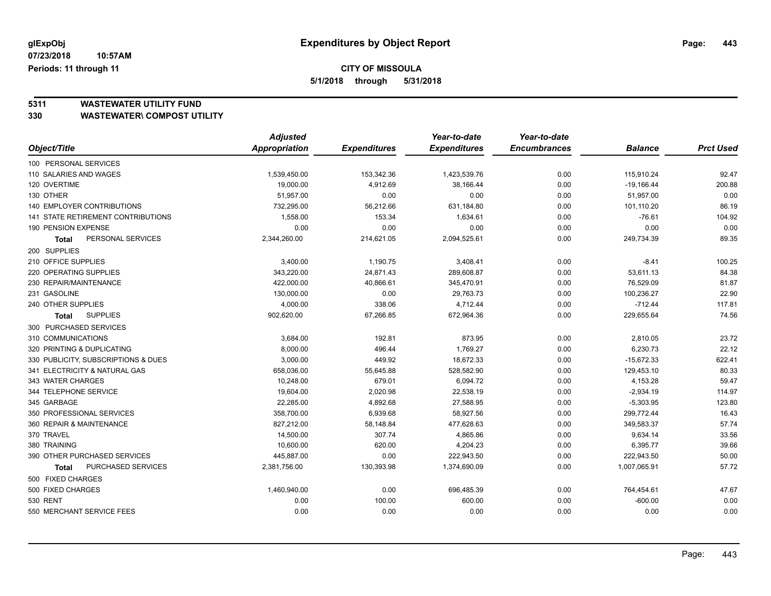**glExpObj**
**07/23/2018 10:57AM**
**Periods: 11 through 11**

# Expenditures by Object Report

**CITY OF MISSOULA**
**5/1/2018 through 5/31/2018**

**5311 WASTEWATER UTILITY FUND**
**330 WASTEWATER\ COMPOST UTILITY**

| Object/Title | Adjusted Appropriation | Expenditures | Year-to-date Expenditures | Year-to-date Encumbrances | Balance | Prct Used |
|---|---|---|---|---|---|---|
| 100 PERSONAL SERVICES | | | | | | |
| 110 SALARIES AND WAGES | 1,539,450.00 | 153,342.36 | 1,423,539.76 | 0.00 | 115,910.24 | 92.47 |
| 120 OVERTIME | 19,000.00 | 4,912.69 | 38,166.44 | 0.00 | -19,166.44 | 200.88 |
| 130 OTHER | 51,957.00 | 0.00 | 0.00 | 0.00 | 51,957.00 | 0.00 |
| 140 EMPLOYER CONTRIBUTIONS | 732,295.00 | 56,212.66 | 631,184.80 | 0.00 | 101,110.20 | 86.19 |
| 141 STATE RETIREMENT CONTRIBUTIONS | 1,558.00 | 153.34 | 1,634.61 | 0.00 | -76.61 | 104.92 |
| 190 PENSION EXPENSE | 0.00 | 0.00 | 0.00 | 0.00 | 0.00 | 0.00 |
| **Total** PERSONAL SERVICES | 2,344,260.00 | 214,621.05 | 2,094,525.61 | 0.00 | 249,734.39 | 89.35 |
| 200 SUPPLIES | | | | | | |
| 210 OFFICE SUPPLIES | 3,400.00 | 1,190.75 | 3,408.41 | 0.00 | -8.41 | 100.25 |
| 220 OPERATING SUPPLIES | 343,220.00 | 24,871.43 | 289,608.87 | 0.00 | 53,611.13 | 84.38 |
| 230 REPAIR/MAINTENANCE | 422,000.00 | 40,866.61 | 345,470.91 | 0.00 | 76,529.09 | 81.87 |
| 231 GASOLINE | 130,000.00 | 0.00 | 29,763.73 | 0.00 | 100,236.27 | 22.90 |
| 240 OTHER SUPPLIES | 4,000.00 | 338.06 | 4,712.44 | 0.00 | -712.44 | 117.81 |
| **Total** SUPPLIES | 902,620.00 | 67,266.85 | 672,964.36 | 0.00 | 229,655.64 | 74.56 |
| 300 PURCHASED SERVICES | | | | | | |
| 310 COMMUNICATIONS | 3,684.00 | 192.81 | 873.95 | 0.00 | 2,810.05 | 23.72 |
| 320 PRINTING & DUPLICATING | 8,000.00 | 496.44 | 1,769.27 | 0.00 | 6,230.73 | 22.12 |
| 330 PUBLICITY, SUBSCRIPTIONS & DUES | 3,000.00 | 449.92 | 18,672.33 | 0.00 | -15,672.33 | 622.41 |
| 341 ELECTRICITY & NATURAL GAS | 658,036.00 | 55,645.88 | 528,582.90 | 0.00 | 129,453.10 | 80.33 |
| 343 WATER CHARGES | 10,248.00 | 679.01 | 6,094.72 | 0.00 | 4,153.28 | 59.47 |
| 344 TELEPHONE SERVICE | 19,604.00 | 2,020.98 | 22,538.19 | 0.00 | -2,934.19 | 114.97 |
| 345 GARBAGE | 22,285.00 | 4,892.68 | 27,588.95 | 0.00 | -5,303.95 | 123.80 |
| 350 PROFESSIONAL SERVICES | 358,700.00 | 6,939.68 | 58,927.56 | 0.00 | 299,772.44 | 16.43 |
| 360 REPAIR & MAINTENANCE | 827,212.00 | 58,148.84 | 477,628.63 | 0.00 | 349,583.37 | 57.74 |
| 370 TRAVEL | 14,500.00 | 307.74 | 4,865.86 | 0.00 | 9,634.14 | 33.56 |
| 380 TRAINING | 10,600.00 | 620.00 | 4,204.23 | 0.00 | 6,395.77 | 39.66 |
| 390 OTHER PURCHASED SERVICES | 445,887.00 | 0.00 | 222,943.50 | 0.00 | 222,943.50 | 50.00 |
| **Total** PURCHASED SERVICES | 2,381,756.00 | 130,393.98 | 1,374,690.09 | 0.00 | 1,007,065.91 | 57.72 |
| 500 FIXED CHARGES | | | | | | |
| 500 FIXED CHARGES | 1,460,940.00 | 0.00 | 696,485.39 | 0.00 | 764,454.61 | 47.67 |
| 530 RENT | 0.00 | 100.00 | 600.00 | 0.00 | -600.00 | 0.00 |
| 550 MERCHANT SERVICE FEES | 0.00 | 0.00 | 0.00 | 0.00 | 0.00 | 0.00 |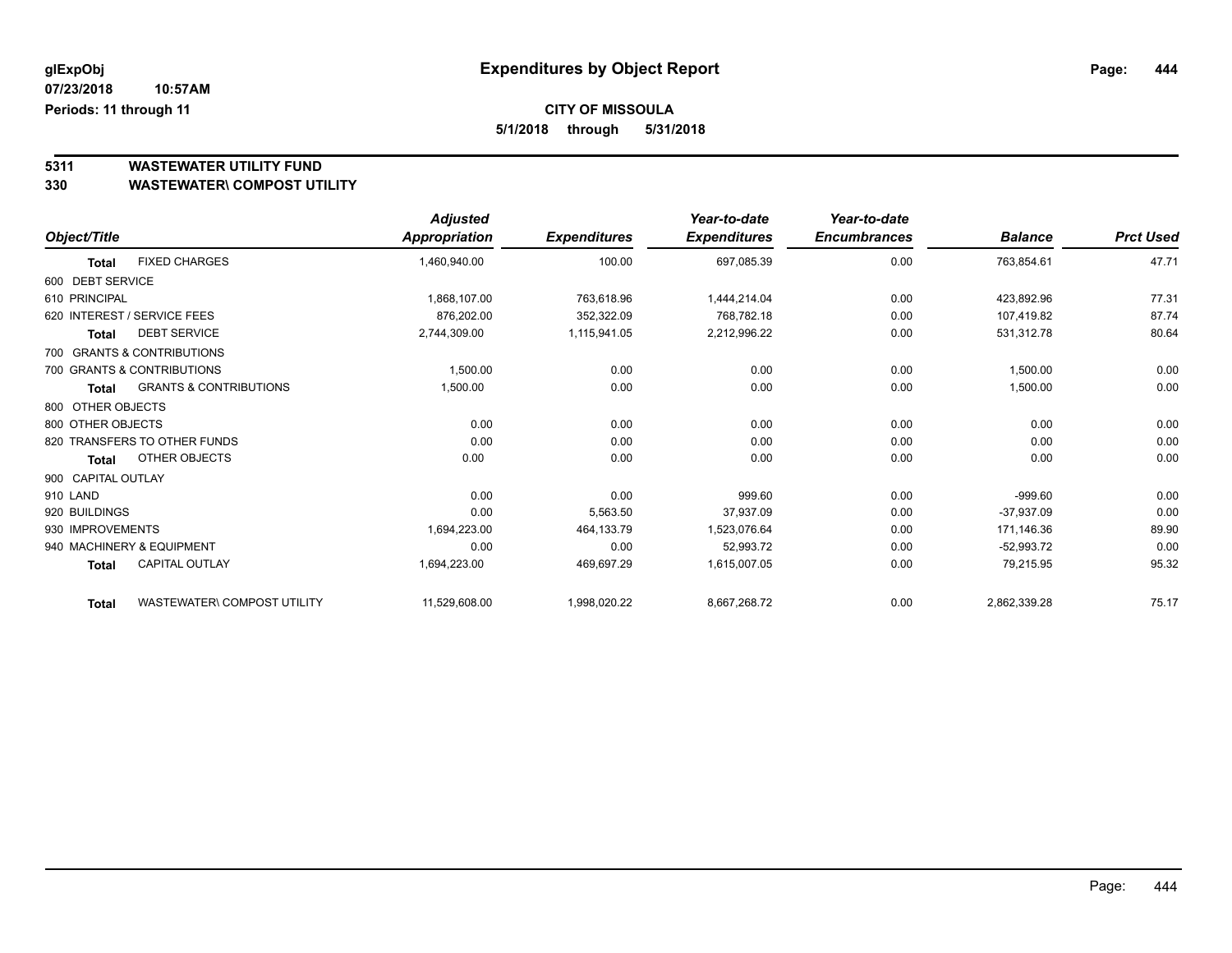glExpObj
07/23/2018 10:57AM
Periods: 11 through 11

# Expenditures by Object Report

**CITY OF MISSOULA**
**5/1/2018 through 5/31/2018**

## 5311 WASTEWATER UTILITY FUND
## 330 WASTEWATER\ COMPOST UTILITY

| Object/Title | | Adjusted Appropriation | Expenditures | Year-to-date Expenditures | Year-to-date Encumbrances | Balance | Prct Used |
|---|---|---|---|---|---|---|---|
| Total | FIXED CHARGES | 1,460,940.00 | 100.00 | 697,085.39 | 0.00 | 763,854.61 | 47.71 |
| 600 DEBT SERVICE | | | | | | | |
| 610 PRINCIPAL | | 1,868,107.00 | 763,618.96 | 1,444,214.04 | 0.00 | 423,892.96 | 77.31 |
| 620 INTEREST / SERVICE FEES | | 876,202.00 | 352,322.09 | 768,782.18 | 0.00 | 107,419.82 | 87.74 |
| Total | DEBT SERVICE | 2,744,309.00 | 1,115,941.05 | 2,212,996.22 | 0.00 | 531,312.78 | 80.64 |
| 700 GRANTS & CONTRIBUTIONS | | | | | | | |
| 700 GRANTS & CONTRIBUTIONS | | 1,500.00 | 0.00 | 0.00 | 0.00 | 1,500.00 | 0.00 |
| Total | GRANTS & CONTRIBUTIONS | 1,500.00 | 0.00 | 0.00 | 0.00 | 1,500.00 | 0.00 |
| 800 OTHER OBJECTS | | | | | | | |
| 800 OTHER OBJECTS | | 0.00 | 0.00 | 0.00 | 0.00 | 0.00 | 0.00 |
| 820 TRANSFERS TO OTHER FUNDS | | 0.00 | 0.00 | 0.00 | 0.00 | 0.00 | 0.00 |
| Total | OTHER OBJECTS | 0.00 | 0.00 | 0.00 | 0.00 | 0.00 | 0.00 |
| 900 CAPITAL OUTLAY | | | | | | | |
| 910 LAND | | 0.00 | 0.00 | 999.60 | 0.00 | -999.60 | 0.00 |
| 920 BUILDINGS | | 0.00 | 5,563.50 | 37,937.09 | 0.00 | -37,937.09 | 0.00 |
| 930 IMPROVEMENTS | | 1,694,223.00 | 464,133.79 | 1,523,076.64 | 0.00 | 171,146.36 | 89.90 |
| 940 MACHINERY & EQUIPMENT | | 0.00 | 0.00 | 52,993.72 | 0.00 | -52,993.72 | 0.00 |
| Total | CAPITAL OUTLAY | 1,694,223.00 | 469,697.29 | 1,615,007.05 | 0.00 | 79,215.95 | 95.32 |
| Total | WASTEWATER\ COMPOST UTILITY | 11,529,608.00 | 1,998,020.22 | 8,667,268.72 | 0.00 | 2,862,339.28 | 75.17 |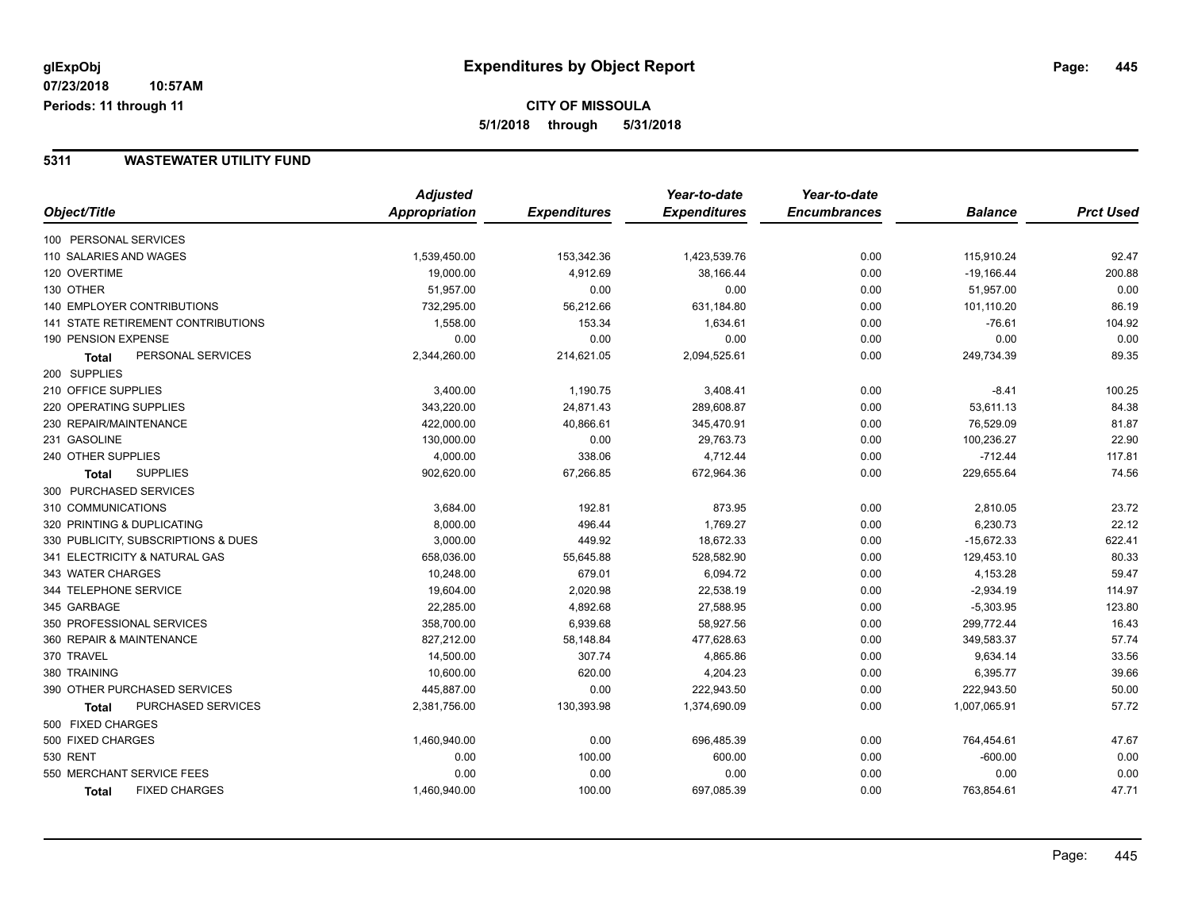# Expenditures by Object Report

glExpObj
07/23/2018 10:57AM
Periods: 11 through 11

**CITY OF MISSOULA**
**5/1/2018 through 5/31/2018**

## 5311 WASTEWATER UTILITY FUND

| Object/Title | Adjusted Appropriation | Expenditures | Year-to-date Expenditures | Year-to-date Encumbrances | Balance | Prct Used |
|---|---|---|---|---|---|---|
| 100 PERSONAL SERVICES | | | | | | |
| 110 SALARIES AND WAGES | 1,539,450.00 | 153,342.36 | 1,423,539.76 | 0.00 | 115,910.24 | 92.47 |
| 120 OVERTIME | 19,000.00 | 4,912.69 | 38,166.44 | 0.00 | -19,166.44 | 200.88 |
| 130 OTHER | 51,957.00 | 0.00 | 0.00 | 0.00 | 51,957.00 | 0.00 |
| 140 EMPLOYER CONTRIBUTIONS | 732,295.00 | 56,212.66 | 631,184.80 | 0.00 | 101,110.20 | 86.19 |
| 141 STATE RETIREMENT CONTRIBUTIONS | 1,558.00 | 153.34 | 1,634.61 | 0.00 | -76.61 | 104.92 |
| 190 PENSION EXPENSE | 0.00 | 0.00 | 0.00 | 0.00 | 0.00 | 0.00 |
| **Total** PERSONAL SERVICES | 2,344,260.00 | 214,621.05 | 2,094,525.61 | 0.00 | 249,734.39 | 89.35 |
| 200 SUPPLIES | | | | | | |
| 210 OFFICE SUPPLIES | 3,400.00 | 1,190.75 | 3,408.41 | 0.00 | -8.41 | 100.25 |
| 220 OPERATING SUPPLIES | 343,220.00 | 24,871.43 | 289,608.87 | 0.00 | 53,611.13 | 84.38 |
| 230 REPAIR/MAINTENANCE | 422,000.00 | 40,866.61 | 345,470.91 | 0.00 | 76,529.09 | 81.87 |
| 231 GASOLINE | 130,000.00 | 0.00 | 29,763.73 | 0.00 | 100,236.27 | 22.90 |
| 240 OTHER SUPPLIES | 4,000.00 | 338.06 | 4,712.44 | 0.00 | -712.44 | 117.81 |
| **Total** SUPPLIES | 902,620.00 | 67,266.85 | 672,964.36 | 0.00 | 229,655.64 | 74.56 |
| 300 PURCHASED SERVICES | | | | | | |
| 310 COMMUNICATIONS | 3,684.00 | 192.81 | 873.95 | 0.00 | 2,810.05 | 23.72 |
| 320 PRINTING & DUPLICATING | 8,000.00 | 496.44 | 1,769.27 | 0.00 | 6,230.73 | 22.12 |
| 330 PUBLICITY, SUBSCRIPTIONS & DUES | 3,000.00 | 449.92 | 18,672.33 | 0.00 | -15,672.33 | 622.41 |
| 341 ELECTRICITY & NATURAL GAS | 658,036.00 | 55,645.88 | 528,582.90 | 0.00 | 129,453.10 | 80.33 |
| 343 WATER CHARGES | 10,248.00 | 679.01 | 6,094.72 | 0.00 | 4,153.28 | 59.47 |
| 344 TELEPHONE SERVICE | 19,604.00 | 2,020.98 | 22,538.19 | 0.00 | -2,934.19 | 114.97 |
| 345 GARBAGE | 22,285.00 | 4,892.68 | 27,588.95 | 0.00 | -5,303.95 | 123.80 |
| 350 PROFESSIONAL SERVICES | 358,700.00 | 6,939.68 | 58,927.56 | 0.00 | 299,772.44 | 16.43 |
| 360 REPAIR & MAINTENANCE | 827,212.00 | 58,148.84 | 477,628.63 | 0.00 | 349,583.37 | 57.74 |
| 370 TRAVEL | 14,500.00 | 307.74 | 4,865.86 | 0.00 | 9,634.14 | 33.56 |
| 380 TRAINING | 10,600.00 | 620.00 | 4,204.23 | 0.00 | 6,395.77 | 39.66 |
| 390 OTHER PURCHASED SERVICES | 445,887.00 | 0.00 | 222,943.50 | 0.00 | 222,943.50 | 50.00 |
| **Total** PURCHASED SERVICES | 2,381,756.00 | 130,393.98 | 1,374,690.09 | 0.00 | 1,007,065.91 | 57.72 |
| 500 FIXED CHARGES | | | | | | |
| 500 FIXED CHARGES | 1,460,940.00 | 0.00 | 696,485.39 | 0.00 | 764,454.61 | 47.67 |
| 530 RENT | 0.00 | 100.00 | 600.00 | 0.00 | -600.00 | 0.00 |
| 550 MERCHANT SERVICE FEES | 0.00 | 0.00 | 0.00 | 0.00 | 0.00 | 0.00 |
| **Total** FIXED CHARGES | 1,460,940.00 | 100.00 | 697,085.39 | 0.00 | 763,854.61 | 47.71 |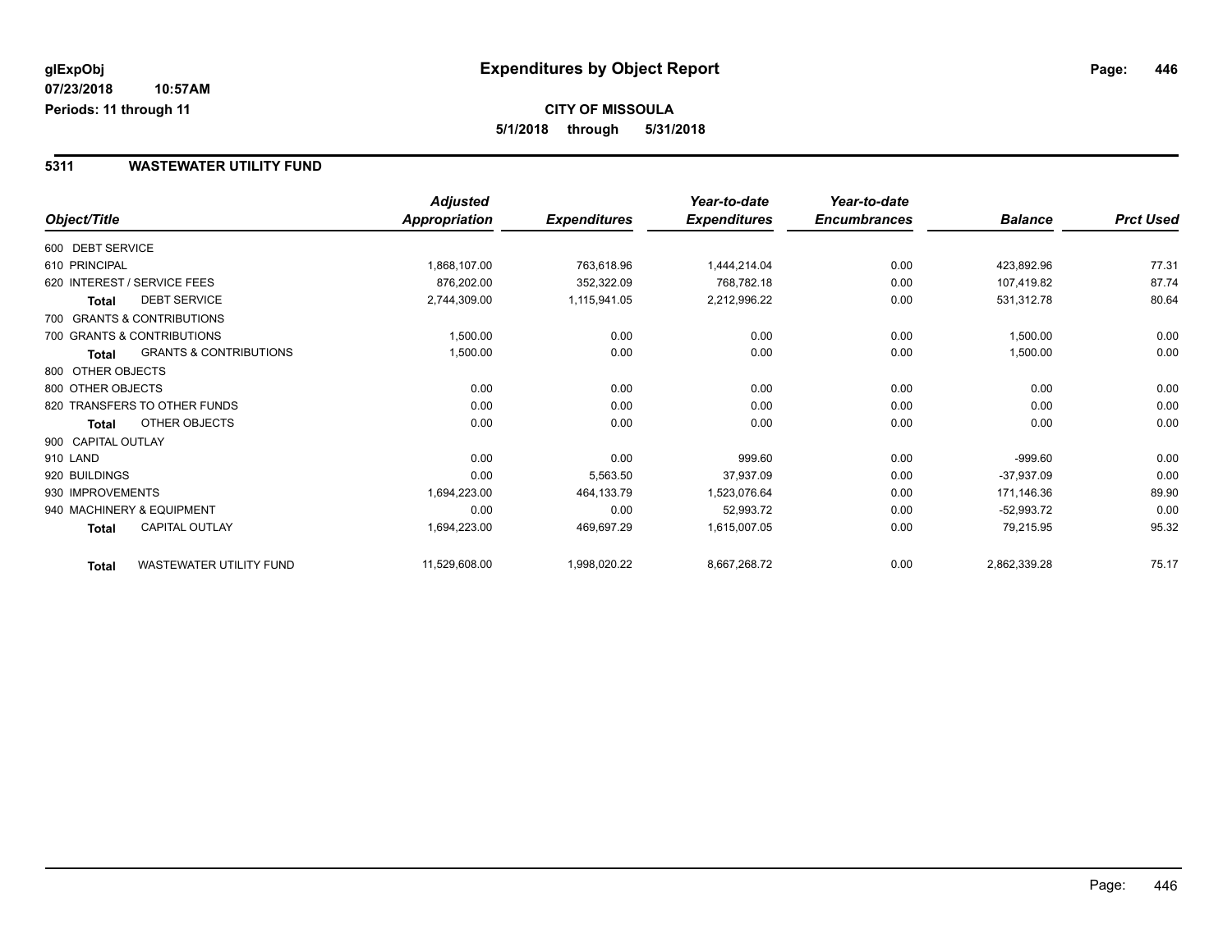# Expenditures by Object Report

glExpObj
07/23/2018 10:57AM
Periods: 11 through 11

**CITY OF MISSOULA**
**5/1/2018 through 5/31/2018**

## 5311 WASTEWATER UTILITY FUND

| Object/Title | Adjusted Appropriation | Expenditures | Year-to-date Expenditures | Year-to-date Encumbrances | Balance | Prct Used |
|---|---|---|---|---|---|---|
| 600 DEBT SERVICE | | | | | | |
| 610 PRINCIPAL | 1,868,107.00 | 763,618.96 | 1,444,214.04 | 0.00 | 423,892.96 | 77.31 |
| 620 INTEREST / SERVICE FEES | 876,202.00 | 352,322.09 | 768,782.18 | 0.00 | 107,419.82 | 87.74 |
| **Total** DEBT SERVICE | 2,744,309.00 | 1,115,941.05 | 2,212,996.22 | 0.00 | 531,312.78 | 80.64 |
| 700 GRANTS & CONTRIBUTIONS | | | | | | |
| 700 GRANTS & CONTRIBUTIONS | 1,500.00 | 0.00 | 0.00 | 0.00 | 1,500.00 | 0.00 |
| **Total** GRANTS & CONTRIBUTIONS | 1,500.00 | 0.00 | 0.00 | 0.00 | 1,500.00 | 0.00 |
| 800 OTHER OBJECTS | | | | | | |
| 800 OTHER OBJECTS | 0.00 | 0.00 | 0.00 | 0.00 | 0.00 | 0.00 |
| 820 TRANSFERS TO OTHER FUNDS | 0.00 | 0.00 | 0.00 | 0.00 | 0.00 | 0.00 |
| **Total** OTHER OBJECTS | 0.00 | 0.00 | 0.00 | 0.00 | 0.00 | 0.00 |
| 900 CAPITAL OUTLAY | | | | | | |
| 910 LAND | 0.00 | 0.00 | 999.60 | 0.00 | -999.60 | 0.00 |
| 920 BUILDINGS | 0.00 | 5,563.50 | 37,937.09 | 0.00 | -37,937.09 | 0.00 |
| 930 IMPROVEMENTS | 1,694,223.00 | 464,133.79 | 1,523,076.64 | 0.00 | 171,146.36 | 89.90 |
| 940 MACHINERY & EQUIPMENT | 0.00 | 0.00 | 52,993.72 | 0.00 | -52,993.72 | 0.00 |
| **Total** CAPITAL OUTLAY | 1,694,223.00 | 469,697.29 | 1,615,007.05 | 0.00 | 79,215.95 | 95.32 |
| **Total** WASTEWATER UTILITY FUND | 11,529,608.00 | 1,998,020.22 | 8,667,268.72 | 0.00 | 2,862,339.28 | 75.17 |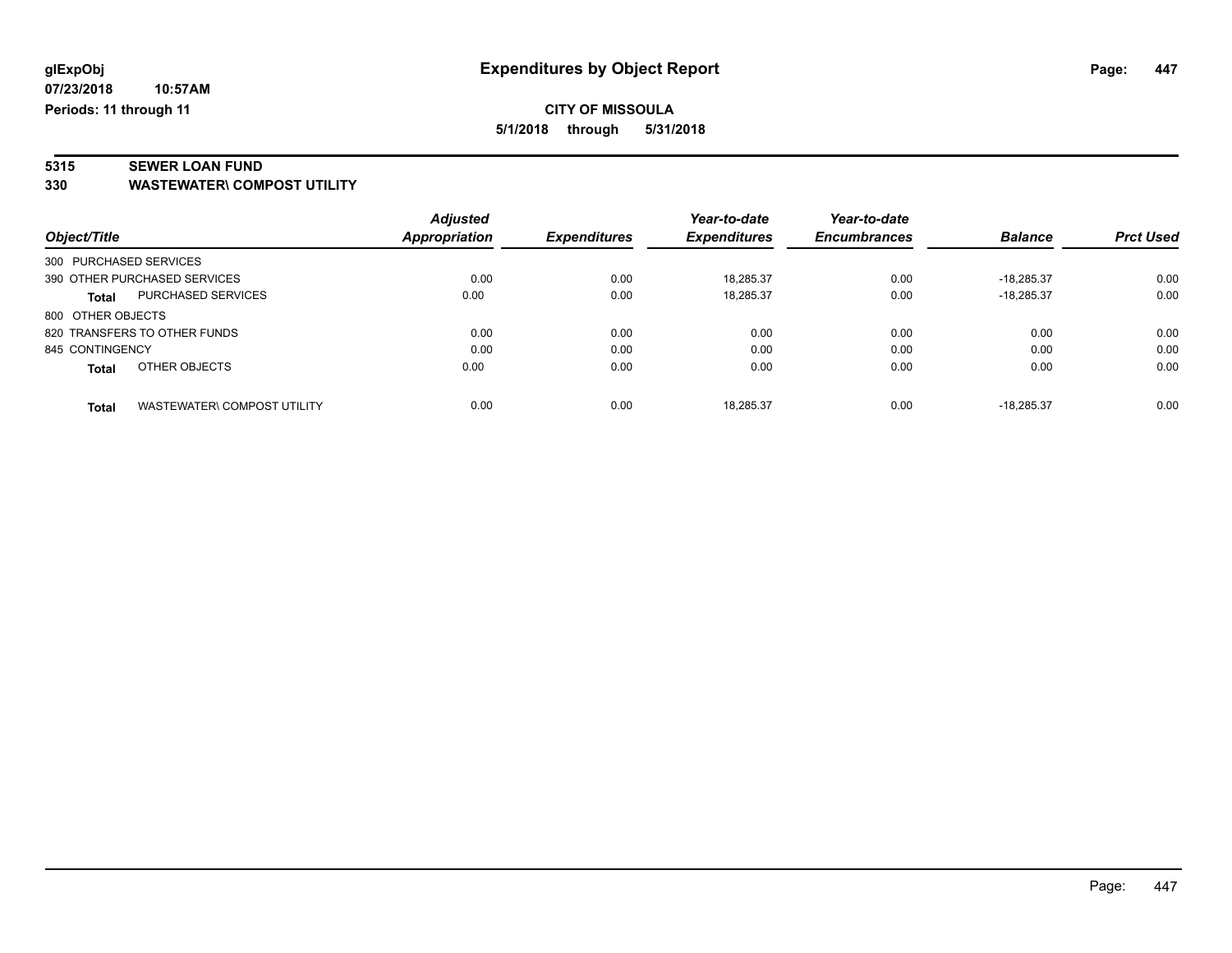**glExpObj** — **Expenditures by Object Report**

**07/23/2018 10:57AM**

**Periods: 11 through 11**

**CITY OF MISSOULA**

**5/1/2018 through 5/31/2018**

## 5315 SEWER LOAN FUND

### 330 WASTEWATER\ COMPOST UTILITY

| Object/Title | Adjusted Appropriation | Expenditures | Year-to-date Expenditures | Year-to-date Encumbrances | Balance | Prct Used |
|---|---|---|---|---|---|---|
| 300 PURCHASED SERVICES | | | | | | |
| 390 OTHER PURCHASED SERVICES | 0.00 | 0.00 | 18,285.37 | 0.00 | -18,285.37 | 0.00 |
| **Total** PURCHASED SERVICES | 0.00 | 0.00 | 18,285.37 | 0.00 | -18,285.37 | 0.00 |
| 800 OTHER OBJECTS | | | | | | |
| 820 TRANSFERS TO OTHER FUNDS | 0.00 | 0.00 | 0.00 | 0.00 | 0.00 | 0.00 |
| 845 CONTINGENCY | 0.00 | 0.00 | 0.00 | 0.00 | 0.00 | 0.00 |
| **Total** OTHER OBJECTS | 0.00 | 0.00 | 0.00 | 0.00 | 0.00 | 0.00 |
| **Total** WASTEWATER\ COMPOST UTILITY | 0.00 | 0.00 | 18,285.37 | 0.00 | -18,285.37 | 0.00 |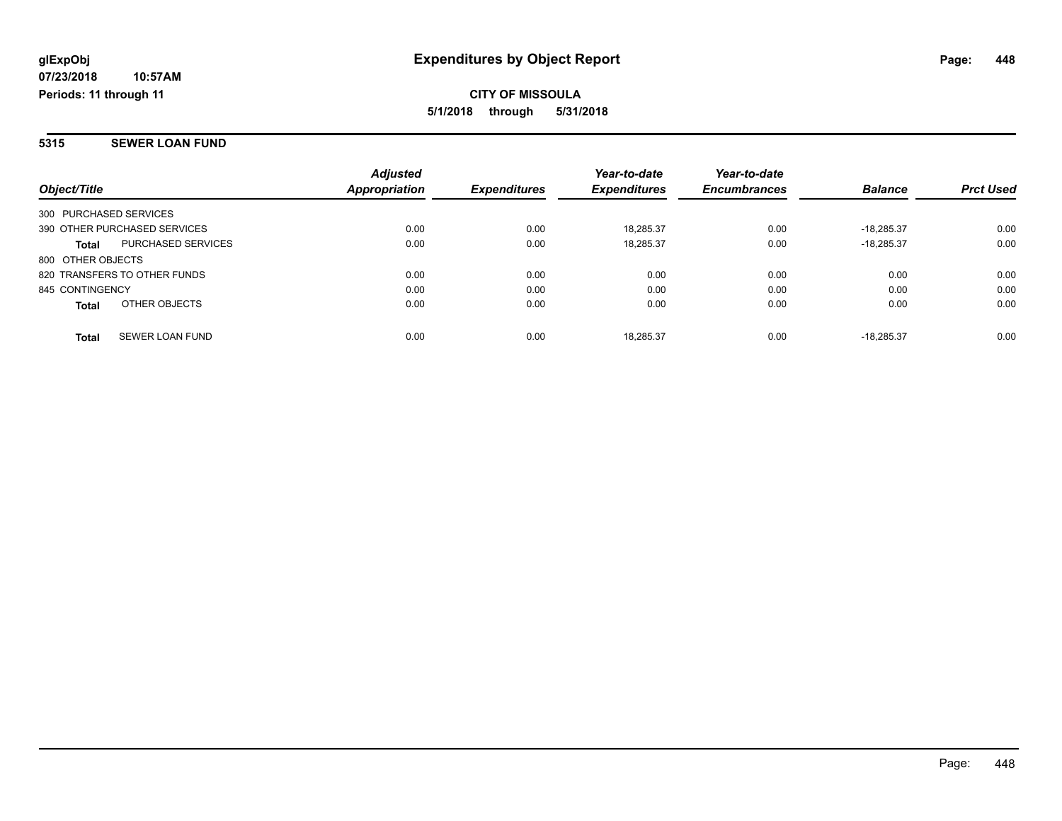**glExpObj**
**07/23/2018 10:57AM**
**Periods: 11 through 11**

# Expenditures by Object Report

**CITY OF MISSOULA**
**5/1/2018 through 5/31/2018**

## 5315 SEWER LOAN FUND

| Object/Title | | Adjusted Appropriation | Expenditures | Year-to-date Expenditures | Year-to-date Encumbrances | Balance | Prct Used |
|---|---|---|---|---|---|---|---|
| 300 PURCHASED SERVICES | | | | | | | |
| 390 OTHER PURCHASED SERVICES | | 0.00 | 0.00 | 18,285.37 | 0.00 | -18,285.37 | 0.00 |
| **Total** | PURCHASED SERVICES | 0.00 | 0.00 | 18,285.37 | 0.00 | -18,285.37 | 0.00 |
| 800 OTHER OBJECTS | | | | | | | |
| 820 TRANSFERS TO OTHER FUNDS | | 0.00 | 0.00 | 0.00 | 0.00 | 0.00 | 0.00 |
| 845 CONTINGENCY | | 0.00 | 0.00 | 0.00 | 0.00 | 0.00 | 0.00 |
| **Total** | OTHER OBJECTS | 0.00 | 0.00 | 0.00 | 0.00 | 0.00 | 0.00 |
| **Total** | SEWER LOAN FUND | 0.00 | 0.00 | 18,285.37 | 0.00 | -18,285.37 | 0.00 |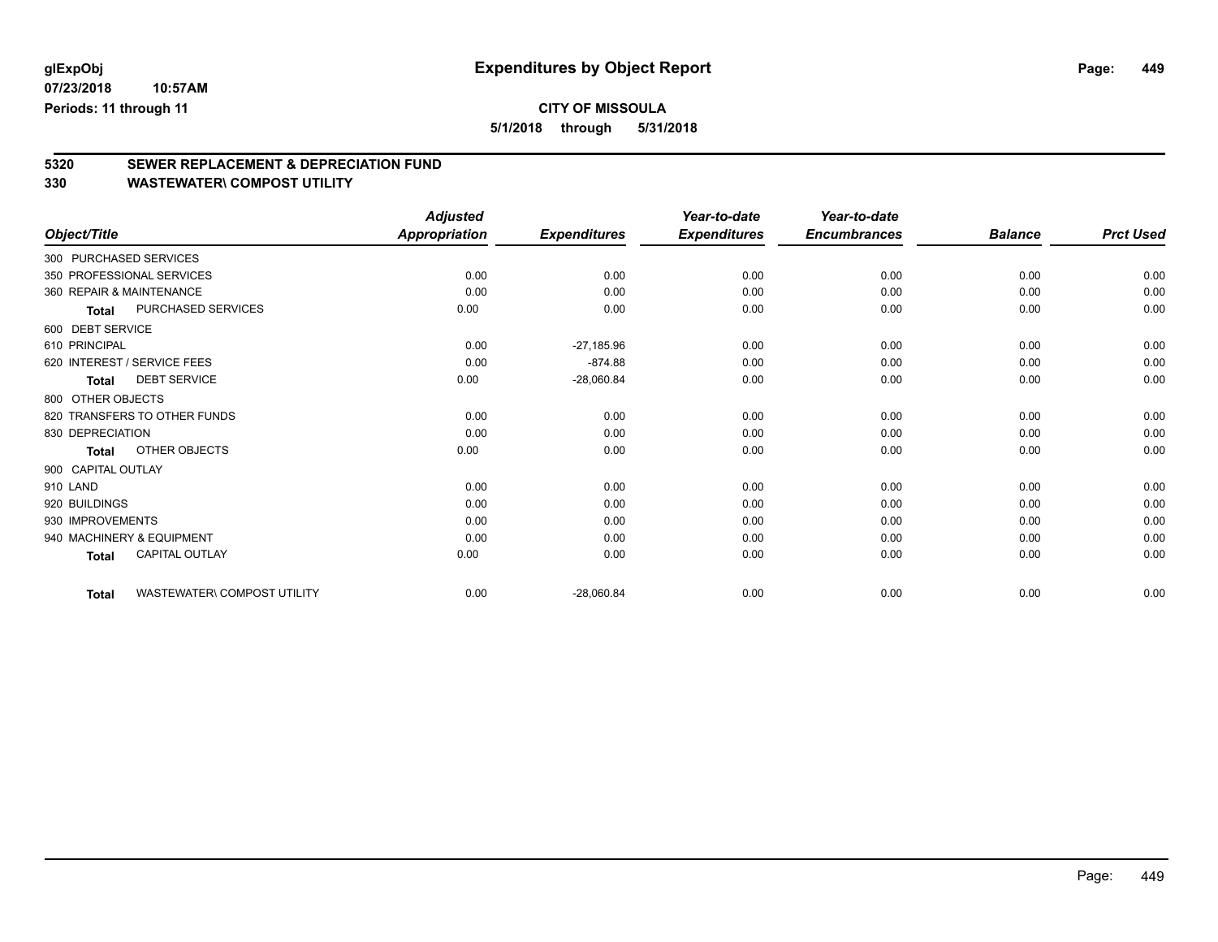glExpObj **Expenditures by Object Report**

07/23/2018 10:57AM

Periods: 11 through 11

**CITY OF MISSOULA**

**5/1/2018 through 5/31/2018**

## 5320 SEWER REPLACEMENT & DEPRECIATION FUND
## 330 WASTEWATER\ COMPOST UTILITY

| Object/Title | Adjusted Appropriation | Expenditures | Year-to-date Expenditures | Year-to-date Encumbrances | Balance | Prct Used |
|---|---|---|---|---|---|---|
| 300 PURCHASED SERVICES | | | | | | |
| 350 PROFESSIONAL SERVICES | 0.00 | 0.00 | 0.00 | 0.00 | 0.00 | 0.00 |
| 360 REPAIR & MAINTENANCE | 0.00 | 0.00 | 0.00 | 0.00 | 0.00 | 0.00 |
| **Total** PURCHASED SERVICES | 0.00 | 0.00 | 0.00 | 0.00 | 0.00 | 0.00 |
| 600 DEBT SERVICE | | | | | | |
| 610 PRINCIPAL | 0.00 | -27,185.96 | 0.00 | 0.00 | 0.00 | 0.00 |
| 620 INTEREST / SERVICE FEES | 0.00 | -874.88 | 0.00 | 0.00 | 0.00 | 0.00 |
| **Total** DEBT SERVICE | 0.00 | -28,060.84 | 0.00 | 0.00 | 0.00 | 0.00 |
| 800 OTHER OBJECTS | | | | | | |
| 820 TRANSFERS TO OTHER FUNDS | 0.00 | 0.00 | 0.00 | 0.00 | 0.00 | 0.00 |
| 830 DEPRECIATION | 0.00 | 0.00 | 0.00 | 0.00 | 0.00 | 0.00 |
| **Total** OTHER OBJECTS | 0.00 | 0.00 | 0.00 | 0.00 | 0.00 | 0.00 |
| 900 CAPITAL OUTLAY | | | | | | |
| 910 LAND | 0.00 | 0.00 | 0.00 | 0.00 | 0.00 | 0.00 |
| 920 BUILDINGS | 0.00 | 0.00 | 0.00 | 0.00 | 0.00 | 0.00 |
| 930 IMPROVEMENTS | 0.00 | 0.00 | 0.00 | 0.00 | 0.00 | 0.00 |
| 940 MACHINERY & EQUIPMENT | 0.00 | 0.00 | 0.00 | 0.00 | 0.00 | 0.00 |
| **Total** CAPITAL OUTLAY | 0.00 | 0.00 | 0.00 | 0.00 | 0.00 | 0.00 |
| **Total** WASTEWATER\ COMPOST UTILITY | 0.00 | -28,060.84 | 0.00 | 0.00 | 0.00 | 0.00 |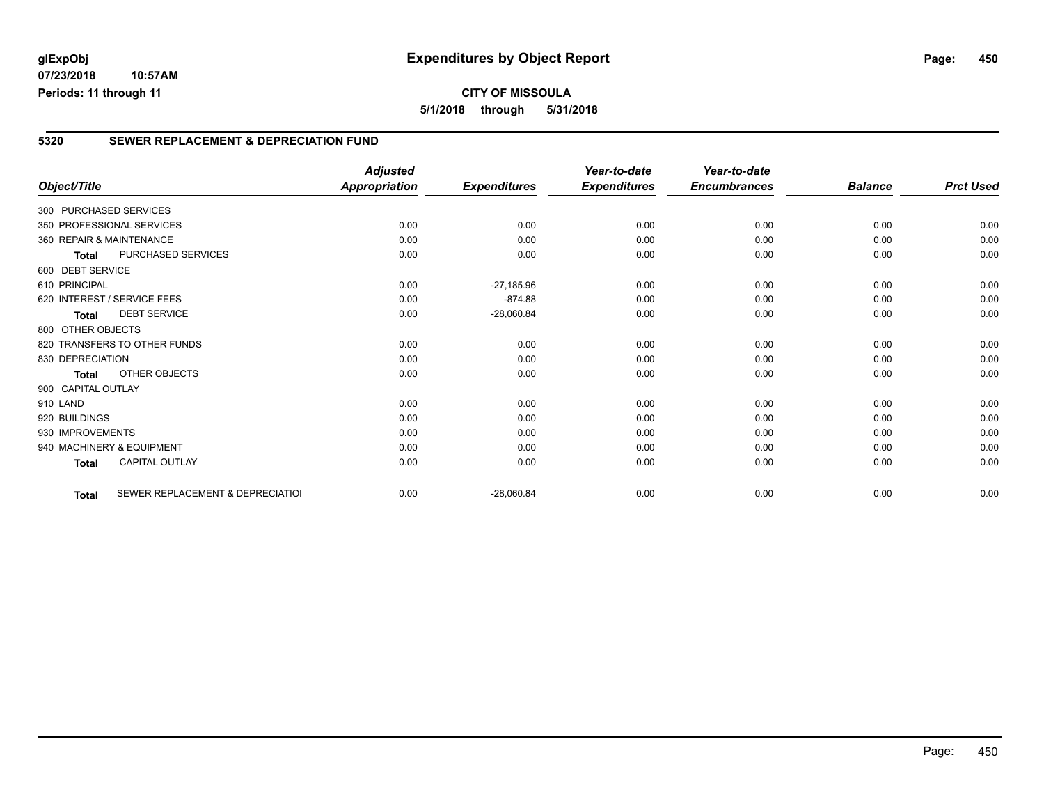# Expenditures by Object Report

glExpObj
07/23/2018 10:57AM
Periods: 11 through 11

**CITY OF MISSOULA**
**5/1/2018 through 5/31/2018**

## 5320 SEWER REPLACEMENT & DEPRECIATION FUND

| Object/Title | | Adjusted Appropriation | Expenditures | Year-to-date Expenditures | Year-to-date Encumbrances | Balance | Prct Used |
|---|---|---|---|---|---|---|---|
| 300 PURCHASED SERVICES | | | | | | | |
| 350 PROFESSIONAL SERVICES | | 0.00 | 0.00 | 0.00 | 0.00 | 0.00 | 0.00 |
| 360 REPAIR & MAINTENANCE | | 0.00 | 0.00 | 0.00 | 0.00 | 0.00 | 0.00 |
| **Total** | PURCHASED SERVICES | 0.00 | 0.00 | 0.00 | 0.00 | 0.00 | 0.00 |
| 600 DEBT SERVICE | | | | | | | |
| 610 PRINCIPAL | | 0.00 | -27,185.96 | 0.00 | 0.00 | 0.00 | 0.00 |
| 620 INTEREST / SERVICE FEES | | 0.00 | -874.88 | 0.00 | 0.00 | 0.00 | 0.00 |
| **Total** | DEBT SERVICE | 0.00 | -28,060.84 | 0.00 | 0.00 | 0.00 | 0.00 |
| 800 OTHER OBJECTS | | | | | | | |
| 820 TRANSFERS TO OTHER FUNDS | | 0.00 | 0.00 | 0.00 | 0.00 | 0.00 | 0.00 |
| 830 DEPRECIATION | | 0.00 | 0.00 | 0.00 | 0.00 | 0.00 | 0.00 |
| **Total** | OTHER OBJECTS | 0.00 | 0.00 | 0.00 | 0.00 | 0.00 | 0.00 |
| 900 CAPITAL OUTLAY | | | | | | | |
| 910 LAND | | 0.00 | 0.00 | 0.00 | 0.00 | 0.00 | 0.00 |
| 920 BUILDINGS | | 0.00 | 0.00 | 0.00 | 0.00 | 0.00 | 0.00 |
| 930 IMPROVEMENTS | | 0.00 | 0.00 | 0.00 | 0.00 | 0.00 | 0.00 |
| 940 MACHINERY & EQUIPMENT | | 0.00 | 0.00 | 0.00 | 0.00 | 0.00 | 0.00 |
| **Total** | CAPITAL OUTLAY | 0.00 | 0.00 | 0.00 | 0.00 | 0.00 | 0.00 |
| **Total** | SEWER REPLACEMENT & DEPRECIATIOI | 0.00 | -28,060.84 | 0.00 | 0.00 | 0.00 | 0.00 |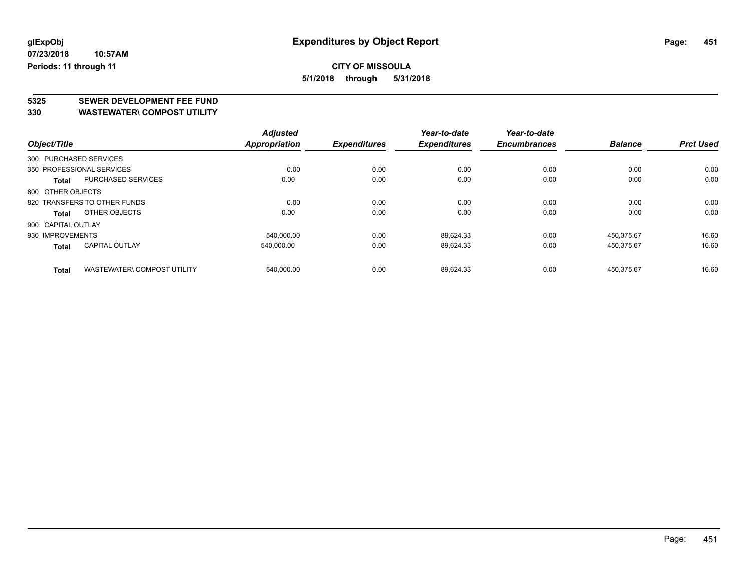glExpObj
07/23/2018 10:57AM
Periods: 11 through 11

# Expenditures by Object Report

**CITY OF MISSOULA**
**5/1/2018 through 5/31/2018**

## 5325 SEWER DEVELOPMENT FEE FUND
## 330 WASTEWATER\ COMPOST UTILITY

| Object/Title | | Adjusted Appropriation | Expenditures | Year-to-date Expenditures | Year-to-date Encumbrances | Balance | Prct Used |
|---|---|---|---|---|---|---|---|
| 300 PURCHASED SERVICES | | | | | | | |
| 350 PROFESSIONAL SERVICES | | 0.00 | 0.00 | 0.00 | 0.00 | 0.00 | 0.00 |
| **Total** | PURCHASED SERVICES | 0.00 | 0.00 | 0.00 | 0.00 | 0.00 | 0.00 |
| 800 OTHER OBJECTS | | | | | | | |
| 820 TRANSFERS TO OTHER FUNDS | | 0.00 | 0.00 | 0.00 | 0.00 | 0.00 | 0.00 |
| **Total** | OTHER OBJECTS | 0.00 | 0.00 | 0.00 | 0.00 | 0.00 | 0.00 |
| 900 CAPITAL OUTLAY | | | | | | | |
| 930 IMPROVEMENTS | | 540,000.00 | 0.00 | 89,624.33 | 0.00 | 450,375.67 | 16.60 |
| **Total** | CAPITAL OUTLAY | 540,000.00 | 0.00 | 89,624.33 | 0.00 | 450,375.67 | 16.60 |
| **Total** | WASTEWATER\ COMPOST UTILITY | 540,000.00 | 0.00 | 89,624.33 | 0.00 | 450,375.67 | 16.60 |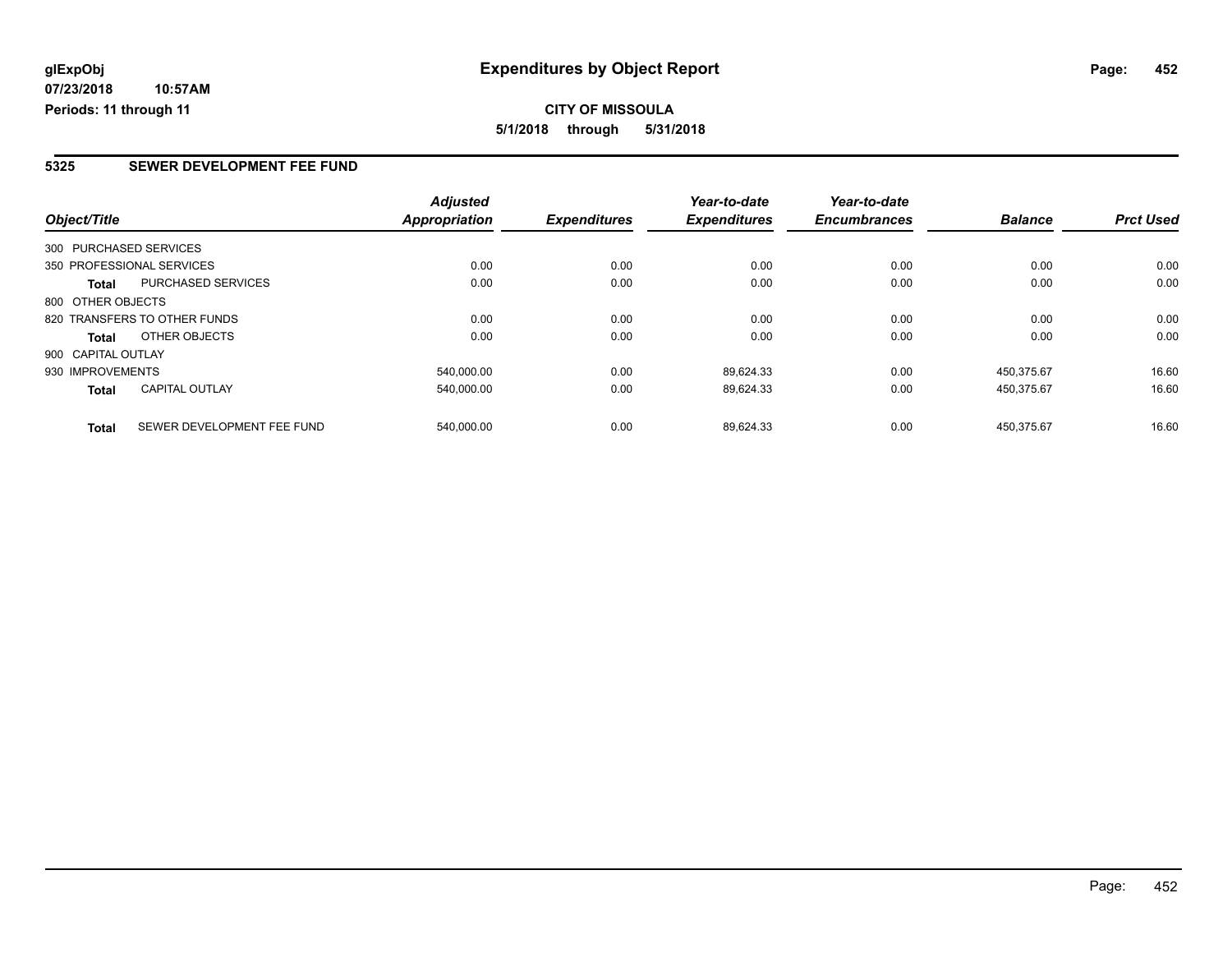**glExpObj**
**07/23/2018 10:57AM**
**Periods: 11 through 11**

# Expenditures by Object Report

**CITY OF MISSOULA**
**5/1/2018 through 5/31/2018**

## 5325 SEWER DEVELOPMENT FEE FUND

| Object/Title | | Adjusted Appropriation | Expenditures | Year-to-date Expenditures | Year-to-date Encumbrances | Balance | Prct Used |
|---|---|---|---|---|---|---|---|
| 300 PURCHASED SERVICES | | | | | | | |
| 350 PROFESSIONAL SERVICES | | 0.00 | 0.00 | 0.00 | 0.00 | 0.00 | 0.00 |
| **Total** | PURCHASED SERVICES | 0.00 | 0.00 | 0.00 | 0.00 | 0.00 | 0.00 |
| 800 OTHER OBJECTS | | | | | | | |
| 820 TRANSFERS TO OTHER FUNDS | | 0.00 | 0.00 | 0.00 | 0.00 | 0.00 | 0.00 |
| **Total** | OTHER OBJECTS | 0.00 | 0.00 | 0.00 | 0.00 | 0.00 | 0.00 |
| 900 CAPITAL OUTLAY | | | | | | | |
| 930 IMPROVEMENTS | | 540,000.00 | 0.00 | 89,624.33 | 0.00 | 450,375.67 | 16.60 |
| **Total** | CAPITAL OUTLAY | 540,000.00 | 0.00 | 89,624.33 | 0.00 | 450,375.67 | 16.60 |
| **Total** | SEWER DEVELOPMENT FEE FUND | 540,000.00 | 0.00 | 89,624.33 | 0.00 | 450,375.67 | 16.60 |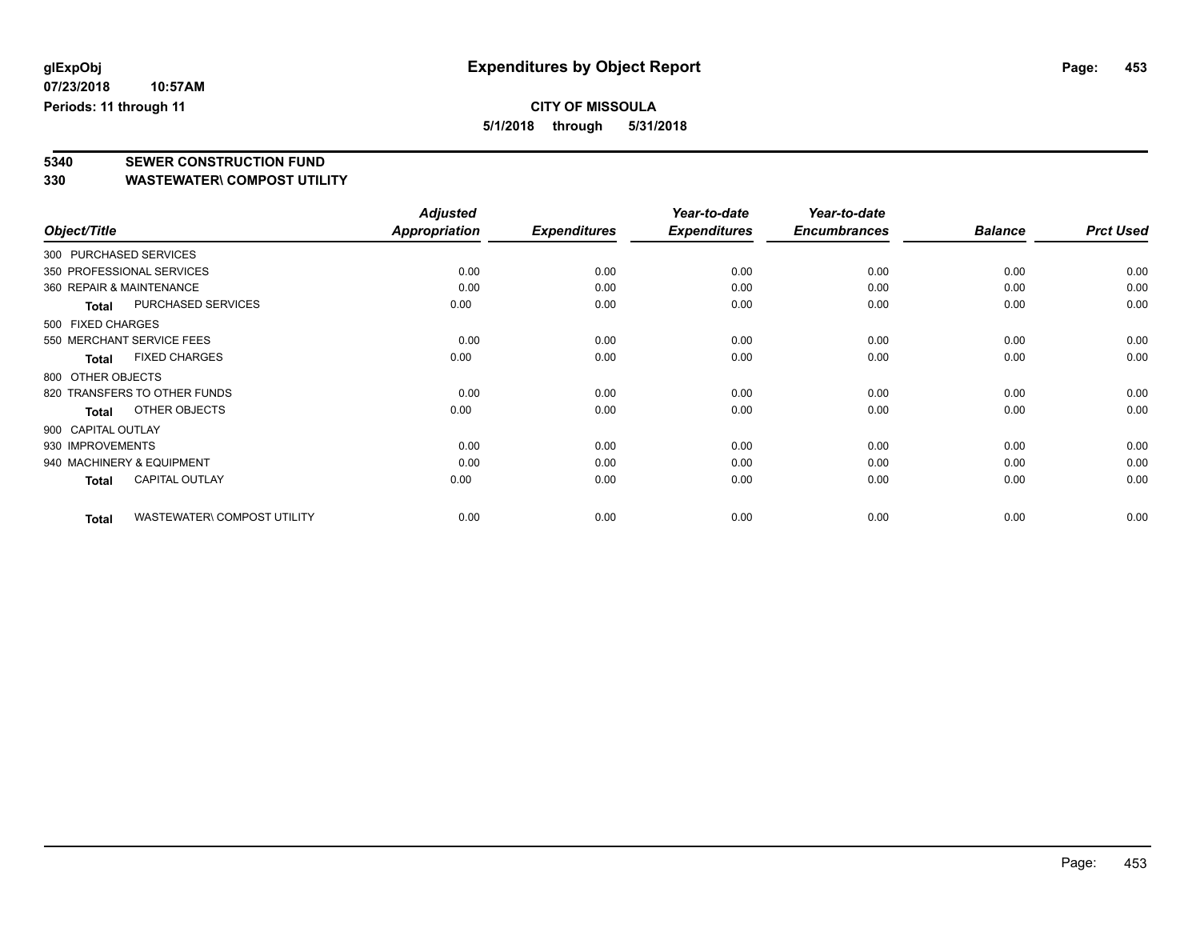**glExpObj**
**07/23/2018 10:57AM**
**Periods: 11 through 11**

# Expenditures by Object Report

**CITY OF MISSOULA**
**5/1/2018 through 5/31/2018**

## 5340 SEWER CONSTRUCTION FUND
## 330 WASTEWATER\ COMPOST UTILITY

| Object/Title | Adjusted Appropriation | Expenditures | Year-to-date Expenditures | Year-to-date Encumbrances | Balance | Prct Used |
|---|---|---|---|---|---|---|
| 300 PURCHASED SERVICES | | | | | | |
| 350 PROFESSIONAL SERVICES | 0.00 | 0.00 | 0.00 | 0.00 | 0.00 | 0.00 |
| 360 REPAIR & MAINTENANCE | 0.00 | 0.00 | 0.00 | 0.00 | 0.00 | 0.00 |
| **Total** PURCHASED SERVICES | 0.00 | 0.00 | 0.00 | 0.00 | 0.00 | 0.00 |
| 500 FIXED CHARGES | | | | | | |
| 550 MERCHANT SERVICE FEES | 0.00 | 0.00 | 0.00 | 0.00 | 0.00 | 0.00 |
| **Total** FIXED CHARGES | 0.00 | 0.00 | 0.00 | 0.00 | 0.00 | 0.00 |
| 800 OTHER OBJECTS | | | | | | |
| 820 TRANSFERS TO OTHER FUNDS | 0.00 | 0.00 | 0.00 | 0.00 | 0.00 | 0.00 |
| **Total** OTHER OBJECTS | 0.00 | 0.00 | 0.00 | 0.00 | 0.00 | 0.00 |
| 900 CAPITAL OUTLAY | | | | | | |
| 930 IMPROVEMENTS | 0.00 | 0.00 | 0.00 | 0.00 | 0.00 | 0.00 |
| 940 MACHINERY & EQUIPMENT | 0.00 | 0.00 | 0.00 | 0.00 | 0.00 | 0.00 |
| **Total** CAPITAL OUTLAY | 0.00 | 0.00 | 0.00 | 0.00 | 0.00 | 0.00 |
| **Total** WASTEWATER\ COMPOST UTILITY | 0.00 | 0.00 | 0.00 | 0.00 | 0.00 | 0.00 |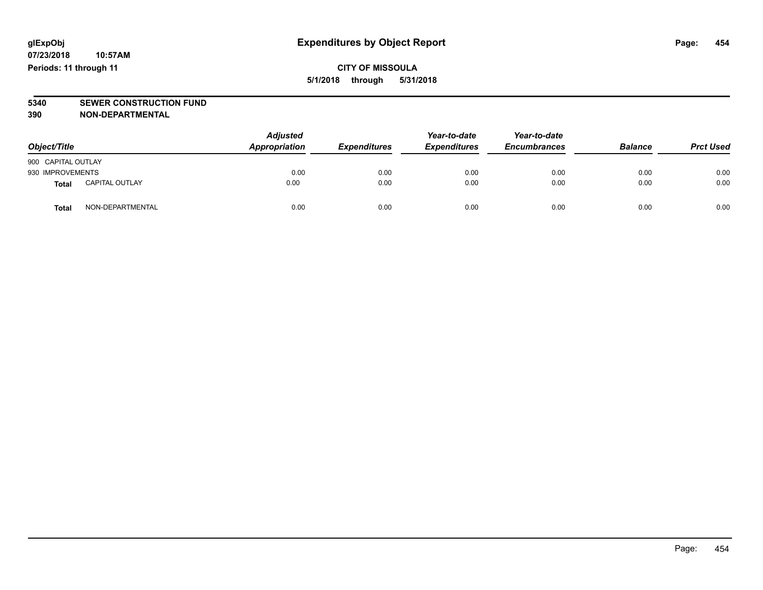glExpObj
07/23/2018 10:57AM
Periods: 11 through 11

# Expenditures by Object Report

**CITY OF MISSOULA**
**5/1/2018 through 5/31/2018**

**5340 SEWER CONSTRUCTION FUND**
**390 NON-DEPARTMENTAL**

| Object/Title | | Adjusted Appropriation | Expenditures | Year-to-date Expenditures | Year-to-date Encumbrances | Balance | Prct Used |
|---|---|---|---|---|---|---|---|
| 900 CAPITAL OUTLAY | | | | | | | |
| 930 IMPROVEMENTS | | 0.00 | 0.00 | 0.00 | 0.00 | 0.00 | 0.00 |
| **Total** | CAPITAL OUTLAY | 0.00 | 0.00 | 0.00 | 0.00 | 0.00 | 0.00 |
| **Total** | NON-DEPARTMENTAL | 0.00 | 0.00 | 0.00 | 0.00 | 0.00 | 0.00 |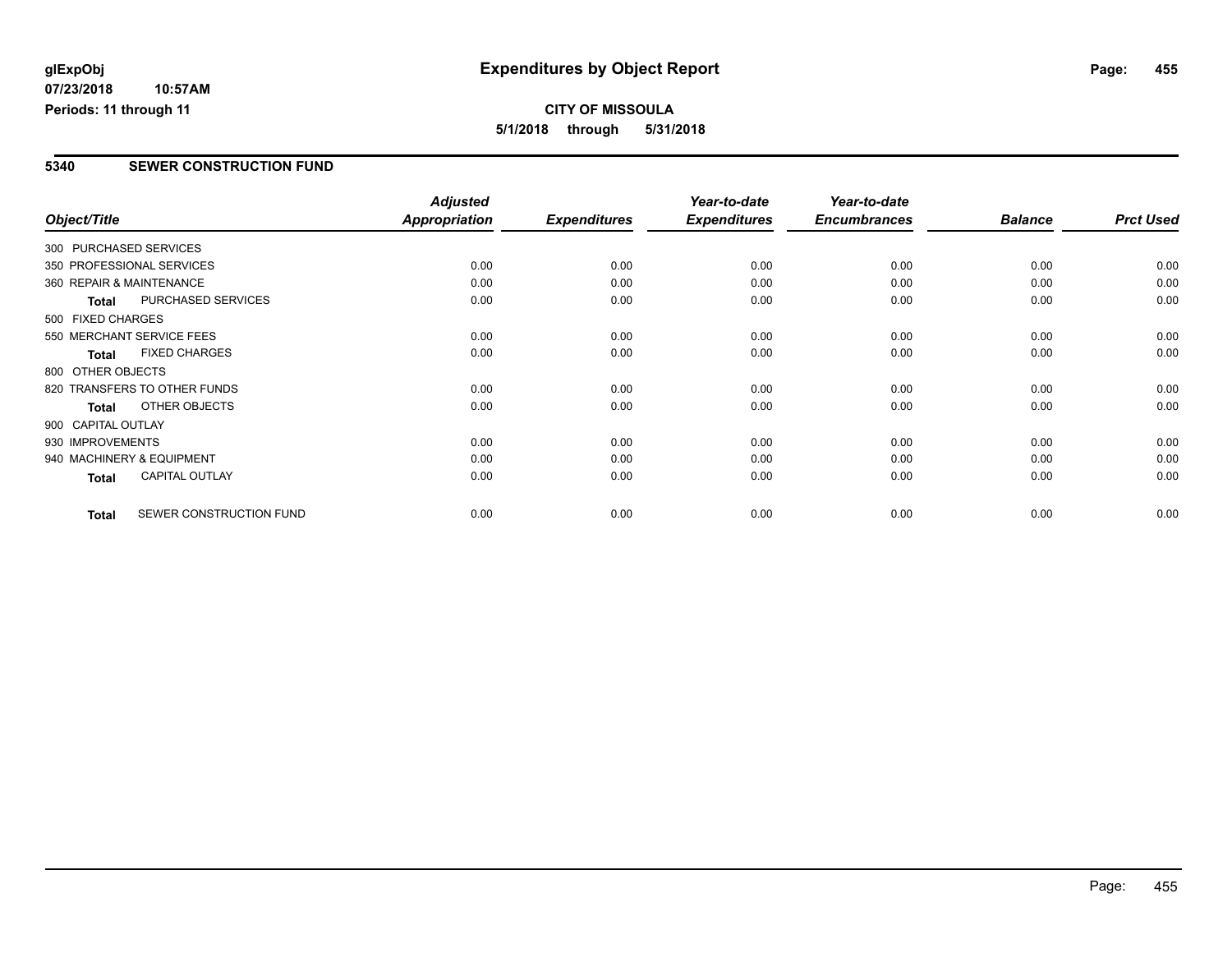**glExpObj**
**07/23/2018 10:57AM**
**Periods: 11 through 11**

# Expenditures by Object Report

**CITY OF MISSOULA**
**5/1/2018 through 5/31/2018**

## 5340 SEWER CONSTRUCTION FUND

| Object/Title | Adjusted Appropriation | Expenditures | Year-to-date Expenditures | Year-to-date Encumbrances | Balance | Prct Used |
|---|---|---|---|---|---|---|
| 300 PURCHASED SERVICES | | | | | | |
| 350 PROFESSIONAL SERVICES | 0.00 | 0.00 | 0.00 | 0.00 | 0.00 | 0.00 |
| 360 REPAIR & MAINTENANCE | 0.00 | 0.00 | 0.00 | 0.00 | 0.00 | 0.00 |
| **Total** PURCHASED SERVICES | 0.00 | 0.00 | 0.00 | 0.00 | 0.00 | 0.00 |
| 500 FIXED CHARGES | | | | | | |
| 550 MERCHANT SERVICE FEES | 0.00 | 0.00 | 0.00 | 0.00 | 0.00 | 0.00 |
| **Total** FIXED CHARGES | 0.00 | 0.00 | 0.00 | 0.00 | 0.00 | 0.00 |
| 800 OTHER OBJECTS | | | | | | |
| 820 TRANSFERS TO OTHER FUNDS | 0.00 | 0.00 | 0.00 | 0.00 | 0.00 | 0.00 |
| **Total** OTHER OBJECTS | 0.00 | 0.00 | 0.00 | 0.00 | 0.00 | 0.00 |
| 900 CAPITAL OUTLAY | | | | | | |
| 930 IMPROVEMENTS | 0.00 | 0.00 | 0.00 | 0.00 | 0.00 | 0.00 |
| 940 MACHINERY & EQUIPMENT | 0.00 | 0.00 | 0.00 | 0.00 | 0.00 | 0.00 |
| **Total** CAPITAL OUTLAY | 0.00 | 0.00 | 0.00 | 0.00 | 0.00 | 0.00 |
| **Total** SEWER CONSTRUCTION FUND | 0.00 | 0.00 | 0.00 | 0.00 | 0.00 | 0.00 |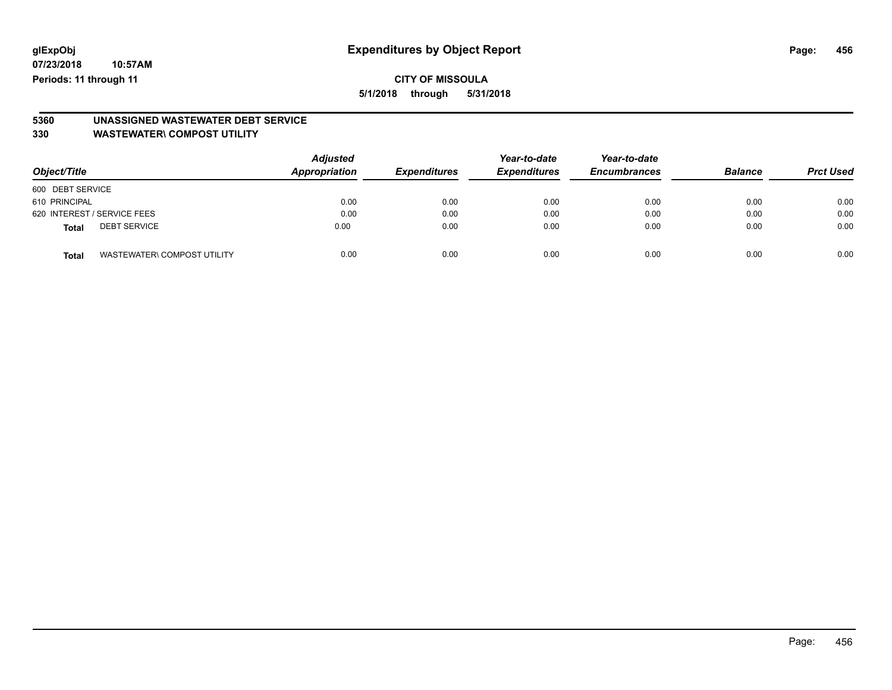glExpObj
07/23/2018 10:57AM
Periods: 11 through 11

# Expenditures by Object Report

**CITY OF MISSOULA**

**5/1/2018 through 5/31/2018**

## 5360 UNASSIGNED WASTEWATER DEBT SERVICE
## 330 WASTEWATER\ COMPOST UTILITY

| Object/Title | | Adjusted Appropriation | Expenditures | Year-to-date Expenditures | Year-to-date Encumbrances | Balance | Prct Used |
|---|---|---|---|---|---|---|---|
| 600 DEBT SERVICE | | | | | | | |
| 610 PRINCIPAL | | 0.00 | 0.00 | 0.00 | 0.00 | 0.00 | 0.00 |
| 620 INTEREST / SERVICE FEES | | 0.00 | 0.00 | 0.00 | 0.00 | 0.00 | 0.00 |
| **Total** | DEBT SERVICE | 0.00 | 0.00 | 0.00 | 0.00 | 0.00 | 0.00 |
| **Total** | WASTEWATER\ COMPOST UTILITY | 0.00 | 0.00 | 0.00 | 0.00 | 0.00 | 0.00 |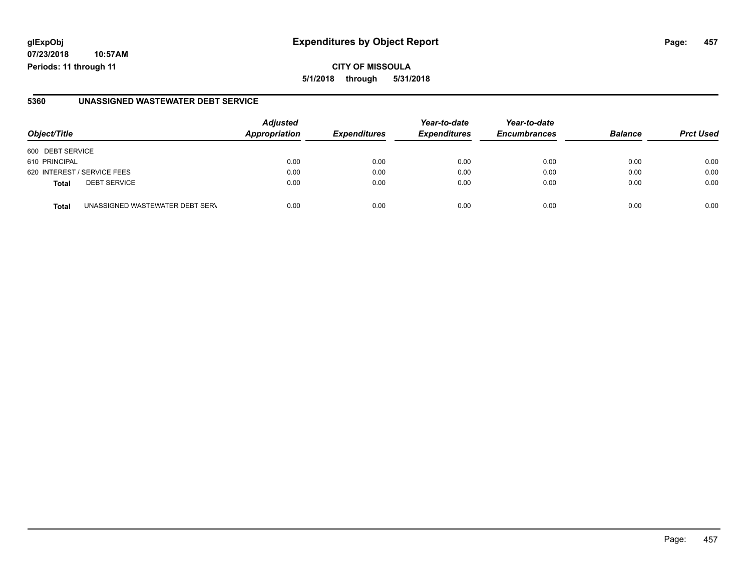# Expenditures by Object Report

glExpObj
07/23/2018 10:57AM
Periods: 11 through 11

**CITY OF MISSOULA**
**5/1/2018 through 5/31/2018**

## 5360 UNASSIGNED WASTEWATER DEBT SERVICE

| Object/Title | | Adjusted Appropriation | Expenditures | Year-to-date Expenditures | Year-to-date Encumbrances | Balance | Prct Used |
|---|---|---|---|---|---|---|---|
| 600 DEBT SERVICE | | | | | | | |
| 610 PRINCIPAL | | 0.00 | 0.00 | 0.00 | 0.00 | 0.00 | 0.00 |
| 620 INTEREST / SERVICE FEES | | 0.00 | 0.00 | 0.00 | 0.00 | 0.00 | 0.00 |
| **Total** | DEBT SERVICE | 0.00 | 0.00 | 0.00 | 0.00 | 0.00 | 0.00 |
| **Total** | UNASSIGNED WASTEWATER DEBT SERV | 0.00 | 0.00 | 0.00 | 0.00 | 0.00 | 0.00 |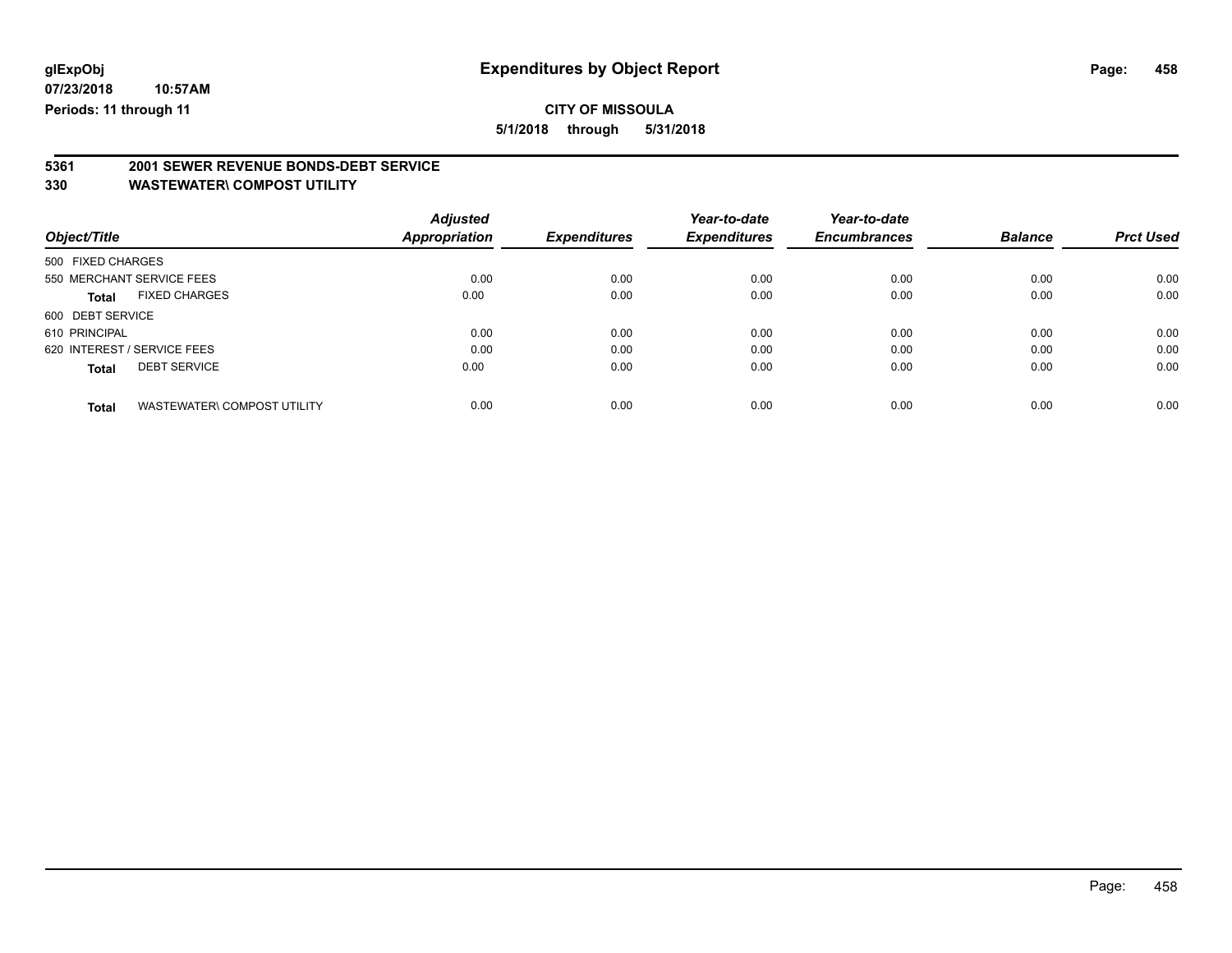**glExpObj** **Expenditures by Object Report**

**07/23/2018 10:57AM**

**Periods: 11 through 11**

**CITY OF MISSOULA**

**5/1/2018 through 5/31/2018**

**5361 2001 SEWER REVENUE BONDS-DEBT SERVICE**

**330 WASTEWATER\ COMPOST UTILITY**

| Object/Title | Adjusted Appropriation | Expenditures | Year-to-date Expenditures | Year-to-date Encumbrances | Balance | Prct Used |
|---|---|---|---|---|---|---|
| 500 FIXED CHARGES | | | | | | |
| 550 MERCHANT SERVICE FEES | 0.00 | 0.00 | 0.00 | 0.00 | 0.00 | 0.00 |
| **Total** FIXED CHARGES | 0.00 | 0.00 | 0.00 | 0.00 | 0.00 | 0.00 |
| 600 DEBT SERVICE | | | | | | |
| 610 PRINCIPAL | 0.00 | 0.00 | 0.00 | 0.00 | 0.00 | 0.00 |
| 620 INTEREST / SERVICE FEES | 0.00 | 0.00 | 0.00 | 0.00 | 0.00 | 0.00 |
| **Total** DEBT SERVICE | 0.00 | 0.00 | 0.00 | 0.00 | 0.00 | 0.00 |
| **Total** WASTEWATER\ COMPOST UTILITY | 0.00 | 0.00 | 0.00 | 0.00 | 0.00 | 0.00 |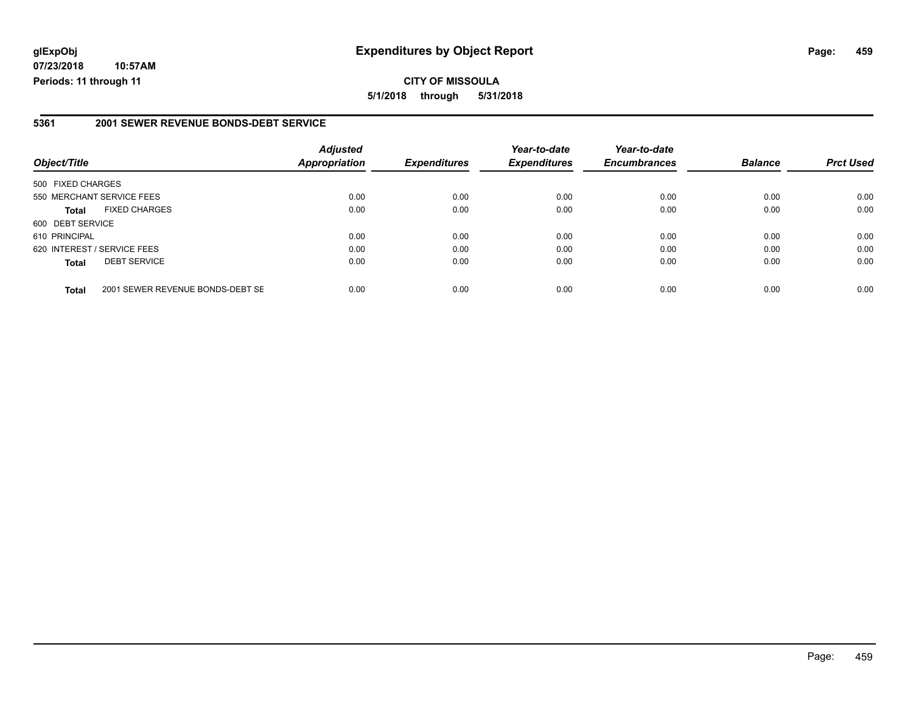**glExpObj**
**07/23/2018 10:57AM**
**Periods: 11 through 11**

# Expenditures by Object Report

**CITY OF MISSOULA**
**5/1/2018 through 5/31/2018**

## 5361 2001 SEWER REVENUE BONDS-DEBT SERVICE

| Object/Title | | Adjusted Appropriation | Expenditures | Year-to-date Expenditures | Year-to-date Encumbrances | Balance | Prct Used |
|---|---|---|---|---|---|---|---|
| 500 FIXED CHARGES | | | | | | | |
| 550 MERCHANT SERVICE FEES | | 0.00 | 0.00 | 0.00 | 0.00 | 0.00 | 0.00 |
| **Total** | FIXED CHARGES | 0.00 | 0.00 | 0.00 | 0.00 | 0.00 | 0.00 |
| 600 DEBT SERVICE | | | | | | | |
| 610 PRINCIPAL | | 0.00 | 0.00 | 0.00 | 0.00 | 0.00 | 0.00 |
| 620 INTEREST / SERVICE FEES | | 0.00 | 0.00 | 0.00 | 0.00 | 0.00 | 0.00 |
| **Total** | DEBT SERVICE | 0.00 | 0.00 | 0.00 | 0.00 | 0.00 | 0.00 |
| **Total** | 2001 SEWER REVENUE BONDS-DEBT SE | 0.00 | 0.00 | 0.00 | 0.00 | 0.00 | 0.00 |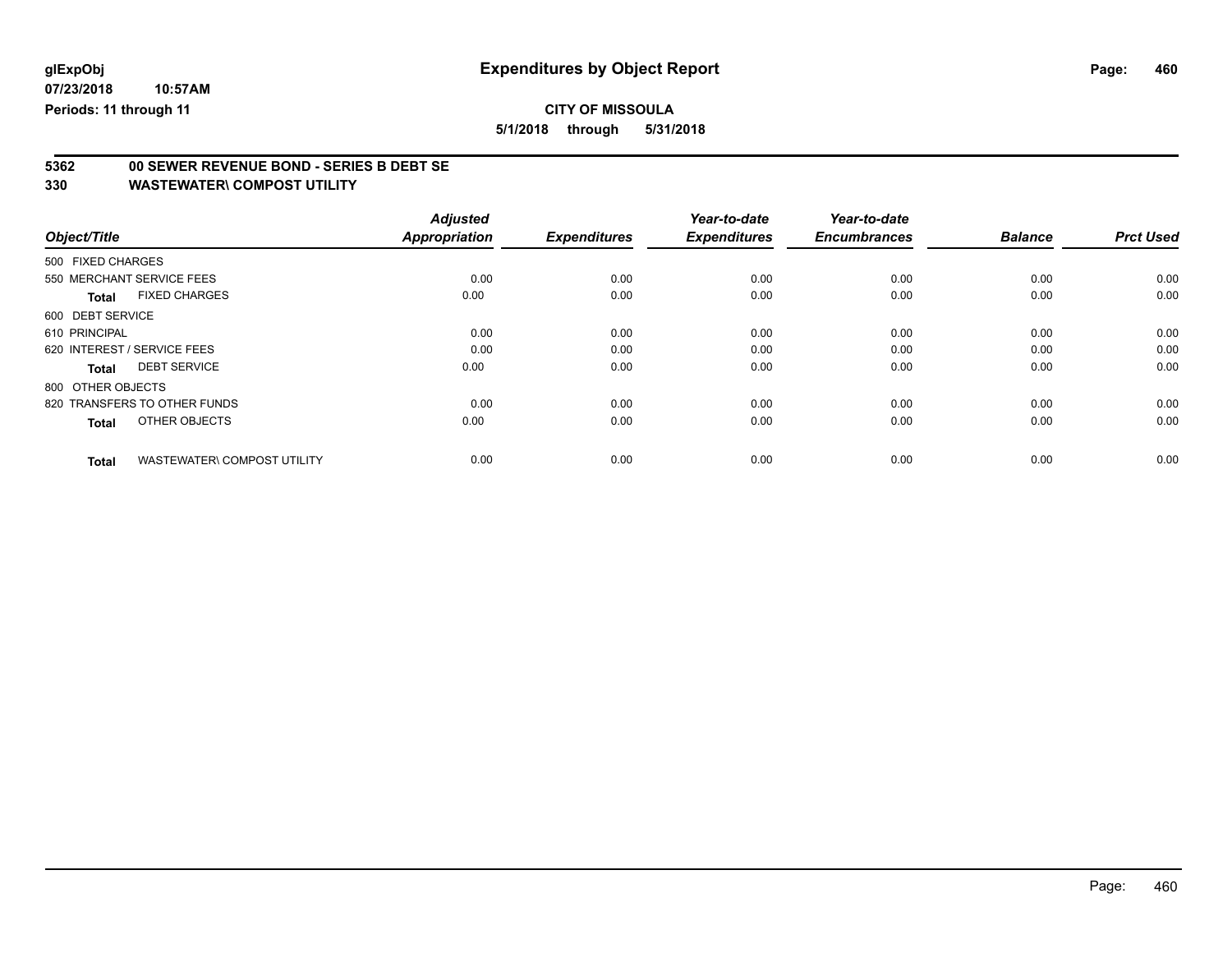**glExpObj** **Expenditures by Object Report**

**07/23/2018 10:57AM**

**Periods: 11 through 11**

**CITY OF MISSOULA**

**5/1/2018 through 5/31/2018**

**5362 00 SEWER REVENUE BOND - SERIES B DEBT SE**

**330 WASTEWATER\ COMPOST UTILITY**

| Object/Title | | Adjusted Appropriation | Expenditures | Year-to-date Expenditures | Year-to-date Encumbrances | Balance | Prct Used |
|---|---|---|---|---|---|---|---|
| 500 FIXED CHARGES | | | | | | | |
| 550 MERCHANT SERVICE FEES | | 0.00 | 0.00 | 0.00 | 0.00 | 0.00 | 0.00 |
| **Total** | FIXED CHARGES | 0.00 | 0.00 | 0.00 | 0.00 | 0.00 | 0.00 |
| 600 DEBT SERVICE | | | | | | | |
| 610 PRINCIPAL | | 0.00 | 0.00 | 0.00 | 0.00 | 0.00 | 0.00 |
| 620 INTEREST / SERVICE FEES | | 0.00 | 0.00 | 0.00 | 0.00 | 0.00 | 0.00 |
| **Total** | DEBT SERVICE | 0.00 | 0.00 | 0.00 | 0.00 | 0.00 | 0.00 |
| 800 OTHER OBJECTS | | | | | | | |
| 820 TRANSFERS TO OTHER FUNDS | | 0.00 | 0.00 | 0.00 | 0.00 | 0.00 | 0.00 |
| **Total** | OTHER OBJECTS | 0.00 | 0.00 | 0.00 | 0.00 | 0.00 | 0.00 |
| **Total** | WASTEWATER\ COMPOST UTILITY | 0.00 | 0.00 | 0.00 | 0.00 | 0.00 | 0.00 |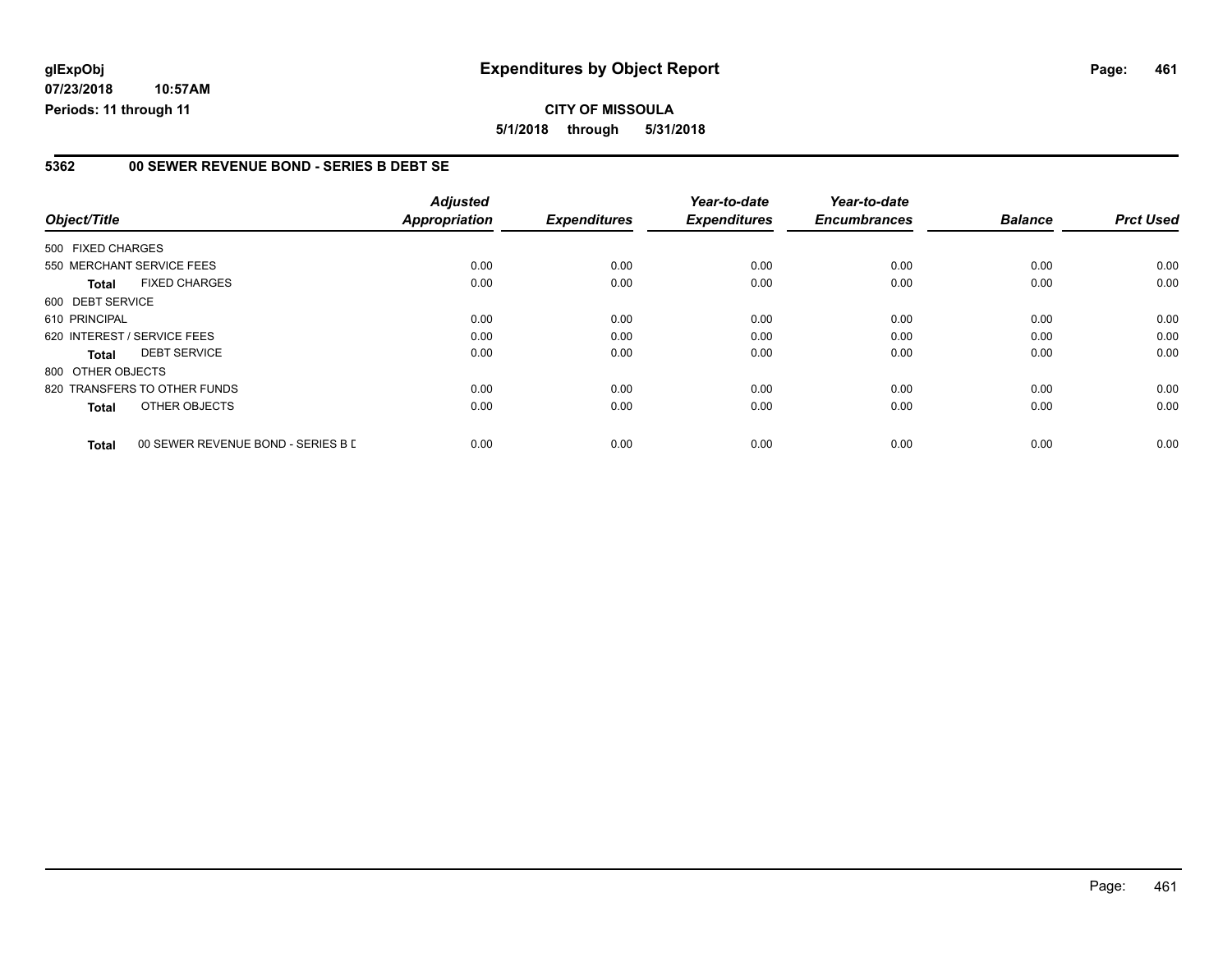# Expenditures by Object Report

**CITY OF MISSOULA**

**5/1/2018 through 5/31/2018**

glExpObj
07/23/2018 10:57AM
Periods: 11 through 11

## 5362 00 SEWER REVENUE BOND - SERIES B DEBT SE

| Object/Title | Adjusted Appropriation | Expenditures | Year-to-date Expenditures | Year-to-date Encumbrances | Balance | Prct Used |
|---|---|---|---|---|---|---|
| 500 FIXED CHARGES | | | | | | |
| 550 MERCHANT SERVICE FEES | 0.00 | 0.00 | 0.00 | 0.00 | 0.00 | 0.00 |
| **Total** FIXED CHARGES | 0.00 | 0.00 | 0.00 | 0.00 | 0.00 | 0.00 |
| 600 DEBT SERVICE | | | | | | |
| 610 PRINCIPAL | 0.00 | 0.00 | 0.00 | 0.00 | 0.00 | 0.00 |
| 620 INTEREST / SERVICE FEES | 0.00 | 0.00 | 0.00 | 0.00 | 0.00 | 0.00 |
| **Total** DEBT SERVICE | 0.00 | 0.00 | 0.00 | 0.00 | 0.00 | 0.00 |
| 800 OTHER OBJECTS | | | | | | |
| 820 TRANSFERS TO OTHER FUNDS | 0.00 | 0.00 | 0.00 | 0.00 | 0.00 | 0.00 |
| **Total** OTHER OBJECTS | 0.00 | 0.00 | 0.00 | 0.00 | 0.00 | 0.00 |
| **Total** 00 SEWER REVENUE BOND - SERIES B D | 0.00 | 0.00 | 0.00 | 0.00 | 0.00 | 0.00 |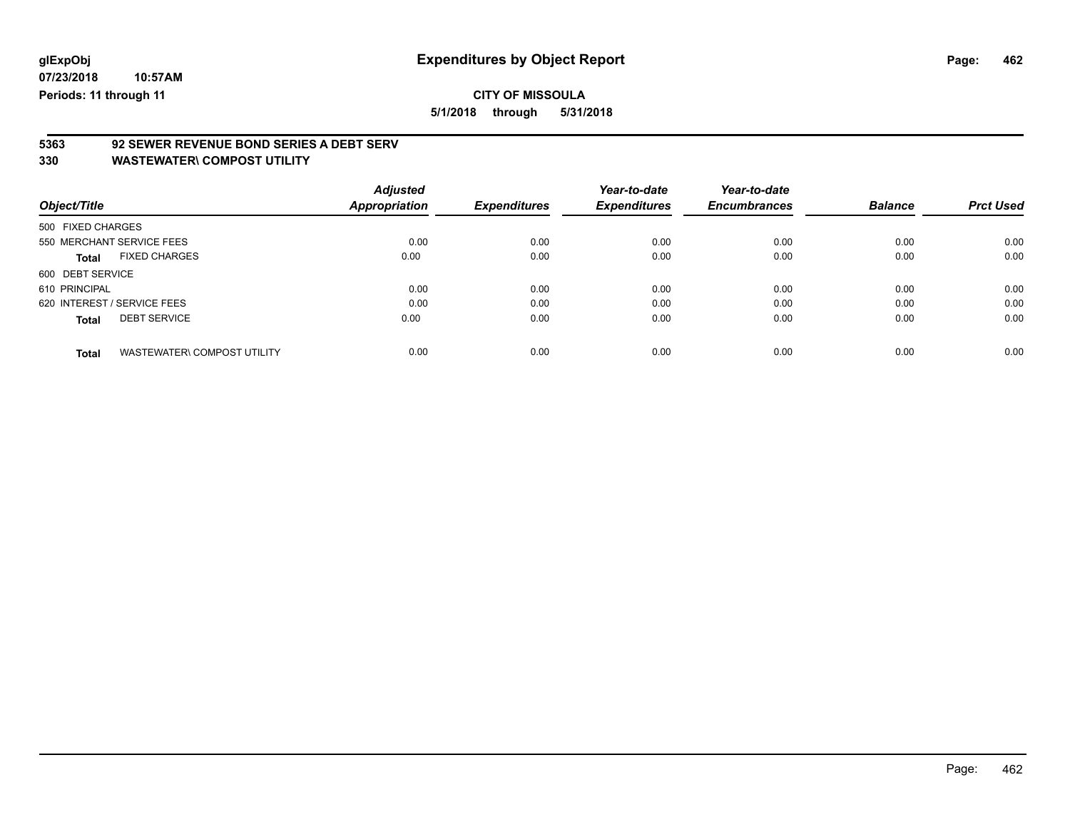**glExpObj**
**07/23/2018 10:57AM**
**Periods: 11 through 11**

# Expenditures by Object Report

**CITY OF MISSOULA**
**5/1/2018 through 5/31/2018**

## 5363 92 SEWER REVENUE BOND SERIES A DEBT SERV
## 330 WASTEWATER\ COMPOST UTILITY

| Object/Title | Adjusted Appropriation | Expenditures | Year-to-date Expenditures | Year-to-date Encumbrances | Balance | Prct Used |
|---|---|---|---|---|---|---|
| 500 FIXED CHARGES | | | | | | |
| 550 MERCHANT SERVICE FEES | 0.00 | 0.00 | 0.00 | 0.00 | 0.00 | 0.00 |
| **Total** FIXED CHARGES | 0.00 | 0.00 | 0.00 | 0.00 | 0.00 | 0.00 |
| 600 DEBT SERVICE | | | | | | |
| 610 PRINCIPAL | 0.00 | 0.00 | 0.00 | 0.00 | 0.00 | 0.00 |
| 620 INTEREST / SERVICE FEES | 0.00 | 0.00 | 0.00 | 0.00 | 0.00 | 0.00 |
| **Total** DEBT SERVICE | 0.00 | 0.00 | 0.00 | 0.00 | 0.00 | 0.00 |
| **Total** WASTEWATER\ COMPOST UTILITY | 0.00 | 0.00 | 0.00 | 0.00 | 0.00 | 0.00 |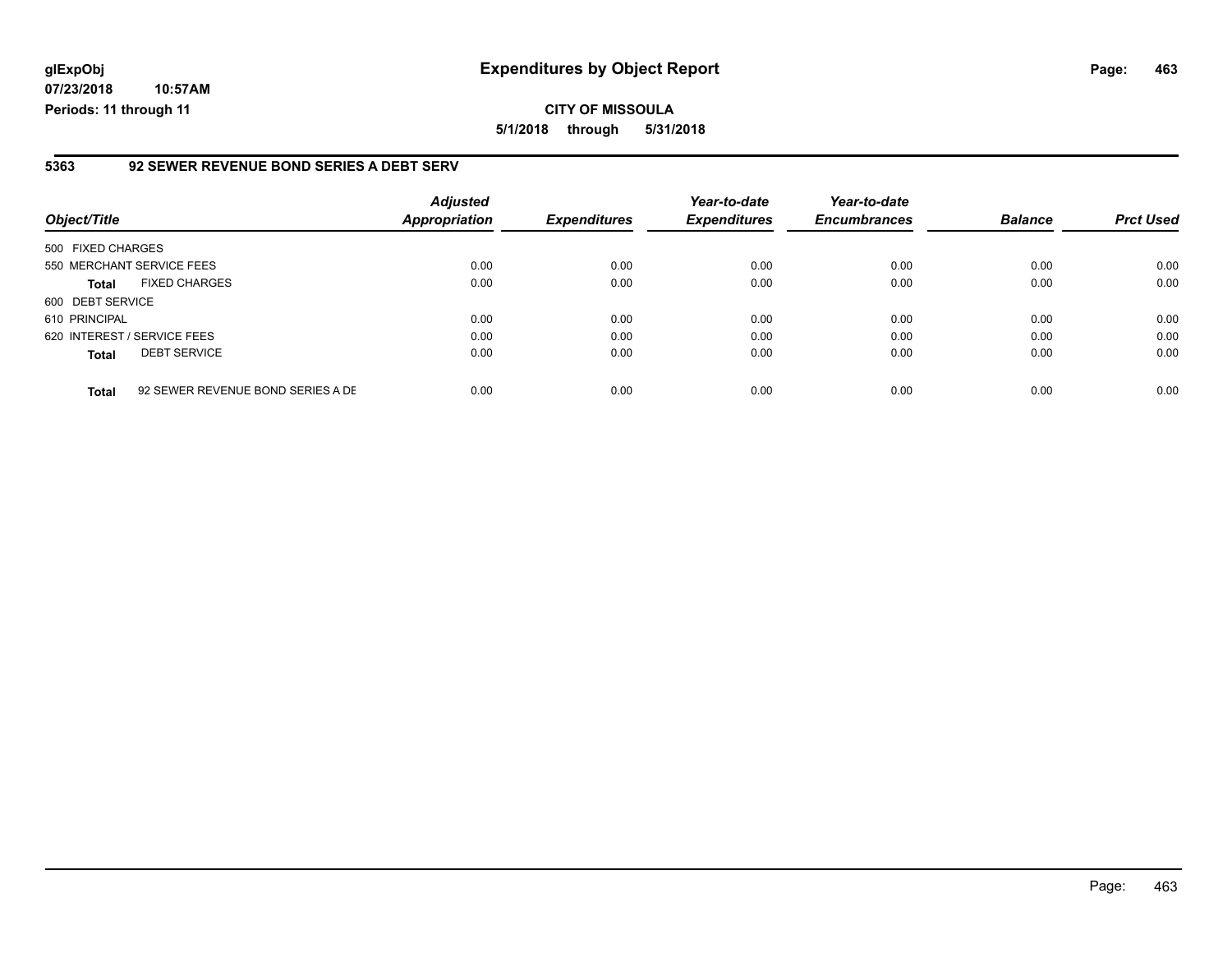**glExpObj**
**07/23/2018 10:57AM**
**Periods: 11 through 11**

# Expenditures by Object Report

**CITY OF MISSOULA**
**5/1/2018 through 5/31/2018**

## 5363 92 SEWER REVENUE BOND SERIES A DEBT SERV

| Object/Title | Adjusted Appropriation | Expenditures | Year-to-date Expenditures | Year-to-date Encumbrances | Balance | Prct Used |
|---|---|---|---|---|---|---|
| 500 FIXED CHARGES | | | | | | |
| 550 MERCHANT SERVICE FEES | 0.00 | 0.00 | 0.00 | 0.00 | 0.00 | 0.00 |
| **Total** FIXED CHARGES | 0.00 | 0.00 | 0.00 | 0.00 | 0.00 | 0.00 |
| 600 DEBT SERVICE | | | | | | |
| 610 PRINCIPAL | 0.00 | 0.00 | 0.00 | 0.00 | 0.00 | 0.00 |
| 620 INTEREST / SERVICE FEES | 0.00 | 0.00 | 0.00 | 0.00 | 0.00 | 0.00 |
| **Total** DEBT SERVICE | 0.00 | 0.00 | 0.00 | 0.00 | 0.00 | 0.00 |
| **Total** 92 SEWER REVENUE BOND SERIES A DE | 0.00 | 0.00 | 0.00 | 0.00 | 0.00 | 0.00 |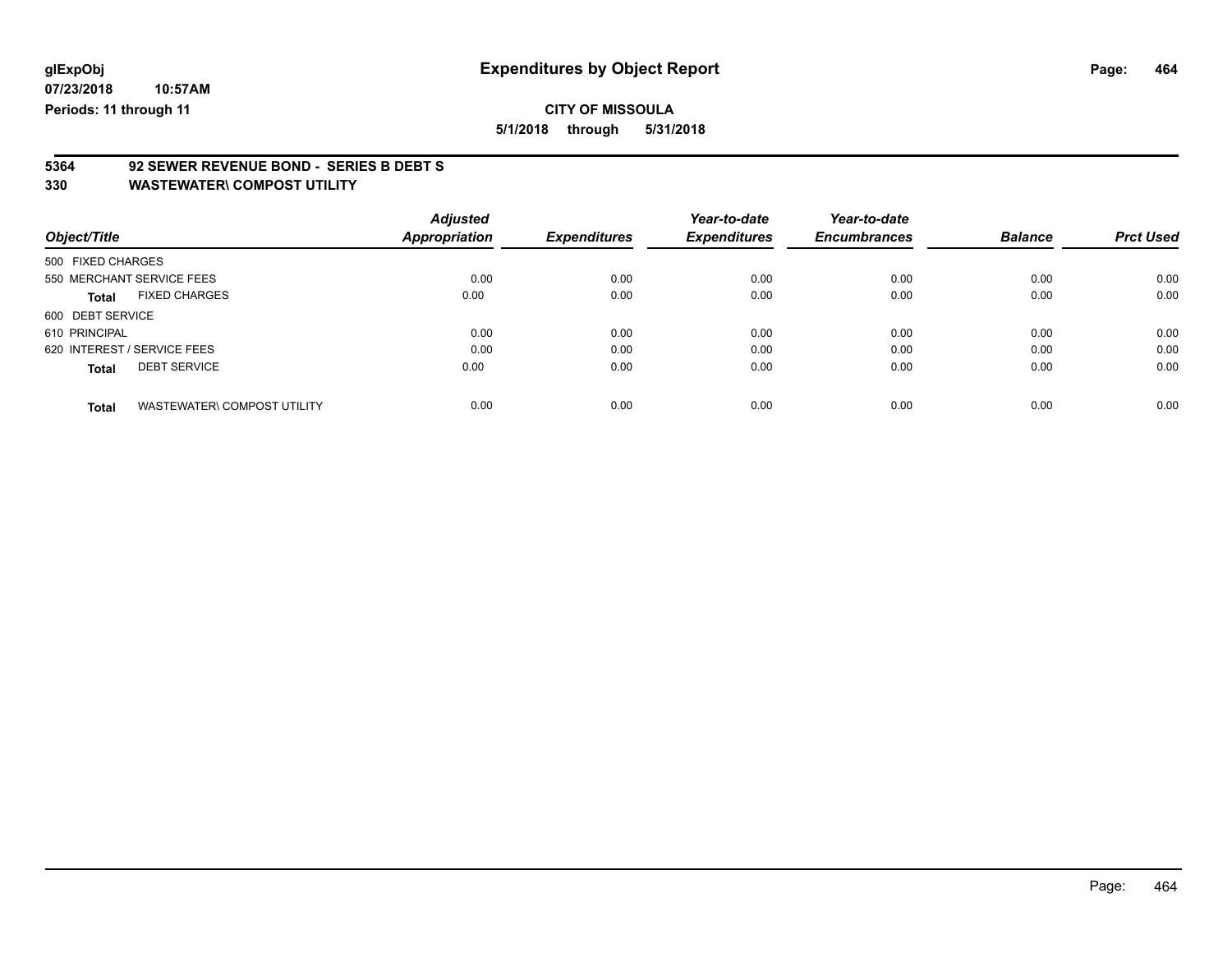glExpObj
07/23/2018 10:57AM
Periods: 11 through 11

# Expenditures by Object Report

**CITY OF MISSOULA**

**5/1/2018 through 5/31/2018**

**5364 92 SEWER REVENUE BOND - SERIES B DEBT S**
**330 WASTEWATER\ COMPOST UTILITY**

| Object/Title | | Adjusted Appropriation | Expenditures | Year-to-date Expenditures | Year-to-date Encumbrances | Balance | Prct Used |
|---|---|---|---|---|---|---|---|
| 500 FIXED CHARGES | | | | | | | |
| 550 MERCHANT SERVICE FEES | | 0.00 | 0.00 | 0.00 | 0.00 | 0.00 | 0.00 |
| **Total** | FIXED CHARGES | 0.00 | 0.00 | 0.00 | 0.00 | 0.00 | 0.00 |
| 600 DEBT SERVICE | | | | | | | |
| 610 PRINCIPAL | | 0.00 | 0.00 | 0.00 | 0.00 | 0.00 | 0.00 |
| 620 INTEREST / SERVICE FEES | | 0.00 | 0.00 | 0.00 | 0.00 | 0.00 | 0.00 |
| **Total** | DEBT SERVICE | 0.00 | 0.00 | 0.00 | 0.00 | 0.00 | 0.00 |
| **Total** | WASTEWATER\ COMPOST UTILITY | 0.00 | 0.00 | 0.00 | 0.00 | 0.00 | 0.00 |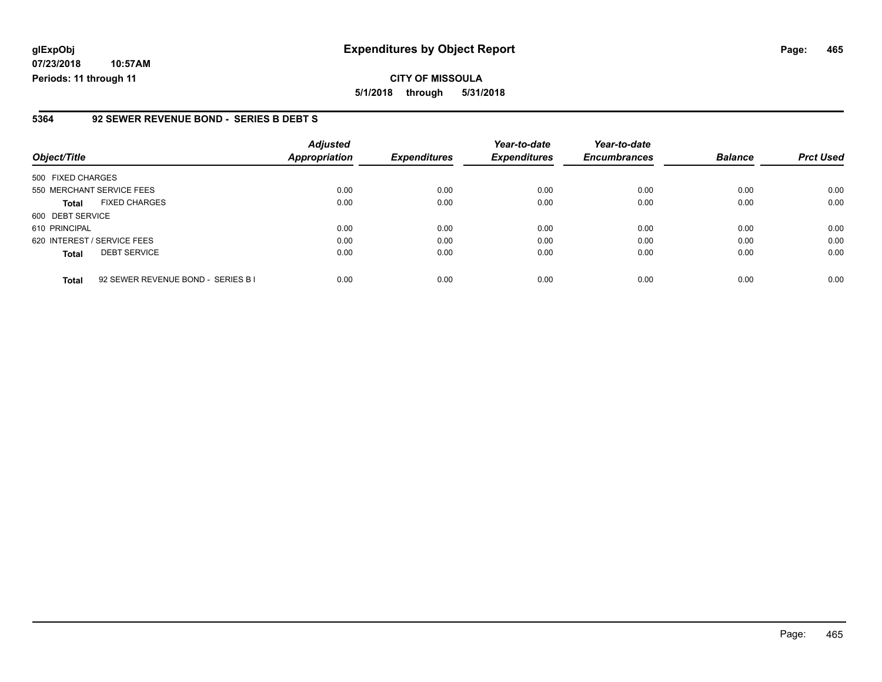**glExpObj**
**07/23/2018 10:57AM**
**Periods: 11 through 11**

# Expenditures by Object Report

**CITY OF MISSOULA**
**5/1/2018 through 5/31/2018**

## 5364 92 SEWER REVENUE BOND - SERIES B DEBT S

| Object/Title | Adjusted Appropriation | Expenditures | Year-to-date Expenditures | Year-to-date Encumbrances | Balance | Prct Used |
|---|---|---|---|---|---|---|
| 500 FIXED CHARGES | | | | | | |
| 550 MERCHANT SERVICE FEES | 0.00 | 0.00 | 0.00 | 0.00 | 0.00 | 0.00 |
| **Total** FIXED CHARGES | 0.00 | 0.00 | 0.00 | 0.00 | 0.00 | 0.00 |
| 600 DEBT SERVICE | | | | | | |
| 610 PRINCIPAL | 0.00 | 0.00 | 0.00 | 0.00 | 0.00 | 0.00 |
| 620 INTEREST / SERVICE FEES | 0.00 | 0.00 | 0.00 | 0.00 | 0.00 | 0.00 |
| **Total** DEBT SERVICE | 0.00 | 0.00 | 0.00 | 0.00 | 0.00 | 0.00 |
| **Total** 92 SEWER REVENUE BOND - SERIES B I | 0.00 | 0.00 | 0.00 | 0.00 | 0.00 | 0.00 |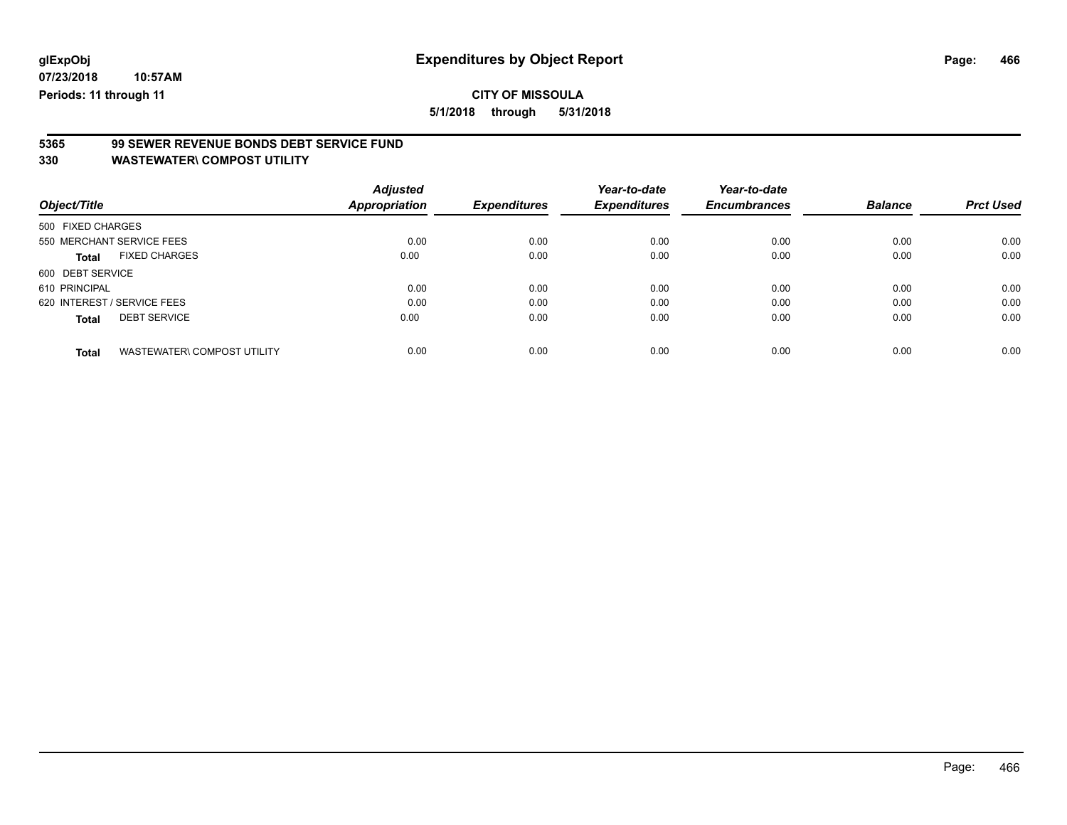**glExpObj** 07/23/2018 10:57AM Periods: 11 through 11

# Expenditures by Object Report

**CITY OF MISSOULA**

**5/1/2018 through 5/31/2018**

## 5365 99 SEWER REVENUE BONDS DEBT SERVICE FUND
## 330 WASTEWATER\ COMPOST UTILITY

| Object/Title | Adjusted Appropriation | Expenditures | Year-to-date Expenditures | Year-to-date Encumbrances | Balance | Prct Used |
|---|---|---|---|---|---|---|
| 500 FIXED CHARGES | | | | | | |
| 550 MERCHANT SERVICE FEES | 0.00 | 0.00 | 0.00 | 0.00 | 0.00 | 0.00 |
| **Total** FIXED CHARGES | 0.00 | 0.00 | 0.00 | 0.00 | 0.00 | 0.00 |
| 600 DEBT SERVICE | | | | | | |
| 610 PRINCIPAL | 0.00 | 0.00 | 0.00 | 0.00 | 0.00 | 0.00 |
| 620 INTEREST / SERVICE FEES | 0.00 | 0.00 | 0.00 | 0.00 | 0.00 | 0.00 |
| **Total** DEBT SERVICE | 0.00 | 0.00 | 0.00 | 0.00 | 0.00 | 0.00 |
| **Total** WASTEWATER\ COMPOST UTILITY | 0.00 | 0.00 | 0.00 | 0.00 | 0.00 | 0.00 |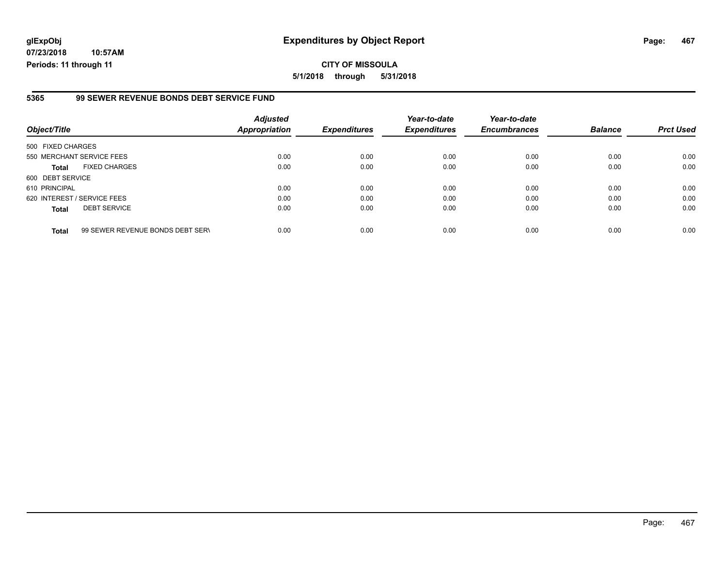**glExpObj**
**07/23/2018 10:57AM**
**Periods: 11 through 11**

# Expenditures by Object Report

**CITY OF MISSOULA**
**5/1/2018 through 5/31/2018**

## 5365 99 SEWER REVENUE BONDS DEBT SERVICE FUND

| Object/Title | | Adjusted Appropriation | Expenditures | Year-to-date Expenditures | Year-to-date Encumbrances | Balance | Prct Used |
|---|---|---|---|---|---|---|---|
| 500 FIXED CHARGES | | | | | | | |
| 550 MERCHANT SERVICE FEES | | 0.00 | 0.00 | 0.00 | 0.00 | 0.00 | 0.00 |
| **Total** | FIXED CHARGES | 0.00 | 0.00 | 0.00 | 0.00 | 0.00 | 0.00 |
| 600 DEBT SERVICE | | | | | | | |
| 610 PRINCIPAL | | 0.00 | 0.00 | 0.00 | 0.00 | 0.00 | 0.00 |
| 620 INTEREST / SERVICE FEES | | 0.00 | 0.00 | 0.00 | 0.00 | 0.00 | 0.00 |
| **Total** | DEBT SERVICE | 0.00 | 0.00 | 0.00 | 0.00 | 0.00 | 0.00 |
| **Total** | 99 SEWER REVENUE BONDS DEBT SERV | 0.00 | 0.00 | 0.00 | 0.00 | 0.00 | 0.00 |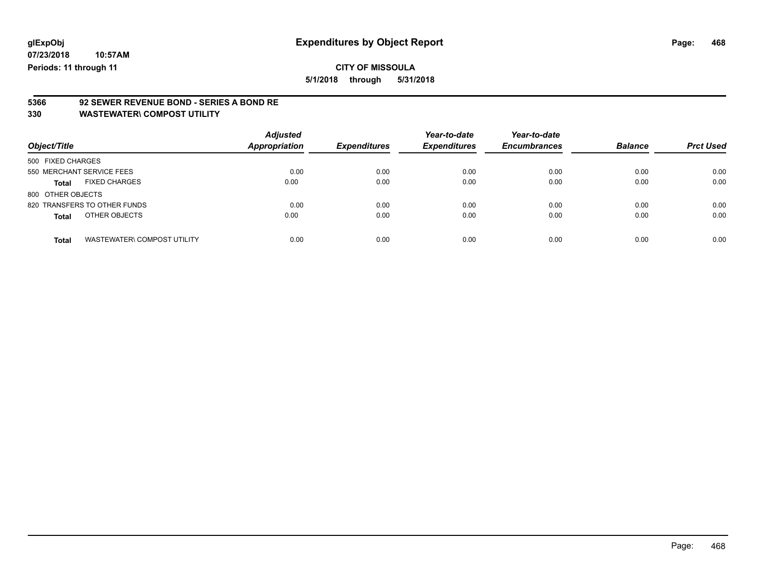glExpObj
07/23/2018 10:57AM
Periods: 11 through 11

# Expenditures by Object Report

**CITY OF MISSOULA**
**5/1/2018 through 5/31/2018**

**5366 92 SEWER REVENUE BOND - SERIES A BOND RE**
**330 WASTEWATER\ COMPOST UTILITY**

| Object/Title | | Adjusted Appropriation | Expenditures | Year-to-date Expenditures | Year-to-date Encumbrances | Balance | Prct Used |
|---|---|---|---|---|---|---|---|
| 500 FIXED CHARGES | | | | | | | |
| 550 MERCHANT SERVICE FEES | | 0.00 | 0.00 | 0.00 | 0.00 | 0.00 | 0.00 |
| **Total** | FIXED CHARGES | 0.00 | 0.00 | 0.00 | 0.00 | 0.00 | 0.00 |
| 800 OTHER OBJECTS | | | | | | | |
| 820 TRANSFERS TO OTHER FUNDS | | 0.00 | 0.00 | 0.00 | 0.00 | 0.00 | 0.00 |
| **Total** | OTHER OBJECTS | 0.00 | 0.00 | 0.00 | 0.00 | 0.00 | 0.00 |
| **Total** | WASTEWATER\ COMPOST UTILITY | 0.00 | 0.00 | 0.00 | 0.00 | 0.00 | 0.00 |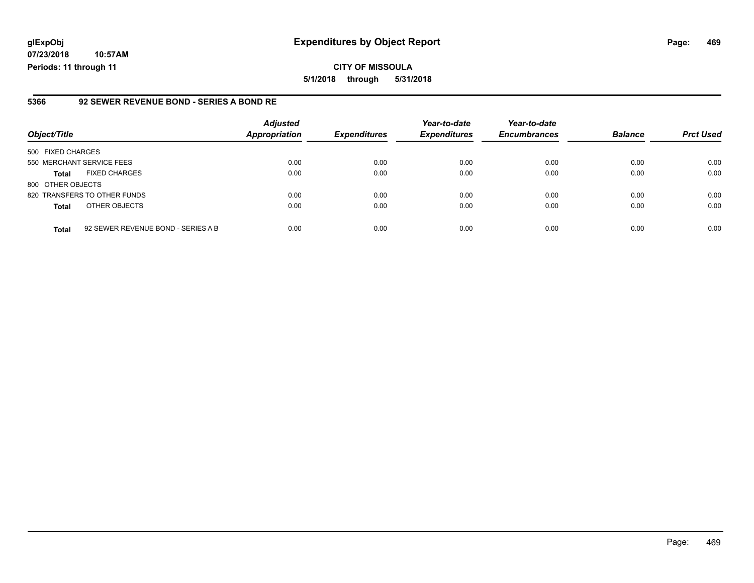# Expenditures by Object Report

**glExpObj**
**07/23/2018 10:57AM**
**Periods: 11 through 11**

**CITY OF MISSOULA**
**5/1/2018 through 5/31/2018**

## 5366 92 SEWER REVENUE BOND - SERIES A BOND RE

| Object/Title | | Adjusted Appropriation | Expenditures | Year-to-date Expenditures | Year-to-date Encumbrances | Balance | Prct Used |
|---|---|---|---|---|---|---|---|
| 500 FIXED CHARGES | | | | | | | |
| 550 MERCHANT SERVICE FEES | | 0.00 | 0.00 | 0.00 | 0.00 | 0.00 | 0.00 |
| **Total** | FIXED CHARGES | 0.00 | 0.00 | 0.00 | 0.00 | 0.00 | 0.00 |
| 800 OTHER OBJECTS | | | | | | | |
| 820 TRANSFERS TO OTHER FUNDS | | 0.00 | 0.00 | 0.00 | 0.00 | 0.00 | 0.00 |
| **Total** | OTHER OBJECTS | 0.00 | 0.00 | 0.00 | 0.00 | 0.00 | 0.00 |
| **Total** | 92 SEWER REVENUE BOND - SERIES A B | 0.00 | 0.00 | 0.00 | 0.00 | 0.00 | 0.00 |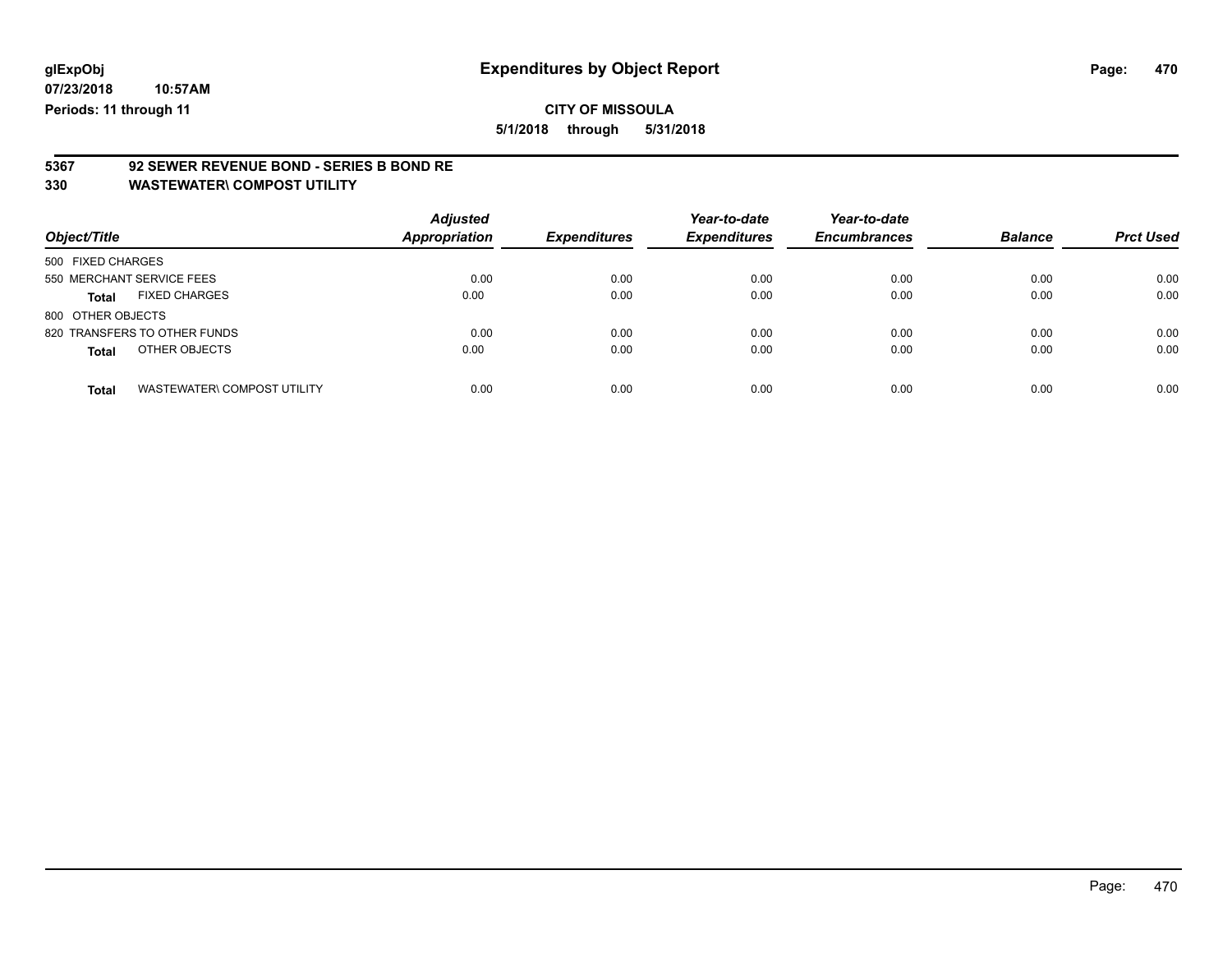**glExpObj** **Expenditures by Object Report**

**07/23/2018 10:57AM**

**Periods: 11 through 11**

**CITY OF MISSOULA**

**5/1/2018 through 5/31/2018**

**5367 92 SEWER REVENUE BOND - SERIES B BOND RE**

**330 WASTEWATER\ COMPOST UTILITY**

| Object/Title | Adjusted Appropriation | Expenditures | Year-to-date Expenditures | Year-to-date Encumbrances | Balance | Prct Used |
|---|---|---|---|---|---|---|
| 500 FIXED CHARGES | | | | | | |
| 550 MERCHANT SERVICE FEES | 0.00 | 0.00 | 0.00 | 0.00 | 0.00 | 0.00 |
| **Total** FIXED CHARGES | 0.00 | 0.00 | 0.00 | 0.00 | 0.00 | 0.00 |
| 800 OTHER OBJECTS | | | | | | |
| 820 TRANSFERS TO OTHER FUNDS | 0.00 | 0.00 | 0.00 | 0.00 | 0.00 | 0.00 |
| **Total** OTHER OBJECTS | 0.00 | 0.00 | 0.00 | 0.00 | 0.00 | 0.00 |
| **Total** WASTEWATER\ COMPOST UTILITY | 0.00 | 0.00 | 0.00 | 0.00 | 0.00 | 0.00 |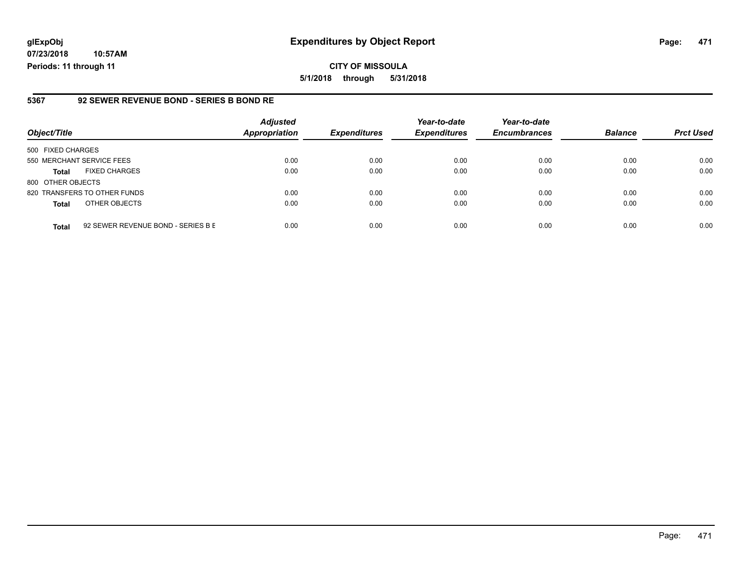# Expenditures by Object Report

glExpObj
07/23/2018 10:57AM
Periods: 11 through 11

**CITY OF MISSOULA**

**5/1/2018 through 5/31/2018**

## 5367 92 SEWER REVENUE BOND - SERIES B BOND RE

| Object/Title | | Adjusted Appropriation | Expenditures | Year-to-date Expenditures | Year-to-date Encumbrances | Balance | Prct Used |
|---|---|---|---|---|---|---|---|
| 500 FIXED CHARGES | | | | | | | |
| 550 MERCHANT SERVICE FEES | | 0.00 | 0.00 | 0.00 | 0.00 | 0.00 | 0.00 |
| **Total** | FIXED CHARGES | 0.00 | 0.00 | 0.00 | 0.00 | 0.00 | 0.00 |
| 800 OTHER OBJECTS | | | | | | | |
| 820 TRANSFERS TO OTHER FUNDS | | 0.00 | 0.00 | 0.00 | 0.00 | 0.00 | 0.00 |
| **Total** | OTHER OBJECTS | 0.00 | 0.00 | 0.00 | 0.00 | 0.00 | 0.00 |
| **Total** | 92 SEWER REVENUE BOND - SERIES B E | 0.00 | 0.00 | 0.00 | 0.00 | 0.00 | 0.00 |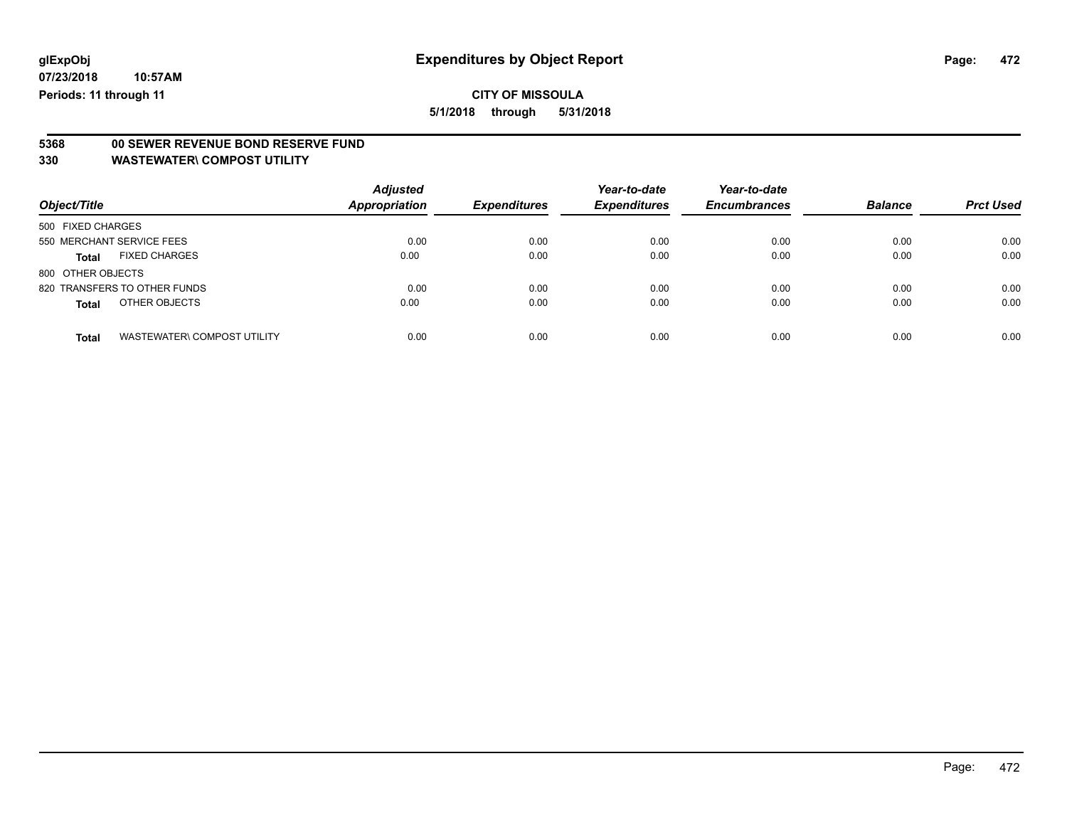# Expenditures by Object Report

glExpObj
07/23/2018 10:57AM
Periods: 11 through 11

**CITY OF MISSOULA**
**5/1/2018 through 5/31/2018**

**5368 00 SEWER REVENUE BOND RESERVE FUND**
**330 WASTEWATER\ COMPOST UTILITY**

| Object/Title | Adjusted Appropriation | Expenditures | Year-to-date Expenditures | Year-to-date Encumbrances | Balance | Prct Used |
|---|---|---|---|---|---|---|
| 500 FIXED CHARGES | | | | | | |
| 550 MERCHANT SERVICE FEES | 0.00 | 0.00 | 0.00 | 0.00 | 0.00 | 0.00 |
| **Total** FIXED CHARGES | 0.00 | 0.00 | 0.00 | 0.00 | 0.00 | 0.00 |
| 800 OTHER OBJECTS | | | | | | |
| 820 TRANSFERS TO OTHER FUNDS | 0.00 | 0.00 | 0.00 | 0.00 | 0.00 | 0.00 |
| **Total** OTHER OBJECTS | 0.00 | 0.00 | 0.00 | 0.00 | 0.00 | 0.00 |
| **Total** WASTEWATER\ COMPOST UTILITY | 0.00 | 0.00 | 0.00 | 0.00 | 0.00 | 0.00 |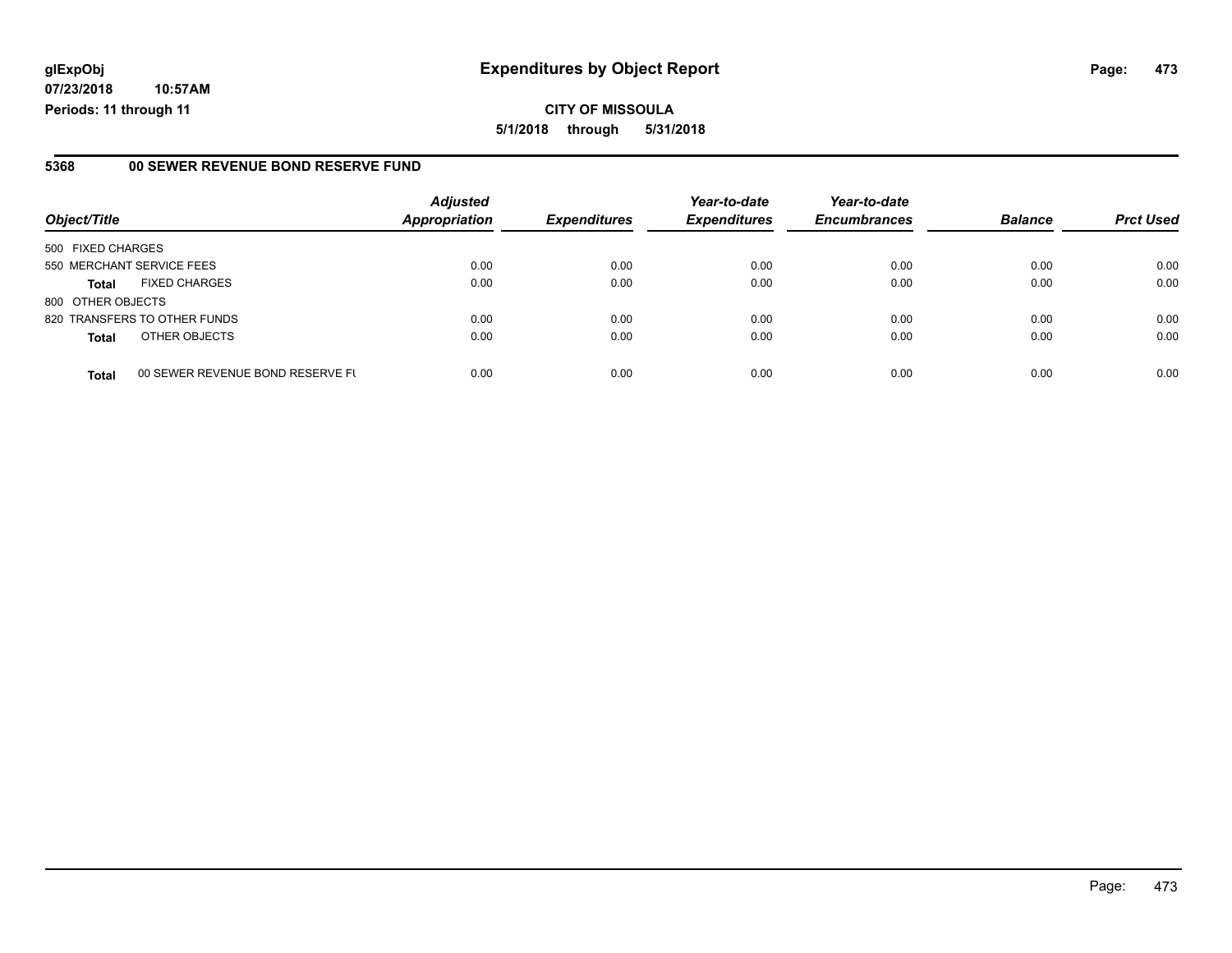glExpObj
07/23/2018 10:57AM
Periods: 11 through 11

# Expenditures by Object Report

**CITY OF MISSOULA**

**5/1/2018 through 5/31/2018**

## 5368 00 SEWER REVENUE BOND RESERVE FUND

| Object/Title | | Adjusted Appropriation | Expenditures | Year-to-date Expenditures | Year-to-date Encumbrances | Balance | Prct Used |
|---|---|---|---|---|---|---|---|
| 500 FIXED CHARGES | | | | | | | |
| 550 MERCHANT SERVICE FEES | | 0.00 | 0.00 | 0.00 | 0.00 | 0.00 | 0.00 |
| **Total** | FIXED CHARGES | 0.00 | 0.00 | 0.00 | 0.00 | 0.00 | 0.00 |
| 800 OTHER OBJECTS | | | | | | | |
| 820 TRANSFERS TO OTHER FUNDS | | 0.00 | 0.00 | 0.00 | 0.00 | 0.00 | 0.00 |
| **Total** | OTHER OBJECTS | 0.00 | 0.00 | 0.00 | 0.00 | 0.00 | 0.00 |
| **Total** | 00 SEWER REVENUE BOND RESERVE FU | 0.00 | 0.00 | 0.00 | 0.00 | 0.00 | 0.00 |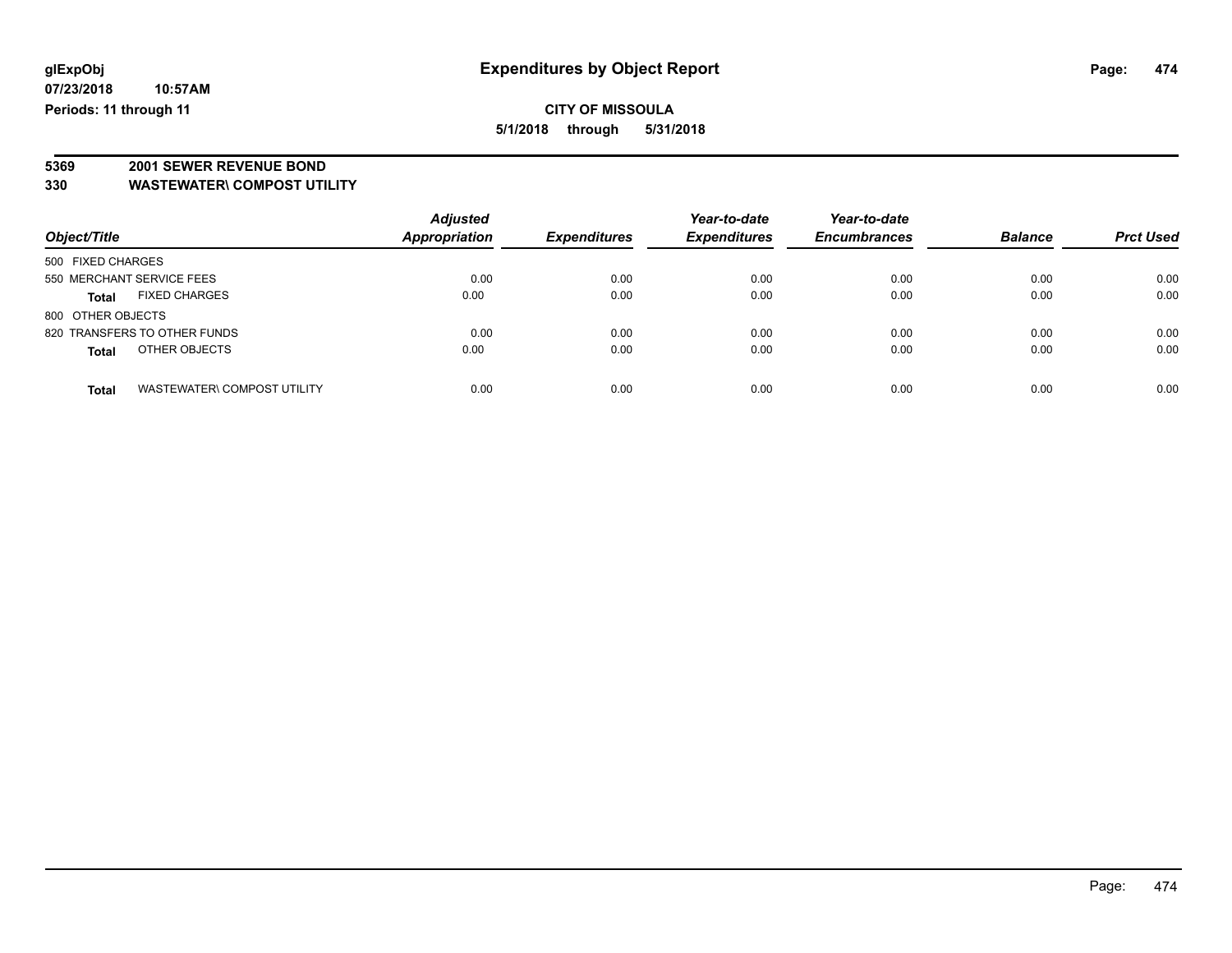**CITY OF MISSOULA**

**5/1/2018 through 5/31/2018**

**5369 2001 SEWER REVENUE BOND**

**330 WASTEWATER\ COMPOST UTILITY**

| Object/Title | | *Adjusted Appropriation* | *Expenditures* | *Year-to-date Expenditures* | *Year-to-date Encumbrances* | *Balance* | *Prct Used* |
|---|---|---|---|---|---|---|---|
| 500 FIXED CHARGES | | | | | | | |
| 550 MERCHANT SERVICE FEES | | 0.00 | 0.00 | 0.00 | 0.00 | 0.00 | 0.00 |
| **Total** | FIXED CHARGES | 0.00 | 0.00 | 0.00 | 0.00 | 0.00 | 0.00 |
| 800 OTHER OBJECTS | | | | | | | |
| 820 TRANSFERS TO OTHER FUNDS | | 0.00 | 0.00 | 0.00 | 0.00 | 0.00 | 0.00 |
| **Total** | OTHER OBJECTS | 0.00 | 0.00 | 0.00 | 0.00 | 0.00 | 0.00 |
| **Total** | WASTEWATER\ COMPOST UTILITY | 0.00 | 0.00 | 0.00 | 0.00 | 0.00 | 0.00 |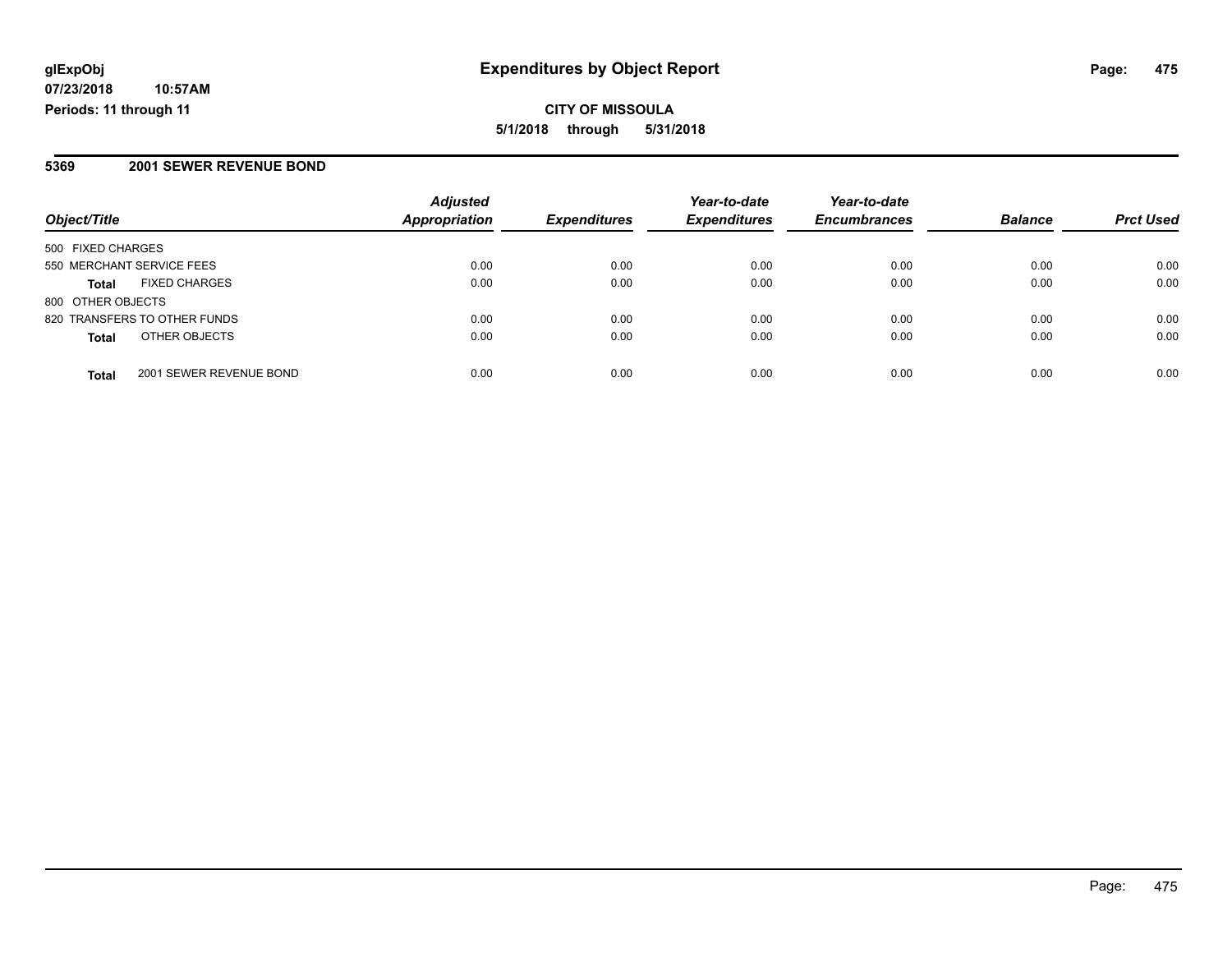**glExpObj**
**07/23/2018 10:57AM**
**Periods: 11 through 11**

# Expenditures by Object Report

**CITY OF MISSOULA**
**5/1/2018 through 5/31/2018**

## 5369 2001 SEWER REVENUE BOND

| Object/Title | Adjusted Appropriation | Expenditures | Year-to-date Expenditures | Year-to-date Encumbrances | Balance | Prct Used |
|---|---|---|---|---|---|---|
| 500 FIXED CHARGES | | | | | | |
| 550 MERCHANT SERVICE FEES | 0.00 | 0.00 | 0.00 | 0.00 | 0.00 | 0.00 |
| **Total** FIXED CHARGES | 0.00 | 0.00 | 0.00 | 0.00 | 0.00 | 0.00 |
| 800 OTHER OBJECTS | | | | | | |
| 820 TRANSFERS TO OTHER FUNDS | 0.00 | 0.00 | 0.00 | 0.00 | 0.00 | 0.00 |
| **Total** OTHER OBJECTS | 0.00 | 0.00 | 0.00 | 0.00 | 0.00 | 0.00 |
| **Total** 2001 SEWER REVENUE BOND | 0.00 | 0.00 | 0.00 | 0.00 | 0.00 | 0.00 |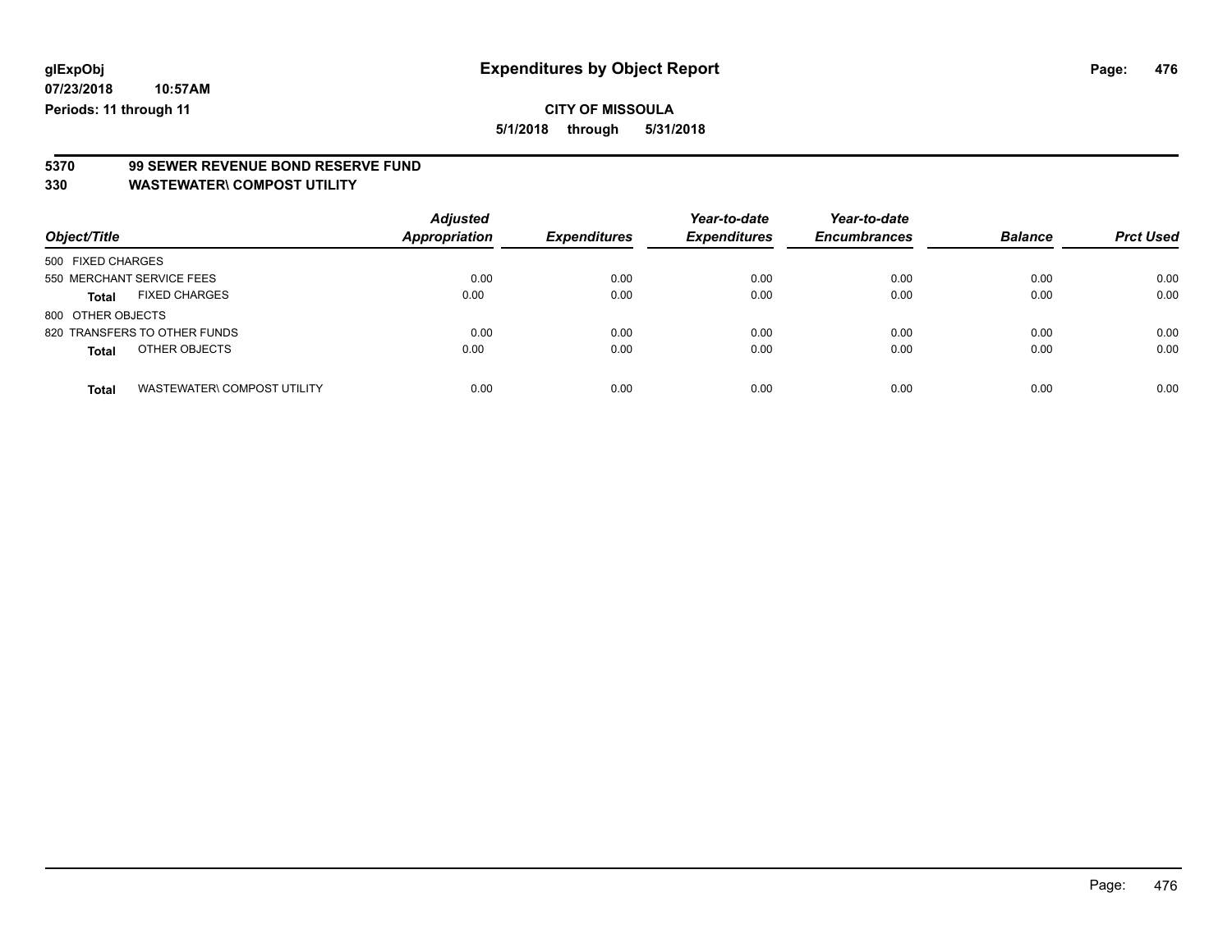**glExpObj** — **Expenditures by Object Report**

**07/23/2018 10:57AM**

**Periods: 11 through 11**

**CITY OF MISSOULA**

**5/1/2018 through 5/31/2018**

**5370 99 SEWER REVENUE BOND RESERVE FUND**

**330 WASTEWATER\ COMPOST UTILITY**

| Object/Title | | Adjusted Appropriation | Expenditures | Year-to-date Expenditures | Year-to-date Encumbrances | Balance | Prct Used |
|---|---|---|---|---|---|---|---|
| 500 FIXED CHARGES | | | | | | | |
| 550 MERCHANT SERVICE FEES | | 0.00 | 0.00 | 0.00 | 0.00 | 0.00 | 0.00 |
| **Total** | FIXED CHARGES | 0.00 | 0.00 | 0.00 | 0.00 | 0.00 | 0.00 |
| 800 OTHER OBJECTS | | | | | | | |
| 820 TRANSFERS TO OTHER FUNDS | | 0.00 | 0.00 | 0.00 | 0.00 | 0.00 | 0.00 |
| **Total** | OTHER OBJECTS | 0.00 | 0.00 | 0.00 | 0.00 | 0.00 | 0.00 |
| **Total** | WASTEWATER\ COMPOST UTILITY | 0.00 | 0.00 | 0.00 | 0.00 | 0.00 | 0.00 |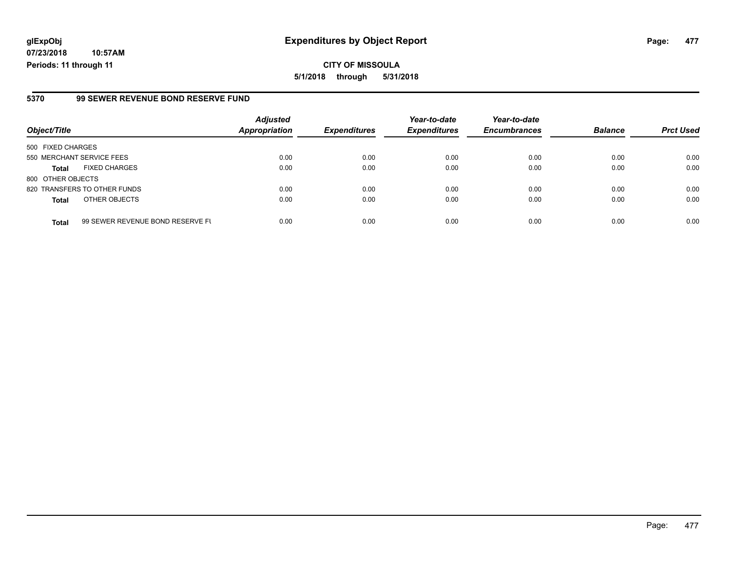**glExpObj** **Expenditures by Object Report**

**07/23/2018 10:57AM**

**Periods: 11 through 11**

**CITY OF MISSOULA**

**5/1/2018 through 5/31/2018**

## 5370 99 SEWER REVENUE BOND RESERVE FUND

| Object/Title | | Adjusted Appropriation | Expenditures | Year-to-date Expenditures | Year-to-date Encumbrances | Balance | Prct Used |
|---|---|---|---|---|---|---|---|
| 500 FIXED CHARGES | | | | | | | |
| 550 MERCHANT SERVICE FEES | | 0.00 | 0.00 | 0.00 | 0.00 | 0.00 | 0.00 |
| **Total** | FIXED CHARGES | 0.00 | 0.00 | 0.00 | 0.00 | 0.00 | 0.00 |
| 800 OTHER OBJECTS | | | | | | | |
| 820 TRANSFERS TO OTHER FUNDS | | 0.00 | 0.00 | 0.00 | 0.00 | 0.00 | 0.00 |
| **Total** | OTHER OBJECTS | 0.00 | 0.00 | 0.00 | 0.00 | 0.00 | 0.00 |
| **Total** | 99 SEWER REVENUE BOND RESERVE FU | 0.00 | 0.00 | 0.00 | 0.00 | 0.00 | 0.00 |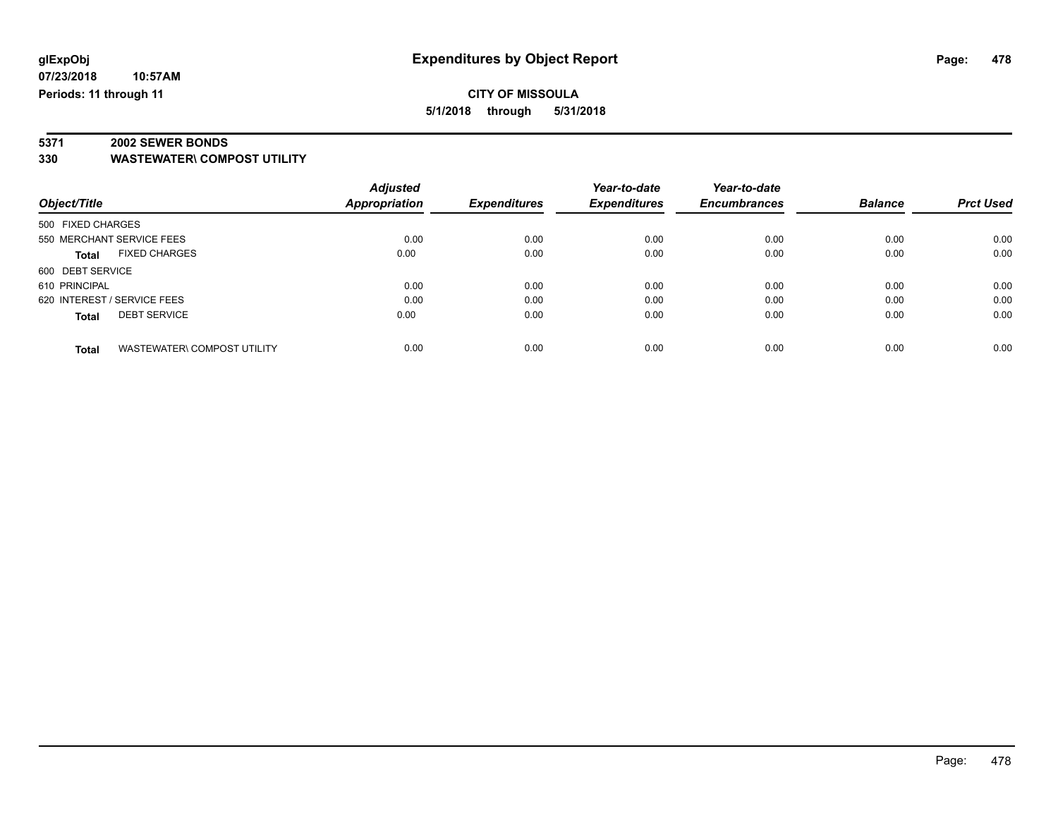**glExpObj**
**07/23/2018 10:57AM**
**Periods: 11 through 11**

# Expenditures by Object Report

**CITY OF MISSOULA**
**5/1/2018 through 5/31/2018**

**5371 2002 SEWER BONDS**
**330 WASTEWATER\ COMPOST UTILITY**

| Object/Title | Adjusted Appropriation | Expenditures | Year-to-date Expenditures | Year-to-date Encumbrances | Balance | Prct Used |
|---|---|---|---|---|---|---|
| 500 FIXED CHARGES | | | | | | |
| 550 MERCHANT SERVICE FEES | 0.00 | 0.00 | 0.00 | 0.00 | 0.00 | 0.00 |
| **Total** FIXED CHARGES | 0.00 | 0.00 | 0.00 | 0.00 | 0.00 | 0.00 |
| 600 DEBT SERVICE | | | | | | |
| 610 PRINCIPAL | 0.00 | 0.00 | 0.00 | 0.00 | 0.00 | 0.00 |
| 620 INTEREST / SERVICE FEES | 0.00 | 0.00 | 0.00 | 0.00 | 0.00 | 0.00 |
| **Total** DEBT SERVICE | 0.00 | 0.00 | 0.00 | 0.00 | 0.00 | 0.00 |
| **Total** WASTEWATER\ COMPOST UTILITY | 0.00 | 0.00 | 0.00 | 0.00 | 0.00 | 0.00 |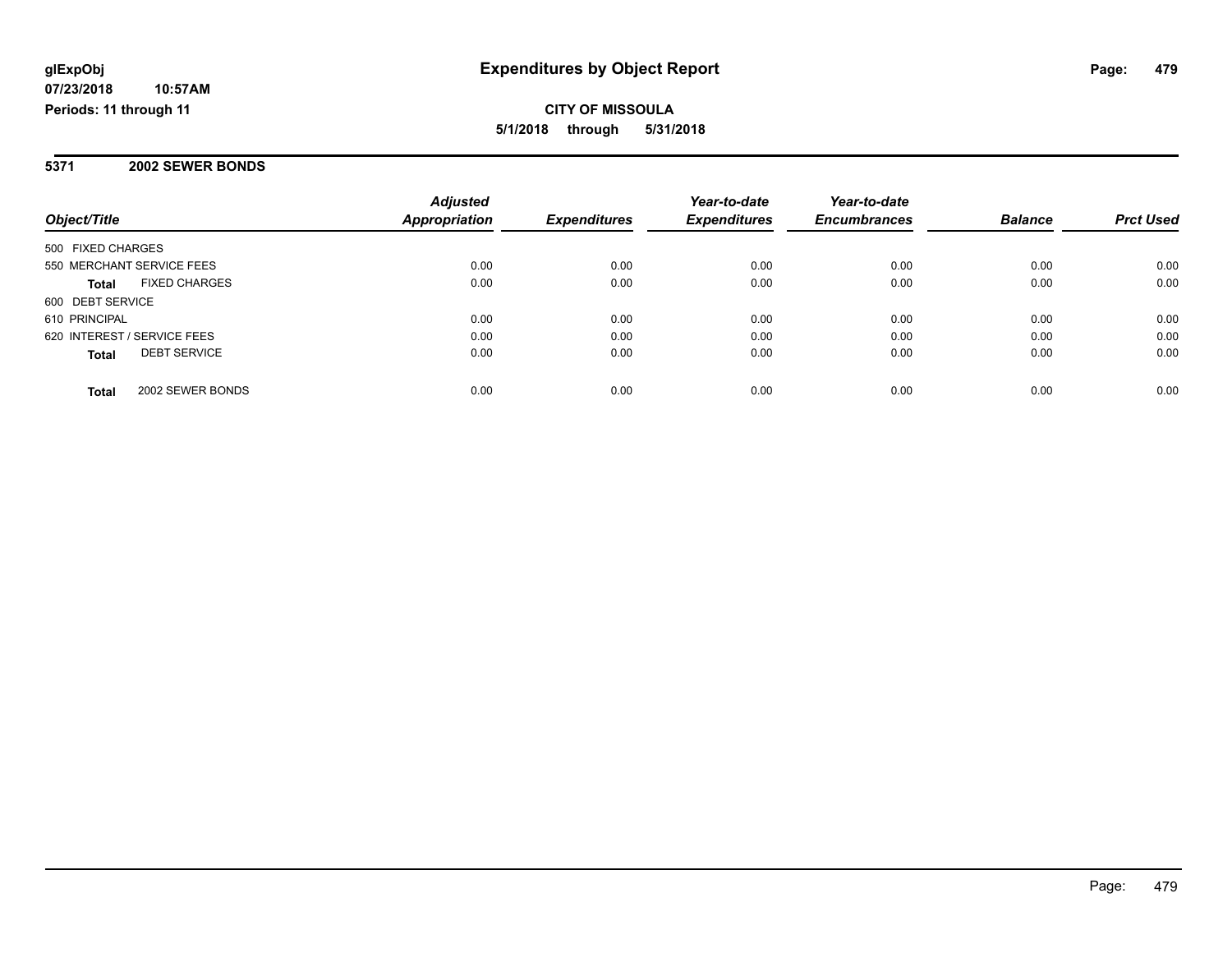**glExpObj** **Expenditures by Object Report**

**07/23/2018 10:57AM**

**Periods: 11 through 11**

**CITY OF MISSOULA**

**5/1/2018 through 5/31/2018**

**5371 2002 SEWER BONDS**

| Object/Title | | Adjusted Appropriation | Expenditures | Year-to-date Expenditures | Year-to-date Encumbrances | Balance | Prct Used |
|---|---|---|---|---|---|---|---|
| 500 FIXED CHARGES | | | | | | | |
| 550 MERCHANT SERVICE FEES | | 0.00 | 0.00 | 0.00 | 0.00 | 0.00 | 0.00 |
| **Total** | FIXED CHARGES | 0.00 | 0.00 | 0.00 | 0.00 | 0.00 | 0.00 |
| 600 DEBT SERVICE | | | | | | | |
| 610 PRINCIPAL | | 0.00 | 0.00 | 0.00 | 0.00 | 0.00 | 0.00 |
| 620 INTEREST / SERVICE FEES | | 0.00 | 0.00 | 0.00 | 0.00 | 0.00 | 0.00 |
| **Total** | DEBT SERVICE | 0.00 | 0.00 | 0.00 | 0.00 | 0.00 | 0.00 |
| **Total** | 2002 SEWER BONDS | 0.00 | 0.00 | 0.00 | 0.00 | 0.00 | 0.00 |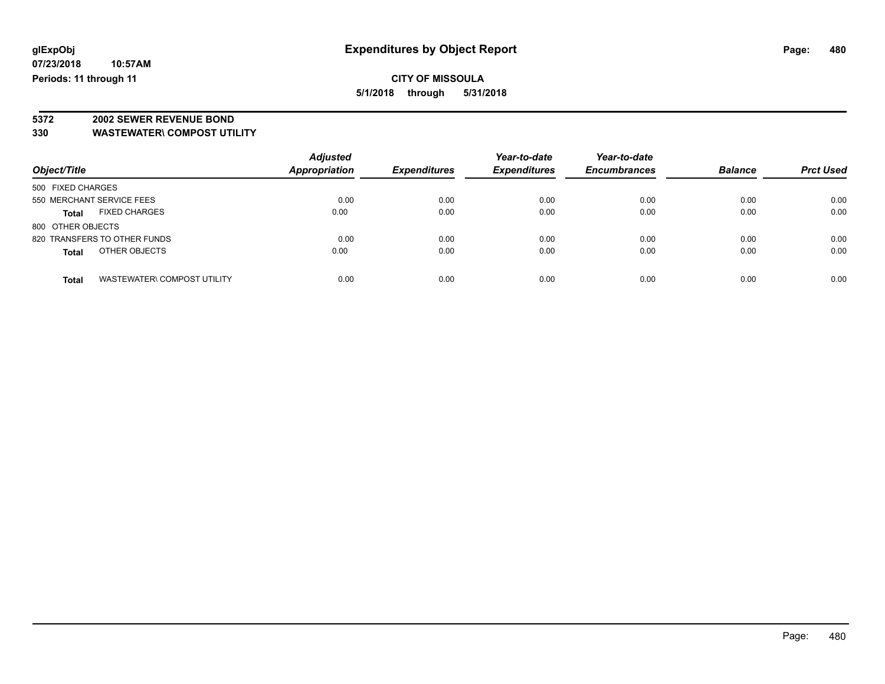**glExpObj**
**07/23/2018 10:57AM**
**Periods: 11 through 11**

# Expenditures by Object Report

**CITY OF MISSOULA**
**5/1/2018 through 5/31/2018**

**5372 2002 SEWER REVENUE BOND**
**330 WASTEWATER\ COMPOST UTILITY**

| Object/Title | | Adjusted Appropriation | Expenditures | Year-to-date Expenditures | Year-to-date Encumbrances | Balance | Prct Used |
|---|---|---|---|---|---|---|---|
| 500 FIXED CHARGES | | | | | | | |
| 550 MERCHANT SERVICE FEES | | 0.00 | 0.00 | 0.00 | 0.00 | 0.00 | 0.00 |
| **Total** | FIXED CHARGES | 0.00 | 0.00 | 0.00 | 0.00 | 0.00 | 0.00 |
| 800 OTHER OBJECTS | | | | | | | |
| 820 TRANSFERS TO OTHER FUNDS | | 0.00 | 0.00 | 0.00 | 0.00 | 0.00 | 0.00 |
| **Total** | OTHER OBJECTS | 0.00 | 0.00 | 0.00 | 0.00 | 0.00 | 0.00 |
| **Total** | WASTEWATER\ COMPOST UTILITY | 0.00 | 0.00 | 0.00 | 0.00 | 0.00 | 0.00 |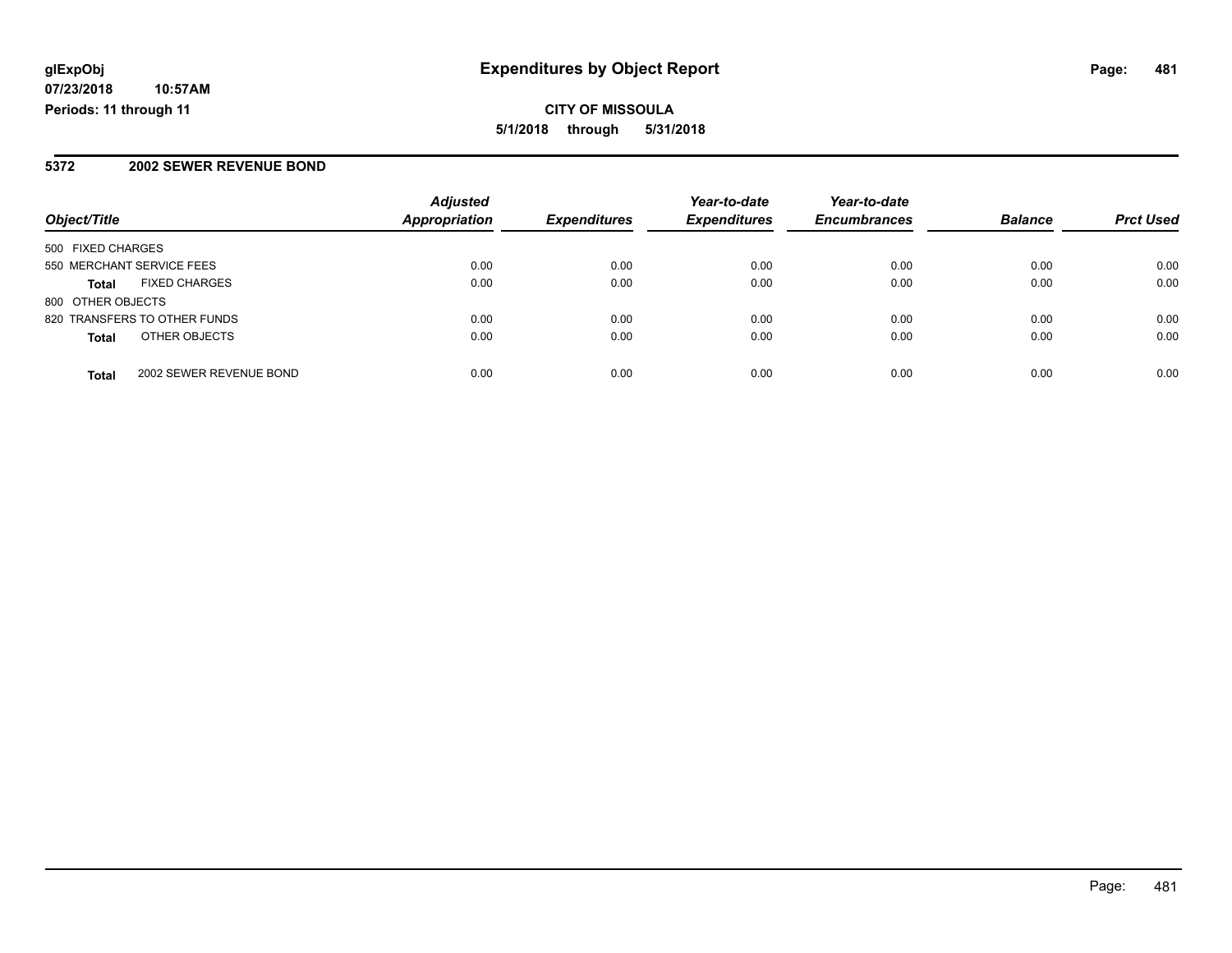**glExpObj**
**07/23/2018 10:57AM**
**Periods: 11 through 11**

# Expenditures by Object Report

**CITY OF MISSOULA**
**5/1/2018 through 5/31/2018**

## 5372 2002 SEWER REVENUE BOND

| Object/Title | | Adjusted Appropriation | Expenditures | Year-to-date Expenditures | Year-to-date Encumbrances | Balance | Prct Used |
|---|---|---|---|---|---|---|---|
| 500 FIXED CHARGES | | | | | | | |
| 550 MERCHANT SERVICE FEES | | 0.00 | 0.00 | 0.00 | 0.00 | 0.00 | 0.00 |
| **Total** | FIXED CHARGES | 0.00 | 0.00 | 0.00 | 0.00 | 0.00 | 0.00 |
| 800 OTHER OBJECTS | | | | | | | |
| 820 TRANSFERS TO OTHER FUNDS | | 0.00 | 0.00 | 0.00 | 0.00 | 0.00 | 0.00 |
| **Total** | OTHER OBJECTS | 0.00 | 0.00 | 0.00 | 0.00 | 0.00 | 0.00 |
| **Total** | 2002 SEWER REVENUE BOND | 0.00 | 0.00 | 0.00 | 0.00 | 0.00 | 0.00 |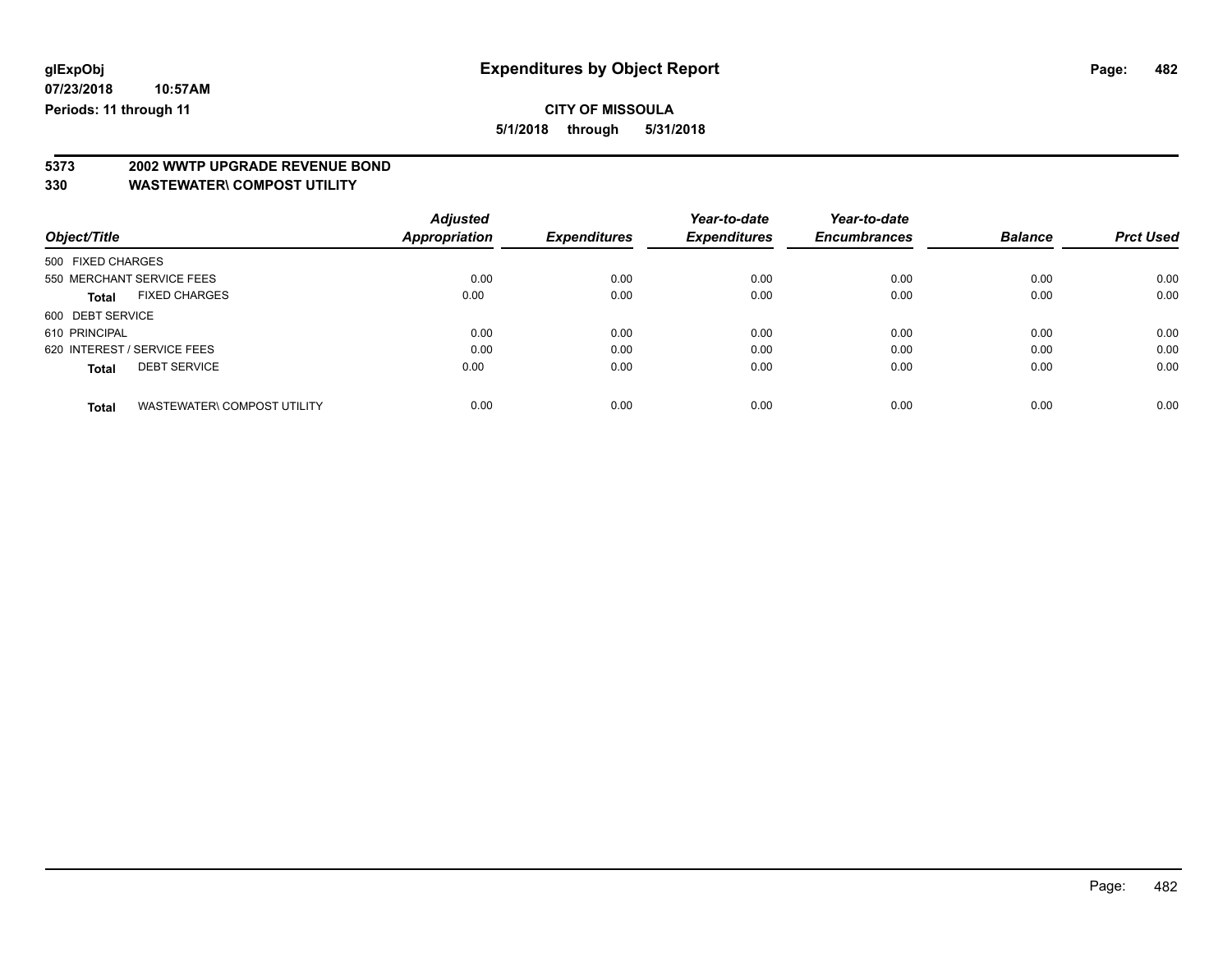**glExpObj**
**07/23/2018 10:57AM**
**Periods: 11 through 11**

# Expenditures by Object Report

**CITY OF MISSOULA**
**5/1/2018 through 5/31/2018**

## 5373 2002 WWTP UPGRADE REVENUE BOND
## 330 WASTEWATER\ COMPOST UTILITY

| Object/Title | Adjusted Appropriation | Expenditures | Year-to-date Expenditures | Year-to-date Encumbrances | Balance | Prct Used |
|---|---|---|---|---|---|---|
| 500 FIXED CHARGES | | | | | | |
| 550 MERCHANT SERVICE FEES | 0.00 | 0.00 | 0.00 | 0.00 | 0.00 | 0.00 |
| **Total** FIXED CHARGES | 0.00 | 0.00 | 0.00 | 0.00 | 0.00 | 0.00 |
| 600 DEBT SERVICE | | | | | | |
| 610 PRINCIPAL | 0.00 | 0.00 | 0.00 | 0.00 | 0.00 | 0.00 |
| 620 INTEREST / SERVICE FEES | 0.00 | 0.00 | 0.00 | 0.00 | 0.00 | 0.00 |
| **Total** DEBT SERVICE | 0.00 | 0.00 | 0.00 | 0.00 | 0.00 | 0.00 |
| **Total** WASTEWATER\ COMPOST UTILITY | 0.00 | 0.00 | 0.00 | 0.00 | 0.00 | 0.00 |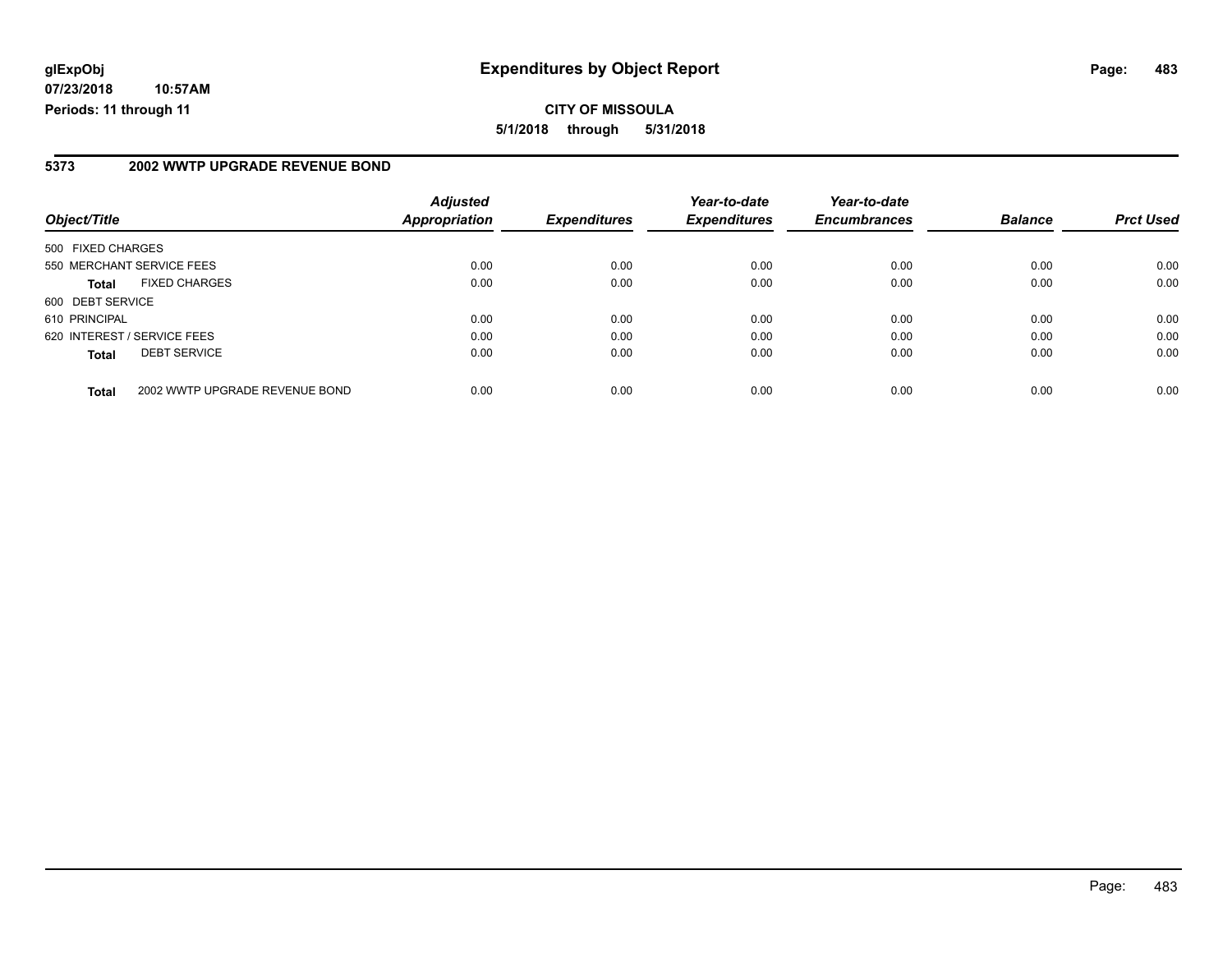**glExpObj** **Expenditures by Object Report**

**07/23/2018 10:57AM**

**Periods: 11 through 11**

**CITY OF MISSOULA**

**5/1/2018 through 5/31/2018**

## 5373 2002 WWTP UPGRADE REVENUE BOND

| Object/Title | | Adjusted Appropriation | Expenditures | Year-to-date Expenditures | Year-to-date Encumbrances | Balance | Prct Used |
|---|---|---|---|---|---|---|---|
| 500 FIXED CHARGES | | | | | | | |
| 550 MERCHANT SERVICE FEES | | 0.00 | 0.00 | 0.00 | 0.00 | 0.00 | 0.00 |
| **Total** | FIXED CHARGES | 0.00 | 0.00 | 0.00 | 0.00 | 0.00 | 0.00 |
| 600 DEBT SERVICE | | | | | | | |
| 610 PRINCIPAL | | 0.00 | 0.00 | 0.00 | 0.00 | 0.00 | 0.00 |
| 620 INTEREST / SERVICE FEES | | 0.00 | 0.00 | 0.00 | 0.00 | 0.00 | 0.00 |
| **Total** | DEBT SERVICE | 0.00 | 0.00 | 0.00 | 0.00 | 0.00 | 0.00 |
| **Total** | 2002 WWTP UPGRADE REVENUE BOND | 0.00 | 0.00 | 0.00 | 0.00 | 0.00 | 0.00 |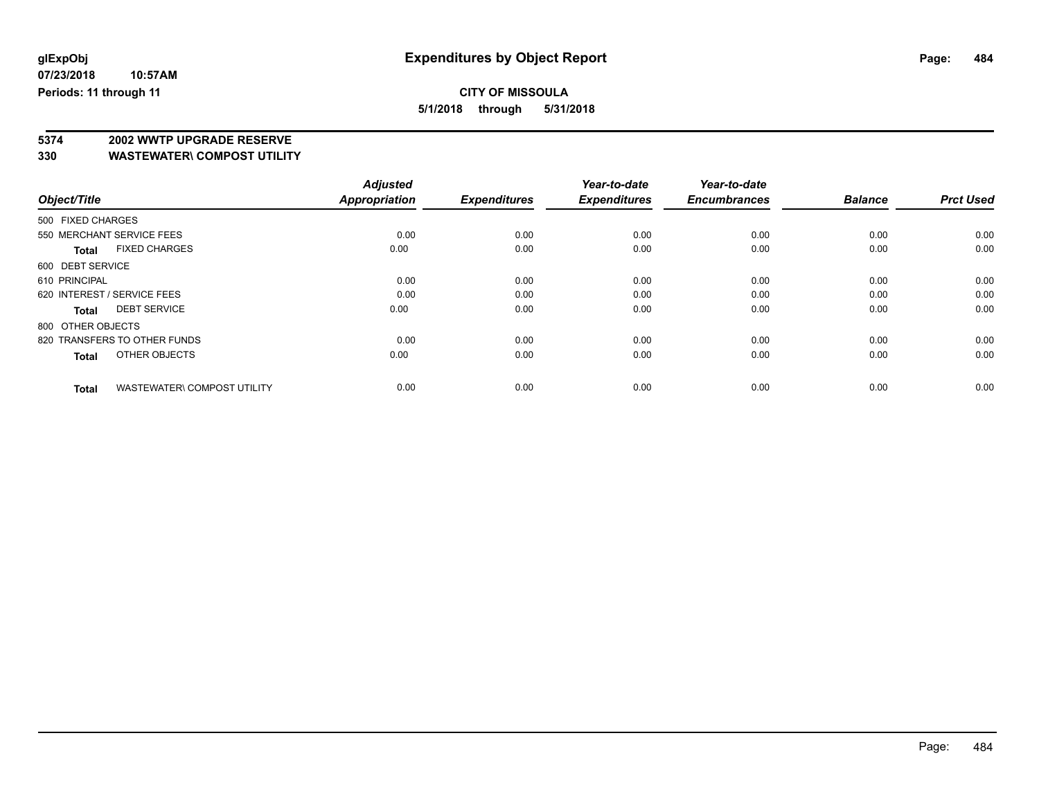**glExpObj**
**07/23/2018 10:57AM**
**Periods: 11 through 11**

# Expenditures by Object Report

**CITY OF MISSOULA**
**5/1/2018 through 5/31/2018**

## 5374 2002 WWTP UPGRADE RESERVE
## 330 WASTEWATER\ COMPOST UTILITY

| Object/Title | Adjusted Appropriation | Expenditures | Year-to-date Expenditures | Year-to-date Encumbrances | Balance | Prct Used |
|---|---|---|---|---|---|---|
| 500 FIXED CHARGES | | | | | | |
| 550 MERCHANT SERVICE FEES | 0.00 | 0.00 | 0.00 | 0.00 | 0.00 | 0.00 |
| **Total** FIXED CHARGES | 0.00 | 0.00 | 0.00 | 0.00 | 0.00 | 0.00 |
| 600 DEBT SERVICE | | | | | | |
| 610 PRINCIPAL | 0.00 | 0.00 | 0.00 | 0.00 | 0.00 | 0.00 |
| 620 INTEREST / SERVICE FEES | 0.00 | 0.00 | 0.00 | 0.00 | 0.00 | 0.00 |
| **Total** DEBT SERVICE | 0.00 | 0.00 | 0.00 | 0.00 | 0.00 | 0.00 |
| 800 OTHER OBJECTS | | | | | | |
| 820 TRANSFERS TO OTHER FUNDS | 0.00 | 0.00 | 0.00 | 0.00 | 0.00 | 0.00 |
| **Total** OTHER OBJECTS | 0.00 | 0.00 | 0.00 | 0.00 | 0.00 | 0.00 |
| **Total** WASTEWATER\ COMPOST UTILITY | 0.00 | 0.00 | 0.00 | 0.00 | 0.00 | 0.00 |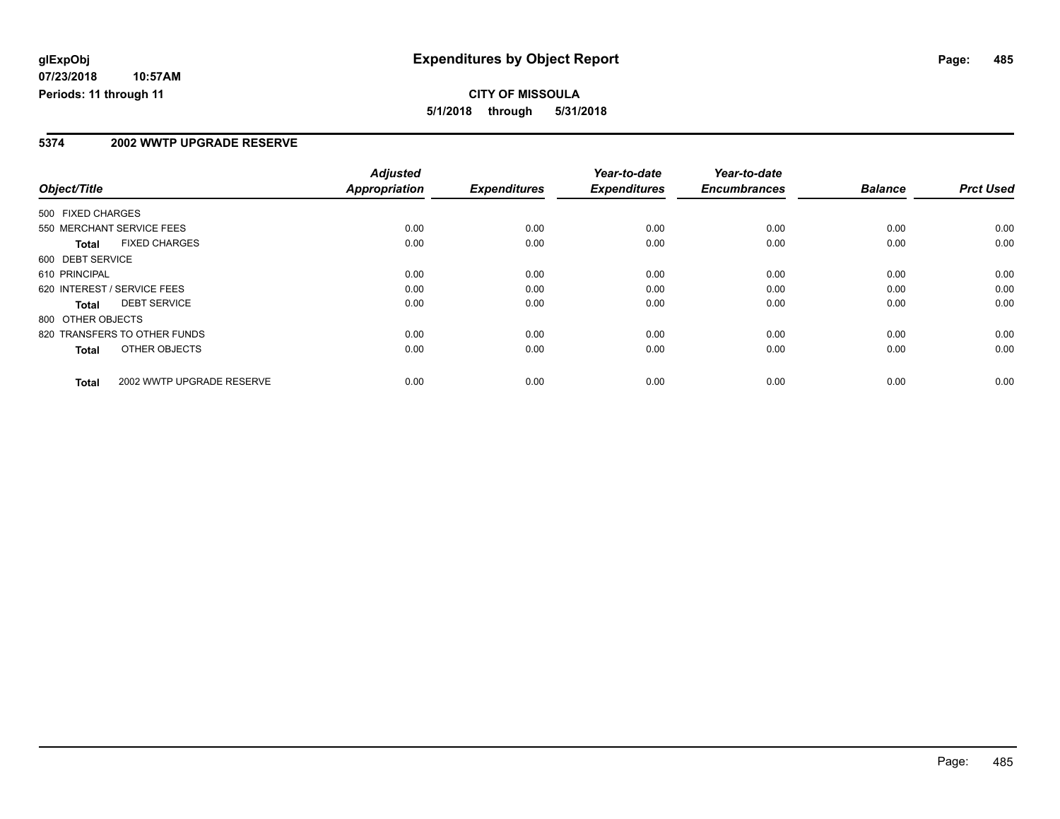**glExpObj** **Expenditures by Object Report**

**07/23/2018 10:57AM**

**Periods: 11 through 11**

**CITY OF MISSOULA**

**5/1/2018 through 5/31/2018**

## 5374 2002 WWTP UPGRADE RESERVE

| Object/Title | Adjusted Appropriation | Expenditures | Year-to-date Expenditures | Year-to-date Encumbrances | Balance | Prct Used |
|---|---|---|---|---|---|---|
| 500 FIXED CHARGES | | | | | | |
| 550 MERCHANT SERVICE FEES | 0.00 | 0.00 | 0.00 | 0.00 | 0.00 | 0.00 |
| **Total** FIXED CHARGES | 0.00 | 0.00 | 0.00 | 0.00 | 0.00 | 0.00 |
| 600 DEBT SERVICE | | | | | | |
| 610 PRINCIPAL | 0.00 | 0.00 | 0.00 | 0.00 | 0.00 | 0.00 |
| 620 INTEREST / SERVICE FEES | 0.00 | 0.00 | 0.00 | 0.00 | 0.00 | 0.00 |
| **Total** DEBT SERVICE | 0.00 | 0.00 | 0.00 | 0.00 | 0.00 | 0.00 |
| 800 OTHER OBJECTS | | | | | | |
| 820 TRANSFERS TO OTHER FUNDS | 0.00 | 0.00 | 0.00 | 0.00 | 0.00 | 0.00 |
| **Total** OTHER OBJECTS | 0.00 | 0.00 | 0.00 | 0.00 | 0.00 | 0.00 |
| **Total** 2002 WWTP UPGRADE RESERVE | 0.00 | 0.00 | 0.00 | 0.00 | 0.00 | 0.00 |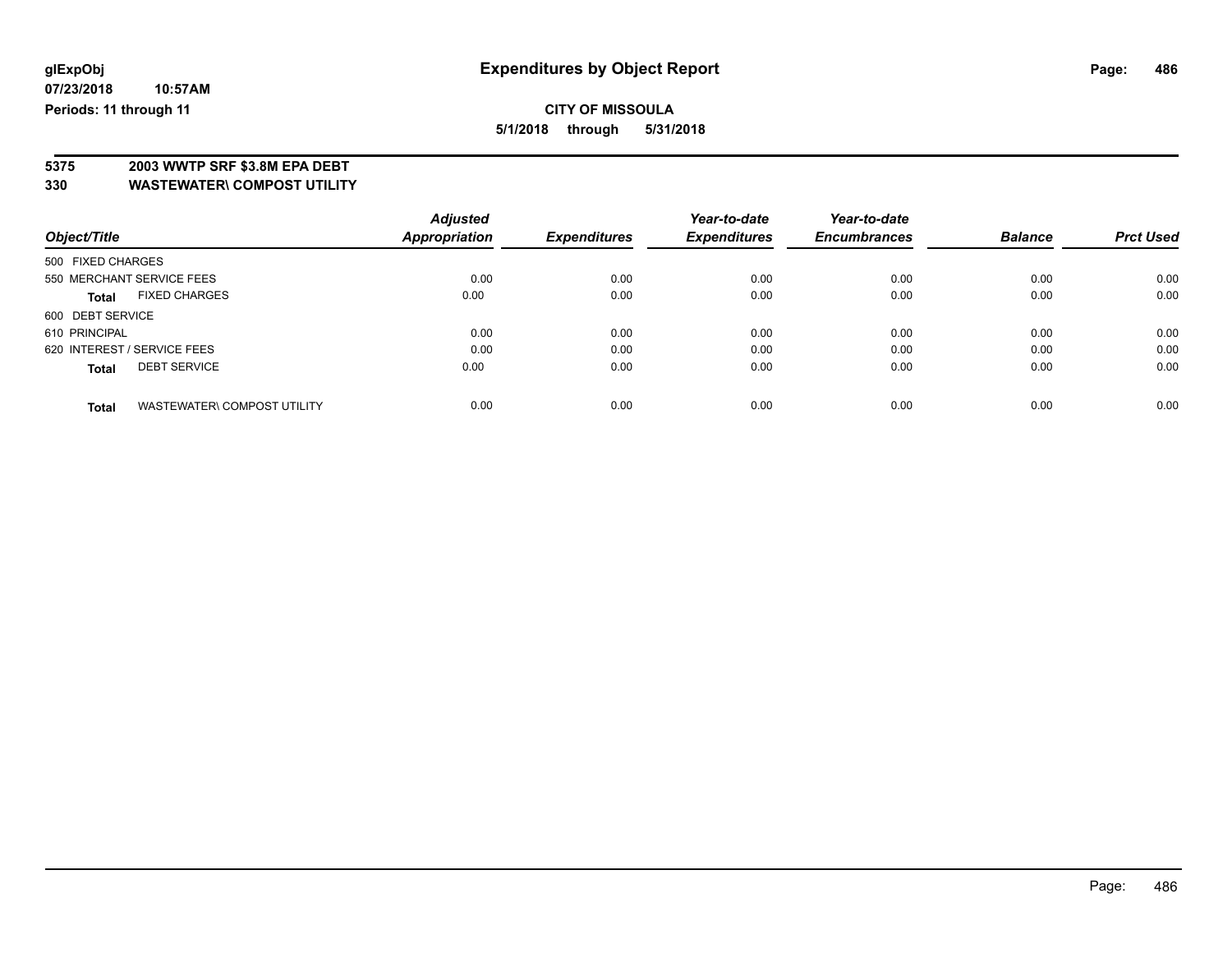**glExpObj**
**07/23/2018 10:57AM**
**Periods: 11 through 11**

# Expenditures by Object Report

**CITY OF MISSOULA**
**5/1/2018 through 5/31/2018**

**5375 2003 WWTP SRF $3.8M EPA DEBT**
**330 WASTEWATER\ COMPOST UTILITY**

| Object/Title | Adjusted Appropriation | Expenditures | Year-to-date Expenditures | Year-to-date Encumbrances | Balance | Prct Used |
|---|---|---|---|---|---|---|
| 500 FIXED CHARGES | | | | | | |
| 550 MERCHANT SERVICE FEES | 0.00 | 0.00 | 0.00 | 0.00 | 0.00 | 0.00 |
| **Total** FIXED CHARGES | 0.00 | 0.00 | 0.00 | 0.00 | 0.00 | 0.00 |
| 600 DEBT SERVICE | | | | | | |
| 610 PRINCIPAL | 0.00 | 0.00 | 0.00 | 0.00 | 0.00 | 0.00 |
| 620 INTEREST / SERVICE FEES | 0.00 | 0.00 | 0.00 | 0.00 | 0.00 | 0.00 |
| **Total** DEBT SERVICE | 0.00 | 0.00 | 0.00 | 0.00 | 0.00 | 0.00 |
| **Total** WASTEWATER\ COMPOST UTILITY | 0.00 | 0.00 | 0.00 | 0.00 | 0.00 | 0.00 |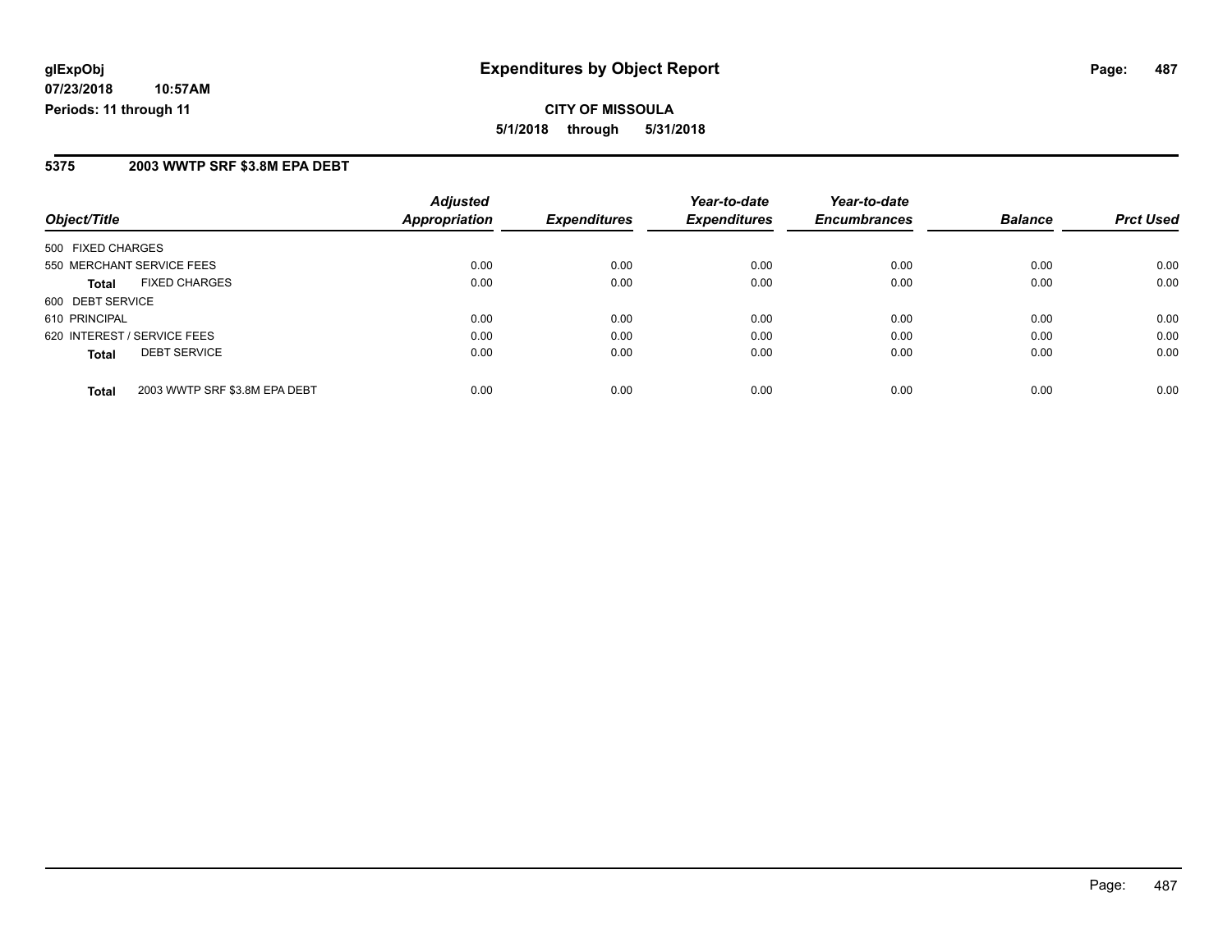# Expenditures by Object Report

glExpObj
07/23/2018 10:57AM
Periods: 11 through 11

**CITY OF MISSOULA**

**5/1/2018 through 5/31/2018**

## 5375 2003 WWTP SRF $3.8M EPA DEBT

| Object/Title | Adjusted Appropriation | Expenditures | Year-to-date Expenditures | Year-to-date Encumbrances | Balance | Prct Used |
|---|---|---|---|---|---|---|
| 500 FIXED CHARGES | | | | | | |
| 550 MERCHANT SERVICE FEES | 0.00 | 0.00 | 0.00 | 0.00 | 0.00 | 0.00 |
| **Total** FIXED CHARGES | 0.00 | 0.00 | 0.00 | 0.00 | 0.00 | 0.00 |
| 600 DEBT SERVICE | | | | | | |
| 610 PRINCIPAL | 0.00 | 0.00 | 0.00 | 0.00 | 0.00 | 0.00 |
| 620 INTEREST / SERVICE FEES | 0.00 | 0.00 | 0.00 | 0.00 | 0.00 | 0.00 |
| **Total** DEBT SERVICE | 0.00 | 0.00 | 0.00 | 0.00 | 0.00 | 0.00 |
| **Total** 2003 WWTP SRF $3.8M EPA DEBT | 0.00 | 0.00 | 0.00 | 0.00 | 0.00 | 0.00 |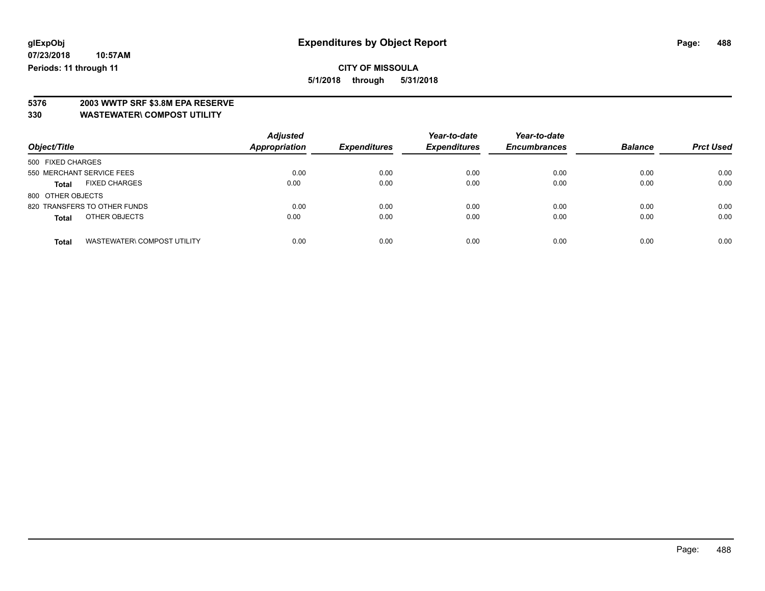**glExpObj**
**07/23/2018 10:57AM**
**Periods: 11 through 11**

# Expenditures by Object Report

**CITY OF MISSOULA**
**5/1/2018 through 5/31/2018**

## 5376 2003 WWTP SRF $3.8M EPA RESERVE
## 330 WASTEWATER\ COMPOST UTILITY

| Object/Title | | Adjusted Appropriation | Expenditures | Year-to-date Expenditures | Year-to-date Encumbrances | Balance | Prct Used |
|---|---|---|---|---|---|---|---|
| 500 FIXED CHARGES | | | | | | | |
| 550 MERCHANT SERVICE FEES | | 0.00 | 0.00 | 0.00 | 0.00 | 0.00 | 0.00 |
| **Total** | FIXED CHARGES | 0.00 | 0.00 | 0.00 | 0.00 | 0.00 | 0.00 |
| 800 OTHER OBJECTS | | | | | | | |
| 820 TRANSFERS TO OTHER FUNDS | | 0.00 | 0.00 | 0.00 | 0.00 | 0.00 | 0.00 |
| **Total** | OTHER OBJECTS | 0.00 | 0.00 | 0.00 | 0.00 | 0.00 | 0.00 |
| **Total** | WASTEWATER\ COMPOST UTILITY | 0.00 | 0.00 | 0.00 | 0.00 | 0.00 | 0.00 |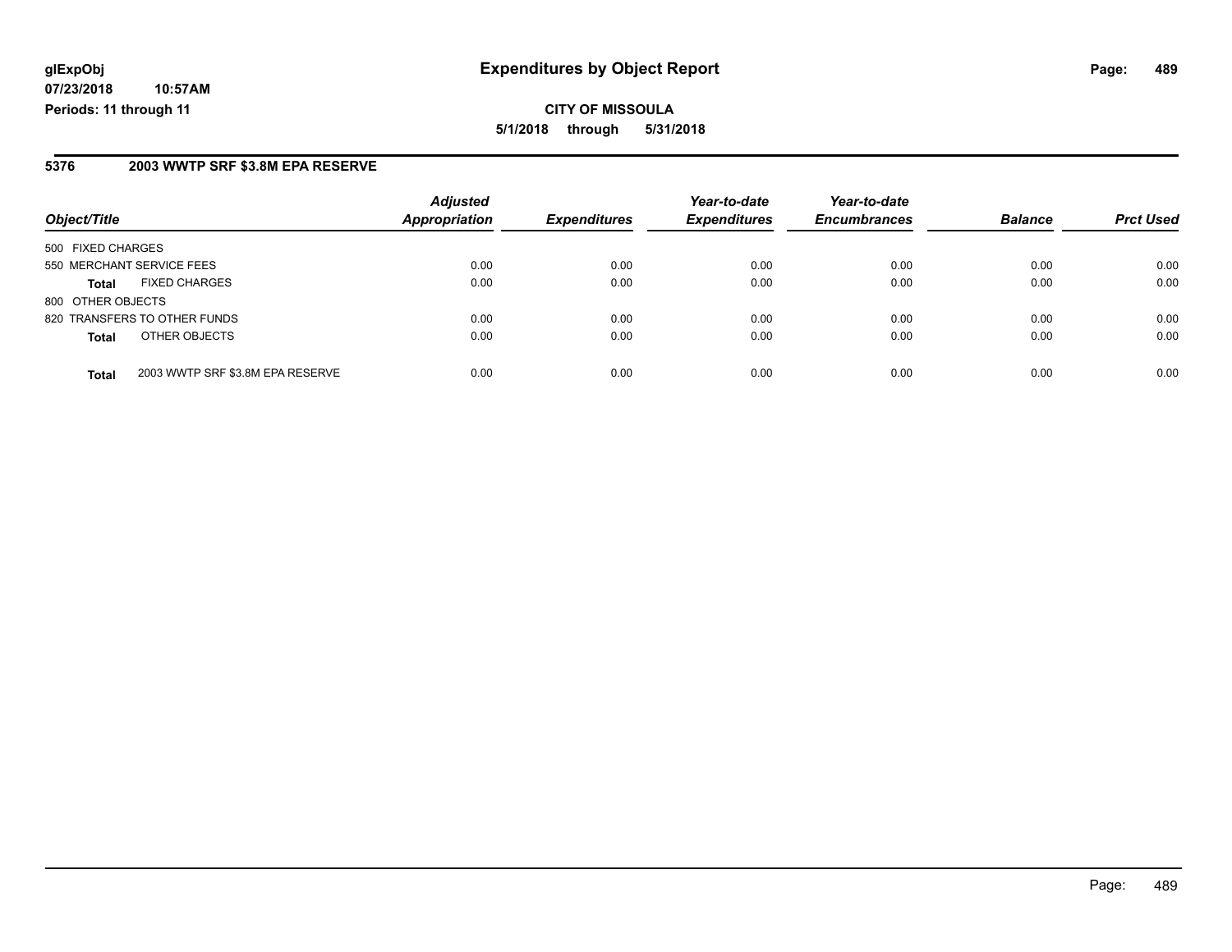**glExpObj**
**07/23/2018 10:57AM**
**Periods: 11 through 11**

# Expenditures by Object Report

**CITY OF MISSOULA**
**5/1/2018 through 5/31/2018**

## 5376 2003 WWTP SRF $3.8M EPA RESERVE

| Object/Title | | Adjusted Appropriation | Expenditures | Year-to-date Expenditures | Year-to-date Encumbrances | Balance | Prct Used |
|---|---|---|---|---|---|---|---|
| 500 FIXED CHARGES | | | | | | | |
| 550 MERCHANT SERVICE FEES | | 0.00 | 0.00 | 0.00 | 0.00 | 0.00 | 0.00 |
| **Total** | FIXED CHARGES | 0.00 | 0.00 | 0.00 | 0.00 | 0.00 | 0.00 |
| 800 OTHER OBJECTS | | | | | | | |
| 820 TRANSFERS TO OTHER FUNDS | | 0.00 | 0.00 | 0.00 | 0.00 | 0.00 | 0.00 |
| **Total** | OTHER OBJECTS | 0.00 | 0.00 | 0.00 | 0.00 | 0.00 | 0.00 |
| **Total** | 2003 WWTP SRF $3.8M EPA RESERVE | 0.00 | 0.00 | 0.00 | 0.00 | 0.00 | 0.00 |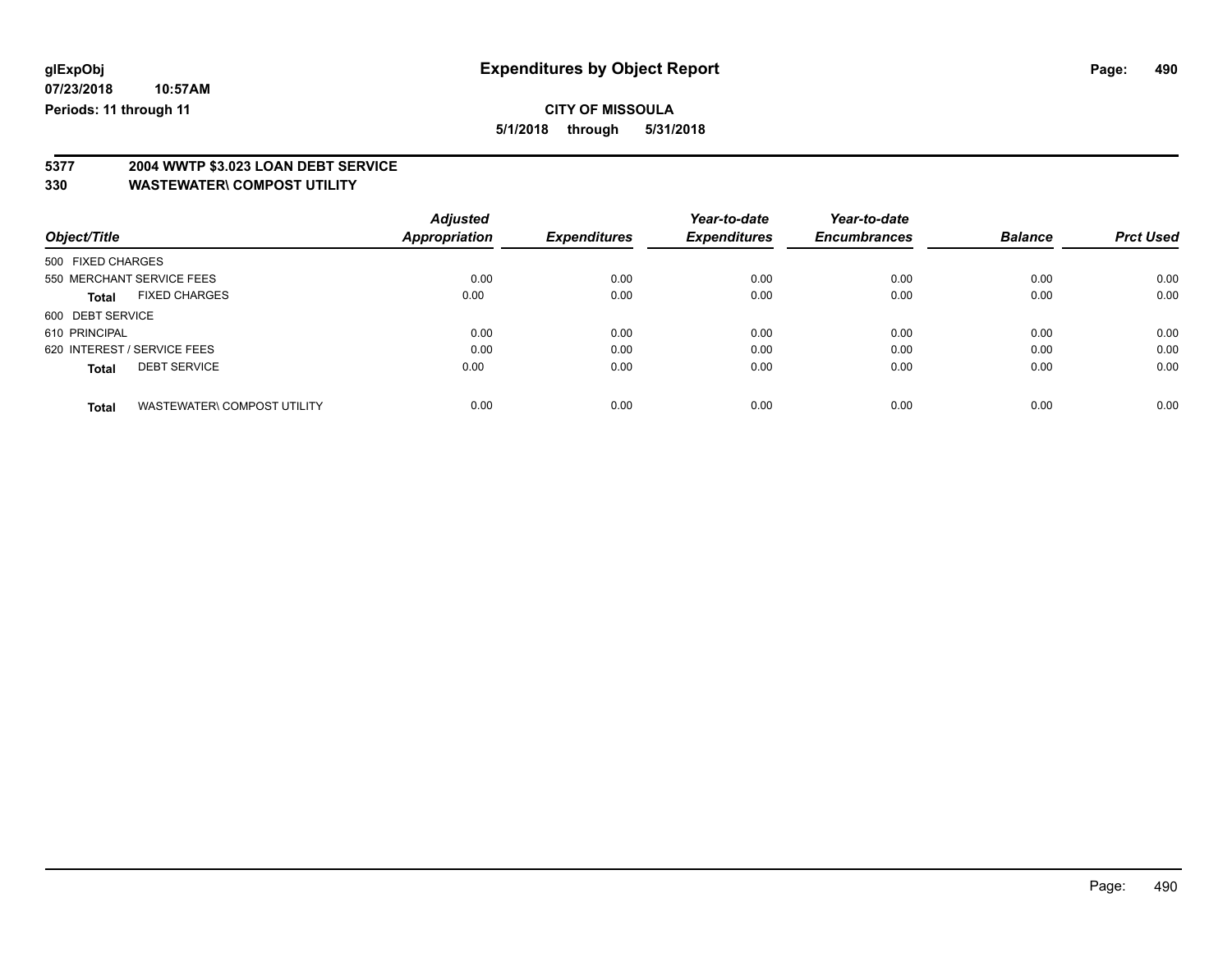**glExpObj**
**07/23/2018 10:57AM**
**Periods: 11 through 11**

# Expenditures by Object Report

**CITY OF MISSOULA**
**5/1/2018 through 5/31/2018**

**5377 2004 WWTP $3.023 LOAN DEBT SERVICE**
**330 WASTEWATER\ COMPOST UTILITY**

| Object/Title | Adjusted Appropriation | Expenditures | Year-to-date Expenditures | Year-to-date Encumbrances | Balance | Prct Used |
|---|---|---|---|---|---|---|
| 500 FIXED CHARGES | | | | | | |
| 550 MERCHANT SERVICE FEES | 0.00 | 0.00 | 0.00 | 0.00 | 0.00 | 0.00 |
| **Total** FIXED CHARGES | 0.00 | 0.00 | 0.00 | 0.00 | 0.00 | 0.00 |
| 600 DEBT SERVICE | | | | | | |
| 610 PRINCIPAL | 0.00 | 0.00 | 0.00 | 0.00 | 0.00 | 0.00 |
| 620 INTEREST / SERVICE FEES | 0.00 | 0.00 | 0.00 | 0.00 | 0.00 | 0.00 |
| **Total** DEBT SERVICE | 0.00 | 0.00 | 0.00 | 0.00 | 0.00 | 0.00 |
| **Total** WASTEWATER\ COMPOST UTILITY | 0.00 | 0.00 | 0.00 | 0.00 | 0.00 | 0.00 |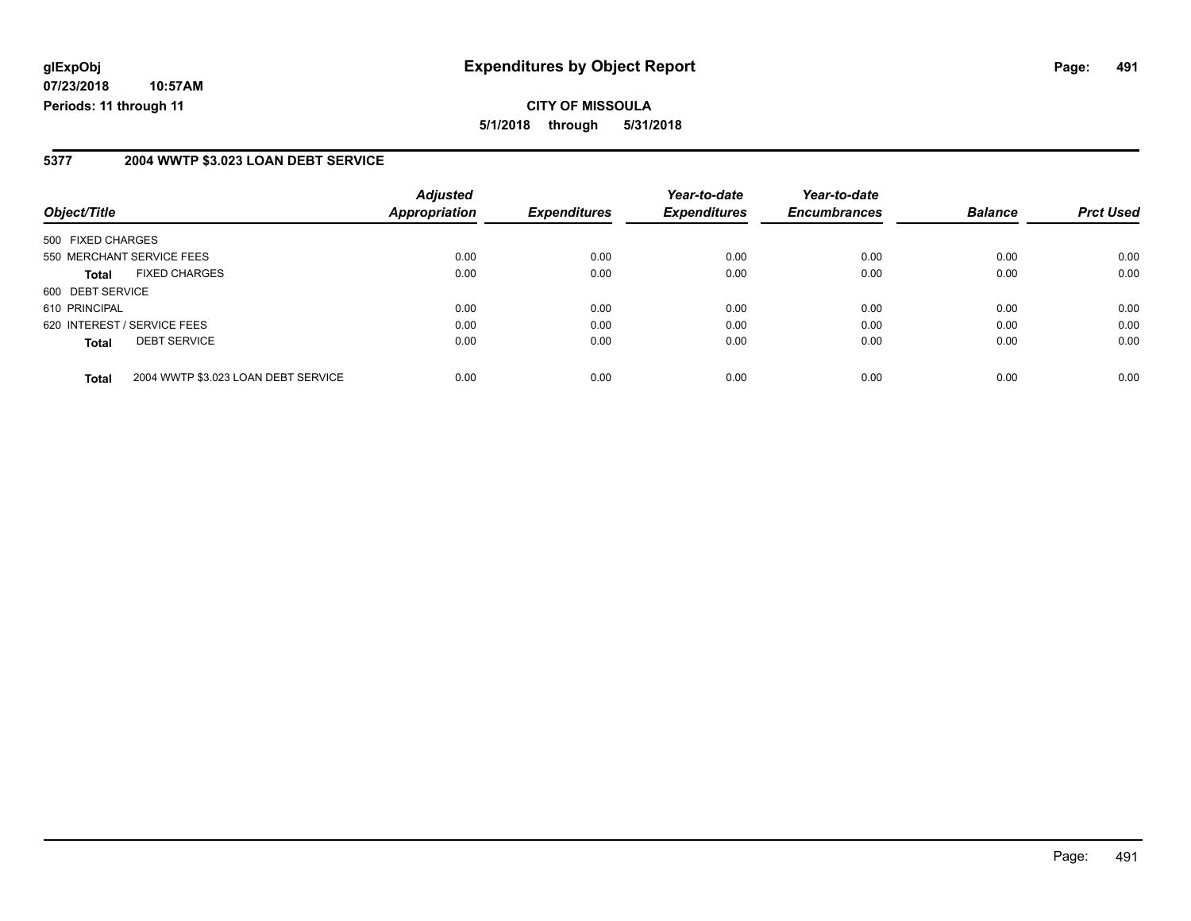**glExpObj**
**07/23/2018 10:57AM**
**Periods: 11 through 11**

# Expenditures by Object Report

**CITY OF MISSOULA**
**5/1/2018 through 5/31/2018**

## 5377 2004 WWTP $3.023 LOAN DEBT SERVICE

| Object/Title | Adjusted Appropriation | Expenditures | Year-to-date Expenditures | Year-to-date Encumbrances | Balance | Prct Used |
|---|---|---|---|---|---|---|
| 500 FIXED CHARGES | | | | | | |
| 550 MERCHANT SERVICE FEES | 0.00 | 0.00 | 0.00 | 0.00 | 0.00 | 0.00 |
| **Total** FIXED CHARGES | 0.00 | 0.00 | 0.00 | 0.00 | 0.00 | 0.00 |
| 600 DEBT SERVICE | | | | | | |
| 610 PRINCIPAL | 0.00 | 0.00 | 0.00 | 0.00 | 0.00 | 0.00 |
| 620 INTEREST / SERVICE FEES | 0.00 | 0.00 | 0.00 | 0.00 | 0.00 | 0.00 |
| **Total** DEBT SERVICE | 0.00 | 0.00 | 0.00 | 0.00 | 0.00 | 0.00 |
| **Total** 2004 WWTP $3.023 LOAN DEBT SERVICE | 0.00 | 0.00 | 0.00 | 0.00 | 0.00 | 0.00 |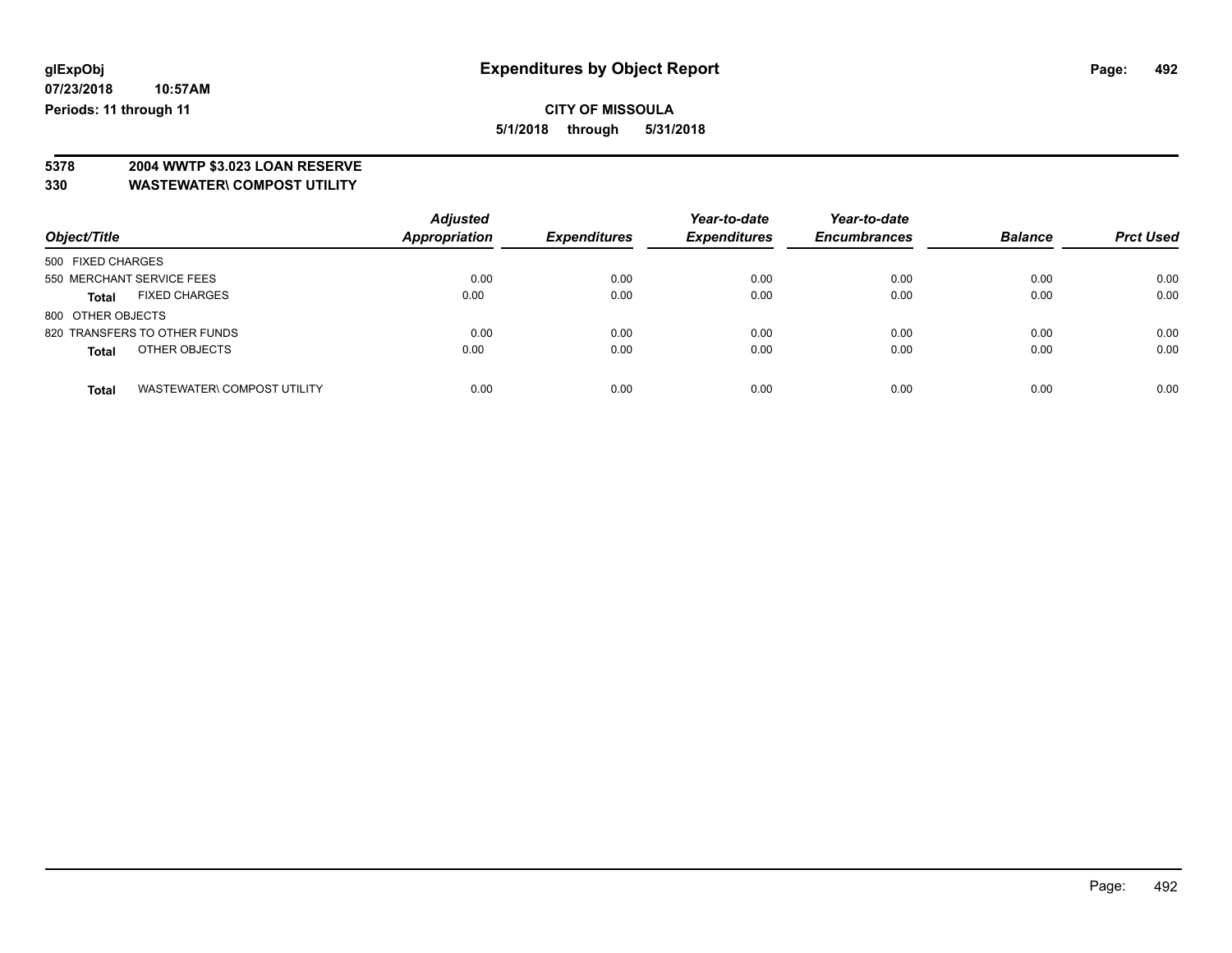**glExpObj** **Expenditures by Object Report**

**07/23/2018 10:57AM**

**Periods: 11 through 11**

**CITY OF MISSOULA**

**5/1/2018 through 5/31/2018**

**5378 2004 WWTP $3.023 LOAN RESERVE**

**330 WASTEWATER\ COMPOST UTILITY**

| Object/Title | | Adjusted Appropriation | Expenditures | Year-to-date Expenditures | Year-to-date Encumbrances | Balance | Prct Used |
|---|---|---|---|---|---|---|---|
| 500 FIXED CHARGES | | | | | | | |
| 550 MERCHANT SERVICE FEES | | 0.00 | 0.00 | 0.00 | 0.00 | 0.00 | 0.00 |
| **Total** | FIXED CHARGES | 0.00 | 0.00 | 0.00 | 0.00 | 0.00 | 0.00 |
| 800 OTHER OBJECTS | | | | | | | |
| 820 TRANSFERS TO OTHER FUNDS | | 0.00 | 0.00 | 0.00 | 0.00 | 0.00 | 0.00 |
| **Total** | OTHER OBJECTS | 0.00 | 0.00 | 0.00 | 0.00 | 0.00 | 0.00 |
| **Total** | WASTEWATER\ COMPOST UTILITY | 0.00 | 0.00 | 0.00 | 0.00 | 0.00 | 0.00 |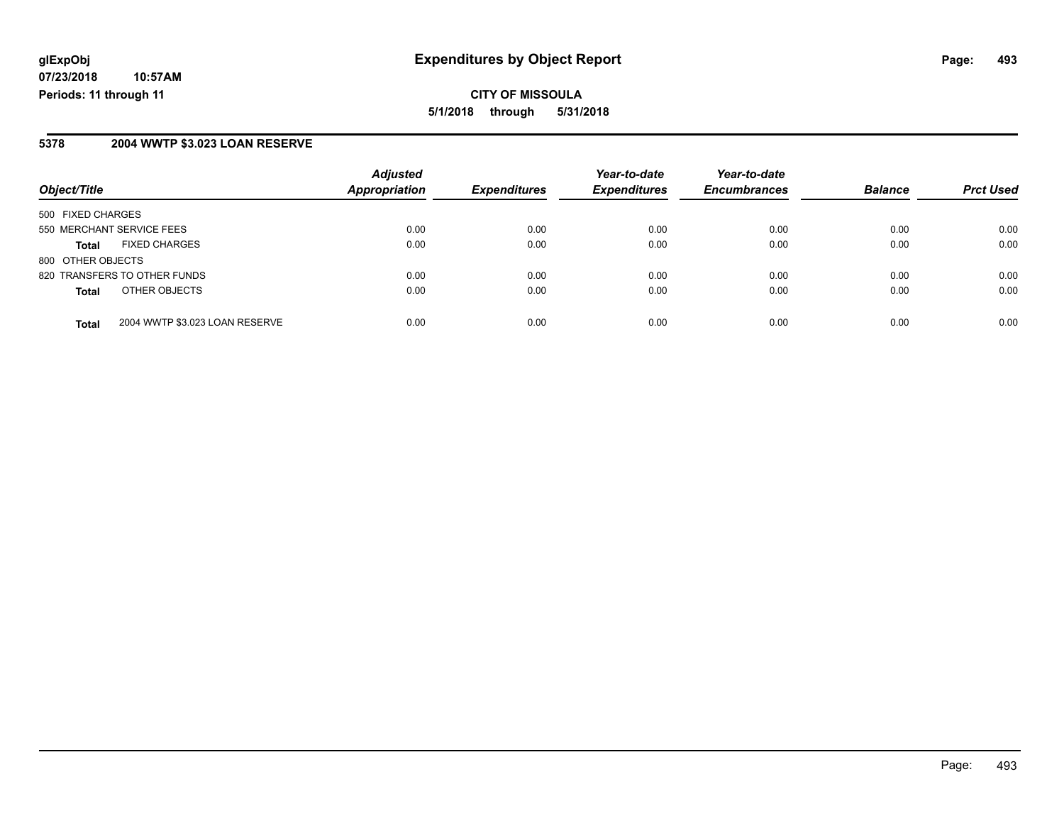**glExpObj** **Expenditures by Object Report**
**07/23/2018 10:57AM**
**Periods: 11 through 11**

**CITY OF MISSOULA**
**5/1/2018 through 5/31/2018**

## 5378 2004 WWTP $3.023 LOAN RESERVE

| Object/Title | | Adjusted Appropriation | Expenditures | Year-to-date Expenditures | Year-to-date Encumbrances | Balance | Prct Used |
|---|---|---|---|---|---|---|---|
| 500 FIXED CHARGES | | | | | | | |
| 550 MERCHANT SERVICE FEES | | 0.00 | 0.00 | 0.00 | 0.00 | 0.00 | 0.00 |
| **Total** | FIXED CHARGES | 0.00 | 0.00 | 0.00 | 0.00 | 0.00 | 0.00 |
| 800 OTHER OBJECTS | | | | | | | |
| 820 TRANSFERS TO OTHER FUNDS | | 0.00 | 0.00 | 0.00 | 0.00 | 0.00 | 0.00 |
| **Total** | OTHER OBJECTS | 0.00 | 0.00 | 0.00 | 0.00 | 0.00 | 0.00 |
| **Total** | 2004 WWTP $3.023 LOAN RESERVE | 0.00 | 0.00 | 0.00 | 0.00 | 0.00 | 0.00 |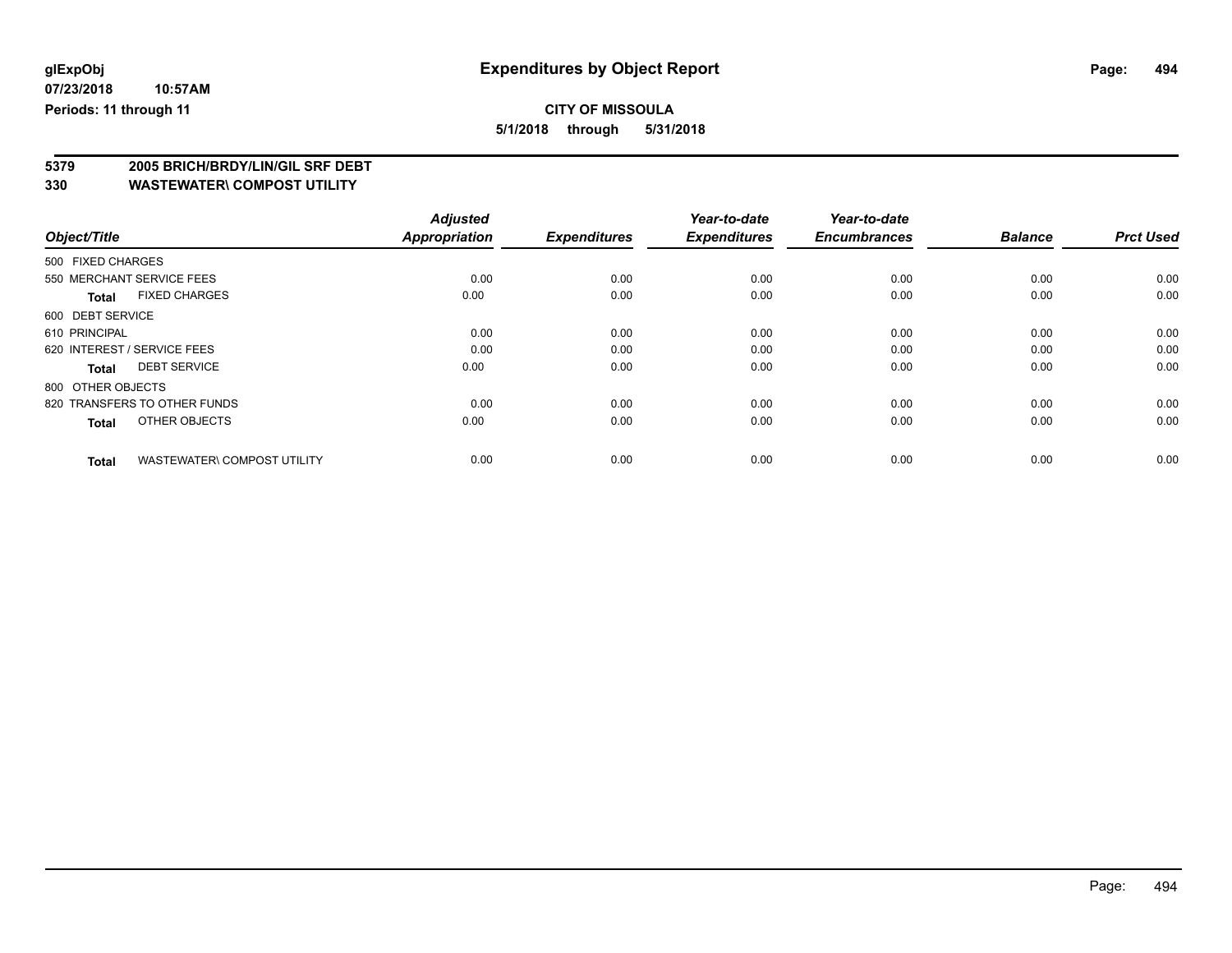# Expenditures by Object Report

glExpObj
07/23/2018 10:57AM
Periods: 11 through 11

**CITY OF MISSOULA**
**5/1/2018 through 5/31/2018**

**5379 2005 BRICH/BRDY/LIN/GIL SRF DEBT**
**330 WASTEWATER\ COMPOST UTILITY**

| Object/Title | Adjusted Appropriation | Expenditures | Year-to-date Expenditures | Year-to-date Encumbrances | Balance | Prct Used |
|---|---|---|---|---|---|---|
| 500 FIXED CHARGES | | | | | | |
| 550 MERCHANT SERVICE FEES | 0.00 | 0.00 | 0.00 | 0.00 | 0.00 | 0.00 |
| **Total** FIXED CHARGES | 0.00 | 0.00 | 0.00 | 0.00 | 0.00 | 0.00 |
| 600 DEBT SERVICE | | | | | | |
| 610 PRINCIPAL | 0.00 | 0.00 | 0.00 | 0.00 | 0.00 | 0.00 |
| 620 INTEREST / SERVICE FEES | 0.00 | 0.00 | 0.00 | 0.00 | 0.00 | 0.00 |
| **Total** DEBT SERVICE | 0.00 | 0.00 | 0.00 | 0.00 | 0.00 | 0.00 |
| 800 OTHER OBJECTS | | | | | | |
| 820 TRANSFERS TO OTHER FUNDS | 0.00 | 0.00 | 0.00 | 0.00 | 0.00 | 0.00 |
| **Total** OTHER OBJECTS | 0.00 | 0.00 | 0.00 | 0.00 | 0.00 | 0.00 |
| **Total** WASTEWATER\ COMPOST UTILITY | 0.00 | 0.00 | 0.00 | 0.00 | 0.00 | 0.00 |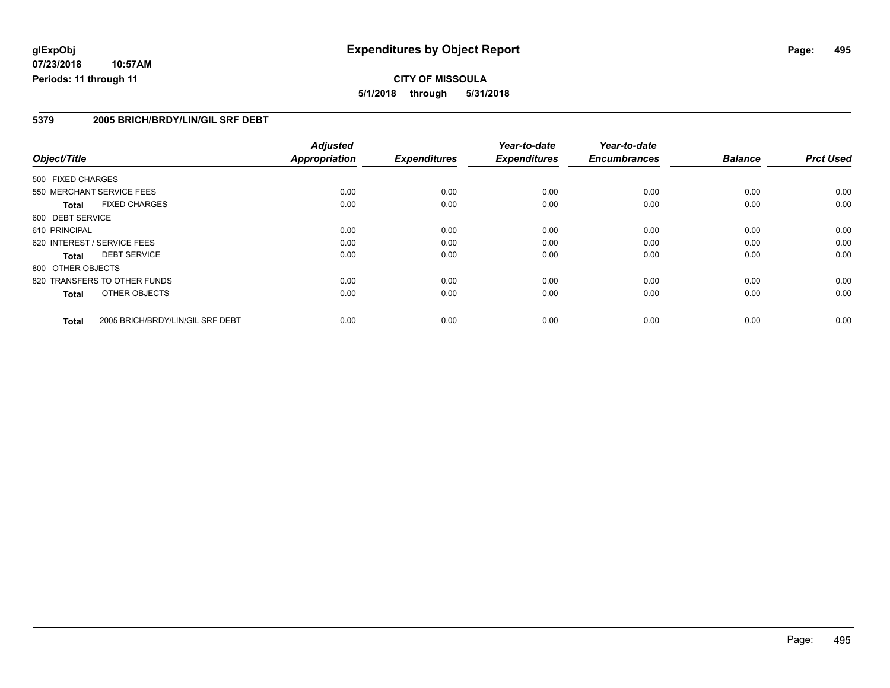**glExpObj** **Expenditures by Object Report**

**07/23/2018 10:57AM**

**Periods: 11 through 11**

**CITY OF MISSOULA**

**5/1/2018 through 5/31/2018**

## 5379 2005 BRICH/BRDY/LIN/GIL SRF DEBT

| Object/Title | | Adjusted Appropriation | Expenditures | Year-to-date Expenditures | Year-to-date Encumbrances | Balance | Prct Used |
|---|---|---|---|---|---|---|---|
| 500 FIXED CHARGES | | | | | | | |
| 550 MERCHANT SERVICE FEES | | 0.00 | 0.00 | 0.00 | 0.00 | 0.00 | 0.00 |
| **Total** | FIXED CHARGES | 0.00 | 0.00 | 0.00 | 0.00 | 0.00 | 0.00 |
| 600 DEBT SERVICE | | | | | | | |
| 610 PRINCIPAL | | 0.00 | 0.00 | 0.00 | 0.00 | 0.00 | 0.00 |
| 620 INTEREST / SERVICE FEES | | 0.00 | 0.00 | 0.00 | 0.00 | 0.00 | 0.00 |
| **Total** | DEBT SERVICE | 0.00 | 0.00 | 0.00 | 0.00 | 0.00 | 0.00 |
| 800 OTHER OBJECTS | | | | | | | |
| 820 TRANSFERS TO OTHER FUNDS | | 0.00 | 0.00 | 0.00 | 0.00 | 0.00 | 0.00 |
| **Total** | OTHER OBJECTS | 0.00 | 0.00 | 0.00 | 0.00 | 0.00 | 0.00 |
| **Total** | 2005 BRICH/BRDY/LIN/GIL SRF DEBT | 0.00 | 0.00 | 0.00 | 0.00 | 0.00 | 0.00 |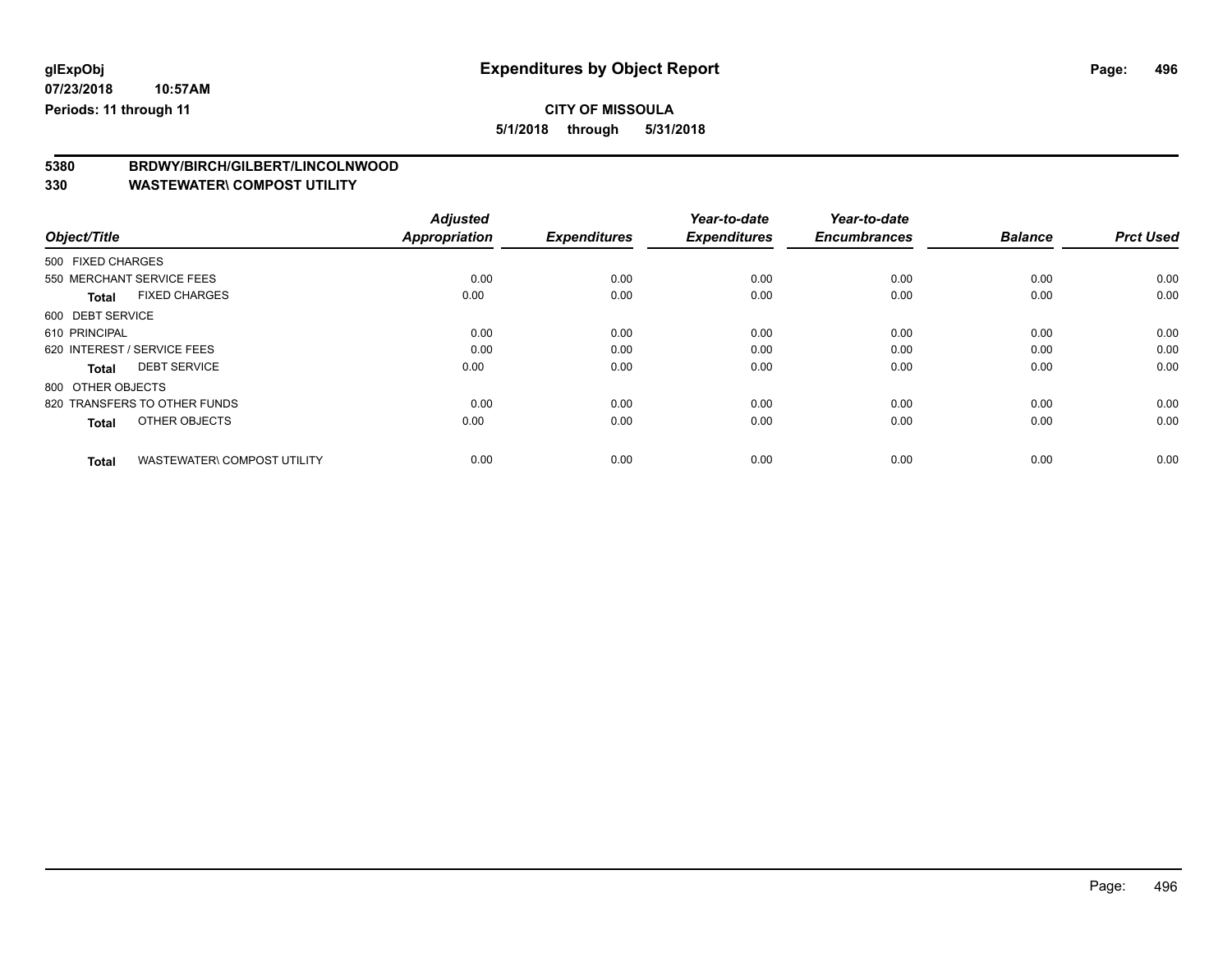**glExpObj** **Expenditures by Object Report**

**07/23/2018 10:57AM**

**Periods: 11 through 11**

**CITY OF MISSOULA**

**5/1/2018 through 5/31/2018**

**5380 BRDWY/BIRCH/GILBERT/LINCOLNWOOD**

**330 WASTEWATER\ COMPOST UTILITY**

| Object/Title | Adjusted Appropriation | Expenditures | Year-to-date Expenditures | Year-to-date Encumbrances | Balance | Prct Used |
|---|---|---|---|---|---|---|
| 500 FIXED CHARGES | | | | | | |
| 550 MERCHANT SERVICE FEES | 0.00 | 0.00 | 0.00 | 0.00 | 0.00 | 0.00 |
| **Total** FIXED CHARGES | 0.00 | 0.00 | 0.00 | 0.00 | 0.00 | 0.00 |
| 600 DEBT SERVICE | | | | | | |
| 610 PRINCIPAL | 0.00 | 0.00 | 0.00 | 0.00 | 0.00 | 0.00 |
| 620 INTEREST / SERVICE FEES | 0.00 | 0.00 | 0.00 | 0.00 | 0.00 | 0.00 |
| **Total** DEBT SERVICE | 0.00 | 0.00 | 0.00 | 0.00 | 0.00 | 0.00 |
| 800 OTHER OBJECTS | | | | | | |
| 820 TRANSFERS TO OTHER FUNDS | 0.00 | 0.00 | 0.00 | 0.00 | 0.00 | 0.00 |
| **Total** OTHER OBJECTS | 0.00 | 0.00 | 0.00 | 0.00 | 0.00 | 0.00 |
| **Total** WASTEWATER\ COMPOST UTILITY | 0.00 | 0.00 | 0.00 | 0.00 | 0.00 | 0.00 |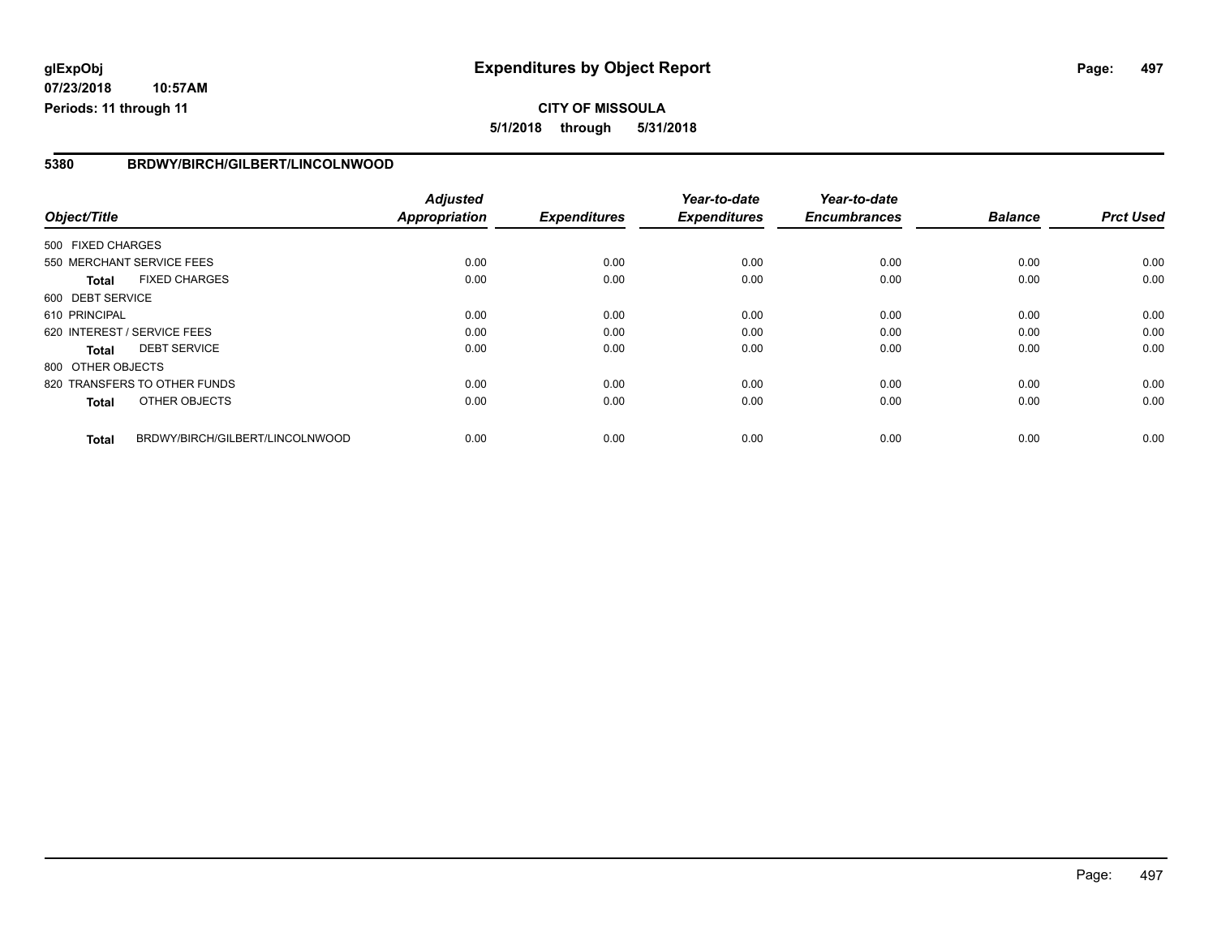# Expenditures by Object Report

glExpObj
07/23/2018 10:57AM
Periods: 11 through 11

**CITY OF MISSOULA**
**5/1/2018 through 5/31/2018**

## 5380 BRDWY/BIRCH/GILBERT/LINCOLNWOOD

| Object/Title | Adjusted Appropriation | Expenditures | Year-to-date Expenditures | Year-to-date Encumbrances | Balance | Prct Used |
|---|---|---|---|---|---|---|
| 500 FIXED CHARGES | | | | | | |
| 550 MERCHANT SERVICE FEES | 0.00 | 0.00 | 0.00 | 0.00 | 0.00 | 0.00 |
| **Total** FIXED CHARGES | 0.00 | 0.00 | 0.00 | 0.00 | 0.00 | 0.00 |
| 600 DEBT SERVICE | | | | | | |
| 610 PRINCIPAL | 0.00 | 0.00 | 0.00 | 0.00 | 0.00 | 0.00 |
| 620 INTEREST / SERVICE FEES | 0.00 | 0.00 | 0.00 | 0.00 | 0.00 | 0.00 |
| **Total** DEBT SERVICE | 0.00 | 0.00 | 0.00 | 0.00 | 0.00 | 0.00 |
| 800 OTHER OBJECTS | | | | | | |
| 820 TRANSFERS TO OTHER FUNDS | 0.00 | 0.00 | 0.00 | 0.00 | 0.00 | 0.00 |
| **Total** OTHER OBJECTS | 0.00 | 0.00 | 0.00 | 0.00 | 0.00 | 0.00 |
| **Total** BRDWY/BIRCH/GILBERT/LINCOLNWOOD | 0.00 | 0.00 | 0.00 | 0.00 | 0.00 | 0.00 |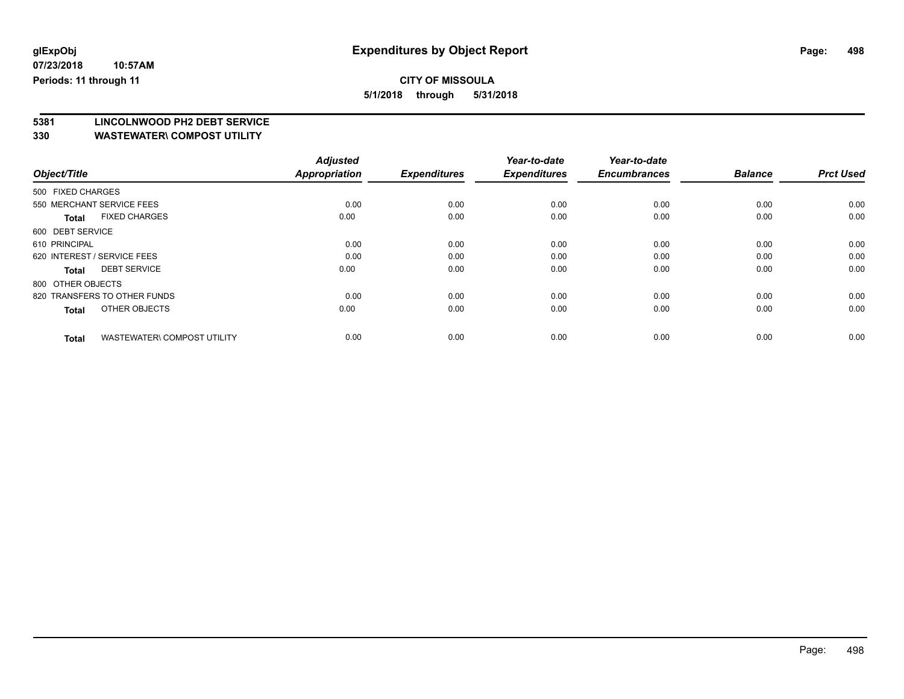# Expenditures by Object Report

glExpObj
07/23/2018 10:57AM
Periods: 11 through 11

**CITY OF MISSOULA**
**5/1/2018 through 5/31/2018**

**5381 LINCOLNWOOD PH2 DEBT SERVICE**
**330 WASTEWATER\ COMPOST UTILITY**

| Object/Title | | Adjusted Appropriation | Expenditures | Year-to-date Expenditures | Year-to-date Encumbrances | Balance | Prct Used |
|---|---|---|---|---|---|---|---|
| 500 FIXED CHARGES | | | | | | | |
| 550 MERCHANT SERVICE FEES | | 0.00 | 0.00 | 0.00 | 0.00 | 0.00 | 0.00 |
| **Total** | FIXED CHARGES | 0.00 | 0.00 | 0.00 | 0.00 | 0.00 | 0.00 |
| 600 DEBT SERVICE | | | | | | | |
| 610 PRINCIPAL | | 0.00 | 0.00 | 0.00 | 0.00 | 0.00 | 0.00 |
| 620 INTEREST / SERVICE FEES | | 0.00 | 0.00 | 0.00 | 0.00 | 0.00 | 0.00 |
| **Total** | DEBT SERVICE | 0.00 | 0.00 | 0.00 | 0.00 | 0.00 | 0.00 |
| 800 OTHER OBJECTS | | | | | | | |
| 820 TRANSFERS TO OTHER FUNDS | | 0.00 | 0.00 | 0.00 | 0.00 | 0.00 | 0.00 |
| **Total** | OTHER OBJECTS | 0.00 | 0.00 | 0.00 | 0.00 | 0.00 | 0.00 |
| **Total** | WASTEWATER\ COMPOST UTILITY | 0.00 | 0.00 | 0.00 | 0.00 | 0.00 | 0.00 |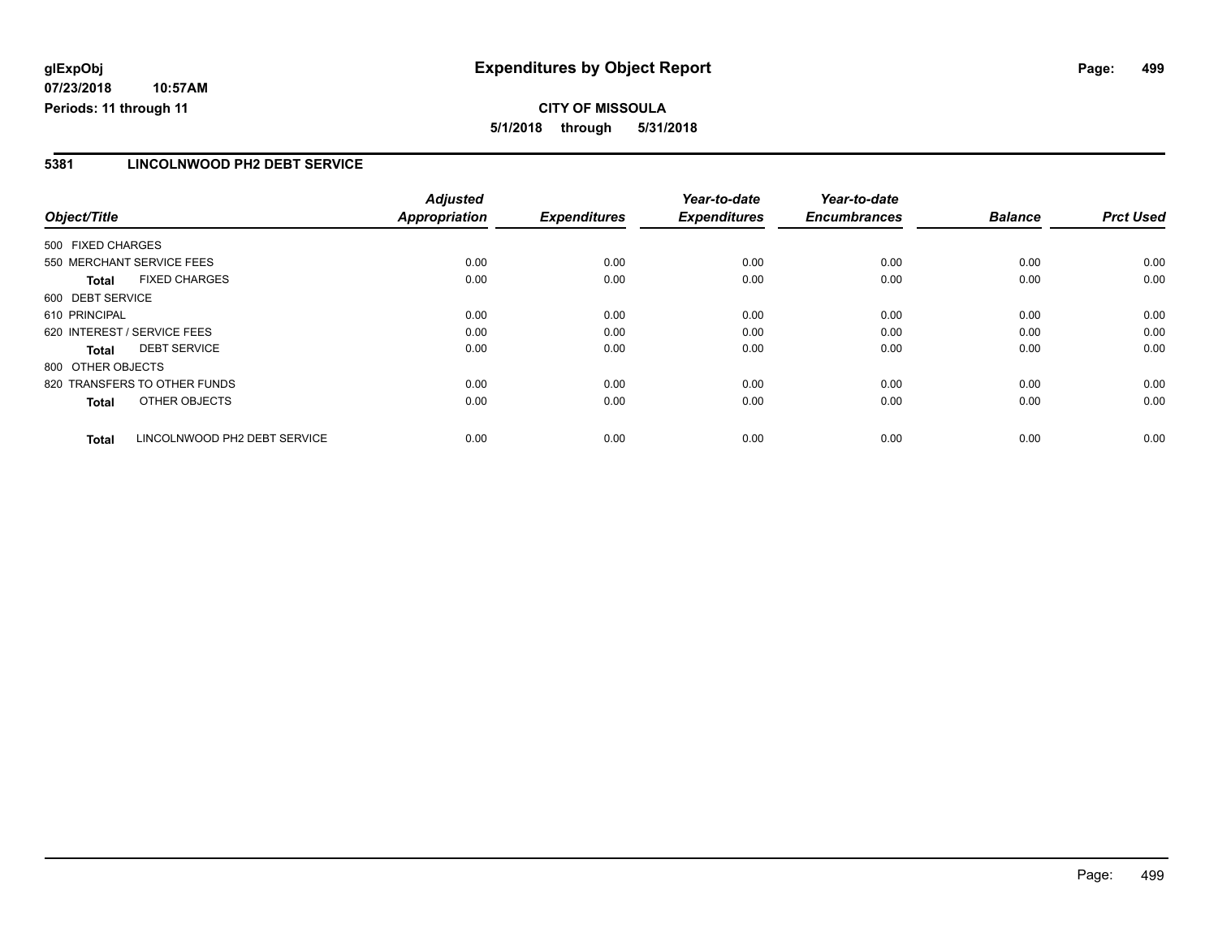**glExpObj** 07/23/2018 10:57AM
**Periods: 11 through 11**

# Expenditures by Object Report

**CITY OF MISSOULA**
**5/1/2018 through 5/31/2018**

## 5381 LINCOLNWOOD PH2 DEBT SERVICE

| Object/Title | Adjusted Appropriation | Expenditures | Year-to-date Expenditures | Year-to-date Encumbrances | Balance | Prct Used |
|---|---|---|---|---|---|---|
| 500 FIXED CHARGES | | | | | | |
| 550 MERCHANT SERVICE FEES | 0.00 | 0.00 | 0.00 | 0.00 | 0.00 | 0.00 |
| **Total** FIXED CHARGES | 0.00 | 0.00 | 0.00 | 0.00 | 0.00 | 0.00 |
| 600 DEBT SERVICE | | | | | | |
| 610 PRINCIPAL | 0.00 | 0.00 | 0.00 | 0.00 | 0.00 | 0.00 |
| 620 INTEREST / SERVICE FEES | 0.00 | 0.00 | 0.00 | 0.00 | 0.00 | 0.00 |
| **Total** DEBT SERVICE | 0.00 | 0.00 | 0.00 | 0.00 | 0.00 | 0.00 |
| 800 OTHER OBJECTS | | | | | | |
| 820 TRANSFERS TO OTHER FUNDS | 0.00 | 0.00 | 0.00 | 0.00 | 0.00 | 0.00 |
| **Total** OTHER OBJECTS | 0.00 | 0.00 | 0.00 | 0.00 | 0.00 | 0.00 |
| **Total** LINCOLNWOOD PH2 DEBT SERVICE | 0.00 | 0.00 | 0.00 | 0.00 | 0.00 | 0.00 |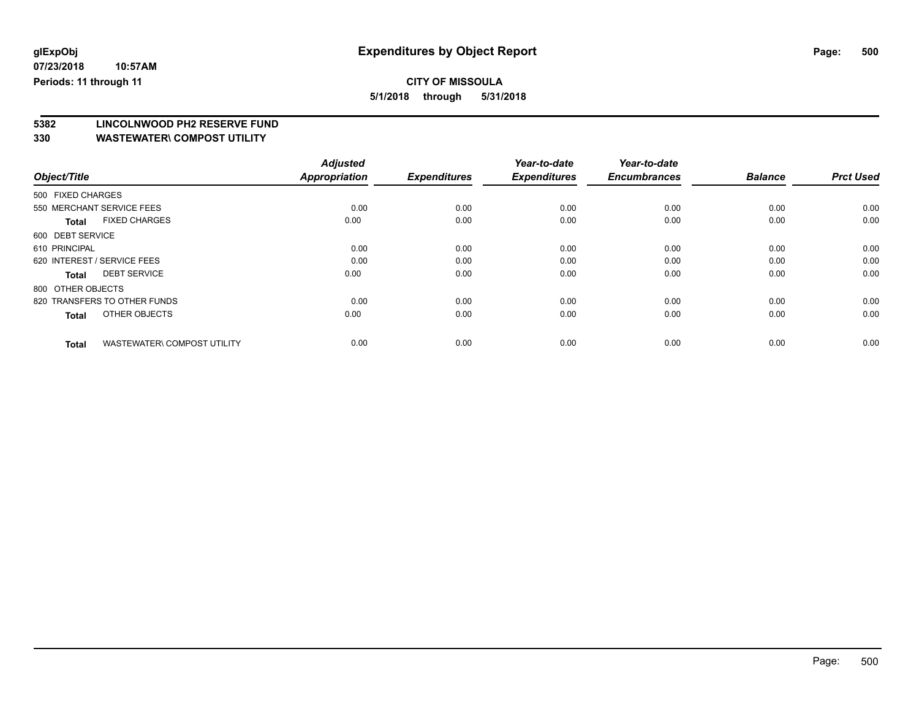**glExpObj** **Expenditures by Object Report**

**07/23/2018 10:57AM**

**Periods: 11 through 11**

**CITY OF MISSOULA**

**5/1/2018 through 5/31/2018**

## 5382 LINCOLNWOOD PH2 RESERVE FUND

## 330 WASTEWATER\ COMPOST UTILITY

| Object/Title | Adjusted Appropriation | Expenditures | Year-to-date Expenditures | Year-to-date Encumbrances | Balance | Prct Used |
|---|---|---|---|---|---|---|
| 500 FIXED CHARGES | | | | | | |
| 550 MERCHANT SERVICE FEES | 0.00 | 0.00 | 0.00 | 0.00 | 0.00 | 0.00 |
| **Total** FIXED CHARGES | 0.00 | 0.00 | 0.00 | 0.00 | 0.00 | 0.00 |
| 600 DEBT SERVICE | | | | | | |
| 610 PRINCIPAL | 0.00 | 0.00 | 0.00 | 0.00 | 0.00 | 0.00 |
| 620 INTEREST / SERVICE FEES | 0.00 | 0.00 | 0.00 | 0.00 | 0.00 | 0.00 |
| **Total** DEBT SERVICE | 0.00 | 0.00 | 0.00 | 0.00 | 0.00 | 0.00 |
| 800 OTHER OBJECTS | | | | | | |
| 820 TRANSFERS TO OTHER FUNDS | 0.00 | 0.00 | 0.00 | 0.00 | 0.00 | 0.00 |
| **Total** OTHER OBJECTS | 0.00 | 0.00 | 0.00 | 0.00 | 0.00 | 0.00 |
| **Total** WASTEWATER\ COMPOST UTILITY | 0.00 | 0.00 | 0.00 | 0.00 | 0.00 | 0.00 |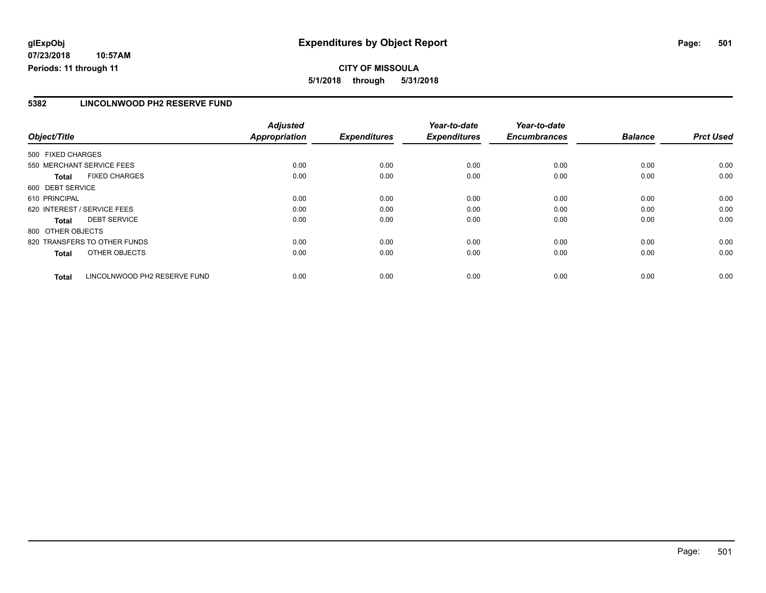**glExpObj**
**07/23/2018 10:57AM**
**Periods: 11 through 11**

# Expenditures by Object Report

**CITY OF MISSOULA**
**5/1/2018 through 5/31/2018**

## 5382 LINCOLNWOOD PH2 RESERVE FUND

| Object/Title | | Adjusted Appropriation | Expenditures | Year-to-date Expenditures | Year-to-date Encumbrances | Balance | Prct Used |
|---|---|---|---|---|---|---|---|
| 500 FIXED CHARGES | | | | | | | |
| 550 MERCHANT SERVICE FEES | | 0.00 | 0.00 | 0.00 | 0.00 | 0.00 | 0.00 |
| **Total** | FIXED CHARGES | 0.00 | 0.00 | 0.00 | 0.00 | 0.00 | 0.00 |
| 600 DEBT SERVICE | | | | | | | |
| 610 PRINCIPAL | | 0.00 | 0.00 | 0.00 | 0.00 | 0.00 | 0.00 |
| 620 INTEREST / SERVICE FEES | | 0.00 | 0.00 | 0.00 | 0.00 | 0.00 | 0.00 |
| **Total** | DEBT SERVICE | 0.00 | 0.00 | 0.00 | 0.00 | 0.00 | 0.00 |
| 800 OTHER OBJECTS | | | | | | | |
| 820 TRANSFERS TO OTHER FUNDS | | 0.00 | 0.00 | 0.00 | 0.00 | 0.00 | 0.00 |
| **Total** | OTHER OBJECTS | 0.00 | 0.00 | 0.00 | 0.00 | 0.00 | 0.00 |
| **Total** | LINCOLNWOOD PH2 RESERVE FUND | 0.00 | 0.00 | 0.00 | 0.00 | 0.00 | 0.00 |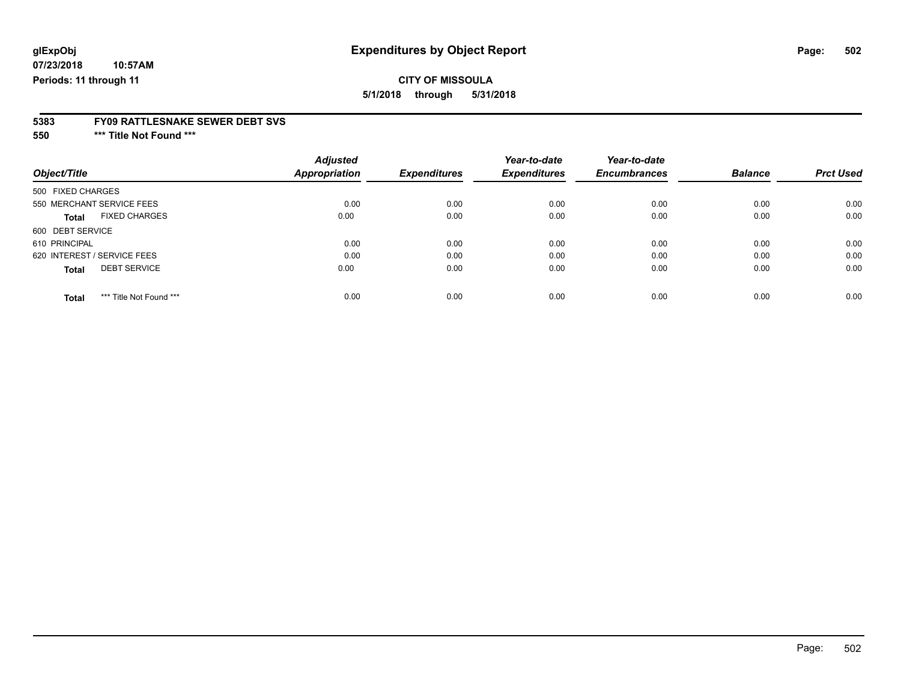# Expenditures by Object Report

glExpObj
07/23/2018 10:57AM
Periods: 11 through 11

**CITY OF MISSOULA**
**5/1/2018 through 5/31/2018**

**5383 FY09 RATTLESNAKE SEWER DEBT SVS**
**550 *** Title Not Found *****

| Object/Title | Adjusted Appropriation | Expenditures | Year-to-date Expenditures | Year-to-date Encumbrances | Balance | Prct Used |
|---|---|---|---|---|---|---|
| 500 FIXED CHARGES | | | | | | |
| 550 MERCHANT SERVICE FEES | 0.00 | 0.00 | 0.00 | 0.00 | 0.00 | 0.00 |
| **Total** FIXED CHARGES | 0.00 | 0.00 | 0.00 | 0.00 | 0.00 | 0.00 |
| 600 DEBT SERVICE | | | | | | |
| 610 PRINCIPAL | 0.00 | 0.00 | 0.00 | 0.00 | 0.00 | 0.00 |
| 620 INTEREST / SERVICE FEES | 0.00 | 0.00 | 0.00 | 0.00 | 0.00 | 0.00 |
| **Total** DEBT SERVICE | 0.00 | 0.00 | 0.00 | 0.00 | 0.00 | 0.00 |
| **Total** *** Title Not Found *** | 0.00 | 0.00 | 0.00 | 0.00 | 0.00 | 0.00 |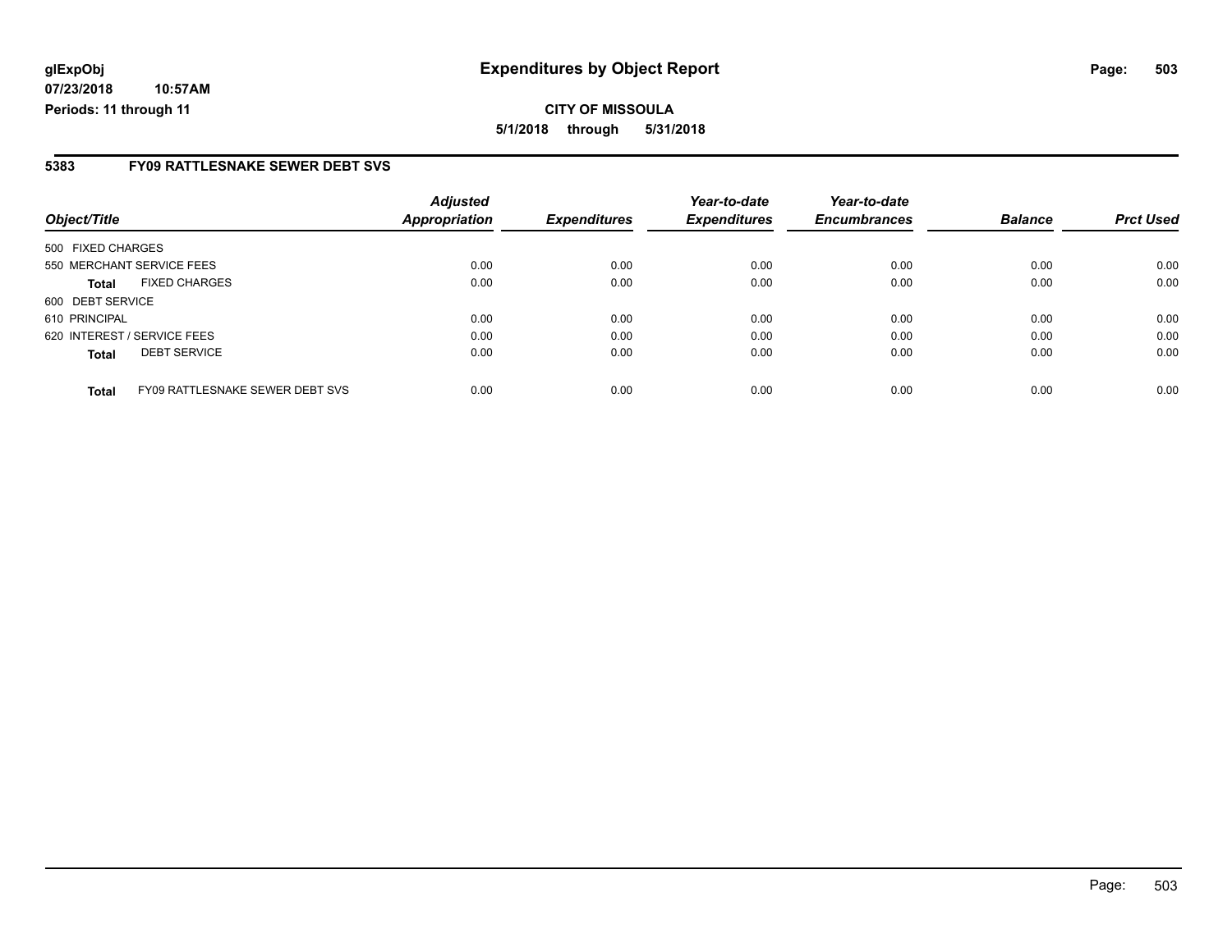# Expenditures by Object Report

glExpObj
07/23/2018 10:57AM
Periods: 11 through 11

**CITY OF MISSOULA**
**5/1/2018 through 5/31/2018**

## 5383 FY09 RATTLESNAKE SEWER DEBT SVS

| Object/Title | | Adjusted Appropriation | Expenditures | Year-to-date Expenditures | Year-to-date Encumbrances | Balance | Prct Used |
|---|---|---|---|---|---|---|---|
| 500 FIXED CHARGES | | | | | | | |
| 550 MERCHANT SERVICE FEES | | 0.00 | 0.00 | 0.00 | 0.00 | 0.00 | 0.00 |
| **Total** | FIXED CHARGES | 0.00 | 0.00 | 0.00 | 0.00 | 0.00 | 0.00 |
| 600 DEBT SERVICE | | | | | | | |
| 610 PRINCIPAL | | 0.00 | 0.00 | 0.00 | 0.00 | 0.00 | 0.00 |
| 620 INTEREST / SERVICE FEES | | 0.00 | 0.00 | 0.00 | 0.00 | 0.00 | 0.00 |
| **Total** | DEBT SERVICE | 0.00 | 0.00 | 0.00 | 0.00 | 0.00 | 0.00 |
| **Total** | FY09 RATTLESNAKE SEWER DEBT SVS | 0.00 | 0.00 | 0.00 | 0.00 | 0.00 | 0.00 |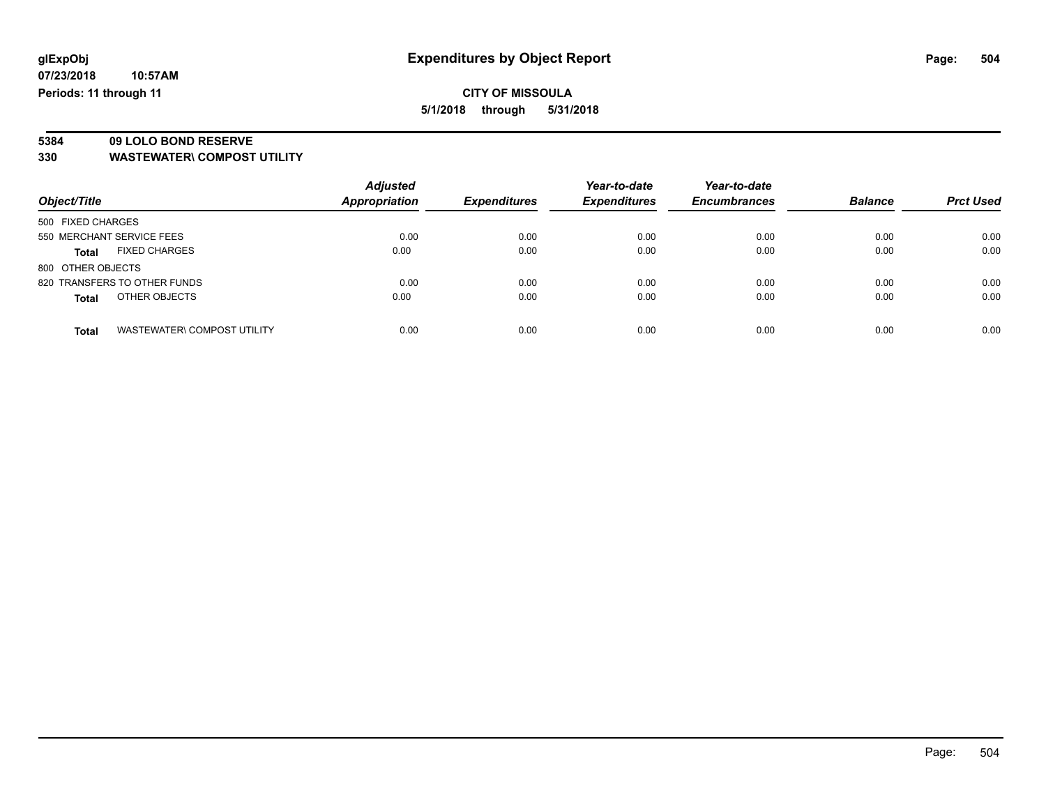# Expenditures by Object Report

glExpObj
07/23/2018 10:57AM
Periods: 11 through 11

**CITY OF MISSOULA**
**5/1/2018 through 5/31/2018**

**5384 09 LOLO BOND RESERVE**
**330 WASTEWATER\ COMPOST UTILITY**

| Object/Title | Adjusted Appropriation | Expenditures | Year-to-date Expenditures | Year-to-date Encumbrances | Balance | Prct Used |
|---|---|---|---|---|---|---|
| 500 FIXED CHARGES | | | | | | |
| 550 MERCHANT SERVICE FEES | 0.00 | 0.00 | 0.00 | 0.00 | 0.00 | 0.00 |
| **Total** FIXED CHARGES | 0.00 | 0.00 | 0.00 | 0.00 | 0.00 | 0.00 |
| 800 OTHER OBJECTS | | | | | | |
| 820 TRANSFERS TO OTHER FUNDS | 0.00 | 0.00 | 0.00 | 0.00 | 0.00 | 0.00 |
| **Total** OTHER OBJECTS | 0.00 | 0.00 | 0.00 | 0.00 | 0.00 | 0.00 |
| **Total** WASTEWATER\ COMPOST UTILITY | 0.00 | 0.00 | 0.00 | 0.00 | 0.00 | 0.00 |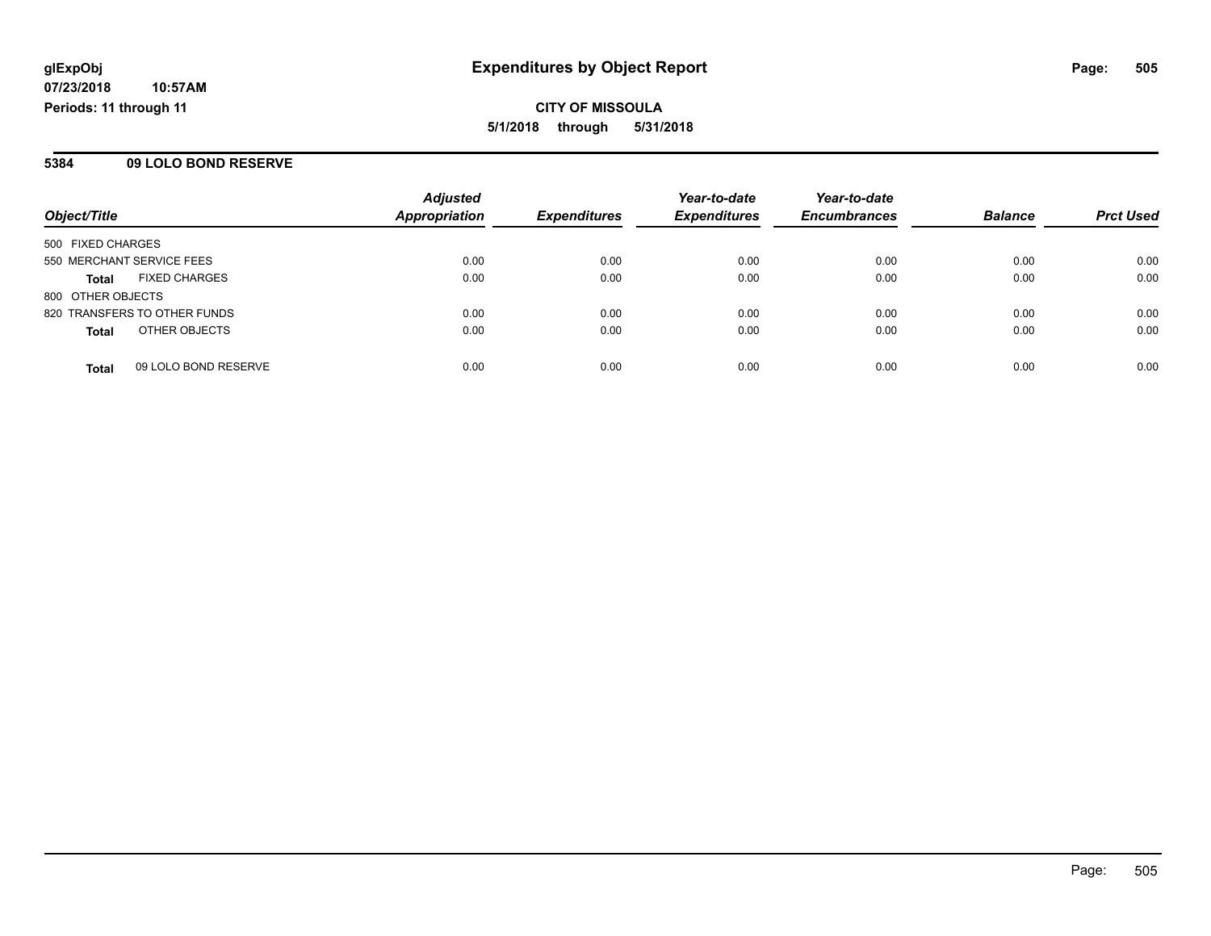**glExpObj**
**07/23/2018 10:57AM**
**Periods: 11 through 11**

# Expenditures by Object Report

**CITY OF MISSOULA**
**5/1/2018 through 5/31/2018**

## 5384 09 LOLO BOND RESERVE

| Object/Title | Adjusted Appropriation | Expenditures | Year-to-date Expenditures | Year-to-date Encumbrances | Balance | Prct Used |
|---|---|---|---|---|---|---|
| 500 FIXED CHARGES | | | | | | |
| 550 MERCHANT SERVICE FEES | 0.00 | 0.00 | 0.00 | 0.00 | 0.00 | 0.00 |
| **Total** FIXED CHARGES | 0.00 | 0.00 | 0.00 | 0.00 | 0.00 | 0.00 |
| 800 OTHER OBJECTS | | | | | | |
| 820 TRANSFERS TO OTHER FUNDS | 0.00 | 0.00 | 0.00 | 0.00 | 0.00 | 0.00 |
| **Total** OTHER OBJECTS | 0.00 | 0.00 | 0.00 | 0.00 | 0.00 | 0.00 |
| **Total** 09 LOLO BOND RESERVE | 0.00 | 0.00 | 0.00 | 0.00 | 0.00 | 0.00 |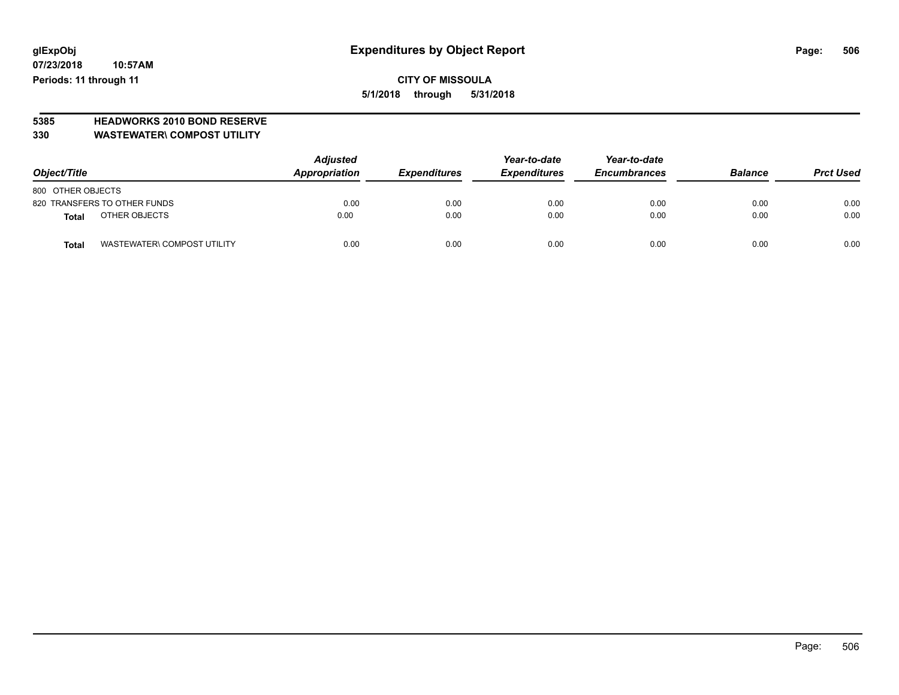# Expenditures by Object Report

glExpObj
07/23/2018 10:57AM
Periods: 11 through 11

**CITY OF MISSOULA**
**5/1/2018 through 5/31/2018**

**5385 HEADWORKS 2010 BOND RESERVE**
**330 WASTEWATER\ COMPOST UTILITY**

| Object/Title | Adjusted Appropriation | Expenditures | Year-to-date Expenditures | Year-to-date Encumbrances | Balance | Prct Used |
|---|---|---|---|---|---|---|
| 800 OTHER OBJECTS | | | | | | |
| 820 TRANSFERS TO OTHER FUNDS | 0.00 | 0.00 | 0.00 | 0.00 | 0.00 | 0.00 |
| **Total** OTHER OBJECTS | 0.00 | 0.00 | 0.00 | 0.00 | 0.00 | 0.00 |
| **Total** WASTEWATER\ COMPOST UTILITY | 0.00 | 0.00 | 0.00 | 0.00 | 0.00 | 0.00 |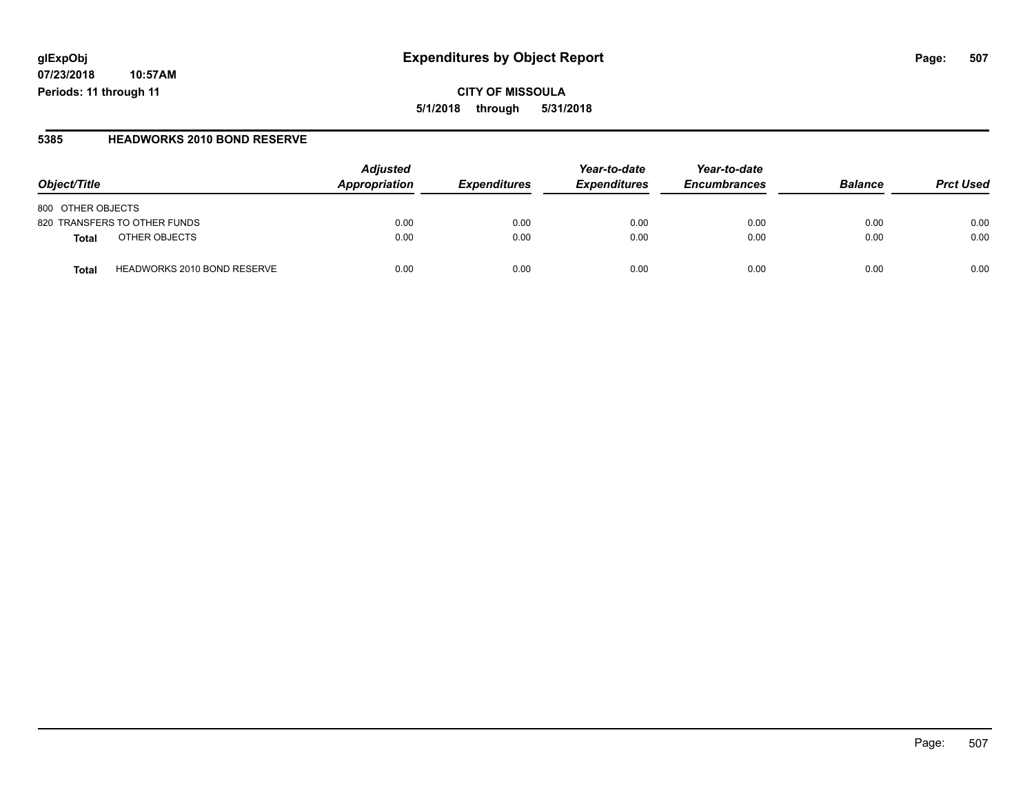# Expenditures by Object Report

glExpObj
07/23/2018 10:57AM
Periods: 11 through 11

**CITY OF MISSOULA**
**5/1/2018 through 5/31/2018**

## 5385 HEADWORKS 2010 BOND RESERVE

| Object/Title | | Adjusted Appropriation | Expenditures | Year-to-date Expenditures | Year-to-date Encumbrances | Balance | Prct Used |
|---|---|---|---|---|---|---|---|
| 800 OTHER OBJECTS | | | | | | | |
| 820 TRANSFERS TO OTHER FUNDS | | 0.00 | 0.00 | 0.00 | 0.00 | 0.00 | 0.00 |
| **Total** | OTHER OBJECTS | 0.00 | 0.00 | 0.00 | 0.00 | 0.00 | 0.00 |
| **Total** | HEADWORKS 2010 BOND RESERVE | 0.00 | 0.00 | 0.00 | 0.00 | 0.00 | 0.00 |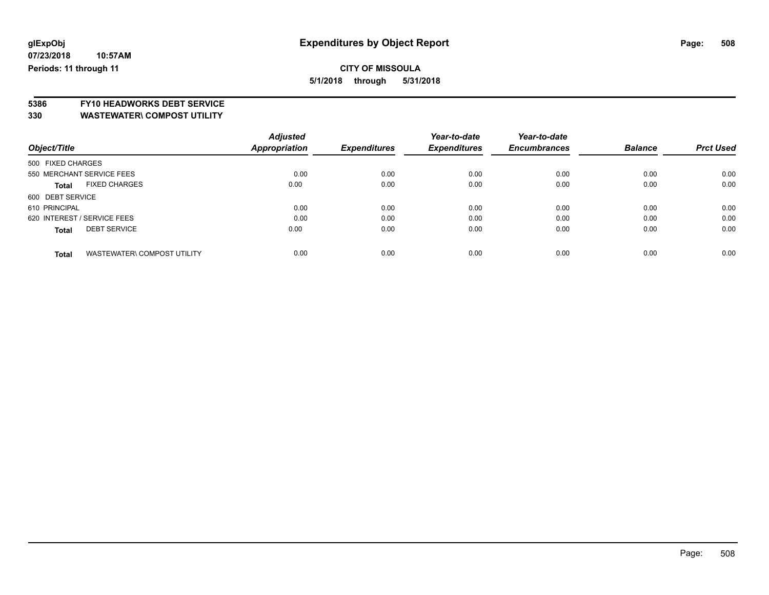# Expenditures by Object Report

glExpObj
07/23/2018 10:57AM
Periods: 11 through 11

**CITY OF MISSOULA**
**5/1/2018 through 5/31/2018**

**5386 FY10 HEADWORKS DEBT SERVICE**
**330 WASTEWATER\ COMPOST UTILITY**

| Object/Title | | Adjusted Appropriation | Expenditures | Year-to-date Expenditures | Year-to-date Encumbrances | Balance | Prct Used |
|---|---|---|---|---|---|---|---|
| 500 FIXED CHARGES | | | | | | | |
| 550 MERCHANT SERVICE FEES | | 0.00 | 0.00 | 0.00 | 0.00 | 0.00 | 0.00 |
| **Total** | FIXED CHARGES | 0.00 | 0.00 | 0.00 | 0.00 | 0.00 | 0.00 |
| 600 DEBT SERVICE | | | | | | | |
| 610 PRINCIPAL | | 0.00 | 0.00 | 0.00 | 0.00 | 0.00 | 0.00 |
| 620 INTEREST / SERVICE FEES | | 0.00 | 0.00 | 0.00 | 0.00 | 0.00 | 0.00 |
| **Total** | DEBT SERVICE | 0.00 | 0.00 | 0.00 | 0.00 | 0.00 | 0.00 |
| **Total** | WASTEWATER\ COMPOST UTILITY | 0.00 | 0.00 | 0.00 | 0.00 | 0.00 | 0.00 |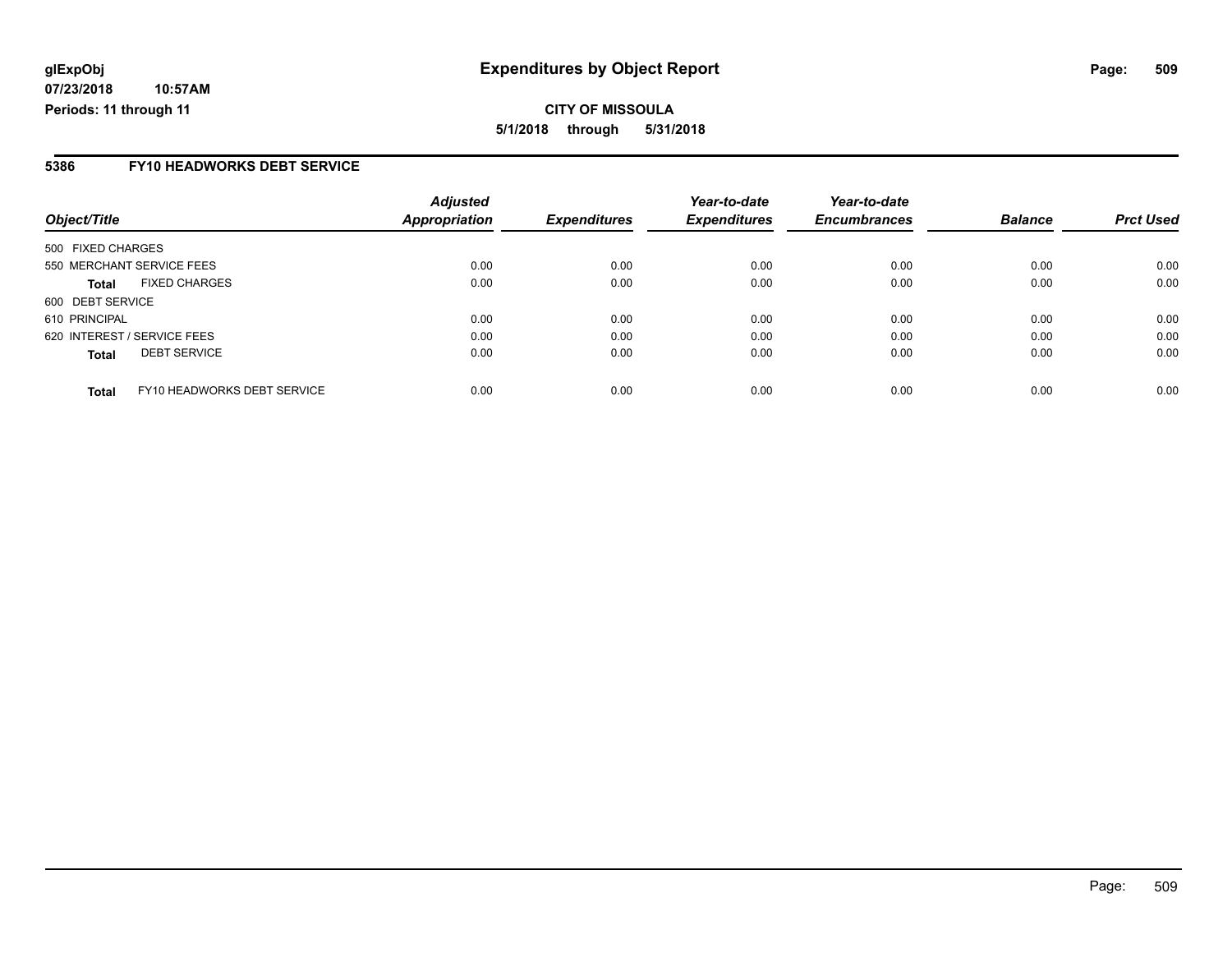**glExpObj**
**07/23/2018 10:57AM**
**Periods: 11 through 11**

# Expenditures by Object Report

**CITY OF MISSOULA**

**5/1/2018 through 5/31/2018**

## 5386 FY10 HEADWORKS DEBT SERVICE

| Object/Title | | Adjusted Appropriation | Expenditures | Year-to-date Expenditures | Year-to-date Encumbrances | Balance | Prct Used |
|---|---|---|---|---|---|---|---|
| 500 FIXED CHARGES | | | | | | | |
| 550 MERCHANT SERVICE FEES | | 0.00 | 0.00 | 0.00 | 0.00 | 0.00 | 0.00 |
| **Total** | FIXED CHARGES | 0.00 | 0.00 | 0.00 | 0.00 | 0.00 | 0.00 |
| 600 DEBT SERVICE | | | | | | | |
| 610 PRINCIPAL | | 0.00 | 0.00 | 0.00 | 0.00 | 0.00 | 0.00 |
| 620 INTEREST / SERVICE FEES | | 0.00 | 0.00 | 0.00 | 0.00 | 0.00 | 0.00 |
| **Total** | DEBT SERVICE | 0.00 | 0.00 | 0.00 | 0.00 | 0.00 | 0.00 |
| **Total** | FY10 HEADWORKS DEBT SERVICE | 0.00 | 0.00 | 0.00 | 0.00 | 0.00 | 0.00 |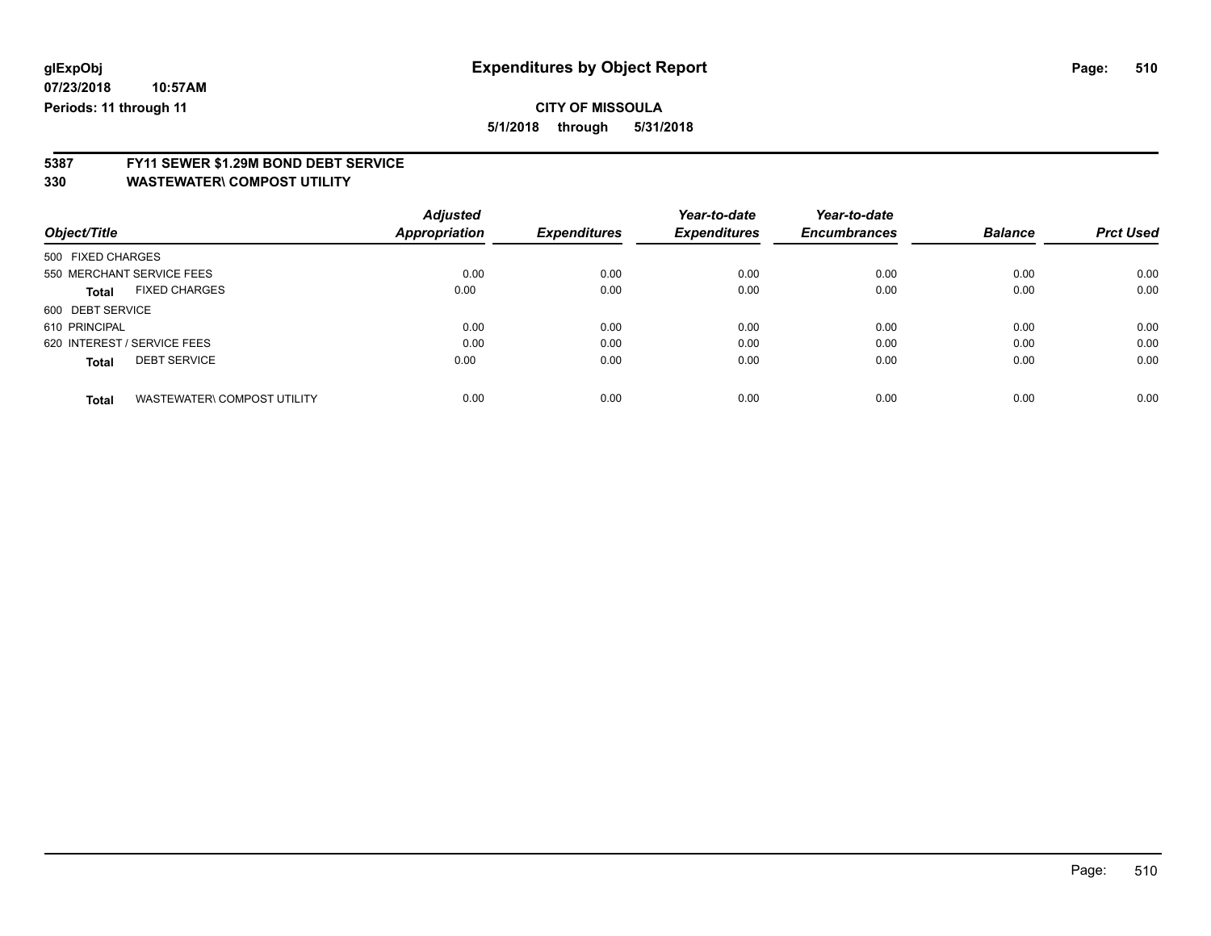# Expenditures by Object Report

glExpObj
07/23/2018 10:57AM
Periods: 11 through 11

**CITY OF MISSOULA**

**5/1/2018 through 5/31/2018**

## 5387 FY11 SEWER $1.29M BOND DEBT SERVICE
## 330 WASTEWATER\ COMPOST UTILITY

| Object/Title | Adjusted Appropriation | Expenditures | Year-to-date Expenditures | Year-to-date Encumbrances | Balance | Prct Used |
|---|---|---|---|---|---|---|
| 500 FIXED CHARGES | | | | | | |
| 550 MERCHANT SERVICE FEES | 0.00 | 0.00 | 0.00 | 0.00 | 0.00 | 0.00 |
| **Total** FIXED CHARGES | 0.00 | 0.00 | 0.00 | 0.00 | 0.00 | 0.00 |
| 600 DEBT SERVICE | | | | | | |
| 610 PRINCIPAL | 0.00 | 0.00 | 0.00 | 0.00 | 0.00 | 0.00 |
| 620 INTEREST / SERVICE FEES | 0.00 | 0.00 | 0.00 | 0.00 | 0.00 | 0.00 |
| **Total** DEBT SERVICE | 0.00 | 0.00 | 0.00 | 0.00 | 0.00 | 0.00 |
| **Total** WASTEWATER\ COMPOST UTILITY | 0.00 | 0.00 | 0.00 | 0.00 | 0.00 | 0.00 |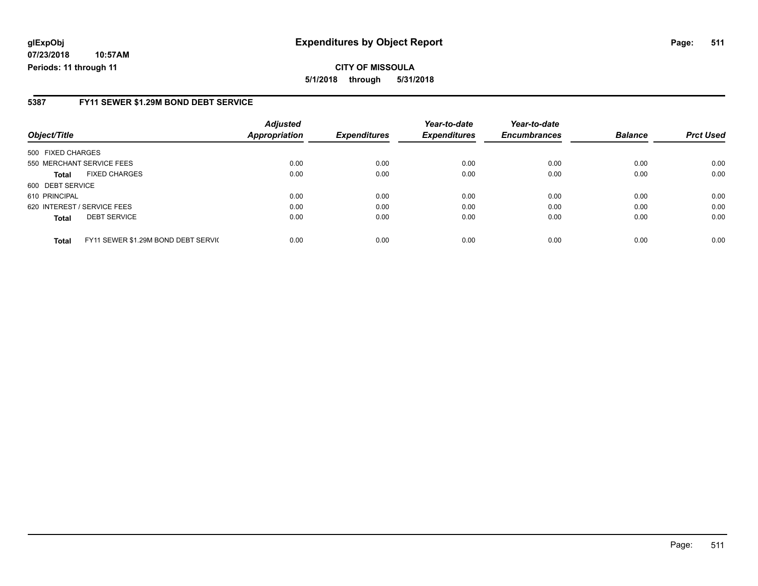**glExpObj** 07/23/2018 10:57AM
Periods: 11 through 11

# Expenditures by Object Report

**CITY OF MISSOULA**
**5/1/2018 through 5/31/2018**

## 5387 FY11 SEWER $1.29M BOND DEBT SERVICE

| Object/Title | Adjusted Appropriation | Expenditures | Year-to-date Expenditures | Year-to-date Encumbrances | Balance | Prct Used |
|---|---|---|---|---|---|---|
| 500 FIXED CHARGES | | | | | | |
| 550 MERCHANT SERVICE FEES | 0.00 | 0.00 | 0.00 | 0.00 | 0.00 | 0.00 |
| **Total** FIXED CHARGES | 0.00 | 0.00 | 0.00 | 0.00 | 0.00 | 0.00 |
| 600 DEBT SERVICE | | | | | | |
| 610 PRINCIPAL | 0.00 | 0.00 | 0.00 | 0.00 | 0.00 | 0.00 |
| 620 INTEREST / SERVICE FEES | 0.00 | 0.00 | 0.00 | 0.00 | 0.00 | 0.00 |
| **Total** DEBT SERVICE | 0.00 | 0.00 | 0.00 | 0.00 | 0.00 | 0.00 |
| **Total** FY11 SEWER $1.29M BOND DEBT SERVIC | 0.00 | 0.00 | 0.00 | 0.00 | 0.00 | 0.00 |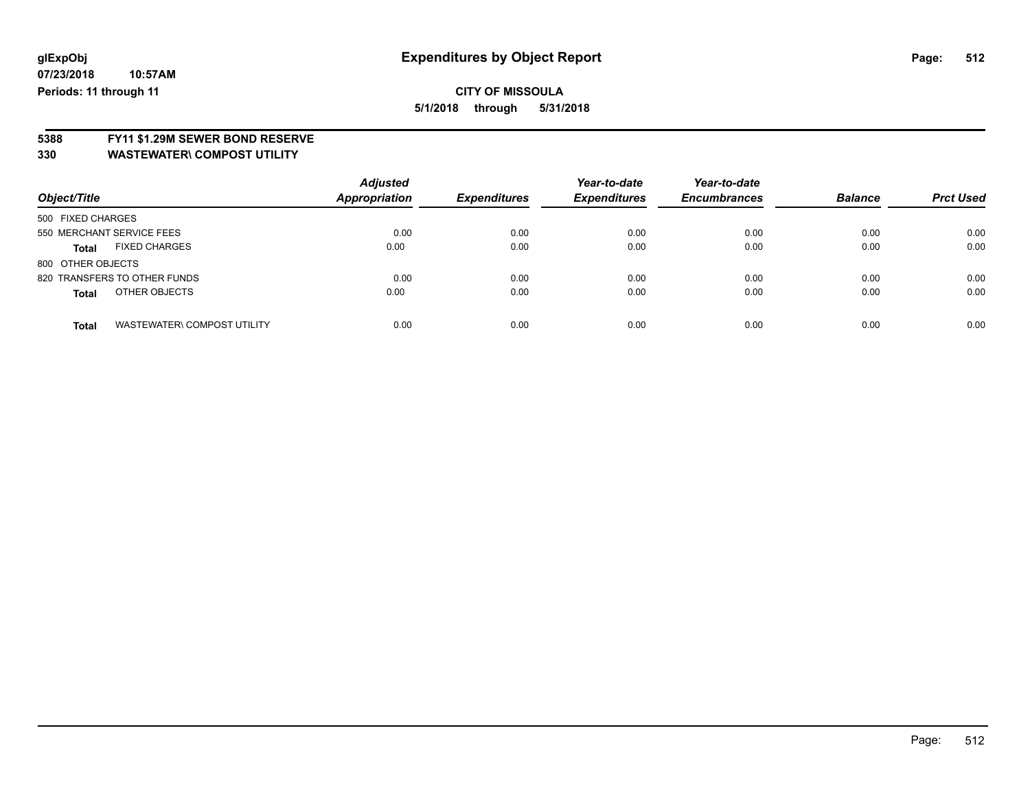**glExpObj**
**07/23/2018 10:57AM**
**Periods: 11 through 11**

# Expenditures by Object Report

**CITY OF MISSOULA**
**5/1/2018 through 5/31/2018**

**5388 FY11 $1.29M SEWER BOND RESERVE**
**330 WASTEWATER\ COMPOST UTILITY**

| Object/Title | Adjusted Appropriation | Expenditures | Year-to-date Expenditures | Year-to-date Encumbrances | Balance | Prct Used |
|---|---|---|---|---|---|---|
| 500 FIXED CHARGES | | | | | | |
| 550 MERCHANT SERVICE FEES | 0.00 | 0.00 | 0.00 | 0.00 | 0.00 | 0.00 |
| **Total** FIXED CHARGES | 0.00 | 0.00 | 0.00 | 0.00 | 0.00 | 0.00 |
| 800 OTHER OBJECTS | | | | | | |
| 820 TRANSFERS TO OTHER FUNDS | 0.00 | 0.00 | 0.00 | 0.00 | 0.00 | 0.00 |
| **Total** OTHER OBJECTS | 0.00 | 0.00 | 0.00 | 0.00 | 0.00 | 0.00 |
| **Total** WASTEWATER\ COMPOST UTILITY | 0.00 | 0.00 | 0.00 | 0.00 | 0.00 | 0.00 |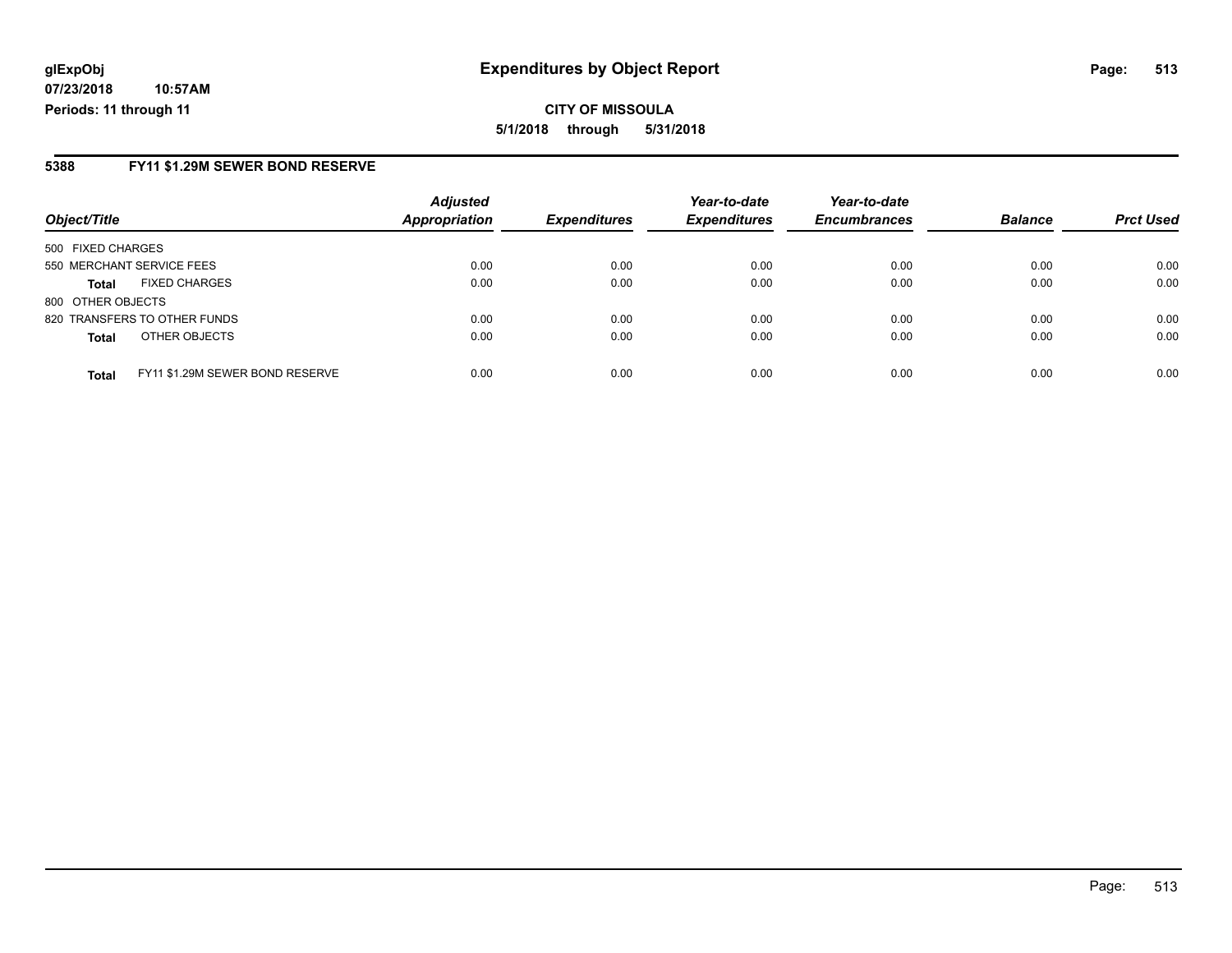**glExpObj**
**07/23/2018 10:57AM**
**Periods: 11 through 11**

# Expenditures by Object Report

**CITY OF MISSOULA**
**5/1/2018 through 5/31/2018**

## 5388 FY11 $1.29M SEWER BOND RESERVE

| Object/Title | | Adjusted Appropriation | Expenditures | Year-to-date Expenditures | Year-to-date Encumbrances | Balance | Prct Used |
|---|---|---|---|---|---|---|---|
| 500 FIXED CHARGES | | | | | | | |
| 550 MERCHANT SERVICE FEES | | 0.00 | 0.00 | 0.00 | 0.00 | 0.00 | 0.00 |
| **Total** | FIXED CHARGES | 0.00 | 0.00 | 0.00 | 0.00 | 0.00 | 0.00 |
| 800 OTHER OBJECTS | | | | | | | |
| 820 TRANSFERS TO OTHER FUNDS | | 0.00 | 0.00 | 0.00 | 0.00 | 0.00 | 0.00 |
| **Total** | OTHER OBJECTS | 0.00 | 0.00 | 0.00 | 0.00 | 0.00 | 0.00 |
| **Total** | FY11 $1.29M SEWER BOND RESERVE | 0.00 | 0.00 | 0.00 | 0.00 | 0.00 | 0.00 |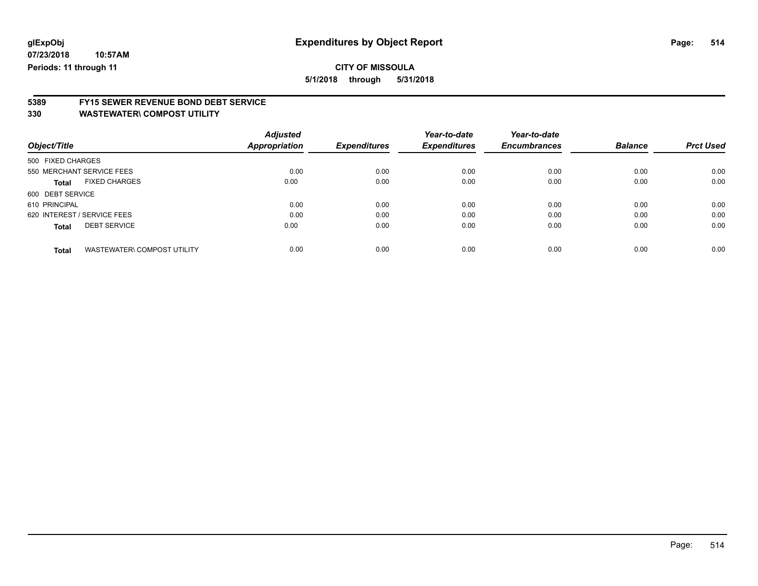glExpObj
07/23/2018 10:57AM
Periods: 11 through 11

# Expenditures by Object Report

**CITY OF MISSOULA**

**5/1/2018 through 5/31/2018**

## 5389 FY15 SEWER REVENUE BOND DEBT SERVICE
## 330 WASTEWATER\ COMPOST UTILITY

| Object/Title | Adjusted Appropriation | Expenditures | Year-to-date Expenditures | Year-to-date Encumbrances | Balance | Prct Used |
|---|---|---|---|---|---|---|
| 500 FIXED CHARGES | | | | | | |
| 550 MERCHANT SERVICE FEES | 0.00 | 0.00 | 0.00 | 0.00 | 0.00 | 0.00 |
| **Total** FIXED CHARGES | 0.00 | 0.00 | 0.00 | 0.00 | 0.00 | 0.00 |
| 600 DEBT SERVICE | | | | | | |
| 610 PRINCIPAL | 0.00 | 0.00 | 0.00 | 0.00 | 0.00 | 0.00 |
| 620 INTEREST / SERVICE FEES | 0.00 | 0.00 | 0.00 | 0.00 | 0.00 | 0.00 |
| **Total** DEBT SERVICE | 0.00 | 0.00 | 0.00 | 0.00 | 0.00 | 0.00 |
| **Total** WASTEWATER\ COMPOST UTILITY | 0.00 | 0.00 | 0.00 | 0.00 | 0.00 | 0.00 |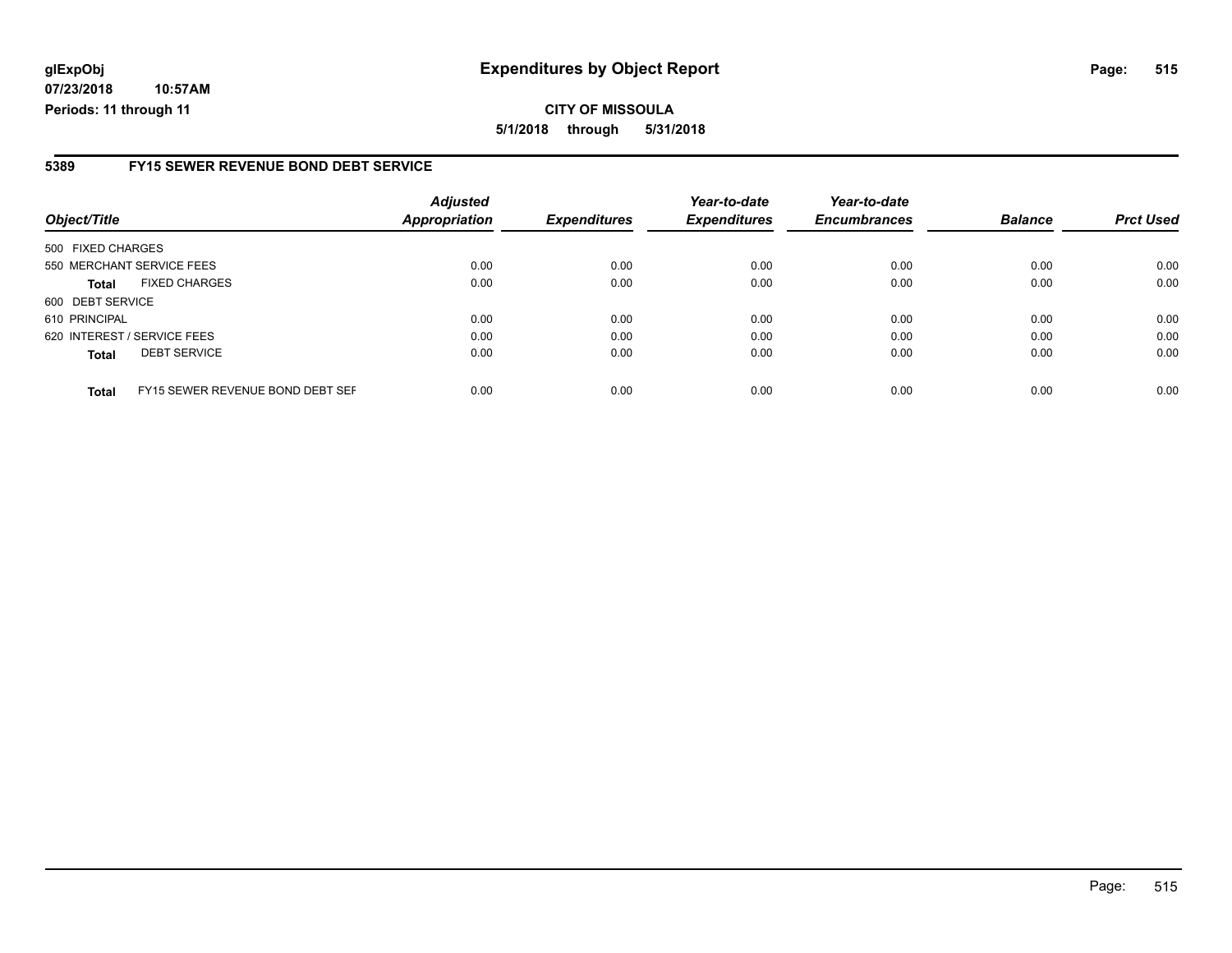**glExpObj**
**07/23/2018 10:57AM**
**Periods: 11 through 11**

# Expenditures by Object Report

**CITY OF MISSOULA**
**5/1/2018 through 5/31/2018**

## 5389 FY15 SEWER REVENUE BOND DEBT SERVICE

| Object/Title | | Adjusted Appropriation | Expenditures | Year-to-date Expenditures | Year-to-date Encumbrances | Balance | Prct Used |
|---|---|---|---|---|---|---|---|
| 500 FIXED CHARGES | | | | | | | |
| 550 MERCHANT SERVICE FEES | | 0.00 | 0.00 | 0.00 | 0.00 | 0.00 | 0.00 |
| **Total** | FIXED CHARGES | 0.00 | 0.00 | 0.00 | 0.00 | 0.00 | 0.00 |
| 600 DEBT SERVICE | | | | | | | |
| 610 PRINCIPAL | | 0.00 | 0.00 | 0.00 | 0.00 | 0.00 | 0.00 |
| 620 INTEREST / SERVICE FEES | | 0.00 | 0.00 | 0.00 | 0.00 | 0.00 | 0.00 |
| **Total** | DEBT SERVICE | 0.00 | 0.00 | 0.00 | 0.00 | 0.00 | 0.00 |
| **Total** | FY15 SEWER REVENUE BOND DEBT SEF | 0.00 | 0.00 | 0.00 | 0.00 | 0.00 | 0.00 |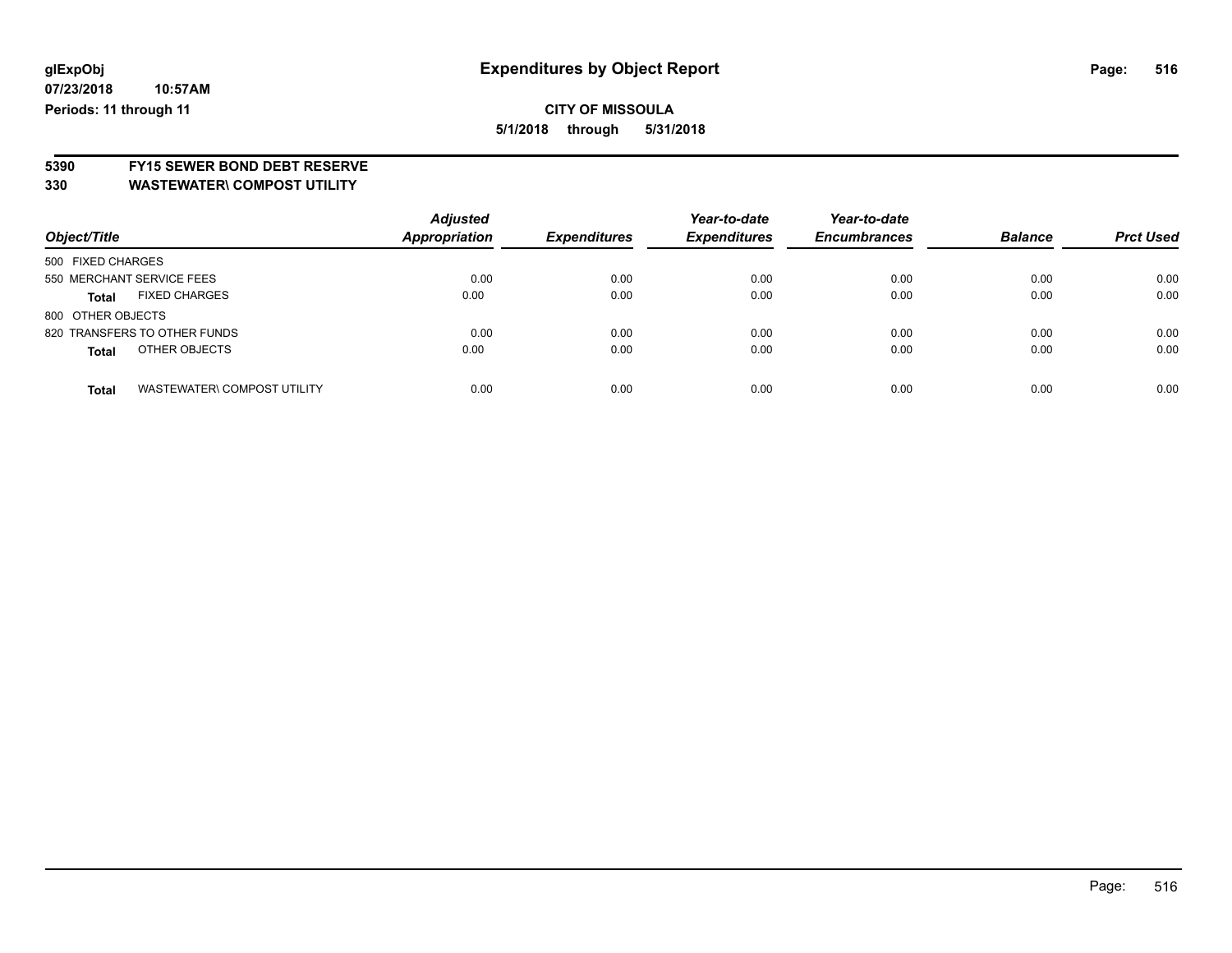**glExpObj** | **Expenditures by Object Report**
**07/23/2018 10:57AM**
**Periods: 11 through 11**

**CITY OF MISSOULA**
**5/1/2018 through 5/31/2018**

**5390 FY15 SEWER BOND DEBT RESERVE**
**330 WASTEWATER\ COMPOST UTILITY**

| Object/Title | Adjusted Appropriation | Expenditures | Year-to-date Expenditures | Year-to-date Encumbrances | Balance | Prct Used |
|---|---|---|---|---|---|---|
| 500 FIXED CHARGES | | | | | | |
| 550 MERCHANT SERVICE FEES | 0.00 | 0.00 | 0.00 | 0.00 | 0.00 | 0.00 |
| **Total** FIXED CHARGES | 0.00 | 0.00 | 0.00 | 0.00 | 0.00 | 0.00 |
| 800 OTHER OBJECTS | | | | | | |
| 820 TRANSFERS TO OTHER FUNDS | 0.00 | 0.00 | 0.00 | 0.00 | 0.00 | 0.00 |
| **Total** OTHER OBJECTS | 0.00 | 0.00 | 0.00 | 0.00 | 0.00 | 0.00 |
| **Total** WASTEWATER\ COMPOST UTILITY | 0.00 | 0.00 | 0.00 | 0.00 | 0.00 | 0.00 |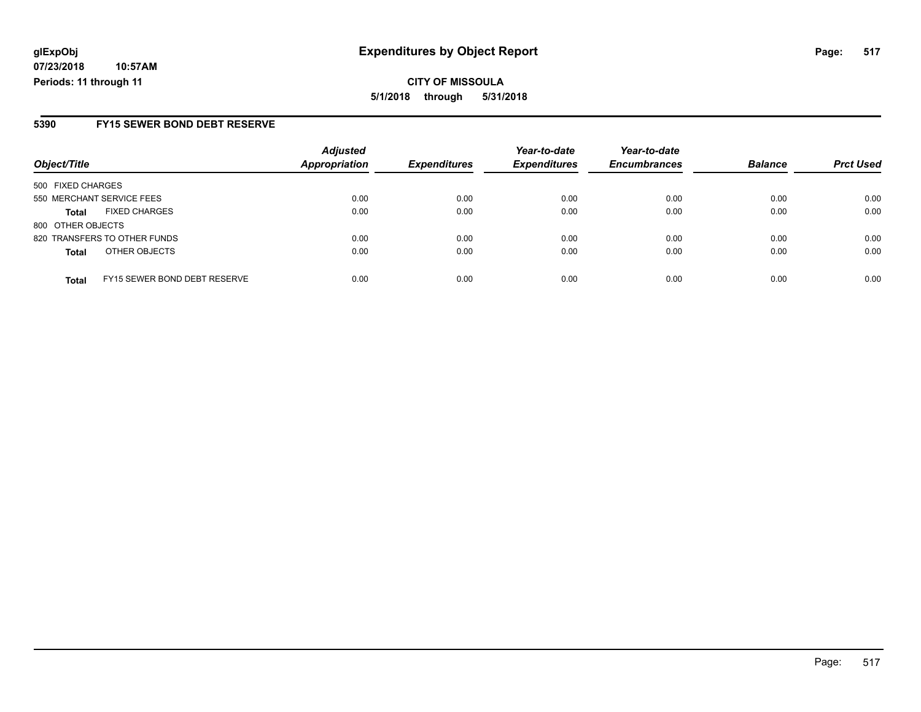# Expenditures by Object Report

glExpObj
07/23/2018 10:57AM
Periods: 11 through 11

**CITY OF MISSOULA**
**5/1/2018 through 5/31/2018**

## 5390 FY15 SEWER BOND DEBT RESERVE

| Object/Title | Adjusted Appropriation | Expenditures | Year-to-date Expenditures | Year-to-date Encumbrances | Balance | Prct Used |
|---|---|---|---|---|---|---|
| 500 FIXED CHARGES | | | | | | |
| 550 MERCHANT SERVICE FEES | 0.00 | 0.00 | 0.00 | 0.00 | 0.00 | 0.00 |
| **Total** FIXED CHARGES | 0.00 | 0.00 | 0.00 | 0.00 | 0.00 | 0.00 |
| 800 OTHER OBJECTS | | | | | | |
| 820 TRANSFERS TO OTHER FUNDS | 0.00 | 0.00 | 0.00 | 0.00 | 0.00 | 0.00 |
| **Total** OTHER OBJECTS | 0.00 | 0.00 | 0.00 | 0.00 | 0.00 | 0.00 |
| **Total** FY15 SEWER BOND DEBT RESERVE | 0.00 | 0.00 | 0.00 | 0.00 | 0.00 | 0.00 |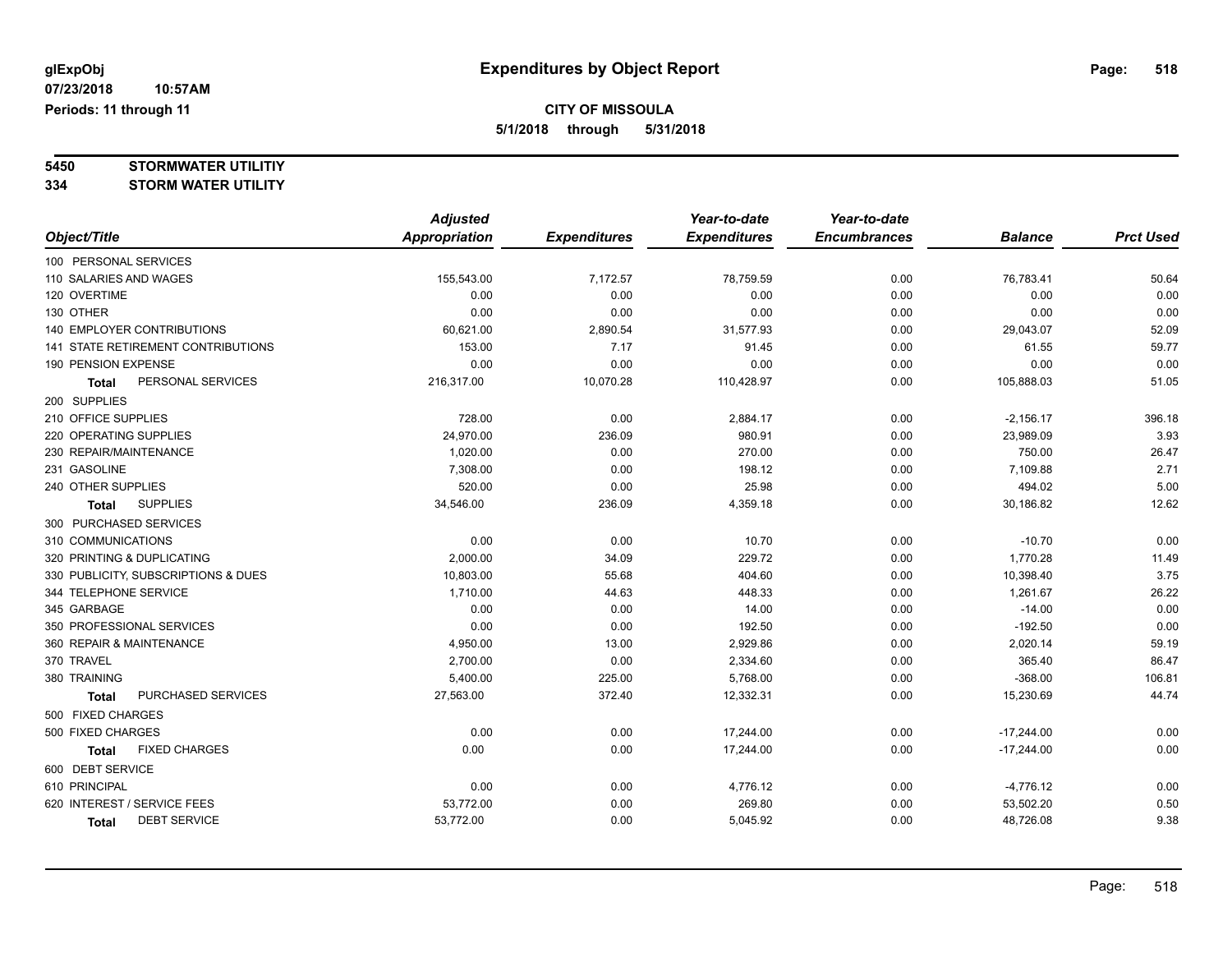# Expenditures by Object Report

glExpObj
07/23/2018 10:57AM
Periods: 11 through 11

**CITY OF MISSOULA**
**5/1/2018 through 5/31/2018**

**5450 STORMWATER UTILITIY**
**334 STORM WATER UTILITY**

| Object/Title | Adjusted Appropriation | Expenditures | Year-to-date Expenditures | Year-to-date Encumbrances | Balance | Prct Used |
|---|---|---|---|---|---|---|
| 100 PERSONAL SERVICES | | | | | | |
| 110 SALARIES AND WAGES | 155,543.00 | 7,172.57 | 78,759.59 | 0.00 | 76,783.41 | 50.64 |
| 120 OVERTIME | 0.00 | 0.00 | 0.00 | 0.00 | 0.00 | 0.00 |
| 130 OTHER | 0.00 | 0.00 | 0.00 | 0.00 | 0.00 | 0.00 |
| 140 EMPLOYER CONTRIBUTIONS | 60,621.00 | 2,890.54 | 31,577.93 | 0.00 | 29,043.07 | 52.09 |
| 141 STATE RETIREMENT CONTRIBUTIONS | 153.00 | 7.17 | 91.45 | 0.00 | 61.55 | 59.77 |
| 190 PENSION EXPENSE | 0.00 | 0.00 | 0.00 | 0.00 | 0.00 | 0.00 |
| **Total** PERSONAL SERVICES | 216,317.00 | 10,070.28 | 110,428.97 | 0.00 | 105,888.03 | 51.05 |
| 200 SUPPLIES | | | | | | |
| 210 OFFICE SUPPLIES | 728.00 | 0.00 | 2,884.17 | 0.00 | -2,156.17 | 396.18 |
| 220 OPERATING SUPPLIES | 24,970.00 | 236.09 | 980.91 | 0.00 | 23,989.09 | 3.93 |
| 230 REPAIR/MAINTENANCE | 1,020.00 | 0.00 | 270.00 | 0.00 | 750.00 | 26.47 |
| 231 GASOLINE | 7,308.00 | 0.00 | 198.12 | 0.00 | 7,109.88 | 2.71 |
| 240 OTHER SUPPLIES | 520.00 | 0.00 | 25.98 | 0.00 | 494.02 | 5.00 |
| **Total** SUPPLIES | 34,546.00 | 236.09 | 4,359.18 | 0.00 | 30,186.82 | 12.62 |
| 300 PURCHASED SERVICES | | | | | | |
| 310 COMMUNICATIONS | 0.00 | 0.00 | 10.70 | 0.00 | -10.70 | 0.00 |
| 320 PRINTING & DUPLICATING | 2,000.00 | 34.09 | 229.72 | 0.00 | 1,770.28 | 11.49 |
| 330 PUBLICITY, SUBSCRIPTIONS & DUES | 10,803.00 | 55.68 | 404.60 | 0.00 | 10,398.40 | 3.75 |
| 344 TELEPHONE SERVICE | 1,710.00 | 44.63 | 448.33 | 0.00 | 1,261.67 | 26.22 |
| 345 GARBAGE | 0.00 | 0.00 | 14.00 | 0.00 | -14.00 | 0.00 |
| 350 PROFESSIONAL SERVICES | 0.00 | 0.00 | 192.50 | 0.00 | -192.50 | 0.00 |
| 360 REPAIR & MAINTENANCE | 4,950.00 | 13.00 | 2,929.86 | 0.00 | 2,020.14 | 59.19 |
| 370 TRAVEL | 2,700.00 | 0.00 | 2,334.60 | 0.00 | 365.40 | 86.47 |
| 380 TRAINING | 5,400.00 | 225.00 | 5,768.00 | 0.00 | -368.00 | 106.81 |
| **Total** PURCHASED SERVICES | 27,563.00 | 372.40 | 12,332.31 | 0.00 | 15,230.69 | 44.74 |
| 500 FIXED CHARGES | | | | | | |
| 500 FIXED CHARGES | 0.00 | 0.00 | 17,244.00 | 0.00 | -17,244.00 | 0.00 |
| **Total** FIXED CHARGES | 0.00 | 0.00 | 17,244.00 | 0.00 | -17,244.00 | 0.00 |
| 600 DEBT SERVICE | | | | | | |
| 610 PRINCIPAL | 0.00 | 0.00 | 4,776.12 | 0.00 | -4,776.12 | 0.00 |
| 620 INTEREST / SERVICE FEES | 53,772.00 | 0.00 | 269.80 | 0.00 | 53,502.20 | 0.50 |
| **Total** DEBT SERVICE | 53,772.00 | 0.00 | 5,045.92 | 0.00 | 48,726.08 | 9.38 |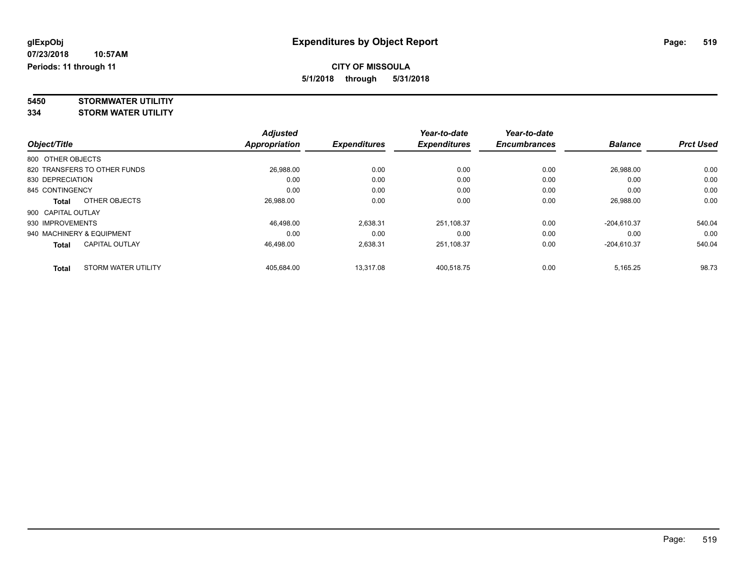**glExpObj**
**07/23/2018 10:57AM**
**Periods: 11 through 11**

# Expenditures by Object Report

**CITY OF MISSOULA**
**5/1/2018 through 5/31/2018**

**5450 STORMWATER UTILITIY**
**334 STORM WATER UTILITY**

| Object/Title | Adjusted Appropriation | Expenditures | Year-to-date Expenditures | Year-to-date Encumbrances | Balance | Prct Used |
|---|---|---|---|---|---|---|
| 800 OTHER OBJECTS | | | | | | |
| 820 TRANSFERS TO OTHER FUNDS | 26,988.00 | 0.00 | 0.00 | 0.00 | 26,988.00 | 0.00 |
| 830 DEPRECIATION | 0.00 | 0.00 | 0.00 | 0.00 | 0.00 | 0.00 |
| 845 CONTINGENCY | 0.00 | 0.00 | 0.00 | 0.00 | 0.00 | 0.00 |
| **Total** OTHER OBJECTS | 26,988.00 | 0.00 | 0.00 | 0.00 | 26,988.00 | 0.00 |
| 900 CAPITAL OUTLAY | | | | | | |
| 930 IMPROVEMENTS | 46,498.00 | 2,638.31 | 251,108.37 | 0.00 | -204,610.37 | 540.04 |
| 940 MACHINERY & EQUIPMENT | 0.00 | 0.00 | 0.00 | 0.00 | 0.00 | 0.00 |
| **Total** CAPITAL OUTLAY | 46,498.00 | 2,638.31 | 251,108.37 | 0.00 | -204,610.37 | 540.04 |
| **Total** STORM WATER UTILITY | 405,684.00 | 13,317.08 | 400,518.75 | 0.00 | 5,165.25 | 98.73 |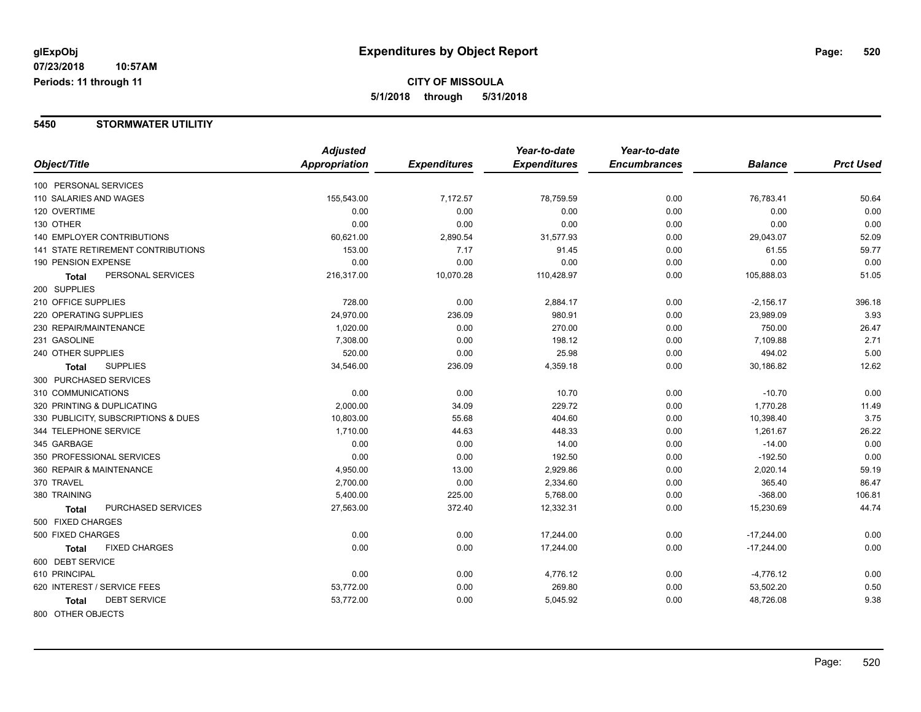**glExpObj**
**07/23/2018 10:57AM**
**Periods: 11 through 11**

# Expenditures by Object Report

**CITY OF MISSOULA**
**5/1/2018 through 5/31/2018**

## 5450 STORMWATER UTILITIY

| Object/Title | Adjusted Appropriation | Expenditures | Year-to-date Expenditures | Year-to-date Encumbrances | Balance | Prct Used |
|---|---|---|---|---|---|---|
| 100 PERSONAL SERVICES | | | | | | |
| 110 SALARIES AND WAGES | 155,543.00 | 7,172.57 | 78,759.59 | 0.00 | 76,783.41 | 50.64 |
| 120 OVERTIME | 0.00 | 0.00 | 0.00 | 0.00 | 0.00 | 0.00 |
| 130 OTHER | 0.00 | 0.00 | 0.00 | 0.00 | 0.00 | 0.00 |
| 140 EMPLOYER CONTRIBUTIONS | 60,621.00 | 2,890.54 | 31,577.93 | 0.00 | 29,043.07 | 52.09 |
| 141 STATE RETIREMENT CONTRIBUTIONS | 153.00 | 7.17 | 91.45 | 0.00 | 61.55 | 59.77 |
| 190 PENSION EXPENSE | 0.00 | 0.00 | 0.00 | 0.00 | 0.00 | 0.00 |
| **Total** PERSONAL SERVICES | 216,317.00 | 10,070.28 | 110,428.97 | 0.00 | 105,888.03 | 51.05 |
| 200 SUPPLIES | | | | | | |
| 210 OFFICE SUPPLIES | 728.00 | 0.00 | 2,884.17 | 0.00 | -2,156.17 | 396.18 |
| 220 OPERATING SUPPLIES | 24,970.00 | 236.09 | 980.91 | 0.00 | 23,989.09 | 3.93 |
| 230 REPAIR/MAINTENANCE | 1,020.00 | 0.00 | 270.00 | 0.00 | 750.00 | 26.47 |
| 231 GASOLINE | 7,308.00 | 0.00 | 198.12 | 0.00 | 7,109.88 | 2.71 |
| 240 OTHER SUPPLIES | 520.00 | 0.00 | 25.98 | 0.00 | 494.02 | 5.00 |
| **Total** SUPPLIES | 34,546.00 | 236.09 | 4,359.18 | 0.00 | 30,186.82 | 12.62 |
| 300 PURCHASED SERVICES | | | | | | |
| 310 COMMUNICATIONS | 0.00 | 0.00 | 10.70 | 0.00 | -10.70 | 0.00 |
| 320 PRINTING & DUPLICATING | 2,000.00 | 34.09 | 229.72 | 0.00 | 1,770.28 | 11.49 |
| 330 PUBLICITY, SUBSCRIPTIONS & DUES | 10,803.00 | 55.68 | 404.60 | 0.00 | 10,398.40 | 3.75 |
| 344 TELEPHONE SERVICE | 1,710.00 | 44.63 | 448.33 | 0.00 | 1,261.67 | 26.22 |
| 345 GARBAGE | 0.00 | 0.00 | 14.00 | 0.00 | -14.00 | 0.00 |
| 350 PROFESSIONAL SERVICES | 0.00 | 0.00 | 192.50 | 0.00 | -192.50 | 0.00 |
| 360 REPAIR & MAINTENANCE | 4,950.00 | 13.00 | 2,929.86 | 0.00 | 2,020.14 | 59.19 |
| 370 TRAVEL | 2,700.00 | 0.00 | 2,334.60 | 0.00 | 365.40 | 86.47 |
| 380 TRAINING | 5,400.00 | 225.00 | 5,768.00 | 0.00 | -368.00 | 106.81 |
| **Total** PURCHASED SERVICES | 27,563.00 | 372.40 | 12,332.31 | 0.00 | 15,230.69 | 44.74 |
| 500 FIXED CHARGES | | | | | | |
| 500 FIXED CHARGES | 0.00 | 0.00 | 17,244.00 | 0.00 | -17,244.00 | 0.00 |
| **Total** FIXED CHARGES | 0.00 | 0.00 | 17,244.00 | 0.00 | -17,244.00 | 0.00 |
| 600 DEBT SERVICE | | | | | | |
| 610 PRINCIPAL | 0.00 | 0.00 | 4,776.12 | 0.00 | -4,776.12 | 0.00 |
| 620 INTEREST / SERVICE FEES | 53,772.00 | 0.00 | 269.80 | 0.00 | 53,502.20 | 0.50 |
| **Total** DEBT SERVICE | 53,772.00 | 0.00 | 5,045.92 | 0.00 | 48,726.08 | 9.38 |
| 800 OTHER OBJECTS | | | | | | |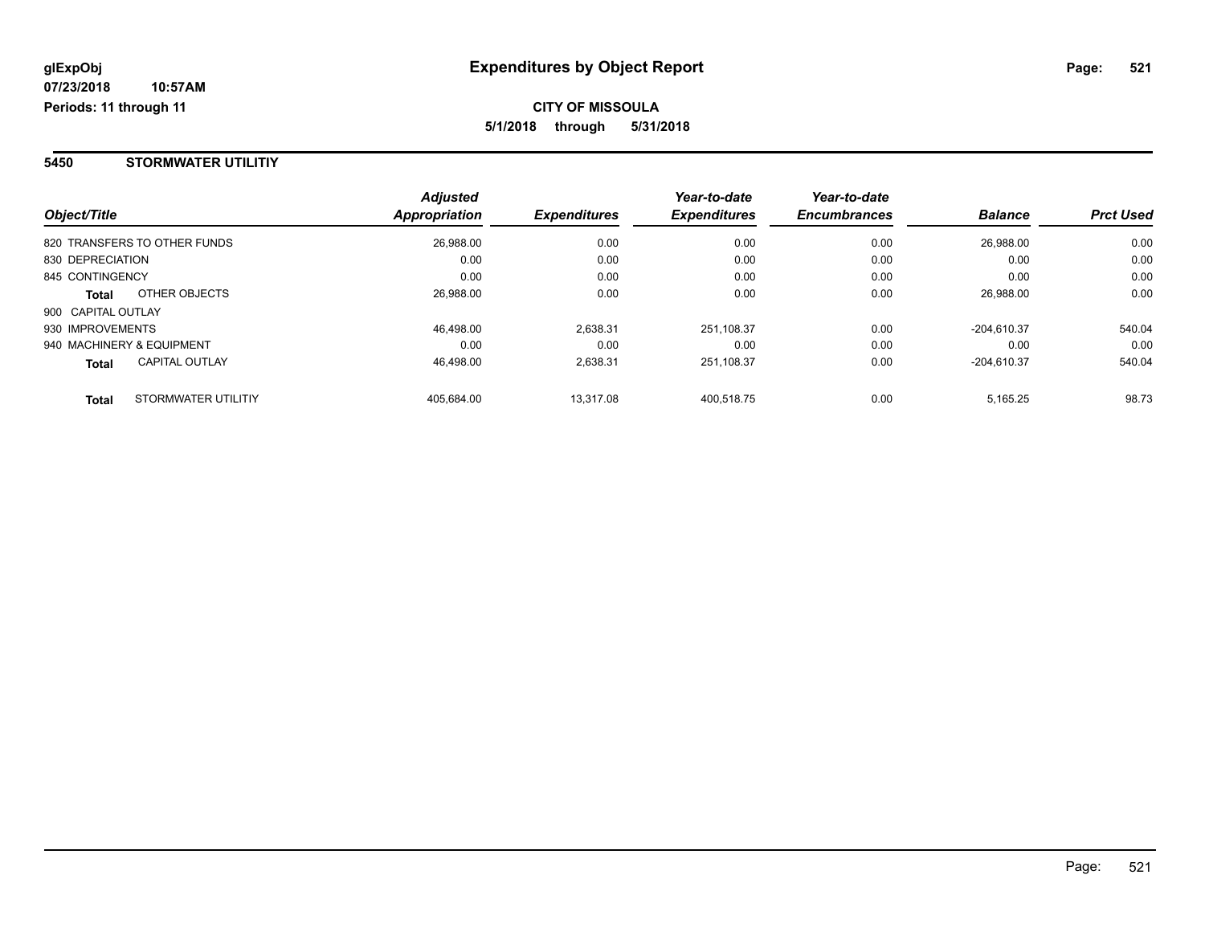**glExpObj**
**07/23/2018 10:57AM**
**Periods: 11 through 11**

# Expenditures by Object Report

**CITY OF MISSOULA**
**5/1/2018 through 5/31/2018**

## 5450 STORMWATER UTILITIY

| Object/Title | | Adjusted Appropriation | Expenditures | Year-to-date Expenditures | Year-to-date Encumbrances | Balance | Prct Used |
|---|---|---|---|---|---|---|---|
| 820 TRANSFERS TO OTHER FUNDS | | 26,988.00 | 0.00 | 0.00 | 0.00 | 26,988.00 | 0.00 |
| 830 DEPRECIATION | | 0.00 | 0.00 | 0.00 | 0.00 | 0.00 | 0.00 |
| 845 CONTINGENCY | | 0.00 | 0.00 | 0.00 | 0.00 | 0.00 | 0.00 |
| **Total** | OTHER OBJECTS | 26,988.00 | 0.00 | 0.00 | 0.00 | 26,988.00 | 0.00 |
| 900 CAPITAL OUTLAY | | | | | | | |
| 930 IMPROVEMENTS | | 46,498.00 | 2,638.31 | 251,108.37 | 0.00 | -204,610.37 | 540.04 |
| 940 MACHINERY & EQUIPMENT | | 0.00 | 0.00 | 0.00 | 0.00 | 0.00 | 0.00 |
| **Total** | CAPITAL OUTLAY | 46,498.00 | 2,638.31 | 251,108.37 | 0.00 | -204,610.37 | 540.04 |
| **Total** | STORMWATER UTILITIY | 405,684.00 | 13,317.08 | 400,518.75 | 0.00 | 5,165.25 | 98.73 |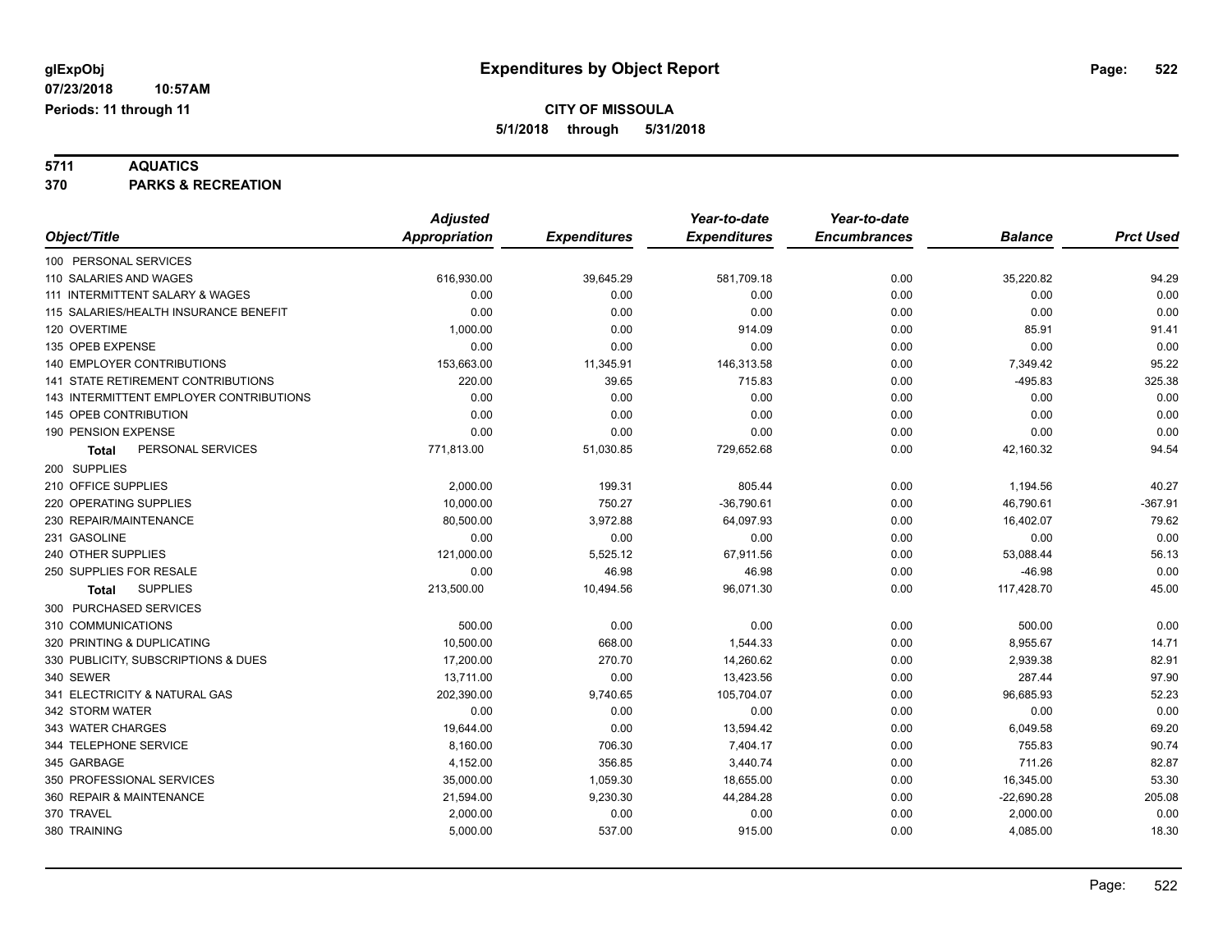# Expenditures by Object Report

glExpObj
07/23/2018 10:57AM
Periods: 11 through 11

**CITY OF MISSOULA**
**5/1/2018 through 5/31/2018**

**5711 AQUATICS**
**370 PARKS & RECREATION**

| Object/Title | Adjusted Appropriation | Expenditures | Year-to-date Expenditures | Year-to-date Encumbrances | Balance | Prct Used |
|---|---|---|---|---|---|---|
| 100 PERSONAL SERVICES | | | | | | |
| 110 SALARIES AND WAGES | 616,930.00 | 39,645.29 | 581,709.18 | 0.00 | 35,220.82 | 94.29 |
| 111 INTERMITTENT SALARY & WAGES | 0.00 | 0.00 | 0.00 | 0.00 | 0.00 | 0.00 |
| 115 SALARIES/HEALTH INSURANCE BENEFIT | 0.00 | 0.00 | 0.00 | 0.00 | 0.00 | 0.00 |
| 120 OVERTIME | 1,000.00 | 0.00 | 914.09 | 0.00 | 85.91 | 91.41 |
| 135 OPEB EXPENSE | 0.00 | 0.00 | 0.00 | 0.00 | 0.00 | 0.00 |
| 140 EMPLOYER CONTRIBUTIONS | 153,663.00 | 11,345.91 | 146,313.58 | 0.00 | 7,349.42 | 95.22 |
| 141 STATE RETIREMENT CONTRIBUTIONS | 220.00 | 39.65 | 715.83 | 0.00 | -495.83 | 325.38 |
| 143 INTERMITTENT EMPLOYER CONTRIBUTIONS | 0.00 | 0.00 | 0.00 | 0.00 | 0.00 | 0.00 |
| 145 OPEB CONTRIBUTION | 0.00 | 0.00 | 0.00 | 0.00 | 0.00 | 0.00 |
| 190 PENSION EXPENSE | 0.00 | 0.00 | 0.00 | 0.00 | 0.00 | 0.00 |
| **Total** PERSONAL SERVICES | 771,813.00 | 51,030.85 | 729,652.68 | 0.00 | 42,160.32 | 94.54 |
| 200 SUPPLIES | | | | | | |
| 210 OFFICE SUPPLIES | 2,000.00 | 199.31 | 805.44 | 0.00 | 1,194.56 | 40.27 |
| 220 OPERATING SUPPLIES | 10,000.00 | 750.27 | -36,790.61 | 0.00 | 46,790.61 | -367.91 |
| 230 REPAIR/MAINTENANCE | 80,500.00 | 3,972.88 | 64,097.93 | 0.00 | 16,402.07 | 79.62 |
| 231 GASOLINE | 0.00 | 0.00 | 0.00 | 0.00 | 0.00 | 0.00 |
| 240 OTHER SUPPLIES | 121,000.00 | 5,525.12 | 67,911.56 | 0.00 | 53,088.44 | 56.13 |
| 250 SUPPLIES FOR RESALE | 0.00 | 46.98 | 46.98 | 0.00 | -46.98 | 0.00 |
| **Total** SUPPLIES | 213,500.00 | 10,494.56 | 96,071.30 | 0.00 | 117,428.70 | 45.00 |
| 300 PURCHASED SERVICES | | | | | | |
| 310 COMMUNICATIONS | 500.00 | 0.00 | 0.00 | 0.00 | 500.00 | 0.00 |
| 320 PRINTING & DUPLICATING | 10,500.00 | 668.00 | 1,544.33 | 0.00 | 8,955.67 | 14.71 |
| 330 PUBLICITY, SUBSCRIPTIONS & DUES | 17,200.00 | 270.70 | 14,260.62 | 0.00 | 2,939.38 | 82.91 |
| 340 SEWER | 13,711.00 | 0.00 | 13,423.56 | 0.00 | 287.44 | 97.90 |
| 341 ELECTRICITY & NATURAL GAS | 202,390.00 | 9,740.65 | 105,704.07 | 0.00 | 96,685.93 | 52.23 |
| 342 STORM WATER | 0.00 | 0.00 | 0.00 | 0.00 | 0.00 | 0.00 |
| 343 WATER CHARGES | 19,644.00 | 0.00 | 13,594.42 | 0.00 | 6,049.58 | 69.20 |
| 344 TELEPHONE SERVICE | 8,160.00 | 706.30 | 7,404.17 | 0.00 | 755.83 | 90.74 |
| 345 GARBAGE | 4,152.00 | 356.85 | 3,440.74 | 0.00 | 711.26 | 82.87 |
| 350 PROFESSIONAL SERVICES | 35,000.00 | 1,059.30 | 18,655.00 | 0.00 | 16,345.00 | 53.30 |
| 360 REPAIR & MAINTENANCE | 21,594.00 | 9,230.30 | 44,284.28 | 0.00 | -22,690.28 | 205.08 |
| 370 TRAVEL | 2,000.00 | 0.00 | 0.00 | 0.00 | 2,000.00 | 0.00 |
| 380 TRAINING | 5,000.00 | 537.00 | 915.00 | 0.00 | 4,085.00 | 18.30 |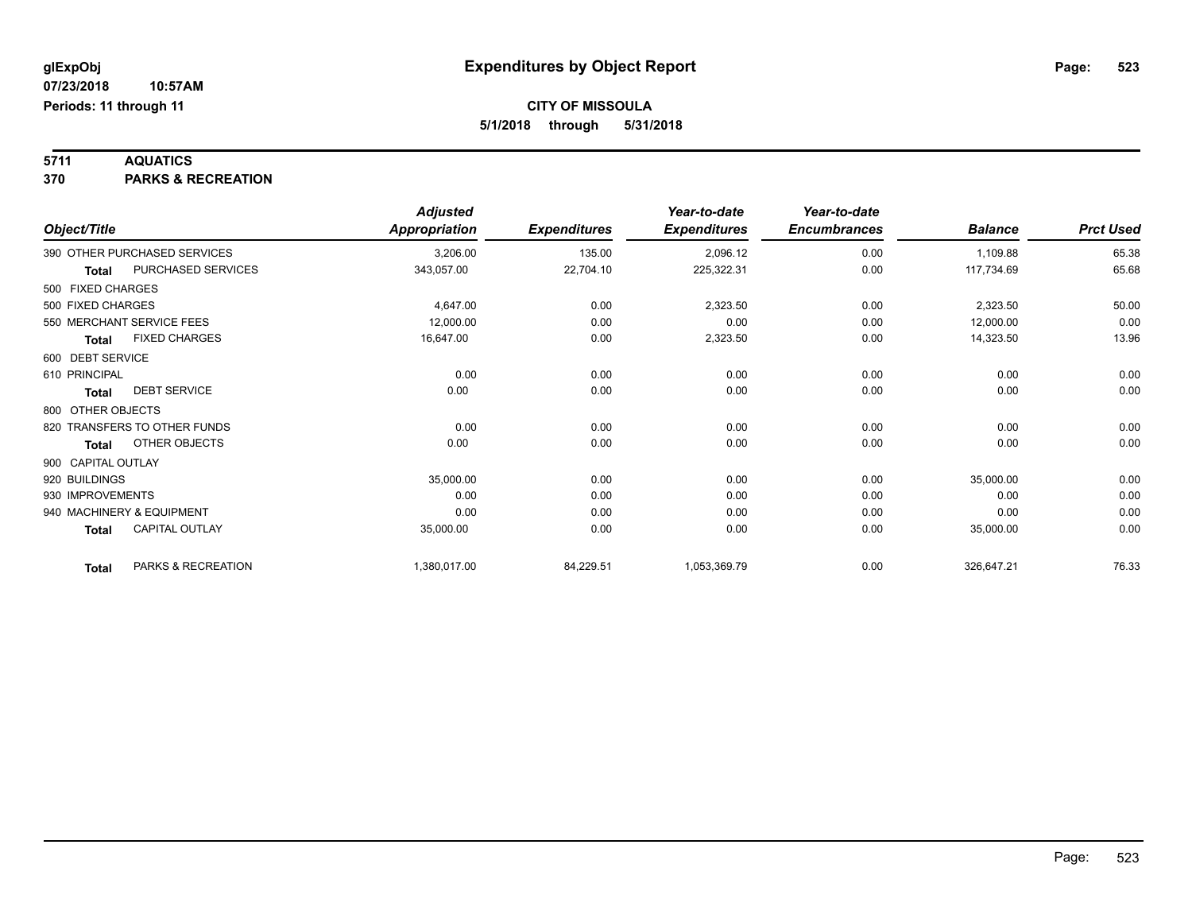# Expenditures by Object Report

glExpObj
07/23/2018 10:57AM
Periods: 11 through 11

**CITY OF MISSOULA**
**5/1/2018 through 5/31/2018**

**5711 AQUATICS**
**370 PARKS & RECREATION**

| Object/Title | | Adjusted Appropriation | Expenditures | Year-to-date Expenditures | Year-to-date Encumbrances | Balance | Prct Used |
|---|---|---|---|---|---|---|---|
| 390 OTHER PURCHASED SERVICES | | 3,206.00 | 135.00 | 2,096.12 | 0.00 | 1,109.88 | 65.38 |
| **Total** | PURCHASED SERVICES | 343,057.00 | 22,704.10 | 225,322.31 | 0.00 | 117,734.69 | 65.68 |
| 500 FIXED CHARGES | | | | | | | |
| 500 FIXED CHARGES | | 4,647.00 | 0.00 | 2,323.50 | 0.00 | 2,323.50 | 50.00 |
| 550 MERCHANT SERVICE FEES | | 12,000.00 | 0.00 | 0.00 | 0.00 | 12,000.00 | 0.00 |
| **Total** | FIXED CHARGES | 16,647.00 | 0.00 | 2,323.50 | 0.00 | 14,323.50 | 13.96 |
| 600 DEBT SERVICE | | | | | | | |
| 610 PRINCIPAL | | 0.00 | 0.00 | 0.00 | 0.00 | 0.00 | 0.00 |
| **Total** | DEBT SERVICE | 0.00 | 0.00 | 0.00 | 0.00 | 0.00 | 0.00 |
| 800 OTHER OBJECTS | | | | | | | |
| 820 TRANSFERS TO OTHER FUNDS | | 0.00 | 0.00 | 0.00 | 0.00 | 0.00 | 0.00 |
| **Total** | OTHER OBJECTS | 0.00 | 0.00 | 0.00 | 0.00 | 0.00 | 0.00 |
| 900 CAPITAL OUTLAY | | | | | | | |
| 920 BUILDINGS | | 35,000.00 | 0.00 | 0.00 | 0.00 | 35,000.00 | 0.00 |
| 930 IMPROVEMENTS | | 0.00 | 0.00 | 0.00 | 0.00 | 0.00 | 0.00 |
| 940 MACHINERY & EQUIPMENT | | 0.00 | 0.00 | 0.00 | 0.00 | 0.00 | 0.00 |
| **Total** | CAPITAL OUTLAY | 35,000.00 | 0.00 | 0.00 | 0.00 | 35,000.00 | 0.00 |
| **Total** | PARKS & RECREATION | 1,380,017.00 | 84,229.51 | 1,053,369.79 | 0.00 | 326,647.21 | 76.33 |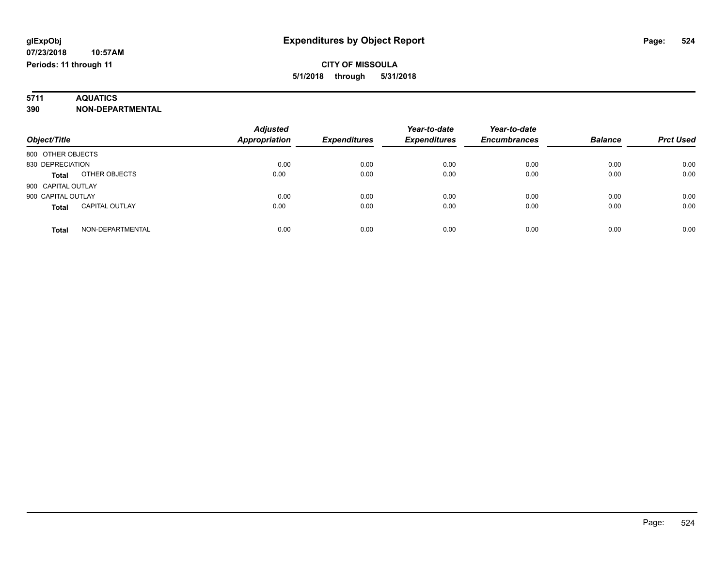# Expenditures by Object Report

glExpObj
07/23/2018 10:57AM
Periods: 11 through 11

**CITY OF MISSOULA**
**5/1/2018 through 5/31/2018**

**5711 AQUATICS**
**390 NON-DEPARTMENTAL**

| Object/Title | | Adjusted Appropriation | Expenditures | Year-to-date Expenditures | Year-to-date Encumbrances | Balance | Prct Used |
|---|---|---|---|---|---|---|---|
| 800 OTHER OBJECTS | | | | | | | |
| 830 DEPRECIATION | | 0.00 | 0.00 | 0.00 | 0.00 | 0.00 | 0.00 |
| **Total** | OTHER OBJECTS | 0.00 | 0.00 | 0.00 | 0.00 | 0.00 | 0.00 |
| 900 CAPITAL OUTLAY | | | | | | | |
| 900 CAPITAL OUTLAY | | 0.00 | 0.00 | 0.00 | 0.00 | 0.00 | 0.00 |
| **Total** | CAPITAL OUTLAY | 0.00 | 0.00 | 0.00 | 0.00 | 0.00 | 0.00 |
| **Total** | NON-DEPARTMENTAL | 0.00 | 0.00 | 0.00 | 0.00 | 0.00 | 0.00 |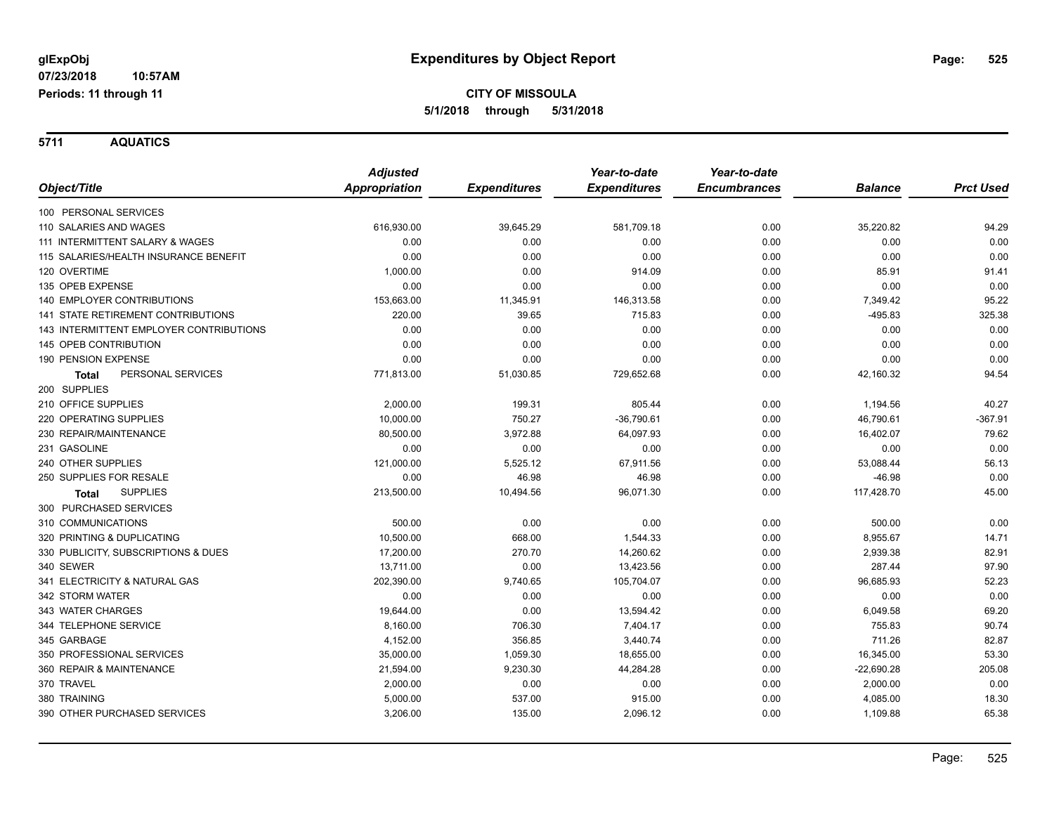**glExpObj**
**07/23/2018 10:57AM**
**Periods: 11 through 11**

# Expenditures by Object Report

**CITY OF MISSOULA**
**5/1/2018 through 5/31/2018**

## 5711 AQUATICS

| Object/Title | *Adjusted Appropriation* | *Expenditures* | *Year-to-date Expenditures* | *Year-to-date Encumbrances* | *Balance* | *Prct Used* |
|---|---|---|---|---|---|---|
| 100 PERSONAL SERVICES | | | | | | |
| 110 SALARIES AND WAGES | 616,930.00 | 39,645.29 | 581,709.18 | 0.00 | 35,220.82 | 94.29 |
| 111 INTERMITTENT SALARY & WAGES | 0.00 | 0.00 | 0.00 | 0.00 | 0.00 | 0.00 |
| 115 SALARIES/HEALTH INSURANCE BENEFIT | 0.00 | 0.00 | 0.00 | 0.00 | 0.00 | 0.00 |
| 120 OVERTIME | 1,000.00 | 0.00 | 914.09 | 0.00 | 85.91 | 91.41 |
| 135 OPEB EXPENSE | 0.00 | 0.00 | 0.00 | 0.00 | 0.00 | 0.00 |
| 140 EMPLOYER CONTRIBUTIONS | 153,663.00 | 11,345.91 | 146,313.58 | 0.00 | 7,349.42 | 95.22 |
| 141 STATE RETIREMENT CONTRIBUTIONS | 220.00 | 39.65 | 715.83 | 0.00 | -495.83 | 325.38 |
| 143 INTERMITTENT EMPLOYER CONTRIBUTIONS | 0.00 | 0.00 | 0.00 | 0.00 | 0.00 | 0.00 |
| 145 OPEB CONTRIBUTION | 0.00 | 0.00 | 0.00 | 0.00 | 0.00 | 0.00 |
| 190 PENSION EXPENSE | 0.00 | 0.00 | 0.00 | 0.00 | 0.00 | 0.00 |
| **Total** PERSONAL SERVICES | 771,813.00 | 51,030.85 | 729,652.68 | 0.00 | 42,160.32 | 94.54 |
| 200 SUPPLIES | | | | | | |
| 210 OFFICE SUPPLIES | 2,000.00 | 199.31 | 805.44 | 0.00 | 1,194.56 | 40.27 |
| 220 OPERATING SUPPLIES | 10,000.00 | 750.27 | -36,790.61 | 0.00 | 46,790.61 | -367.91 |
| 230 REPAIR/MAINTENANCE | 80,500.00 | 3,972.88 | 64,097.93 | 0.00 | 16,402.07 | 79.62 |
| 231 GASOLINE | 0.00 | 0.00 | 0.00 | 0.00 | 0.00 | 0.00 |
| 240 OTHER SUPPLIES | 121,000.00 | 5,525.12 | 67,911.56 | 0.00 | 53,088.44 | 56.13 |
| 250 SUPPLIES FOR RESALE | 0.00 | 46.98 | 46.98 | 0.00 | -46.98 | 0.00 |
| **Total** SUPPLIES | 213,500.00 | 10,494.56 | 96,071.30 | 0.00 | 117,428.70 | 45.00 |
| 300 PURCHASED SERVICES | | | | | | |
| 310 COMMUNICATIONS | 500.00 | 0.00 | 0.00 | 0.00 | 500.00 | 0.00 |
| 320 PRINTING & DUPLICATING | 10,500.00 | 668.00 | 1,544.33 | 0.00 | 8,955.67 | 14.71 |
| 330 PUBLICITY, SUBSCRIPTIONS & DUES | 17,200.00 | 270.70 | 14,260.62 | 0.00 | 2,939.38 | 82.91 |
| 340 SEWER | 13,711.00 | 0.00 | 13,423.56 | 0.00 | 287.44 | 97.90 |
| 341 ELECTRICITY & NATURAL GAS | 202,390.00 | 9,740.65 | 105,704.07 | 0.00 | 96,685.93 | 52.23 |
| 342 STORM WATER | 0.00 | 0.00 | 0.00 | 0.00 | 0.00 | 0.00 |
| 343 WATER CHARGES | 19,644.00 | 0.00 | 13,594.42 | 0.00 | 6,049.58 | 69.20 |
| 344 TELEPHONE SERVICE | 8,160.00 | 706.30 | 7,404.17 | 0.00 | 755.83 | 90.74 |
| 345 GARBAGE | 4,152.00 | 356.85 | 3,440.74 | 0.00 | 711.26 | 82.87 |
| 350 PROFESSIONAL SERVICES | 35,000.00 | 1,059.30 | 18,655.00 | 0.00 | 16,345.00 | 53.30 |
| 360 REPAIR & MAINTENANCE | 21,594.00 | 9,230.30 | 44,284.28 | 0.00 | -22,690.28 | 205.08 |
| 370 TRAVEL | 2,000.00 | 0.00 | 0.00 | 0.00 | 2,000.00 | 0.00 |
| 380 TRAINING | 5,000.00 | 537.00 | 915.00 | 0.00 | 4,085.00 | 18.30 |
| 390 OTHER PURCHASED SERVICES | 3,206.00 | 135.00 | 2,096.12 | 0.00 | 1,109.88 | 65.38 |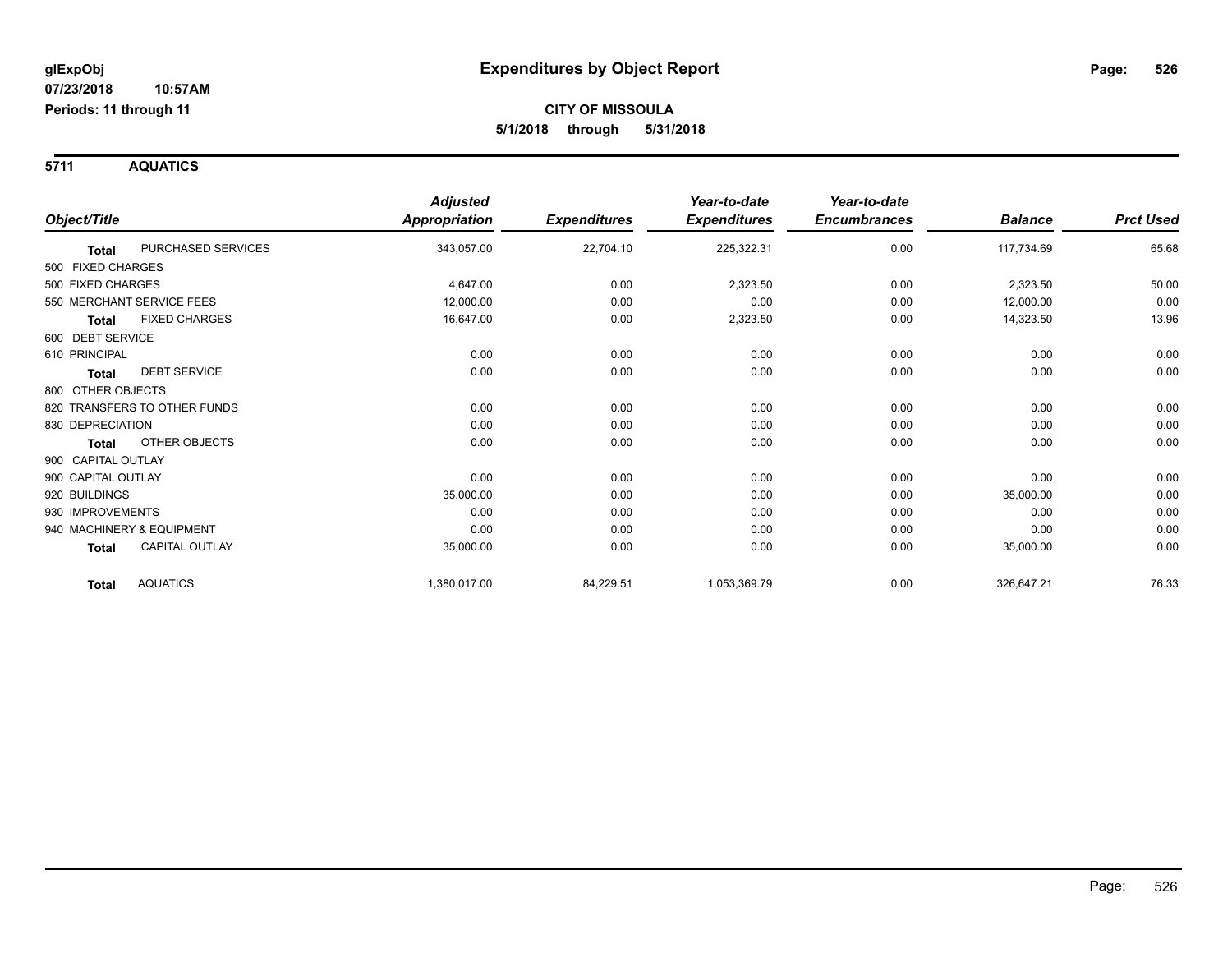# Expenditures by Object Report

glExpObj
07/23/2018 10:57AM
Periods: 11 through 11

**CITY OF MISSOULA**
**5/1/2018 through 5/31/2018**

## 5711 AQUATICS

| Object/Title | | Adjusted Appropriation | Expenditures | Year-to-date Expenditures | Year-to-date Encumbrances | Balance | Prct Used |
|---|---|---|---|---|---|---|---|
| Total | PURCHASED SERVICES | 343,057.00 | 22,704.10 | 225,322.31 | 0.00 | 117,734.69 | 65.68 |
| 500 FIXED CHARGES | | | | | | | |
| 500 FIXED CHARGES | | 4,647.00 | 0.00 | 2,323.50 | 0.00 | 2,323.50 | 50.00 |
| 550 MERCHANT SERVICE FEES | | 12,000.00 | 0.00 | 0.00 | 0.00 | 12,000.00 | 0.00 |
| Total | FIXED CHARGES | 16,647.00 | 0.00 | 2,323.50 | 0.00 | 14,323.50 | 13.96 |
| 600 DEBT SERVICE | | | | | | | |
| 610 PRINCIPAL | | 0.00 | 0.00 | 0.00 | 0.00 | 0.00 | 0.00 |
| Total | DEBT SERVICE | 0.00 | 0.00 | 0.00 | 0.00 | 0.00 | 0.00 |
| 800 OTHER OBJECTS | | | | | | | |
| 820 TRANSFERS TO OTHER FUNDS | | 0.00 | 0.00 | 0.00 | 0.00 | 0.00 | 0.00 |
| 830 DEPRECIATION | | 0.00 | 0.00 | 0.00 | 0.00 | 0.00 | 0.00 |
| Total | OTHER OBJECTS | 0.00 | 0.00 | 0.00 | 0.00 | 0.00 | 0.00 |
| 900 CAPITAL OUTLAY | | | | | | | |
| 900 CAPITAL OUTLAY | | 0.00 | 0.00 | 0.00 | 0.00 | 0.00 | 0.00 |
| 920 BUILDINGS | | 35,000.00 | 0.00 | 0.00 | 0.00 | 35,000.00 | 0.00 |
| 930 IMPROVEMENTS | | 0.00 | 0.00 | 0.00 | 0.00 | 0.00 | 0.00 |
| 940 MACHINERY & EQUIPMENT | | 0.00 | 0.00 | 0.00 | 0.00 | 0.00 | 0.00 |
| Total | CAPITAL OUTLAY | 35,000.00 | 0.00 | 0.00 | 0.00 | 35,000.00 | 0.00 |
| Total | AQUATICS | 1,380,017.00 | 84,229.51 | 1,053,369.79 | 0.00 | 326,647.21 | 76.33 |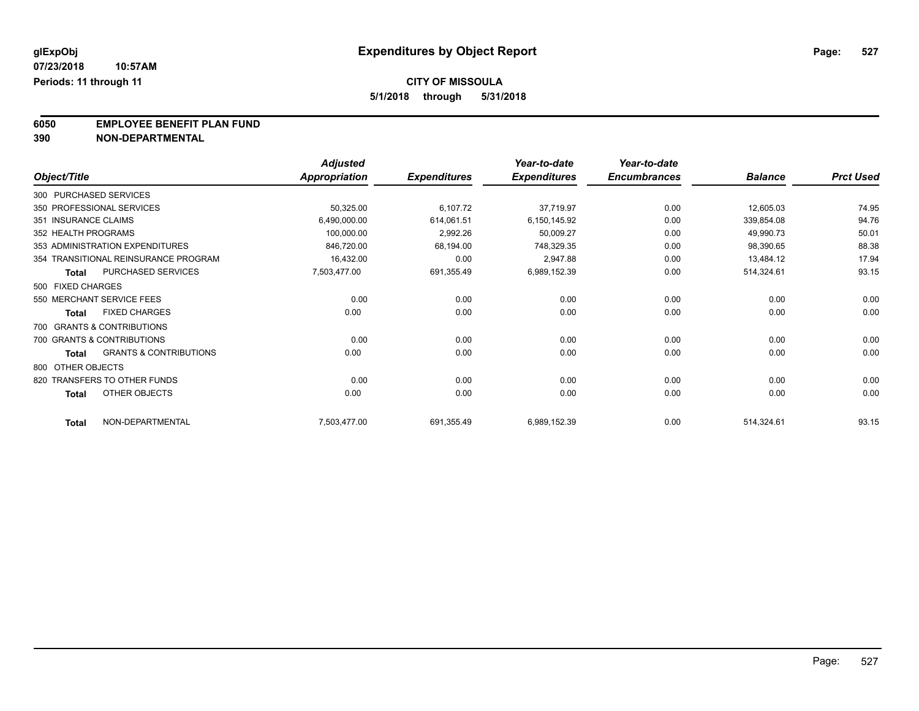# Expenditures by Object Report

glExpObj
07/23/2018 10:57AM
Periods: 11 through 11

**CITY OF MISSOULA**
**5/1/2018 through 5/31/2018**

**6050 EMPLOYEE BENEFIT PLAN FUND**
**390 NON-DEPARTMENTAL**

| Object/Title | Adjusted Appropriation | Expenditures | Year-to-date Expenditures | Year-to-date Encumbrances | Balance | Prct Used |
|---|---|---|---|---|---|---|
| 300 PURCHASED SERVICES | | | | | | |
| 350 PROFESSIONAL SERVICES | 50,325.00 | 6,107.72 | 37,719.97 | 0.00 | 12,605.03 | 74.95 |
| 351 INSURANCE CLAIMS | 6,490,000.00 | 614,061.51 | 6,150,145.92 | 0.00 | 339,854.08 | 94.76 |
| 352 HEALTH PROGRAMS | 100,000.00 | 2,992.26 | 50,009.27 | 0.00 | 49,990.73 | 50.01 |
| 353 ADMINISTRATION EXPENDITURES | 846,720.00 | 68,194.00 | 748,329.35 | 0.00 | 98,390.65 | 88.38 |
| 354 TRANSITIONAL REINSURANCE PROGRAM | 16,432.00 | 0.00 | 2,947.88 | 0.00 | 13,484.12 | 17.94 |
| **Total** PURCHASED SERVICES | 7,503,477.00 | 691,355.49 | 6,989,152.39 | 0.00 | 514,324.61 | 93.15 |
| 500 FIXED CHARGES | | | | | | |
| 550 MERCHANT SERVICE FEES | 0.00 | 0.00 | 0.00 | 0.00 | 0.00 | 0.00 |
| **Total** FIXED CHARGES | 0.00 | 0.00 | 0.00 | 0.00 | 0.00 | 0.00 |
| 700 GRANTS & CONTRIBUTIONS | | | | | | |
| 700 GRANTS & CONTRIBUTIONS | 0.00 | 0.00 | 0.00 | 0.00 | 0.00 | 0.00 |
| **Total** GRANTS & CONTRIBUTIONS | 0.00 | 0.00 | 0.00 | 0.00 | 0.00 | 0.00 |
| 800 OTHER OBJECTS | | | | | | |
| 820 TRANSFERS TO OTHER FUNDS | 0.00 | 0.00 | 0.00 | 0.00 | 0.00 | 0.00 |
| **Total** OTHER OBJECTS | 0.00 | 0.00 | 0.00 | 0.00 | 0.00 | 0.00 |
| **Total** NON-DEPARTMENTAL | 7,503,477.00 | 691,355.49 | 6,989,152.39 | 0.00 | 514,324.61 | 93.15 |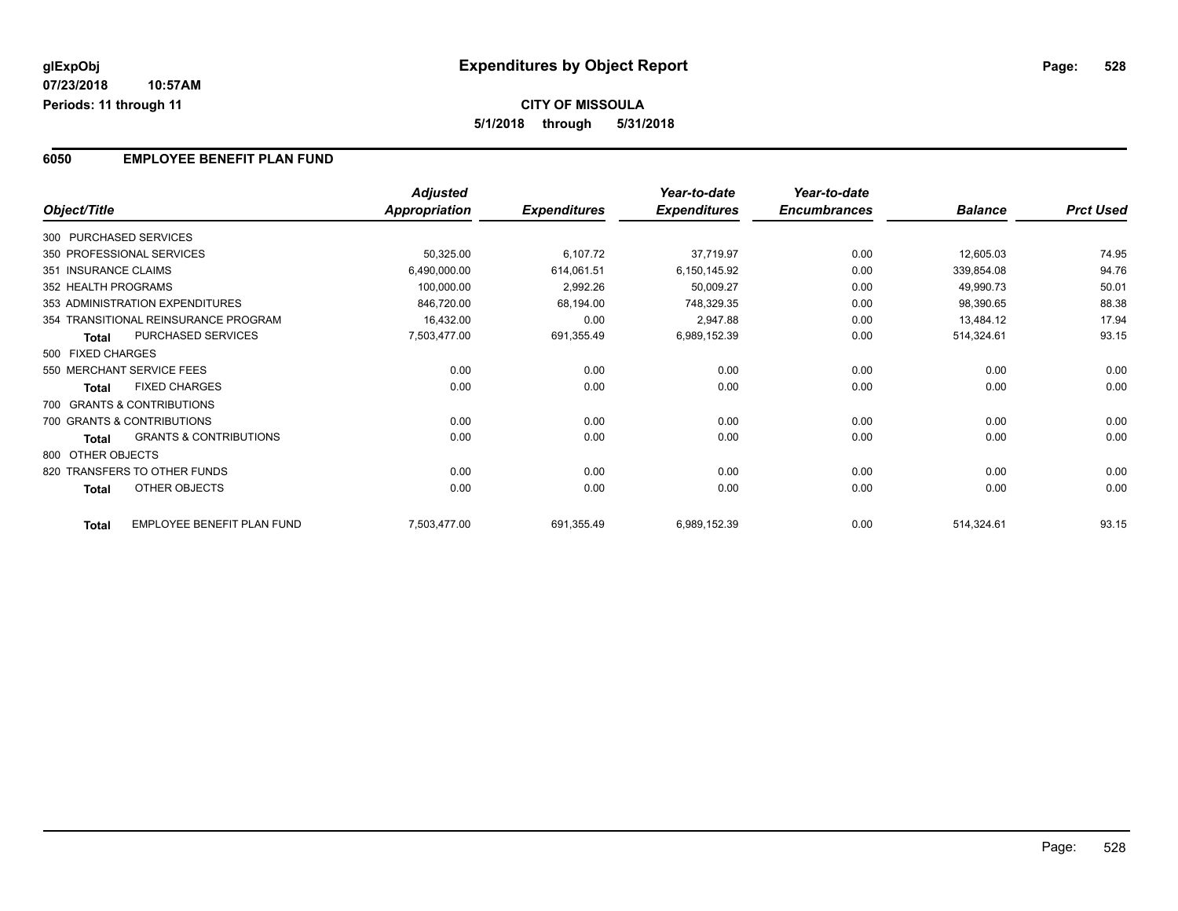# Expenditures by Object Report

glExpObj
07/23/2018 10:57AM
Periods: 11 through 11

**CITY OF MISSOULA**
**5/1/2018 through 5/31/2018**

## 6050 EMPLOYEE BENEFIT PLAN FUND

| Object/Title | | Adjusted Appropriation | Expenditures | Year-to-date Expenditures | Year-to-date Encumbrances | Balance | Prct Used |
|---|---|---|---|---|---|---|---|
| 300 PURCHASED SERVICES | | | | | | | |
| 350 PROFESSIONAL SERVICES | | 50,325.00 | 6,107.72 | 37,719.97 | 0.00 | 12,605.03 | 74.95 |
| 351 INSURANCE CLAIMS | | 6,490,000.00 | 614,061.51 | 6,150,145.92 | 0.00 | 339,854.08 | 94.76 |
| 352 HEALTH PROGRAMS | | 100,000.00 | 2,992.26 | 50,009.27 | 0.00 | 49,990.73 | 50.01 |
| 353 ADMINISTRATION EXPENDITURES | | 846,720.00 | 68,194.00 | 748,329.35 | 0.00 | 98,390.65 | 88.38 |
| 354 TRANSITIONAL REINSURANCE PROGRAM | | 16,432.00 | 0.00 | 2,947.88 | 0.00 | 13,484.12 | 17.94 |
| Total | PURCHASED SERVICES | 7,503,477.00 | 691,355.49 | 6,989,152.39 | 0.00 | 514,324.61 | 93.15 |
| 500 FIXED CHARGES | | | | | | | |
| 550 MERCHANT SERVICE FEES | | 0.00 | 0.00 | 0.00 | 0.00 | 0.00 | 0.00 |
| Total | FIXED CHARGES | 0.00 | 0.00 | 0.00 | 0.00 | 0.00 | 0.00 |
| 700 GRANTS & CONTRIBUTIONS | | | | | | | |
| 700 GRANTS & CONTRIBUTIONS | | 0.00 | 0.00 | 0.00 | 0.00 | 0.00 | 0.00 |
| Total | GRANTS & CONTRIBUTIONS | 0.00 | 0.00 | 0.00 | 0.00 | 0.00 | 0.00 |
| 800 OTHER OBJECTS | | | | | | | |
| 820 TRANSFERS TO OTHER FUNDS | | 0.00 | 0.00 | 0.00 | 0.00 | 0.00 | 0.00 |
| Total | OTHER OBJECTS | 0.00 | 0.00 | 0.00 | 0.00 | 0.00 | 0.00 |
| Total | EMPLOYEE BENEFIT PLAN FUND | 7,503,477.00 | 691,355.49 | 6,989,152.39 | 0.00 | 514,324.61 | 93.15 |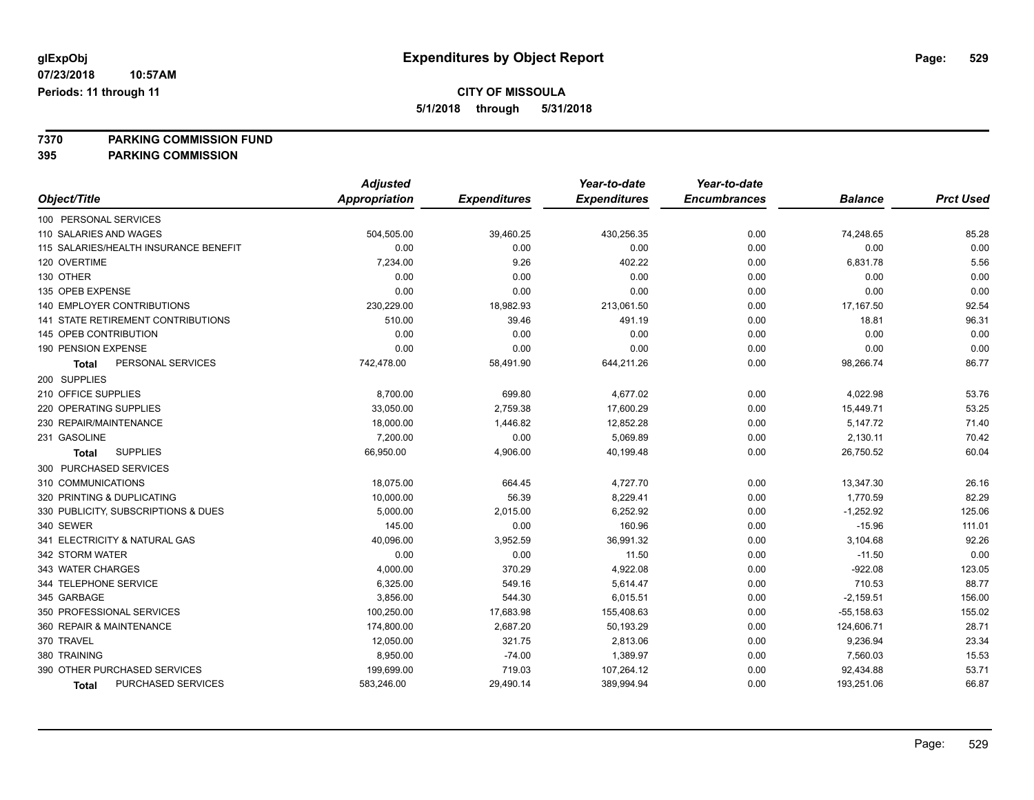# Expenditures by Object Report

glExpObj
07/23/2018 10:57AM
Periods: 11 through 11

**CITY OF MISSOULA**
**5/1/2018 through 5/31/2018**

**7370 PARKING COMMISSION FUND**
**395 PARKING COMMISSION**

| Object/Title | Adjusted Appropriation | Expenditures | Year-to-date Expenditures | Year-to-date Encumbrances | Balance | Prct Used |
|---|---|---|---|---|---|---|
| 100 PERSONAL SERVICES | | | | | | |
| 110 SALARIES AND WAGES | 504,505.00 | 39,460.25 | 430,256.35 | 0.00 | 74,248.65 | 85.28 |
| 115 SALARIES/HEALTH INSURANCE BENEFIT | 0.00 | 0.00 | 0.00 | 0.00 | 0.00 | 0.00 |
| 120 OVERTIME | 7,234.00 | 9.26 | 402.22 | 0.00 | 6,831.78 | 5.56 |
| 130 OTHER | 0.00 | 0.00 | 0.00 | 0.00 | 0.00 | 0.00 |
| 135 OPEB EXPENSE | 0.00 | 0.00 | 0.00 | 0.00 | 0.00 | 0.00 |
| 140 EMPLOYER CONTRIBUTIONS | 230,229.00 | 18,982.93 | 213,061.50 | 0.00 | 17,167.50 | 92.54 |
| 141 STATE RETIREMENT CONTRIBUTIONS | 510.00 | 39.46 | 491.19 | 0.00 | 18.81 | 96.31 |
| 145 OPEB CONTRIBUTION | 0.00 | 0.00 | 0.00 | 0.00 | 0.00 | 0.00 |
| 190 PENSION EXPENSE | 0.00 | 0.00 | 0.00 | 0.00 | 0.00 | 0.00 |
| **Total** PERSONAL SERVICES | 742,478.00 | 58,491.90 | 644,211.26 | 0.00 | 98,266.74 | 86.77 |
| 200 SUPPLIES | | | | | | |
| 210 OFFICE SUPPLIES | 8,700.00 | 699.80 | 4,677.02 | 0.00 | 4,022.98 | 53.76 |
| 220 OPERATING SUPPLIES | 33,050.00 | 2,759.38 | 17,600.29 | 0.00 | 15,449.71 | 53.25 |
| 230 REPAIR/MAINTENANCE | 18,000.00 | 1,446.82 | 12,852.28 | 0.00 | 5,147.72 | 71.40 |
| 231 GASOLINE | 7,200.00 | 0.00 | 5,069.89 | 0.00 | 2,130.11 | 70.42 |
| **Total** SUPPLIES | 66,950.00 | 4,906.00 | 40,199.48 | 0.00 | 26,750.52 | 60.04 |
| 300 PURCHASED SERVICES | | | | | | |
| 310 COMMUNICATIONS | 18,075.00 | 664.45 | 4,727.70 | 0.00 | 13,347.30 | 26.16 |
| 320 PRINTING & DUPLICATING | 10,000.00 | 56.39 | 8,229.41 | 0.00 | 1,770.59 | 82.29 |
| 330 PUBLICITY, SUBSCRIPTIONS & DUES | 5,000.00 | 2,015.00 | 6,252.92 | 0.00 | -1,252.92 | 125.06 |
| 340 SEWER | 145.00 | 0.00 | 160.96 | 0.00 | -15.96 | 111.01 |
| 341 ELECTRICITY & NATURAL GAS | 40,096.00 | 3,952.59 | 36,991.32 | 0.00 | 3,104.68 | 92.26 |
| 342 STORM WATER | 0.00 | 0.00 | 11.50 | 0.00 | -11.50 | 0.00 |
| 343 WATER CHARGES | 4,000.00 | 370.29 | 4,922.08 | 0.00 | -922.08 | 123.05 |
| 344 TELEPHONE SERVICE | 6,325.00 | 549.16 | 5,614.47 | 0.00 | 710.53 | 88.77 |
| 345 GARBAGE | 3,856.00 | 544.30 | 6,015.51 | 0.00 | -2,159.51 | 156.00 |
| 350 PROFESSIONAL SERVICES | 100,250.00 | 17,683.98 | 155,408.63 | 0.00 | -55,158.63 | 155.02 |
| 360 REPAIR & MAINTENANCE | 174,800.00 | 2,687.20 | 50,193.29 | 0.00 | 124,606.71 | 28.71 |
| 370 TRAVEL | 12,050.00 | 321.75 | 2,813.06 | 0.00 | 9,236.94 | 23.34 |
| 380 TRAINING | 8,950.00 | -74.00 | 1,389.97 | 0.00 | 7,560.03 | 15.53 |
| 390 OTHER PURCHASED SERVICES | 199,699.00 | 719.03 | 107,264.12 | 0.00 | 92,434.88 | 53.71 |
| **Total** PURCHASED SERVICES | 583,246.00 | 29,490.14 | 389,994.94 | 0.00 | 193,251.06 | 66.87 |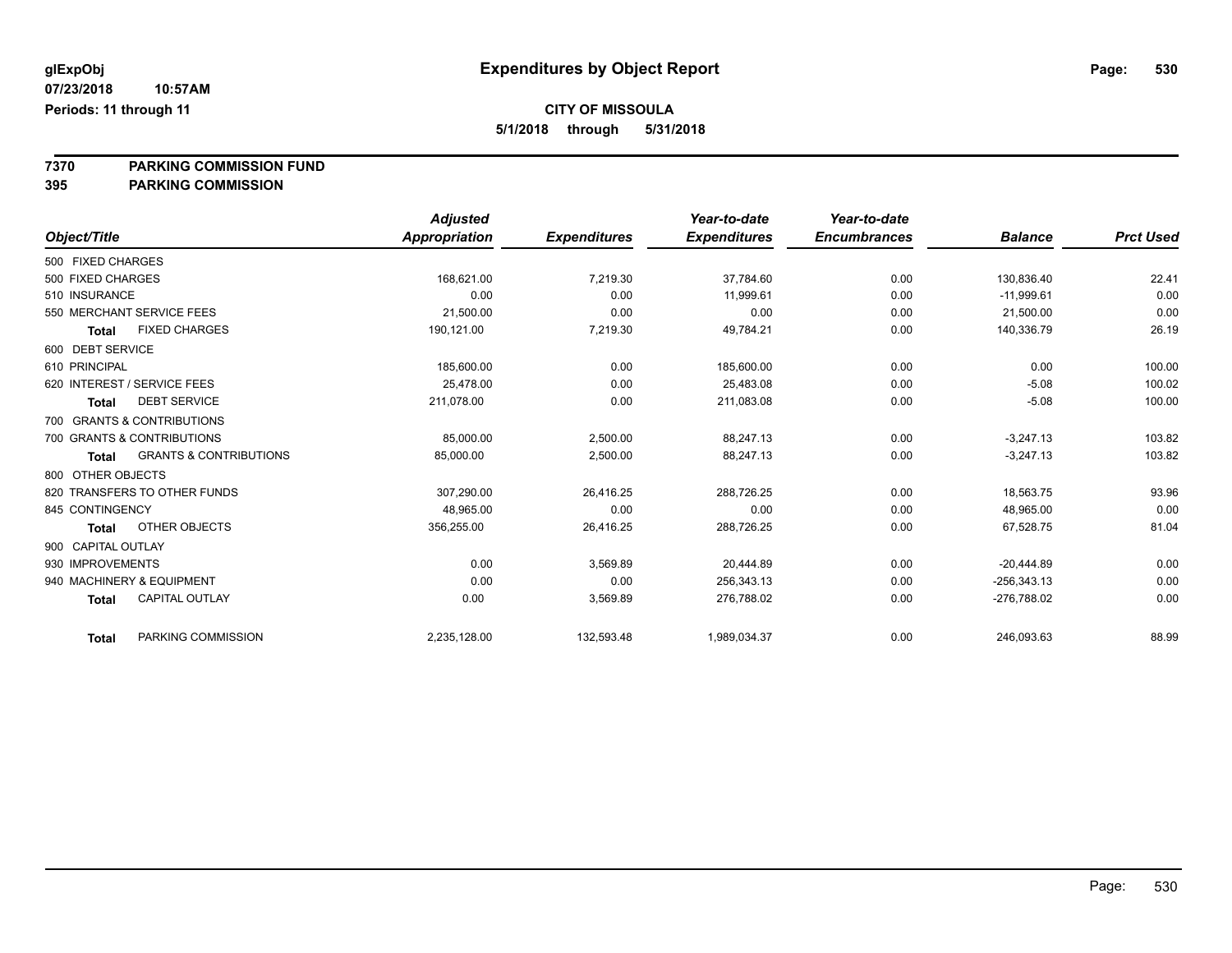glExpObj
07/23/2018 10:57AM
Periods: 11 through 11

# Expenditures by Object Report

**CITY OF MISSOULA**
**5/1/2018 through 5/31/2018**

**7370 PARKING COMMISSION FUND**
**395 PARKING COMMISSION**

| Object/Title | Adjusted Appropriation | Expenditures | Year-to-date Expenditures | Year-to-date Encumbrances | Balance | Prct Used |
|---|---|---|---|---|---|---|
| 500 FIXED CHARGES | | | | | | |
| 500 FIXED CHARGES | 168,621.00 | 7,219.30 | 37,784.60 | 0.00 | 130,836.40 | 22.41 |
| 510 INSURANCE | 0.00 | 0.00 | 11,999.61 | 0.00 | -11,999.61 | 0.00 |
| 550 MERCHANT SERVICE FEES | 21,500.00 | 0.00 | 0.00 | 0.00 | 21,500.00 | 0.00 |
| **Total** FIXED CHARGES | 190,121.00 | 7,219.30 | 49,784.21 | 0.00 | 140,336.79 | 26.19 |
| 600 DEBT SERVICE | | | | | | |
| 610 PRINCIPAL | 185,600.00 | 0.00 | 185,600.00 | 0.00 | 0.00 | 100.00 |
| 620 INTEREST / SERVICE FEES | 25,478.00 | 0.00 | 25,483.08 | 0.00 | -5.08 | 100.02 |
| **Total** DEBT SERVICE | 211,078.00 | 0.00 | 211,083.08 | 0.00 | -5.08 | 100.00 |
| 700 GRANTS & CONTRIBUTIONS | | | | | | |
| 700 GRANTS & CONTRIBUTIONS | 85,000.00 | 2,500.00 | 88,247.13 | 0.00 | -3,247.13 | 103.82 |
| **Total** GRANTS & CONTRIBUTIONS | 85,000.00 | 2,500.00 | 88,247.13 | 0.00 | -3,247.13 | 103.82 |
| 800 OTHER OBJECTS | | | | | | |
| 820 TRANSFERS TO OTHER FUNDS | 307,290.00 | 26,416.25 | 288,726.25 | 0.00 | 18,563.75 | 93.96 |
| 845 CONTINGENCY | 48,965.00 | 0.00 | 0.00 | 0.00 | 48,965.00 | 0.00 |
| **Total** OTHER OBJECTS | 356,255.00 | 26,416.25 | 288,726.25 | 0.00 | 67,528.75 | 81.04 |
| 900 CAPITAL OUTLAY | | | | | | |
| 930 IMPROVEMENTS | 0.00 | 3,569.89 | 20,444.89 | 0.00 | -20,444.89 | 0.00 |
| 940 MACHINERY & EQUIPMENT | 0.00 | 0.00 | 256,343.13 | 0.00 | -256,343.13 | 0.00 |
| **Total** CAPITAL OUTLAY | 0.00 | 3,569.89 | 276,788.02 | 0.00 | -276,788.02 | 0.00 |
| **Total** PARKING COMMISSION | 2,235,128.00 | 132,593.48 | 1,989,034.37 | 0.00 | 246,093.63 | 88.99 |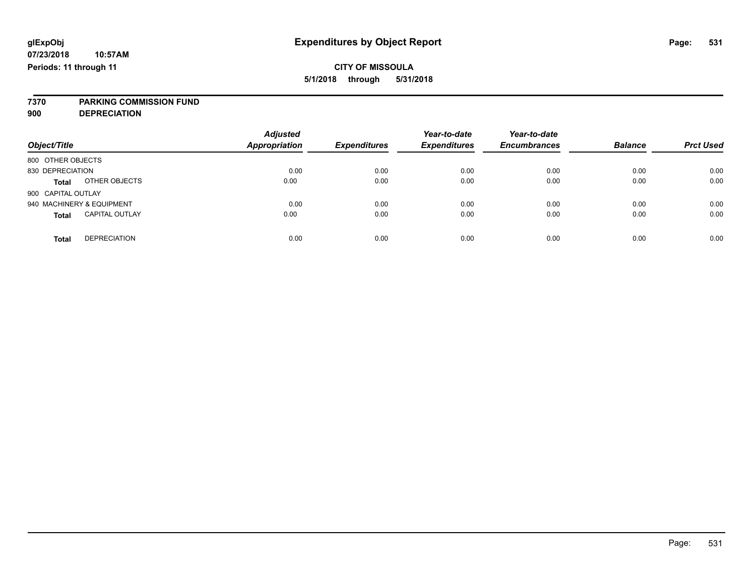glExpObj
07/23/2018 10:57AM
Periods: 11 through 11

# Expenditures by Object Report

**CITY OF MISSOULA**
**5/1/2018 through 5/31/2018**

**7370 PARKING COMMISSION FUND**
**900 DEPRECIATION**

| Object/Title | | Adjusted Appropriation | Expenditures | Year-to-date Expenditures | Year-to-date Encumbrances | Balance | Prct Used |
|---|---|---|---|---|---|---|---|
| 800 OTHER OBJECTS | | | | | | | |
| 830 DEPRECIATION | | 0.00 | 0.00 | 0.00 | 0.00 | 0.00 | 0.00 |
| **Total** | OTHER OBJECTS | 0.00 | 0.00 | 0.00 | 0.00 | 0.00 | 0.00 |
| 900 CAPITAL OUTLAY | | | | | | | |
| 940 MACHINERY & EQUIPMENT | | 0.00 | 0.00 | 0.00 | 0.00 | 0.00 | 0.00 |
| **Total** | CAPITAL OUTLAY | 0.00 | 0.00 | 0.00 | 0.00 | 0.00 | 0.00 |
| **Total** | DEPRECIATION | 0.00 | 0.00 | 0.00 | 0.00 | 0.00 | 0.00 |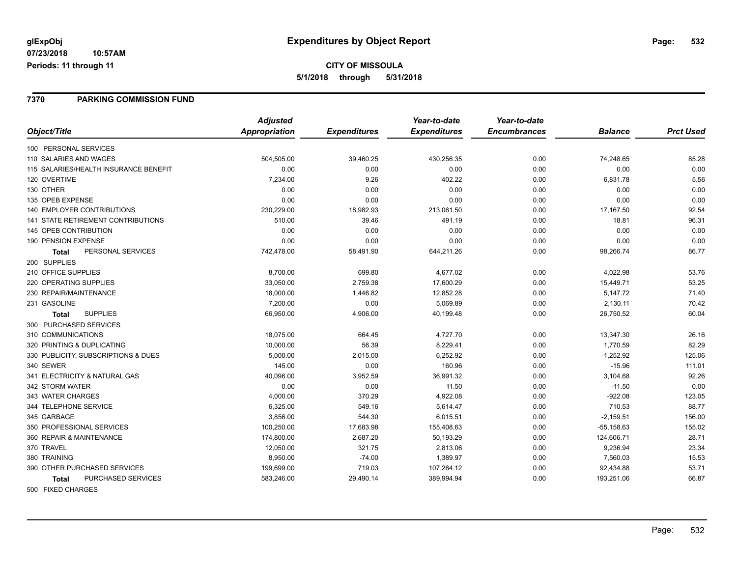glExpObj
07/23/2018 10:57AM
Periods: 11 through 11

# Expenditures by Object Report

**CITY OF MISSOULA**
**5/1/2018 through 5/31/2018**

## 7370 PARKING COMMISSION FUND

| Object/Title | Adjusted Appropriation | Expenditures | Year-to-date Expenditures | Year-to-date Encumbrances | Balance | Prct Used |
|---|---|---|---|---|---|---|
| 100 PERSONAL SERVICES | | | | | | |
| 110 SALARIES AND WAGES | 504,505.00 | 39,460.25 | 430,256.35 | 0.00 | 74,248.65 | 85.28 |
| 115 SALARIES/HEALTH INSURANCE BENEFIT | 0.00 | 0.00 | 0.00 | 0.00 | 0.00 | 0.00 |
| 120 OVERTIME | 7,234.00 | 9.26 | 402.22 | 0.00 | 6,831.78 | 5.56 |
| 130 OTHER | 0.00 | 0.00 | 0.00 | 0.00 | 0.00 | 0.00 |
| 135 OPEB EXPENSE | 0.00 | 0.00 | 0.00 | 0.00 | 0.00 | 0.00 |
| 140 EMPLOYER CONTRIBUTIONS | 230,229.00 | 18,982.93 | 213,061.50 | 0.00 | 17,167.50 | 92.54 |
| 141 STATE RETIREMENT CONTRIBUTIONS | 510.00 | 39.46 | 491.19 | 0.00 | 18.81 | 96.31 |
| 145 OPEB CONTRIBUTION | 0.00 | 0.00 | 0.00 | 0.00 | 0.00 | 0.00 |
| 190 PENSION EXPENSE | 0.00 | 0.00 | 0.00 | 0.00 | 0.00 | 0.00 |
| **Total** PERSONAL SERVICES | 742,478.00 | 58,491.90 | 644,211.26 | 0.00 | 98,266.74 | 86.77 |
| 200 SUPPLIES | | | | | | |
| 210 OFFICE SUPPLIES | 8,700.00 | 699.80 | 4,677.02 | 0.00 | 4,022.98 | 53.76 |
| 220 OPERATING SUPPLIES | 33,050.00 | 2,759.38 | 17,600.29 | 0.00 | 15,449.71 | 53.25 |
| 230 REPAIR/MAINTENANCE | 18,000.00 | 1,446.82 | 12,852.28 | 0.00 | 5,147.72 | 71.40 |
| 231 GASOLINE | 7,200.00 | 0.00 | 5,069.89 | 0.00 | 2,130.11 | 70.42 |
| **Total** SUPPLIES | 66,950.00 | 4,906.00 | 40,199.48 | 0.00 | 26,750.52 | 60.04 |
| 300 PURCHASED SERVICES | | | | | | |
| 310 COMMUNICATIONS | 18,075.00 | 664.45 | 4,727.70 | 0.00 | 13,347.30 | 26.16 |
| 320 PRINTING & DUPLICATING | 10,000.00 | 56.39 | 8,229.41 | 0.00 | 1,770.59 | 82.29 |
| 330 PUBLICITY, SUBSCRIPTIONS & DUES | 5,000.00 | 2,015.00 | 6,252.92 | 0.00 | -1,252.92 | 125.06 |
| 340 SEWER | 145.00 | 0.00 | 160.96 | 0.00 | -15.96 | 111.01 |
| 341 ELECTRICITY & NATURAL GAS | 40,096.00 | 3,952.59 | 36,991.32 | 0.00 | 3,104.68 | 92.26 |
| 342 STORM WATER | 0.00 | 0.00 | 11.50 | 0.00 | -11.50 | 0.00 |
| 343 WATER CHARGES | 4,000.00 | 370.29 | 4,922.08 | 0.00 | -922.08 | 123.05 |
| 344 TELEPHONE SERVICE | 6,325.00 | 549.16 | 5,614.47 | 0.00 | 710.53 | 88.77 |
| 345 GARBAGE | 3,856.00 | 544.30 | 6,015.51 | 0.00 | -2,159.51 | 156.00 |
| 350 PROFESSIONAL SERVICES | 100,250.00 | 17,683.98 | 155,408.63 | 0.00 | -55,158.63 | 155.02 |
| 360 REPAIR & MAINTENANCE | 174,800.00 | 2,687.20 | 50,193.29 | 0.00 | 124,606.71 | 28.71 |
| 370 TRAVEL | 12,050.00 | 321.75 | 2,813.06 | 0.00 | 9,236.94 | 23.34 |
| 380 TRAINING | 8,950.00 | -74.00 | 1,389.97 | 0.00 | 7,560.03 | 15.53 |
| 390 OTHER PURCHASED SERVICES | 199,699.00 | 719.03 | 107,264.12 | 0.00 | 92,434.88 | 53.71 |
| **Total** PURCHASED SERVICES | 583,246.00 | 29,490.14 | 389,994.94 | 0.00 | 193,251.06 | 66.87 |
| 500 FIXED CHARGES | | | | | | |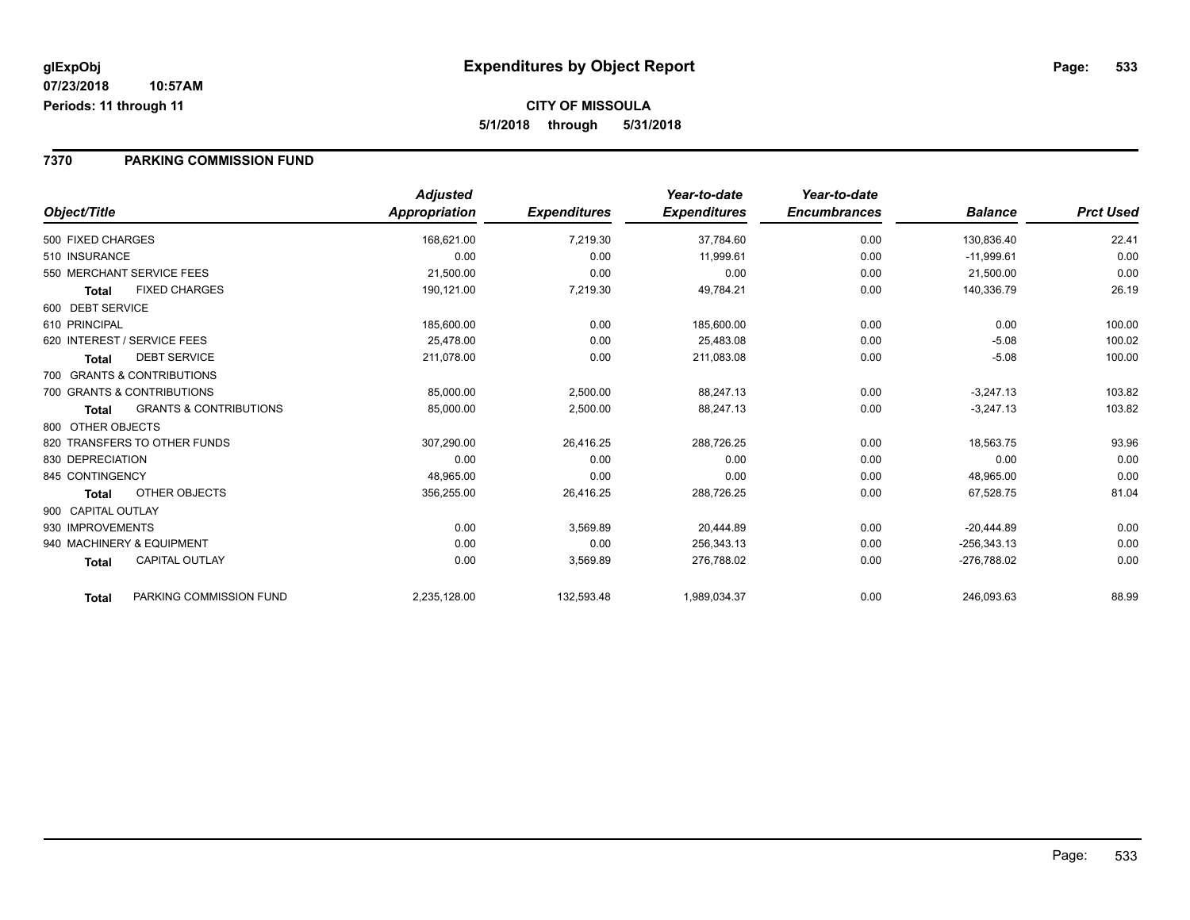**glExpObj** 07/23/2018 10:57AM
Periods: 11 through 11

# Expenditures by Object Report

**CITY OF MISSOULA**
**5/1/2018 through 5/31/2018**

## 7370 PARKING COMMISSION FUND

| Object/Title | | Adjusted Appropriation | Expenditures | Year-to-date Expenditures | Year-to-date Encumbrances | Balance | Prct Used |
|---|---|---|---|---|---|---|---|
| 500 FIXED CHARGES | | 168,621.00 | 7,219.30 | 37,784.60 | 0.00 | 130,836.40 | 22.41 |
| 510 INSURANCE | | 0.00 | 0.00 | 11,999.61 | 0.00 | -11,999.61 | 0.00 |
| 550 MERCHANT SERVICE FEES | | 21,500.00 | 0.00 | 0.00 | 0.00 | 21,500.00 | 0.00 |
| **Total** | FIXED CHARGES | 190,121.00 | 7,219.30 | 49,784.21 | 0.00 | 140,336.79 | 26.19 |
| 600 DEBT SERVICE | | | | | | | |
| 610 PRINCIPAL | | 185,600.00 | 0.00 | 185,600.00 | 0.00 | 0.00 | 100.00 |
| 620 INTEREST / SERVICE FEES | | 25,478.00 | 0.00 | 25,483.08 | 0.00 | -5.08 | 100.02 |
| **Total** | DEBT SERVICE | 211,078.00 | 0.00 | 211,083.08 | 0.00 | -5.08 | 100.00 |
| 700 GRANTS & CONTRIBUTIONS | | | | | | | |
| 700 GRANTS & CONTRIBUTIONS | | 85,000.00 | 2,500.00 | 88,247.13 | 0.00 | -3,247.13 | 103.82 |
| **Total** | GRANTS & CONTRIBUTIONS | 85,000.00 | 2,500.00 | 88,247.13 | 0.00 | -3,247.13 | 103.82 |
| 800 OTHER OBJECTS | | | | | | | |
| 820 TRANSFERS TO OTHER FUNDS | | 307,290.00 | 26,416.25 | 288,726.25 | 0.00 | 18,563.75 | 93.96 |
| 830 DEPRECIATION | | 0.00 | 0.00 | 0.00 | 0.00 | 0.00 | 0.00 |
| 845 CONTINGENCY | | 48,965.00 | 0.00 | 0.00 | 0.00 | 48,965.00 | 0.00 |
| **Total** | OTHER OBJECTS | 356,255.00 | 26,416.25 | 288,726.25 | 0.00 | 67,528.75 | 81.04 |
| 900 CAPITAL OUTLAY | | | | | | | |
| 930 IMPROVEMENTS | | 0.00 | 3,569.89 | 20,444.89 | 0.00 | -20,444.89 | 0.00 |
| 940 MACHINERY & EQUIPMENT | | 0.00 | 0.00 | 256,343.13 | 0.00 | -256,343.13 | 0.00 |
| **Total** | CAPITAL OUTLAY | 0.00 | 3,569.89 | 276,788.02 | 0.00 | -276,788.02 | 0.00 |
| **Total** | PARKING COMMISSION FUND | 2,235,128.00 | 132,593.48 | 1,989,034.37 | 0.00 | 246,093.63 | 88.99 |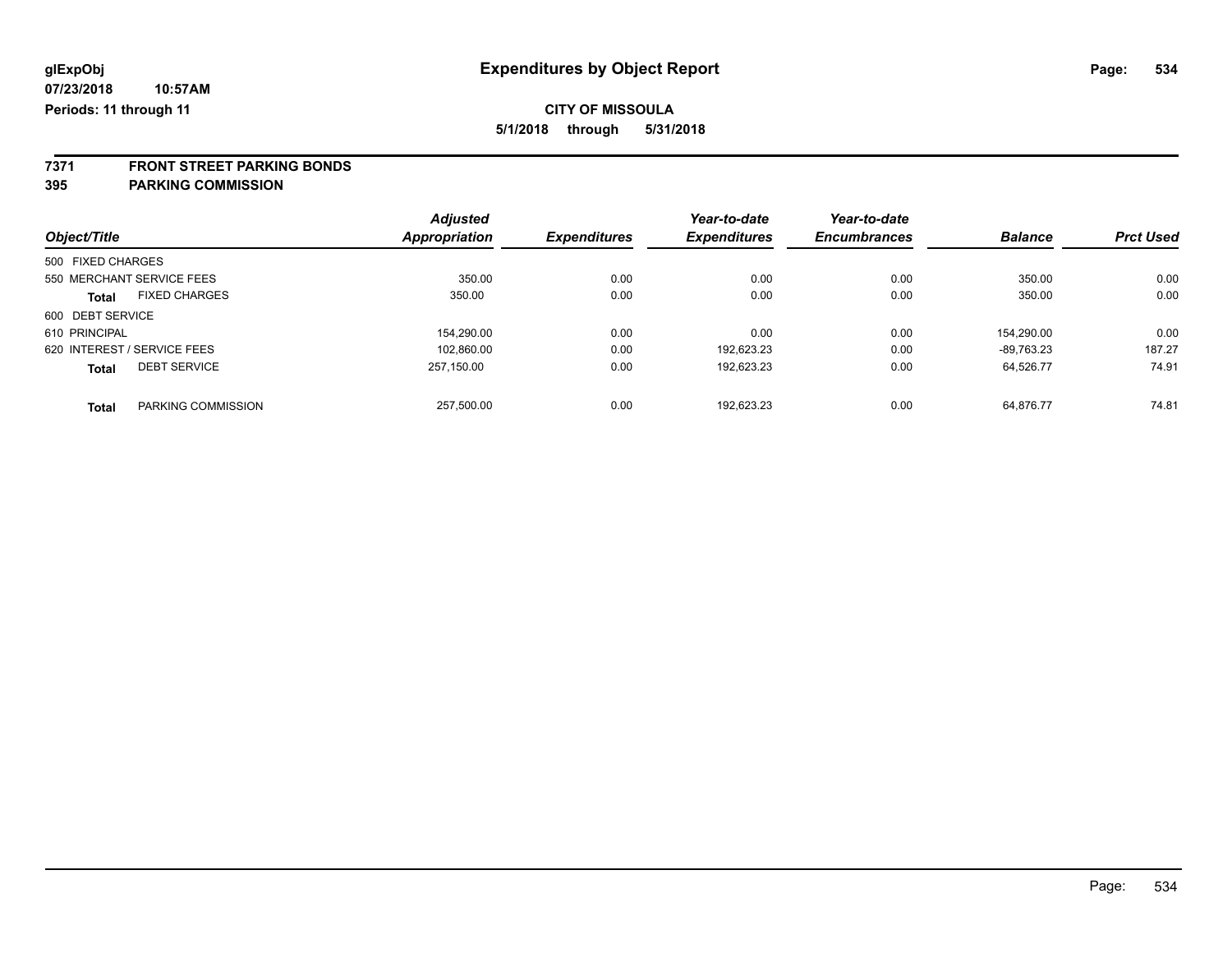**glExpObj**
**07/23/2018 10:57AM**
**Periods: 11 through 11**

# Expenditures by Object Report

**CITY OF MISSOULA**
**5/1/2018 through 5/31/2018**

**7371 FRONT STREET PARKING BONDS**
**395 PARKING COMMISSION**

| Object/Title | Adjusted Appropriation | Expenditures | Year-to-date Expenditures | Year-to-date Encumbrances | Balance | Prct Used |
|---|---|---|---|---|---|---|
| 500 FIXED CHARGES | | | | | | |
| 550 MERCHANT SERVICE FEES | 350.00 | 0.00 | 0.00 | 0.00 | 350.00 | 0.00 |
| **Total** FIXED CHARGES | 350.00 | 0.00 | 0.00 | 0.00 | 350.00 | 0.00 |
| 600 DEBT SERVICE | | | | | | |
| 610 PRINCIPAL | 154,290.00 | 0.00 | 0.00 | 0.00 | 154,290.00 | 0.00 |
| 620 INTEREST / SERVICE FEES | 102,860.00 | 0.00 | 192,623.23 | 0.00 | -89,763.23 | 187.27 |
| **Total** DEBT SERVICE | 257,150.00 | 0.00 | 192,623.23 | 0.00 | 64,526.77 | 74.91 |
| **Total** PARKING COMMISSION | 257,500.00 | 0.00 | 192,623.23 | 0.00 | 64,876.77 | 74.81 |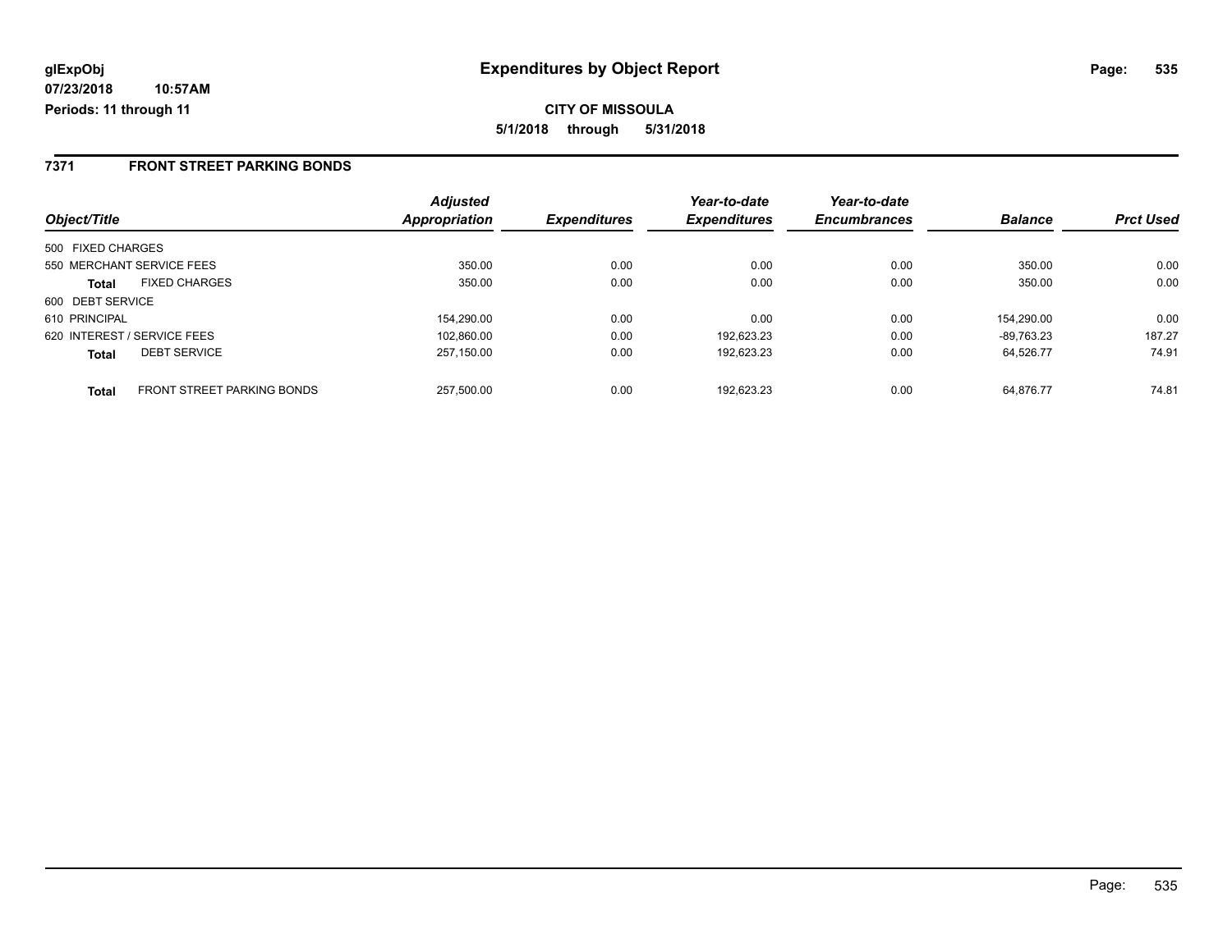**glExpObj**
**07/23/2018 10:57AM**
**Periods: 11 through 11**

# Expenditures by Object Report

**CITY OF MISSOULA**
**5/1/2018 through 5/31/2018**

## 7371 FRONT STREET PARKING BONDS

| Object/Title | | Adjusted Appropriation | Expenditures | Year-to-date Expenditures | Year-to-date Encumbrances | Balance | Prct Used |
|---|---|---|---|---|---|---|---|
| 500 FIXED CHARGES | | | | | | | |
| 550 MERCHANT SERVICE FEES | | 350.00 | 0.00 | 0.00 | 0.00 | 350.00 | 0.00 |
| **Total** | FIXED CHARGES | 350.00 | 0.00 | 0.00 | 0.00 | 350.00 | 0.00 |
| 600 DEBT SERVICE | | | | | | | |
| 610 PRINCIPAL | | 154,290.00 | 0.00 | 0.00 | 0.00 | 154,290.00 | 0.00 |
| 620 INTEREST / SERVICE FEES | | 102,860.00 | 0.00 | 192,623.23 | 0.00 | -89,763.23 | 187.27 |
| **Total** | DEBT SERVICE | 257,150.00 | 0.00 | 192,623.23 | 0.00 | 64,526.77 | 74.91 |
| **Total** | FRONT STREET PARKING BONDS | 257,500.00 | 0.00 | 192,623.23 | 0.00 | 64,876.77 | 74.81 |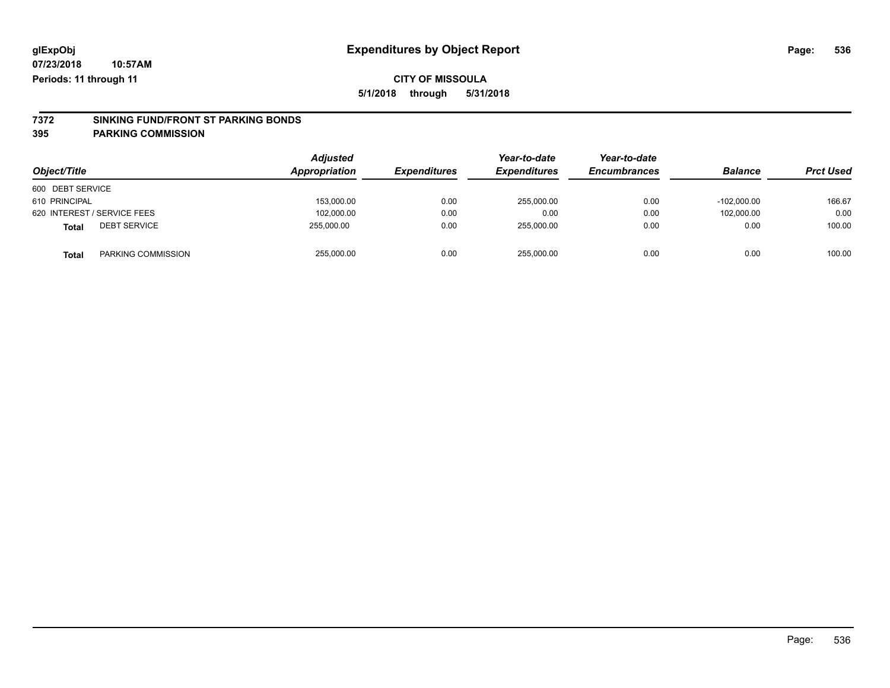# Expenditures by Object Report

glExpObj
07/23/2018 10:57AM
Periods: 11 through 11

**CITY OF MISSOULA**
**5/1/2018 through 5/31/2018**

**7372 SINKING FUND/FRONT ST PARKING BONDS**
**395 PARKING COMMISSION**

| Object/Title | | Adjusted Appropriation | Expenditures | Year-to-date Expenditures | Year-to-date Encumbrances | Balance | Prct Used |
|---|---|---|---|---|---|---|---|
| 600 DEBT SERVICE | | | | | | | |
| 610 PRINCIPAL | | 153,000.00 | 0.00 | 255,000.00 | 0.00 | -102,000.00 | 166.67 |
| 620 INTEREST / SERVICE FEES | | 102,000.00 | 0.00 | 0.00 | 0.00 | 102,000.00 | 0.00 |
| **Total** | DEBT SERVICE | 255,000.00 | 0.00 | 255,000.00 | 0.00 | 0.00 | 100.00 |
| **Total** | PARKING COMMISSION | 255,000.00 | 0.00 | 255,000.00 | 0.00 | 0.00 | 100.00 |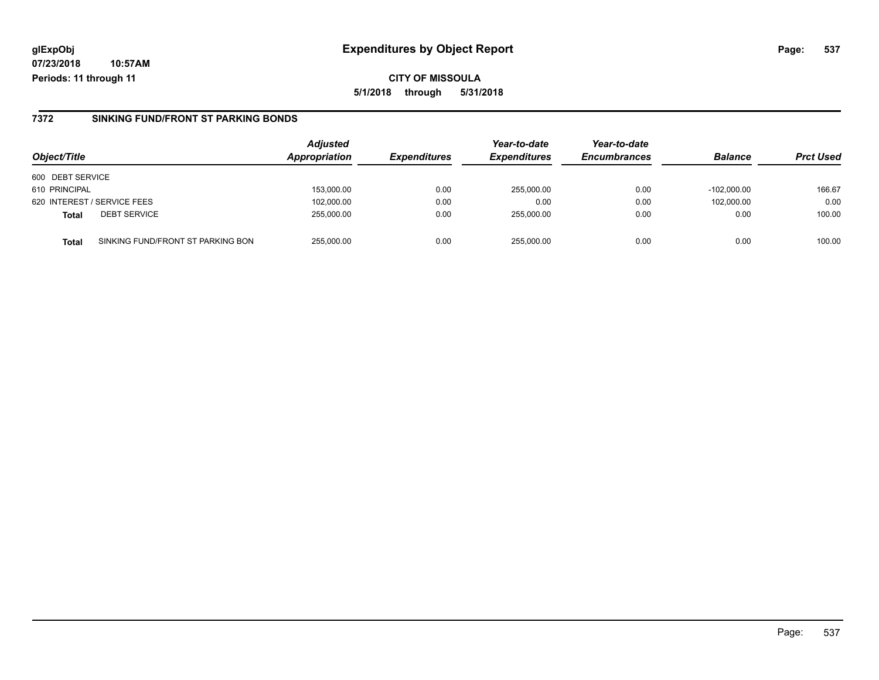**glExpObj** **Expenditures by Object Report**

**07/23/2018 10:57AM**

**Periods: 11 through 11**

**CITY OF MISSOULA**

**5/1/2018 through 5/31/2018**

## 7372 SINKING FUND/FRONT ST PARKING BONDS

| Object/Title | | Adjusted Appropriation | Expenditures | Year-to-date Expenditures | Year-to-date Encumbrances | Balance | Prct Used |
|---|---|---|---|---|---|---|---|
| 600 DEBT SERVICE | | | | | | | |
| 610 PRINCIPAL | | 153,000.00 | 0.00 | 255,000.00 | 0.00 | -102,000.00 | 166.67 |
| 620 INTEREST / SERVICE FEES | | 102,000.00 | 0.00 | 0.00 | 0.00 | 102,000.00 | 0.00 |
| **Total** | DEBT SERVICE | 255,000.00 | 0.00 | 255,000.00 | 0.00 | 0.00 | 100.00 |
| **Total** | SINKING FUND/FRONT ST PARKING BON | 255,000.00 | 0.00 | 255,000.00 | 0.00 | 0.00 | 100.00 |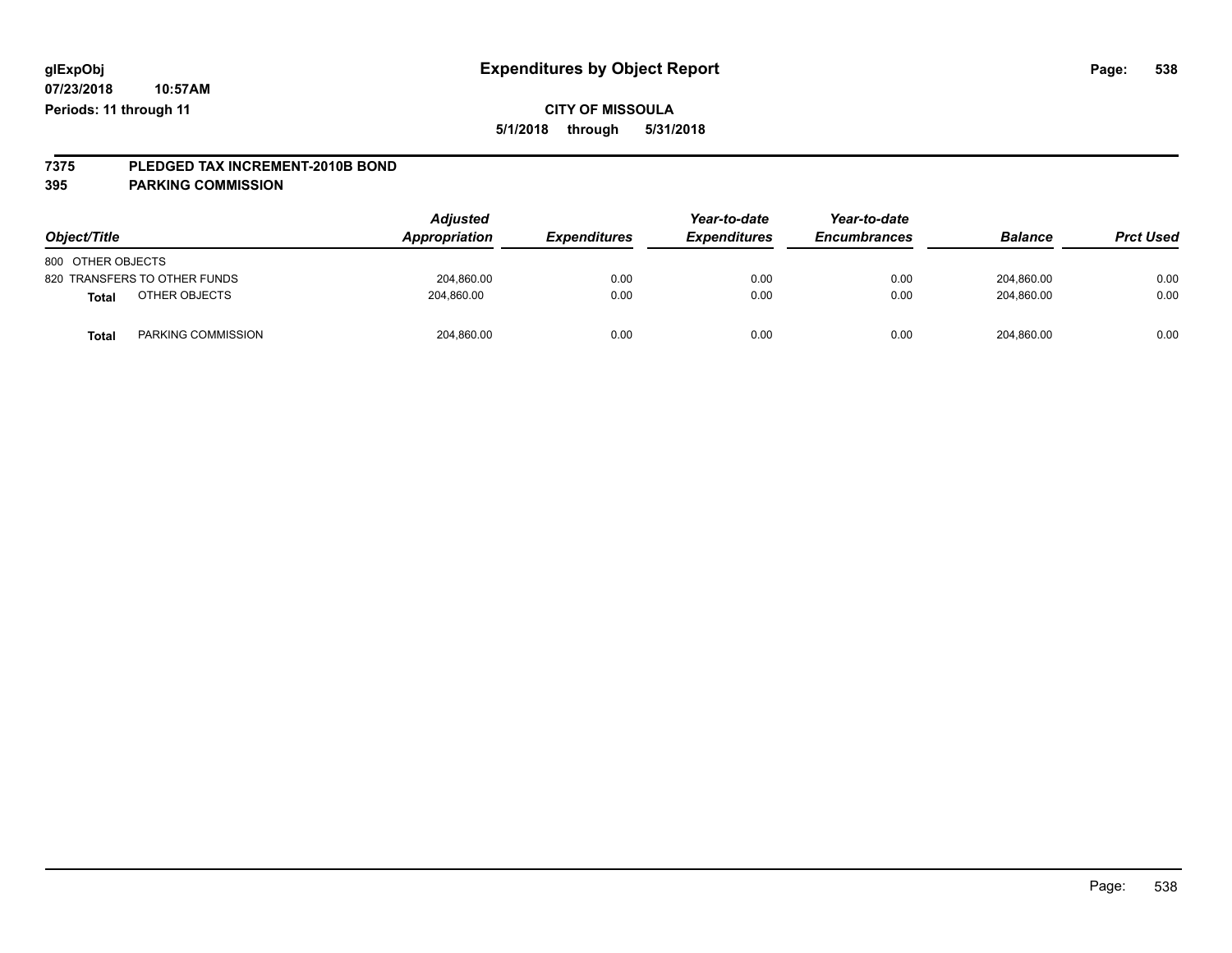# Expenditures by Object Report

glExpObj
07/23/2018 10:57AM
Periods: 11 through 11

**CITY OF MISSOULA**
**5/1/2018 through 5/31/2018**

## 7375 PLEDGED TAX INCREMENT-2010B BOND
## 395 PARKING COMMISSION

| Object/Title | Adjusted Appropriation | Expenditures | Year-to-date Expenditures | Year-to-date Encumbrances | Balance | Prct Used |
|---|---|---|---|---|---|---|
| 800 OTHER OBJECTS | | | | | | |
| 820 TRANSFERS TO OTHER FUNDS | 204,860.00 | 0.00 | 0.00 | 0.00 | 204,860.00 | 0.00 |
| **Total** OTHER OBJECTS | 204,860.00 | 0.00 | 0.00 | 0.00 | 204,860.00 | 0.00 |
| **Total** PARKING COMMISSION | 204,860.00 | 0.00 | 0.00 | 0.00 | 204,860.00 | 0.00 |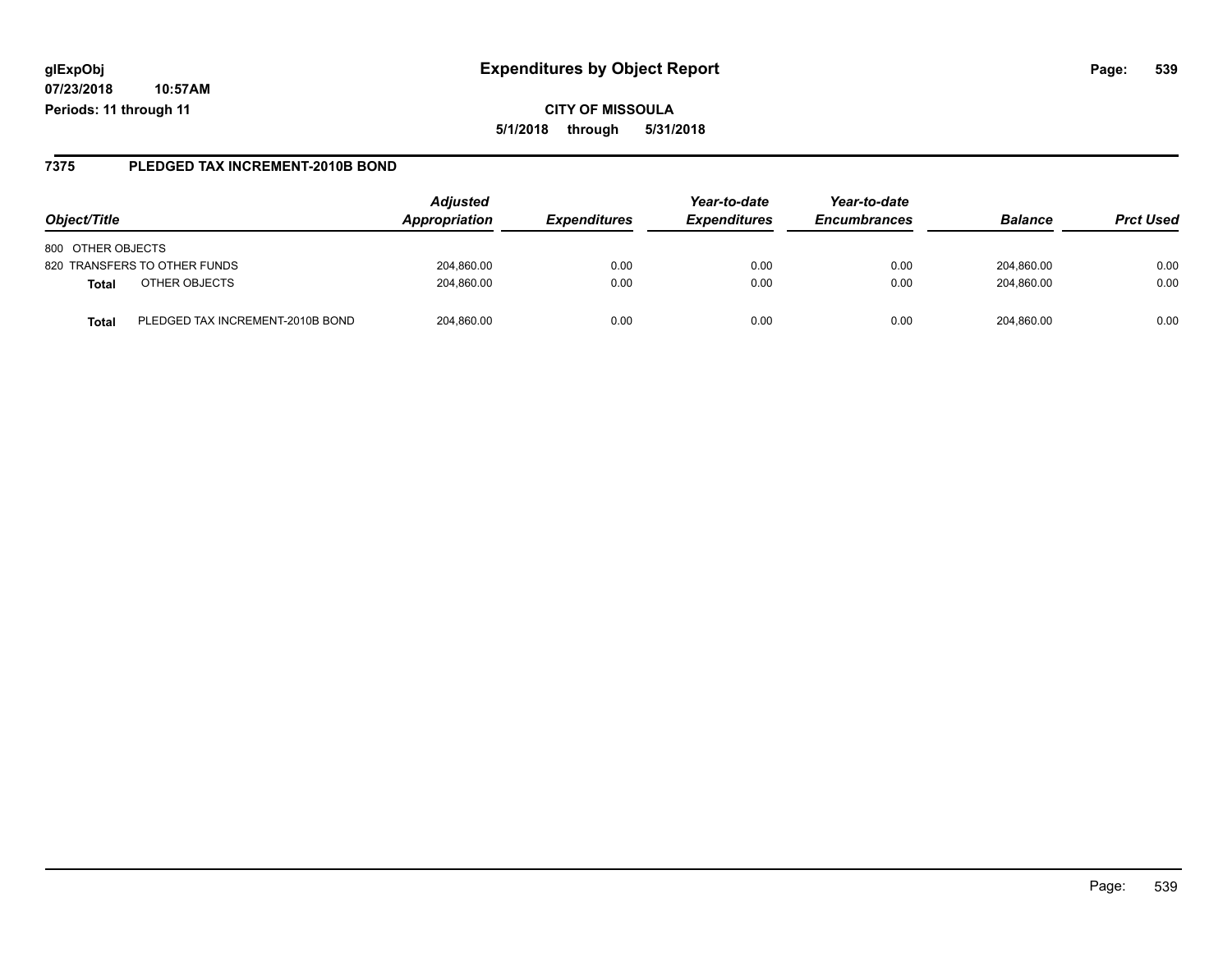**glExpObj**
**07/23/2018 10:57AM**
**Periods: 11 through 11**

# Expenditures by Object Report

**CITY OF MISSOULA**
**5/1/2018 through 5/31/2018**

## 7375 PLEDGED TAX INCREMENT-2010B BOND

| Object/Title | Adjusted Appropriation | Expenditures | Year-to-date Expenditures | Year-to-date Encumbrances | Balance | Prct Used |
|---|---|---|---|---|---|---|
| 800 OTHER OBJECTS | | | | | | |
| 820 TRANSFERS TO OTHER FUNDS | 204,860.00 | 0.00 | 0.00 | 0.00 | 204,860.00 | 0.00 |
| **Total** OTHER OBJECTS | 204,860.00 | 0.00 | 0.00 | 0.00 | 204,860.00 | 0.00 |
| **Total** PLEDGED TAX INCREMENT-2010B BOND | 204,860.00 | 0.00 | 0.00 | 0.00 | 204,860.00 | 0.00 |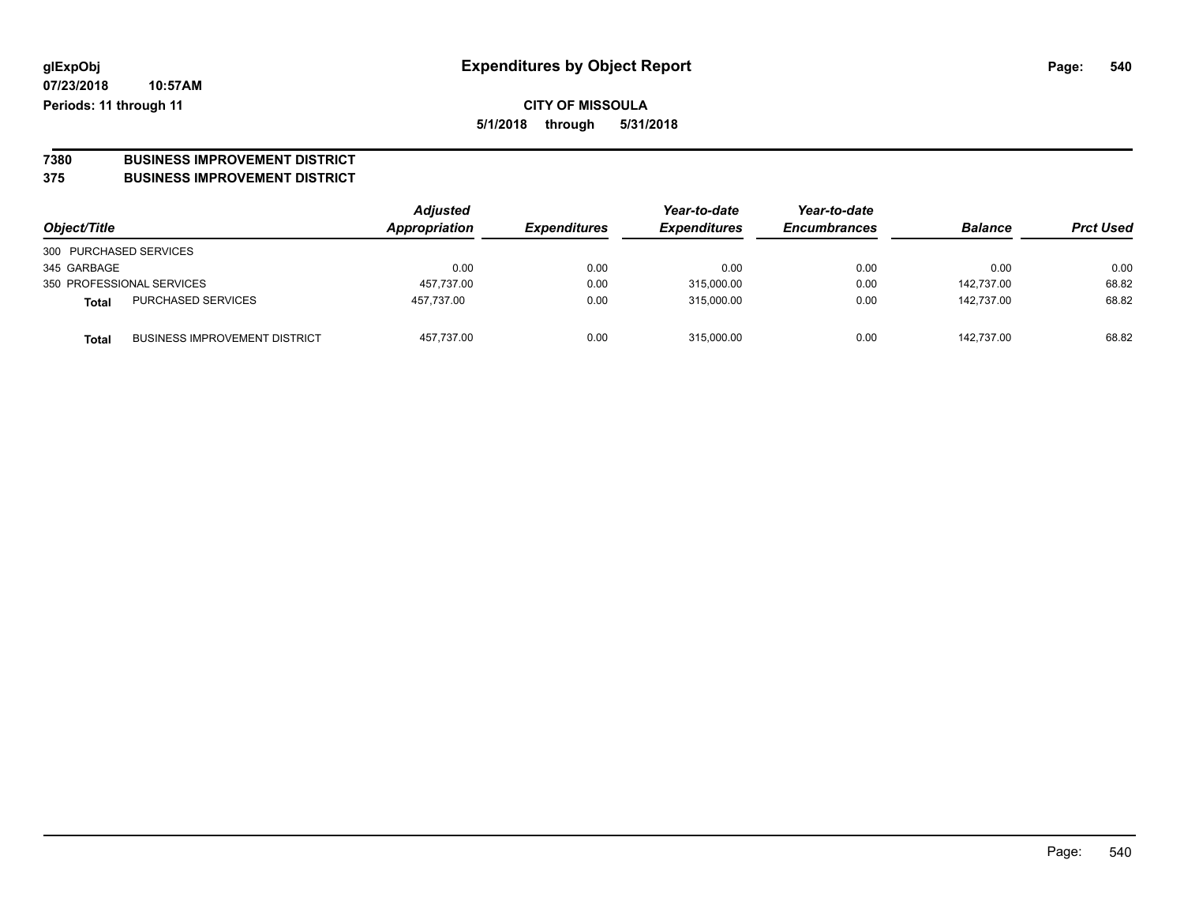**glExpObj** **Expenditures by Object Report**

**07/23/2018 10:57AM**

**Periods: 11 through 11**

**CITY OF MISSOULA**

**5/1/2018 through 5/31/2018**

**7380 BUSINESS IMPROVEMENT DISTRICT**

**375 BUSINESS IMPROVEMENT DISTRICT**

| Object/Title | | Adjusted Appropriation | Expenditures | Year-to-date Expenditures | Year-to-date Encumbrances | Balance | Prct Used |
|---|---|---|---|---|---|---|---|
| 300 PURCHASED SERVICES | | | | | | | |
| 345 GARBAGE | | 0.00 | 0.00 | 0.00 | 0.00 | 0.00 | 0.00 |
| 350 PROFESSIONAL SERVICES | | 457,737.00 | 0.00 | 315,000.00 | 0.00 | 142,737.00 | 68.82 |
| **Total** | PURCHASED SERVICES | 457,737.00 | 0.00 | 315,000.00 | 0.00 | 142,737.00 | 68.82 |
| **Total** | BUSINESS IMPROVEMENT DISTRICT | 457,737.00 | 0.00 | 315,000.00 | 0.00 | 142,737.00 | 68.82 |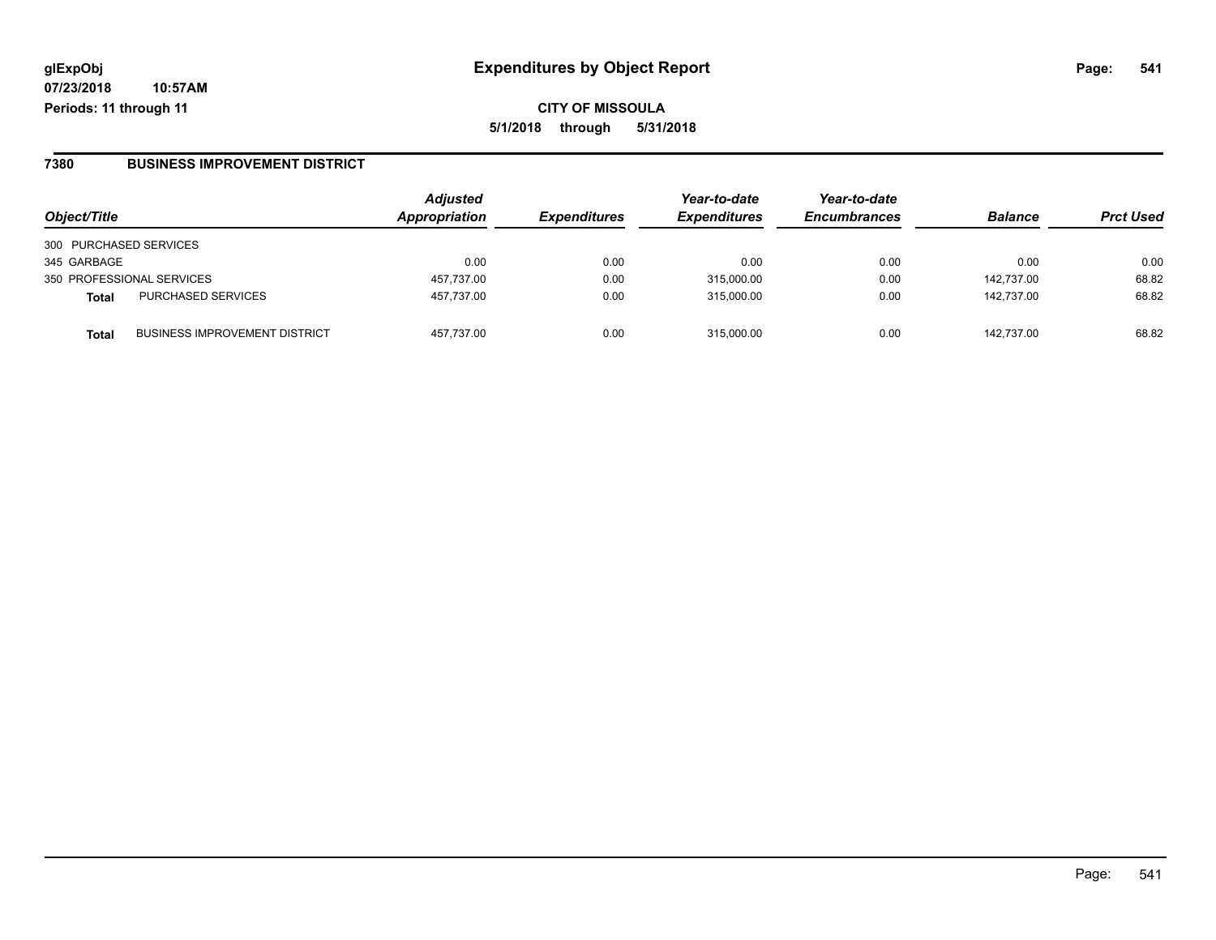# Expenditures by Object Report

glExpObj
07/23/2018 10:57AM
Periods: 11 through 11

**CITY OF MISSOULA**
**5/1/2018 through 5/31/2018**

## 7380 BUSINESS IMPROVEMENT DISTRICT

| Object/Title | | Adjusted Appropriation | Expenditures | Year-to-date Expenditures | Year-to-date Encumbrances | Balance | Prct Used |
|---|---|---|---|---|---|---|---|
| 300 PURCHASED SERVICES | | | | | | | |
| 345 GARBAGE | | 0.00 | 0.00 | 0.00 | 0.00 | 0.00 | 0.00 |
| 350 PROFESSIONAL SERVICES | | 457,737.00 | 0.00 | 315,000.00 | 0.00 | 142,737.00 | 68.82 |
| **Total** | PURCHASED SERVICES | 457,737.00 | 0.00 | 315,000.00 | 0.00 | 142,737.00 | 68.82 |
| **Total** | BUSINESS IMPROVEMENT DISTRICT | 457,737.00 | 0.00 | 315,000.00 | 0.00 | 142,737.00 | 68.82 |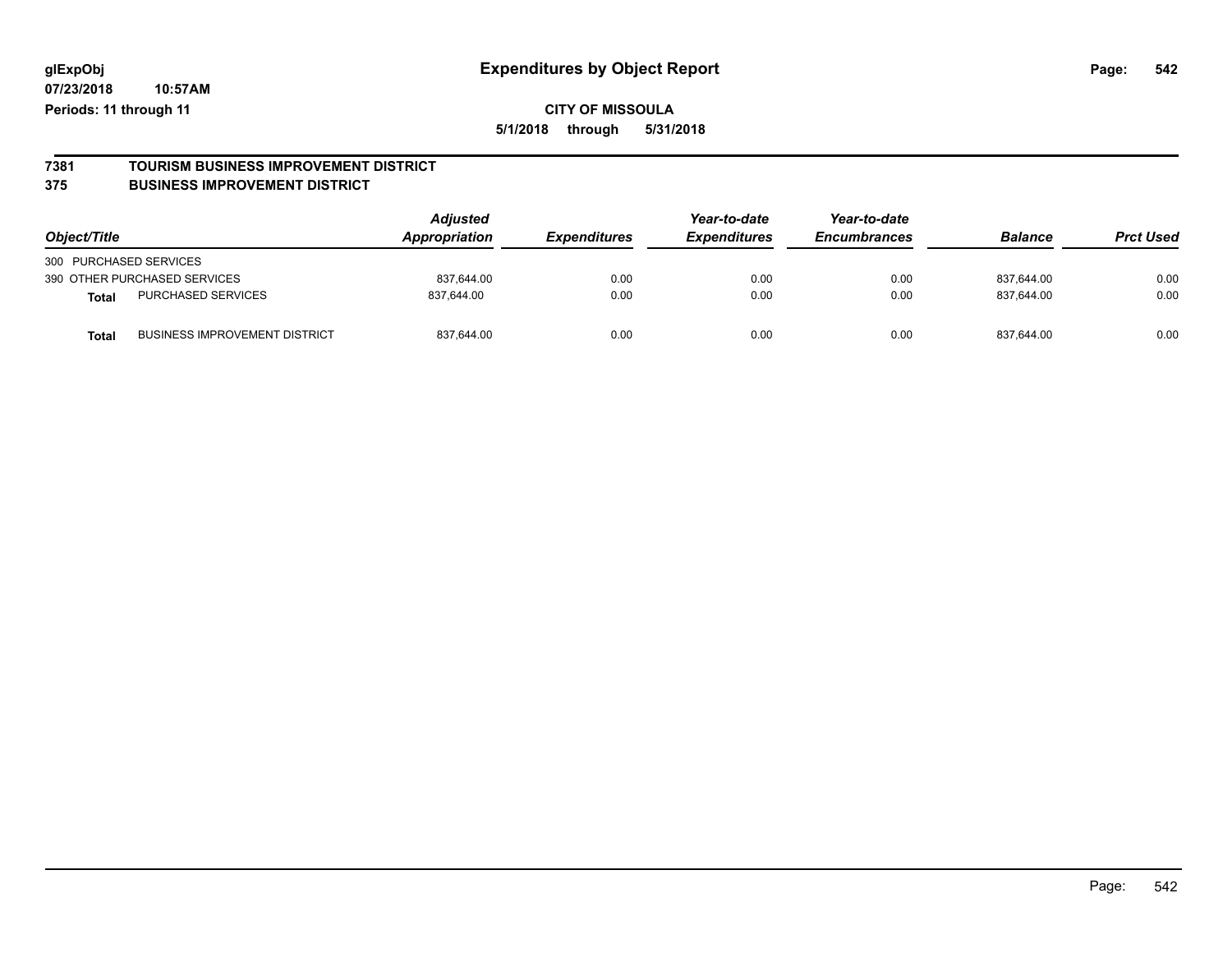# Expenditures by Object Report

glExpObj
07/23/2018 10:57AM
Periods: 11 through 11

**CITY OF MISSOULA**
**5/1/2018 through 5/31/2018**

## 7381 TOURISM BUSINESS IMPROVEMENT DISTRICT
## 375 BUSINESS IMPROVEMENT DISTRICT

| Object/Title | | *Adjusted Appropriation* | *Expenditures* | *Year-to-date Expenditures* | *Year-to-date Encumbrances* | *Balance* | *Prct Used* |
|---|---|---|---|---|---|---|---|
| 300 PURCHASED SERVICES | | | | | | | |
| 390 OTHER PURCHASED SERVICES | | 837,644.00 | 0.00 | 0.00 | 0.00 | 837,644.00 | 0.00 |
| **Total** | PURCHASED SERVICES | 837,644.00 | 0.00 | 0.00 | 0.00 | 837,644.00 | 0.00 |
| **Total** | BUSINESS IMPROVEMENT DISTRICT | 837,644.00 | 0.00 | 0.00 | 0.00 | 837,644.00 | 0.00 |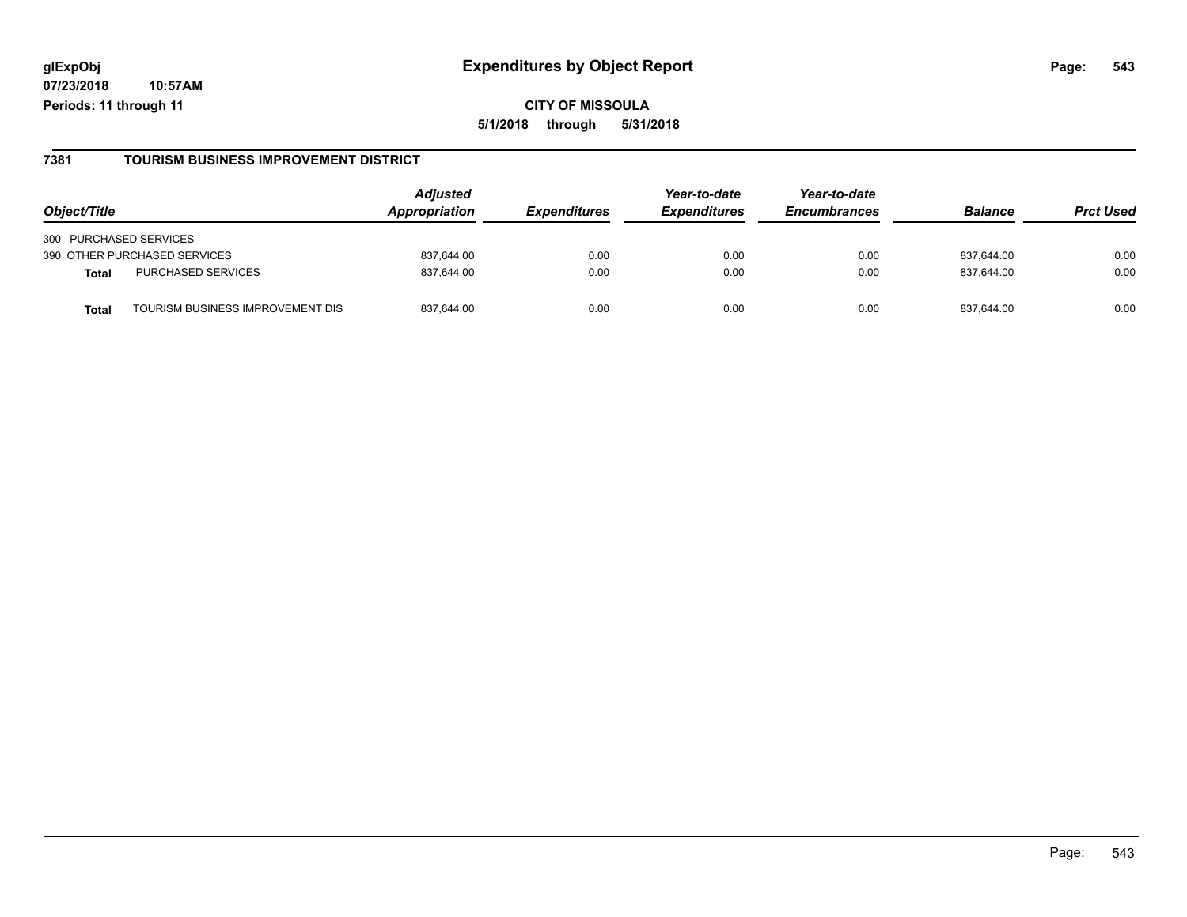glExpObj
07/23/2018 10:57AM
Periods: 11 through 11

# Expenditures by Object Report

**CITY OF MISSOULA**

**5/1/2018 through 5/31/2018**

## 7381 TOURISM BUSINESS IMPROVEMENT DISTRICT

| Object/Title | | Adjusted Appropriation | Expenditures | Year-to-date Expenditures | Year-to-date Encumbrances | Balance | Prct Used |
|---|---|---|---|---|---|---|---|
| 300 PURCHASED SERVICES | | | | | | | |
| 390 OTHER PURCHASED SERVICES | | 837,644.00 | 0.00 | 0.00 | 0.00 | 837,644.00 | 0.00 |
| **Total** | PURCHASED SERVICES | 837,644.00 | 0.00 | 0.00 | 0.00 | 837,644.00 | 0.00 |
| **Total** | TOURISM BUSINESS IMPROVEMENT DIS | 837,644.00 | 0.00 | 0.00 | 0.00 | 837,644.00 | 0.00 |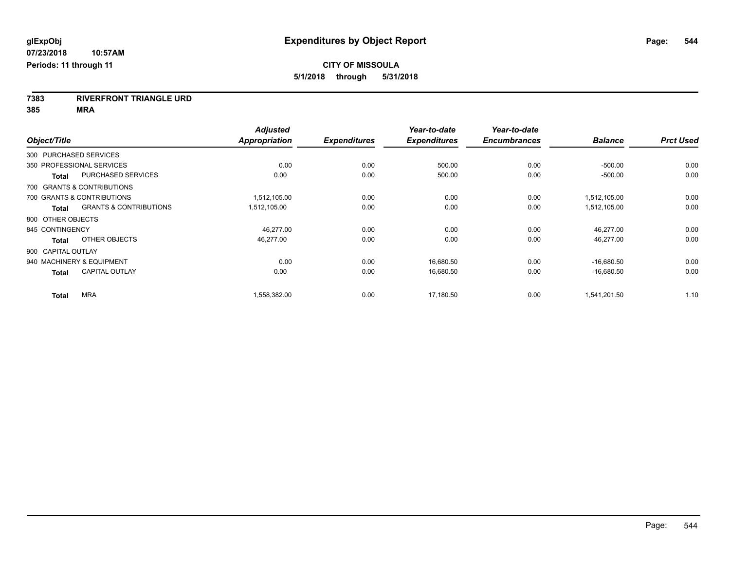# Expenditures by Object Report

glExpObj
07/23/2018 10:57AM
Periods: 11 through 11

**CITY OF MISSOULA**
**5/1/2018 through 5/31/2018**

**7383 RIVERFRONT TRIANGLE URD**
**385 MRA**

| Object/Title | | Adjusted Appropriation | Expenditures | Year-to-date Expenditures | Year-to-date Encumbrances | Balance | Prct Used |
|---|---|---|---|---|---|---|---|
| 300 PURCHASED SERVICES | | | | | | | |
| 350 PROFESSIONAL SERVICES | | 0.00 | 0.00 | 500.00 | 0.00 | -500.00 | 0.00 |
| **Total** | PURCHASED SERVICES | 0.00 | 0.00 | 500.00 | 0.00 | -500.00 | 0.00 |
| 700 GRANTS & CONTRIBUTIONS | | | | | | | |
| 700 GRANTS & CONTRIBUTIONS | | 1,512,105.00 | 0.00 | 0.00 | 0.00 | 1,512,105.00 | 0.00 |
| **Total** | GRANTS & CONTRIBUTIONS | 1,512,105.00 | 0.00 | 0.00 | 0.00 | 1,512,105.00 | 0.00 |
| 800 OTHER OBJECTS | | | | | | | |
| 845 CONTINGENCY | | 46,277.00 | 0.00 | 0.00 | 0.00 | 46,277.00 | 0.00 |
| **Total** | OTHER OBJECTS | 46,277.00 | 0.00 | 0.00 | 0.00 | 46,277.00 | 0.00 |
| 900 CAPITAL OUTLAY | | | | | | | |
| 940 MACHINERY & EQUIPMENT | | 0.00 | 0.00 | 16,680.50 | 0.00 | -16,680.50 | 0.00 |
| **Total** | CAPITAL OUTLAY | 0.00 | 0.00 | 16,680.50 | 0.00 | -16,680.50 | 0.00 |
| **Total** | MRA | 1,558,382.00 | 0.00 | 17,180.50 | 0.00 | 1,541,201.50 | 1.10 |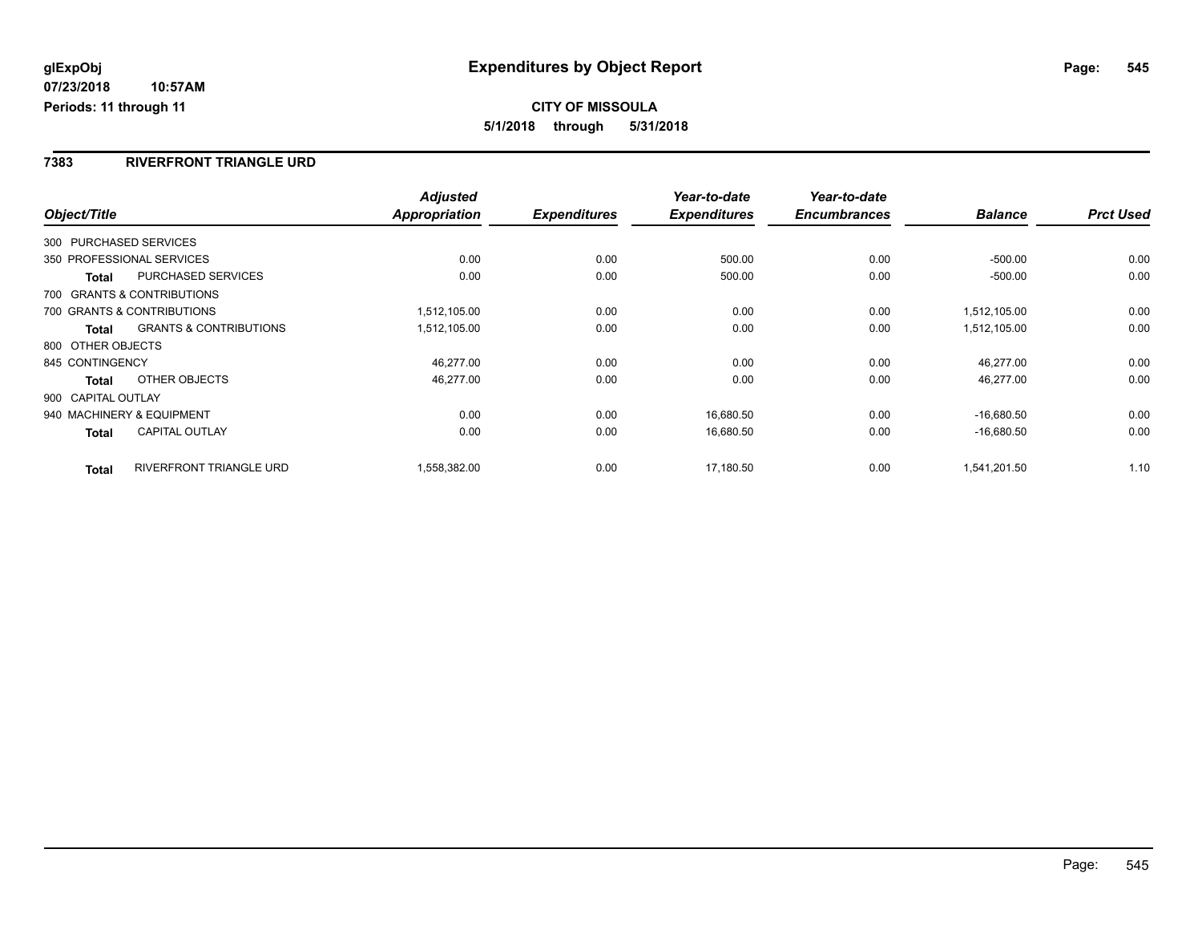**glExpObj**
**07/23/2018 10:57AM**
**Periods: 11 through 11**

# Expenditures by Object Report

**CITY OF MISSOULA**
**5/1/2018 through 5/31/2018**

## 7383 RIVERFRONT TRIANGLE URD

| Object/Title | | Adjusted Appropriation | Expenditures | Year-to-date Expenditures | Year-to-date Encumbrances | Balance | Prct Used |
|---|---|---|---|---|---|---|---|
| 300 PURCHASED SERVICES | | | | | | | |
| 350 PROFESSIONAL SERVICES | | 0.00 | 0.00 | 500.00 | 0.00 | -500.00 | 0.00 |
| **Total** | PURCHASED SERVICES | 0.00 | 0.00 | 500.00 | 0.00 | -500.00 | 0.00 |
| 700 GRANTS & CONTRIBUTIONS | | | | | | | |
| 700 GRANTS & CONTRIBUTIONS | | 1,512,105.00 | 0.00 | 0.00 | 0.00 | 1,512,105.00 | 0.00 |
| **Total** | GRANTS & CONTRIBUTIONS | 1,512,105.00 | 0.00 | 0.00 | 0.00 | 1,512,105.00 | 0.00 |
| 800 OTHER OBJECTS | | | | | | | |
| 845 CONTINGENCY | | 46,277.00 | 0.00 | 0.00 | 0.00 | 46,277.00 | 0.00 |
| **Total** | OTHER OBJECTS | 46,277.00 | 0.00 | 0.00 | 0.00 | 46,277.00 | 0.00 |
| 900 CAPITAL OUTLAY | | | | | | | |
| 940 MACHINERY & EQUIPMENT | | 0.00 | 0.00 | 16,680.50 | 0.00 | -16,680.50 | 0.00 |
| **Total** | CAPITAL OUTLAY | 0.00 | 0.00 | 16,680.50 | 0.00 | -16,680.50 | 0.00 |
| **Total** | RIVERFRONT TRIANGLE URD | 1,558,382.00 | 0.00 | 17,180.50 | 0.00 | 1,541,201.50 | 1.10 |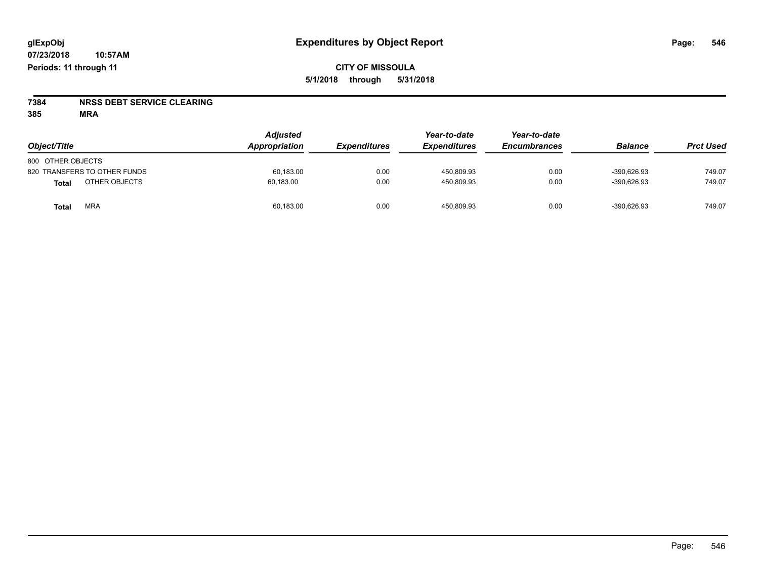# Expenditures by Object Report

glExpObj
07/23/2018 10:57AM
Periods: 11 through 11

**CITY OF MISSOULA**
**5/1/2018 through 5/31/2018**

**7384 NRSS DEBT SERVICE CLEARING**
**385 MRA**

| Object/Title | Adjusted Appropriation | Expenditures | Year-to-date Expenditures | Year-to-date Encumbrances | Balance | Prct Used |
|---|---|---|---|---|---|---|
| 800 OTHER OBJECTS | | | | | | |
| 820 TRANSFERS TO OTHER FUNDS | 60,183.00 | 0.00 | 450,809.93 | 0.00 | -390,626.93 | 749.07 |
| **Total** OTHER OBJECTS | 60,183.00 | 0.00 | 450,809.93 | 0.00 | -390,626.93 | 749.07 |
| **Total** MRA | 60,183.00 | 0.00 | 450,809.93 | 0.00 | -390,626.93 | 749.07 |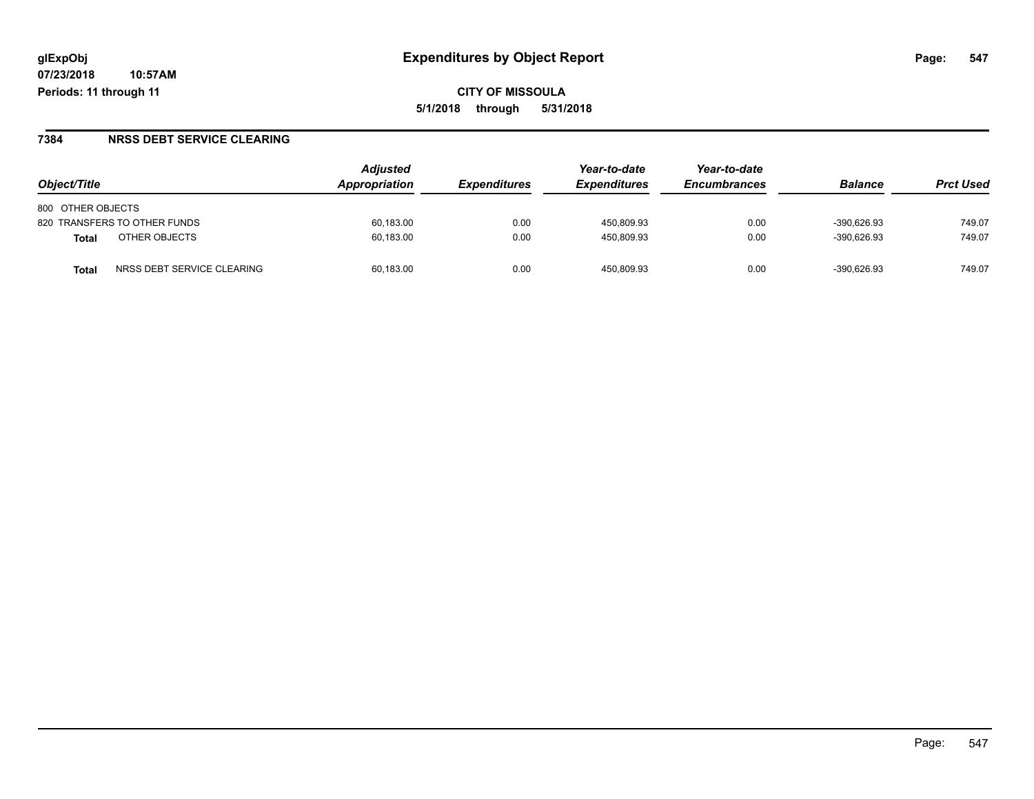**glExpObj** **Expenditures by Object Report**

**07/23/2018 10:57AM**

**Periods: 11 through 11**

**CITY OF MISSOULA**

**5/1/2018 through 5/31/2018**

## 7384 NRSS DEBT SERVICE CLEARING

| Object/Title | Adjusted Appropriation | Expenditures | Year-to-date Expenditures | Year-to-date Encumbrances | Balance | Prct Used |
|---|---|---|---|---|---|---|
| 800 OTHER OBJECTS | | | | | | |
| 820 TRANSFERS TO OTHER FUNDS | 60,183.00 | 0.00 | 450,809.93 | 0.00 | -390,626.93 | 749.07 |
| **Total** OTHER OBJECTS | 60,183.00 | 0.00 | 450,809.93 | 0.00 | -390,626.93 | 749.07 |
| **Total** NRSS DEBT SERVICE CLEARING | 60,183.00 | 0.00 | 450,809.93 | 0.00 | -390,626.93 | 749.07 |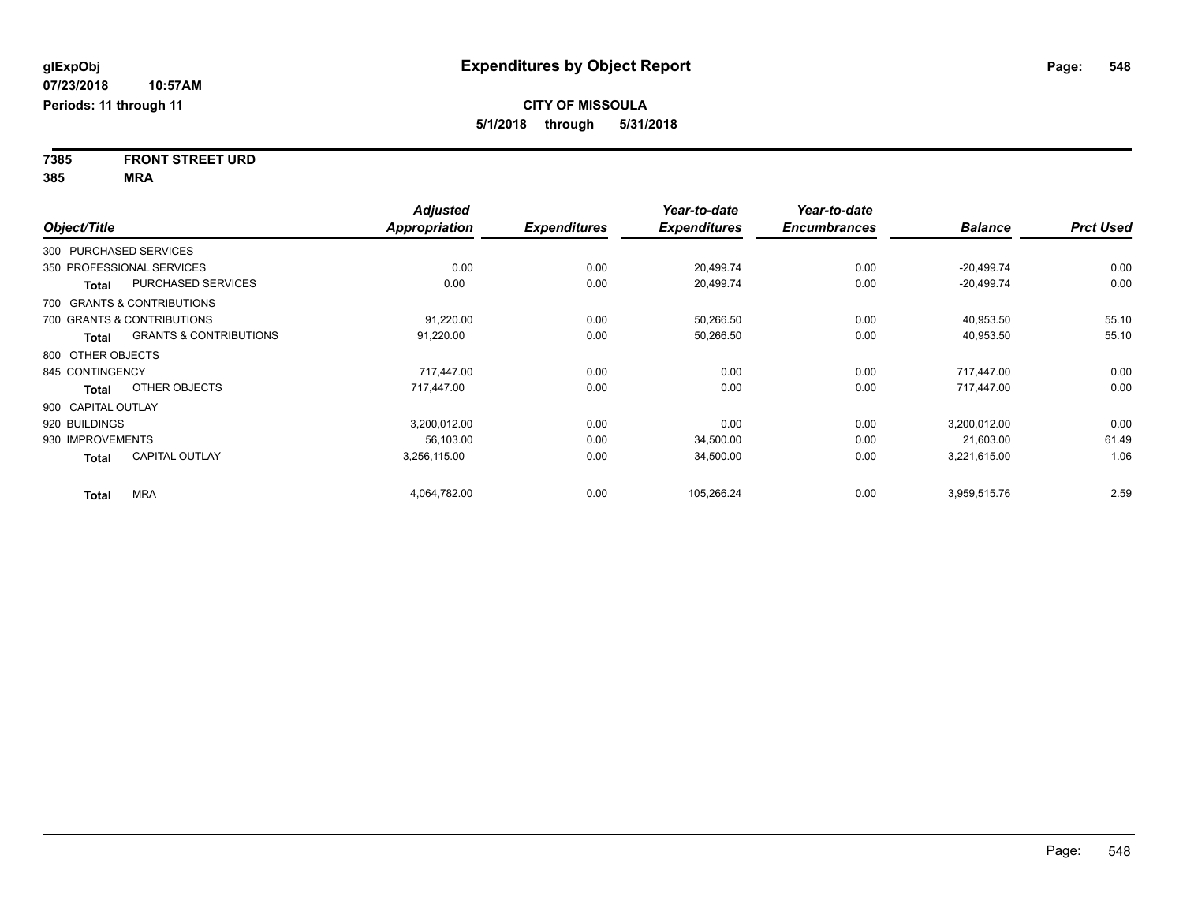**glExpObj**
**07/23/2018 10:57AM**
**Periods: 11 through 11**

# Expenditures by Object Report

**CITY OF MISSOULA**
**5/1/2018 through 5/31/2018**

**7385 FRONT STREET URD**
**385 MRA**

| Object/Title | | Adjusted Appropriation | Expenditures | Year-to-date Expenditures | Year-to-date Encumbrances | Balance | Prct Used |
|---|---|---|---|---|---|---|---|
| 300 PURCHASED SERVICES | | | | | | | |
| 350 PROFESSIONAL SERVICES | | 0.00 | 0.00 | 20,499.74 | 0.00 | -20,499.74 | 0.00 |
| **Total** | PURCHASED SERVICES | 0.00 | 0.00 | 20,499.74 | 0.00 | -20,499.74 | 0.00 |
| 700 GRANTS & CONTRIBUTIONS | | | | | | | |
| 700 GRANTS & CONTRIBUTIONS | | 91,220.00 | 0.00 | 50,266.50 | 0.00 | 40,953.50 | 55.10 |
| **Total** | GRANTS & CONTRIBUTIONS | 91,220.00 | 0.00 | 50,266.50 | 0.00 | 40,953.50 | 55.10 |
| 800 OTHER OBJECTS | | | | | | | |
| 845 CONTINGENCY | | 717,447.00 | 0.00 | 0.00 | 0.00 | 717,447.00 | 0.00 |
| **Total** | OTHER OBJECTS | 717,447.00 | 0.00 | 0.00 | 0.00 | 717,447.00 | 0.00 |
| 900 CAPITAL OUTLAY | | | | | | | |
| 920 BUILDINGS | | 3,200,012.00 | 0.00 | 0.00 | 0.00 | 3,200,012.00 | 0.00 |
| 930 IMPROVEMENTS | | 56,103.00 | 0.00 | 34,500.00 | 0.00 | 21,603.00 | 61.49 |
| **Total** | CAPITAL OUTLAY | 3,256,115.00 | 0.00 | 34,500.00 | 0.00 | 3,221,615.00 | 1.06 |
| **Total** | MRA | 4,064,782.00 | 0.00 | 105,266.24 | 0.00 | 3,959,515.76 | 2.59 |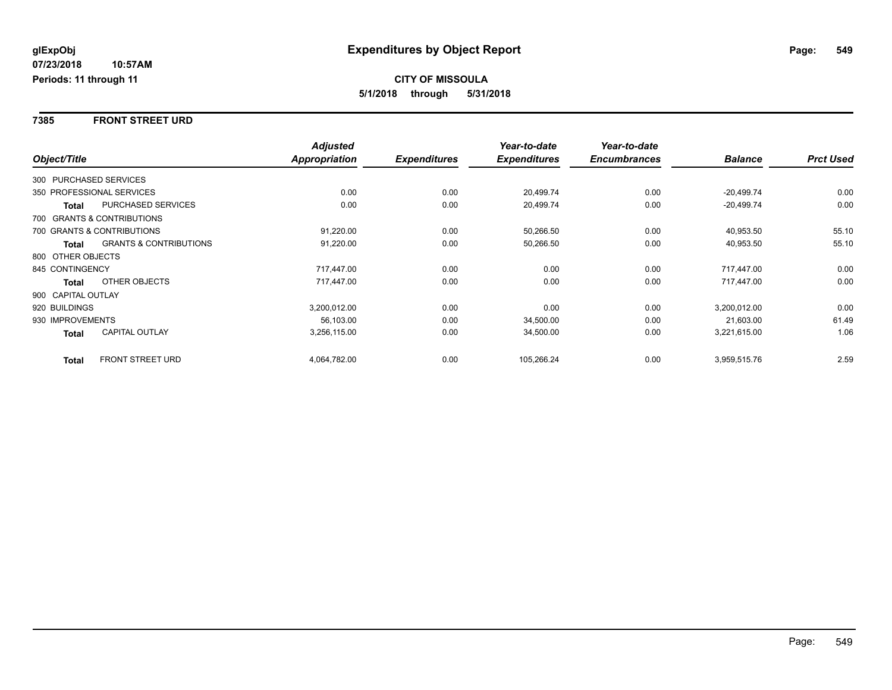# Expenditures by Object Report

glExpObj
07/23/2018 10:57AM
Periods: 11 through 11

**CITY OF MISSOULA**
**5/1/2018 through 5/31/2018**

## 7385 FRONT STREET URD

| Object/Title | | Adjusted Appropriation | Expenditures | Year-to-date Expenditures | Year-to-date Encumbrances | Balance | Prct Used |
|---|---|---|---|---|---|---|---|
| 300 PURCHASED SERVICES | | | | | | | |
| 350 PROFESSIONAL SERVICES | | 0.00 | 0.00 | 20,499.74 | 0.00 | -20,499.74 | 0.00 |
| **Total** | PURCHASED SERVICES | 0.00 | 0.00 | 20,499.74 | 0.00 | -20,499.74 | 0.00 |
| 700 GRANTS & CONTRIBUTIONS | | | | | | | |
| 700 GRANTS & CONTRIBUTIONS | | 91,220.00 | 0.00 | 50,266.50 | 0.00 | 40,953.50 | 55.10 |
| **Total** | GRANTS & CONTRIBUTIONS | 91,220.00 | 0.00 | 50,266.50 | 0.00 | 40,953.50 | 55.10 |
| 800 OTHER OBJECTS | | | | | | | |
| 845 CONTINGENCY | | 717,447.00 | 0.00 | 0.00 | 0.00 | 717,447.00 | 0.00 |
| **Total** | OTHER OBJECTS | 717,447.00 | 0.00 | 0.00 | 0.00 | 717,447.00 | 0.00 |
| 900 CAPITAL OUTLAY | | | | | | | |
| 920 BUILDINGS | | 3,200,012.00 | 0.00 | 0.00 | 0.00 | 3,200,012.00 | 0.00 |
| 930 IMPROVEMENTS | | 56,103.00 | 0.00 | 34,500.00 | 0.00 | 21,603.00 | 61.49 |
| **Total** | CAPITAL OUTLAY | 3,256,115.00 | 0.00 | 34,500.00 | 0.00 | 3,221,615.00 | 1.06 |
| **Total** | FRONT STREET URD | 4,064,782.00 | 0.00 | 105,266.24 | 0.00 | 3,959,515.76 | 2.59 |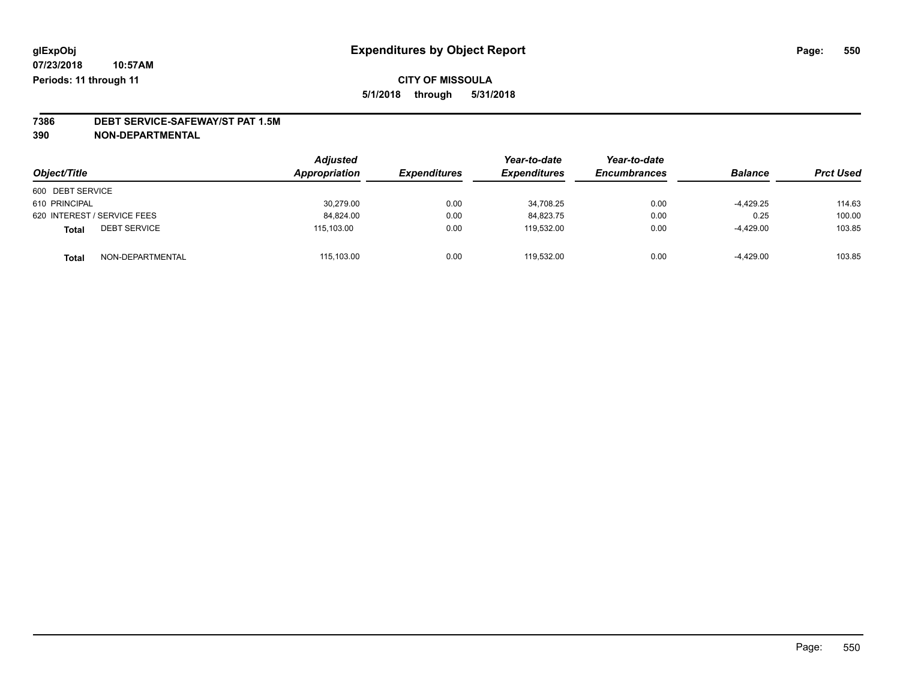# Expenditures by Object Report

**CITY OF MISSOULA**

**5/1/2018 through 5/31/2018**

glExpObj
07/23/2018 10:57AM
Periods: 11 through 11

## 7386 DEBT SERVICE-SAFEWAY/ST PAT 1.5M

## 390 NON-DEPARTMENTAL

| Object/Title | Adjusted Appropriation | Expenditures | Year-to-date Expenditures | Year-to-date Encumbrances | Balance | Prct Used |
|---|---|---|---|---|---|---|
| 600 DEBT SERVICE | | | | | | |
| 610 PRINCIPAL | 30,279.00 | 0.00 | 34,708.25 | 0.00 | -4,429.25 | 114.63 |
| 620 INTEREST / SERVICE FEES | 84,824.00 | 0.00 | 84,823.75 | 0.00 | 0.25 | 100.00 |
| **Total** DEBT SERVICE | 115,103.00 | 0.00 | 119,532.00 | 0.00 | -4,429.00 | 103.85 |
| **Total** NON-DEPARTMENTAL | 115,103.00 | 0.00 | 119,532.00 | 0.00 | -4,429.00 | 103.85 |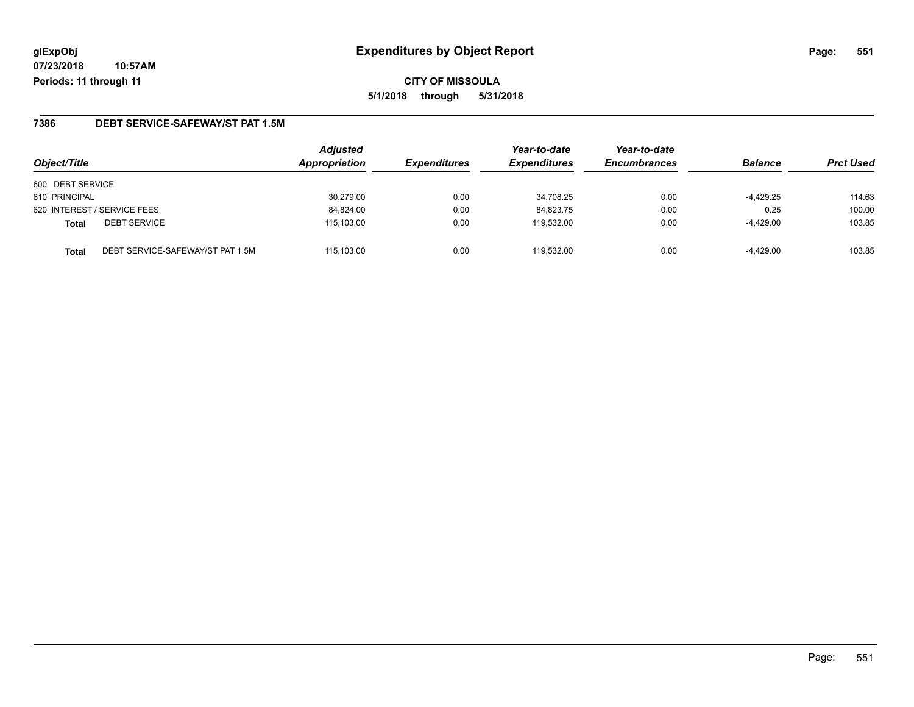glExpObj
07/23/2018 10:57AM
Periods: 11 through 11

# Expenditures by Object Report

**CITY OF MISSOULA**

**5/1/2018 through 5/31/2018**

## 7386 DEBT SERVICE-SAFEWAY/ST PAT 1.5M

| Object/Title | | Adjusted Appropriation | Expenditures | Year-to-date Expenditures | Year-to-date Encumbrances | Balance | Prct Used |
|---|---|---|---|---|---|---|---|
| 600 DEBT SERVICE | | | | | | | |
| 610 PRINCIPAL | | 30,279.00 | 0.00 | 34,708.25 | 0.00 | -4,429.25 | 114.63 |
| 620 INTEREST / SERVICE FEES | | 84,824.00 | 0.00 | 84,823.75 | 0.00 | 0.25 | 100.00 |
| **Total** | DEBT SERVICE | 115,103.00 | 0.00 | 119,532.00 | 0.00 | -4,429.00 | 103.85 |
| **Total** | DEBT SERVICE-SAFEWAY/ST PAT 1.5M | 115,103.00 | 0.00 | 119,532.00 | 0.00 | -4,429.00 | 103.85 |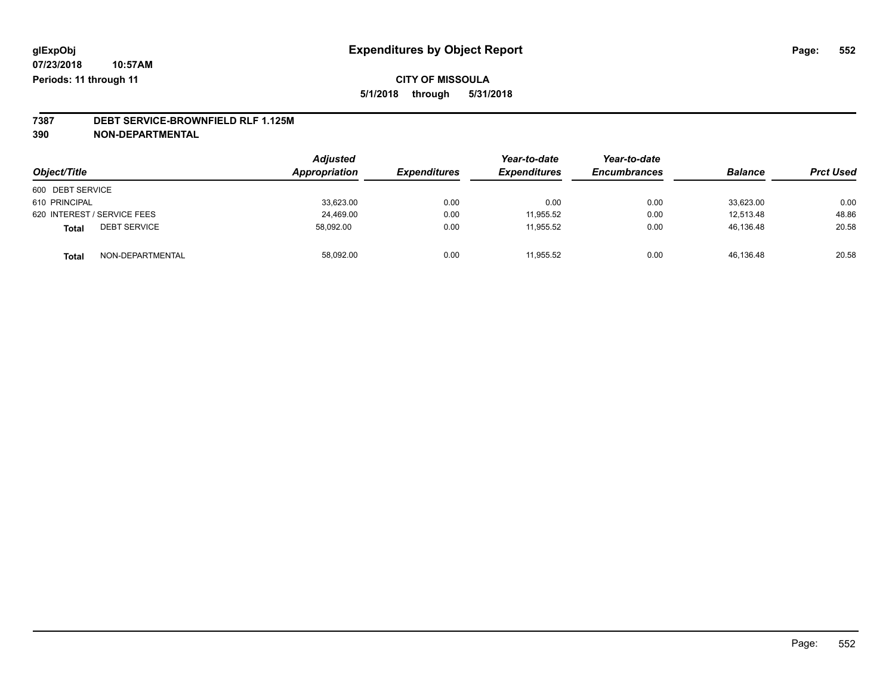glExpObj
07/23/2018 10:57AM
Periods: 11 through 11

# Expenditures by Object Report

**CITY OF MISSOULA**
**5/1/2018 through 5/31/2018**

**7387 DEBT SERVICE-BROWNFIELD RLF 1.125M**
**390 NON-DEPARTMENTAL**

| Object/Title | | Adjusted Appropriation | Expenditures | Year-to-date Expenditures | Year-to-date Encumbrances | Balance | Prct Used |
|---|---|---|---|---|---|---|---|
| 600 DEBT SERVICE | | | | | | | |
| 610 PRINCIPAL | | 33,623.00 | 0.00 | 0.00 | 0.00 | 33,623.00 | 0.00 |
| 620 INTEREST / SERVICE FEES | | 24,469.00 | 0.00 | 11,955.52 | 0.00 | 12,513.48 | 48.86 |
| **Total** | DEBT SERVICE | 58,092.00 | 0.00 | 11,955.52 | 0.00 | 46,136.48 | 20.58 |
| **Total** | NON-DEPARTMENTAL | 58,092.00 | 0.00 | 11,955.52 | 0.00 | 46,136.48 | 20.58 |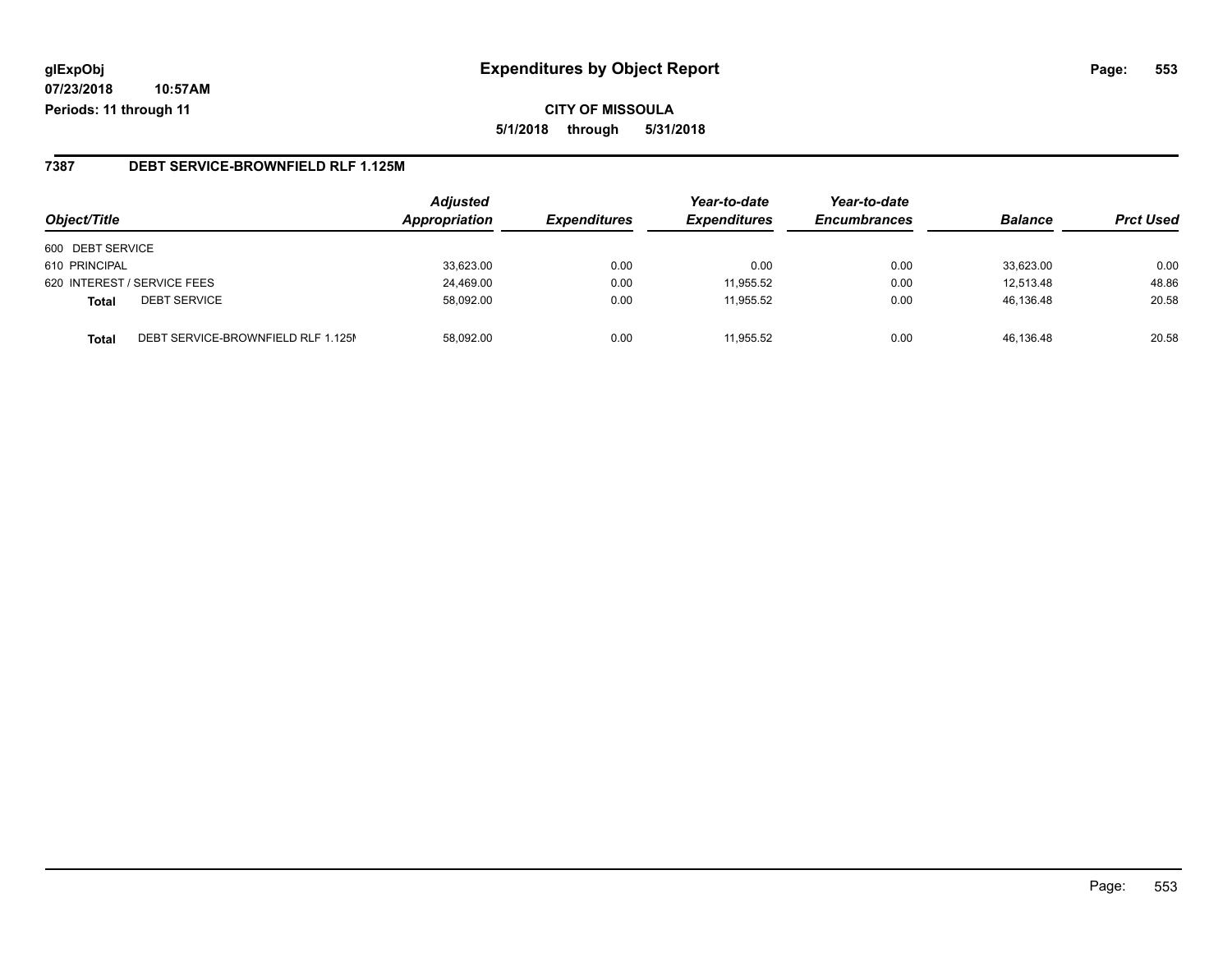**glExpObj**
**07/23/2018 10:57AM**
**Periods: 11 through 11**

# Expenditures by Object Report

**CITY OF MISSOULA**
**5/1/2018 through 5/31/2018**

## 7387 DEBT SERVICE-BROWNFIELD RLF 1.125M

| Object/Title | | Adjusted Appropriation | Expenditures | Year-to-date Expenditures | Year-to-date Encumbrances | Balance | Prct Used |
|---|---|---|---|---|---|---|---|
| 600 DEBT SERVICE | | | | | | | |
| 610 PRINCIPAL | | 33,623.00 | 0.00 | 0.00 | 0.00 | 33,623.00 | 0.00 |
| 620 INTEREST / SERVICE FEES | | 24,469.00 | 0.00 | 11,955.52 | 0.00 | 12,513.48 | 48.86 |
| **Total** | DEBT SERVICE | 58,092.00 | 0.00 | 11,955.52 | 0.00 | 46,136.48 | 20.58 |
| **Total** | DEBT SERVICE-BROWNFIELD RLF 1.125M | 58,092.00 | 0.00 | 11,955.52 | 0.00 | 46,136.48 | 20.58 |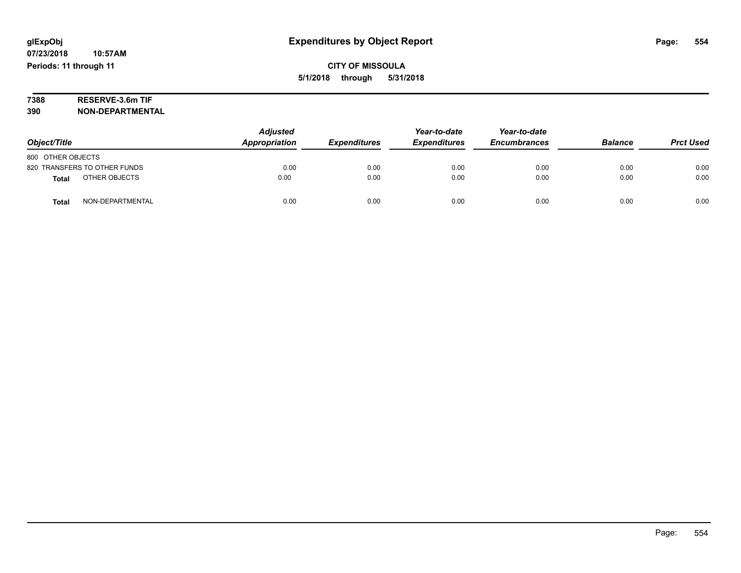**glExpObj**
**07/23/2018 10:57AM**
**Periods: 11 through 11**

# Expenditures by Object Report

**CITY OF MISSOULA**
**5/1/2018 through 5/31/2018**

**7388 RESERVE-3.6m TIF**
**390 NON-DEPARTMENTAL**

| Object/Title | Adjusted Appropriation | Expenditures | Year-to-date Expenditures | Year-to-date Encumbrances | Balance | Prct Used |
|---|---|---|---|---|---|---|
| 800 OTHER OBJECTS | | | | | | |
| 820 TRANSFERS TO OTHER FUNDS | 0.00 | 0.00 | 0.00 | 0.00 | 0.00 | 0.00 |
| **Total** OTHER OBJECTS | 0.00 | 0.00 | 0.00 | 0.00 | 0.00 | 0.00 |
| **Total** NON-DEPARTMENTAL | 0.00 | 0.00 | 0.00 | 0.00 | 0.00 | 0.00 |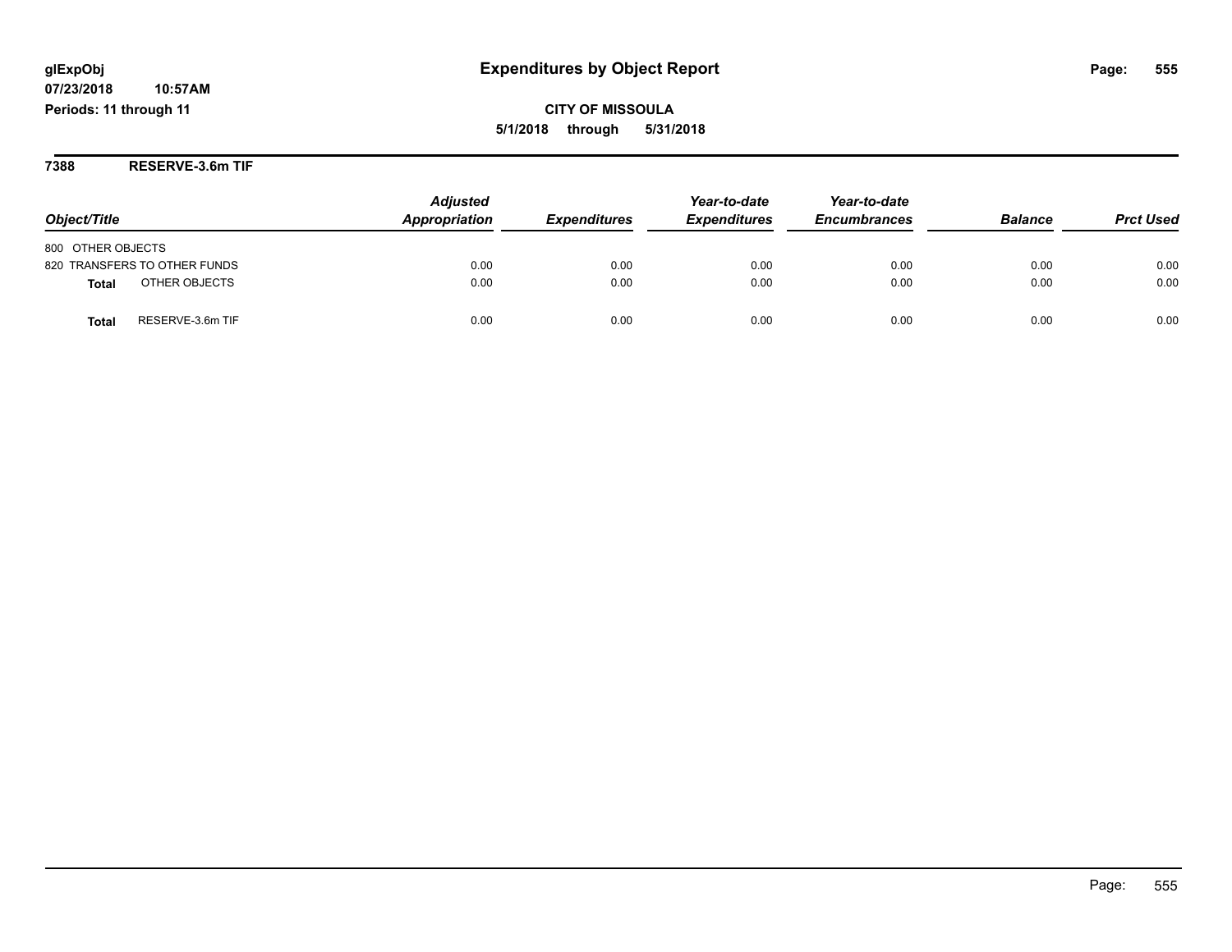# Expenditures by Object Report

glExpObj
07/23/2018 10:57AM
Periods: 11 through 11

**CITY OF MISSOULA**
**5/1/2018 through 5/31/2018**

## 7388 RESERVE-3.6m TIF

| Object/Title | Adjusted Appropriation | Expenditures | Year-to-date Expenditures | Year-to-date Encumbrances | Balance | Prct Used |
|---|---|---|---|---|---|---|
| 800 OTHER OBJECTS | | | | | | |
| 820 TRANSFERS TO OTHER FUNDS | 0.00 | 0.00 | 0.00 | 0.00 | 0.00 | 0.00 |
| **Total** OTHER OBJECTS | 0.00 | 0.00 | 0.00 | 0.00 | 0.00 | 0.00 |
| **Total** RESERVE-3.6m TIF | 0.00 | 0.00 | 0.00 | 0.00 | 0.00 | 0.00 |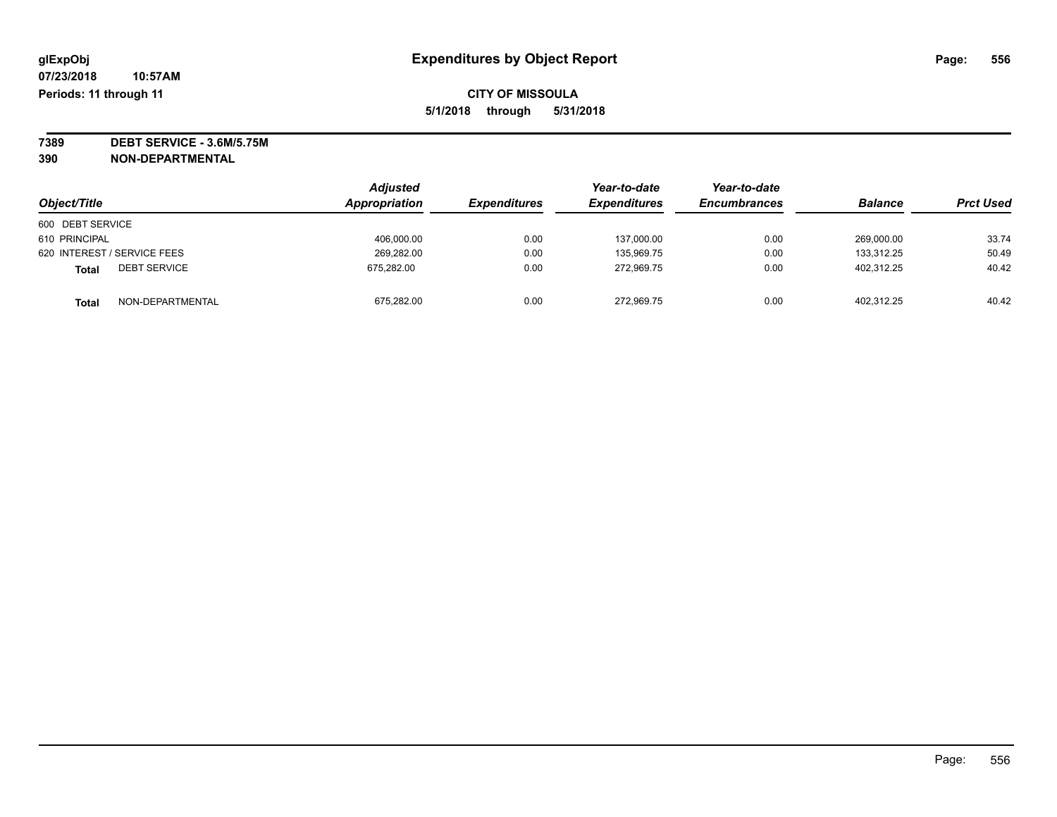**CITY OF MISSOULA**

**5/1/2018 through 5/31/2018**

**Expenditures by Object Report**

glExpObj
07/23/2018 10:57AM
Periods: 11 through 11

**7389 DEBT SERVICE - 3.6M/5.75M**
**390 NON-DEPARTMENTAL**

| Object/Title | Adjusted Appropriation | Expenditures | Year-to-date Expenditures | Year-to-date Encumbrances | Balance | Prct Used |
|---|---|---|---|---|---|---|
| 600 DEBT SERVICE | | | | | | |
| 610 PRINCIPAL | 406,000.00 | 0.00 | 137,000.00 | 0.00 | 269,000.00 | 33.74 |
| 620 INTEREST / SERVICE FEES | 269,282.00 | 0.00 | 135,969.75 | 0.00 | 133,312.25 | 50.49 |
| **Total** DEBT SERVICE | 675,282.00 | 0.00 | 272,969.75 | 0.00 | 402,312.25 | 40.42 |
| **Total** NON-DEPARTMENTAL | 675,282.00 | 0.00 | 272,969.75 | 0.00 | 402,312.25 | 40.42 |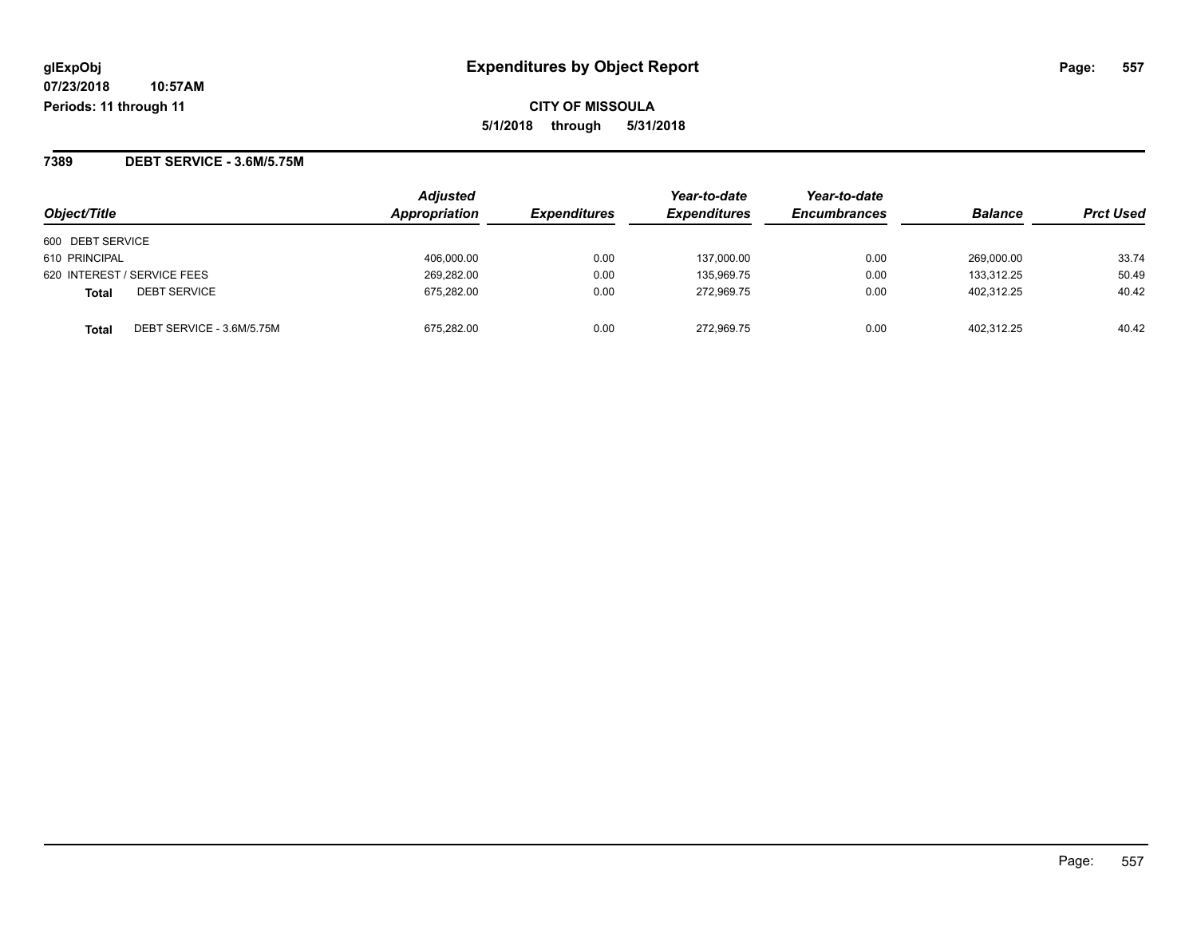# Expenditures by Object Report

glExpObj
07/23/2018 10:57AM
Periods: 11 through 11

**CITY OF MISSOULA**
**5/1/2018 through 5/31/2018**

## 7389 DEBT SERVICE - 3.6M/5.75M

| Object/Title | | Adjusted Appropriation | Expenditures | Year-to-date Expenditures | Year-to-date Encumbrances | Balance | Prct Used |
|---|---|---|---|---|---|---|---|
| 600 DEBT SERVICE | | | | | | | |
| 610 PRINCIPAL | | 406,000.00 | 0.00 | 137,000.00 | 0.00 | 269,000.00 | 33.74 |
| 620 INTEREST / SERVICE FEES | | 269,282.00 | 0.00 | 135,969.75 | 0.00 | 133,312.25 | 50.49 |
| **Total** | DEBT SERVICE | 675,282.00 | 0.00 | 272,969.75 | 0.00 | 402,312.25 | 40.42 |
| **Total** | DEBT SERVICE - 3.6M/5.75M | 675,282.00 | 0.00 | 272,969.75 | 0.00 | 402,312.25 | 40.42 |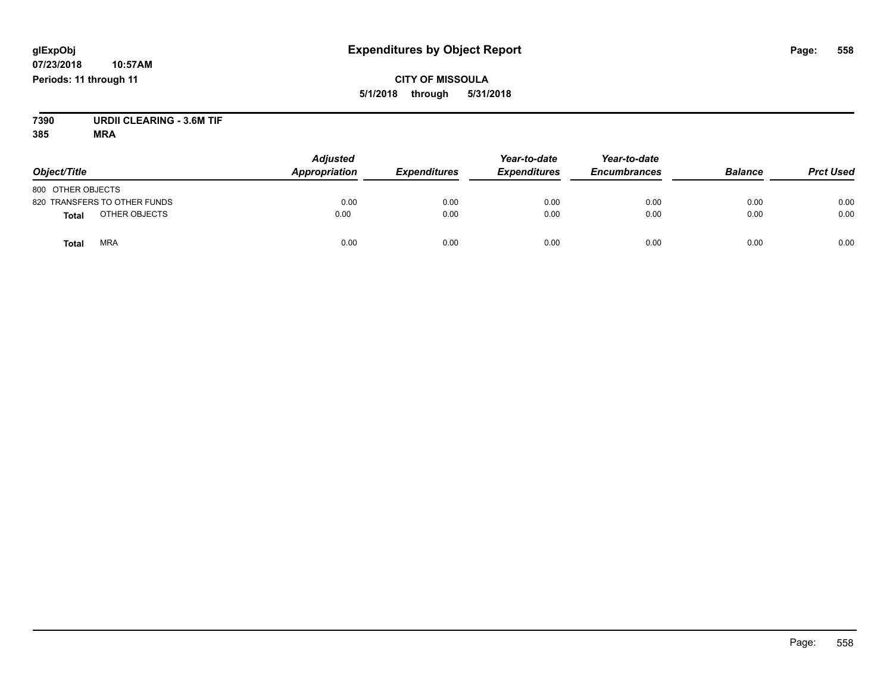# Expenditures by Object Report

**glExpObj**
**07/23/2018 10:57AM**
**Periods: 11 through 11**

**CITY OF MISSOULA**
**5/1/2018 through 5/31/2018**

**7390 URDII CLEARING - 3.6M TIF**
**385 MRA**

| Object/Title | Adjusted Appropriation | Expenditures | Year-to-date Expenditures | Year-to-date Encumbrances | Balance | Prct Used |
|---|---|---|---|---|---|---|
| 800 OTHER OBJECTS | | | | | | |
| 820 TRANSFERS TO OTHER FUNDS | 0.00 | 0.00 | 0.00 | 0.00 | 0.00 | 0.00 |
| **Total** OTHER OBJECTS | 0.00 | 0.00 | 0.00 | 0.00 | 0.00 | 0.00 |
| **Total** MRA | 0.00 | 0.00 | 0.00 | 0.00 | 0.00 | 0.00 |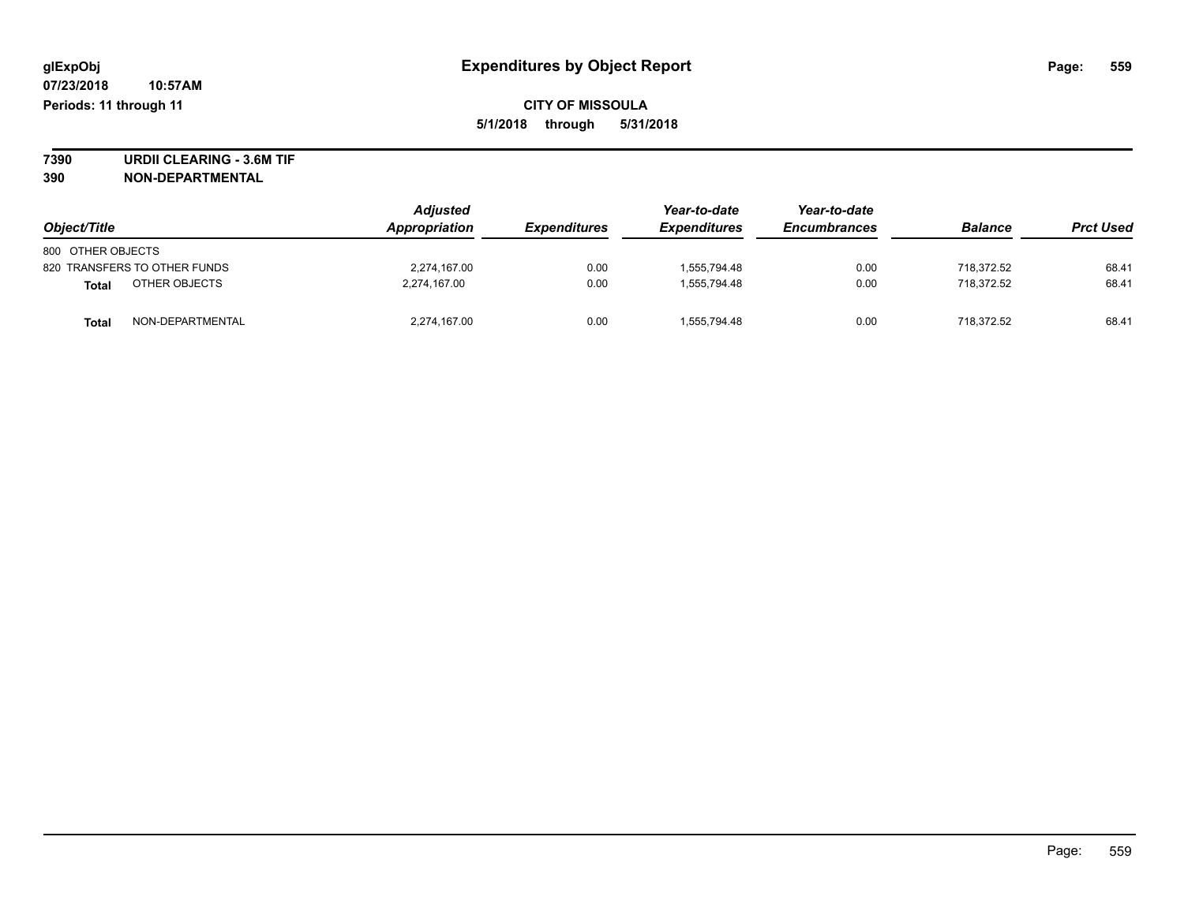# Expenditures by Object Report

glExpObj
07/23/2018 10:57AM
Periods: 11 through 11

**CITY OF MISSOULA**
**5/1/2018 through 5/31/2018**

**7390 URDII CLEARING - 3.6M TIF**
**390 NON-DEPARTMENTAL**

| Object/Title | Adjusted Appropriation | Expenditures | Year-to-date Expenditures | Year-to-date Encumbrances | Balance | Prct Used |
|---|---|---|---|---|---|---|
| 800 OTHER OBJECTS | | | | | | |
| 820 TRANSFERS TO OTHER FUNDS | 2,274,167.00 | 0.00 | 1,555,794.48 | 0.00 | 718,372.52 | 68.41 |
| **Total** OTHER OBJECTS | 2,274,167.00 | 0.00 | 1,555,794.48 | 0.00 | 718,372.52 | 68.41 |
| **Total** NON-DEPARTMENTAL | 2,274,167.00 | 0.00 | 1,555,794.48 | 0.00 | 718,372.52 | 68.41 |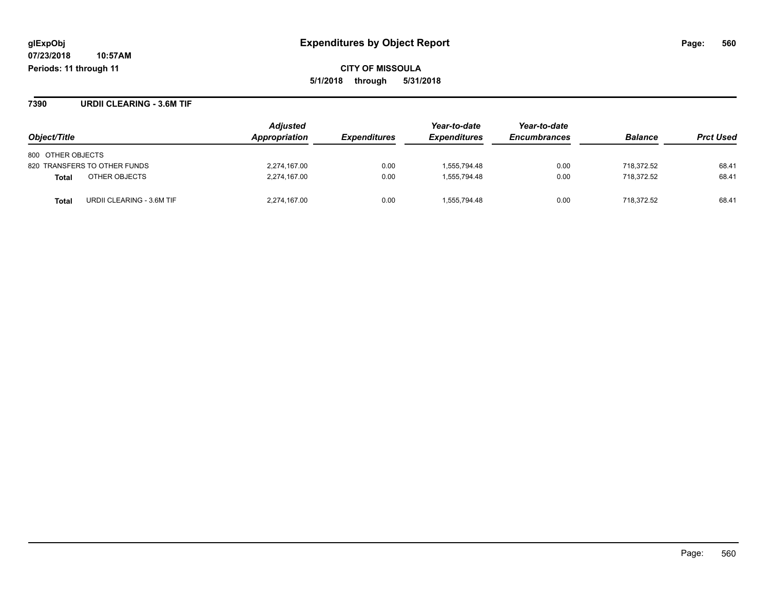# Expenditures by Object Report

glExpObj
07/23/2018 10:57AM
Periods: 11 through 11

**CITY OF MISSOULA**
**5/1/2018 through 5/31/2018**

## 7390 URDII CLEARING - 3.6M TIF

| Object/Title | | Adjusted Appropriation | Expenditures | Year-to-date Expenditures | Year-to-date Encumbrances | Balance | Prct Used |
|---|---|---|---|---|---|---|---|
| 800 OTHER OBJECTS | | | | | | | |
| 820 TRANSFERS TO OTHER FUNDS | | 2,274,167.00 | 0.00 | 1,555,794.48 | 0.00 | 718,372.52 | 68.41 |
| **Total** | OTHER OBJECTS | 2,274,167.00 | 0.00 | 1,555,794.48 | 0.00 | 718,372.52 | 68.41 |
| **Total** | URDII CLEARING - 3.6M TIF | 2,274,167.00 | 0.00 | 1,555,794.48 | 0.00 | 718,372.52 | 68.41 |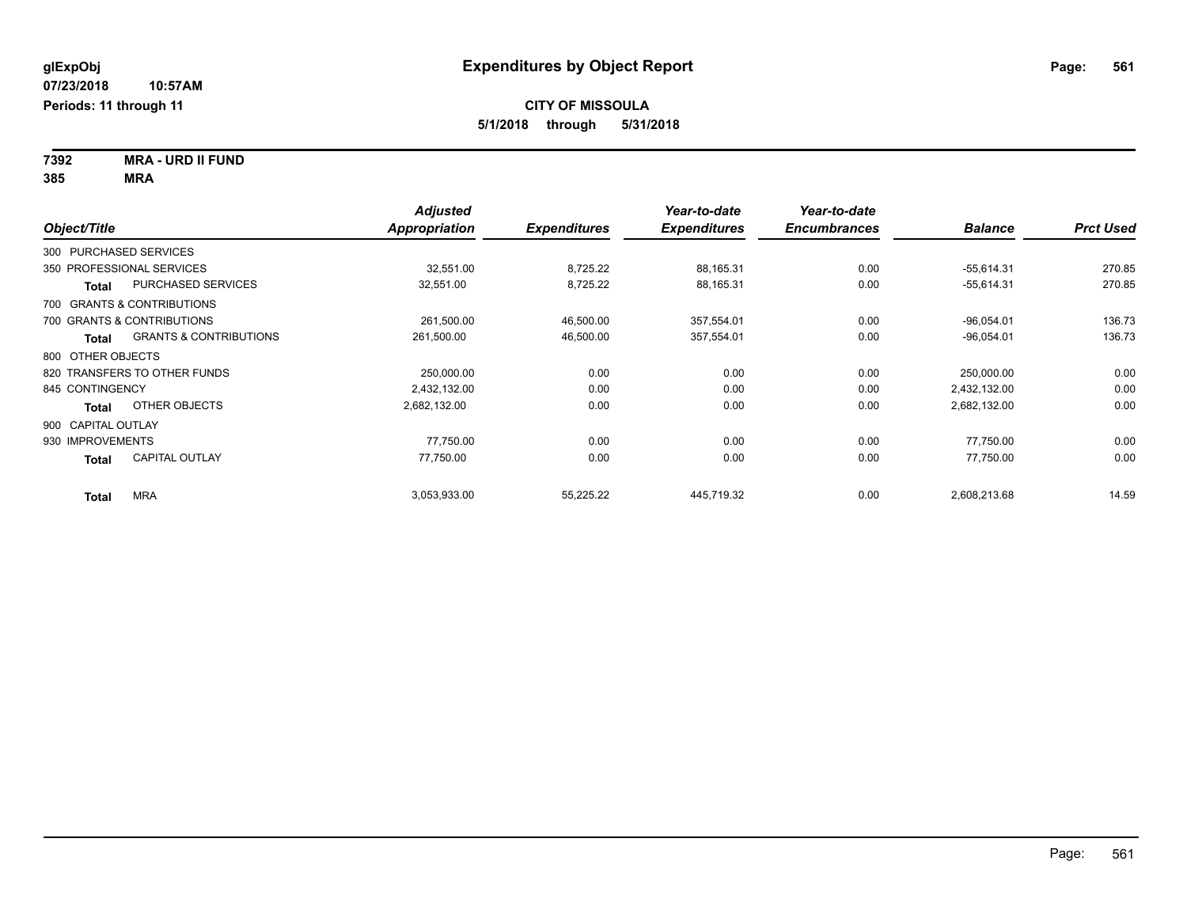**glExpObj** | **Expenditures by Object Report**

**07/23/2018 10:57AM**

**Periods: 11 through 11**

**CITY OF MISSOULA**

**5/1/2018 through 5/31/2018**

**7392 MRA - URD II FUND**

**385 MRA**

| Object/Title | | Adjusted Appropriation | Expenditures | Year-to-date Expenditures | Year-to-date Encumbrances | Balance | Prct Used |
|---|---|---|---|---|---|---|---|
| 300 PURCHASED SERVICES | | | | | | | |
| 350 PROFESSIONAL SERVICES | | 32,551.00 | 8,725.22 | 88,165.31 | 0.00 | -55,614.31 | 270.85 |
| **Total** | PURCHASED SERVICES | 32,551.00 | 8,725.22 | 88,165.31 | 0.00 | -55,614.31 | 270.85 |
| 700 GRANTS & CONTRIBUTIONS | | | | | | | |
| 700 GRANTS & CONTRIBUTIONS | | 261,500.00 | 46,500.00 | 357,554.01 | 0.00 | -96,054.01 | 136.73 |
| **Total** | GRANTS & CONTRIBUTIONS | 261,500.00 | 46,500.00 | 357,554.01 | 0.00 | -96,054.01 | 136.73 |
| 800 OTHER OBJECTS | | | | | | | |
| 820 TRANSFERS TO OTHER FUNDS | | 250,000.00 | 0.00 | 0.00 | 0.00 | 250,000.00 | 0.00 |
| 845 CONTINGENCY | | 2,432,132.00 | 0.00 | 0.00 | 0.00 | 2,432,132.00 | 0.00 |
| **Total** | OTHER OBJECTS | 2,682,132.00 | 0.00 | 0.00 | 0.00 | 2,682,132.00 | 0.00 |
| 900 CAPITAL OUTLAY | | | | | | | |
| 930 IMPROVEMENTS | | 77,750.00 | 0.00 | 0.00 | 0.00 | 77,750.00 | 0.00 |
| **Total** | CAPITAL OUTLAY | 77,750.00 | 0.00 | 0.00 | 0.00 | 77,750.00 | 0.00 |
| **Total** | MRA | 3,053,933.00 | 55,225.22 | 445,719.32 | 0.00 | 2,608,213.68 | 14.59 |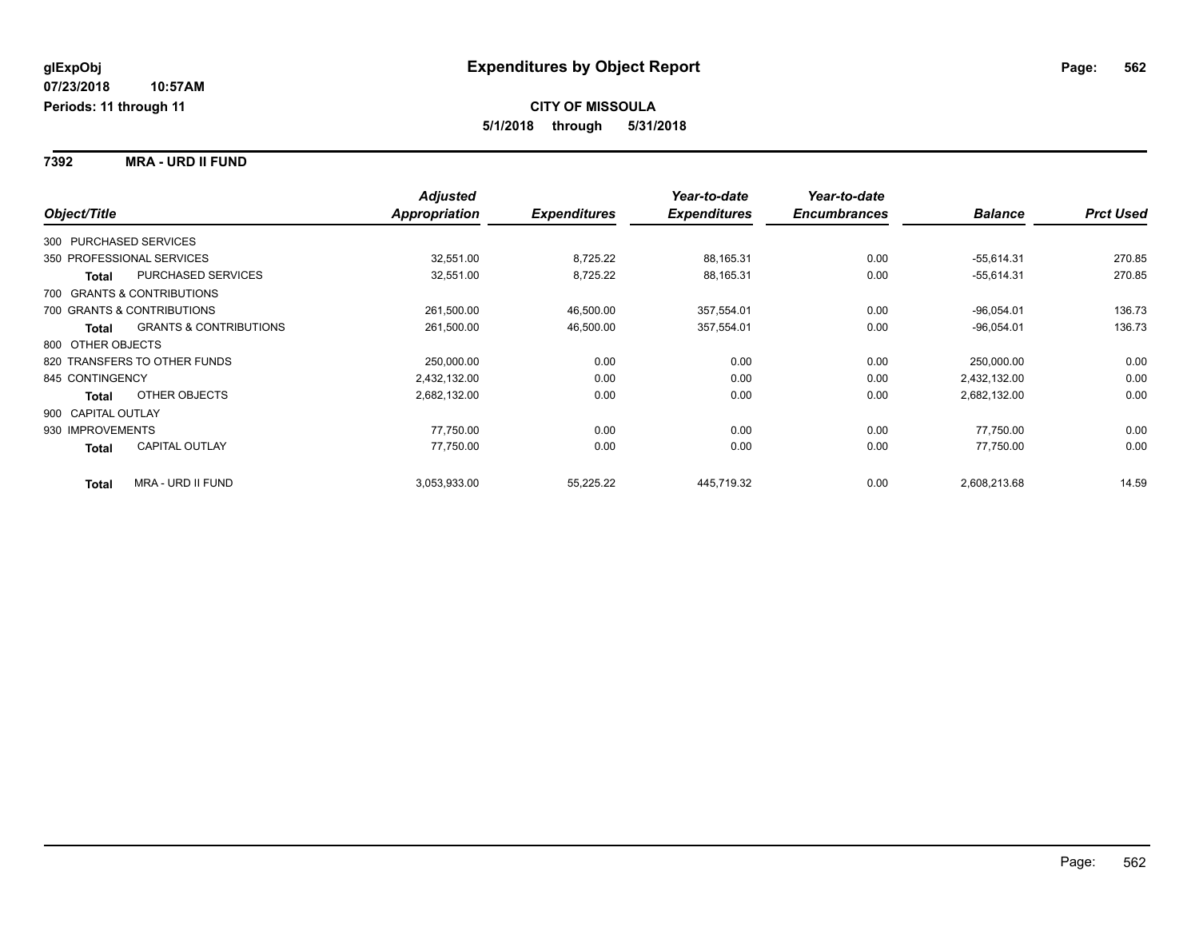glExpObj
07/23/2018 10:57AM
Periods: 11 through 11

# Expenditures by Object Report

**CITY OF MISSOULA**
**5/1/2018 through 5/31/2018**

## 7392 MRA - URD II FUND

| Object/Title | | Adjusted Appropriation | Expenditures | Year-to-date Expenditures | Year-to-date Encumbrances | Balance | Prct Used |
|---|---|---|---|---|---|---|---|
| 300 PURCHASED SERVICES | | | | | | | |
| 350 PROFESSIONAL SERVICES | | 32,551.00 | 8,725.22 | 88,165.31 | 0.00 | -55,614.31 | 270.85 |
| **Total** | PURCHASED SERVICES | 32,551.00 | 8,725.22 | 88,165.31 | 0.00 | -55,614.31 | 270.85 |
| 700 GRANTS & CONTRIBUTIONS | | | | | | | |
| 700 GRANTS & CONTRIBUTIONS | | 261,500.00 | 46,500.00 | 357,554.01 | 0.00 | -96,054.01 | 136.73 |
| **Total** | GRANTS & CONTRIBUTIONS | 261,500.00 | 46,500.00 | 357,554.01 | 0.00 | -96,054.01 | 136.73 |
| 800 OTHER OBJECTS | | | | | | | |
| 820 TRANSFERS TO OTHER FUNDS | | 250,000.00 | 0.00 | 0.00 | 0.00 | 250,000.00 | 0.00 |
| 845 CONTINGENCY | | 2,432,132.00 | 0.00 | 0.00 | 0.00 | 2,432,132.00 | 0.00 |
| **Total** | OTHER OBJECTS | 2,682,132.00 | 0.00 | 0.00 | 0.00 | 2,682,132.00 | 0.00 |
| 900 CAPITAL OUTLAY | | | | | | | |
| 930 IMPROVEMENTS | | 77,750.00 | 0.00 | 0.00 | 0.00 | 77,750.00 | 0.00 |
| **Total** | CAPITAL OUTLAY | 77,750.00 | 0.00 | 0.00 | 0.00 | 77,750.00 | 0.00 |
| **Total** | MRA - URD II FUND | 3,053,933.00 | 55,225.22 | 445,719.32 | 0.00 | 2,608,213.68 | 14.59 |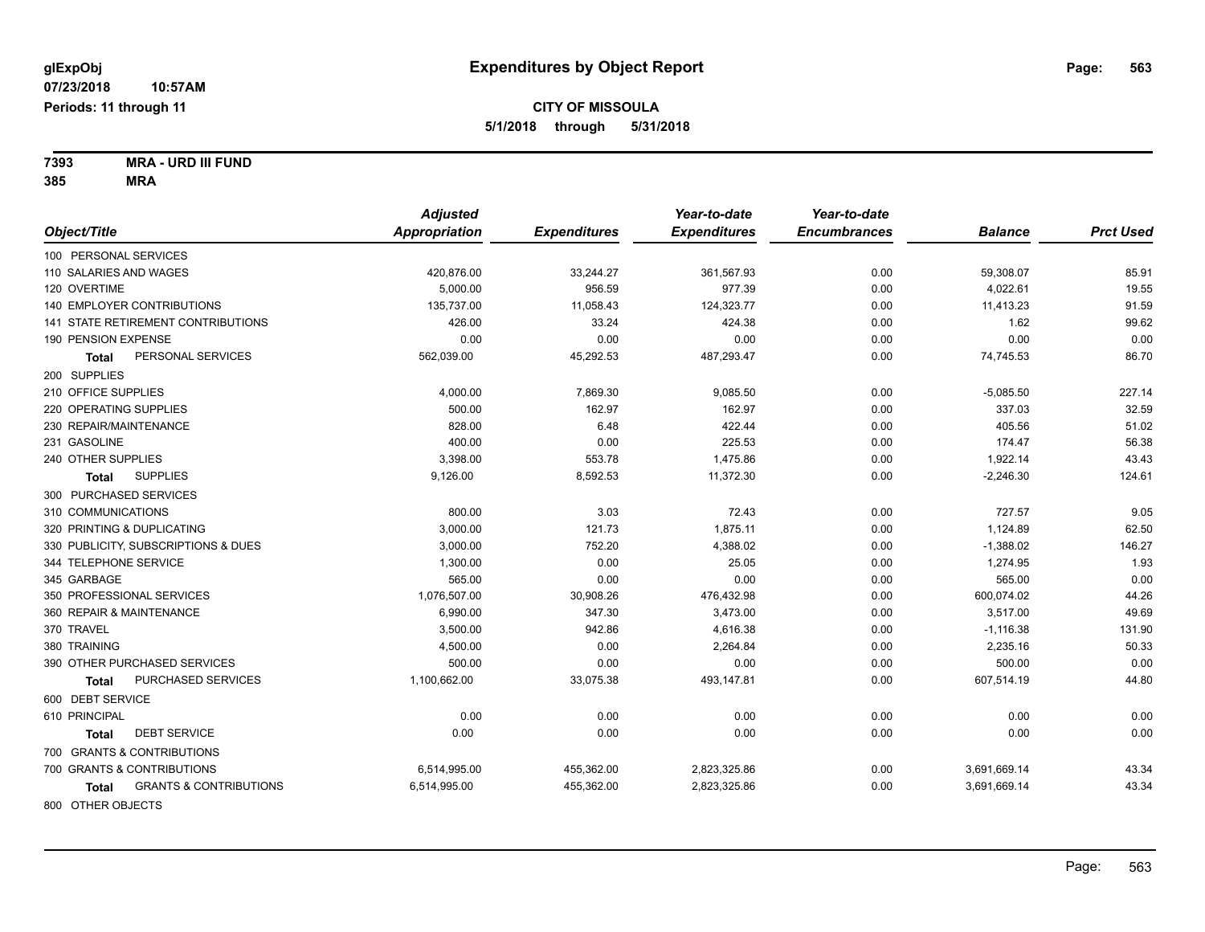# Expenditures by Object Report

glExpObj
07/23/2018 10:57AM
Periods: 11 through 11

**CITY OF MISSOULA**
**5/1/2018 through 5/31/2018**

**7393 MRA - URD III FUND**
**385 MRA**

| Object/Title | Adjusted Appropriation | Expenditures | Year-to-date Expenditures | Year-to-date Encumbrances | Balance | Prct Used |
|---|---|---|---|---|---|---|
| 100 PERSONAL SERVICES | | | | | | |
| 110 SALARIES AND WAGES | 420,876.00 | 33,244.27 | 361,567.93 | 0.00 | 59,308.07 | 85.91 |
| 120 OVERTIME | 5,000.00 | 956.59 | 977.39 | 0.00 | 4,022.61 | 19.55 |
| 140 EMPLOYER CONTRIBUTIONS | 135,737.00 | 11,058.43 | 124,323.77 | 0.00 | 11,413.23 | 91.59 |
| 141 STATE RETIREMENT CONTRIBUTIONS | 426.00 | 33.24 | 424.38 | 0.00 | 1.62 | 99.62 |
| 190 PENSION EXPENSE | 0.00 | 0.00 | 0.00 | 0.00 | 0.00 | 0.00 |
| **Total** PERSONAL SERVICES | 562,039.00 | 45,292.53 | 487,293.47 | 0.00 | 74,745.53 | 86.70 |
| 200 SUPPLIES | | | | | | |
| 210 OFFICE SUPPLIES | 4,000.00 | 7,869.30 | 9,085.50 | 0.00 | -5,085.50 | 227.14 |
| 220 OPERATING SUPPLIES | 500.00 | 162.97 | 162.97 | 0.00 | 337.03 | 32.59 |
| 230 REPAIR/MAINTENANCE | 828.00 | 6.48 | 422.44 | 0.00 | 405.56 | 51.02 |
| 231 GASOLINE | 400.00 | 0.00 | 225.53 | 0.00 | 174.47 | 56.38 |
| 240 OTHER SUPPLIES | 3,398.00 | 553.78 | 1,475.86 | 0.00 | 1,922.14 | 43.43 |
| **Total** SUPPLIES | 9,126.00 | 8,592.53 | 11,372.30 | 0.00 | -2,246.30 | 124.61 |
| 300 PURCHASED SERVICES | | | | | | |
| 310 COMMUNICATIONS | 800.00 | 3.03 | 72.43 | 0.00 | 727.57 | 9.05 |
| 320 PRINTING & DUPLICATING | 3,000.00 | 121.73 | 1,875.11 | 0.00 | 1,124.89 | 62.50 |
| 330 PUBLICITY, SUBSCRIPTIONS & DUES | 3,000.00 | 752.20 | 4,388.02 | 0.00 | -1,388.02 | 146.27 |
| 344 TELEPHONE SERVICE | 1,300.00 | 0.00 | 25.05 | 0.00 | 1,274.95 | 1.93 |
| 345 GARBAGE | 565.00 | 0.00 | 0.00 | 0.00 | 565.00 | 0.00 |
| 350 PROFESSIONAL SERVICES | 1,076,507.00 | 30,908.26 | 476,432.98 | 0.00 | 600,074.02 | 44.26 |
| 360 REPAIR & MAINTENANCE | 6,990.00 | 347.30 | 3,473.00 | 0.00 | 3,517.00 | 49.69 |
| 370 TRAVEL | 3,500.00 | 942.86 | 4,616.38 | 0.00 | -1,116.38 | 131.90 |
| 380 TRAINING | 4,500.00 | 0.00 | 2,264.84 | 0.00 | 2,235.16 | 50.33 |
| 390 OTHER PURCHASED SERVICES | 500.00 | 0.00 | 0.00 | 0.00 | 500.00 | 0.00 |
| **Total** PURCHASED SERVICES | 1,100,662.00 | 33,075.38 | 493,147.81 | 0.00 | 607,514.19 | 44.80 |
| 600 DEBT SERVICE | | | | | | |
| 610 PRINCIPAL | 0.00 | 0.00 | 0.00 | 0.00 | 0.00 | 0.00 |
| **Total** DEBT SERVICE | 0.00 | 0.00 | 0.00 | 0.00 | 0.00 | 0.00 |
| 700 GRANTS & CONTRIBUTIONS | | | | | | |
| 700 GRANTS & CONTRIBUTIONS | 6,514,995.00 | 455,362.00 | 2,823,325.86 | 0.00 | 3,691,669.14 | 43.34 |
| **Total** GRANTS & CONTRIBUTIONS | 6,514,995.00 | 455,362.00 | 2,823,325.86 | 0.00 | 3,691,669.14 | 43.34 |
| 800 OTHER OBJECTS | | | | | | |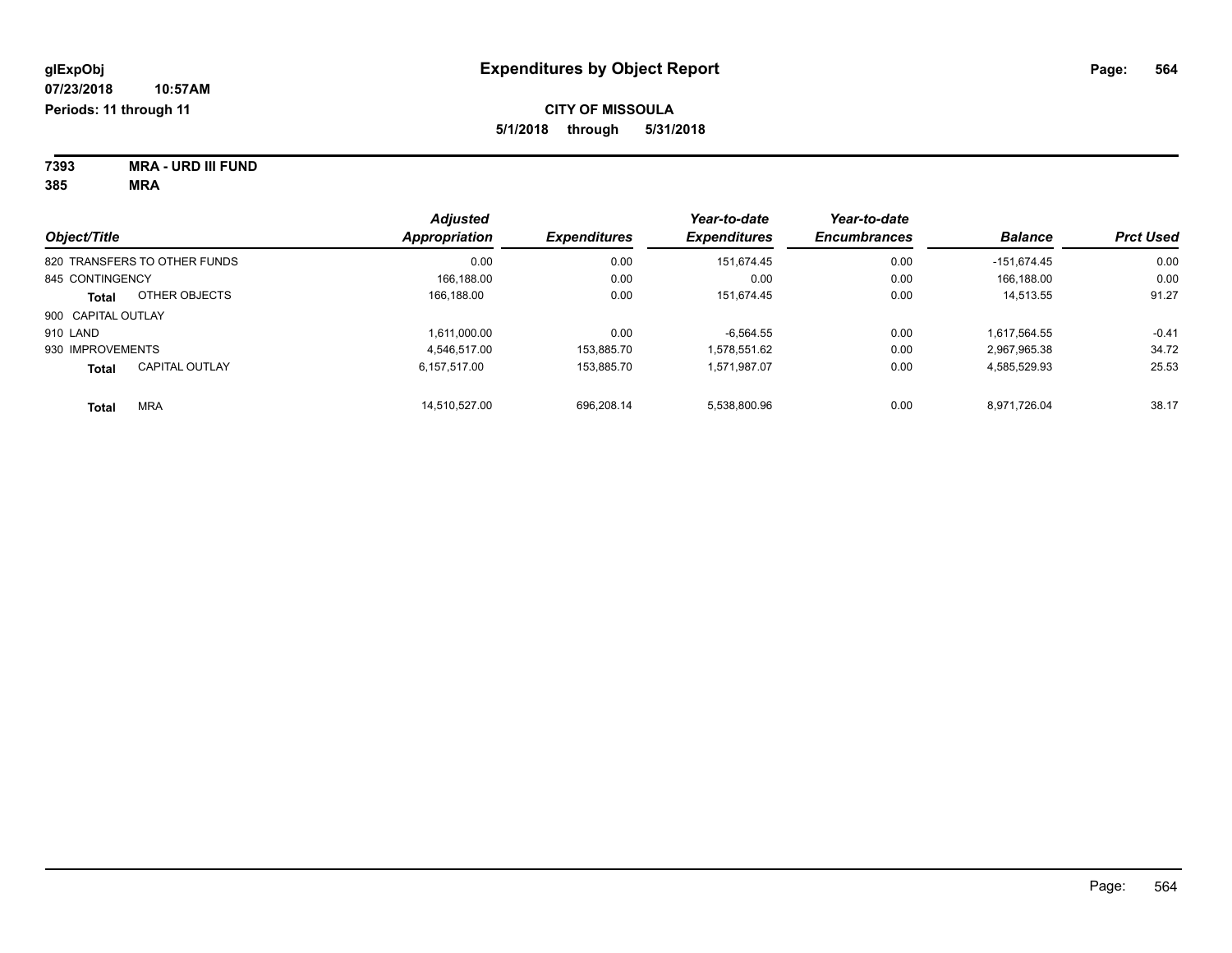**glExpObj**
**07/23/2018 10:57AM**
**Periods: 11 through 11**

# Expenditures by Object Report

**CITY OF MISSOULA**
**5/1/2018 through 5/31/2018**

**7393 MRA - URD III FUND**
**385 MRA**

| Object/Title | | Adjusted Appropriation | Expenditures | Year-to-date Expenditures | Year-to-date Encumbrances | Balance | Prct Used |
|---|---|---|---|---|---|---|---|
| 820 TRANSFERS TO OTHER FUNDS | | 0.00 | 0.00 | 151,674.45 | 0.00 | -151,674.45 | 0.00 |
| 845 CONTINGENCY | | 166,188.00 | 0.00 | 0.00 | 0.00 | 166,188.00 | 0.00 |
| **Total** | OTHER OBJECTS | 166,188.00 | 0.00 | 151,674.45 | 0.00 | 14,513.55 | 91.27 |
| 900 CAPITAL OUTLAY | | | | | | | |
| 910 LAND | | 1,611,000.00 | 0.00 | -6,564.55 | 0.00 | 1,617,564.55 | -0.41 |
| 930 IMPROVEMENTS | | 4,546,517.00 | 153,885.70 | 1,578,551.62 | 0.00 | 2,967,965.38 | 34.72 |
| **Total** | CAPITAL OUTLAY | 6,157,517.00 | 153,885.70 | 1,571,987.07 | 0.00 | 4,585,529.93 | 25.53 |
| **Total** | MRA | 14,510,527.00 | 696,208.14 | 5,538,800.96 | 0.00 | 8,971,726.04 | 38.17 |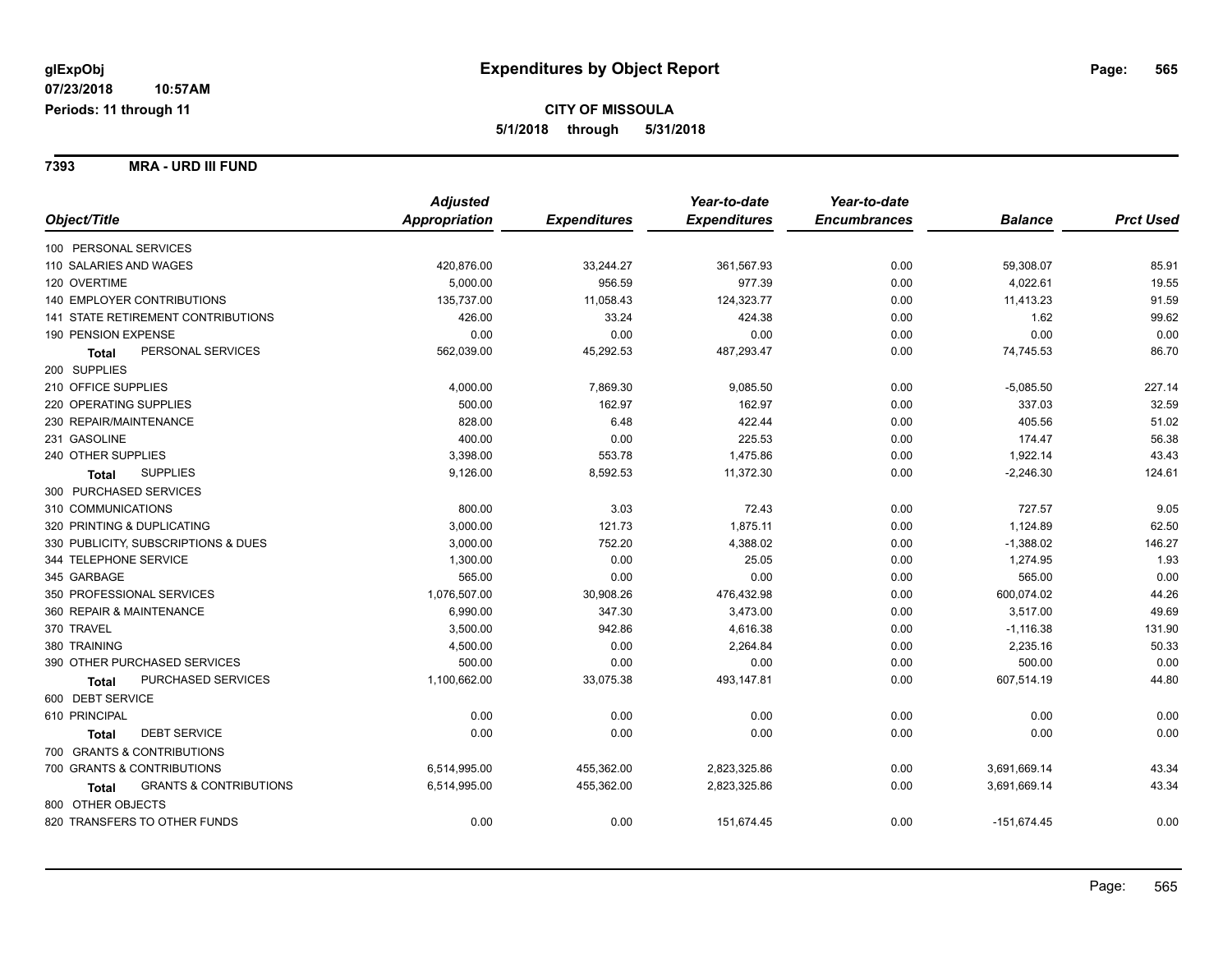# Expenditures by Object Report

glExpObj
07/23/2018 10:57AM
Periods: 11 through 11

**CITY OF MISSOULA**
**5/1/2018 through 5/31/2018**

**7393 MRA - URD III FUND**

| Object/Title | Adjusted Appropriation | Expenditures | Year-to-date Expenditures | Year-to-date Encumbrances | Balance | Prct Used |
|---|---|---|---|---|---|---|
| 100 PERSONAL SERVICES | | | | | | |
| 110 SALARIES AND WAGES | 420,876.00 | 33,244.27 | 361,567.93 | 0.00 | 59,308.07 | 85.91 |
| 120 OVERTIME | 5,000.00 | 956.59 | 977.39 | 0.00 | 4,022.61 | 19.55 |
| 140 EMPLOYER CONTRIBUTIONS | 135,737.00 | 11,058.43 | 124,323.77 | 0.00 | 11,413.23 | 91.59 |
| 141 STATE RETIREMENT CONTRIBUTIONS | 426.00 | 33.24 | 424.38 | 0.00 | 1.62 | 99.62 |
| 190 PENSION EXPENSE | 0.00 | 0.00 | 0.00 | 0.00 | 0.00 | 0.00 |
| **Total** PERSONAL SERVICES | 562,039.00 | 45,292.53 | 487,293.47 | 0.00 | 74,745.53 | 86.70 |
| 200 SUPPLIES | | | | | | |
| 210 OFFICE SUPPLIES | 4,000.00 | 7,869.30 | 9,085.50 | 0.00 | -5,085.50 | 227.14 |
| 220 OPERATING SUPPLIES | 500.00 | 162.97 | 162.97 | 0.00 | 337.03 | 32.59 |
| 230 REPAIR/MAINTENANCE | 828.00 | 6.48 | 422.44 | 0.00 | 405.56 | 51.02 |
| 231 GASOLINE | 400.00 | 0.00 | 225.53 | 0.00 | 174.47 | 56.38 |
| 240 OTHER SUPPLIES | 3,398.00 | 553.78 | 1,475.86 | 0.00 | 1,922.14 | 43.43 |
| **Total** SUPPLIES | 9,126.00 | 8,592.53 | 11,372.30 | 0.00 | -2,246.30 | 124.61 |
| 300 PURCHASED SERVICES | | | | | | |
| 310 COMMUNICATIONS | 800.00 | 3.03 | 72.43 | 0.00 | 727.57 | 9.05 |
| 320 PRINTING & DUPLICATING | 3,000.00 | 121.73 | 1,875.11 | 0.00 | 1,124.89 | 62.50 |
| 330 PUBLICITY, SUBSCRIPTIONS & DUES | 3,000.00 | 752.20 | 4,388.02 | 0.00 | -1,388.02 | 146.27 |
| 344 TELEPHONE SERVICE | 1,300.00 | 0.00 | 25.05 | 0.00 | 1,274.95 | 1.93 |
| 345 GARBAGE | 565.00 | 0.00 | 0.00 | 0.00 | 565.00 | 0.00 |
| 350 PROFESSIONAL SERVICES | 1,076,507.00 | 30,908.26 | 476,432.98 | 0.00 | 600,074.02 | 44.26 |
| 360 REPAIR & MAINTENANCE | 6,990.00 | 347.30 | 3,473.00 | 0.00 | 3,517.00 | 49.69 |
| 370 TRAVEL | 3,500.00 | 942.86 | 4,616.38 | 0.00 | -1,116.38 | 131.90 |
| 380 TRAINING | 4,500.00 | 0.00 | 2,264.84 | 0.00 | 2,235.16 | 50.33 |
| 390 OTHER PURCHASED SERVICES | 500.00 | 0.00 | 0.00 | 0.00 | 500.00 | 0.00 |
| **Total** PURCHASED SERVICES | 1,100,662.00 | 33,075.38 | 493,147.81 | 0.00 | 607,514.19 | 44.80 |
| 600 DEBT SERVICE | | | | | | |
| 610 PRINCIPAL | 0.00 | 0.00 | 0.00 | 0.00 | 0.00 | 0.00 |
| **Total** DEBT SERVICE | 0.00 | 0.00 | 0.00 | 0.00 | 0.00 | 0.00 |
| 700 GRANTS & CONTRIBUTIONS | | | | | | |
| 700 GRANTS & CONTRIBUTIONS | 6,514,995.00 | 455,362.00 | 2,823,325.86 | 0.00 | 3,691,669.14 | 43.34 |
| **Total** GRANTS & CONTRIBUTIONS | 6,514,995.00 | 455,362.00 | 2,823,325.86 | 0.00 | 3,691,669.14 | 43.34 |
| 800 OTHER OBJECTS | | | | | | |
| 820 TRANSFERS TO OTHER FUNDS | 0.00 | 0.00 | 151,674.45 | 0.00 | -151,674.45 | 0.00 |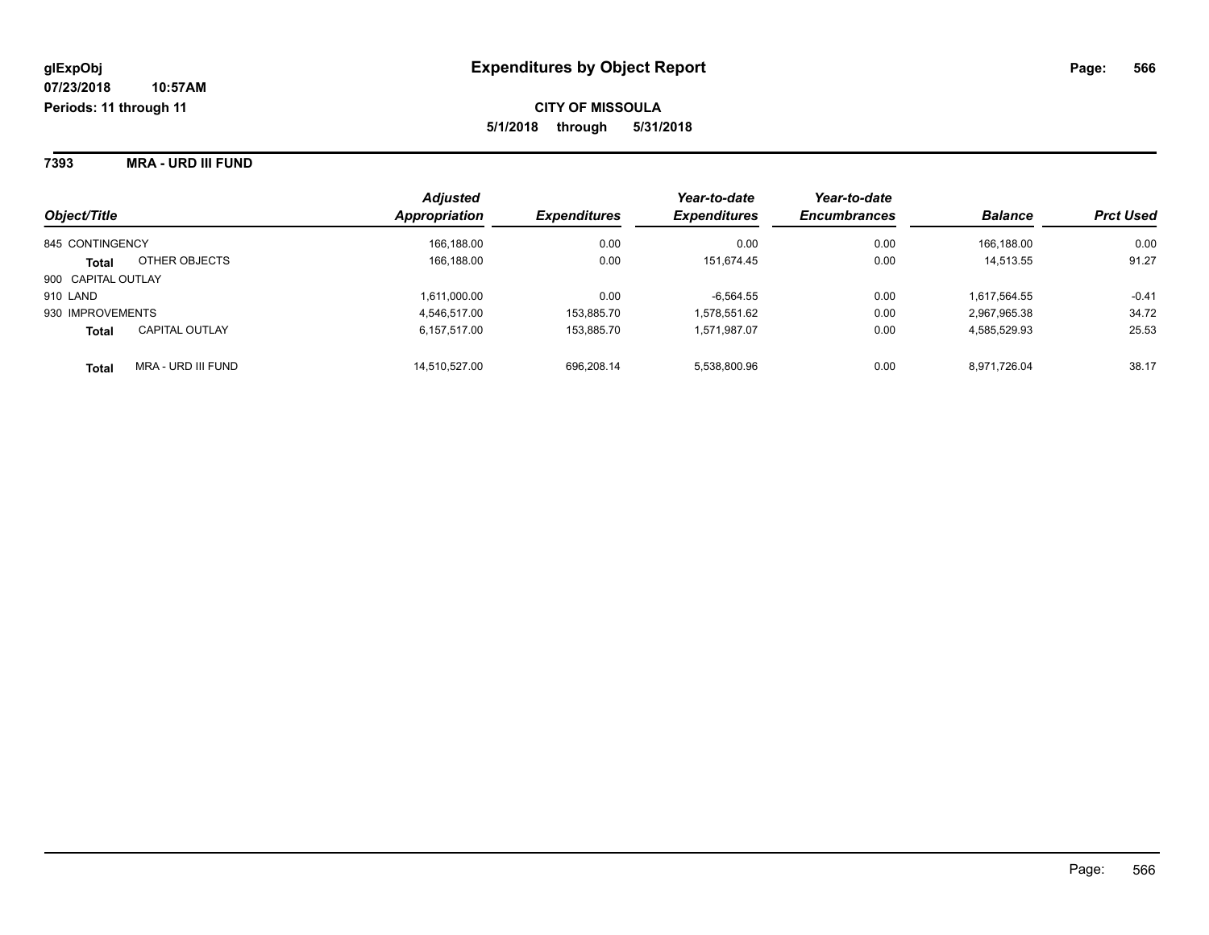# Expenditures by Object Report

glExpObj
07/23/2018 10:57AM
Periods: 11 through 11

**CITY OF MISSOULA**
**5/1/2018 through 5/31/2018**

**7393 MRA - URD III FUND**

| Object/Title | | Adjusted Appropriation | Expenditures | Year-to-date Expenditures | Year-to-date Encumbrances | Balance | Prct Used |
|---|---|---|---|---|---|---|---|
| 845 CONTINGENCY | | 166,188.00 | 0.00 | 0.00 | 0.00 | 166,188.00 | 0.00 |
| **Total** | OTHER OBJECTS | 166,188.00 | 0.00 | 151,674.45 | 0.00 | 14,513.55 | 91.27 |
| 900 CAPITAL OUTLAY | | | | | | | |
| 910 LAND | | 1,611,000.00 | 0.00 | -6,564.55 | 0.00 | 1,617,564.55 | -0.41 |
| 930 IMPROVEMENTS | | 4,546,517.00 | 153,885.70 | 1,578,551.62 | 0.00 | 2,967,965.38 | 34.72 |
| **Total** | CAPITAL OUTLAY | 6,157,517.00 | 153,885.70 | 1,571,987.07 | 0.00 | 4,585,529.93 | 25.53 |
| **Total** | MRA - URD III FUND | 14,510,527.00 | 696,208.14 | 5,538,800.96 | 0.00 | 8,971,726.04 | 38.17 |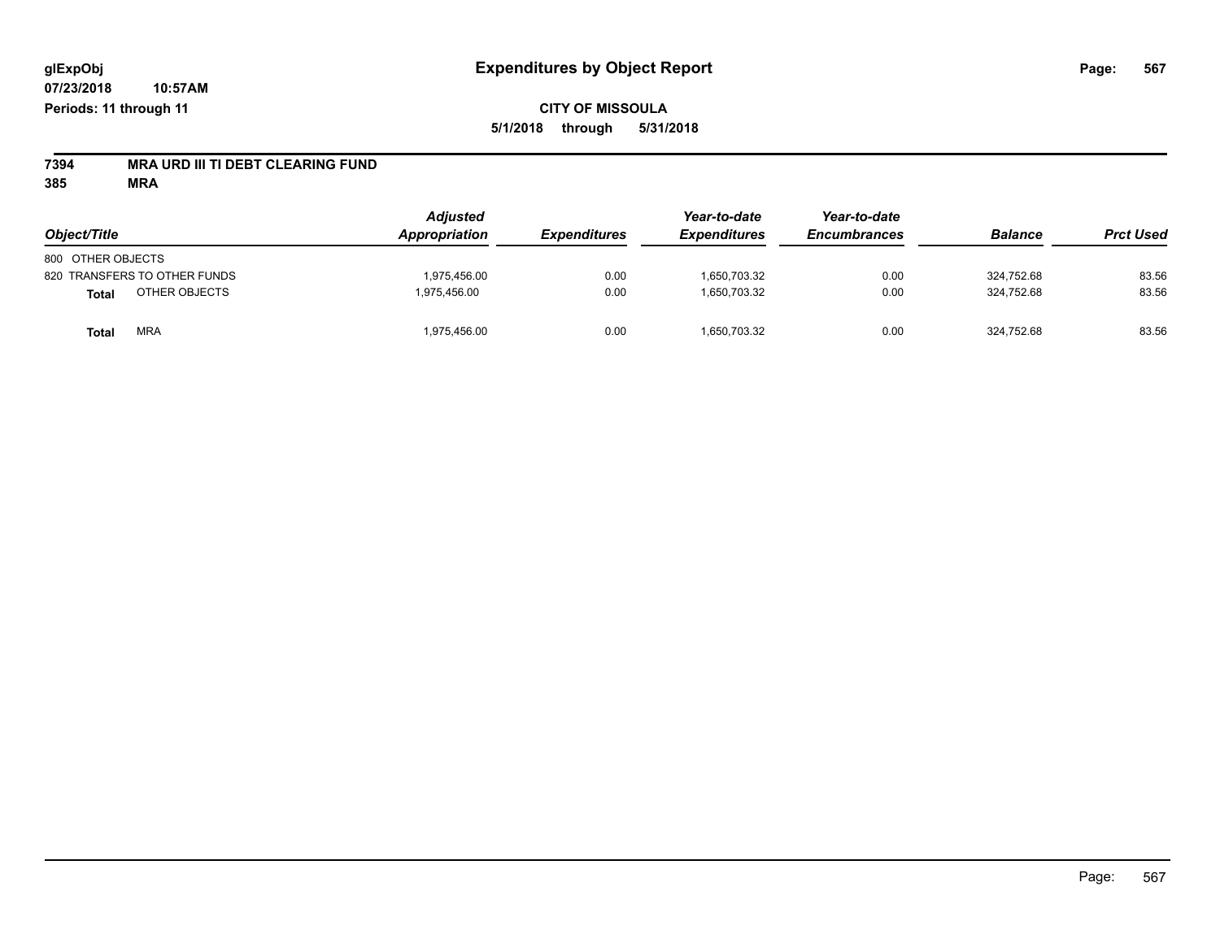# Expenditures by Object Report

glExpObj
07/23/2018 10:57AM
Periods: 11 through 11

**CITY OF MISSOULA**
**5/1/2018 through 5/31/2018**

**7394 MRA URD III TI DEBT CLEARING FUND**
**385 MRA**

| Object/Title | Adjusted Appropriation | Expenditures | Year-to-date Expenditures | Year-to-date Encumbrances | Balance | Prct Used |
|---|---|---|---|---|---|---|
| 800 OTHER OBJECTS | | | | | | |
| 820 TRANSFERS TO OTHER FUNDS | 1,975,456.00 | 0.00 | 1,650,703.32 | 0.00 | 324,752.68 | 83.56 |
| **Total** OTHER OBJECTS | 1,975,456.00 | 0.00 | 1,650,703.32 | 0.00 | 324,752.68 | 83.56 |
| **Total** MRA | 1,975,456.00 | 0.00 | 1,650,703.32 | 0.00 | 324,752.68 | 83.56 |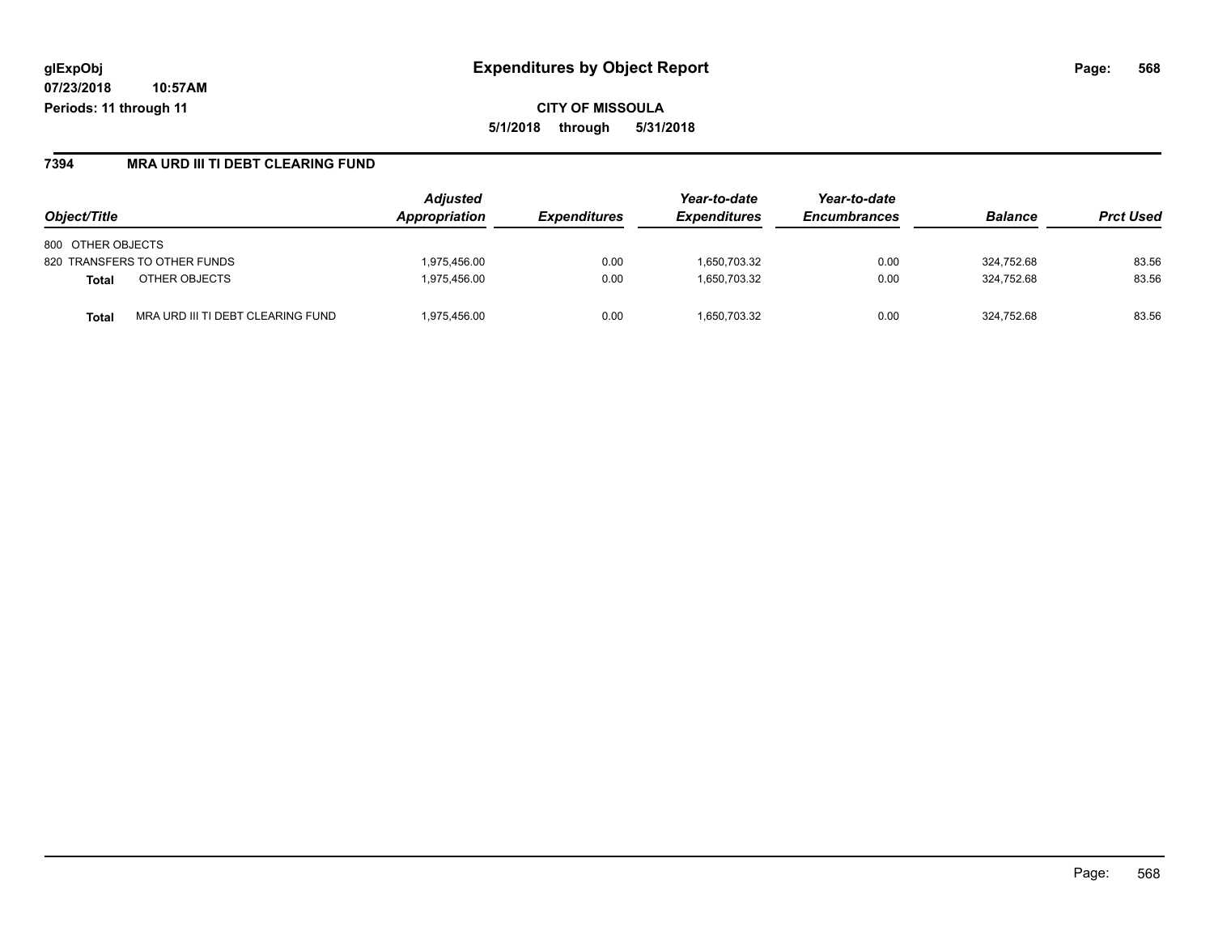**glExpObj**
**07/23/2018 10:57AM**
**Periods: 11 through 11**

# Expenditures by Object Report

**CITY OF MISSOULA**
**5/1/2018 through 5/31/2018**

## 7394 MRA URD III TI DEBT CLEARING FUND

| Object/Title | | Adjusted Appropriation | Expenditures | Year-to-date Expenditures | Year-to-date Encumbrances | Balance | Prct Used |
|---|---|---|---|---|---|---|---|
| 800 OTHER OBJECTS | | | | | | | |
| 820 TRANSFERS TO OTHER FUNDS | | 1,975,456.00 | 0.00 | 1,650,703.32 | 0.00 | 324,752.68 | 83.56 |
| **Total** | OTHER OBJECTS | 1,975,456.00 | 0.00 | 1,650,703.32 | 0.00 | 324,752.68 | 83.56 |
| **Total** | MRA URD III TI DEBT CLEARING FUND | 1,975,456.00 | 0.00 | 1,650,703.32 | 0.00 | 324,752.68 | 83.56 |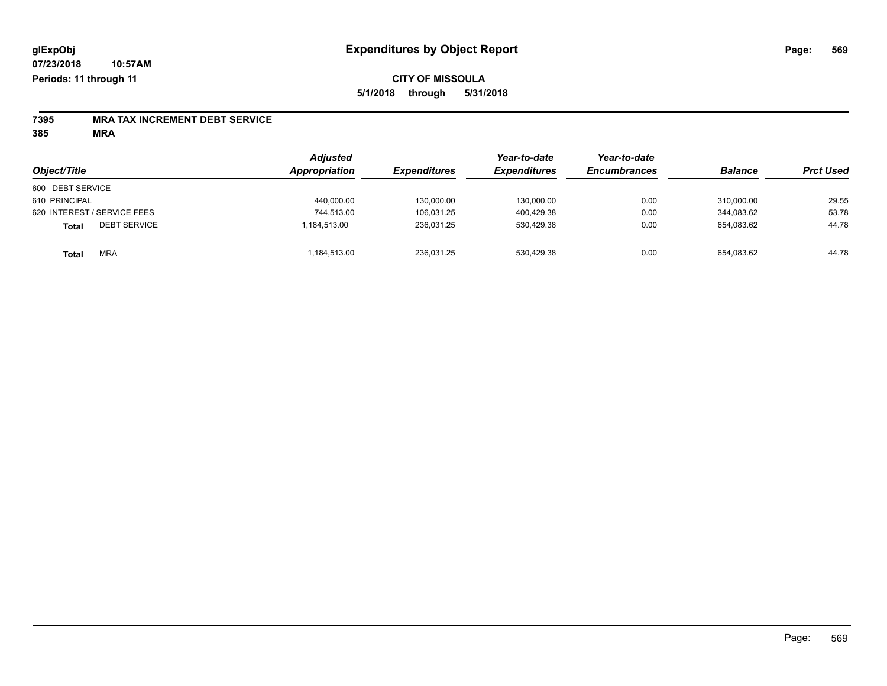glExpObj
07/23/2018 10:57AM
Periods: 11 through 11

# Expenditures by Object Report

**CITY OF MISSOULA**
**5/1/2018 through 5/31/2018**

**7395 MRA TAX INCREMENT DEBT SERVICE**
**385 MRA**

| Object/Title | Adjusted Appropriation | Expenditures | Year-to-date Expenditures | Year-to-date Encumbrances | Balance | Prct Used |
|---|---|---|---|---|---|---|
| 600 DEBT SERVICE | | | | | | |
| 610 PRINCIPAL | 440,000.00 | 130,000.00 | 130,000.00 | 0.00 | 310,000.00 | 29.55 |
| 620 INTEREST / SERVICE FEES | 744,513.00 | 106,031.25 | 400,429.38 | 0.00 | 344,083.62 | 53.78 |
| **Total** DEBT SERVICE | 1,184,513.00 | 236,031.25 | 530,429.38 | 0.00 | 654,083.62 | 44.78 |
| **Total** MRA | 1,184,513.00 | 236,031.25 | 530,429.38 | 0.00 | 654,083.62 | 44.78 |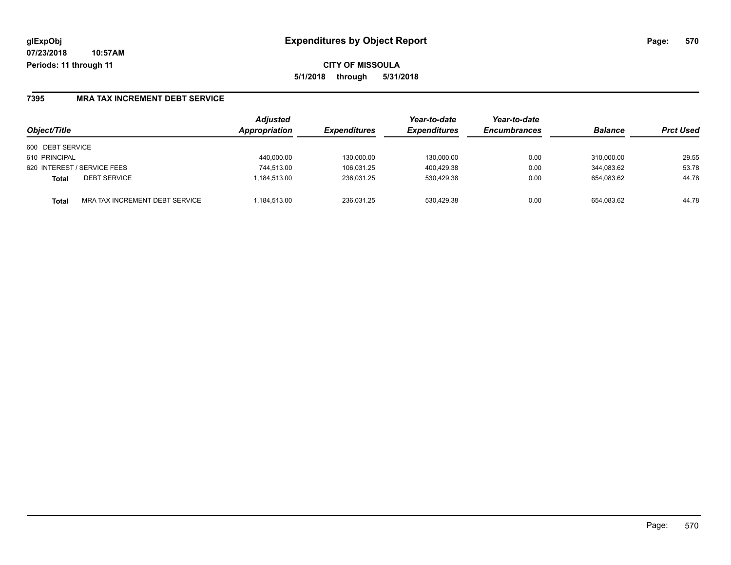# Expenditures by Object Report

glExpObj
07/23/2018 10:57AM
Periods: 11 through 11

**CITY OF MISSOULA**
**5/1/2018 through 5/31/2018**

## 7395 MRA TAX INCREMENT DEBT SERVICE

| Object/Title | | Adjusted Appropriation | Expenditures | Year-to-date Expenditures | Year-to-date Encumbrances | Balance | Prct Used |
|---|---|---|---|---|---|---|---|
| 600 DEBT SERVICE | | | | | | | |
| 610 PRINCIPAL | | 440,000.00 | 130,000.00 | 130,000.00 | 0.00 | 310,000.00 | 29.55 |
| 620 INTEREST / SERVICE FEES | | 744,513.00 | 106,031.25 | 400,429.38 | 0.00 | 344,083.62 | 53.78 |
| **Total** | DEBT SERVICE | 1,184,513.00 | 236,031.25 | 530,429.38 | 0.00 | 654,083.62 | 44.78 |
| **Total** | MRA TAX INCREMENT DEBT SERVICE | 1,184,513.00 | 236,031.25 | 530,429.38 | 0.00 | 654,083.62 | 44.78 |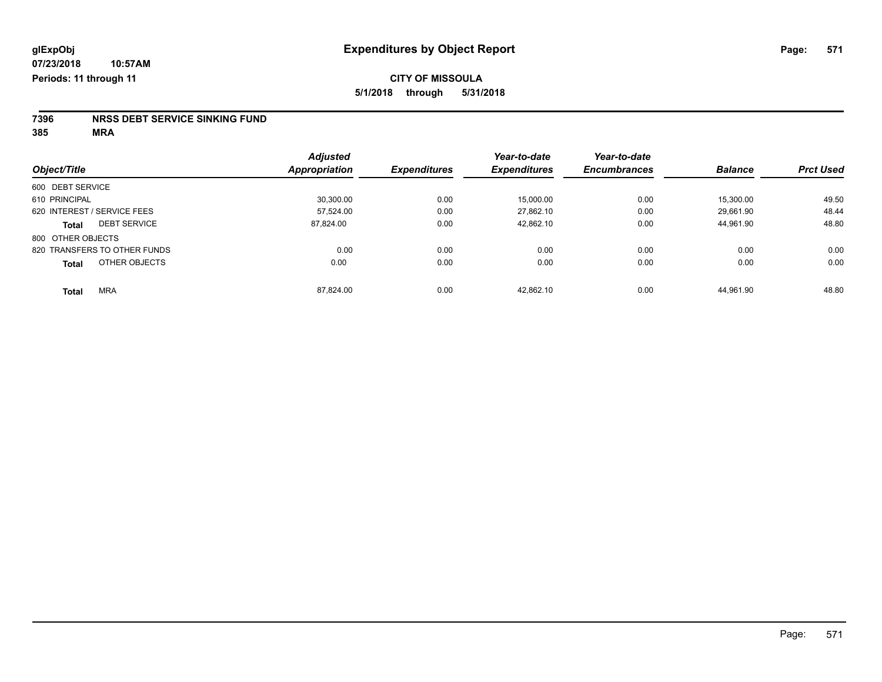glExpObj
07/23/2018 10:57AM
Periods: 11 through 11

# Expenditures by Object Report

**CITY OF MISSOULA**
**5/1/2018 through 5/31/2018**

**7396 NRSS DEBT SERVICE SINKING FUND**
**385 MRA**

| Object/Title | Adjusted Appropriation | Expenditures | Year-to-date Expenditures | Year-to-date Encumbrances | Balance | Prct Used |
|---|---|---|---|---|---|---|
| 600 DEBT SERVICE | | | | | | |
| 610 PRINCIPAL | 30,300.00 | 0.00 | 15,000.00 | 0.00 | 15,300.00 | 49.50 |
| 620 INTEREST / SERVICE FEES | 57,524.00 | 0.00 | 27,862.10 | 0.00 | 29,661.90 | 48.44 |
| **Total** DEBT SERVICE | 87,824.00 | 0.00 | 42,862.10 | 0.00 | 44,961.90 | 48.80 |
| 800 OTHER OBJECTS | | | | | | |
| 820 TRANSFERS TO OTHER FUNDS | 0.00 | 0.00 | 0.00 | 0.00 | 0.00 | 0.00 |
| **Total** OTHER OBJECTS | 0.00 | 0.00 | 0.00 | 0.00 | 0.00 | 0.00 |
| **Total** MRA | 87,824.00 | 0.00 | 42,862.10 | 0.00 | 44,961.90 | 48.80 |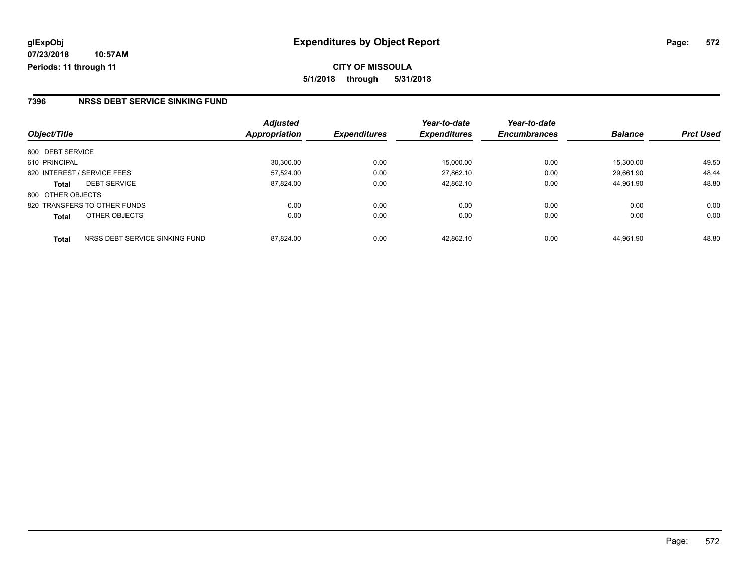**glExpObj**
**07/23/2018 10:57AM**
**Periods: 11 through 11**

# Expenditures by Object Report

**CITY OF MISSOULA**
**5/1/2018 through 5/31/2018**

## 7396 NRSS DEBT SERVICE SINKING FUND

| Object/Title | Adjusted Appropriation | Expenditures | Year-to-date Expenditures | Year-to-date Encumbrances | Balance | Prct Used |
|---|---|---|---|---|---|---|
| 600 DEBT SERVICE | | | | | | |
| 610 PRINCIPAL | 30,300.00 | 0.00 | 15,000.00 | 0.00 | 15,300.00 | 49.50 |
| 620 INTEREST / SERVICE FEES | 57,524.00 | 0.00 | 27,862.10 | 0.00 | 29,661.90 | 48.44 |
| **Total** DEBT SERVICE | 87,824.00 | 0.00 | 42,862.10 | 0.00 | 44,961.90 | 48.80 |
| 800 OTHER OBJECTS | | | | | | |
| 820 TRANSFERS TO OTHER FUNDS | 0.00 | 0.00 | 0.00 | 0.00 | 0.00 | 0.00 |
| **Total** OTHER OBJECTS | 0.00 | 0.00 | 0.00 | 0.00 | 0.00 | 0.00 |
| **Total** NRSS DEBT SERVICE SINKING FUND | 87,824.00 | 0.00 | 42,862.10 | 0.00 | 44,961.90 | 48.80 |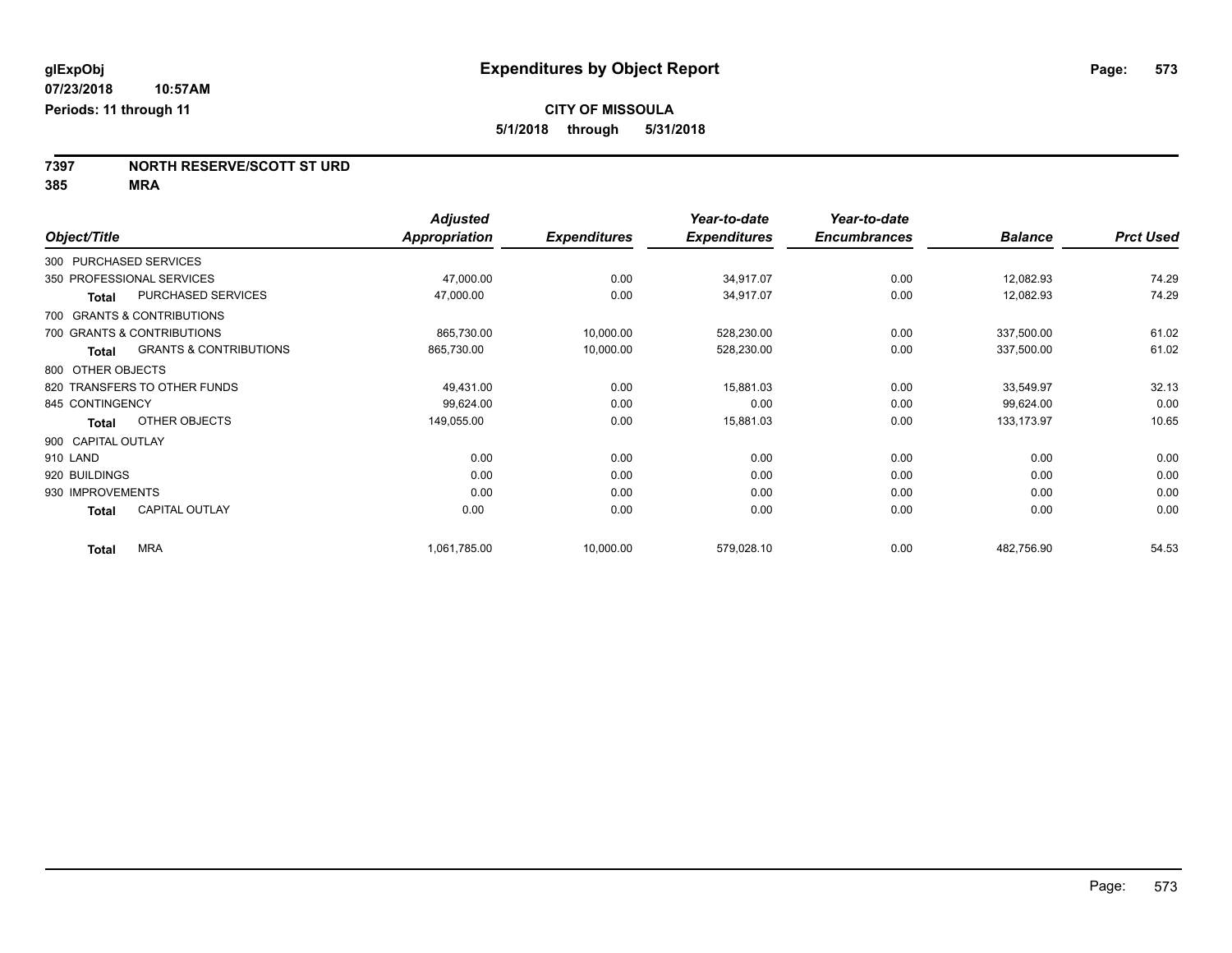# Expenditures by Object Report

glExpObj
07/23/2018 10:57AM
Periods: 11 through 11

**CITY OF MISSOULA**
**5/1/2018 through 5/31/2018**

**7397 NORTH RESERVE/SCOTT ST URD**
**385 MRA**

| Object/Title | | Adjusted Appropriation | Expenditures | Year-to-date Expenditures | Year-to-date Encumbrances | Balance | Prct Used |
|---|---|---|---|---|---|---|---|
| 300 PURCHASED SERVICES | | | | | | | |
| 350 PROFESSIONAL SERVICES | | 47,000.00 | 0.00 | 34,917.07 | 0.00 | 12,082.93 | 74.29 |
| **Total** | PURCHASED SERVICES | 47,000.00 | 0.00 | 34,917.07 | 0.00 | 12,082.93 | 74.29 |
| 700 GRANTS & CONTRIBUTIONS | | | | | | | |
| 700 GRANTS & CONTRIBUTIONS | | 865,730.00 | 10,000.00 | 528,230.00 | 0.00 | 337,500.00 | 61.02 |
| **Total** | GRANTS & CONTRIBUTIONS | 865,730.00 | 10,000.00 | 528,230.00 | 0.00 | 337,500.00 | 61.02 |
| 800 OTHER OBJECTS | | | | | | | |
| 820 TRANSFERS TO OTHER FUNDS | | 49,431.00 | 0.00 | 15,881.03 | 0.00 | 33,549.97 | 32.13 |
| 845 CONTINGENCY | | 99,624.00 | 0.00 | 0.00 | 0.00 | 99,624.00 | 0.00 |
| **Total** | OTHER OBJECTS | 149,055.00 | 0.00 | 15,881.03 | 0.00 | 133,173.97 | 10.65 |
| 900 CAPITAL OUTLAY | | | | | | | |
| 910 LAND | | 0.00 | 0.00 | 0.00 | 0.00 | 0.00 | 0.00 |
| 920 BUILDINGS | | 0.00 | 0.00 | 0.00 | 0.00 | 0.00 | 0.00 |
| 930 IMPROVEMENTS | | 0.00 | 0.00 | 0.00 | 0.00 | 0.00 | 0.00 |
| **Total** | CAPITAL OUTLAY | 0.00 | 0.00 | 0.00 | 0.00 | 0.00 | 0.00 |
| **Total** | MRA | 1,061,785.00 | 10,000.00 | 579,028.10 | 0.00 | 482,756.90 | 54.53 |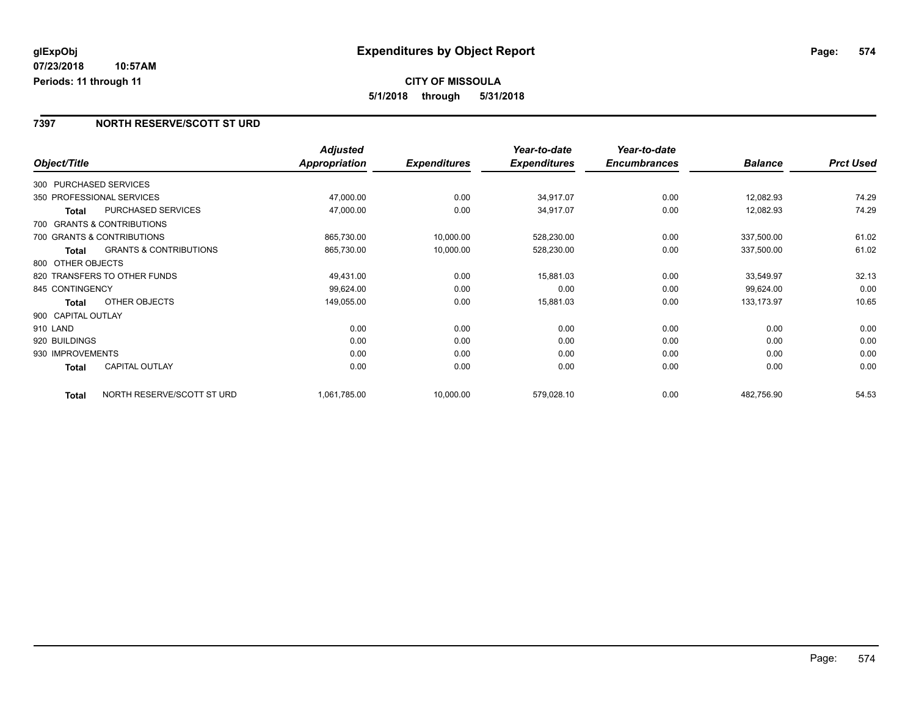# Expenditures by Object Report

glExpObj
07/23/2018 10:57AM
Periods: 11 through 11

**CITY OF MISSOULA**
**5/1/2018 through 5/31/2018**

## 7397 NORTH RESERVE/SCOTT ST URD

| Object/Title | | Adjusted Appropriation | Expenditures | Year-to-date Expenditures | Year-to-date Encumbrances | Balance | Prct Used |
|---|---|---|---|---|---|---|---|
| 300 PURCHASED SERVICES | | | | | | | |
| 350 PROFESSIONAL SERVICES | | 47,000.00 | 0.00 | 34,917.07 | 0.00 | 12,082.93 | 74.29 |
| **Total** | PURCHASED SERVICES | 47,000.00 | 0.00 | 34,917.07 | 0.00 | 12,082.93 | 74.29 |
| 700 GRANTS & CONTRIBUTIONS | | | | | | | |
| 700 GRANTS & CONTRIBUTIONS | | 865,730.00 | 10,000.00 | 528,230.00 | 0.00 | 337,500.00 | 61.02 |
| **Total** | GRANTS & CONTRIBUTIONS | 865,730.00 | 10,000.00 | 528,230.00 | 0.00 | 337,500.00 | 61.02 |
| 800 OTHER OBJECTS | | | | | | | |
| 820 TRANSFERS TO OTHER FUNDS | | 49,431.00 | 0.00 | 15,881.03 | 0.00 | 33,549.97 | 32.13 |
| 845 CONTINGENCY | | 99,624.00 | 0.00 | 0.00 | 0.00 | 99,624.00 | 0.00 |
| **Total** | OTHER OBJECTS | 149,055.00 | 0.00 | 15,881.03 | 0.00 | 133,173.97 | 10.65 |
| 900 CAPITAL OUTLAY | | | | | | | |
| 910 LAND | | 0.00 | 0.00 | 0.00 | 0.00 | 0.00 | 0.00 |
| 920 BUILDINGS | | 0.00 | 0.00 | 0.00 | 0.00 | 0.00 | 0.00 |
| 930 IMPROVEMENTS | | 0.00 | 0.00 | 0.00 | 0.00 | 0.00 | 0.00 |
| **Total** | CAPITAL OUTLAY | 0.00 | 0.00 | 0.00 | 0.00 | 0.00 | 0.00 |
| **Total** | NORTH RESERVE/SCOTT ST URD | 1,061,785.00 | 10,000.00 | 579,028.10 | 0.00 | 482,756.90 | 54.53 |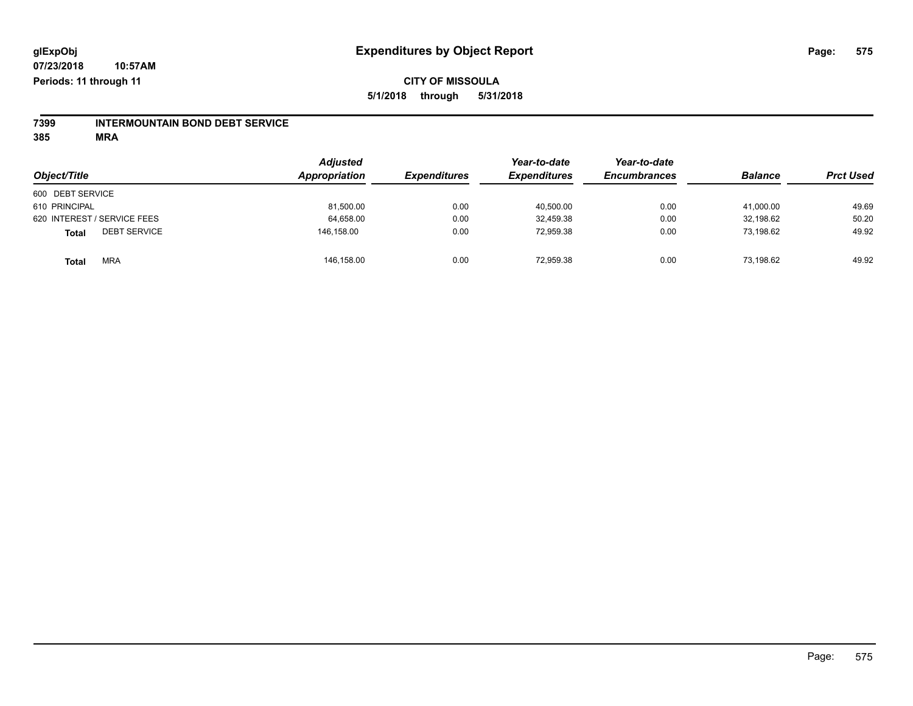**glExpObj** **Expenditures by Object Report**

**07/23/2018 10:57AM**

**Periods: 11 through 11**

**CITY OF MISSOULA**

**5/1/2018 through 5/31/2018**

**7399 INTERMOUNTAIN BOND DEBT SERVICE**

**385 MRA**

| Object/Title | | Adjusted Appropriation | Expenditures | Year-to-date Expenditures | Year-to-date Encumbrances | Balance | Prct Used |
|---|---|---|---|---|---|---|---|
| 600 DEBT SERVICE | | | | | | | |
| 610 PRINCIPAL | | 81,500.00 | 0.00 | 40,500.00 | 0.00 | 41,000.00 | 49.69 |
| 620 INTEREST / SERVICE FEES | | 64,658.00 | 0.00 | 32,459.38 | 0.00 | 32,198.62 | 50.20 |
| **Total** | DEBT SERVICE | 146,158.00 | 0.00 | 72,959.38 | 0.00 | 73,198.62 | 49.92 |
| **Total** | MRA | 146,158.00 | 0.00 | 72,959.38 | 0.00 | 73,198.62 | 49.92 |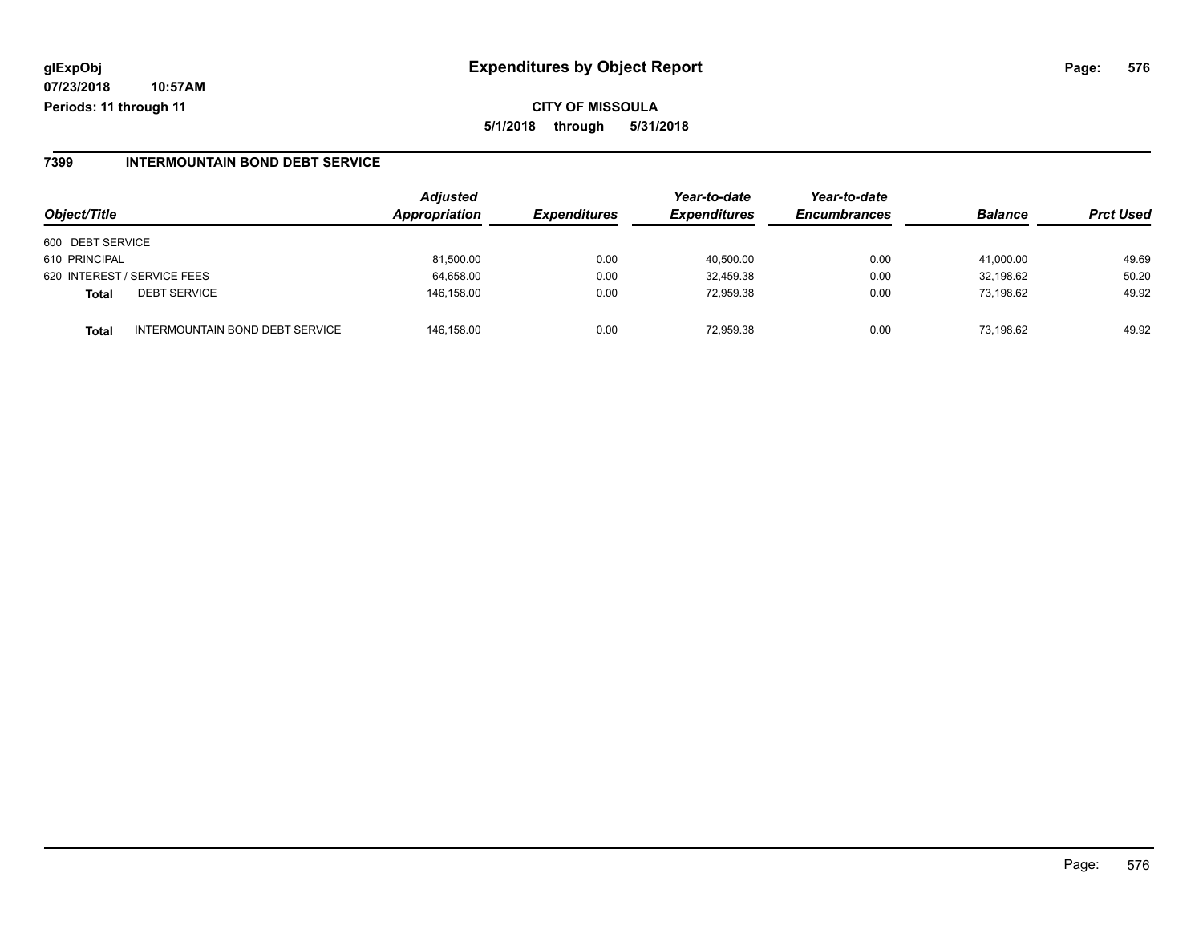**glExpObj** **Expenditures by Object Report**

**07/23/2018 10:57AM**

**Periods: 11 through 11**

**CITY OF MISSOULA**

**5/1/2018 through 5/31/2018**

## 7399 INTERMOUNTAIN BOND DEBT SERVICE

| Object/Title | | Adjusted Appropriation | Expenditures | Year-to-date Expenditures | Year-to-date Encumbrances | Balance | Prct Used |
|---|---|---|---|---|---|---|---|
| 600 DEBT SERVICE | | | | | | | |
| 610 PRINCIPAL | | 81,500.00 | 0.00 | 40,500.00 | 0.00 | 41,000.00 | 49.69 |
| 620 INTEREST / SERVICE FEES | | 64,658.00 | 0.00 | 32,459.38 | 0.00 | 32,198.62 | 50.20 |
| **Total** | DEBT SERVICE | 146,158.00 | 0.00 | 72,959.38 | 0.00 | 73,198.62 | 49.92 |
| **Total** | INTERMOUNTAIN BOND DEBT SERVICE | 146,158.00 | 0.00 | 72,959.38 | 0.00 | 73,198.62 | 49.92 |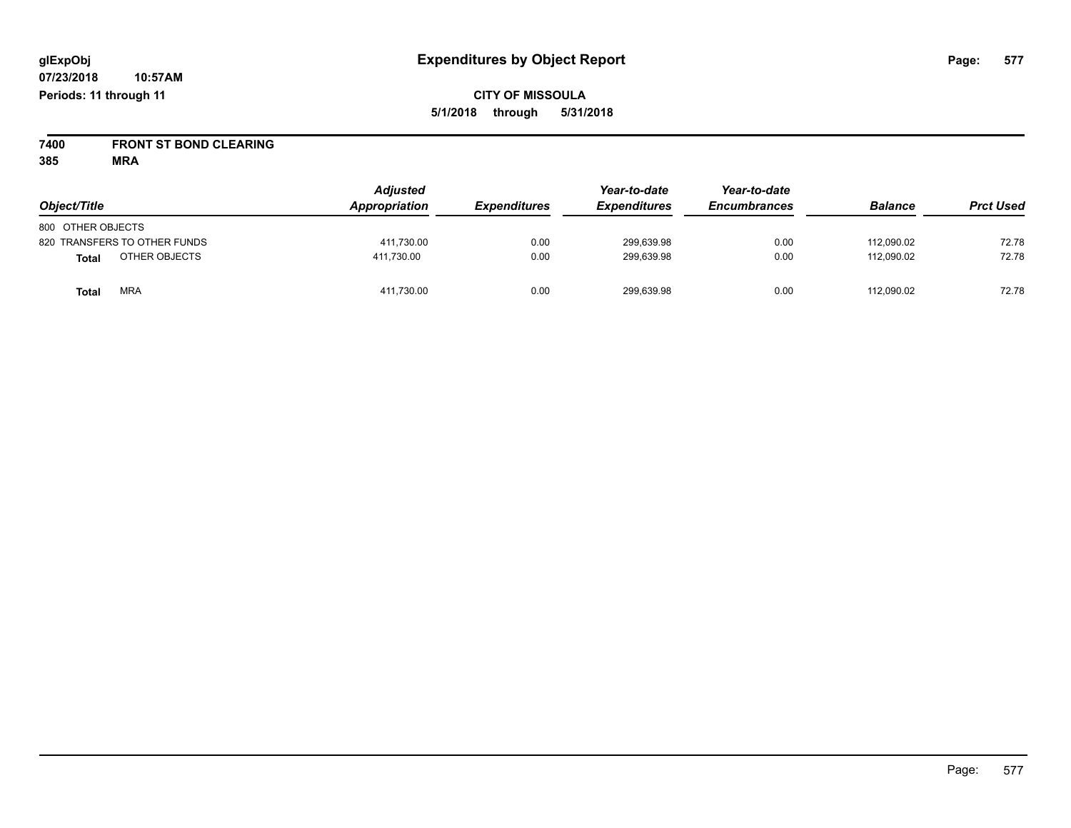**glExpObj** **Expenditures by Object Report**

**07/23/2018 10:57AM**

**Periods: 11 through 11**

**CITY OF MISSOULA**

**5/1/2018 through 5/31/2018**

**7400 FRONT ST BOND CLEARING**

**385 MRA**

| Object/Title | | Adjusted Appropriation | Expenditures | Year-to-date Expenditures | Year-to-date Encumbrances | Balance | Prct Used |
|---|---|---|---|---|---|---|---|
| 800 OTHER OBJECTS | | | | | | | |
| 820 TRANSFERS TO OTHER FUNDS | | 411,730.00 | 0.00 | 299,639.98 | 0.00 | 112,090.02 | 72.78 |
| **Total** | OTHER OBJECTS | 411,730.00 | 0.00 | 299,639.98 | 0.00 | 112,090.02 | 72.78 |
| **Total** | MRA | 411,730.00 | 0.00 | 299,639.98 | 0.00 | 112,090.02 | 72.78 |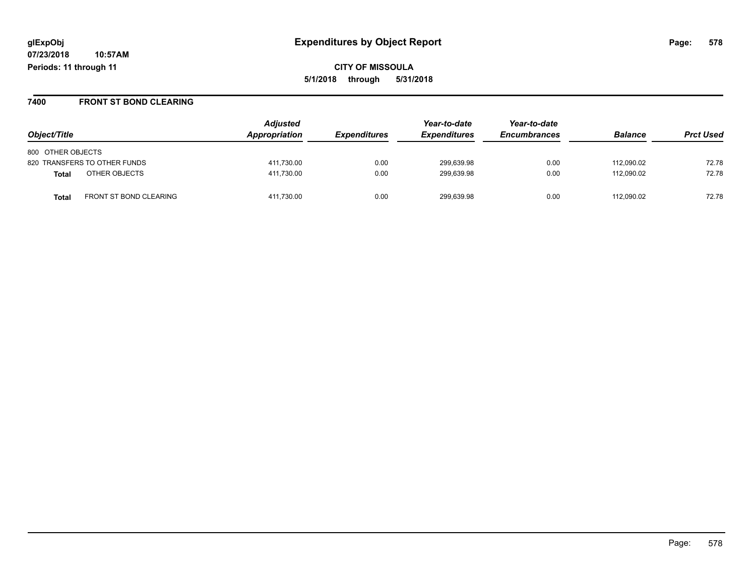# Expenditures by Object Report

glExpObj
07/23/2018 10:57AM
Periods: 11 through 11

**CITY OF MISSOULA**
**5/1/2018 through 5/31/2018**

## 7400 FRONT ST BOND CLEARING

| Object/Title | Adjusted Appropriation | Expenditures | Year-to-date Expenditures | Year-to-date Encumbrances | Balance | Prct Used |
|---|---|---|---|---|---|---|
| 800 OTHER OBJECTS | | | | | | |
| 820 TRANSFERS TO OTHER FUNDS | 411,730.00 | 0.00 | 299,639.98 | 0.00 | 112,090.02 | 72.78 |
| **Total** OTHER OBJECTS | 411,730.00 | 0.00 | 299,639.98 | 0.00 | 112,090.02 | 72.78 |
| **Total** FRONT ST BOND CLEARING | 411,730.00 | 0.00 | 299,639.98 | 0.00 | 112,090.02 | 72.78 |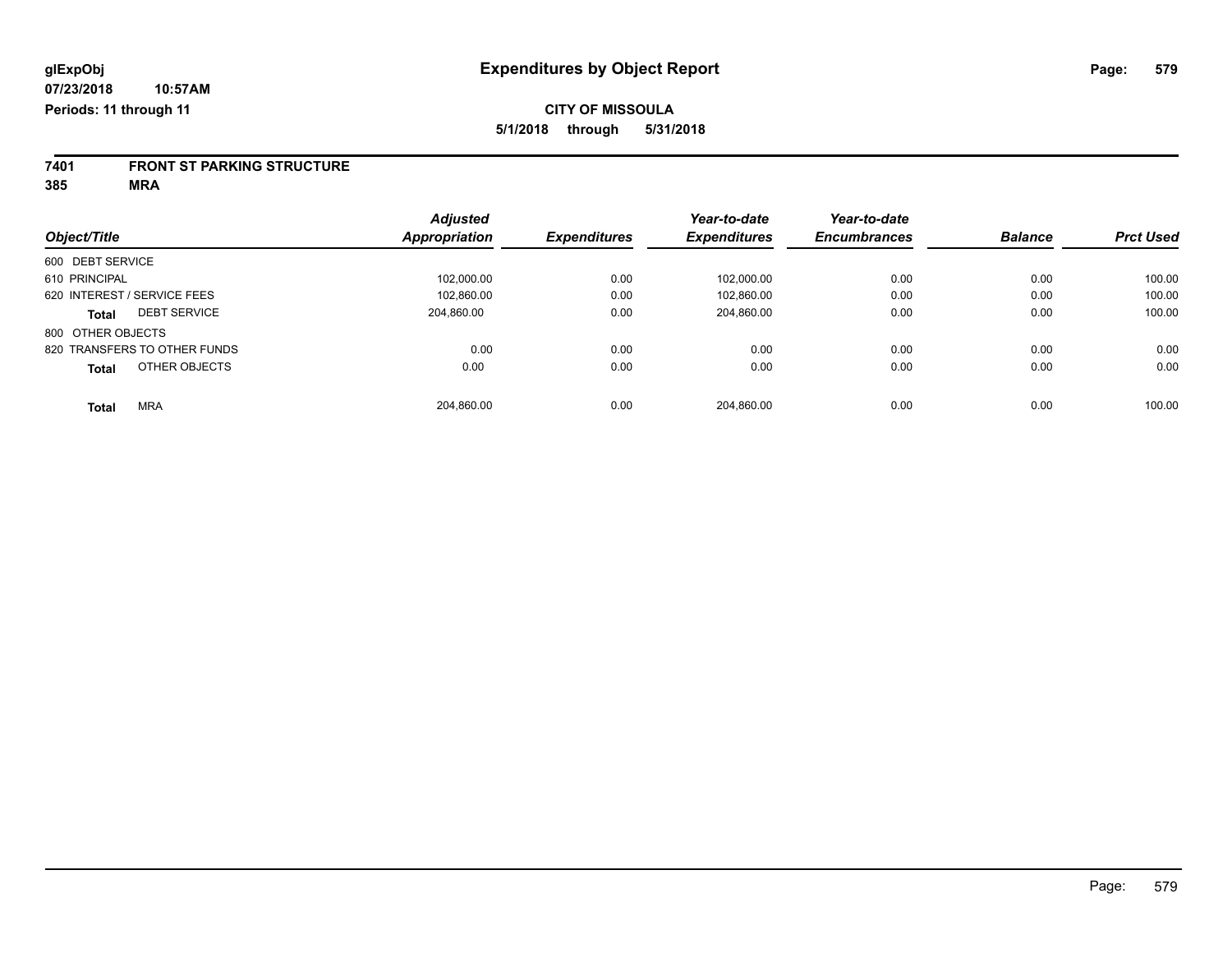glExpObj
07/23/2018 10:57AM
Periods: 11 through 11

# Expenditures by Object Report

**CITY OF MISSOULA**
**5/1/2018 through 5/31/2018**

**7401 FRONT ST PARKING STRUCTURE**
**385 MRA**

| Object/Title | Adjusted Appropriation | Expenditures | Year-to-date Expenditures | Year-to-date Encumbrances | Balance | Prct Used |
|---|---|---|---|---|---|---|
| 600 DEBT SERVICE | | | | | | |
| 610 PRINCIPAL | 102,000.00 | 0.00 | 102,000.00 | 0.00 | 0.00 | 100.00 |
| 620 INTEREST / SERVICE FEES | 102,860.00 | 0.00 | 102,860.00 | 0.00 | 0.00 | 100.00 |
| **Total** DEBT SERVICE | 204,860.00 | 0.00 | 204,860.00 | 0.00 | 0.00 | 100.00 |
| 800 OTHER OBJECTS | | | | | | |
| 820 TRANSFERS TO OTHER FUNDS | 0.00 | 0.00 | 0.00 | 0.00 | 0.00 | 0.00 |
| **Total** OTHER OBJECTS | 0.00 | 0.00 | 0.00 | 0.00 | 0.00 | 0.00 |
| **Total** MRA | 204,860.00 | 0.00 | 204,860.00 | 0.00 | 0.00 | 100.00 |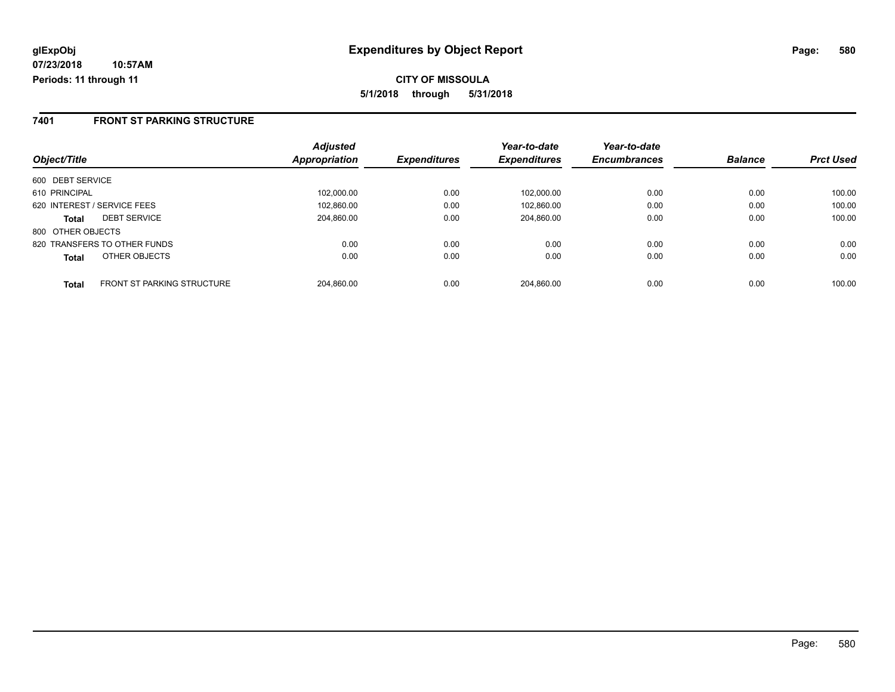**glExpObj** **Expenditures by Object Report**

**07/23/2018 10:57AM**

**Periods: 11 through 11**

**CITY OF MISSOULA**

**5/1/2018 through 5/31/2018**

## 7401 FRONT ST PARKING STRUCTURE

| Object/Title | | Adjusted Appropriation | Expenditures | Year-to-date Expenditures | Year-to-date Encumbrances | Balance | Prct Used |
|---|---|---|---|---|---|---|---|
| 600 DEBT SERVICE | | | | | | | |
| 610 PRINCIPAL | | 102,000.00 | 0.00 | 102,000.00 | 0.00 | 0.00 | 100.00 |
| 620 INTEREST / SERVICE FEES | | 102,860.00 | 0.00 | 102,860.00 | 0.00 | 0.00 | 100.00 |
| **Total** | DEBT SERVICE | 204,860.00 | 0.00 | 204,860.00 | 0.00 | 0.00 | 100.00 |
| 800 OTHER OBJECTS | | | | | | | |
| 820 TRANSFERS TO OTHER FUNDS | | 0.00 | 0.00 | 0.00 | 0.00 | 0.00 | 0.00 |
| **Total** | OTHER OBJECTS | 0.00 | 0.00 | 0.00 | 0.00 | 0.00 | 0.00 |
| **Total** | FRONT ST PARKING STRUCTURE | 204,860.00 | 0.00 | 204,860.00 | 0.00 | 0.00 | 100.00 |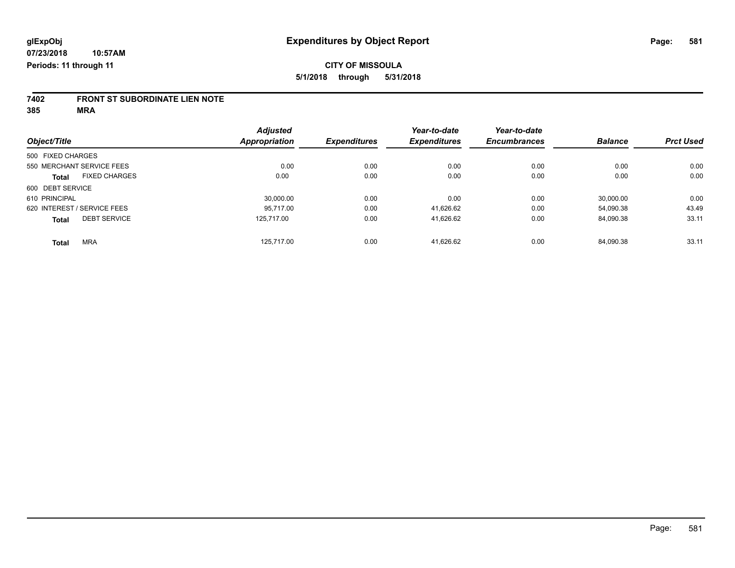# Expenditures by Object Report

glExpObj
07/23/2018 10:57AM
Periods: 11 through 11

**CITY OF MISSOULA**
**5/1/2018 through 5/31/2018**

**7402 FRONT ST SUBORDINATE LIEN NOTE**
**385 MRA**

| Object/Title | Adjusted Appropriation | Expenditures | Year-to-date Expenditures | Year-to-date Encumbrances | Balance | Prct Used |
|---|---|---|---|---|---|---|
| 500 FIXED CHARGES | | | | | | |
| 550 MERCHANT SERVICE FEES | 0.00 | 0.00 | 0.00 | 0.00 | 0.00 | 0.00 |
| **Total** FIXED CHARGES | 0.00 | 0.00 | 0.00 | 0.00 | 0.00 | 0.00 |
| 600 DEBT SERVICE | | | | | | |
| 610 PRINCIPAL | 30,000.00 | 0.00 | 0.00 | 0.00 | 30,000.00 | 0.00 |
| 620 INTEREST / SERVICE FEES | 95,717.00 | 0.00 | 41,626.62 | 0.00 | 54,090.38 | 43.49 |
| **Total** DEBT SERVICE | 125,717.00 | 0.00 | 41,626.62 | 0.00 | 84,090.38 | 33.11 |
| **Total** MRA | 125,717.00 | 0.00 | 41,626.62 | 0.00 | 84,090.38 | 33.11 |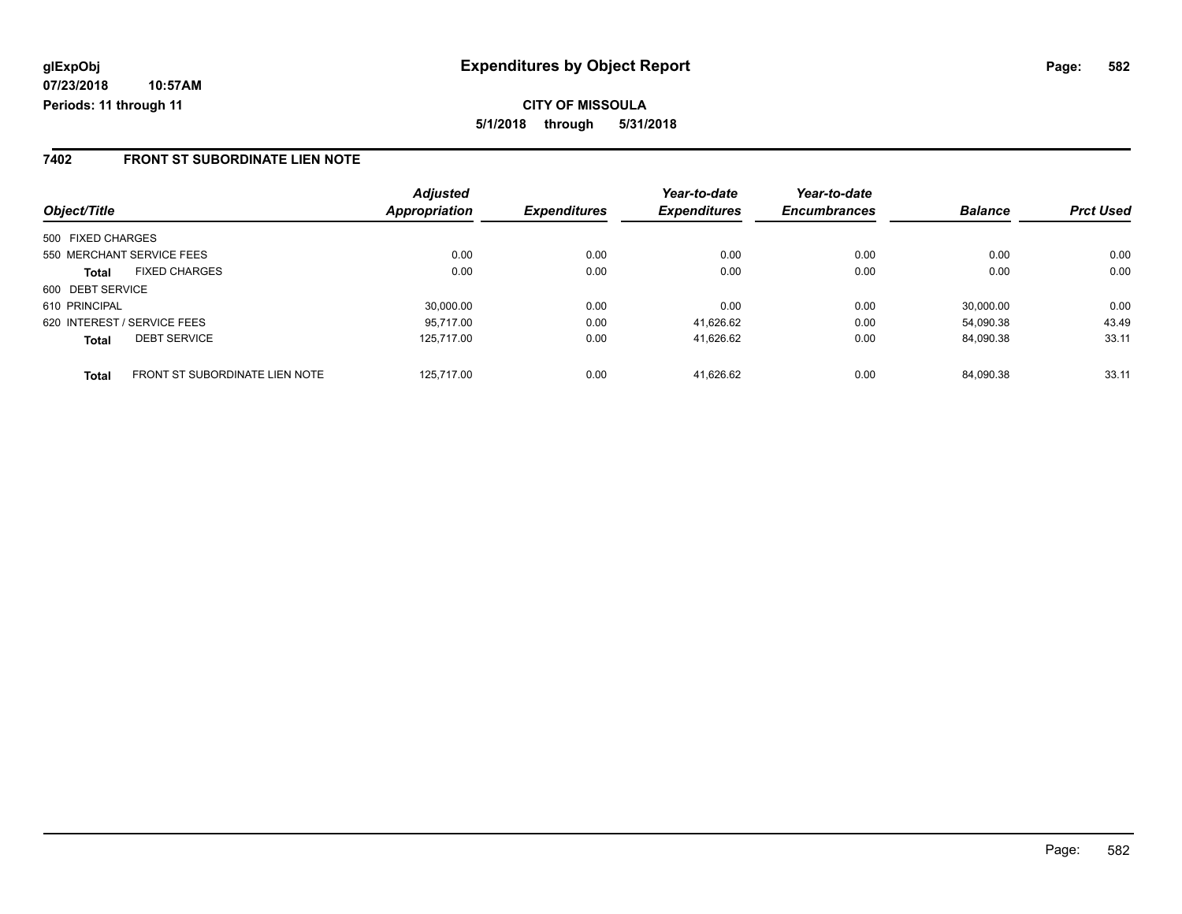# Expenditures by Object Report

glExpObj
07/23/2018 10:57AM
Periods: 11 through 11

**CITY OF MISSOULA**
**5/1/2018 through 5/31/2018**

## 7402 FRONT ST SUBORDINATE LIEN NOTE

| Object/Title | | Adjusted Appropriation | Expenditures | Year-to-date Expenditures | Year-to-date Encumbrances | Balance | Prct Used |
|---|---|---|---|---|---|---|---|
| 500 FIXED CHARGES | | | | | | | |
| 550 MERCHANT SERVICE FEES | | 0.00 | 0.00 | 0.00 | 0.00 | 0.00 | 0.00 |
| **Total** | FIXED CHARGES | 0.00 | 0.00 | 0.00 | 0.00 | 0.00 | 0.00 |
| 600 DEBT SERVICE | | | | | | | |
| 610 PRINCIPAL | | 30,000.00 | 0.00 | 0.00 | 0.00 | 30,000.00 | 0.00 |
| 620 INTEREST / SERVICE FEES | | 95,717.00 | 0.00 | 41,626.62 | 0.00 | 54,090.38 | 43.49 |
| **Total** | DEBT SERVICE | 125,717.00 | 0.00 | 41,626.62 | 0.00 | 84,090.38 | 33.11 |
| **Total** | FRONT ST SUBORDINATE LIEN NOTE | 125,717.00 | 0.00 | 41,626.62 | 0.00 | 84,090.38 | 33.11 |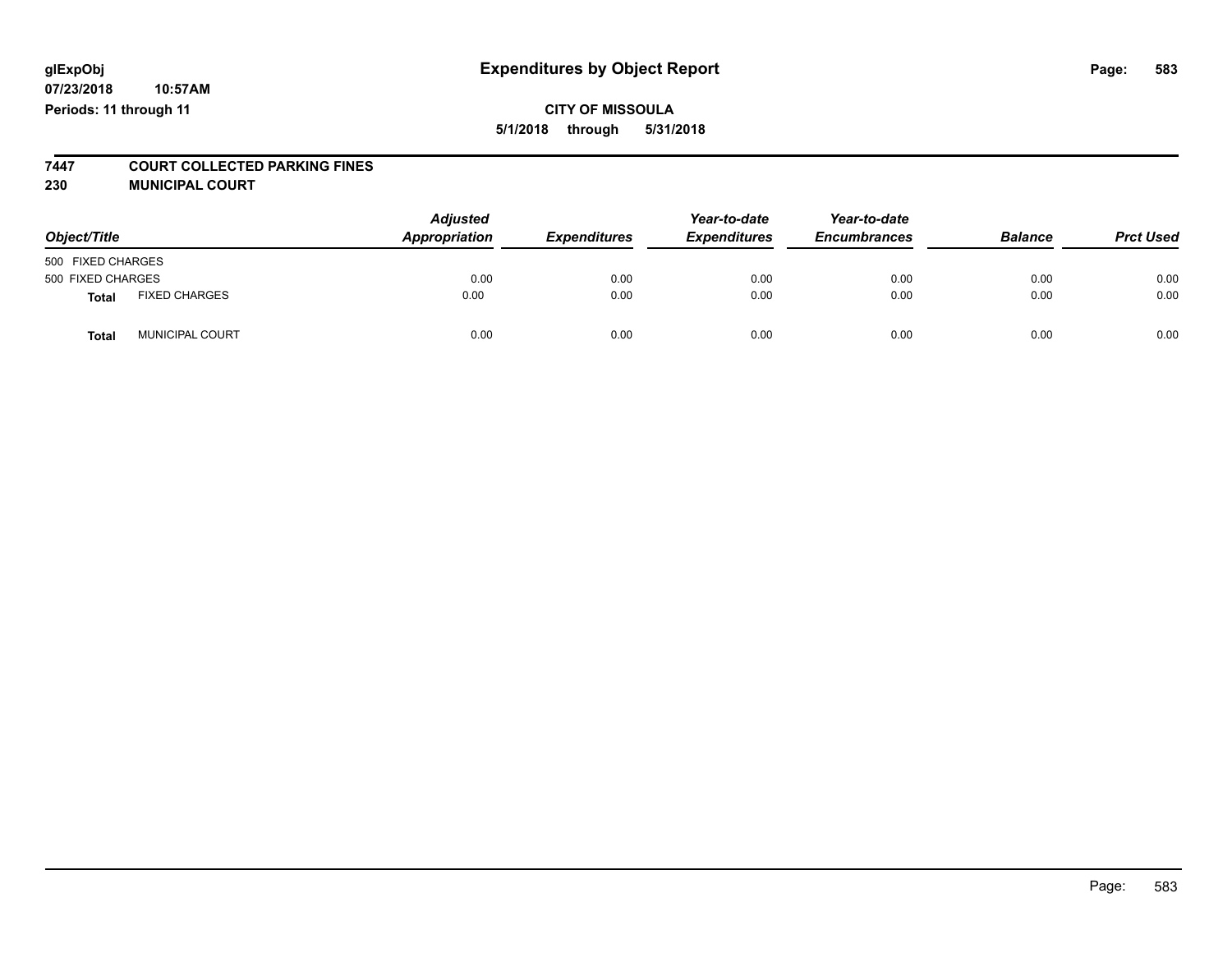glExpObj
07/23/2018 10:57AM
Periods: 11 through 11

# Expenditures by Object Report

**CITY OF MISSOULA**
**5/1/2018 through 5/31/2018**

**7447 COURT COLLECTED PARKING FINES**
**230 MUNICIPAL COURT**

| Object/Title | | *Adjusted Appropriation* | *Expenditures* | *Year-to-date Expenditures* | *Year-to-date Encumbrances* | *Balance* | *Prct Used* |
|---|---|---|---|---|---|---|---|
| 500 FIXED CHARGES | | | | | | | |
| 500 FIXED CHARGES | | 0.00 | 0.00 | 0.00 | 0.00 | 0.00 | 0.00 |
| **Total** | FIXED CHARGES | 0.00 | 0.00 | 0.00 | 0.00 | 0.00 | 0.00 |
| **Total** | MUNICIPAL COURT | 0.00 | 0.00 | 0.00 | 0.00 | 0.00 | 0.00 |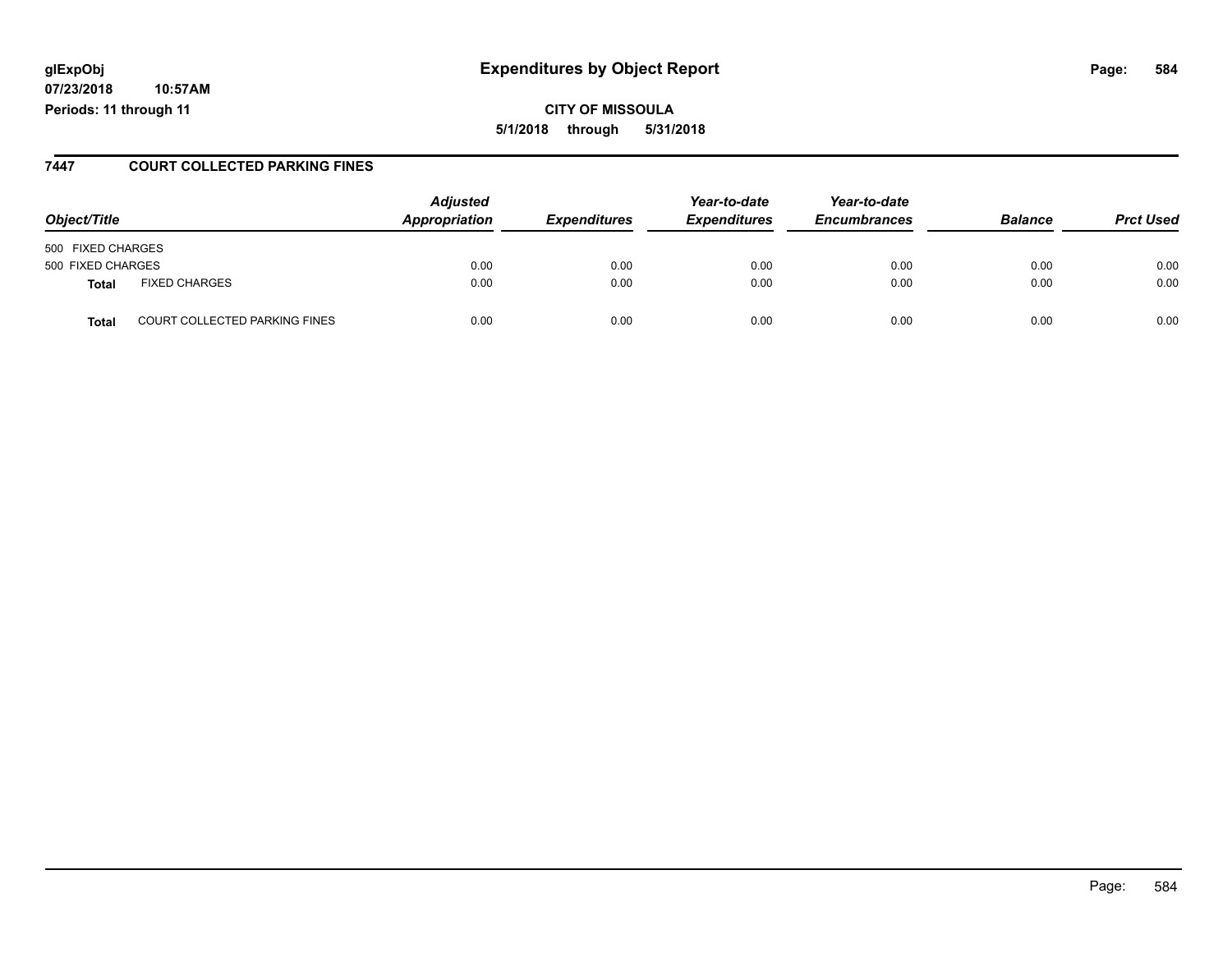**glExpObj**
**07/23/2018 10:57AM**
**Periods: 11 through 11**

# Expenditures by Object Report

**CITY OF MISSOULA**
**5/1/2018 through 5/31/2018**

## 7447 COURT COLLECTED PARKING FINES

| Object/Title | | Adjusted Appropriation | Expenditures | Year-to-date Expenditures | Year-to-date Encumbrances | Balance | Prct Used |
|---|---|---|---|---|---|---|---|
| 500 FIXED CHARGES | | | | | | | |
| 500 FIXED CHARGES | | 0.00 | 0.00 | 0.00 | 0.00 | 0.00 | 0.00 |
| **Total** | FIXED CHARGES | 0.00 | 0.00 | 0.00 | 0.00 | 0.00 | 0.00 |
| **Total** | COURT COLLECTED PARKING FINES | 0.00 | 0.00 | 0.00 | 0.00 | 0.00 | 0.00 |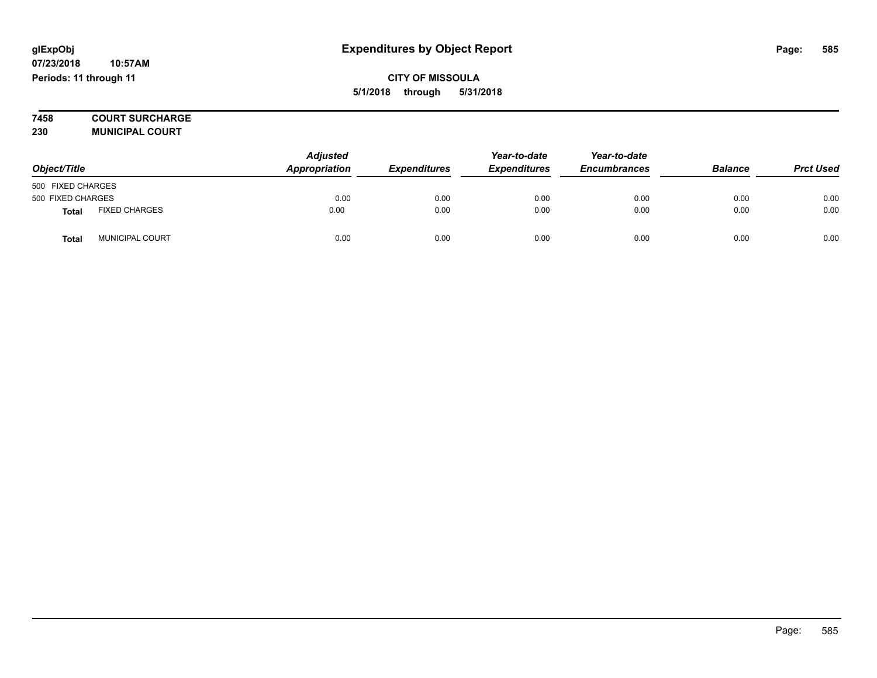# Expenditures by Object Report

glExpObj
07/23/2018 10:57AM
Periods: 11 through 11

**CITY OF MISSOULA**
**5/1/2018 through 5/31/2018**

**7458 COURT SURCHARGE**
**230 MUNICIPAL COURT**

| Object/Title | | Adjusted Appropriation | Expenditures | Year-to-date Expenditures | Year-to-date Encumbrances | Balance | Prct Used |
|---|---|---|---|---|---|---|---|
| 500 FIXED CHARGES | | | | | | | |
| 500 FIXED CHARGES | | 0.00 | 0.00 | 0.00 | 0.00 | 0.00 | 0.00 |
| **Total** | FIXED CHARGES | 0.00 | 0.00 | 0.00 | 0.00 | 0.00 | 0.00 |
| **Total** | MUNICIPAL COURT | 0.00 | 0.00 | 0.00 | 0.00 | 0.00 | 0.00 |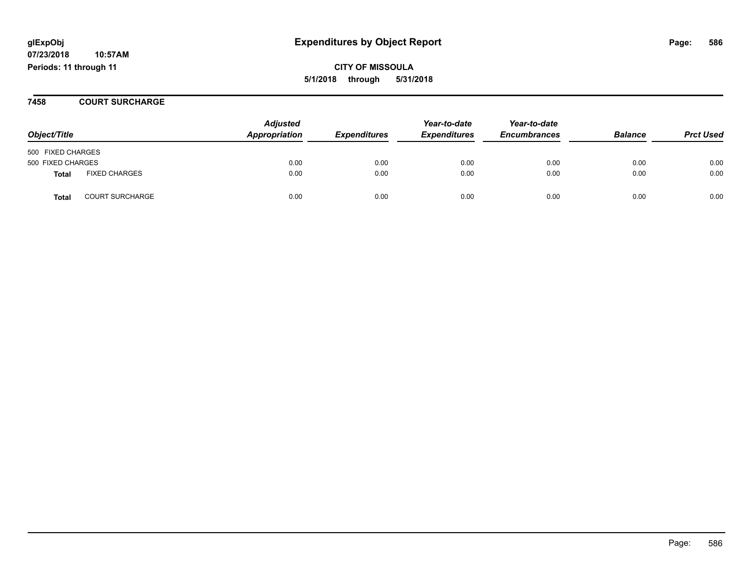# Expenditures by Object Report

**glExpObj**
**07/23/2018 10:57AM**
**Periods: 11 through 11**

**CITY OF MISSOULA**
**5/1/2018 through 5/31/2018**

## 7458 COURT SURCHARGE

| Object/Title | | Adjusted Appropriation | Expenditures | Year-to-date Expenditures | Year-to-date Encumbrances | Balance | Prct Used |
|---|---|---|---|---|---|---|---|
| 500 FIXED CHARGES | | | | | | | |
| 500 FIXED CHARGES | | 0.00 | 0.00 | 0.00 | 0.00 | 0.00 | 0.00 |
| **Total** | FIXED CHARGES | 0.00 | 0.00 | 0.00 | 0.00 | 0.00 | 0.00 |
| **Total** | COURT SURCHARGE | 0.00 | 0.00 | 0.00 | 0.00 | 0.00 | 0.00 |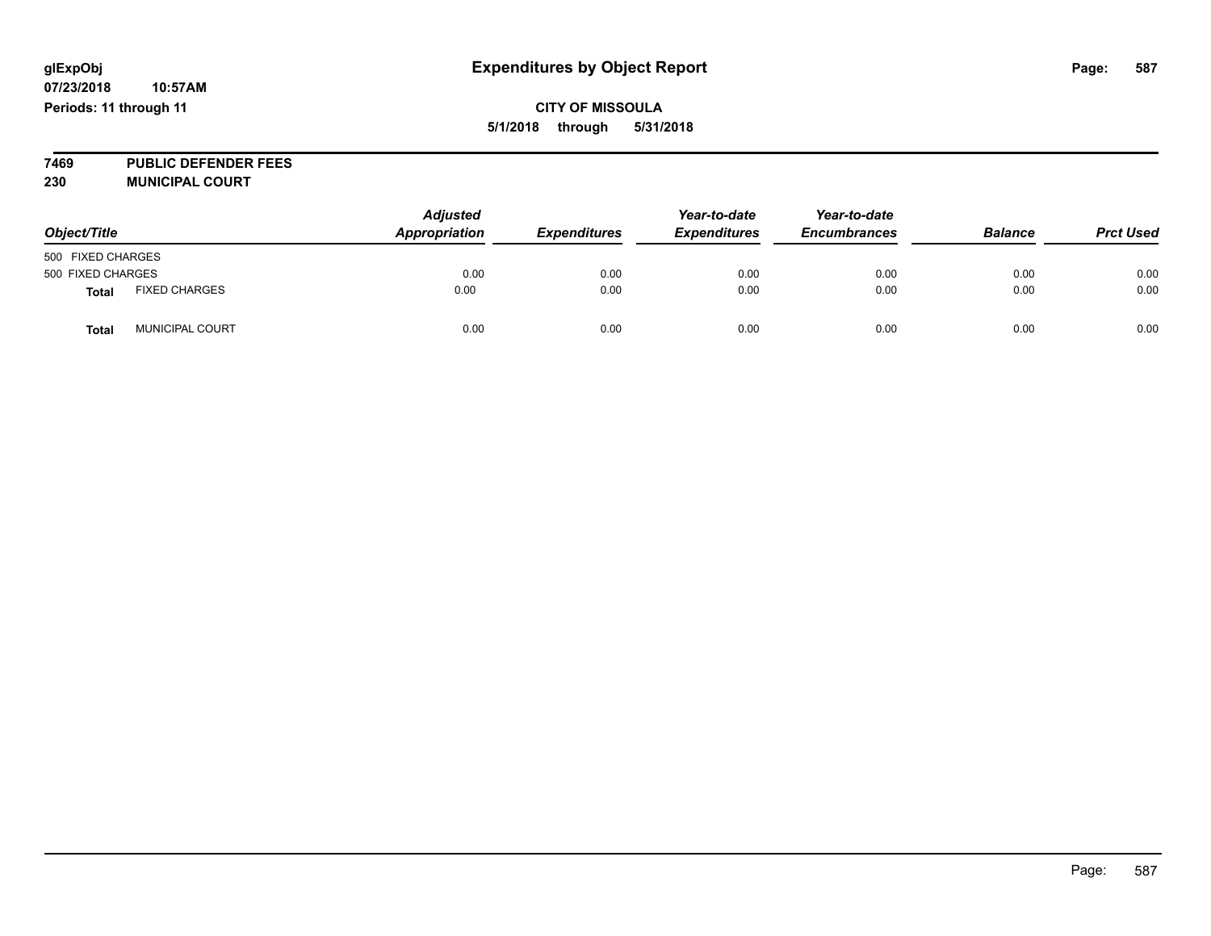**CITY OF MISSOULA**

**5/1/2018 through 5/31/2018**

**7469 PUBLIC DEFENDER FEES**

**230 MUNICIPAL COURT**

| Object/Title | | Adjusted Appropriation | Expenditures | Year-to-date Expenditures | Year-to-date Encumbrances | Balance | Prct Used |
|---|---|---|---|---|---|---|---|
| 500 FIXED CHARGES | | | | | | | |
| 500 FIXED CHARGES | | 0.00 | 0.00 | 0.00 | 0.00 | 0.00 | 0.00 |
| **Total** | FIXED CHARGES | 0.00 | 0.00 | 0.00 | 0.00 | 0.00 | 0.00 |
| **Total** | MUNICIPAL COURT | 0.00 | 0.00 | 0.00 | 0.00 | 0.00 | 0.00 |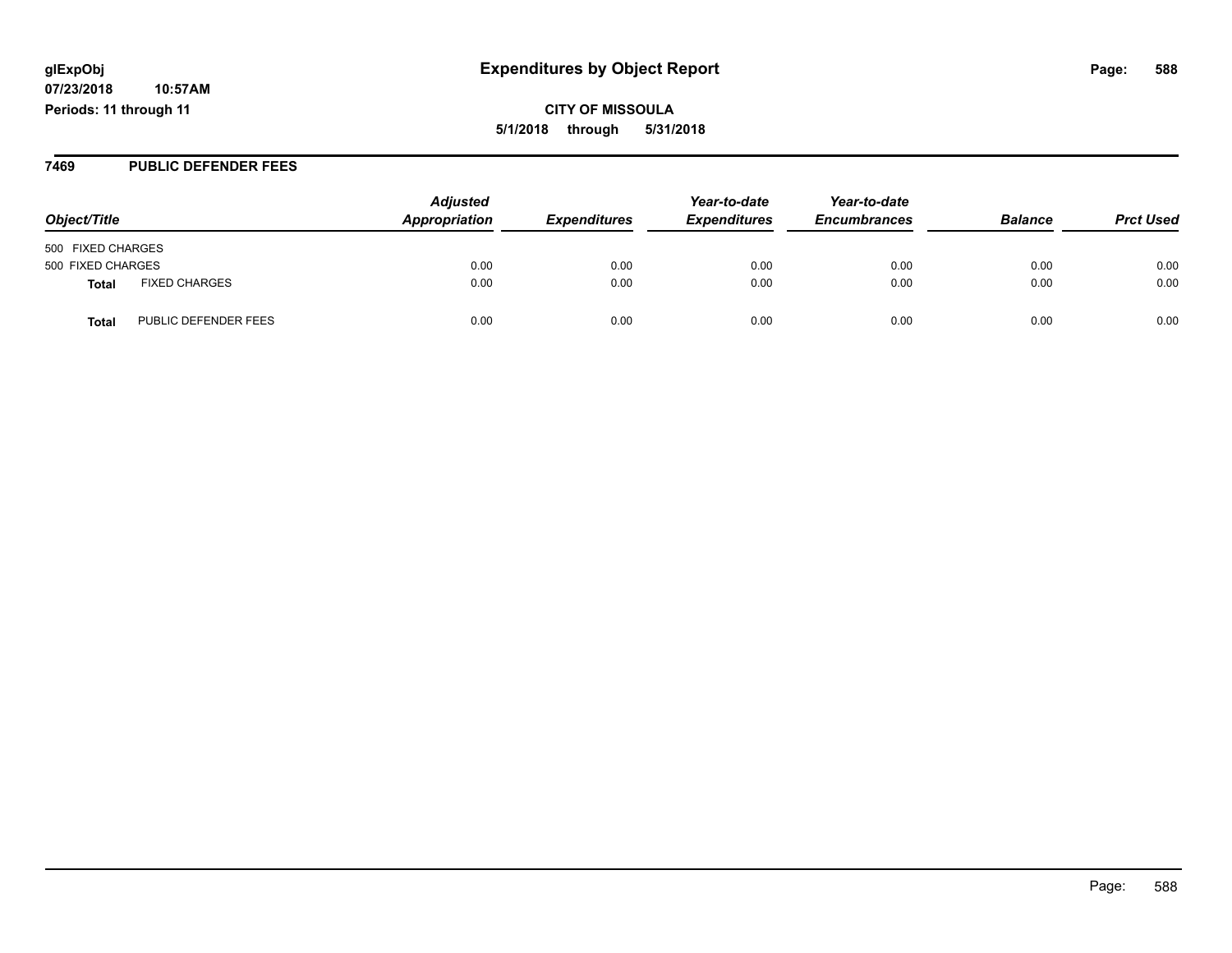# Expenditures by Object Report

glExpObj
07/23/2018 10:57AM
Periods: 11 through 11

CITY OF MISSOULA
5/1/2018 through 5/31/2018

## 7469 PUBLIC DEFENDER FEES

| Object/Title | | Adjusted Appropriation | Expenditures | Year-to-date Expenditures | Year-to-date Encumbrances | Balance | Prct Used |
|---|---|---|---|---|---|---|---|
| 500 FIXED CHARGES | | | | | | | |
| 500 FIXED CHARGES | | 0.00 | 0.00 | 0.00 | 0.00 | 0.00 | 0.00 |
| **Total** | FIXED CHARGES | 0.00 | 0.00 | 0.00 | 0.00 | 0.00 | 0.00 |
| **Total** | PUBLIC DEFENDER FEES | 0.00 | 0.00 | 0.00 | 0.00 | 0.00 | 0.00 |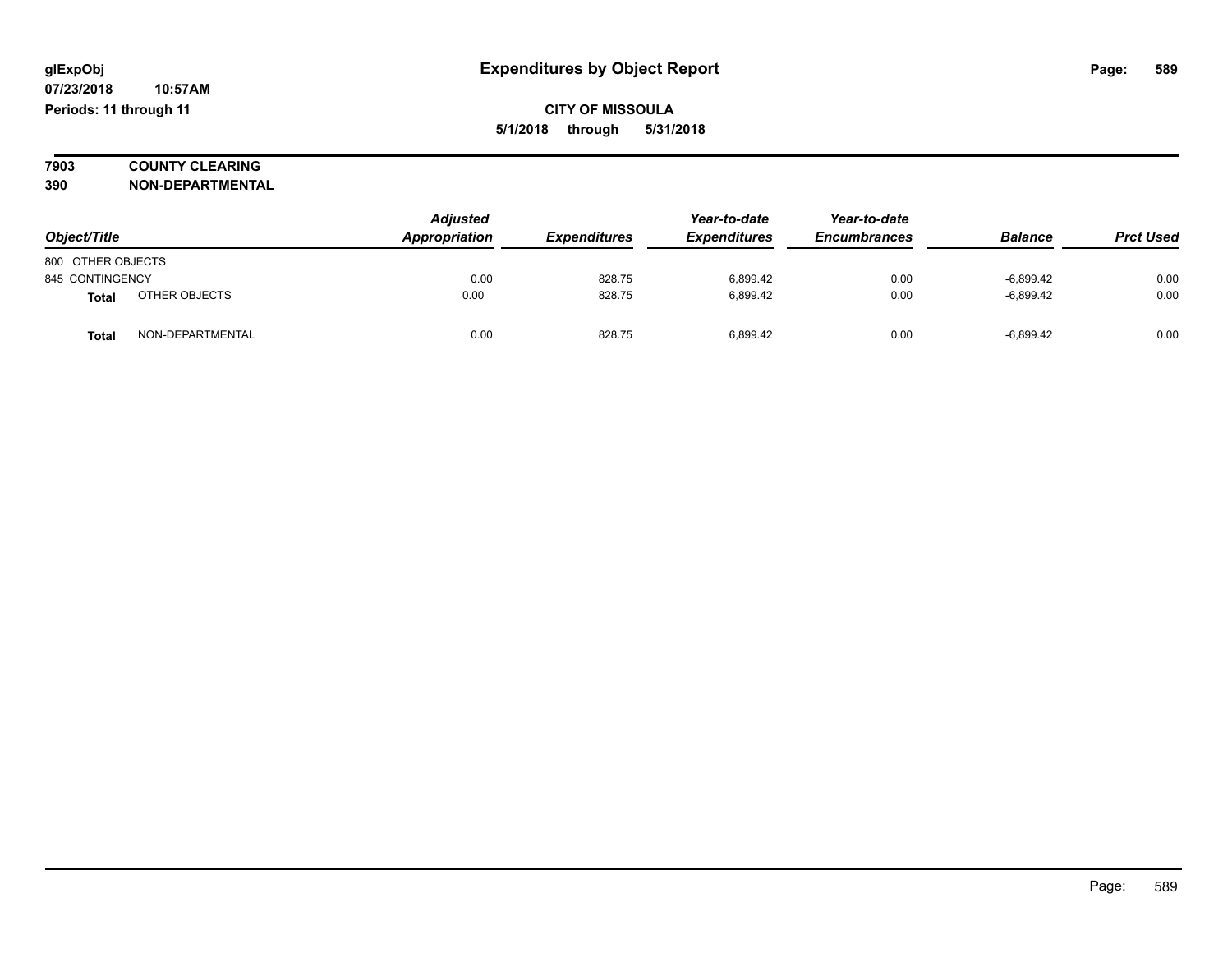**glExpObj**
**07/23/2018 10:57AM**
**Periods: 11 through 11**

# Expenditures by Object Report

**CITY OF MISSOULA**
**5/1/2018 through 5/31/2018**

**7903 COUNTY CLEARING**
**390 NON-DEPARTMENTAL**

| Object/Title | | Adjusted Appropriation | Expenditures | Year-to-date Expenditures | Year-to-date Encumbrances | Balance | Prct Used |
|---|---|---|---|---|---|---|---|
| 800 OTHER OBJECTS | | | | | | | |
| 845 CONTINGENCY | | 0.00 | 828.75 | 6,899.42 | 0.00 | -6,899.42 | 0.00 |
| **Total** | OTHER OBJECTS | 0.00 | 828.75 | 6,899.42 | 0.00 | -6,899.42 | 0.00 |
| **Total** | NON-DEPARTMENTAL | 0.00 | 828.75 | 6,899.42 | 0.00 | -6,899.42 | 0.00 |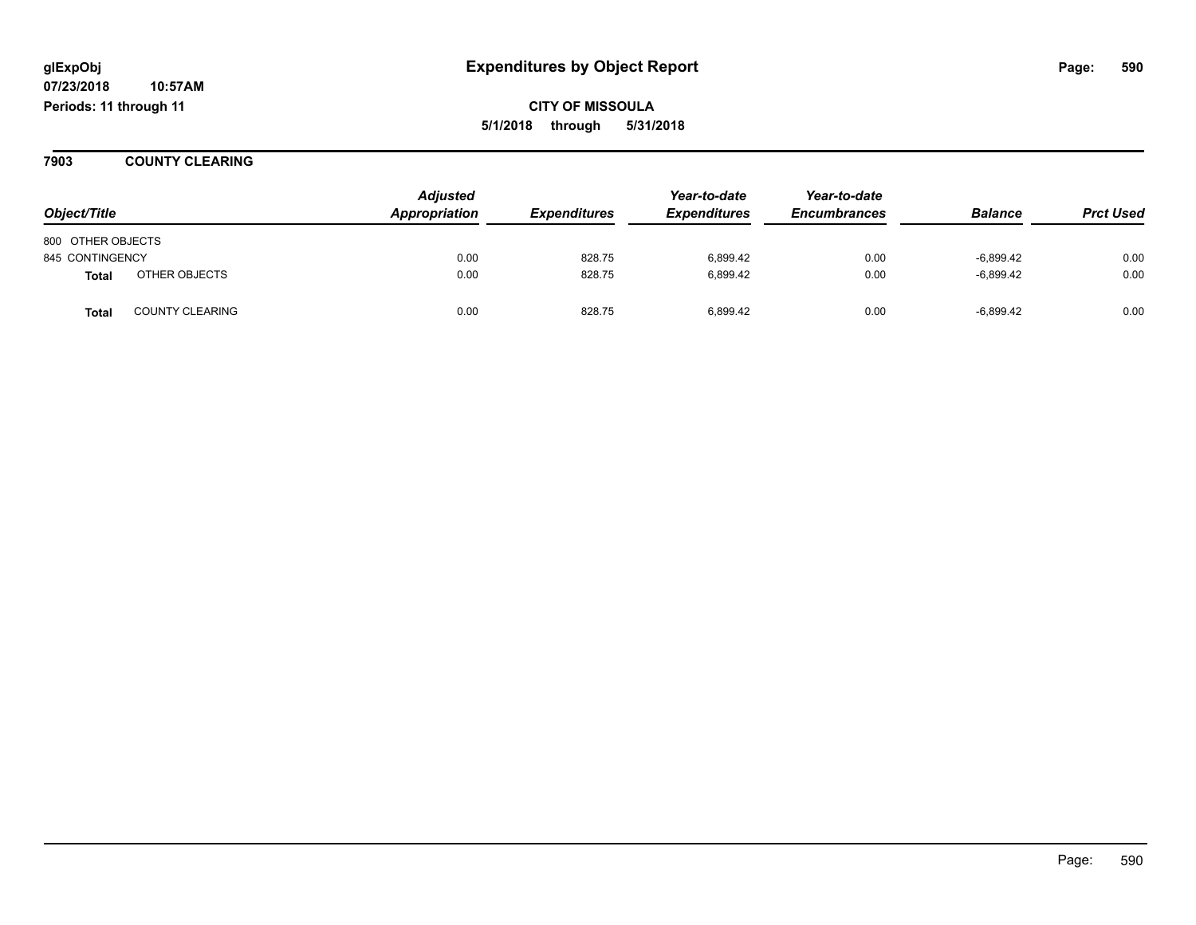glExpObj
07/23/2018 10:57AM
Periods: 11 through 11

# Expenditures by Object Report

**CITY OF MISSOULA**
**5/1/2018 through 5/31/2018**

## 7903 COUNTY CLEARING

| Object/Title | | Adjusted Appropriation | Expenditures | Year-to-date Expenditures | Year-to-date Encumbrances | Balance | Prct Used |
|---|---|---|---|---|---|---|---|
| 800 OTHER OBJECTS | | | | | | | |
| 845 CONTINGENCY | | 0.00 | 828.75 | 6,899.42 | 0.00 | -6,899.42 | 0.00 |
| **Total** | OTHER OBJECTS | 0.00 | 828.75 | 6,899.42 | 0.00 | -6,899.42 | 0.00 |
| **Total** | COUNTY CLEARING | 0.00 | 828.75 | 6,899.42 | 0.00 | -6,899.42 | 0.00 |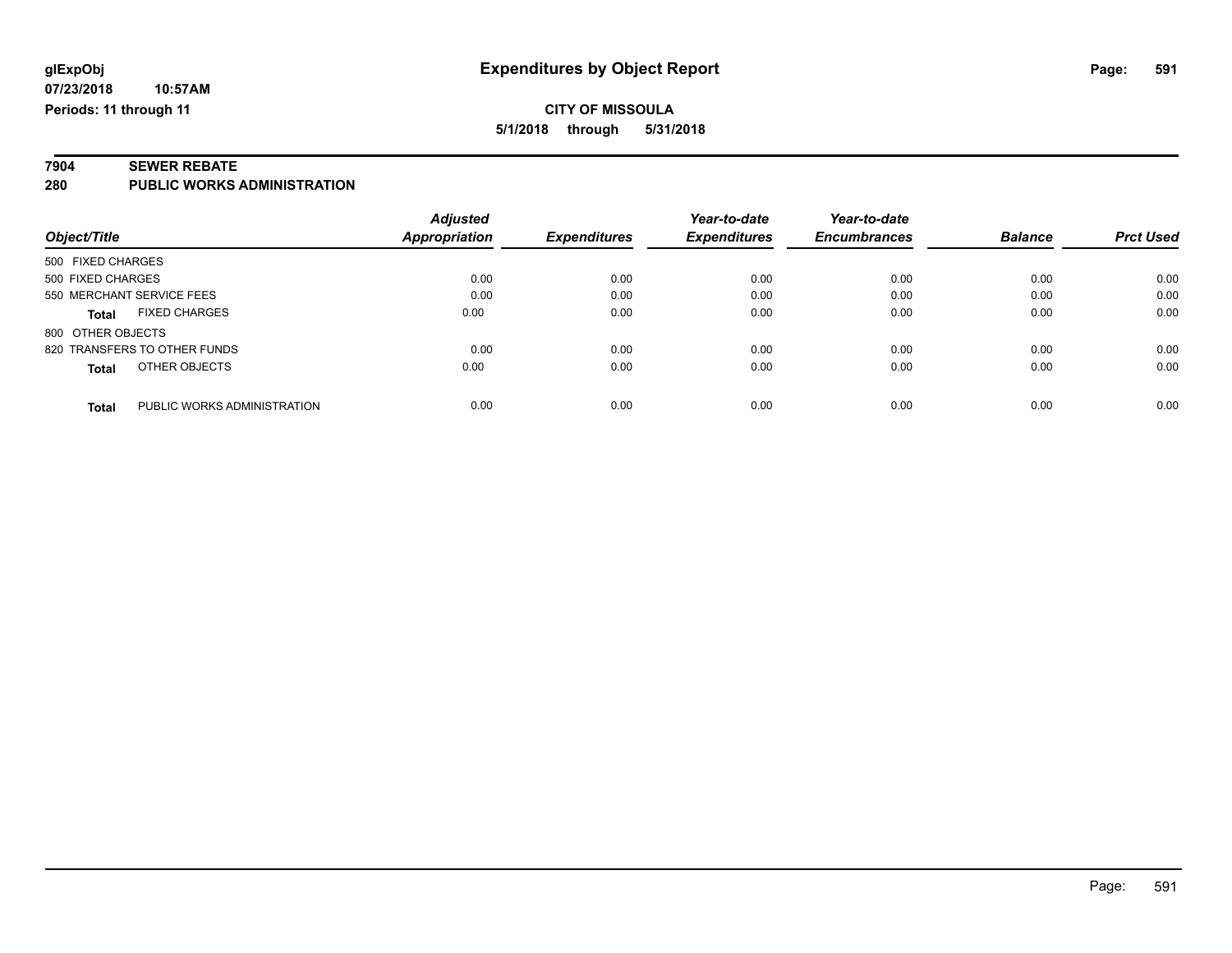**glExpObj** **Expenditures by Object Report**

**07/23/2018 10:57AM**

**Periods: 11 through 11**

**CITY OF MISSOULA**

**5/1/2018 through 5/31/2018**

## 7904 SEWER REBATE

### 280 PUBLIC WORKS ADMINISTRATION

| Object/Title | Adjusted Appropriation | Expenditures | Year-to-date Expenditures | Year-to-date Encumbrances | Balance | Prct Used |
|---|---|---|---|---|---|---|
| 500 FIXED CHARGES | | | | | | |
| 500 FIXED CHARGES | 0.00 | 0.00 | 0.00 | 0.00 | 0.00 | 0.00 |
| 550 MERCHANT SERVICE FEES | 0.00 | 0.00 | 0.00 | 0.00 | 0.00 | 0.00 |
| **Total** FIXED CHARGES | 0.00 | 0.00 | 0.00 | 0.00 | 0.00 | 0.00 |
| 800 OTHER OBJECTS | | | | | | |
| 820 TRANSFERS TO OTHER FUNDS | 0.00 | 0.00 | 0.00 | 0.00 | 0.00 | 0.00 |
| **Total** OTHER OBJECTS | 0.00 | 0.00 | 0.00 | 0.00 | 0.00 | 0.00 |
| **Total** PUBLIC WORKS ADMINISTRATION | 0.00 | 0.00 | 0.00 | 0.00 | 0.00 | 0.00 |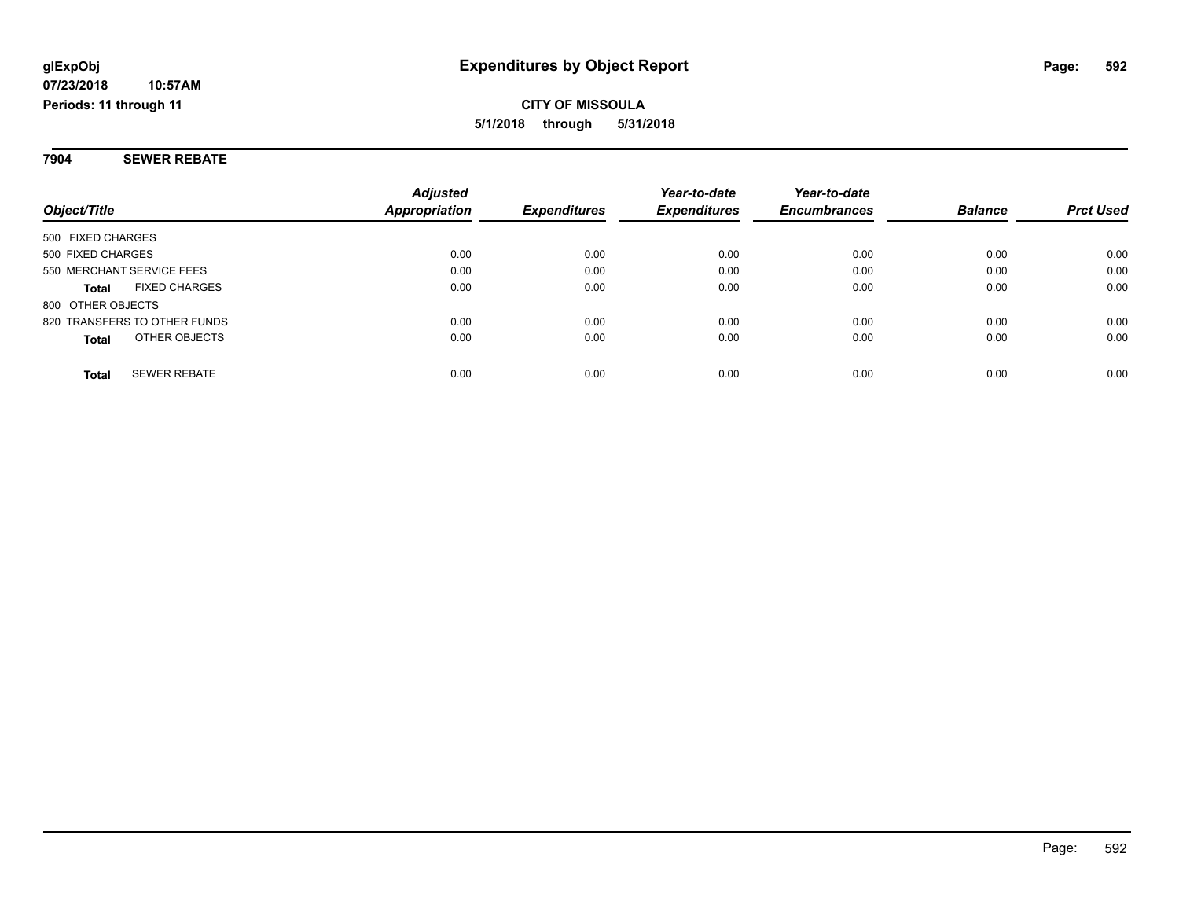# Expenditures by Object Report

glExpObj
07/23/2018 10:57AM
Periods: 11 through 11

**CITY OF MISSOULA**
**5/1/2018 through 5/31/2018**

## 7904 SEWER REBATE

| Object/Title | Adjusted Appropriation | Expenditures | Year-to-date Expenditures | Year-to-date Encumbrances | Balance | Prct Used |
|---|---|---|---|---|---|---|
| 500 FIXED CHARGES | | | | | | |
| 500 FIXED CHARGES | 0.00 | 0.00 | 0.00 | 0.00 | 0.00 | 0.00 |
| 550 MERCHANT SERVICE FEES | 0.00 | 0.00 | 0.00 | 0.00 | 0.00 | 0.00 |
| **Total** FIXED CHARGES | 0.00 | 0.00 | 0.00 | 0.00 | 0.00 | 0.00 |
| 800 OTHER OBJECTS | | | | | | |
| 820 TRANSFERS TO OTHER FUNDS | 0.00 | 0.00 | 0.00 | 0.00 | 0.00 | 0.00 |
| **Total** OTHER OBJECTS | 0.00 | 0.00 | 0.00 | 0.00 | 0.00 | 0.00 |
| **Total** SEWER REBATE | 0.00 | 0.00 | 0.00 | 0.00 | 0.00 | 0.00 |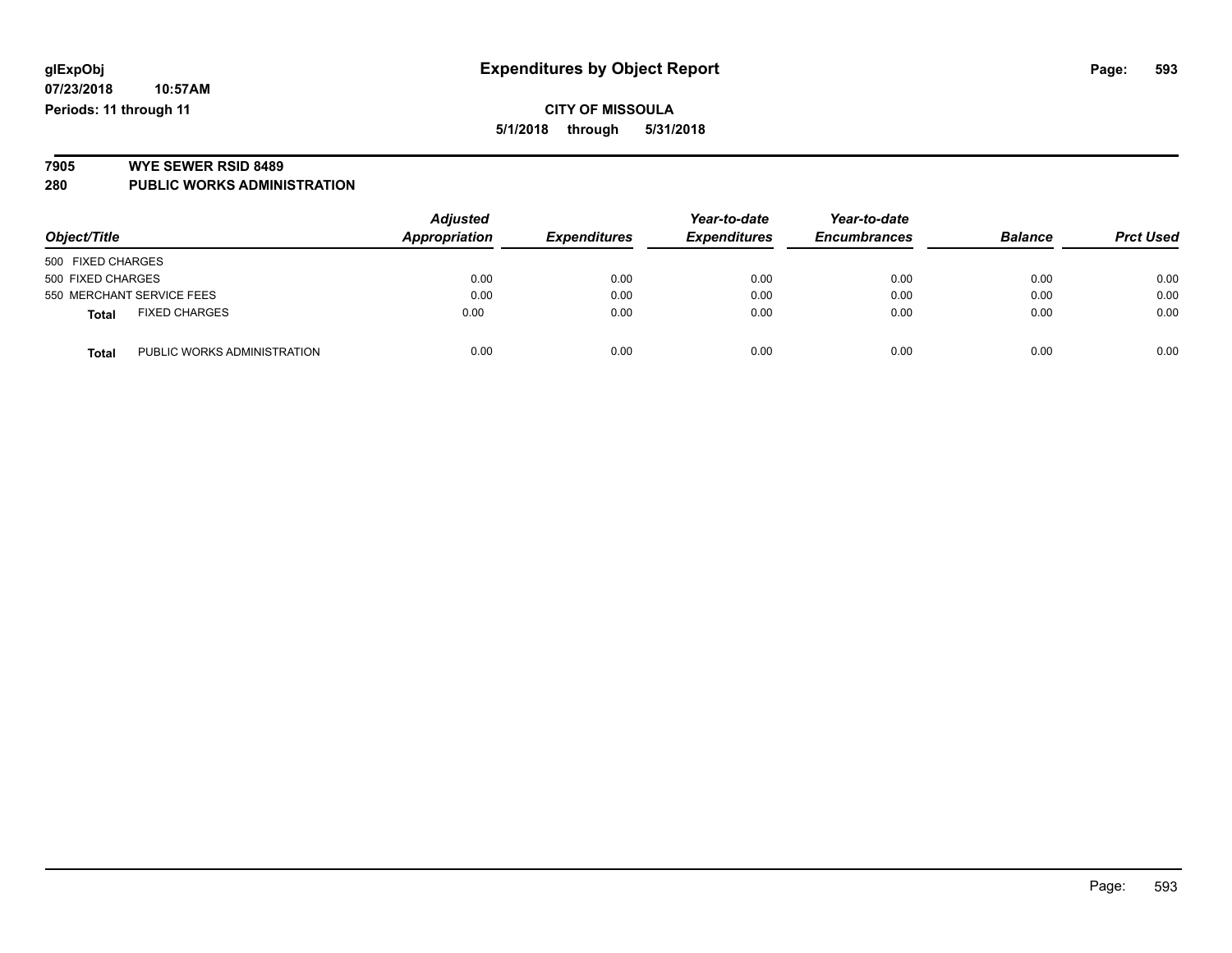**glExpObj** | **Expenditures by Object Report**

**07/23/2018 10:57AM**

**Periods: 11 through 11**

**CITY OF MISSOULA**

**5/1/2018 through 5/31/2018**

**7905 WYE SEWER RSID 8489**

**280 PUBLIC WORKS ADMINISTRATION**

| Object/Title | Adjusted Appropriation | Expenditures | Year-to-date Expenditures | Year-to-date Encumbrances | Balance | Prct Used |
|---|---|---|---|---|---|---|
| 500 FIXED CHARGES | | | | | | |
| 500 FIXED CHARGES | 0.00 | 0.00 | 0.00 | 0.00 | 0.00 | 0.00 |
| 550 MERCHANT SERVICE FEES | 0.00 | 0.00 | 0.00 | 0.00 | 0.00 | 0.00 |
| **Total** FIXED CHARGES | 0.00 | 0.00 | 0.00 | 0.00 | 0.00 | 0.00 |
| **Total** PUBLIC WORKS ADMINISTRATION | 0.00 | 0.00 | 0.00 | 0.00 | 0.00 | 0.00 |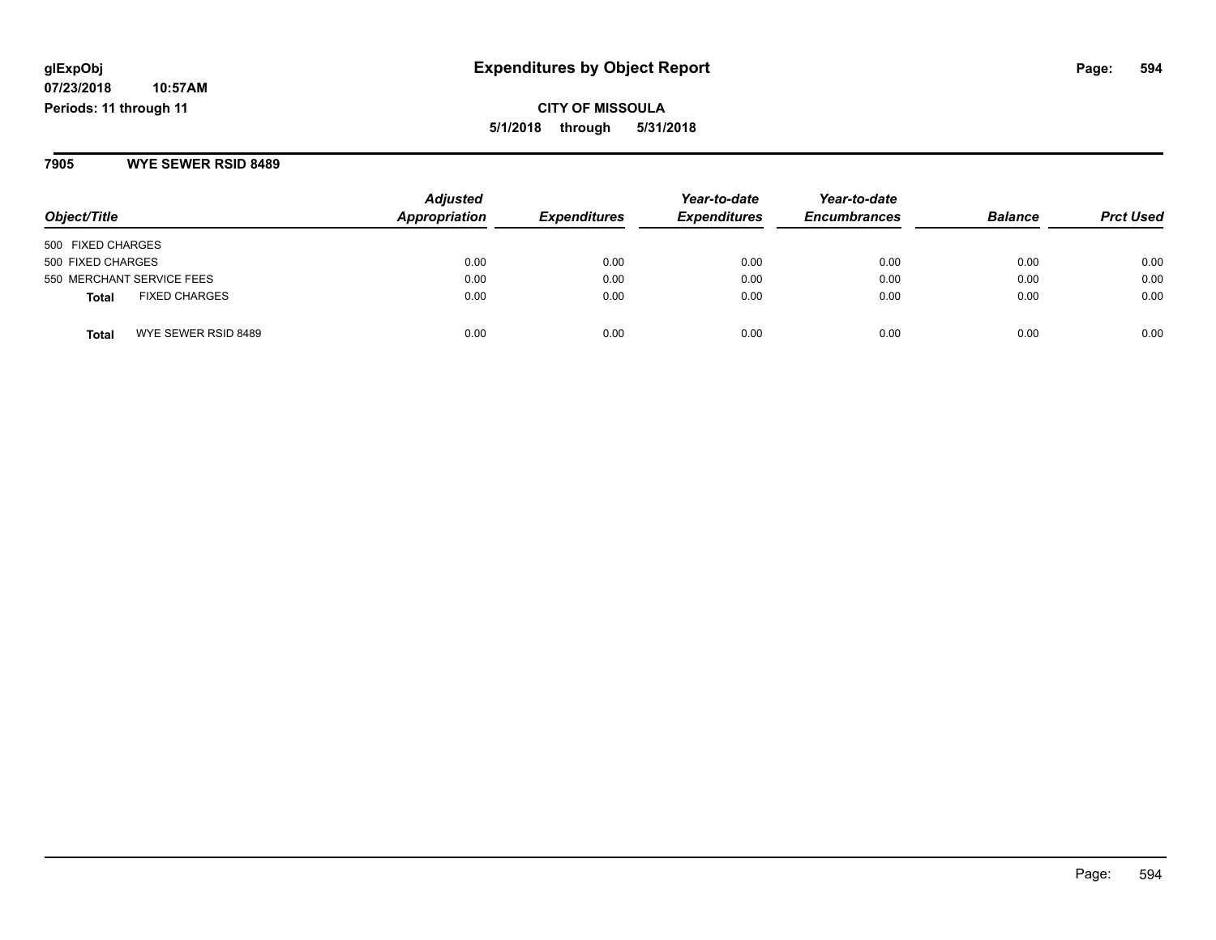# Expenditures by Object Report

glExpObj
07/23/2018 10:57AM
Periods: 11 through 11

**CITY OF MISSOULA**
**5/1/2018 through 5/31/2018**

## 7905 WYE SEWER RSID 8489

| Object/Title | Adjusted Appropriation | Expenditures | Year-to-date Expenditures | Year-to-date Encumbrances | Balance | Prct Used |
|---|---|---|---|---|---|---|
| 500 FIXED CHARGES | | | | | | |
| 500 FIXED CHARGES | 0.00 | 0.00 | 0.00 | 0.00 | 0.00 | 0.00 |
| 550 MERCHANT SERVICE FEES | 0.00 | 0.00 | 0.00 | 0.00 | 0.00 | 0.00 |
| **Total** FIXED CHARGES | 0.00 | 0.00 | 0.00 | 0.00 | 0.00 | 0.00 |
| **Total** WYE SEWER RSID 8489 | 0.00 | 0.00 | 0.00 | 0.00 | 0.00 | 0.00 |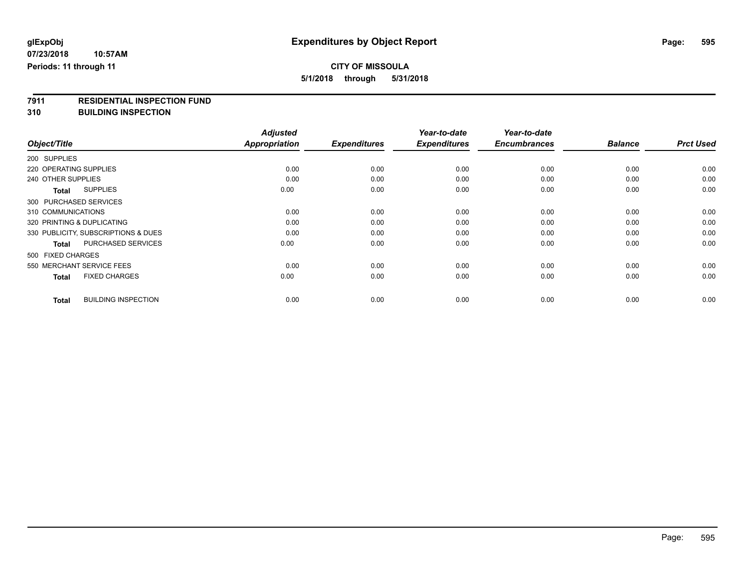# Expenditures by Object Report

glExpObj
07/23/2018 10:57AM
Periods: 11 through 11

**CITY OF MISSOULA**
**5/1/2018 through 5/31/2018**

## 7911 RESIDENTIAL INSPECTION FUND
## 310 BUILDING INSPECTION

| Object/Title | Adjusted Appropriation | Expenditures | Year-to-date Expenditures | Year-to-date Encumbrances | Balance | Prct Used |
|---|---|---|---|---|---|---|
| 200 SUPPLIES | | | | | | |
| 220 OPERATING SUPPLIES | 0.00 | 0.00 | 0.00 | 0.00 | 0.00 | 0.00 |
| 240 OTHER SUPPLIES | 0.00 | 0.00 | 0.00 | 0.00 | 0.00 | 0.00 |
| **Total** SUPPLIES | 0.00 | 0.00 | 0.00 | 0.00 | 0.00 | 0.00 |
| 300 PURCHASED SERVICES | | | | | | |
| 310 COMMUNICATIONS | 0.00 | 0.00 | 0.00 | 0.00 | 0.00 | 0.00 |
| 320 PRINTING & DUPLICATING | 0.00 | 0.00 | 0.00 | 0.00 | 0.00 | 0.00 |
| 330 PUBLICITY, SUBSCRIPTIONS & DUES | 0.00 | 0.00 | 0.00 | 0.00 | 0.00 | 0.00 |
| **Total** PURCHASED SERVICES | 0.00 | 0.00 | 0.00 | 0.00 | 0.00 | 0.00 |
| 500 FIXED CHARGES | | | | | | |
| 550 MERCHANT SERVICE FEES | 0.00 | 0.00 | 0.00 | 0.00 | 0.00 | 0.00 |
| **Total** FIXED CHARGES | 0.00 | 0.00 | 0.00 | 0.00 | 0.00 | 0.00 |
| **Total** BUILDING INSPECTION | 0.00 | 0.00 | 0.00 | 0.00 | 0.00 | 0.00 |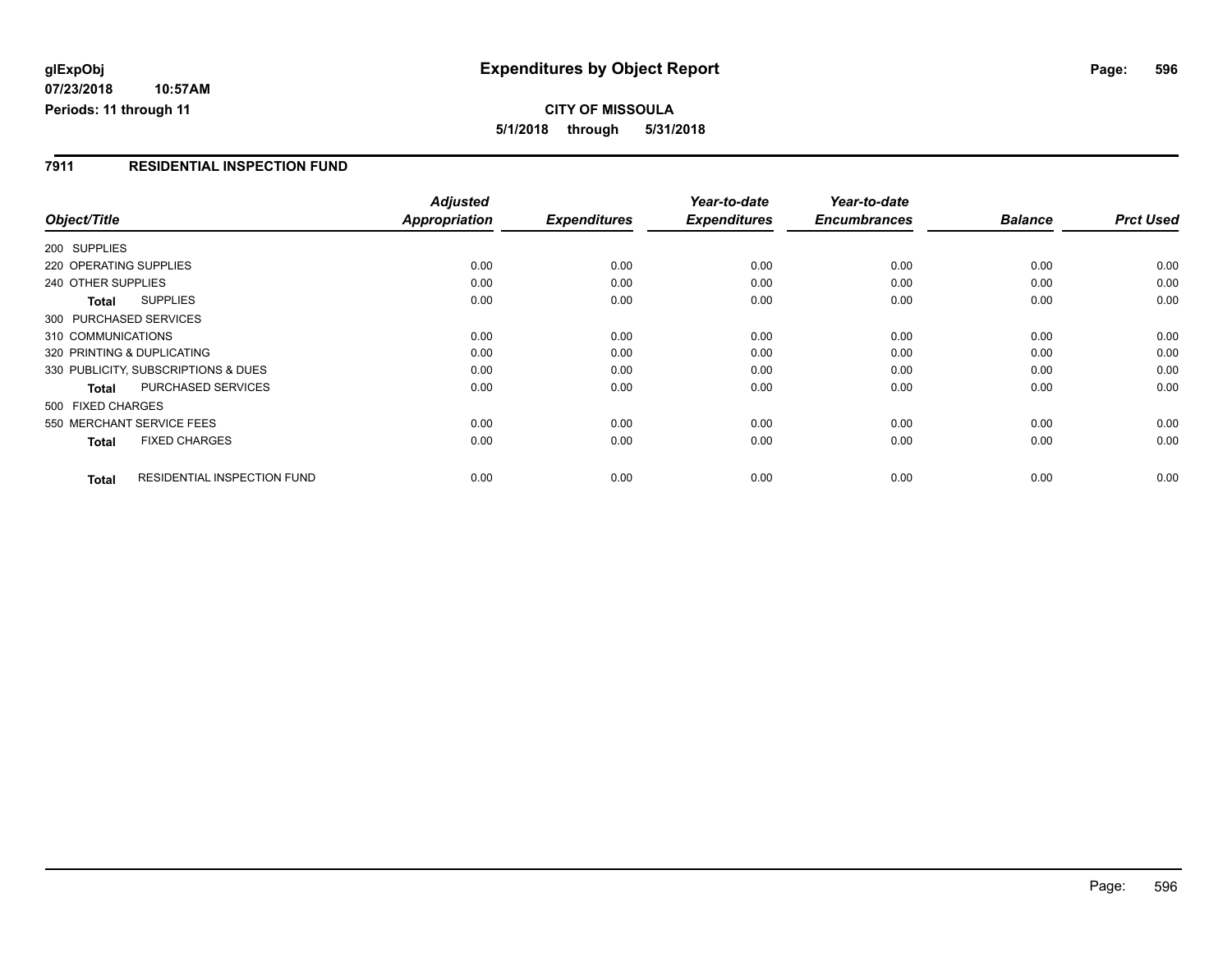glExpObj
07/23/2018 10:57AM
Periods: 11 through 11

# Expenditures by Object Report

**CITY OF MISSOULA**
**5/1/2018 through 5/31/2018**

## 7911 RESIDENTIAL INSPECTION FUND

| Object/Title | | Adjusted Appropriation | Expenditures | Year-to-date Expenditures | Year-to-date Encumbrances | Balance | Prct Used |
|---|---|---|---|---|---|---|---|
| 200 SUPPLIES | | | | | | | |
| 220 OPERATING SUPPLIES | | 0.00 | 0.00 | 0.00 | 0.00 | 0.00 | 0.00 |
| 240 OTHER SUPPLIES | | 0.00 | 0.00 | 0.00 | 0.00 | 0.00 | 0.00 |
| **Total** | SUPPLIES | 0.00 | 0.00 | 0.00 | 0.00 | 0.00 | 0.00 |
| 300 PURCHASED SERVICES | | | | | | | |
| 310 COMMUNICATIONS | | 0.00 | 0.00 | 0.00 | 0.00 | 0.00 | 0.00 |
| 320 PRINTING & DUPLICATING | | 0.00 | 0.00 | 0.00 | 0.00 | 0.00 | 0.00 |
| 330 PUBLICITY, SUBSCRIPTIONS & DUES | | 0.00 | 0.00 | 0.00 | 0.00 | 0.00 | 0.00 |
| **Total** | PURCHASED SERVICES | 0.00 | 0.00 | 0.00 | 0.00 | 0.00 | 0.00 |
| 500 FIXED CHARGES | | | | | | | |
| 550 MERCHANT SERVICE FEES | | 0.00 | 0.00 | 0.00 | 0.00 | 0.00 | 0.00 |
| **Total** | FIXED CHARGES | 0.00 | 0.00 | 0.00 | 0.00 | 0.00 | 0.00 |
| **Total** | RESIDENTIAL INSPECTION FUND | 0.00 | 0.00 | 0.00 | 0.00 | 0.00 | 0.00 |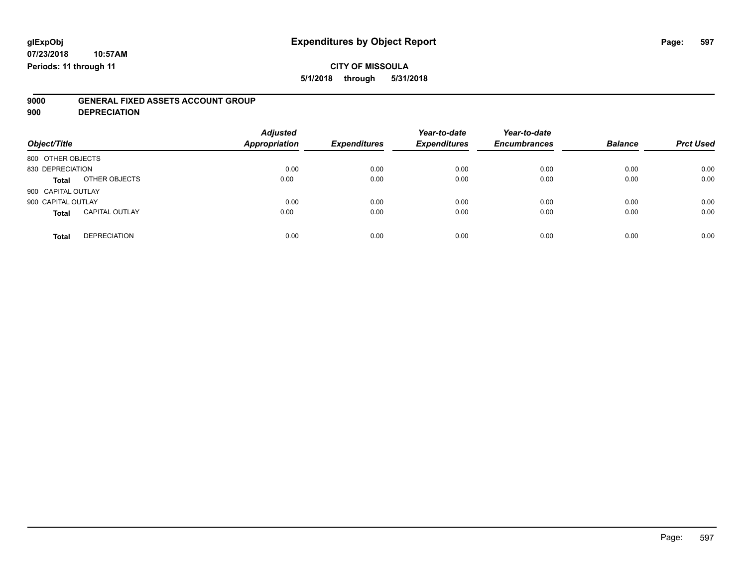glExpObj
07/23/2018 10:57AM
Periods: 11 through 11

# Expenditures by Object Report

**CITY OF MISSOULA**
**5/1/2018 through 5/31/2018**

**9000 GENERAL FIXED ASSETS ACCOUNT GROUP**
**900 DEPRECIATION**

| Object/Title | | Adjusted Appropriation | Expenditures | Year-to-date Expenditures | Year-to-date Encumbrances | Balance | Prct Used |
|---|---|---|---|---|---|---|---|
| 800 OTHER OBJECTS | | | | | | | |
| 830 DEPRECIATION | | 0.00 | 0.00 | 0.00 | 0.00 | 0.00 | 0.00 |
| **Total** | OTHER OBJECTS | 0.00 | 0.00 | 0.00 | 0.00 | 0.00 | 0.00 |
| 900 CAPITAL OUTLAY | | | | | | | |
| 900 CAPITAL OUTLAY | | 0.00 | 0.00 | 0.00 | 0.00 | 0.00 | 0.00 |
| **Total** | CAPITAL OUTLAY | 0.00 | 0.00 | 0.00 | 0.00 | 0.00 | 0.00 |
| **Total** | DEPRECIATION | 0.00 | 0.00 | 0.00 | 0.00 | 0.00 | 0.00 |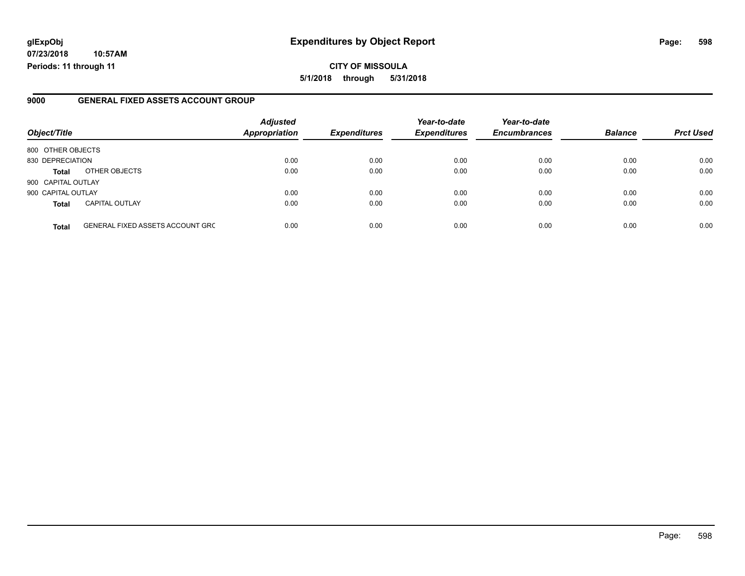**glExpObj**
**07/23/2018 10:57AM**
**Periods: 11 through 11**

# Expenditures by Object Report

**CITY OF MISSOULA**
**5/1/2018 through 5/31/2018**

## 9000 GENERAL FIXED ASSETS ACCOUNT GROUP

| Object/Title | | *Adjusted Appropriation* | *Expenditures* | *Year-to-date Expenditures* | *Year-to-date Encumbrances* | *Balance* | *Prct Used* |
|---|---|---|---|---|---|---|---|
| 800 OTHER OBJECTS | | | | | | | |
| 830 DEPRECIATION | | 0.00 | 0.00 | 0.00 | 0.00 | 0.00 | 0.00 |
| **Total** | OTHER OBJECTS | 0.00 | 0.00 | 0.00 | 0.00 | 0.00 | 0.00 |
| 900 CAPITAL OUTLAY | | | | | | | |
| 900 CAPITAL OUTLAY | | 0.00 | 0.00 | 0.00 | 0.00 | 0.00 | 0.00 |
| **Total** | CAPITAL OUTLAY | 0.00 | 0.00 | 0.00 | 0.00 | 0.00 | 0.00 |
| **Total** | GENERAL FIXED ASSETS ACCOUNT GRC | 0.00 | 0.00 | 0.00 | 0.00 | 0.00 | 0.00 |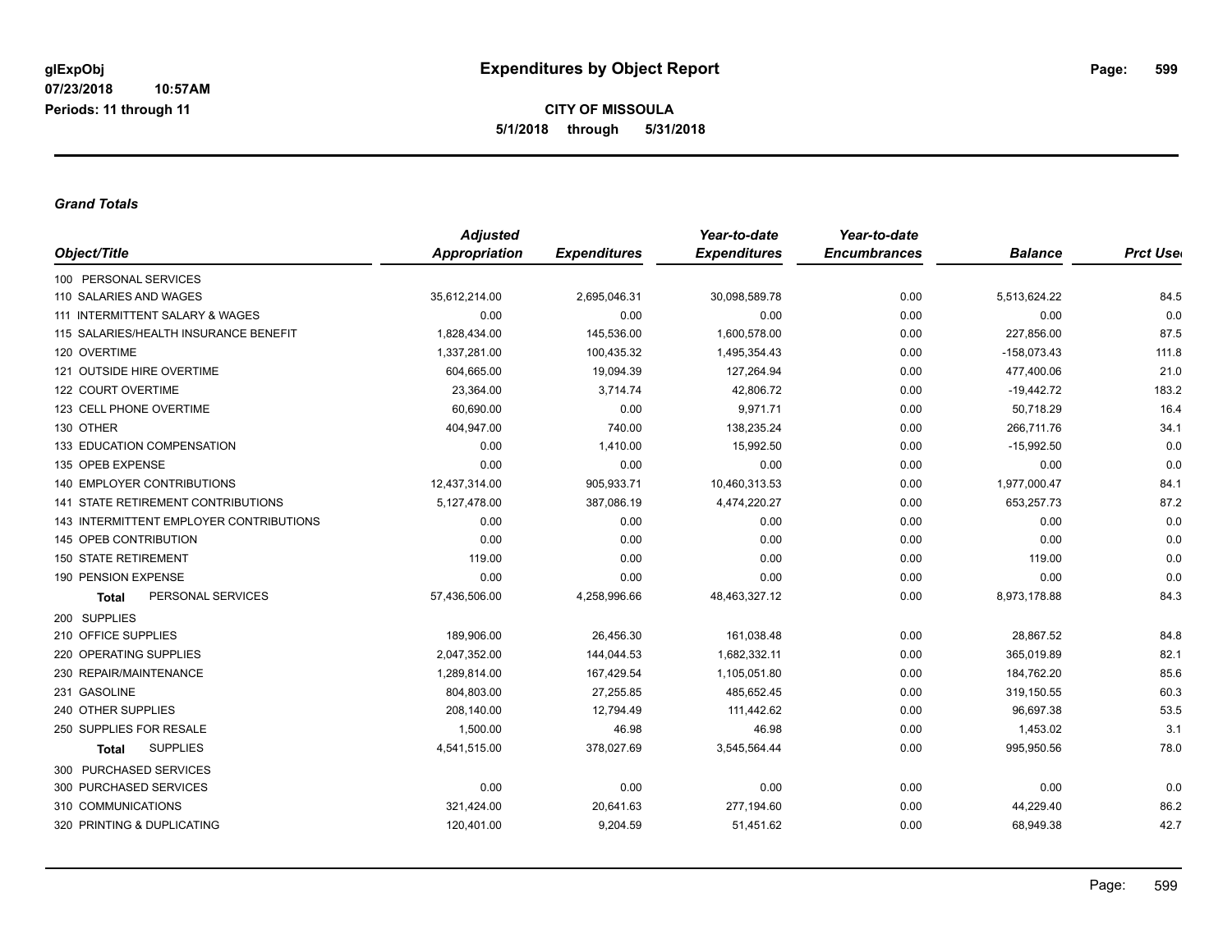# Expenditures by Object Report

glExpObj
07/23/2018 10:57AM
Periods: 11 through 11

**CITY OF MISSOULA**
**5/1/2018 through 5/31/2018**

***Grand Totals***

| Object/Title | Adjusted Appropriation | Expenditures | Year-to-date Expenditures | Year-to-date Encumbrances | Balance | Prct Used |
|---|---|---|---|---|---|---|
| 100 PERSONAL SERVICES | | | | | | |
| 110 SALARIES AND WAGES | 35,612,214.00 | 2,695,046.31 | 30,098,589.78 | 0.00 | 5,513,624.22 | 84.5 |
| 111 INTERMITTENT SALARY & WAGES | 0.00 | 0.00 | 0.00 | 0.00 | 0.00 | 0.0 |
| 115 SALARIES/HEALTH INSURANCE BENEFIT | 1,828,434.00 | 145,536.00 | 1,600,578.00 | 0.00 | 227,856.00 | 87.5 |
| 120 OVERTIME | 1,337,281.00 | 100,435.32 | 1,495,354.43 | 0.00 | -158,073.43 | 111.8 |
| 121 OUTSIDE HIRE OVERTIME | 604,665.00 | 19,094.39 | 127,264.94 | 0.00 | 477,400.06 | 21.0 |
| 122 COURT OVERTIME | 23,364.00 | 3,714.74 | 42,806.72 | 0.00 | -19,442.72 | 183.2 |
| 123 CELL PHONE OVERTIME | 60,690.00 | 0.00 | 9,971.71 | 0.00 | 50,718.29 | 16.4 |
| 130 OTHER | 404,947.00 | 740.00 | 138,235.24 | 0.00 | 266,711.76 | 34.1 |
| 133 EDUCATION COMPENSATION | 0.00 | 1,410.00 | 15,992.50 | 0.00 | -15,992.50 | 0.0 |
| 135 OPEB EXPENSE | 0.00 | 0.00 | 0.00 | 0.00 | 0.00 | 0.0 |
| 140 EMPLOYER CONTRIBUTIONS | 12,437,314.00 | 905,933.71 | 10,460,313.53 | 0.00 | 1,977,000.47 | 84.1 |
| 141 STATE RETIREMENT CONTRIBUTIONS | 5,127,478.00 | 387,086.19 | 4,474,220.27 | 0.00 | 653,257.73 | 87.2 |
| 143 INTERMITTENT EMPLOYER CONTRIBUTIONS | 0.00 | 0.00 | 0.00 | 0.00 | 0.00 | 0.0 |
| 145 OPEB CONTRIBUTION | 0.00 | 0.00 | 0.00 | 0.00 | 0.00 | 0.0 |
| 150 STATE RETIREMENT | 119.00 | 0.00 | 0.00 | 0.00 | 119.00 | 0.0 |
| 190 PENSION EXPENSE | 0.00 | 0.00 | 0.00 | 0.00 | 0.00 | 0.0 |
| **Total** PERSONAL SERVICES | 57,436,506.00 | 4,258,996.66 | 48,463,327.12 | 0.00 | 8,973,178.88 | 84.3 |
| 200 SUPPLIES | | | | | | |
| 210 OFFICE SUPPLIES | 189,906.00 | 26,456.30 | 161,038.48 | 0.00 | 28,867.52 | 84.8 |
| 220 OPERATING SUPPLIES | 2,047,352.00 | 144,044.53 | 1,682,332.11 | 0.00 | 365,019.89 | 82.1 |
| 230 REPAIR/MAINTENANCE | 1,289,814.00 | 167,429.54 | 1,105,051.80 | 0.00 | 184,762.20 | 85.6 |
| 231 GASOLINE | 804,803.00 | 27,255.85 | 485,652.45 | 0.00 | 319,150.55 | 60.3 |
| 240 OTHER SUPPLIES | 208,140.00 | 12,794.49 | 111,442.62 | 0.00 | 96,697.38 | 53.5 |
| 250 SUPPLIES FOR RESALE | 1,500.00 | 46.98 | 46.98 | 0.00 | 1,453.02 | 3.1 |
| **Total** SUPPLIES | 4,541,515.00 | 378,027.69 | 3,545,564.44 | 0.00 | 995,950.56 | 78.0 |
| 300 PURCHASED SERVICES | | | | | | |
| 300 PURCHASED SERVICES | 0.00 | 0.00 | 0.00 | 0.00 | 0.00 | 0.0 |
| 310 COMMUNICATIONS | 321,424.00 | 20,641.63 | 277,194.60 | 0.00 | 44,229.40 | 86.2 |
| 320 PRINTING & DUPLICATING | 120,401.00 | 9,204.59 | 51,451.62 | 0.00 | 68,949.38 | 42.7 |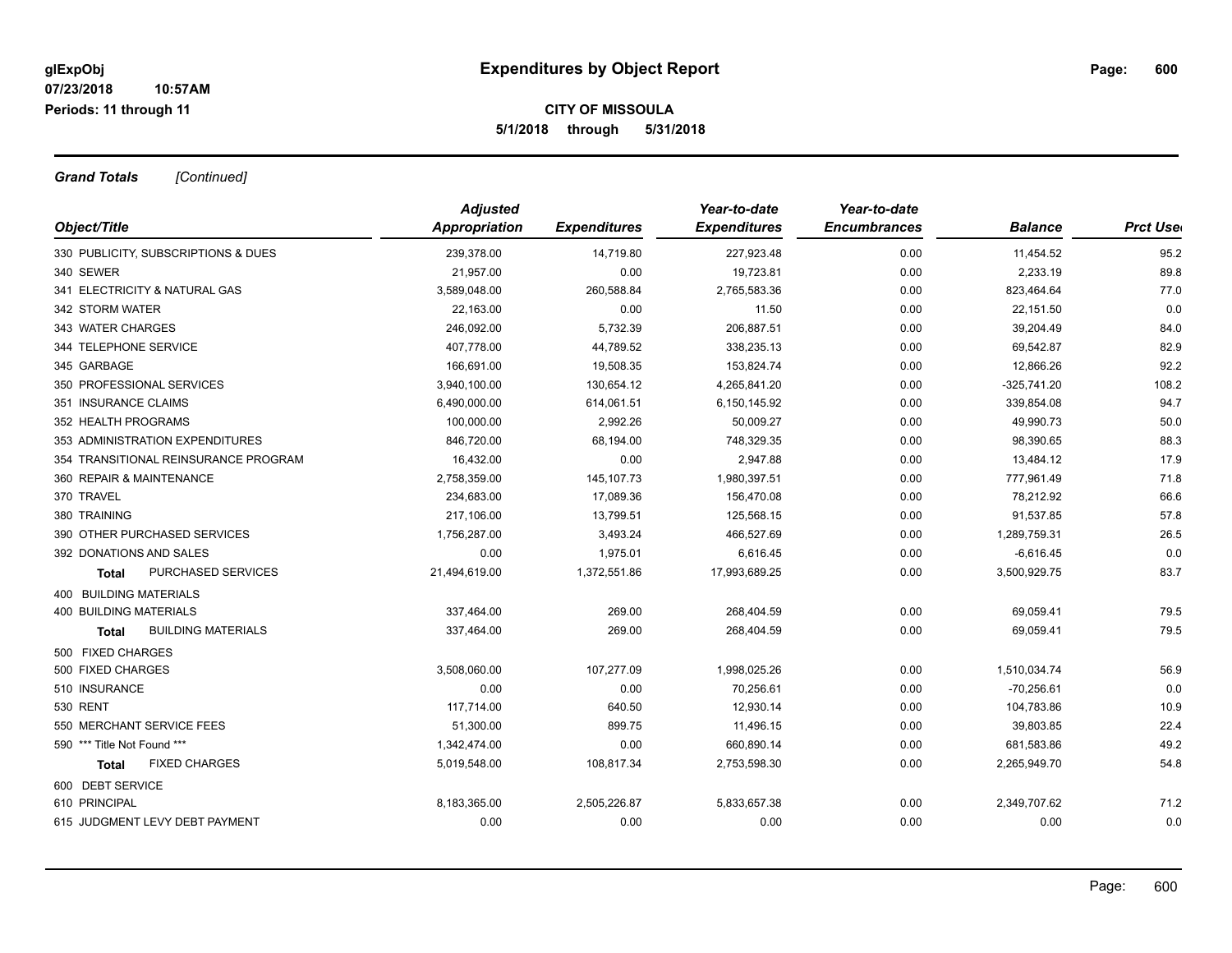# Expenditures by Object Report

glExpObj
07/23/2018 10:57AM
Periods: 11 through 11

**CITY OF MISSOULA**
**5/1/2018 through 5/31/2018**

***Grand Totals*** *[Continued]*

| Object/Title | Adjusted Appropriation | Expenditures | Year-to-date Expenditures | Year-to-date Encumbrances | Balance | Prct Used |
|---|---|---|---|---|---|---|
| 330 PUBLICITY, SUBSCRIPTIONS & DUES | 239,378.00 | 14,719.80 | 227,923.48 | 0.00 | 11,454.52 | 95.2 |
| 340 SEWER | 21,957.00 | 0.00 | 19,723.81 | 0.00 | 2,233.19 | 89.8 |
| 341 ELECTRICITY & NATURAL GAS | 3,589,048.00 | 260,588.84 | 2,765,583.36 | 0.00 | 823,464.64 | 77.0 |
| 342 STORM WATER | 22,163.00 | 0.00 | 11.50 | 0.00 | 22,151.50 | 0.0 |
| 343 WATER CHARGES | 246,092.00 | 5,732.39 | 206,887.51 | 0.00 | 39,204.49 | 84.0 |
| 344 TELEPHONE SERVICE | 407,778.00 | 44,789.52 | 338,235.13 | 0.00 | 69,542.87 | 82.9 |
| 345 GARBAGE | 166,691.00 | 19,508.35 | 153,824.74 | 0.00 | 12,866.26 | 92.2 |
| 350 PROFESSIONAL SERVICES | 3,940,100.00 | 130,654.12 | 4,265,841.20 | 0.00 | -325,741.20 | 108.2 |
| 351 INSURANCE CLAIMS | 6,490,000.00 | 614,061.51 | 6,150,145.92 | 0.00 | 339,854.08 | 94.7 |
| 352 HEALTH PROGRAMS | 100,000.00 | 2,992.26 | 50,009.27 | 0.00 | 49,990.73 | 50.0 |
| 353 ADMINISTRATION EXPENDITURES | 846,720.00 | 68,194.00 | 748,329.35 | 0.00 | 98,390.65 | 88.3 |
| 354 TRANSITIONAL REINSURANCE PROGRAM | 16,432.00 | 0.00 | 2,947.88 | 0.00 | 13,484.12 | 17.9 |
| 360 REPAIR & MAINTENANCE | 2,758,359.00 | 145,107.73 | 1,980,397.51 | 0.00 | 777,961.49 | 71.8 |
| 370 TRAVEL | 234,683.00 | 17,089.36 | 156,470.08 | 0.00 | 78,212.92 | 66.6 |
| 380 TRAINING | 217,106.00 | 13,799.51 | 125,568.15 | 0.00 | 91,537.85 | 57.8 |
| 390 OTHER PURCHASED SERVICES | 1,756,287.00 | 3,493.24 | 466,527.69 | 0.00 | 1,289,759.31 | 26.5 |
| 392 DONATIONS AND SALES | 0.00 | 1,975.01 | 6,616.45 | 0.00 | -6,616.45 | 0.0 |
| **Total** PURCHASED SERVICES | 21,494,619.00 | 1,372,551.86 | 17,993,689.25 | 0.00 | 3,500,929.75 | 83.7 |
| 400 BUILDING MATERIALS | | | | | | |
| 400 BUILDING MATERIALS | 337,464.00 | 269.00 | 268,404.59 | 0.00 | 69,059.41 | 79.5 |
| **Total** BUILDING MATERIALS | 337,464.00 | 269.00 | 268,404.59 | 0.00 | 69,059.41 | 79.5 |
| 500 FIXED CHARGES | | | | | | |
| 500 FIXED CHARGES | 3,508,060.00 | 107,277.09 | 1,998,025.26 | 0.00 | 1,510,034.74 | 56.9 |
| 510 INSURANCE | 0.00 | 0.00 | 70,256.61 | 0.00 | -70,256.61 | 0.0 |
| 530 RENT | 117,714.00 | 640.50 | 12,930.14 | 0.00 | 104,783.86 | 10.9 |
| 550 MERCHANT SERVICE FEES | 51,300.00 | 899.75 | 11,496.15 | 0.00 | 39,803.85 | 22.4 |
| 590 *** Title Not Found *** | 1,342,474.00 | 0.00 | 660,890.14 | 0.00 | 681,583.86 | 49.2 |
| **Total** FIXED CHARGES | 5,019,548.00 | 108,817.34 | 2,753,598.30 | 0.00 | 2,265,949.70 | 54.8 |
| 600 DEBT SERVICE | | | | | | |
| 610 PRINCIPAL | 8,183,365.00 | 2,505,226.87 | 5,833,657.38 | 0.00 | 2,349,707.62 | 71.2 |
| 615 JUDGMENT LEVY DEBT PAYMENT | 0.00 | 0.00 | 0.00 | 0.00 | 0.00 | 0.0 |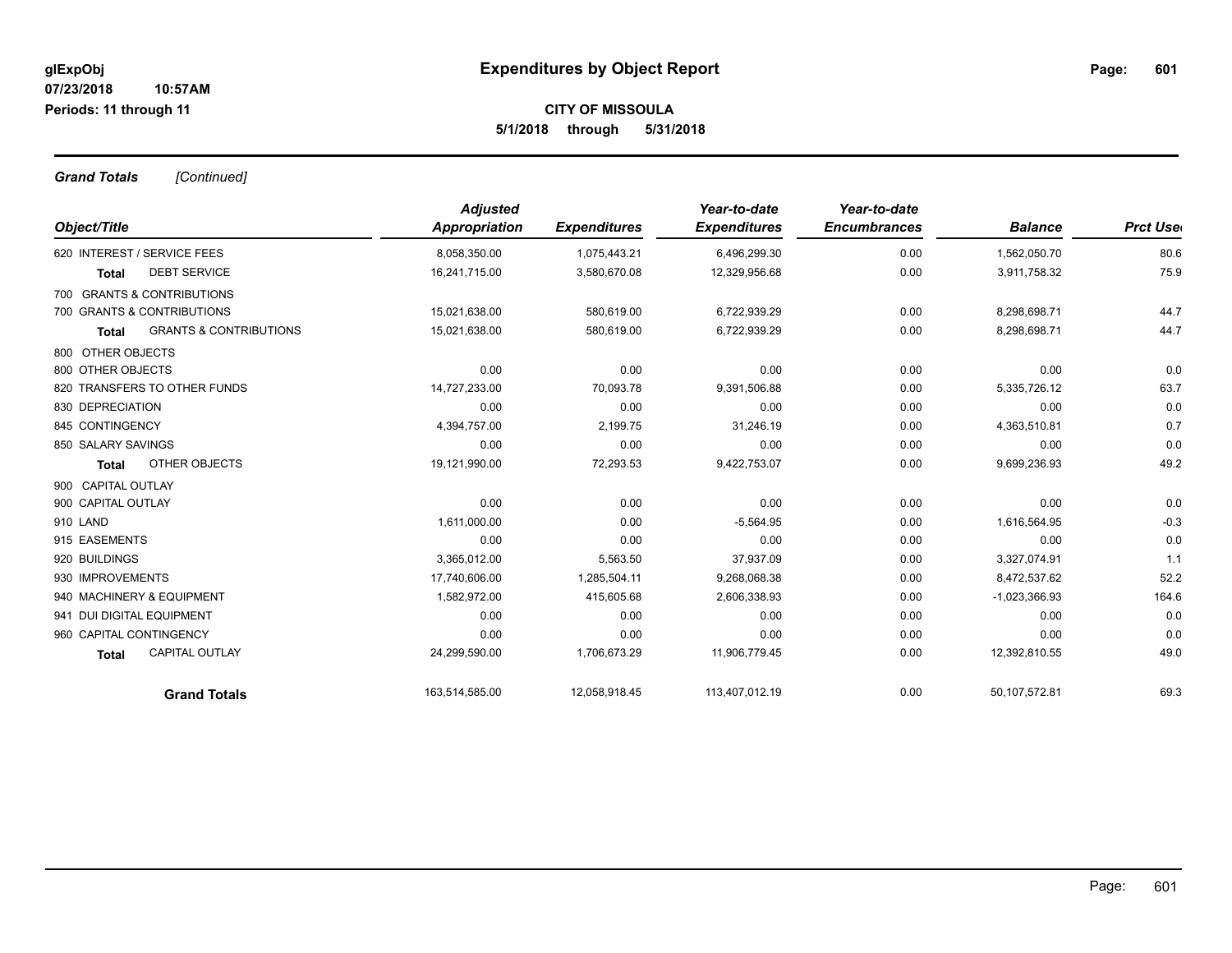**glExpObj**
**07/23/2018 10:57AM**
**Periods: 11 through 11**

# Expenditures by Object Report

**CITY OF MISSOULA**
**5/1/2018 through 5/31/2018**

***Grand Totals*** *[Continued]*

| Object/Title | Adjusted Appropriation | Expenditures | Year-to-date Expenditures | Year-to-date Encumbrances | Balance | Prct Used |
|---|---|---|---|---|---|---|
| 620 INTEREST / SERVICE FEES | 8,058,350.00 | 1,075,443.21 | 6,496,299.30 | 0.00 | 1,562,050.70 | 80.6 |
| **Total** DEBT SERVICE | 16,241,715.00 | 3,580,670.08 | 12,329,956.68 | 0.00 | 3,911,758.32 | 75.9 |
| 700 GRANTS & CONTRIBUTIONS | | | | | | |
| 700 GRANTS & CONTRIBUTIONS | 15,021,638.00 | 580,619.00 | 6,722,939.29 | 0.00 | 8,298,698.71 | 44.7 |
| **Total** GRANTS & CONTRIBUTIONS | 15,021,638.00 | 580,619.00 | 6,722,939.29 | 0.00 | 8,298,698.71 | 44.7 |
| 800 OTHER OBJECTS | | | | | | |
| 800 OTHER OBJECTS | 0.00 | 0.00 | 0.00 | 0.00 | 0.00 | 0.0 |
| 820 TRANSFERS TO OTHER FUNDS | 14,727,233.00 | 70,093.78 | 9,391,506.88 | 0.00 | 5,335,726.12 | 63.7 |
| 830 DEPRECIATION | 0.00 | 0.00 | 0.00 | 0.00 | 0.00 | 0.0 |
| 845 CONTINGENCY | 4,394,757.00 | 2,199.75 | 31,246.19 | 0.00 | 4,363,510.81 | 0.7 |
| 850 SALARY SAVINGS | 0.00 | 0.00 | 0.00 | 0.00 | 0.00 | 0.0 |
| **Total** OTHER OBJECTS | 19,121,990.00 | 72,293.53 | 9,422,753.07 | 0.00 | 9,699,236.93 | 49.2 |
| 900 CAPITAL OUTLAY | | | | | | |
| 900 CAPITAL OUTLAY | 0.00 | 0.00 | 0.00 | 0.00 | 0.00 | 0.0 |
| 910 LAND | 1,611,000.00 | 0.00 | -5,564.95 | 0.00 | 1,616,564.95 | -0.3 |
| 915 EASEMENTS | 0.00 | 0.00 | 0.00 | 0.00 | 0.00 | 0.0 |
| 920 BUILDINGS | 3,365,012.00 | 5,563.50 | 37,937.09 | 0.00 | 3,327,074.91 | 1.1 |
| 930 IMPROVEMENTS | 17,740,606.00 | 1,285,504.11 | 9,268,068.38 | 0.00 | 8,472,537.62 | 52.2 |
| 940 MACHINERY & EQUIPMENT | 1,582,972.00 | 415,605.68 | 2,606,338.93 | 0.00 | -1,023,366.93 | 164.6 |
| 941 DUI DIGITAL EQUIPMENT | 0.00 | 0.00 | 0.00 | 0.00 | 0.00 | 0.0 |
| 960 CAPITAL CONTINGENCY | 0.00 | 0.00 | 0.00 | 0.00 | 0.00 | 0.0 |
| **Total** CAPITAL OUTLAY | 24,299,590.00 | 1,706,673.29 | 11,906,779.45 | 0.00 | 12,392,810.55 | 49.0 |
| **Grand Totals** | 163,514,585.00 | 12,058,918.45 | 113,407,012.19 | 0.00 | 50,107,572.81 | 69.3 |